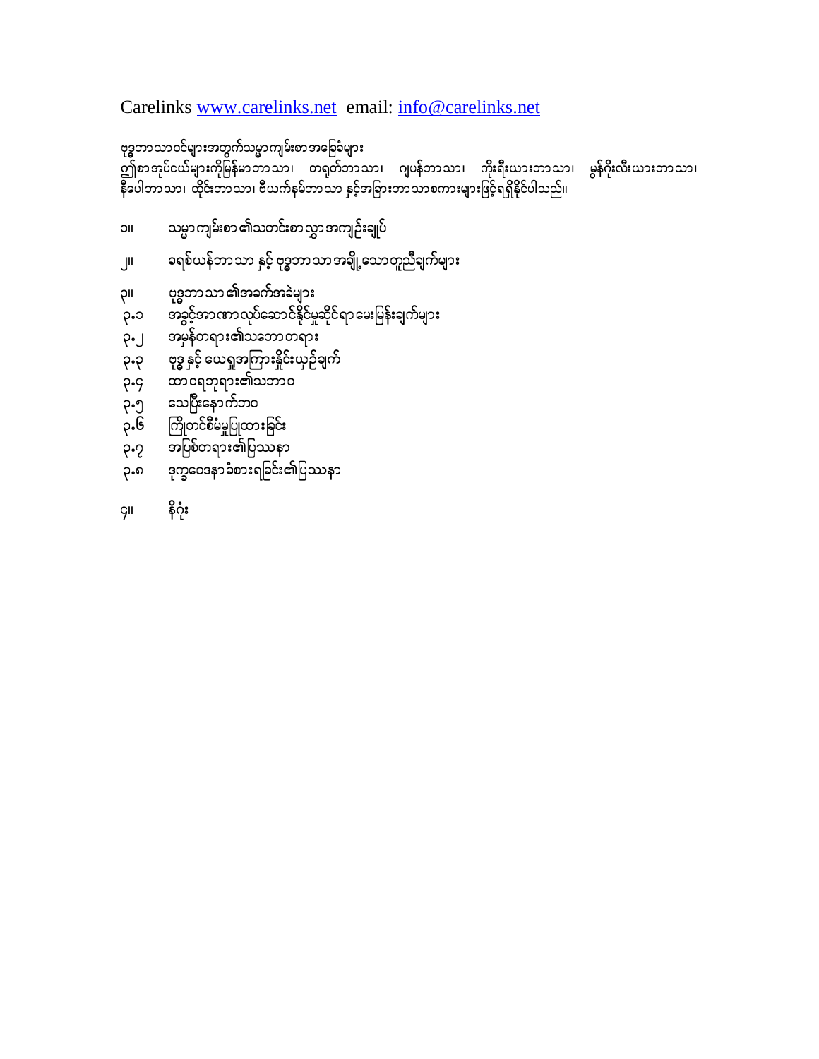Carelinks [www.carelinks.net](http://www.carelinks.net) email: [info@carelinks.net](mailto:info@carelinks.net)

ဗုဒ္ဓဘာသာဝင်များအတွက်သမ္မာကျမ်းစာအခြေခံများ
ဤစာအုပ်ငယ်များကိုမြန်မာဘာသာ၊ တရုတ်ဘာသာ၊ ဂျပန်ဘာသာ၊ ကိုးရီးယားဘာသာ၊ မွန်ဂိုးလီးယားဘာသာ၊ နီပေါဘာသာ၊ ထိုင်းဘာသာ၊ ဗီယက်နမ်ဘာသာ နှင့်အခြားဘာသာစကားများဖြင့်ရရှိနိုင်ပါသည်။

၁။ သမ္မာကျမ်းစာ ၏သတင်းစာလွှာအကျဉ်းချုပ်

၂။ ခရစ်ယာန်ဘာသာ နှင့် ဗုဒ္ဓဘာသာအချို့သောတူညီချက်များ

၃။ ဗုဒ္ဓဘာသာ ၏အခက်အခဲများ
၃.၁ အခွင့်အာဏာလုပ်ဆောင်နိုင်မှုဆိုင်ရာမေးမြန်းချက်များ
၃.၂ အမှန်တရား၏သဘောတရား
၃.၃ ဗုဒ္ဓ နှင့် ယေရှုအကြားနှိုင်းယှဉ်ချက်
၃.၄ ထာဝရဘုရား၏သဘာဝ
၃.၅ သေပြီးနောက်ဘဝ
၃.၆ ကြိုတင်စီမံမှုပြုထားခြင်း
၃.၇ အပြစ်တရား၏ပြဿနာ
၃.၈ ဒုက္ခဝေဒနာခံစားရခြင်း၏ပြဿနာ

၄။ နိဂုံး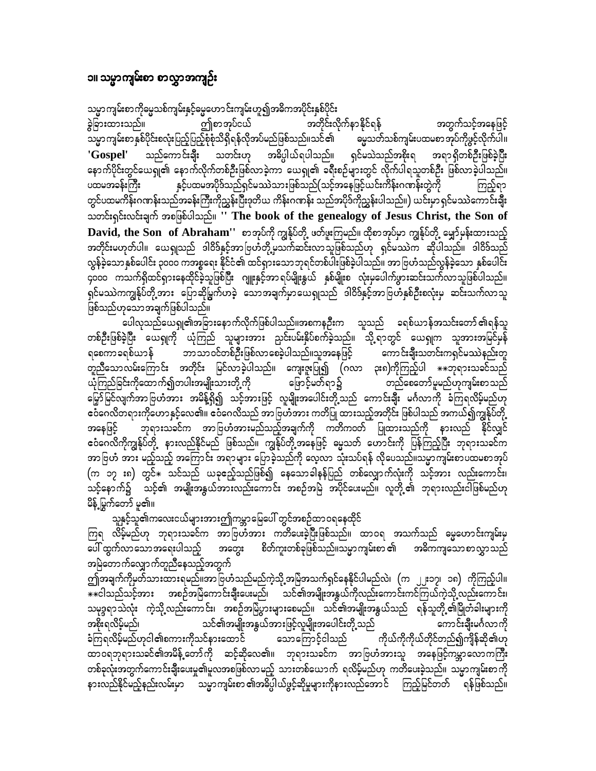## ၁။ သမ္မာကျမ်းစာ စာလွှာအကျဉ်း

သမ္မာကျမ်းစာကိုဓမ္မသစ်ကျမ်းနှင့်ဓမ္မဟောင်းကျမ်းဟူ၍အဓိကအပိုင်းနှစ်ပိုင်း ခွဲခြားထားသည်။ ဤစာအုပ်ငယ် အတိုင်းလိုက်နာနိုင်ရန် အတွက်သင့်အနေဖြင့် သမ္မာကျမ်းစာနှစ်ပိုင်းစလုံးပြည့်ပြည့်စုံစုံသိရှိရန်လိုအပ်မည်ဖြစ်သည်။သင်၏ ဓမ္မသတ်သစ်ကျမ်းပထမစာအုပ်ကိုဖွင့်လိုက်ပါ။ **'Gospel'** သည်ကောင်းချီး သတင်းဟု အဓိပ္ပါယ်ရပါသည်။ ရှင်မသဲသည်အစိုးရ အရာရှိတစ်ဦးဖြစ်ခဲ့ပြီး နောက်ပိုင်းတွင်ယေရှု၏ နောက်လိုက်တစ်ဦးဖြစ်လာခဲ့ကာ ယေရှု၏ ခရီးစဉ်များတွင် လိုက်ပါရသူတစ်ဦး ဖြစ်လာခဲ့ပါသည်။ ပထမအခန်းကြီး နှင့်ပထမအပိုဒ်သည်ရှင်မသဲသားဖြစ်သည်(သင့်အနေဖြင့်ယင်းကိန်းဂဏန်းတွဲကို ကြည့်ရာတွင်ပထမကိန်းဂဏန်းသည်အခန်းကြီးကိုညွှန်းပြီးဒုတိယ ကိန်းဂဏန်း သည်အပိုဒ်ကိုညွှန်းပါသည်။) ယင်းမှာရှင်မသဲကောင်းချီးသတင်းရှင်းလင်းချက် အစဖြစ်ပါသည်။ **'' The book of the genealogy of Jesus Christ, the Son of David, the Son of Abraham''** စာအုပ်ကို ကျွန်ုပ်တို့ ဖတ်ဖူးကြမည်။ ထိုစာအုပ်မှာ ကျွန်ုပ်တို့ မျှော်မှန်းထားသည့်အတိုင်းမဟုတ်ပါ။ ယေရှုသည် ဒါဝိဒ်နှင့်အာဗြဟံတို့မှသက်ဆင်းလာသူဖြစ်သည်ဟု ရှင်မသဲက ဆိုပါသည်။ ဒါဝိဒ်သည်လွန်ခဲ့သောနှစ်ပေါင်း ၃၀၀၀ ကအစ္စရေး နိုင်ငံ၏ ထင်ရှားသောဘုရင်တစ်ပါးဖြစ်ခဲ့ပါသည်။ အာဗြဟံသည်လွန်ခဲ့သော နှစ်ပေါင်း ၄၀၀၀ ကသက်ရှိထင်ရှားနေထိုင်ခဲ့သူဖြစ်ပြီး ဂျူးနှင့်အာရပ်မျိုးနွယ် နှစ်မျိုးစ လုံးမှပေါက်ဖွားဆင်းသက်လာသူဖြစ်ပါသည်။ ရှင်မသဲကကျွန်ုပ်တို့အား ပြောဆိုမြွက်ဟခဲ့ သောအချက်မှာယေရှုသည် ဒါဝိဒ်နှင့်အာဗြဟံနှစ်ဦးစလုံးမှ ဆင်းသက်လာသူဖြစ်သည်ဟုသောအချက်ဖြစ်ပါသည်။

ပေါလုသည်ယေရှု၏အခြားနောက်လိုက်ဖြစ်ပါသည်။အစကနဦးက သူသည် ခရစ်ယာန်အသင်းတော်၏ရန်သူတစ်ဦးဖြစ်ခဲ့ပြီး ယေရှုကို ယုံကြည် သူများအား ညှင်းပမ်းနှိပ်စက်ခဲ့သည်။ သို့ရာတွင် ယေရှုက သူ့အားအမြင်မှန်ရစေကာခရစ်ယာန် ဘာသာဝင်တစ်ဦးဖြစ်လာစေခဲ့ပါသည်။သူ့အနေဖြင့် ကောင်းချီးသတင်းကရှင်မသဲနည်းတူ တူညီသောလမ်းကြောင်း အတိုင်း မြင်လာခဲ့ပါသည်။ ကျေးဇူးပြု၍ (ဂလာ ၃း၈)ကိုကြည့်ပါ \*\*ဘုရားသခင်သည် ယုံကြည်ခြင်းကိုထောက်၍တပါးအမျိုးသားတို့ကို ဖြောင့်မတ်ရာ၌ တည်စေတော်မူမည်ဟုကျမ်းစာသည်မျှော်မြင်လျက်အာဗြဟံအား အမိန့်ရှိ၍ သင့်အားဖြင့် လူမျိုးအပေါင်းတို့သည် ကောင်းချီး မင်္ဂလာကို ခံကြရလိမ့်မည်ဟု ဧဝံဂေလိတရားကိုဟောနှင့်လေ၏။ ဧဝံဂေလိသည် အာဗြဟံအား ကတိပြု ထားသည့်အတိုင်း ဖြစ်ပါသည် အကယ်၍ကျွန်ုပ်တို့အနေဖြင့် ဘုရားသခင်က အာဗြဟံအားမည်သည့်အချက်ကို ကတိကတ် ပြုထားသည်ကို နားလည် နိုင်လျှင် ဧဝံဂေလိကိုကျွန်ုပ်တို့ နားလည်နိုင်မည် ဖြစ်သည်။ ကျွန်ုပ်တို့အနေဖြင့် ဓမ္မသတ် ဟောင်းကို ပြန်ကြည့်ပြီး ဘုရားသခင်က အာဗြဟံ အား မည်သည့် အကြောင်း အရာများ ပြောခဲ့သည်ကို လေ့လာ သုံးသပ်ရန် လိုပေသည်။သမ္မာကျမ်းစာပထမစာအုပ်(က ၁၇ း၈) တွင်\* သင်သည် ယခုဧည့်သည်ဖြစ်၍ နေသောခါနန်ပြည် တစ်လျှောက်လုံးကို သင့်အား လည်းကောင်း၊ သင့်နောက်၌ သင့်၏ အမျိုးအနွယ်အားလည်းကောင်း အစဉ်အမြဲ အပိုင်ပေးမည်။ လူတို့၏ ဘုရားလည်းငါဖြစ်မည်ဟု မိန့်မြွက်တော် မူ၏။

သူနှင့်သူ၏ကလေးငယ်များအားဤကမ္ဘာမြေပေါ် တွင်အစဉ်ထာဝရနေထိုင်ကြရ လိမ့်မည်ဟု ဘုရားသခင်က အာဗြဟံအား ကတိပေးခဲ့ပြီးဖြစ်သည်။ ထာဝရ အသက်သည် ဓမ္မဟောင်းကျမ်းမှပေါ် ထွက်လာသောအရေးပါသည့် အတွေး စိတ်ကူးတစ်ခုဖြစ်သည်။သမ္မာကျမ်းစာ ၏ အဓိကကျသောစာလွှာသည် အမြဲတောက်လျှောက်တူညီနေသည့်အတွက်

ဤအချက်ကိုမှတ်သားထားရမည်။အာဗြဟံသည်မည်ကဲ့သို့အမြဲအသက်ရှင်နေနိုင်ပါမည်လဲ၊ (က ၂၂း၁၇၊ ၁၈) ကိုကြည့်ပါ။ \*\*ငါသည်သင့်အား အစဉ်အမြဲကောင်းချီးပေးမည်၊ သင့်၏အမျိုးအနွယ်ကိုလည်းကောင်းကင်ကြယ်ကဲ့သို့လည်းကောင်း၊ သမုဒ္ဒရာသဲလုံး ကဲ့သို့လည်းကောင်း၊ အစဉ်အမြဲပွားများစေမည်။ သင့်၏အမျိုးအနွယ်သည် ရန်သူတို့၏မြို့တံခါးများကို အစိုးရလိမ့်မည်၊ သင်၏အမျိုးအနွယ်အားဖြင့်လူမျိုးအပေါင်းတို့သည် ကောင်းချီးမင်္ဂလာကို ခံကြရလိမ့်မည်ဟုငါ၏စကားကိုသင်နားထောင် သောကြောင့်ငါသည် ကိုယ်ကိုကိုယ်တိုင်တည်၍ကျိန်ဆို၏ဟု ထာဝရဘုရားသခင်၏အမိန့်တော်ကို ဆင့်ဆိုလေ၏။ ဘုရားသခင်က အာဗြဟံအားသူ အနေဖြင့်ကမ္ဘာလောကကြီးတစ်ခုလုံးအတွက်ကောင်းချီးပေးမှု၏မူလအစဖြစ်လာမည့် သားတစ်ယောက် ရလိမ့်မည်ဟု ကတိပေးခဲ့သည်။ သမ္မာကျမ်းစာကိုနားလည်နိုင်မည့်နည်းလမ်းမှာ သမ္မာကျမ်းစာ ၏အဓိပ္ပါယ်ဖွင့်ဆိုမှုများကိုနားလည်အောင် ကြည့်မြင်တတ် ရန်ဖြစ်သည်။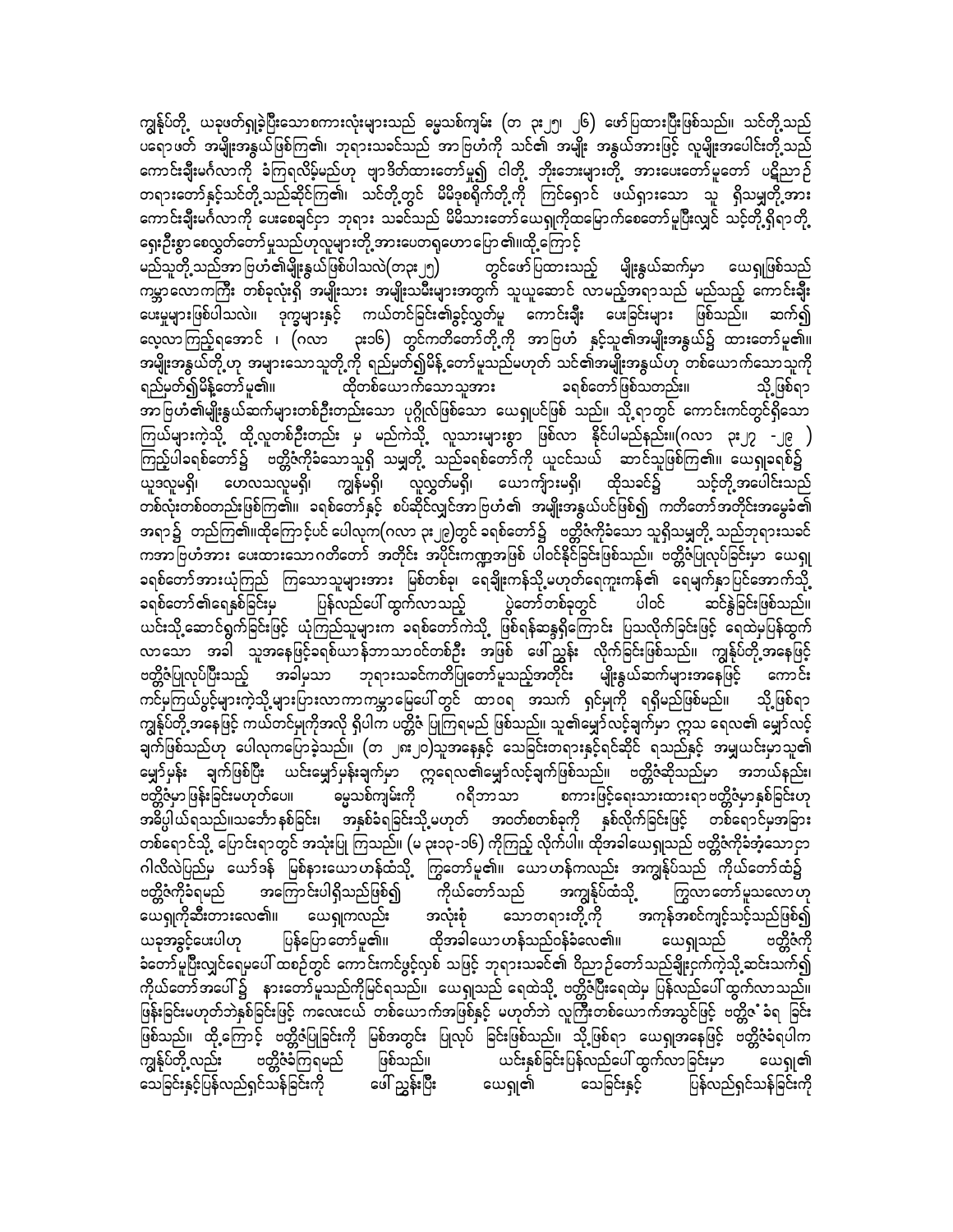ကျွန်ုပ်တို့ ယခုဖတ်ရှုခဲ့ပြီးသောစကားလုံးများသည် ဓမ္မသစ်ကျမ်း (တ ၃း၂၅၊ ၂၆) ဖော်ပြထားပြီးဖြစ်သည်။ သင်တို့သည် ပရောဖက် အမျိုးအနွယ်ဖြစ်ကြ၏၊ ဘုရားသခင်သည် အာဗြဟံကို သင်၏ အမျိုး အနွယ်အားဖြင့် လူမျိုးအပေါင်းတို့သည် ကောင်းချီးမင်္ဂလာကို ခံကြရလိမ့်မည်ဟု ဗျာဒိတ်ထားတော်မူ၍ ငါတို့ ဘိုးဘေးများတို့ အားပေးတော်မူတော် ပဋိညာဉ်တရားတော်နှင့်သင်တို့သည်ဆိုင်ကြ၏၊ သင်တို့တွင် မိမိဒုစရိုက်တို့ကို ကြင်ရှောင် ဖယ်ရှားသော သူ ရှိသမျှတို့အား ကောင်းချီးမင်္ဂလာကို ပေးစေချင်ဌာ ဘုရား သခင်သည် မိမိသားတော်ယေရှုကိုထမြောက်စေတော်မူပြီးလျှင် သင့်တို့ရှိရာတို့ ရှေးဦးစွာ စေလွှတ်တော်မူသည်ဟုလူများတို့အားပေတရုဟော ပြော၏။ထို့ကြောင့်

မည်သူတို့သည်အာဗြဟံ၏မျိုးနွယ်ဖြစ်ပါသလဲ(တ၃း၂၅) တွင်ဖော်ပြထားသည့် မျိုးနွယ်ဆက်မှာ ယေရှုဖြစ်သည် ကမ္ဘာလောကကြီး တစ်ခုလုံးရှိ အမျိုးသား အမျိုးသမီးများအတွက် သူယူဆောင် လာမည့်အရာသည် မည်သည့် ကောင်းချီးပေးမှုများဖြစ်ပါသလဲ။ ဒုက္ခများနှင့် ကယ်တင်ခြင်း၏ခွင့်လွှတ်မှု ကောင်းချီး ပေးခြင်းများ ဖြစ်သည်။ ဆက်၍ လေ့လာကြည့်ရအောင် ၊ (ဂလာ ၃း၁၆) တွင်ကတိတော်တို့ကို အာဗြဟံ နှင့်သူ၏အမျိုးအနွယ်၌ ထားတော်မူ၏။ အမျိုးအနွယ်တို့ဟု အများသောသူတို့ကို ရည်မှတ်၍မိန့်တော်မူသည်မဟုတ် သင်၏အမျိုးအနွယ်ဟု တစ်ယောက်သောသူကို ရည်မှတ်၍မိန့်တော်မူ၏။ ထိုတစ်ယောက်သောသူအား ခရစ်တော်ဖြစ်သတည်း။ သို့ဖြစ်ရာ အာဗြဟံ၏မျိုးနွယ်ဆက်များတစ်ဦးတည်းသော ပုဂ္ဂိုလ်ဖြစ်သော ယေရှုပင်ဖြစ် သည်။ သို့ရာတွင် ကောင်းကင်တွင်ရှိသော ကြယ်များကဲ့သို့ ထိုလူတစ်ဦးတည်း မှ မည်ကဲ့သို့ လူသားများစွာ ဖြစ်လာ နိုင်ပါမည်နည်း။(ဂလာ ၃း၂၇ -၂၉ ) ကြည့်ပါခရစ်တော်၌ ဗတ္တိဇံကိုခံသောသူရှိ သမျှတို့ သည်ခရစ်တော်ကို ယူငင်သယ် ဆောင်သူဖြစ်ကြ၏။ ယေရှုခရစ်၌ ယုဒလူမရှိ၊ ဟေလသလူမရှိ၊ ကျွန်မရှိ၊ လူလွတ်မရှိ၊ ယောကျာ်းမရှိ၊ ထိုသခင်၌ သင့်တို့အပေါင်းသည် တစ်လုံးတစ်ဝတည်းဖြစ်ကြ၏။ ခရစ်တော်နှင့် စပ်ဆိုင်လျှင်အာဗြဟံ၏ အမျိုးအနွယ်ပင်ဖြစ်၍ ကတိတော်အတိုင်းအမွေခံ၏ အရာ၌ တည်ကြ၏။ထို့ကြောင့်ပင် ပေါလုက(ဂလာ ၃း၂၉)တွင် ခရစ်တော်၌ ဗတ္တိဇံကိုခံသော သူရှိသမျှတို့ သည်ဘုရားသခင်က အာဗြဟံအား ပေးထားသောဂတိတော် အတိုင်း အပိုင်းကဏ္ဍအဖြစ် ပါဝင်နိုင်ခြင်းဖြစ်သည်။ ဗတ္တိဇံပြုလုပ်ခြင်းမှာ ယေရှုခရစ်တော်အားယုံကြည် ကြသောသူများအား မြစ်တစ်ခု၊ ရေချိုးကန်သို့မဟုတ်ရေကူးကန်၏ ရေမျက်နှာပြင်အောက်သို့ ခရစ်တော်၏ရေနှစ်ခြင်းမှ ပြန်လည်ပေါ် ထွက်လာသည့် ပွဲတော်တစ်ခုတွင် ပါဝင် ဆင်နွဲခြင်းဖြစ်သည်။ ယင်းသို့ဆောင်ရွက်ခြင်းဖြင့် ယုံကြည်သူများက ခရစ်တော်ကဲ့သို့ ဖြစ်ရန်ဆန္ဒရှိကြောင်း ပြသလိုက်ခြင်းဖြင့် ရေထဲမှပြန်ထွက်လာသော အခါ သူအနေဖြင့်ခရစ်ယာန်ဘာသာဝင်တစ်ဦး အဖြစ် ဖေါ်ညွှန်း လိုက်ခြင်းဖြစ်သည်။ ကျွန်ုပ်တို့အနေဖြင့် ဗတ္တိဇံပြုလုပ်ပြီးသည့် အခါမှသာ ဘုရားသခင်ကတိပြုတော်မူသည့်အတိုင်း မျိုးနွယ်ဆက်များအနေဖြင့် ကောင်းကင်မှကြယ်ပွင့်များကဲ့သို့များပြားလာကာကမ္ဘာမြေပေါ်တွင် ထာဝရ အသက် ရှင်မှုကို ရရှိမည်ဖြစ်မည်။ သို့ဖြစ်ရာ ကျွန်ုပ်တို့အနေဖြင့် ကယ်တင်မှုကိုအလို ရှိပါက ပတ္တိဇံ ပြုကြရမည် ဖြစ်သည်။ သူ၏မျှော်လင့်ချက်မှာ ဣသ ရေလ၏ မျှော်လင့်ချက်ဖြစ်သည်ဟု ပေါလုကပြောခဲ့သည်။ (တ ၂၈း၂၀)သူအနေနှင့် သေခြင်းတရားနှင့်ရင်ဆိုင် ရသည်နှင့် အမျှယင်းမှာသူ၏ မျှော်မှန်း ချက်ဖြစ်ပြီး ယင်းမျှော်မှန်းချက်မှာ ဣရေလ၏မျှော်လင့်ချက်ဖြစ်သည်။ ဗတ္တိဇံဆိုသည်မှာ အဘယ်နည်း၊ ဗတ္တိဇံမှာဖြန်းခြင်းမဟုတ်ပေ။ ဓမ္မသစ်ကျမ်းကို ဂရိဘာသာ စကားဖြင့်ရေးသားထားရာ ဗတ္တိဇံမှာနှစ်ခြင်းဟု အဓိပ္ပါယ်ရသည်။သင်္ဘော နှစ်ခြင်း၊ အနှစ်ခံရခြင်းသို့မဟုတ် အဝတ်စတစ်ခုကို နှစ်လိုက်ခြင်းဖြင့် တစ်ရောင်မှအခြားတစ်ရောင်သို့ ပြောင်းရာတွင် အသုံးပြု ကြသည်။ (မ ၃း၁၃-၁၆) ကိုကြည့် လိုက်ပါ။ ထိုအခါယေရှုသည် ဗတ္တိဇံကိုခံအံ့သောငှာ ဂါလိလဲပြည်မှ ယော်ဒန် မြစ်နားယောဟန်ထံသို့ ကြွတော်မူ၏။ ယောဟန်ကလည်း အကျွန်ုပ်သည် ကိုယ်တော်ထံ၌ ဗတ္တိဇံကိုခံရမည် အကြောင်းပါရှိသည်ဖြစ်၍ ကိုယ်တော်သည် အကျွန်ုပ်ထံသို့ ကြွလာတော်မူသလောဟု ယေရှုကိုဆီးတားလေ၏။ ယေရှုကလည်း အလုံးစုံ သောတရားတို့ကို အကုန်အစင်ကျင့်သင့်သည်ဖြစ်၍ ယခုအခွင့်ပေးပါဟု ပြန်ပြောတော်မူ၏။ ထိုအခါယောဟန်သည်ဝန်ခံလေ၏။ ယေရှုသည် ဗတ္တိဇံကိုခံတော်မူပြီးလျှင်ရေမှပေါ် ထစဉ်တွင် ကောင်းကင်ဖွင့်လှစ် သဖြင့် ဘုရားသခင်၏ ဝိညာဉ်တော်သည်ချိုးငှက်ကဲ့သို့ဆင်းသက်၍ ကိုယ်တော်အပေါ် ၌ နားတော်မူသည်ကိုမြင်ရသည်။ ယေရှုသည် ရေထဲသို့ ဗတ္တိဇံပြီးရေထဲမှ ပြန်လည်ပေါ် ထွက်လာသည်။ ဖြန်းခြင်းမဟုတ်ဘဲနှစ်ခြင်းဖြင့် ကလေးငယ် တစ်ယောက်အဖြစ်နှင့် မဟုတ်ဘဲ လူကြီးတစ်ယောက်အသွင်ဖြင့် ဗတ္တိဇံ ခံရ ခြင်းဖြစ်သည်။ ထို့ကြောင့် ဗတ္တိဇံပြုခြင်းကို မြစ်အတွင်း ပြုလုပ် ခြင်းဖြစ်သည်။ သို့ဖြစ်ရာ ယေရှုအနေဖြင့် ဗတ္တိဇံခံရပါက ကျွန်ုပ်တို့လည်း ဗတ္တိဇံခံကြရမည် ဖြစ်သည်။ ယင်းနှစ်ခြင်းပြန်လည်ပေါ် ထွက်လာခြင်းမှာ ယေရှု၏ သေခြင်းနှင့်ပြန်လည်ရှင်သန်ခြင်းကို ဖေါ်ညွှန်းပြီး ယေရှု၏ သေခြင်းနှင့် ပြန်လည်ရှင်သန်ခြင်းကို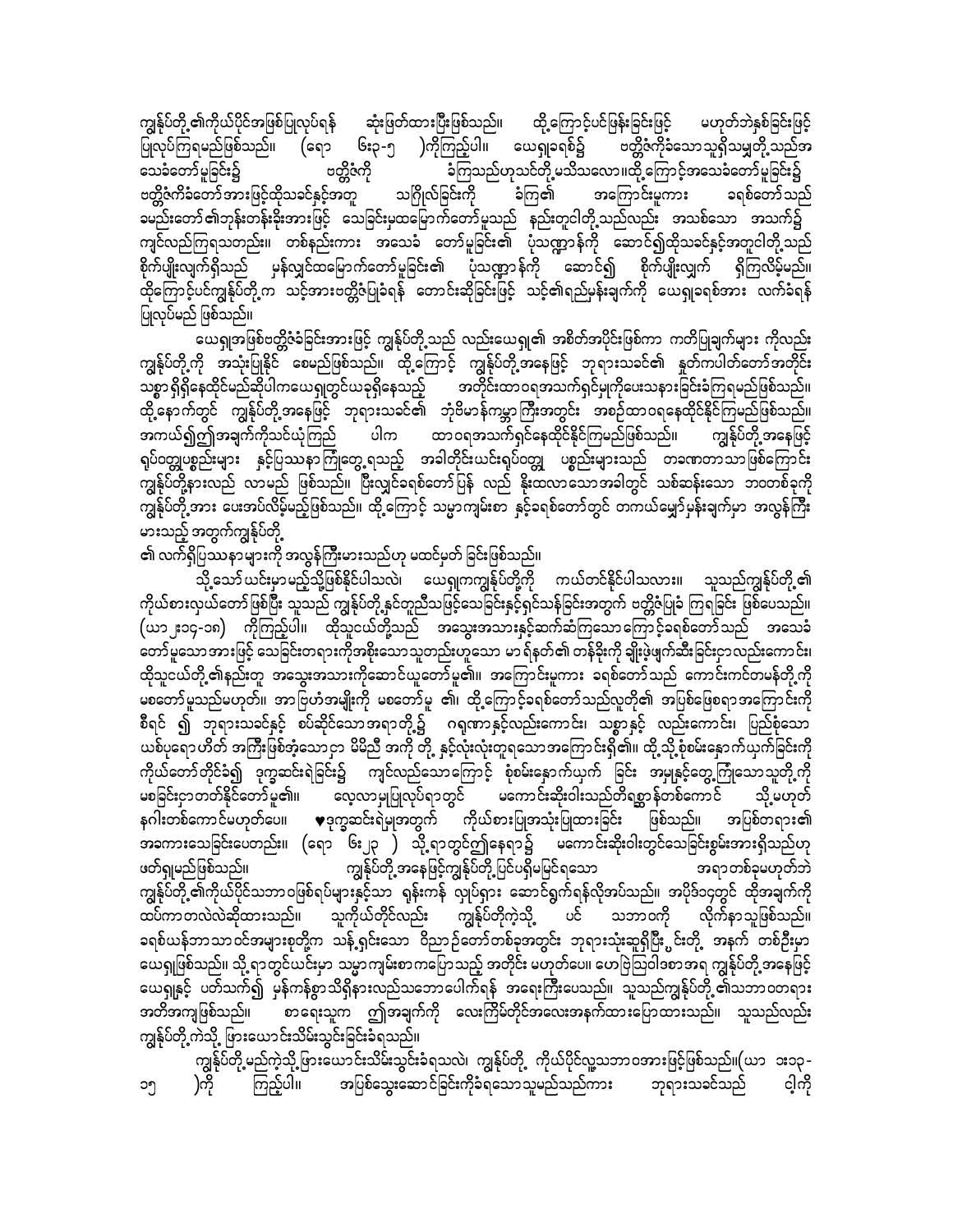ကျွန်ုပ်တို့၏ကိုယ်ပိုင်အဖြစ်ပြုလုပ်ရန် ဆုံးဖြတ်ထားပြီးဖြစ်သည်။ ထို့ကြောင့်ပင်ဖြန်းခြင်းဖြင့် မဟုတ်ဘဲနှစ်ခြင်းဖြင့် ပြုလုပ်ကြရမည်ဖြစ်သည်။ (ရော ၆း၃-၅ )ကိုကြည့်ပါ။ ယေရှုခရစ်၌ ဗတ္တိဇံကိုခံသောသူရှိသမျှတို့သည်အသေခံတော်မူခြင်း၌ ဗတ္တိဇံကို ခံကြသည်ဟုသင်တို့မသိသလော။ထို့ကြောင့်အသေခံတော်မူခြင်း၌ ဗတ္တိဇံကိုခံတော်အားဖြင့်ထိုသခင်နှင့်အတူ သင်္ဂြိုလ်ခြင်းကို ခံကြ၏ အကြောင်းမူကား ခရစ်တော်သည် ခမည်းတော်၏ဘုန်းတန်ခိုးအားဖြင့် သေခြင်းမှထမြောက်တော်မူသည် နည်းတူငါတို့သည်လည်း အသစ်သော အသက်၌ ကျင်လည်ကြရသတည်း။ တစ်နည်းကား အသေခံ တော်မူခြင်း၏ ပုံသဏ္ဍာန်ကို ဆောင်၍ထိုသခင်နှင့်အတူငါတို့သည် စိုက်ပျိုးလျက်ရှိသည် မှန်လျှင်ထမြောက်တော်မူခြင်း၏ ပုံသဏ္ဍာန်ကို ဆောင်၍ စိုက်ပျိုးလျက် ရှိကြလိမ့်မည်။ ထို့ကြောင့်ပင်ကျွန်ုပ်တို့က သင့်အားဗတ္တိဇံပြုခံရန် တောင်းဆိုခြင်းဖြင့် သင့်၏ရည်မှန်းချက်ကို ယေရှုခရစ်အား လက်ခံရန် ပြုလုပ်မည် ဖြစ်သည်။

ယေရှုအဖြစ်ဗတ္တိဇံခံခြင်းအားဖြင့် ကျွန်ုပ်တို့သည် လည်းယေရှု၏ အစိတ်အပိုင်းဖြစ်ကာ ကတိပြုချက်များ ကိုလည်း ကျွန်ုပ်တို့ကို အသုံးပြုနိုင် စေမည်ဖြစ်သည်။ ထို့ကြောင့် ကျွန်ုပ်တို့အနေဖြင့် ဘုရားသခင်၏ နှုတ်ကပါတ်တော်အတိုင်း သစ္စာရှိရှိနေထိုင်မည်ဆိုပါကယေရှုတွင်ယခုရှိနေသည့် အတိုင်းထာဝရအသက်ရှင်မှုကိုပေးသနားခြင်းခံကြမည်ဖြစ်သည်။ ထို့နောက်တွင် ကျွန်ုပ်တို့အနေဖြင့် ဘုရားသခင်၏ ဘုံဗိမာန်ကမ္ဘာကြီးအတွင်း အစဉ်ထာဝရနေထိုင်နိုင်ကြမည်ဖြစ်သည်။ အကယ်၍ဤအချက်ကိုသင်ယုံကြည် ပါက ထာဝရအသက်ရှင်နေထိုင်နိုင်ကြမည်ဖြစ်သည်။ ကျွန်ုပ်တို့အနေဖြင့် ရုပ်ဝတ္ထုပစ္စည်းများ နှင့်ပြဿနာကြုံတွေ့ရသည့် အခါတိုင်းယင်းရုပ်ဝတ္ထု ပစ္စည်းများသည် တခဏတာသာဖြစ်ကြောင်း ကျွန်ုပ်တို့နားလည် လာမည် ဖြစ်သည်။ ပြီးလျှင်ခရစ်တော်ပြန် လည် နိုးထလာသောအခါတွင် သစ်ဆန်းသော ဘဝတစ်ခုကို ကျွန်ုပ်တို့အား ပေးအပ်လိမ့်မည့်ဖြစ်သည်။ ထို့ကြောင့် သမ္မာကျမ်းစာ နှင့်ခရစ်တော်တွင် တကယ်မျှော်မှန်းချက်မှာ အလွန်ကြီးမားသည့် အတွက်ကျွန်ုပ်တို့၏ လက်ရှိပြဿနာများကို အလွန်ကြီးမားသည်ဟု မထင်မှတ် ခြင်းဖြစ်သည်။

သို့သော်ယင်းမှာမည့်သို့ဖြစ်နိုင်ပါသလဲ၊ ယေရှုကကျွန်ုပ်တို့ကို ကယ်တင်နိုင်ပါသလား။ သူသည်ကျွန်ုပ်တို့၏ ကိုယ်စားလှယ်တော်ဖြစ်ပြီး သူသည် ကျွန်ုပ်တို့နှင့်တူညီသဖြင့်သေခြင်းနှင့်ရှင်သန်ခြင်းအတွက် ဗတ္တိဇံပြုခံ ကြခြင်း ဖြစ်ပေသည်။ (ယာ ၂း၁၄-၁၈) ကိုကြည့်ပါ။ ထိုသူငယ်တို့သည် အသွေးအသားနှင့်ဆက်ဆံကြသောကြောင့်ခရစ်တော်သည် အသေခံတော်မူသောအားဖြင့် သေခြင်းတရားကိုအစိုးသောသူတည်းဟူသော မာရ်နတ်၏ တန်ခိုးကို ချိုးဖဲ့ဖျက်ဆီးခြင်းငှာလည်းကောင်း၊ ထိုသူငယ်တို့၏နည်းတူ အသွေးအသားကိုဆောင်ယူတော်မူ၏။ အကြောင်းမူကား ခရစ်တော်သည် ကောင်းကင်တမန်တို့ကို မစတော်မူသည်မဟုတ်။ အာဗြဟံအမျိုးကို မစတော်မူ ၏။ ထို့ကြောင့်ခရစ်တော်သည်လူတို့၏ အပြစ်ဖြေရာအကြောင်းကို စီရင် ၍ ဘုရားသခင်နှင့် စပ်ဆိုင်သောအရာတို့၌ ဂရုဏာနှင့်လည်းကောင်း၊ သစ္စာနှင့် လည်းကောင်း၊ ပြည့်စုံသော ယစ်ပုရောဟိတ် အကြီးဖြစ်အံ့သောငှာ ညီမိညီ အကိုတို့ နှင့်လုံးလုံးတူရသောအကြောင်းရှိ၏။ ထို့သို့စုံစမ်းနှောက်ယှက်ခြင်းကို ကိုယ်တော်တိုင်ခံ၍ ဒုက္ခဆင်းရဲခြင်း၌ ကျင်လည်သောကြောင့် စုံစမ်းနှောက်ယှက် ခြင်း အမှုနှင့်တွေ့ကြုံသောသူတို့ကို မစခြင်းငှာတတ်နိုင်တော်မူ၏။ လောကလာမှုပြုလုပ်ရာတွင် မကောင်းဆိုးဝါးသည်တိရစ္ဆာန်တစ်ကောင် သို့မဟုတ် နဂါးတစ်ကောင်မဟုတ်ပေ။ ♥ဒုက္ခဆင်းရဲမှုအတွက် ကိုယ်စားပြုအသုံးပြုထားခြင်း ဖြစ်သည်။ အပြစ်တရား၏ အခကားသေခြင်းပေတည်း။ (ရော ၆း၂၃ ) သို့ရာတွင်ဤနေရာ၌ မကောင်းဆိုးဝါးတွင်သေခြင်းစွမ်းအားရှိသည်ဟု ဖတ်ရှုမည်ဖြစ်သည်။ ကျွန်ုပ်တို့အနေဖြင့်ကျွန်ုပ်တို့ပြင်ပရှိမမြင်ရသော အရာတစ်ခုမဟုတ်ဘဲ ကျွန်ုပ်တို့၏ကိုယ်ပိုင်သဘာဝဖြစ်ရပ်များနှင့်သာ ရန်းကန် လှုပ်ရှား ဆောင်ရွက်ရန်လိုအပ်သည်။ အပိုဒ်၁၄တွင် ထိုအချက်ကို ထပ်ကာတလဲလဲဆိုထားသည်။ သူကိုယ်တိုင်လည်း ကျွန်ုပ်တို့ကဲ့သို့ ပင် သဘာဝကို လိုက်နာသူဖြစ်သည်။ ခရစ်ယန်ဘာသာဝင်အများစုတို့က သန့်ရှင်းသော ဝိညာဉ်တော်တစ်ခုအတွင်း ဘုရားသုံးဆူရှိပြီး ၄င်းတို့ အနက် တစ်ဦးမှာ ယေရှုဖြစ်သည်။ သို့ရာတွင်ယင်းမှာ သမ္မာကျမ်းစာကပြောသည့် အတိုင်း မဟုတ်ပေ။ ဟေဗြဲသြဝါဒစာအရ ကျွန်ုပ်တို့အနေဖြင့် ယေရှုနှင့် ပတ်သက်၍ မှန်ကန်စွာသိရှိနားလည်သဘောပေါက်ရန် အရေးကြီးပေသည်။ သူသည်ကျွန်ုပ်တို့၏သဘာဝတရား အတိအကျဖြစ်သည်။ စာရေးသူက ဤအချက်ကို လေးကြိမ်တိုင်အလေးအနက်ထားပြောထားသည်။ သူသည်လည်း ကျွန်ုပ်တို့ကဲသို့ ဖြားယောင်းသိမ်းသွင်းခြင်းခံရသည်။

ကျွန်ုပ်တို့မည်ကဲ့သို့ဖြားယောင်းသိမ်းသွင်းခံရသလဲ၊ ကျွန်ုပ်တို့ ကိုယ်ပိုင်လူ့သဘာဝအားဖြင့်ဖြစ်သည်။(ယာ ၁း၁၃-၁၅ )ကို ကြည့်ပါ။ အပြစ်သွေးဆောင်ခြင်းကိုခံရသောသူမည်သည်ကား ဘုရားသခင်သည် ငါ့ကို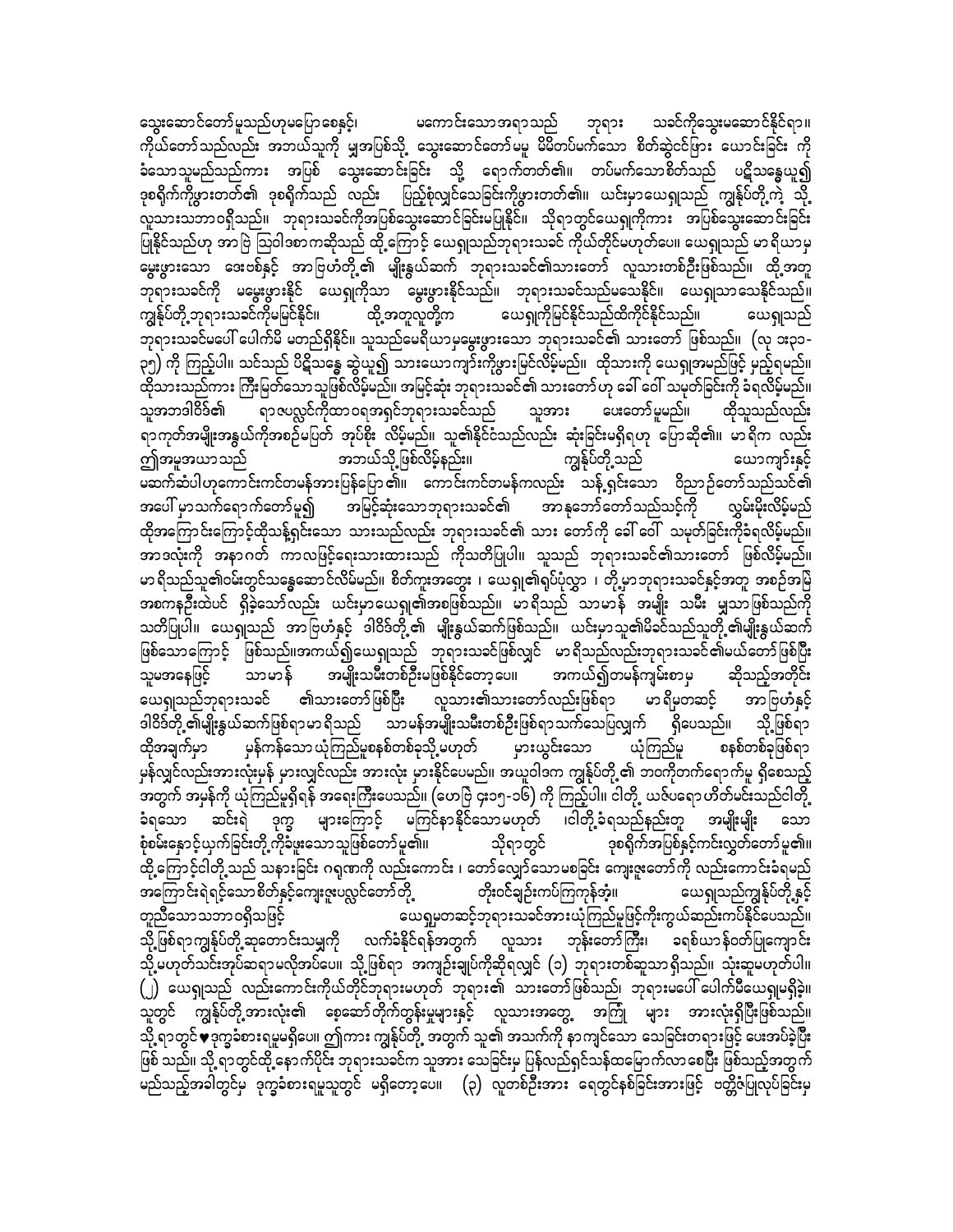သွေးဆောင်တော်မူသည်ဟုမပြောစေနှင့်၊ မကောင်းသောအရာသည် ဘုရား သခင်ကိုသွေးမဆောင်နိုင်ရာ။ ကိုယ်တော်သည်လည်း အဘယ်သူကို မျှအပြစ်သို့ သွေးဆောင်တော်မမူ မိမိတပ်မက်သော စိတ်ဆွဲငင်ဖြား ယောင်းခြင်း ကို ခံသောသူမည်သည်ကား အပြစ် သွေးဆောင်းခြင်း သို့ ရောက်တတ်၏။ တပ်မက်သောစိတ်သည် ပဋိသန္ဓေယူ၍ ဒုစရိုက်ကိုဖွားတတ်၏ ဒုစရိုက်သည် လည်း ပြည့်စုံလျှင်သေခြင်းကိုဖွားတတ်၏။ ယင်းမှာယေရှုသည် ကျွန်ုပ်တို့ကဲ့ သို့ လူသားသဘာဝရှိသည်။ ဘုရားသခင်ကိုအပြစ်သွေးဆောင်ခြင်းမပြုနိုင်။ သို့ရာတွင်ယေရှုကိုကား အပြစ်သွေးဆောင်ခြင်း ပြုနိုင်သည်ဟု အာဗြ ဩဝါဒစာကဆိုသည် ထို့ကြောင့် ယေရှုသည်ဘုရားသခင် ကိုယ်တိုင်မဟုတ်ပေ။ ယေရှုသည် မာရိယာမှ မွေးဖွားသော ဒေးဗစ်နှင့် အာဗြဟံတို့၏ မျိုးနွယ်ဆက် ဘုရားသခင်၏သားတော် လူသားတစ်ဦးဖြစ်သည်။ ထို့အတူ ဘုရားသခင်ကို မမွေးဖွားနိုင် ယေရှုကိုသာ မွေးဖွားနိုင်သည်။ ဘုရားသခင်သည်မသေနိုင်၊ ယေရှုသာသေနိုင်သည်။ ကျွန်ုပ်တို့ဘုရားသခင်ကိုမမြင်နိုင်။ ထို့အတူလူတို့က ယေရှုကိုမြင်နိုင်သည်ထိကိုင်နိုင်သည်။ ယေရှုသည် ဘုရားသခင်မပေါ် ပေါက်မီ မတည်ရှိနိုင်။ သူသည်မေရိယာမှမွေးဖွားသော ဘုရားသခင်၏ သားတော် ဖြစ်သည်။ (လု ၁း၃၁-၃၅) ကို ကြည့်ပါ။ သင်သည် ပိဋိသန္ဓေ ဆွဲယူ၍ သားယောကျာ်းကိုဖွားမြင်လိမ့်မည်။ ထိုသားကို ယေရှုအမည်ဖြင့် မှည့်ရမည်။ ထိုသားသည်ကား ကြီးမြတ်သောသူဖြစ်လိမ့်မည်။ အမြင့်ဆုံး ဘုရားသခင်၏ သားတော်ဟု ခေါ် ဝေါ် သမုတ်ခြင်းကို ခံရလိမ့်မည်။ သူ့အဘဒါဝိဒ်၏ ရာဇပလ္လင်ကိုထာဝရအရှင်ဘုရားသခင်သည် သူ့အား ပေးတော်မူမည်။ ထိုသူသည်လည်း ရာကုတ်အမျိုးအနွယ်ကိုအစဉ်မပြတ် အုပ်စိုး လိမ့်မည်။ သူ၏နိုင်ငံသည်လည်း ဆုံးခြင်းမရှိရဟု ပြောဆို၏။ မာရိက လည်း ဤအမှုအယာသည် အဘယ်သို့ဖြစ်လိမ့်နည်း။ ကျွန်ုပ်တို့သည် ယောကျာ်းနှင့် မဆက်ဆံပါဟုကောင်းကင်တမန်အားပြန်ပြော၏။ ကောင်းကင်တမန်ကလည်း သန့်ရှင်းသော ဝိညာဉ်တော်သည်သင်၏ အပေါ် မှာသက်ရောက်တော်မူ၍ အမြင့်ဆုံးသောဘုရားသခင်၏ အာနုဘော်တော်သည်သင့်ကို လွှမ်းမိုးလိမ့်မည် ထိုအကြောင်းကြောင့်ထိုသန့်ရှင်းသော သားသည်လည်း ဘုရားသခင်၏ သား တော်ကို ခေါ် ဝေါ် သမုတ်ခြင်းကိုခံရလိမ့်မည်။ အာဒလုံးကို အနာဂတ် ကာလဖြင့်ရေးသားထားသည် ကိုသတိပြုပါ။ သူသည် ဘုရားသခင်၏သားတော် ဖြစ်လိမ့်မည်။ မာရိသည်သူ၏ဝမ်းတွင်သန္ဓေဆောင်လိမ်မည်။ စိတ်ကူးအတွေး ၊ ယေရှု၏ရုပ်ပုံလွှာ ၊ တို့မှာဘုရားသခင်နှင့်အတူ အစဉ်အမြဲ အစကနဦးထဲပင် ရှိခဲ့သော်လည်း ယင်းမှာယေရှု၏အစဖြစ်သည်။ မာရိသည် သာမာန် အမျိုး သမီး မျှသာဖြစ်သည်ကို သတိပြုပါ။ ယေရှုသည် အာဗြဟံနှင့် ဒါဝိဒ်တို့၏ မျိုးနွယ်ဆက်ဖြစ်သည်။ ယင်းမှာသူ၏မိခင်သည်သူတို့၏မျိုးနွယ်ဆက် ဖြစ်သောကြောင့် ဖြစ်သည်။အကယ်၍ယေရှုသည် ဘုရားသခင်ဖြစ်လျှင် မာရိသည်လည်းဘုရားသခင်၏မယ်တော်ဖြစ်ပြီး သူမအနေဖြင့် သာမာန် အမျိုးသမီးတစ်ဦးမဖြစ်နိုင်တော့ပေ။ အကယ်၍တမန်ကျမ်းစာမှ ဆိုသည့်အတိုင်း ယေရှုသည်ဘုရားသခင် ၏သားတော်ဖြစ်ပြီး လူသား၏သားတော်လည်းဖြစ်ရာ မာရိမှတဆင့် အာဗြဟံနှင့် ဒါဝိဒ်တို့၏မျိုးနွယ်ဆက်ဖြစ်ရာမာရိသည် သာမန်အမျိုးသမီးတစ်ဦးဖြစ်ရာသက်သေပြလျှက် ရှိပေသည်။ သို့ဖြစ်ရာ ထိုအချက်မှာ မှန်ကန်သော ယုံကြည်မှုစနစ်တစ်ခုသို့မဟုတ် များယွင်းသော ယုံကြည်မှု စနစ်တစ်ခုဖြစ်ရာ မှန်လျှင်လည်းအားလုံးမှန် မှားလျှင်လည်း အားလုံး မှားနိုင်ပေမည်။ အယူဝါဒက ကျွန်ုပ်တို့၏ ဘဝကိုတက်ရောက်မှု ရှိစေသည့် အတွက် အမှန်ကို ယုံကြည်မှုရှိရန် အရေးကြီးပေသည်။ (ဟေဗြဲ ၄း၁၅-၁၆) ကို ကြည့်ပါ။ ငါတို့ ယဇ်ပရောဟိတ်မင်းသည်ငါတို့ ခံရသော ဆင်းရဲ ဒုက္ခ များကြောင့် မကြင်နာနိုင်သောမဟုတ် ၊ငါတို့ခံရသည်နည်းတူ အမျိုးမျိုး သော စုံစမ်းနှောင့်ယှက်ခြင်းတို့ကိုခံဖူးသောသူဖြစ်တော်မူ၏။ သို့ရာတွင် ဒုစရိုက်အပြစ်နှင့်ကင်းလွတ်တော်မူ၏။ ထို့ကြောင့်ငါတို့သည် သနားခြင်း ဂရုဏာကို လည်းကောင်း ၊ တော်လျော်သောမစခြင်း ကျေးဇူးတော်ကို လည်းကောင်းခံရမည် အကြောင်းရဲရင့်သောစိတ်နှင့်ကျေးဇူးပလ္လင်တော်တို့ တိုးဝင်ချဉ်းကပ်ကြကုန်အံ့။ ယေရှုသည်ကျွန်ုပ်တို့နှင့် တူညီသောသဘာဝရှိသဖြင့် ယေရှုမှတဆင့်ဘုရားသခင်အားယုံကြည်မှုဖြင့်ကိုးကွယ်ဆည်းကပ်နိုင်ပေသည်။ သို့ဖြစ်ရာကျွန်ုပ်တို့ဆုတောင်းသမျှကို လက်ခံနိုင်ရန်အတွက် လူသား ဘုန်းတော်ကြီး၊ ခရစ်ယာန်ဝတ်ပြုကျောင်း သို့မဟုတ်သင်းအုပ်ဆရာမလိုအပ်ပေ။ သို့ဖြစ်ရာ အကျဉ်းချုပ်ကိုဆိုရလျှင် (၁) ဘုရားတစ်ဆူသာရှိသည်။ သုံးဆူမဟုတ်ပါ။ (၂) ယေရှုသည် လည်းကောင်းကိုယ်တိုင်ဘုရားမဟုတ် ဘုရား၏ သားတော်ဖြစ်သည်၊ ဘုရားမပေါ် ပေါက်မီယေရှုမရှိခဲ့။ သူတွင် ကျွန်ုပ်တို့အားလုံး၏ စေ့ဆော်တိုက်တွန်းမှုများနှင့် လူသားအတွေ့ အကြုံ များ အားလုံးရှိပြီးဖြစ်သည်။ သို့ရာတွင်♥ဒုက္ခခံစားရမှုမရှိပေ။ ဤကား ကျွန်ုပ်တို့ အတွက် သူ၏ အသက်ကို နာကျင်သော သေခြင်းတရားဖြင့် ပေးအပ်ခဲ့ပြီး ဖြစ် သည်။ သို့ရာတွင်ထို့နောက်ပိုင်း ဘုရားသခင်က သူ့အား သေခြင်းမှ ပြန်လည်ရှင်သန်ထမြောက်လာစေပြီး ဖြစ်သည့်အတွက် မည်သည့်အခါတွင်မှ ဒုက္ခခံစားရမှုသူတွင် မရှိတော့ပေ။ (၃) လူတစ်ဦးအား ရေတွင်နှစ်ခြင်းအားဖြင့် ဗတ္တိဇံပြုလုပ်ခြင်းမှ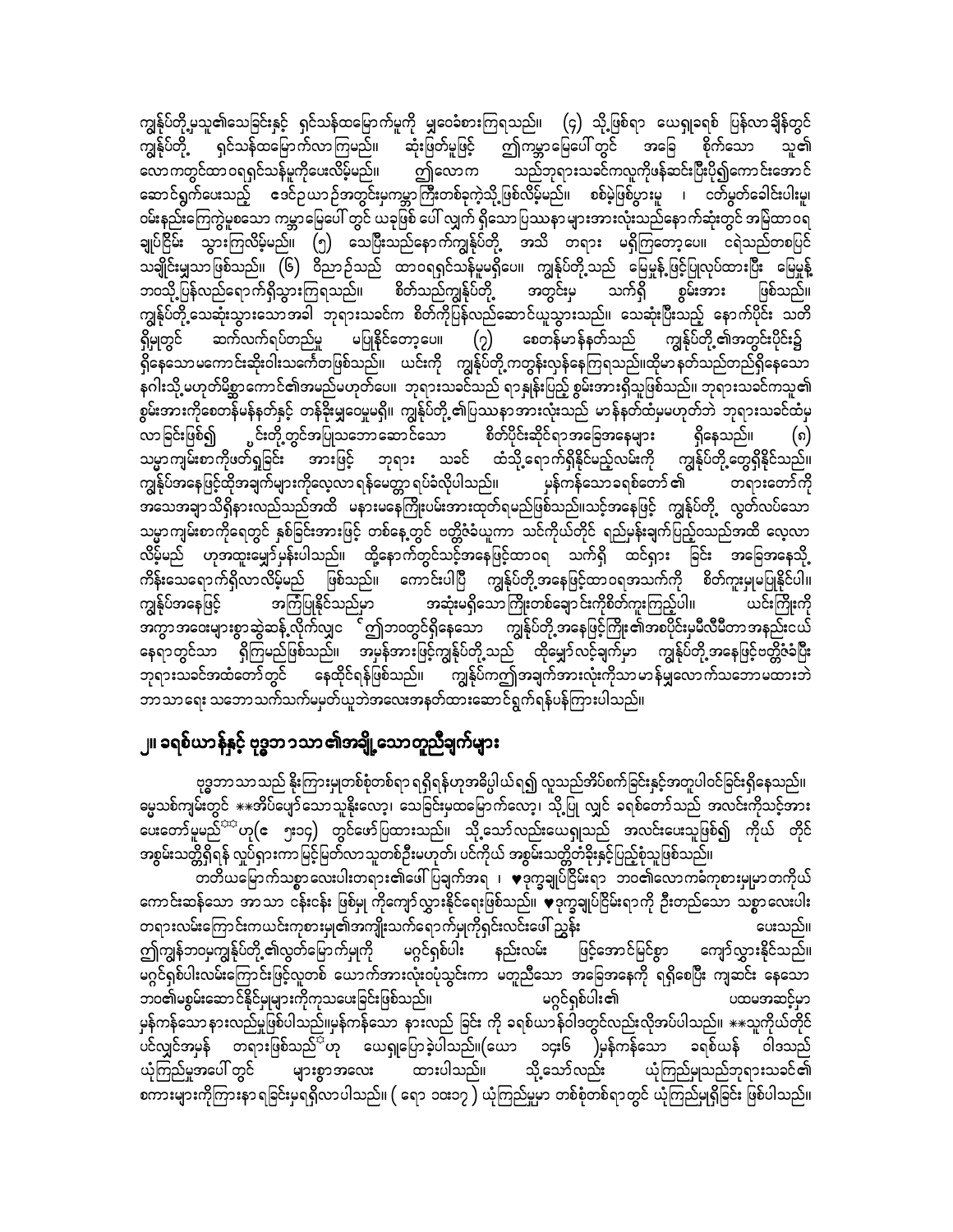ကျွန်ုပ်တို့မှသူ၏သေခြင်းနှင့် ရှင်သန်ထမြောက်မှုကို မျှဝေခံစားကြရသည်။ (၄) သို့ဖြစ်ရာ ယေရှုခရစ် ပြန်လာချိန်တွင် ကျွန်ုပ်တို့ ရှင်သန်ထမြောက်လာကြမည်။ ဆုံးဖြတ်မှုဖြင့် ဤကမ္ဘာမြေပေါ်တွင် အခြေ စိုက်သော သူ၏လောကတွင်ထာဝရရှင်သန်မှုကိုပေးလိမ့်မည်။ ဤလောက သည်ဘုရားသခင်ကလူကိုဖန်ဆင်းပြီးပို၍ကောင်းအောင် ဆောင်ရွက်ပေးသည့် ဒေဝဉယာဉ်အတွင်းမှကမ္ဘာကြီးတစ်ခုကဲ့သို့ဖြစ်လိမ့်မည်။ စစ်မဲ့ဖြစ်ပွားမှု ၊ ဇတ်မွတ်ခေါင်းပါးမှု၊ ဝမ်းနည်းကြေကွဲမှုစသော ကမ္ဘာမြေပေါ်တွင် ယခုဖြစ် ပေါ် လျှက် ရှိသောပြဿနာများအားလုံးသည်နောက်ဆုံးတွင် အမြဲထာဝရ ချုပ်ငြိမ်း သွားကြလိမ့်မည်။ (၅) သေပြီးသည်နောက်ကျွန်ုပ်တို့ အသိ တရား မရှိကြတော့ပေ။ ငရဲသည်တစ်ပြင်သချိုင်းမျှသာဖြစ်သည်။ (၆) ဝိညာဉ်သည် ထာဝရရှင်သန်မှုမရှိပေ။ ကျွန်ုပ်တို့သည် မြေမှုန့်ဖြင့်ပြုလုပ်ထားပြီး မြေမှုန့်ဘသို့ပြန်လည်ရောက်ရှိသွားကြရသည်။ စိတ်သည်ကျွန်ုပ်တို့ အတွင်းမှ သက်ရှိ စွမ်းအား ဖြစ်သည်။ ကျွန်ုပ်တို့သေဆုံးသွားသောအခါ ဘုရားသခင်က စိတ်ကိုပြန်လည်ဆောင်ယူသွားသည်။ သေဆုံးပြီးသည့် နောက်ပိုင်း သတိရှိမှုတွင် ဆက်လက်ရပ်တည်မှု မပြုနိုင်တော့ပေ။ (၇) စေတန်မာန်နတ်သည် ကျွန်ုပ်တို့၏အတွင်းပိုင်း၌ရှိနေသော မကောင်းဆိုးဝါးသင်္ကေတဖြစ်သည်။ ယင်းကို ကျွန်ုပ်တို့ကတွန်းလှန်နေကြရသည်။ထိုမာနတ်သည်တည်ရှိနေသော နဂါးသို့မဟုတ်မိစ္ဆာကောင်၏အမည်မဟုတ်ပေ။ ဘုရားသခင်သည် ရာနှုန်းပြည့် စွမ်းအားရှိသူဖြစ်သည်။ ဘုရားသခင်ကသူ၏စွမ်းအားကိုစေတန်မန်နတ်နှင့် တန်ခိုးမျှဝေမှုမရှိ။ ကျွန်ုပ်တို့၏ပြဿနာအားလုံးသည် မာန်နတ်ထံမှမဟုတ်ဘဲ ဘုရားသခင်ထံမှလာခြင်းဖြစ်၍ ၎င်းတို့တွင်အပြုသဘောဆောင်သော စိတ်ပိုင်းဆိုင်ရာအခြေအနေများ ရှိနေသည်။ (၈) သမ္မာကျမ်းစာကိုဖတ်ရှုခြင်း အားဖြင့် ဘုရား သခင် ထံသို့ရောက်ရှိနိုင်မည့်လမ်းကို ကျွန်ုပ်တို့တွေ့ရှိနိုင်သည်။ ကျွန်ုပ်အနေဖြင့်ထိုအချက်များကိုလေ့လာ ရန်မေတ္တာ ရပ်ခံလိုပါသည်။ မှန်ကန်သောခရစ်တော် ၏ တရားတော်ကိုအသေအချာသိရှိနားလည်သည်အထိ မနားမနေကြိုးပမ်းအားထုတ်ရမည်ဖြစ်သည်။သင့်အနေဖြင့် ကျွန်ုပ်တို့ လွှတ်လပ်သော သမ္မာကျမ်းစာကိုရေတွင် နှစ်ခြင်းအားဖြင့် တစ်နေ့တွင် ဗတ္တိဇံခံယူကာ သင်ကိုယ်တိုင် ရည်မှန်းချက်ပြည့်ဝသည်အထိ လေ့လာလိမ့်မည် ဟုအထူးမျှော်မှန်းပါသည်။ ထို့နောက်တွင်သင့်အနေဖြင့်ထာဝရ သက်ရှိ ထင်ရှား ခြင်း အခြေအနေသို့ ကိန်းသေရောက်ရှိလာလိမ့်မည် ဖြစ်သည်။ ကောင်းပါပြီ ကျွန်ုပ်တို့အနေဖြင့်ထာဝရအသက်ကို စိတ်ကူးမှုမပြုနိုင်ပါ။ ကျွန်ုပ်အနေဖြင့် အကြံပြုနိုင်သည်မှာ အဆုံးမရှိသော ကြိုးတစ်ချောင်းကိုစိတ်ကူးကြည့်ပါ။ ယင်းကြိုးကို အကွာအဝေးများစွာဆွဲဆန့်လိုက်လျှင် ဤဘဝတွင်ရှိနေသော ကျွန်ုပ်တို့အနေဖြင့်ကြိုး၏အစပိုင်းမှမီလီမီတာအနည်းငယ် နေရာတွင်သာ ရှိကြမည်ဖြစ်သည်။ အမှန်အားဖြင့်ကျွန်ုပ်တို့သည် ထိုမျှော်လင့်ချက်မှာ ကျွန်ုပ်တို့အနေဖြင့်ဗတ္တိဇံခံပြီး ဘုရားသခင်အထံတော်တွင် နေထိုင်ရန်ဖြစ်သည်။ ကျွန်ုပ်ကဤအချက်အားလုံးကိုသာမာန်မျှလောက်သဘောမထားဘဲ ဘာသာရေး သဘောသက်သက်မမှတ်ယူဘဲအလေးအနက်ထားဆောင်ရွက်ရန်ပန်ကြားပါသည်။

## ၂။ ခရစ်ယာန်နှင့် ဗုဒ္ဓဘာသာ၏အချို့သောတူညီချက်များ

ဗုဒ္ဓဘာသာသည် နိုးကြားမှုတစ်စုံတစ်ရာ ရရှိရန်ဟုအဓိပ္ပါယ်ရ၍ လူသည်အိပ်စက်ခြင်းနှင့်အတူပါဝင်ခြင်းရှိနေသည်။ ဓမ္မသစ်ကျမ်းတွင် **အိပ်ပျော်သောသူနိုးလော့၊ သေခြင်းမှထမြောက်လော့၊ သို့ပြု လျှင် ခရစ်တော်သည် အလင်းကိုသင့်အား ပေးတော်မူမည်** ဟု(ဧ ၅း၁၄) တွင်ဖော်ပြထားသည်။ သို့သော်လည်းယေရှုသည် အလင်းပေးသူဖြစ်၍ ကိုယ် တိုင်အစွမ်းသတ္တိရှိရန် လှုပ်ရှားကာမြင့်မြတ်လာသူတစ်ဦးမဟုတ်။ ပင်ကိုယ် အစွမ်းသတ္တိတံခိုးနှင့်ပြည့်စုံသူဖြစ်သည်။

တတိယမြောက်သစ္စာလေးပါးတရား၏ပေါ်ပြချက်အရ ၊ ♥ဒုက္ခချုပ်ငြိမ်းရာ ဘဝ၏လောကခံကုစားမှုမှာတကိုယ်ကောင်းဆန်သော အာသာ ငန်းငန်း ဖြစ်မှု ကိုကျော်လွှားနိုင်ရေးဖြစ်သည်။ ♥ဒုက္ခချုပ်ငြိမ်းရာကို ဦးတည်သော သစ္စာလေးပါးတရားလမ်းကြောင်းကယင်းကုစားမှု၏အကျိုးသက်ရောက်မှုကိုရှင်းလင်းဖေါ်ညွှန်း ပေးသည်။ ဤကျွန်ဘဝမှကျွန်ုပ်တို့၏လွတ်မြောက်မှုကို မဂ္ဂင်ရှစ်ပါး နည်းလမ်း ဖြင့်အောင်မြင်စွာ ကျော်လွှားနိုင်သည်။ မဂ္ဂင်ရှစ်ပါးလမ်းကြောင်းဖြင့်လူတစ် ယောက်အားလုံးတပ်သွင်းကာ မတူညီသော အခြေအနေကို ရရှိစေပြီး ကျဆင်း နေသော ဘဝ၏မစွမ်းဆောင်နိုင်မှုများကိုကုသပေးခြင်းဖြစ်သည်။ မဂ္ဂင်ရှစ်ပါး၏ ပထမအဆင့်မှာ မှန်ကန်သော နားလည်မှုဖြစ်ပါသည်။မှန်ကန်သော နားလည် ခြင်း ကို ခရစ်ယာန်ဝါဒတွင်လည်းလိုအပ်ပါသည်။ **သူကိုယ်တိုင်ပင်လျှင်အမှန် တရားဖြစ်သည်**ဟု ယေရှုပြောခဲ့ပါသည်။(ယော ၁၄း၆ )မှန်ကန်သော ခရစ်ယန် ဝါဒသည် ယုံကြည်မှုအပေါ်တွင် များစွာအလေး ထားပါသည်။ သို့သော်လည်း ယုံကြည်မှုသည်ဘုရားသခင်၏ စကားများကိုကြားနာရခြင်းမှရရှိလာပါသည်။ ( ရော ၁၀း၁၇ ) ယုံကြည်မှုမှာ တစ်စုံတစ်ရာတွင် ယုံကြည်မှုရှိခြင်း ဖြစ်ပါသည်။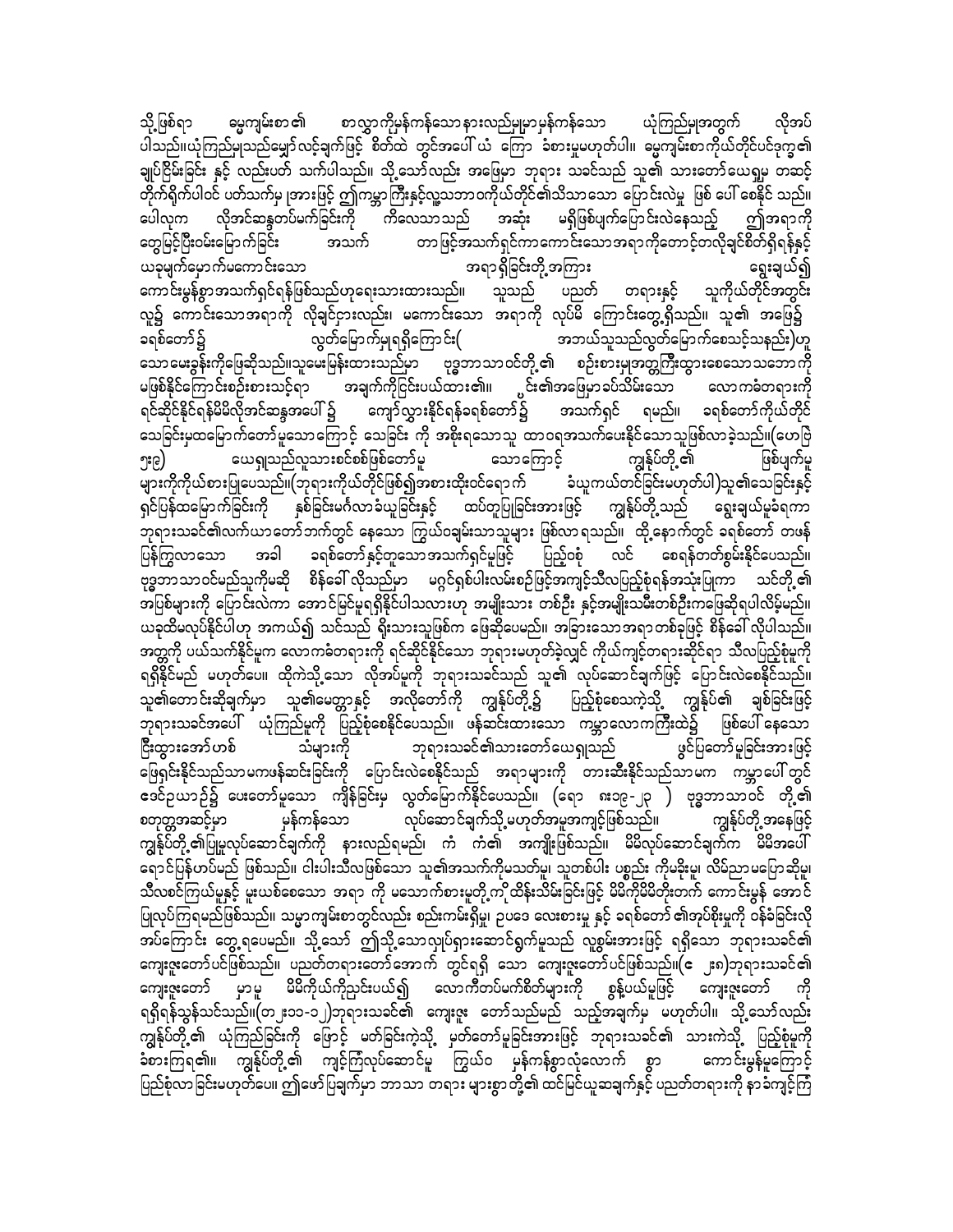သို့ဖြစ်ရာ မေ့ကျမ်းစာ၏ စာလွှာကိုမှန်ကန်သောနားလည်မှုမှာမှန်ကန်သော ယုံကြည်မှုအတွက် လိုအပ်ပါသည်။ယုံကြည်မှုသည်မျှော်လင့်ချက်ဖြင့် စိတ်ထဲ တွင်အပေါ် ယံ ကြော ခံစားမှုမဟုတ်ပါ။ မေ့ကျမ်းစာကိုယ်တိုင်ပင်ဒုက္ခ၏ ချုပ်ငြိမ်းခြင်း နှင့် လည်းပတ် သက်ပါသည်။ သို့သော်လည်း အဖြေမှာ ဘုရား သခင်သည် သူ၏ သားတော်ယေရှုမ တဆင့် တိုက်ရိုက်ပါဝင် ပတ်သက်မှ ုအားဖြင့် ဤကမ္ဘာကြီးနှင့်လူ့သဘာဝကိုယ်တိုင်၏သိသာသော ပြောင်းလဲမှု ဖြစ် ပေါ် စေနိုင် သည်။ ပေါလုက လိုအင်ဆန္ဒတပ်မက်ခြင်းကို ကိလေသာသည် အဆုံး မရှိဖြစ်ပျက်ပြောင်းလဲနေသည့် ဤအရာကို တွေမြင့်ပြီးဝမ်းမြောက်ခြင်း အသက် တာဖြင့်အသက်ရှင်ကာကောင်းသောအရာကိုတောင့်တလိုချင်စိတ်ရှိရန်နှင့် ယခုမျက်မှောက်မကောင်းသော အရာရှိခြင်းတို့အကြား ရွေးချယ်၍ ကောင်းမွန်စွာအသက်ရှင်ရန်ဖြစ်သည်ဟုရေးသားထားသည်။ သူသည် ပညတ် တရားနှင့် သူကိုယ်တိုင်အတွင်း လူ၌ ကောင်းသောအရာကို လိုချင်ငြားလည်း၊ မကောင်းသော အရာကို လုပ်မိ ကြောင်းတွေ့ရှိသည်။ သူ၏ အဖြေ၌ ခရစ်တော်၌ လွတ်မြောက်မှုရရှိကြောင်း( အဘယ်သူသည်လွတ်မြောက်စေသင့်သနည်း)ဟု သောမေးခွန်းကိုဖြေဆိုသည်။သူမေးမြန်းထားသည်မှာ ဗုဒ္ဓဘာသာဝင်တို့၏ စဉ်းစားမှုအတွက်ကြီးထွားစေသောသဘောကို မဖြစ်နိုင်ကြောင်းစဉ်းစားသင့်ရာ အချက်ကိုငြင်းပယ်ထား၏။ ငြင်း၏အဖြေမှာခပ်သိမ်းသော လောကဓံတရားကို ရင်ဆိုင်နိုင်ရန်မိမိလိုအင်ဆန္ဒအပေါ် ၌ ကျော်လွှားနိုင်ရန်ခရစ်တော်၌ အသက်ရှင် ရမည်။ ခရစ်တော်ကိုယ်တိုင် သေခြင်းမှထမြောက်တော်မူသောကြောင့် သေခြင်း ကို အစိုးရသောသူ ထာဝရအသက်ပေးနိုင်သောသူဖြစ်လာခဲ့သည်။(ဟေဗြဲ ၅း၉) ယေရှုသည်လူသားစင်စစ်ဖြစ်တော်မူ သောကြောင့် ကျွန်ုပ်တို့၏ ဖြစ်ပျက်မှုများကိုကိုယ်စားပြုပေသည်။(ဘုရားကိုယ်တိုင်ဖြစ်၍အစားထိုးဝင်ရောက် ခံယူကယ်တင်ခြင်းမဟုတ်ပါ)သူ၏သေခြင်းနှင့် ရှင်ပြန်ထမြောက်ခြင်းကို နှစ်ခြင်းမင်္ဂလာခံယူခြင်းနှင့် ထပ်တူပြုခြင်းအားဖြင့် ကျွန်ုပ်တို့သည် ရွေးချယ်မှုခံရကာ ဘုရားသခင်၏လက်ယာတော်ဘက်တွင် နေသော ကြွယ်ဝချမ်းသာသူများ ဖြစ်လာ ရသည်။ ထို့နောက်တွင် ခရစ်တော် တဖန် ပြန်ကြွလာသော အခါ ခရစ်တော်နှင့်တူသောအသက်ရှင်မှုဖြင့် ပြည့်စုံ လင် စေရန်တတ်စွမ်းနိုင်ပေသည်။ ဗုဒ္ဓဘာသာဝင်မည်သူကိုမဆို စိန်ခေါ် လိုသည်မှာ မဂ္ဂင်ရှစ်ပါးလမ်းစဉ်ဖြင့်အကျင့်သီလပြည့်စုံရန်အသုံးပြုကာ သင်တို့၏ အပြစ်များကို ပြောင်းလဲကာ အောင်မြင်မှုရရှိနိုင်ပါသလားဟု အမျိုးသား တစ်ဦး နှင့်အမျိုးသမီးတစ်ဦးကဖြေဆိုရပါလိမ့်မည်။ ယခုထိမလုပ်နိုင်ပါဟု အကယ်၍ သင်သည် ရိုးသားသူဖြစ်က ဖြေဆိုပေမည်။ အခြားသောအရာ တစ်ခုဖြင့် စိန်ခေါ် လိုပါသည်။ အတ္တကို ပယ်သက်နိုင်မှုက လောကဓံတရားကို ရင်ဆိုင်နိုင်သော ဘုရားမဟုတ်ခဲ့လျှင် ကိုယ်ကျင့်တရားဆိုင်ရာ သီလပြည့်စုံမှုကို ရရှိနိုင်မည် မဟုတ်ပေ။ ထိုကဲ့သို့သော လိုအပ်မှုကို ဘုရားသခင်သည် သူ၏ လုပ်ဆောင်ချက်ဖြင့် ပြောင်းလဲစေနိုင်သည်။ သူ၏တောင်းဆိုချက်မှာ သူ၏မေတ္တာနှင့် အလိုတော်ကို ကျွန်ုပ်တို့၌ ပြည့်စုံစေသကဲ့သို့ ကျွန်ုပ်၏ ချစ်ခြင်းဖြင့် ဘုရားသခင်အပေါ် ယုံကြည်မှုကို ပြည့်စုံစေနိုင်ပေသည်။ ဖန်ဆင်းထားသော ကမ္ဘာလောကကြီးထဲ၌ ဖြစ်ပေါ် နေသော ငြီးငွေ့အော်ဟစ် သံများကို ဘုရားသခင်၏သားတော်ယေရှုသည် ဖွင့်ပြတော်မူခြင်းအားဖြင့် ဖြေရှင်းနိုင်သည်သာမကဖန်ဆင်းခြင်းကို ပြောင်းလဲစေနိုင်သည် အရာများကို တားဆီးနိုင်သည်သာမက ကမ္ဘာပေါ်တွင် ဒေဝ်ဥယာဉ်၌ ပေးတော်မူသော ကျိန်ခြင်းမှ လွတ်မြောက်နိုင်ပေသည်။ (ရော ၈း၁၉-၂၃ ) ဗုဒ္ဓဘာသာဝင် တို့၏ စတုတ္တအဆင့်မှာ မှန်ကန်သော လုပ်ဆောင်ချက်သို့မဟုတ်အမူအကျင့်ဖြစ်သည်။ ကျွန်ုပ်တို့အနေဖြင့် ကျွန်ုပ်တို့၏ပြုမူလုပ်ဆောင်ချက်ကို နားလည်ရမည်၊ ကံ ကံ၏ အကျိုးဖြစ်သည်။ မိမိလုပ်ဆောင်ချက်က မိမိအပေါ် ရောင်ပြန်ဟပ်မည် ဖြစ်သည်။ ငါးပါးသီလဖြစ်သော သူ၏အသက်ကိုမသတ်မူ၊ သူတစ်ပါး ပစ္စည်း ကိုမခိုးမူ၊ လိမ်ညာမပြောဆိုမူ၊ သီလစင်ကြယ်မှုနှင့် မူးယစ်စေသော အရာ ကို မသောက်စားမူတို့ကို ထိန်းသိမ်းခြင်းဖြင့် မိမိကိုမိမိတိုးတက် ကောင်းမွန် အောင် ပြုလုပ်ကြရမည်ဖြစ်သည်။ သမ္မာကျမ်းစာတွင်လည်း စည်းကမ်းရှိမှု၊ ဥပဒေ လေးစားမှု နှင့် ခရစ်တော်၏အုပ်စိုးမှုကို ဝန်ခံခြင်းလို အပ်ကြောင်း တွေ့ရပေမည်။ သို့သော် ဤသို့သောလှုပ်ရှားဆောင်ရွက်မှုသည် လူ့စွမ်းအားဖြင့် ရရှိသော ဘုရားသခင်၏ ကျေးဇူးတော်ပင်ဖြစ်သည်။ ပညတ်တရားတော်အောက် တွင်ရရှိ သော ကျေးဇူးတော်ပင်ဖြစ်သည်။(၈ ၂း၈)ဘုရားသခင်၏ ကျေးဇူးတော် မှာမူ မိမိကိုယ်ကိုညင်းပယ်၍ လောကီတပ်မက်စိတ်များကို စွန့်ပယ်မှုဖြင့် ကျေးဇူးတော် ကို ရရှိရန်သွန်သင်သည်။(တ ၂း၁၁-၁၂)ဘုရားသခင်၏ ကျေးဇူး တော်သည်မည် သည့်အချက်မှ မဟုတ်ပါ။ သို့သော်လည်း ကျွန်ုပ်တို့၏ ယုံကြည်ခြင်းကို ဖြောင့် မတ်ခြင်းကဲ့သို့ မှတ်တော်မူခြင်းအားဖြင့် ဘုရားသခင်၏ သားကဲ့သို့ ပြည့်စုံမှုကို ခံစားကြရ၏။ ကျွန်ုပ်တို့၏ ကျင့်ကြံလုပ်ဆောင်မူ ကြွယ်ဝ မှန်ကန်စွာလုံလောက် စွာ ကောင်းမွန်မှုကြောင့် ပြည့်စုံလာခြင်းမဟုတ်ပေ။ ဤဖော်ပြချက်မှာ ဘာသာ တရား များစွာတို့၏ ထင်မြင်ယူဆချက်နှင့် ပညတ်တရားကို နာခံကျင့်ကြံ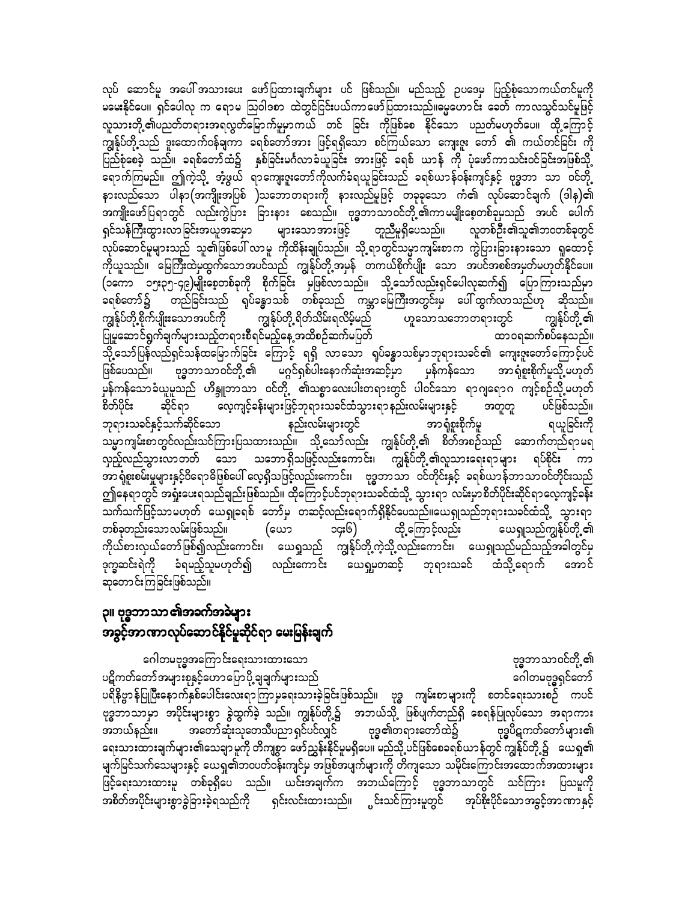လုပ် ဆောင်မှု အပေါ် အသားပေး ဖော်ပြထားချက်များ ပင် ဖြစ်သည်။ မည်သည့် ဉပဒေမှ ပြည့်စုံသောကယ်တင်မှုကို မပေးနိုင်ပေ။ ရှင်ပေါလု က ရောမ ဩဝါဒစာ ထဲတွင်ငြင်းပယ်ကာဖော်ပြထားသည်။မေ့မှောင်း ခေတ် ကာလသွင်သင်မှုဖြင့် လူသားတို့၏ပညတ်တရားအရလွတ်မြောက်မှုမှာကယ် တင် ခြင်း ကိုဖြစ်စေ နိုင်သော ပညတ်မဟုတ်ပေ။ ထို့ကြောင့် ကျွန်ုပ်တို့သည် ဒူးထောက်နစ်ချကာ ခရစ်တော်အား ဖြင့်ရရှိသော စင်ကြယ်သော ကျေးဇူး တော် ၏ ကယ်တင်ခြင်း ကို ပြည့်စုံစေခဲ့ သည်။ ခရစ်တော်ထံ၌ နှစ်ခြင်းမင်္ဂလာခံယူခြင်း အားဖြင့် ခရစ် ယာန် ကို ပုံဖော်ကာသင်းဝင်ခြင်းအဖြစ်သို့ ရောက်ကြမည်။ ဤကဲ့သို့ အံ့ဖွယ် ရာကျေးဇူးတော်ကိုလက်ခံရယူခြင်းသည် ခရစ်ယာန်ဝန်းကျင်နှင့် ဗုဒ္ဓဘာ သာ ဝင်တို့ နားလည်သော ပါနာ(အကျိုးအပြစ် )သဘောတရားကို နားလည်မှုဖြင့် တခုခုသော ကံ၏ လုပ်ဆောင်ချက် (ဒါန)၏ အကျိုးဖော်ပြရာတွင် လည်းကွဲပြား ခြားနား စေသည်။ ဗုဒ္ဓဘာသာဝင်တို့၏ကာမမျိုးစေ့တစ်ခုမှသည် အပင် ပေါက် ရှင်သန်ကြီးထွားလာခြင်းအယူအဆမှာ များသောအားဖြင့် တူညီမှုရှိပေသည်။ လူတစ်ဦး၏သူ၏ဘဝတစ်ခုတွင် လုပ်ဆောင်မှုများသည် သူ၏ဖြစ်ပေါ်လာမှု ကိုထိန်းချုပ်သည်။ သို့ရာတွင်သမ္မာကျမ်းစာက ကွဲပြားခြားနားသော ရှုထောင့် ကိုယူသည်။ မြေကြီးထဲမှထွက်သောအပင်သည် ကျွန်ုပ်တို့အမှန် တကယ်စိုက်ပျိုး သော အပင်အစစ်အမှတ်မဟုတ်နိုင်ပေ။ (၁ကော ၁၅း၃၅-၄၉)မျိုးစေ့တစ်ခုကို စိုက်ခြင်း မှဖြစ်လာသည်။ သို့သော်လည်းရှင်ပေါလုဆက်၍ ပြောကြားသည်မှာ ခရစ်တော်၌ တည်ခြင်းသည် ရုပ်ခန္ဓာသစ် တစ်ခုသည် ကမ္ဘာမြေကြီးအတွင်းမှ ပေါ်ထွက်လာသည်ဟု ဆိုသည်။ ကျွန်ုပ်တို့စိုက်ပျိုးသောအပင်ကို ကျွန်ုပ်တို့ရိတ်သိမ်းရလိမ့်မည် ဟူသောသဘောတရားတွင် ကျွန်ုပ်တို့၏ ပြုမူဆောင်ရွက်ချက်များသည်တရားစီရင်မည့်နေ့အထိစဉ်ဆက်မပြတ် ထာဝရဆက်စပ်နေသည်။ သို့သော်ပြန်လည်ရှင်သန်ထမြောက်ခြင်း ကြောင့် ရရှိ လာသော ရုပ်ခန္ဓာသစ်မှာဘုရားသခင်၏ ကျေးဇူးတော်ကြောင့်ပင် ဖြစ်ပေသည်။ ဗုဒ္ဓဘာသာဝင်တို့၏ မဂ္ဂင်ရှစ်ပါးနောက်ဆုံးအဆင့်မှာ မှန်ကန်သော အာရုံစူးစိုက်မှုသို့မဟုတ် မှန်ကန်သောခံယူမှုသည် ဟိန္ဒူဘာသာ ဝင်တို့ ၏သစ္စာလေးပါးတရားတွင် ပါဝင်သော ရာဂျရောဂ ကျင့်စဉ်သို့မဟုတ် စိတ်ပိုင်း ဆိုင်ရာ လေ့ကျင့်ခန်းများဖြင့်ဘုရားသခင်ထံသွားရာနည်းလမ်းများနှင့် အတူတူ ပင်ဖြစ်သည်။ ဘုရားသခင်နှင့်သက်ဆိုင်သော နည်းလမ်းများတွင် အာရုံစူးစိုက်မှု ရယူခြင်းကို သမ္မာကျမ်းစာတွင်လည်းသင်ကြားပြသထားသည်။ သို့သော်လည်း ကျွန်ုပ်တို့၏ စိတ်အစဉ်သည် ဆောက်တည်ရာမရ လှည့်လည်သွားလာတတ် သော သဘောရှိသဖြင့်လည်းကောင်း၊ ကျွန်ုပ်တို့၏လူသားရေးရာများ ရပ်စိုင်း က အာရုံစူးစမ်းမှုများနှင့်ဝိရောဓိဖြစ်ပေါ်လေ့ရှိသဖြင့်လည်းကောင်း၊ ဗုဒ္ဓဘာသာ ဝင်တိုင်းနှင့် ခရစ်ယာန်ဘာသာဝင်တိုင်းသည် ဤနေရာတွင် အရှုံးပေးရသည့်ချည်းဖြစ်သည်။ ထိုကြောင့်ပင်ဘုရားသခင်ထံသို့ သွားရာ လမ်းမှာစိတ်ပိုင်းဆိုင်ရာလေ့ကျင့်ခန်း သက်သက်ဖြင့်သာမဟုတ် ယေရှုခရစ် တော်မှ တဆင့်လည်းရောက်ရှိနိုင်ပေသည်။ယေရှုသည်ဘုရားသခင်ထံသို့ သွားရာ တစ်ခုတည်းသောလမ်းဖြစ်သည်။ (ယော ၁၄း၆) ထို့ကြောင့်လည်း ယေရှုသည်ကျွန်ုပ်တို့၏ ကိုယ်စားလှယ်တော်ဖြစ်၍လည်းကောင်း၊ ယေရှုသည် ကျွန်ုပ်တို့ကဲ့သို့လည်းကောင်း၊ ယေရှုသည်မည်သည့်အခါတွင်မှ ဒုက္ခဆင်းရဲကို ခံရမည့်သူမဟုတ်၍ လည်းကောင်း ယေရှုမှတဆင့် ဘုရားသခင် ထံသို့ရောက် အောင် ဆုတောင်းကြခြင်းဖြစ်သည်။

## ၃။ ဗုဒ္ဓဘာသာ၏အခက်အခဲများ အခွင့်အာဏာလုပ်ဆောင်နိုင်မှုဆိုင်ရာ မေးမြန်းချက်

ဂေါတမဗုဒ္ဓအကြောင်းရေးသားထားသော ဗုဒ္ဓဘာသာဝင်တို့၏ ပဋိကတ်တော်အများစုနှင့်ဟောပြောပို့ချချက်များသည် ဂေါတမဗုဒ္ဓရှင်တော် ပရိနိဗ္ဗာန်ပြုပြီးနောက်နှစ်ပေါင်းလေးရာကြာမှရေးသားခဲ့ခြင်းဖြစ်သည်။ ဗုဒ္ဓ ကျမ်းစာများကို စတင်ရေးသားစဉ် ကပင် ဗုဒ္ဓဘာသာမှာ အပိုင်းများစွာ ခွဲထွက်ခဲ့ သည်။ ကျွန်ုပ်တို့၌ အဘယ်သို့ ဖြစ်ပျက်တည်ရှိ စေရန်ပြုလုပ်သော အရာကား အဘယ်နည်း။ အတော်ဆုံးသုတေသီပညာရှင်ပင်လျှင် ဗုဒ္ဓ၏တရားတော်ထဲ၌ ဗုဒ္ဓပိဋကတ်တော်များ၏ ရေးသားထားချက်များ၏သေချာမှုကို တိကျစွာ ဖော်ညွှန်းနိုင်မှုမရှိပေ။ မည်သို့ပင်ဖြစ်စေခရစ်ယာန်တွင် ကျွန်ုပ်တို့၌ ယေရှု၏ မျက်မြင်သက်သေများနှင့် ယေရှု၏ဘဝပတ်ဝန်းကျင်မှ အဖြစ်အပျက်များကို တိကျသော သမိုင်းကြောင်းအထောက်အထားများ ဖြင့်ရေးသားထားမှု တစ်ခုရှိပေ သည်။ ယင်းအချက်က အဘယ်ကြောင့် ဗုဒ္ဓဘာသာတွင် သင်ကြား ပြသမှုကို အစိတ်အပိုင်းများစွာခွဲခြားခဲ့ရသည်ကို ရှင်းလင်းထားသည်။ ၎င်းသင်ကြားမှုတွင် အုပ်စိုးပိုင်သောအခွင့်အာဏာနှင့်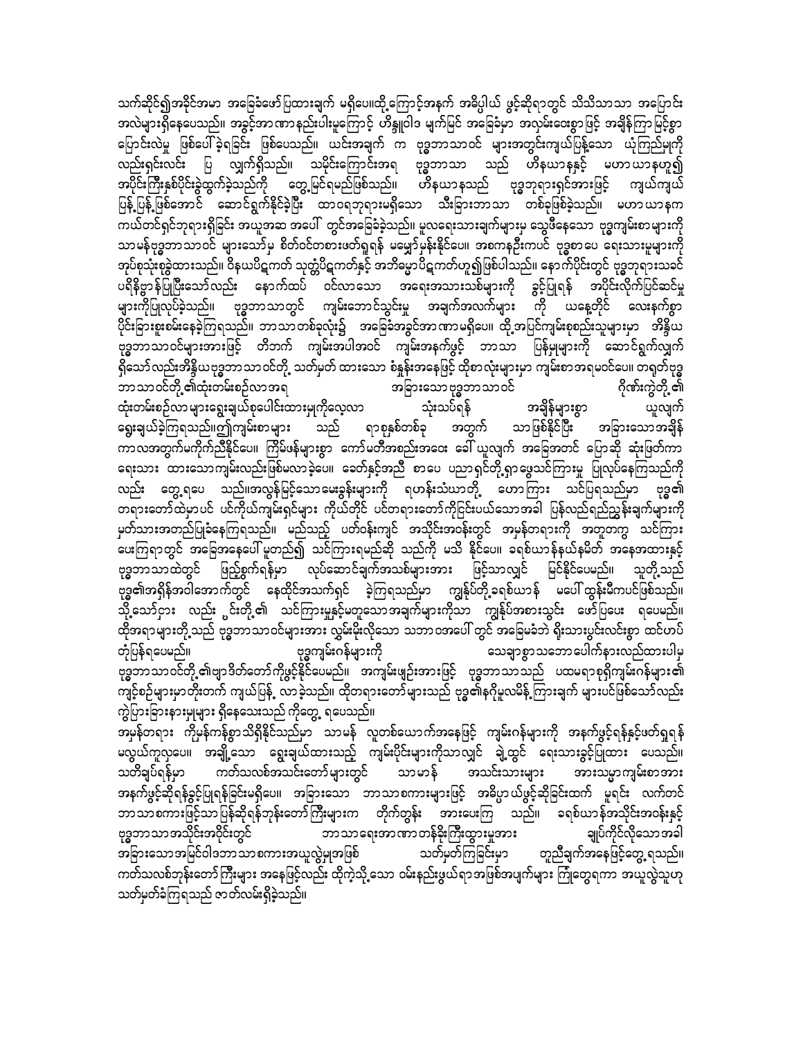သက်ဆိုင်၍အခိုင်အမာ အခြေခံဖော်ပြထားချက် မရှိပေ။ထို့ကြောင့်အနက် အဓိပ္ပါယ် ဖွင့်ဆိုရာတွင် သိသိသာသာ အပြောင်းအလဲများရှိနေပေသည်။ အခွင့်အာဏာနည်းပါးမှုကြောင့် ဟိန္ဒူဝါဒ မျက်မြင် အခြေခံမှာ အလှမ်းဝေးစွာဖြင့် အချိန်ကြာ မြင့်စွာ ပြောင်းလဲမှု ဖြစ်ပေါ်ခဲ့ရခြင်း ဖြစ်ပေသည်။ ယင်းအချက် က ဗုဒ္ဓဘာသာဝင် များအတွင်းကျယ်ပြန့်သော ယုံကြည်မှုကို လည်းရှင်းလင်း ပြ လျှက်ရှိသည်။ သမိုင်းကြောင်းအရ ဗုဒ္ဓဘာသာ သည် ဟိနယာနနှင့် မဟာယာနဟူ၍ အပိုင်းကြီးနှစ်ပိုင်းခွဲထွက်ခဲ့သည်ကို တွေ့မြင်ရမည်ဖြစ်သည်။ ဟိနယာနသည် ဗုဒ္ဓဘုရားရှင်အားဖြင့် ကျယ်ကျယ်ပြန့်ပြန့်ဖြစ်အောင် ဆောင်ရွက်နိုင်ခဲ့ပြီး ထာဝရဘုရားမရှိသော သီးခြားဘာသာ တစ်ခုဖြစ်ခဲ့သည်။ မဟာယာနက ကယ်တင်ရှင်ဘုရားရှိခြင်း အယူအဆ အပေါ် တွင်အခြေခံခဲ့သည်။ မူလရေးသားချက်များမှ သွေဖီနေသော ဗုဒ္ဓကျမ်းစာများကို သာမန်ဗုဒ္ဓဘာသာဝင် များသော်မှ စိတ်ဝင်တစားဖတ်ရှုရန် မမျှော်မှန်းနိုင်ပေ။ အစကနဦးကပင် ဗုဒ္ဓစာပေ ရေးသားမှုများကို အုပ်စုသုံးစုခွဲထားသည်။ ဝိနယပိဋကတ် သုတ္တံပိဋကတ်နှင့် အဘိဓမ္မာပိဋကတ်ဟူ၍ဖြစ်ပါသည်။ နောက်ပိုင်းတွင် ဗုဒ္ဓဘုရားသခင် ပရိနိဗ္ဗာန်ပြုပြီးသော်လည်း နောက်ထပ် ဝင်လာသော အရေးအသားသစ်များကို ခွင့်ပြုရန် အပိုင်းလိုက်ပြင်ဆင်မှုများကိုပြုလုပ်ခဲ့သည်။ ဗုဒ္ဓဘာသာတွင် ကျမ်းဘောင်သွင်းမှု အချက်အလက်များ ကို ယနေ့တိုင် လေးနက်စွာ ပိုင်းခြားစူးစမ်းနေခဲ့ကြရသည်။ ဘာသာတစ်ခုလုံး၌ အခြေခံအခွင့်အာဏာမရှိပေ။ ထို့အပြင်ကျမ်းစုစည်းသူများမှာ အိန္ဒိယ ဗုဒ္ဓဘာသာဝင်များအားဖြင့် တိဘက် ကျမ်းအပါအဝင် ကျမ်းအနက်ဖွင့် ဘာသာ ပြန်မှုများကို ဆောင်ရွက်လျှက်ရှိသော်လည်းအိန္ဒိယဗုဒ္ဓဘာသာဝင်တို့ သတ်မှတ် ထားသော စံနှုန်းအနေဖြင့် ထိုစာလုံးများမှာ ကျမ်းစာအရမဝင်ပေ။ တရုတ်ဗုဒ္ဓ ဘာသာဝင်တို့၏ထုံးတမ်းစဉ်လာအရ အခြားသောဗုဒ္ဓဘာသာဝင် ဂိုဏ်းကွဲတို့၏ ထုံးတမ်းစဉ်လာများရွေးချယ်စုပေါင်းထားမှုကိုလေ့လာ သုံးသပ်ရန် အချိန်များစွာ ယူလျက် ရွေးချယ်ခဲ့ကြရသည်။ဤကျမ်းစာများ သည် ရာစုနှစ်တစ်ခု အတွက် သာဖြစ်နိုင်ပြီး အခြားသောအချိန်ကာလအတွက်မကိုက်ညီနိုင်ပေ။ ကြိမ်ဖန်များစွာ ကော်မတီအစည်းအဝေး ခေါ် ယူလျက် အခြေအတင် ပြောဆို ဆုံးဖြတ်ကာ ရေးသား ထားသောကျမ်းလည်းဖြစ်မလာခဲ့ပေ။ ခေတ်နှင့်အညီ စာပေ ပညာရှင်တို့ရှာဖွေသင်ကြားမှု ပြုလုပ်နေကြသည်ကို လည်း တွေ့ရပေ သည်။အလွန်မြင့်သောမေးခွန်းများကို ရဟန်းသံဃာတို့ ဟောကြား သင်ပြရသည်မှာ ဗုဒ္ဓ၏ တရားတော်ထဲမှာပင် ပင်ကိုယ်ကျမ်းရှင်များ ကိုယ်တိုင် ပင်တရားတော်ကိုငြင်းပယ်သောအခါ ပြန်လည်ရည်ညွှန်းချက်များကို မှတ်သားအတည်ပြုခံနေကြရသည်။ မည်သည့် ပတ်ဝန်းကျင် အသိုင်းအဝန်းတွင် အမှန်တရားကို အတူတကွ သင်ကြားပေးကြရာတွင် အခြေအနေပေါ် မူတည်၍ သင်ကြားရမည်ဆို သည်ကို မသိ နိုင်ပေ။ ခရစ်ယာန်နယ်နမိတ် အနေအထားနှင့် ဗုဒ္ဓဘာသာထဲတွင် ဖြည့်စွက်ရန်မှာ လုပ်ဆောင်ချက်အသစ်များအား ဖြင့်သာလျှင် မြင်နိုင်ပေမည်။ သူတို့သည် ဗုဒ္ဓ၏အရှိန်အဝါအောက်တွင် နေထိုင်အသက်ရှင် ခဲ့ကြရသည်မှာ ကျွန်ုပ်တို့ခရစ်ယာန် မပေါ်ထွန်းမီကပင်ဖြစ်သည်။ သို့သော်ငြား လည်း ၎င်းတို့၏ သင်ကြားမှုနှင့်မတူသောအချက်များကိုသာ ကျွန်ုပ်အစားသွင်း ဖော်ပြပေး ရပေမည်။ ထိုအရာများတို့သည် ဗုဒ္ဓဘာသာဝင်များအား လွှမ်းမိုးလိုသော သဘာဝအပေါ် တွင် အခြေမခံဘဲ ရိုးသားပွင့်လင်းစွာ ထင်ဟပ်တုံ့ပြန်ရပေမည်။ ဗုဒ္ဓကျမ်းဂန်များကို သေချာစွာသဘောပေါက်နားလည်ထားပါမှ ဗုဒ္ဓဘာသာဝင်တို့၏ဗျာဒိတ်တော်ကိုဖွင့်နိုင်ပေမည်။ အကျမ်းဖျဉ်းအားဖြင့် ဗုဒ္ဓဘာသာသည် ပထမရာစုရှိကျမ်းဂန်များ၏ ကျင့်စဉ်များမှာတိုးတက် ကျယ်ပြန့် လာခဲ့သည်။ ထိုတရားတော်များသည် ဗုဒ္ဓ၏နဂိုမူလမိန့်ကြားချက် များပင်ဖြစ်သော်လည်း ကွဲပြားခြားနားမှုများ ရှိနေသေးသည် ကိုတွေ့ ရပေသည်။

အမှန်တရား ကိုမှန်ကန်စွာသိရှိနိုင်သည်မှာ သာမန် လူတစ်ယောက်အနေဖြင့် ကျမ်းဂန်များကို အနက်ဖွင့်ရန်နှင့်ဖတ်ရှုရန် မလွယ်ကူလှပေ။ အချို့သော ရွေးချယ်ထားသည့် ကျမ်းပိုင်းများကိုသာလျှင် ချဲ့ထွင် ရေးသားခွင့်ပြုထား ပေသည်။ သတိချပ်ရန်မှာ ကတ်သလစ်အသင်းတော်များတွင် သာမာန် အသင်းသားများ အားသမ္မာကျမ်းစာအား အနက်ဖွင့်ဆိုရန်ခွင့်ပြုရန်ခြင်းမရှိပေ။ အခြားသော ဘာသာစကားများဖြင့် အဓိပ္ပာယ်ဖွင့်ဆိုခြင်းထက် မူရင်း လက်တင်ဘာသာစကားဖြင့်သာပြန်ဆိုရန်ဘုန်းတော်ကြီးများက တိုက်တွန်း အားပေးကြ သည်။ ခရစ်ယာန်အသိုင်းအဝန်းနှင့် ဗုဒ္ဓဘာသာအသိုင်းအဝိုင်းတွင် ဘာသာရေးအာဏာတန်ခိုးကြီးထွားမှုအား ချုပ်ကိုင်လိုသောအခါ အခြားသောအမြင်ဝါဒဘာသာစကားအယူလွဲမှုအဖြစ် သတ်မှတ်ကြခြင်းမှာ တူညီချက်အနေဖြင့်တွေ့ရသည်။ ကတ်သလစ်ဘုန်းတော်ကြီးများ အနေဖြင့်လည်း ထိုကဲ့သို့သော ဝမ်းနည်းဖွယ်ရာအဖြစ်အပျက်များ ကြုံတွေ့ရကာ အယူလွဲသူဟု သတ်မှတ်ခံကြရသည် ဇာတ်လမ်းရှိခဲ့သည်။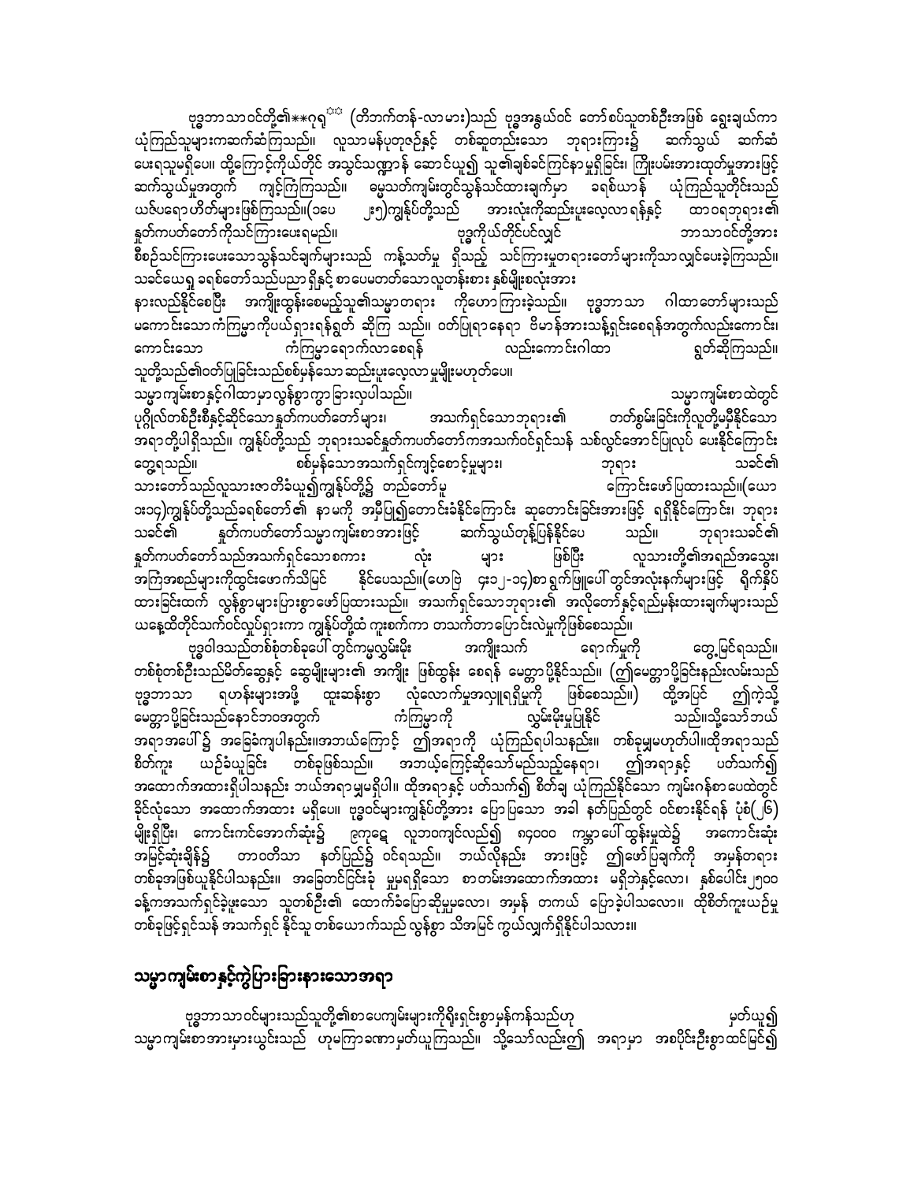ဗုဒ္ဓဘာသာဝင်တို့၏**ဂုရု** (တိဘက်တန်-လာမား)သည် ဗုဒ္ဓအနွယ်ဝင် တော်စပ်သူတစ်ဦးအဖြစ် ရွေးချယ်ကာ ယုံကြည်သူများကဆက်ဆံကြသည်။ လူသာမန်ပုတုဇဉ်နှင့် တစ်ဆူတည်းသော ဘုရားကြား၌ ဆက်သွယ် ဆက်ဆံပေးရသူမရှိပေ။ ထို့ကြောင့်ကိုယ်တိုင် အသွင်သဏ္ဍာန် ဆောင်ယူ၍ သူ၏ချစ်ခင်ကြင်နာမှုရှိခြင်း၊ ကြိုးပမ်းအားထုတ်မှုအားဖြင့် ဆက်သွယ်မှုအတွက် ကျင့်ကြံကြသည်။ မေ့သတ်ကျမ်းတွင်သွန်သင်ထားချက်မှာ ခရစ်ယာန် ယုံကြည်သူတိုင်းသည် ယဇ်ပရောဟိတ်များဖြစ်ကြသည်။(၁ပေ ၂း၅)ကျွန်ုပ်တို့သည် အားလုံးကိုဆည်းပူးလေ့လာရန်နှင့် ထာဝရဘုရား၏ နှုတ်ကပတ်တော်ကိုသင်ကြားပေးရမည်။ ဗုဒ္ဓကိုယ်တိုင်ပင်လျှင် ဘာသာဝင်တို့အား စီစဉ်သင်ကြားပေးသောသွန်သင်ချက်များသည် ကန့်သတ်မှု ရှိသည့် သင်ကြားမှုတရားတော်များကိုသာ လျှင်ပေးခဲ့ကြသည်။ သခင်ယေရှု ခရစ်တော်သည်ပညာရှိနှင့် စာပေမတတ်သောလူတန်းစား နှစ်မျိုးစလုံးအား နားလည်နိုင်စေပြီး အကျိုးထွန်းစေမည့်သူ၏သမ္မာတရား ကိုဟောကြားခဲ့သည်။ ဗုဒ္ဓဘာသာ ဂါထာတော်များသည် မကောင်းသော ကံကြမ္မာကိုပယ်ရှားရန်ရွတ် ဆိုကြ သည်။ ဝတ်ပြုရာနေရာ ဗိမာန်အားသန့်ရှင်းစေရန်အတွက်လည်းကောင်း၊ ကောင်းသော ကံကြမ္မာရောက်လာစေရန် လည်းကောင်းဂါထာ ရွတ်ဆိုကြသည်။ သူတို့သည်၏ဝတ်ပြုခြင်းသည်စစ်မှန်သော ဆည်းပူးလေ့လာ မှုမျိုးမဟုတ်ပေ။

သမ္မာကျမ်းစာနှင့်ဂါထာမှာလွန်စွာကွာခြားလှပါသည်။ သမ္မာကျမ်းစာထဲတွင် ပုဂ္ဂိုလ်တစ်ဦးစီနှင့်ဆိုင်သောနှုတ်ကပတ်တော်များ၊ အသက်ရှင်သောဘုရား၏ တတ်စွမ်းခြင်းကိုလူတို့မမှီနိုင်သော အရာတို့ပါရှိသည်။ ကျွန်ုပ်တို့သည် ဘုရားသခင်နှုတ်ကပတ်တော်ကအသက်ဝင်ရှင်သန် သစ်လွင်အောင်ပြုလုပ် ပေးနိုင်ကြောင်းတွေ့ရသည်။ စစ်မှန်သောအသက်ရှင်ကျင့်စောင့်မှုများ၊ ဘုရား သခင်၏ သားတော်သည်လူသားဇာတိခံယူ၍ကျွန်ုပ်တို့၌ တည်တော်မူ ကြောင်းဖော်ပြထားသည်။(ယော ၁း၁၄)ကျွန်ုပ်တို့သည်ခရစ်တော်၏ နာမကို အမှီပြု၍တောင်းခံနိုင်ကြောင်း ဆုတောင်းခြင်းအားဖြင့် ရရှိနိုင်ကြောင်း၊ ဘုရားသခင်၏ နှုတ်ကပတ်တော်သမ္မာကျမ်းစာအားဖြင့် ဆက်သွယ်တုန့်ပြန်နိုင်ပေ သည်။ ဘုရားသခင်၏ နှုတ်ကပတ်တော်သည်အသက်ရှင်သောစကား လုံး များ ဖြစ်ပြီး လူသားတို့၏အရည်အသွေး၊ အကြံအစည်များကိုထွင်းဖောက်သိမြင် နိုင်ပေသည်။(ဟေဗြဲ ၄း၁၂-၁၃)စာရွက်ဖြူပေါ်တွင်အလုံးနက်များဖြင့် ရိုက်နှိပ်ထားခြင်းထက် လွန်စွာများပြားစွာဖော်ပြထားသည်။ အသက်ရှင်သောဘုရား၏ အလိုတော်နှင့်ရည်မှန်းထားချက်များသည် ယနေ့ထိတိုင်သက်ဝင်လှုပ်ရှားကာ ကျွန်ုပ်တို့ထံ ကူးစက်ကာ တသက်တာပြောင်းလဲမှုကိုဖြစ်စေသည်။

ဗုဒ္ဓဝါဒသည်တစ်စုံတစ်ခုပေါ်တွင်ကမ္ဘာ့လွှမ်းမိုး အကျိုးသက် ရောက်မှုကို တွေ့မြင်ရသည်။ တစ်စုံတစ်ဦးသည်မိတ်ဆွေနှင့် ဆွေမျိုးများ၏ အကျိုး ဖြစ်ထွန်း စေရန် မေတ္တာပို့နိုင်သည်။ (ဤမေတ္တာပို့ခြင်းနည်းလမ်းသည် ဗုဒ္ဓဘာသာ ရဟန်းများအဖို့ ထူးဆန်းစွာ လုံလောက်မှုအလျှုရရှိမှုကို ဖြစ်စေသည်။) ထို့အပြင် ဤကဲ့သို့ မေတ္တာပို့ခြင်းသည်နောင်ဘဝအတွက် ကံကြမ္မာကို လွှမ်းမိုးမှုပြုနိုင် သည်။သို့သော်ဘယ်အရာအပေါ်၌ အခြေခံကျပါနည်း။အဘယ်ကြောင့် ဤအရာကို ယုံကြည်ရပါသနည်း။ တစ်ခုမျှမဟုတ်ပါ။ထိုအရာသည် စိတ်ကူး ယဉ်ခံယူခြင်း တစ်ခုဖြစ်သည်။ အဘယ့်ကြောင့်ဆိုသော်မည်သည့်နေရာ၊ ဤအရာနှင့် ပတ်သက်၍ အထောက်အထားရှိပါသနည်း ဘယ်အရာမျှမရှိပါ။ ထိုအရာနှင့် ပတ်သက်၍ စိတ်ချ ယုံကြည်နိုင်သော ကျမ်းဂန်စာပေထဲတွင် ခိုင်လုံသော အထောက်အထား မရှိပေ။ ဗုဒ္ဓဝင်များကျွန်ုပ်တို့အား ပြောပြသော အခါ နတ်ပြည်တွင် ဝင်စားနိုင်ရန် ပုံစံ(၂၆) မျိုးရှိပြီး၊ ကောင်းကင်အောက်ဆုံး၌ ဇကုဋေ လူ့ဘဝကျင်လည်၍ ၈၄၀၀၀ ကမ္ဘာပေါ်ထွန်းမှုထဲ၌ အကောင်းဆုံး အမြင့်ဆုံးချိန်၌ တာဝတိံသာ နတ်ပြည်၌ ဝင်ရသည်။ ဘယ်လိုနည်း အားဖြင့် ဤဖော်ပြချက်ကို အမှန်တရားတစ်ခုအဖြစ်ယူနိုင်ပါသနည်း။ အခြေတင်ငြင်းခုံ မှုမရှိသော စာတမ်းအထောက်အထား မရှိဘဲနှင့်လော၊ နှစ်ပေါင်း၂၅၀၀ ခန့်ကအသက်ရှင်ခဲ့ဖူးသော သူတစ်ဦး၏ ထောက်ခံပြောဆိုမှုလော၊ အမှန် တကယ် ပြောခဲ့ပါသလော။ ထိုစိတ်ကူးယဉ်မှုတစ်ခုဖြင့်ရှင်သန် အသက်ရှင် နိုင်သူ တစ်ယောက်သည် လွန်စွာ သိအမြင် ကွယ်လျှက်ရှိနိုင်ပါသလား။

## သမ္မာကျမ်းစာနှင့်ကွဲပြားခြားနားသောအရာ

ဗုဒ္ဓဘာသာဝင်များသည်သူတို့၏စာပေကျမ်းများကိုရိုးရှင်းစွာမှန်ကန်သည်ဟု မှတ်ယူ၍ သမ္မာကျမ်းစာအားများယွင်းသည် ဟုမကြာခဏမှတ်ယူကြသည်။ သို့သော်လည်းဤ အရာမှာ အစပိုင်းဦးစွာထင်မြင်၍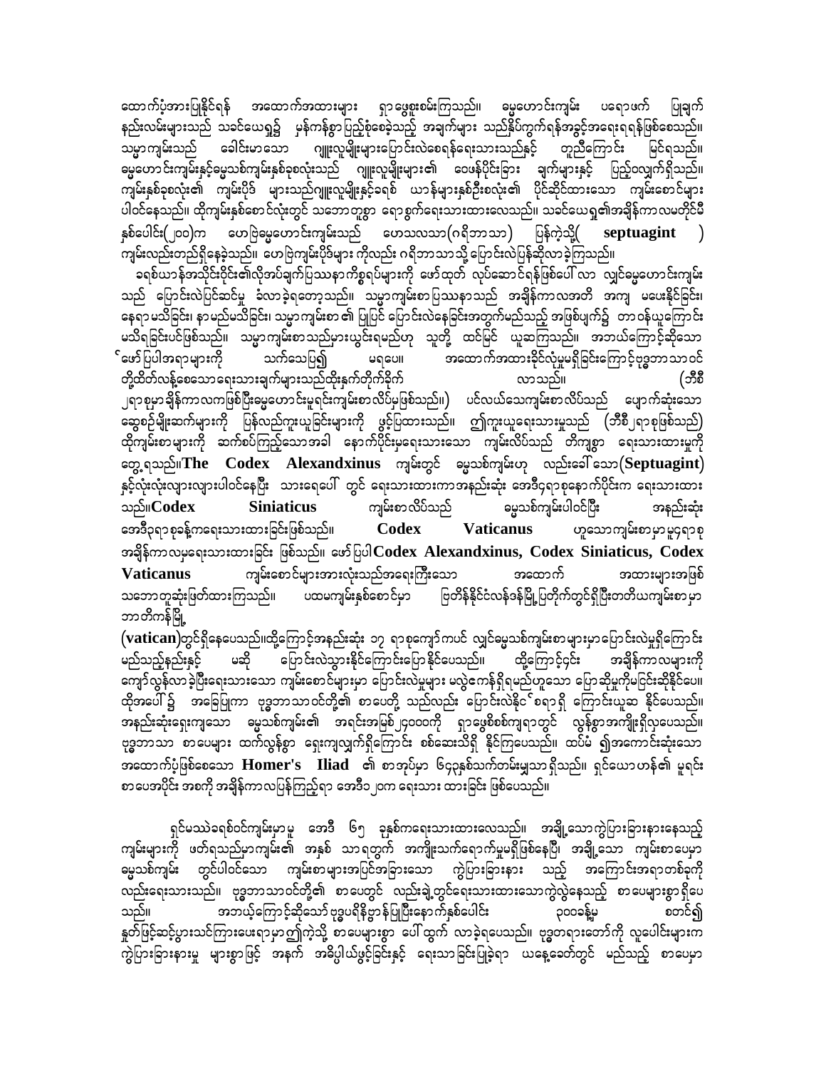ထောက်ပံ့အားပြုနိုင်ရန် အထောက်အထားများ ရှာဖွေစူးစမ်းကြသည်။ ဓမ္မဟောင်းကျမ်း ပရောဖက် ပြုချက်နည်းလမ်းများသည် သခင်ယေရှု၌ မှန်ကန်စွာပြည့်စုံစေခဲ့သည့် အချက်များ သည်နိုင်ငံဝက်ရန်အခွင့်အရေးရရန်ဖြစ်စေသည်။ သမ္မာကျမ်းသည် ခေါင်းမာသော ဂျူးလူမျိုးများပြောင်းလဲစေရန်ရေးသားသည်နှင့် တူညီကြောင်း မြင်ရသည်။ ဓမ္မဟောင်းကျမ်းနှင့်ဓမ္မသစ်ကျမ်းနှစ်ခုစလုံးသည် ဂျူးလူမျိုးများ၏ ဝေဖန်ပိုင်းခြား ချက်များနှင့် ပြည့်ဝလျှက်ရှိသည်။ ကျမ်းနှစ်ခုစလုံး၏ ကျမ်းပိုဒ် များသည်ဂျူးလူမျိုးနှင့်ခရစ် ယာန်များနှစ်ဦးစလုံး၏ ပိုင်ဆိုင်ထားသော ကျမ်းစောင်များ ပါဝင်နေသည်။ ထိုကျမ်းနှစ်စောင်လုံးတွင် သဘောတူစွာ ရေစွက်ရေးသားထားလေသည်။ သခင်ယေရှု၏အချိန်ကာလမတိုင်မီ နှစ်ပေါင်း(၂၀၀)က ဟေဗြဲဓမ္မဟောင်းကျမ်းသည် ဟေသလသာ(ဂရိဘာသာ) ပြန်ကဲ့သို့( **septuagint** ) ကျမ်းလည်းတည်ရှိနေခဲ့သည်။ ဟေဗြဲကျမ်းပိုဒ်များ ကိုလည်း ဂရိဘာသာသို့ ပြောင်းလဲပြန်ဆိုလာခဲ့ကြသည်။

ခရစ်ယာန်အသိုင်းဝိုင်း၏လိုအပ်ချက်ပြဿနာကိစ္စရပ်များကို ဖော်ထုတ် လုပ်ဆောင်ရန်ဖြစ်ပေါ်လာ လျှင်ဓမ္မဟောင်းကျမ်းသည် ပြောင်းလဲပြင်ဆင်မှု ခံလာခဲ့ရတော့သည်။ သမ္မာကျမ်းစာပြဿနာသည် အချိန်ကာလအတိ အကျ မပေးနိုင်ခြင်း၊ နေရာမသိခြင်း၊ နာမည်မသိခြင်း၊ သမ္မာကျမ်းစာ ၏ ပြုပြင် ပြောင်းလဲနေခြင်းအတွက်မည်သည့် အဖြစ်ပျက်၌ တာဝန်ယူကြောင်း မသိရခြင်းပင်ဖြစ်သည်။ သမ္မာကျမ်းစာသည်မှားယွင်းရမည်ဟု သူတို့ ထင်မြင် ယူဆကြသည်။ အဘယ်ကြောင့်ဆိုသော် ဖော်ပြပါအရာများကို သက်သေပြ၍ မရပေ။ အထောက်အထားခိုင်လုံမှုမရှိခြင်းကြောင့်ဗုဒ္ဓဘာသာဝင်တို့ထိတ်လန့်စေသောရေးသားချက်များသည်ထိုးနှက်တိုက်ခိုက် လာသည်။ (ဘီစီ ၂ရာစုမှာချိန်ကာလကဖြစ်ပြီးဓမ္မဟောင်းမူရင်းကျမ်းစာလိပ်မှုဖြစ်သည်။) ပင်လယ်သေကျမ်းစာလိပ်သည် ပျောက်ဆုံးသော ဆွေစဉ်မျိုးဆက်များကို ပြန်လည်ကူးယူခြင်းများကို ဖွင့်ပြထားသည်။ ဤကူးယူရေးသားမှုသည် (ဘီစီ၂ရာစုဖြစ်သည်) ထိုကျမ်းစာများကို ဆက်စပ်ကြည့်သောအခါ နောက်ပိုင်းမှရေးသားသော ကျမ်းလိပ်သည် တိကျစွာ ရေးသားထားမှုကို တွေ့ရသည်။ **The Codex Alexandxinus** ကျမ်းတွင် ဓမ္မသစ်ကျမ်းဟု လည်းခေါ်သော(**Septuagint**) နှင့်လုံးလုံးလျားလျားပါဝင်နေပြီး သာရေပေါ် တွင် ရေးသားထားကာအနည်းဆုံး အေဒီ၄ရာစုနောက်ပိုင်းက ရေးသားထားသည်။ **Codex Siniaticus** ကျမ်းစာလိပ်သည် ဓမ္မသစ်ကျမ်းပါဝင်ပြီး အနည်းဆုံး အေဒီ၃ရာစုနှစ်ကရေးသားထားခြင်းဖြစ်သည်။ **Codex Vaticanus** ဟုသောကျမ်းစာမှာမူ၄ရာစု အချိန်ကာလမှရေးသားထားခြင်း ဖြစ်သည်။ ဖော်ပြပါ **Codex Alexandxinus, Codex Siniaticus, Codex Vaticanus** ကျမ်းစောင်များအားလုံးသည်အရေးကြီးသော အထောက် အထားများအဖြစ် သဘောတူဆုံးဖြတ်ထားကြသည်။ ပထမကျမ်းနှစ်စောင်မှာ ဗြိတိန်နိုင်ငံလန်ဒန်မြို့ပြတိုက်တွင်ရှိပြီးတတိယကျမ်းစာမှာ ဘာတိကန်မြို့ (**vatican**)တွင်ရှိနေပေသည်။ထို့ကြောင့်အနည်းဆုံး ၁၇ ရာစုကျော်ကပင် လျှင်ဓမ္မသစ်ကျမ်းစာများမှာပြောင်းလဲမှုရှိကြောင်း မည်သည့်နည်းနှင့် မဆို ပြောင်းလဲသွားနိုင်ကြောင်းပြောနိုင်ပေသည်။ ထို့ကြောင့်၄င်း အချိန်ကာလများကို ကျော်လွန်လာခဲ့ပြီးရေးသားသော ကျမ်းစောင်များမှာ ပြောင်းလဲမှုများ မလွဲကေန်ရှိရမည်ဟူသော ပြောဆိုမှုကိုမငြင်းဆိုနိုင်ပေ။ ထိုအပေါ်၌ အခြေပြုကာ ဗုဒ္ဓဘာသာဝင်တို့၏ စာပေတို့ သည်လည်း ပြောင်းလဲနိုင်စရာရှိ ကြောင်းယူဆ နိုင်ပေသည်။ အနည်းဆုံးရှေးကျသော ဓမ္မသစ်ကျမ်း၏ အရင်းအမြစ်၂၄၀၀၀ကို ရှာဖွေစိစစ်ကျရာတွင် လွန်စွာအကျိုးရှိလှပေသည်။ ဗုဒ္ဓဘာသာ စာပေများ ထက်လွန်စွာ ရှေးကျလျှက်ရှိကြောင်း စစ်ဆေးသိရှိ နိုင်ကြပေသည်။ ထပ်မံ ၍အကောင်းဆုံးသော အထောက်ပံ့ဖြစ်စေသော **Homer's Iliad** ၏ စာအုပ်မှာ ၆၄၃နှစ်သက်တမ်းမျှသာရှိသည်။ ရှင်ယောဟန်၏ မူရင်းစာပေအပိုင်း အစကို အချိန်ကာလပြန်ကြည့်ရာ အေဒီ၁၂၀က ရေးသား ထားခြင်း ဖြစ်ပေသည်။

ရှင်မဿဲခရစ်ဝင်ကျမ်းမှာမူ အေဒီ ၆၅ ခုနှစ်ကရေးသားထားလေသည်။ အချို့သောကွဲပြားခြားနားနေသည့်ကျမ်းများကို ဖတ်ရသည်မှာကျမ်း၏ အနှစ် သာရတွက် အကျိုးသက်ရောက်မှုမရှိဖြစ်နေပြီး၊ အချို့သော ကျမ်းစာပေမှာ ဓမ္မသစ်ကျမ်း တွင်ပါဝင်သော ကျမ်းစာများအပြင်အခြားသော ကွဲပြားခြားနား သည့် အကြောင်းအရာတစ်ခုကိုလည်းရေးသားသည်။ ဗုဒ္ဓဘာသာဝင်တို့၏ စာပေတွင် လည်းချဲ့တွင်ရေးသားထားသောကွဲလွဲနေသည့် စာပေများစွာရှိပေသည်။ အဘယ့်ကြောင့်ဆိုသော်ဗုဒ္ဓပရိနိဗ္ဗာန်ပြုပြီးနောက်နှစ်ပေါင်း ၃၀၀ခန့်မှ စတင်၍ နှုတ်ဖြင့်ဆင့်ပွားသင်ကြားပေးရာမှာ ဤကဲ့သို့ စာပေများစွာ ပေါ်ထွက် လာခဲ့ရပေသည်။ ဗုဒ္ဓတရားတော်ကို လူပေါင်းများက ကွဲပြားခြားနားမှု များစွာဖြင့် အနက် အဓိပ္ပါယ်ဖွင့်ခြင်းနှင့် ရေးသာခြင်းပြုခဲ့ရာ ယနေ့ခေတ်တွင် မည်သည့် စာပေမှာ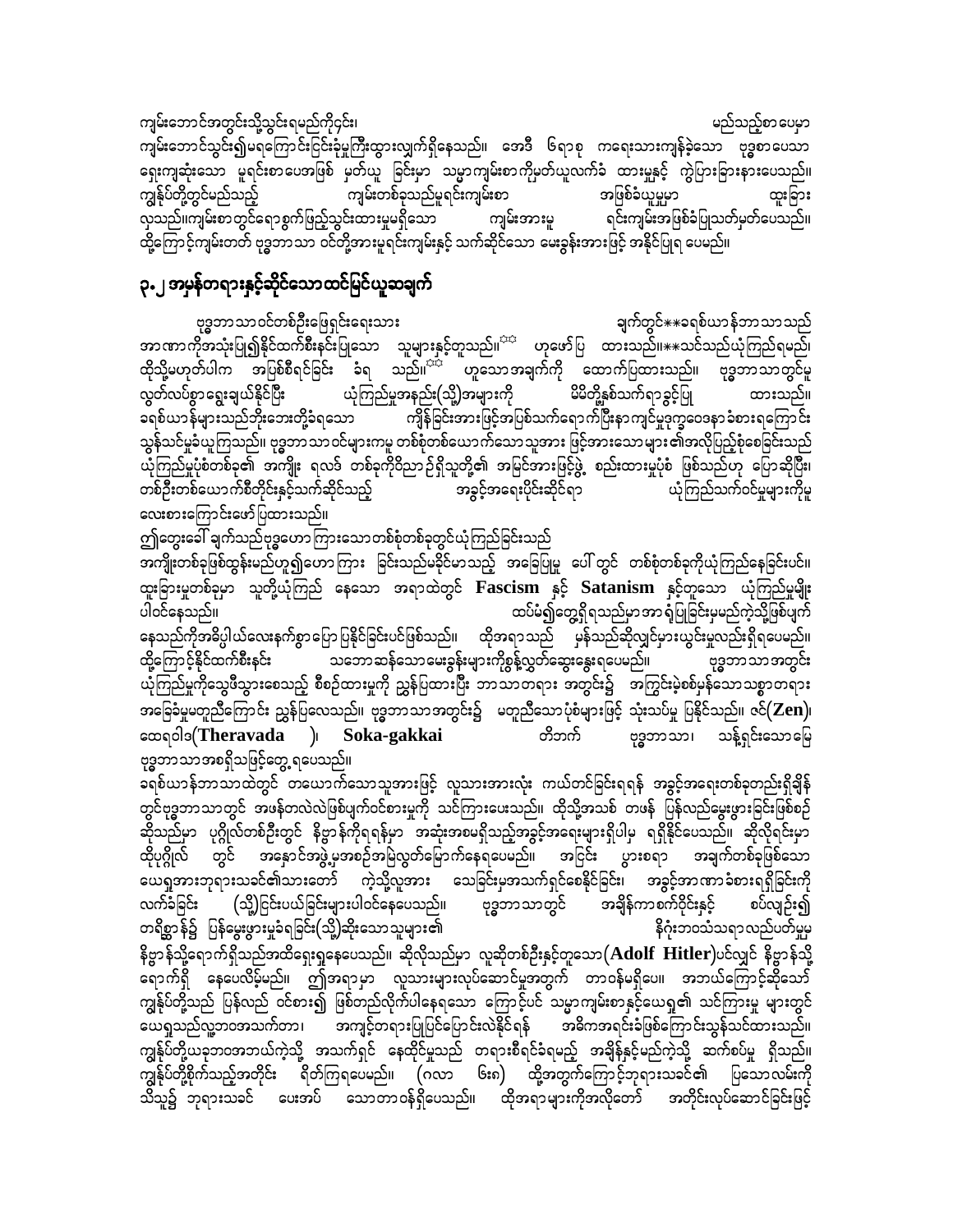ကျမ်းဘောင်အတွင်းသို့သွင်းရမည်ကိုင်း၊ မည်သည့်စာပေမှာ ကျမ်းဘောင်သွင်း၍မရကြောင်းငြင်းခုံမှုကြီးထွားလျက်ရှိနေသည်။ အေဒီ ၆ရာစု ကရေးသားကျန်ခဲ့သော ဗုဒ္ဓစာပေသာ ရှေးကျဆုံးသော မူရင်းစာပေအဖြစ် မှတ်ယူ ခြင်းမှာ သမ္မာကျမ်းစာကိုမှတ်ယူလက်ခံ ထားမှုနှင့် ကွဲပြားခြားနားပေသည်။ ကျွန်ုပ်တို့တွင်မည်သည့် ကျမ်းတစ်ခုသည်မူရင်းကျမ်းစာ အဖြစ်ခံယူမှုမှာ ထူးခြား လှသည်။ကျမ်းစာတွင်ရောစွက်ဖြည့်သွင်းထားမှုမရှိသော ကျမ်းအားမူ ရင်းကျမ်းအဖြစ်ခံပြုသတ်မှတ်ပေသည်။ ထို့ကြောင့်ကျမ်းတတ် ဗုဒ္ဓဘာသာ ဝင်တို့အားမူရင်းကျမ်းနှင့် သက်ဆိုင်သော မေးခွန်းအားဖြင့် အနိုင်ပြုရ ပေမည်။

## ၃.၂ အမှန်တရားနှင့်ဆိုင်သောထင်မြင်ယူဆချက်

ဗုဒ္ဓဘာသာဝင်တစ်ဦးဖြေရှင်းရေးသား ချက်တွင်**ခရစ်ယာန်ဘာသာသည် အာဏာကိုအသုံးပြု၍နိုင်ထက်စီးနင်းပြုသော သူများနှင့်တူသည်။[??] ဟုဖော်ပြ ထားသည်။**သင်သည်ယုံကြည်ရမည်၊ ထိုသို့မဟုတ်ပါက အပြစ်စီရင်ခြင်း ခံရ သည်။[??] ဟူသောအချက်ကို ထောက်ပြထားသည်။ ဗုဒ္ဓဘာသာတွင်မူ လွတ်လပ်စွာရွေးချယ်နိုင်ပြီး ယုံကြည်မှုအနည်း(သို့)အများကို မိမိတို့နှစ်သက်ရာခွင့်ပြု ထားသည်။ ခရစ်ယာန်များသည်ဘုံးဘေးတို့ခံရသော ကျိန်ခြင်းအားဖြင့်အပြစ်သက်ရောက်ပြီးနာကျင်မှုဒုက္ခဝေဒနာခံစားရကြောင်း သွန်သင်မှုခံယူကြသည်။ ဗုဒ္ဓဘာသာဝင်များကမူ တစ်စုံတစ်ယောက်သောသူအား ဖြစ်အားသောများ၏အလိုပြည့်စုံစေခြင်းသည် ယုံကြည်မှုပုံစံတစ်ခု၏ အကျိုး ရလဒ် တစ်ခုကိုဝိညာဉ်ရှိသူတို့၏ အမြင်အားဖြင့်ဖွဲ့ စည်းထားမှုပုံစံ ဖြစ်သည်ဟု ပြောဆိုပြီး၊ တစ်ဦးတစ်ယောက်စီတိုင်းနှင့်သက်ဆိုင်သည့် အခွင့်အရေးပိုင်းဆိုင်ရာ ယုံကြည်သက်ဝင်မှုများကိုမူ လေးစားကြောင်းဖော်ပြထားသည်။

ဤတွေးခေါ် ချက်သည်ဗုဒ္ဓဟောကြားသောတစ်စုံတစ်ခုတွင်ယုံကြည်ခြင်းသည် အကျိုးတစ်ခုဖြစ်ထွန်းမည်ဟူ၍ဟောကြား ခြင်းသည်မခိုင်မာသည့် အခြေပြုမှု ပေါ် တွင် တစ်စုံတစ်ခုကိုယုံကြည်နေခြင်းပင်။ ထူးခြားမှုတစ်ခုမှာ သူတို့ယုံကြည် နေသော အရာထဲတွင် **Fascism** နှင့် **Satanism** နှင့်တူသော ယုံကြည်မှုမျိုး ပါဝင်နေသည်။ ထပ်မံ၍တွေ့ရှိရသည်မှာအာရုံပြုခြင်းမှမည်ကဲ့သို့ဖြစ်ပျက် နေသည်ကိုအဓိပ္ပါယ်လေးနက်စွာပြောပြနိုင်ခြင်းပင်ဖြစ်သည်။ ထိုအရာသည် မှန်သည်ဆိုလျှင်မှားယွင်းမှုလည်းရှိရပေမည်။ ထို့ကြောင့်နိုင်ထက်စီးနင်း သဘောဆန်သောမေးခွန်းများကိုစွန့်လွှတ်ဆွေးနွေးရပေမည်။ ဗုဒ္ဓဘာသာအတွင်း ယုံကြည်မှုကိုသွေဖီသွားစေသည့် စီစဉ်ထားမှုကို ညွှန်ပြထားပြီး ဘာသာတရား အတွင်း၌ အကြင်းမဲ့စစ်မှန်သောသစ္စာတရား အခြေခံမှုမတူညီကြောင်း ညွှန်ပြလေသည်။ ဗုဒ္ဓဘာသာအတွင်း၌ မတူညီသောပုံစံများဖြင့် သုံးသပ်မှု ပြုနိုင်သည်။ ဇင်(**Zen**)၊ ထေရဝါဒ(**Theravada** )၊ **Soka-gakkai** တိဘက် ဗုဒ္ဓဘာသာ၊ သန့်ရှင်းသောမြေ ဗုဒ္ဓဘာသာအစရှိသဖြင့်တွေ့ရပေသည်။

ခရစ်ယာန်ဘာသာထဲတွင် တယောက်သောသူအားဖြင့် လူသားအားလုံး ကယ်တင်ခြင်းရရန် အခွင့်အရေးတစ်ခုတည်းရှိချိန် တွင်ဗုဒ္ဓဘာသာတွင် အဖန်တလဲလဲဖြစ်ပျက်ဝင်စားမှုကို သင်ကြားပေးသည်။ ထိုသို့အသစ် တဖန် ပြန်လည်မွေးဖွားခြင်းဖြစ်စဉ် ဆိုသည်မှာ ပုဂ္ဂိုလ်တစ်ဦးတွင် နိဗ္ဗာန်ကိုရရန်မှာ အဆုံးအစမရှိသည့်အခွင့်အရေးများရှိပါမှ ရရှိနိုင်ပေသည်။ ဆိုလိုရင်းမှာ ထိုပုဂ္ဂိုလ် တွင် အနှောင်အဖွဲ့မှအစဉ်အမြဲလွတ်မြောက်နေရပေမည်။ အငြင်း ပွားစရာ အချက်တစ်ခုဖြစ်သော ယေရှုအားဘုရားသခင်၏သားတော် ကဲ့သို့လူအား သေခြင်းမှအသက်ရှင်စေနိုင်ခြင်း၊ အခွင့်အာဏာခံစားရရှိခြင်းကို လက်ခံခြင်း (သို့)ငြင်းပယ်ခြင်းများပါဝင်နေပေသည်။ ဗုဒ္ဓဘာသာတွင် အချိန်ကာစက်ဝိုင်းနှင့် စပ်လျဉ်း၍ တရိစ္ဆာန်၌ ပြန်မွေးဖွားမှုခံရခြင်း(သို့)ဆိုးသောသူများ၏ နိဂုံးဘဝသံသရာလည်ပတ်မှုမှ နိဗ္ဗာန်သို့ရောက်ရှိသည်အထိရှေးရှုနေပေသည်။ ဆိုလိုသည်မှာ လူဆိုတစ်ဦးနှင့်တူသော(**Adolf Hitler**)ပင်လျှင် နိဗ္ဗာန်သို့ ရောက်ရှိ နေပေလိမ့်မည်။ ဤအရာမှာ လူသားများလုပ်ဆောင်မှုအတွက် တာဝန်မရှိပေ။ အဘယ်ကြောင့်ဆိုသော် ကျွန်ုပ်တို့သည် ပြန်လည် ဝင်စား၍ ဖြစ်တည်လိုက်ပါနေသော ကြောင့်ပင် သမ္မာကျမ်းစာနှင့်ယေရှု၏ သင်ကြားမှု များတွင် ယေရှုသည်လူ့ဘဝအသက်တာ၊ အကျင့်တရားပြုပြင်ပြောင်းလဲနိုင်ရန် အဓိကအရင်းခံဖြစ်ကြောင်းသွန်သင်ထားသည်။ ကျွန်ုပ်တို့ယခုဘဝအဘယ်ကဲ့သို့ အသက်ရှင် နေထိုင်မှုသည် တရားစီရင်ခံရမည့် အချိန်နှင့်မည်ကဲ့သို့ ဆက်စပ်မှု ရှိသည်။ ကျွန်ုပ်တို့စိုက်သည့်အတိုင်း ရိတ်ကြရပေမည်။ (ဂလာ ၆း၈) ထို့အတွက်ကြောင့်ဘုရားသခင်၏ ပြသောလမ်းကို သိသူ၌ ဘုရားသခင် ပေးအပ် သောတာဝန်ရှိပေသည်။ ထိုအရာများကိုအလိုတော် အတိုင်းလုပ်ဆောင်ခြင်းဖြင့်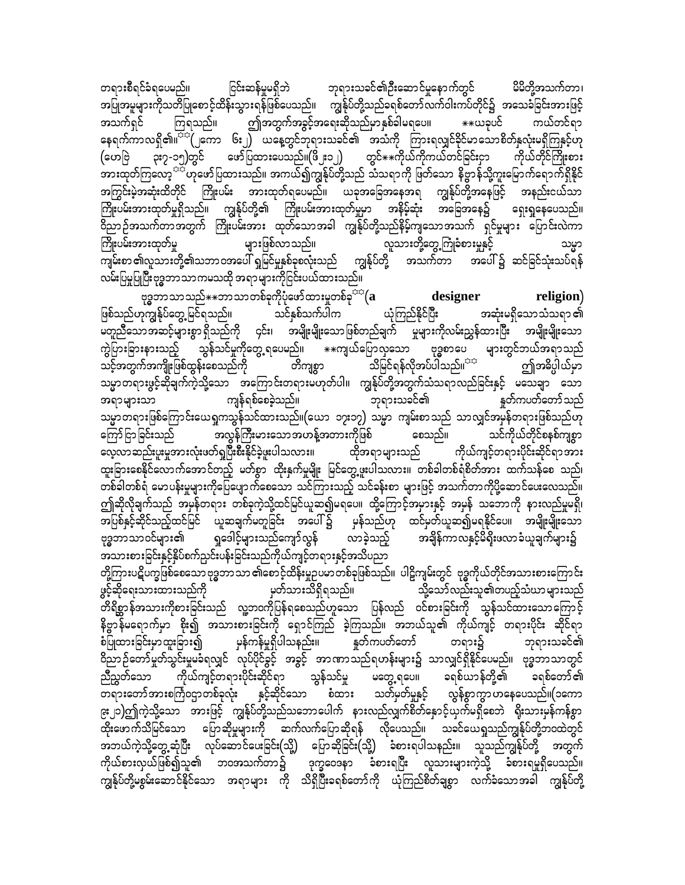တရားစီရင်ခံရပေမည်။ ငြင်းဆန်မှုမရှိဘဲ ဘုရားသခင်၏ဦးဆောင်မှုနောက်တွင် မိမိတို့အသက်တာ၊ အပြုအမူများကိုသတိပြုစောင့်ထိန်းသွားရန်ဖြစ်ပေသည်။ ကျွန်ုပ်တို့သည်ခရစ်တော်လက်ဝါးကပ်တိုင်၌ အသေခံခြင်းအားဖြင့် အသက်ရှင် ကြရသည်။ ဤအတွက်အခွင့်အရေးဆိုသည်မှာနှစ်ခါမရပေ။ **ယခုပင် ကယ်တင်ရာ နေ့ရက်ကာလရှိ၏။[**](၂ကော ၆း၂) ယနေ့တွင်ဘုရားသခင်၏ အသံကို ကြားရလျှင်ခိုင်မာသောစိတ်နှလုံးမရှိကြနှင့်ဟု (ဟေဗြဲ ၃း၇-၁၅)တွင် ဖော်ပြထားပေသည်။(ဖိ၂း၁၂) တွင်**ကိုယ်ကိုကယ်တင်ခြင်းငှာ ကိုယ်တိုင်ကြိုးစားအားထုတ်ကြလော့[**]ဟုဖော်ပြထားသည်။ အကယ်၍ကျွန်ုပ်တို့သည် သံသရာကို ဖြတ်သော နိဗ္ဗာန်သို့ကူးမြောက်ရောက်ရှိနိုင်အကြွင်းမဲ့အဆုံးထိတိုင် ကြိုးပမ်း အားထုတ်ရပေမည်။ ယခုအခြေအနေအရ ကျွန်ုပ်တို့အနေဖြင့် အနည်းငယ်သာ ကြိုးပမ်းအားထုတ်မှုရှိသည်။ ကျွန်ုပ်တို့၏ ကြိုးပမ်းအားထုတ်မှုမှာ အနိမ့်ဆုံး အခြေအနေ၌ ရှေးရှုနေပေသည်။ ဝိညာဉ်အသက်တာအတွက် ကြိုးပမ်းအား ထုတ်သောအခါ ကျွန်ုပ်တို့သည်နိမ့်ကျသောအသက် ရှင်မှုများ ပြောင်းလဲကာ ကြိုးပမ်းအားထုတ်မှု များဖြစ်လာသည်။ လူသားတို့တွေ့ကြုံခံစားမှုနှင့် သမ္မာကျမ်းစာ၏လူသားတို့၏သဘာဝအပေါ် ရှုမြင်မှုနှစ်ခုစလုံးသည် ကျွန်ုပ်တို့ အသက်တာ အပေါ်၌ ဆင်ခြင်သုံးသပ်ရန် လမ်းပြမှုပြုပြီး ဗုဒ္ဓဘာသာကမသထိ အရာများကိုငြင်းပယ်ထားသည်။

ဗုဒ္ဓဘာသာသည်**ဘာသာတစ်ခုကိုပုံဖော်ထားမှုတစ်ခု[**](**a designer religion**) ဖြစ်သည်ဟုကျွန်ုပ်တွေ့မြင်ရသည်။ သင်နှစ်သက်ပါက ယုံကြည်နိုင်ပြီး အဆုံးမရှိသောသံသရာ၏ မတူညီသောအဆင့်များစွာ ရှိသည်ကို ၄င်း၊ အမျိုးမျိုးသောဖြစ်တည်ချက် မှုများကိုလမ်းညွှန်ထားပြီး အမျိုးမျိုးသော ကွဲပြားခြားနားသည့် သွန်သင်မှုကိုတွေ့ရပေမည်။ **ကျယ်ပြောလှသော ဗုဒ္ဓစာပေ များတွင်ဘယ်အရာသည် သင့်အတွက်အကျိုးဖြစ်ထွန်းစေသည်ကို တိကျစွာ သိမြင်ရန်လိုအပ်ပါသည်။[**] ဤအဓိပ္ပါယ်မှာ သမ္မာတရားဖွင့်ဆိုချက်ကဲ့သို့သော အကြောင်းတရားမဟုတ်ပါ။ ကျွန်ုပ်တို့အတွက်သံသရာလည်ခြင်းနှင့် မသေချာ သော အရာများသာ ကျန်ရစ်စေခဲ့သည်။ ဘုရားသခင်၏ နှုတ်ကပတ်တော်သည် သမ္မာတရားဖြစ်ကြောင်းယေရှုကသွန်သင်ထားသည်။(ယော ၁၇း၁၇) သမ္မာ ကျမ်းစာသည် သာလျှင်အမှန်တရားဖြစ်သည်ဟု ကြော်ငြာခြင်းသည် အလွန်ကြီးမားသောအဟန့်အတားကိုဖြစ် စေသည်။ သင်ကိုယ်တိုင်စနစ်ကျစွာ လေ့လာဆည်းပူးမှုအားလုံးဖတ်ရှုပြီးစီးနိုင်ခဲ့ဖူးပါသလား။ ထိုအရာများသည် ကိုယ်ကျင့်တရားပိုင်းဆိုင်ရာအား ထူးခြားစေနိုင်လောက်အောင်တည့် မတ်စွာ ထိုးနှက်မှုမျိုး မြင်တွေ့ဖူးပါသလား။ တစ်ခါတစ်ရံစိတ်အား ထက်သန်စေ သည်၊ တစ်ခါတစ်ရံ မောပန်းမှုများကိုပြေပျောက်စေသော သင်ကြားသည့် သင်ခန်းစာ များဖြင့် အသက်တာကိုပံ့ဆောင်ပေးလေသည်။ ဤဆိုလိုချက်သည် အမှန်တရား တစ်ခုကဲ့သို့ထင်မြင်ယူဆ၍မရပေ။ ထို့ကြောင့်အမှားနှင့် အမှန် သဘောကို နားလည်မှုမရှိ၊ အပြစ်နှင့်ဆိုင်သည့်ထင်မြင် ယူဆချက်မတူခြင်း အပေါ်၌ မှန်သည်ဟု ထင်မှတ်ယူဆ၍မရနိုင်ပေ။ အမျိုးမျိုးသော ဗုဒ္ဓဘာသာဝင်များ၏ ရှုဒေါင့်များသည်ကျော်လွန် လာခဲ့သည့် အချိန်ကာလနှင့်မိရိုးဖလာခံယူချက်များ၌ အသားစားခြင်းနှင့်နိပ်စက်ညှင်းပန်းခြင်းသည်ကိုယ်ကျင့်တရားနှင့်အသိပညာ တို့ကြားပဋိပက္ခဖြစ်စေသောဗုဒ္ဓဘာသာ၏စောင့်ထိန်းမှုဥပမာတစ်ခုဖြစ်သည်။ ပါဠိကျမ်းတွင် ဗုဒ္ဓကိုယ်တိုင်အသားစားကြောင်း ဖွင့်ဆိုရေးသားထားသည်ကို မှတ်သားသိရှိရသည်။ သို့သော်လည်းသူ၏တပည့်သံဃာ များသည် တိရိစ္ဆာန်အသားကိုစားခြင်းသည် လူ့ဘဝကိုပြန်ရစေသည်ဟူသော ပြန်လည် ဝင်စားခြင်းကို သွန်သင်ထားသောကြောင့် နိဗ္ဗာန်မရောက်မှာ စိုး၍ အသားစားခြင်းကို ရှောင်ကြည် ခဲ့ကြသည်။ အဘယ်သူ၏ ကိုယ်ကျင့် တရားပိုင်း ဆိုင်ရာ စံပြုထားခြင်းမှာထူးခြား၍ မှန်ကန်မှုရှိပါသနည်း။ နှုတ်ကပတ်တော် တရား၌ ဘုရားသခင်၏ ဝိညာဉ်တော်မှုတ်သွင်းမှုမခံရလျှင် လုပ်ပိုင်ခွင့် အခွင့် အာဏာသည်ရဟန်းများ၌ သာလျှင်ရှိနိုင်ပေမည်။ ဗုဒ္ဓဘာသာတွင် ညီညွတ်သော ကိုယ်ကျင့်တရားပိုင်းဆိုင်ရာ သွန်သင်မှု မတွေ့ရပေ။ ခရစ်ယာန်တို့၏ ခရစ်တော်၏ တရားတော်အားစကြဝဠာတစ်ခုလုံး နှင့်ဆိုင်သော စံထား သတ်မှတ်မှုနှင့် လွန်စွာကွာဟနေပေသည်။(၁ကော ၉း၂၁)ဤကဲ့သို့သော အားဖြင့် ကျွန်ုပ်တို့သည်သဘောပေါက် နားလည်လျက်စိတ်နှောင့်ယှက်မရှိစေဘဲ ရိုးသားမှန်ကန်စွာ ထိုးဖောက်သိမြင်သော ပြောဆိုမှုများကို ဆက်လက်ပြောဆိုရန် လိုပေသည်။ သခင်ယေရှုသည်ကျွန်ုပ်တို့ဘဝထဲတွင် အဘယ်ကဲ့သို့တွေ့ဆုံပြီး လုပ်ဆောင်ပေးခြင်း(သို့) ပြောဆိုခြင်း(သို့) ခံစားရပါသနည်း။ သူသည်ကျွန်ုပ်တို့ အတွက် ကိုယ်စားလှယ်ဖြစ်၍သူ၏ ဘဝအသက်တာ၌ ဒုက္ခဝေဒနာ ခံစားရပြီး လူသားများကဲ့သို့ ခံစားရမှုရှိပေသည်။ ကျွန်ုပ်တို့မစွမ်းဆောင်နိုင်သော အရာများ ကို သိရှိပြီးခရစ်တော်ကို ယုံကြည်စိတ်ချစွာ လက်ခံသောအခါ ကျွန်ုပ်တို့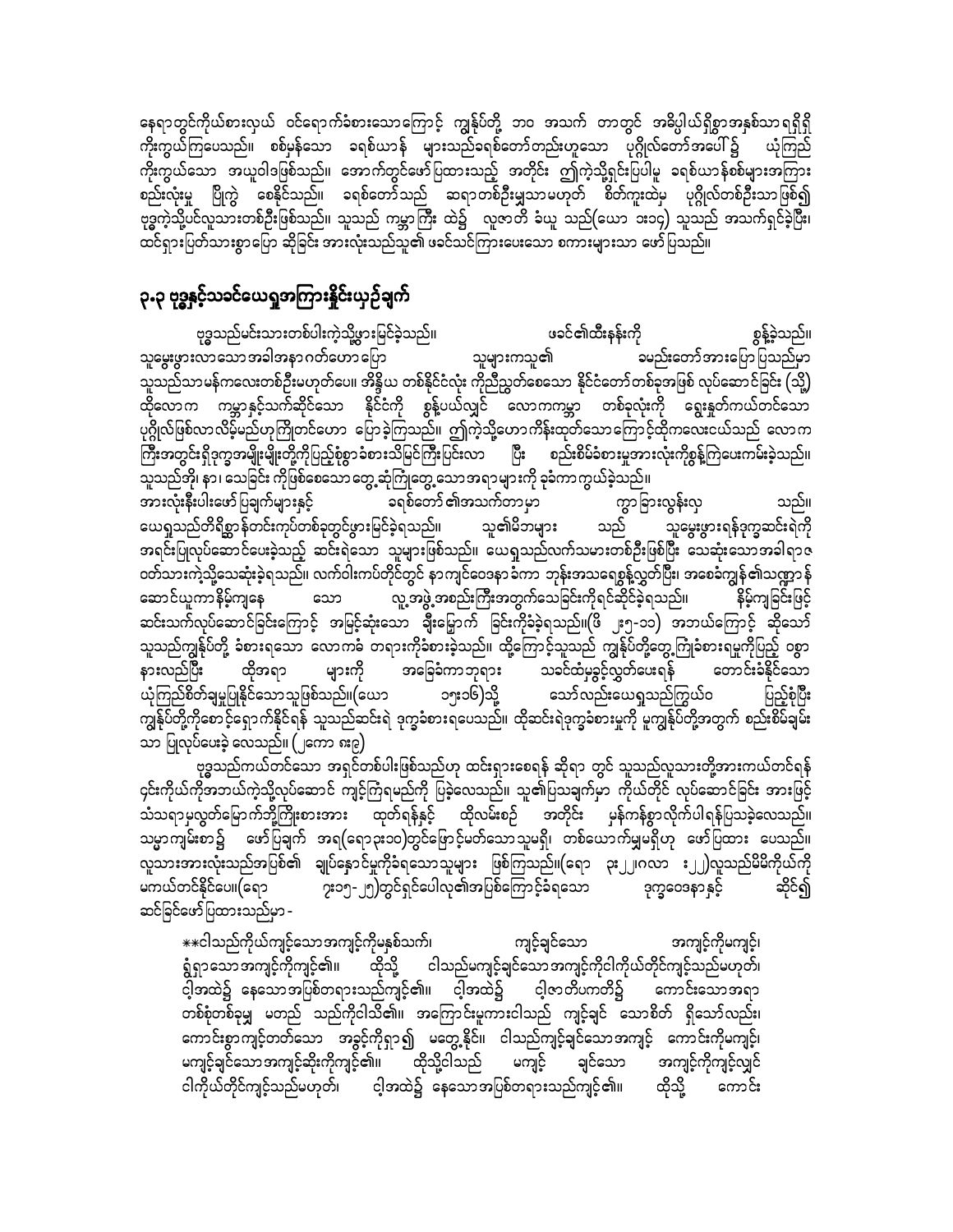နေရာတွင်ကိုယ်စားလှယ် ဝင်ရောက်ခံစားသောကြောင့် ကျွန်ုပ်တို့ ဘဝ အသက် တာတွင် အဓိပ္ပါယ်ရှိစွာအနှစ်သာရရှိရှိ ကိုးကွယ်ကြပေသည်။ စစ်မှန်သော ခရစ်ယာန် များသည်ခရစ်တော်တည်းဟူသော ပုဂ္ဂိုလ်တော်အပေါ်၌ ယုံကြည် ကိုးကွယ်သော အယူဝါဒဖြစ်သည်။ အောက်တွင်ဖော်ပြထားသည့် အတိုင်း ဤကဲ့သို့ရှင်းပြပါမူ ခရစ်ယာန်စစ်များအကြား စည်းလုံးမှု ပြိုကွဲ စေနိုင်သည်။ ခရစ်တော်သည် ဆရာတစ်ဦးမျှသာမဟုတ် စိတ်ကူးထဲမှ ပုဂ္ဂိုလ်တစ်ဦးသာဖြစ်၍ ဗုဒ္ဓကဲ့သို့ပင်လူသားတစ်ဦးဖြစ်သည်။ သူသည် ကမ္ဘာကြီး ထဲ၌ လူဇာတိ ခံယူ သည်(ယော ၁း၁၄) သူသည် အသက်ရှင်ခဲ့ပြီး၊ ထင်ရှားပြတ်သားစွာပြော ဆိုခြင်း အားလုံးသည်သူ၏ ဖခင်သင်ကြားပေးသော စကားများသာ ဖော်ပြသည်။

## ၃.၃ ဗုဒ္ဓနှင့်သခင်ယေရှုအကြားနှိုင်းယှဉ်ချက်

ဗုဒ္ဓသည်မင်းသားတစ်ပါးကဲ့သို့ဖွားမြင်ခဲ့သည်။ ဖခင်၏ထီးနန်းကို စွန့်ခဲ့သည်။ သူမွေးဖွားလာသောအခါအနာဂတ်ဟောပြော သူများကသူ၏ ခမည်းတော်အားပြောပြသည်မှာ သူသည်သာမန်ကလေးတစ်ဦးမဟုတ်ပေ။ အိန္ဒိယ တစ်နိုင်ငံလုံး ကိုညီညွတ်စေသော နိုင်ငံတော်တစ်ခုအဖြစ် လုပ်ဆောင်ခြင်း (သို့) ထိုလောက ကမ္ဘာနှင့်သက်ဆိုင်သော နိုင်ငံကို စွန့်ပယ်လျှင် လောကကမ္ဘာ တစ်ခုလုံးကို ရွေးနှုတ်ကယ်တင်သော ပုဂ္ဂိုလ်ဖြစ်လာလိမ့်မည်ဟုကြိုတင်ဟော ပြောခဲ့ကြသည်။ ဤကဲ့သို့ဟောကိန်းထုတ်သောကြောင့်ထိုကလေးငယ်သည် လောက ကြီးအတွင်းရှိဒုက္ခအမျိုးမျိုးတို့ကိုပြည့်စုံစွာခံစားသိမြင်ကြီးပြင်းလာ ပြီး စည်းစိမ်ခံစားမှုအားလုံးကိုစွန့်ကြပေးကမ်းခဲ့သည်။ သူသည်အို၊ နာ၊ သေခြင်း ကိုဖြစ်စေသော တွေ့ဆုံကြတွေ့သောအရာများကို ခုခံကာကွယ်ခဲ့သည်။
အားလုံးနီးပါးဖော်ပြချက်များနှင့် ခရစ်တော်၏အသက်တာမှာ ကွာခြားလွန်းလှ သည်။ ယေရှုသည်တိရိစ္ဆာန်တင်းကုပ်တစ်ခုတွင်ဖွားမြင်ခဲ့ရသည်။ သူ၏မိဘများ သည် သူမွေးဖွားရန်ဒုက္ခဆင်းရဲကို အရင်းပြုလုပ်ဆောင်ပေးခဲ့သည့် ဆင်းရဲသော သူများဖြစ်သည်။ ယေရှုသည်လက်သမားတစ်ဦးဖြစ်ပြီး သေဆုံးသောအခါရာဇ ဝတ်သားကဲ့သို့သေဆုံးခဲ့ရသည်။ လက်ဝါးကပ်တိုင်တွင် နာကျင်ဝေဒနာခံကာ ဘုန်းအသရေစွန့်လွှတ်ပြီး၊ အစေခံကျွန်၏သဏ္ဌာန် ဆောင်ယူကာနိမ့်ကျနေ သော လူ့အဖွဲ့အစည်းကြီးအတွက်သေခြင်းကိုရင်ဆိုင်ခဲ့ရသည်။ နိမ့်ကျခြင်းဖြင့် ဆင်းသက်လုပ်ဆောင်ခြင်းကြောင့် အမြင့်ဆုံးသော ချီးမြှောက် ခြင်းကိုခံခဲ့ရသည်။(ဖိ ၂း၅-၁၁) အဘယ်ကြောင့် ဆိုသော် သူသည်ကျွန်ုပ်တို့ ခံစားရသော လောကခံ တရားကိုခံစားခဲ့သည်။ ထို့ကြောင့်သူသည် ကျွန်ုပ်တို့တွေ့ကြုံခံစားရမှုကိုပြည့် ဝစွာ နားလည်ပြီး ထိုအရာ များကို အခြေခံကာဘုရား သခင်ထံမှခွင့်လွှတ်ပေးရန် တောင်းခံနိုင်သော ယုံကြည်စိတ်ချမှုပြုနိုင်သောသူဖြစ်သည်။(ယော ၁၅း၁၆)သို့ သော်လည်းယေရှုသည်ကွယ်ဝ ပြည့်စုံပြီး ကျွန်ုပ်တို့ကိုစောင့်ရှောက်နိုင်ရန် သူသည်ဆင်းရဲ ဒုက္ခခံစားရပေသည်။ ထိုဆင်းရဲဒုက္ခခံစားမှုကို မူကျွန်ုပ်တို့အတွက် စည်းစိမ်ချမ်း သာ ပြုလုပ်ပေးခဲ့ လေသည်။ (၂ကော ၈း၉)

ဗုဒ္ဓသည်ကယ်တင်သော အရှင်တစ်ပါးဖြစ်သည်ဟု ထင်ရှားစေရန် ဆိုရာ တွင် သူသည်လူသားတို့အားကယ်တင်ရန် ၎င်းကိုယ်ကိုအဘယ်ကဲ့သို့လုပ်ဆောင် ကျင့်ကြံရမည်ကို ပြခဲ့လေသည်။ သူ၏ပြသချက်မှာ ကိုယ်တိုင် လုပ်ဆောင်ခြင်း အားဖြင့် သံသရာမှလွတ်မြောက်ဘို့ကြိုးစားအား ထုတ်ရန်နှင့် ထိုလမ်းစဉ် အတိုင်း မှန်ကန်စွာလိုက်ပါရန်ပြသခဲ့လေသည်။ သမ္မာကျမ်းစာ၌ ဖော်ပြချက် အရ(ရော ၃း၁၀)တွင်ဖြောင့်မတ်သောသူမရှိ၊ တစ်ယောက်မျှမရှိဟု ဖော်ပြထား ပေသည်။ လူသားအားလုံးသည်အပြစ်၏ ချုပ်နှောင်မှုကိုခံရသောသူများ ဖြစ်ကြသည်။(ရော ၃း၂၂၊ဂလာ း၂၂)လူသည်မိမိကိုယ်ကို မကယ်တင်နိုင်ပေ။(ရော ၇း၁၅-၂၅)တွင်ရှင်ပေါလု၏အပြစ်ကြောင့်ခံရသော ဒုက္ခဝေဒနာနှင့် ဆိုင်၍ ဆင်ခြင်ဖော်ပြထားသည်မှာ -

**ငါသည်ကိုယ်ကျင့်သောအကျင့်ကိုမနှစ်သက်၊ ကျင့်ချင်သော အကျင့်ကိုမကျင့်၊ ရွံရှာသောအကျင့်ကိုကျင့်၏။ ထိုသို့ ငါသည်မကျင့်ချင်သောအကျင့်ကိုငါကိုယ်တိုင်ကျင့်သည်မဟုတ်၊ ငါ့အထဲ၌ နေသောအပြစ်တရားသည်ကျင့်၏။ ငါ့အထဲ၌ ငါ့ဇာတိပကတိ၌ ကောင်းသောအရာ တစ်စုံတစ်ခုမျှ မတည် သည်ကိုငါသိ၏။ အကြောင်းမူကားငါသည် ကျင့်ချင် သောစိတ် ရှိသော်လည်း၊ ကောင်းစွာကျင့်တတ်သော အခွင့်ကိုရှာ၍ မတွေ့နိုင်။ ငါသည်ကျင့်ချင်သောအကျင့် ကောင်းကိုမကျင့်၊ မကျင့်ချင်သောအကျင့်ဆိုးကိုကျင့်၏။ ထိုသို့ငါသည် မကျင့် ချင်သော အကျင့်ကိုကျင့်လျှင် ငါကိုယ်တိုင်ကျင့်သည်မဟုတ်၊ ငါ့အထဲ၌ နေသောအပြစ်တရားသည်ကျင့်၏။ ထိုသို့ ကောင်း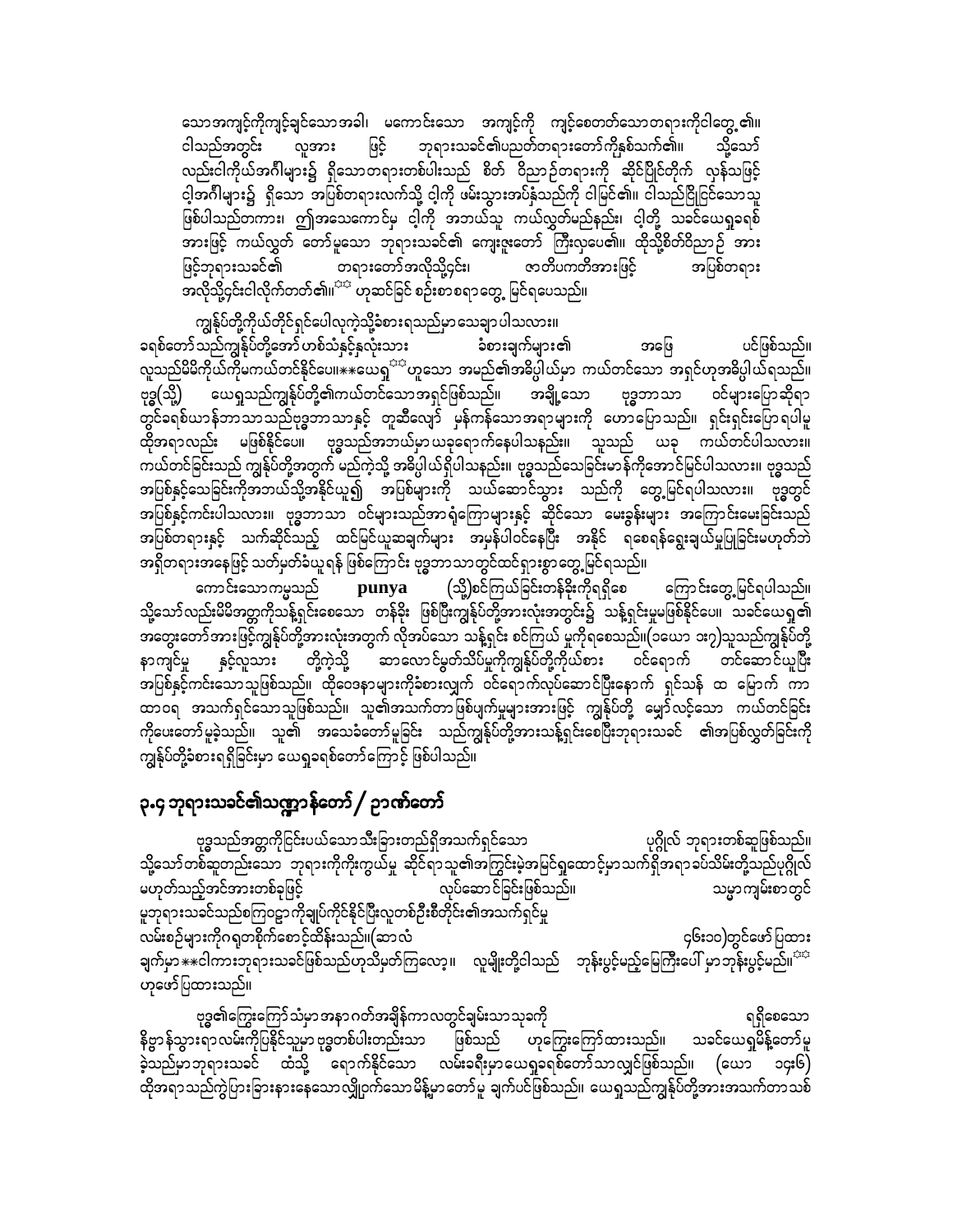သောအကျင့်ကိုကျင့်ချင်သောအခါ၊ မကောင်းသော အကျင့်ကို ကျင့်စေတတ်သောတရားကိုငါတွေ့၏။ ငါသည်အတွင်း လူအား ဖြင့် ဘုရားသခင်၏ပညတ်တရားတော်ကိုနှစ်သက်၏။ သို့သော် လည်းငါကိုယ်အင်္ဂါများ၌ ရှိသောတရားတစ်ပါးသည် စိတ် ဝိညာဉ်တရားကို ဆိုင်ပြိုင်တိုက် လှန်သဖြင့် ငါ့အင်္ဂါများ၌ ရှိသော အပြစ်တရားလက်သို့ ငါ့ကို ဖမ်းသွားအပ်နှံသည်ကို ငါမြင်၏။ ငါသည်ငြိုငြင်သောသူ ဖြစ်ပါသည်တကား၊ ဤအသေကောင်မှ ငါ့ကို အဘယ်သူ ကယ်လွှတ်မည်နည်း၊ ငါတို့ သခင်ယေရှုခရစ် အားဖြင့် ကယ်လွှတ် တော်မူသော ဘုရားသခင်၏ ကျေးဇူးတော် ကြီးလှပေ၏။ ထိုသို့စိတ်ဝိညာဉ် အား ဖြင့်ဘုရားသခင်၏ တရားတော်အလိုသို့၄င်း၊ ဇာတိပကတိအားဖြင့် အပြစ်တရား အလိုသို့၄င်းငါလိုက်တတ်၏။[☆] ဟုဆင်ခြင် စဉ်းစားစရာတွေ့ မြင်ရပေသည်။

ကျွန်ုပ်တို့ကိုယ်တိုင်ရှင်ပေါလုကဲ့သို့ခံစားရသည်မှာသေချာပါသလား။

ခရစ်တော်သည်ကျွန်ုပ်တို့အော် ဟစ်သံနှင့်နှလုံးသား ခံစားချက်များ၏ အဖြေ ပင်ဖြစ်သည်။ လူသည်မိမိကိုယ်ကိုမကယ်တင်နိုင်ပေ။**ယေရှု[☆]ဟူသော အမည်၏အဓိပ္ပါယ်မှာ ကယ်တင်သော အရှင်ဟုအဓိပ္ပါယ်ရသည်။ ဗုဒ္ဓ(သို့) ယေရှုသည်ကျွန်ုပ်တို့၏ကယ်တင်သောအရှင်ဖြစ်သည်။ အချို့သော ဗုဒ္ဓဘာသာ ဝင်များပြောဆိုရာ တွင်ခရစ်ယာန်ဘာသာသည်ဗုဒ္ဓဘာသာနှင့် တူညီလျော် မှန်ကန်သောအရာများကို ဟောပြောသည်။ ရှင်းရှင်းပြောရပါမူ ထိုအရာလည်း မဖြစ်နိုင်ပေ၊ ဗုဒ္ဓသည်အဘယ်မှာ ယခုရောက်နေပါသနည်း။ သူသည် ယခု ကယ်တင်ပါသလား။ ကယ်တင်ခြင်းသည် ကျွန်ုပ်တို့အတွက် မည်ကဲ့သို့ အဓိပ္ပါယ်ရှိပါသနည်း။ ဗုဒ္ဓသည်သေခြင်းမာန်ကိုအောင်မြင်ပါသလား။ ဗုဒ္ဓသည် အပြစ်နှင့်သေခြင်းကိုအဘယ်သို့အနိုင်ယူ၍ အပြစ်များကို သယ်ဆောင်သွား သည်ကို တွေ့မြင်ရပါသလား။ ဗုဒ္ဓတွင် အပြစ်နှင့်ကင်းပါသလား။ ဗုဒ္ဓဘာသာ ဝင်များသည်အာရုံကြောများနှင့် ဆိုင်သော မေးခွန်းများ အကြောင်းမေးခြင်းသည် အပြစ်တရားနှင့် သက်ဆိုင်သည့် ထင်မြင်ယူဆချက်များ အမှန်ပါဝင်နေပြီး အနိုင် ရစေရန်ရွေးချယ်မှုပြုခြင်းမဟုတ်ဘဲ အရှိတရားအနေဖြင့် သတ်မှတ်ခံယူရန် ဖြစ်ကြောင်း ဗုဒ္ဓဘာသာတွင်ထင်ရှားစွာတွေ့မြင်ရသည်။

ကောင်းသောကမ္မသည် **punya** (သို့)စင်ကြယ်ခြင်းတန်ခိုးကိုရရှိစေ ကြောင်းတွေ့မြင်ရပါသည်။ သို့သော်လည်းမိမိအတွက်ကိုသန့်ရှင်းစေသော တန်ခိုး ဖြစ်ပြီးကျွန်ုပ်တို့အားလုံးအတွင်း၌ သန့်ရှင်းမှုမဖြစ်နိုင်ပေ။ သခင်ယေရှု၏ အတွေးတော်အားဖြင့်ကျွန်ုပ်တို့အားလုံးအတွက် လိုအပ်သော သန့်ရှင်း စင်ကြယ် မှုကိုရစေသည်။(၁ယော ၁း၇)သူသည်ကျွန်ုပ်တို့ နာကျင်မှု နှင့်လူသား တို့ကဲ့သို့ ဆာလောင်မွတ်သိပ်မှုကိုကျွန်ုပ်တို့ကိုယ်စား ဝင်ရောက် တင်ဆောင်ယူပြီး အပြစ်နှင့်ကင်းသောသူဖြစ်သည်။ ထိုဝေဒနာများကိုခံစားလျှက် ဝင်ရောက်လုပ်ဆောင်ပြီးနောက် ရှင်သန် ထ မြောက် ကာ ထာဝရ အသက်ရှင်သောသူဖြစ်သည်။ သူ၏အသက်တာဖြစ်ပျက်မှုများအားဖြင့် ကျွန်ုပ်တို့ မျှော်လင့်သော ကယ်တင်ခြင်း ကိုပေးတော်မူခဲ့သည်။ သူ၏ အသေခံတော်မူခြင်း သည်ကျွန်ုပ်တို့အားသန့်ရှင်းစေပြီးဘုရားသခင် ၏အပြစ်လွှတ်ခြင်းကို ကျွန်ုပ်တို့ခံစားရရှိခြင်းမှာ ယေရှုခရစ်တော်ကြောင့် ဖြစ်ပါသည်။

## ၃.၄ ဘုရားသခင်၏သဏ္ဍာန်တော် / ဥာဏ်တော်

ဗုဒ္ဓသည်အတ္တကိုငြင်းပယ်သောသီးခြားတည်ရှိအသက်ရှင်သော ပုဂ္ဂိုလ် ဘုရားတစ်ဆူဖြစ်သည်။ သို့သော်တစ်ဆူတည်းသော ဘုရားကိုကိုးကွယ်မှု ဆိုင်ရာသူ၏အကြွင်းမဲ့အမြင့်ရှုထောင့်မှာသက်ရှိအရာခပ်သိမ်းတို့သည်ပုဂ္ဂိုလ် မဟုတ်သည့်အင်အားတစ်ခုဖြင့် လုပ်ဆောင်ခြင်းဖြစ်သည်။ သမ္မာကျမ်းစာတွင် မူဘုရားသခင်သည်စကြဝဠာကိုချုပ်ကိုင်နိုင်ပြီးလူတစ်ဦးစီတိုင်း၏အသက်ရှင်မှု လမ်းစဉ်များကိုဂရုတစိုက်စောင့်ထိန်းသည်။(ဆာလံ ၄၆း၁၀)တွင်ဖော်ပြထား ချက်မှာ**ငါကားဘုရားသခင်ဖြစ်သည်ဟုသိမှတ်ကြလော့။ လူမျိုးတို့ငါသည် ဘုန်းပွင့်မည့်မြေကြီးပေါ် မှာဘုန်းပွင့်မည်။[☆] ဟုဖော်ပြထားသည်။

ဗုဒ္ဓ၏ကြွေးကြော်သံမှာအနာဂတ်အချိန်ကာလတွင်ချမ်းသာသုခကို ရရှိစေသော နိဗ္ဗာန်သွားရာလမ်းကိုပြနိုင်သူမှာဗုဒ္ဓတစ်ပါးတည်းသာ ဖြစ်သည် ဟုကြွေးကြော်ထားသည်။ သခင်ယေရှုမိန့်တော်မူ ခဲ့သည်မှာဘုရားသခင် ထံသို့ ရောက်နိုင်သော လမ်းခရီးမှာယေရှုခရစ်တော်သာလျှင်ဖြစ်သည်။ (ယော ၁၄း၆) ထိုအရာသည်ကွဲပြားခြားနားနေသောလျှို့ဝှက်သောမိန့်မှာတော်မူ ချက်ပင်ဖြစ်သည်၊ ယေရှုသည်ကျွန်ုပ်တို့အားအသက်တာသစ်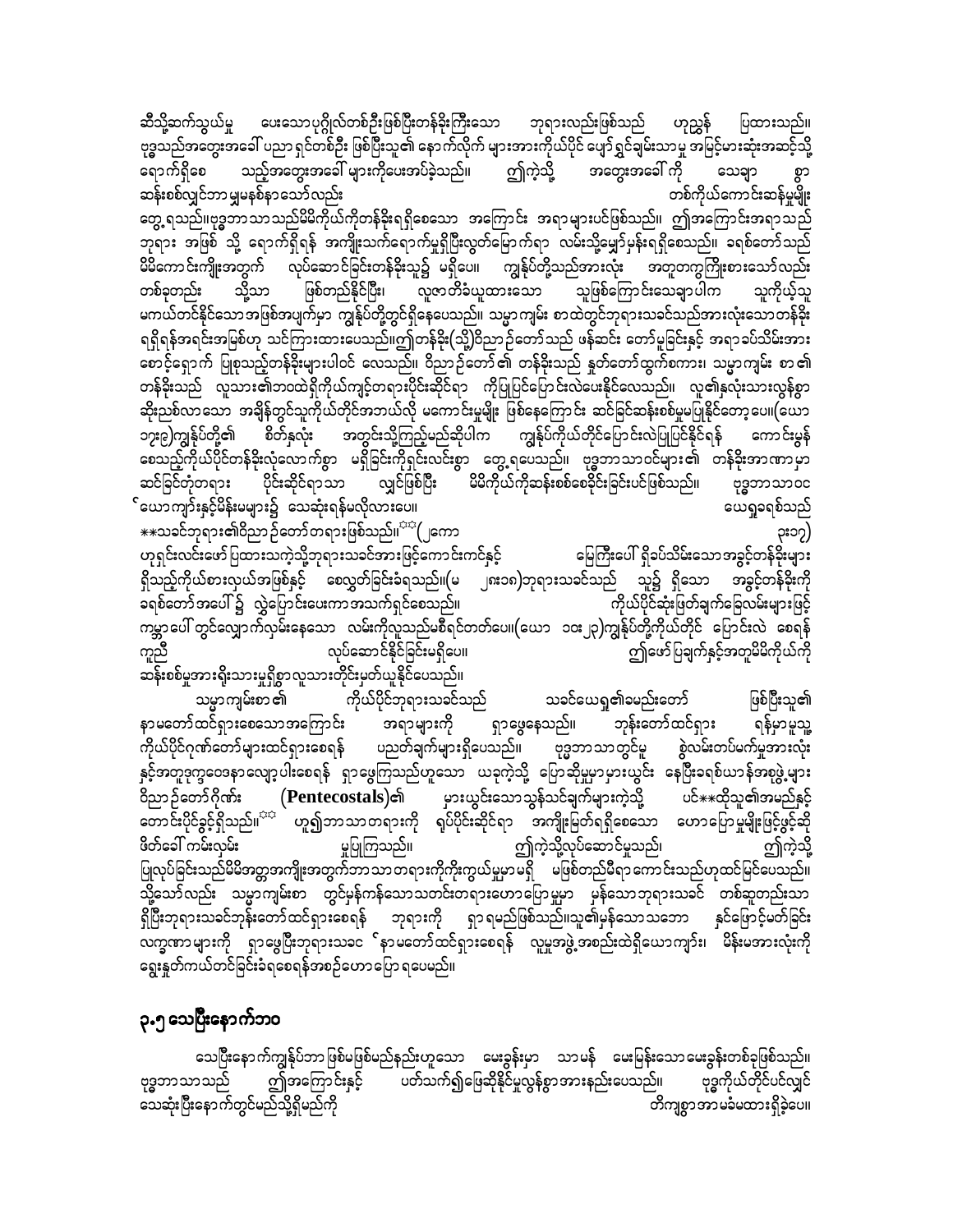ဆီသို့ဆက်သွယ်မှု ပေးသောပုဂ္ဂိုလ်တစ်ဦးဖြစ်ပြီးတန်ခိုးကြီးသော ဘုရားလည်းဖြစ်သည် ဟုညွှန် ပြထားသည်။ ဗုဒ္ဓသည်အတွေးအခေါ် ပညာရှင်တစ်ဦး ဖြစ်ပြီးသူ၏ နောက်လိုက် များအားကိုယ်ပိုင် ပျော်ရွှင်ချမ်းသာမှု အမြင့်မားဆုံးအဆင့်သို့ ရောက်ရှိစေ သည့်အတွေးအခေါ် များကိုပေးအပ်ခဲ့သည်။ ဤကဲ့သို့ အတွေးအခေါ် ကို သေချာ စွာ ဆန်းစစ်လျှင်ဘာ မှုမနစ်နာသော်လည်း တစ်ကိုယ်ကောင်းဆန်မှုမျိုး တွေ့ရသည်။ဗုဒ္ဓဘာသာသည်မိမိကိုယ်ကိုတန်ခိုးရရှိစေသော အကြောင်း အရာများပင်ဖြစ်သည်။ ဤအကြောင်းအရာသည် ဘုရား အဖြစ် သို့ ရောက်ရှိရန် အကျိုးသက်ရောက်မှုရှိပြီးလွတ်မြောက်ရာ လမ်းသို့မျှော်မှန်းရရှိစေသည်။ ခရစ်တော်သည် မိမိကောင်းကျိုးအတွက် လုပ်ဆောင်ခြင်းတန်ခိုးသူ၌ မရှိပေ။ ကျွန်ုပ်တို့သည်အားလုံး အတူတကွကြိုးစားသော်လည်း တစ်ခုတည်း သို့သာ ဖြစ်တည်နိုင်ပြီး၊ လူဇာတိခံယူထားသော သူဖြစ်ကြောင်းသေချာပါက သူကိုယ့်သူ မကယ်တင်နိုင်သောအဖြစ်အပျက်မှာ ကျွန်ုပ်တို့တွင်ရှိနေပေသည်။ သမ္မာကျမ်း စာထဲတွင်ဘုရားသခင်သည်အားလုံးသောတန်ခိုး ရရှိရန်အရင်းအမြစ်ဟု သင်ကြားထားပေသည်။ဤတန်ခိုး(သို့)ဝိညာဉ်တော်သည် ဖန်ဆင်း တော်မူခြင်းနှင့် အရာခပ်သိမ်းအား စောင့်ရှောက် ပြုစုသည့်တန်ခိုးများပါဝင် လေသည်။ ဝိညာဉ်တော် ၏ တန်ခိုးသည် နှုတ်တော်ထွက်စကား၊ သမ္မာကျမ်း စာ ၏ တန်ခိုးသည် လူသား၏ဘဝထဲရှိကိုယ်ကျင့်တရားပိုင်းဆိုင်ရာ ကိုပြုပြင်ပြောင်းလဲပေးနိုင်လေသည်။ လူ၏နှလုံးသားလွန်စွာ ဆိုးညစ်လာသော အချိန်တွင်သူကိုယ်တိုင်အဘယ်လို မကောင်းမှုမျိုး ဖြစ်နေကြောင်း ဆင်ခြင်ဆန်းစစ်မှုမပြုနိုင်တော့ပေ။(ယော ၁၇း၉)ကျွန်ုပ်တို့၏ စိတ်နှလုံး အတွင်းသို့ကြည့်မည်ဆိုပါက ကျွန်ုပ်ကိုယ်တိုင်ပြောင်းလဲပြုပြင်နိုင်ရန် ကောင်းမွန် စေသည့်ကိုယ်ပိုင်တန်ခိုးလုံလောက်စွာ မရှိခြင်းကိုရှင်းလင်းစွာ တွေ့ရပေသည်။ ဗုဒ္ဓဘာသာဝင်များ၏ တန်ခိုးအာဏာမှာ ဆင်ခြင်တုံတရား ပိုင်းဆိုင်ရာသာ လျှင်ဖြစ်ပြီး မိမိကိုယ်ကိုဆန်းစစ်စေခိုင်းခြင်းပင်ဖြစ်သည်။ ဗုဒ္ဓဘာသာဝင ်ယောကျာ်းနှင့်မိန်းမများ၌ သေဆုံးရန်မလိုလားပေ။ ယေရှုခရစ်သည် **သခင်ဘုရား၏ဝိညာဉ်တော်တရားဖြစ်သည်။[**] (၂ကော ၃း၁၇)

ဟုရှင်းလင်းဖော်ပြထားသကဲ့သို့ဘုရားသခင်အားဖြင့်ကောင်းကင်နှင့် မြေကြီးပေါ် ရှိခပ်သိမ်းသောအခွင့်တန်ခိုးများ ရှိသည့်ကိုယ်စားလှယ်အဖြစ်နှင့် စေလွှတ်ခြင်းခံရသည်။(မ ၂၈း၁၈)ဘုရားသခင်သည် သူ၌ ရှိသော အခွင့်တန်ခိုးကို ခရစ်တော်အပေါ် ၌ လွှဲပြောင်းပေးကာအသက်ရှင်စေသည်။ ကိုယ်ပိုင်ဆုံးဖြတ်ချက်ချေလမ်းများဖြင့် ကမ္ဘာပေါ် တွင်လျှောက်လှမ်းနေသော လမ်းကိုလူသည်မစီရင်တတ်ပေ။(ယော ၁၀း၂၃)ကျွန်ုပ်တို့ကိုယ်တိုင် ပြောင်းလဲ စေရန် ကူညီ လုပ်ဆောင်နိုင်ခြင်းမရှိပေ။ ဤဖော်ပြချက်နှင့်အတူမိမိကိုယ်ကို ဆန်းစစ်မှုအားရိုးသားမှုရှိစွာလူသားတိုင်းမှတ်ယူနိုင်ပေသည်။

သမ္မာကျမ်းစာ ၏ ကိုယ်ပိုင်ဘုရားသခင်သည် သခင်ယေရှု၏ခမည်းတော် ဖြစ်ပြီးသူ၏ နာမတော်ထင်ရှားစေသောအကြောင်း အရာများကို ရှာဖွေနေသည်။ ဘုန်းတော်ထင်ရှား ရန်မှာမူသူ့ ကိုယ်ပိုင်ဂုဏ်တော်များထင်ရှားစေရန် ပညတ်ချက်များရှိပေသည်။ ဗုဒ္ဓဘာသာတွင်မူ စွဲလမ်းတပ်မက်မှုအားလုံး နှင့်အတူဒုက္ခဝေဒနာလျော့ပါးစေရန် ရှာဖွေကြသည်ဟူသော ယခုကဲ့သို့ ပြောဆိုမှုမှာမှားယွင်း နေပြီးခရစ်ယာန်အစုဖွဲ့များ ဝိညာဉ်တော်ဂိုဏ်း (**Pentecostals**)၏ မှားယွင်းသောသွန်သင်ချက်များကဲ့သို့ ပင်**ထိုသူ၏အမည်နှင့် တောင်းပိုင်ခွင့်ရှိသည်။[**] ဟူ၍ဘာသာတရားကို ရုပ်ပိုင်းဆိုင်ရာ အကျိုးမြတ်ရရှိစေသော ဟောပြောမှုမျိုးဖြင့်ဖွင့်ဆို ဖိတ်ခေါ် ကမ်းလှမ်း မှုပြုကြသည်။ ဤကဲ့သို့လုပ်ဆောင်မှုသည်၊ ဤကဲ့သို့ ပြုလုပ်ခြင်းသည်မိမိအတ္တအကျိုးအတွက်ဘာသာတရားကိုကိုးကွယ်မှုမှာမရှိ မဖြစ်တည်မိရာကောင်းသည်ဟုထင်မြင်ပေသည်။ သို့သော်လည်း သမ္မာကျမ်းစာ တွင်မှန်ကန်သောသတင်းတရားဟောပြောမှုမှာ မှန်သောဘုရားသခင် တစ်ဆူတည်းသာ ရှိပြီးဘုရားသခင်ဘုန်းတော်ထင်ရှားစေရန် ဘုရားကို ရှာရမည်ဖြစ်သည်။သူ၏မှန်သောသဘော နှင့်ဖြောင့်မတ်ခြင်း လက္ခဏာများကို ရှာဖွေပြီးဘုရားသခင ်နာမတော်ထင်ရှားစေရန် လူမှုအဖွဲ့အစည်းထဲရှိယောကျာ်း၊ မိန်းမအားလုံးကို ရွေးနှုတ်ကယ်တင်ခြင်းခံရစေရန်အစဉ်ဟောပြောရပေမည်။

## ၃.၅ သေပြီးနောက်ဘဝ

သေပြီးနောက်ကျွန်ုပ်ဘာဖြစ်မဖြစ်မည်နည်းဟူသော မေးခွန်းမှာ သာမန် မေးမြန်းသောမေးခွန်းတစ်ခုဖြစ်သည်။ ဗုဒ္ဓဘာသာသည် ဤအကြောင်းနှင့် ပတ်သက်၍ဖြေဆိုနိုင်မှုလွန်စွာအားနည်းပေသည်။ ဗုဒ္ဓကိုယ်တိုင်ပင်လျှင် သေဆုံးပြီးနောက်တွင်မည်သို့ရှိမည်ကို တိကျစွာအာမခံမထားရှိခဲ့ပေ။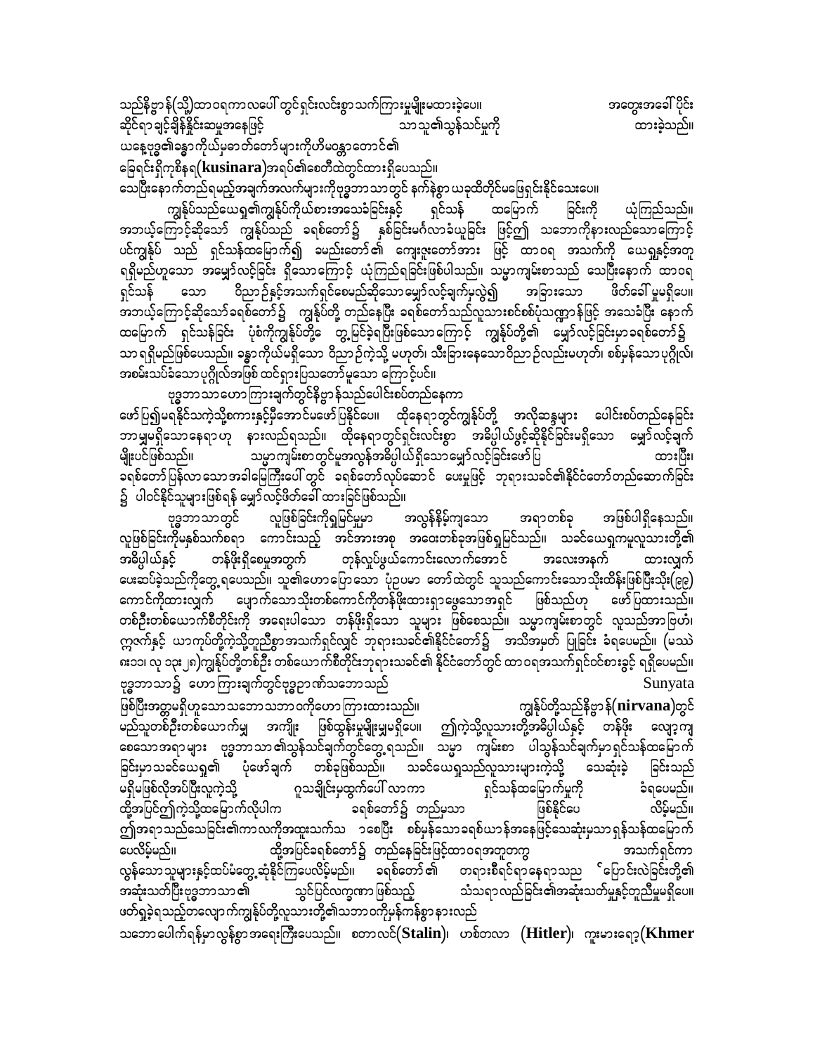သည်နိဗ္ဗာန်(သို့)ထာဝရကာလပေါ်တွင်ရှင်းလင်းစွာသက်ကြားမှုမျိုးမထားခဲ့ပေ။ အတွေးအခေါ်ပိုင်းဆိုင်ရာချင့်ချိန်နိုင်းဆမှုအနေဖြင့် သာသူ၏သွန်သင်မှုကို ထားခဲ့သည်။ ယနေ့ဗုဒ္ဓ၏ခန္ဓာကိုယ်မှဓာတ်တော်များကိုဟိမဝန္တာတောင်၏ ခြေရင်းရှိကုစိနရ(**kusinara**)အရပ်၏စေတီထဲတွင်ထားရှိပေသည်။ သေပြီးနောက်တည်ရမည့်အချက်အလက်များကိုဗုဒ္ဓဘာသာတွင် နက်နဲစွာ ယခုထိတိုင်မဖြေရှင်းနိုင်သေးပေ။

ကျွန်ုပ်သည်ယေရှု၏ကျွန်ုပ်ကိုယ်စားအသေခံခြင်းနှင့် ရှင်သန် ထမြောက် ခြင်းကို ယုံကြည်သည်။ အဘယ့်ကြောင့်ဆိုသော် ကျွန်ုပ်သည် ခရစ်တော်၌ နှစ်ခြင်းမင်္ဂလာခံယူခြင်း ဖြင့်၍ သဘောကိုနားလည်သောကြောင့် ပင်ကျွန်ုပ် သည် ရှင်သန်ထမြောက်၍ ခမည်းတော်၏ ကျေးဇူးတော်အား ဖြင့် ထာဝရ အသက်ကို ယေရှုနှင့်အတူရရှိမည်ဟူသော အမျှော်လင့်ခြင်း ရှိသောကြောင့် ယုံကြည်ရခြင်းဖြစ်ပါသည်။ သမ္မာကျမ်းစာသည် သေပြီးနောက် ထာဝရရှင်သန် သော ဝိညာဉ်နှင့်အသက်ရှင်စေမည်ဆိုသောမျှော်လင့်ချက်မလွဲ၍ အခြားသော ဖိတ်ခေါ်မှုမရှိပေ။ အဘယ့်ကြောင့်ဆိုသော်ခရစ်တော်၌ ကျွန်ုပ်တို့တည်နေပြီး ခရစ်တော်သည်လူသားဝင်စစ်ပုံသဏ္ဍာန်ဖြင့် အသေခံပြီး နောက် ထမြောက် ရှင်သန်ခြင်း ပုံစံကိုကျွန်ုပ်တို့ တွေ့မြင်ခဲ့ရပြီးဖြစ်သောကြောင့် ကျွန်ုပ်တို့၏ မျှော်လင့်ခြင်းမှာခရစ်တော်၌သာရရှိမည်ဖြစ်ပေသည်။ ခန္ဓာကိုယ်မရှိသော ဝိညာဉ်ကဲ့သို့ မဟုတ်၊ သီးခြားနေသောဝိညာဉ်လည်းမဟုတ်၊ စစ်မှန်သောပုဂ္ဂိုလ်၊ အစမ်းသပ်ခံသောပုဂ္ဂိုလ်အဖြစ် ထင်ရှားပြသတော်မူသော ကြောင့်ပင်။

ဗုဒ္ဓဘာသာဟောကြားချက်တွင်နိဗ္ဗာန်သည်ပေါင်းစပ်တည်နေကာ ဖော်ပြ၍မရနိုင်သကဲ့သို့စကားနှင့်မှီအောင်မဖော်ပြနိုင်ပေ။ ထိုနေရာတွင်ကျွန်ုပ်တို့ အလိုဆန္ဒများ ပေါင်းစပ်တည်နေခြင်းဘာမျှမရှိသောနေရာဟု နားလည်ရသည်။ ထိုနေရာတွင်ရှင်းလင်းစွာ အဓိပ္ပါယ်ဖွင့်ဆိုနိုင်ခြင်းမရှိသော မျှော်လင့်ချက်မျိုးပင်ဖြစ်သည်။ သမ္မာကျမ်းစာတွင်မူအလွန်အဓိပ္ပါယ်ရှိသောမျှော်လင့်ခြင်းဖော်ပြ ထားပြီး၊ ခရစ်တော်ပြန်လာသောအခါမြေကြီးပေါ်တွင် ခရစ်တော်လုပ်ဆောင် ပေးမှုဖြင့် ဘုရားသခင်၏နိုင်ငံတော်တည်ဆောက်ခြင်း၌ ပါဝင်နိုင်သူများဖြစ်ရန် မျှော်လင့်ဖိတ်ခေါ်ထားခြင်းဖြစ်သည်။

ဗုဒ္ဓဘာသာတွင် လူဖြစ်ခြင်းကိုရှုမြင်မှုမှာ အလွန်နိမ့်ကျသော အရာတစ်ခု အဖြစ်ပါရှိနေသည်။ လူဖြစ်ခြင်းကိုမနှစ်သက်စရာ ကောင်းသည့် အင်အားအစု အစေးတစ်စုအဖြစ်ရှုမြင်သည်။ သခင်ယေရှုကမူလူသားတို့၏ အဓိပ္ပါယ်နှင့် တန်ဖိုးရှိစေမှုအတွက် တုန်လှုပ်ဖွယ်ကောင်းလောက်အောင် အလေးအနက် ထားလျက်ပေးဆပ်ခဲ့သည်ကိုတွေ့ရပေသည်။ သူ၏ဟောပြောသော ပုံဥပမာ တော်ထဲတွင် သူသည်ကောင်းသောသိုးထိန်းဖြစ်ပြီးသိုး(၉၉)ကောင်ကိုထားလျက် ပျောက်သောသိုးတစ်ကောင်ကိုတန်ဖိုးထားရှာဖွေသောအရှင် ဖြစ်သည်ဟု ဖော်ပြထားသည်။ တစ်ဦးတစ်ယောက်စီတိုင်းကို အရေးပါသော တန်ဖိုးရှိသော သူများ ဖြစ်စေသည်။ သမ္မာကျမ်းစာတွင် လူသည်အာဗြဟံ၊ ဣဇာက်နှင့် ယာကုပ်တို့ကဲ့သို့တူညီစွာအသက်ရှင်လျှင် ဘုရားသခင်၏နိုင်ငံတော်၌ အသိအမှတ် ပြုခြင်း ခံရပေမည်။ (မဿဲ ၈း၁၁၊ လု ၁၃း၂၈)ကျွန်ုပ်တို့တစ်ဦး တစ်ယောက်စီတိုင်းဘုရားသခင်၏ နိုင်ငံတော်တွင် ထာဝရအသက်ရှင်ဝင်စားခွင့် ရရှိပေမည်။ ဗုဒ္ဓဘာသာ၌ ဟောကြားချက်တွင်ဗုဒ္ဓဉာဏ်သဘောသည် Sunyata ဖြစ်ပြီးအတ္တမရှိဟူသောသဘောသဘာဝကိုဟောကြားထားသည်။ ကျွန်ုပ်တို့သည်နိဗ္ဗာန်(**nirvana**)တွင်မည်သူတစ်ဦးတစ်ယောက်မျှ အကျိုး ဖြစ်ထွန်းမှုမျိုးမျှမရှိပေ။ ဤကဲ့သို့လူသားတို့အဓိပ္ပါယ်နှင့် တန်ဖိုး လျော့ကျစေသောအရာများ ဗုဒ္ဓဘာသာ၏သွန်သင်ချက်တွင်တွေ့ရသည်။ သမ္မာ ကျမ်းစာ ပါသွန်သင်ချက်မှာရှင်သန်ထမြောက်ခြင်းမှာသခင်ယေရှု၏ ပုံဖော်ချက် တစ်ခုဖြစ်သည်။ သခင်ယေရှုသည်လူသားများကဲ့သို့ သေဆုံးခဲ့ ခြင်းသည်မရှိမဖြစ်လိုအပ်ပြီးလူကဲ့သို့ ဂူသချိုင်းမှထွက်ပေါ်လာကာ ရှင်သန်ထမြောက်မှုကို ခံရပေမည်။ ထို့အပြင်၎င်းကဲ့သို့ထမြောက်လိုပါက ခရစ်တော်၌ တည်မှသာ ဖြစ်နိုင်ပေ လိမ့်မည်။ ဤအရာသည်သေခြင်း၏ကာလကိုအထူးသက်သ ာစေပြီး စစ်မှန်သောခရစ်ယာန်အနေဖြင့်သေဆုံးမှသာရှင်သန်ထမြောက်ပေလိမ့်မည်။ ထို့အပြင်ခရစ်တော်၌ တည်နေခြင်းဖြင့်ထာဝရအတူတကွ အသက်ရှင်ကာ လွန်သောသူများနှင့်ထပ်မံတွေ့ဆုံနိုင်ကြပေလိမ့်မည်။ ခရစ်တော်၏ တရားစီရင်ရာနေရာသည် ‘ပြောင်းလဲခြင်းတို့၏ အဆုံးသတ်ပြီးဗုဒ္ဓဘာသာ၏ သွင်ပြင်လက္ခဏာ ဖြစ်သည့် သံသရာလည်ခြင်း၏အဆုံးသတ်မှုနှင့်တူညီမှုမရှိပေ။ ဖတ်ရှုခဲ့ရသည့်တလျောက်ကျွန်ုပ်တို့လူသားတို့၏သဘာဝကိုမှန်ကန်စွာနားလည်သဘောပေါက်ရန်မှာလွန်စွာအရေးကြီးပေသည်။ စတာလင်(**Stalin**)၊ ဟစ်တလာ (**Hitler**)၊ ကူးမားရော့(**Khmer**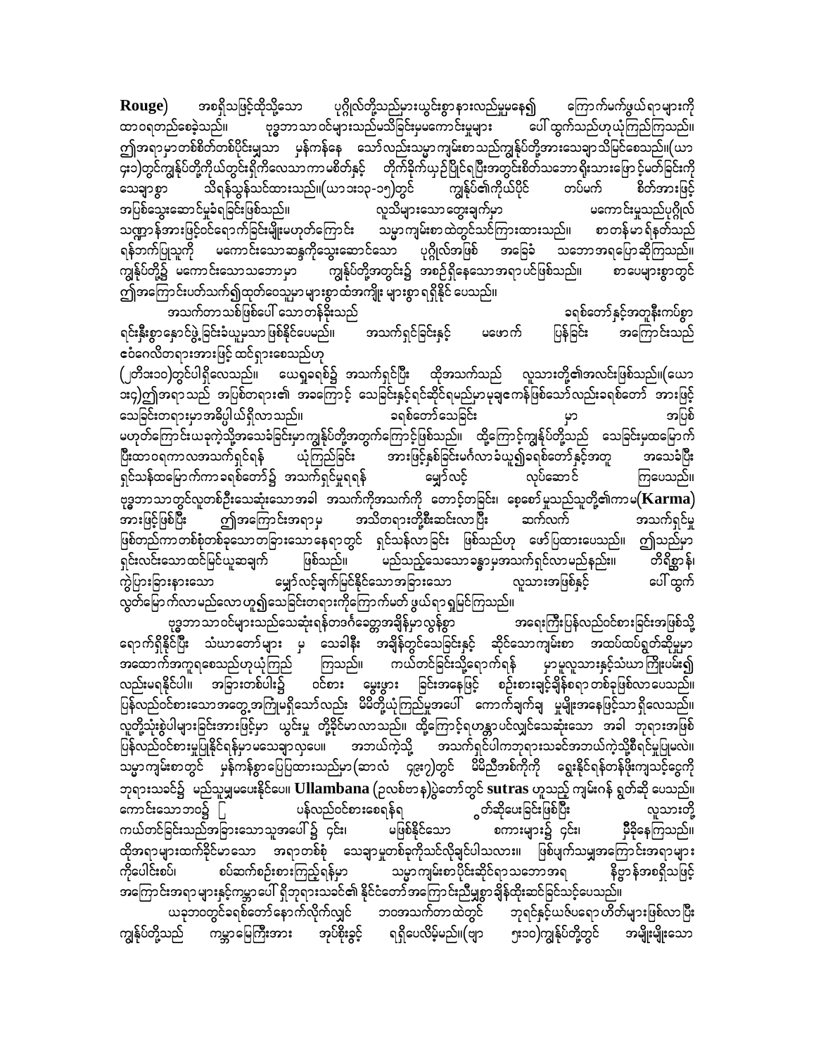**Rouge)** အစရှိသဖြင့်ထိုသို့သော ပုဂ္ဂိုလ်တို့သည်များယွင်းစွာနားလည်မှုမနေ၍ ကြောက်မက်ဖွယ်ရာများကို ထာဝရတည်စေခဲ့သည်။ ဗုဒ္ဓဘာသာဝင်များသည်မသိခြင်းမှမကောင်းမှုများ ပေါ်ထွက်သည်ဟုယုံကြည်ကြသည်။ ဤအရာမှာတစ်စိတ်တစ်ပိုင်းမျှသာ မှန်ကန်နေ သော်လည်းသမ္မာကျမ်းစာသည်ကျွန်ုပ်တို့အားသေချာသိမြင်စေသည်။(ယာ ၄း၁)တွင်ကျွန်ုပ်တို့ကိုယ်တွင်းရှိကိလေသာကာမစိတ်နှင့် တိုက်ခိုက်ယှဉ်ပြိုင်ရပြီးအတွင်းစိတ်သဘောရှိသားဖြောင့်မတ်ခြင်းကို သေချာစွာ သိရန်သွန်သင်ထားသည်။(ယာ ၁း၁၃-၁၅)တွင် ကျွန်ုပ်၏ကိုယ်ပိုင် တပ်မက် စိတ်အားဖြင့် အပြစ်သွေးဆောင်မှုခံရခြင်းဖြစ်သည်။ လူသိများသောတွေးချက်မှာ မကောင်းမှုသည်ပုဂ္ဂိုလ် သဏ္ဍာန်အားဖြင့်ဝင်ရောက်ခြင်းမျိုးမဟုတ်ကြောင်း သမ္မာကျမ်းစာထဲတွင်သင်ကြားထားသည်။ စာတန်မာရ်နတ်သည် ရန်ဘက်ပြုသူကို မကောင်းသောဆန္ဒကိုသွေးဆောင်သော ပုဂ္ဂိုလ်အဖြစ် အခြေခံ သဘောအရပြောဆိုကြသည်။ ကျွန်ုပ်တို့၌ မကောင်းသောသဘောမှာ ကျွန်ုပ်တို့အတွင်း၌ အစဉ်ရှိနေသောအရာပင်ဖြစ်သည်။ စာပေများစွာတွင် ဤအကြောင်းပတ်သက်၍ထုတ်ဝေသူမှာများစွာထဲအကျိုး များစွာရရှိနိုင် ပေသည်။

အသက်တာသစ်ဖြစ်ပေါ်သောတန်ခိုးသည် ခရစ်တော်နှင့်အတူနီးကပ်စွာ ရင်းနှီးစွာနေထိုင်ခြင်းခံယူမှုသာဖြစ်နိုင်ပေမည်။ အသက်ရှင်ခြင်းနှင့် မဖောက် ပြန်ခြင်း အကြောင်းသည် ဧဝံဂေလိတရားအားဖြင့် ထင်ရှားစေသည်ဟု (၂တိ၁း၁၀)တွင်ပါရှိလေသည်။ ယေရှုခရစ်၌ အသက်ရှင်ပြီး ထိုအသက်သည် လူသားတို့၏အလင်းဖြစ်သည်။(ယော ၁း၄)ဤအရာသည် အပြစ်တရား၏ အခကြောင့် သေခြင်းနှင့်ရင်ဆိုင်ရမည်မှာမုချကေန်ဖြစ်သော်လည်းခရစ်တော် အားဖြင့် သေခြင်းတရားမှာအဓိပ္ပါယ်ရှိလာသည်။ ခရစ်တော်သေခြင်း မှာ အပြစ် မဟုတ်ကြောင်းယခုကဲ့သို့အသေခံခြင်းမှာကျွန်ုပ်တို့အတွက်ကြောင့်ဖြစ်သည်။ ထို့ကြောင့်ကျွန်ုပ်တို့သည် သေခြင်းမှထမြောက် ပြီးထာဝရကာလအသက်ရှင်ရန် ယုံကြည်ခြင်း အားဖြင့်နှစ်ခြင်းမင်္ဂလာခံယူ၍ခရစ်တော်နှင့်အတူ အသေခံပြီး ရှင်သန်ထမြောက်ကာခရစ်တော်၌ အသက်ရှင်မှုရရန် မျှော်လင့် လုပ်ဆောင် ကြပေသည်။ ဗုဒ္ဓဘာသာတွင်လူတစ်ဦးသေဆုံးသောအခါ အသက်ကိုအသက်ကို တောင့်တခြင်း၊ စေ့စော်မှုသည်သူတို့၏ကာမ(**Karma**) အားဖြင့်ဖြစ်ပြီး ဤအကြောင်းအရာမှ အသိတရားတို့စီးဆင်းလာပြီး ဆက်လက် အသက်ရှင်မှု ဖြစ်တည်ကာတစ်စုံတစ်ခုသောတခြားသောနေရာတွင် ရှင်သန်လာခြင်း ဖြစ်သည်ဟု ဖော်ပြထားပေသည်။ ဤသည်မှာ ရှင်းလင်းသောထင်မြင်ယူဆချက် ဖြစ်သည်။ မည်သည့်သေသောခန္ဓာမှအသက်ရှင်လာမည်နည်း။ တိရိစ္ဆာန်၊ ကွဲပြားခြားနားသော မျှော်လင့်ချက်မြင်နိုင်သောအခြားသော လူသားအဖြစ်နှင့် ပေါ်ထွက် လွတ်မြောက်လာမည်လောဟူ၍သေခြင်းတရားကိုကြောက်မတ် ဖွယ်ရာရှုမြင်ကြသည်။

ဗုဒ္ဓဘာသာဝင်များသည်သေဆုံးရန်တဒင်္ဂတွေ့အချိန်မှာလွန်စွာ အရေးကြီးပြန်လည်ဝင်စားခြင်းအဖြစ်သို့ ရောက်ရှိနိုင်ပြီး သံဃာတော်များ မှ သေခါနီး အချိန်တွင်သေခြင်းနှင့် ဆိုင်သောကျမ်းစာ အထပ်ထပ်ရွတ်ဆိုမှုမှာ အထောက်အကူရစေသည်ဟုယုံကြည် ကြသည်။ ကယ်တင်ခြင်းသို့ရောက်ရန် မှာမှုလူသားနှင့်သံဃာကြီးမှ်း၍ လည်းမရနိုင်ပါ။ အခြားတစ်ပါး၌ ဝင်စား မွေးဖွား ခြင်းအနေဖြင့် စဉ်းစားချင့်ချိန်စရာ တစ်ခုဖြစ်လာပေသည်။ ပြန်လည်ဝင်စားသောအတွေ့အကြုံမရှိသော်လည်း မိမိတို့ယုံကြည်မှုအပေါ် ကောက်ချက်ချ မှုမျိုးအနေဖြင့်သာရှိလေသည်။ လူတို့သုံးစွဲပါများခြင်းအားဖြင့်မှာ ယွင်းမှု တိုးခိုင်မာလာသည်။ ထို့ကြောင့်ရဟန္တာပင်လျှင်သေဆုံးသော အခါ ဘုရားအဖြစ် ပြန်လည်ဝင်စားမှုပြုနိုင်ရန်မှာမသေချာလှပေ။ အဘယ်ကဲ့သို့ အသက်ရှင်ပါကဘုရားသခင်အဘယ်ကဲ့သို့စီရင်မှုပြုမလဲ။ သမ္မာကျမ်းစာတွင် မှန်ကန်စွာပြေပြထားသည်မှာ(ဆာလံ ၄၉း၇)တွင် မိမိညီအစ်ကိုကို ရွေးနိုင်ရန်တန်ဖိုးကျသင့်ငွေကို ဘုရားသခင်၌ မည်သူမျှမပေးနိုင်ပေ။ **Ullambana** (ဥလစ်ဗာန)ပွဲတော်တွင် **sutras** ဟုသည့် ကျမ်းဂန် ရွတ်ဆို ပေသည်။ ကောင်းသောဘဝ၌ [ ပန်လည်ဝင်စားစေရန်ရ တ်ဆိုပေးခြင်းဖြစ်ပြီး လူသားတို့ ကယ်တင်ခြင်းသည်အခြားသောသူအပေါ်၌ ၄င်း၊ မဖြစ်နိုင်သော စကားများ၌ ၄င်း၊ မှီခိုနေကြသည်။ ထိုအရာများထက်ခိုင်မာသော အရာတစ်စုံ သေချာမှုတစ်ခုကိုသင်လိုချင်ပါသလား။ ဖြစ်ပျက်သမျှအကြောင်းအရာများ ကိုပေါင်းစပ်၊ စပ်ဆက်စဉ်းစားကြည့်ရန်မှာ သမ္မာကျမ်းစာပိုင်းဆိုင်ရာသဘောအရ နိဗ္ဗာန်အစရှိသဖြင့် အကြောင်းအရာများနှင့်ကမ္ဘာပေါ်ရှိဘုရားသခင်၏ နိုင်ငံတော်အကြောင်းညီမျှစွာချိန်ထိုးဆင်ခြင်သင့်ပေသည်။

ယခုဘဝတွင်ခရစ်တော်နောက်လိုက်လျှင် ဘဝအသက်တာထဲတွင် ဘုရင်နှင့်ယဇ်ပရောဟိတ်များဖြစ်လာပြီး ကျွန်ုပ်တို့သည် ကမ္ဘာမြေကြီးအား အုပ်စိုးခွင့် ရရှိပေလိမ့်မည်။(ဗျာ ၅း၁၀)ကျွန်ုပ်တို့တွင် အမျိုးမျိုးသော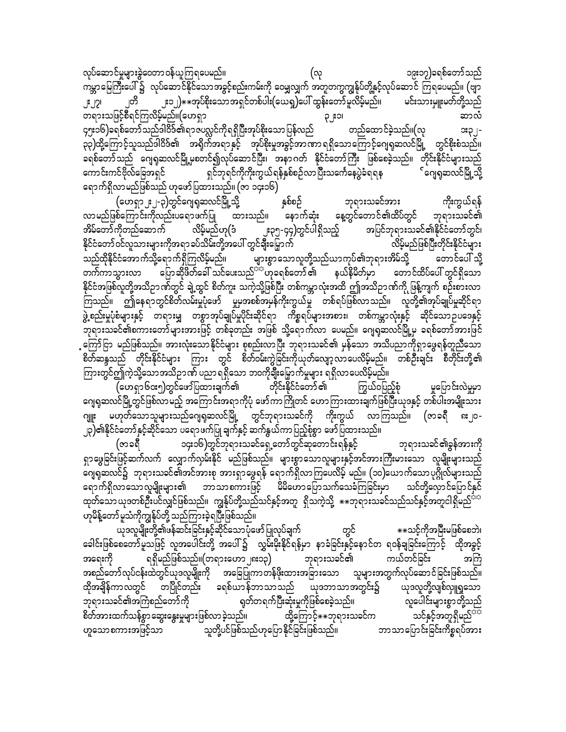လုပ်ဆောင်မှုများခွဲဝေတာဝန်ယူကြရပေမည်။ (လု ၁၉း၁၇)ခရစ်တော်သည် ကမ္ဘာမြေကြီးပေါ်၌ လုပ်ဆောင်နိုင်သောအခွင့်စည်းကမ်းကို ဝေမျှလျှက် အတူတကွကျွန်ုပ်တို့နှင့်လုပ်ဆောင် ကြရပေမည်။ (ဗျာ ၂း၂၇၊ ၂တိ ၂း၁၂)**အုပ်စိုးသောအရှင်တစ်ပါး(ယေရှု)ပေါ် ထွန်းတော်မူလိမ့်မည်။ မင်းသားမှူးမတ်တို့သည် တရားသဖြင့်စီရင်ကြလိမ့်မည်။(ဟေရှာ ၃၂း၁၊ ဆာလံ ၄၅း၁၆)ခရစ်တော်သည်ဒါဝိဒ်၏ရာဇပလ္လင်ကိုရရှိပြီးအုပ်စိုးသောပြန်လည် တည်ထောင်ခဲ့သည်။(လု ၁း၃၂-၃၃)ထို့ကြောင့်သူသည်ဒါဝိဒ်၏ အရိုက်အရာနှင့် အုပ်စိုးမှုအခွင့်အာဏာရရှိသောကြောင့်ဂျေရုဆလင်မြို့ တွင်စိုးစံသည်။ ခရစ်တော်သည် ဂျေရုဆလင်မြို့မှစတင်၍လုပ်ဆောင်ပြီး၊ အနာဂတ် နိုင်ငံတော်ကြီး ဖြစ်စေခဲ့သည်။ တိုင်းနိုင်ငံများသည် ကောင်းကင်ဗိုလ်ခြေအရှင် ရှင်ဘုရင်ကိုကိုးကွယ်ရန်နှစ်စဉ်လာပြီးသင်္ကေနေပွဲခံရရန် ဂျေရုဆလင်မြို့သို့ ရောက်ရှိလာမည်ဖြစ်သည် ဟုဖော်ပြထားသည်။ (ဇာ ၁၄း၁၆)

(ဟေရှာ ၂း၂-၃)တွင်ဂျေရုဆလင်မြို့သို့ နှစ်စဉ် ဘုရားသခင်အား ကိုးကွယ်ရန် လာမည်ဖြစ်ကြောင်းကိုလည်းပရောဖက်ပြု ထားသည်။ နောက်ဆုံး နေ့တွင်တောင်၏ထိပ်တွင် ဘုရားသခင်၏ အိမ်တော်ကိုတည်ဆောက် လိမ့်မည်ဟု(ဒံ ၂း၃၅-၄၄)တွင်ပါရှိသည့် အပြင်ဘုရားသခင်၏နိုင်ငံတော်တွင်၊ နိုင်ငံတော်ဝင်လူသားများကိုအရာခပ်သိမ်းတို့အပေါ် တွင်ချီးမြှောက် လိမ့်မည်ဖြစ်ပြီးတိုင်းနိုင်ငံများ သည်ထိုနိုင်ငံအောက်သို့ရောက်ရှိကြလိမ့်မည်။ များစွာသောလူတို့သည်ယာကုပ်၏ဘုရားအိမ်သို့ တောင်ပေါ်သို့ တက်ကာသွားလာ ပြောဆိုဖိတ်ခေါ် သင်ပေးသည် ဟုခရစ်တော်၏ နယ်နိမိတ်မှာ တောင်ထိပ်ပေါ်တွင်ရှိသော နိုင်ငံအဖြစ်လူတို့အသိဥာဏ်တွင် ချဲ့ထွင် စိတ်ကူး သက်ဲ့သို့ဖြစ်ပြီး တစ်ကမ္ဘာလုံးအထိ ဤအသိဉာဏ်ကို ဖြန့်ကျက် စဉ်းစားလာကြသည်။ ဤနေရာတွင်စိတ်လမ်းမှုပုံဖော် မှုမှအစစ်အမှန်ကိုးကွယ်မှု တစ်ရပ်ဖြစ်လာသည်။ လူတို့၏အုပ်ချုပ်မှုဆိုင်ရာ ဖွဲ့စည်းမှုပုံစံများနှင့် တရားမျှ တစွာအုပ်ချုပ်မှုပိုင်းဆိုင်ရာ ကိစ္စရပ်များအစား၊ တစ်ကမ္ဘာလုံးနှင့် ဆိုင်သောဥပဒေနှင့် ဘုရားသခင်၏စကားတော်များအားဖြင့် တစ်ခုတည်း အဖြစ် သို့ရောက်လာ ပေမည်။ ဂျေရုဆလင်မြို့မှ ခရစ်တော်အားဖြင့် ကြော်ငြာ မည်ဖြစ်သည်။ အားလုံးသောနိုင်ငံများ စုစည်းလာပြီး ဘုရားသခင်၏ မှန်သော အသိပညာကိုရှာဖွေရန်တူညီသော စိတ်ဆန္ဒသည် တိုင်းနိုင်ငံများ ကြား တွင် စိတ်ဝမ်းကွဲခြင်းကိုယုတ်လျော့လာပေလိမ့်မည်။ တစ်ဦးချင်း စီတိုင်းတို့၏ ကြားတွင်ဤကဲ့သို့သောအသိဉာဏ် ပညာရရှိသော ဘဝကိုချီးမြှောက်မှုများ ရရှိလာပေလိမ့်မည်။

(ဟေရှာ ၆၀း၅)တွင်ဖော်ပြထားချက်၏ တိုင်းနိုင်ငံတော်၏ ကြွယ်ဝပြည့်စုံ မှုပြောင်းလဲမှုမှာ ဂျေရုဆလင်မြို့တွင်ဖြစ်လာမည့် အကြောင်းအရာကိုပုံ ဖော်ကာကြိုတင် ဟောကြားထားချက်ဖြစ်ပြီးယုဒနှင့် တစ်ပါးအမျိုးသား ဂျူး မဟုတ်သောသူများသည်ဂျေရုဆလင်မြို့ တွင်ဘုရားသခင်ကို ကိုးကွယ် လာကြသည်။ (ဇာခရီ ၈း၂၀-၂၃)၏နိုင်ငံတော်နှင့်ဆိုင်သော ပရောဖက်ပြု ချက်နှင့် ဆက်နွယ်ကာပြည့်စုံစွာ ဖော်ပြထားသည်။

(ဇာခရီ ၁၄း၁၆)တွင်ဘုရားသခင်ရှေ့တော်တွင်ဆုတောင်းရန်နှင့် ဘုရားသခင်၏ခွန်အားကို ရှာဖွေခြင်းဖြင့်ဆက်လက် လျှောက်လှမ်းနိုင် မည်ဖြစ်သည်။ များစွာသောလူများနှင့်အင်အားကြီးမားသော လူမျိုးများသည် ဂျေရုဆလင်၌ ဘုရားသခင်၏အင်အားစု အားရှာဖွေရန် ရောက်ရှိလာကြပေလိမ့် မည်။ (၁၀)ယောက်သောပုဂ္ဂိုလ်များသည် ရောက်ရှိလာသောလူမျိုးများ၏ ဘာသာစကားဖြင့် မိမိဟောပြောသက်သေခံကြခြင်းမှာ သင်တို့လှောင်ပြောင်နိုင် ထုတ်သောယုဒတစ်ဦးပင်လျှင်ဖြစ်သည်။ ကျွန်ုပ်တို့သည်သင်နှင့်အတူ ရှိသက်ဲ့သို့ **ဘုရားသခင်သည်သင်နှင့်အတူပါရှိမည် ဟုမိန့်တော်မူသံကိုကျွန်ုပ်တို့ သည်ကြားခဲ့ရပြီးဖြစ်သည်။

ယုဒလူမျိုးတို့၏ဖန်ဆင်းခြင်းနှင့်ဆိုင်သောပုံဖော်ပြုလုပ်ချက် တွင် **သင့်ကိုအမြီးမဖြစ်စေဘဲ၊ ခေါင်းဖြစ်စေတော်မူသဖြင့် လူအပေါင်းတို့ အပေါ်၌ လွှမ်းမိုးနိုင်ရန်မှာ နာခံခြင်းနှင့်နောင်တ ရရန်ချခြင်းကြောင့် ထိုအခွင့် အရေးကို ရရှိမည်ဖြစ်သည်။(တရားဟော ၂၈း၁၃) ဘုရားသခင်၏ ကယ်တင်ခြင်း အကြံ အစည်တော်လုပ်ငန်းထဲတွင်ယုဒလူမျိုးကို အခြေပြုကာတန်ဖိုးထားအခြားသော သူများအတွက်လုပ်ဆောင်ခြင်းဖြစ်သည်။ ထိုအချိန်ကာလတွင် တပြိုင်တည်း ခရစ်ယာန်ဘာသာသည် ယုဒဘာသာအတွင်း၌ ယုဒလူတို့လျစ်လျူရှုသော ဘုရားသခင်၏အကြံစည်တော်ကို ရုတ်တရက်ပြီးဆုံးမှုကိုဖြစ်စေခဲ့သည်။ လူပေါင်းများစွာတို့သည် စိတ်အားထက်သန်စွာဆွေးနွေးမှုများဖြစ်လာခဲ့သည်။ ထို့ကြောင့်**ဘုရားသခင်က သင်နှင့်အတူရှိမည် ဟူသောစကားအဖြင့်သာ သူတို့ပင်ဖြစ်သည်ဟုပြောနိုင်ခြင်းဖြစ်သည်။ ဘာသာပြောင်းခြင်းကိစ္စရပ်အား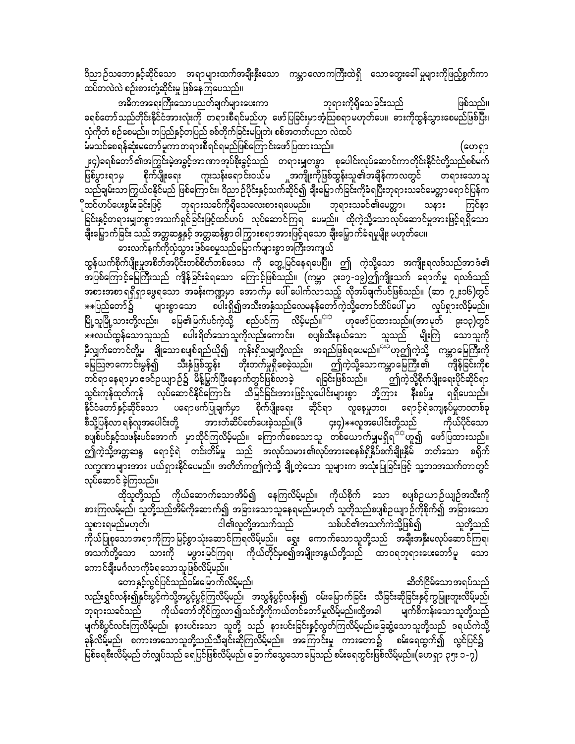ဝိညာဉ်သဘောနှင့်ဆိုင်သော အရာများထက်အချီးနှီးသော ကမ္ဘာလောကကြီးထဲရှိ သောတွေးခေါ်မှုများကိုပြည့်စွက်ကာ ထပ်တလဲလဲ စဉ်းစားတုံ့ဆိုင်းမှု ဖြစ်နေကြပေသည်။

အဓိကအရေးကြီးသောပြဿနာချက်များပေးကာ ဘုရားကိုရှိသေခြင်းသည် ဖြစ်သည်။ ခရစ်တော်သည်တိုင်းနိုင်ငံအားလုံးကို တရားစီရင်မည်ဟု ဖော်ပြခြင်းမှာအံ့ဩစရာမဟုတ်ပေ။ ဓားကိုထွန်သွားစေမည်ဖြစ်ပြီး၊ လှံကိုတံ စဉ်စေမည်။ တပြည်နှင့်တပြည် စစ်တိုက်ခြင်းမပြုဘဲ၊ စစ်အတတ်ပညာ လဲထပ် မံမသင်စေရန်ဆုံးမတော်မူကာတရားစီရင်ရမည်ဖြစ်ကြောင်းဖော်ပြထားသည်။ (ဟေရှာ ၂း၄)ခရစ်တော်၏အကြွင်းမဲ့အခွင့်အာဏာအုပ်စိုးခွင့်သည် တရားမျှတစွာ စုပေါင်းလုပ်ဆောင်ကာတိုင်းနိုင်ငံတို့သည်စစ်မက်ဖြစ်ပွားရာမှ စိုက်ပျိုးရေး ကူးသန်းရောင်းဝယ်မ ှုအကျိုးကိုဖြစ်ထွန်းသူ၏အချိန်ကာလတွင် တရားသောသူသည်ချမ်းသာကြွယ်ဝနိုင်မည် ဖြစ်ကြောင်း၊ ဝိညာဉ်ပိုင်းနှင့်သက်ဆိုင်၍ ချီးမြှောက်ခြင်းကိုခံရပြီးဘုရားသခင်မေတ္တာရောင်ပြန်က ိုထင်ဟပ်ပေးစွမ်းခြင်းဖြင့် ဘုရားသခင်ကိုရှိသေလေးစားရပေမည်။ ဘုရားသခင်၏မေတ္တာ၊ သနား ကြင်နာခြင်းနှင့်တရားမျှတစွာအသက်ရှင်ခြင်းဖြင့်ထင်ဟပ် လုပ်ဆောင်ကြရ ပေမည်။ ထိုကဲ့သို့သောလုပ်ဆောင်မှုအားဖြင့်ရရှိသော ချီးမြှောက်ခြင်း သည် အတ္တဆန္ဒနှင့် အတ္တဆန်စွာဝါကြွားစရာအားဖြင့်ရသော ချီးမြှောက်ခံရမှုမျိုး မဟုတ်ပေ။

ဓားလက်နက်ကိုလုံသွားဖြစ်စေမှုသည်မြောက်များစွာအကြီးအကျယ် ထွန်ယက်စိုက်ပျိုးမှုအစိတ်အပိုင်းတစ်စိတ်တစ်ဒေသ ကို တွေ့မြင်နေရပေပြီ။ ဤ ကဲ့သို့သော အကျိုးရလဒ်သည်အာဒံ၏အပြစ်ကြောင့်မြေကြီးသည် ကျိန်ခြင်းခံရသော ကြောင့်ဖြစ်သည်။ (ကမ္ဘာ ၃း၁၇-၁၉)ဤကျိုးသက် ရောက်မှု ရလဒ်သည်အစားအစာရရှိရာဖွေရသော အနန်းကဏ္ဍမှာ အောက်မှ ပေါ်ပေါက်လာသည့် လိုအပ်ချက်ပင်ဖြစ်သည်။ (ဆာ ၇၂း၁၆)တွင် **ပြည်တော်၌ များစွာသော စပါးရှိ၍အသီးအနှံသည်လေမနန်တော်ကဲ့သို့တောင်ထိပ်ပေါ်မှာ လှုပ်ရှားလိမ့်မည်။ မြို့သူမြို့သားတို့လည်း၊ မြေ၏မြက်ပင်ကဲ့သို့ စည်ပင်ကြ လိမ့်မည်။** ဟုဖော်ပြထားသည်။(အာမုတ် ၉း၁၃)တွင် **လယ်ထွန်သောသူသည် စပါးရိတ်သောသူကိုလည်းကောင်း၊ စပျစ်သီးနယ်သော သူသည် မျိုးကြဲ သောသူကိုမှီလျှက်တောင်တို့မှ ချိုသောစပျစ်ရည်ယို၍ ကုန်းရှိသမျှတို့လည်း အရည်ဖြစ်ရပေမည်။** ဟုဤကဲ့သို့ ကမ္ဘာမြေကြီးကိုမြေဩဇာကောင်းမွန်၍ သီးနှံဖြစ်ထွန်း တိုးတက်မှုရှိစေခဲ့သည်။ ဤကဲ့သို့သောကမ္ဘာမြေကြီး၏ ကျိန်ခြင်းကိုစ တင်ရာနေရာမှာဒေင်ဥယျာဉ်၌ မိန့်မြွက်ပြီးနောက်တွင်ဖြစ်လာခဲ့ ရခြင်းဖြစ်သည်။ ဤကဲ့သို့စိုက်ပျိုးရေးပိုင်ဆိုင်ရာ သွင်းကုန်ထုတ်ကုန် လုပ်ဆောင်နိုင်ကြောင်း သိမြင်ခြင်းအားဖြင့်လူပေါင်းများစွာ တို့ကြား နီးစပ်မှု ရရှိပေသည်။ နိုင်ငံတော်နှင့်ဆိုင်သော ပရောဖက်ပြုချက်မှာ စိုက်ပျိုးရေး ဆိုင်ရာ လူနေမှုဘဝ၊ ရောင့်ရဲကျေနပ်မှုဘဝတစ်ခု စီသို့ပြန်လာရန်လူအပေါင်းတို့ အားတံဆိပ်ခတ်ပေးခဲ့သည်။(ဖိ ၄း၄)**လူအပေါင်းတို့သည် ကိုယ်ပိုင်သော စပျစ်ပင်နှင့်သဖန်းပင်အောက် မှာထိုင်ကြလိမ့်မည်။ ကြောက်စေသောသူ တစ်ယောက်မျှမရှိရ** ဟူ၍ ဖော်ပြထားသည်။ ဤကဲ့သို့အတ္တဆန္ဒ ရောင့်ရဲ တင်းတိမ်မှု သည် အလုပ်သမား၏လုပ်အားခစနစ်ရှိနိုင်ဖက်ချိုးနှိမ် တတ်သော စရိုက်လက္ခဏာများအား ပယ်ရှားနိုင်ပေမည်။ အတိတ်ကဤကဲ့သို့ ချို့တဲ့သော သူများက အသုံးပြုခြင်းဖြင့် သူ့ဘဝအသက်တာတွင် လုပ်ဆောင် ခဲ့ကြသည်။

ထိုသူတို့သည် ကိုယ်ဆောက်သောအိမ်၌ နေကြလိမ့်မည်။ ကိုယ်စိုက် သော စပျစ်ဥယာဉ်ယျဉ်အသီးကို စားကြလမ့်မည်၊ သူတို့သည်အိမ်ကိုဆောက်၍ အခြားသောသူနေရမည်မဟုတ် သူတိုသည်စပျစ်ဥယျာဉ်ကိုစိုက်၍ အခြားသောသူစားရမည်မဟုတ်၊ ငါ၏လူတို့အသက်သည် သစ်ပင်၏အသက်ကဲ့သို့ဖြစ်၍ သူတို့သည် ကိုယ်ပြုစုသောအရာကိုကြာ မြင့်စွာသုံးဆောင်ကြရလိမ့်မည်။ ရွေး ကောက်သောသူတို့သည် အချီးအနှီးမလုပ်ဆောင်ကြရ၊ အသက်တို့သော သားကို မဖွားမြင်ကြရ၊ ကိုယ်တိုင်မှစ၍အမျိုးအနွယ်တို့သည် ထာဝရဘုရားပေးတော်မူ သော ကောင်းချီးမင်္ဂလာကိုခံရသောသူဖြစ်လိမ့်မည်။

တောနှင့်လွင်ပြင်သည်ဝမ်းမြောက်လိမ့်မည်၊ ဆိတ်ငြိမ်သောအရပ်သည် လည်းရွှင်လန်း၍နှင်းပွင့်ကဲ့သို့အပွင့်ပွင့်ကြလိမ့်မည်၊ အလွန်ပွင့်လန်း၍ ဝမ်းမြောက်ခြင်း သီခြင်းဆိုခြင်းနှင့်ကွမြူးတူးလိမ့်မည်၊ ဘုရားသခင်သည် ကိုယ်တော်တိုင်ကြွလာ၍သင်တို့ကိုကယ်တင်တော်မူလိမ့်မည်။ထိုအခါ မျက်စိကန်းသောသူတို့သည် မျက်စိပွင့်လင်းကြလိမ့်မည်၊ နားပင်းသော သူတို့ သည် နားပင်းခြင်းနှင့်လွတ်ကြလိမ့်မည်၊ခြေဆွံ့သောသူတို့သည် ဒရယ်ကဲ့သို့ ခုန်လိမ့်မည်၊ စကားအသောသူတို့သည်သီချင်းဆိုကြလိမ့်မည်။ အကြောင်းမူ ကားတော၌ စမ်းရေထွက်၍ လွင်ပြင်၌ မြစ်ရေစီးလိမ့်မည် တံလျှပ်သည် ရေပြင်ဖြစ်လိမ့်မည်၊ ခြောက်သွေ့သောမြေသည် စမ်းရေတွင်းဖြစ်လိမ့်မည်။(ဟေရှာ ၃၅း ၁-၇)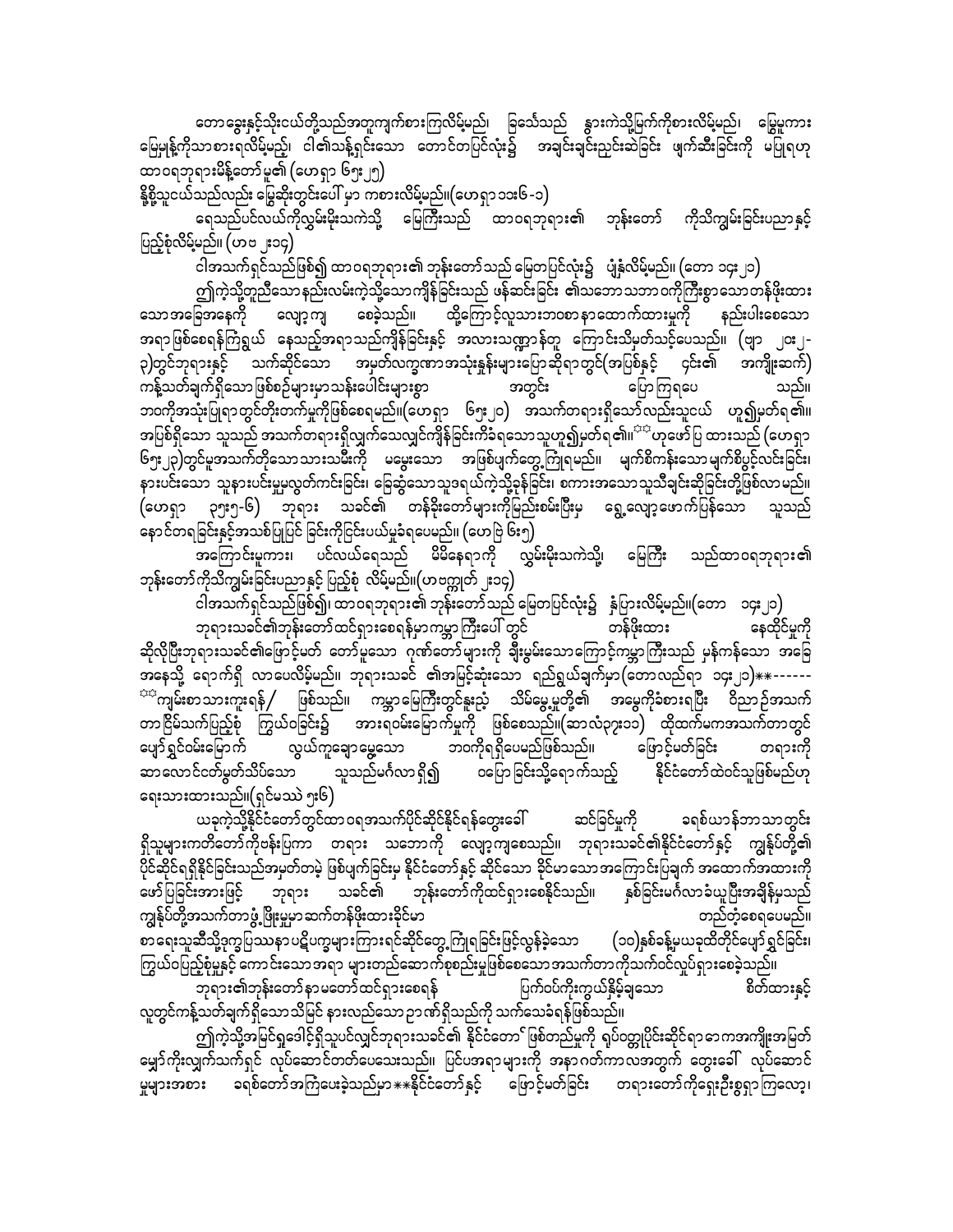တောခွေးနှင့်သိုးငယ်တို့သည်အတူကျက်စားကြလိမ့်မည်၊ ခြင်္သေ့သည် နွားကဲ့သို့မြက်ကိုစားလိမ့်မည်၊ မြွေမူကား မြေမှုန့်ကိုသာစားရလိမ့်မည်။ ငါ၏သန့်ရှင်းသော တောင်တပြင်လုံး၌ အချင်းချင်းညှင်းဆဲခြင်း ဖျက်ဆီးခြင်းကို မပြုရဟု ထာဝရဘုရားမိန့်တော်မူ၏ (ဟေရှာ ၆၅း၂၅)

နို့စို့သူငယ်သည်လည်း မြွေဆိုးတွင်းပေါ်မှာ ကစားလိမ့်မည်။(ဟေရှာ ၁၁း၆-၁)

ရေသည်ပင်လယ်ကိုလွှမ်းမိုးသကဲ့သို့ မြေကြီးသည် ထာဝရဘုရား၏ ဘုန်းတော် ကိုသိကျွမ်းခြင်းပညာနှင့် ပြည့်စုံလိမ့်မည်။ (ဟဗ ၂း၁၄)

ငါအသက်ရှင်သည်ဖြစ်၍ ထာဝရဘုရား၏ ဘုန်းတော်သည် မြေတပြင်လုံး၌ ပျံ့နှံ့လိမ့်မည်။ (တော ၁၄း၂၁)

ဤကဲ့သို့တူညီသောနည်းလမ်းကဲ့သို့သောကျိန်ခြင်းသည် ဖန်ဆင်းခြင်း ၏သဘောသဘာဝကိုကြီးစွာသောတန်ဖိုးထားသောအခြေအနေကို လျော့ကျ စေခဲ့သည်။ ထို့ကြောင့်လူသားဘဝစာနာထောက်ထားမှုကို နည်းပါးစေသောအရာဖြစ်စေရန်ကြိုးရွယ် နေသည့်အရာသည်ကျိန်ခြင်းနှင့် အလားသဏ္ဍာန်တူ ကြောင်းသိမှတ်သင့်ပေသည်။ (ဗျာ ၂၀း၂-၃)တွင်ဘုရားနှင့် သက်ဆိုင်သော အမှတ်လက္ခဏာအသုံးနှုန်းများပြောဆိုရာတွင်(အပြစ်နှင့် ၎င်း၏ အကျိုးဆက်) ကန့်သတ်ချက်ရှိသောဖြစ်စဉ်များမှာသန်းပေါင်းများစွာ အတွင်း ပြောကြရပေ သည်။ ဘဝကိုအသုံးပြုရာတွင်တိုးတက်မှုကိုဖြစ်စေရမည်။(ဟေရှာ ၆၅း၂၀) အသက်တရားရှိသော်လည်းသူငယ် ဟူ၍မှတ်ရ၏။ အပြစ်ရှိသော သူသည် အသက်တရားရှိလျက်သေလျှင်ကျိန်ခြင်းကိုခံရသောသူဟူ၍မှတ်ရ၏။ ⁂ ဟုဖော်ပြ ထားသည် (ဟေရှာ ၆၅း၂၃)တွင်မူအသက်တိုသောသားသမီးကို မမွေးသော အဖြစ်ပျက်တွေ့ကြုံရမည်။ မျက်စိကန်းသောမျက်စိပွင့်လင်းခြင်း၊ နားပင်းသော သူနားပင်းမှုလွတ်ကင်းခြင်း၊ ခြေဆွံ့သောသူဒရယ်ကဲ့သို့ခုန်ခြင်း၊ စကားအသောသူသီချင်းဆိုခြင်းတို့ဖြစ်လာမည်။ (ဟေရှာ ၃၅း၅-၆) ဘုရား သခင်၏ တန်ခိုးတော်များကိုပြည်းစမ်းပြီးမှ ရွှေ့လျော့ဖောက်ပြန်သော သူသည် နောင်တရခြင်းနှင့်အသစ်ပြုပြင် ခြင်းကိုငြင်းပယ်မှုခံရပေမည်။ (ဟေဗြဲ ၆း၅)

အကြောင်းမူကား၊ ပင်လယ်ရေသည် မိမိနေရာကို လွှမ်းမိုးသကဲ့သို့ မြေကြီး သည်ထာဝရဘုရား၏ ဘုန်းတော်ကိုသိကျွမ်းခြင်းပညာနှင့် ပြည့်စုံ လိမ့်မည်။(ဟဗက္ကုတ် ၂း၁၄)

ငါအသက်ရှင်သည်ဖြစ်၍၊ ထာဝရဘုရား၏ ဘုန်းတော်သည် မြေတပြင်လုံး၌ နံ့ပြားလိမ့်မည်။(တော ၁၄း၂၁)

ဘုရားသခင်၏ဘုန်းတော်ထင်ရှားစေရန်မှာကမ္ဘာကြီးပေါ်တွင် တန်ဖိုးထား နေထိုင်မှုကို ဆိုလိုပြီးဘုရားသခင်၏ဖြောင့်မတ် တော်မူသော ဂုဏ်တော်များကို ချီးမွမ်းသောကြောင့်ကမ္ဘာကြီးသည် မှန်ကန်သော အခြေအနေသို့ ရောက်ရှိ လာပေလိမ့်မည်။ ဘုရားသခင် ၏အမြင့်ဆုံးသော ရည်ရွယ်ချက်မှာ(တောလည်ရာ ၁၄း၂၁)**------

⁂ ကျမ်းစာသားကူးရန်/ ဖြစ်သည်။ ကမ္ဘာမြေကြီးတွင်နူးညံ့ သိမ်မွေ့မှုတို့၏ အမွေကိုခံစားရပြီး ဝိညာဉ်အသက်တာငြိမ်သက်ပြည့်စုံ ကြွယ်ဝခြင်း၌ အားရဝမ်းမြောက်မှုကို ဖြစ်စေသည်။(ဆာလံ၃၇း၁၁) ထိုထက်မကအသက်တာတွင်ပျော်ရွှင်ဝမ်းမြောက် လွယ်ကူချောမွေ့သော ဘဝကိုရရှိပေမည်ဖြစ်သည်။ ဖြောင့်မတ်ခြင်း တရားကို ဆာလောင်တော်မွတ်သိပ်သော သူသည်မင်္ဂလာရှိ၍ ဝပြောခြင်းသို့ရောက်သည့် နိုင်ငံတော်ထဲဝင်သူဖြစ်မည်ဟု ရေးသားထားသည်။(ရှင်မဿဲ ၅း၆)

ယခုကဲ့သို့နိုင်ငံတော်တွင်ထာဝရအသက်ပိုင်ဆိုင်နိုင်ရန်တွေးခေါ် ဆင်ခြင်မှုကို ခရစ်ယာန်ဘာသာတွင်းရှိသူများကတိတော်ကိုဗန်းပြကာ တရား သဘောကို လျော့ကျစေသည်။ ဘုရားသခင်၏နိုင်ငံတော်နှင့် ကျွန်ုပ်တို့၏ ပိုင်ဆိုင်ရရှိနိုင်ခြင်းသည်အမှတ်တမဲ့ ဖြစ်ပျက်ခြင်းမှ နိုင်ငံတော်နှင့် ဆိုင်သော ခိုင်မာသောအကြောင်းပြချက် အထောက်အထားကိုဖော်ပြခြင်းအားဖြင့် ဘုရား သခင်၏ ဘုန်းတော်ကိုထင်ရှားစေနိုင်သည်။ နှစ်ခြင်းမင်္ဂလာခံယူပြီးအချိန်မှသည် ကျွန်ုပ်တို့အသက်တာဖွံ့ဖြိုးမှုမှာဆက်တန်ဖိုးထားခိုင်မာ တည်တံ့စေရပေမည်။ စာရေးသူဆီသို့ဒုက္ခပြဿနာပဋိပက္ခများကြားရင်ဆိုင်တွေ့ကြုံရခြင်းဖြင့်လွန်ခဲ့သော (၁၀)နှစ်ခန့်မှယခုထိတိုင်ပျော်ရွှင်ခြင်း၊ ကြွယ်ဝပြည့်စုံမှုနှင့် ကောင်းသောအရာ များတည်ဆောက်စုစည်းမှုဖြစ်စေသောအသက်တာကိုသက်ဝင်လှုပ်ရှားစေခဲ့သည်။

ဘုရား၏ဘုန်းတော်နာမတော်ထင်ရှားစေရန် ပြက်ဝပ်ကိုးကွယ်နိမ့်ချသော စိတ်ထားနှင့် လူတွင်ကန့်သတ်ချက်ရှိသောသိမြင် နားလည်သောဉာဏ်ရှိသည်ကို သက်သေခံရန်ဖြစ်သည်။

ဤကဲ့သို့အမြင်ရှုဒေါင့်ရှိသူပင်လျှင်ဘုရားသခင်၏ နိုင်ငံတော် ဖြစ်တည်မှုကို ရုပ်ဝတ္ထုပိုင်းဆိုင်ရာဧကအကျိုးအမြတ်မျှော်ကိုးလျက်သက်ရှင် လုပ်ဆောင်တတ်ပေသေးသည်။ ပြင်ပအရာများကို အနာဂတ်ကာလအတွက် တွေးခေါ် လုပ်ဆောင်မှုများအစား ခရစ်တော်အကြံပေးခဲ့သည်မှာ**နိုင်ငံတော်နှင့် ဖြောင့်မတ်ခြင်း တရားတော်ကိုရှေးဦးစွာရှာကြလော့၊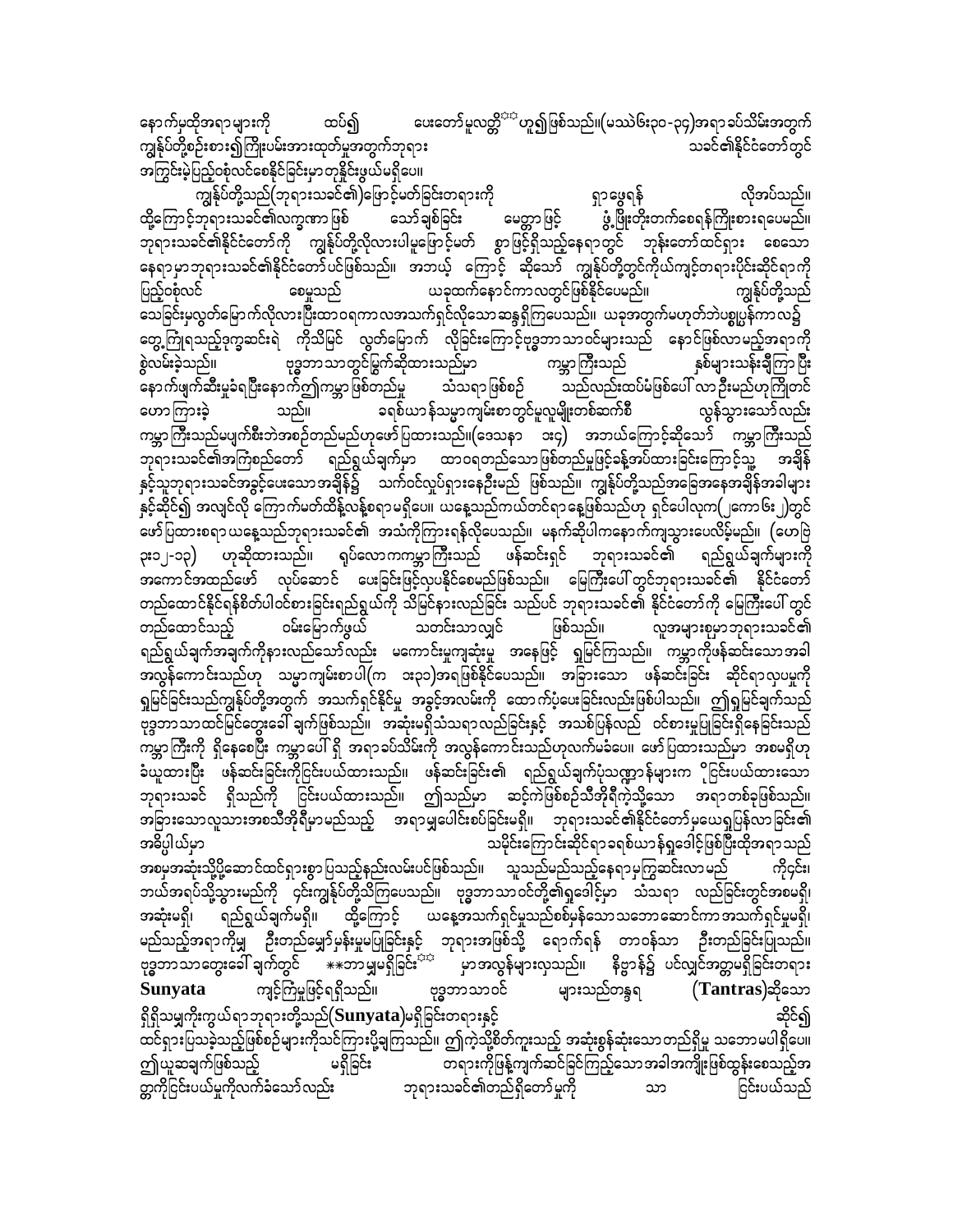နောက်မှထိုအရာများကို ထပ်၍ ပေးတော်မူလတ္တံ ဟူ၍ဖြစ်သည်။(မဿဲ၆း၃၀-၃၄)အရာခပ်သိမ်းအတွက် ကျွန်ုပ်တို့စဉ်းစား၍ကြိုးပမ်းအားထုတ်မှုအတွက်ဘုရား သခင်၏နိုင်ငံတော်တွင် အကြွင်းမဲ့ပြည့်ဝစုံလင်စေနိုင်ခြင်းမှာတုနှိုင်းဖွယ်မရှိပေ။

ကျွန်ုပ်တို့သည်(ဘုရားသခင်၏)ဖြောင့်မတ်ခြင်းတရားကို ရှာဖွေရန် လိုအပ်သည်။ ထို့ကြောင့်ဘုရားသခင်၏လက္ခဏာဖြစ် သော်ချစ်ခြင်း မေတ္တာဖြင့် ဖွံ့ဖြိုးတိုးတက်စေရန်ကြိုးစားရပေမည်။ ဘုရားသခင်၏နိုင်ငံတော်ကို ကျွန်ုပ်တို့လိုလားပါမူဖြောင့်မတ် စွာဖြင့်ရှိသည့်နေရာတွင် ဘုန်းတော်ထင်ရှား စေသော နေရာမှာဘုရားသခင်၏နိုင်ငံတော်ပင်ဖြစ်သည်။ အဘယ့် ကြောင့် ဆိုသော် ကျွန်ုပ်တို့တွင်ကိုယ်ကျင့်တရားပိုင်းဆိုင်ရာကို ပြည့်ဝစုံလင် စေမှုသည် ယခုထက်နောင်ကာလတွင်ဖြစ်နိုင်ပေမည်။ ကျွန်ုပ်တို့သည် သေခြင်းမှလွတ်မြောက်လိုလားပြီးထာဝရကာလအသက်ရှင်လိုသောဆန္ဒရှိကြပေသည်။ ယခုအတွက်မဟုတ်ဘဲပစ္စုပ္ပန်ကာလ၌ တွေ့ကြုံရသည့်ဒုက္ခဆင်းရဲ ကိုသိမြင် လွတ်မြောက် လိုခြင်းကြောင့်ဗုဒ္ဓဘာသာဝင်များသည် နောင်ဖြစ်လာမည့်အရာကို စွဲလမ်းခဲ့သည်။ ဗုဒ္ဓဘာသာတွင်မြွက်ဆိုထားသည်မှာ ကမ္ဘာကြီးသည် နှစ်များသန်းချီကြာပြီး နောက်ဖျက်ဆီးမှုခံရပြီးနောက်၌ကမ္ဘာဖြစ်တည်မှု သံသရာဖြစ်စဉ် သည်လည်းထပ်မံဖြစ်ပေါ်လာဦးမည်ဟုကြိုတင် ဟောကြားခဲ့ သည်။ ခရစ်ယာန်သမ္မာကျမ်းစာတွင်မူလူမျိုးတစ်ဆက်ပြီးတစ်ဆက် လွန်သွားသော်လည်း ကမ္ဘာကြီးသည်မပျက်စီးဘဲအစဉ်တည်မည်ဟုဖော်ပြထားသည်။(ဒေသနာ ၁း၄) အဘယ်ကြောင့်ဆိုသော် ကမ္ဘာကြီးသည် ဘုရားသခင်၏အကြံစည်တော် ရည်ရွယ်ချက်မှာ ထာဝရတည်သောဖြစ်တည်မှုဖြင့်ခန့်အပ်ထားခြင်းကြောင့်သူ့ အချိန် နှင့်သူဘုရားသခင်အခွင့်ပေးသောအချိန်၌ သက်ဝင်လှုပ်ရှားနေဦးမည် ဖြစ်သည်။ ကျွန်ုပ်တို့သည်အခြေအနေအချိန်အခါများ နှင့်ဆိုင်၍ အလျင်လို ကြောက်မတ်ထိန့်လန့်စရာမရှိပေ။ ယနေ့သည်ကယ်တင်ရာနေ့ဖြစ်သည်ဟု ရှင်ပေါလုက(၂ကော၆း၂)တွင် ဖော်ပြထားစရာယနေ့သည်ဘုရားသခင်၏ အသံကိုကြားရန်လိုပေသည်။ မနက်ဆိုပါကနောက်ကျသွားပေလိမ့်မည်။ (ဟေဗြဲ ၃း၁၂-၁၃) ဟုဆိုထားသည်။ ရုပ်လောကကမ္ဘာကြီးသည် ဖန်ဆင်းရှင် ဘုရားသခင်၏ ရည်ရွယ်ချက်များကို အကောင်အထည်ဖော် လုပ်ဆောင် ပေးခြင်းဖြင့်လုပ်နိုင်စေမည်ဖြစ်သည်။ မြေကြီးပေါ်တွင်ဘုရားသခင်၏ နိုင်ငံတော် တည်ထောင်နိုင်ရန်စိတ်ပါဝင်စားခြင်းရည်ရွယ်ကို သိမြင်နားလည်ခြင်း သည်ပင် ဘုရားသခင်၏ နိုင်ငံတော်ကို မြေကြီးပေါ်တွင် တည်ထောင်သည့် ဝမ်းမြောက်ဖွယ် သတင်းသာလျှင် ဖြစ်သည်။ လူအများစုမှာဘုရားသခင်၏ ရည်ရွယ်ချက်အချက်ကိုနားလည်သော်လည်း မကောင်းမှုကျဆုံးမှု အနေဖြင့် ရှုမြင်ကြသည်။ ကမ္ဘာကိုဖန်ဆင်းသောအခါ အလွန်ကောင်းသည်ဟု သမ္မာကျမ်းစာပါ(က ၁း၃၁)အရဖြစ်နိုင်ပေသည်။ အခြားသော ဖန်ဆင်းခြင်း ဆိုင်ရာလုပ်မှုကို ရှုမြင်ခြင်းသည်ကျွန်ုပ်တို့အတွက် အသက်ရှင်နိုင်မှု အခွင့်အလမ်းကို ထောက်ပံ့ပေးခြင်းလည်းဖြစ်ပါသည်။ ဤရှုမြင်ချက်သည် ဗုဒ္ဓဘာသာထင်မြင်တွေးခေါ်ချက်ဖြစ်သည်။ အဆုံးမရှိသံသရာလည်ခြင်းနှင့် အသစ်ပြန်လည် ဝင်စားမှုပြုခြင်းရှိနေခြင်းသည် ကမ္ဘာကြီးကို ရှိနေစေပြီး ကမ္ဘာပေါ်ရှိ အရာခပ်သိမ်းကို အလွန်ကောင်းသည်ဟုလက်မခံပေ။ ဖော်ပြထားသည်မှာ အစမရှိဟု ခံယူထားပြီး ဖန်ဆင်းခြင်းကိုငြင်းပယ်ထားသည်။ ဖန်ဆင်းခြင်း၏ ရည်ရွယ်ချက်ပုံသဏ္ဍာန်များက ငြင်းပယ်ထားသော ဘုရားသခင် ရှိသည်ကို ငြင်းပယ်ထားသည်။ ဤသည်မှာ ဆင့်ကဲဖြစ်စဉ်သီအိုရီကဲ့သို့သော အရာတစ်ခုဖြစ်သည်။ အခြားသောလူသားအစသီအိုရီမှာမည်သည့် အရာမျှပေါင်းစပ်ခြင်းမရှိ။ ဘုရားသခင်၏နိုင်ငံတော်မှယေရှုပြန်လာခြင်း၏ အဓိပ္ပါယ်မှာ သမိုင်းကြောင်းဆိုင်ရာခရစ်ယာန်ရှုဒေါင့်ဖြစ်ပြီးထိုအရာသည် အစမှအဆုံးသို့ပို့ဆောင်ထင်ရှားစွာပြသည့်နည်းလမ်းပင်ဖြစ်သည်။ သူသည်မည်သည့်နေရာမှကြွဆင်းလာမည် ကိုငှင်း၊ ဘယ်အရပ်သို့သွားမည်ကို ၄င်းကျွန်ုပ်တို့သိကြပေသည်။ ဗုဒ္ဓဘာသာဝင်တို့၏ရှုဒေါင့်မှာ သံသရာ လည်ခြင်းတွင်အစမရှိ၊ အဆုံးမရှိ၊ ရည်ရွယ်ချက်မရှိ။ ထို့ကြောင့် ယနေ့အသက်ရှင်မှုသည်စစ်မှန်သောသဘောဆောင်ကာ အသက်ရှင်မှုမရှိ၊ မည်သည့်အရာကိုမျှ ဦးတည်မျှော်မှန်းမှုမပြုခြင်းနှင့် ဘုရားအဖြစ်သို့ ရောက်ရန် တာဝန်သာ ဦးတည်ခြင်းပြုသည်။ ဗုဒ္ဓဘာသာတွေးခေါ်ချက်တွင် **ဘာမျှမရှိခြင်း မှာအလွန်များလှသည်။ နိဗ္ဗာန်၌ ပင်လျှင်အတ္တမရှိခြင်းတရား **Sunyata** ကျင့်ကြံမှုဖြင့်ရရှိသည်။ ဗုဒ္ဓဘာသာဝင် များသည်တန္တရ **(Tantras)**ဆိုသော ရှိရှိသမျှကိုးကွယ်ရာဘုရားတို့သည်(**Sunyata**)မရှိခြင်းတရားနှင့် ဆိုင်၍ ထင်ရှားပြသခဲ့သည့်ဖြစ်စဉ်များကိုသင်ကြားပို့ချကြသည်။ ဤကဲ့သို့စိတ်ကူးသည့် အဆုံးစွန်ဆုံးသောတည်ရှိမှု သဘောမပါရှိပေ။ ဤယူဆချက်ဖြစ်သည့် မရှိခြင်း တရားကိုဖြစ်နှကျက်ဆင်ခြင်ကြည့်သောအခါအကျိုးဖြစ်ထွန်းစေသည့်အ တ္တကိုငြင်းပယ်မှုကိုလက်ခံသော်လည်း ဘုရားသခင်၏တည်ရှိတော်မူကို သာ ငြင်းပယ်သည်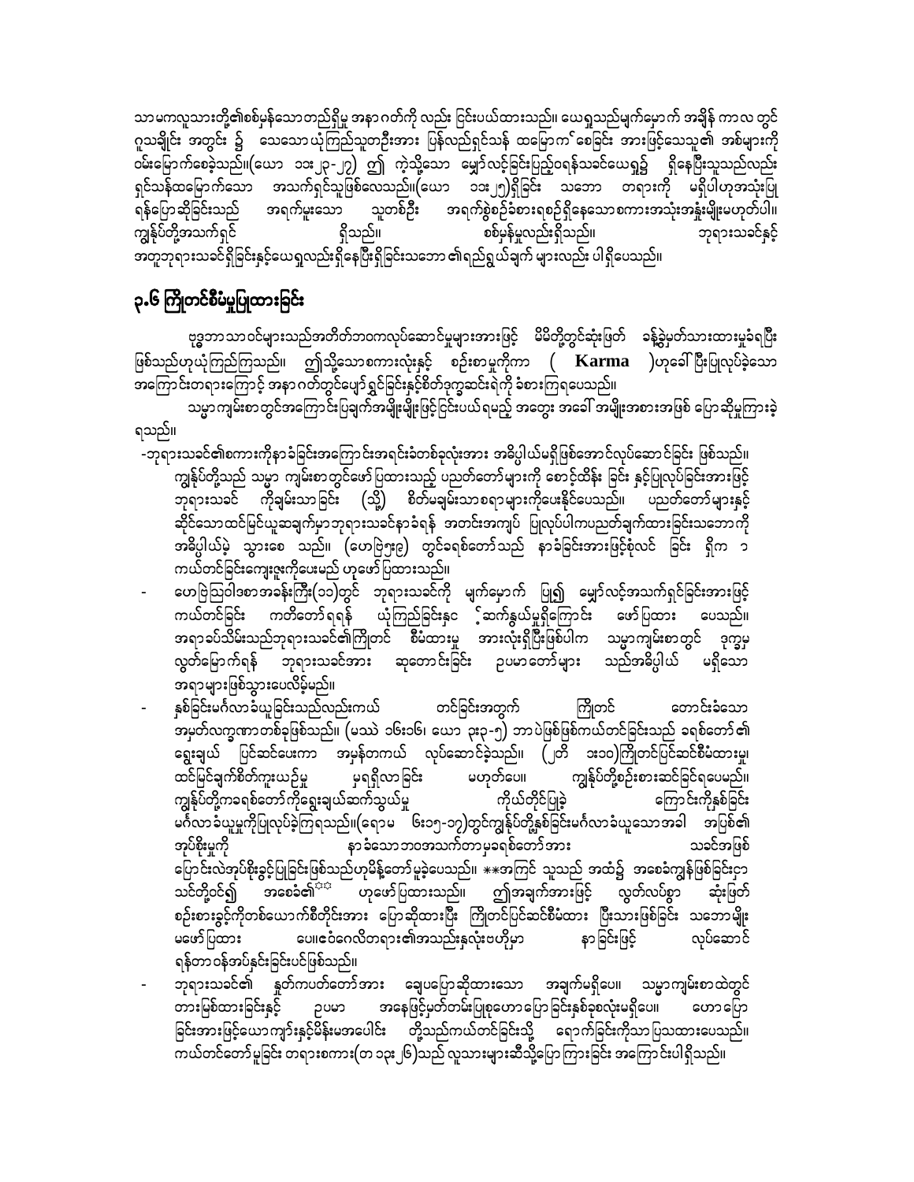သာမကလူသားတို့၏စစ်မှန်သောတည်ရှိမှု အနာဂတ်ကို လည်း ငြင်းပယ်ထားသည်။ ယေရှုသည်မျက်မှောက် အချိန် ကာလ တွင် ဂူသချိုင်း အတွင်း ၌ သေသောယုံကြည်သူတဦးအား ပြန်လည်ရှင်သန် ထမြောက် စေခြင်း အားဖြင့်သေသူ၏ အစ်မများကို ဝမ်းမြောက်စေခဲ့သည်။(ယော ၁၁း၂၃-၂၇) ဤ ကဲ့သို့သော မျှော်လင့်ခြင်းပြည့်ဝရန်သခင်ယေရှု၌ ရှိနေပြီးသူသည်လည်း ရှင်သန်ထမြောက်သော အသက်ရှင်သူဖြစ်လေသည်။(ယော ၁၁း၂၅)ရှိခြင်း သဘော တရားကို မရှိပါဟုအသုံးပြုရန်ပြောဆိုခြင်းသည် အရက်မူးသော သူတစ်ဦး အရက်ခွဲစဉ်ခံစားရစဉ်ရှိနေသောစကားအသုံးအနှုန်းမျိုးမဟုတ်ပါ။ ကျွန်ုပ်တို့အသက်ရှင် ရှိသည်။ စစ်မှန်မှုလည်းရှိသည်။ ဘုရားသခင်နှင့်အတူဘုရားသခင်ရှိခြင်းနှင့်ယေရှုလည်းရှိနေပြီးရှိခြင်းသဘော၏ရည်ရွယ်ချက် များလည်း ပါရှိပေသည်။

## ၃.၆ ကြိုတင်စီမံမှုပြထားခြင်း

ဗုဒ္ဓဘာသာဝင်များသည်အတိတ်ဘဝကလုပ်ဆောင်မှုများအားဖြင့် မိမိတို့တွင်ဆုံးဖြတ် ခန့်ခွဲမှတ်သားထားမှုခံရပြီးဖြစ်သည်ဟုယုံကြည်ကြသည်။ ဤသို့သောစကားလုံးနှင့် စဉ်းစာမှုကိုကာ ( **Karma** )ဟုခေါ်ပြီးပြုလုပ်ခဲ့သောအကြောင်းတရားကြောင့် အနာဂတ်တွင်မျော်လင့်ခြင်းနှင့်စိတ်ဒုက္ခဆင်းရဲကို ခံစားကြရပေသည်။

သမ္မာကျမ်းစာတွင်အကြောင်းပြချက်အမျိုးမျိုးဖြင့်ငြင်းပယ်ရမည့် အတွေး အခေါ် အမျိုးအစားအဖြစ် ပြောဆိုမှုကြားခဲ့ရသည်။

- ဘုရားသခင်၏စကားကိုနာခံခြင်းအကြောင်းအရင်းခံတစ်ခုလုံးအား အဓိပ္ပါယ်မရှိဖြစ်အောင်လုပ်ဆောင်ခြင်း ဖြစ်သည်။ ကျွန်ုပ်တို့သည် သမ္မာ ကျမ်းစာတွင်ဖော်ပြထားသည့် ပညတ်တော်များကို စောင့်ထိန်း ခြင်း နှင့်ပြုလုပ်ခြင်းအားဖြင့် ဘုရားသခင် ကိုချမ်းသာခြင်း (သို့) စိတ်မချမ်းသာစရာများကိုပေးနိုင်ပေသည်။ ပညတ်တော်များနှင့်ဆိုင်သောထင်မြင်ယူဆချက်မှာဘုရားသခင်နာခံရန် အတင်းအကျပ် ပြုလုပ်ပါကပညတ်ချက်ထားခြင်းသဘောကို အဓိပ္ပါယ်မဲ့ သွားစေ သည်။ (ဟေဗြဲ၅း၉) တွင်ခရစ်တော်သည် နာခံခြင်းအားဖြင့်စုံလင် ခြင်း ရှိက ၁ ကယ်တင်ခြင်းကျေးဇူးကိုပေးမည် ဟုဖော်ပြထားသည်။
- ဟေဗြဲဩဝါဒစာအခန်းကြီး(၁၁)တွင် ဘုရားသခင်ကို မျက်မှောက် ပြု၍ မျှော်လင့်အသက်ရှင်ခြင်းအားဖြင့် ကယ်တင်ခြင်း ကတိတော်ရရန် ယုံကြည်ခြင်းနှင့်ဆက်နွယ်မှုရှိကြောင်း ဖော်ပြထား ပေသည်။ အရာခပ်သိမ်းသည်ဘုရားသခင်၏ကြိုတင် စီမံထားမှု အားလုံးရှိပြီးဖြစ်ပါက သမ္မာကျမ်းစာတွင် ဒုက္ခမှ လွတ်မြောက်ရန် ဘုရားသခင်အား ဆုတောင်းခြင်း ဥပမာတော်များ သည်အဓိပ္ပါယ် မရှိသောအရာများဖြစ်သွားပေလိမ့်မည်။
- နှစ်ခြင်းမင်္ဂလာခံယူခြင်းသည်လည်းကယ် တင်ခြင်းအတွက် ကြိုတင် တောင်းခံသောအမှတ်လက္ခဏာတစ်ခုဖြစ်သည်။ (မဿဲ ၁၆း၁၆၊ ယော ၃း၃-၅) ဘာပဲဖြစ်ဖြစ်ကယ်တင်ခြင်းသည် ခရစ်တော်၏ရွေးချယ် ပြင်ဆင်ပေးကာ အမှန်တကယ် လုပ်ဆောင်ခဲ့သည်။ (၂တိ ၁း၁၀)ကြိုတင်ပြင်ဆင်စီမံထားမှုထင်မြင်ချက်စိတ်ကူးယဉ်မှု မှုရရှိလာခြင်း မဟုတ်ပေ။ ကျွန်ုပ်တို့စဉ်းစားဆင်ခြင်ရပေမည်။ ကျွန်ုပ်တို့ကခရစ်တော်ကိုရွေးချယ်ဆက်သွယ်မှု ကိုယ်တိုင်ပြုခဲ့ ကြောင်းကိုနှစ်ခြင်းမင်္ဂလာခံယူမှုကိုပြုလုပ်ခဲ့ကြရသည်။(ရောမ ၆း၁၅-၁၇)တွင်ကျွန်ုပ်တို့နှစ်ခြင်းမင်္ဂလာခံယူသောအခါ အပြစ်၏အုပ်စိုးမှုကို နာခံသောဘဝအသက်တာမှခရစ်တော်အား သခင်အဖြစ်ပြောင်းလဲအုပ်စိုးခွင့်ပြုခြင်းဖြစ်သည်ဟုမိန့်တော်မူခဲ့ပေသည်။ **အကြင် သူသည် အထံ၌ အစေခံကျွန်ဖြစ်ခြင်းငှာသင်တို့ဝင်၍ အစေခံ၏** ဟုဖော်ပြထားသည်။ ဤအချက်အားဖြင့် လွတ်လပ်စွာ ဆုံးဖြတ်စဉ်းစားခွင့်ကိုတစ်ယောက်စီတိုင်းအား ပြောဆိုထားပြီး ကြိုတင်ပြင်ဆင်စီမံထား ပြီးသားဖြစ်ခြင်း သဘောမျိုးမဖော်ပြထား ပေ။ဧဝံဂေလိတရား၏အသည်းနှလုံးဗဟိုမှာ နာခြင်းဖြင့် လုပ်ဆောင်ရန်တာဝန်အပ်နှင်းခြင်းပင်ဖြစ်သည်။
- ဘုရားသခင်၏ နှုတ်ကပတ်တော်အား ချေပပြောဆိုထားသော အချက်မရှိပေ။ သမ္မာကျမ်းစာထဲတွင်တားမြစ်ထားခြင်းနှင့် ဥပမာ အနေဖြင့်မှတ်တမ်းပြုစုဟောပြောခြင်းနှစ်ခုစလုံးမရှိပေ။ ဟောပြောခြင်းအားဖြင့်ယောကျာ်းနှင့်မိန်းမအပေါင်း တို့သည်ကယ်တင်ခြင်းသို့ ရောက်ခြင်းကိုသာပြသထားပေသည်။ ကယ်တင်တော်မူခြင်း တရားစကား(တ ၁၃း၂၆)သည် လူသားများဆီသို့ပြောကြားခြင်း အကြောင်းပါရှိသည်။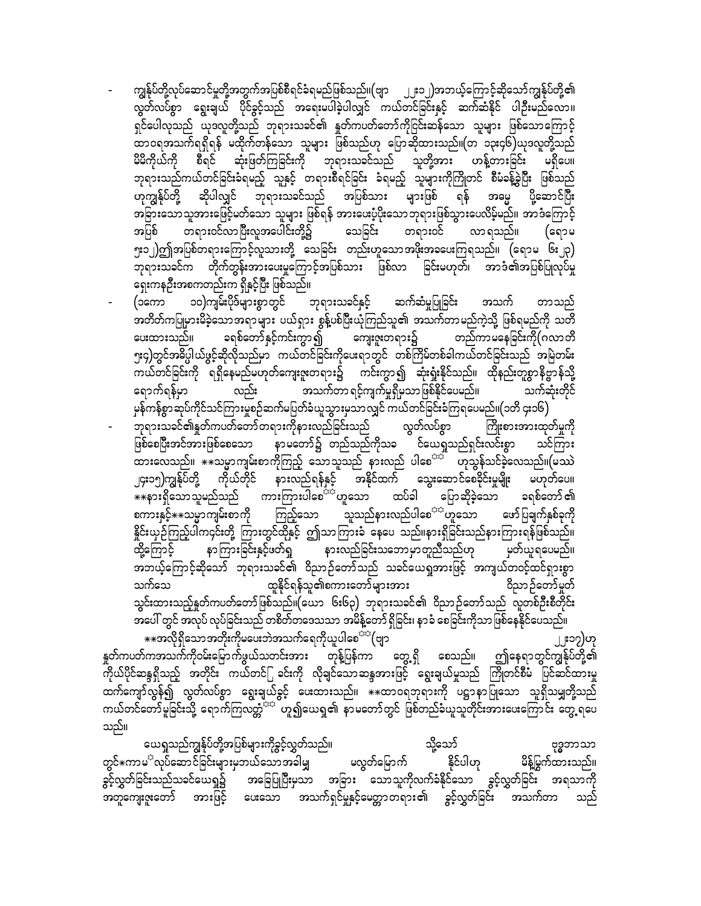- ကျွန်ုပ်တို့လုပ်ဆောင်မှုတို့အတွက်အပြစ်စီရင်ခံရမည်ဖြစ်သည်။(ဗျာ ၂၂း၁၂)အဘယ့်ကြောင့်ဆိုသော်ကျွန်ုပ်တို့၏ လွတ်လပ်စွာ ရွေးချယ် ပိုင်ခွင့်သည် အရေးမပါခဲ့ပါလျှင် ကယ်တင်ခြင်းနှင့် ဆက်ဆံနိုင် ပါဦးမည်လော။ ရှင်ပေါလုသည် ယုဒလူတို့သည် ဘုရားသခင်၏ နှုတ်ကပတ်တော်ကိုငြင်းဆန်သော သူများ ဖြစ်သောကြောင့် ထာဝရအသက်ရရှိရန် မထိုက်တန်သော သူများ ဖြစ်သည်ဟု ပြောဆိုထားသည်။(တ ၁၃း၄၆)ယုဒလူတို့သည် မိမိကိုယ်ကို စီရင် ဆုံးဖြတ်ကြခြင်းကို ဘုရားသခင်သည် သူတို့အား ဟန့်တားခြင်း မရှိပေ။ ဘုရားသည်ကယ်တင်ခြင်းခံရမည့် သူနှင့် တရားစီရင်ခြင်း ခံရမည့် သူများကိုကြိုတင် စီမံခန့်ခွဲပြီး ဖြစ်သည် ဟုကျွန်ုပ်တို့ ဆိုပါလျှင် ဘုရားသခင်သည် အပြစ်သား များဖြစ် ရန် အဓမ္မ ပို့ဆောင်ပြီး အခြားသောသူအားဖြင့်မတ်သော သူများ ဖြစ်ရန် အားပေးပံ့ပိုးသော ဘုရားဖြစ်သွားပေလိမ့်မည်။ အာဒံကြောင့် အပြစ် တရားဝင်လာပြီးလူအပေါင်းတို့၌ သေခြင်း တရားဝင် လာရသည်။ (ရောမ ၅း၁၂)၍အပြစ်တရားကြောင့်လူသားတို့ သေခြင်း တည်းဟူသော အဖိုးအခပေးကြရသည်။ (ရောမ ၆း၂၃) ဘုရားသခင်က တိုက်တွန်းအားပေးမှုကြောင့်အပြစ်သား ဖြစ်လာ ခြင်းမဟုတ်၊ အာဒံ၏အပြစ်ပြုလုပ်မှု ရှေးကနဦးအစကတည်းက ရှိနှင့်ပြီး ဖြစ်သည်။
- (၁ကော ၁၀)ကျမ်းပိုဒ်များစွာတွင် ဘုရားသခင်နှင့် ဆက်ဆံမှုပြုခြင်း အသက် တာသည် အတိတ်ကပြုများမိခဲ့သောအရာများ ပယ်ရှား စွန့်ပစ်ပြီးယုံကြည်သူ၏ အသက်တာမည်ကဲ့သို့ ဖြစ်ရမည်ကို သတိပေးထားသည်။ ခရစ်တော်နှင့်ကင်းကွာ၍ ကျေးဇူးတရား၌ တည်ကာမနေခြင်းကို(ဂလာတိ ၅း၄)တွင်အဓိပ္ပါယ်ဖွင့်ဆိုလိုသည်မှာ ကယ်တင်ခြင်းကိုပေးရာတွင် တစ်ကြိမ်တစ်ခါကယ်တင်ခြင်းသည် အမြဲတမ်း ကယ်တင်ခြင်းကို ရရှိနေမည်မဟုတ်ကျေးဇူးတရား၌ ကင်းကွာ၍ ဆုံးရှုံးနိုင်သည်။ ထိုနည်းတူစွာနိဗ္ဗာန်သို့ ရောက်ရန်မှာ လည်း အသက်တာ ရင့်ကျက်မှုရှိမှသာ ဖြစ်နိုင်ပေမည်။ သက်ဆုံးတိုင် မှန်ကန်စွာဆုပ်ကိုင်သင်ကြားမှုစဉ်ဆက်မပြတ်ခံယူသွားမှသာ လျှင် ကယ်တင်ခြင်းခံကြရပေမည်။(၁တိ ၄း၁၆)
- ဘုရားသခင်၏နှုတ်ကပတ်တော်တရားကိုနားလည်ခြင်းသည် လွတ်လပ်စွာ ကြိုးစားအားထုတ်မှုကို ဖြစ်စေပြီးအင်အားဖြစ်စေသော နာမတော်၌ တည်သည်ကိုသခ င်ယေရှုသည်ရှင်းလင်းစွာ သင်ကြားထားလေသည်။ **သမ္မာကျမ်းစာကိုကြည့် သောသူသည် နားလည် ပါစေ** ဟုသွန်သင်ခဲ့လေသည်။(မဿဲ ၂၄း၁၅)ကျွန်ုပ်တို့ ကိုယ်တိုင် နားလည်ရန်နှင့် အနိုင်ထက် သွေးဆောင်စေခိုင်းမှုမျိုး မဟုတ်ပေ။ **နားရှိသောသူမည်သည် ကားကြားပါစေ**ဟူသော ထပ်ခါ ပြောဆိုခဲ့သော ခရစ်တော်၏ စကားနှင့်**သမ္မာကျမ်းစာကို ကြည့်သော သူသည်နားလည်ပါစေ**ဟူသော ဖော်ပြချက်နှစ်ခုကို နှိုင်းယှဉ်ကြည့်ပါကဝှင်းတို့ ကြားတွင်ထိုနှင့် ဤသာကြားခံ နေပေ သည်။နားရှိခြင်းသည်နားကြားရန်ဖြစ်သည်။ ထို့ကြောင့် နာကြားခြင်းနှင့်ဖတ်ရှု နားလည်ခြင်းသဘောမှာတူညီသည်ဟု မှတ်ယူရပေမည်။ အဘယ့်ကြောင့်ဆိုသော် ဘုရားသခင်၏ ဝိညာဉ်တော်သည် သခင်ယေရှုအားဖြင့် အကျယ်တဝင့်ထင်ရှားစွာ သက်သေ ထူနိုင်ရန်သူ၏စကားတော်များအား ဝိညာဉ်တော်မှုတ် သွင်းထားသည့်နှုတ်ကပတ်တော်ဖြစ်သည်။(ယော ၆း၆၃) ဘုရားသခင်၏ ဝိညာဉ်တော်သည် လူတစ်ဦးစီတိုင်း အပေါ် တွင် အလုပ် လုပ်ခြင်းသည် တစိတ်တဒေသသာ အမိန့်တော် ရှိခြင်း၊ နာခံ စေခြင်းကိုသာဖြစ်နေနိုင်ပေသည်။

**အလိုရှိသောအတိုးကိုမပေးဘဲအသက်ရေကိုယူပါစေ**(ဗျာ ၂၂း၁၇)ဟု နှုတ်ကပတ်ကအသက်ကိုဝမ်းမြောက်ဖွယ်သတင်းအား တုန့်ပြန်ကာ တွေ့ရှိ စေသည်။ ဤနေရာတွင်ကျွန်ုပ်တို့၏ ကိုယ်ပိုင်ဆန္ဒရှိသည့် အတိုင်း ကယ်တင်ခြင်းကို လိုချင်သောဆန္ဒအားဖြင့် ရွေးချယ်မှုသည် ကြိုတင်စီမံ ပြင်ဆင်ထားမှု ထက်ကျော်လွန်၍ လွတ်လပ်စွာ ရွေးချယ်ခွင့် ပေးထားသည်။ **ထာဝရဘုရားကို ပဋ္ဌာနာပြုသော သူရှိသမျှတို့သည် ကယ်တင်တော်မူခြင်းသို့ ရောက်ကြလတ္တံ့** ဟူ၍ယေရှု၏ နာမတော်တွင် ဖြစ်တည်ခံယူသူတိုင်းအားပေးကြောင်း တွေ့ရပေ သည်။

ယေရှုသည်ကျွန်ုပ်တို့အပြစ်များကိုခွင့်လွှတ်သည်။ သို့သော် ဗုဒ္ဓဘာသာ တွင်*ကာမ*လုပ်ဆောင်ခြင်းများမှဘယ်သောအခါမျှ မလွတ်မြောက် နိုင်ပါဟု မိန့်မြွက်ထားသည်။ ခွင့်လွှတ်ခြင်းသည်သခင်ယေရှု၌ အခြေပြုပြီးမှသာ အခြား သောသူကိုလက်ခံနိုင်သော ခွင့်လွှတ်ခြင်း အရသာကို အတူကျေးဇူးတော် အားဖြင့် ပေးသော အသက်ရှင်မှုနှင့်မေတ္တာတရား၏ ခွင့်လွှတ်ခြင်း အသက်တာ သည်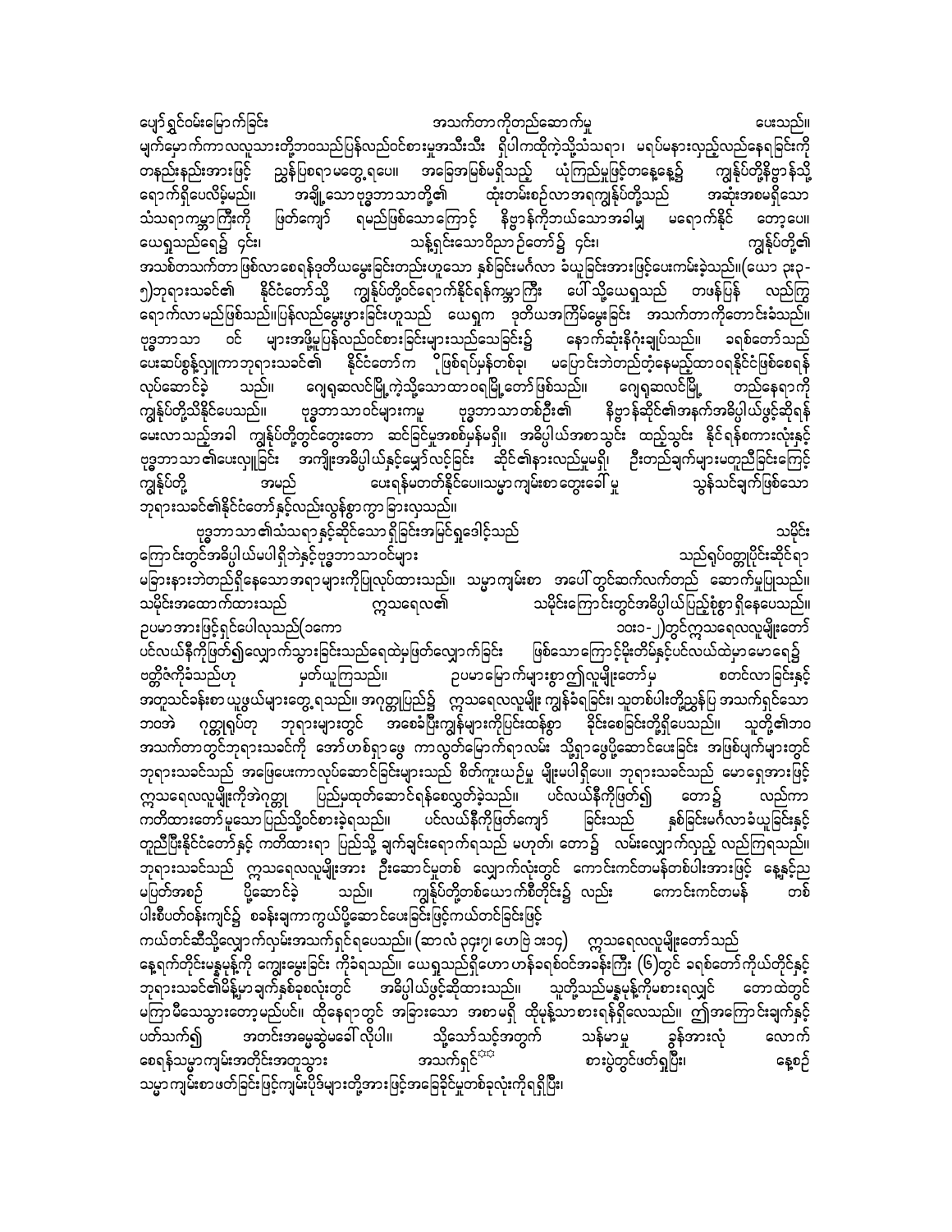ပျော်ရွှင်ဝမ်းမြောက်ခြင်း အသက်တာကိုတည်ဆောက်မှု ပေးသည်။ မျက်မှောက်ကာလလူသားတို့ဘဝသည်ပြန်လည်ဝင်စားမှုအသီးသီး ရှိပါကထိုကဲ့သို့သံသရာ၊ မရပ်မနားလှည့်လည်နေရခြင်းကို တနည်းနည်းအားဖြင့် ညွှန်ပြစရာမတွေ့ရပေ။ အခြေအမြစ်မရှိသည့် ယုံကြည်မှုဖြင့်တနေ့နေ့၌ ကျွန်ုပ်တို့နိဗ္ဗာန်သို့ ရောက်ရှိပေလိမ့်မည်။ အချို့သောဗုဒ္ဓဘာသာတို့၏ ထုံးတမ်းစဉ်လာအရကျွန်ုပ်တို့သည် အဆုံးအစမရှိသော သံသရာကမ္ဘာကြီးကို ဖြတ်ကျော် ရမည်ဖြစ်သောကြောင့် နိဗ္ဗာန်ကိုဘယ်သောအခါမျှ မရောက်နိုင် တော့ပေ။ ယေရှုသည်ရေ၌ ၄င်း၊ သန့်ရှင်းသောဝိညာဉ်တော်၌ ၄င်း၊ ကျွန်ုပ်တို့၏ အသစ်တသက်တာ ဖြစ်လာစေရန်ဒုတိယမွေးခြင်းတည်းဟူသော နှစ်ခြင်းမင်္ဂလာ ခံယူခြင်းအားဖြင့်ပေးကမ်းခဲ့သည်။(ယော ၃း၃-၅)ဘုရားသခင်၏ နိုင်ငံတော်သို့ ကျွန်ုပ်တို့ဝင်ရောက်နိုင်ရန်ကမ္ဘာကြီး ပေါ်သို့ယေရှုသည် တဖန်ပြန် လည်ကြွရောက်လာမည်ဖြစ်သည်။ပြန်လည်မွေးဖွားခြင်းဟူသည် ယေရှုက ဒုတိယအကြိမ်မွေးခြင်း အသက်တာကိုတောင်းခံသည်။ ဗုဒ္ဓဘာသာ ဝင် များအဖို့မူပြန်လည်ဝင်စားခြင်းများသည်သေခြင်း၌ နောက်ဆုံးနိဂုံးချုပ်သည်။ ခရစ်တော်သည် ပေးဆပ်စွန့်လျှုကြာဘုရားသခင်၏ နိုင်ငံတော်က ဂြိုဖြစ်ရပ်မှန်တစ်ခု၊ မပြောင်းဘဲတည်တံ့နေမည့်ထာဝရနိုင်ငံဖြစ်စေရန် လုပ်ဆောင်ခဲ့ သည်။ ဂျေရုဆလင်မြို့ကဲ့သို့သောထာဝရမြို့တော်ဖြစ်သည်။ ဂျေရုဆလင်မြို့ တည်နေရာကို ကျွန်ုပ်တို့သိနိုင်ပေသည်။ ဗုဒ္ဓဘာသာဝင်များကမူ ဗုဒ္ဓဘာသာတစ်ဦး၏ နိဗ္ဗာန်ဆိုင်၏အနက်အဓိပ္ပါယ်ဖွင့်ဆိုရန် မေးလာသည့်အခါ ကျွန်ုပ်တို့တွင်တွေးတော ဆင်ခြင်မှုအစစ်မှန်မရှိ။ အဓိပ္ပါယ်အစာသွင်း ထည့်သွင်း နိုင်ရန်စကားလုံးနှင့် ဗုဒ္ဓဘာသာ၏ပေးလှူခြင်း အကျိုးအဓိပ္ပါယ်နှင့်မျှော်လင့်ခြင်း ဆိုင်၏နားလည်မှုမရှိ၊ ဦးတည်ချက်များမတူညီခြင်းကြောင့် ကျွန်ုပ်တို့ အမည် ပေးရန်မတတ်နိုင်ပေ။သမ္မာကျမ်းစာတွေးခေါ်မှု သွန်သင်ချက်ဖြစ်သော ဘုရားသခင်၏နိုင်ငံတော်နှင့်လည်းလွန်စွာကွာခြားလှသည်။

ဗုဒ္ဓဘာသာ၏သံသရာနှင့်ဆိုင်သော ရှိခြင်းအမြင်ရှုဒေါင့်သည် သမိုင်းကြောင်းတွင်အဓိပ္ပါယ်မပါရှိဘဲနှင့်ဗုဒ္ဓဘာသာဝင်များ သည်ရုပ်ဝတ္ထုပိုင်းဆိုင်ရာ မခြားနားဘဲတည်ရှိနေသောအရာများကိုပြုလုပ်ထားသည်။ သမ္မာကျမ်းစာ အပေါ်တွင်ဆက်လက်တည် ဆောက်မှုပြုသည်။ သမိုင်းအထောက်ထားသည် ဣသရေလ၏ သမိုင်းကြောင်းတွင်အဓိပ္ပါယ်ပြည့်စုံစွာ ရှိနေပေသည်။ ဥပမာအားဖြင့်ရှင်ပေါလုသည်(၁ကော ၁၀း၁-၂)တွင်ဣသရေလလူမျိုးတော် ပင်လယ်နီကိုဖြတ်၍လျှောက်သွားခြင်းသည်ရေထဲမှဖြတ်လျှောက်ခြင်း ဖြစ်သောကြောင့်မိုးတိမ်နှင့်ပင်လယ်ထဲမှာမောရှေ၌ ဗတ္တိဇံကိုခံသည်ဟု မှတ်ယူကြသည်။ ဥပမာမြောက်များစွာ၍လူမျိုးတော်မှ စတင်လာခြင်းနှင့် အတူသင်ခန်းစာ ယူဖွယ်များတွေ့ရသည်။ အဂုတ္တုပြည်၌ ဣသရေလလူမျိုး ကျွန်ခံရခြင်း၊ သူတစ်ပါးတို့ညွှန်ပြ အသက်ရှင်သော ဘဝအဲ ဂုတ္တုရုပ်တု ဘုရားများတွင် အစေခံပြီးကျွန်များကိုပြင်းထန်စွာ ခိုင်းစေခြင်းတို့ရှိပေသည်။ သူတို့၏ဘဝ အသက်တာတွင်ဘုရားသခင်ကို အော်ဟစ်ရှာဖွေ ကာလွတ်မြောက်ရာလမ်း သို့ရှာဖွေပို့ဆောင်ပေးခြင်း အဖြစ်ပျက်များတွင် ဘုရားသခင်သည် အဖြေပေးကာလုပ်ဆောင်ခြင်းများသည် စိတ်ကူးယဉ်မှု မျိုးမပါရှိပေ။ ဘုရားသခင်သည် မောရှေအားဖြင့် ဣသရေလလူမျိုးကိုအဲဂုတ္တု ပြည်မှထုတ်ဆောင်ရန်စေလွှတ်ခဲ့သည်။ ပင်လယ်နီကိုဖြတ်၍ တော၌ လည်ကာ ကတိထားတော်မူသောပြည်သို့ဝင်စားခဲ့ရသည်။ ပင်လယ်နီကိုဖြတ်ကျော် ခြင်းသည် နှစ်ခြင်းမင်္ဂလာခံယူခြင်းနှင့် တူညီပြီးနိုင်ငံတော်နှင့် ကတိထားရာ ပြည်သို့ ချက်ချင်းရောက်ရသည် မဟုတ်၊ တော၌ လမ်းလျှောက်လှည့် လည်ကြရသည်။ ဘုရားသခင်သည် ဣသရေလလူမျိုးအား ဦးဆောင်မှုတစ် လျှောက်လုံးတွင် ကောင်းကင်တမန်တစ်ပါးအားဖြင့် နေ့နှင့်ည မပြတ်အစဉ် ပို့ဆောင်ခဲ့ သည်။ ကျွန်ုပ်တို့တစ်ယောက်စီတိုင်း၌ လည်း ကောင်းကင်တမန် တစ်ပါးစီပတ်ဝန်းကျင်၌ စခန်းချကာကွယ်ပို့ဆောင်ပေးခြင်းဖြင့်ကယ်တင်ခြင်းဖြင့် ကယ်တင်ဆီသို့လျှောက်လှမ်းအသက်ရှင်ရပေသည်။ (ဆာလံ ၃၄း၇၊ ဟေဗြဲ ၁း၁၄) ဣသရေလလူမျိုးတော်သည် နေ့ရက်တိုင်းမန္နမုန့်ကို ကျွေးမွေးခြင်း ကိုခံရသည်။ ယေရှုသည်ရှိဟောဟန်ခရစ်ဝင်အခန်းကြီး (၆)တွင် ခရစ်တော်ကိုယ်တိုင်နှင့် ဘုရားသခင်၏မိန့်မှာချက်နှစ်ခုစလုံးတွင် အဓိပ္ပါယ်ဖွင့်ဆိုထားသည်။ သူတို့သည်မန္နမုန့်ကိုမစားရလျှင် တောထဲတွင် မကြာမီသေသွားတော့မည်ပင်။ ထိုနေရာတွင် အခြားသော အစာမရှိ ထိုမုန့်သာစားရန်ရှိလေသည်။ ဤအကြောင်းချက်နှင့် ပတ်သက်၍ အတင်းအဓမ္မဆွဲမခေါ် လိုပါ။ သို့သော်သင့်အတွက် သန့်မာမှု ခွန်အားလုံ လောက် စေရန်သမ္မာကျမ်းအတိုင်းအတူသွား အသက်ရှင်[**] စားပွဲတွင်ဖတ်ရှုပြီး၊ နေ့စဉ် သမ္မာကျမ်းစာဖတ်ခြင်းဖြင့်ကျမ်းပိုဒ်များတို့အားဖြင့်အခြေခိုင်မှုတစ်ခုလုံးကိုရရှိပြီး၊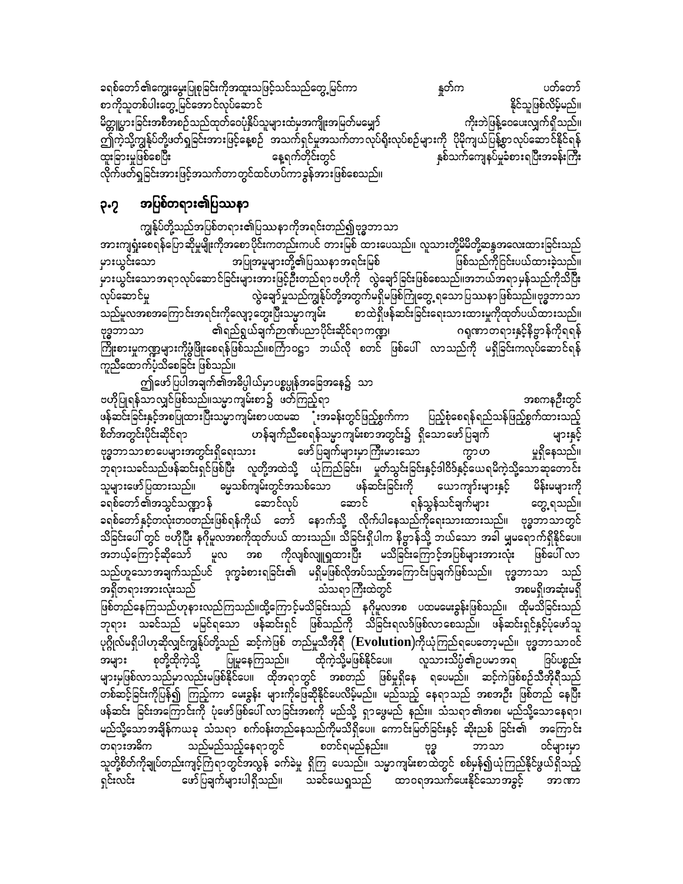ခရစ်တော်၏ကျေးဇူးမွေးပြုစုခြင်းကိုအထူးသဖြင့်သင်သည်တွေ့မြင်ကာ နှုတ်က ပတ်တော်စာကိုသူတစ်ပါးတွေ့မြင်အောင်လုပ်ဆောင် နိုင်သူဖြစ်လိမ့်မည်။ မိတ္တူပွားခြင်းအစီအစဉ်သည်ထုတ်ဝေပုံနှိပ်သူများထံမှအကျိုးအမြတ်မမျှော် ကိုးဘဲဖြန့်ဝေပေးလျက်ရှိသည်။ ဤကဲ့သို့ကျွန်ုပ်တို့ဖတ်ရှုခြင်းအားဖြင့်နေ့စဉ် အသက်ရှင်မှုအသက်တာလုပ်ရိုးလုပ်စဉ်များကို ပိုမိုကျယ်ပြန့်စွာလုပ်ဆောင်နိုင်ရန် ထူးခြားမှုဖြစ်စေပြီး နေ့ရက်တိုင်းတွင် နှစ်သက်ကျေနပ်မှုခံစားရပြီးအခန်းကြီးလိုက်ဖတ်ရှုခြင်းအားဖြင့်အသက်တာတွင်ထင်ဟပ်ကာခွန်အားဖြစ်စေသည်။

## ၃.၇ အပြစ်တရား၏ပြဿနာ

ကျွန်ုပ်တို့သည်အပြစ်တရား၏ပြဿနာကိုအရင်းတည်၍ဗုဒ္ဓဘာသာအားကျရှုံးစေရန်ပြောဆိုမှုမျိုးကိုအစောပိုင်းကတည်းကပင် တားမြစ် ထားပေသည်။ လူသားတို့မိမိတို့ဆန္ဒအလေးထားခြင်းသည်များယွင်းသော အပြုအမူများတို့၏ပြဿနာအရင်းမြစ် ဖြစ်သည်ကိုငြင်းပယ်ထားခဲ့သည်။ မှားယွင်းသောအရာလုပ်ဆောင်ခြင်းများအားဖြင့်ဦးတည်ရာဗဟိုကို လွဲချော်ခြင်းဖြစ်စေသည်။အဘယ်အရာမှန်သည်ကိုသိပြီး လုပ်ဆောင်မှု လွဲချော်မှုသည်ကျွန်ုပ်တို့အတွက်မရှိမဖြစ်ကြုံတွေ့ရသောပြဿနာဖြစ်သည်။ဗုဒ္ဓဘာသာသည်မူလအစအကြောင်းအရင်းကိုလျော့တွေးပြီးသမ္မာကျမ်း စာထဲရှိဖန်ဆင်းခြင်းရေးသားထားမှုကိုထုတ်ပယ်ထားသည်။ ဗုဒ္ဓဘာသာ ၏ရည်ရွယ်ချက်ဉာဏ်ပညာပိုင်းဆိုင်ရာကဏ္ဍ၊ ဂရုဏာတရားနှင့်နိဗ္ဗာန်ကိုရရန်ကြိုးစားမှုကဏ္ဍများကိုဖွံ့ဖြိုးစေရန်ဖြစ်သည်။စကြဝဠာ ဘယ်လို စတင် ဖြစ်ပေါ် လာသည်ကို မရှိခြင်းကလုပ်ဆောင်ရန်ကူညီထောက်ပံ့သိစေခြင်း ဖြစ်သည်။

ဤဖော်ပြပါအချက်၏အဓိပ္ပါယ်မှာပစ္စုပ္ပန်အခြေအနေ၌ သာ ဗဟိုပြုရန်သာလျှင်ဖြစ်သည်။သမ္မာကျမ်းစာ၌ ဖတ်ကြည့်ရာ အစကနဦးတွင်ဖန်ဆင်းခြင်းနှင့်အစပြုထားပြီးသမ္မာကျမ်းစာ ပထမဆ ုံးအခန်းတွင်ဖြည့်စွက်ကာ ပြည့်စုံစေရန်ရည်သန်ဖြည့်စွက်ထားသည့် စိတ်အတွင်းပိုင်းဆိုင်ရာ ဟန်ချက်ညီစေရန်သမ္မာကျမ်းစာအတွင်း၌ ရှိသောဖော်ပြချက် များနှင့်ဗုဒ္ဓဘာသာစာပေများအတွင်းရှိရေးသား ဖော်ပြချက်များမှာကြီးမားသော ကွာဟ မှုရှိနေသည်။ ဘုရားသခင်သည်ဖန်ဆင်းရှင်ဖြစ်ပြီး လူတို့အထဲသို့ ယုံကြည်ခြင်း၊ မှတ်သွင်းခြင်းနှင့်ဒါဝိဒ်နှင့်ယေရမိကဲ့သို့သောဆုတောင်းသူများဖော်ပြထားသည်။ ဓမ္မသစ်ကျမ်းတွင်အသစ်သော ဖန်ဆင်းခြင်းကို ယောကျာ်းများနှင့် မိန်းမများကိုခရစ်တော်၏အသွင်သဏ္ဍာန် ဆောင်လုပ် ဆောင် ရန်သွန်သင်ချက်များ တွေ့ရသည်။ ခရစ်တော်နှင့်တလုံးတဝတည်းဖြစ်ရန်ကိုယ် တော် နောက်သို့ လိုက်ပါနေသည်ကိုရေးသားထားသည်။ ဗုဒ္ဓဘာသာတွင်သိခြင်းပေါ် တွင် ဗဟိုပြီး နဂိုမူလအစကိုထုတ်ပယ် ထားသည်။ သိခြင်းရှိပါက နိဗ္ဗာန်သို့ ဘယ်သော အခါ မျှမရောက်ရှိနိုင်ပေ။ အဘယ့်ကြောင့်ဆိုသော် မူလ အစ ကိုလျစ်လျူရှုထားပြီး မသိခြင်းကြောင့်အပြစ်များအားလုံး ဖြစ်ပေါ် လာသည်ဟူသောအချက်သည်ပင် ဒုက္ခခံစားရခြင်း၏ မရှိမဖြစ်လိုအပ်သည့်အကြောင်းပြချက်ဖြစ်သည်။ ဗုဒ္ဓဘာသာ သည်အရှိတရားအားလုံးသည် သံသရာကြီးထဲတွင် အစမရှိ၊အဆုံးမရှိဖြစ်တည်နေကြသည်ဟုနားလည်ကြသည်။ထို့ကြောင့်မသိခြင်းသည် နဂိုမူလအစ ပထမမေးခွန်းဖြစ်သည်။ ထိုမသိခြင်းသည်ဘုရား သခင်သည် မမြင်ရသော ဖန်ဆင်းရှင် ဖြစ်သည်ကို သိခြင်းရလဒ်ဖြစ်လာစေသည်။ ဖန်ဆင်းရှင်နှင့်ပုံဖော်သူပုဂ္ဂိုလ်မရှိပါဟုဆိုလျှင်ကျွန်ုပ်တို့သည် ဆင့်ကဲဖြစ် တည်မှုသီအိုရီ (Evolution)ကိုယုံကြည်ရပေတော့မည်။ ဗုဒ္ဓဘာသာဝင်အများ စုတို့ထိုကဲ့သို့ ပြုမူနေကြသည်။ ထိုကဲ့သို့မဖြစ်နိုင်ပေ။ လူသားသိပ္ပံ၏ဥပမာအရ ဒြပ်ပစ္စည်းများမှဖြစ်လာသည်မှာလည်းမဖြစ်နိုင်ပေ။ ထိုအရာတွင် အစတည် ဖြစ်မှုရှိနေ ရပေမည်။ ဆင့်ကဲဖြစ်စဉ်သီအိုရီသည်တစ်ဆင့်ခြင်းကိုပြန်၍ ကြည့်ကာ မေးခွန်း များကိုဖြေဆိုနိုင်ပေလိမ့်မည်။ မည်သည့် နေရာသည် အစအဦး ဖြစ်တည် နေပြီးဖန်ဆင်း ခြင်းအကြောင်းကို ပုံဖော်ဖြစ်ပေါ် လာခြင်းအစကို မည်သို့ ရှာဖွေမည် နည်း။ သံသရာ၏အစ၊ မည်သို့သောနေရာ၊မည်သို့သောအချိန်ကယခု သံသရာ စက်ဝန်းတည်နေသည်ကိုမသိရှိပေ။ ကောင်းမြတ်ခြင်းနှင့် ဆိုးညစ် ခြင်း၏ အကြောင်းတရားအဓိက သည်မည်သည့်နေရာတွင် စတင်ရမည်နည်း။ ဗုဒ္ဓ ဘာသာ ဝင်များမှာသူတို့စိတ်ကိုချုပ်တည်းကျင့်ကြံရာတွင်အလွန် ခက်ခဲမှု ရှိကြ ပေသည်။ သမ္မာကျမ်းစာထဲတွင် စစ်မှန်၍ယုံကြည်နိုင်ဖွယ်ရှိသည့်ရှင်းလင်း ဖော်ပြချက်များပါရှိသည်။ သခင်ယေရှုသည် ထာဝရအသက်ပေးနိုင်သောအခွင့် အာဏာ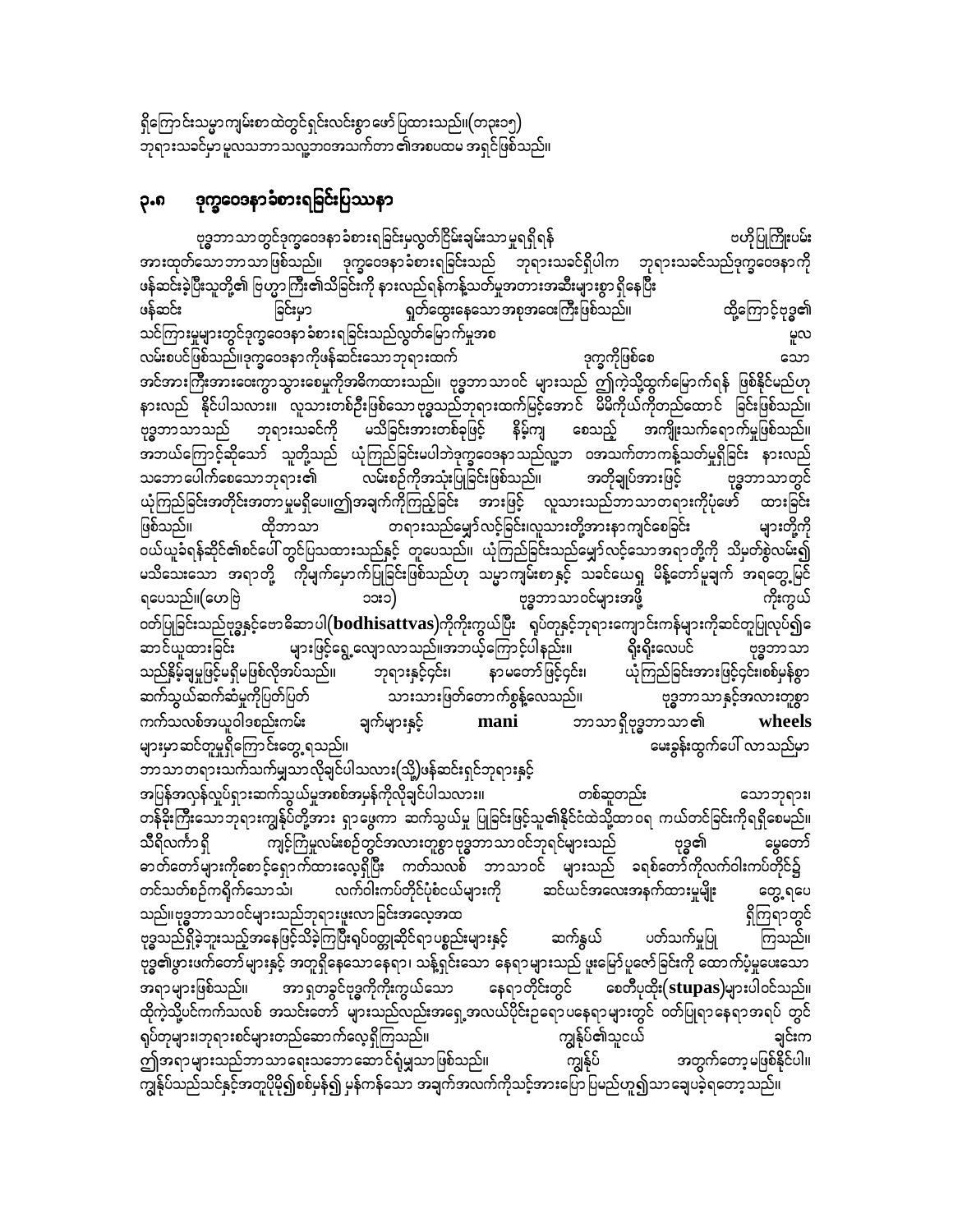ရှိကြောင်းသမ္မာကျမ်းစာထဲတွင်ရှင်းလင်းစွာဖော်ပြထားသည်။(တ၃း၁၅)
ဘုရားသခင်မှာ မူလသဘာသလ္လဘာအသက်တာ ၏အစပထမ အရှင်ဖြစ်သည်။

## ၃.၈ ဒုက္ခဝေဒနာခံစားရခြင်းပြဿနာ

ဗုဒ္ဓဘာသာတွင်ဒုက္ခဝေဒနာခံစားရခြင်းမှလွတ်ငြိမ်းချမ်းသာမှုရရှိရန် ဇဟိုပြုကြိုးပမ်းအားထုတ်သောဘာသာဖြစ်သည်။ ဒုက္ခဝေဒနာခံစားရခြင်းသည် ဘုရားသခင်ရှိပါက ဘုရားသခင်သည်ဒုက္ခဝေဒနာကိုဖန်ဆင်းခဲ့ပြီးသူတို့၏ ပြဿနာကြီး၏သိခြင်းကို နားလည်ရန်ကန့်သတ်မှုအတားအဆီးများစွာ ရှိနေပြီး ဖန်ဆင်းခြင်းမှာ ရှုတ်ထွေးနေသောအစုအဝေးကြီးဖြစ်သည်။ ထို့ကြောင့်ဗုဒ္ဓ၏ သင်ကြားမှုများတွင်ဒုက္ခဝေဒနာခံစားရခြင်းသည်လွတ်မြောက်မှုအစ မူလ လမ်းစပင်ဖြစ်သည်။ဒုက္ခဝေဒနာကိုဖန်ဆင်းသောဘုရားထက် ဒုက္ခကိုဖြစ်စေ သော အင်အားကြီးအားဝေးကွာသွားစေမှုကိုအဓိကထားသည်။ ဗုဒ္ဓဘာသာဝင် များသည် ဤကဲ့သို့ထွက်မြောက်ရန် ဖြစ်နိုင်မည်ဟု နားလည် နိုင်ပါသလား။ လူသားတစ်ဦးဖြစ်သောဗုဒ္ဓသည်ဘုရားထက်မြင့်အောင် မိမိကိုယ်ကိုတည်ထောင် ခြင်းဖြစ်သည်။ ဗုဒ္ဓဘာသာသည် ဘုရားသခင်ကို မသိခြင်းအားတစ်ခုဖြင့် နိမ့်ကျ စေသည့် အကျိုးသက်ရောက်မှုဖြစ်သည်။ အဘယ်ကြောင့်ဆိုသော် သူတို့သည် ယုံကြည်ခြင်းမပါဘဲဒုက္ခဝေဒနာသည်လူ့ဘာ ဝအသက်တာကန့်သတ်မှုရှိခြင်း နားလည် သဘောပေါက်စေသောဘုရား၏ လမ်းစဉ်ကိုအသုံးပြုခြင်းဖြစ်သည်။ အတိုချုပ်အားဖြင့် ဗုဒ္ဓဘာသာတွင် ယုံကြည်ခြင်းအတိုင်းအတာမှုမရှိပေ။ဤအချက်ကိုကြည့်ခြင်း အားဖြင့် လူသားသည်ဘာသာတရားကိုပုံဖော် ထားခြင်း ဖြစ်သည်။ ထိုဘာသာ တရားသည်မျှော်လင့်ခြင်းလူသားတို့အားနာကျင်စေခြင်း များတို့ကို ဝယ်ယူခံရန်ဆိုင်၏စင်ပေါ် တွင်ပြသထားသည်နှင့် တူပေသည်။ ယုံကြည်ခြင်းသည်မျှော်လင့်သောအရာတို့ကို သိမှတ်စွဲလမ်း၍ မသိသေးသော အရာတို့ ကိုမျက်မှောက်ပြုခြင်းဖြစ်သည်ဟု သမ္မာကျမ်းစာနှင့် သခင်ယေရှု မိန့်တော်မူချက် အရတွေ့မြင် ရပေသည်။(ဟေဗြဲ ၁၁း၁) ဗုဒ္ဓဘာသာဝင်များအဖို့ ကိုးကွယ်ဝတ်ပြုခြင်းသည်ဗုဒ္ဓနှင့်ဗောဓိဆာပါ(**bodhisattvas**)ကိုကိုးကွယ်ပြီး ရုပ်တုနှင့်ဘုရားကျောင်းကန်များကိုဆင်တူပြုလုပ်၍ဆောင်ယူထားခြင်း များဖြင့်ရှေ့လျောလာသည်။အဘယ့်ကြောင့်ပါနည်း။ ရိုးရိုးလေးပင် ဗုဒ္ဓဘာသာသည်နိမ့်ချမှုဖြင့်မရှိမဖြစ်လိုအပ်သည်။ ဘုရားနှင့်၎င်း၊ နာမတော်ဖြင့်၎င်း၊ ယုံကြည်ခြင်းအားဖြင့်၎င်းစစ်မှန်စွာ ဆက်သွယ်ဆက်ဆံမှုကိုပြတ်ပြတ် သားသားဖြတ်တောက်စွန့်လေသည်။ ဗုဒ္ဓဘာသာနှင့်အလားတူစွာ ကက်သလစ်အယူဝါဒစည်းကမ်း ချက်များနှင့် **mani** ဘာသာရှိဗုဒ္ဓဘာသာ၏ **wheels** များမှာဆင်တူမှုရှိကြောင်းတွေ့ရသည်။ မေးခွန်းထွက်ပေါ် လာသည်မှာ ဘာသာတရားသက်သက်မျှသာလိုချင်ပါသလား(သို့)ဖန်ဆင်းရှင်ဘုရားနှင့် အပြန်အလှန်လုပ်ရှားဆက်သွယ်မှုအစစ်အမှန်ကိုလိုချင်ပါသလား။ တစ်ဆူတည်း သောဘုရား၊ တန်ခိုးကြီးသောဘုရားကျွန်ုပ်တို့အား ရှာဖွေကာ ဆက်သွယ်မှု ပြုခြင်းဖြင့်သူ၏နိုင်ငံထဲသို့ထာဝရ ကယ်တင်ခြင်းကိုရရှိစေမည်။ သီရိလင်္ကာရှိ ကျင့်ကြံမှုလမ်းစဉ်တွင်အလားတူစွာဗုဒ္ဓဘာသာဝင်ဘုရင်များသည် ဗုဒ္ဓ၏ မွေတော်ဓာတ်တော်များကိုစောင့်ရှောက်ထားလေ့ရှိပြီး ကတ်သလစ် ဘာသာဝင် များသည် ခရစ်တော်ကိုလက်ဝါးကပ်တိုင်၌ တင်သတ်စဉ်ကရိုက်သောသံ၊ လက်ဝါးကပ်တိုင်ပုံစံငယ်များကို ဆင်ယင်အလေးအနက်ထားမှုမျိုး တွေ့ရပေသည်။ဗုဒ္ဓဘာသာဝင်များသည်ဘုရားဖူးလာခြင်းအလေ့အထ ရှိကြရာတွင် ဗုဒ္ဓသည်ရှိခဲ့ဘူးသည့်အနေဖြင့်သိခဲ့ကြပြီးရုပ်ဝတ္ထုဆိုင်ရာပစ္စည်းများနှင့် ဆက်နွယ် ပတ်သက်မှုပြု ကြသည်။ ဗုဒ္ဓ၏ဖွားဖက်တော်များနှင့် အတူရှိနေသောနေရာ၊ သန့်ရှင်းသော နေရာများသည် ဖူးမြော်ပူဇော်ခြင်းကို ထောက်ပံ့မှုပေးသော အရာများဖြစ်သည်။ အာရှတခွင်ဗုဒ္ဓကိုကိုးကွယ်သော နေရာတိုင်းတွင် စေတီပုထိုး(**stupas**)များပါဝင်သည်။ ထိုကဲ့သို့ပင်ကက်သလစ် အသင်းတော် များသည်လည်းအရှေ့အလယ်ပိုင်းဥရောပနေရာများတွင် ဝတ်ပြုရာနေရာအရပ် တွင် ရုပ်တုများ၊ဘုရားစင်များတည်ဆောက်လေ့ရှိကြသည်။ ကျွန်ုပ်၏သူငယ် ချင်းက ဤအရာများသည်ဘာသာရေးသဘောဆောင်ရုံမျှသာဖြစ်သည်။ ကျွန်ုပ် အတွက်တော့မဖြစ်နိုင်ပါ။ ကျွန်ုပ်သည်သင်နှင့်အတူပိုမို၍စစ်မှန်၍ မှန်ကန်သော အချက်အလက်ကိုသင့်အားပြောပြမည်ဟူ၍သာချေပခဲ့ရတော့သည်။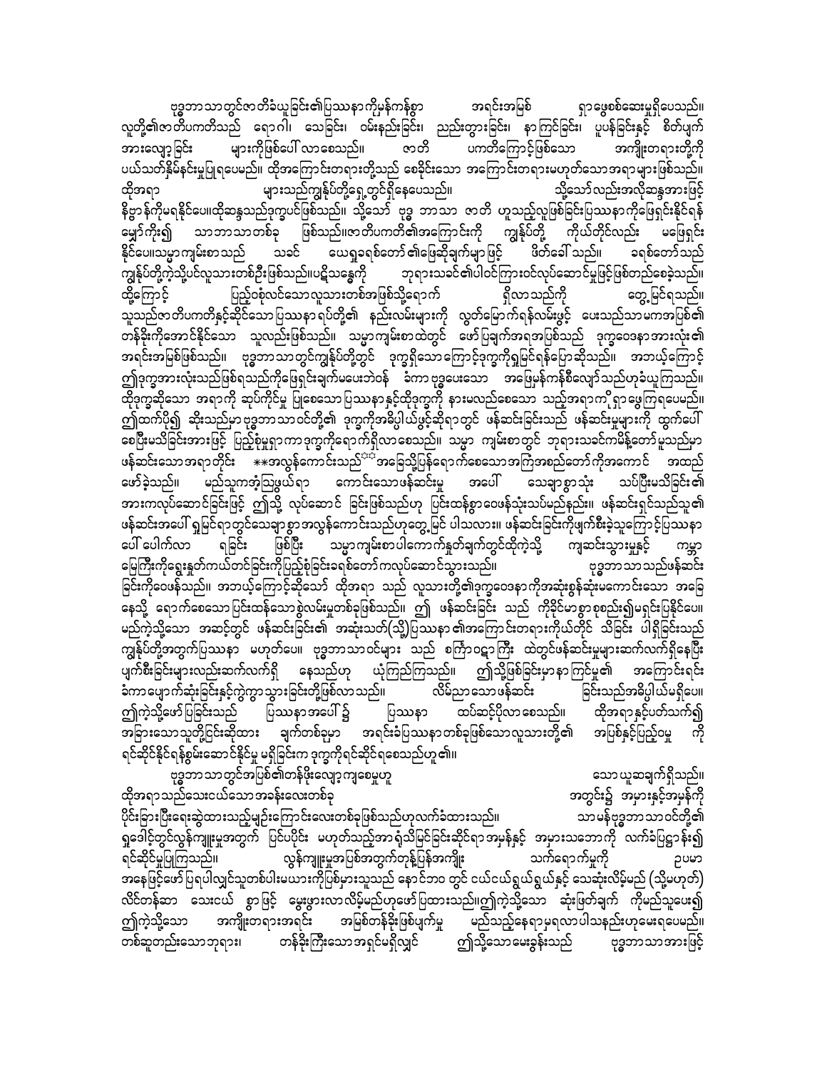ဗုဒ္ဓဘာသာတွင်ဇာတိခံယူခြင်း၏ပြဿနာကိုမန်ကန်စွာ အရင်းအမြစ် ရှာဖွေစစ်ဆေးမှုရှိပေသည်။ လူတို့၏ဇာတိပကတိသည် ရောဂါ၊ သေခြင်း၊ ဝမ်းနည်းခြင်း၊ ညည်းတွားခြင်း၊ နာကြင်ခြင်း၊ ပူပန်ခြင်းနှင့် စိတ်ပျက်အားလျော့ခြင်း များကိုဖြစ်ပေါ်လာစေသည်။ ဇာတိ ပကတိကြောင့်ဖြစ်သော အကျိုးတရားတို့ကိုပယ်သတ်နိမ်နင်းမှုပြုရပေမည်။ ထိုအကြောင်းတရားတို့သည် စေခိုင်းသော အကြောင်းတရားမဟုတ်သောအရာများဖြစ်သည်။ ထိုအရာ များသည်ကျွန်ုပ်တို့ရှေ့တွင်ရှိနေပေသည်။ သို့သော်လည်းအလိုဆန္ဒအားဖြင့် နိဗ္ဗာန်ကိုမရနိုင်ပေ။ထိုဆန္ဒသည်ဒုက္ခပင်ဖြစ်သည်။ သို့သော် ဗုဒ္ဓ ဘာသာ ဇာတိ ဟူသည့်လူဖြစ်ခြင်းပြဿနာကိုဖြေရှင်းနိုင်ရန် မျှော်ကိုး၍ သာဘာသာတစ်ခု ဖြစ်သည်။ဇာတိပကတိ၏အကြောင်းကို ကျွန်ုပ်တို့ ကိုယ်တိုင်လည်း မဖြေရှင်းနိုင်ပေ။သမ္မာကျမ်းစာသည် သခင် ယေရှုခရစ်တော်၏ဖြေဆိုချက်များဖြင့် ဖိတ်ခေါ်သည်။ ခရစ်တော်သည် ကျွန်ုပ်တို့ကဲ့သို့ပင်လူသားတစ်ဦးဖြစ်သည်။ပဋိသန္ဓေကို ဘုရားသခင်၏ပါဝင်ကြားဝင်လုပ်ဆောင်မှုဖြင့်ဖြစ်တည်စေခဲ့သည်။ ထို့ကြောင့် ပြည့်စုံလင်သောလူသားတစ်အဖြစ်သို့ရောက် ရှိလာသည်ကို တွေ့မြင်ရသည်။ သူသည်ဇာတိပကတိနှင့်ဆိုင်သောပြဿနာရပ်တို့၏ နည်းလမ်းများကို လွတ်မြောက်ရန်လမ်းဖွင့် ပေးသည်သာမကအပြစ်၏ တန်ခိုးကိုအောင်နိုင်သော သူလည်းဖြစ်သည်။ သမ္မာကျမ်းစာထဲတွင် ဖော်ပြချက်အရအပြစ်သည် ဒုက္ခဝေဒနာအားလုံး၏ အရင်းအမြစ်ဖြစ်သည်။ ဗုဒ္ဓဘာသာတွင်ကျွန်ုပ်တို့တွင် ဒုက္ခရှိသောကြောင့်ဒုက္ခကိုရှုမြင်ရန်ပြောဆိုသည်။ အဘယ့်ကြောင့်ဤဒုက္ခအားလုံးသည်ဖြစ်ရသည်ကိုဖြေရှင်းချက်မပေးဘဲဝန် ခံကာဗုဒ္ဓပေးသော အဖြေမှန်ကန်စီလျော်သည်ဟုခံယူကြသည်။ ထိုဒုက္ခဆိုသော အရာကို ဆပ်ကိုင်မှု ပြုစေသောပြဿနာနှင့်ထိုဒုက္ခကို နားမလည်စေသော သည့်အရာကို ရှာဖွေကြရပေမည်။ ဤထက်ပို၍ ဆိုးသည်မှာဗုဒ္ဓဘာသာဝင်တို့၏ ဒုက္ခကိုအဓိပ္ပါယ်ဖွင့်ဆိုရာတွင် ဖန်ဆင်းခြင်းသည် ဖန်ဆင်းမှုများကို ထွက်ပေါ်စေပြီးမသိခြင်းအားဖြင့် ပြည့်စုံမှုရှာကာဒုက္ခကိုရောက်ရှိလာစေသည်။ သမ္မာ ကျမ်းစာတွင် ဘုရားသခင်ကမိန့်တော်မူသည်မှာ ဖန်ဆင်းသောအရာတိုင်း **အလွန်ကောင်းသည်** အခြေသို့ပြန်ရောက်စေသောအကြံအစည်တော်ကိုအကောင် အထည်ဖော်ခဲ့သည်။ မည်သူကအံ့ဩဖွယ်ရာ ကောင်းသောဖန်ဆင်းမှု အပေါ် သေချာစွာသုံး သပ်ပြီးမသိခြင်း၏ အားကလုပ်ဆောင်ခြင်းဖြင့် ဤသို့ လုပ်ဆောင် ခြင်းဖြစ်သည်ဟု ပြင်းထန်စွာဝေဖန်သုံးသပ်မည်နည်း။ ဖန်ဆင်းရှင်သည်သူ၏ ဖန်ဆင်းအပေါ် ရှုမြင်ရာတွင်သေချာစွာအလွန်ကောင်းသည်ဟုတွေ့မြင် ပါသလား။ ဖန်ဆင်းခြင်းကိုဖျက်စီးခဲ့သူကြောင့်ပြဿနာ ပေါ် ပေါက်လာ ရခြင်း ဖြစ်ပြီး သမ္မာကျမ်းစာပါကောက်နုတ်ချက်တွင်ထိုကဲ့သို့ ကျဆင်းသွားမှုနှင့် ကမ္ဘာမြေကြီးကိုရွေးနုတ်ကယ်တင်ခြင်းကိုပြည့်စုံခြင်းခရစ်တော်ကလုပ်ဆောင်သွားသည်။ ဗုဒ္ဓဘာသာသည်ဖန်ဆင်းခြင်းကိုဝေဖန်သည်။ အဘယ့်ကြောင့်ဆိုသော် ထိုအရာ သည် လူသားတို့၏ဒုက္ခဝေဒနာကိုအဆုံးစွန်ဆုံးမကောင်းသော အခြေနေသို့ ရောက်စေသောပြင်းထန်သောစွဲလမ်းမှုတစ်ခုဖြစ်သည်။ ဤ ဖန်ဆင်းခြင်း သည် ကိုခိုင်မာစွာစုစည်း၍မရှုံးပြနိုင်ပေ။ မည်ကဲ့သို့သော အဆင့်တွင် ဖန်ဆင်းခြင်း၏ အဆုံးသတ်(သို့)ပြဿနာ၏အကြောင်းတရားကိုယ်တိုင် သိခြင်း ပါရှိခြင်းသည် ကျွန်ုပ်တို့အတွက်ပြဿနာ မဟုတ်ပေ။ ဗုဒ္ဓဘာသာဝင်များ သည် စကြဝဠာကြီး ထဲတွင်ဖန်ဆင်းမှုများဆက်လက်ရှိနေပြီး ပျက်စီးခြင်းများလည်းဆက်လက်ရှိ နေသည်ဟု ယုံကြည်ကြသည်။ ဤသို့ဖြစ်ခြင်းမှာနာကြင်မှု၏ အကြောင်းရင်းခံကာပျောက်ဆုံးခြင်းနှင့်ကွဲကွာသွားခြင်းတို့ဖြစ်လာသည်။ လိမ်ညာသောဖန်ဆင်း ခြင်းသည်အဓိပ္ပါယ်မရှိပေ။ ဤကဲ့သို့ဖော်ပြခြင်းသည် ပြဿနာအပေါ်၌ ပြဿနာ ထပ်ဆင့်ပိုလာစေသည်။ ထိုအရာနှင့်ပတ်သက်၍ အခြားသောသူတို့ငြင်းဆိုထား ချက်တစ်ခုမှာ အရင်းခံပြဿနာတစ်ခုဖြစ်သောလူသားတို့၏ အပြစ်နှင့်ပြည့်ဝမှု ကို ရင်ဆိုင်နိုင်ရန်စွမ်းဆောင်နိုင်မှု မရှိခြင်းက ဒုက္ခကိုရင်ဆိုင်ရစေသည်ဟူ၏။

ဗုဒ္ဓဘာသာတွင်အပြစ်၏တန်ဖိုးလျော့ကျစေမှုဟူ သောယူဆချက်ရှိသည်။ ထိုအရာသည်သေးငယ်သောအခန်းလေးတစ်ခု အတွင်း၌ အမှားနှင့်အမှန်ကို ပိုင်းခြားပြီးရေးဆွဲထားသည့်မျဉ်းကြောင်းလေးတစ်ခုဖြစ်သည်ဟုလက်ခံထားသည်။ သာမန်ဗုဒ္ဓဘာသာဝင်တို့၏ ရှုဒေါင့်တွင်လွန်ကျူးမှုအတွက် ပြင်ပပိုင်း မဟုတ်သည့်အာရုံသိမြင်ခြင်းဆိုင်ရာအမှန်နှင့် အမှားသဘောကို လက်ခံပြဋ္ဌာန်း၍ ရင်ဆိုင်မှုပြုကြသည်။ လွန်ကျူးမှုအပြစ်အတွက်တုန့်ပြန်အကျိုး သက်ရောက်မှုကို ဥပမာအနေဖြင့်ဖော်ပြရပါလျှင်သူတစ်ပါးမယားကိုပြစ်မှားသူသည် နောင်ဘဝ တွင် ငယ်ငယ်ရွယ်ရွယ်နှင့် သေဆုံးလိမ့်မည် (သို့မဟုတ်) လိင်တန်ဆာ သေးငယ် စွာဖြင့် မွေးဖွားလာလိမ့်မည်ဟုဖော်ပြထားသည်။ဤကဲ့သို့သော ဆုံးဖြတ်ချက် ကိုမည်သူပေး၍ ဤကဲ့သို့သော အကျိုးတရားအရင်း အမြစ်တန်ခိုးဖြစ်ပျက်မှု မည်သည့်နေရာမှရလာပါသနည်းဟုမေးရပေမည်။ တစ်ဆူတည်းသောဘုရား၊ တန်ခိုးကြီးသောအရှင်မရှိလျှင် ဤသို့သောမေးခွန်းသည် ဗုဒ္ဓဘာသာအားဖြင့်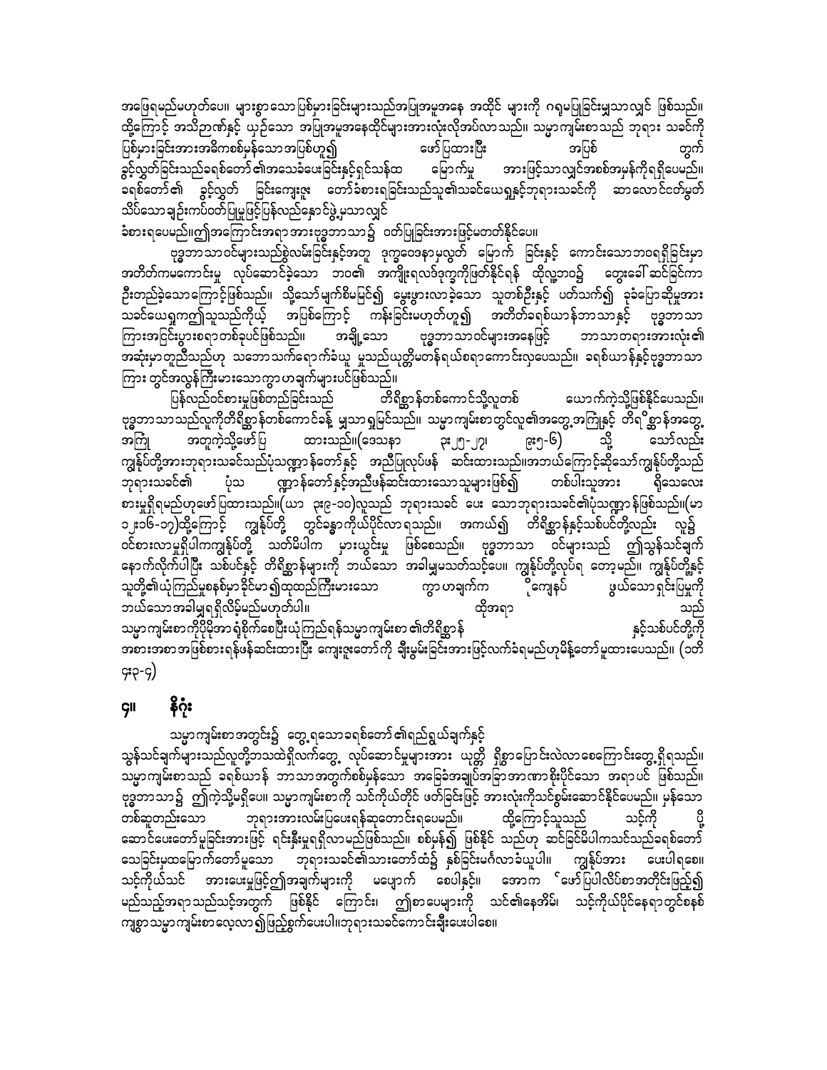အဖြေရမည်မဟုတ်ပေ။ များစွာသောပြစ်မှားခြင်းများသည်အပြုအမူအနေ အထိုင် များကို ဂရုမပြုခြင်းမျှသာလျှင် ဖြစ်သည်။ ထို့ကြောင့် အသိဉာဏ်နှင့် ယှဉ်သော အပြုအမူအနေထိုင်များအားလုံးလိုအပ်လာသည်။ သမ္မာကျမ်းစာသည် ဘုရား သခင်ကို ပြစ်မှားခြင်းအားအဓိကစစ်မှန်သောအပြစ်ဟူ၍ ဖော်ပြထားပြီး အပြစ် တွက် ခွင့်လွှတ်ခြင်းသည်ခရစ်တော်၏အသေခံပေးခြင်းနှင့်ရှင်သန်ထ မြောက်မှု အားဖြင့်သာလျှင်အစစ်အမှန်ကိုရရှိပေမည်။ ခရစ်တော်၏ ခွင့်လွှတ် ခြင်းကျေးဇူး တော်ခံစားရခြင်းသည်သူ၏သခင်ယေရှုနှင့်ဘုရားသခင်ကို ဆာလောင်ငတ်မွတ်သိပ်သောချဉ်းကပ်ဝတ်ပြုမှုဖြင့်ပြန်လည်နောင်ဖွဲ့မှသာလျှင် ခံစားရပေမည်။ဤအကြောင်းအရာအားဗုဒ္ဓဘာသာ၌ ဝတ်ပြုခြင်းအားဖြင့်မတတ်နိုင်ပေ။

ဗုဒ္ဓဘာသာဝင်များသည်စွဲလမ်းခြင်းနှင့်အတူ ဒုက္ခဝေဒနာမှလွတ် မြောက် ခြင်းနှင့် ကောင်းသောဘဝရရှိခြင်းမှာ အတိတ်ကမကောင်းမှု လုပ်ဆောင်ခဲ့သော ဘဝ၏ အကျိုးရလဒ်ဒုက္ခကိုဖြတ်နိုင်ရန် ထိုလူ့ဘဝ၌ တွေးခေါ် ဆင်ခြင်ကာ ဦးတည်ခဲ့သောကြောင့်ဖြစ်သည်။ သို့သော်မျက်စိမမြင်၍ မွေးဖွားလာခဲ့သော သူတစ်ဦးနှင့် ပတ်သက်၍ ခုခံပြောဆိုမှုအား သခင်ယေရှုကဤသူသည်ကိုယ့် အပြစ်ကြောင့် ကန်းခြင်းမဟုတ်ဟူ၍ အတိတ်ခရစ်ယာန်ဘာသာနှင့် ဗုဒ္ဓဘာသာကြားအငြင်းပွားစရာတစ်ခုပင်ဖြစ်သည်။ အချို့သော ဗုဒ္ဓဘာသာဝင်များအနေဖြင့် ဘာသာတရားအားလုံး၏ အဆုံးမှာတူညီသည်ဟု သဘောသက်ရောက်ခံယူ မှုသည်ယုတ္တိမတန်ရယ်စရာကောင်းလှပေသည်။ ခရစ်ယာန်နှင့်ဗုဒ္ဓဘာသာကြား တွင်အလွန်ကြီးမားသောကွာဟချက်များပင်ဖြစ်သည်။

ပြန်လည်ဝင်စားမှုဖြစ်တည်ခြင်းသည် တိရိစ္ဆာန်တစ်ကောင်သို့လူတစ် ယောက်ကဲ့သို့ဖြစ်နိုင်ပေသည်။ ဗုဒ္ဓဘာသာသည်လူကိုတိရိစ္ဆာန်တစ်ကောင်ခန့် မျှသာရှုမြင်သည်။ သမ္မာကျမ်းစာတွင်လူ၏အတွေ့အကြုံနှင့် တိရိစ္ဆာန်အတွေ့အကြုံ အတူကဲ့သို့ဖော်ပြ ထားသည်။(ဒေသနာ ၃း၂၅-၂၇၊ ၄း၅-၆) သို့ သော်လည်း ကျွန်ုပ်တို့အားဘုရားသခင်သည်ပုံသဏ္ဍာန်တော်နှင့် အညီပြုလုပ်ဖန် ဆင်းထားသည်။အဘယ်ကြောင့်ဆိုသော်ကျွန်ုပ်တို့သည် ဘုရားသခင်၏ ပုံသ ဏ္ဍာန်တော်နှင့်အညီဖန်ဆင်းထားသောသူများဖြစ်၍ တစ်ပါးသူအား ရိုသေလေးစားမှုရှိရမည်ဟုဖော်ပြထားသည်။(ယာ ၃း၉-၁၀)လူသည် ဘုရားသခင် ပေး သောဘုရားသခင်၏ပုံသဏ္ဍာန်ဖြစ်သည်။(မာ ၁၂း၁၆-၁၇)ထို့ကြောင့် ကျွန်ုပ်တို့ တွင်ခန္ဓာကိုယ်ပိုင်လာရသည်။ အကယ်၍ တိရိစ္ဆာန်နှင့်သစ်ပင်တို့လည်း လူ၌ ဝင်စားလာမှုရှိပါကကျွန်ုပ်တို့ သတ်မိပါက မှားယွင်းမှု ဖြစ်စေသည်။ ဗုဒ္ဓဘာသာ ဝင်များသည် ဤသွန်သင်ချက်နောက်လိုက်ပါပြီး သစ်ပင်နှင့် တိရိစ္ဆာန်များကို ဘယ်သောအခါမျှမသတ်သင့်ပေ။ ကျွန်ုပ်တို့လုပ်ရ တော့မည်။ ကျွန်ုပ်တို့နှင့် သူတို့၏ယုံကြည်မှုစနစ်မှာခိုင်မာ၍ထုထည်ကြီးမားသော ကွာဟချက်က ကျေးနပ် ဖွယ်သောရှင်းပြမှုကို ဘယ်သောအခါမျှရရှိလိမ့်မည်မဟုတ်ပါ။ ထိုအရာ သည် သမ္မာကျမ်းစာကိုပိုမိုအာရုံစိုက်စေပြီးယုံကြည်ရန်သမ္မာကျမ်းစာ၏တိရိစ္ဆာန် နှင့်သစ်ပင်တို့ကို အစားအစာအဖြစ်စားရန်ဖန်ဆင်းထားပြီး ကျေးဇူးတော်ကို ချီးမွမ်းခြင်းအားဖြင့်လက်ခံရမည်ဟုမိန့်တော်မူထားပေသည်။ (၁တိ ၄း၃-၄)

## ၄။ နိဂုံး

သမ္မာကျမ်းစာအတွင်း၌ တွေ့ရသောခရစ်တော်၏ရည်ရွယ်ချက်နှင့် သွန်သင်ချက်များသည်လူတို့ဘဝထဲရှိလက်တွေ့ လုပ်ဆောင်မှုများအား ယုတ္တိ ရှိစွာပြောင်းလဲလာစေကြောင်းတွေ့ရှိရသည်။ သမ္မာကျမ်းစာသည် ခရစ်ယာန် ဘာသာအတွက်စစ်မှန်သော အခြေခံအချုပ်အခြာအာဏာစိုးပိုင်သော အရာပင် ဖြစ်သည်။ ဗုဒ္ဓဘာသာ၌ ဤကဲ့သို့မရှိပေ။ သမ္မာကျမ်းစာကို သင်ကိုယ်တိုင် ဖတ်ခြင်းဖြင့် အားလုံးကိုသင်စွမ်းဆောင်နိုင်ပေမည်။ မှန်သော တစ်ဆူတည်းသော ဘုရားအားလမ်းပြပေးရန်ဆုတောင်းရပေမည်။ ထို့ကြောင့်သူသည် သင့်ကို ပို့ဆောင်ပေးတော်မူခြင်းအားဖြင့် ရင်းနှီးမှုရရှိလာမည်ဖြစ်သည်။ စစ်မှန်၍ ဖြစ်နိုင် သည်ဟု ဆင်ခြင်မိပါကသင်သည်ခရစ်တော်သေခြင်းမှထမြောက်တော်မူသော ဘုရားသခင်၏သားတော်ထံ၌ နှစ်ခြင်းမင်္ဂလာခံယူပါ။ ကျွန်ုပ်အား ပေးပါရစေ။ သင့်ကိုယ်သင် အားပေးမှုဖြင့်ဤအချက်များကို မပျောက် စေပါနှင့်။ အောက ်ဖော်ပြပါလိပ်စာအတိုင်းဖြည့်၍ မည်သည့်အရာသည်သင့်အတွက် ဖြစ်နိုင် ကြောင်း၊ ဤစာပေများကို သင်၏နေအိမ်၊ သင့်ကိုယ်ပိုင်နေရာတွင်စနစ်ကျစွာသမ္မာကျမ်းစာလေ့လာ၍ဖြည့်စွက်ပေးပါ။ဘုရားသခင်ကောင်းချီးပေးပါစေ။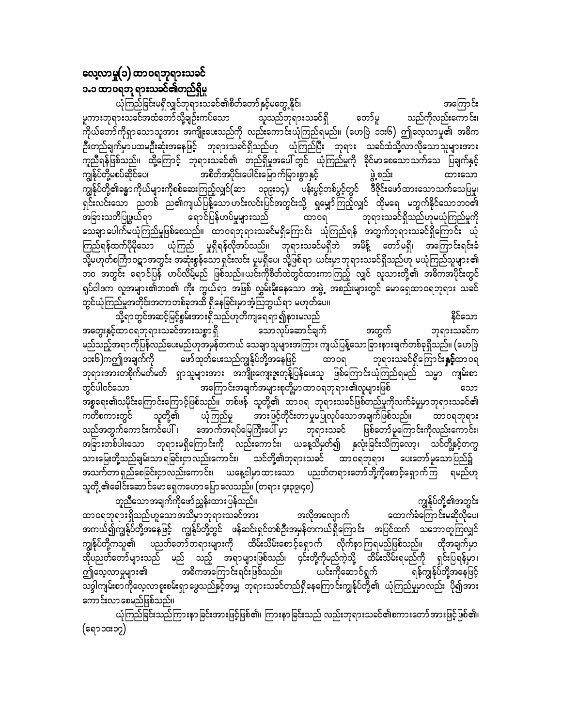# လေ့လာမှု(၁) ထာဝရဘုရားသခင်

## ၁.၁ ထာဝရဘု ရားသခင်၏တည်ရှိမှု

ယုံကြည်ခြင်းမရှိလျှင်ဘုရားသခင်၏စိတ်တော်နှင့်မတွေ့နိုင်၊ အကြောင်းမူကားဘုရားသခင်အထံတော်သို့ချဉ်းကပ်သော သူသည်ဘုရားသခင်ရှိ တော်မူ သည်ကိုလည်းကောင်း၊ ကိုယ်တော်ကိုရှာသောသူအား အကျိုးပေးသည်ကို လည်းကောင်းယုံကြည်ရမည်။ (ဟေဗြဲ ၁၁း၆) ဤလေ့လာမှု၏ အဓိကဦးတည်ချက်မှာပထမဦးဆုံးအနေဖြင့် ဘုရားသခင်ရှိသည်ဟု ယုံကြည်ပြီး ဘုရား သခင်ထံသို့လာလိုသောသူများအား ကူညီရန်ဖြစ်သည်။ ထို့ကြောင့် ဘုရားသခင်၏ တည်ရှိမှုအပေါ်တွင် ယုံကြည်မှုကို ခိုင်မာစေသောသက်သေ ပြချက်နှင့် ကျွန်ုပ်တို့မစပ်ဆိုင်ပေ၊ အစိတ်အပိုင်းပေါင်းမြောက်များစွာနှင့် ဖွဲ့စည်း ထားသော ကျွန်ုပ်တို့၏ခန္ဓာကိုယ်များကိုစစ်ဆေးကြည့်လျှင်(ဆာ ၁၃၉း၁၄)၊ ပန်းပွင့်တစ်ပွင့်တွင် ဒီဇိုင်းဖော်ထားသောသက်သေပြမှု၊ ရှင်းလင်းသော ညတစ် ည၏ကျယ်ပြန့်သောဟင်းလင်းပြင်အတွင်းသို့ ရှုမျှော်ကြည့်လျှင် ထိုမရေ မတွက်နိုင်သောဘဝ၏ အခြားသတိပြုဖွယ်ရာ ရောင်ပြန်ဟပ်မှုများသည် ထာဝရ ဘုရားသခင်ရှိသည်ဟုမယုံကြည်မှုကို သေချာပေါက်မယုံကြည်မှုဖြစ်စေသည်။ ထာဝရဘုရားသခင်မရှိကြောင်း ယုံကြည်ရန် အတွက်ဘုရားသခင်ရှိကြောင်း ယုံကြည်ရန်ထက်ပိုမိုသော ယုံကြည် မှုရှိရန်လိုအပ်သည်။ ဘုရားသခင်မရှိဘဲ အမိန့် တော်မရှိ၊ အကြောင်းရင်းခံ သို့မဟုတ်စကြာဝဠာအတွင်း အဆုံးစွန်သောရှင်းလင်း မှုမရှိပေ၊ သို့ဖြစ်ရာ ယင်းမှာဘုရားသခင်ရှိသည်ဟု မယုံကြည်သူများ၏ဘဝ အတွင်း ရောင်ပြန် ဟပ်လိမ့်မည် ဖြစ်သည်။ယင်းကိုစိတ်ထဲတွင်ထားကာကြည့် လျှင် လူသားတို့၏ အဓိကအပိုင်းတွင် ရုပ်ဝါဒက လူအများ၏ဘဝ၏ ကိုး ကွယ်ရာ အဖြစ် လွှမ်းမိုးနေသော အဖွဲ့ အစည်းများတွင် မောရှေထာဝရဘုရား သခင်တွင်ယုံကြည်မှုအတိုင်းအတာ တစ်ခုအထိ ရှိနေခြင်းမှာအံ့သြဖွယ်ရာ မဟုတ်ပေ။

သို့ရာတွင်အဆင့်မြင့်ခွမ်းအားရှိသည်ဟုတိကျရေရာ၍နားမလည် နိုင်သော အတွေးနှင့်ထာဝရဘုရားသခင်အားသစ္စာရှိ သောလုပ်ဆောင်ချက် အတွက် ဘုရားသခင်က မည်သည့်အရာကိုပြန်လည်ပေးမည်ဟုအမှန်တကယ် သေချာသူများအကြား ကျယ်ပြန့်သော ခြားနားချက်တစ်ခုရှိသည်။ (ဟေဗြဲ ၁၁း၆)ကဤအချက်ကို ဖော်ထုတ်ပေးသည်ကျွန်ုပ်တို့အနေဖြင့် ထာဝရ ဘုရားသခင်ရှိကြောင်း**နှင့်**ထာဝရဘုရားအားတစိုက်မတ်မတ် ရှာသူများအား အကျိုးကျေးဇူးတုန့်ပြန်ပေးသူ ဖြစ်ကြောင်းယုံကြည်ရမည် သမ္မာ ကျမ်းစာတွင်ပါဝင်သော အကြောင်းအချက်အများစုတို့မှာ ထာဝရဘုရား၏လူများဖြစ် သော အစ္စရေး၏သမိုင်းကြောင်းကြောင့်ဖြစ်သည်။ တစ်ဖန် သူတို့၏ ထာဝရ ဘုရားသခင်ဖြစ်တည်မှုကိုလက်ခံမှုမှာဘုရားသခင်၏ ကတိစကားတွင် သူတို့၏ ယုံကြည်မှု အားဖြင့်တိုင်းတာမှုမပြုလုပ်သောအချက်ဖြစ်သည်။ ထာဝရဘုရားသည်အတွက်ကောင်းကင်ပေါ်၊ အောက်အရပ်မြေကြီးပေါ် မှာ ဘုရားသခင် ဖြစ်တော်မူကြောင်းကိုလည်းကောင်း၊ အခြားတစ်ပါးသော ဘုရားမရှိကြောင်းကို လည်းကောင်း၊ ယနေ့သိမှတ်၍ နှလုံးခြင်းသိကြလော့၊ သင်တို့နှင့်တကွ သားမြေးတို့သည်ချမ်းသာ ရခြင်းငှာလည်းကောင်း၊ သင်တို့၏ဘုရားသခင် ထာဝရဘုရား ပေးတော်မူသောပြည်၌ အသက်တာ ရှည်စေခြင်းငှာလည်းကောင်း၊ ယနေ့ငါမှာထားသော ပညတ်တရားတော်တို့ကိုစောင့်ရှောက်ကြ ရမည်ဟု သူတို့၏ခေါင်းဆောင်မောရှေကဟောပြောလေသည်။ (တရား ၄း၃၉၊၄၀)

တူညီသောအချက်ကိုဖော်ညွှန်းထားပြန်သည်။ ကျွန်ုပ်တို့၏အတွင်း ထာဝရဘုရားရှိသည်ဟူသောအသိမှာဘုရားသခင်အား အလိုအလျောက် ထောက်ခံကြောင်းမဆိုလိုပေ၊ အကယ်၍ကျွန်ုပ်တို့အနေဖြင့် ကျွန်ုပ်တို့တွင် ဖန်ဆင်းရှင်တစ်ဦးအမှန်တကယ်ရှိကြောင်း အပြင်ထက် သဘောတူကြလျှင် ကျွန်ုပ်တို့ကသူ၏ ပညတ်တော်တရားများကို ထိမ်းသိမ်းစောင့်ရှောက် လိုက်နာကြရမည်ဖြစ်သည်။ ထိုအချက်မှာ ထိုပညတ်တော်များသည် မည် သည့် အရာများဖြစ်သည်၊ ၎င်းတို့ကိုမည်ကဲ့သို့ ထိမ်းသိမ်းရမည်ကို ရှင်းပြရန်မှာ၊ ဤလေ့လာမှုများ၏ အဓိကအကြောင်းရင်းဖြစ်သည်။ ယင်းကိုဆောင်ရွက် ရန်ကျွန်ုပ်တို့အနေဖြင့် သဒ္ဓါကျမ်းစာကိုလေ့လာစူးစမ်းရှာဖွေသည်နှင့်အမျှ ဘုရားသခင်တည်ရှိနေကြောင်းကျွန်ုပ်တို့၏ ယုံကြည်မှုမှာလည်း ပို၍အားကောင်းလာစေမည်ဖြစ်သည်။

ယုံကြည်ခြင်းသည်ကြားနာခြင်းအားဖြင့်ဖြစ်၏၊ ကြားနာခြင်းသည် လည်းဘုရားသခင်၏စကားတော်အားဖြင့်ဖြစ်၏။ (ရော ၁၀း၁၇)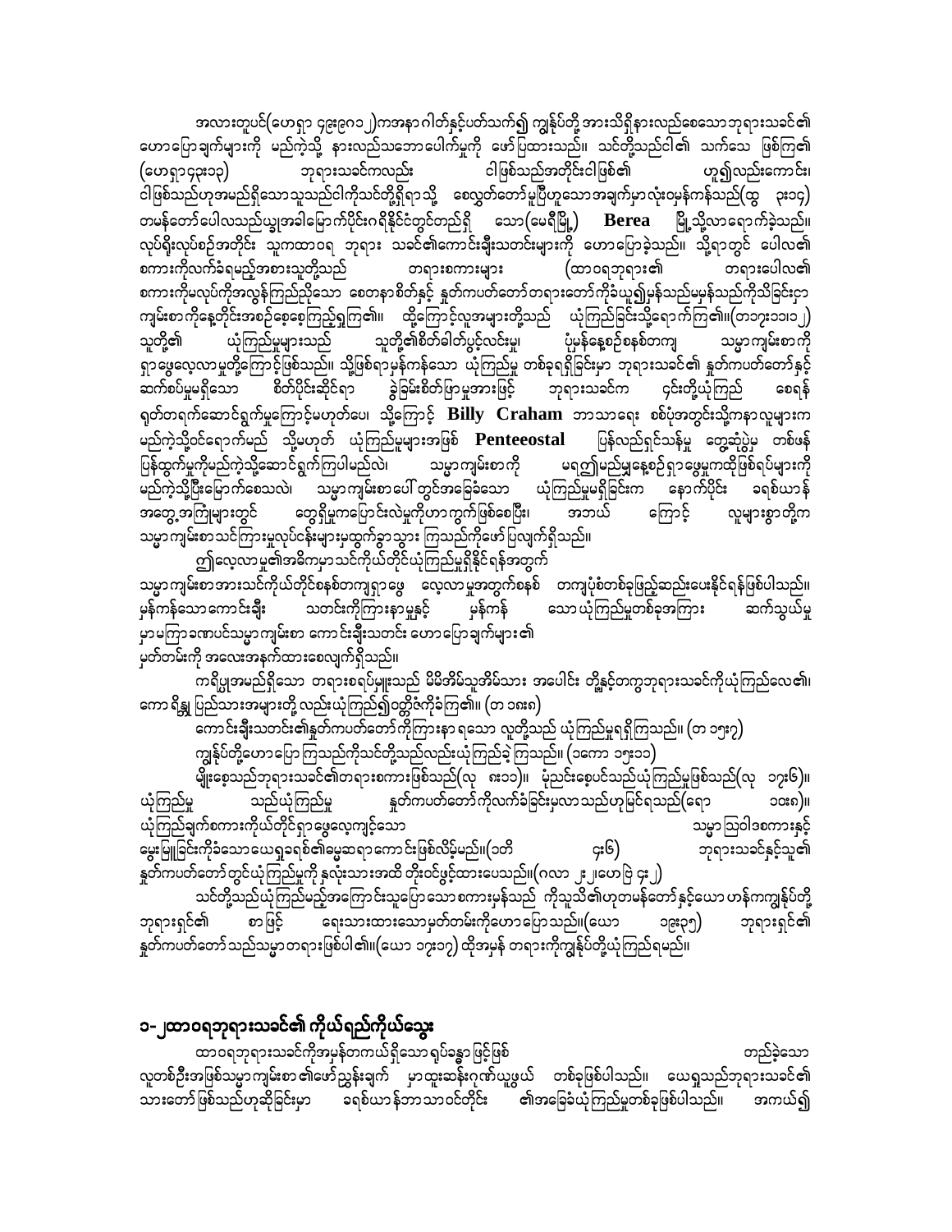အလားတူပင်(ဟေရှာ ၄၉း၉၇၁၂)ကအနာဂါတ်နှင့်ပတ်သက်၍ ကျွန်ုပ်တို့ အားသိရှိနားလည်စေသောဘုရားသခင်၏ ဟောပြောချက်များကို မည်ကဲ့သို့ နားလည်သဘောပေါက်မှုကို ဖော်ပြထားသည်။ သင်တို့သည်ငါ၏ သက်သေ ဖြစ်ကြ၏ (ဟေရှာ၄၃း၁၁) ဘုရားသခင်ကလည်း ငါဖြစ်သည်အတိုင်းငါဖြစ်၏ ဟူ၍လည်းကောင်း၊ ငါဖြစ်သည်ဟုအမည်ရှိသောသူသည်ငါ့ကိုသင်တို့ရှိရာသို့ စေလွှတ်တော်မူပြီဟူသောအချက်မှာလုံးဝမှန်ကန်သည်(ထွ ၃း၁၄) တမန်တော်ပေါလသည်ယ္ခုအခါမြောက်ပိုင်းဂရိနိုင်ငံတွင်တည်ရှိ သော(မေရီမြို့) **Berea** မြို့သို့လာရောက်ခဲ့သည်။ လုပ်ရိုးလုပ်စဉ်အတိုင်း သူကထာဝရ ဘုရား သခင်၏ကောင်းချီးသတင်းများကို ဟောပြောခဲ့သည်။ သို့ရာတွင် ပေါလ၏ စကားကိုလက်ခံရမည့်အစားသူတို့သည် တရားစကားများ (ထာဝရဘုရား၏ တရားပေါလ၏ စကားကိုမလုပ်ကိုအလွန်ကြည်ညိုသော စေတနာစိတ်နှင့် နှုတ်ကပတ်တော်တရားတော်ကိုခံယူ၍မှန်သည်မမှန်သည်ကိုသိခြင်းငှာ ကျမ်းစာကိုနေ့တိုင်းအစဉ်စေ့စေ့ကြည့်ရှုကြ၏။ ထို့ကြောင့်လူအများတို့သည် ယုံကြည်ခြင်းသို့ရောက်ကြ၏။(တ၁၇း၁၁၊၁၂) သူတို့၏ ယုံကြည်မှုများသည် သူတို့၏စိတ်ဓါတ်ပွင့်လင်းမှု၊ ပုံမှန်နေ့စဉ်စနစ်တကျ သမ္မာကျမ်းစာကို ရှာဖွေလေ့လာမှုတို့ကြောင့်ဖြစ်သည်။ သို့ဖြစ်ရာမှန်ကန်သော ယုံကြည်မှု တစ်ခုရရှိခြင်းမှာ ဘုရားသခင်၏ နှုတ်ကပတ်တော်နှင့် ဆက်စပ်မှုမရှိသော စိတ်ပိုင်းဆိုင်ရာ ခွဲခြမ်းစိတ်ဖြာမှုအားဖြင့် ဘုရားသခင်က ၄င်းတို့ယုံကြည် စေရန် ရုတ်တရက်ဆောင်ရွက်မှုကြောင့်မဟုတ်ပေ၊ သို့ကြောင့် **Billy Craham** ဘာသာရေး စစ်ပုံးအတွင်းသို့ကနာလူများက မည်ကဲ့သို့ဝင်ရောက်မည် သို့မဟုတ် ယုံကြည်မှုများအဖြစ် **Penteeostal** ပြန်လည်ရှင်သန်မှု တွေဆုံပွဲမှ တစ်ဖန် ပြန်ထွက်မှုကိုမည်ကဲ့သို့ဆောင်ရွက်ကြပါမည်လဲ၊ သမ္မာကျမ်းစာကို မရ၍မည်မျှနေ့စဉ်ရှာဖွေမှုကထိုဖြစ်ရပ်များကို မည်ကဲ့သို့ပြီးမြောက်စေသလဲ၊ သမ္မာကျမ်းစာပေါ် တွင်အခြေခံသော ယုံကြည်မှုမရှိခြင်းက နောက်ပိုင်း ခရစ်ယာန် အတွေ့အကြုံများတွင် တွေ့ရှိမှုကပြောင်းလဲမှုကိုဟာကွက်ဖြစ်စေပြီး၊ အဘယ် ကြောင့် လူများစွာတို့က သမ္မာကျမ်းစာသင်ကြားမှုလုပ်ငန်းများမှထွက်ခွာသွား ကြသည်ကိုဖော်ပြလျက်ရှိသည်။

ဤလေ့လာမှု၏အဓိကမှာသင်ကိုယ်တိုင်ယုံကြည်မှုရှိနိုင်ရန်အတွက် သမ္မာကျမ်းစာအားသင်ကိုယ်တိုင်စနစ်တကျရှာဖွေ လေ့လာမှုအတွက်စနစ် တကျပုံစံတစ်ခုဖြည့်ဆည်းပေးနိုင်ရန်ဖြစ်ပါသည်။ မှန်ကန်သောကောင်းချီး သတင်းကိုကြားနာမှုနှင့် မှန်ကန် သောယုံကြည်မှုတစ်ခုအကြား ဆက်သွယ်မှု မှာမကြာခဏပင်သမ္မာကျမ်းစာ ကောင်းချီးသတင်း ဟောပြောချက်များ၏ မှတ်တမ်းကို အလေးအနက်ထားစေလျက်ရှိသည်။

ကရိပ္စုအမည်ရှိသော တရားစရပ်မှူးသည် မိမိအိမ်သူအိမ်သား အပေါင်း တို့နှင့်တကွဘုရားသခင်ကိုယုံကြည်လေ၏၊ ကော ရိန္တု ပြည်သားအများတို့ လည်းယုံကြည်၍ဝတ္တိဇံကိုခံကြ၏။ (တ ၁၈း၈)

ကောင်းချီးသတင်း၏နှုတ်ကပတ်တော်ကိုကြားနာ ရသော လူတို့သည် ယုံကြည်မှုရရှိကြသည်။ (တ ၁၅း၇)

ကျွန်ုပ်တို့ဟော ပြော ကြသည်ကိုသင်တို့သည်လည်းယုံကြည်ခဲ့ ကြသည်။ (၁ကော ၁၅း၁၁)

မျိုးစေ့သည်ဘုရားသခင်၏တရားစကားဖြစ်သည်(လု ၈း၁၁)။ မှုညင်းစေ့ပင်သည်ယုံကြည်မှုဖြစ်သည်(လု ၁၇း၆)။ ယုံကြည်မှု သည်ယုံကြည်မှု နှုတ်ကပတ်တော်ကိုလက်ခံခြင်းမှလာသည်ဟုမြင်ရသည်(ရော ၁၀း၈)။ ယုံကြည်ချက်စကားကိုယ်တိုင်ရှာဖွေလေ့ကျင့်သော သမ္မာဩဝါဒစကားနှင့် မွေးမြူခြင်းကိုခံသောယေရှုခရစ်၏ဓမ္မဆရာကောင်းဖြစ်လိမ့်မည်။(၁တိ ၄း၆) ဘုရားသခင်နှင့်သူ၏ နှုတ်ကပတ်တော်တွင်ယုံကြည်မှုကို နှလုံးသားအထိ တိုးဝင်ဖွင့်ထားပေသည်။(ဂလာ ၂း၂၊ဟေဗြဲ ၄း၂)

သင်တို့သည်ယုံကြည်မည့်အကြောင်းသူပြောသောစကားမှန်သည် ကိုသူသိ၏ဟုတမန်တော်နှင့်ယော ဟန်ကကျွန်ုပ်တို့ ဘုရားရှင်၏ စာဖြင့် ရေးသားထားသောမှတ်တမ်းကိုဟောပြောသည်။(ယော ၁၉း၃၅) ဘုရားရှင်၏ နှုတ်ကပတ်တော်သည်သမ္မာတရားဖြစ်ပါ၏။(ယော ၁၇း၁၇) ထိုအမှန် တရားကိုကျွန်ုပ်တို့ယုံကြည်ရမည်။

## ၁-၂ထာဝရဘုရားသခင်၏ ကိုယ်ရည်ကိုယ်သွေး

ထာဝရဘုရားသခင်ကိုအမှန်တကယ်ရှိသော ရုပ်ခန္ဓာ ဖြင့်ဖြစ် တည်ခဲ့သော လူတစ်ဦးအဖြစ်သမ္မာကျမ်းစာ ၏ဖော်ညွှန်းချက် မှာထူးဆန်းဂုဏ်ယူဖွယ် တစ်ခုဖြစ်ပါသည်။ ယေရှုသည်ဘုရားသခင်၏ သားတော်ဖြစ်သည်ဟုဆိုခြင်းမှာ ခရစ်ယာန်ဘာသာဝင်တိုင်း ၏အခြေခံယုံကြည်မှုတစ်ခုဖြစ်ပါသည်။ အကယ်၍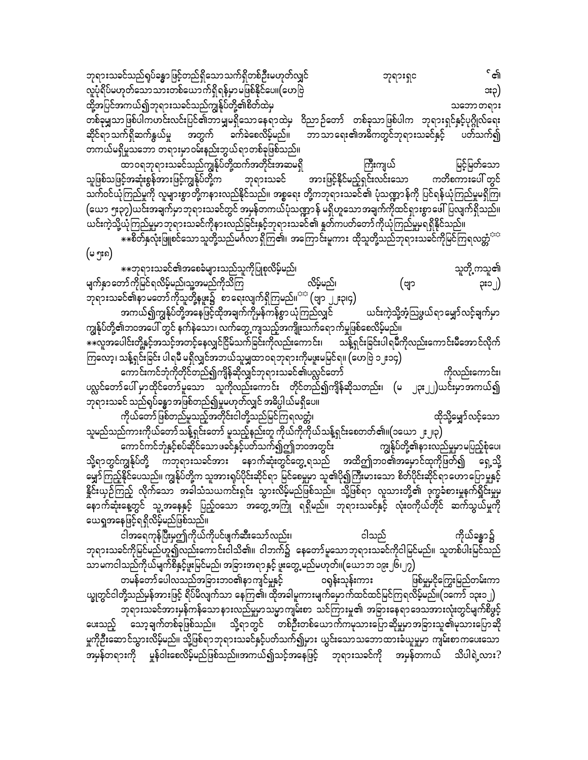ဘုရားသခင်သည်ရုပ်ခန္ဓာ ဖြင့်တည်ရှိသော သက်ရှိတစ်ဦးမဟုတ်လျှင် ဘုရားရှင်၏ လူပုံရိပ်မဟုတ်သော သားတစ်ယောက်ရှိရန်မှာ မဖြစ်နိုင်ပေ။(ဟေဗြဲ ၁း၃) ထို့အပြင်အကယ်၍ဘုရားသခင်သည်ကျွန်ုပ်တို့၏စိတ်ထဲမှ သဘောတရား တစ်ခုမျှသာ ဖြစ်ပါကဟင်းလင်းပြင်၏ဘာမျှမရှိသောနေရာထဲမှ ဝိညာဉ်တော် တစ်ခုသာဖြစ်ပါက ဘုရားရှင်နှင့်ပုဂ္ဂိုလ်ရေး ဆိုင်ရာ သက်ရှိဆက်နွယ်မှု အတွက် ခက်ခဲစေလိမ့်မည်။ ဘာသာရေး၏အဓိကတွင်ဘုရားသခင်နှင့် ပတ်သက်၍ တကယ်မရှိမှုသဘော တရားမှာဝမ်းနည်းဘွယ်ရာတစ်ခုဖြစ်သည်။

ထာဝရဘုရားသခင်သည်ကျွန်ုပ်တို့ထက်အတိုင်းအဆမရှိ ကြီးကျယ် မြင့်မြတ်သော သူဖြစ်သဖြင့်အဆုံးစွန်အားဖြင့်ကျွန်ုပ်တို့က ဘုရားသခင် အားဖြင်နိုင်မည့်ရှင်းလင်းသော ကတိစကားပေါ် တွင် သက်ဝင်ယုံကြည်မှုကို လူများစွာတို့ကနားလည်နိုင်သည်။ အစ္စရေး တို့ကဘုရားသခင်၏ ပုံသဏ္ဍာန်ကို ပြင်ရန်ယုံကြည်မှုမရှိကြ၊ (ယော ၅း၃၇)ယင်းအချက်မှာဘုရားသခင်တွင် အမှန်တကယ်ပုံသဏ္ဍာန် မရှိဟူသောအချက်ကိုထင်ရှားစွာ ဖေါ် ပြလျက်ရှိသည်။ ယင်းကဲ့သို့ယုံကြည်မှုမှာဘုရားသခင်ကိုနားလည်ခြင်းနှင့်ဘုရားသခင်၏ နှုတ်ကပတ်တော် ကိုယုံကြည်မှုမှရရှိနိုင်သည်။

**စိတ်နှလုံးဖြူစင်သောသူတို့သည်မင်္ဂလာ ရှိကြ၏၊ အကြောင်းမူကား ထိုသူတို့သည်ဘုရားသခင်ကိုမြင်ကြရလတ္တံ့** (မ ၅း၈)

**ဘုရားသခင်၏အစေခံများသည်သူကိုပြုစုလိမ့်မည်၊ သူတို့ကသူ၏ မျက်နှာတော် ကိုမြင်ရလိမ့်မည်။သူ့အမည်ကိုသိကြ လိမ့်မည်၊ (ဗျာ ၃း၁၂) ဘုရားသခင်၏နာမတော်ကိုသူတို့နဖူး၌ စာရေးလျက်ရှိကြမည်။** (ဗျာ ၂၂း၃၄)

အကယ်၍ကျွန်ုပ်တို့အနေဖြင့်ထိုအချက်ကိုမှန်ကန်စွာ ယုံကြည်လျှင် ယင်းကဲ့သို့အံ့သြဖွယ်ရာ မျှော်လင့်ချက်မှာ ကျွန်ုပ်တို့၏ဘဝအပေါ် တွင် နက်နဲသော၊ လက်တွေ့ကျသည့်အကျိုးသက်ရောက်မှုဖြစ်စေလိမ့်မည်။
**လူအပေါင်းတို့နှင့်အသင့်အတင့်နေလျှင်ငြိမ်သက်ခြင်းကိုလည်းကောင်း၊ သန့်ရှင်းခြင်းပါရမီကိုလည်းကောင်းမီအောင်လိုက် ကြလော့၊ သန့်ရှင်းခြင်း ပါရမီ မရှိလျှင်အဘယ်သူမျှထာဝရဘုရားကိုမဖူးမမြင်ရ၊** (ဟေဗြဲ ၁၂း၁၄)

ကောင်းကင်ဘုံကိုတိုင်တည်၍ကျိန်ဆိုလျှင်ဘုရားသခင်၏ပလ္လင်တော် ကိုလည်းကောင်း၊ ပလ္လင်တော်ပေါ် မှာထိုင်တော်မူသော သူကိုလည်းကောင်း တိုင်တည်၍ကျိန်ဆိုသတည်း၊ (မ ၂၃း၂၂)ယင်းမှာအကယ်၍ ဘုရားသခင် သည်ရုပ်ခန္ဓာအဖြစ်တည်၍မှုမဟုတ်လျှင် အဓိပ္ပါယ်မရှိပေ။

ကိုယ်တော် ဖြစ်တည်မှုသည့်အတိုင်းငါတို့သည်မြင်ကြရလတ္တံ့၊ ထိုသို့မျှော်လင့်သော သူမည်သည်ကားကိုယ်တော်သန့်ရှင်းတော် မူသည့်နည်းတူ ကိုယ်ကိုကိုယ်သန့်ရှင်းစေတတ်၏။(၁ယော ၂း၂၃)

ကောင်းကင်ဘုံနှင့်စပ်ဆိုင်သော ဖခင်နှင့်ပတ်သက်၍ဤဘဝအတွင်း ကျွန်ုပ်တို့၏နားလည်မှုမှာ မပြည့်စုံပေ၊ သို့ရာတွင်ကျွန်ုပ်တို့ ကဘုရားသခင်အား နောက်ဆုံးတွင်တွေ့ရသည် အထိဤဘဝ၏အမှောင်ထုကိုဖြတ်၍ ရှေ့သို့ မျှော်ကြည့်နိုင်ပေသည်။ ကျွန်ုပ်တို့က သူအားရုပ်ပိုင်းဆိုင်ရာ မြင်စေမှုမှာ သူ၏ပို၍ကြီးမားသော စိတ်ပိုင်းဆိုင်ရာဟောပြောမှုနှင့် နိုင်းယှဉ်ကြည့် လိုက်သော အခါသံသယကင်းရှင်း သွားလိမ့်မည်ဖြစ်သည်။ သို့ဖြစ်ရာ လူသားတို့၏ ဒုက္ခခံစားမှုနက်ရှိုင်းမှုမှ နောက်ဆုံးနေ့တွင် သူ့အနေနှင့် ပြည့်ဝသော အတွေ့အကြုံ ရရှိမည်။ ဘုရားသခင်နှင့် လုံးဝကိုယ်တိုင် ဆက်သွယ်မှုကို ယေရှုအနေဖြင့်ရရှိလိမ့်မည်ဖြစ်သည်။

ငါ့အရေကုန်ပြီးမှ၍ကိုယ်ကိုပင်ဖျက်ဆီးသော်လည်း၊ ငါသည် ကိုယ်ခန္ဓာ၌ ဘုရားသခင်ကိုမြင်မည်ဟူ၍လည်းကောင်းငါသိ၏။ ငါဘက်၌ နေတော်မူသောဘုရားသခင်ကိုငါမြင်မည်၊ သူတစ်ပါးမြင်သည် သာမကငါသည်ကိုယ်မျက်စိနှင့်ဖူးမြင်မည်၊ အခြားအရာနှင့် ဖူးတွေ့မည်မဟုတ်။(ယောဘ ၁၉း၂၆၊၂၇)

တမန်တော်ပေါလသည်အခြားဘဝ၏နာကျင်မှုနှင့် ဝရုန်းသုန်းကား ဖြစ်မှုမှငိုကြွေးမြည်တမ်းကာ ယျွတွင်ငါတို့သည်မှန်အားဖြင့် ရိပ်မိလျက်သာ နေကြ၏၊ ထိုအခါမူကားမျက်မှောက်ထင်ထင်မြင်ကြရလိမ့်မည်။(၁ကော် ၁၃း၁၂)

ဘုရားသခင်အားမှန်ကန်သောနားလည်မှုမှာသမ္မာကျမ်းစာ သင်ကြားမှု၏ အခြားနေရာဒေသအားလုံးတွင်မျက်စိဖွင့် ပေးသည့် သော့ချက်တစ်ခုဖြစ်သည်။ သို့ရာတွင် တစ်ဦးတစ်ယောက်ကမုသားပြောဆိုမှုမှာအခြားသူ၏မုသားပြောဆို မှုကိုဦးဆောင်သွားလိမ့်မည်။ သို့ဖြစ်ရာဘုရားသခင်နှင့်ပတ်သက်၍မှား ယွင်းသောသဘောထားခံယူမှုမှာ ကျမ်းစာကပေးသော အမှန်တရားကို မှုန်ဝါးစေလိမ့်မည်ဖြစ်သည်။အကယ်၍သင့်အနေဖြင့် ဘုရားသခင်ကို အမှန်တကယ် သိပါရဲ့လား?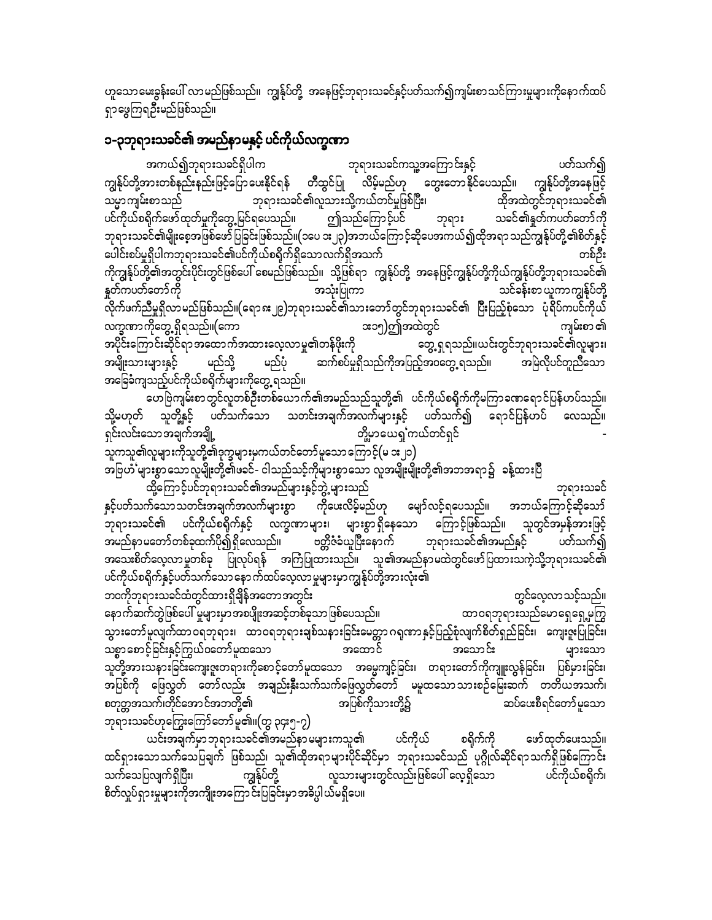ဟူသောမေးခွန်းပေါ် လာမည်ဖြစ်သည်။ ကျွန်ုပ်တို့ အနေဖြင့်ဘုရားသခင်နှင့်ပတ်သက်၍ကျမ်းစာသင်ကြားမှုများကိုနောက်ထပ်ရှာဖွေကြဦးမည်ဖြစ်သည်။

## ၁-၃ဘုရားသခင်၏ အမည်နာမနှင့် ပင်ကိုယ်လက္ခဏာ

အကယ်၍ဘုရားသခင်ရှိပါက ဘုရားသခင်ကသူ့အကြောင်းနှင့် ပတ်သက်၍ ကျွန်ုပ်တို့အားတစ်နည်းနည်းဖြင့်ပြောပေးနိုင်ရန် တီထွင်ပြု လိမ့်မည်ဟု တွေးတောနိုင်ပေသည်။ ကျွန်ုပ်တို့အနေဖြင့် သမ္မာကျမ်းစာသည် ဘုရားသခင်၏လူသားသို့ကယ်တင်မှုဖြစ်ပြီး၊ ထိုအထဲတွင်ဘုရားသခင်၏ ပင်ကိုယ်စရိုက်ဖော်ထုတ်မှုကိုတွေ့မြင်ရပေသည်။ ဤသည်ကြောင့်ပင် ဘုရား သခင်၏နှုတ်ကပတ်တော်ကို ဘုရားသခင်၏မျိုးစေ့အဖြစ်ဖော်ပြခြင်းဖြစ်သည်။(၁ပေ ၁း၂၃)အဘယ်ကြောင့်ဆိုသော်အကယ်၍ထိုအရာသည်ကျွန်ုပ်တို့၏စိတ်နှင့်ပေါင်းစပ်မှုရှိပါကဘုရားသခင်၏ပင်ကိုယ်စရိုက်ရှိသောလက်ရှိအသက် တစ်ဦးကိုကျွန်ုပ်တို့၏အတွင်းပိုင်းတွင်ဖြစ်ပေါ် စေမည်ဖြစ်သည်။ သို့ဖြစ်ရာ ကျွန်ုပ်တို့ အနေဖြင့်ကျွန်ုပ်တို့ကိုယ်ကျွန်ုပ်တို့ဘုရားသခင်၏နှုတ်ကပတ်တော်ကို အသုံးပြုကာ သင်ခန်းစာ ယူကာကျွန်ုပ်တို့လိုက်ဖက်ညီမှုရှိလာမည်ဖြစ်သည်။(ရော ၈း၂၉)ဘုရားသခင်၏သားတော်တွင်ဘုရားသခင်၏ ပြီးပြည့်စုံသော ပုံရိပ်ကပင်ကိုယ်လက္ခဏာကိုတွေ့ရှိရသည်။(ကော ၁း၁၅)ဤအထဲတွင် ကျမ်းစာ၏အပိုင်းကြောင်းဆိုင်ရာအထောက်အထားလေ့လာမှု၏တန်ဖိုးကို တွေ့ရှိရသည်။ယင်းတွင်ဘုရားသခင်၏လူများ၊အမျိုးသားများနှင့် မည်သို့ မည်ပုံ ဆက်စပ်မှုရှိသည်ကိုအပြည့်အဝတွေ့ရသည်။ အမြဲလိုပင်တူညီသောအခြေခံကျသည့်ပင်ကိုယ်စရိုက်များကိုတွေ့ရသည်။

ဟေဗြဲကျမ်းစာတွင်လူတစ်ဦးတစ်ယောက်၏အမည်သည်သူတို့၏ ပင်ကိုယ်စရိုက်ကိုမကြာခဏရောင်ပြန်ဟပ်သည်။ သို့မဟုတ် သူတို့နှင့် ပတ်သက်သော သတင်းအချက်အလက်များနှင့် ပတ်သက်၍ ရောင်ပြန်ဟပ် လေသည်။ ရှင်းလင်းသောအချက်အချို့ တို့မှာယေရှု'ကယ်တင်ရှင် - သူကသူ၏လူများကိုသူတို့၏ဒုက္ခများမှကယ်တင်တော်မူသောကြောင့်(မ ၁း၂၁)

အဗြဟံ'များစွာသောလူမျိုးတို့၏ဖခင်- ဂါသည်သင့်ကိုများစွာသော လူသမျိုးမျိုးတို့၏အဘအရာ၌ ခန့်ထားပြီ

ထို့ကြောင့်ပင်ဘုရားသခင်၏အမည်များနှင့်ဘွဲ့များသည် ဘုရားသခင်နှင့်ပတ်သက်သောသတင်းအချက်အလက်များစွာ ကိုပေးလိမ့်မည်ဟု မျှော်လင့်ရပေသည်။ အဘယ်ကြောင့်ဆိုသော်ဘုရားသခင်၏ ပင်ကိုယ်စရိုက်နှင့် လက္ခဏာများ၊ များစွာရှိနေသော ကြောင့်ဖြစ်သည်။ သူတွင်အမှန်အားဖြင့်အမည်နာမတော်တစ်ခုထက်ပို၍ရှိလေသည်။ ဗတ္တိဇံခံယူပြီးနောက် ဘုရားသခင်၏အမည်နှင့် ပတ်သက်၍ အသေးစိတ်လေ့လာမှုတစ်ခု ပြုလုပ်ရန် အကြံပြုထားသည်။ သူ၏အမည်နာမထဲတွင်ဖော်ပြထားသကဲ့သို့ဘုရားသခင်၏ပင်ကိုယ်စရိုက်နှင့်ပတ်သက်သောနောက်ထပ်လေ့လာမှုများမှာကျွန်ုပ်တို့အားလုံး၏ဘဝကိုဘုရားသခင်ထံတွင်ထားရှိချိန်အတောအတွင်း တွင်လေ့လာသင့်သည်။ နောက်ဆက်တွဲဖြစ်ပေါ် မှုများမှာအစပျိုးအဆင့်တစ်ခုသာဖြစ်ပေသည်။ ထာဝရဘုရားသည်မောရှေရှေ့မှကြွသွားတော်မူလျက်ထာဝရဘုရား၊ ထာဝရဘုရားချစ်သနားခြင်းမေတ္တာဂရုဏာနှင့်ပြည့်စုံလျက်စိတ်ရှည်ခြင်း၊ ကျေးဇူးပြုခြင်း၊ သစ္စာစောင့်ခြင်းနှင့်ကြွယ်ဝတော်မူထသော အထောင် အသောင်း များသောသူတို့အားသနားခြင်းကျေးဇူးတရားကိုစောင့်တော်မူထသော အဓမ္မကျင့်ခြင်း၊ တရားတော်ကိုကျူးလွန်ခြင်း၊ ပြစ်မှားခြင်း၊ အပြစ်ကို ဖြေလွှတ် တော်လည်း အချည်းနှီးသက်သက်ဖြေလွှတ်တော် မမူထသောသားစဉ်မြေးဆက် တတိယအသက်၊ စတုတ္ထအသက်၊တိုင်အောင်အဘတို့၏ အပြစ်ကိုသားတို့၌ ဆပ်ပေးစီရင်တော်မူသောဘုရားသခင်ဟုကြွေးကြော်တော်မူ၏။(ထွ ၃၄း၅-၇)

ယင်းအချက်မှာဘုရားသခင်၏အမည်နာမများကသူ၏ ပင်ကိုယ် စရိုက်ကို ဖော်ထုတ်ပေးသည်။ ထင်ရှားသောသက်သေပြချက် ဖြစ်သည်၊ သူ၏ထိုအရာများပိုင်ဆိုင်မှာ ဘုရားသခင်သည် ပုဂ္ဂိုလ်ဆိုင်ရာသက်ရှိဖြစ်ကြောင်းသက်သေပြလျက်ရှိပြီး၊ ကျွန်ုပ်တို့ လူသားများတွင်လည်းဖြစ်ပေါ် လေ့ရှိသော ပင်ကိုယ်စရိုက်၊ စိတ်လှုပ်ရှားမှုများကိုအကျိုးအကြောင်းပြခြင်းမှာအဓိပ္ပါယ်မရှိပေ။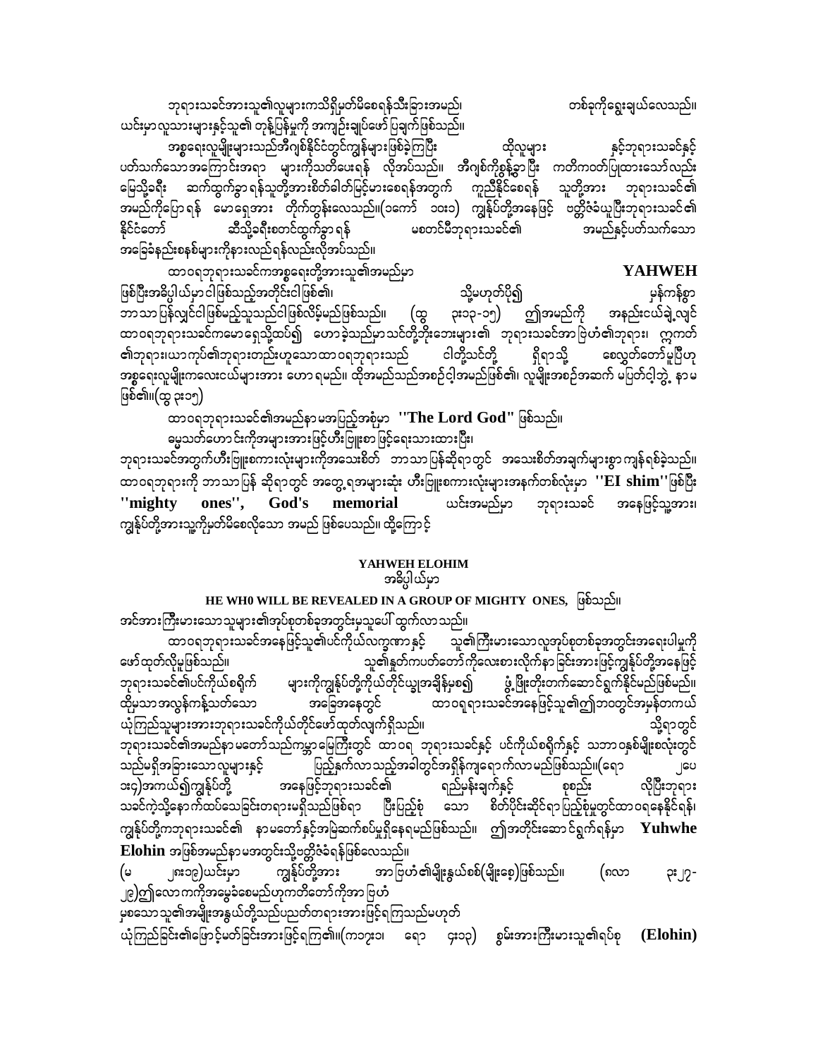ဘုရားသခင်အားသူ၏လူများကသိရှိမှတ်မိစေရန်သီးခြားအမည်၊ တစ်ခုကိုရွေးချယ်လေသည်။ ယင်းမှာလူသားများနှင့်သူ၏ တုန့်ပြန်မှုကို အကျဉ်းချုပ်ဖော်ပြချက်ဖြစ်သည်။

အစ္စရေးလူမျိုးများသည်အီဂျစ်နိုင်ငံတွင်ကျွန်များဖြစ်ခဲ့ကြပြီး ထိုလူများ နှင့်ဘုရားသခင်နှင့်ပတ်သက်သောအကြောင်းအရာ များကိုသတိပေးရန် လိုအပ်သည်။ အီဂျစ်ကိုစွန့်ခွာပြီး ကတိကဝတ်ပြုထားသော်လည်းမြေသို့ခရီး ဆက်ထွက်ခွာရန်သူတို့အားစိတ်ခါတ်မြင့်မားစေရန်အတွက် ကူညီနိုင်စေရန် သူတို့အား ဘုရားသခင်၏အမည်ကိုပြောရန် မောရှေအား တိုက်တွန်းလေသည်။(ဝကော် ၁၀း၁) ကျွန်ုပ်တို့အနေဖြင့် ဗတ္တိဇံခံယူပြီးဘုရားသခင်၏နိုင်ငံတော် ဆီသို့ခရီးစတင်ထွက်ခွာရန် မစတင်မီဘုရားသခင်၏ အမည်နှင့်ပတ်သက်သောအခြေခံနည်းစနစ်များကိုနားလည်ရန်လည်းလိုအပ်သည်။

ထာဝရဘုရားသခင်ကအစ္စရေးတို့အားသူ၏အမည်မှာ **YAHWEH** ဖြစ်ပြီးအခ်ိပ္ပါယ်မှာငါဖြစ်သည့်အတိုင်းငါဖြစ်၏၊ သို့မဟုတ်ပို၍ မှန်ကန်စွာဘာသာပြန်လျှင်ငါဖြစ်မည့်သူသည်ငါဖြစ်လိမ့်မည်ဖြစ်သည်။ (ထွ ၃း၁၃-၁၅) ဤအမည်ကို အနည်းငယ်ချဲ့လျှင်ထာဝရဘုရားသခင်ကမောရှေသို့ထပ်၍ ဟောခဲ့သည်မှာသင်တို့ဘိုးဘေးများ၏ ဘုရားသခင်အာဗြဟံ၏ဘုရား၊ ဣဇာက်၏ဘုရား၊ယာကုပ်၏ဘုရားတည်းဟူသောထာဝရဘုရားသည် ငါတို့သင်တို့ ရှိရာသို့ စေလွှတ်တော်မူပြီဟုအစ္စရေးလူမျိုးကလေးငယ်များအား ဟောရမည်။ ထိုအမည်သည်အစဉ်ငါ့အမည်ဖြစ်၏၊ လူမျိုးအစဉ်အဆက် မပြတ်ငါ့ဘွဲ့ နာမဖြစ်၏။(ထွ ၃း၁၅)

ထာဝရဘုရားသခင်၏အမည်နာမအပြည့်အစုံမှာ **"The Lord God"** ဖြစ်သည်။

မွေသတ်ဟောင်းကိုအများအားဖြင့်ဟီးဗြူးစာဖြင့်ရေးသားထားပြီး၊ ဘုရားသခင်အတွက်ဟီးဗြူးစကားလုံးများကိုအသေးစိတ် ဘာသာပြန်ဆိုရာတွင် အသေးစိတ်အချက်များစွာကျန်ရစ်ခဲ့သည်။ ထာဝရဘုရားကို ဘာသာပြန် ဆိုရာတွင် အတွေ့ရအများဆုံး ဟီးဗြူးစကားလုံးများအနက်တစ်လုံးမှာ **"El shim"**ဖြစ်ပြီး **"mighty ones", God's memorial** ယင်းအမည်မှာ ဘုရားသခင် အနေဖြင့်သူ့အား၊ ကျွန်ုပ်တို့အားသူ့ကိုမှတ်မိစေလိုသော အမည် ဖြစ်ပေသည်။ ထို့ကြောင့်

**YAHWEH ELOHIM**

အဓိပ္ပါယ်မှာ

**HE WH0 WILL BE REVEALED IN A GROUP OF MIGHTY ONES,** ဖြစ်သည်။

အင်အားကြီးမားသောသူများ၏အုပ်စုတစ်ခုအတွင်းမှသူပေါ် ထွက်လာသည်။

ထာဝရဘုရားသခင်အနေဖြင့်သူ၏ပင်ကိုယ်လက္ခဏာနှင့် သူ၏ကြီးမားသောလူအုပ်စုတစ်ခုအတွင်းအရေးပါမှုကိုဖော်ထုတ်လိုမှုဖြစ်သည်။ သူ၏နှုတ်ကပတ်တော်ကိုလေးစားလိုက်နာ ခြင်းအားဖြင့်ကျွန်ုပ်တို့အနေဖြင့်ဘုရားသခင်၏ပင်ကိုယ်စရိုက် များကိုကျွန်ုပ်တို့ကိုယ်တိုင်ယ္ခုအချိန်မှစ၍ ဖွံ့ဖြိုးတိုးတက်ဆောင်ရွက်နိုင်မည်ဖြစ်မည်။ ထိုမှသာအလွန်ကန့်သတ်သော အခြေအနေတွင် ထာဝရဘုရားသခင်အနေဖြင့်သူ၏ဤဘဝတွင်အမှန်တကယ်ယုံကြည်သူများအားဘုရားသခင်ကိုယ်တိုင်ဖော်ထုတ်လျက်ရှိသည်၊ သို့ရာတွင်ဘုရားသခင်၏အမည်နာမတော်သည်ကမ္ဘာမြေကြီးတွင် ထာဝရ ဘုရားသခင်နှင့် ပင်ကိုယ်စရိုက်နှင့် သဘာဝနှစ်မျိုးစလုံးတွင်သည်မရှိအခြားသောလူများနှင့် ပြည့်နှက်လာသည့်အခါတွင်အရှိန်ကျရောက်လာမည်ဖြစ်သည်။(ရော ၂ပေ ၃း၄)အကယ်၍ကျွန်ုပ်တို့ အနေဖြင့်ဘုရားသခင်၏ ရည်မှန်းချက်နှင့် စုစည်း လိုပြီးဘုရားသခင်ကဲ့သို့နောက်ထပ်သေခြင်းတရားမရှိသည်ဖြစ်ရာ ပြီးပြည့်စုံ သော စိတ်ပိုင်းဆိုင်ရာပြည့်စုံမှုတွင်ထာဝရနေနိုင်ရန်၊ ကျွန်ုပ်တို့ကဘုရားသခင်၏ နာမတော်နှင့်အမြဲဆက်စပ်မှုရှိနေရမည်ဖြစ်သည်။ ဤအတိုင်းဆောင်ရွက်ရန်မှာ **Yuhwhe Elohin** အဖြစ်အမည်နာမအတွင်းသို့ဗတ္တိဇံခံရန်ဖြစ်လေသည်။

(မ ၂၈း၁၉)ယင်းမှာ ကျွန်ုပ်တို့အား အာဗြဟံ၏မျိုးနွယ်စစ်(မျိုးစေ့)ဖြစ်သည်။ (ဂလာ ၃း၂၇-၂၉)ဤလောကကိုအမွေခံစေမည်ဟုကတိတော်ကိုအာဗြဟံ မှစသောသူ၏အမျိုးအနွယ်တို့သည်ပညတ်တရားအားဖြင့်ရကြသည်မဟုတ် ယုံကြည်ခြင်း၏ဖြောင့်မတ်ခြင်းအားဖြင့်ရကြ၏။(ကဘ္ဘ၊ ရော ၄း၁၃) စွမ်းအားကြီးမားသူ၏ရပ်စု **(Elohin)**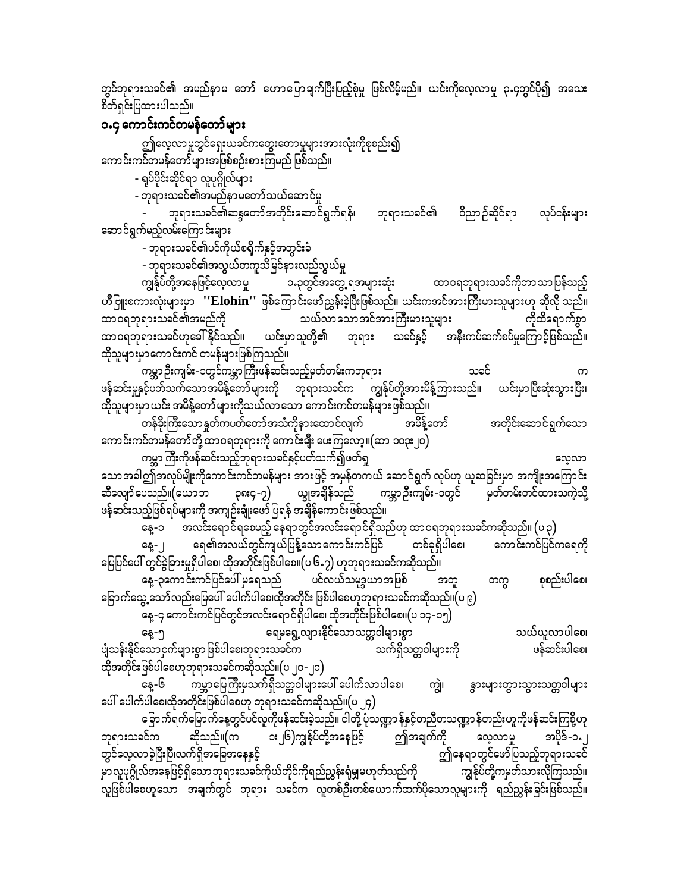တွင်ဘုရားသခင်၏ အမည်နာမ တော် ဟောပြောချက်ပြီးပြည့်စုံမှု ဖြစ်လိမ့်မည်။ ယင်းကိုလေ့လာမှု ၃.၄တွင်ပို၍ အသေး စိတ်ရှင်းပြထားပါသည်။

## ၁.၄ ကောင်းကင်တမန်တော်များ

ဤလေ့လာမှုတွင်ရှေးယခင်ကတွေးတောမှုများအားလုံးကိုစုစည်း၍ ကောင်းကင်တမန်တော်များအဖြစ်စဉ်းစားကြမည် ဖြစ်သည်။

- ရုပ်ပိုင်းဆိုင်ရာ လူပုဂ္ဂိုလ်များ
- ဘုရားသခင်၏အမည်နာမတော်သယ်ဆောင်မှု
- ဘုရားသခင်၏ဆန္ဒတော်အတိုင်းဆောင်ရွက်ရန်၊ ဘုရားသခင်၏ ဝိညာဉ်ဆိုင်ရာ လုပ်ငန်းများ ဆောင်ရွက်မည့်လမ်းကြောင်းများ
- ဘုရားသခင်၏ပင်ကိုယ်စရိုက်နှင့်အတွင်းခံ
- ဘုရားသခင်၏အလွယ်တကူသိမြင်နားလည်လွယ်မှု

ကျွန်ုပ်တို့အနေဖြင့်လေ့လာမှု ၁.၃တွင်အတွေ့ရအများဆုံး ထာဝရဘုရားသခင်ကိုဘာသာပြန်သည့် ဟီဗြူးစကားလုံးများမှာ **"Elohin"** ဖြစ်ကြောင်းဖော်ညွှန်းခဲ့ပြီးဖြစ်သည်။ ယင်းကအင်အားကြီးမားသူများဟု ဆိုလို သည်။ ထာဝရဘုရားသခင်၏အမည်ကို သယ်လာသောအင်အားကြီးမားသူများ ကိုထိရောက်စွာ ထာဝရဘုရားသခင်ဟုခေါ်နိုင်သည်။ ယင်းမှာသူတို့၏ ဘုရား သခင်နှင့် အနီးကပ်ဆက်စပ်မှုကြောင့်ဖြစ်သည်။ ထိုသူများမှာကောင်းကင် တမန်များဖြစ်ကြသည်။

ကမ္ဘာဦးကျမ်း-၁တွင်ကမ္ဘာကြီးဖန်ဆင်းသည့်မှတ်တမ်းကဘုရား သခင် က ဖန်ဆင်းမှုနှင့်ပတ်သက်သောအမိန့်တော်များကို ဘုရားသခင်က ကျွန်ုပ်တို့အားမိန့်ကြားသည်။ ယင်းမှာပြီးဆုံးသွားပြီး၊ ထိုသူများမှာယင်း အမိန့်တော်များကိုသယ်လာသော ကောင်းကင်တမန်များဖြစ်သည်။

တန်ခိုးကြီးသောနှုတ်ကပတ်တော်အသံကိုနားထောင်လျက် အမိန့်တော် အတိုင်းဆောင်ရွက်သော ကောင်းကင်တမန်တော်တို့ ထာဝရဘုရားကို ကောင်းချီး ပေးကြလော့။(ဆာ ၁၀၃း၂၀)

ကမ္ဘာကြီးကိုဖန်ဆင်းသည့်ဘုရားသခင်နှင့်ပတ်သက်၍ဖတ်ရှု လေ့လာ သောအခါဤအလုပ်မျိုးကိုကောင်းကင်တမန်များ အားဖြင့် အမှန်တကယ် ဆောင်ရွက် လုပ်ပဟု ယူဆခြင်းမှာ အကျိုးအကြောင်း ဆီလျော်ပေသည်။(ယောဘ ၃၈း၄-၇) ယျှအချိန်သည် ကမ္ဘာဦးကျမ်း-၁တွင် မှတ်တမ်းတင်ထားသကဲ့သို့ ဖန်ဆင်းသည့်ဖြစ်ရပ်များကို အကျဉ်းချုံးဖော်ပြရန် အချိန်ကောင်းဖြစ်သည်။

နေ့-၁ အလင်းရောင်ရစေမည့် နေရာတွင်အလင်းရောင်ရှိသည်ဟု ထာဝရဘုရားသခင်ကဆိုသည်။ (ပ ၃)

နေ့-၂ ရေ၏အလယ်တွင်ကျယ်ပြန့်သောကောင်းကင်ပြင် တစ်ခုရှိပါစေ၊ ကောင်းကင်ပြင်ကရေကို မြေပြင်ပေါ် တွင်ခွဲခြားမှုရှိပါစေ၊ ထိုအတိုင်းဖြစ်ပါစေ။(ပ ၆.၇) ဟုဘုရားသခင်ကဆိုသည်။

နေ့-၃ကောင်းကင်ပြင်ပေါ် မှရေသည် ပင်လယ်သမုဒ္ဒယာအဖြစ် အတူ တကွ စုစည်းပါစေ၊ ခြောက်သွေ့သောလည်းမြေပေါ် ပေါက်ပါစေ၊ထိုအတိုင်း ဖြစ်ပါစေဟုဘုရားသခင်ကဆိုသည်။(ပ ၉)

နေ့-၄ ကောင်းကင်ပြင်တွင်အလင်းရောင်ရှိပါစေ၊ ထိုအတိုင်းဖြစ်ပါစေ။(ပ ၁၄-၁၅)

နေ့-၅ ရေမှရွေ့လျားနိုင်သောသတ္တဝါများစွာ သယ်ယူလာပါစေ၊ ပျံသန်းနိုင်သောငှက်များစွာဖြစ်ပါစေ၊ဘုရားသခင်က သက်ရှိသတ္တဝါများကို ဖန်ဆင်းပါစေ၊ ထိုအတိုင်းဖြစ်ပါစေဟုဘုရားသခင်ကဆိုသည်။(ပ ၂၀- ၂၁)

နေ့-၆ ကမ္ဘာမြေကြီးမှသက်ရှိသတ္တဝါများပေါ် ပေါက်လာပါစေ၊ ကျွဲ၊ နွားများတွားသွားသတ္တဝါများ ပေါ် ပေါက်ပါစေ၊ထိုအတိုင်းဖြစ်ပါစေဟု ဘုရားသခင်ကဆိုသည်။(ပ ၂၄)

ခြောက်ရက်မြောက်နေ့တွင်ပင်လူကိုဖန်ဆင်းခဲ့သည်။ ငါတို့ ပုံသဏ္ဍာန်နှင့်တညီတသဏ္ဍာန်တည်းဟူကိုဖန်ဆင်းကြစို့ဟု ဘုရားသခင်က ဆိုသည်။(က ၁း၂၆)ကျွန်ုပ်တို့အနေဖြင့် ဤအချက်ကို လေ့လာမှု အပိုဒ်-၁.၂ တွင်လေ့လာခဲ့ပြီးပြီ။လက်ရှိအခြေအနေနှင့် ဤနေရာတွင်ဖော်ပြသည့်ဘုရားသခင် မှာလူပုဂ္ဂိုလ်အနေဖြင့်ရှိသောဘုရားသခင်ကိုယ်တိုင်ကိုရည်ညွှန်းရုံမျှမဟုတ်သည်ကို ကျွန်ုပ်တို့ကမှတ်သားလိုကြသည်။ လူဖြစ်ပါစေဟူသော အချက်တွင် ဘုရား သခင်က လူတစ်ဦးတစ်ယောက်ထက်ပိုသောလူများကို ရည်ညွှန်းခြင်းဖြစ်သည်။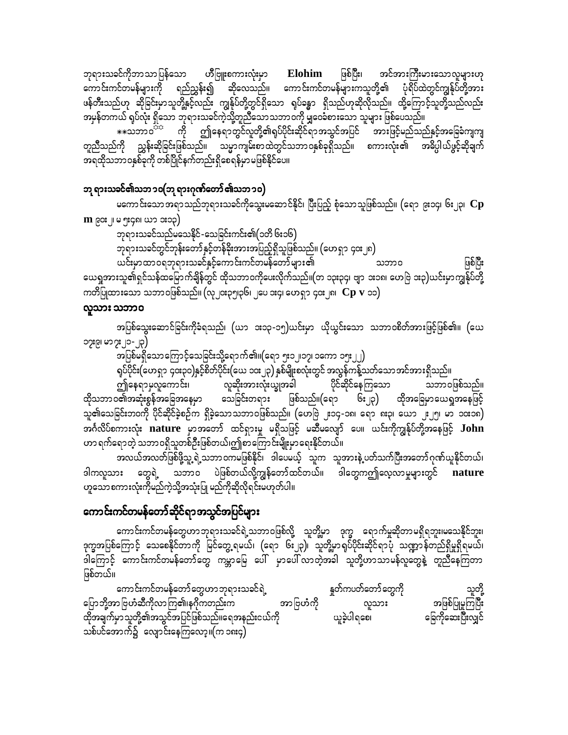ဘုရားသခင်ကိုဘာသာပြန်သော ဟီဗြူးစကားလုံးမှာ **Elohim** ဖြစ်ပြီး၊ အင်အားကြီးမားသောလူများဟု ကောင်းကင်တမန်များကို ရည်ညွှန်း၍ ဆိုလေသည်။ ကောင်းကင်တမန်များကသူတို့၏ ပုံရိပ်ထဲတွင်ကျွန်ုပ်တို့အား ဖန်တီးသည်ဟု ဆိုခြင်းမှာသူတို့နှင့်လည်း ကျွန်ုပ်တို့တွင်ရှိသော ရုပ်ခန္ဓာ ရှိသည်ဟုဆိုလိုသည်။ ထို့ကြောင့်သူတို့သည်လည်း အမှန်တကယ် ရုပ်လုံး ရှိသော ဘုရားသခင်ကဲ့သို့တူညီသောသဘာဝကို မျှဝေခံစားသော သူများ ဖြစ်ပေသည်။

**သဘာဝ** ကို ဤနေရာတွင်လူတို့၏ရုပ်ပိုင်းဆိုင်ရာအသွင်အပြင် အားဖြင့်မည်သည့်အခြေခံကျကျ တူညီသည်ကို ညွှန်းဆိုခြင်းဖြစ်သည်။ သမ္မာကျမ်းစာထဲတွင်သဘာဝနှစ်ခုရှိသည်။ စကားလုံး၏ အဓိပ္ပါယ်ဖွင့်ဆိုချက် အရထိုသဘာဝနှစ်ခုကို တစ်ပြိုင်နက်တည်းရှိစေရန်မှာမဖြစ်နိုင်ပေ။

## ဘုရားသခင်၏သဘာဝ(ဘုရားဂုဏ်တော်၏သဘာဝ)

မကောင်းသောအရာသည်ဘုရားသခင်ကိုသွေးမဆောင်နိုင်၊ ပြီးပြည့်စုံသောသူဖြစ်သည်။ (ရော ၉း၁၄၊ ၆း၂၃၊ **Cp m** ၉၀း၂၊ မ ၅း၄၈၊ ယာ ၁း၁၃)

ဘုရားသခင်သည်မသေနိုင်-သေခြင်းကင်း၏(၁တိ ၆း၁၆)

ဘုရားသခင်တွင်ဘုန်းတော်နှင့်တန်ခိုးအားအပြည့်ရှိသူဖြစ်သည်။ (ဟေရှာ ၄၀း၂၈)

ယင်းမှာထာဝရဘုရားသခင်နှင့်ကောင်းကင်တမန်တော်များ၏ သဘာဝ ဖြစ်ပြီး ယေရှုအားသူ၏ရှင်သန်ထမြောက်ချိန်တွင် ထိုသဘာဝကိုပေးလိုက်သည်။(တ ၁၃း၃၄၊ ဗျာ ၁း၁၈၊ ဟေဗြ ၁း၃)ယင်းမှာကျွန်ုပ်တို့ကတိပြုထားသော သဘာဝဖြစ်သည်။ (လု ၂၀း၃၅၊၃၆၊ ၂ပေ ၁း၄၊ ဟေရှာ ၄၀း၂၈၊ **Cp v** ၁၁)

### လူသား သဘာဝ

အပြစ်သွေးဆောင်ခြင်းကိုခံရသည်၊ (ယာ ၁း၁၃-၁၅)ယင်းမှာ ယိုယွင်းသော သဘာဝစိတ်အားဖြင့်ဖြစ်၏။ (ယေ ၁၇း၉၊ မာ ၇း၂၁-၂၃)

အပြစ်မရှိသောကြောင့်သေခြင်းသို့ရောက်၏။(ရော ၅း၁၂၊၁၇၊ ၁ကော ၁၅း၂၂)

ရုပ်ပိုင်း(ဟေရှာ ၄၀း၃၀)နှင့်စိတ်ပိုင်း(ယေ ၁၀း၂၃) နှစ်မျိုးစလုံးတွင် အလွန်ကန့်သတ်သောအင်အားရှိသည်။

ဤနေရာမှလူကောင်း၊ လူဆိုးအားလုံးယျွအခါ ပိုင်ဆိုင်နေကြသော သဘာဝဖြစ်သည်။ ထိုသဘာဝ၏အဆုံးစွန်အခြေအနေမှာ သေခြင်းတရား ဖြစ်သည်။(ရော ၆း၂၃) ထိုအခြေမှာယေရှုအနေဖြင့် သူ၏သေခြင်းဘဝကို ပိုင်ဆိုင်ခဲ့စဉ်က ရှိခဲ့သောသဘာဝဖြစ်သည်။ (ဟေဗြ ၂း၁၄-၁၈၊ ရော ၈း၃၊ ယော ၂း၂၅၊ မာ ၁၀း၁၈) အင်္ဂလိပ်စကားလုံး **nature** မှာအတော် ထင်ရှားမှု မရှိသဖြင့် မဆီမလျော် ပေ။ ယင်းကိုကျွန်ုပ်တို့အနေဖြင့် **John** ဟာ ရက်ရောတဲ့ သဘာဝရှိသူတစ်ဦးဖြစ်တယ်၊ဤစာကြောင်းမျိုးမှာရေးနိုင်တယ်။

အလယ်အလတ်ဖြစ်ဖို့သူ့ရဲ့သဘာဝကမဖြစ်နိုင်၊ ဒါပေမယ့် သူက သူအားနဲ့ပတ်သက်ပြီးအတော်ဂုဏ်ယူနိုင်တယ်၊ ဒါကလူသား တွေရဲ့ သဘာဝ ပဲဖြစ်တယ်လို့ကျွန်တော်ထင်တယ်။ ဒါတွေကဤလေ့လာမှုများတွင် **nature** ဟူသောစကားလုံးကိုမည်ကဲ့သို့အသုံးပြု မည်ကိုဆိုလိုရင်းမဟုတ်ပါ။

## ကောင်းကင်တမန်တော်ဆိုင်ရာအသွင်အပြင်များ

ကောင်းကင်တမန်တွေဟာဘုရားသခင်ရဲ့သဘာဝဖြစ်လို့ သူတို့မှာ ဒုက္ခ ရောက်မှုဆိုတာမရှိရဘူး၊မသေနိုင်ဘူး၊ ဒုက္ခအပြစ်ကြောင့် သေစေနိုင်တာကို မြင်တွေ့ရမယ်၊ (ရော ၆း၂၃)၊ သူတို့မှာရုပ်ပိုင်းဆိုင်ရာပုံ သဏ္ဌာန်တည်ရှိမှုရှိရမယ်၊ ဒါကြောင့် ကောင်းကင်တမန်တော်တွေ ကမ္ဘာမြေ ပေါ် မှာပေါ်လာတဲ့အခါ သူတို့ဟာသာမန်လူတွေနဲ့ တူညီနေကြတာ ဖြစ်တယ်။

ကောင်းကင်တမန်တော်တွေဟာဘုရားသခင်ရဲ့ နှုတ်ကပတ်တော်တွေကို သူတို့ ပြောဘို့အာဗြဟံဆီကိုလာကြ၏။နဂိုကတည်းက အာဗြဟံကို လူသား အဖြစ်ပြုမူကြပြီး ထိုအချက်မှာသူတို့၏အသွင်အပြင်ဖြစ်သည်။ရေအနည်းငယ်ကို ယူခဲ့ပါရစေ၊ ခြေကိုဆေးပြီးလျှင် သစ်ပင်အောက်၌ လျောင်းနေကြလော့။(က ၁၈း၄)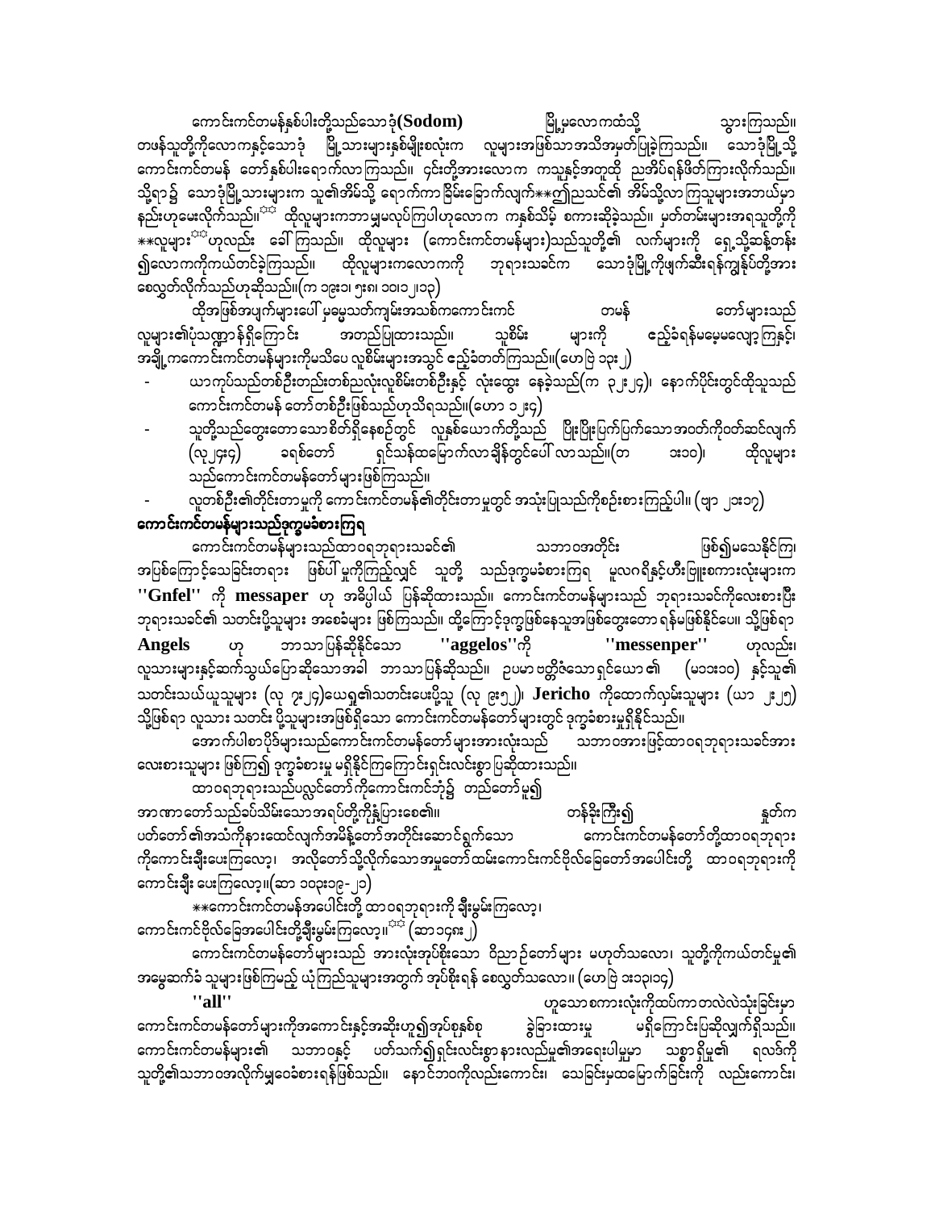ကောင်းကင်တမန်နှစ်ပါးတို့သည်သောဒုံ**(Sodom)** မြို့မှလောကထံသို့ သွားကြသည်။ တဖန်သူတို့ကိုလောကနှင့်သောဒုံ မြို့သားများနှစ်မျိုးစလုံးက လူများအဖြစ်သာအသိအမှတ်ပြုခဲ့ကြသည်။ သောဒုံမြို့သို့ ကောင်းကင်တမန် တော်နှစ်ပါးရောက်လာကြသည်။ ၎င်းတို့အားလောက ကသူနှင့်အတူထို ညအိပ်ရန်ဖိတ်ကြားလိုက်သည်။ သို့ရာ၌ သောဒုံမြို့သားများက သူ၏အိမ်သို့ ရောက်ကာ ခြိမ်းခြောက်လျက်**ဤညသင်၏ အိမ်သို့လာကြသူများအဘယ်မှာနည်းဟုမေးလိုက်သည်။ ထိုလူများကဘာ မျှမလုပ်ကြပါဟုလောက ကနှစ်သိမ့် စကားဆိုခဲ့သည်။ မှတ်တမ်းများအရသူတို့ကို **လူများ ဟုလည်း ခေါ်ကြသည်။ ထိုလူများ (ကောင်းကင်တမန်များ)သည်သူတို့၏ လက်များကို ရှေ့သို့ဆန့်တန်း၍လောကကိုကယ်တင်ခဲ့ကြသည်။ ထိုလူများကလောကကို ဘုရားသခင်က သောဒုံမြို့ကိုဖျက်ဆီးရန်ကျွန်ုပ်တို့အား စေလွှတ်လိုက်သည်ဟုဆိုသည်။(က ၁၉း၁၊ ၅း၈၊ ၁၀၊၁၂၊၁၃)

ထိုအဖြစ်အပျက်များပေါ် မှမေ့မှတ်ကျမ်းအသစ်ကကောင်းကင် တမန် တော်များသည်လူများ၏ပုံသဏ္ဍာန်ရှိကြောင်း အတည်ပြုထားသည်။ သူစိမ်း များကို ဧည့်ခံရန်မမေ့မလျော့ကြနှင့်၊ အချို့ကကောင်းကင်တမန်များကိုမသိပေ လူစိမ်းများအသွင် ဧည့်ခံတတ်ကြသည်။(ဟေဗြဲ ၁၃း၂)

- ယာကုပ်သည်တစ်ဦးတည်းတစ်ညလုံးလူစိမ်းတစ်ဦးနှင့် လုံးထွေး နေခဲ့သည်(က ၃၂း၂၄)၊ နောက်ပိုင်းတွင်ထိုသူသည် ကောင်းကင်တမန် တော်တစ်ဦးဖြစ်သည်ဟုသိရသည်။(ဟော ၁၂း၄)
- သူတို့သည်တွေးတောသောစိတ်ရှိနေစဉ်တွင် လူနှစ်ယောက်တို့သည် ပြိုးပြိုးပြက်ပြက်သောအဝတ်ကိုဝတ်ဆင်လျက် (လု၂၄း၄) ခရစ်တော် ရှင်သန်ထမြောက်လာချိန်တွင်ပေါ် လာသည်။(တ ၁း၁၀)၊ ထိုလူများသည်ကောင်းကင်တမန်တော်များဖြစ်ကြသည်။
- လူတစ်ဦး၏တိုင်းတာမှုကို ကောင်းကင်တမန်၏တိုင်းတာမှုတွင် အသုံးပြုသည်ကိုစဉ်းစားကြည့်ပါ။ (ဗျာ ၂၁း၁၇)

**ကောင်းကင်တမန်များသည်ဒုက္ခမခံစားကြရ**

ကောင်းကင်တမန်များသည်ထာဝရဘုရားသခင်၏ သဘာဝအတိုင်း ဖြစ်၍မသေနိုင်ကြ၊ အပြစ်ကြောင့်သေခြင်းတရား ဖြစ်ပေါ် မှုကိုကြည့်လျှင် သူတို့ သည်ဒုက္ခမခံစားကြရ မူလဂရိနှင့်ဟီးဗြူးစကားလုံးများက **''Gnfel''** ကို **messaper** ဟု အဓိပ္ပါယ် ပြန်ဆိုထားသည်။ ကောင်းကင်တမန်များသည် ဘုရားသခင်ကိုလေးစားပြီး ဘုရားသခင်၏ သတင်းပို့သူများ အစေခံများ ဖြစ်ကြသည်။ ထို့ကြောင့်ဒုက္ခဖြစ်နေသူအဖြစ်တွေးတော ရန်မဖြစ်နိုင်ပေ။ သို့ဖြစ်ရာ **Angels** ဟု ဘာသာပြန်ဆိုနိုင်သော **''aggelos''**ကို **''messenper''** ဟုလည်း၊ လူသားများနှင့်ဆက်သွယ်ပြောဆိုသောအခါ ဘာသာပြန်ဆိုသည်။ ဥပမာ ဗတ္တိဇံသော ရှင်ယော၏ (မ၁၁း၁၀) နှင့်သူ၏ သတင်းသယ်ယူသူများ (လု ၇း၂၄)ယေရှု၏သတင်းပေးပို့သူ (လု ၉း၅၂)၊ **Jericho** ကိုထောက်လှမ်းသူများ (ယာ ၂း၂၅) သို့ဖြစ်ရာ လူသား သတင်း ပို့သူများအဖြစ်ရှိသော ကောင်းကင်တမန်တော်များတွင် ဒုက္ခခံစားမှုရှိနိုင်သည်။

အောက်ပါစာပိုဒ်များသည်ကောင်းကင်တမန်တော်များအားလုံးသည် သဘာဝအားဖြင့်ထာဝရဘုရားသခင်အား လေးစားသူများ ဖြစ်ကြ၍ ဒုက္ခခံစားမှု မရှိနိုင်ကြကြောင်းရှင်းလင်းစွာ ပြဆိုထားသည်။

ထာဝရဘုရားသည်ပလ္လင်တော်ကိုကောင်းကင်ဘုံ၌ တည်တော်မူ၍ အာဏာတော်သည်ခပ်သိမ်းသောအရပ်တို့ကိုနှံ့ပြားစေ၏။ တန်ခိုးကြီး၍ နှုတ်က ပတ်တော်၏အသံကိုနားထောင်လျက်အမိန့်တော်အတိုင်းဆောင်ရွက်သော ကောင်းကင်တမန်တော်တို့ထာဝရဘုရားကိုကောင်းချီးပေးကြလော့၊ အလိုတော်သို့လိုက်သောအမှုတော်ထမ်းကောင်းကင်ဗိုလ်ခြေတော်အပေါင်းတို့ ထာဝရဘုရားကို ကောင်းချီး ပေးကြလော့။(ဆာ ၁၀၃း၁၉-၂၁)

**ကောင်းကင်တမန်အပေါင်းတို့ ထာဝရဘုရားကို ချီးမွမ်းကြလော့၊ ကောင်းကင်ဗိုလ်ခြေအပေါင်းတို့ချီးမွမ်းကြလော့။ (ဆာ ၁၄၈း၂)

ကောင်းကင်တမန်တော်များသည် အားလုံးအုပ်စိုးသော ဝိညာဉ်တော်များ မဟုတ်သလော၊ သူတို့ကိုကယ်တင်မှု၏ အမွေဆက်ခံ သူများဖြစ်ကြမည့် ယုံကြည်သူများအတွက် အုပ်စိုးရန် စေလွှတ်သလော။ (ဟေဗြဲ ၁း၁၃၊၁၄)

**''all''** ဟူသော စကားလုံးကိုထပ်ကာတလဲလဲသုံးခြင်းမှာ ကောင်းကင်တမန်တော်များကိုအကောင်းနှင့်အဆိုးဟူ၍အုပ်စုနှစ်စု ခွဲခြားထားမှု မရှိကြောင်းပြဆိုလျက်ရှိသည်။ ကောင်းကင်တမန်များ၏ သဘာဝနှင့် ပတ်သက်၍ရှင်းလင်းစွာ နားလည်မှု၏အရေးပါမှုမှာ သစ္စာရှိမှု၏ ရလဒ်ကို သူတို့၏သဘာဝအလိုက်မျှဝေခံစားရန်ဖြစ်သည်။ နောင်ဘဝကိုလည်းကောင်း၊ သေခြင်းမှထမြောက်ခြင်းကို လည်းကောင်း၊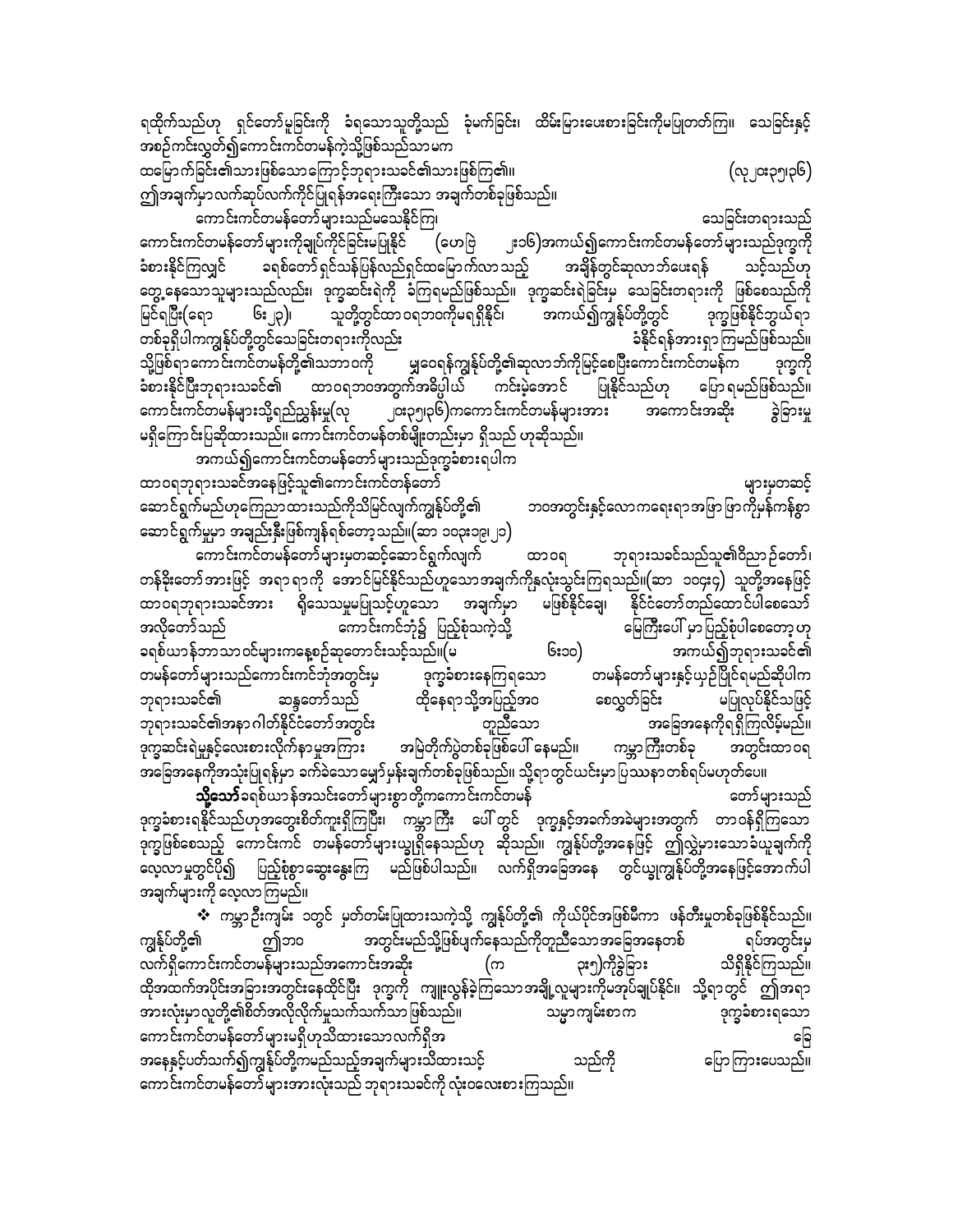ရထိုက်သည်ဟု ရှင်တော်မူခြင်းကို ခံရသောသူတို့သည် ခံမက်ခြင်း၊ ထိမ်းမြားပေးစားခြင်းကိုမပြုတတ်ကြ၊ သေခြင်းနှင့် အစဉ်ကင်းလွတ်၍ကောင်းကင်တမန်ကဲ့သို့ဖြစ်သည်သာမက ထမြောက်ခြင်း၏သားဖြစ်သောကြောင့်ဘုရားသခင်၏သားဖြစ်ကြ၏။ (လု၂၀း၃၅၊၃၆) ဤအချက်မှာလက်ဆုပ်လက်ကိုင်ပြရန်အရေးကြီးသော အချက်တစ်ခုဖြစ်သည်။

ကောင်းကင်တမန်တော်များသည်မသေနိုင်ကြ၊ သေခြင်းတရားသည် ကောင်းကင်တမန်တော်များကိုချုပ်ကိုင်ခြင်းမပြုနိုင် (ဟေဗြဲ ၂း၁၆)အကယ်၍ကောင်းကင်တမန်တော်များသည်ဒုက္ခကို ခံစားနိုင်ကြလျှင် ခရစ်တော်ရှင်သန်ပြန်လည်ရှင်ထမြောက်လာသည့် အချိန်တွင်ဆုလာဘ်ပေးရန် သင့်သည်ဟု တွေ့နေသောသူများသည်လည်း၊ ဒုက္ခဆင်းရဲကို ခံကြရမည်ဖြစ်သည်။ ဒုက္ခဆင်းရဲခြင်းမှ သေခြင်းတရားကို ဖြစ်စေသည်ကို မြင်ရပြီး(ရော ၆း၂၃)၊ သူတို့တွင်ထာဝရဘဝကိုမရရှိနိုင်၊ အကယ်၍ကျွန်ုပ်တို့တွင် ဒုက္ခဖြစ်နိုင်ဘွယ်ရာ တစ်ခုရှိပါကကျွန်ုပ်တို့တွင်သေခြင်းတရားကိုလည်း ခံနိုင်ရန်အားရှာကြမည်ဖြစ်သည်။ သို့ဖြစ်ရာကောင်းကင်တမန်တို့၏သဘာဝကို မျှဝေရန်ကျွန်ုပ်တို့၏ဆုလာဘ်ကိုမြင့်စေပြီးကောင်းကင်တမန်က ဒုက္ခကို ခံစားနိုင်ပြီးဘုရားသခင်၏ ထာဝရဘဝအတွက်အဓိပ္ပါယ် ကင်းမဲ့အောင် ပြုနိုင်သည်ဟု ပြောရမည်ဖြစ်သည်။ ကောင်းကင်တမန်များသို့ရည်ညွှန်းမှု(လု ၂၀း၃၅၊၃၆)ကကောင်းကင်တမန်များအား အကောင်းအဆိုး ခွဲခြားမှု မရှိကြောင်းပြဆိုထားသည်။ ကောင်းကင်တမန်တစ်မျိုးတည်းမှာ ရှိသည် ဟုဆိုသည်။

အကယ်၍ကောင်းကင်တမန်တော်များသည်ဒုက္ခခံစားရပါက ထာဝရဘုရားသခင်အနေဖြင့်သူ၏ကောင်းကင်တန်တော် များမှတဆင့် ဆောင်ရွက်မည်ဟုကြေညာထားသည်ကိုသိမြင်လျက်ကျွန်ုပ်တို့၏ ဘဝအတွင်းနှင့်လောကရေးရာအဖြာဖြာကိုမှန်ကန်စွာ ဆောင်ရွက်မှုမှာ အချည်းနှီးဖြစ်ကျန်ရစ်တော့သည်။(ဆာ ၁၀၃း၁၉၊၂၁)

ကောင်းကင်တမန်တော်များမှတဆင့်ဆောင်ရွက်လျက် ထာဝရ ဘုရားသခင်သည်သူ၏ဝိညာဉ်တော်၊ တန်ခိုးတော်အားဖြင့် အရာရာကို အောင်မြင်နိုင်သည်ဟူသောအချက်ကိုနှလုံးသွင်းကြရသည်။(ဆာ ၁၀၄း၄) သူတို့အနေဖြင့် ထာဝရဘုရားသခင်အား ရိုသေသမှုမပြုသင့်ဟူသော အချက်မှာ မဖြစ်နိုင်ချေ၊ နိုင်ငံတော်တည်ထောင်ပါစေသော် အလိုတော်သည် ကောင်းကင်ဘုံ၌ ပြည့်စုံသကဲ့သို့ မြေကြီးပေါ်မှာပြည့်စုံပါစေတော့ဟု ခရစ်ယာန်ဘာသာဝင်များကနေ့စဉ်ဆုတောင်းသင့်သည်။(မ ၆း၁၀) အကယ်၍ဘုရားသခင်၏ တမန်တော်များသည်ကောင်းကင်ဘုံအတွင်းမှ ဒုက္ခခံစားနေကြရသော တမန်တော်များနှင့်ယှဉ်ပြိုင်ရမည်ဆိုပါက ဘုရားသခင်၏ ဆန္ဒတော်သည် ထိုနေရာသို့အပြည့်အဝ စေလွှတ်ခြင်း မပြုလုပ်နိုင်သဖြင့် ဘုရားသခင်၏အနာဂါတ်နိုင်ငံတော်အတွင်း တူညီသော အခြေအနေကိုရရှိကြလိမ့်မည်။ ဒုက္ခဆင်းရဲမှုနှင့်လေးစားလိုက်နာမှုအကြား အမြဲတိုက်ပွဲတစ်ခုဖြစ်ပေါ်နေမည်။ ကမ္ဘာကြီးတစ်ခု အတွင်းထာဝရ အခြေအနေကိုအသုံးပြုရန်မှာ ခက်ခဲသောမျှော်မှန်းချက်တစ်ခုဖြစ်သည်။ သို့ရာတွင်ယင်းမှာပြဿနာတစ်ရပ်မဟုတ်ပေ။

**သို့သော်** ခရစ်ယာန်အသင်းတော်များစွာတို့ကကောင်းကင်တမန် တော်များသည် ဒုက္ခခံစားရနိုင်သည်ဟုအတွေးစိတ်ကူးရှိကြပြီး၊ ကမ္ဘာကြီး ပေါ်တွင် ဒုက္ခနှင့်အခက်အခဲများအတွက် တာဝန်ရှိကြသော ဒုက္ခဖြစ်စေသည့် ကောင်းကင် တမန်တော်များယှဉ်ရှိနေသည်ဟု ဆိုသည်။ ကျွန်ုပ်တို့အနေဖြင့် ဤလွဲမှားသောခံယူချက်ကို လေ့လာမှုတွင်ပို၍ ပြည့်စုံစွာဆွေးနွေးကြ မည်ဖြစ်ပါသည်။ လက်ရှိအခြေအနေ တွင်ယှဉ်ကျွန်ုပ်တို့အနေဖြင့်အောက်ပါ အချက်များကို လေ့လာကြမည်။

❖ ကမ္ဘာဦးကျမ်း ၁တွင် မှတ်တမ်းပြုထားသကဲ့သို့ ကျွန်ုပ်တို့၏ ကိုယ်ပိုင်အဖြစ်မှီကာ ဖန်တီးမှုတစ်ခုဖြစ်နိုင်သည်။ ကျွန်ုပ်တို့၏ ဤဘဝ အတွင်းမည်သို့ဖြစ်ပျက်နေသည်ကိုတူညီသောအခြေအနေတစ် ရပ်အတွင်းမှ လက်ရှိကောင်းကင်တမန်များသည်အကောင်းအဆိုး (က ၃း၅)ကိုခွဲခြား သိရှိနိုင်ကြသည်။ ထိုအထက်အပိုင်းအခြားအတွင်းနေထိုင်ပြီး ဒုက္ခကို ကျူးလွန်ခဲ့ကြသောအချို့လူများကိုမအုပ်ချုပ်နိုင်၊ သို့ရာတွင် ဤအရာ အားလုံးမှာလူတို့၏စိတ်အလိုလိုက်မှုသက်သက်သာ ဖြစ်သည်။ သမ္မာကျမ်းစာက ဒုက္ခခံစားရသော ကောင်းကင်တမန်တော်များမရှိဟုသိထားသောလက်ရှိအခြေ အနေနှင့်ပတ်သက်၍ကျွန်ုပ်တို့ကမည်သည့်အချက်များသိထားသင့် သည်ကို ပြောကြားပေသည်။ ကောင်းကင်တမန်တော်များအားလုံးသည် ဘုရားသခင်ကို လုံးဝလေးစားကြသည်။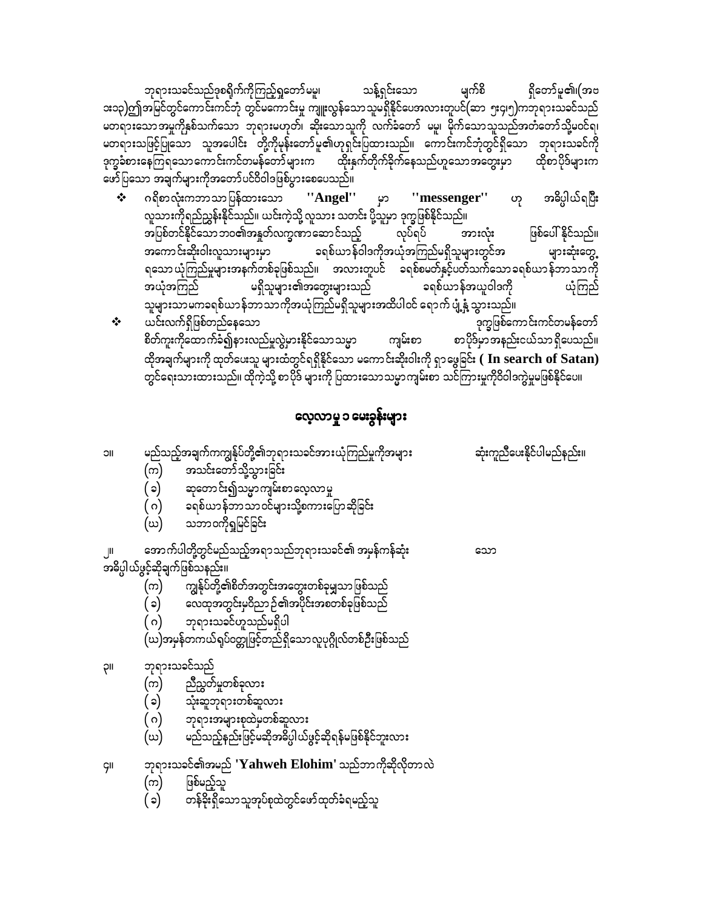ဘုရားသခင်သည်ဒုစရိုက်ကိုကြည့်ရှုတော်မမူ၊ သန့်ရှင်းသော မျက်စိ ရှိတော်မူ၏၊(အဗ ၁း၁၃)၏အမြင်တွင်ကောင်းကင်ဘုံ တွင်မကောင်းမှု ကျူးလွန်သောသူမရှိနိုင်ပေအလားတူပင်(ဆာ ၅း၄၊၅)ကဘုရားသခင်သည် မတရားသောအမှုကိုနှစ်သက်သော ဘုရားမဟုတ်၊ ဆိုးသောသူကို လက်ခံတော် မမူ၊ မိုက်သောသူသည်အထံတော်သို့မဝင်ရ၊ မတရားသဖြင့်ပြုသော သူအပေါင်း တို့ကိုမုန်းတော်မူ၏ဟုရှင်းပြထားသည်။ ကောင်းကင်ဘုံတွင်ရှိသော ဘုရားသခင်ကို ဒုက္ခခံစားနေကြရသောကောင်းကင်တမန်တော်များက ထိုးနှက်တိုက်ခိုက်နေသည်ဟူသောအတွေးမှာ ထိုစာပိုဒ်များက ဖော်ပြသော အချက်များကိုအတော်ပင်ဝိဝါဒဖြစ်ပွားစေပေသည်။

- ဂရိစာလုံးကဘာသာပြန်ထားသော **''Angel''** မှာ **''messenger''** ဟု အဓိပ္ပါယ်ရပြီး လူသားကိုရည်ညွှန်းနိုင်သည်။ ယင်းကဲ့သို့ လူသား သတင်း ပို့သူမှာ ဒုက္ခဖြစ်နိုင်သည်။ အပြစ်တင်နိုင်သော ဘဝ၏အနှုတ်လက္ခဏာဆောင်သည့် လုပ်ရပ် အားလုံး ဖြစ်ပေါ် နိုင်သည်။ အကောင်းဆိုးဝါးလူသားများမှာ ခရစ်ယာန်ဝါဒကိုအယုံအကြည်မရှိသူများတွင်အ များဆုံးတွေ့ ရသောယုံကြည်မှုများအနက်တစ်ခုဖြစ်သည်။ အလားတူပင် ခရစ်စမတ်နှင့်ပတ်သက်သောခရစ်ယာန်ဘာသာကို အယုံအကြည် မရှိသူများ၏အတွေးများသည် ခရစ်ယာန်အယူဝါဒကို ယုံကြည်သူများသာမကခရစ်ယာန်ဘာသာကိုအယုံကြည်မရှိသူများအထိပါဝင် ရောက် ပျံ့နှံ့ သွားသည်။
- ယင်းလက်ရှိဖြစ်တည်နေသော ဒုက္ခဖြစ်ကောင်းကင်တမန်တော် စိတ်ကူးကိုထောက်ခံ၍နားလည်မှုလွဲမှားနိုင်သောသမ္မာ ကျမ်းစာ စာပိုဒ်မှာအနည်းငယ်သာရှိပေသည်။ ထိုအချက်များကို ထုတ်ပေးသူ များထံတွင်ရရှိနိုင်သော မကောင်းဆိုးဝါးကို ရှာဖွေခြင်း **( In search of Satan)** တွင်ရေးသားထားသည်။ ထိုကဲ့သို့ စာပိုဒ် များကို ပြထားသောသမ္မာကျမ်းစာ သင်ကြားမှုကိုဝိဝါဒကွဲမှုမဖြစ်နိုင်ပေ။

## လေ့လာမှု ၁ မေးခွန်းများ

၁။ မည်သည့်အချက်ကကျွန်ုပ်တို့၏ဘုရားသခင်အားယုံကြည်မှုကိုအများ ဆုံးကူညီပေးနိုင်ပါမည်နည်း။
(က) အသင်းတော်သို့သွားခြင်း
(ခ) ဆုတောင်း၍သမ္မာကျမ်းစာလေ့လာမှု
(ဂ) ခရစ်ယာန်ဘာသာဝင်များသို့စကားပြောဆိုခြင်း
(ဃ) သဘာဝကိုရှုမြင်ခြင်း

၂။ အောက်ပါတို့တွင်မည်သည့်အရာသည်ဘုရားသခင်၏ အမှန်ကန်ဆုံး သော အဓိပ္ပါယ်ဖွင့်ဆိုချက်ဖြစ်သနည်း။
(က) ကျွန်ုပ်တို့၏စိတ်အတွင်းအတွေးတစ်ခုမျှသာဖြစ်သည်
(ခ) လေထုအတွင်းမှဝိညာဉ်၏အပိုင်းအစတစ်ခုဖြစ်သည်
(ဂ) ဘုရားသခင်ဟူသည်မရှိပါ
(ဃ)အမှန်တကယ်ရုပ်ဝတ္ထုဖြင့်တည်ရှိသောလူပုဂ္ဂိုလ်တစ်ဦးဖြစ်သည်

၃။ ဘုရားသခင်သည်
(က) ညီညွတ်မှုတစ်ခုလား
(ခ) သုံးဆူဘုရားတစ်ဆူလား
(ဂ) ဘုရားအများစုထဲမှတစ်ဆူလား
(ဃ) မည်သည့်နည်းဖြင့်မဆိုအဓိပ္ပါယ်ဖွင့်ဆိုရန်မဖြစ်နိုင်ဘူးလား

၄။ ဘုရားသခင်၏အမည် **'Yahweh Elohim'** သည်ဘာကိုဆိုလိုတာလဲ
(က) ဖြစ်မည့်သူ
(ခ) တန်ခိုးရှိသောသူအုပ်စုထဲတွင်ဖော်ထုတ်ခံရမည့်သူ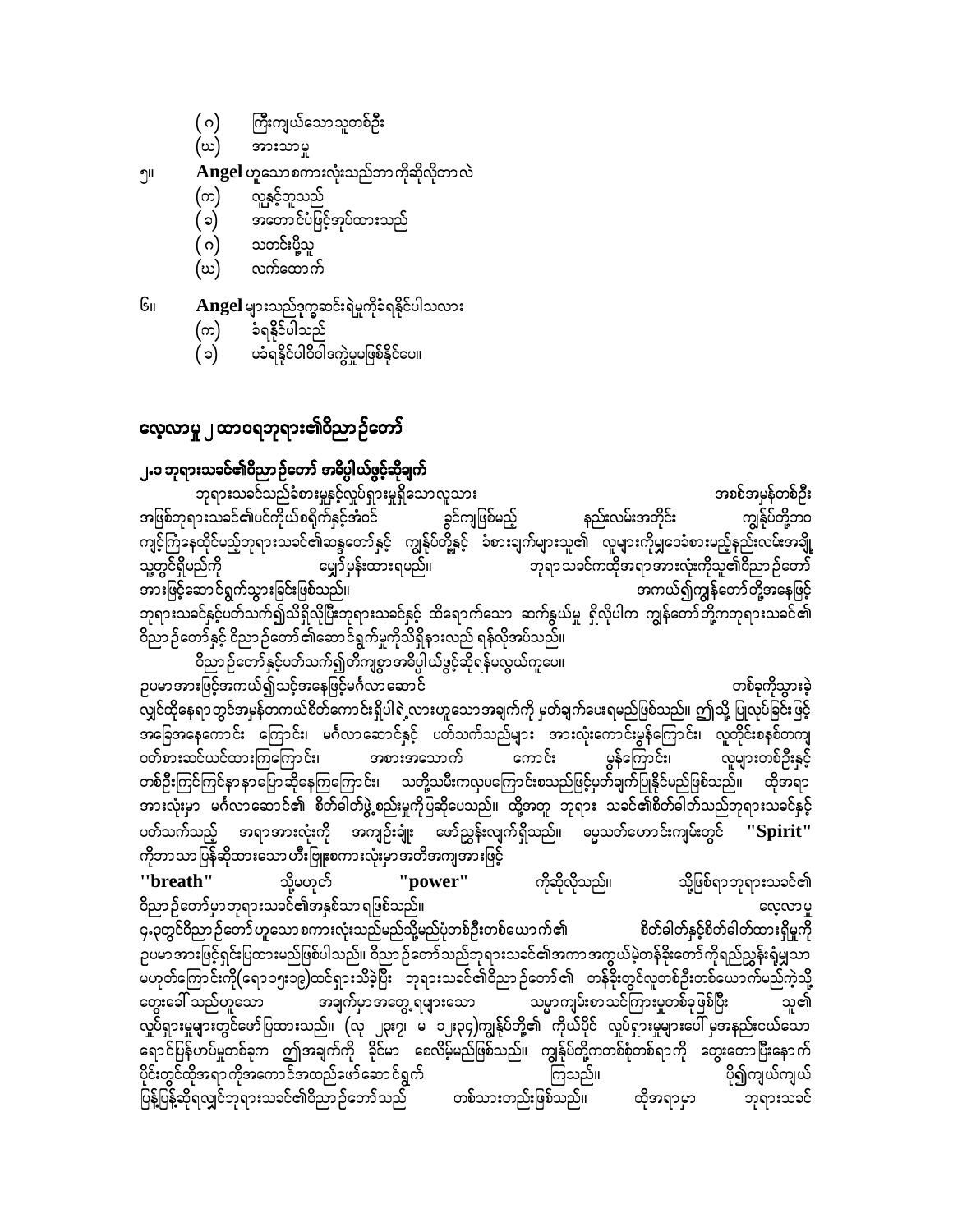(ဂ) ကြီးကျယ်သောသူတစ်ဦး

(ဃ) အားသာမှု

၅။ **Angel** ဟူသောစကားလုံးသည်ဘာကိုဆိုလိုတာလဲ

(က) လူနှင့်တူသည်

(ခ) အတောင်ပံဖြင့်အုပ်ထားသည်

(ဂ) သတင်းပို့သူ

(ဃ) လက်ထောက်

၆။ **Angel** များသည်ဒုက္ခဆင်းရဲမှုကိုခံရနိုင်ပါသလား

(က) ခံရနိုင်ပါသည်

(ခ) မခံရနိုင်ပါဝိဝါဒကွဲမှုမဖြစ်နိုင်ပေ။

# လေ့လာမှု ၂ ထာဝရဘုရား၏ဝိညာဉ်တော်

## ၂.၁ ဘုရားသခင်၏ဝိညာဉ်တော် အဓိပ္ပါယ်ဖွင့်ဆိုချက်

ဘုရားသခင်သည်ခံစားမှုနှင့်လှုပ်ရှားမှုရှိသောလူသား အစစ်အမှန်တစ်ဦးအဖြစ်ဘုရားသခင်၏ပင်ကိုယ်စရိုက်နှင့်အံဝင် ခွင်ကျဖြစ်မည့် နည်းလမ်းအတိုင်း ကျွန်ုပ်တို့ဘဝကျင့်ကြံနေထိုင်မည့်ဘုရားသခင်၏ဆန္ဒတော်နှင့် ကျွန်ုပ်တို့နှင့် ခံစားချက်များသူ၏ လူများကိုမျှဝေခံစားမည့်နည်းလမ်းအချို့သူ့တွင်ရှိမည်ကို မျှော်မှန်းထားရမည်။ ဘုရားသခင်ကထိုအရာအားလုံးကိုသူ၏ဝိညာဉ်တော်အားဖြင့်ဆောင်ရွက်သွားခြင်းဖြစ်သည်။ အကယ်၍ကျွန်တော်တို့အနေဖြင့်ဘုရားသခင်နှင့်ပတ်သက်၍သိရှိလိုပြီးဘုရားသခင်နှင့် ထိရောက်သော ဆက်နွယ်မှု ရှိလိုပါက ကျွန်တော်တို့ကဘုရားသခင်၏ဝိညာဉ်တော်နှင့် ဝိညာဉ်တော်၏ဆောင်ရွက်မှုကိုသိရှိနားလည် ရန်လိုအပ်သည်။

ဝိညာဉ်တော်နှင့်ပတ်သက်၍တိကျစွာအဓိပ္ပါယ်ဖွင့်ဆိုရန်မလွယ်ကူပေ။ ဥပမာအားဖြင့်အကယ်၍သင့်အနေဖြင့်မင်္ဂလာဆောင် တစ်ခုကိုသွားခဲ့လျှင်ထိုနေရာတွင်အမှန်တကယ်စိတ်ကောင်းရှိပါရဲ့လားဟူသောအချက်ကို မှတ်ချက်ပေးရမည်ဖြစ်သည်။ ဤသို့ ပြုလုပ်ခြင်းဖြင့်အခြေအနေကောင်း ကြောင်း၊ မင်္ဂလာဆောင်နှင့် ပတ်သက်သည်များ အားလုံးကောင်းမွန်ကြောင်း၊ လူတိုင်းစနစ်တကျဝတ်စားဆင်ယင်ထားကြကြောင်း၊ အစားအသောက် ကောင်း မွန်ကြောင်း၊ လူများတစ်ဦးနှင့်တစ်ဦးကြင်ကြင်နာနာပြောဆိုနေကြကြောင်း၊ သတို့သမီးကလှပကြောင်းစသည်ဖြင့်မှတ်ချက်ပြုနိုင်မည်ဖြစ်သည်။ ထိုအရာအားလုံးမှာ မင်္ဂလာဆောင်၏ စိတ်ဓါတ်ပွဲ့စည်းမှုကိုပြဆိုပေသည်။ ထို့အတူ ဘုရား သခင်၏စိတ်ဓါတ်သည်ဘုရားသခင်နှင့်ပတ်သက်သည့် အရာအားလုံးကို အကျဉ်းချုံး ဖော်ညွှန်းလျက်ရှိသည်။ ဓမ္မသတ်ဟောင်းကျမ်းတွင် **"Spirit"** ကိုဘာသာပြန်ဆိုထားသောဟီးဗြူးစကားလုံးမှာအတိအကျအားဖြင့် **"breath"** သို့မဟုတ် **"power"** ကိုဆိုလိုသည်။ သို့ဖြစ်ရာဘုရားသခင်၏ဝိညာဉ်တော်မှာဘုရားသခင်၏အနှစ်သာရဖြစ်သည်။ လေ့လာမှု ၄.၃တွင်ဝိညာဉ်တော်ဟူသောစကားလုံးသည်မည်သို့မည်ပုံတစ်ဦးတစ်ယောက်၏ စိတ်ဓါတ်နှင့်စိတ်ဓါတ်ထားရှိမှုကိုဥပမာအားဖြင့်ရှင်းပြထားမည်ဖြစ်ပါသည်။ ဝိညာဉ်တော်သည်ဘုရားသခင်၏အကာအကွယ်မဲ့တန်ခိုးတော်ကိုရည်ညွှန်းရုံမျှသာမဟုတ်ကြောင်းကို(ရော၁၅း၁၉)ထင်ရှားသိခဲ့ပြီး ဘုရားသခင်၏ဝိညာဉ်တော်၏ တန်ခိုးတွင်လူတစ်ဦးတစ်ယောက်မည်ကဲ့သို့တွေးခေါ်သည်ဟူသော အချက်မှာအတွေ့ရများသော သမ္မာကျမ်းစာသင်ကြားမှုတစ်ခုဖြစ်ပြီး သူ၏လှုပ်ရှားမှုများတွင်ဖော်ပြထားသည်။ (လု ၂၃း၇၊ မ ၁၂း၁၄)ကျွန်ုပ်တို့၏ ကိုယ်ပိုင် လှုပ်ရှားမှုများပေါ် မှအနည်းငယ်သောရောင်ပြန်ဟပ်မှုတစ်ခုက ဤအချက်ကို ခိုင်မာ စေလိမ့်မည်ဖြစ်သည်။ ကျွန်ုပ်တို့ကတစ်စုံတစ်ရာကို တွေးတောပြီးနောက်ပိုင်းတွင်ထိုအရာကိုအကောင်အထည်ဖော်ဆောင်ရွက် ကြသည်။ ပို၍ကျယ်ကျယ်ပြန့်ပြန့်ဆိုရလျှင်ဘုရားသခင်၏ဝိညာဉ်တော်သည် တစ်သားတည်းဖြစ်သည်။ ထိုအရာမှာ ဘုရားသခင်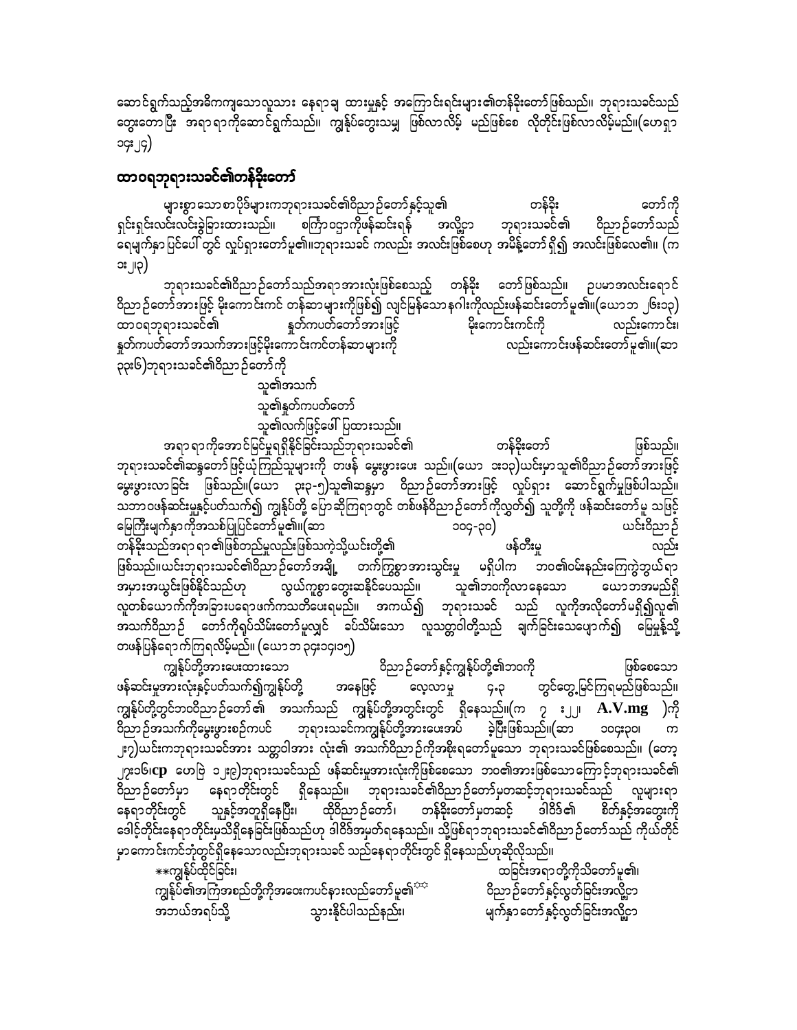ဆောင်ရွက်သည့်အဓိကကျသောလူသား နေရာချ ထားမှုနှင့် အကြောင်းရင်းများ၏တန်ခိုးတော်ဖြစ်သည်။ ဘုရားသခင်သည် တွေးတောပြီး အရာရာကိုဆောင်ရွက်သည်။ ကျွန်ုပ်တွေးသမျှ ဖြစ်လာလိမ့် မည်ဖြစ်စေ လိုတိုင်းဖြစ်လာလိမ့်မည်။(ဟေရှာ ၁၄း၂၄)

## ထာဝရဘုရားသခင်၏တန်ခိုးတော်

များစွာသောစာပိုဒ်များကဘုရားသခင်၏ဝိညာဉ်တော်နှင့်သူ၏ တန်ခိုး တော်ကို ရှင်းရှင်းလင်းလင်းခွဲခြားထားသည်။ စကြာဝဠာကိုဖန်ဆင်းရန် အလို့ငှာ ဘုရားသခင်၏ ဝိညာဉ်တော်သည် ရေမျက်နှာပြင်ပေါ်တွင် လှုပ်ရှားတော်မူ၏။ဘုရားသခင် ကလည်း အလင်းဖြစ်စေဟု အမိန့်တော်ရှိ၍ အလင်းဖြစ်လေ၏။ (က ၁း၂၊၃)

ဘုရားသခင်၏ဝိညာဉ်တော်သည်အရာအားလုံးဖြစ်စေသည့် တန်ခိုး တော်ဖြစ်သည်။ ဥပမာအလင်းရောင် ဝိညာဉ်တော်အားဖြင့် မိုးကောင်းကင် တန်ဆာများကိုဖြစ်၍ လျင်မြန်သောနဂါးကိုလည်းဖန်ဆင်းတော်မူ၏။(ယောဘ ၂၆း၁၃) ထာဝရဘုရားသခင်၏ နှုတ်ကပတ်တော်အားဖြင့် မိုးကောင်းကင်ကို လည်းကောင်း၊ နှုတ်ကပတ်တော်အသက်အားဖြင့်မိုးကောင်းကင်တန်ဆာများကို လည်းကောင်းဖန်ဆင်းတော်မူ၏။(ဆာ ၃၃း၆)ဘုရားသခင်၏ဝိညာဉ်တော်ကို

သူ၏အသက်

သူ၏နှုတ်ကပတ်တော်

သူ၏လက်ဖြင့်ဖေါ်ပြထားသည်။

အရာရာကိုအောင်မြင်မှုရရှိနိုင်ခြင်းသည်ဘုရားသခင်၏ တန်ခိုးတော် ဖြစ်သည်။ ဘုရားသခင်၏ဆန္ဒတော်ဖြင့်ယုံကြည်သူများကို တဖန် မွေးဖွားပေး သည်။(ယော ၁း၁၃)ယင်းမှာသူ၏ဝိညာဉ်တော်အားဖြင့် မွေးဖွားလာခြင်း ဖြစ်သည်။(ယော ၃း၃-၅)သူ၏ဆန္ဒမှာ ဝိညာဉ်တော်အားဖြင့် လှုပ်ရှား ဆောင်ရွက်မှုဖြစ်ပါသည်။ သဘာဝဖန်ဆင်းမှုနှင့်ပတ်သက်၍ ကျွန်ုပ်တို့ ပြောဆိုကြရာတွင် တစ်ဖန်ဝိညာဉ်တော်ကိုလွှတ်၍ သူတို့ကို ဖန်ဆင်းတော်မူ သဖြင့် မြေကြီးမျက်နှာကိုအသစ်ပြုပြင်တော်မူ၏။(ဆာ ၁၀၄-၃၀) ယင်းဝိညာဉ်တန်ခိုးသည်အရာရာ၏ဖြစ်တည်မှုလည်းဖြစ်သကဲ့သို့ယင်းတို့၏ ဖန်တီးမှု လည်း ဖြစ်သည်။ယင်းဘုရားသခင်၏ဝိညာဉ်တော်အချို့ တက်ကြွစွာအားသွင်းမှု မရှိပါက ဘဝ၏ဝမ်းနည်းကြေကွဲဖွယ်ရာ အမှားအယွင်းဖြစ်နိုင်သည်ဟု လွယ်ကူစွာတွေးဆနိုင်ပေသည်။ သူ၏ဘဝကိုလာနေသော ယောဘအမည်ရှိ လူတစ်ယောက်ကိုအခြားပရောဖက်ကသတိပေးရမည်။ အကယ်၍ ဘုရားသခင် သည် လူကိုအလိုတော်မရှိ၍လူ၏ အသက်ဝိညာဉ် တော်ကိုရုပ်သိမ်းတော်မူလျှင် ခပ်သိမ်းသော လူသတ္တဝါတို့သည် ချက်ခြင်းသေပျောက်၍ မြေမှုန့်သို့ တဖန်ပြန်ရောက်ကြရလိမ့်မည်။ (ယောဘ ၃၄း၁၄၊၁၅)

ကျွန်ုပ်တို့အားပေးထားသော ဝိညာဉ်တော်နှင့်ကျွန်ုပ်တို့၏ဘဝကို ဖြစ်စေသော ဖန်ဆင်းမှုအားလုံးနှင့်ပတ်သက်၍ကျွန်ုပ်တို့ အနေဖြင့် လေ့လာမှု ၄.၃ တွင်တွေ့မြင်ကြရမည်ဖြစ်သည်။ ကျွန်ုပ်တို့တွင်ဘဝဝိညာဉ်တော်၏ အသက်သည် ကျွန်ုပ်တို့အတွင်းတွင် ရှိနေသည်။(က ၇ း၂၂၊ **A.V.mg** )ကို ဝိညာဉ်အသက်ကိုမွေးဖွားစဉ်ကပင် ဘုရားသခင်ကကျွန်ုပ်တို့အားပေးအပ် ခဲ့ပြီးဖြစ်သည်။(ဆာ ၁၀၄း၃၀၊ က ၂း၇)ယင်းကဘုရားသခင်အား သတ္တဝါအား လုံး၏ အသက်ဝိညာဉ်ကိုအစိုးရတော်မူသော ဘုရားသခင်ဖြစ်စေသည်။ (တော ၂၇း၁၆၊**cp** ဟေဗြဲ ၁၂း၉)ဘုရားသခင်သည် ဖန်ဆင်းမှုအားလုံးကိုဖြစ်စေသော ဘဝ၏အားဖြစ်သောကြောင့်ဘုရားသခင်၏ ဝိညာဉ်တော်မှာ နေရာတိုင်းတွင် ရှိနေသည်။ ဘုရားသခင်၏ဝိညာဉ်တော်မှတဆင့်ဘုရားသခင်သည် လူများရာ နေရာတိုင်းတွင် သူနှင့်အတူရှိနေပြီး၊ ထိုဝိညာဉ်တော်၊ တန်ခိုးတော်မှတဆင့် ဒါဝိဒ်၏ စိတ်နှင့်အတွေးကို ဒေါင့်တိုင်းနေရာတိုင်းမှသိရှိနေခြင်းဖြစ်သည်ဟု ဒါဝိဒ်အမှတ်ရနေသည်။ သို့ဖြစ်ရာဘုရားသခင်၏ဝိညာဉ်တော်သည် ကိုယ်တိုင်မှာကောင်းကင်ဘုံတွင်ရှိနေသောလည်းဘုရားသခင် သည်နေရာတိုင်းတွင် ရှိနေသည်ဟုဆိုလိုသည်။

**ကျွန်ုပ်ထိုင်ခြင်း၊ ထခြင်းအရာတို့ကိုသိတော်မူ၏၊

ကျွန်ုပ်၏အကြံအစည်တို့ကိုအဝေးကပင်နားလည်တော်မူ၏ ဝိညာဉ်တော်နှင့်လွတ်ခြင်းအလို့ငှာ

အဘယ်အရပ်သို့ သွားနိုင်ပါသည်နည်း၊ မျက်နှာတော်နှင့်လွတ်ခြင်းအလို့ငှာ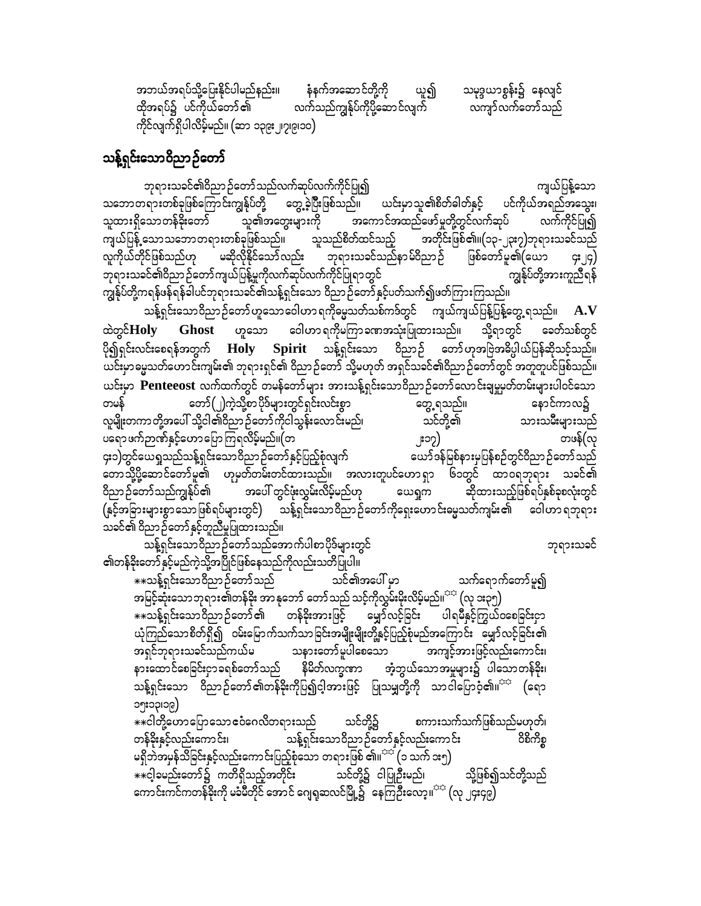အဘယ်အရပ်သို့ပြေးနိုင်ပါမည်နည်း။ နံနက်အဆောင်တို့ကို ယူ၍ သမုဒ္ဒယာစွန်း၌ နေလျှင် ထိုအရပ်၌ ပင်ကိုယ်တော်၏ လက်သည်ကျွန်ုပ်ကိုပို့ဆောင်လျက် လက်ျာလက်တော်သည် ကိုင်လျက်ရှိပါလိမ့်မည်။ (ဆာ ၁၃၉း၂၊၇၊၉၊၁၀)

## သန့်ရှင်းသောဝိညာဉ်တော်

ဘုရားသခင်၏ဝိညာဉ်တော်သည်လက်ဆုပ်လက်ကိုင်ပြု၍ ကျယ်ပြန့်သော သဘောတရားတစ်ခုဖြစ်ကြောင်းကျွန်ုပ်တို့ တွေ့ခဲ့ပြီးဖြစ်သည်။ ယင်းမှာသူ၏စိတ်ဓါတ်နှင့် ပင်ကိုယ်အရည်အသွေး၊ သူထားရှိသောတန်ခိုးတော် သူ၏အတွေးများကို အကောင်အထည်ဖော်မှုတို့တွင်လက်ဆုပ် လက်ကိုင်ပြု၍ ကျယ်ပြန့်သောသဘောတရားတစ်ခုဖြစ်သည်။ သူသည်စိတ်ထင်သည့် အတိုင်းဖြစ်၏။(၁၃-၂၃း၇)ဘုရားသခင်သည် လူကိုယ်တိုင်ဖြစ်သည်ဟု မဆိုလိုနိုင်သော်လည်း ဘုရားသခင်သည်နာမ်ဝိညာဉ် ဖြစ်တော်မူ၏(ယော ၄း၂၄) ဘုရားသခင်၏ဝိညာဉ်တော်ကျယ်ပြန့်မှုကိုလက်ဆုပ်လက်ကိုင်ပြုရာတွင် ကျွန်ုပ်တို့အားကူညီရန် ကျွန်ုပ်တို့ကရန်ဖန်ရန်ခါပင်ဘုရားသခင်၏သန့်ရှင်းသော ဝိညာဉ်တော်နှင့်ပတ်သက်၍ဖတ်ကြားကြသည်။

သန့်ရှင်းသောဝိညာဉ်တော် ဟူသောဝေါဟာရကိုဓမ္မသတ်သစ်ကဒ်တွင် ကျယ်ကျယ်ပြန့်ပြန့်တွေ့ရသည်။ **A.V** ထဲတွင်**Holy Ghost** ဟူသော ဝေါဟာရကိုမကြာခဏအသုံးပြုထားသည်။ သို့ရာတွင် ခေတ်သစ်တွင် ပို၍ရှင်းလင်းစေရန်အတွက် **Holy Spirit** သန့်ရှင်းသော ဝိညာဉ် တော်ဟုအဖြစ်အဓိပ္ပါယ်ပြန်ဆိုသင့်သည်။ ယင်းမှာဓမ္မသတ်ဟောင်းကျမ်း၏ ဘုရားရှင်၏ ဝိညာဉ်တော် သို့မဟုတ် အရှင်သခင်၏ဝိညာဉ်တော်တွင် အတူတူပင်ဖြစ်သည်။ ယင်းမှာ **Penteeost** လက်ထက်တွင် တမန်တော်များ အားသန့်ရှင်းသောဝိညာဉ်တော်လောင်းချမှုမှတ်တမ်းများပါဝင်သော တမန် တော်(၂)ကဲ့သို့စာပိုဒ်များတွင်ရှင်းလင်းစွာ တွေ့ရသည်။ နောင်ကာလ၌ လူမျိုးတကာတို့အပေါ် သို့ငါ၏ဝိညာဉ်တော်ကိုငါသွန်းလောင်းမည်၊ သင်တို့၏ သားသမီးများသည် ပရောဖက်ဉာဏ်နှင့်ဟောပြောကြရလိမ့်မည်။(တ ၂း၁၇) တဖန်(လု ၄း၁)တွင်ယေရှုသည်သန့်ရှင်းသောဝိညာဉ်တော်နှင့်ပြည့်စုံလျက် ယော်ဒန်မြစ်နားမှပြန်စဉ်တွင်ဝိညာဉ်တော်သည် တောသို့ပို့ဆောင်တော်မူ၏ ဟုမှတ်တမ်းတင်ထားသည်။ အလားတူပင်ဟောရှာ ၆၁တွင် ထာဝရဘုရား သခင်၏ ဝိညာဉ်တော်သည်ကျွန်ုပ်၏ အပေါ် တွင်ဖုံးလွှမ်းလိမ့်မည်ဟု ယေရှုက ဆိုထားသည့်ဖြစ်ရပ်နှစ်ခုစလုံးတွင် (နှင့်အခြားများစွာသောဖြစ်ရပ်များတွင်) သန့်ရှင်းသောဝိညာဉ်တော်ကိုဂရှေးဟောင်းဓမ္မသတ်ကျမ်း၏ ဝေါဟာရဘုရား သခင်၏ ဝိညာဉ်တော်နှင့်တူညီမှုပြထားသည်။

သန့်ရှင်းသောဝိညာဉ်တော်သည်အောက်ပါစာပိုဒ်များတွင် ဘုရားသခင် ၏တန်ခိုးတော်နှင့်မည်ကဲ့သို့အပြိုင်ဖြစ်နေသည်ကိုလည်းသတိပြုပါ။

\*\*သန့်ရှင်းသောဝိညာဉ်တော်သည် သင်၏အပေါ် မှာ သက်ရောက်တော်မူ၍ အမြင့်ဆုံးသောဘုရား၏တန်ခိုး အာနုဘော် တော်သည် သင့်ကိုလွှမ်းမိုးလိမ့်မည်။ (လု ၁း၃၅)

\*\*သန့်ရှင်းသောဝိညာဉ်တော်၏ တန်ခိုးအားဖြင့် မျှော်လင့်ခြင်း ပါရမီနှင့်ကြွယ်ဝစေခြင်းငှာ ယုံကြည်သောစိတ်ရှိ၍ ဝမ်းမြောက်သက်သာခြင်းအမျိုးမျိုးတို့နှင့်ပြည့်စုံမည်အကြောင်း မျှော်လင့်ခြင်း၏ အရှင်ဘုရားသခင်သည်ကယ်မ သနားတော်မူပါစေသော အကျင့်အားဖြင့်လည်းကောင်း၊ နားထောင်စေခြင်းငှာခရစ်တော်သည် နိမိတ်လက္ခဏာ အံ့ဘွယ်သောအမှုများ၌ ပါသောတန်ခိုး၊ သန့်ရှင်းသော ဝိညာဉ်တော်၏တန်ခိုးကိုပြ၍ငါ့အားဖြင့် ပြုသမျှတို့ကို သာငါပြောဝံ့၏။ (ရော ၁၅း၁၃၊၁၉)

\*\*ငါတို့ဟောပြောသောဧဝံဂေလိတရားသည် သင်တို့၌ စကားသက်သက်ဖြစ်သည်မဟုတ်၊ တန်ခိုးနှင့်လည်းကောင်း၊ သန့်ရှင်းသောဝိညာဉ်တော်နှင့်လည်းကောင်း ဝိစိကိစ္စ မရှိဘဲအမှန်သိခြင်းနှင့်လည်းကောင်းပြည့်စုံသော တရားဖြစ် ၏။ (၁ သက် ၁း၅)

\*\*ငါ့ခမည်းတော်၌ ကတိရှိသည့်အတိုင်း သင်တို့၌ ငါပြုဦးမည်၊ သို့ဖြစ်၍သင်တို့သည် ကောင်းကင်ကတန်ခိုးကို မခံမီတိုင် အောင် ဂျေရုဆလင်မြို့၌ နေကြဦးလော့။ (လု ၂၄း၄၉)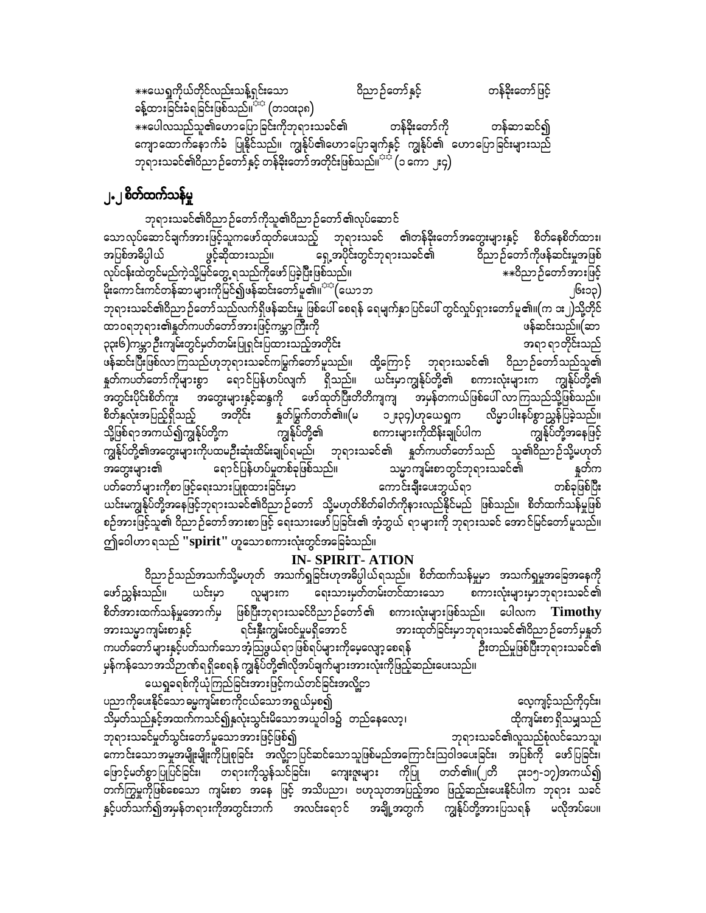**ယေရှုကိုယ်တိုင်လည်းသန့်ရှင်းသော ဝိညာဉ်တော်နှင့် တန်ခိုးတော်ဖြင့် ခန့်ထားခြင်းခံရခြင်းဖြစ်သည်။** (တ၁၀း၃၈)

**ပေါလသည်သူ၏ဟောပြောခြင်းကိုဘုရားသခင်၏ တန်ခိုးတော်ကို တန်ဆာဆင်၍ ကျောထောက်နောက်ခံ ပြုနိုင်သည်။ ကျွန်ုပ်၏ဟောပြောချက်နှင့် ကျွန်ုပ်၏ ဟောပြောခြင်းများသည် ဘုရားသခင်၏ဝိညာဉ်တော်နှင့် တန်ခိုးတော်အတိုင်းဖြစ်သည်။** (၁ကော ၂း၄)

## ၂.၂ စိတ်ထက်သန်မှု

ဘုရားသခင်၏ဝိညာဉ်တော်ကိုသူ၏ဝိညာဉ်တော်၏လုပ်ဆောင်သောလုပ်ဆောင်ချက်အားဖြင့်သူကဖော်ထုတ်ပေးသည့် ဘုရားသခင် ၏တန်ခိုးတော်အတွေးများနှင့် စိတ်နေစိတ်ထား၊ အပြစ်အဓိပ္ပါယ် ဖွင့်ဆိုထားသည်။ ရှေ့အပိုင်းတွင်ဘုရားသခင်၏ ဝိညာဉ်တော်ကိုဖန်ဆင်းမှုအဖြစ်လုပ်ငန်းထဲတွင်မည်ကဲ့သို့မြင်တွေ့ရသည်ကိုဖော်ပြခဲ့ပြီးဖြစ်သည်။ **ဝိညာဉ်တော်အားဖြင့်မိုးကောင်းကင်တန်ဆာများကိုမြင်၍ဖန်ဆင်းတော်မူ၏။** (ယောဘ ၂၆း၁၃) ဘုရားသခင်၏ဝိညာဉ်တော်သည်လက်ရှိဖန်ဆင်းမှု ဖြစ်ပေါ်စေရန် ရေမျက်နှာပြင်ပေါ်တွင်လှုပ်ရှားတော်မူ၏။(က ၁း၂)သို့ကိုထာဝရဘုရား၏နှုတ်ကပတ်တော်အားဖြင့်ကမ္ဘာကြီးကို ဖန်ဆင်းသည်။(ဆာ ၃၃း၆)ကမ္ဘာဦးကျမ်းတွင်မှတ်တမ်းပြုရှင်းပြထားသည့်အတိုင်း အရာရာတိုင်းသည်ဖန်ဆင်းပြီးဖြစ်လာကြသည်ဟုဘုရားသခင်ကမြွက်တော်မူသည်။ ထို့ကြောင့် ဘုရားသခင်၏ ဝိညာဉ်တော်သည်သူ၏နှုတ်ကပတ်တော်ကိုများစွာ ရောင်ပြန်ဟပ်လျက် ရှိသည်။ ယင်းမှာကျွန်ုပ်တို့၏ စကားလုံးများက ကျွန်ုပ်တို့၏အတွင်းပိုင်းစိတ်ကူး အတွေးများနှင့်ဆန္ဒကို ဖော်ထုတ်ပြီးတိတိကျကျ အမှန်တကယ်ဖြစ်ပေါ်လာကြသည်သို့ဖြစ်သည်။ စိတ်နှလုံးအပြည့်ရှိသည့် အတိုင်း နှုတ်မြွက်တတ်၏။(မ ၁၂း၃၄)ဟုယေရှုက လိမ္မာပါးနပ်စွာညွှန်ပြခဲ့သည်။ သို့ဖြစ်ရာအကယ်၍ကျွန်ုပ်တို့က ကျွန်ုပ်တို့၏ စကားများကိုထိန်းချုပ်ပါက ကျွန်ုပ်တို့အနေဖြင့်ကျွန်ုပ်တို့၏အတွေးများကိုပထမဦးဆုံးထိန်းချုပ်ရမည်၊ ဘုရားသခင်၏ နှုတ်ကပတ်တော်သည် သူ၏ဝိညာဉ်သို့မဟုတ်အတွေးများ၏ ရောင်ပြန်ဟပ်မှုတစ်ခုဖြစ်သည်။ သမ္မာကျမ်းစာတွင်ဘုရားသခင်၏ နှုတ်ကပတ်တော်များကိုစာဖြင့်ရေးသားပြုစုထားခြင်းမှာ ကောင်းချီးပေးဘွယ်ရာ တစ်ခုဖြစ်ပြီးယင်းမကျွန်ုပ်တို့အနေဖြင့်ဘုရားသခင်၏ဝိညာဉ်တော် သို့မဟုတ်စိတ်ဓါတ်ကိုနားလည်နိုင်မည် ဖြစ်သည်။ စိတ်ထက်သန်မှုဖြစ်စဉ်အားဖြင့်သူ၏ ဝိညာဉ်တော်အားစာဖြင့် ရေးသားဖော်ပြခြင်း၏ အံ့ဘွယ် ရာများကို ဘုရားသခင် အောင်မြင်တော်မူသည်။ ဤဝေါဟာ ရသည် **"spirit"** ဟူသောစကားလုံးတွင်အခြေခံသည်။

**IN- SPIRIT- ATION**

ဝိညာဉ်သည်အသက်သို့မဟုတ် အသက်ရှုခြင်းဟုအဓိပ္ပါယ်ရသည်။ စိတ်ထက်သန်မှုမှာ အသက်ရှုမှုအခြေအနေကိုဖော်ညွှန်းသည်။ ယင်းမှာ လူများက ရေးသားမှတ်တမ်းတင်ထားသော စကားလုံးများမှာဘုရားသခင်၏စိတ်အားထက်သန်မှုအောက်မှ ဖြစ်ပြီးဘုရားသခင်ဝိညာဉ်တော်၏ စကားလုံးများဖြစ်သည်။ ပေါလက **Timothy** အားသမ္မာကျမ်းစာနှင့် ရင်းနှီးကျွမ်းဝင်မှုမရှိအောင် အားထုတ်ခြင်းမှာဘုရားသခင်၏ဝိညာဉ်တော်မှနှုတ်ကပတ်တော်များနှင့်ပတ်သက်သောအံ့သြဖွယ်ရာဖြစ်ရပ်များကိုမေ့လျော့စေရန် ဦးတည်မှုဖြစ်ပြီးဘုရားသခင်၏ မှန်ကန်သောအသိဉာဏ်ရရှိစေရန် ကျွန်ုပ်တို့၏လိုအပ်ချက်များအားလုံးကိုဖြည့်ဆည်းပေးသည်။

ယေရှုခရစ်ကိုယုံကြည်ခြင်းအားဖြင့်ကယ်တင်ခြင်းအလို့ငှာ ပညာကိုပေးနိုင်သောမြကျမ်းစာကိုငယ်သောအရွယ်မှစ၍ လေ့ကျင့်သည်ကိုင်း၊ သိမှတ်သည်နှင့်အထက်ကသင်၍နှလုံးသွင်းမိသောအယူဝါဒ၌ တည်နေလော့၊ ထိုကျမ်းစာရှိသမျှသည်ဘုရားသခင်မှုတ်သွင်းတော်မူသောအားဖြင့်ဖြစ်၍ ဘုရားသခင်၏လူသည်စုံလင်သောသူကောင်းသောအမှုအမျိုးမျိုးကိုပြုစုခြင်း အလို့ငှာပြင်ဆင်သောသူဖြစ်မည်အကြောင်းဩဝါဒပေးခြင်း၊ အပြစ်ကို ဖော်ပြခြင်း၊ ဖြောင့်မတ်စွာပြုပြင်ခြင်း၊ တရားကိုသွန်သင်ခြင်း၊ ကျေးဇူးများ ကိုပြု တတ်၏။(၂တိ ၃း၁၅-၁၇)အကယ်၍ တက်ကြွမှုကိုဖြစ်စေသော ကျမ်းစာ အနေ ဖြင့် အသိပညာ၊ ဗဟုသုတအပြည့်အဝ ဖြည့်ဆည်းပေးနိုင်ပါက ဘုရား သခင်နှင့်ပတ်သက်၍အမှန်တရားကိုအတွင်းဘက် အလင်းရောင် အချို့အတွက် ကျွန်ုပ်တို့အားပြသရန် မလိုအပ်ပေ။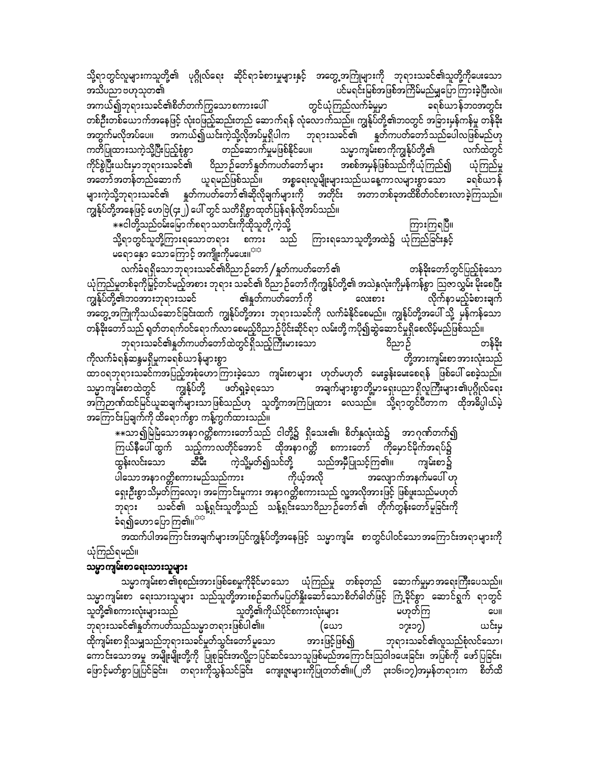သို့ရာတွင်လူများကသူတို့၏ ပုဂ္ဂိုလ်ရေး ဆိုင်ရာခံစားမှုများနှင့် အတွေ့အကြုံများကို ဘုရားသခင်၏သူတို့ကိုပေးသော အသိပညာဗဟုသုတ၏ ပင်မရင်းမြစ်အဖြစ်အကြိမ်မည်မျှပြောကြားခဲ့ပြီးလဲ။

အကယ်၍ဘုရားသခင်၏စိတ်တက်ကြွသောစကားပေါ် တွင်ယုံကြည်လက်ခံမှုမှာ ခရစ်ယာန်ဘဝအတွင်း တစ်ဦးတစ်ယောက်အနေဖြင့် လုံးဝဖြည့်ဆည်းတည် ဆောက်ရန် လုံလောက်သည်။ ကျွန်ုပ်တို့၏ဘဝတွင် အခြားမှန်ကန်မှု တန်ခိုး အတွက်မလိုအပ်ပေ။ အကယ်၍ယင်းကဲ့သို့လိုအပ်မှုရှိပါက ဘုရားသခင်၏ နှုတ်ကပတ်တော်သည်ပေါလဖြစ်မည်ဟု ကတိပြုထားသကဲ့သို့ပြီးပြည့်စုံစွာ တည်ဆောက်မှုမဖြစ်နိုင်ပေ။ သမ္မာကျမ်းစာကိုကျွန်ုပ်တို့၏ လက်ထဲတွင် ကိုင်စွဲပြီးယင်းမှာဘုရားသခင်၏ ဝိညာဉ်တော်နှုတ်ကပတ်တော်များ အစစ်အမှန်ဖြစ်သည်ကိုယုံကြည်၍ ယုံကြည်မှု အတော်အတန်တည်ဆောက် ယူရမည်ဖြစ်သည်။ အစွဲရေးလူမျိုးများသည်ယနေ့ကာလများစွာသော ခရစ်ယာန်များကဲ့သို့ဘုရားသခင်၏ နှုတ်ကပတ်တော်၏ဆိုလိုချက်များကို အတိုင်း အတာတစ်ခုအထိစိတ်ဝင်စားလာခဲ့ကြသည်။ ကျွန်ုပ်တို့အနေဖြင့် ဟေဗြဲ(၄း၂) ပေါ် တွင် သတိရှိစွာထုတ်ပြန်ရန်လိုအပ်သည်။

**ငါတို့သည်ဝမ်းမြောက်စရာသတင်းကိုထိုသူတို့ကဲ့သို့ ကြားကြရပြီ။ သို့ရာတွင်သူတို့ကြားရသောတရား စကား သည် ကြားရသောသူတို့အထဲ၌ ယုံကြည်ခြင်းနှင့် မရောနှော သောကြောင့် အကျိုးကိုမပေး။**

လက်ခံရရှိသောဘုရားသခင်၏ဝိညာဉ်တော် /နှုတ်ကပတ်တော်၏ တန်ခိုးတော်တွင်ပြည့်စုံသော ယုံကြည်မှုတစ်ခုကိုမြင့်တင်မည့်အစား ဘုရား သခင်၏ ဝိညာဉ်တော်ကိုကျွန်ုပ်တို့၏ အသဲနှလုံးကိုမှန်ကန်စွာ ဩဇာလွှမ်း မိုးစေပြီး ကျွန်ုပ်တို့၏ဘဝအားဘုရားသခင် ၏နှုတ်ကပတ်တော်ကို လေးစား လိုက်နာမည့်ခံစားချက် အတွေ့အကြုံကိုသယ်ဆောင်ခြင်းထက် ကျွန်ုပ်တို့အား ဘုရားသခင်ကို လက်ခံနိုင်စေမည်။ ကျွန်ုပ်တို့အပေါ် သို့ မှန်ကန်သော တန်ခိုးတော် သည် ရုတ်တရက်ဝင်ရောက်လာစေမည့်ဝိညာဉ်ပိုင်းဆိုင်ရာ လမ်းတို့ကပို၍ဆွဲဆောင်မှုရှိစေလိမ့်မည်ဖြစ်သည်။

ဘုရားသခင်၏နှုတ်ကပတ်တော်ထဲတွင်ရှိသည့်ကြီးမားသော ဝိညာဉ် တန်ခိုး ကိုလက်ခံရန်ဆန္ဒမရှိမှုကခရစ်ယာန်များစွာ တို့အားကျမ်းစာအားလုံးသည် ထာဝရဘုရားသခင်ကအပြည့်အစုံဟောကြားခဲ့သော ကျမ်းစာများ ဟုတ်မဟုတ် မေးခွန်းမေးစေရန် ဖြစ်ပေါ် စေခဲ့သည်။ သမ္မာကျမ်းစာထဲတွင် ကျွန်ုပ်တို့ ဖတ်ရှုခဲ့ရသော အချက်များစွာတို့မှာရှေးပညာရှိလူကြီးများ၏ပုဂ္ဂိုလ်ရေး အကြံဉာဏ်ထင်မြင်ယူဆချက်များသာဖြစ်သည်ဟု သူတို့ကအကြံပြုထား လေသည်။ သို့ရာတွင်ပီတာက ထိုအမိုပ္ပါယ်မဲ့ အကြောင်းပြချက်ကို ထိရောက်စွာ ကန့်ကွက်ထားသည်။

**သာ၍မြဲမြံသောအနာဂတ္တိစကားတော်သည် ငါတို့၌ ရှိသေး၏၊ စိတ်နှလုံးထဲ၌ အာရုဏ်တက်၍ ကြယ်နီပေါ် ထွက် သည့်ကာလတိုင်အောင် ထိုအနာဂတ္တိ စကားတော် ကိုမှောင်မိုက်အရပ်၌ ထွန်းလင်းသော ဆီမီး ကဲ့သို့မှတ်၍သင်တို့ သည်အမှီပြုသင့်ကြ၏။ ကျမ်းစာ၌ ပါသောအနာဂတ္တိစကားမည်သည်ကား ကိုယ့်အလို အလျောက်အနက်မပေါ် ဟု ရှေးဦးစွာသိမှတ်ကြလော့၊ အကြောင်းမူကား အနာဂတ္တိစကားသည် လူ့အလိုအားဖြင့် ဖြစ်ဖူးသည်မဟုတ် ဘုရား သခင်၏ သန့်ရှင်းသူတို့သည် သန့်ရှင်းသောဝိညာဉ်တော်၏ တိုက်တွန်းတော်မူခြင်းကို ခံရ၍ဟောပြောကြ၏။**

အထက်ပါအကြောင်းအချက်များအပြင်ကျွန်ုပ်တို့အနေဖြင့် သမ္မာကျမ်း စာတွင်ပါဝင်သောအကြောင်းအရာများကို ယုံကြည်ရမည်။

**သမ္မာကျမ်းစာရေးသားသူများ**

သမ္မာကျမ်းစာ၏စုစည်းအားဖြစ်စေမှုကိုခိုင်မာသော ယုံကြည်မှု တစ်ခုတည် ဆောက်မှုမှာအရေးကြီးပေသည်။ သမ္မာကျမ်းစာ ရေးသားသူများ သည်သူတို့အားစဉ်ဆက်မပြတ်နှိုးဆော်သောစိတ်ဓါတ်ဖြင့် ကြံ့ခိုင်စွာ ဆောင်ရွက် ရာတွင် သူတို့၏စကားလုံးများသည် သူတို့၏ကိုယ်ပိုင်စကားလုံးများ မဟုတ်ကြ ပေ။ ဘုရားသခင်၏နှုတ်ကပတ်သည်သမ္မာတရားဖြစ်ပါ၏။ (ယော ၁၇း၁၇) ယင်းမှ ထိုကျမ်းစာရှိသမျှသည်ဘုရားသခင်မှုတ်သွင်းတော်မူသော အားဖြင့်ဖြစ်၍ ဘုရားသခင်၏လူသည်စုံလင်သော၊ ကောင်းသောအမှု အမျိုးမျိုးတို့ကို ပြုစုခြင်းအလို့ငှာပြင်ဆင်သောသူဖြစ်မည်အကြောင်းဩဝါဒပေးခြင်း၊ အပြစ်ကို ဖော်ပြခြင်း၊ ဖြောင့်မတ်စွာပြုပြင်ခြင်း၊ တရားကိုသွန်သင်ခြင်း ကျေးဇူးများကိုပြတတ်၏။(၂တိ ၃း၁၆၊၁၇)အမှန်တရားက စိတ်ထိ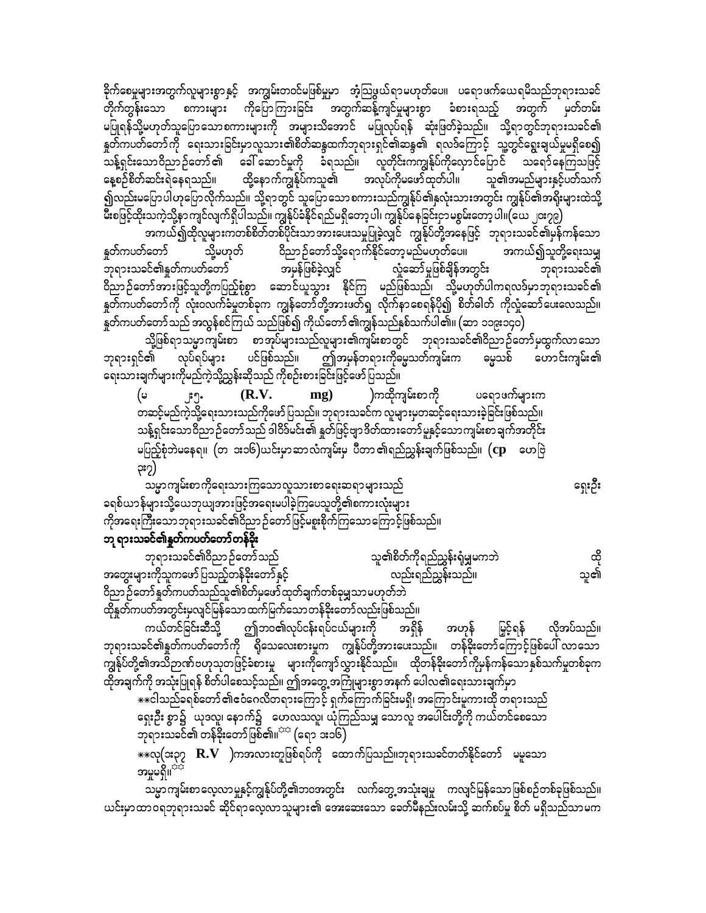ခိုက်စေမှုများအတွက်လူများစွာနှင့် အကျွမ်းတဝင်မဖြစ်မှုမှာ အံ့သြဖွယ်ရာမဟုတ်ပေ။ ပရောဖက်ယေရမိသည်ဘုရားသခင် တိုက်တွန်းသော စကားများ ကိုပြောကြားခြင်း အတွက်ဆန့်ကျင်မှုများစွာ ခံစားရသည့် အတွက် မှတ်တမ်း မပြုရန်သို့မဟုတ်သူပြောသောစကားများကို အများသိအောင် မပြုလုပ်ရန် ဆုံးဖြတ်ခဲ့သည်။ သို့ရာတွင်ဘုရားသခင်၏ နှုတ်ကပတ်တော်ကို ရေးသားခြင်းမှာလူသား၏စိတ်ဆန္ဒထက်ဘုရားရှင်၏ဆန္ဒ၏ ရလဒ်ကြောင့် သူ့တွင်ရွေးချယ်မှုမရှိစေ၍ သန့်ရှင်းသောဝိညာဉ်တော်၏ ခေါ်ဆောင်မှုကို ခံရသည်။ လူတိုင်းကကျွန်ုပ်ကိုလှောင်ပြောင် သရော်နေကြသဖြင့် နေ့စဉ်စိတ်ဆင်းရဲနေရသည်။ ထို့နောက်ကျွန်ုပ်ကသူ၏ အလုပ်ကိုမဖော်ထုတ်ပါ။ သူ၏အမည်များနှင့်ပတ်သက် ၍လည်းမပြောပါဟုပြောလိုက်သည်။ သို့ရာတွင် သူပြောသောစကားသည်ကျွန်ုပ်၏နှလုံးသားအတွင်း ကျွန်ုပ်၏အရိုးများထဲသို့ မီးစဖြင့်ထိုးသကဲ့သို့နာကျင်လျက်ရှိပါသည်။ ကျွန်ုပ်ခံနိုင်ရည်မရှိတော့ပါ၊ ကျွန်ုပ်နေခြင်းငှာမစွမ်းတော့ပါ။(ယေ ၂၀း၇၉)

အကယ်၍ထိုလူများကတစ်စိတ်တစ်ပိုင်းသာအားပေးသမှုပြုခဲ့လျှင် ကျွန်ုပ်တို့အနေဖြင့် ဘုရားသခင်၏မှန်ကန်သော နှုတ်ကပတ်တော် သို့မဟုတ် ဝိညာဉ်တော်သို့ရောက်နိုင်တော့မည်မဟုတ်ပေ။ အကယ်၍သူတို့ရေးသမျှ ဘုရားသခင်၏နှုတ်ကပတ်တော် အမှန်ဖြစ်ခဲ့လျှင် လှုံ့ဆော်မှုဖြစ်ချိန်အတွင်း ဘုရားသခင်၏ ဝိညာဉ်တော်အားဖြင့်သူတို့ကပြည့်စုံစွာ ဆောင်ယူသွား နိုင်ကြ မည်ဖြစ်သည်၊ သို့မဟုတ်ပါကရလဒ်မှာဘုရားသခင်၏ နှုတ်ကပတ်တော်ကို လုံးဝလက်ခံမှုတစ်ခုက ကျွန်တော်တို့အားဖတ်ရှု လိုက်နာစေရန်ပို၍ စိတ်ခါတ် ကိုလှုံ့ဆော်ပေးလေသည်။ နှုတ်ကပတ်တော်သည် အလွန်စင်ကြယ် သည်ဖြစ်၍ ကိုယ်တော်၏ကျွန်သည်နှစ်သက်ပါ၏။ (ဆာ ၁၁၉း၁၄၀)

သို့ဖြစ်ရာသမ္မာကျမ်းစာ စာအုပ်များသည်လူများ၏ကျမ်းစာတွင် ဘုရားသခင်၏ဝိညာဉ်တော်မှထွက်လာသော ဘုရားရှင်၏ လုပ်ရပ်များ ပင်ဖြစ်သည်။ ဤအမှန်တရားကိုမွေသတ်ကျမ်းက ဓမ္မသစ် ဟောင်းကျမ်း၏ ရေးသားချက်များကိုမည်ကဲ့သို့ညွှန်းဆိုသည် ကိုစဉ်းစားခြင်းဖြင့်ဖော်ပြသည်။

(မ ၂း၅. **(R.V. mg)** )ကထိုကျမ်းစာကို ပရောဖက်များက တဆင့်မည်ကဲ့သို့ရေးသားသည်ကိုဖော်ပြသည်။ ဘုရားသခင်က လူများမှတဆင့်ရေးသားခဲ့ခြင်းဖြစ်သည်။ သန့်ရှင်းသောဝိညာဉ်တော်သည် ဒါဝိဒ်မင်း၏ နှုတ်ဖြင့်ဗျာဒိတ်ထားတော်မူနှင့်သောကျမ်းစာချက်အတိုင်း မပြည့်စုံဘဲမနေရ။ (တ ၁း၁၆)ယင်းမှာဆာလံကျမ်းမှ ပီတာ၏ရည်ညွှန်းချက်ဖြစ်သည်။ **(cp** ဟေဗြဲ ၃း၇)

သမ္မာကျမ်းစာကိုရေးသားကြသောလူသားစာရေးဆရာများသည် ရှေးဦး ခရစ်ယာန်များသို့ယေဘုယျအားဖြင့်အရေးမပါခဲ့ကြပေသူတို့၏စကားလုံးများ ကိုအရေးကြီးသောဘုရားသခင်၏ဝိညာဉ်တော်ဖြင့်မစူးစိုက်ကြသောကြောင့်ဖြစ်သည်။

**ဘု ရားသခင်၏နှုတ်ကပတ်တော်တန်ခိုး**

ဘုရားသခင်၏ဝိညာဉ်တော်သည် သူ၏စိတ်ကိုရည်ညွှန်းရုံမျှမကဘဲ ထို အတွေးများကိုသူကဖော်ပြသည့်တန်ခိုးတော်နှင့် လည်းရည်ညွှန်းသည်။ သူ၏ ဝိညာဉ်တော်နှုတ်ကပတ်သည်သူ၏စိတ်မှဖော်ထုတ်ချက်တစ်ခုမျှသာမဟုတ်ဘဲ ထိုနှုတ်ကပတ်အတွင်းမှလျင်မြန်သောထက်မြက်သောတန်ခိုးတော်လည်းဖြစ်သည်။

ကယ်တင်ခြင်းဆီသို့ ဤဘဝ၏လုပ်ငန်းရပ်ငယ်များကို အရှိန် အဟုန် မြှင့်ရန် လိုအပ်သည်။ ဘုရားသခင်၏နှုတ်ကပတ်တော်ကို ရိုသေလေးစားမှုက ကျွန်ုပ်တို့အားပေးသည်။ တန်ခိုးတော်ကြောင့်ဖြစ်ပေါ် လာသော ကျွန်ုပ်တို့၏အသိဉာဏ်ဗဟုသုတဖြင့်ခံစားမှု များကိုကျော်လွှားနိုင်သည်။ ထိုတန်ခိုးတော်ကိုမှန်ကန်သောနှစ်သက်မှုတစ်ခုက ထိုအချက်ကို အသုံးပြုရန် စိတ်ပါစေသင့်သည်။ ဤအတွေ့အကြုံများစွာအနက် ပေါလ၏ရေးသားချက်မှာ

**ငါသည်ခရစ်တော်၏ဧဝံဂေလိတရားကြောင့် ရှက်ကြောက်ခြင်းမရှိ၊ အကြောင်းမူကားထို တရားသည် ရှေးဦး စွာ၌ ယုဒလူ၊ နောက်၌ ဟေလသလူ၊ ယုံကြည်သမျှ သောလူ အပေါင်းတို့ကို ကယ်တင်စေသော ဘုရားသခင်၏ တန်ခိုးတော်ဖြစ်၏။** (ရော ၁း၁၆)

**လု(၁း၃၇ **R.V** )ကအလားတူဖြစ်ရပ်ကို ထောက်ပြသည်။ဘုရားသခင်တတ်နိုင်တော် မမူသော အမှုမရှိ။**

သမ္မာကျမ်းစာလေ့လာမှုနှင့်ကျွန်ုပ်တို့၏ဘဝအတွင်း လက်တွေ့အသုံးချမှု ကလျင်မြန်သောဖြစ်စဉ်တစ်ခုဖြစ်သည်။ ယင်းမှာထာဝရဘုရားသခင် ဆိုင်ရာလေ့လာသူများ၏ အေးဆေးသော ခေတ်မီနည်းလမ်းသို့ ဆက်စပ်မှု စိတ် မရှိသည်သာမက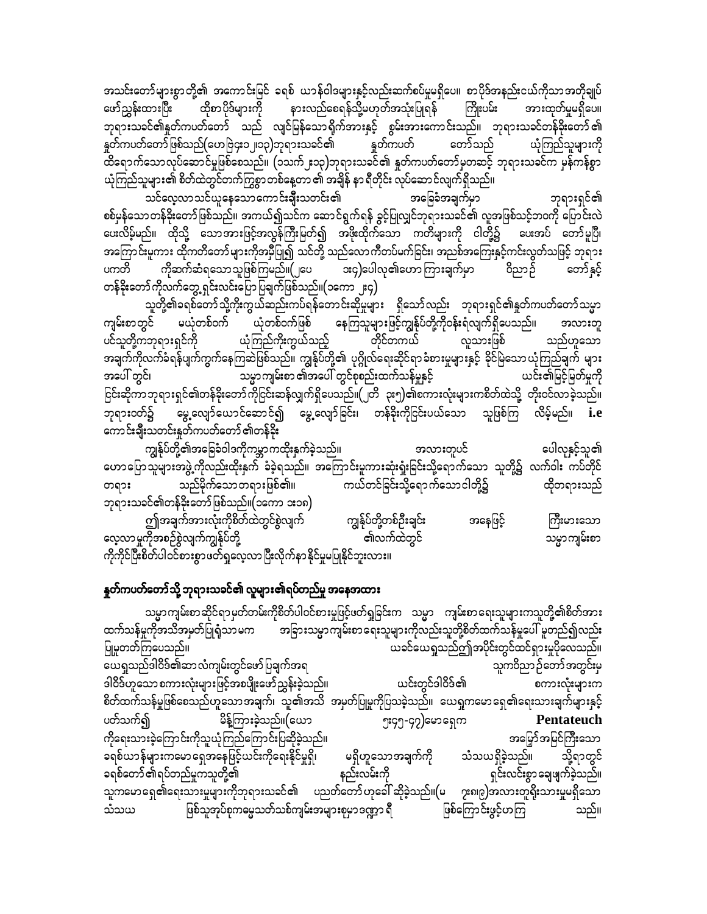အသင်းတော်များစွာတို့၏ အကောင်းမြင် ခရစ် ယာန်ဝါဒများနှင့်လည်းဆက်စပ်မှုမရှိပေ။ စာပိုဒ်အနည်းငယ်ကိုသာအတိုချုပ်ဖော်ညွှန်းထားပြီး ထိုစာပိုဒ်များကို နားလည်စေရန်သို့မဟုတ်အသုံးပြုရန် ကြိုးပမ်း အားထုတ်မှုမရှိပေ။ ဘုရားသခင်၏နှုတ်ကပတ်တော် သည် လျင်မြန်သောရိုက်အားနှင့် စွမ်းအားကောင်းသည်။ ဘုရားသခင်တန်ခိုးတော် ၏နှုတ်ကပတ်တော်ဖြစ်သည်(ဟေဗြဲ၄း၁၂၊၁၃)ဘုရားသခင်၏ နှုတ်ကပတ် တော်သည် ယုံကြည်သူများကိုထိရောက်သောလုပ်ဆောင်မှုဖြစ်စေသည်။ (၁သက် ၂း၁၃)ဘုရားသခင်၏ နှုတ်ကပတ်တော်မှတဆင့် ဘုရားသခင်က မှန်ကန်စွာယုံကြည်သူများ၏ စိတ်ထဲတွင်တက်ကြွစွာတစ်နေ့တာ ၏အချိန် နာရီတိုင်း လုပ်ဆောင်လျက်ရှိသည်။

သင်လေ့လာသင်ယူနေသောကောင်းချီးသတင်း၏ အခြေခံအချက်မှာ ဘုရားရှင်၏စစ်မှန်သောတန်ခိုးတော်ဖြစ်သည်။ အကယ်၍သင်က ဆောင်ရွက်ရန် ခွင့်ပြုလျှင်ဘုရားသခင်၏ လူအဖြစ်သင့်ဘဝကို ပြောင်းလဲပေးလိမ့်မည်။ ထိုသို့ သောအားဖြင့်အလွန်ကြီးမြတ်၍ အဖိုးထိုက်သော ကတိများကို ငါတို့၌ ပေးအပ် တော်မူပြီ၊ အကြောင်းမူကား ထိုကတိတော်များကိုအမှီပြု၍ သင်တို့ သည်လောကီတပ်မက်ခြင်း၊ အညစ်အကြေးနှင့်ကင်းလွတ်သဖြင့် ဘုရားပကတိ ကိုဆက်ဆံရသောသူဖြစ်ကြမည်။(၂ပေ ၁း၄)ပေါလု၏ဟောကြားချက်မှာ ဝိညာဉ် တော်နှင့်တန်ခိုးတော်ကိုလက်တွေ့ရှင်းလင်းပြောပြချက်ဖြစ်သည်။(၁ကော ၂း၄)

သူတို့၏ခရစ်တော်သို့ကိုးကွယ်ဆည်းကပ်ရန်တောင်းဆိုမှုများ ရှိသော်လည်း ဘုရားရှင်၏နှုတ်ကပတ်တော်သမ္မာကျမ်းစာတွင် မယုံတစ်ဝက် ယုံတစ်ဝက်ဖြစ် နေကြသူများဖြင့်ကျွန်ုပ်တို့ကိုဝန်းရံလျက်ရှိပေသည်။ အလားတူပင်သူတို့ကဘုရားရှင်ကို ယုံကြည်ကိုးကွယ်သည့် တိုင်တကယ် လူသားဖြစ် သည်ဟူသောအချက်ကိုလက်ခံရန်ပျက်ကွက်နေကြဆဲဖြစ်သည်။ ကျွန်ုပ်တို့၏ ပုဂ္ဂိုလ်ရေးဆိုင်ရာခံစားမှုများနှင့် ခိုင်မြဲသောယုံကြည်ချက် များအပေါ် တွင်၊ သမ္မာကျမ်းစာ၏အပေါ် တွင်စုစည်းထက်သန်မှုနှင့် ယင်း၏မြင့်မြတ်မှုကိုငြင်းဆိုကာဘုရားရှင်၏တန်ခိုးတော်ကိုငြင်းဆန်လျှက်ရှိပေသည်။(၂တိ ၃း၅)၏စကားလုံးများကစိတ်ထဲသို့ တိုးဝင်လာခဲ့သည်။ ဘုရားတတ်၌ မွေ့လျော်ယောင်ဆောင်၍ မွေ့လျော်ခြင်း၊ တန်ခိုးကိုငြင်းပယ်သော သူဖြစ်ကြ လိမ့်မည်။ **i.e** ကောင်းချီးသတင်းနှုတ်ကပတ်တော်၏တန်ခိုး

ကျွန်ုပ်တို့၏အခြေခံဝါဒကိုကမ္ဘာကထိုးနှက်ခဲ့သည်။ အလားတူပင် ပေါလုနှင့်သူ၏ဟောပြောသူများအဖွဲ့ကိုလည်းထိုးနှက် ခံခဲ့ရသည်။ အကြောင်းမူကားဆုံးရှုံးခြင်းသို့ရောက်သော သူတို့၌ လက်ဝါး ကပ်တိုင်တရား သည်မိုက်သောတရားဖြစ်၏။ ကယ်တင်ခြင်းသို့ရောက်သောငါတို့၌ ထိုတရားသည်ဘုရားသခင်၏တန်ခိုးတော်ဖြစ်သည်။(၁ကော ၁း၁၈)

ဤအချက်အားလုံးကိုစိတ်ထဲတွင်စွဲလျက် ကျွန်ုပ်တို့တစ်ဦးချင်း အနေဖြင့် ကြီးမားသောလေ့လာမှုကိုအစဉ်စွဲလျက်ကျွန်ုပ်တို့ ၏လက်ထဲတွင် သမ္မာကျမ်းစာကိုကိုင်ပြီးစိတ်ပါဝင်စားစွာဖတ်ရှုလေ့လာ ပြီးလိုက်နာနိုင်မှုမပြုနိုင်ဘူးလား။

## နှုတ်ကပတ်တော်သို့ ဘုရားသခင်၏ လူများ၏ရပ်တည်မှု အနေအထား

သမ္မာကျမ်းစာဆိုင်ရာမှတ်တမ်းကိုစိတ်ပါဝင်စားမှုဖြင့်ဖတ်ရှုခြင်းက သမ္မာ ကျမ်းစာရေးသူများကသူတို့၏စိတ်အားထက်သန်မှုကိုအသိအမှတ်ပြုရုံသာမက အခြားသမ္မာကျမ်းစာရေးသူများကိုလည်းသူတို့စိတ်ထက်သန်မှုပေါ် မူတည်၍လည်းပြုမူတတ်ကြပေသည်။ ယခင်ယေရှုသည်ဤအပိုင်းတွင်ထင်ရှားမှုပိုလေသည်။ ယေရှုသည်ဒါဝိဒ်၏ဆာလံကျမ်းတွင်ဖော်ပြချက်အရ သူကဝိညာဉ်တော်အတွင်းမှဒါဝိဒ်ဟူသောစကားလုံးများဖြင့်အစဖျိုးဖော်ညွှန်းခဲ့သည်။ ယင်းတွင်ဒါဝိဒ်၏ စကားလုံးများကစိတ်ထက်သန်မှုဖြစ်စေသည်ဟူသောအချက်၊ သူ၏အသိ အမှတ်ပြုမှုကိုပြသခဲ့သည်။ ယေရှုကမောရှေ၏ရေးသားချက်များနှင့်ပတ်သက်၍ မိန့်ကြားခဲ့သည်။(ယော ၅း၄၅-၄၇)မောရှေက **Pentateuch** ကိုရေးသားခဲ့ကြောင်းကိုသူယုံကြည်ကြောင်းပြဆိုခဲ့သည်။ အမြော်အမြင်ကြီးသောခရစ်ယာန်များကမောရှေအနေဖြင့်ယင်းကိုရေးနိုင်မှုရှိ၊ မရှိဟူသောအချက်ကို သံသယရှိခဲ့သည်။ သို့ရာတွင်ခရစ်တော်၏ရပ်တည်မှုကသူတို့၏ နည်းလမ်းကို ရှင်းလင်းစွာချေဖျက်ခဲ့သည်။ သူကမောရှေ၏ရေးသားမှုများကိုဘုရားသခင်၏ ပညတ်တော်ဟုခေါ် ဆိုခဲ့သည်။(မ ၇း၈၊၉)အလားတူရိုးသားမှုမရှိသောသံသယ ဖြစ်သူအုပ်စုကမွေ့သတ်သစ်ကျမ်းအများစုမှာဒဏ္ဍာ ရီ ဖြစ်ကြောင်းဖွင့်ဟကြ သည်။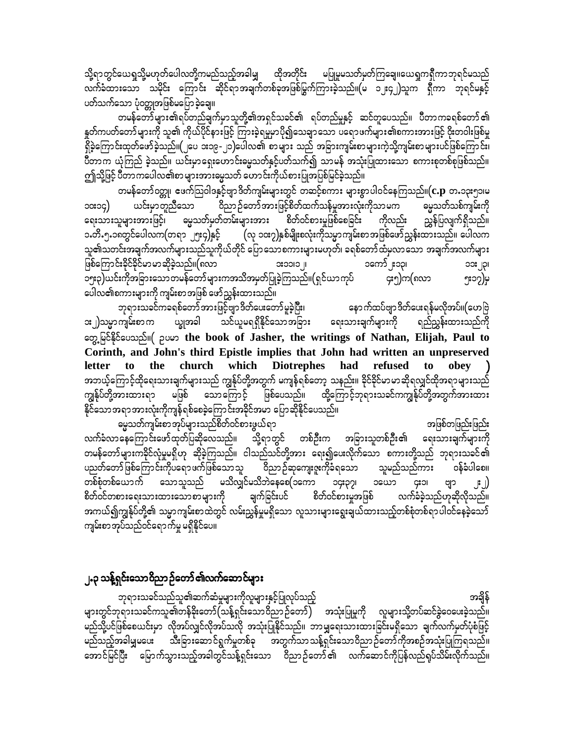သို့ရာတွင်ယေရှုသို့မဟုတ်ပေါလတို့ကမည်သည့်အခါမျှ ထိုအတိုင်း မပြုမှုသတ်မှတ်ကြချေ။ယေရှုကရှိကာ ဘုရင်မသည် လက်ခံထားသော သမိုင်း ကြောင်း ဆိုင်ရာအချက်တစ်ခုအဖြစ်ရွက်ကြားခဲ့သည်။(မ ၁၂း၄၂)သူက ရှိကာ ဘုရင်မနှင့် ပတ်သက်သော ပုံတွေ့အဖြစ်မပြောခဲ့ချေ။

တမန်တော်များ၏ရပ်တည်ချက်မှာသူတို့၏အရှင်သခင်၏ ရပ်တည်မှုနှင့် ဆင်တူပေသည်။ ပီတာကခရစ်တော်၏ နှုတ်ကပတ်တော်များကို သူ၏ ကိုယ်ပိုင်နားဖြင့် ကြားခဲ့ရမှုမှာပို၍သေချာသော ပရောဖက်များ၏စကားအားဖြင့် ဝိုးတဝါးဖြစ်မှုရှိခဲ့ကြောင်းထုတ်ဖော်ခဲ့သည်။(၂ပေ ၁း၁၉-၂၁)ပေါလ၏ စာများ သည် အခြားကျမ်းစာများကဲ့သို့ကျမ်းစာများပင်ဖြစ်ကြောင်း၊ ပီတာက ယုံကြည် ခဲ့သည်။ ယင်းမှာရှေးဟောင်းဓမ္မသတ်နှင့်ပတ်သက်၍ သာမန် အသုံးပြုထားသော စကားစုတစ်စုဖြစ်သည်။ ဤသို့ဖြင့် ပီတာကပေါလ၏စာများအားဓမ္မသတ် ဟောင်းကိုယ်စားပြုအဖြစ်မြင်ခဲ့သည်။

တမန်တော်ဝတ္ထု၊ ဖေက်ဩဝါဒနှင့်ဗျာဒိတ်ကျမ်းများတွင် တဆင့်စကား များစွာပါဝင်နေကြသည်။(**c.p** တ.၁၃း၅၁၊မ ၁၀း၁၄) ယင်းမှာတူညီသော ဝိညာဉ်တော်အားဖြင့်စိတ်ထက်သန်မှုအားလုံးကိုသာ မက ဓမ္မသတ်သစ်ကျမ်းကို ရေးသားသူများအားဖြင့်၊ ဓမ္မသတ်မှတ်တမ်းများအား စိတ်ဝင်စားမှုဖြစ်စေခြင်း ကိုလည်း ညွှန်ပြလျက်ရှိသည်။ ၁.တိ.၅.၁၈တွင်ပေါလက(တရာ ၂၅း၄)နှင့် (လု ၁၀း၇)နှစ်မျိုးစလုံးကိုသမ္မာကျမ်းစာအဖြစ်ဖော်ညွှန်းထားသည်။ ပေါလက သူ၏သတင်းအချက်အလက်များသည်သူကိုယ်တိုင် ပြောသောစကားများမဟုတ်၊ ခရစ်တော်ထံမှလာသော အချက်အလက်များ ဖြစ်ကြောင်းခိုင်ခိုင်မာမာဆိုခဲ့သည်။(ဂလာ ၁း၁၁၊၁၂၊ ၁ကော် ၂း၁၃၊ ၁သ ၂၊ ၁၃း၃)ယင်းကိုအခြားသောတမန်တော်များကအသိအမှတ်ပြုခဲ့ကြသည်။(ရှင်ယာကုပ် ၄း၅)က(ဂလာ ၅း၁၇)မှ ပေါလ၏စကားများကို ကျမ်းစာအဖြစ် ဖော်ညွှန်းထားသည်။

ဘုရားသခင်ကခရစ်တော်အားဖြင့်ဗျာဒိတ်ပေးတော်မူခဲ့ပြီး၊ နောက်ထပ်ဗျာဒိတ်ပေးရန်မလိုအပ်။(ဟေဗြဲ ၁း၂)သမ္မာကျမ်းစာက ယျှအခါ သင်ယူမရရှိနိုင်သောအခြား ရေးသားချက်များကို ရည်ညွှန်းထားသည်ကို တွေ့မြင်နိုင်ပေသည်။( ဥပမာ **the book of Jasher, the writings of Nathan, Elijah, Paul to Corinth, and John's third Epistle implies that John had written an unpreserved letter to the church which Diotrephes had refused to obey** ) အဘယ့်ကြောင့်ထိုရေးသားချက်များသည် ကျွန်ုပ်တို့အတွက် မကျန်ရစ်တော့ သနည်း။ ခိုင်ခိုင်မာမာဆိုရလျှင်ထိုအရာများသည် ကျွန်ုပ်တို့အားထားရာ မဖြစ် သောကြောင့် ဖြစ်ပေသည်။ ထို့ကြောင့်ဘုရားသခင်ကကျွန်ုပ်တို့အတွက်အားထားနိုင်သောအရာအားလုံးကိုကျန်ရစ်စေခဲ့ကြောင်းအခိုင်အမာ ပြောဆိုနိုင်ပေသည်။

ဓမ္မသတ်ကျမ်းစာအုပ်များသည်စိတ်ဝင်စားဖွယ်ရာ အဖြစ်တဖြည်းဖြည်း လက်ခံလာနေကြောင်းဖော်ထုတ်ပြဆိုလေသည်။ သို့ရာတွင် တစ်ဦးက အခြားသူတစ်ဦး၏ ရေးသားချက်များကို တမန်တော်များကခိုင်လုံမှုမရှိဟု ဆိုခဲ့ကြသည်။ ငါသည်သင်တို့အား ရေး၍ပေးလိုက်သော စကားတို့သည် ဘုရားသခင်၏ ပညတ်တော်ဖြစ်ကြောင်းကိုပရောဖက်ဖြစ်သောသူ ဝိညာဉ်ဆုကျေးဇူးကိုခံရသော သူမည်သည်ကား ဝန်ခံပါစေ။ တစ်စုံတစ်ယောက် သောသူသည် မသိလျှင်မသိဘဲနေစေ(၁ကော ၁၄း၃၇၊ ၁ယော ၄း၁၊ ဗျာ ၂း၂) စိတ်ဝင်တစားရေးသားထားသောစာများကို ချက်ခြင်းပင် စိတ်ဝင်စားမှုအဖြစ် လက်ခံခဲ့သည်ဟုဆိုလိုသည်။ အကယ်၍ကျွန်ုပ်တို့၏ သမ္မာကျမ်းစာထဲတွင် လမ်းညွှန်မှုမရှိသော လူသားများရွေးချယ်ထားသည့်တစ်စုံတစ်ရာပါဝင်နေခဲ့သော် ကျမ်းစာအုပ်သည်ဝင်ရောက်မှု မရှိနိုင်ပေ။

## ၂.၃ သန့်ရှင်းသောဝိညာဉ်တော်၏လက်ဆောင်များ

ဘုရားသခင်သည်သူ၏ဆက်ဆံမှုများကိုလူများနှင့်ပြုလုပ်သည့် အချိန်များတွင်ဘုရားသခင်ကသူ၏တန်ခိုးတော်(သန့်ရှင်းသောဝိညာဉ်တော်) အသုံးပြုမှုကို လူများသို့တပ်ဆင်ခဲ့ဝေပေးခဲ့သည်။ မည်သို့ပင်ဖြစ်စေယင်းမှာ လိုအပ်လျှင်လိုအပ်သလို အသုံးပြုနိုင်သည်။ ဘာမျှရေးသားထားခြင်းမရှိသော ချက်လက်မှတ်ပုံစံဖြင့် မည်သည့်အခါမျှမပေး သီးခြားဆောင်ရွက်မှုတစ်ခု အတွက်သာသန့်ရှင်းသောဝိညာဉ်တော်ကိုအစဉ်အသုံးပြုကြရသည်။ အောင်မြင်ပြီး မြောက်သွားသည့်အခါတွင်သန့်ရှင်းသော ဝိညာဉ်တော်၏ လက်ဆောင်ကိုပြန်လည်ရုပ်သိမ်းလိုက်သည်။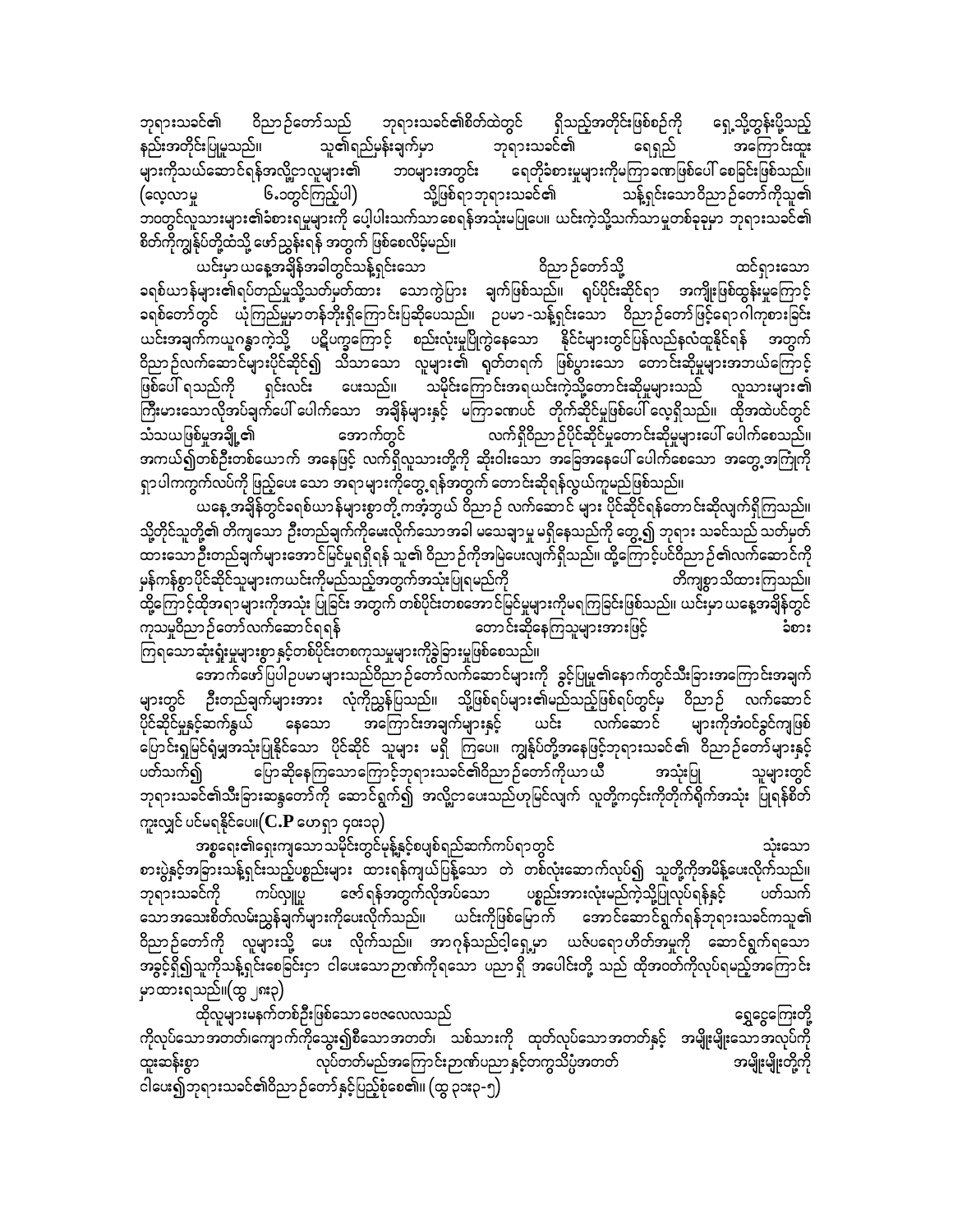ဘုရားသခင်၏ ဝိညာဉ်တော်သည် ဘုရားသခင်၏စိတ်ထဲတွင် ရှိသည့်အတိုင်းဖြစ်စဉ်ကို ရှေ့သို့တွန်းပို့သည့် နည်းအတိုင်းပြုမူသည်။ သူ၏ရည်မှန်းချက်မှာ ဘုရားသခင်၏ ရေရှည် အကြောင်းထူးများကိုသယ်ဆောင်ရန်အလိုငှာလူများ၏ ဘဝများအတွင်း ရေတိုခံစားမှုများကိုမကြာခဏဖြစ်ပေါ် စေခြင်းဖြစ်သည်။ (လေ့လာမှု ၆.၁တွင်ကြည့်ပါ) သို့ဖြစ်ရာဘုရားသခင်၏ သန့်ရှင်းသောဝိညာဉ်တော်ကိုသူ၏ ဘဝတွင်လူသားများ၏ခံစားရမှုများကို ပေါ့ပါးသက်သာစေရန်အသုံးမပြုပေ။ ယင်းကဲ့သို့သက်သာမှုတစ်ခုခုမှာ ဘုရားသခင်၏ စိတ်ကိုကျွန်ုပ်တို့ထံသို့ ဖော်ညွှန်းရန် အတွက် ဖြစ်စေလိမ့်မည်။

ယင်းမှာ ယနေ့အချိန်အခါတွင်သန့်ရှင်းသော ဝိညာဉ်တော်သို့ ထင်ရှားသော ခရစ်ယာန်များ၏ရုပ်တည်မှုသို့သတိမှတ်ထား သောကွဲပြား ချက်ဖြစ်သည်။ ရုပ်ပိုင်းဆိုင်ရာ အကျိုးဖြစ်ထွန်းမှုကြောင့် ခရစ်တော်တွင် ယုံကြည်မှုမှာတန်ဘိုးရှိကြောင်းပြဆိုပေသည်။ ဥပမာ -သန့်ရှင်းသော ဝိညာဉ်တော်ဖြင့်ရောဂါကုစားခြင်း ယင်းအချက်ကယူဂန္ဓာကဲ့သို့ ပဋိပက္ခကြောင့် စည်းလုံးမှုပြိုကွဲနေသော နိုင်ငံများတွင်ပြန်လည်နလံထူနိုင်ရန် အတွက် ဝိညာဉ်လက်ဆောင်များပိုင်ဆိုင်၍ သိသာသော လူများ၏ ရုတ်တရက် ဖြစ်ပွားသော တောင်းဆိုမှုများအတာယ်ကြောင့် ဖြစ်ပေါ် ရသည်ကို ရှင်းလင်း ပေးသည်။ သမိုင်းကြောင်းအရယင်းကဲ့သို့တောင်းဆိုမှုများသည် လူသားများ၏ ကြီးမားသောလိုအပ်ချက်ပေါ် ပေါက်သော အချိန်များနှင့် မကြာခဏပင် တိုက်ဆိုင်မှုဖြစ်ပေါ် လေ့ရှိသည်။ ထိုအထဲပင်တွင် သံသယဖြစ်မှုအချို့၏ အောက်တွင် လက်ရှိဝိညာဉ်ပိုင်ဆိုင်မှုတောင်းဆိုမှုများပေါ် ပေါက်စေသည်။ အကယ်၍တစ်ဦးတစ်ယောက် အနေဖြင့် လက်ရှိလူသားတို့ကို ဆိုးဝါးသော အခြေအနေပေါ် ပေါက်စေသော အတွေ့အကြုံကို ရှာပါကထွက်လပ်ကို ဖြည့်ပေး သော အရာများကိုတွေ့ရန်အတွက် တောင်းဆိုရန်လွယ်ကူမည်ဖြစ်သည်။

ယနေ့အချိန်တွင်ခရစ်ယာန်များစွာတို့ကအံ့ဘွယ် ဝိညာဉ် လက်ဆောင် များ ပိုင်ဆိုင်ရန်တောင်းဆိုလျက်ရှိကြသည်။ သို့တိုင်သူတို့၏ တိကျသော ဦးတည်ချက်ကိုမေးလိုက်သောအခါ မသေချာမှု မရှိနေသည်ကို တွေ့၍ ဘုရား သခင်သည် သတ်မှတ်ထားသောဦးတည်ချက်များအောင်မြင်မှုရရှိရန် သူ၏ ဝိညာဉ်ကိုအမြဲပေးလျက်ရှိသည်။ ထို့ကြောင့်ပင်ဝိညာဉ်၏လက်ဆောင်ကို မှန်ကန်စွာပိုင်ဆိုင်သူများကယင်းကိုမည်သည့်အတွက်အသုံးပြုရမည်ကို တိကျစွာသိထားကြသည်။ ထို့ကြောင့်ထိုအရာများကိုအသုံး ပြုခြင်း အတွက် တစ်ပိုင်းတစအောင်မြင်မှုများကိုမရကြခြင်းဖြစ်သည်။ ယင်းမှာ ယနေ့အချိန်တွင် ကုသမှုဝိညာဉ်တော်လက်ဆောင်ရရန် တောင်းဆိုနေကြသူများအားဖြင့် ခံစားကြရသော ဆုံးရှုံးမှုများစွာ နှင့်တစ်ပိုင်းတစကုသမှုများကိုခွဲခြားမှုဖြစ်စေသည်။

အောက်ဖော်ပြပါဥပမာများသည်ဝိညာဉ်တော်လက်ဆောင်များကို ခွင့်ပြုမှု၏နောက်တွင်သီးခြားအကြောင်းအချက်များတွင် ဦးတည်ချက်များအား လုံကိုညွှန်ပြသည်။ သို့ဖြစ်ရပ်များ၏မည်သည့်ဖြစ်ရပ်တွင်မှ ဝိညာဉ် လက်ဆောင်ပိုင်ဆိုင်မှုနှင့်ဆက်နွယ် နေသော အကြောင်းအချက်များနှင့် ယင်း လက်ဆောင် များကိုအံဝင်ခွင်ကျဖြစ်ပြောင်းရှုမြင်ရုံမျှအသုံးပြုနိုင်သော ပိုင်ဆိုင် သူများ မရှိ ကြပေ။ ကျွန်ုပ်တို့အနေဖြင့်ဘုရားသခင်၏ ဝိညာဉ်တော်များနှင့် ပတ်သက်၍ ပြောဆိုနေကြသောကြောင့်ဘုရားသခင်၏ဝိညာဉ်တော်ကိုယာယီ အသုံးပြု သူများတွင် ဘုရားသခင်၏သီးခြားဆန္ဒတော်ကို ဆောင်ရွက်၍ အလိုငှာပေးသည်ဟုမြင်လျက် လူတို့ကငင်းကိုတိုက်ရိုက်အသုံး ပြုရန်စိတ်ကူးလျှင် ပင်မရနိုင်ပေ။(**C.P** ဟေရှာ ၄၄း၁၃)

အစ္စရေး၏ရှေးကျသောသမိုင်းတွင်မုန့်နှင့်စပျစ်ရည်ဆက်ကပ်ရာတွင် သုံးသော စားပွဲနှင့်အခြားသန့်ရှင်းသည့်ပစ္စည်းများ ထားရန်ကျယ်ပြန့်သော တဲ တစ်လုံးဆောက်လုပ်၍ သူတို့ကိုအမိန့်ပေးလိုက်သည်။ ဘုရားသခင်ကို ကပ်လှူပူ ဇော်ရန်အတွက်လိုအပ်သော ပစ္စည်းအားလုံးမည်ကဲ့သို့ပြုလုပ်ရန်နှင့် ပတ်သက် သောအသေးစိတ်လမ်းညွှန်ချက်များကိုပေးလိုက်သည်။ ယင်းကိုဖြစ်မြောက် အောင်ဆောင်ရွက်ရန်ဘုရားသခင်ကသူ၏ ဝိညာဉ်တော်ကို လူများသို့ ပေး လိုက်သည်။ အာဂုန်သည်ဝိုင်ရှေ့မှာ ယဇ်ပရောဟိတ်အမှုကို ဆောင်ရွက်ရသော အခွင့်ရှိ၍သူကိုသန့်ရှင်းစေခြင်းငှာ ဝါပေးသောဉာဏ်ကိုရသော ပညာရှိ အပေါင်းတို့ သည် ထိုအဝတ်ကိုလုပ်ရမည့်အကြောင်း မှာထားရသည်။(ထွ ၂၈း၃)

ထိုလူများမနက်တစ်ဦးဖြစ်သောဗေဇလေလသည် ရွှေငွေကြေးတို့ ကိုလုပ်သောအတတ်၊ကျောက်ကိုသွေး၍စီသောအတတ်၊ သစ်သားကို ထုတ်လုပ်သောအတတ်နှင့် အမျိုးမျိုးသောအလုပ်ကို ထူးဆန်းစွာ လုပ်တတ်မည်အကြောင်းဉာဏ်ပညာနှင့်တကွသိပ္ပံအတတ် အမျိုးမျိုးတို့ကို ငါပေး၍ဘုရားသခင်၏ဝိညာဉ်တော်နှင့်ပြည့်စုံစေ၏။ (ထွ ၃၁း၃-၅)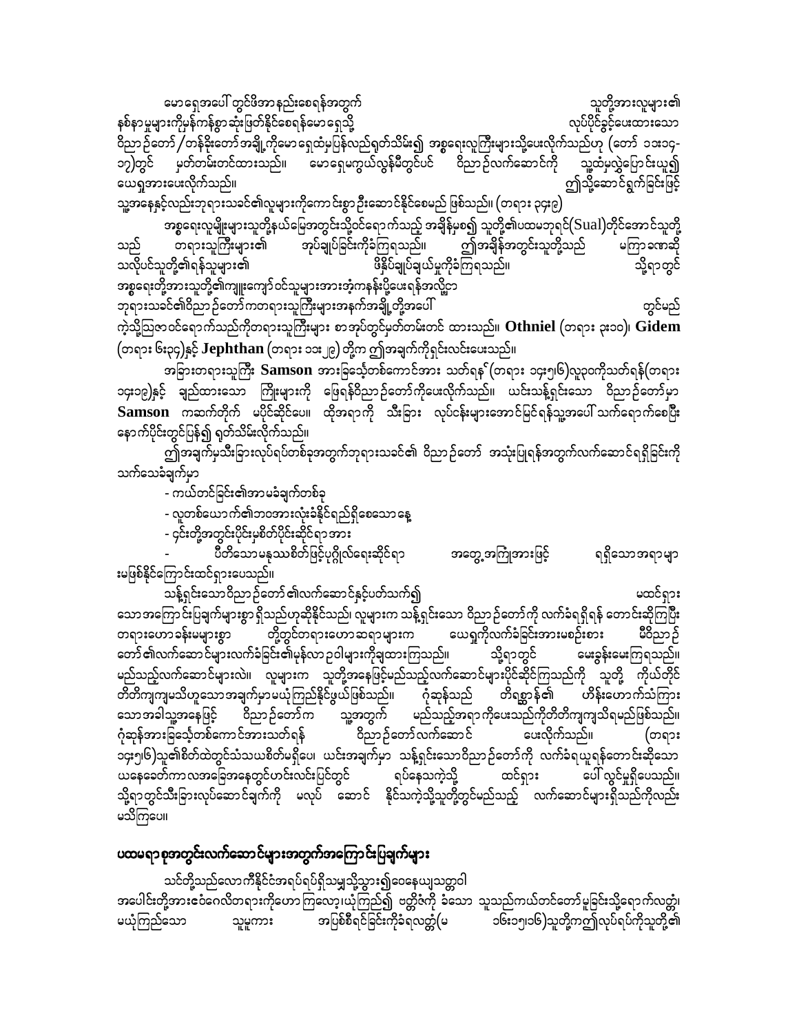မောရှေအပေါ် တွင်ဖိအာနည်းစေရန်အတွက် သူတို့အားလူများ၏ နစ်နာမှုများကိုမှန်ကန်စွာဆုံးဖြတ်နိုင်စေရန်မောရှေသို့ လုပ်ပိုင်ခွင့်ပေးထားသော ဝိညာဉ်တော်/တန်ခိုးတော်အချို့ကိုမောရှေထံမှပြန်လည်ရုတ်သိမ်း၍ အစ္စရေးလူကြီးများသို့ပေးလိုက်သည်ဟု (တော ၁၁း၁၄-၁၇)တွင် မှတ်တမ်းတင်ထားသည်။ မောရှေမကွယ်လွန်မီတွင်ပင် ဝိညာဉ်လက်ဆောင်ကို သူ့ထံမှလွှဲပြောင်းယူ၍ ယေရှုအားပေးလိုက်သည်။ ဤသို့ဆောင်ရွက်ခြင်းဖြင့် သူ့အနေနှင့်လည်းဘုရားသခင်၏လူများကိုကောင်းစွာဦးဆောင်နိုင်စေမည် ဖြစ်သည်။ (တရား ၃၄း၉)

အစ္စရေးလူမျိုးများသူတို့နယ်မြေအတွင်းသို့ဝင်ရောက်သည့် အချိန်မှစ၍ သူတို့၏ပထမဘုရင်(Sual)တိုင်အောင်သူတို့သည် တရားသူကြီးများ၏ အုပ်ချုပ်ခြင်းကိုခံကြရသည်။ ဤအချိန်အတွင်းသူတို့သည် မကြာခဏဆိုသလိုပင်သူတို့၏ရန်သူများ၏ ဖိနှိပ်ချုပ်ချယ်မှုကိုခံကြရသည်။ သို့ရာတွင် အစ္စရေးတို့အားသူတို့၏ကျူးကျော်ဝင်သူများအားအံ့ကနန်းပို့ပေးရန်အလို့ငှာ ဘုရားသခင်၏ဝိညာဉ်တော်ကတရားသူကြီးများအနက်အချို့တို့အပေါ် တွင်မည်ကဲ့သို့ဩဇာဝင်ရောက်သည်ကိုတရားသူကြီးများ စာအုပ်တွင်မှတ်တမ်းတင် ထားသည်။ **Othniel** (တရား ၃း၁၀)၊ **Gidem** (တရား ၆း၃၄)နှင့် **Jephthan** (တရား ၁၁း၂၉) တို့က ဤအချက်ကိုရှင်းလင်းပေးသည်။

အခြားတရားသူကြီး **Samson** အားခြသေ့်တစ်ကောင်အား သတ်ရန်(တရား ၁၄း၅၊၆)လူ၃၀ကိုသတ်ရန်(တရား ၁၄း၁၉)နှင့် ချည်ထားသော ကြိုးများကို ဖြေရန်ဝိညာဉ်တော်ကိုပေးလိုက်သည်။ ယင်းသန့်ရှင်းသော ဝိညာဉ်တော်မှာ **Samson** ကဆက်တိုက် မပိုင်ဆိုင်ပေ။ ထိုအရာကို သီးခြား လုပ်ငန်းများအောင်မြင်ရန်သူ့အပေါ်သက်ရောက်စေပြီး နောက်ပိုင်းတွင်ပြန်၍ ရုတ်သိမ်းလိုက်သည်။

ဤအချက်မှသီးခြားလုပ်ရပ်တစ်ခုအတွက်ဘုရားသခင်၏ ဝိညာဉ်တော် အသုံးပြုရန်အတွက်လက်ဆောင်ရရှိခြင်းကို သက်သေခံချက်မှာ

- ကယ်တင်ခြင်း၏အာမခံချက်တစ်ခု
- လူတစ်ယောက်၏ဘဝအားလုံးခံနိုင်ရည်ရှိစေသောနေ့
- ၎င်းတို့အတွင်းပိုင်းမှစိတ်ပိုင်းဆိုင်ရာအား
- ပီတိသောမနုဿစိတ်ဖြင့်ပုဂ္ဂိုလ်ရေးဆိုင်ရာ အတွေ့အကြုံအားဖြင့် ရရှိသောအရာများမဖြစ်နိုင်ကြောင်းထင်ရှားပေသည်။

သန့်ရှင်းသောဝိညာဉ်တော်၏လက်ဆောင်နှင့်ပတ်သက်၍ မထင်ရှားသောအကြောင်းပြချက်များစွာရှိသည်ဟုဆိုနိုင်သည်၊ လူများက သန့်ရှင်းသော ဝိညာဉ်တော်ကို လက်ခံရရှိရန် တောင်းဆိုကြပြီး တရားဟောခန်းမများစွာ တို့တွင်တရားဟောဆရာများက ယေရှုကိုလက်ခံခြင်းအားမစဉ်းစား မီဝိညာဉ်တော်၏လက်ဆောင်များလက်ခံခြင်း၏မှန်လာဉ်ဝါများကိုချထားကြသည်။ သို့ရာတွင် မေးခွန်းမေးကြရသည်။ မည်သည့်လက်ဆောင်များလဲ။ လူများက သူတို့အနေဖြင့်မည်သည့်လက်ဆောင်များပိုင်ဆိုင်ကြသည်ကို သူတို့ ကိုယ်တိုင်တိတိကျကျမသိဟုသောအချက်မှာမယုံကြည်နိုင်ဖွယ်ဖြစ်သည်။ ဂုံဆုန်သည် တိရစ္ဆာန်၏ ဟိန်းဟောက်သံကြားသောအခါသူ့အနေဖြင့် ဝိညာဉ်တော်က သူ့အတွက် မည်သည့်အရာကိုပေးသည်ကိုတိတိကျကျသိရမည်ဖြစ်သည်။ ဂုံဆုန်အားခြသေ့်တစ်ကောင်အားသတ်ရန် ဝိညာဉ်တော်လက်ဆောင် ပေးလိုက်သည်။ (တရား ၁၄း၅၊၆)သူ၏စိတ်ထဲတွင်သံသယစိတ်မရှိပေ၊ ယင်းအချက်မှာ သန့်ရှင်းသောဝိညာဉ်တော်ကို လက်ခံရယူရန်တောင်းဆိုသော ယနေ့ခေတ်ကာလအခြေအနေတွင်ဟင်းလင်းပြင်တွင် ရပ်နေသကဲ့သို့ ထင်ရှား ပေါ်လွင်မှုရှိပေသည်။ သို့ရာတွင်သီးခြားလုပ်ဆောင်ချက်ကို မလုပ် ဆောင် နိုင်သကဲ့သို့သူတို့တွင်မည်သည့် လက်ဆောင်များရှိသည်ကိုလည်း မသိကြပေ။

## ပထမရာစုအတွင်းလက်ဆောင်များအတွက်အကြောင်းပြချက်များ

သင်တို့သည်လောကီနိုင်ငံအရပ်ရပ်ရှိသမျှသို့သွား၍ဝေနေယျသတ္တဝါအပေါင်းတို့အားဧဝံဂေလိတရားကိုဟောကြလော့၊ယုံကြည်၍ ဗတ္တိဇံကို ခံသော သူသည်ကယ်တင်တော်မူခြင်းသို့ရောက်လတ္တံ့၊ မယုံကြည်သော သူမူကား အပြစ်စီရင်ခြင်းကိုခံရလတ္တံ့(မ ၁၆း၁၅၊၁၆)သူတို့ကဤလုပ်ရပ်ကိုသူတို့၏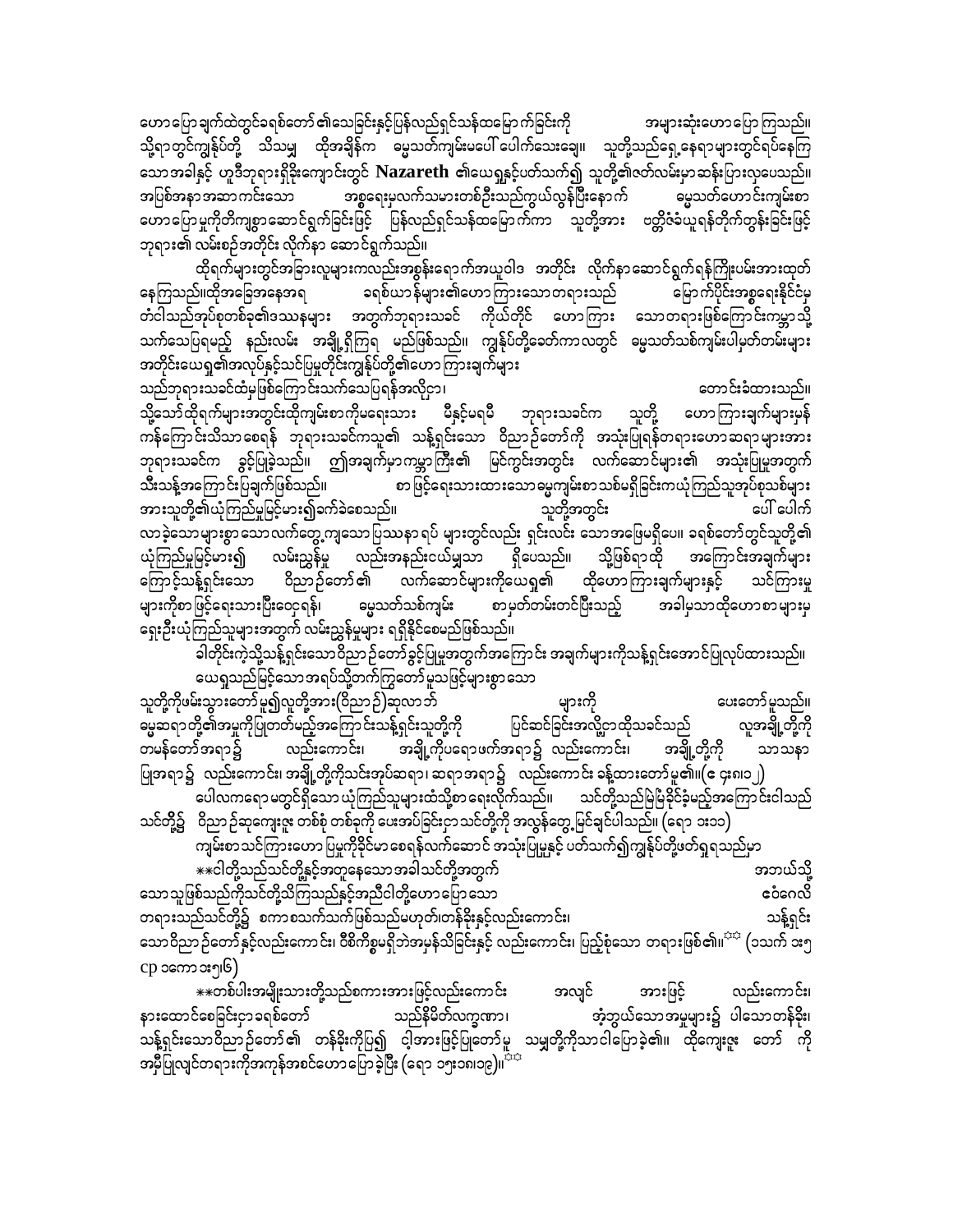ဟောပြောချက်ထဲတွင်ခရစ်တော်၏သေခြင်းနှင့်ပြန်လည်ရှင်သန်ထမြောက်ခြင်းကို အများဆုံးဟောပြောကြသည်။ သို့ရာတွင်ကျွန်ုပ်တို့ သိသမျှ ထိုအချိန်က ဓမ္မသစ်ကျမ်းမပေါ်ပေါက်သေးချေ။ သူတို့သည်ရှေ့နေရာများတွင်ရပ်နေကြသောအခါနှင့် ဟူဒီဘုရားရှိခိုးကျောင်းတွင် Nazareth ၏ယေရှုနှင့်ပတ်သက်၍ သူတို့၏ဇာတ်လမ်းမှာဆန်းပြားလှပေသည်။ အပြစ်အနာအဆာကင်းသော အစ္စရေးမလက်သမားတစ်ဦးသည်ကွယ်လွန်ပြီးနောက် ဓမ္မသတ်ဟောင်းကျမ်းစာဟောပြောမှုကိုတိကျစွာဆောင်ရွက်ခြင်းဖြင့် ပြန်လည်ရှင်သန်ထမြောက်ကာ သူတို့အား ဗတ္တိဇံခံယူရန်တိုက်တွန်းခြင်းဖြင့် ဘုရား၏ လမ်းစဉ်အတိုင်း လိုက်နာ ဆောင်ရွက်သည်။

ထိုရက်များတွင်အခြားလူများကလည်းအစ္စရေးကအယူဝါဒ အတိုင်း လိုက်နာဆောင်ရွက်ရန်ကြိုးပမ်းအားထုတ်နေကြသည်။ထိုအခြေအနေအရ ခရစ်ယာန်များ၏ဟောကြားသောတရားသည် မြောက်ပိုင်းအစ္စရေးနိုင်ငံမှ တံငါသည်အုပ်စုတစ်ခု၏ဒဿနများ အတွက်ဘုရားသခင် ကိုယ်တိုင် ဟောကြား သောတရားဖြစ်ကြောင်းကမ္ဘာသို့သက်သေပြရမည့် နည်းလမ်း အချို့ရှိကြ မည်ဖြစ်သည်။ ကျွန်ုပ်တို့ခေတ်ကာလတွင် ဓမ္မသတ်သစ်ကျမ်းပါမှတ်တမ်းများအတိုင်းယေရှု၏အလုပ်နှင့်သင်ပြမှုတိုင်းကျွန်ုပ်တို့၏ဟောကြားချက်များ သည်ဘုရားသခင်ထံမှဖြစ်ကြောင်းသက်သေပြရန်အလို့ငှာ၊ တောင်းခံထားသည်။

သို့သော်ထိုရက်များအတွင်းထိုကျမ်းစာကိုမရေးသား မီနှင့်မရမီ ဘုရားသခင်က သူတို့ ဟောကြားချက်များမှန်ကန်ကြောင်းသိသာစေရန် ဘုရားသခင်ကသူ၏ သန့်ရှင်းသော ဝိညာဉ်တော်ကို အသုံးပြုရန်တရားဟောဆရာ များအားဘုရားသခင်က ခွင့်ပြုခဲ့သည်။ ဤအချက်မှာကမ္ဘာကြီး၏ မြင်ကွင်းအတွင်း လက်ဆောင်များ၏ အသုံးပြုမှုအတွက် သီးသန့်အကြောင်းပြချက်ဖြစ်သည်။ စာဖြင့်ရေးသားထားသောဓမ္မကျမ်းစာသစ်မရှိခြင်းကယုံကြည်သူအုပ်စုသစ်များအားသူတို့၏ယုံကြည်မှုမြင့်မားရှဲက်ခဲစေသည်။ သူတို့အတွင်း ပေါ်ပေါက်လာခဲ့သောများစွာသောလက်တွေ့ကျသောပြဿနာရပ် များတွင်လည်း ရှင်းလင်း သောအဖြေမရှိပေ။ ခရစ်တော်တွင်သူတို့၏ယုံကြည်မှုမြင့်မား၍ လမ်းညွှန်မှု လည်းအနည်းငယ်မျှသာ ရှိပေသည်။ သို့ဖြစ်ရာထို အကြောင်းအချက်များကြောင့်သန့်ရှင်းသော ဝိညာဉ်တော်၏ လက်ဆောင်များကိုယေရှု၏ ထိုဟောကြားချက်များနှင့် သင်ကြားမှုများကိုစာဖြင့်ရေးသားပြီးဝေရန်၊ ဓမ္မသတ်သစ်ကျမ်း စာမှတ်တမ်းတင်ပြီးသည့် အခါမှသာထိုဟောစာများမှ ရှေးဦးယုံကြည်သူများအတွက် လမ်းညွှန်မှုများ ရရှိနိုင်စေမည်ဖြစ်သည်။

ခါတိုင်းကဲ့သို့သန့်ရှင်းသောဝိညာဉ်တော်ခွင့်ပြုမှုအတွက်အကြောင်း အချက်များကိုသန့်ရှင်းအောင်ပြုလုပ်ထားသည်။ ယေရှုသည်မြင့်သောအရပ်သို့တက်ကြွတော်မူသဖြင့်များစွာသော သူတို့ကိုဖမ်းသွားတော်မူ၍လူတို့အား(ဝိညာဉ်)ဆုလာဘ် များကို ပေးတော်မူသည်။ ဓမ္မဆရာတို့၏အမှုကိုပြုတတ်မည့်အကြောင်းသန့်ရှင်းသူတို့ကို ပြင်ဆင်ခြင်းအလို့ငှာထိုသခင်သည် လူအချို့တို့ကို တမန်တော်အရာ၌ လည်းကောင်း၊ အချို့ကိုပရောဖက်အရာ၌ လည်းကောင်း၊ အချို့တို့ကို သာသနာပြုအရာ၌ လည်းကောင်း၊ အချို့တို့ကိုသင်းအုပ်ဆရာ၊ ဆရာအရာ၌ လည်းကောင်း ခန့်ထားတော်မူ၏။(ဧ ၄း၈၊၁၂)

ပေါလကရောမတွင်ရှိသော ယုံကြည်သူများထံသို့စာ ရေးလိုက်သည်။ သင်တို့သည်မြဲမြံခိုင်ခံ့မည့်အကြောင်းငါသည်သင်တို့၌ ဝိညာဉ်ဆုကျေးဇူး တစ်စုံ တစ်ခုကို ပေးအပ်ခြင်းငှာသင်တို့ကို အလွန်တွေ့မြင်ချင်ပါသည်။ (ရော ၁း၁၁)

ကျမ်းစာသင်ကြားဟောပြမှုကိုခိုင်မာစေရန်လက်ဆောင် အသုံးပြုမှုနှင့် ပတ်သက်၍ကျွန်ုပ်တို့ဖတ်ရှုရသည်မှာ

**ငါတို့သည်သင်တို့နှင့်အတူနေသောအခါသင်တို့အတွက် အဘယ်သို့သောသူဖြစ်သည်ကိုသင်တို့သိကြသည်နှင့်အညီငါတို့ဟောပြောသော ဧဝံဂေလိတရားသည်သင်တို့၌ စကားစကားသက်သက်ဖြစ်သည်မဟုတ်၊တန်ခိုးနှင့်လည်းကောင်း၊ သန့်ရှင်းသောဝိညာဉ်တော်နှင့်လည်းကောင်း၊ ဝီဇိကိစ္စမရှိဘဲအမှန်သိခြင်းနှင့် လည်းကောင်း၊ ပြည့်စုံသော တရားဖြစ်၏။** (၁သက် ၁း၅ cp ၁ကော ၁း၅၊၆)

**တစ်ပါးအမျိုးသားတို့သည်စကားအားဖြင့်လည်းကောင်း အလျင် အားဖြင့် လည်းကောင်း၊ နားထောင်စေခြင်းငှာခရစ်တော် သည်နိမိတ်လက္ခဏာ၊ အံ့ဘွယ်သောအမှုများ၌ ပါသောတန်ခိုး၊ သန့်ရှင်းသောဝိညာဉ်တော်၏ တန်ခိုးကိုပြ၍ ငါ့အားဖြင့်ပြုတော်မူ သမျှတို့ကိုသာငါပြောခဲ့၏။ ထိုကျေးဇူး တော် ကို အမှီပြုလျှင်တရားကိုအကုန်အစင်ဟောပြောခဲ့ပြီး (ရော ၁၅း၁၈၊၁၉)။**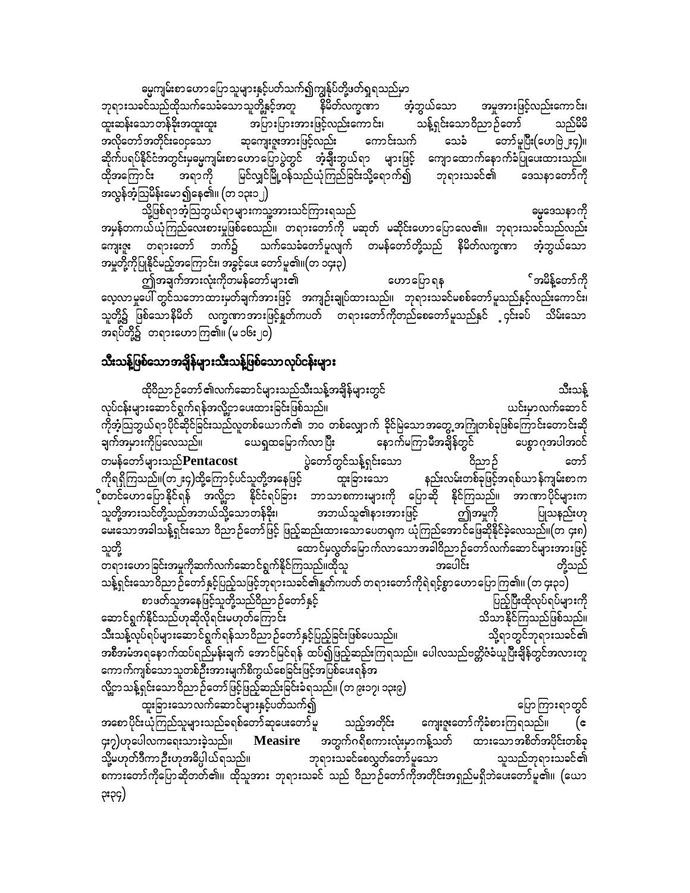မမှုကျမ်းစာ ဟောပြောသူများနှင့်ပတ်သက်၍ကျွန်ုပ်တို့ဖတ်ရှုရသည်မှာ ဘုရားသခင်သည်ထိုယုံကြည်သောသူတို့နှင့်အတူ နိမိတ်လက္ခဏာ အံ့ဘွယ်သော အမှုအားဖြင့်လည်းကောင်း၊ ထူးဆန်းသောတန်ခိုးအထူးထူး အပြားပြားအားဖြင့်လည်းကောင်း၊ သန့်ရှင်းသောဝိညာဉ်တော် သည်မိမိ အလိုတော်အတိုင်းဝေငှသော ဆုကျေးဇူးအားဖြင့်လည်း ကောင်းသက် သေခံ တော်မူပြီး(ဟေဗြဲ ၂း၄)။ ဆိုက်ပရပ်နိုင်ငံအတွင်းမှမမှုကျမ်းစာဟောပြောပွဲတွင် အံ့ချီးဘွယ်ရာ များဖြင့် ကျောထောက်နောက်ခံပြုပေးထားသည်။ ထိုအကြောင်း အရာကို မြင်လျှင်မြို့ဝန်သည်ယုံကြည်ခြင်းသို့ရောက်၍ ဘုရားသခင်၏ ဒေသနာတော်ကို အလွန်အံ့ဩမိန်းမော ၍နေ၏။ (တ ၁၃း၁၂)

သို့ဖြစ်ရာအံ့ဩဘွယ်ရာများကသူ့အားသင်ကြားရသည် မမှုဒေသနာကို အမှန်တကယ်ယုံကြည်လေးစားမှုဖြစ်စေသည်။ တရားတော်ကို မဆုတ် မဆိုင်းဟောပြောလေ၏။ ဘုရားသခင်သည်လည်း ကျေးဇူး တရားတော် ဘက်၌ သက်သေခံတော်မူလျက် တမန်တော်တို့သည် နိမိတ်လက္ခဏာ အံ့ဘွယ်သော အမှုတို့ကိုပြုနိုင်မည့်အကြောင်း၊ အခွင့်ပေး တော်မူ၏။(တ ၁၄း၃)

၎င်းအချက်အားလုံးကိုတမန်တော်များ၏ ဟောပြောရန် ်အမိန့်တော်ကို လေ့လာမှုပေါ် တွင်သဘောထားမှတ်ချက်အားဖြင့် အကျဉ်းချုပ်ထားသည်။ ဘုရားသခင်မစစ်တော်မူသည်နှင့်လည်းကောင်း၊ သူတို့၌ ဖြစ်သောနိမိတ် လက္ခဏာအားဖြင့်နှုတ်ကပတ် တရားတော်ကိုတည်စေတော်မူသည်နှင့် ့၄င်းခပ် သိမ်းသော အရပ်တို့၌ တရားဟောကြ၏။ (မ ၁၆း၂၀)

## သီးသန့်ဖြစ်သောအချိန်များသီးသန့်ဖြစ်သောလုပ်ငန်းများ

ထိုဝိညာဉ်တော်၏လက်ဆောင်များသည်သီးသန့်အချိန်များတွင် သီးသန့် လုပ်ငန်းများဆောင်ရွက်ရန်အလို့ငှာပေးထားခြင်းဖြစ်သည်။ ယင်းမှာလက်ဆောင် ကိုအံ့ဩဘွယ်ရာပိုင်ဆိုင်ခြင်းသည်လူတစ်ယောက်၏ ဘဝ တစ်လျှောက် ခိုင်မြဲသောအတွေ့အကြုံတစ်ခုဖြစ်ကြောင်းတောင်းဆို ချက်အမှားကိုပြလေသည်။ ယေရှုထမြောက်လာပြီး နောက်မကြာမီအချိန်တွင် ပေစ္စာဂုအပါအဝင် တမန်တော်များသည် **Pentacost** ပွဲတော်တွင်သန့်ရှင်းသော ဝိညာဉ် တော် ကိုရရှိကြသည်။(တ ၂း၄)ထို့ကြောင့်ပင်သူတို့အနေဖြင့် ထူးခြားသော နည်းလမ်းတစ်ခုဖြင့်အရစ်ယာန်ကျမ်းစာက ိုစတင်ဟောပြောနိုင်ရန် အလို့ငှာ နိုင်ငံရပ်ခြား ဘာသာစကားများကို ပြောဆို နိုင်ကြသည်။ အာဏာပိုင်များက သူတို့အားသင်တို့သည်အဘယ်သို့သောတန်ခိုး၊ အဘယ်သူ၏နာမအားဖြင့် ဤအမှုကို ပြုသနည်းဟု မေးသောအခါသန့်ရှင်းသော ဝိညာဉ်တော်ဖြင့် ဖြည့်ဆည်းထားသောပေတရုက ယုံကြည်အောင်ဖြေဆိုနိုင်ခဲ့လေသည်။(တ ၄း၈) သူတို့ ထောင်မှလွတ်မြောက်လာသောအခါဝိညာဉ်တော်လက်ဆောင်များအားဖြင့် တရားဟောခြင်းအမှုကိုဆက်လက်ဆောင်ရွက်နိုင်ကြသည်။ထိုသူ အပေါင်း တို့သည် သန့်ရှင်းသောဝိညာဉ်တော်နှင့်ပြည့်သဖြင့်ဘုရားသခင်၏နှုတ်ကပတ် တရားတော်ကိုရဲရင့်စွာ ဟောပြောကြ၏။ (တ ၄း၃၁)

စာဖတ်သူအနေဖြင့်သူတို့သည်ဝိညာဉ်တော်နှင့် ပြည့်ပြီးထိုလုပ်ရပ်များကို ဆောင်ရွက်နိုင်သည်ဟုဆိုလိုရင်းမဟုတ်ကြောင်း သိသာနိုင်ကြသည်ဖြစ်သည်။ သီးသန့်လုပ်ရပ်များဆောင်ရွက်ရန်သာဝိညာဉ်တော်နှင့်ပြည့်ခြင်းဖြစ်ပေသည်။ သို့ရာတွင်ဘုရားသခင်၏ အစီအမံအရနောက်ထပ်ရည်မှန်းချက် အောင်မြင်ရန် ထပ်၍ဖြည့်ဆည်းကြရသည်။ ပေါလသည်ဗတ္တိဇံခံယူပြီးချိန်တွင်အလားတူ ကောက်ကျစ်သောသူတစ်ဦးအားမျက်စိကွယ်စေခြင်းဖြင့်အပြစ်ပေးရန်အ လို့ငှာသန့်ရှင်းသောဝိညာဉ်တော်ဖြင့်ဖြည့်ဆည်းခြင်းခံရသည်။ (တ ၉း၁၇၊ ၁၃း၉)

ထူးခြားသောလက်ဆောင်များနှင့်ပတ်သက်၍ ပြောကြားရာတွင် အစောပိုင်းယုံကြည်သူများသည်ခရစ်တော်ဆုပေးတော်မူ သည့်အတိုင်း ကျေးဇူးတော်ကိုခံစားကြရသည်။ (ဧ ၄း၇)ဟုပေါလကရေးသားခဲ့သည်။ **Measire** အတွက်ဂရိစကားလုံးမှာကန့်သတ် ထားသောအစိတ်အပိုင်းတစ်ခု သို့မဟုတ်ဒီကာဦးဟုအဓိပ္ပါယ်ရသည်။ ဘုရားသခင်စေလွှတ်တော်မူသော သူသည်ဘုရားသခင်၏ စကားတော်ကိုပြောဆိုတတ်၏။ ထိုသူအား ဘုရားသခင် သည် ဝိညာဉ်တော်ကိုအတိုင်းအရှည်မရှိဘဲပေးတော်မူ၏။ (ယော ၃း၃၄)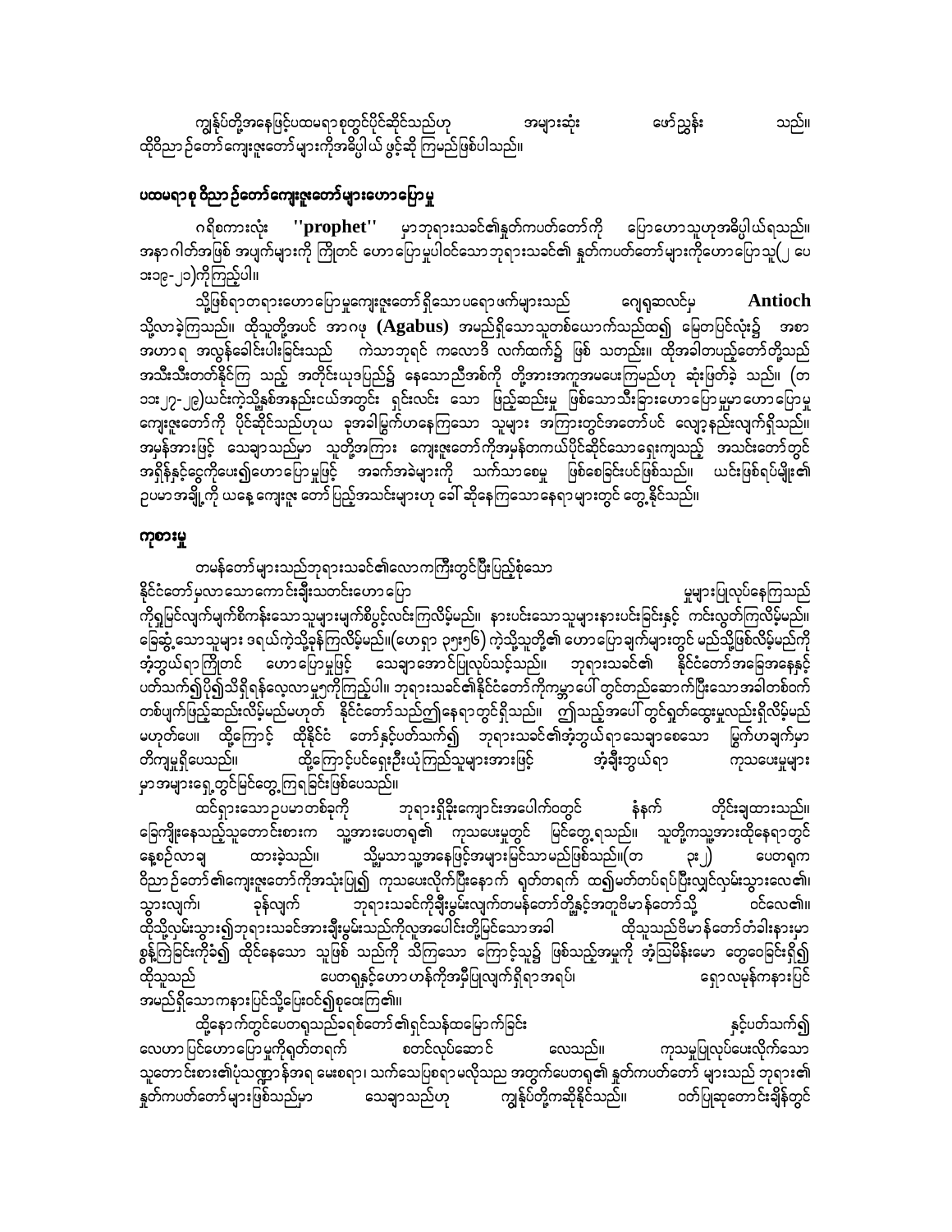ကျွန်ုပ်တို့အနေဖြင့်ပထမရာစုတွင်ပိုင်ဆိုင်သည်ဟု အများဆုံး ဖော်ညွှန်း သည်။ ထိုဝိညာဉ်တော်ကျေးဇူးတော်များကိုအဓိပ္ပါယ် ဖွင့်ဆို ကြမည်ဖြစ်ပါသည်။

## ပထမရာစု ဝိညာဉ်တော်ကျေးဇူးတော်များဟောပြောမှု

ဂရိစကားလုံး **"prophet"** မှာဘုရားသခင်၏နှုတ်ကပတ်တော်ကို ပြောဟောသူဟုအဓိပ္ပါယ်ရသည်။ အနာဂါတ်အဖြစ် အပျက်များကို ကြိုတင် ဟောပြောမှုပါဝင်သောဘုရားသခင်၏ နှုတ်ကပတ်တော်များကိုဟောပြောသူ(၂ ပေ ၁း၁၉-၂၁)ကိုကြည့်ပါ။

သို့ဖြစ်ရာတရားဟောပြောမှုကျေးဇူးတော်ရှိသောပရောဖက်များသည် ဂျေရုဆလင်မှ **Antioch** သို့လာခဲ့ကြသည်။ ထိုသူတို့အပင် အာဂဗု **(Agabus)** အမည်ရှိသောသူတစ်ယောက်သည်ထ၍ မြေတပြင်လုံး၌ အစာ အဟာရ အလွန်ခေါင်းပါးခြင်းသည် ကဲသာဘုရင် ကလောဒိ လက်ထက်၌ ဖြစ် သတည်း။ ထိုအခါတပည့်တော်တို့သည် အသီးသီးတတ်နိုင်ကြ သည့် အတိုင်းယုဒပြည်၌ နေသောညီအစ်ကို တို့အားအကူအမပေးကြမည်ဟု ဆုံးဖြတ်ခဲ့ သည်။ (တ ၁၁း၂၇-၂၉)ယင်းကဲ့သို့နှစ်အနည်းငယ်အတွင်း ရှင်းလင်း သော ဖြည့်ဆည်းမှု ဖြစ်သောသီးခြားဟောပြောမှုမှာဟောပြောမှု ကျေးဇူးတော်ကို ပိုင်ဆိုင်သည်ဟုယ ခုအခါမွှက်ဟနေကြသော သူများ အကြားတွင်အတော်ပင် လျော့နည်းလျက်ရှိသည်။ အမှန်အားဖြင့် သေချာသည်မှာ သူတို့အကြား ကျေးဇူးတော်ကိုအမှန်တကယ်ပိုင်ဆိုင်သောရေးကျသည့် အသင်းတော်တွင် အရှိန်နှင့်ငွေကိုပေး၍ဟောပြောမှုဖြင့် အခက်အခဲများကို သက်သာစေမှု ဖြစ်စေခြင်းပင်ဖြစ်သည်။ ယင်းဖြစ်ရပ်မျိုး၏ ဥပမာအချို့ကို ယနေ့ ကျေးဇူး တော်ပြည့်အသင်းများဟု ခေါ် ဆိုနေကြသောနေရာများတွင် တွေ့နိုင်သည်။

## ကုစားမှု

တမန်တော်များသည်ဘုရားသခင်၏လောကကြီးတွင်ပြီးပြည့်စုံသော နိုင်ငံတော်မှလာသောကောင်းချီးသတင်းဟောပြော မှုများပြုလုပ်နေကြသည် ကိုရှုမြင်လျက်မျက်စိကန်းသောသူများမျက်စိပွင့်လင်းကြလိမ့်မည်။ နားပင်းသောသူများနားပင်းခြင်းနှင့် ကင်းလွတ်ကြလိမ့်မည်။ ခြေဆွံ့သောသူများ ဒရယ်ကဲ့သို့ခုန်ကြလိမ့်မည်။(ဟေရှာ ၃၅း၅၆) ကဲ့သို့သူတို့၏ ဟောပြောချက်များတွင် မည်သို့ဖြစ်လိမ့်မည်ကို အံ့ဘွယ်ရာကြိုတင် ဟောပြောမှုဖြင့် သေချာအောင်ပြုလုပ်သင့်သည်။ ဘုရားသခင်၏ နိုင်ငံတော်အခြေအနေနှင့် ပတ်သက်၍ပို၍သိရှိရန်လေ့လာမှု၅ကိုကြည့်ပါ။ ဘုရားသခင်၏နိုင်ငံတော်ကိုကမ္ဘာပေါ် တွင်တည်ဆောက်ပြီးသောအခါတစ်ဝက် တစ်ပျက်ဖြည့်ဆည်းလိမ့်မည်မဟုတ် နိုင်ငံတော်သည်ဤနေရာတွင်ရှိသည်။ ဤသည့်အပေါ် တွင်ရှုတ်ထွေးမှုလည်းရှိလိမ့်မည် မဟုတ်ပေ။ ထို့ကြောင့် ထိုနိုင်ငံ တော်နှင့်ပတ်သက်၍ ဘုရားသခင်၏အံ့ဘွယ်ရာသေချာစေသော မြွက်ဟချက်မှာ တိကျမှုရှိပေသည်။ ထို့ကြောင့်ပင်ရှေးဦးယုံကြည်သူများအားဖြင့် အံ့ချီးဘွယ်ရာ ကုသပေးမှုများ မှာအများရှေ့တွင်မြင်တွေ့ကြရခြင်းဖြစ်ပေသည်။

ထင်ရှားသောဥပမာတစ်ခုကို ဘုရားရှိခိုးကျောင်းအပေါက်ဝတွင် နံနက် တိုင်းချထားသည်။ ခြေကျိုးနေသည့်သူတောင်းစားက သူ့အားပေတရု၏ ကုသပေးမှုတွင် မြင်တွေ့ရသည်။ သူတို့ကသူ့အားထိုနေရာတွင် နေ့စဉ်လာချ ထားခဲ့သည်။ သို့မှသာသူ့အနေဖြင့်အများမြင်သာမည်ဖြစ်သည်။(တ ၃း၂) ပေတရုက ဝိညာဉ်တော်၏ကျေးဇူးတော်ကိုအသုံးပြု၍ ကုသပေးလိုက်ပြီးနောက် ရုတ်တရက် ထ၍မတ်တပ်ရပ်ပြီးလျှောက်လှမ်းသွားလေ၏၊ သွားလျက်၊ ခုန်လျက် ဘုရားသခင်ကိုချီးမွမ်းလျက်တမန်တော်တို့နှင့်အတူဗိမာန်တော်သို့ ဝင်လေ၏။ ထိုသို့လှမ်းသွား၍ဘုရားသခင်အားချီးမွမ်းသည်ကိုလူအပေါင်းတို့မြင်သောအခါ ထိုသူသည်ဗိမာန်တော်တံခါးနားမှာ စွန့်ကြဲခြင်းကိုခံ၍ ထိုင်နေသော သူဖြစ် သည်ကို သိကြသော ကြောင့်သူ၌ ဖြစ်သည့်အမှုကို အံ့ဩမိန်းမော တွေဝေခြင်းရှိ၍ ထိုသူသည် ပေတရုနှင့်ယော ဟန်ကိုအမှီပြုလျက်ရှိရာအရပ်၊ ရှောလမုန်ကနားပြင် အမည်ရှိသောကနားပြင်သို့ပြေးဝင်၍စုဝေးကြ၏။

ထို့နောက်တွင်ပေတရုသည်ခရစ်တော်၏ရှင်သန်ထမြောက်ခြင်း နှင့်ပတ်သက်၍ လေဟာပြင်ဟောပြောမှုကိုရုတ်တရက် စတင်လုပ်ဆောင် လေသည်။ ကုသမှုပြုလုပ်ပေးလိုက်သော သူတောင်းစား၏ပုံသဏ္ဌာန်အရ မေးစရာ၊ သက်သေပြစရာမလိုသည့် အတွက်ပေတရု၏ နှုတ်ကပတ်တော် များသည် ဘုရား၏ နှုတ်ကပတ်တော်များဖြစ်သည်မှာ သေချာသည်ဟု ကျွန်ုပ်တို့ကဆိုနိုင်သည်။ ဝတ်ပြုဆုတောင်းချိန်တွင်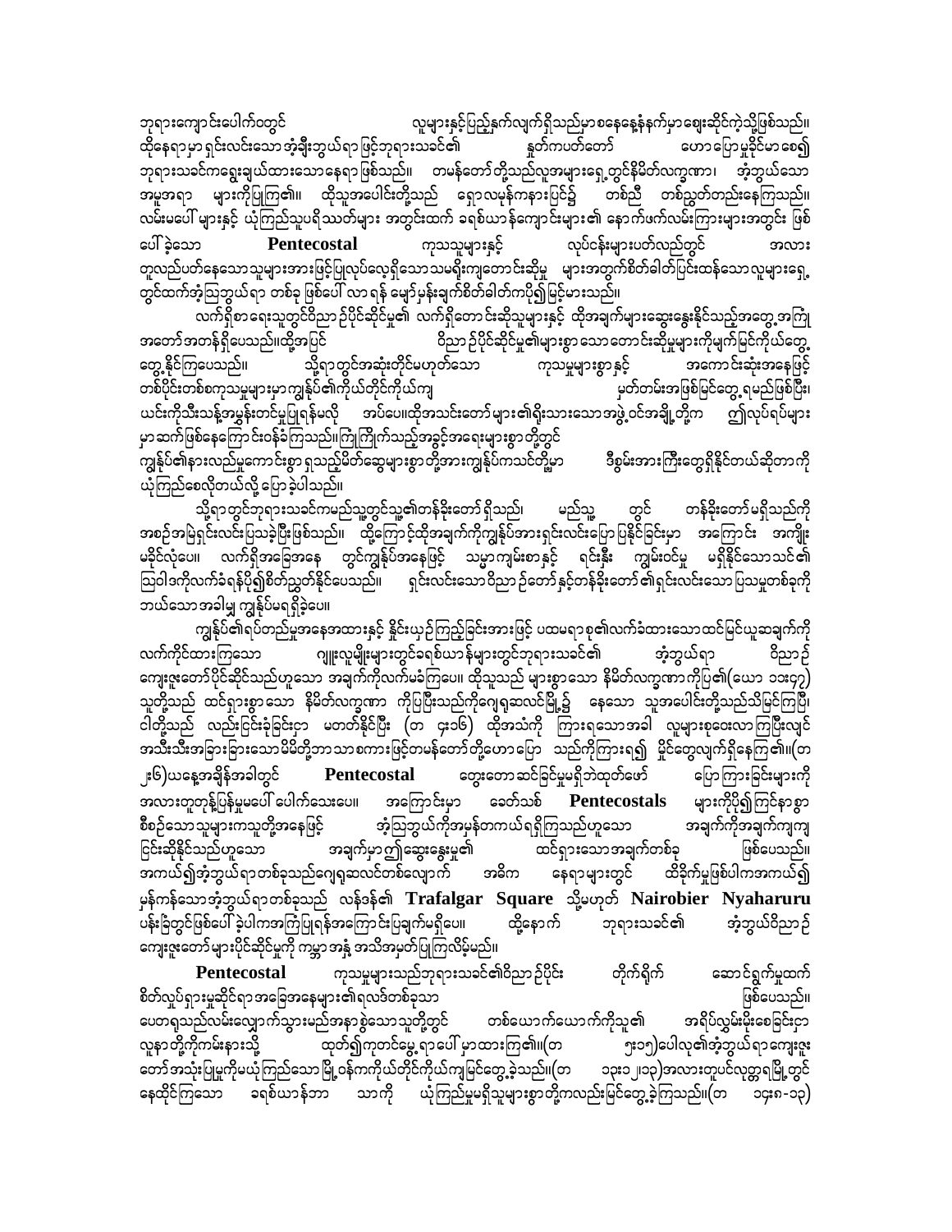ဘုရားကျောင်းပေါက်ဝတွင် လူများနှင့်ပြည့်နှက်လျက်ရှိသည်မှာစနေနေ့နံနက်မှာဈေးဆိုင်ကဲ့သို့ဖြစ်သည်။ ထိုနေရာမှာ ရှင်းလင်းသောအံ့ချီးဘွယ်ရာဖြစ်ဘုရားသခင်၏ နှုတ်ကပတ်တော် ဟောပြောမှုခိုင်မာစေ၍ ဘုရားသခင်ကရွေးချယ်ထားသောနေရာဖြစ်သည်။ တမန်တော်တို့သည်လူအများရှေ့တွင်နိမိတ်လက္ခဏာ၊ အံ့ဘွယ်သော အမှုအရာ များကိုပြုကြ၏။ ထိုသူအပေါင်းတို့သည် ရှောလမုန်ကနားပြင်၌ တစ်ညီ တစ်ညွတ်တည်းနေကြသည်။ လမ်းမပေါ်များနှင့် ယုံကြည်သူပရိသတ်များ အတွင်းထက် ခရစ်ယာန်ကျောင်းများ၏ နောက်ဖက်လမ်းကြားများအတွင်း ဖြစ်ပေါ်ခဲ့သော **Pentecostal** ကုသသူများနှင့် လုပ်ငန်းများပတ်လည်တွင် အလားတူလည်ပတ်နေသောသူများအားဖြင့်ပြုလုပ်လေ့ရှိသောသမရိုးကျတောင်းဆိုမှု များအတွက်စိတ်ခါတ်ပြင်းထန်သောလူများရှေ့တွင်ထက်အံ့ဩဘွယ်ရာ တစ်ခု ဖြစ်ပေါ်လာရန် မျှော်မှန်းချက်စိတ်ခါတ်ကပို၍မြင့်မားသည်။

လက်ရှိစာရေးသူတွင်ဝိညာဉ်ပိုင်ဆိုင်မှု၏ လက်ရှိတောင်းဆိုသူများနှင့် ထိုအချက်များဆွေးနွေးနိုင်သည့်အတွေ့အကြုံအတော်အတန်ရှိပေသည်။ထို့အပြင် ဝိညာဉ်ပိုင်ဆိုင်မှု၏များစွာသောတောင်းဆိုမှုများကိုမျက်မြင်ကိုယ်တွေ့တွေ့နိုင်ကြပေသည်။ သို့ရာတွင်အဆုံးတိုင်မဟုတ်သော ကုသမှုများစွာနှင့် အကောင်းဆုံးအနေဖြင့် တစ်ပိုင်းတစ်စကုသမှုများမှာကျွန်ုပ်၏ကိုယ်တိုင်ကိုယ်ကျ မှတ်တမ်းအဖြစ်မြင်တွေ့ရမည်ဖြစ်ပြီး၊ ယင်းကိုသီးသန့်အမှန်တင်မှုပြုရန်မလို အပ်ပေ။ထိုအသင်းတော်များ၏ရိုးသားသောအဖွဲ့ဝင်အချို့တို့က ဤလုပ်ရပ်များမှာဆက်ဖြစ်နေကြောင်းဝန်ခံကြသည်။ကြုံကြိုက်သည့်အခွင့်အရေးများစွာတို့တွင် ကျွန်ုပ်၏နားလည်မှုကောင်းစွာ ရှုသည့်မိတ်ဆွေများစွာတို့အားကျွန်ုပ်ကသင်တို့မှာ ဒီစွမ်းအားကြီးတွေရှိနိုင်တယ်ဆိုတာကို ယုံကြည်စေလိုတယ်လို့ ပြောခဲ့ပါသည်။

သို့ရာတွင်ဘုရားသခင်ကမည်သူ့တွင်သူ၏တန်ခိုးတော်ရှိသည်၊ မည်သူ့ တွင် တန်ခိုးတော်မရှိသည်ကို အစဉ်အမြဲရှင်းလင်းပြသခဲ့ပြီးဖြစ်သည်။ ထို့ကြောင့်ထိုအချက်ကိုကျွန်ုပ်အားရှင်းလင်းပြောပြနိုင်ခြင်းမှာ အကြောင်း အကျိုးမခိုင်လုံပေ။ လက်ရှိအခြေအနေ တွင်ကျွန်ုပ်အနေဖြင့် သမ္မာကျမ်းစာနှင့် ရင်းနှီး ကျွမ်းဝင်မှု မရှိနိုင်သောသင်၏ ဩဝါဒကိုလက်ခံရန်ပို၍စိတ်ညွတ်နိုင်ပေသည်။ ရှင်းလင်းသောဝိညာဉ်တော်နှင့်တန်ခိုးတော်၏ရှင်းလင်းသောပြသမှုတစ်ခုကို ဘယ်သောအခါမျှ ကျွန်ုပ်မရရှိခဲ့ပေ။

ကျွန်ုပ်၏ရပ်တည်မှုအနေအထားနှင့် နိူင်းယှဉ်ကြည့်ခြင်းအားဖြင့် ပထမရာစု၏လက်ခံထားသောထင်မြင်ယူဆချက်ကို လက်ကိုင်ထားကြသော ဂျူးလူမျိုးများတွင်ခရစ်ယာန်များတွင်ဘုရားသခင်၏ အံ့ဘွယ်ရာ ဝိညာဉ်ကျေးဇူးတော်ပိုင်ဆိုင်သည်ဟူသော အချက်ကိုလက်မခံကြပေ။ ထိုသူသည် များစွာသော နိမိတ်လက္ခဏာကိုပြု၏(ယော ၁၁း၄၇) သူတို့သည် ထင်ရှားစွာသော နိမိတ်လက္ခဏာ ကိုပြုပြီးသည်ကိုဂျေရုဆလင်မြို့၌ နေသော သူအပေါင်းတို့သည်သိမြင်ကြပြီ၊ ငါတို့သည် လည်းငြင်းခုံခြင်းငှါ မတတ်နိုင်ပြီး (တ ၄း၁၆) ထိုအသံကို ကြားရသောအခါ လူများစုဝေးလာကြပြီးလျှင် အသီးသီးအခြားခြားသောမိမိတို့ဘာသာစကားဖြင့်တမန်တော်တို့ဟောပြော သည်ကိုကြားရ၍ မှိုင်တွေလျက်ရှိနေကြ၏။(တ ၂း၆)ယနေ့အချိန်အခါတွင် **Pentecostal** တွေတောဆင်ခြင်မှုမရှိဘဲထုတ်ဖော် ပြောကြားခြင်းများကို အလားတူတုန့်ပြန်မှုပေါ်ပေါက်သေးပေ။ အကြောင်းမှာ ခေတ်သစ် **Pentecostals** များကိုပို၍ကြင်နာစွာ စီစဉ်သောသူများကသူတို့အနေဖြင့် အံ့ဩဘွယ်ကိုအမှန်တကယ်ရရှိကြသည်ဟူသော အချက်ကိုအချက်ကျကျ ငြင်းဆိုနိုင်သည်ဟူသော အချက်မှာဤဆွေးနွေးမှု၏ ထင်ရှားသောအချက်တစ်ခု ဖြစ်ပေသည်။ အကယ်၍အံ့ဘွယ်ရာတစ်ခုသည်ဂျေရုဆလင်တစ်လျှောက် အဓိက နေရာများတွင် ထိခိုက်မှုဖြစ်ပါကအကယ်၍ မှန်ကန်သောအံ့ဘွယ်ရာတစ်ခုသည် လန်ဒန်၏ **Trafalgar Square** သို့မဟုတ် **Nairobier Nyaharuru** ပန်းခြံတွင်ဖြစ်ပေါ်ခဲ့ပါကအကြံပြုရန်အကြောင်းပြချက်မရှိပေ။ ထို့နောက် ဘုရားသခင်၏ အံ့ဘွယ်ဝိညာဉ်ကျေးဇူးတော်များပိုင်ဆိုင်မှုကို ကမ္ဘာအနှံ့ အသိအမှတ်ပြုကြလိမ့်မည်။

**Pentecostal** ကုသမှုများသည်ဘုရားသခင်၏ဝိညာဉ်ပိုင်း တိုက်ရိုက် ဆောင်ရွက်မှုထက် စိတ်လှုပ်ရှားမှုဆိုင်ရာအခြေအနေများ၏ရလဒ်တစ်ခုသာ ဖြစ်ပေသည်။ ပေတရုသည်လမ်းလျှောက်သွားမည်အနားစွဲသောသူတို့တွင် တစ်ယောက်ယောက်ကိုသူ၏ အရိပ်လွှမ်းမိုးစေခြင်းငှါ လူနာတို့ကိုကမ်းနားသို့ ထုတ်၍ကုတင်မွေ့ရာပေါ်မှာထားကြ၏။(တ ၅း၁၅)ပေါလု၏အံ့ဘွယ်ရာကျေးဇူးတော်အသုံးပြုမှုကိုမယုံကြည်သောမြို့ဝန်ကကိုယ်တိုင်ကိုယ်ကျမြင်တွေ့ခဲ့သည်။(တ ၁၃း၁၂၊၁၃)အလားတူပင်လုတ္တရမြို့တွင် နေထိုင်ကြသော ခရစ်ယာန်ဘာ သာကို ယုံကြည်မှုမရှိသူများစွာတို့ကလည်းမြင်တွေ့ခဲ့ကြသည်။(တ ၁၄း၈-၁၃)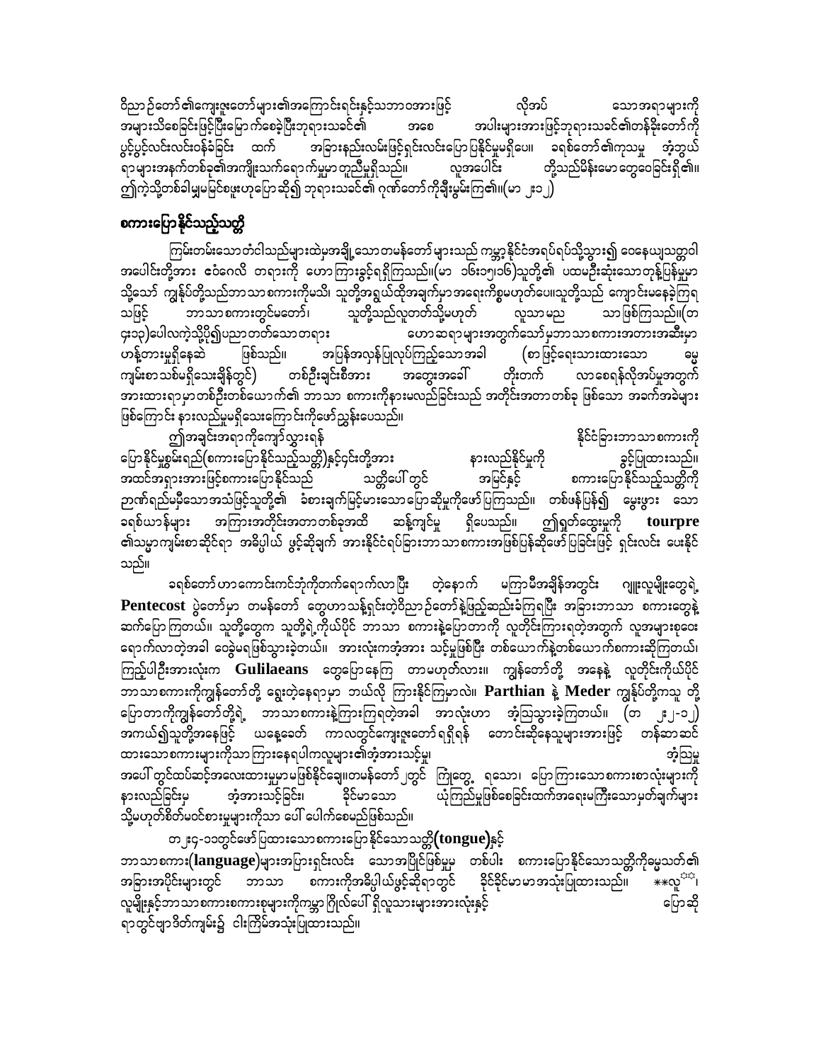ဝိညာဉ်တော်၏ကျေးဇူးတော်များ၏အကြောင်းရင်းနှင့်သဘာဝအားဖြင့် လိုအပ် သောအရာများကို အများသိစေခြင်းဖြင့်ပြီးမြောက်စေခဲ့ပြီးဘုရားသခင်၏ အစေ အပါးများအားဖြင့်ဘုရားသခင်၏တန်ခိုးတော်ကို ပွင့်ပွင့်လင်းလင်းဝန်ခံခြင်း ထက် အခြားနည်းလမ်းဖြင့်ရှင်းလင်းပြောပြနိုင်မှုမရှိပေ။ ခရစ်တော်၏ကုသမှု အံ့ဘွယ် ရာများအနက်တစ်ခု၏အကျိုးသက်ရောက်မှုမှာ တူညီမှုရှိသည်။ လူအပေါင်း တို့သည်မိန်းမောတွေဝေခြင်းရှိ၏။ ဤကဲ့သို့တစ်ခါမျှမမြင်စဖူးဟုပြောဆို၍ ဘုရားသခင်၏ ဂုဏ်တော်ကိုချီးမွမ်းကြ၏။(မာ ၂း၁၂)

## စကားပြောနိုင်သည့်သတ္တိ

ကြမ်းတမ်းသောတံငါသည်များထဲမှအချို့သောတမန်တော်များသည် ကမ္ဘာ့နိုင်ငံအရပ်ရပ်သို့သွား၍ ဝေနေယျသတ္တဝါ အပေါင်းတို့အား ဧဝံဂေလိ တရားကို ဟောကြားခွင့်ရရှိကြသည်။(မာ ၁၆း၁၅၊၁၆)သူတို့၏ ပထမဦးဆုံးသောတုန့်ပြန်မှုမှာ သို့သော် ကျွန်ုပ်တို့သည်ဘာသာ စကားကိုမသိ၊ သူတို့အရှယ်ထိုအချက်မှာအရေးကိစ္စမဟုတ်ပေ။သူတို့သည် ကျောင်းမနေခဲ့ကြရ သဖြင့် ဘာသာစကားတွင်မတော်၊ သူတို့သည်လူတတ်သို့မဟုတ် လူသာမည သာဖြစ်ကြသည်။(တ ၄း၁၃)ပေါလကဲ့သို့ပို၍ပညာတတ်သောတရား ဟောဆရာများအတွက်သော်မှဘာသာစကားအတားအဆီးမှာ ဟန့်တားမှုရှိနေဆဲ ဖြစ်သည်။ အပြန်အလှန်ပြုလုပ်ကြည့်သောအခါ (စာဖြင့်ရေးသားထားသော ဓမ္မ ကျမ်းစာသစ်မရှိသေးချိန်တွင်) တစ်ဦးချင်းစီအား အတွေးအခေါ် တိုးတက် လာစေရန်လိုအပ်မှုအတွက် အားထားရာမှာတစ်ဦးတစ်ယောက်၏ ဘာသာ စကားကိုနားမလည်ခြင်းသည် အတိုင်းအတာတစ်ခု ဖြစ်သော အခက်အခဲများ ဖြစ်ကြောင်း နားလည်မှုမရှိသေးကြောင်းကိုဖော်ညွှန်းပေသည်။

ဤအချင်းအရာကိုကျော်လွှားရန် နိုင်ငံခြားဘာသာစကားကို ပြောနိုင်မှုစွမ်းရည်(စကားပြောနိုင်သည့်သတ္တိ)နှင့်၎င်းတို့အား နားလည်နိုင်မှုကို ခွင့်ပြုထားသည်။ အထင်အရှားအားဖြင့်စကားပြောနိုင်သည် သတ္တိပေါ်တွင် အမြင်နှင့် စကားပြောနိုင်သည့်သတ္တိကို ဉာဏ်ရည်မမှီသောအသံဖြင့်သူတို့၏ ခံစားချက်မြင့်မားသောပြောဆိုမှုကိုဖော်ပြကြသည်။ တစ်ဖန်ပြန်၍ မွေးဖွား သော ခရစ်ယာန်များ အကြားအတိုင်းအတာတစ်ခုအထိ ဆန့်ကျင်မှု ရှိပေသည်။ ဤရှုတ်ထွေးမှုကို **tourpre** ၏သမ္မာကျမ်းစာဆိုင်ရာ အဓိပ္ပါယ် ဖွင့်ဆိုချက် အားနိုင်ငံရပ်ခြားဘာသာစကားအဖြစ်ပြန်ဆိုဖော်ပြခြင်းဖြင့် ရှင်းလင်း ပေးနိုင်သည်။

ခရစ်တော်ဟာကောင်းကင်ဘုံကိုတက်ရောက်လာပြီး တဲ့နောက် မကြာမီအချိန်အတွင်း ဂျူးလူမျိုးတွေရဲ့ **Pentecost** ပွဲတော်မှာ တမန်တော် တွေဟာသန့်ရှင်းတဲ့ဝိညာဉ်တော်နဲ့ပြည့်ဆည်းခံကြရပြီး အခြားဘာသာ စကားတွေနဲ့ ဆက်ပြောကြတယ်။ သူတို့တွေက သူတို့ရဲ့ကိုယ်ပိုင် ဘာသာ စကားနဲ့ပြောတာကို လူတိုင်းကြားရတဲ့အတွက် လူအများစုဝေး ရောက်လာတဲ့အခါ ဝေခွဲမရဖြစ်သွားခဲ့တယ်။ အားလုံးကအံ့အား သင့်မှုဖြစ်ပြီး တစ်ယောက်နဲ့တစ်ယောက်စကားဆိုကြတယ်၊ ကြည့်ပါဦးအားလုံးက **Gulilaeans** တွေပြောနေကြ တာမဟုတ်လား။ ကျွန်တော်တို့ အနေနဲ့ လူတိုင်းကိုယ်ပိုင် ဘာသာစကားကိုကျွန်တော်တို့ ရွေးတဲ့နေရာမှာ ဘယ်လို ကြားနိုင်ကြမှာလဲ။ **Parthian** နဲ့ **Meder** ကျွန်ုပ်တို့ကသူ တို့ ပြောတာကိုကျွန်တော်တို့ရဲ့ ဘာသာစကားနဲ့ကြားရတဲ့အခါ အာလုံးဟာ အံ့သြသွားခဲ့ကြတယ်။ (တ ၂း၂-၁၂) အကယ်၍သူတို့အနေဖြင့် ယနေ့ခေတ် ကာလတွင်ကျေးဇူးတော်ရရှိရန် တောင်းဆိုနေသူများအားဖြင့် တန်ဆာဆင် ထားသောစကားများကိုသာကြားနေရပါကလူများ၏အံ့အားသင့်မှု၊ အံ့သြမှု အပေါ်တွင်ထပ်ဆင့်အလေးထားမှုမှာမဖြစ်နိုင်ချေ။တမန်တော်၂တွင် ကြုံတွေ့ ရသော၊ ပြောကြားသောစကားစာလုံးများကို နားလည်ခြင်းမှ အံ့အားသင့်ခြင်း၊ ခိုင်မာသော ယုံကြည်မှုဖြစ်စေခြင်းထက်အရေးမကြီးသောမှတ်ချက်များ သို့မဟုတ်စိတ်မဝင်စားမှုများကိုသာ ပေါ်ပေါက်စေမည်ဖြစ်သည်။

တ၂း၄-၁၁တွင်ဖော်ပြထားသောစကားပြောနိုင်သောသတ္တိ**(tongue)**နှင့် ဘာသာစကား**(language)**များအပြားရှင်းလင်း သောအပြိုင်ဖြစ်မှုမှ တစ်ပါး စကားပြောနိုင်သောသတ္တိကိုဓမ္မသတ်၏ အခြားအပိုင်းများတွင် ဘာသာ စကားကိုအဓိပ္ပါယ်ဖွင့်ဆိုရာတွင် ခိုင်ခိုင်မာမာအသုံးပြုထားသည်။ **လူ**၊ လူမျိုးနှင့်ဘာသာစကားစကားစုများကိုကမ္ဘာဂြိုလ်ပေါ်ရှိလူသားများအားလုံးနှင့် ပြောဆို ရာတွင်ဗျာဒိတ်ကျမ်း၌ ငါးကြိမ်အသုံးပြုထားသည်။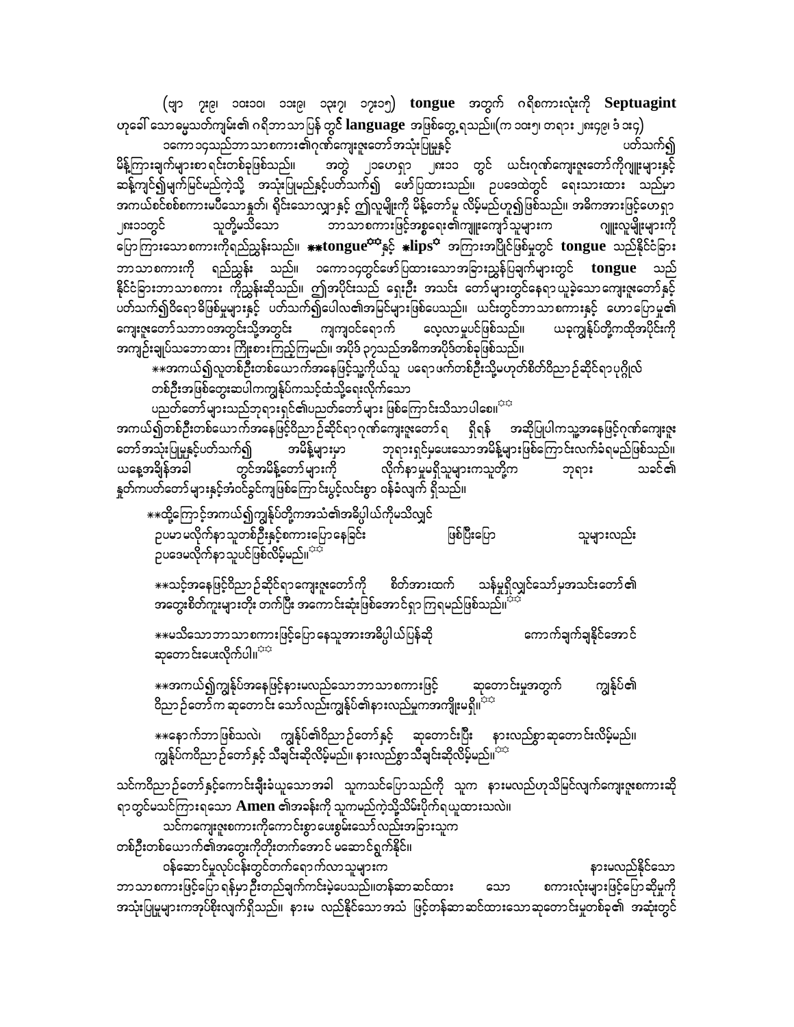(ဗျာ ၇း၉၊ ၁၀း၁၀၊ ၁၁း၉၊ ၁၃း၇၊ ၁၇း၁၅) **tongue** အတွက် ဂရိစကားလုံးကို **Septuagint** ဟုခေါ်သောမွေ့သတ်ကျမ်း၏ ဂရိဘာသာပြန် တွင် **language** အဖြစ်တွေ့ရသည်။(က ၁၀း၅၊ တရား ၂၈း၄၉၊ ဒံ ၁း၄)

၁ကော ၁၄သည်ဘာသာစကား၏ဂုဏ်ကျေးဇူးတော်အသုံးပြုမှုနှင့် ပတ်သက်၍ မိန့်ကြားချက်များစာရင်းတစ်ခုဖြစ်သည်။ အတွဲ ၂၁ဟေရှာ ၂၈း၁၁ တွင် ယင်းဂုဏ်ကျေးဇူးတော်ကိုဂျူးများနှင့် ဆန့်ကျင်၍မျက်မြင်မည်ကဲ့သို့ အသုံးပြုမည်နှင့်ပတ်သက်၍ ဖော်ပြထားသည်။ ဥပဒေထဲတွင် ရေးသားထား သည်မှာ အကယ်စင်စစ်စကားမပီသောနှုတ်၊ ရိုင်းသောလျှာနှင့် ဤလူမျိုးကို မိန့်တော်မူ လိမ့်မည်ဟူ၍ဖြစ်သည်။ အဓိကအားဖြင့်ဟေရှာ ၂၈း၁၁တွင် သူတို့မသိသော ဘာသာစကားဖြင့်အစ္စရေး၏ကျူးကျော်သူများက ဂျူးလူမျိုးများကို ပြောကြားသောစကားကိုရည်ညွှန်းသည်။ **tongue** နှင့် **lips** အကြားအပြိုင်ဖြစ်မှုတွင် **tongue** သည်နိုင်ငံခြား ဘာသာစကားကို ရည်ညွှန်း သည်။ ၁ကော ၁၄တွင်ဖော်ပြထားသောအခြားညွှန်ပြချက်များတွင် **tongue** သည် နိုင်ငံခြားဘာသာစကား ကိုညွှန်းဆိုသည်။ ဤအပိုင်းသည် ရှေးဦး အသင်း တော်များတွင်နေရာယူခဲ့သောကျေးဇူးတော်နှင့် ပတ်သက်၍ဝိရောဓိဖြစ်မှုများနှင့် ပတ်သက်၍ပေါလ၏အမြင်များဖြစ်ပေသည်။ ယင်းတွင်ဘာသာစကားနှင့် ဟောပြောမှု၏ ကျေးဇူးတော်သဘာဝအတွင်းသို့အတွင်း ကျကျဝင်ရောက် လေ့လာမှုပင်ဖြစ်သည်။ ယခုကျွန်ုပ်တို့ကထိုအပိုင်းကို အကျဉ်းချုပ်သဘောထား ကြီးစားကြည့်ကြမည်။ အပိုဒ် ၃၇သည်အဓိကအပိုဒ်တစ်ခုဖြစ်သည်။

**အကယ်၍လူတစ်ဦးတစ်ယောက်အနေဖြင့်သူ့ကိုယ်သူ ပရောဖက်တစ်ဦးသို့မဟုတ်စိတ်ဝိညာဉ်ဆိုင်ရာပုဂ္ဂိုလ် တစ်ဦးအဖြစ်တွေးဆပါကကျွန်ုပ်ကသင့်ထံသို့ရေးလိုက်သော ပညတ်တော်များသည်ဘုရားရှင်၏ပညတ်တော်များ ဖြစ်ကြောင်းသိသာပါစေ။[☆☆]

အကယ်၍တစ်ဦးတစ်ယောက်အနေဖြင့်ဝိညာဉ်ဆိုင်ရာဂုဏ်ကျေးဇူးတော်ရ ရှိရန် အဆိုပြုပါကသူ့အနေဖြင့်ဂုဏ်ကျေးဇူး တော်အသုံးပြုမှုနှင့်ပတ်သက်၍ အမိန့်များမှာ ဘုရားရှင်မှပေးသောအမိန့်များဖြစ်ကြောင်းလက်ခံရမည်ဖြစ်သည်။ ယနေ့အချိန်အခါ တွင်အမိန့်တော်များကို လိုက်နာမှုမရှိသူများကသူတို့က ဘုရား သခင်၏ နှုတ်ကပတ်တော်များနှင့်အံဝင်ခွင်ကျဖြစ်ကြောင်းပွင့်လင်းစွာ ဝန်ခံလျက် ရှိသည်။

**ထို့ကြောင့်အကယ်၍ကျွန်ုပ်တို့ကအသံ၏အဓိပ္ပါယ်ကိုမသိလျှင် ဥပမာမလိုက်နာသူတစ်ဦးနှင့်စကားပြောနေခြင်း ဖြစ်ပြီးပြော သူများလည်း ဥပဒေမလိုက်နာသူပင်ဖြစ်လိမ့်မည်။[☆☆]

**သင့်အနေဖြင့်ဝိညာဉ်ဆိုင်ရာကျေးဇူးတော်ကို စိတ်အားထက် သန်မှုရှိလျှင်သော်မှအသင်းတော်၏ အတွေးစိတ်ကူးများတိုး တက်ပြီး အကောင်းဆုံးဖြစ်အောင်ရှာကြရမည်ဖြစ်သည်။[☆☆]

**မသိသောဘာသာစကားဖြင့်ပြောနေသူအားအဓိပ္ပါယ်ပြန်ဆို ကောက်ချက်ချနိုင်အောင် ဆုတောင်းပေးလိုက်ပါ။[☆☆]

**အကယ်၍ကျွန်ုပ်အနေဖြင့်နားမလည်သောဘာသာစကားဖြင့် ဆုတောင်းမှုအတွက် ကျွန်ုပ်၏ ဝိညာဉ်တော်က ဆုတောင်း သော်လည်းကျွန်ုပ်၏နားလည်မှုကအကျိုးမရှိ။[☆☆]

**နောက်ဘာဖြစ်သလဲ၊ ကျွန်ုပ်၏ဝိညာဉ်တော်နှင့် ဆုတောင်းပြီး နားလည်စွာဆုတောင်းလိမ့်မည်။ ကျွန်ုပ်ကဝိညာဉ်တော်နှင့် သီချင်းဆိုလိမ့်မည်။ နားလည်စွာသီချင်းဆိုလိမ့်မည်။[☆☆]

သင်ကဝိညာဉ်တော်နှင့်ကောင်းချီးခံယူသောအခါ သူကသင်ပြောသည်ကို သူက နားမလည်ဟုသိမြင်လျက်ကျေးဇူးစကားဆို ရာတွင်မသင်ကြားရသော **Amen** ၏အခန်းကို သူကမည်ကဲ့သို့သိမ်းပိုက်ရယူထားသလဲ။

သင်ကကျေးဇူးစကားကိုကောင်းစွာပေးစွမ်းသော်လည်းအခြားသူက တစ်ဦးတစ်ယောက်၏အတွေးကိုတိုးတက်အောင် မဆောင်ရွက်နိုင်။

ဝန်ဆောင်မှုလုပ်ငန်းတွင်တက်ရောက်လာသူများက နားမလည်နိုင်သော ဘာသာစကားဖြင့်ပြောရန်မှာဦးတည်ချက်ကင်းမဲ့ပေသည်။တန်ဆာဆင်ထား သော စကားလုံးများဖြင့်ပြောဆိုမှုကို အသုံးပြုမှုများကအုပ်စိုးလျက်ရှိသည်။ နားမ လည်နိုင်သောအသံ ဖြင့်တန်ဆာဆင်ထားသောဆုတောင်းမှုတစ်ခု၏ အဆုံးတွင်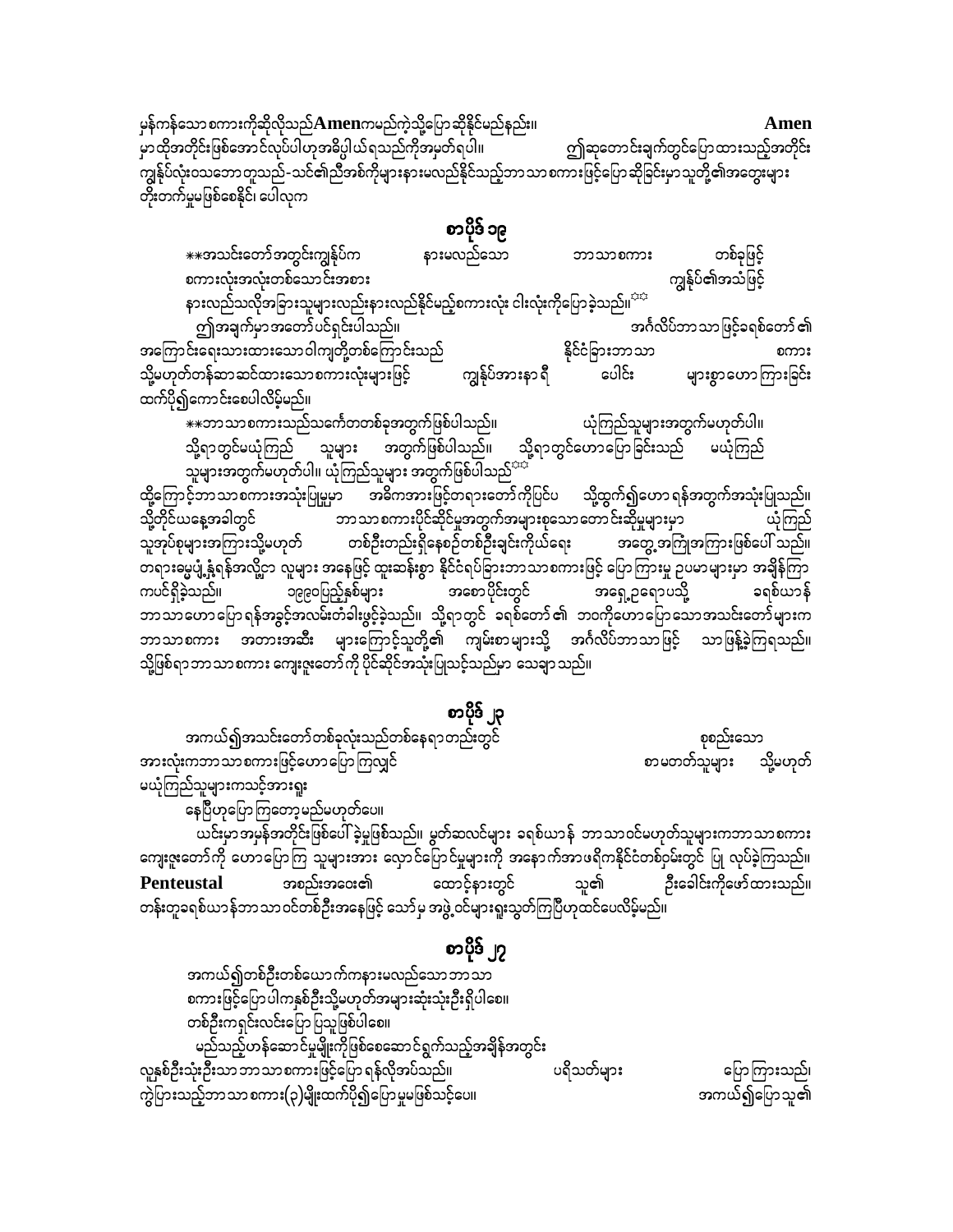မှန်ကန်သောစကားကိုဆိုလိုသည်**Amen**ကမည်ကဲ့သို့ပြောဆိုနိုင်မည်နည်း။ **Amen** မှာထိုအတိုင်းဖြစ်အောင်လုပ်ပါဟုအဓိပ္ပါယ်ရသည်ကိုအမှတ်ရပါ။ ဤဆုတောင်းချက်တွင်ပြောထားသည့်အတိုင်း ကျွန်ုပ်လုံးဝသဘောတူသည်-သင်၏ညီအစ်ကိုများနားမလည်နိုင်သည့်ဘာသာစကားဖြင့်ပြောဆိုခြင်းမှာသူတို့၏အတွေးများ တိုးတက်မှုမဖြစ်စေနိုင်၊ ပေါလုက

## စာပိုဒ် ၁၉

**အသင်းတော်အတွင်းကျွန်ုပ်က နားမလည်သော ဘာသာစကား တစ်ခုဖြင့် စကားလုံးအလုံးတစ်သောင်းအစား ကျွန်ုပ်၏အသံဖြင့် နားလည်သလိုအခြားသူများလည်းနားလည်နိုင်မည့်စကားလုံး ငါးလုံးကိုပြောခဲ့သည်။**

ဤအချက်မှာအတော်ပင်ရှင်းပါသည်။ အင်္ဂလိပ်ဘာသာဖြင့်ခရစ်တော် ၏ အကြောင်းရေးသားထားသောဝါကျတို့တစ်ကြောင်းသည် နိုင်ငံခြားဘာသာ စကား သို့မဟုတ်တန်ဆာဆင်ထားသောစကားလုံးများဖြင့် ကျွန်ုပ်အားနာရီ ပေါင်း များစွာဟောကြားခြင်း ထက်ပို၍ကောင်းစေပါလိမ့်မည်။

**ဘာသာစကားသည်သင်္ကေတတစ်ခုအတွက်ဖြစ်ပါသည်။ ယုံကြည်သူများအတွက်မဟုတ်ပါ။ သို့ရာတွင်မယုံကြည် သူများ အတွက်ဖြစ်ပါသည်။ သို့ရာတွင်ဟောပြောခြင်းသည် မယုံကြည် သူများအတွက်မဟုတ်ပါ။ ယုံကြည်သူများ အတွက်ဖြစ်ပါသည်**

ထို့ကြောင့်ဘာသာစကားအသုံးပြုမှုမှာ အဓိကအားဖြင့်တရားတော်ကိုပြင်ပ သို့ထွက်၍ဟော ရန်အတွက်အသုံးပြုသည်။ သို့တိုင်ယနေ့အခါတွင် ဘာသာစကားပိုင်ဆိုင်မှုအတွက်အများစုသောတောင်းဆိုမှုများမှာ ယုံကြည် သူအုပ်စုများအကြားသို့မဟုတ် တစ်ဦးတည်းရှိနေစဉ်တစ်ဦးချင်းကိုယ်ရေး အတွေ့အကြုံအကြားဖြစ်ပေါ်သည်။ တရားဓမ္မပုံနှိပ်ရန်အလို့ငှာ လူများ အနေဖြင့် ထူးဆန်းစွာ နိုင်ငံရပ်ခြားဘာသာစကားဖြင့် ပြောကြားမှု ဥပမာများမှာ အချိန်ကြာ ကပင်ရှိခဲ့သည်။ ၁၉၉၀ပြည့်နှစ်များ အစောပိုင်းတွင် အရှေ့ဥရောပသို့ ခရစ်ယာန် ဘာသာဟောပြောရန်အခွင့်အလမ်းတံခါးဖွင့်ခဲ့သည်။ သို့ရာတွင် ခရစ်တော် ၏ ဘဝကိုဟောပြောသောအသင်းတော်များက ဘာသာစကား အတားအဆီး များကြောင့်သူတို့၏ ကျမ်းစာများသို့ အင်္ဂလိပ်ဘာသာဖြင့် သာဖြန့်ခဲ့ကြရသည်။ သို့ဖြစ်ရာဘာသာစကား ကျေးဇူးတော်ကို ပိုင်ဆိုင်အသုံးပြုသင့်သည်မှာ သေချာသည်။

## စာပိုဒ် ၂၃

အကယ်၍အသင်းတော်တစ်ခုလုံးသည်တစ်နေရာတည်းတွင် စုစည်းသော အားလုံးကဘာသာစကားဖြင့်ဟောပြောကြလျှင် စာမတတ်သူများ သို့မဟုတ် မယုံကြည်သူများကသင့်အားရူး

နေပြီဟုပြောကြတော့မည်မဟုတ်ပေ။

ယင်းမှာအမှန်အတိုင်းဖြစ်ပေါ်ခဲ့မှုဖြစ်သည်။ မွတ်ဆလင်များ ခရစ်ယာန် ဘာသာဝင်မဟုတ်သူများကဘာသာစကား ကျေးဇူးတော်ကို ဟောပြောကြ သူများအား လှောင်ပြောင်မှုများကို အနောက်အာဖရိကနိုင်ငံတစ်ဝှမ်းတွင် ပြု လုပ်ခဲ့ကြသည်။ **Penteustal** အစည်းအဝေး၏ ထောင့်နားတွင် သူ၏ ဦးခေါင်းကိုဖော်ထားသည်။ တန်းတူခရစ်ယာန်ဘာသာဝင်တစ်ဦးအနေဖြင့် သော်မှ အဖွဲ့ဝင်များရူးသွတ်ကြပြီဟုထင်ပေလိမ့်မည်။

## စာပိုဒ် ၂၇

အကယ်၍တစ်ဦးတစ်ယောက်ကနားမလည်သောဘာသာ စကားဖြင့်ပြောပါကနှစ်ဦးသို့မဟုတ်အများဆုံးသုံးဦးရှိပါစေ။ တစ်ဦးကရှင်းလင်းပြောပြသူဖြစ်ပါစေ။

မည်သည့်ဟန်ဆောင်မှုမျိုးကိုဖြစ်စေဆောင်ရွက်သည့်အချိန်အတွင်း လူနှစ်ဦးသုံးဦးသာဘာသာစကားဖြင့်ပြော ရန်လိုအပ်သည်။ ပရိသတ်များ ပြောကြားသည်၊ ကွဲပြားသည့်ဘာသာစကား(၃)မျိုးထက်ပို၍ပြောမှုမဖြစ်သင့်ပေ။ အကယ်၍ပြောသူ၏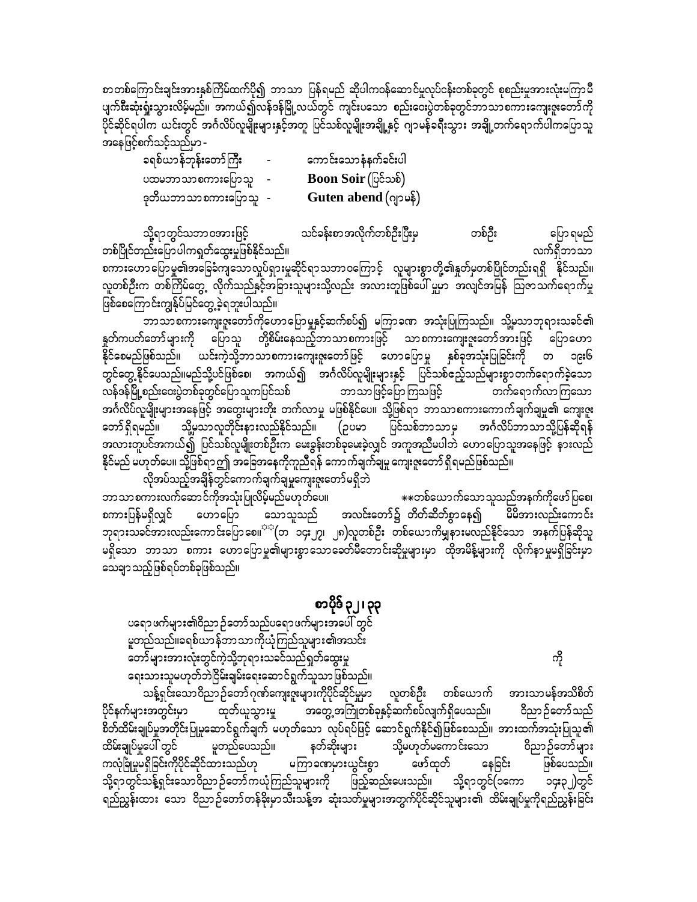စာတစ်ကြောင်းချင်းအားနှစ်ကြိမ်ထက်ပို၍ ဘာသာ ပြန်ရမည် ဆိုပါကဝန်ဆောင်မှုလုပ်ငန်းတစ်ခုတွင် စုစည်းမှုအားလုံးမကြာမီ ပျက်စီးဆုံးရှုံးသွားလိမ့်မည်။ အကယ်၍လန်ဒန်မြို့လယ်တွင် ကျင်းပသော စည်းဝေးပွဲတစ်ခုတွင်ဘာသာစကားကျေးဇူးတော်ကို ပိုင်ဆိုင်ရပါက ယင်းတွင် အင်္ဂလိပ်လူမျိုးများနှင့်အတူ ပြင်သစ်လူမျိုးအချို့နှင့် ဂျာမန်ခရီးသွား အချို့တက်ရောက်ပါကပြောသူ အနေဖြင့်စကားသင့်သည်မှာ -

| | | |
|---|---|---|
| ခရစ်ယာန်ဘုန်းတော်ကြီး | - | ကောင်းသောနံနက်ခင်းပါ |
| ပထမဘာသာစကားပြောသူ | - | **Boon Soir** (ပြင်သစ်) |
| ဒုတိယဘာသာစကားပြောသူ | - | **Guten abend** (ဂျာမန်) |

သို့ရာတွင်သဘာဝအားဖြင့် သင်ခန်းစာအလိုက်တစ်ဦးပြီးမှ တစ်ဦး ပြောရမည် တစ်ပြိုင်တည်းပြောပါကရှုတ်ထွေးမှုဖြစ်နိုင်သည်။ လက်ရှိဘာသာ စကားဟောပြောမှု၏အခြေခံကျသောလှုပ်ရှားမှုဆိုင်ရာသဘာဝကြောင့် လူများစွာတို့၏နှုတ်မှတစ်ပြိုင်တည်းရရှိ နိုင်သည်။ လူတစ်ဦးက တစ်ကြိမ်တွေ့ လိုက်သည်နှင့်အခြားသူများသို့လည်း အလားတူဖြစ်ပေါ်မှုမှာ အလျင်အမြန် ဩဇာသက်ရောက်မှု ဖြစ်စေကြောင်းကျွန်ုပ်မြင်တွေ့ခဲ့ရဘူးပါသည်။

ဘာသာစကားကျေးဇူးတော်ကိုဟောပြောမှုနှင့်ဆက်စပ်၍ မကြာခဏ အသုံးပြုကြသည်။ သို့မှသာဘုရားသခင်၏ နှုတ်ကပတ်တော်များကို ပြောသူ တို့စိမ်းနေသည့်ဘာသာစကားဖြင့် သာစကားကျေးဇူးတော်အားဖြင့် ပြောဟော နိုင်စေမည်ဖြစ်သည်။ ယင်းကဲ့သို့ဘာသာစကားကျေးဇူးတော်ဖြင့် ဟောပြောမှု နှစ်ခုအသုံးပြုခြင်းကို တ ၁၄း၆ တွင်တွေ့နိုင်ပေသည်။မည်သို့ပင်ဖြစ်စေ၊ အကယ်၍ အင်္ဂလိပ်လူမျိုးများနှင့် ပြင်သစ်ညှော့သည်များစွာတက်ရောက်ခဲ့သော လန်ဒန်မြို့စည်းဝေးပွဲတစ်ခုတွင်ပြောသူကပြင်သစ် ဘာသာဖြင့်ပြောကြသဖြင့် တက်ရောက်လာကြသော အင်္ဂလိပ်လူမျိုးများအနေဖြင့် အတွေးများတိုး တက်လာမှု မဖြစ်နိုင်ပေ။ သို့ဖြစ်ရာ ဘာသာစကားကောက်ချက်ချမှု၏ ကျေးဇူး တော်ရှိရမည်။ သို့မှသာလူတိုင်းနားလည်နိုင်သည်။ (ဥပမာ ပြင်သစ်ဘာသာမှ အင်္ဂလိပ်ဘာသာသို့ပြန်ဆိုရန် အလားတူပင်အကယ်၍ ပြင်သစ်လူမျိုးတစ်ဦးက မေးခွန်းတစ်ခုမေးခဲ့လျှင် အကူအညီမပါဘဲ ဟောပြောသူအနေဖြင့် နားလည် နိုင်မည် မဟုတ်ပေ။ သို့ဖြစ်ရာ ဤ အခြေအနေကိုကူညီရန် ကောက်ချက်ချမှု ကျေးဇူးတော်ရှိရမည်ဖြစ်သည်။

လိုအပ်သည့်အချိန်တွင်ကောက်ချက်ချမှုကျေးဇူးတော်မရှိဘဲ ဘာသာစကားလက်ဆောင်ကိုအသုံးပြုလိမ့်မည်မဟုတ်ပေ။ \*\*တစ်ယောက်သောသူသည်အနက်ကိုဖော်ပြစေ၊ စကားပြန်မရှိလျှင် ဟောပြော သောသူသည် အလင်းတော်၌ တိတ်ဆိတ်စွာနေ၍ မိမိအားလည်းကောင်း ဘုရားသခင်အားလည်းကောင်းပြောစေ။\*\*(တ ၁၄း၂၇၊ ၂၈)လူတစ်ဦး တစ်ယောက်မျှနားမလည်နိုင်သော အနက်ပြန်ဆိုသူ မရှိသော ဘာသာ စကား ဟောပြောမှု၏များစွာသောခေတ်မီတောင်းဆိုမှုများမှာ ထိုအမိန့်များကို လိုက်နာမှုမရှိခြင်းမှာ သေချာသည့်ဖြစ်ရပ်တစ်ခုဖြစ်သည်။

## စာပိုဒ် ၃၂၊ ၃၃

ပရောဖက်များ၏ဝိညာဉ်တော်သည်ပရောဖက်များအပေါ်တွင် မူတည်သည်။ခရစ်ယာန်ဘာသာကိုယုံကြည်သူများ၏အသင်း တော်များအားလုံးတွင်ကဲ့သို့ဘုရားသခင်သည်ရှုတ်ထွေးမှု ကို ရေးသားသူမဟုတ်ဘဲငြိမ်းချမ်းရေးဆောင်ရွက်သူသာဖြစ်သည်။

သန့်ရှင်းသောဝိညာဉ်တော်ဂုဏ်ကျေးဇူးများကိုပိုင်ဆိုင်မှုမှာ လူတစ်ဦး တစ်ယောက် အားသာမန်အသိစိတ် ပိုင်နက်များအတွင်းမှာ ထုတ်ယူသွားမှု အတွေ့အကြုံတစ်ခုနှင့်ဆက်စပ်လျက်ရှိပေသည်။ ဝိညာဉ်တော်သည် စိတ်ထိမ်းချုပ်မှုအတိုင်းပြုမူဆောင်ရွက်ချက် မဟုတ်သော လုပ်ရပ်ဖြင့် ဆောင်ရွက်နိုင်၍ဖြစ်စေသည်။ အားထက်အသုံးပြုသူ၏ ထိမ်းချုပ်မှုပေါ်တွင် မူတည်ပေသည်။ နတ်ဆိုးများ သို့မဟုတ်မကောင်းသော ဝိညာဉ်တော်များ ကလုံခြုံမှုမရှိခြင်းကိုပိုင်ဆိုင်ထားသည်ဟု မကြာခဏမှားယွင်းစွာ ဖော်ထုတ် နေခြင်း ဖြစ်ပေသည်။ သို့ရာတွင်သန့်ရှင်းသောဝိညာဉ်တော်ကယုံကြည်သူများကို ဖြည့်ဆည်းပေးသည်။ သို့ရာတွင်(၁ကော ၁၄း၃၂)တွင် ရည်ညွှန်းထား သော ဝိညာဉ်တော်တန်ခိုးမှာသီးသန့်အ ဆုံးသတ်မှုများအတွက်ပိုင်ဆိုင်သူများ၏ ထိမ်းချုပ်မှုကိုရည်ညွှန်းခြင်း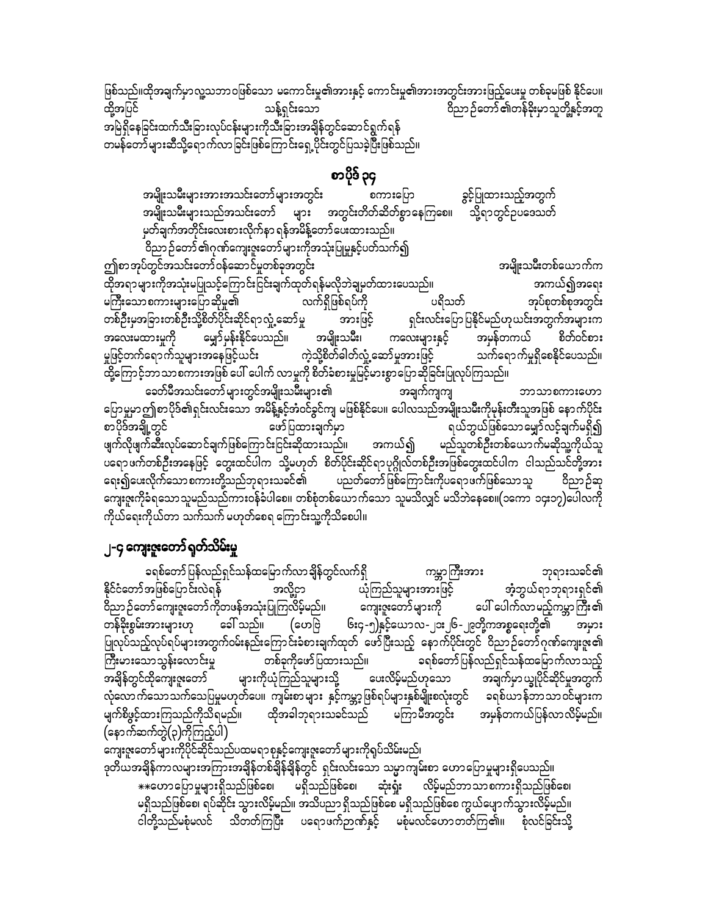ဖြစ်သည်။ထိုအချက်မှာလူ့သဘာဝဖြစ်သော မကောင်းမှု၏အားနှင့် ကောင်းမှု၏အားအတွင်းအားဖြည့်ပေးမှု တစ်ခုမဖြစ် နိုင်ပေ။ ထို့အပြင် သန့်ရှင်းသော ဝိညာဉ်တော်၏တန်ခိုးမှာသူတို့နှင့်အတူ အမြဲရှိနေခြင်းထက်သီးခြားလုပ်ငန်းများကိုသီးခြားအချိန်တွင်ဆောင်ရွက်ရန် တမန်တော်များဆီသို့ရောက်လာခြင်းဖြစ်ကြောင်းရှေ့ပိုင်းတွင်ပြသခဲ့ပြီးဖြစ်သည်။

## စာပိုဒ် ၃၄

အမျိုးသမီးများအားအသင်းတော်များအတွင်း စကားပြော ခွင့်ပြုထားသည့်အတွက် အမျိုးသမီးများသည်အသင်းတော် များ အတွင်းတိတ်ဆိတ်စွာနေကြစေ။ သို့ရာတွင်ဉပဒေသတ် မှတ်ချက်အတိုင်းလေးစားလိုက်နာ ရန်အမိန့်တော်ပေးထားသည်။

ဝိညာဉ်တော်၏ဂုဏ်ကျေးဇူးတော်များကိုအသုံးပြုမှုနှင့်ပတ်သက်၍ ဤစာအုပ်တွင်အသင်းတော်ဝန်ဆောင်မှုတစ်ခုအတွင်း အမျိုးသမီးတစ်ယောက်က ထိုအရာများကိုအသုံးမပြုသင့်ကြောင်းငြင်းချက်ထုတ်ရန်မလိုဘဲချမှတ်ထားပေသည်။ အကယ်၍အရေး မကြီးသောစကားများပြောဆိုမှု၏ လက်ရှိဖြစ်ရပ်ကို ပရိသတ် အုပ်စုတစ်စုအတွင်း တစ်ဦးမှအခြားတစ်ဦးသို့စိတ်ပိုင်းဆိုင်ရာလွှဲဆော့မှု အားဖြင့် ရှင်းလင်းပြောပြနိုင်မည်ဟုယင်းအတွက်အများက အလေးမထားမှုကို မျှော်မှန်းနိုင်ပေသည်။ အမျိုးသမီး၊ ကလေးများနှင့် အမှန်တကယ် စိတ်ဝင်စား မှုဖြင့်တက်ရောက်သူများအနေဖြင့်ယင်း ကဲ့သို့စိတ်ခါတ်လွှဲဆော့မှုအားဖြင့် သက်ရောက်မှုရှိစေနိုင်ပေသည်။ ထို့ကြောင့်ဘာသာစကားအဖြစ် ပေါ် ပေါက် လာမှုကို စိတ်ခံစားမှုမြင့်မားစွာပြောဆိုခြင်းပြုလုပ်ကြသည်။

ခေတ်မီအသင်းတော်များတွင်အမျိုးသမီးများ၏ အချက်ကျကျ ဘာသာစကားဟော ပြောမှုမှာဤစာပိုဒ်၏ရှင်းလင်းသော အမိန့်နှင့်အံဝင်ခွင်ကျ မဖြစ်နိုင်ပေ။ ပေါလသည်အမျိုးသမီးကိုမုန်းတီးသူအဖြစ် နောက်ပိုင်း စာပိုဒ်အချို့တွင် ဖော်ပြထားချက်မှာ ရယ်ဘွယ်ဖြစ်သောမျှော်လင့်ချက်မရှိ၍ ဖျက်လိုဖျက်ဆီးလုပ်ဆောင်ချက်ဖြစ်ကြောင်းငြင်းဆိုထားသည်။ အကယ်၍ မည်သူတစ်ဦးတစ်ယောက်မဆိုသူကိုယ်သူ ပရောဖက်တစ်ဦးအနေဖြင့် တွေးထင်ပါက သို့မဟုတ် စိတ်ပိုင်းဆိုင်ရာပုဂ္ဂိုလ်တစ်ဦးအဖြစ်တွေးထင်ပါက ငါသည်သင်တို့အား ရေး၍ပေးလိုက်သောစကားတို့သည်ဘုရားသခင်၏ ပညတ်တော်ဖြစ်ကြောင်းကိုပရောဖက်ဖြစ်သောသူ ဝိညာဉ်ဆု ကျေးဇူးကိုခံရသောသူမည်သည်ကားဝန်ခံပါစေ။ တစ်စုံတစ်ယောက်သော သူမသိလျှင် မသိဘဲနေစေ။(၁ကော ၁၄း၁၇)ပေါလကို ကိုယ်ရေးကိုယ်တာ သက်သက် မဟုတ်စေရ ကြောင်းသူ့ကိုသိစေပါ။

## ၂-၄ ကျေးဇူးတော်ရုတ်သိမ်းမှု

ခရစ်တော်ပြန်လည်ရှင်သန်ထမြောက်လာ ချိန်တွင်လက်ရှိ ကမ္ဘာကြီးအား ဘုရားသခင်၏ နိုင်ငံတော်အဖြစ်ပြောင်းလဲရန် အလို့ငှာ ယုံကြည်သူများအားဖြင့် အံ့ဘွယ်ရာဘုရားရှင်၏ ဝိညာဉ်တော်ကျေးဇူးတော်ကိုတဖန်အသုံးပြုကြလိမ့်မည်။ ကျေးဇူးတော်များကို ပေါ် ပေါက်လာမည့်ကမ္ဘာကြီး၏ တန်ခိုးစွမ်းအားများဟု ခေါ် သည်။ (ဟေဗြဲ ၆း၄-၅)နှင့်ယောလ-၂း၂၆-၂၉တို့ကအစ္စရေးတို့၏ အမှား ပြုလုပ်သည့်လုပ်ရပ်များအတွက်ဝမ်းနည်းကြောင်းခံစားချက်ထုတ် ဖော်ပြီးသည့် နောက်ပိုင်းတွင် ဝိညာဉ်တော်ဂုဏ်ကျေးဇူး၏ ကြီးမားသောသွန်းလောင်းမှု တစ်ခုကိုဖော်ပြထားသည်။ ခရစ်တော်ပြန်လည်ရှင်သန်ထမြောက်လာသည့် အချိန်တွင်ထိုကျေးဇူးတော် များကိုယုံကြည်သူများသို့ ပေးလိမ့်မည်ဟုသော အချက်မှာယွှပိုင်ဆိုင်မှုအတွက် လုံလောက်သောသက်သေပြမှုမဟုတ်ပေ။ ကျမ်းစာများ နှင့်ကမ္ဘာ့ဖြစ်ရပ်များနှစ်မျိုးစလုံးတွင် ခရစ်ယာန်ဘာသာဝင်များက မျက်စိဖွင့်ထားကြသည်ကိုသိရမည်။ ထိုအခါဘုရားသခင်သည် မကြာမီအတွင်း အမှန်တကယ်ပြန်လာလိမ့်မည်။ (နောက်ဆက်တွဲ(၃)ကိုကြည့်ပါ)

ကျေးဇူးတော်များကိုပိုင်ဆိုင်သည်ပထမရာစုနှင့်ကျေးဇူးတော်များကိုရုပ်သိမ်းမည်၊ ဒုတိယအချိန်ကာလများအကြားအချိန်တစ်ချိန်ချိန်တွင် ရှင်းလင်းသော သမ္မာကျမ်းစာ ဟောပြောမှုများရှိပေသည်။

**ဟောပြောမှုများရှိသည်ဖြစ်စေ၊ မရှိသည်ဖြစ်စေ၊ ဆုံးရှုံး လိမ့်မည်ဘာသာစကားရှိသည်ဖြစ်စေ၊ မရှိသည်ဖြစ်စေ၊ ရပ်ဆိုင်း သွားလိမ့်မည်။ အသိပညာ ရှိသည်ဖြစ်စေ မရှိသည်ဖြစ်စေ ကွယ်ပျောက်သွားလိမ့်မည်။ ငါတို့သည်မစုံမလင် သိတတ်ကြပြီး ပရောဖက်ဉာဏ်နှင့် မစုံမလင်ဟောတတ်ကြ၏။ စုံလင်ခြင်းသို့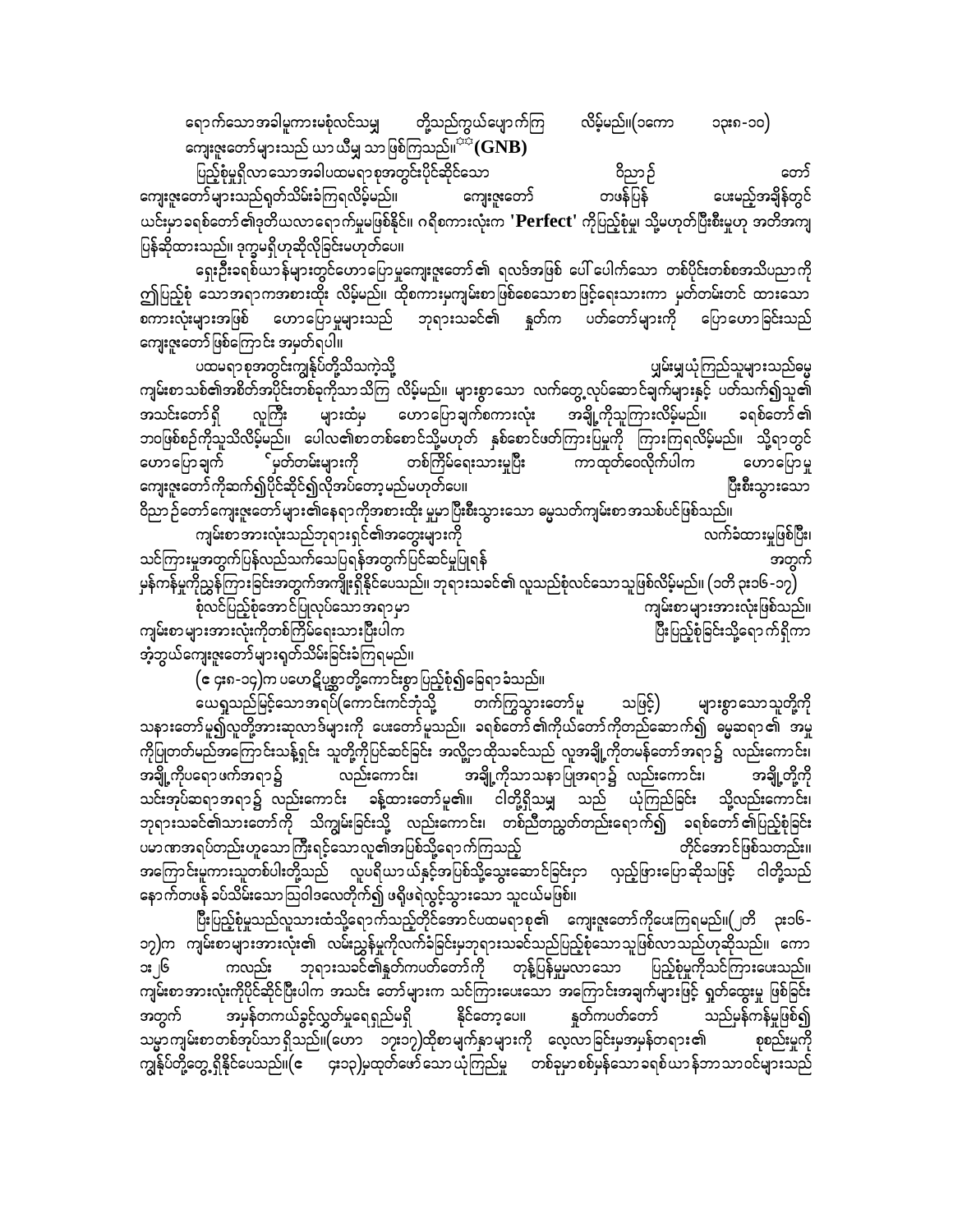ရောက်သောအခါမူကားမစုံလင်သမျှ တို့သည်ကွယ်ပျောက်ကြ လိမ့်မည်။(၁ကော ၁၃း၈-၁၀) ကျေးဇူးတော်များသည် ယာယီမျှ သာ ဖြစ်ကြသည်။[**] **(GNB)**

ပြည့်စုံမှုရှိလာသောအခါပထမရာစုအတွင်းပိုင်ဆိုင်သော ဝိညာဉ် တော် ကျေးဇူးတော်များသည်ရုတ်သိမ်းခံကြရလိမ့်မည်။ ကျေးဇူးတော် တဖန်ပြန် ပေးမည့်အချိန်တွင် ယင်းမှာခရစ်တော်၏ဒုတိယလာရောက်မှုမဖြစ်နိုင်။ ဂရိစကားလုံးက **'Perfect'** ကိုပြည့်စုံမှု၊ သို့မဟုတ်ပြီးစီးမှုဟု အတိအကျ ပြန်ဆိုထားသည်။ ဒုက္ခမရှိဟုဆိုလိုခြင်းမဟုတ်ပေ။

ရှေးဦးခရစ်ယာန်များတွင်ဟောပြောမှုကျေးဇူးတော်၏ ရလဒ်အဖြစ် ပေါ်ပေါက်သော တစ်ပိုင်းတစ်စအသိပညာကို ဤပြည့်စုံ သောအရာကအစားထိုး လိမ့်မည်။ ထိုစကားမှကျမ်းစာဖြစ်စေသောစာဖြင့်ရေးသားကာ မှတ်တမ်းတင် ထားသော စကားလုံးများအဖြစ် ဟောပြောမှုများသည် ဘုရားသခင်၏ နှုတ်က ပတ်တော်များကို ပြောဟောခြင်းသည် ကျေးဇူးတော် ဖြစ်ကြောင်း အမှတ်ရပါ။

ပထမရာစုအတွင်းကျွန်ုပ်တို့သိသကဲ့သို့ ပျှမ်းမျှယုံကြည်သူများသည်ဓမ္မ ကျမ်းစာသစ်၏အစိတ်အပိုင်းတစ်ခုကိုသာ သိကြ လိမ့်မည်။ များစွာသော လက်တွေ့လုပ်ဆောင်ချက်များနှင့် ပတ်သက်၍သူ၏ အသင်းတော်ရှိ လူကြီး များထံမှ ဟောပြောချက်စကားလုံး အချို့ကိုသူကြားလိမ့်မည်။ ခရစ်တော်၏ ဘဝဖြစ်စဉ်ကိုသူသိလိမ့်မည်။ ပေါလ၏စာတစ်စောင်သို့မဟုတ် နှစ်စောင်ဖတ်ကြားပြမှုကို ကြားကြရလိမ့်မည်။ သို့ရာတွင် ဟောပြောချက် မှတ်တမ်းများကို တစ်ကြိမ်ရေးသားမှုပြီး ကာထုတ်ဝေလိုက်ပါက ဟောပြောမှု ကျေးဇူးတော်ကိုဆက်၍ပိုင်ဆိုင်၍လိုအပ်တော့မည်မဟုတ်ပေ။ ပြီးစီးသွားသော ဝိညာဉ်တော်ကျေးဇူးတော်များ၏နေရာကိုအစားထိုး မှုမှာပြီးစီးသွားသော ဓမ္မသတ်ကျမ်းစာအသစ်ပင်ဖြစ်သည်။

ကျမ်းစာအားလုံးသည်ဘုရားရှင်၏အတွေးများကို လက်ခံထားမှုဖြစ်ပြီး၊ သင်ကြားမှုအတွက်ပြန်လည်သက်သေပြရန်အတွက်ပြင်ဆင်မှုပြုရန် အတွက် မှန်ကန်မှုကိုညွှန်ကြားခြင်းအတွက်အကျိုးရှိနိုင်ပေသည်။ ဘုရားသခင်၏ လူသည်စုံလင်နိုင်သောသူဖြစ်လိမ့်မည်။ (၁တိ ၃း၁၆-၁၇)

စုံလင်ပြည့်စုံအောင်ပြုလုပ်သောအရာမှာ ကျမ်းစာများအားလုံးဖြစ်သည်။ ကျမ်းစာများအားလုံးကိုတစ်ကြိမ်ရေးသားပြီးပါက ပြီးပြည့်စုံခြင်းသို့ရောက်ရှိကာ အံ့ဘွယ်ကျေးဇူးတော်များရုတ်သိမ်းခြင်းခံကြရမည်။

(ဧ ၄း၈-၁၄)က ပဟေဠိပုစ္ဆာတို့ကောင်းစွာ ပြည့်စုံ၍ခြေရာ ခံသည်။

ယေရှုသည်မြင့်သောအရပ်(ကောင်းကင်ဘုံသို့ တက်ကြွသွားတော်မူ သဖြင့်) များစွာသောသူတို့ကို သနားတော်မူ၍လူတို့အားဆုလာဒ်များကို ပေးတော်မူသည်။ ခရစ်တော်၏ကိုယ်တော်ကိုတည်ဆောက်၍ ဓမ္မဆရာ၏ အမှု ကိုပြုတတ်မည်အကြောင်းသန့်ရှင်း သူတို့ကိုပြင်ဆင်ခြင်း အလို့ငှာထိုသခင်သည် လူအချို့ကိုတမန်တော်အရာ၌ လည်းကောင်း၊ အချို့ကိုပရောဖက်အရာ၌ လည်းကောင်း၊ အချို့ကိုသာသနာပြုအရာ၌ လည်းကောင်း၊ အချို့တို့ကို သင်းအုပ်ဆရာအရာ၌ လည်းကောင်း ခန့်ထားတော်မူ၏။ ငါတို့ရှိသမျှ သည် ယုံကြည်ခြင်း သို့လည်းကောင်း၊ ဘုရားသခင်၏သားတော်ကို သိကျွမ်းခြင်းသို့ လည်းကောင်း၊ တစ်ညီတည်းတတ်တည်းရောက်၍ ခရစ်တော်၏ပြည့်စုံခြင်း ပမာဏအရပ်တည်းဟူသောကြီးရင့်သောလူ၏အပြစ်သို့ရောက်ကြသည့် တိုင်အောင်ဖြစ်သတည်း။ အကြောင်းမူကားသူတစ်ပါးတို့သည် လူပရိယာယ်နှင့်အပြစ်သို့သွေးဆောင်ခြင်းငှာ လှည့်ဖြားပြောဆိုသဖြင့် ငါတို့သည် နောက်တဖန် ခပ်သိမ်းသောဩဝါဒလေတိုက်၍ ဖရိုဖရဲလွင့်သွားသော သူငယ်မဖြစ်။

ပြီးပြည့်စုံမှုသည်လူသားထံသို့ရောက်သည့်တိုင်အောင်ပထမရာစု၏ ကျေးဇူးတော်ကိုပေးကြရမည်။(၂တိ ၃း၁၆-၁၇)က ကျမ်းစာများအားလုံး၏ လမ်းညွှန်မှုကိုလက်ခံခြင်းမှဘုရားသခင်သည်ပြည့်စုံသောသူဖြစ်လာသည်ဟုဆိုသည်။ ကော ၁း၂၆ ကလည်း ဘုရားသခင်၏နှုတ်ကပတ်တော်ကို တုန့်ပြန်မှုမှလာသော ပြည့်စုံမှုကိုသင်ကြားပေးသည်။ ကျမ်းစာအားလုံးကိုပိုင်ဆိုင်ပြီးပါက အသင်း တော်များက သင်ကြားပေးသော အကြောင်းအချက်များဖြင့် ရှုတ်ထွေးမှု ဖြစ်ခြင်းအတွက် အမှန်တကယ်ခွင့်လွှတ်မှုရေရှည်မရှိ နိုင်တော့ပေ။ နှုတ်ကပတ်တော် သည်မှန်ကန်မှုဖြစ်၍ သမ္မာကျမ်းစာတစ်အုပ်သာ ရှိသည်။(ယော ၁၇း၁၇)ထိုစာမျက်နှာများကို လေ့လာခြင်းမှအမှန်တရား၏ စုစည်းမှုကို ကျွန်ုပ်တို့တွေ့ရှိနိုင်ပေသည်။(ဧ ၄း၁၃)မှထုတ်ဖော်သော ယုံကြည်မှု တစ်ခုမှာစစ်မှန်သော ခရစ်ယာန်ဘာသာဝင်များသည်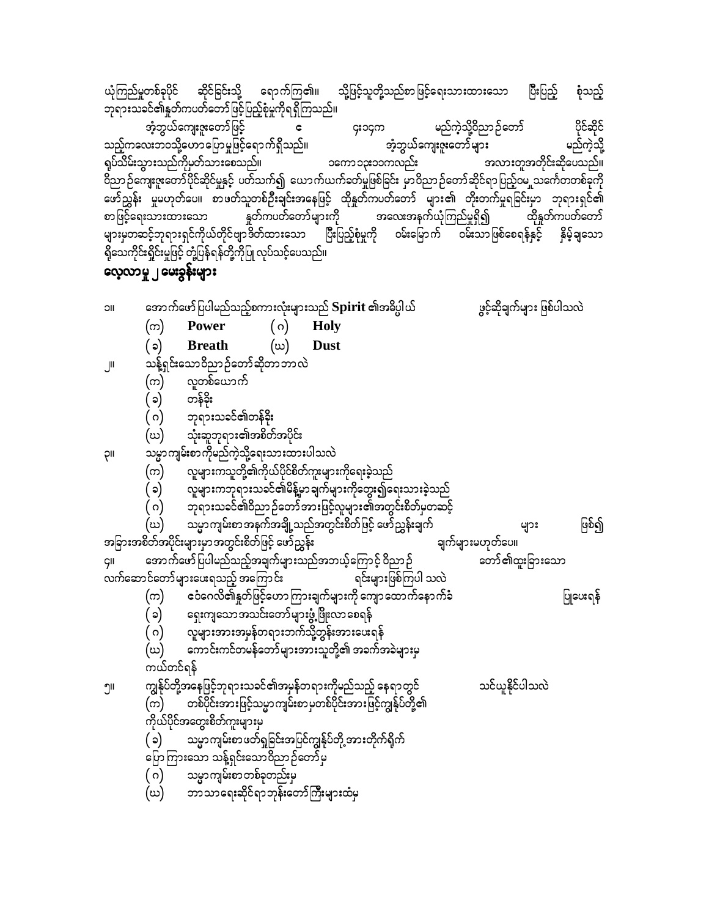ယုံကြည်မှုတစ်ခုပိုင် ဆိုင်ခြင်းသို့ ရောက်ကြ၏။ သို့ဖြင့်သူတို့သည်စာဖြင့်ရေးသားထားသော ပြီးပြည့် စုံသည့် ဘုရားသခင်၏နှုတ်ကပတ်တော်ဖြင့်ပြည့်စုံမှုကိုရရှိကြသည်။

အံ့ဘွယ်ကျေးဇူးတော်ဖြင့် ၄ ၄း၁၄က မည်ကဲ့သို့ဝိညာဉ်တော် ပိုင်ဆိုင်သည့်ကလေးဘဝသို့ဟောပြောမှုဖြင့်ရောက်ရှိသည်။ အံ့ဘွယ်ကျေးဇူးတော်များ မည်ကဲ့သို့ ရုပ်သိမ်းသွားသည်ကိုမှတ်သားစေသည်။ ၁ကော၁၃း၁၀ကလည်း အလားတူအတိုင်းဆိုပေသည်။ ဝိညာဉ်ကျေးဇူးတော်ပိုင်ဆိုင်မှုနှင့် ပတ်သက်၍ ယောက်ယက်ခတ်မှုဖြစ်ခြင်း မှာဝိညာဉ်တော်ဆိုင်ရာပြည့်ဝမှု့သင်္ကေတတစ်ခုကိုဖော်ညွှန်း မှုမဟုတ်ပေ။ စာဖတ်သူတစ်ဦးချင်းအနေဖြင့် ထိုနှုတ်ကပတ်တော် များ၏ တိုးတက်မှုရခြင်းမှာ ဘုရားရှင်၏စာဖြင့်ရေးသားထားသော နှုတ်ကပတ်တော်များကို အလေးအနက်ယုံကြည်မှုရှိ၍ ထိုနှုတ်ကပတ်တော်များမှတဆင့်ဘုရားရှင်ကိုယ်တိုင်ဗျာဒိတ်ထားသော ပြီးပြည့်စုံမှုကို ဝမ်းမြောက် ဝမ်းသာဖြစ်စေရန်နှင့် နှိမ့်ချသောရိုသေကိုင်းရှိုင်းမှုဖြင့် တုံ့ပြန်ရန်တို့ကိုပြု လုပ်သင့်ပေသည်။

## လေ့လာမှု ၂ မေးခွန်းများ

၁။ အောက်ဖော်ပြပါမည်သည့်စကားလုံးများသည် **Spirit** ၏အဓိပ္ပါယ် ဖွင့်ဆိုချက်များ ဖြစ်ပါသလဲ

(က) **Power** (ဂ) **Holy**

(ခ) **Breath** (ဃ) **Dust**

၂။ သန့်ရှင်းသောဝိညာဉ်တော်ဆိုတာဘာလဲ

(က) လူတစ်ယောက်

(ခ) တန်ခိုး

(ဂ) ဘုရားသခင်၏တန်ခိုး

(ဃ) သုံးဆူဘုရား၏အစိတ်အပိုင်း

၃။ သမ္မာကျမ်းစာကိုမည်ကဲ့သို့ရေးသားထားပါသလဲ

(က) လူများကသူတို့၏ကိုယ်ပိုင်စိတ်ကူးများကိုရေးခဲ့သည်

(ခ) လူများကဘုရားသခင်၏မိန့်မှာချက်များကိုတွေး၍ရေးသားခဲ့သည်

(ဂ) ဘုရားသခင်၏ဝိညာဉ်တော်အားဖြင့်လူများ၏အတွင်းစိတ်မှတဆင့်

(ဃ) သမ္မာကျမ်းစာအနက်အချို့သည်အတွင်းစိတ်ဖြင့် ဖော်ညွှန်းချက် များ ဖြစ်၍ အခြားအစိတ်အပိုင်းများမှာအတွင်းစိတ်ဖြင့် ဖော်ညွှန်း ချက်များမဟုတ်ပေ။

၄။ အောက်ဖော်ပြပါမည်သည့်အချက်များသည်အဘယ့်ကြောင့်ဝိညာဉ် တော်၏ထူးခြားသော လက်ဆောင်တော်များပေးရသည့် အကြောင်း ရင်းများဖြစ်ကြပါ သလဲ

(က) ဧဝံဂေလိ၏နှုတ်ဖြင့်ဟောကြားချက်များကို ကျောထောက်နောက်ခံ ပြုပေးရန်

(ခ) ရှေးကျသောအသင်းတော်များဖွံ့ဖြိုးလာစေရန်

(ဂ) လူများအားအမှန်တရားဘက်သို့တွန်းအားပေးရန်

(ဃ) ကောင်းကင်တမန်တော်များအားသူတို့၏ အခက်အခဲများမှ ကယ်တင်ရန်

၅။ ကျွန်ုပ်တို့အနေဖြင့်ဘုရားသခင်၏အမှန်တရားကိုမည်သည့် နေရာတွင် သင်ယူနိုင်ပါသလဲ

(က) တစ်ပိုင်းအားဖြင့်သမ္မာကျမ်းစာမှတစ်ပိုင်းအားဖြင့်ကျွန်ုပ်တို့၏ ကိုယ်ပိုင်အတွေးစိတ်ကူးများမှ

(ခ) သမ္မာကျမ်းစာဖတ်ရှုခြင်းအပြင်ကျွန်ုပ်တို့အားတိုက်ရိုက် ပြောကြားသော သန့်ရှင်းသောဝိညာဉ်တော်မှ

(ဂ) သမ္မာကျမ်းစာတစ်ခုတည်းမှ

(ဃ) ဘာသာရေးဆိုင်ရာဘုန်းတော်ကြီးများထံမှ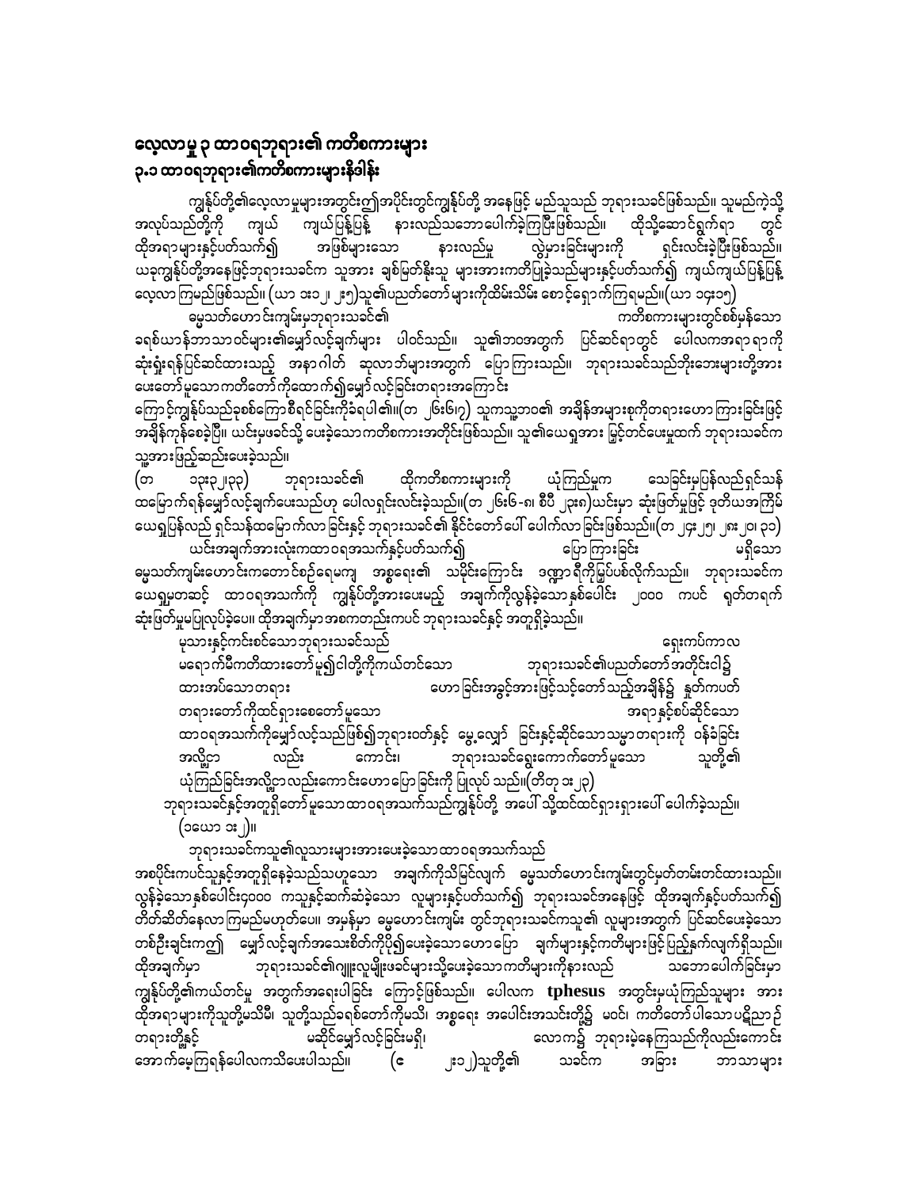# လေ့လာမှု ၃ ထာဝရဘုရား၏ ကတိစကားများ

## ၃.၁ ထာဝရဘုရား၏ကတိစကားများနိဒါန်း

ကျွန်ုပ်တို့၏လေ့လာမှုများအတွင်း၌အပိုင်းတွင်ကျွန်ုပ်တို့ အနေဖြင့် မည်သူသည် ဘုရားသခင်ဖြစ်သည်။ သူမည်ကဲ့သို့ အလုပ်သည်တို့ကို ကျယ် ကျယ်ပြန့်ပြန့် နားလည်သဘောပေါက်ခဲ့ကြပြီးဖြစ်သည်။ ထိုသို့ဆောင်ရွက်ရာ တွင် ထိုအရာများနှင့်ပတ်သက်၍ အဖြစ်များသော နားလည်မှု လွဲမှားခြင်းများကို ရှင်းလင်းခဲ့ပြီးဖြစ်သည်။ ယခုကျွန်ုပ်တို့အနေဖြင့်ဘုရားသခင်က သူအား ချစ်မြတ်နိုးသူ များအားကတိပြုခဲ့သည်များနှင့်ပတ်သက်၍ ကျယ်ကျယ်ပြန့်ပြန့် လေ့လာကြမည်ဖြစ်သည်။ (ယာ ၁း၁၂၊ ၂း၅)သူ၏ပညတ်တော်များကိုထိမ်းသိမ်း စောင့်ရှောက်ကြရမည်။(ယာ ၁၄း၁၅)

ဓမ္မသတ်ဟောင်းကျမ်းမှဘုရားသခင်၏ ကတိစကားများတွင်စစ်မှန်သော ခရစ်ယာန်ဘာသာဝင်များ၏မျှော်လင့်ချက်များ ပါဝင်သည်။ သူ၏ဘဝအတွက် ပြင်ဆင်ရာတွင် ပေါလကအရာ ရာကို ဆုံးရှုံးရန်ပြင်ဆင်ထားသည့် အနာဂါတ် ဆုလာဘ်များအတွက် ပြောကြားသည်။ ဘုရားသခင်သည်ဘိုးဘေးများတို့အား ပေးတော်မူသောကတိတော်ကိုထောက်၍မျှော်လင့်ခြင်းတရားအကြောင်း ကြောင့်ကျွန်ုပ်သည်ခုစစ်ကြောစီရင်ခြင်းကိုခံရပါ၏။(တ ၂၆း၆၊၇) သူကသူ့ဘဝ၏ အချိန်အများစုကိုတရားဟောကြားခြင်းဖြင့် အချိန်ကုန်စေခဲ့ပြီ။ ယင်းမှဖခင်သို့ ပေးခဲ့သောကတိစကားအတိုင်းဖြစ်သည်။ သူ၏ယေရှုအား မြှင့်တင်ပေးမှုထက် ဘုရားသခင်က သူ့အားဖြည့်ဆည်းပေးခဲ့သည်။

(တ ၁၃း၃၂၊၃၃) ဘုရားသခင်၏ ထိုကတိစကားများကို ယုံကြည်မှုက သေခြင်းမှပြန်လည်ရှင်သန် ထမြောက်ရန်မျှော်လင့်ချက်ပေးသည်ဟု ပေါလရှင်းလင်းခဲ့သည်။(တ ၂၆း၆-၈၊ စီပီ ၂၃း၈)ယင်းမှာ ဆုံးဖြတ်မှုဖြင့် ဒုတိယအကြိမ် ယေရှုပြန်လည် ရှင်သန်ထမြောက်လာခြင်းနှင့် ဘုရားသခင်၏ နိုင်ငံတော်ပေါ် ပေါက်လာခြင်းဖြစ်သည်။(တ ၂၄း၂၅၊ ၂၈း၂၀၊ ၃၁)

ယင်းအချက်အားလုံးကထာဝရအသက်နှင့်ပတ်သက်၍ ပြောကြားခြင်း မရှိသော ဓမ္မသတ်ကျမ်းဟောင်းကတောင်စဉ်ရေမကျ အစ္စရေး၏ သမိုင်းကြောင်း ဇတ္တာရီကိုမြုပ်ပစ်လိုက်သည်။ ဘုရားသခင်က ယေရှုမတဆင့် ထာဝရအသက်ကို ကျွန်ုပ်တို့အားပေးမည့် အချက်ကိုလွန်ခဲ့သောနှစ်ပေါင်း ၂၀၀၀ ကပင် ရုတ်တရက် ဆုံးဖြတ်မှုမပြုလုပ်ခဲ့ပေ။ ထိုအချက်မှာအစကတည်းကပင် ဘုရားသခင်နှင့် အတူရှိခဲ့သည်။

မုသားနှင့်ကင်းစင်သောဘုရားသခင်သည် ရှေးကပ်ကာလ မရောက်မီကတိထားတော်မူ၍ငါတို့ကိုကယ်တင်သော ဘုရားသခင်၏ပညတ်တော်အတိုင်းငါ၌ ထားအပ်သောတရား ဟောခြင်းအခွင့်အားဖြင့်သင့်တော်သည့်အချိန်၌ နှုတ်ကပတ်တရားတော်ကိုထင်ရှားစေတော်မူသော အရာနှင့်စပ်ဆိုင်သော ထာဝရအသက်ကိုမျှော်လင့်သည်ဖြစ်၍ဘုရားတတ်နှင့် မွေ့လျော် ခြင်းနှင့်ဆိုင်သောသမ္မာတရားကို ဝန်ခံခြင်း အလို့ငှာ လည်း ကောင်း၊ ဘုရားသခင်ရွေးကောက်တော်မူသော သူတို့၏ ယုံကြည်ခြင်းအလို့ငှာလည်းကောင်းဟောပြောခြင်းကို ပြုလုပ် သည်။(တိတု ၁း၂၃)

ဘုရားသခင်နှင့်အတူရှိတော်မူသောထာဝရအသက်သည်ကျွန်ုပ်တို့ အပေါ် သို့ထင်ရှားရှားပေါ် ပေါက်ခဲ့သည်။ (၁ယော ၁း၂)။

ဘုရားသခင်ကသူ၏လူသားများအားပေးခဲ့သောထာဝရအသက်သည် အစပိုင်းကပင်သူနှင့်အတူရှိနေခဲ့သည်သည်ဟူသော အချက်ကိုသိမြင်လျက် ဓမ္မသတ်ဟောင်းကျမ်းတွင်မှတ်တမ်းတင်ထားသည်။ လွန်ခဲ့သောနှစ်ပေါင်း၄၀၀၀ ကသူနှင့်ဆက်ဆံခဲ့သော လူများနှင့်ပတ်သက်၍ ဘုရားသခင်အနေဖြင့် ထိုအချက်နှင့်ပတ်သက်၍ တိတ်ဆိတ်နေလာကြမည်မဟုတ်ပေ။ အမှန်မှာ ဓမ္မဟောင်းကျမ်း တွင်ဘုရားသခင်ကသူ၏ လူများအတွက် ပြင်ဆင်ပေးခဲ့သော တစ်ဦးချင်းကဤ မျှော်လင့်ချက်အသေးစိတ်ကိုပို၍ပေးခဲ့သောဟောပြော ချက်များနှင့်ကတိများဖြင့်ပြည့်နှက်လျက်ရှိသည်။ ထိုအချက်မှာ ဘုရားသခင်၏ဂျူးလူမျိုးဖခင်များသို့ပေးခဲ့သောကတိများကိုနားလည် သဘောပေါက်ခြင်းမှာ ကျွန်ုပ်တို့၏ကယ်တင်မှု အတွက်အရေးပါခြင်း ကြောင့်ဖြစ်သည်။ ပေါလက **tphesus** အတွင်းမှယုံကြည်သူများ အား ထိုအရာများကိုသူတို့မသိမီ၊ သူတို့သည်ခရစ်တော်ကိုမသိ၊ အစ္စရေး အပေါင်းအသင်းတို့၌ မဝင်၊ ကတိတော်ပါသောပဋိညာဉ် တရားတို့နှင့် မဆိုင်မျှော်လင့်ခြင်းမရှိ၊ လောက၌ ဘုရားမဲ့နေကြသည်ကိုလည်းကောင်း အောက်မေ့ကြရန်ပေါလကသိပေးပါသည်။ (ဧ ၂း၁၂)သူတို့၏ သခင်က အခြား ဘာသာများ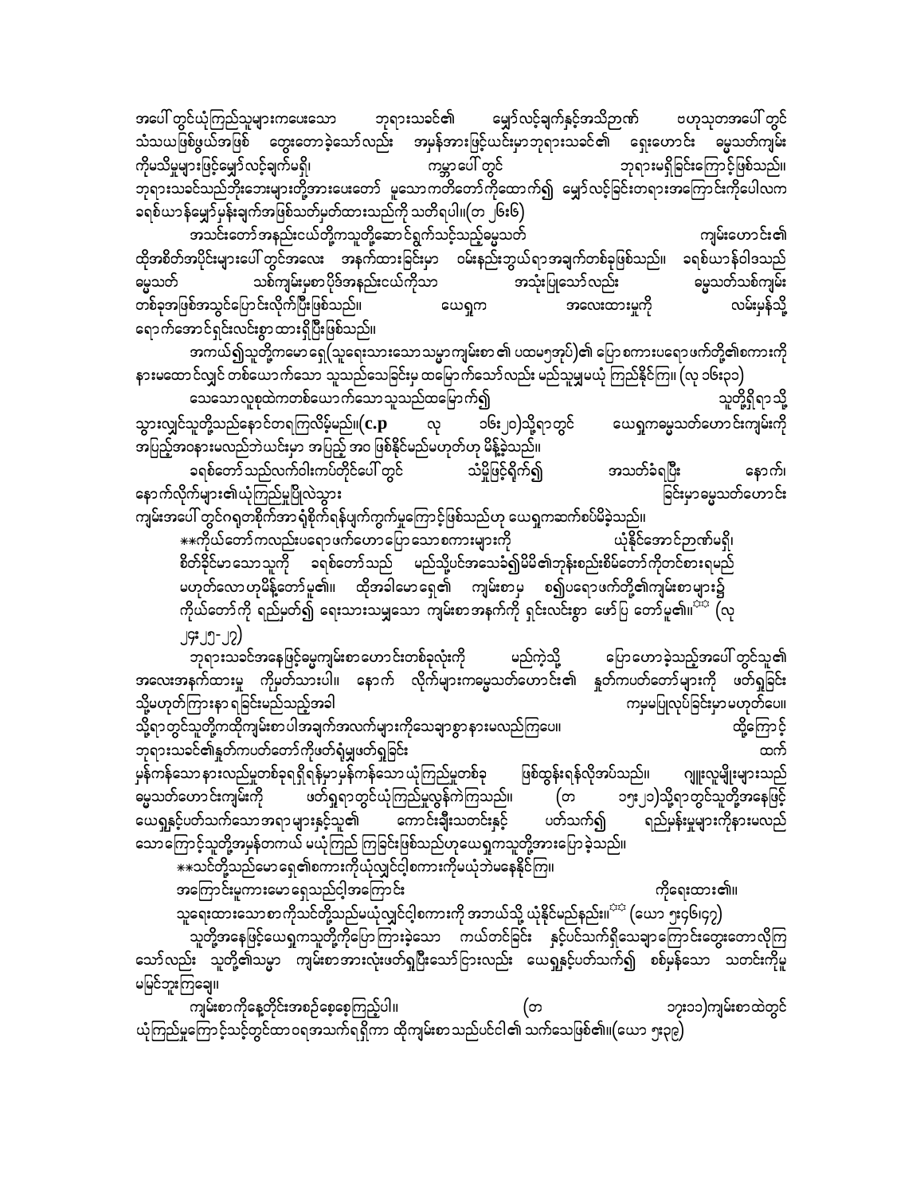အပေါ်တွင်ယုံကြည်သူများကပေးသော ဘုရားသခင်၏ မျှော်လင့်ချက်နှင့်အသိဉာဏ် ဗဟုသုတအပေါ်တွင် သံသယဖြစ်ဖွယ်အဖြစ် တွေးတောခဲ့သော်လည်း အမှန်အားဖြင့်ယင်းမှာဘုရားသခင်၏ ရှေးဟောင်း ဓမ္မသတ်ကျမ်းကိုမသိမှုများဖြင့်မျှော်လင့်ချက်မရှိ၊ ကမ္ဘာပေါ်တွင် ဘုရားမရှိခြင်းကြောင့်ဖြစ်သည်။ ဘုရားသခင်သည်ဘိုးဘေးများတို့အားပေးတော် မူသောကတိတော်ကိုထောက်၍ မျှော်လင့်ခြင်းတရားအကြောင်းကိုပေါလက ခရစ်ယာန်မျှော်မှန်းချက်အဖြစ်သတ်မှတ်ထားသည်ကို သတိရပါ။(တ ၂၆း၆)

အသင်းတော်အနည်းငယ်တို့ကသူတို့ဆောင်ရွက်သင့်သည့်ဓမ္မသတ် ကျမ်းဟောင်း၏ ထိုအစိတ်အပိုင်းများပေါ်တွင်အလေး အနက်ထားခြင်းမှာ ဝမ်းနည်းဘွယ်ရာအချက်တစ်ခုဖြစ်သည်။ ခရစ်ယာန်ဝါဒသည် ဓမ္မသတ် သစ်ကျမ်းမှစာပိုဒ်အနည်းငယ်ကိုသာ အသုံးပြုသော်လည်း ဓမ္မသတ်သစ်ကျမ်း တစ်ခုအဖြစ်အသွင်ပြောင်းလိုက်ပြီးဖြစ်သည်။ ယေရှုက အလေးထားမှုကို လမ်းမှန်သို့ ရောက်အောင်ရှင်းလင်းစွာ ထားရှိပြီးဖြစ်သည်။

အကယ်၍သူတို့ကမောရှေ(သူရေးသားသောသမ္မာကျမ်းစာ ၏ ပထမ၅အုပ်)၏ ပြောစကားပရောဖက်တို့၏စကားကို နားမထောင်လျှင် တစ်ယောက်သော သူသည်သေခြင်းမှ ထမြောက်သော်လည်း မည်သူမျှမယုံ ကြည်နိုင်ကြ။ (လု ၁၆း၃၁)

သေသောလူစုထဲကတစ်ယောက်သောသူသည်ထမြောက်၍ သူတို့ရှိရာသို့ သွားလျှင်သူတို့သည်နောင်တရကြလိမ့်မည်။(**c.p** လု ၁၆း၂၀)သို့ရာတွင် ယေရှုကဓမ္မသတ်ဟောင်းကျမ်းကို အပြည့်အဝနားမလည်ဘဲယင်းမှာ အပြည့် အဝ ဖြစ်နိုင်မည်မဟုတ်ဟု မိန့်ခဲ့သည်။

ခရစ်တော်သည်လက်ဝါးကပ်တိုင်ပေါ်တွင် သံမှိုဖြင့်ရိုက်၍ အသတ်ခံရပြီး နောက်၊ နောက်လိုက်များ၏ယုံကြည်မှုပြိုလဲသွား ခြင်းမှာဓမ္မသတ်ဟောင်း ကျမ်းအပေါ်တွင်ဂရုတစိုက်အာရုံစိုက်ရန်ပျက်ကွက်မှုကြောင့်ဖြစ်သည်ဟု ယေရှုကဆက်စပ်မိခဲ့သည်။

**ကိုယ်တော်ကလည်းပရောဖက်ဟောပြောသောစကားများကို ယုံနိုင်အောင်ဉာဏ်မရှိ၊ စိတ်ခိုင်မာသောသူကို ခရစ်တော်သည် မည်သို့ပင်အသေခံ၍မိမိ၏ဘုန်းစည်းစိမ်တော်ကိုတင်စားရမည် မဟုတ်လောဟုမိန့်တော်မူ၏။ ထိုအခါမောရှေ၏ ကျမ်းစာမှ စ၍ပရောဖက်တို့၏ကျမ်းစာများ၌ ကိုယ်တော်ကို ရည်မှတ်၍ ရေးသားသမျှသော ကျမ်းစာအနက်ကို ရှင်းလင်းစွာ ဖော်ပြ တော်မူ၏။** (လု ၂၄း၂၅-၂၇)

ဘုရားသခင်အနေဖြင့်ဓမ္မကျမ်းစာဟောင်းတစ်ခုလုံးကို မည်ကဲ့သို့ ပြောဟောခဲ့သည့်အပေါ်တွင်သူ၏ အလေးအနက်ထားမှု ကိုမှတ်သားပါ။ နောက် လိုက်များကဓမ္မသတ်ဟောင်း၏ နှုတ်ကပတ်တော်များကို ဖတ်ရှုခြင်း သို့မဟုတ်ကြားနာ ရခြင်းမည်သည့်အခါ ကမှမပြုလုပ်ခြင်းမှာမဟုတ်ပေ။ သို့ရာတွင်သူတို့ကထိုကျမ်းစာပါအချက်အလက်များကိုသေချာစွာနားမလည်ကြပေ။ ထို့ကြောင့် ဘုရားသခင်၏နှုတ်ကပတ်တော်ကိုဖတ်ရှုမှုဖတ်ရှုခြင်း ထက် မှန်ကန်သောနားလည်မှုတစ်ခုရရှိရန်မှာမှန်ကန်သောယုံကြည်မှုတစ်ခု ဖြစ်ထွန်းရန်လိုအပ်သည်။ ဂျူးလူမျိုးများသည် ဓမ္မသတ်ဟောင်းကျမ်းကို ဖတ်ရှုရာတွင်ယုံကြည်မှုလွန်ကဲကြသည်။ (တ ၁၅း၂၁)သို့ရာတွင်သူတို့အနေဖြင့် ယေရှုနှင့်ပတ်သက်သောအရာများနှင့်သူ၏ ကောင်းချီးသတင်းနှင့် ပတ်သက်၍ ရည်မှန်းမှုများကိုနားမလည် သောကြောင့်သူတို့အမှန်တကယ် မယုံကြည် ကြခြင်းဖြစ်သည်ဟုယေရှုကသူတို့အားပြောခဲ့သည်။

**သင်တို့သည်မောရှေ၏စကားကိုယုံလျှင်ငါ့စကားကိုမယုံဘဲမနေနိုင်ကြ။ အကြောင်းမူကားမောရှေသည်ငါ့အကြောင်း ကိုရေးထား၏။ သူရေးထားသောစာကိုသင်တို့သည်မယုံလျှင်ငါ့စကားကို အဘယ်သို့ ယုံနိုင်မည်နည်း။** (ယော ၅း၄၆၊၄၇)

သူတို့အနေဖြင့်ယေရှုကသူတို့ကိုပြောကြားခဲ့သော ကယ်တင်ခြင်း နှင့်ပင်သက်ရှိသေချာကြောင်းတွေးတောလိုကြသော်လည်း သူတို့၏သမ္မာ ကျမ်းစာအားလုံးဖတ်ရှုပြီးသော်ငြားလည်း ယေရှုနှင့်ပတ်သက်၍ စစ်မှန်သော သတင်းကိုမူ မမြင်ဘူးကြချေ။

ကျမ်းစာကိုနေ့တိုင်းအစဉ်စေ့စေ့ကြည့်ပါ။ (တ ၁၇း၁၁)ကျမ်းစာထဲတွင် ယုံကြည်မှုကြောင့်သင့်တွင်ထာဝရအသက်ရရှိကာ ထိုကျမ်းစာသည်ပင်ငါ၏ သက်သေဖြစ်၏။(ယော ၅း၃၉)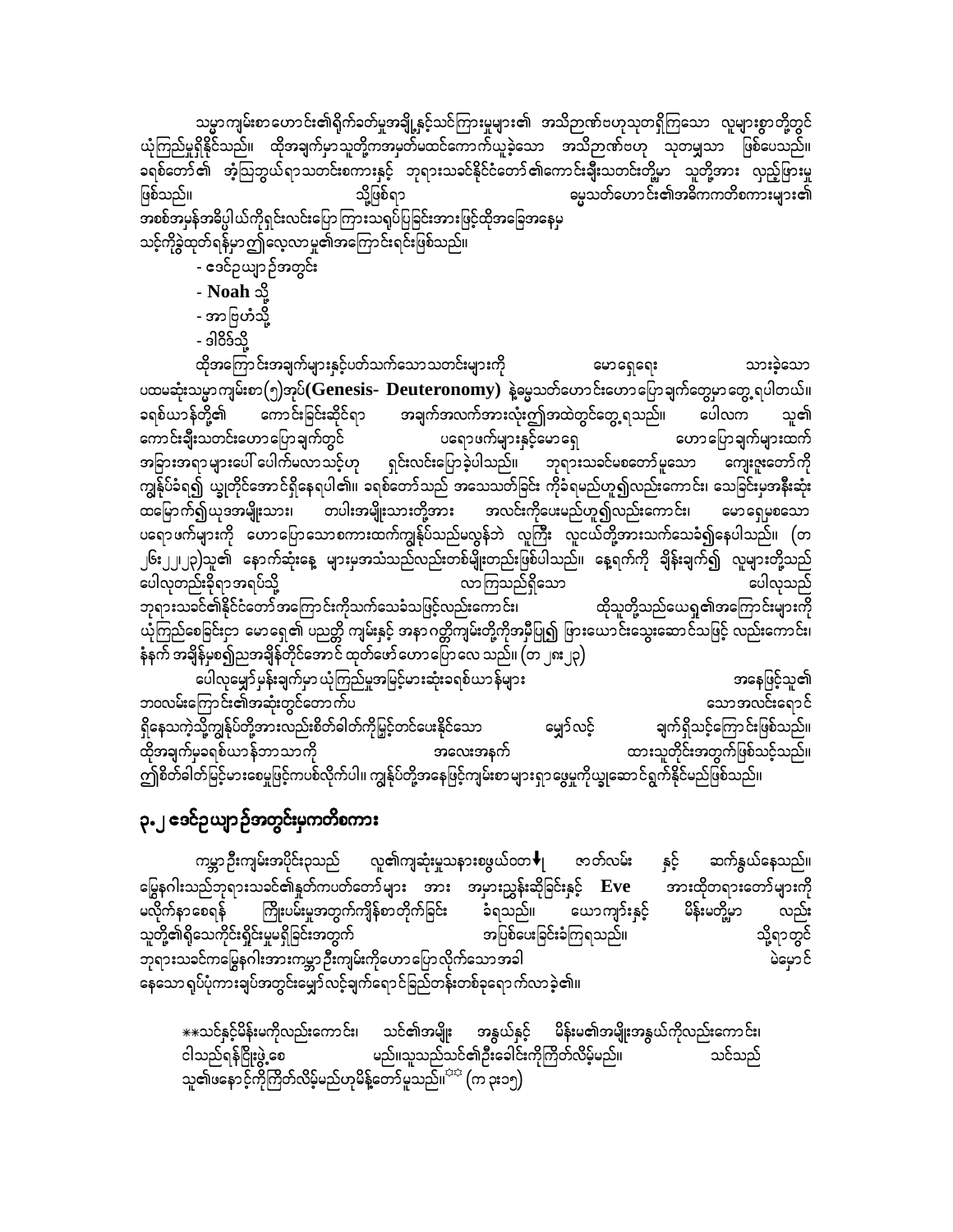သမ္မာကျမ်းစာဟောင်း၏ရိုက်ခတ်မှုအချို့နှင့်သင်ကြားမှုများ၏ အသိဉာဏ်ဗဟုသုတရှိကြသော လူများစွာတို့တွင် ယုံကြည်မှုရှိနိုင်သည်။ ထိုအချက်မှာသူတို့ကအမှတ်မထင်ကောက်ယူခဲ့သော အသိဉာဏ်ဗဟု သုတမျှသာ ဖြစ်ပေသည်။ ခရစ်တော်၏ အံ့ဩဘွယ်ရာသတင်းစကားနှင့် ဘုရားသခင်နိုင်ငံတော်၏ကောင်းချီးသတင်းတို့မှာ သူတို့အား လှည့်ဖြားမှုဖြစ်သည်။ သို့ဖြစ်ရာ ဓမ္မသတ်ဟောင်း၏အဓိကကတိစကားများ၏ အစစ်အမှန်အဓိပ္ပါယ်ကိုရှင်းလင်းပြောကြားသရုပ်ပြခြင်းအားဖြင့်ထိုအခြေအနေမှ သင့်ကိုခွဲထုတ်ရန်မှာဤလေ့လာမှု၏အကြောင်းရင်းဖြစ်သည်။

- ဧဒင်ဥယျာဉ်အတွင်း
- **Noah** သို့
- အာဗြဟံသို့
- ဒါဝိဒ်သို့

ထိုအကြောင်းအချက်များနှင့်ပတ်သက်သောသတင်းများကို မောရှေရေး သားခဲ့သော ပထမဆုံးသမ္မာကျမ်းစာ(၅)အုပ်**(Genesis- Deuteronomy)** နဲ့ဓမ္မသတ်ဟောင်းဟောပြောချက်တွေမှာ တွေ့ရပါတယ်။ ခရစ်ယာန်တို့၏ ကောင်းခြင်းဆိုင်ရာ အချက်အလက်အားလုံး၍အထဲတွင်တွေ့ရသည်။ ပေါလက သူ၏ ကောင်းချီးသတင်းဟောပြောချက်တွင် ပရောဖက်များနှင့်မောရှေ ဟောပြောချက်များထက် အခြားအရာများပေါ် ပေါက်မလာသင့်ဟု ရှင်းလင်းပြောခဲ့ပါသည်။ ဘုရားသခင်မစတော်မူသော ကျေးဇူးတော်ကို ကျွန်ုပ်ခံရ၍ ယနေ့တိုင်အောင်ရှိနေရပါ၏။ ခရစ်တော်သည် အသေသတ်ခြင်း ကိုခံရမည်ဟူ၍လည်းကောင်း၊ သေခြင်းမှအနီးဆုံး ထမြောက်၍ယုဒအမျိုးသား၊ တပါးအမျိုးသားတို့အား အလင်းကိုပေးမည်ဟူ၍လည်းကောင်း၊ မောရှေမှစသော ပရောဖက်များကို ဟောပြောသောစကားထက်ကျွန်ုပ်သည်မလွန်ဘဲ လူကြီး လူငယ်တို့အားသက်သေခံ၍နေပါသည်။ (တ ၂၆း၂၂၊၂၃)သူ၏ နောက်ဆုံးနေ့ များမှအသံသည်လည်းတစ်မျိုးတည်းဖြစ်ပါသည်။ နေ့ရက်ကို ချိန်းချက်၍ လူများတို့သည် ပေါလုတည်းခိုရာအရပ်သို့ လာကြသည်ရှိသော ပေါလုသည် ဘုရားသခင်၏နိုင်ငံတော်အကြောင်းကိုသက်သေခံသဖြင့်လည်းကောင်း၊ ထိုသူတို့သည်ယေရှု၏အကြောင်းများကို ယုံကြည်စေခြင်းငှာ မောရှေ၏ ပညတ္တိ ကျမ်းနှင့် အနာဂတ္တိကျမ်းတို့ကိုအမှီပြု၍ ဖြားယောင်းသွေးဆောင်သဖြင့် လည်းကောင်း၊ နံနက် အချိန်မှစ၍ညအချိန်တိုင်အောင် ထုတ်ဖော်ဟောပြောလေ သည်။ (တ ၂၈း၂၃)

ပေါလုမျှော်မှန်းချက်မှာ ယုံကြည်မှုအမြင့်မားဆုံးခရစ်ယာန်များ အနေဖြင့်သူ၏ ဘဝလမ်းကြောင်း၏အဆုံးတွင်တောက်ပ သောအလင်းရောင် ရှိနေသကဲ့သို့ကျွန်ုပ်တို့အားလည်းစိတ်ဓါတ်ကိုမြှင့်တင်ပေးနိုင်သော မျှော်လင့် ချက်ရှိသင့်ကြောင်းဖြစ်သည်။ ထိုအချက်မှခရစ်ယာန်ဘာသာကို အလေးအနက် ထားသူတိုင်းအတွက်ဖြစ်သင့်သည်။ ဤစိတ်ဓါတ်မြင့်မားစေမှုဖြင့်ကပစ်လိုက်ပါ။ ကျွန်ုပ်တို့အနေဖြင့်ကျမ်းစာများရှာဖွေမှုကိုယှဉ်ဆောင်ရွက်နိုင်မည်ဖြစ်သည်။

## ၃.၂ ဧဒင်ဥယျာဉ်အတွင်းမှကတိစကား

ကမ္ဘာဦးကျမ်းအပိုင်း၃သည် လူ၏ကျဆုံးမှုသနားစဖွယ်ဝတ⬇၊ ဇာတ်လမ်း နှင့် ဆက်နွယ်နေသည်။ မြွေနဂါးသည်ဘုရားသခင်၏နှုတ်ကပတ်တော်များ အား အမှားသွန်းဆိုခြင်းနှင့် **Eve** အားထိုတရားတော်များကို မလိုက်နာစေရန် ကြိုးပမ်းမှုအတွက်ကျိန်စာတိုက်ခြင်း ခံရသည်။ ယောကျ်ားနှင့် မိန်းမတို့မှာ လည်း သူတို့၏ရိုသေကိုင်းရှိုင်းမှုမရှိခြင်းအတွက် အပြစ်ပေးခြင်းခံကြရသည်။ သို့ရာတွင် ဘုရားသခင်ကမြွေနဂါးအားကမ္ဘာဦးကျမ်းကိုဟောပြောလိုက်သောအခါ မဲမှောင် နေသောရုပ်ပုံကားချပ်အတွင်းမျှော်လင့်ချက်ရောင်ခြည်တန်းတစ်ခုရောက်လာခဲ့၏။

> **သင်နှင့်မိန်းမကိုလည်းကောင်း၊ သင်၏အမျိုး အနွယ်နှင့် မိန်းမ၏အမျိုးအနွယ်ကိုလည်းကောင်း၊ ငါသည်ရန်ငြိုးဖွဲ့စေ မည်။သူသည်သင်၏ဦးခေါင်းကိုကြိတ်လိမ့်မည်။ သင်သည် သူ၏ဖနောင့်ကိုကြိတ်လိမ့်မည်ဟုမိန့်တော်မူသည်။** (က ၃း၁၅)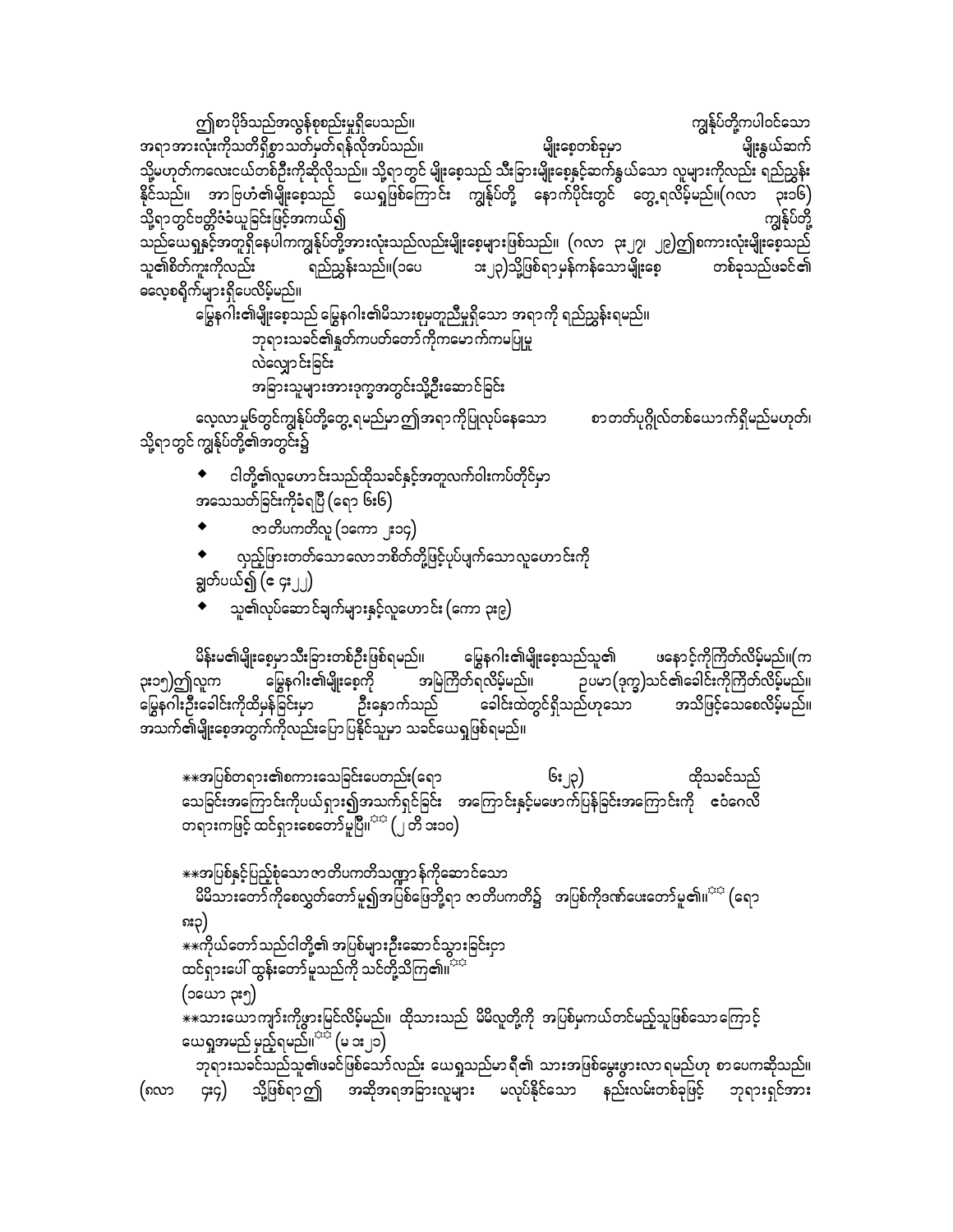ဤစာပိုဒ်သည်အလွန်စုစည်းမှုရှိပေသည်။ ကျွန်ုပ်တို့ကပါဝင်သော အရာအားလုံးကိုသတိရှိစွာသတ်မှတ်ရန်လိုအပ်သည်။ မျိုးစေ့တစ်ခုမှာ မျိုးနွယ်ဆက်သို့မဟုတ်ကလေးငယ်တစ်ဦးကိုဆိုလိုသည်။ သို့ရာတွင် မျိုးစေ့သည် သီးခြားမျိုးစေ့နှင့်ဆက်နွယ်သော လူများကိုလည်း ရည်ညွှန်းနိုင်သည်။ အာဗြဟံ၏မျိုးစေ့သည် ယေရှုဖြစ်ကြောင်း ကျွန်ုပ်တို့ နောက်ပိုင်းတွင် တွေ့ရလိမ့်မည်။(ဂလာ ၃း၁၆) သို့ရာတွင်ဗတ္တိဇံခံယူခြင်းဖြင့်အကယ်၍ ကျွန်ုပ်တို့သည်ယေရှုနှင့်အတူရှိနေပါကကျွန်ုပ်တို့အားလုံးသည်လည်းမျိုးစေ့များဖြစ်သည်။ (ဂလာ ၃း၂၇၊ ၂၉)ဤစကားလုံးမျိုးစေ့သည်သူ၏စိတ်ကူးကိုလည်း ရည်ညွှန်းသည်။(၁ပေ ၁း၂၃)သို့ဖြစ်ရာမှန်ကန်သောမျိုးစေ့ တစ်ခုသည်ဖခင်၏ဓလေ့စရိုက်များရှိပေလိမ့်မည်။

မြွေနဂါး၏မျိုးစေ့သည် မြွေနဂါး၏မိသားစုမှတူညီမှုရှိသော အရာကို ရည်ညွှန်းရမည်။

ဘုရားသခင်၏နှုတ်ကပတ်တော်ကိုကမောက်ကမပြုမှု

လိမ်လျှောင်းခြင်း

အခြားသူများအားဒုက္ခအတွင်းသို့ဦးဆောင်ခြင်း

လေ့လာမှု၆တွင်ကျွန်ုပ်တို့တွေ့ရမည်မှာ ဤအရာကိုပြုလုပ်နေသော စာတတ်ပုဂ္ဂိုလ်တစ်ယောက်ရှိမည်မဟုတ်၊ သို့ရာတွင် ကျွန်ုပ်တို့၏အတွင်း၌

- ငါတို့၏လူဟောင်းသည်ထိုသခင်နှင့်အတူလက်ဝါးကပ်တိုင်မှာ အသေသတ်ခြင်းကိုခံရပြီ (ရော ၆း၆)
- ဇာတိပကတိလူ (၁ကော ၂း၁၄)
- လှည့်ဖြားတတ်သောလောဘစိတ်တို့ဖြင့်ပုပ်ပျက်သောလူဟောင်းကို ချွတ်ပယ်၍ (ဧ ၄း၂၂)
- သူ၏လုပ်ဆောင်ချက်များနှင့်လူဟောင်း (ကော ၃း၉)

မိန်းမ၏မျိုးစေ့မှာသီးခြားတစ်ဦးဖြစ်ရမည်။ မြွေနဂါး၏မျိုးစေ့သည်သူ၏ ဖနောင့်ကိုကိုက်လိမ့်မည်။(က ၃း၁၅)ဤလူက မြွေနဂါး၏မျိုးစေ့ကို အမြဲကိုက်ရလိမ့်မည်။ ဥပမာ(ဒုက္ခ)သင်၏ခေါင်းကိုကိုက်လိမ့်မည်။ မြွေနဂါးဦးခေါင်းကိုထိမှန်ခြင်းမှာ ဦးနှောက်သည် ခေါင်းထဲတွင်ရှိသည်ဟုသော အသိဖြင့်သေစေလိမ့်မည်။ အသက်၏မျိုးစေ့အတွက်ကိုလည်းပြောပြနိုင်သူမှာ သခင်ယေရှုဖြစ်ရမည်။

**အပြစ်တရား၏စကားသေခြင်းပေတည်း(ရော ၆း၂၃) ထိုသခင်သည် သေခြင်းအကြောင်းကိုပယ်ရှား၍အသက်ရှင်ခြင်း အကြောင်းနှင့်မဖောက်ပြန်ခြင်းအကြောင်းကို ဧဝံဂေလိတရားကဖြင့် ထင်ရှားစေတော်မူပြီ။** (၂တိ ၁း၁၀)

**အပြစ်နှင့်ပြည့်စုံသော ဇာတိပကတိသဏ္ဍာန်ကိုဆောင်သော မိမိသားတော်ကိုစေလွှတ်တော်မူ၍အပြစ်ဖြေဘို့ရာ ဇာတိပကတိ၌ အပြစ်ကိုဒဏ်ပေးတော်မူ၏။** (ရော ၈း၃)

**ကိုယ်တော်သည်ငါတို့၏ အပြစ်များဦးဆောင်သွားခြင်းငှာ ထင်ရှားပေါ် ထွန်းတော်မူသည်ကို သင်တို့သိကြ၏။** (၁ယော ၃း၅)

**သားယောကျ်ားကိုဖွားမြင်လိမ့်မည်။ ထိုသားသည် မိမိလူတို့ကို အပြစ်မှကယ်တင်မည့်သူဖြစ်သောကြောင့် ယေရှုအမည် မှည့်ရမည်။** (မ ၁း၂၁)

ဘုရားသခင်သည်သူ၏ဖခင်ဖြစ်သော်လည်း ယေရှုသည်မာရီ၏ သားအဖြစ်မွေးဖွားလာရမည်ဟု စာပေကဆိုသည်။ (ဂလာ ၄း၄) သို့ဖြစ်ရာဤ အဆိုအရအခြားလူများ မလုပ်နိုင်သော နည်းလမ်းတစ်ခုဖြင့် ဘုရားရှင်အား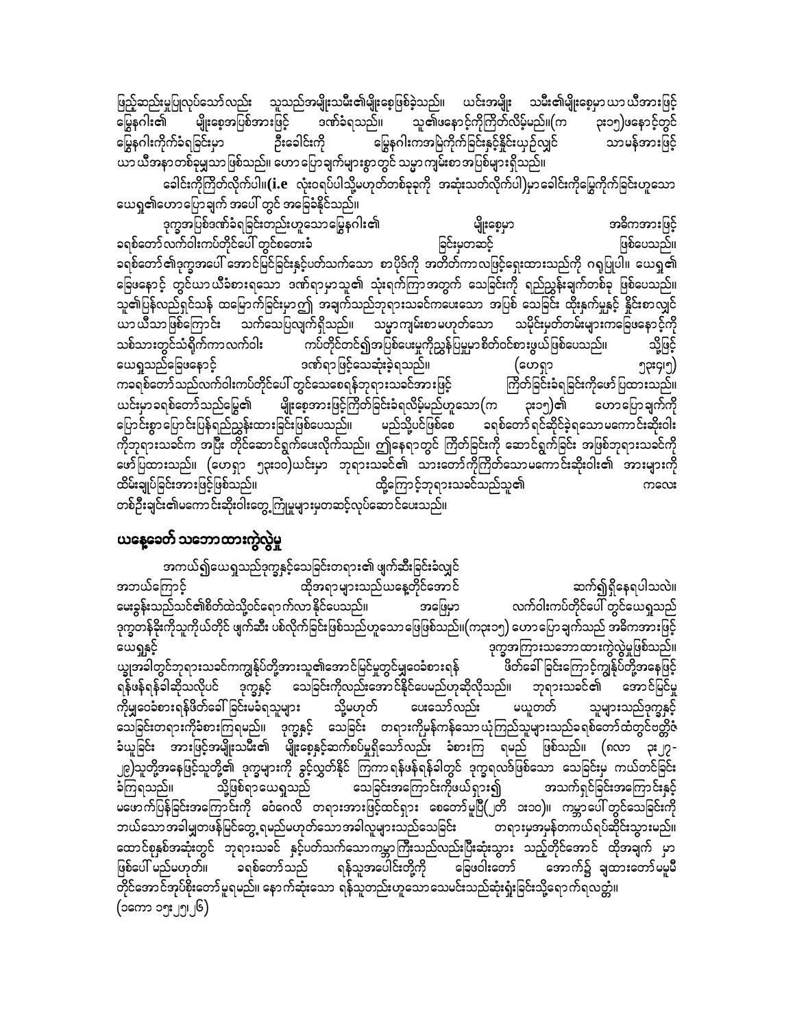ဖြည့်ဆည်းမှုပြုလုပ်သော်လည်း သူသည်အမျိုးသမီး၏မျိုးစေ့ဖြစ်ခဲ့သည်။ ယင်းအမျိုး သမီး၏မျိုးစေ့မှာ ယာ ယီအားဖြင့် မြွေနဂါး၏ မျိုးစေ့အပြစ်အားဖြင့် ဒဏ်ခံရသည်။ သူ၏ဖနောင့်ကိုကြိတ်လိမ့်မည်။(က ၃း၁၅)ဖနောင့်တွင် မြွေနဂါးကိုက်ခံရခြင်းမှာ ဦးခေါင်းကို မြွေနဂါးကအမြဲကိုက်ခြင်းနှင့်နှိုင်းယှဉ်လျှင် သာမန်အားဖြင့် ယာ ယီအနာ တစ်ခုမျှသာ ဖြစ်သည်။ ဟောပြောချက်များစွာတွင် သမ္မာကျမ်းစာ အပြစ်များ ရှိသည်။

ခေါင်းကိုကြိတ်လိုက်ပါ။(**i.e** လုံးဝရပ်ပါသို့မဟုတ်တစ်ခုခုကို အဆုံးသတ်လိုက်ပါ)မှာ ခေါင်းကိုမြွေကိုက်ခြင်းဟူသော ယေရှု၏ဟောပြောချက် အပေါ် တွင် အခြေခံနိုင်သည်။

ဒုက္ခအပြစ်ဒဏ်ခံရခြင်းတည်းဟူသော မြွေနဂါး၏ မျိုးစေ့မှာ အဓိကအားဖြင့် ခရစ်တော် လက်ဝါးကပ်တိုင်ပေါ် တွင်စတေးခံ ခြင်းမှတဆင့် ဖြစ်ပေသည်။ ခရစ်တော်၏ဒုက္ခအပေါ် အောင်မြင်ခြင်းနှင့်ပတ်သက်သော စာပိုဒ်ကို အတိတ်ကာလဖြင့်ရေးထားသည်ကို ဂရုပြုပါ။ ယေရှု၏ ခြေဖနောင့် တွင်ယာယီခံစားရသော ဒဏ်ရာမှာသူ၏ သုံးရက်ကြာအတွက် သေခြင်းကို ရည်ညွှန်းချက်တစ်ခု ဖြစ်ပေသည်။ သူ၏ပြန်လည်ရှင်သန် ထမြောက်ခြင်းမှာ ဤ အချက်သည်ဘုရားသခင်ကပေးသော အပြစ် သေခြင်း ထိုးနှက်မှုနှင့် နှိုင်းစာလျှင် ယာယီသာဖြစ်ကြောင်း သက်သေပြလျက်ရှိသည်။ သမ္မာကျမ်းစာ မဟုတ်သော သမိုင်းမှတ်တမ်းများကခြေဖနောင့်ကို သစ်သားတွင်သံရိုက်ကာလက်ဝါး ကပ်တိုင်တင်၍အပြစ်ပေးမှုကိုညွှန်ပြမှုမှာ စိတ်ဝင်စားဖွယ်ဖြစ်ပေသည်။ သို့ဖြင့် ယေရှုသည်ခြေဖနောင့် ဒဏ်ရာ ဖြင့်သေဆုံးခဲ့ရသည်။ (ဟေရှာ ၅၃း၄၊၅) ကခရစ်တော်သည်လက်ဝါးကပ်တိုင်ပေါ် တွင်သေစေရန်ဘုရားသခင်အားဖြင့် ကြိတ်ခြင်းခံရခြင်းကိုဖော်ပြထားသည်။ ယင်းမှာခရစ်တော်သည်မြွေ၏ မျိုးစေ့အားဖြင့်ကြိတ်ခြင်းခံရလိမ့်မည်ဟူသော(က ၃း၁၅)၏ ဟောပြောချက်ကို ပြောင်းစွာပြောင်းပြန်ရည်ညွှန်းထားခြင်းဖြစ်ပေသည်။ မည်သို့ပင်ဖြစ်စေ ခရစ်တော် ရင်ဆိုင်ခဲ့ရသော မကောင်းဆိုးဝါးကိုဘုရားသခင်က အပြီး တိုင်ဆောင်ရွက်ပေးလိုက်သည်။ ဤနေရာတွင် ကြိတ်ခြင်းကို ဆောင်ရွက်ခြင်း အဖြစ်ဘုရားသခင်ကို ဖော်ပြထားသည်။ (ဟေရှာ ၅၃း၁၀)ယင်းမှာ ဘုရားသခင်၏ သားတော်ကိုကြိတ်သောမကောင်းဆိုးဝါး၏ အားများကို ထိမ်းချုပ်ခြင်းအားဖြင့်ဖြစ်သည်။ ထို့ကြောင့်ဘုရားသခင်သည်သူ၏ ကလေး တစ်ဦးချင်း၏မကောင်းဆိုးဝါးတွေ့ကြုံမှုများမှတဆင့်လုပ်ဆောင်ပေးသည်။

## ယနေ့ခေတ် သဘောထားကွဲလွဲမှု

အကယ်၍ယေရှုသည်ဒုက္ခနှင့်သေခြင်းတရား၏ ဖျက်ဆီးခြင်းခံလျှင် အဘယ်ကြောင့် ထိုအရာ များသည်ယနေ့တိုင်အောင် ဆက်၍ရှိနေရပါသလဲ။ မေးခွန်းသည်သင်၏စိတ်ထဲသို့ဝင်ရောက်လာ နိုင်ပေသည်။ အဖြေမှာ လက်ဝါးကပ်တိုင်ပေါ် တွင်ယေရှုသည် ဒုက္ခတန်ခိုးကိုသူကိုယ်တိုင် ဖျက်ဆီး ပစ်လိုက်ခြင်းဖြစ်သည်ဟူသော ဖြေဖြစ်သည်။(ကး၁၅) ဟောပြောချက်သည် အဓိကအားဖြင့် ယေရှုနှင့် ဒုက္ခအကြားသဘောထားကွဲလွဲမှုဖြစ်သည်။ ယျှအခါတွင်ဘုရားသခင်ကကျွန်ုပ်တို့အားသူ၏အောင်မြင်မှုတွင်မျှဝေခံစားရန် ဖိတ်ခေါ် ခြင်းကြောင့်ကျွန်ုပ်တို့အနေဖြင့် ရန်ဖန်ရန်ခါဆိုသလိုပင် ဒုက္ခနှင့် သေခြင်းကိုလည်းအောင်နိုင်ပေမည်ဟုဆိုလိုသည်။ ဘုရားသခင်၏ အောင်မြင်မှုကိုမျှဝေခံစားရန်ဖိတ်ခေါ် ခြင်းမခံရသူများ သို့မဟုတ် ပေးသော်လည်း မယူတတ် သူများသည်ဒုက္ခနှင့် သေခြင်းတရားကိုခံစားကြရမည်။ ဒုက္ခနှင့် သေခြင်း တရားကိုမုန်ကန်သော ယုံကြည်သူများသည်ခရစ်တော်ထံတွင်ဗတ္တိဇံ ခံယူခြင်း အားဖြင့်အမျိုးသမီး၏ မျိုးစေ့နှင့်ဆက်စပ်မှုရှိသော်လည်း ခံစားကြ ရမည် ဖြစ်သည်။ (ဂလာ ၃း၂၇-၂၉)သူတို့အနေဖြင့်သူတို့၏ ဒုက္ခများကို ခွင့်လွှတ်နိုင် ကြကာရန်ဖန်ရန်ခါတွင် ဒုက္ခရလဒ်ဖြစ်သော သေခြင်းမှ ကယ်တင်ခြင်းခံကြရသည်။ သို့ဖြစ်ရာယေရှုသည် သေခြင်းအကြောင်းကိုဖယ်ရှား၍ အသက်ရှင်ခြင်းအကြောင်းနှင့် မဖောက်ပြန်ခြင်းအကြောင်းကို ခဓံဝေလိ တရားအားဖြင့်ထင်ရှား စေတော်မူပြီ(၂တိ ၁း၁၀)။ ကမ္ဘာပေါ် တွင်သေခြင်းကို ဘယ်သောအခါမျှတဖန်မြင်တွေ့ရမည်မဟုတ်သောအခါလူများသည်သေခြင်း တရားမှအမှန်တကယ်ရပ်ဆိုင်းသွားမည်။ ထောင်စုနှစ်အဆုံးတွင် ဘုရားသခင် နှင့်ပတ်သက်သောကမ္ဘာကြီးသည်လည်းပြီးဆုံးသွား သည့်တိုင်အောင် ထိုအချက် မှာ ဖြစ်ပေါ် မည်မဟုတ်။ ခရစ်တော်သည် ရန်သူအပေါင်းတို့ကို ခြေဖဝါးတော် အောက်၌ ချထားတော်မမူမီ တိုင်အောင်အုပ်စိုးတော်မူရမည်။ နောက်ဆုံးသော ရန်သူတည်းဟူသောသေမင်းသည်ဆုံးရှုံးခြင်းသို့ရောက်ရလတ္တံ့။ (၁ကော ၁၅း၂၅၊၂၆)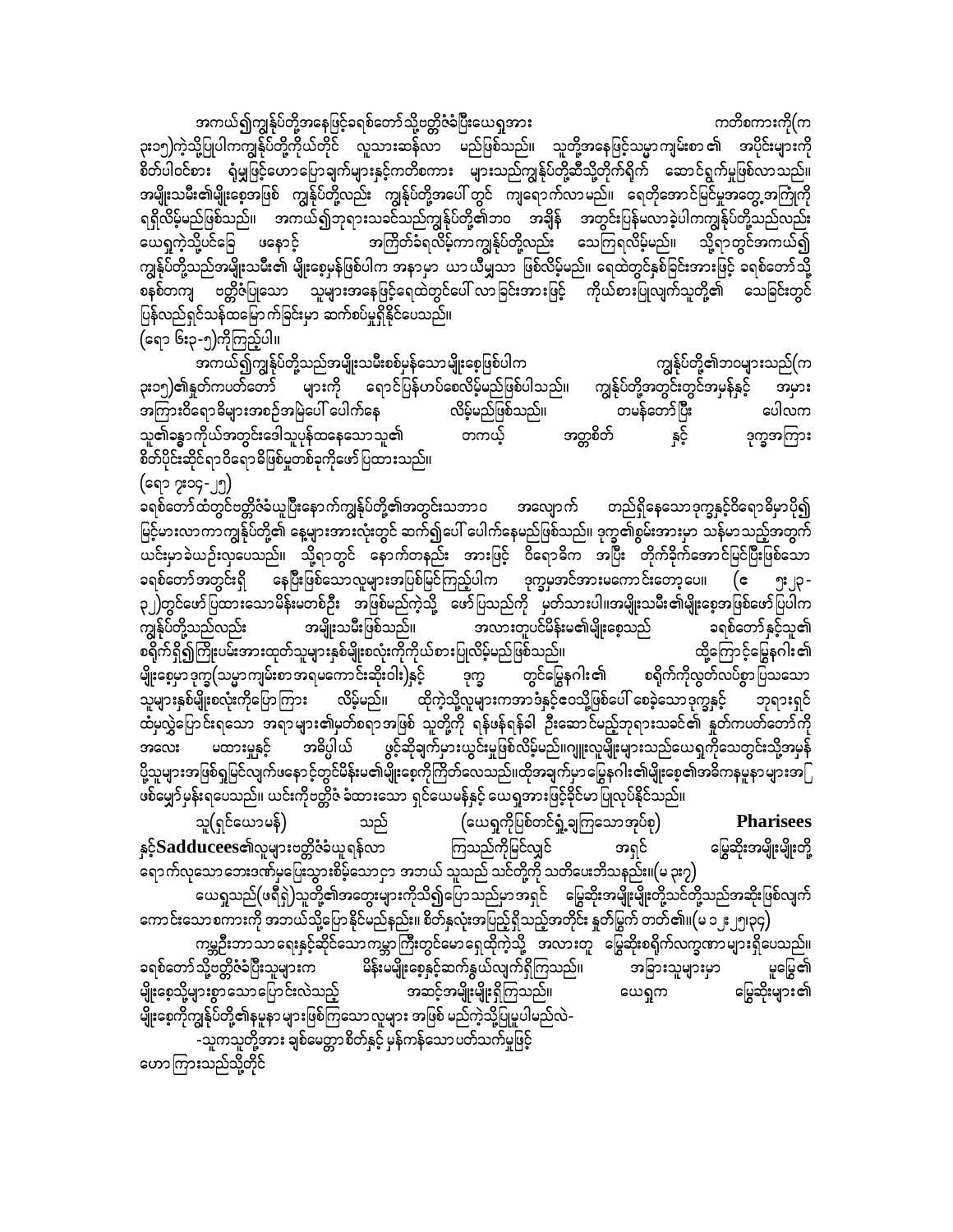အကယ်၍ကျွန်ုပ်တို့အနေဖြင့်ခရစ်တော်သို့ဗတ္တိဇံခံပြီးယေရှုအား ကတိစကားကို(က ၃း၁၅)ကဲ့သို့ပြုပါကကျွန်ုပ်တို့ကိုယ်တိုင် လူသားဆန်လာ မည်ဖြစ်သည်။ သူတို့အနေဖြင့်သမ္မာကျမ်းစာ ၏ အပိုင်းများကို စိတ်ပါဝင်စား ရုံမျှဖြင့်ဟောပြောချက်များနှင့်ကတိစကား များသည်ကျွန်ုပ်တို့ဆီသို့တိုက်ရိုက် ဆောင်ရွက်မှုဖြစ်လာသည်။ အမျိုးသမီး၏မျိုးစေ့အဖြစ် ကျွန်ုပ်တို့လည်း ကျွန်ုပ်တို့အပေါ်တွင် ကျရောက်လာမည်။ ရေတိုအောင်မြင်မှုအတွေ့အကြုံကို ရရှိလိမ့်မည်ဖြစ်သည်။ အကယ်၍ဘုရားသခင်သည်ကျွန်ုပ်တို့၏ဘဝ အချိန် အတွင်းပြန်မလာခဲ့ပါကကျွန်ုပ်တို့သည်လည်း ယေရှုကဲ့သို့ပင်ခြေ ဖနောင့် အကြိတ်ခံရလိမ့်ကာကျွန်ုပ်တို့လည်း သေကြရလိမ့်မည်။ သို့ရာတွင်အကယ်၍ ကျွန်ုပ်တို့သည်အမျိုးသမီး၏ မျိုးစေ့မှန်ဖြစ်ပါက အနာမှာ ယာယီမျှသာ ဖြစ်လိမ့်မည်။ ရေထဲတွင်နှစ်ခြင်းအားဖြင့် ခရစ်တော်သို့ စနစ်တကျ ဗတ္တိဇံပြုသော သူများအနေဖြင့်ရေထဲတွင်ပေါ်လာခြင်းအားဖြင့် ကိုယ်စားပြုလျက်သူတို့၏ သေခြင်းတွင် ပြန်လည်ရှင်သန်ထမြောက်ခြင်းမှာ ဆက်စပ်မှုရှိနိုင်ပေသည်။

(ရော ၆း၃-၅)ကိုကြည့်ပါ။

အကယ်၍ကျွန်ုပ်တို့သည်အမျိုးသမီးစစ်မှန်သောမျိုးစေ့ဖြစ်ပါက ကျွန်ုပ်တို့၏ဘဝများသည်(က ၃း၁၅)၏နှုတ်ကပတ်တော် များကို ရောင်ပြန်ဟပ်စေလိမ့်မည်ဖြစ်ပါသည်။ ကျွန်ုပ်တို့အတွင်းတွင်အမှန်နှင့် အမှား အကြားဝိရောဓိများအစဉ်အမြဲပေါ်ပေါက်နေ လိမ့်မည်ဖြစ်သည်။ တမန်တော်ပြီး ပေါလက သူ၏ခန္ဓာကိုယ်အတွင်းဒေါသူပုန်ထနေသောသူ၏ တကယ့် အတ္တစိတ် နှင့် ဒုက္ခအကြား စိတ်ပိုင်းဆိုင်ရာဝိရောဓိဖြစ်မှုတစ်ခုကိုဖော်ပြထားသည်။

(ရော ၇း၁၄-၂၅)

ခရစ်တော်ထဲတွင်ဗတ္တိဇံခံယူပြီးနောက်ကျွန်ုပ်တို့၏အတွင်းသဘာဝ အလျောက် တည်ရှိနေသောဒုက္ခနှင့်ဝိရောဓိမှာပို၍ မြင်မားလာကာကျွန်ုပ်တို့၏ နေ့များအားလုံးတွင် ဆက်၍ပေါ်ပေါက်နေမည်ဖြစ်သည်။ ဒုက္ခ၏စွမ်းအားမှာ သန်မာသည့်အတွက် ယင်းမှာခဲယဉ်းလှပေသည်။ သို့ရာတွင် နောက်တနည်း အားဖြင့် ဝိရောဓိက အပြီး တိုက်ခိုက်အောင်မြင်ပြီးဖြစ်သော ခရစ်တော်အတွင်းရှိ နေပြီးဖြစ်သောလူများအပြစ်မြင်ကြည့်ပါက ဒုက္ခမှအင်အားမကောင်းတော့ပေ။ (ဧ ၅း၂၃-၃၂)တွင်ဖော်ပြထားသောမိန်းမတစ်ဦး အဖြစ်မည်ကဲ့သို့ ဖော်ပြသည်ကို မှတ်သားပါ။အမျိုးသမီး၏မျိုးစေ့အဖြစ်ဖော်ပြပါက ကျွန်ုပ်တို့သည်လည်း အမျိုးသမီးဖြစ်သည်။ အလားတူပင်မိန်းမ၏မျိုးစေ့သည် ခရစ်တော်နှင့်သူ၏ စရိုက်ရှိ၍ကြိုးပမ်းအားထုတ်သူများနှစ်မျိုးစလုံးကိုကိုယ်စားပြုလိမ့်မည်ဖြစ်သည်။ ထို့ကြောင့်မြွေနဂါး၏ မျိုးစေ့မှာဒုက္ခ(သမ္မာကျမ်းစာအရမကောင်းဆိုးဝါး)နှင့် ဒုက္ခ တွင်မြွေနဂါး၏ စရိုက်ကိုလွတ်လပ်စွာပြသော သူများနှစ်မျိုးစလုံးကိုပြောကြား လိမ့်မည်။ ထိုကဲ့သို့လူများကအာဒံနှင့်ဧဝသို့ဖြစ်ပေါ်စေခဲ့သောဒုက္ခနှင့် ဘုရားရှင် ထံမှလွဲပြောင်းရသော အရာများ၏မှတ်စရာအဖြစ် သူတို့ကို ရန်ဖန်ရန်ခါ ဦးဆောင်မည့်ဘုရားသခင်၏ နှုတ်ကပတ်တော်ကို အလေး မထားမှုနှင့် အဓိပ္ပါယ် ဖွင့်ဆိုချက်မှားယွင်းမှုဖြစ်လိမ့်မည်။ဂျူးလူမျိုးများသည်ယေရှုကိုသေတွင်းသို့အမှန် ပို့သူများအဖြစ်ရှုမြင်လျက်ဖနောင့်တွင်မိန်းမ၏မျိုးစေ့ကိုကြိတ်လေသည်။ထိုအချက်မှာမြွေနဂါး၏မျိုးစေ့၏အဓိကနမူနာများအ ဖြစ်မျှော်မှန်းရပေသည်။ ယင်းကိုဗတ္တိဇံ ခံထားသော ရှင်ယေမန်နှင့် ယေရှုအားဖြင့်ခိုင်မာ ပြုလုပ်နိုင်သည်။

သူ(ရှင်ယောမန်) သည် (ယေရှုကိုပြစ်တင်ရှုံ့ချကြသောအုပ်စု) **Pharisees** နှင့်**Sadducees**၏လူများဗတ္တိဇံခံယူရန်လာ ကြသည်ကိုမြင်လျှင် အရှင် မြွေဆိုးအမျိုးမျိုးတို့ ရောက်လုသောဘေးဒဏ်မှပြေးသွားစိမ့်သောငှာ အဘယ် သူသည် သင်တို့ကို သတိပေးဘိသနည်း။(မ ၃း၇)

ယေရှုသည်(ဖရိရှဲ)သူတို့၏အတွေးများကိုသိ၍ပြောသည်မှာအရှင် မြွေဆိုးအမျိုးမျိုးတို့သင်တို့သည်အဆိုးဖြစ်လျက် ကောင်းသောစကားကို အဘယ်သို့ပြောနိုင်မည်နည်း။ စိတ်နှလုံးအပြည့်ရှိသည့်အတိုင်း နှုတ်မြွက် တတ်၏။(မ ၁၂း၂၅၊၃၄)

ကမ္ဘာဦးဘာသာရေးနှင့်ဆိုင်သောကမ္ဘာကြီးတွင်မောရှေထိုကဲ့သို့ အလားတူ မြွေဆိုးစရိုက်လက္ခဏာများရှိပေသည်။ ခရစ်တော်သို့ဗတ္တိဇံခံပြီးသူများက မိန်းမမျိုးစေ့နှင့်ဆက်နွယ်လျက်ရှိကြသည်။ အခြားသူများမှာ မူမြွေ၏ မျိုးစေ့သို့များစွာသောပြောင်းလဲသည့် အဆင့်အမျိုးမျိုးရှိကြသည်။ ယေရှုက မြွေဆိုးများ၏ မျိုးစေ့ကိုကျွန်ုပ်တို့၏နမူနာများဖြစ်ကြသောလူများ အဖြစ် မည်ကဲ့သို့ပြုမူပါမည်လဲ-

-သူကသူတို့အား ချစ်မေတ္တာစိတ်နှင့် မှန်ကန်သောပတ်သက်မှုဖြင့် ဟောကြားသည်သို့တိုင်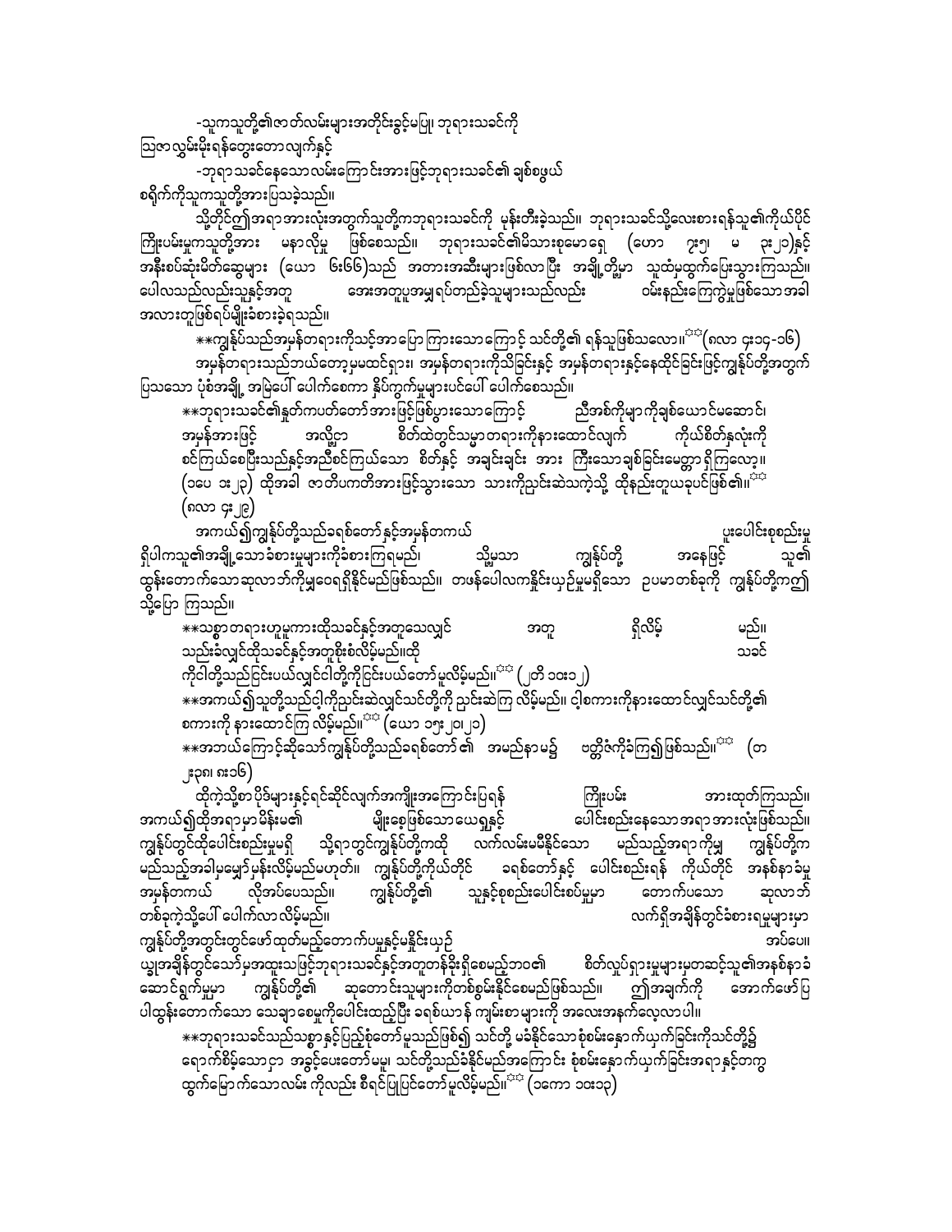-သူကသူတို့၏ဇာတ်လမ်းများအတိုင်းခွင့်မပြု၊ ဘုရားသခင်ကို သြဇာလွှမ်းမိုးရန်တွေးတောလျက်နှင့်

-ဘုရားသခင်နေသောလမ်းကြောင်းအားဖြင့်ဘုရားသခင်၏ ချစ်စဖွယ် စရိုက်ကိုသူကသူတို့အားပြသခဲ့သည်။

သို့တိုင်ဤအရာအားလုံးအတွက်သူတို့ကဘုရားသခင်ကို မုန်းတီးခဲ့သည်။ ဘုရားသခင်သို့လေးစားရန်သူ၏ကိုယ်ပိုင် ကြိုးပမ်းမှုကသူတို့အား မနာလိုမှု ဖြစ်စေသည်။ ဘုရားသခင်၏မိသားစုမောရှေ (ဟော ၇း၅၊ မ ၃း၂၁)နှင့် အနီးစပ်ဆုံးမိတ်ဆွေများ (ယော ၆း၆၆)သည် အတားအဆီးများဖြစ်လာပြီး အချို့တို့မှာ သူထံမှထွက်ပြေးသွားကြသည်။ ပေါလသည်လည်းသူနှင့်အတူ အေးအတူပူအမှုရပ်တည်ခဲ့သူများသည်လည်း ဝမ်းနည်းကြေကွဲမှုဖြစ်သောအခါ အလားတူဖြစ်ရပ်မျိုးခံစားခဲ့ရသည်။

**ကျွန်ုပ်သည်အမှန်တရားကိုသင့်အားပြောကြားသောကြောင့် သင်တို့၏ ရန်သူဖြစ်သလော။** (ဂလာ ၄း၁၄-၁၆)

အမှန်တရားသည်ဘယ်တော့မှမထင်ရှား၊ အမှန်တရားကိုသိခြင်းနှင့် အမှန်တရားနှင့်နေထိုင်ခြင်းဖြင့်ကျွန်ုပ်တို့အတွက် ပြသသော ပုံစံအချို့ အမြဲပေါ် ပေါက်စေတာ နှိပ်ကွက်မှုများပင်ပေါ် ပေါက်စေသည်။

**ဘုရားသခင်၏နှုတ်ကပတ်တော်အားဖြင့်ဖြစ်ပွားသောကြောင့် ညီအစ်ကိုများကိုချစ်ယောင်မဆောင်၊ အမှန်အားဖြင့် အလို့ငှာ စိတ်ထဲတွင်သမ္မာတရားကိုနားထောင်လျက် ကိုယ်စိတ်နှလုံးကို စင်ကြယ်စေပြီးသည်နှင့်အညီစင်ကြယ်သော စိတ်နှင့် အချင်းချင်း အား ကြီးသောချစ်ခြင်းမေတ္တာရှိကြလော့။ (၁ပေ ၁း၂၃) ထိုအခါ ဇာတိပကတိအားဖြင့်သွားသော သားကိုညှင်းဆဲသကဲ့သို့ ထိုနည်းတူယခုပင်ဖြစ်၏။** (ဂလာ ၄း၂၉)

အကယ်၍ကျွန်ုပ်တို့သည်ခရစ်တော်နှင့်အမှန်တကယ် ပူးပေါင်းစုစည်းမှု ရှိပါကသူ၏အချို့သောခံစားမှုများကိုခံစားကြရမည်၊ သို့မှသာ ကျွန်ုပ်တို့ အနေဖြင့် သူ၏ ထွန်းတောက်သောဆုလာဘ်ကိုမျှဝေရရှိနိုင်မည်ဖြစ်သည်။ တဖန်ပေါလကနိုင်းယှဉ်မှုမရှိသော ဥပမာတစ်ခုကို ကျွန်ုပ်တို့ကဤ သို့ပြော ကြသည်။

**သစ္စာတရားဟူမူကားထိုသခင်နှင့်အတူသေလျှင် အတူ ရှိလိမ့် မည်။ သည်းခံလျှင်ထိုသခင်နှင့်အတူစိုးစံလိမ့်မည်။ထို သခင် ကိုငါတို့သည်ငြင်းပယ်လျှင်ငါတို့ကိုငြင်းပယ်တော်မူလိမ့်မည်။** (၂တိ ၁၀း၁၂)

**အကယ်၍သူတို့သည်ငါ့ကိုညှင်းဆဲလျှင်သင်တို့ကို ညှင်းဆဲကြ လိမ့်မည်။ ငါ့စကားကိုနားထောင်လျှင်သင်တို့၏ စကားကို နားထောင်ကြ လိမ့်မည်။** (ယော ၁၅း၂၀၊၂၁)

**အဘယ်ကြောင့်ဆိုသော်ကျွန်ုပ်တို့သည်ခရစ်တော်၏ အမည်နာမ၌ ဗတ္တိဇံကိုခံကြ၍ဖြစ်သည်။** (ဟ ၂း၃၈၊ ၈း၁၆)

ထိုကဲ့သို့စာပိုဒ်များနှင့်ရင်ဆိုင်လျက်အကျိုးအကြောင်းပြရန် ကြိုးပမ်း အားထုတ်ကြသည်။ အကယ်၍ထိုအရာမှာမိန်းမ၏ မျိုးစေ့ဖြစ်သောယေရှုနှင့် ပေါင်းစည်းနေသောအရာအားလုံးဖြစ်သည်။ ကျွန်ုပ်တွင်ထိုပေါင်းစည်းမှုမရှိ သို့ရာတွင်ကျွန်ုပ်တို့ကထို လက်လမ်းမမီနိုင်သော မည်သည့်အရာကိုမျှ ကျွန်ုပ်တို့က မည်သည့်အခါမှမျှော်မှန်းလိမ့်မည်မဟုတ်။ ကျွန်ုပ်တို့ကိုယ်တိုင် ခရစ်တော်နှင့် ပေါင်းစည်းရန် ကိုယ်တိုင် အနစ်နာခံမှု အမှန်တကယ် လိုအပ်ပေသည်။ ကျွန်ုပ်တို့၏ သူနှင့်စုစည်းပေါင်းစပ်မှုမှာ တောက်ပသော ဆုလာဘ် တစ်ခုကဲ့သို့ပေါ် ပေါက်လာလိမ့်မည်။ လက်ရှိအချိန်တွင်ခံစားရမှုများမှာ ကျွန်ုပ်တို့အတွင်းတွင်ဖော်ထုတ်မည့်တောက်ပမှုနှင့်မနှိုင်းယှဉ် အပ်ပေ။ ယျွအချိန်တွင်သော်မှအထူးသဖြင့်ဘုရားသခင်နှင့်အတူတန်ခိုးရှိစေမည့်ဘဝ၏ စိတ်လှုပ်ရှားမှုများမှတဆင့်သူ၏အနစ်နာခံ ဆောင်ရွက်မှုမှာ ကျွန်ုပ်တို့၏ ဆုတောင်းသူများကိုတစ်စွမ်းနိုင်စေမည်ဖြစ်သည်။ ဤအချက်ကို အောက်ဖော်ပြ ပါထွန်းတောက်သော သေချာစေမှုကိုပေါင်းထည့်ပြီး ခရစ်ယာန် ကျမ်းစာများကို အလေးအနက်လေ့လာပါ။

**ဘုရားသခင်သည်သစ္စာနှင့်ပြည့်စုံတော်မူသည်ဖြစ်၍ သင်တို့ မခံနိုင်သောစုံစမ်းနှောက်ယှက်ခြင်းကိုသင်တို့၌ ရောက်စိမ့်သောငှာ အခွင့်ပေးတော်မမူ၊ သင်တို့သည်ခံနိုင်မည်အကြောင်း စုံစမ်းနှောက်ယှက်ခြင်းအရာနှင့်တကွ ထွက်မြောက်သောလမ်း ကိုလည်း စီရင်ပြုပြင်တော်မူလိမ့်မည်။** (၁ကော ၁၀း၁၃)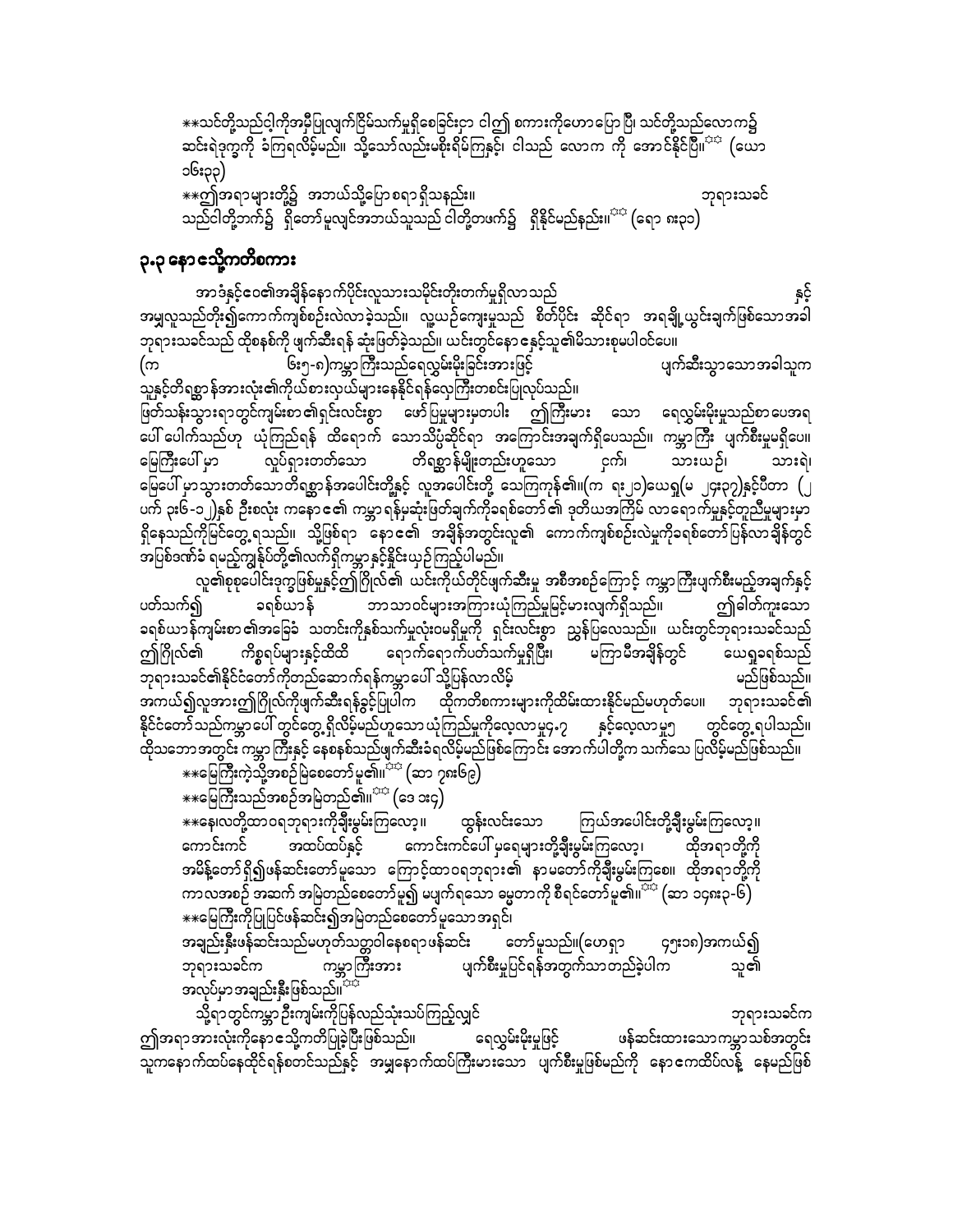**သင်တို့သည်ငါ့ကိုအမှီပြုလျက်ငြိမ်သက်မှုရှိစေခြင်းငှာ ငါ၌ စကားကိုဟောပြောပြီ၊ သင်တို့သည်လောက၌ ဆင်းရဲဒုက္ခကို ခံကြရလိမ့်မည်။ သို့သော်လည်းမစိုးရိမ်ကြနှင့်၊ ငါသည် လောက ကို အောင်နိုင်ပြီ။** (ယော ၁၆း၃၃)

**ဤအရာများတို့၌ အဘယ်သို့ပြောစရာရှိသနည်း။ ဘုရားသခင်သည်ငါတို့ဘက်၌ ရှိတော်မူလျှင်အဘယ်သူသည် ငါတို့တဖက်၌ ရှိနိုင်မည်နည်း။** (ရော ၈း၃၁)

## ၃.၃ နောသို့ကတိစကား

အာဒံနှင့်ဧဝ၏အချိန်နောက်ပိုင်းလူသားသမိုင်းတိုးတက်မှုရှိလာသည် နှင့်အမျှလူသည်တို့၏ကောက်ကျစ်ဆိုးလဲလာခဲ့သည်။ လူ့ယဉ်ကျေးမှုသည် စိတ်ပိုင်း ဆိုင်ရာ အရချို့ယွင်းချက်ဖြစ်သောအခါ ဘုရားသခင်သည် ထိုစနစ်ကို ဖျက်ဆီးရန် ဆုံးဖြတ်ခဲ့သည်။ ယင်းတွင်နောနှင့်သူ၏မိသားစုမပါဝင်ပေ။ (က ၆း၅-၈)ကမ္ဘာကြီးသည်ရေလွှမ်းမိုးခြင်းအားဖြင့် ပျက်ဆီးသွားသောအခါသူက သူနှင့်တိရစ္ဆာန်အားလုံး၏ကိုယ်စားလှယ်များနေနိုင်ရန်လှေကြီးတစင်းပြုလုပ်သည်။ ဖြတ်သန်းသွားရာတွင်ကျမ်းစာ၏ရှင်းလင်းစွာ ဖော်ပြမှုများမှတပါး ဤကြီးမား သော ရေလွှမ်းမိုးမှုသည်စာပေအရ ပေါ်ပေါက်သည်ဟု ယုံကြည်ရန် ထိရောက် သောသိပ္ပံဆိုင်ရာ အကြောင်းအချက်ရှိပေသည်။ ကမ္ဘာကြီး ပျက်စီးမှုမရှိပေ၊ မြေကြီးပေါ်မှာ လှုပ်ရှားတတ်သော တိရစ္ဆာန်မျိုးတည်းဟူသော ငှက်၊ သားယဉ်၊ သားရဲ၊ မြေပေါ်မှာသွားတတ်သောတိရစ္ဆာန်အပေါင်းတို့နှင့် လူအပေါင်းတို့ သေကြကုန်၏။(က ၇း၂၁)ယေရှု(မ ၂၄း၃၇)နှင့်ပီတာ (၂ ပက် ၃း၆-၁၂)နှစ် ဦးစလုံး ကနော၏ ကမ္ဘာ့ရန်မှဆုံးဖြတ်ချက်ကိုခရစ်တော်၏ ဒုတိယအကြိမ် လာရောက်မှုနှင့်တူညီမှုများမှာ ရှိနေသည်ကိုမြင်တွေ့ရသည်။ သို့ဖြစ်ရာ နော၏ အချိန်အတွင်းလူ၏ ကောက်ကျစ်ဆိုးလဲမှုကိုခရစ်တော်ပြန်လာချိန်တွင် အပြစ်ဒဏ်ခံ ရမည့်ကျွန်ုပ်တို့၏လက်ရှိကမ္ဘာနှင့်နှိုင်းယှဉ်ကြည့်ပါမည်။

လူ၏စုစုပေါင်းဒုက္ခဖြစ်မှုနှင့်ဤဂြိုလ်၏ ယင်းကိုယ်တိုင်ဖျက်ဆီးမှု အစီအစဉ်ကြောင့် ကမ္ဘာကြီးပျက်စီးမည့်အချက်နှင့် ပတ်သက်၍ ခရစ်ယာန် ဘာသာဝင်များအကြားယုံကြည်မှုမြင့်မားလျက်ရှိသည်။ ဤခါတ်ကူးသော ခရစ်ယာန်ကျမ်းစာ၏အခြေခံ သတင်းကိုနှစ်သက်မှုလုံးဝမရှိမှုကို ရှင်းလင်းစွာ ညွှန်ပြလေသည်။ ယင်းတွင်ဘုရားသခင်သည် ဤဂြိုလ်၏ ကိစ္စရပ်များနှင့်ထိထိ ရောက်ရောက်ပတ်သက်မှုရှိပြီး၊ မကြာမီအချိန်တွင် ယေရှုခရစ်သည် ဘုရားသခင်၏နိုင်ငံတော်ကိုတည်ဆောက်ရန်ကမ္ဘာပေါ် သို့ပြန်လာလိမ့် မည်ဖြစ်သည်။ အကယ်၍လူအား ဤဂြိုလ်ကိုဖျက်ဆီးရန်ခွင့်ပြုပါက ထိုကတိစကားများကိုထိမ်းထားနိုင်မည်မဟုတ်ပေ။ ဘုရားသခင်၏ နိုင်ငံတော်သည်ကမ္ဘာပေါ်တွင်တွေ့ရှိလိမ့်မည်ဟူသော ယုံကြည်မှုကိုလေ့လာမှု၄.၇ နှင့်လေ့လာမှု၅ တွင်တွေ့ရပါသည်။ ထိုသဘောအတွင်း ကမ္ဘာကြီးနှင့် နေစနစ်သည်ဖျက်ဆီးခံရလိမ့်မည်ဖြစ်ကြောင်း အောက်ပါတို့က သက်သေ ပြလိမ့်မည်ဖြစ်သည်။

**မြေကြီးကဲ့သို့အစဉ်မြဲစေတော်မူ၏။** (ဆာ ၇၈း၆၉)

**မြေကြီးသည်အစဉ်အမြဲတည်၏။** (ဒေ ၁း၄)

**နေ၊လတို့ထာဝရဘုရားကိုချီးမွမ်းကြလော့။ ထွန်းလင်းသော ကြယ်အပေါင်းတို့ချီးမွမ်းကြလော့။ ကောင်းကင် အထပ်ထပ်နှင့် ကောင်းကင်ပေါ်မှရေများတို့ချီးမွမ်းကြလော့၊ ထိုအရာတို့ကို အမိန့်တော်ရှိ၍ဖန်ဆင်းတော်မူသော ကြောင့်ထာဝရဘုရား၏ နာမတော်ကိုချီးမွမ်းကြစေ။ ထိုအရာတို့ကို ကာလအစဉ် အဆက် အမြဲတည်စေတော်မူ၍ မပျက်ရသော ဓမ္မတာကို စီရင်တော်မူ၏။** (ဆာ ၁၄၈း၃-၆)

**မြေကြီးကိုပြုပြင်ဖန်ဆင်း၍အမြဲတည်စေတော်မူသောအရှင်၊ အချည်းနှီးဖန်ဆင်းသည်မဟုတ်သတ္တဝါနေစရာဖန်ဆင်း တော်မူသည်။**(ဟေရှာ ၄၅း၁၈)အကယ်၍ ဘုရားသခင်က ကမ္ဘာကြီးအား ပျက်စီးမှုပြင်ရန်အတွက်သာတည်ခဲ့ပါက သူ၏ အလုပ်မှာအချည်းနှီးဖြစ်သည်။

သို့ရာတွင်ကမ္ဘာဦးကျမ်းကိုပြန်လည်သုံးသပ်ကြည့်လျှင် ဘုရားသခင်က ဤအရာအားလုံးကိုနောသို့ကတိပြုခဲ့ပြီးဖြစ်သည်။ ရေလွှမ်းမိုးမှုဖြင့် ဖန်ဆင်းထားသောကမ္ဘာသစ်အတွင်း သူကနောက်ထပ်နေထိုင်ရန်စတင်သည်နှင့် အမျှနောက်ထပ်ကြီးမားသော ပျက်စီးမှုဖြစ်မည်ကို နောကထိပ်လန့် နေမည်ဖြစ်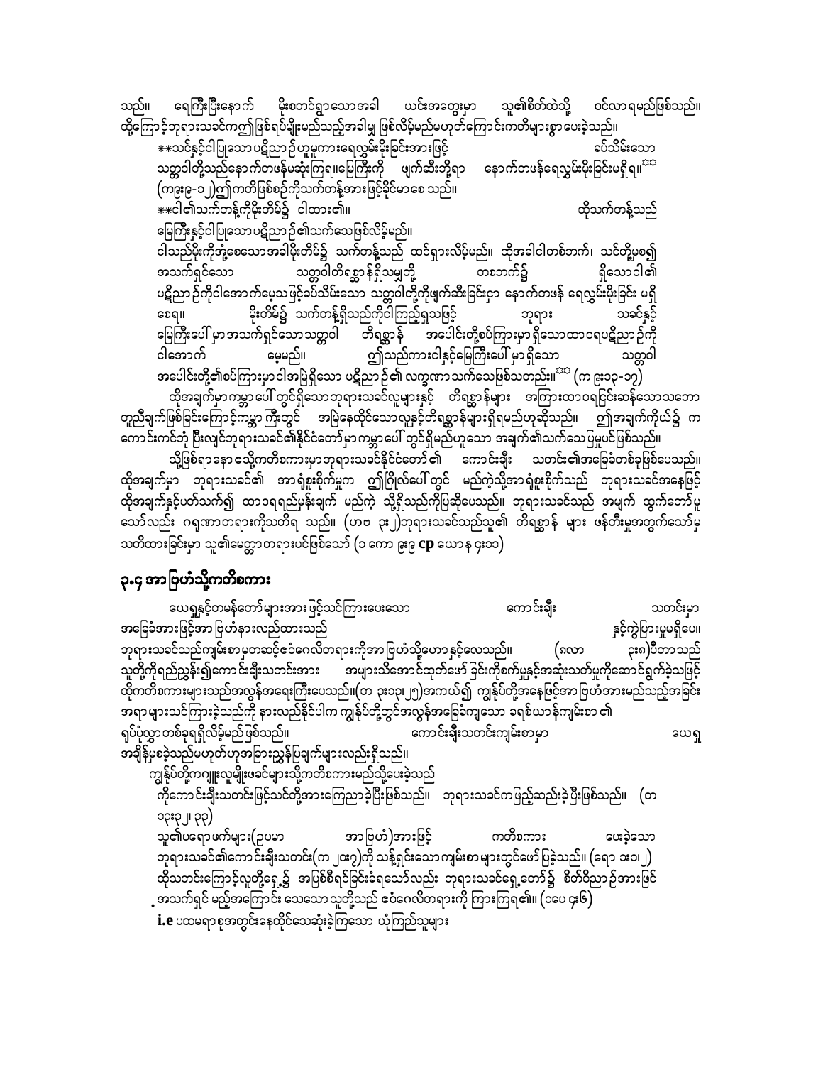သည်။ ရေကြီးပြီးနောက် မိုးစတင်ရွာသောအခါ ယင်းအတွေးမှာ သူ၏စိတ်ထဲသို့ ဝင်လာရမည်ဖြစ်သည်။ ထို့ကြောင့်ဘုရားသခင်ကဤဖြစ်ရပ်မျိုးမည်သည့်အခါမျှ ဖြစ်လိမ့်မည်မဟုတ်ကြောင်းကတိများစွာပေးခဲ့သည်။

**သင်နှင့်ငါပြုသောပဋိညာဉ်ဟူမူကားရေလွှမ်းမိုးခြင်းအားဖြင့် ခပ်သိမ်းသော သတ္တဝါတို့သည်နောက်တဖန်မဆုံးကြရ။မြေကြီးကို ဖျက်ဆီးဘို့ရာ နောက်တဖန်ရေလွှမ်းမိုးခြင်းမရှိရ။** (က၉း၉-၁၂)ဤကတိဖြစ်စဉ်ကိုသက်တန့်အားဖြင့်ခိုင်မာစေသည်။

**ငါ၏သက်တန့်ကိုမိုးတိမ်၌ ငါထား၏။ ထိုသက်တန့်သည် မြေကြီးနှင့်ငါပြုသောပဋိညာဉ်၏သက်သေဖြစ်လိမ့်မည်။ ငါသည်မိုးကိုအုံ့စေသောအခါမိုးတိမ်၌ သက်တန့်သည် ထင်ရှားလိမ့်မည်။ ထိုအခါငါတစ်ဘက်၊ သင်တို့မှစ၍ အသက်ရှင်သော သတ္တဝါတိရစ္ဆာန်ရှိသမျှတို့ တစ်ဘက်၌ ရှိသောငါ၏ ပဋိညာဉ်ကိုငါအောက်မေ့သဖြင့်ခပ်သိမ်းသော သတ္တဝါတို့ကိုဖျက်ဆီးခြင်းငှာ နောက်တဖန် ရေလွှမ်းမိုးခြင်း မရှိစေရ။ မိုးတိမ်၌ သက်တန့်ရှိသည်ကိုငါကြည့်ရှုသဖြင့် ဘုရား သခင်နှင့် မြေကြီးပေါ်မှာအသက်ရှင်သောသတ္တဝါ တိရစ္ဆာန် အပေါင်းတို့စပ်ကြားမှာရှိသောထာဝရပဋိညာဉ်ကို ငါအောက် မေ့မည်။ ဤသည်ကားငါနှင့်မြေကြီးပေါ်မှာရှိသော သတ္တဝါ အပေါင်းတို့၏စပ်ကြားမှာငါအမြဲရှိသော ပဋိညာဉ်၏ လက္ခဏာသက်သေဖြစ်သတည်း။** (က ၉း၁၃-၁၇)

ထိုအချက်မှာကမ္ဘာပေါ်တွင်ရှိသောဘုရားသခင်လူများနှင့် တိရစ္ဆာန်များ အကြားထာဝရငြင်းဆန်သောသဘောတူညီချက်ဖြစ်ခြင်းကြောင့်ကမ္ဘာကြီးတွင် အမြဲနေထိုင်သောလူနှင့်တိရစ္ဆာန်များရှိရမည်ဟုဆိုသည်။ ဤအချက်ကိုယ်၌ က ကောင်းကင်ဘုံ ပြီးလျှင်ဘုရားသခင်၏နိုင်ငံတော်မှာကမ္ဘာပေါ်တွင်ရှိမည်ဟူသော အချက်၏သက်သေပြမှုပင်ဖြစ်သည်။

သို့ဖြစ်ရာနောသို့ကတိစကားမှာဘုရားသခင်နိုင်ငံတော်၏ ကောင်းချီး သတင်း၏အခြေခံတစ်ခုဖြစ်ပေသည်။ ထိုအချက်မှာ ဘုရားသခင်၏ အာရုံစူးစိုက်မှုက ဤဂြိုလ်ပေါ်တွင် မည်ကဲ့သို့အာရုံစူးစိုက်သည် ဘုရားသခင်အနေဖြင့် ထိုအချက်နှင့်ပတ်သက်၍ ထာဝရရည်မှန်းချက် မည်ကဲ့ သို့ရှိသည်ကိုပြဆိုပေသည်။ ဘုရားသခင်သည် အမျက် ထွက်တော်မူသော်လည်း ဂရုဏာတရားကိုသတိရ သည်။ (ဟဗ ၃း၂)ဘုရားသခင်သည်သူ၏ တိရစ္ဆာန် များ ဖန်တီးမှုအတွက်သော်မှ သတိထားခြင်းမှာ သူ၏မေတ္တာတရားပင်ဖြစ်သော် (၁ ကော ၉း၉ cp ယောန ၄း၁၁)

## ၃.၄ အာဗြဟံသို့ကတိစကား

ယေရှုနှင့်တမန်တော်များအားဖြင့်သင်ကြားပေးသော ကောင်းချီး သတင်းမှာ အခြေခံအားဖြင့်အာဗြဟံနားလည်ထားသည် နှင့်ကွဲပြားမှုမရှိပေ။ ဘုရားသခင်သည်ကျမ်းစာမှတဆင့်ဧဝံဂေလိတရားကိုအာဗြဟံသို့ဟောနှင့်လေသည်။ (ဂလာ ၃း၈)ပီတာသည် သူတို့ကိုရည်ညွှန်း၍ကောင်းချီးသတင်းအား အများသိအောင်ထုတ်ဖော်ခြင်းကိုစက်မှုနှင့်အဆုံးသတ်မှုကိုဆောင်ရွက်ခဲ့သဖြင့် ထိုကတိစကားများသည်အလွန်အရေးကြီးပေသည်။(တ ၃း၁၃၊၂၅)အကယ်၍ ကျွန်ုပ်တို့အနေဖြင့်အာဗြဟံအားမည်သည့်အခြင်းအရာများသင်ကြားခဲ့သည်ကို နားလည်နိုင်ပါက ကျွန်ုပ်တို့တွင်အလွန်အခြေခံကျသော ခရစ်ယာန်ကျမ်းစာ ၏ ရုပ်ပုံလွှာတစ်ခုရရှိလိမ့်မည်ဖြစ်သည်။ ကောင်းချီးသတင်းကျမ်းစာမှာ ယေရှု အချိန်မှစခဲ့သည်မဟုတ်ဟုအခြားညွှန်ပြချက်များလည်းရှိသည်။

ကျွန်ုပ်တို့ကဂျူးလူမျိုးဖခင်များသို့ကတိစကားမည်သို့ပေးခဲ့သည်ကိုကောင်းချီးသတင်းဖြင့်သင်တို့အားကြေညာခဲ့ပြီးဖြစ်သည်။ ဘုရားသခင်ကဖြည့်ဆည်းခဲ့ပြီးဖြစ်သည်။ (တ ၁၃း၃၂၊ ၃၃)

သူ၏ပရောဖက်များ(ဥပမာ အာဗြဟံ)အားဖြင့် ကတိစကား ပေးခဲ့သော ဘုရားသခင်၏ကောင်းချီးသတင်း(က ၂၀း၇)ကို သန့်ရှင်းသောကျမ်းစာများတွင်ဖော်ပြခဲ့သည်။ (ရော ၁း၁၊၂)

ထိုသတင်းကြောင့်လူတို့ရှေ့၌ အပြစ်စီရင်ခြင်းခံရသော်လည်း ဘုရားသခင်ရှေ့တော်၌ စိတ်ဝိညာဉ်အားဖြင့် အသက်ရှင် မည့်အကြောင်း သေသောသူတို့သည် ဧဝံဂေလိတရားကို ကြားကြ၏။ (၁ပေ ၄း၆)

**i.e** ပထမရာစုအတွင်းနေထိုင်သေဆုံးခဲ့ကြသော ယုံကြည်သူများ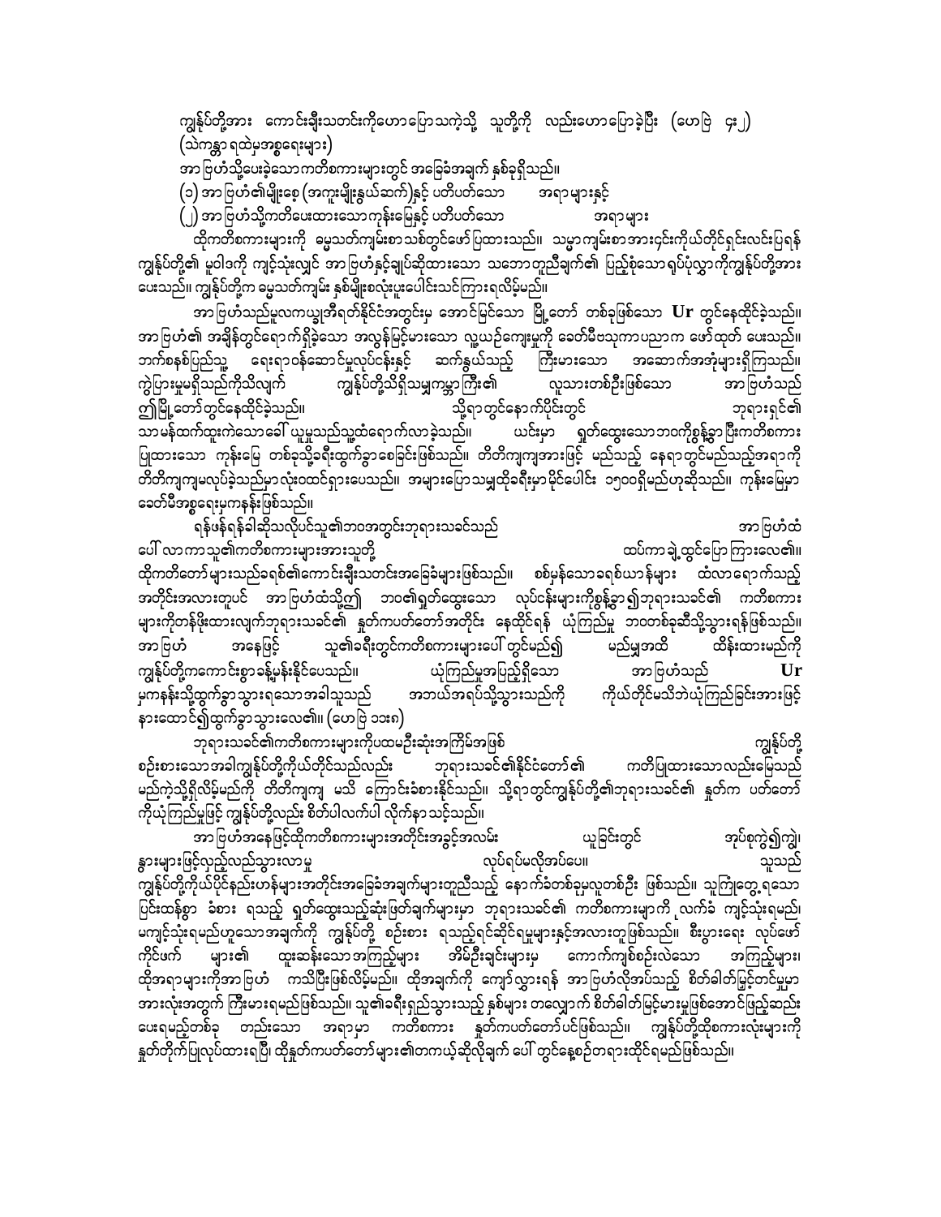ကျွန်ုပ်တို့အား ကောင်းချီးသတင်းကိုဟောပြောသကဲ့သို့ သူတို့ကို လည်းဟောပြောခဲ့ပြီး (ဟေဗြဲ ၄း၂) (သံကန္တာရထဲမှအစ္စရေးများ)

အာဗြဟံသို့ပေးခဲ့သောကတိစကားများတွင် အခြေခံအချက် နှစ်ခုရှိသည်။

(၁) အာဗြဟံ၏မျိုးစေ့ (အကူးမျိုးနွယ်ဆက်)နှင့် ပတ်သက်သော အရာများနှင့်

(၂) အာဗြဟံသို့ကတိပေးထားသောကုန်းမြေနှင့် ပတ်သက်သော အရာများ

ထိုကတိစကားများကို ဓမ္မသတ်ကျမ်းစာသစ်တွင်ဖော်ပြထားသည်။ သမ္မာကျမ်းစာအားဝင်းကိုယ်တိုင်ရှင်းလင်းပြရန် ကျွန်ုပ်တို့၏ မူဝါဒကို ကျင့်သုံးလျှင် အာဗြဟံနှင့်ချုပ်ဆိုထားသော သဘောတူညီချက်၏ ပြည့်စုံသောရုပ်ပုံလွှာကိုကျွန်ုပ်တို့အား ပေးသည်။ ကျွန်ုပ်တို့က ဓမ္မသတ်ကျမ်း နှစ်မျိုးစလုံးပူးပေါင်းသင်ကြားရလိမ့်မည်။

အာဗြဟံသည်မူလကယ္လဒီရက်နိုင်ငံအတွင်းမှ အောင်မြင်သော မြို့တော် တစ်ခုဖြစ်သော Ur တွင်နေထိုင်ခဲ့သည်။ အာဗြဟံ၏ အချိန်တွင်ရောက်ရှိခဲ့သော အလွန်မြင့်မားသော လူ့ယဉ်ကျေးမှုကို ခေတ်မီဗေဒကာပညာက ဖော်ထုတ် ပေးသည်။ ဘက်စနစ်ပြည့်သူ့ ရေးရာဝန်ဆောင်မှုလုပ်ငန်းနှင့် ဆက်နွယ်သည့် ကြီးမားသော အဆောက်အအုံများရှိကြသည်။ ကွဲပြားမှုမရှိသည်ကိုသိလျက် ကျွန်ုပ်တို့သိရှိသမျှကမ္ဘာကြီး၏ လူသားတစ်ဦးဖြစ်သော အာဗြဟံသည် ဤမြို့တော်တွင်နေထိုင်ခဲ့သည်။ သို့ရာတွင်နောက်ပိုင်းတွင် ဘုရားရှင်၏ သာမန်ထက်ထူးကဲသောခေါ် ယူမှုသည်သူ့ထံရောက်လာခဲ့သည်။ ယင်းမှာ ရှုတ်ထွေးသောဘဝကိုစွန့်ခွာပြီးကတိစကား ပြုထားသော ကုန်းမြေ တစ်ခုသို့ခရီးထွက်ခွာစေခြင်းဖြစ်သည်။ တိတိကျကျအားဖြင့် မည်သည့် နေရာတွင်မည်သည့်အရာကို တိတိကျကျမလုပ်ခဲ့သည်မှာလုံးဝထင်ရှားပေသည်။ အများပြောသမျှထိုခရီးမှာမိုင်ပေါင်း ၁၅၀၀ရှိမည်ဟုဆိုသည်။ ကုန်းမြေမှာ ခေတ်မီအစ္စရေးမှကနန်းဖြစ်သည်။

ရန်ဖန်ရန်ခါဆိုသလိုပင်သူ၏ဘဝအတွင်းဘုရားသခင်သည် အာဗြဟံထံ ပေါ် လာကာသူ၏ကတိစကားများအားသူတို့ ထပ်ကာချဲ့ထွင်ပြောကြားလေ၏။ ထိုကတိတော်များသည်ခရစ်၏ကောင်းချီးသတင်းအခြေခံများဖြစ်သည်။ စစ်မှန်သောခရစ်ယာန်များ ထံလာရောက်သည့် အတိုင်းအလားတူပင် အာဗြဟံထံသို့၍ ဘဝ၏ရှုတ်ထွေးသော လုပ်ငန်းများကိုစွန့်ခွာ၍ဘုရားသခင်၏ ကတိစကား များကိုတန်ဖိုးထားလျက်ဘုရားသခင်၏ နှုတ်ကပတ်တော်အတိုင်း နေထိုင်ရန် ယုံကြည်မှု ဘဝတစ်ခုဆီသို့သွားရန်ဖြစ်သည်။ အာဗြဟံ အနေဖြင့် သူ၏ခရီးတွင်ကတိစကားများပေါ် တွင်မည်၍ မည်မျှအထိ ထိန်းထားမည်ကို ကျွန်ုပ်တို့ကကောင်းစွာခန့်မှန်းနိုင်ပေသည်။ ယုံကြည်မှုအပြည့်ရှိသော အာဗြဟံသည် Ur မှကနန်းသို့ထွက်ခွာသွားရသောအခါသူသည် အဘယ်အရပ်သို့သွားသည်ကို ကိုယ်တိုင်မသိဘဲယုံကြည်ခြင်းအားဖြင့် နားထောင်၍ထွက်ခွာသွားလေ၏။ (ဟေဗြဲ ၁၁း၈)

ဘုရားသခင်၏ကတိစကားများကိုပထမဦးဆုံးအကြိမ်အဖြစ် ကျွန်ုပ်တို့ စဉ်းစားသောအခါကျွန်ုပ်တို့ကိုယ်တိုင်သည်လည်း ဘုရားသခင်၏နိုင်ငံတော်၏ ကတိပြုထားသောလည်းမြေသည် မည်ကဲ့သို့ရှိလိမ့်မည်ကို တိတိကျကျ မသိ ကြောင်းခံစားနိုင်သည်။ သို့ရာတွင်ကျွန်ုပ်တို့၏ဘုရားသခင်၏ နှုတ်က ပတ်တော် ကိုယုံကြည်မှုဖြင့် ကျွန်ုပ်တို့လည်း စိတ်ပါလက်ပါ လိုက်နာ သင့်သည်။

အာဗြဟံအနေဖြင့်ထိုကတိစကားများအတိုင်းအခွင့်အလမ်း ယူခြင်းတွင် အုပ်စုကွဲ၍ကျွဲ၊ နွားများဖြင့်လှည့်လည်သွားလာမှု လုပ်ရပ်မလိုအပ်ပေ။ သူသည် ကျွန်ုပ်တို့ကိုယ်ပိုင်နည်းဟန်များအတိုင်းအခြေခံအချက်များတူညီသည့် နောက်ခံတစ်ခုမှလူတစ်ဦး ဖြစ်သည်။ သူကြုံတွေ့ရသော ပြင်းထန်စွာ ခံစား ရသည့် ရှုတ်ထွေးသည့်ဆုံးဖြတ်ချက်များမှာ ဘုရားသခင်၏ ကတိစကားများကို လက်ခံ ကျင့်သုံးရမည်၊ မကျင့်သုံးရမည်ဟူသောအချက်ကို ကျွန်ုပ်တို့ စဉ်းစား ရသည့်ရင်ဆိုင်ရမှုများနှင့်အလားတူဖြစ်သည်။ စီးပွားရေး လုပ်ဖော် ကိုင်ဖက် များ၏ ထူးဆန်းသောအကြည့်များ၊ အိမ်ဦးချင်းများမှ ကောက်ကျစ်စဉ်းလဲသော အကြည့်များ၊ ထိုအရာများကိုအာဗြဟံ ကသိပြီးဖြစ်လိမ့်မည်။ ထိုအချက်ကို ကျော်လွှားရန် အာဗြဟံလိုအပ်သည့် စိတ်ဓါတ်မြင့်တင်မှုမှာ အားလုံးအတွက် ကြီးမားရမည်ဖြစ်သည်။ သူ၏ခရီးရှည်သွားသည့် နှစ်များ တလျှောက် စိတ်ဓါတ်မြင့်မားမှုဖြစ်အောင်ဖြည့်ဆည်း ပေးရမည့်တစ်ခု တည်းသော အရာမှာ ကတိစကား နှုတ်ကပတ်တော်ပင်ဖြစ်သည်။ ကျွန်ုပ်တို့ထိုစကားလုံးများကို နှုတ်တိုက်ပြုလုပ်ထားရပြီး ထိုနှုတ်ကပတ်တော်များ၏တကယ့်ဆိုလိုချက် ပေါ် တွင်နေ့စဉ်တရားထိုင်ရမည်ဖြစ်သည်။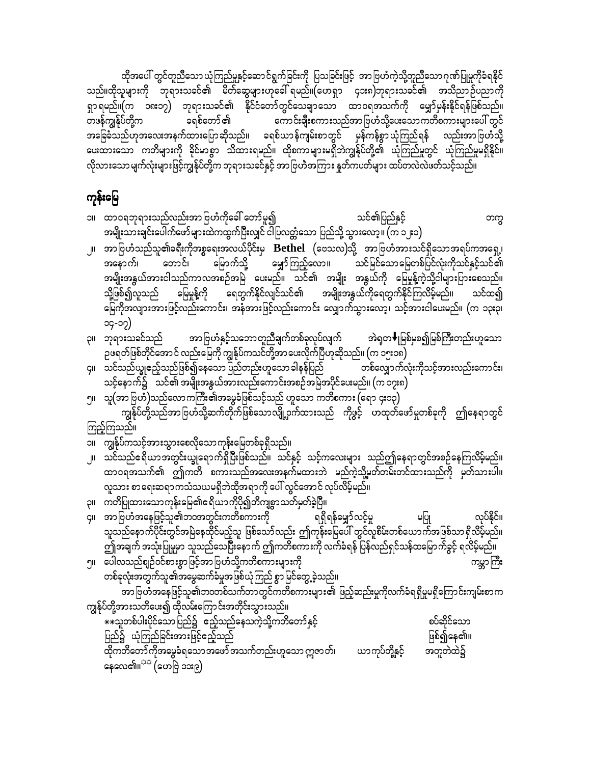ထိုအပေါ် တွင်တူညီသော ယုံကြည်မှုနှင့်ဆောင်ရွက်ခြင်းကို ပြသခြင်းဖြင့် အာဗြဟံကဲ့သို့တူညီသောဂုဏ်ပြုမှုကိုခံရနိုင်သည်။ထိုသူများကို ဘုရားသခင်၏ မိတ်ဆွေများဟုခေါ် ရမည်။(ယောရှာ ၄၁း၈)ဘုရားသခင်၏ အသိညာဉ်ပညာကိုရှာရမည်။(က ၁၈း၁၇) ဘုရားသခင်၏ နိုင်ငံတော်တွင်သေချာသော ထာဝရအသက်ကို မျှော်မှန်းနိုင်ရန်ဖြစ်သည်။ တဖန်ကျွန်ုပ်တို့က ခရစ်တော်၏ ကောင်းချီးစကားသည်အာဗြဟံသို့ပေးသောကတိစကားများပေါ် တွင် အခြေခံသည်ဟုအလေးအနက်ထားပြောဆိုသည်။ ခရစ်ယာန်ကျမ်းစာတွင် မှန်ကန်စွာယုံကြည်ရန် လည်းအာဗြဟံသို့ပေးထားသော ကတိများကို ခိုင်မာစွာ သိထားရမည်။ ထိုစကာများမရှိဘဲကျွန်ုပ်တို့၏ ယုံကြည်မှုတွင် ယုံကြည်မှုမရှိနိုင်။ လိုလားသော မျက်လုံးများဖြင့်ကျွန်ုပ်တို့က ဘုရားသခင်နှင့် အာဗြဟံအကြား နှုတ်ကပတ်များ ထပ်တလဲလဲဖတ်သင့်သည်။

## ကုန်းမြေ

၁။ ထာဝရဘုရားသည်လည်းအာဗြဟံကိုခေါ် တော်မူ၍ သင်၏ပြည်နှင့် တကွ အမျိုးသားချင်းပေါက်ဖော်များထဲကထွက်ပြီးလျှင် ငါပြလတ္တံ့သော ပြည်သို့ သွားလော့။ (က ၁၂း၁)

၂။ အာဗြဟံသည်သူ၏ခရီးကိုအစ္စရေးအလယ်ပိုင်းမှ **Bethel** (ဗေသလ)သို့ အာဗြဟံအားသင်ရှိသောအရပ်ကအရှေ့၊ အနောက်၊ တောင်၊ မြောက်သို့ မျှော်ကြည့်လော။ သင်မြင်သောမြေတစ်ပြင်လုံးကိုသင်နှင့်သင်၏ အမျိုးအနွယ်အားငါသည်ကာလအစဉ်အမြဲ ပေးမည်။ သင်၏ အမျိုး အနွယ်ကို မြေမှုန့်ကဲ့သို့ငါများပြားစေသည်။ သို့ဖြစ်၍လူသည် မြေမှုန့်ကို ရေတွက်နိုင်လျှင်သင်၏ အမျိုးအနွယ်ကိုရေတွက်နိုင်ကြလိမ့်မည်။ သင်ထ၍ မြေကိုအလျားအားဖြင့်လည်းကောင်း၊ အနံအားဖြင့်လည်းကောင်း လျှောက်သွားလော့၊ သင့်အားငါပေးမည်။ (က ၁၃း၃၊ ၁၄-၁၇)

၃။ ဘုရားသခင်သည် အာဗြဟံနှင့်သဘောတူညီချက်တစ်ခုလုပ်လျက် အဲရုတ↓မြစ်မှစ၍မြစ်ကြီးတည်းဟူသော ဥဖရတ်ဖြစ်တိုင်အောင် လည်းမြေကို ကျွန်ုပ်ကသင်တို့အား ပေးလိုက်ပြီဟုဆိုသည်။ (က ၁၅း၁၈)

၄။ သင်သည်ယ္ခုဧည့်သည်ဖြစ်၍နေသော ပြည်တည်းဟူသော ခါနန်ပြည် တစ်လျှောက်လုံးကိုသင့်အားလည်းကောင်း၊ သင့်နောက်၌ သင်၏ အမျိုးအနွယ်အားလည်းကောင်းအစဉ်အမြဲအပိုင်ပေးမည်။ (က ၁၇း၈)

၅။ သူ(အာဗြဟံ)သည်လောကကြီး၏အမွေခံဖြစ်သင့်သည် ဟူသော ကတိစကား (ရော ၄း၁၃)

ကျွန်ုပ်တို့သည်အာဗြဟံသို့ဆက်တိုက်ဖြစ်သောလျှို့ဝှက်ထားသည် ကိုဖွင့် ဟထုတ်ဖော်မှုတစ်ခုကို ဤနေရာတွင်ကြည့်ကြသည်။

၁။ ကျွန်ုပ်ကသင့်အားသွားစေလိုသော ကုန်းမြေတစ်ခုရှိသည်။

၂။ သင်သည်ဧရိယာအတွင်းယ္ခုရောက်ရှိပြီးဖြစ်သည်။ သင်နှင့် သင့်ကလေးများ သည်ဤနေရာတွင်အစဉ်နေကြလိမ့်မည်။ ထာဝရအသက်၏ ဤကတိ စကားသည်အလေးအနက်မထားဘဲ မည်ကဲ့သို့မှတ်တမ်းတင်ထားသည်ကို မှတ်သားပါ။ လူသား စာရေးဆရာကသံသယမရှိဘဲထိုအရာကို ပေါ် လွင်အောင် လုပ်လိမ့်မည်။

၃။ ကတိပြုထားသောကုန်းမြေ၏ဧရိယာကိုပို၍တိကျစွာသတ်မှတ်ခဲ့ပြီ။

၄။ အာဗြဟံအနေဖြင့်သူ၏ဘဝအတွင်းကတိစကားကို ရရှိရန်မျှော်လင့်မှု မပြု လုပ်နိုင်။ သူသည်နောက်ပိုင်းတွင်အမြဲနေထိုင်မည့်သူ ဖြစ်သော်လည်း ဤကုန်းမြေပေါ် တွင်လူစိမ်းတစ်ယောက်အဖြစ်သာရှိလိမ့်မည်။ ဤအချက် အသုံးပြုမှုမှာ သူသည်သေပြီးနောက် ဤကတိစကားကို လက်ခံရန် ပြန်လည်ရှင်သန်ထမြောက်ခွင့် ရလိမ့်မည်။

၅။ ပေါလသည်ရှုဉ်ဝင်စားစွာ ဖြင့်အာဗြဟံသို့ကတိစကားများကို ကမ္ဘာကြီး တစ်ခုလုံးအတွက်သူ၏အမွေဆက်ခံမှုအဖြစ်ယုံကြည် စွာမြင်တွေ့ခဲ့သည်။

အာဗြဟံအနေဖြင့်သူ၏ဘဝတစ်သက်တာတွင်ကတိစကားများ၏ ဖြည့်ဆည်းမှုကိုလက်ခံရရှိမှုမရှိကြောင်းကျမ်းစာက ကျွန်ုပ်တို့အားသတိပေး၍ ထိုလမ်းကြောင်းအတိုင်းသွားသည်။

**သူတစ်ပါးပိုင်သော ပြည်၌ ဧည့်သည်နေသကဲ့သို့ကတိတော်နှင့် စပ်ဆိုင်သော ပြည်၌ ယုံကြည်ခြင်းအားဖြင့်ဧည့်သည် ဖြစ်၍နေ၏။ ထိုကတိတော်ကိုအမွေခံရသောအဖော်အသက်တည်းဟူသော ဣဇာက်၊ ယာကုပ်တို့နှင့် အတူတဲထဲ၌ နေလေ၏။[☼] (ဟေဗြဲ ၁၁း၉)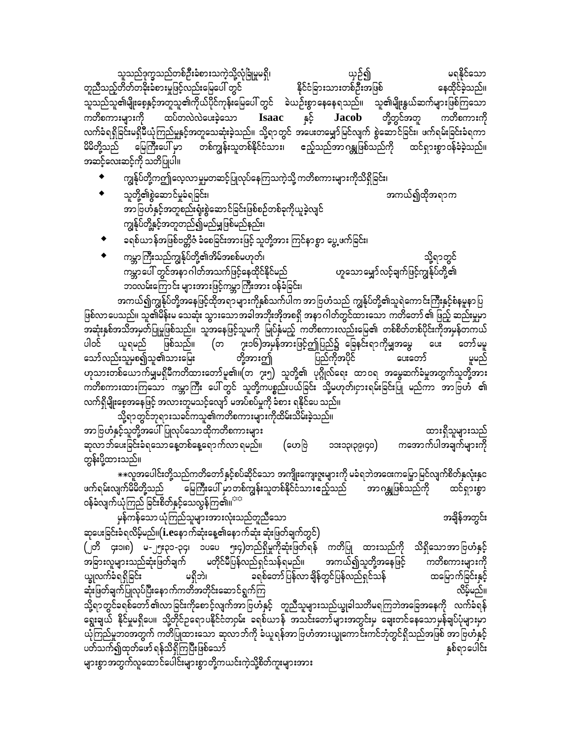သူသည်ဒုက္ခသည်တစ်ဦးခံစားသကဲ့သို့လုံခြုံမှုမရှိ၊ ယုံ၍ မရနိုင်သော တူညီသည့်တိတ်တခိုးခံစားမှုဖြင့်လည်းမြေပေါ်တွင် နိုင်ငံခြားသားတစ်ဦးအဖြစ် နေထိုင်ခဲ့သည်။ သူသည်သူ၏မျိုးစေ့နှင့်အတူသူ၏ကိုယ်ပိုင်ကုန်းမြေပေါ်တွင် ခဲယဉ်းစွာနေနေရသည်။ သူ၏မျိုးနွယ်ဆက်များဖြစ်ကြသော ကတိစကားများကို ထပ်တလဲလဲပေးခဲ့သော **Isaac** နှင့် **Jacob** တို့တွင်အတူ ကတိစကားကို လက်ခံရရှိခြင်းမရှိမီယုံကြည်မှုနှင့်အတူသေဆုံးခဲ့သည်။ သို့ရာတွင် အပေးတမျှော်မြင်လျက် စွဲဆောင်ခြင်း၊ ဖက်ရမ်းခြင်းခံရကာ မိမိတို့သည် မြေကြီးပေါ်မှာ တစ်ကျွန်းသူတစ်နိုင်ငံသား၊ ဧည့်သည်အာဂန္တုဖြစ်သည်ကို ထင်ရှားစွာဝန်ခံခဲ့သည်။ အဆင့်လေးဆင့်ကို သတိပြုပါ။

- ကျွန်ုပ်တို့ကဤလေ့လာမှုမှတဆင့်ပြုလုပ်နေကြသကဲ့သို့ ကတိစကားများကိုသိရှိခြင်း၊
- သူတို့၏စွဲဆောင်မှုခံရခြင်း၊ အကယ်၍ထိုအရာက အာဗြဟံနှင့်အတူစည်းရုံးစွဲဆောင်ခြင်းဖြစ်စဉ်တစ်ခုကိုယူခဲ့လျှင် ကျွန်ုပ်တို့နှင့်အတူတည်၍မည်မျှဖြစ်မည်နည်း၊
- ခရစ်ယာန်အဖြစ်ဗတ္တိဇံခံစေခြင်းအားဖြင့် သူတို့အား ကြင်နာစွာ ပွေ့ဖက်ခြင်း၊
- ကမ္ဘာကြီးသည်ကျွန်ုပ်တို့၏အိမ်အစစ်မဟုတ်၊ သို့ရာတွင် ကမ္ဘာပေါ်တွင်အနာဂါတ်အသက်ဖြင့်နေထိုင်နိုင်မည် ဟူသောမျှော်လင့်ချက်ဖြင့်ကျွန်ုပ်တို့၏ ဘဝလမ်းကြောင်း များအားဖြင့်ကမ္ဘာကြီးအား ဝန်ခံခြင်း၊

အကယ်၍ကျွန်ုပ်တို့အနေဖြင့်ထိုအရာများကိုနှစ်သက်ပါက အာဗြဟံသည် ကျွန်ုပ်တို့၏သူရဲကောင်းကြီးနှင့်စံနမူနာပြ ဖြစ်လာပေသည်။ သူ၏မိန်းမ သေဆုံး သွားသောအခါအဘိုးအိုအစရှိ အနာဂါတ်တွင်ထားသော ကတိတော် ၏ ဖြည့် ဆည်းမှုမှာ အဆုံးနှစ်အသိအမှတ်ပြုမှုဖြစ်သည်။ သူအနေဖြင့်သူမကို မြုပ်နှံမည့် ကတိစကားလည်းမြေ၏ တစ်စိတ်တစ်ပိုင်းကိုအမှန်တကယ် ပါဝင် ယူရမည် ဖြစ်သည်။ (တ ၇း၁၆)အမှန်အားဖြင့်ဤပြည်၌ ခြေနင်းရာကိုမျှအမွေ ပေး တော်မမူ သော်လည်းသူမှစ၍သူ၏သားမြေး တို့အားဤ ပြည်ကိုအပိုင် ပေးတော် မူမည် ဟုသားတစ်ယောက်မျှမရှိမီကတိထားတော်မူ၏။(တ ၇း၅) သူတို့၏ ပုဂ္ဂိုလ်ရေး ထာဝရ အမွေဆက်ခံမှုအတွက်သူတို့အား ကတိစကားထားကြသော ကမ္ဘာကြီး ပေါ်တွင် သူတို့ကပစ္စည်းပယ်ခြင်း သို့မဟုတ်၊ငှားရမ်းခြင်းပြု မည်ကာ အာဗြဟံ ၏ လက်ရှိမျိုးစေ့အနေဖြင့် အလားတူမသင့်လျော် မအပ်စပ်မှုကို ခံစား ရနိုင်ပေ သည်။

သို့ရာတွင်ဘုရားသခင်ကသူ၏ကတိစကားများကိုထိမ်းသိမ်းခဲ့သည်။

အာဗြဟံနှင့်သူတို့အပေါ် ပြုလုပ်သောထိုကတိစကားများ ထားရှိသူများသည် ဆုလာဘ်ပေးခြင်းခံရသောနေ့တစ်နေ့ရောက်လာ ရမည်။ (ဟေဗြဲ ၁၁း၁၃၊၃၉၊၄၀) ကအောက်ပါအချက်များကို တွန်းပို့ထားသည်။

**လူအပေါင်းတို့သည်ကတိတော်နှင့်စပ်ဆိုင်သော အကျိုးကျေးဇူးများကို မခံရဘဲအဝေးကမြော်မြင်လျက်စိတ်နှလုံးနှင ဖက်ရမ်းလျက်မိမိတို့သည် မြေကြီးပေါ်မှာတစ်ကျွန်းသူတစ်နိုင်ငံသားဧည့်သည် အာဂန္တုဖြစ်သည်ကို ထင်ရှားစွာ ဝန်ခံလျက်ယုံကြည် ခြင်းစိတ်နှင့်သေလွန်ကြ၏။**

မှန်ကန်သော ယုံကြည်သူများအားလုံးသည်တူညီသော အချိန်အတွင်း ဆုပေးခြင်းခံရလိမ့်မည်။(**i.e**နောက်ဆုံးနေ့၏နောက်ဆုံး ဆုံးဖြတ်ချက်တွင်)

(၂တိ ၄း၁၊၈) မ-၂၅း၃၁-၃၄၊ ၁ပေ ၅း၄)တည်ရှိမှုကိုဆုံးဖြတ်ရန် ကတိပြု ထားသည်ကို သိရှိသောအာဗြဟံနှင့် အခြားလူများသည်ဆုံးဖြတ်ချက် မတိုင်မီပြန်လည်ရှင်သန်ရမည်။ အကယ်၍သူတို့အနေဖြင့် ကတိစကားများကို ယျှုလက်ခံရရှိခြင်း မရှိဘဲ၊ ခရစ်တော်ပြန်လာ ချိန်တွင်ပြန်လည်ရှင်သန် ထမြောက်ခြင်းနှင့် ဆုံးဖြတ်ချက်ပြုလုပ်ပြီးနောက်ကတိအတိုင်းဆောင်ရွက်ကြ လိမ့်မည်။ သို့ရာတွင်ခရစ်တော်၏လာခြင်းကိုစောင့်လျက်အာဗြဟံနှင့် တူညီသူများသည်ယျှုခါသတိမရကြဘဲအခြေအနေကို လက်ခံရန် ရွေးချယ် နိုင်မှုမရှိပေ။ သို့တိုင်ဥရောပနိုင်ငံတဝှမ်း ခရစ်ယာန် အသင်းတော်များအတွင်းမှ ဈေးတင်နေသောမှန်ချပ်ပုံများမှာ ယုံကြည်မှုဘဝအတွက် ကတိပြုထားသော ဆုလာဘ်ကို ခံယူရန်အာဗြဟံအားယျှုကောင်းကင်ဘုံတွင်ရှိသည်အဖြစ် အာဗြဟံနှင့် ပတ်သက်၍ထုတ်ဖော်ရန်သိရှိကြပြီးဖြစ်သော် နှစ်ရာပေါင်း များစွာအတွက်လူထောင်ပေါင်းများစွာတို့ကယင်းကဲ့သို့စိတ်ကူးများအား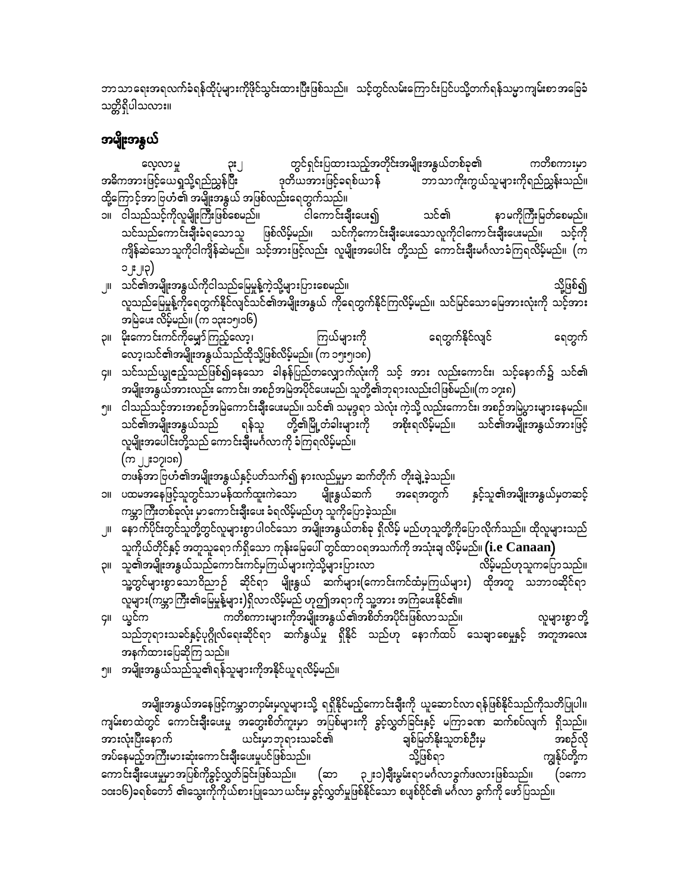ဘာသာရေးအရလက်ခံရန်ထိုပုံများကိုဖိုင်သွင်းထားပြီးဖြစ်သည်။ သင့်တွင်လမ်းကြောင်းပြင်ပသို့တက်ရန်သမ္မာကျမ်းစာအခြေခံ သတ္တိရှိပါသလား။

## အမျိုးအနွယ်

လေ့လာမှု ၃း၂ တွင်ရှင်းပြထားသည့်အတိုင်းအမျိုးအနွယ်တစ်ခု၏ ကတိစကားမှာ အဓိကအားဖြင့်ယေရှုသို့ရည်ညွှန်းပြီး ဒုတိယအားဖြင့်ခရစ်ယာန် ဘာသာကိုးကွယ်သူများကိုရည်ညွှန်းသည်။ ထို့ကြောင့်အာဗြဟံ၏ အမျိုးအနွယ် အဖြစ်လည်းရေတွက်သည်။

၁။ ငါသည်သင့်ကိုလူမျိုးကြီးဖြစ်စေမည်။ ငါကောင်းချီးပေး၍ သင်၏ နာမကိုကြီးမြတ်စေမည်။ သင်သည်ကောင်းချီးခံရသောသူ ဖြစ်လိမ့်မည်။ သင့်ကိုကောင်းချီးပေးသောလူကိုငါကောင်းချီးပေးမည်။ သင့်ကို ကျိန်ဆဲသောသူကိုငါကျိန်ဆဲမည်။ သင့်အားဖြင့်လည်း လူမျိုးအပေါင်း တို့သည် ကောင်းချီးမင်္ဂလာခံကြရလိမ့်မည်။ (က ၁၂း၂၃)

၂။ သင်၏အမျိုးအနွယ်ကိုငါသည်မြေမှုန့်ကဲ့သို့များပြားစေမည်။ သို့ဖြစ်၍ လူသည်မြေမှုန့်ကိုရေတွက်နိုင်လျှင်သင်၏အမျိုးအနွယ် ကိုရေတွက်နိုင်ကြလိမ့်မည်။ သင်မြင်သောမြေအားလုံးကို သင့်အား အမြဲပေး လိမ့်မည်။ (က ၁၃း၁၅၊၁၆)

၃။ မိုးကောင်းကင်ကိုမျှော်ကြည့်လော့၊ ကြယ်များကို ရေတွက်နိုင်လျှင် ရေတွက် လော့၊သင်၏အမျိုးအနွယ်သည်ထိုသို့ဖြစ်လိမ့်မည်။ (က ၁၅း၅၊၁၈)

၄။ သင်သည်ယခုဧည့်သည်ဖြစ်၍နေသော ခါနန်ပြည်တလျှောက်လုံးကို သင့် အား လည်းကောင်း၊ သင့်နောက်၌ သင်၏ အမျိုးအနွယ်အားလည်း ကောင်း၊ အစဉ်အမြဲအပိုင်ပေးမည်၊ သူတို့၏ဘုရားလည်းငါဖြစ်မည်။(က ၁၇း၈)

၅။ ငါသည်သင့်အားအစဉ်အမြဲကောင်းချီးပေးမည်။ သင်၏ သမုဒ္ဒရာ သဲလုံး ကဲ့သို့ လည်းကောင်း၊ အစဉ်အမြဲပွားများနေမည်။ သင်၏အမျိုးအနွယ်သည် ရန်သူ တို့၏မြို့တံခါးများကို အစိုးရလိမ့်မည်။ သင်၏အမျိုးအနွယ်အားဖြင့် လူမျိုးအပေါင်းတို့သည် ကောင်းချီးမင်္ဂလာကို ခံကြရလိမ့်မည်။
(က ၂၂း၁၇၊၁၈)

တဖန်အာဗြဟံ၏အမျိုးအနွယ်နှင့်ပတ်သက်၍ နားလည်မှုမှာ ဆက်တိုက် တိုးချဲ့ခဲ့သည်။

၁။ ပထမအနေဖြင့်သူတွင်သာမန်ထက်ထူးကဲသော မျိုးနွယ်ဆက် အရေအတွက် နှင့်သူ၏အမျိုးအနွယ်မှတဆင့် ကမ္ဘာကြီးတစ်ခုလုံး မှာကောင်းချီးပေး ခံရလိမ့်မည်ဟု သူကိုပြောခဲ့သည်။

၂။ နောက်ပိုင်းတွင်သူတို့တွင်လူများစွာပါဝင်သော အမျိုးအနွယ်တစ်ခု ရှိလိမ့် မည်ဟုသူတို့ကိုပြောလိုက်သည်။ ထိုလူများသည် သူကိုယ်တိုင်နှင့် အတူသူရောက်ရှိသော ကုန်းမြေပေါ် တွင်ထာဝရအသက်ကို အသုံးချ လိမ့်မည်။ **(i.e Canaan)**

၃။ သူ၏အမျိုးအနွယ်သည်ကောင်းကင်မှကြယ်များကဲ့သို့များပြားလာ လိမ့်မည်ဟုသူကပြောသည်။ သူ့တွင်များစွာသောဝိညာဉ် ဆိုင်ရာ မျိုးနွယ် ဆက်များ(ကောင်းကင်ထံမှကြယ်များ) ထိုအတူ သဘာဝဆိုင်ရာ လူများ(ကမ္ဘာကြီး၏မြေမှုန့်များ)ရှိလာလိမ့်မည် ဟူ၍အရာကို သူ့အား အကြံပေးနိုင်၏။

၄။ ယွင်က ကတိစကားများကိုအမျိုးအနွယ်၏အစိတ်အပိုင်းဖြစ်လာသည်။ လူများစွာတို့ သည်ဘုရားသခင်နှင့်ပုဂ္ဂိုလ်ရေးဆိုင်ရာ ဆက်နွယ်မှု ရှိနိုင် သည်ဟု နောက်ထပ် သေချာစေမှုနှင့် အတူအလေး အနက်ထားပြောဆိုကြ သည်။

၅။ အမျိုးအနွယ်သည်သူ၏ရန်သူများကိုအနိုင်ယူရလိမ့်မည်။

အမျိုးအနွယ်အနေဖြင့်ကမ္ဘာတဝှမ်းမှလူများသို့ ရရှိနိုင်မည့်ကောင်းချီးကို ယူဆောင်လာ ရန်ဖြစ်နိုင်သည်ကိုသတိပြုပါ။ ကျမ်းစာထဲတွင် ကောင်းချီးပေးမှု အတွေးစိတ်ကူးမှာ အပြစ်များကို ခွင့်လွှတ်ခြင်းနှင့် မကြာခဏ ဆက်စပ်လျက် ရှိသည်။ အားလုံးပြီးနောက် ယင်းမှာဘုရားသခင်၏ ချစ်မြတ်နိုးသူတစ်ဦးမှ အစဉ်လို အပ်နေမည့်အကြီးမားဆုံးကောင်းချီးပေးမှုပင်ဖြစ်သည်။ သို့ဖြစ်ရာ ကျွန်ုပ်တို့က ကောင်းချီးပေးမှုမှာအပြစ်ကိုခွင့်လွှတ်ခြင်းဖြစ်သည်။ (ဆာ ၃၂း၁)ချီးမွမ်းရာမင်္ဂလာခွက်ဖလားဖြစ်သည်။ (၁ကော ၁၀း၁၆)ခရစ်တော် ၏သွေးကိုကိုယ်စားပြုသော ယင်းမှ ခွင့်လွှတ်မှုဖြစ်နိုင်သော စပျစ်ဝိုင်၏ မင်္ဂလာ ခွက်ကို ဖော်ပြသည်။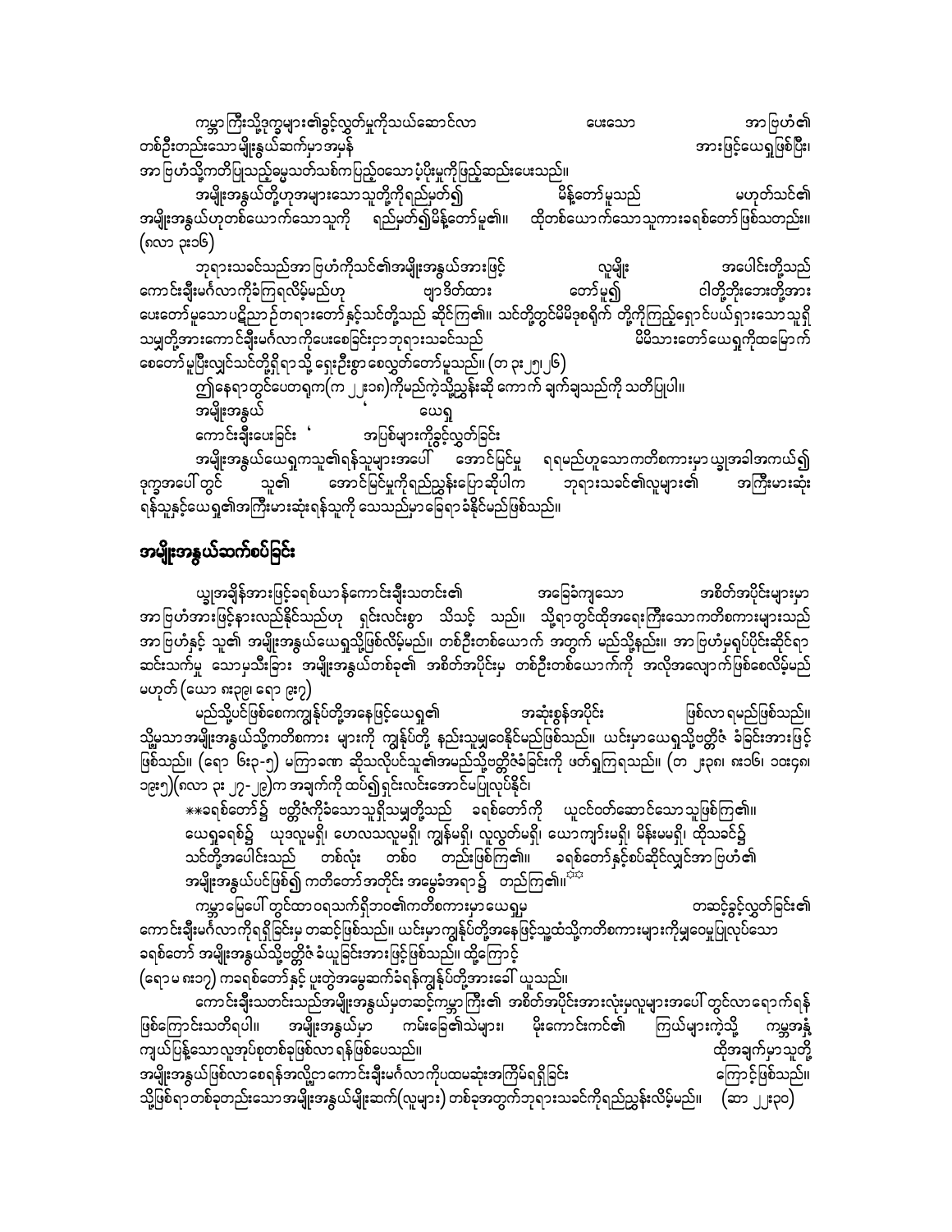ကမ္ဘာကြီးသို့ဒုက္ခများ၏ခွင့်လွှတ်မှုကိုသယ်ဆောင်လာ ပေးသော အာဗြဟံ၏ တစ်ဦးတည်းသောမျိုးနွယ်ဆက်မှာအမှန် အားဖြင့်ယေရှုဖြစ်ပြီး၊ အာဗြဟံသို့ကတိပြုသည့်မမွေသတ်သစ်ကပြည့်ဝသောပုံပိုးမှုကိုဖြည့်ဆည်းပေးသည်။

အမျိုးအနွယ်တို့ဟုအများသောသူတို့ကိုရည်မှတ်၍ မိန့်တော်မူသည် မဟုတ်သင်၏ အမျိုးအနွယ်ဟုတစ်ယောက်သောသူကို ရည်မှတ်၍မိန့်တော်မူ၏။ ထိုတစ်ယောက်သောသူကားခရစ်တော်ဖြစ်သတည်း။ (ဂလာ ၃း၁၆)

ဘုရားသခင်သည်အာဗြဟံကိုသင်၏အမျိုးအနွယ်အားဖြင့် လူမျိုး အပေါင်းတို့သည် ကောင်းချီးမင်္ဂလာကိုခံကြရလိမ့်မည်ဟု ဗျာဒိတ်ထား တော်မူ၍ ငါတို့ဘိုးဘေးတို့အား ပေးတော်မူသောပဋိညာဉ်တရားတော်နှင့်သင်တို့သည် ဆိုင်ကြ၏။ သင်တို့တွင်မိမိဒုစရိုက် တို့ကိုကြည့်ရှောင်ပယ်ရှားသောသူရှိသမျှတို့အားကောင်းချီးမင်္ဂလာကိုပေးစေခြင်းငှာဘုရားသခင်သည် မိမိသားတော်ယေရှုကိုထမြောက်စေတော်မူပြီးလျှင်သင်တို့ရှိရာသို့ ရှေးဦးစွာ စေလွှတ်တော်မူသည်။ (တ ၃း၂၅၊၂၆)

ဤနေရာတွင်ပေတရုက(က ၂၂း၁၈)ကိုမည်ကဲ့သို့ညွှန်းဆို ကောက် ချက်ချသည်ကို သတိပြုပါ။

အမျိုးအနွယ် ယေရှု

ကောင်းချီးပေးခြင်း ' အပြစ်များကိုခွင့်လွှတ်ခြင်း

အမျိုးအနွယ်ယေရှုကသူ၏ရန်သူများအပေါ် အောင်မြင်မှု ရရမည်ဟူသောကတိစကားမှာ ယခုအခါအကယ်၍ ဒုက္ခအပေါ်တွင် သူ၏ အောင်မြင်မှုကိုရည်ညွှန်းပြောဆိုပါက ဘုရားသခင်၏လူများ၏ အကြီးမားဆုံးရန်သူနှင့်ယေရှု၏အကြီးမားဆုံးရန်သူကို သေသည်မှာခြေရာခံနိုင်မည်ဖြစ်သည်။

## အမျိုးအနွယ်ဆက်စပ်ခြင်း

ယခုအချိန်အားဖြင့်ခရစ်ယာန်ကောင်းချီးသတင်း၏ အခြေခံကျသော အစိတ်အပိုင်းများမှာ အာဗြဟံအားဖြင့်နားလည်နိုင်သည်ဟု ရှင်းလင်းစွာ သိသင့် သည်။ သို့ရာတွင်ထိုအရေးကြီးသောကတိစကားများသည် အာဗြဟံနှင့် သူ၏ အမျိုးအနွယ်ယေရှုသို့ဖြစ်လိမ့်မည်။ တစ်ဦးတစ်ယောက် အတွက် မည်သို့နည်း။ အာဗြဟံမှရုပ်ပိုင်းဆိုင်ရာဆင်းသက်မှု သောမှသီးခြား အမျိုးအနွယ်တစ်ခု၏ အစိတ်အပိုင်းမှ တစ်ဦးတစ်ယောက်ကို အလိုအလျောက်ဖြစ်စေလိမ့်မည်မဟုတ် (ယော ၈း၃၉၊ ရော ၉း၇)

မည်သို့ပင်ဖြစ်စေကကျွန်ုပ်တို့အနေဖြင့်ယေရှု၏ အဆုံးစွန်အပိုင်း ဖြစ်လာ ရမည်ဖြစ်သည်။ သို့မှသာအမျိုးအနွယ်သို့ကတိစကား များကို ကျွန်ုပ်တို့ နည်းသူမျှဝေနိုင်မည်ဖြစ်သည်။ ယင်းမှာယေရှုသို့ဗတ္တိဇံ ခံခြင်းအားဖြင့်ဖြစ်သည်။ (ရော ၆း၃-၅) မကြာခဏ ဆိုသလိုပင်သူ၏အမည်သို့ဗတ္တိဇံခံခြင်းကို ဖတ်ရှုကြရသည်။ (တ ၂း၃၈၊ ၈း၁၆၊ ၁၀း၄၈၊ ၁၉း၅)(ဂလာ ၃း ၂၇-၂၉)က အချက်ကို ထပ်၍ရှင်းလင်းအောင်မပြုလုပ်နိုင်၊

**ခရစ်တော်၌ ဗတ္တိဇံကိုခံသောသူရှိသမျှတို့သည် ခရစ်တော်ကို ယူငင်ဝတ်ဆောင်သောသူဖြစ်ကြ၏။ ယေရှုခရစ်၌ ယုဒလူမရှိ၊ ဟေလသလူမရှိ၊ ကျွန်မရှိ၊ လူလွတ်မရှိ၊ ယောကျ်ားမရှိ၊ မိန်းမမရှိ၊ ထိုသခင်၌ သင်တို့အပေါင်းသည် တစ်လုံး တစ်ဝ တည်းဖြစ်ကြ၏။ ခရစ်တော်နှင့်စပ်ဆိုင်လျှင်အာဗြဟံ၏ အမျိုးအနွယ်ပင်ဖြစ်၍ ကတိတော်အတိုင်း အမွေခံအရာ၌ တည်ကြ၏။**

ကမ္ဘာမြေပေါ်တွင်ထာဝရသက်ရှိဘဝ၏ကတိစကားမှာယေရှုမှ တဆင့်ခွင့်လွှတ်ခြင်း၏ ကောင်းချီးမင်္ဂလာကိုရရှိခြင်းမှ တဆင့်ဖြစ်သည်။ ယင်းမှာကျွန်ုပ်တို့အနေဖြင့်သူ့ထံသို့ကတိစကားများကိုမျှဝေမှုပြုလုပ်သော ခရစ်တော် အမျိုးအနွယ်သို့ဗတ္တိဇံခံယူခြင်းအားဖြင့်ဖြစ်သည်။ ထို့ကြောင့် (ရောမ ၈း၁၇) ကခရစ်တော်နှင့် ပူးတွဲအမွေဆက်ခံရန်ကျွန်ုပ်တို့အားခေါ် ယူသည်။

ကောင်းချီးသတင်းသည်အမျိုးအနွယ်မှတဆင့်ကမ္ဘာကြီး၏ အစိတ်အပိုင်းအားလုံးမှလူများအပေါ် တွင်လာရောက်ရန်ဖြစ်ကြောင်းသတိရပါ။ အမျိုးအနွယ်မှာ ကမ်းခြေ၏သဲများ၊ မိုးကောင်းကင်၏ ကြယ်များကဲ့သို့ ကမ္ဘာအနှံ့ကျယ်ပြန့်သောလူအုပ်စုတစ်ခုဖြစ်လာ ရန်ဖြစ်ပေသည်။ ထိုအချက်မှာသူတို့ အမျိုးအနွယ်ဖြစ်လာစေရန်အလို့ငှာ ကောင်းချီးမင်္ဂလာကိုပထမဆုံးအကြိမ်ရရှိခြင်း ကြောင့်ဖြစ်သည်။ သို့ဖြစ်ရာတစ်ခုတည်းသောအမျိုးအနွယ်မျိုးဆက်(လူများ) တစ်ခုအတွက်ဘုရားသခင်ကိုရည်ညွှန်းလိမ့်မည်။ (ဆာ ၂၂း၃၀)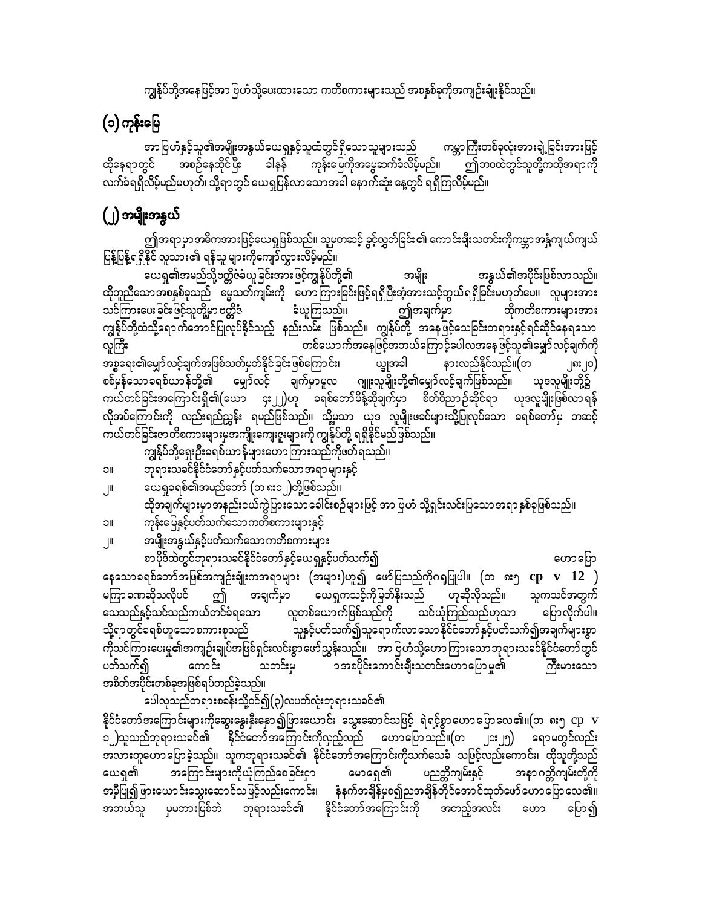ကျွန်ုပ်တို့အနေဖြင့်အာဗြဟံသို့ပေးထားသော ကတိစကားများသည် အစနှစ်ခုကိုအကျဉ်းချုံးနိုင်သည်။

## (၁) ကုန်းမြေ

အာဗြဟံနှင့်သူ၏အမျိုးအနွယ်ယေရှုနှင့်သူထံတွင်ရှိသောသူများသည် ကမ္ဘာကြီးတစ်ခုလုံးအားချဲ့ခြင်းအားဖြင့် ထိုနေရာတွင် အစဉ်နေထိုင်ပြီး ခါနန် ကုန်းမြေကိုအမွေဆက်ခံလိမ့်မည်။ ဤဘဝထဲတွင်သူတို့ကထိုအရာကို လက်ခံရရှိလိမ့်မည်မဟုတ်၊ သို့ရာတွင် ယေရှုပြန်လာသောအခါ နောက်ဆုံး နေ့တွင် ရရှိကြလိမ့်မည်။

## (၂) အမျိုးအနွယ်

ဤအရာမှာအဓိကအားဖြင့်ယေရှုဖြစ်သည်။ သူမတဆင့် ခွင့်လွှတ်ခြင်း၏ ကောင်းချီးသတင်းကိုကမ္ဘာအနှံ့ကျယ်ကျယ်ပြန့်ပြန့်ရရှိနိုင် လူသား၏ ရန်သူ များကိုကျော်လွှားလိမ့်မည်။

ယေရှု၏အမည်သို့ဗတ္တိဇံခံယူခြင်းအားဖြင့်ကျွန်ုပ်တို့၏ အမျိုး အနွယ်၏အပိုင်းဖြစ်လာသည်။ ထိုတူညီသောအစနှစ်ခုသည် ဓမ္မသတ်ကျမ်းကို ဟောကြားခြင်းဖြင့်ရရှိပြီးအုံအားသင့်ဘွယ်ရရှိခြင်းမဟုတ်ပေ။ လူများအား သင်ကြားပေးခြင်းဖြင့်သူတို့မှာ ဗတ္တိဇံ ခံယူကြသည်။ ဤအချက်မှာ ထိုကတိစကားများအား ကျွန်ုပ်တို့ထံသို့ရောက်အောင်ပြုလုပ်နိုင်သည့် နည်းလမ်း ဖြစ်သည်။ ကျွန်ုပ်တို့ အနေဖြင့်သေခြင်းတရားနှင့်ရင်ဆိုင်နေရသော လူကြီး တစ်ယောက်အနေဖြင့်အဘယ်ကြောင့်ပေါလအနေဖြင့်သူ၏မျှော်လင့်ချက်ကို အစ္စရေး၏မျှော်လင့်ချက်အဖြစ်သတ်မှတ်နိုင်ခြင်းဖြစ်ကြောင်း၊ ယခုအခါ နားလည်နိုင်သည်။(တ ၂၈း၂၀) စစ်မှန်သောခရစ်ယာန်တို့၏ မျှော်လင့် ချက်မှာမူလ ဂျူးလူမျိုးတို့၏မျှော်လင့်ချက်ဖြစ်သည်။ ယုဒလူမျိုးတို့၌ ကယ်တင်ခြင်းအကြောင်းရှိ၏(ယော ၄း၂၂)ဟု ခရစ်တော်မိန့်ဆိုချက်မှာ စိတ်ဝိညာဉ်ဆိုင်ရာ ယုဒလူမျိုးဖြစ်လာရန် လိုအပ်ကြောင်းကို လည်းရည်ညွှန်း ရမည်ဖြစ်သည်။ သို့မှသာ ယုဒ လူမျိုးဖခင်များသို့ပြုလုပ်သော ခရစ်တော်မှ တဆင့် ကယ်တင်ခြင်းဇာတိစကားများမှအကျိုးကျေးဇူးများကို ကျွန်ုပ်တို့ ရရှိနိုင်မည်ဖြစ်သည်။

ကျွန်ုပ်တို့ရှေးဦးခရစ်ယာန်များဟောကြားသည်ကိုဖတ်ရသည်။

၁။ ဘုရားသခင်နိုင်ငံတော်နှင့်ပတ်သက်သောအရာများနှင့်

၂။ ယေရှုခရစ်၏အမည်တော် (တ ၈း၁၂)တို့ဖြစ်သည်။

ထိုအချက်များမှာအနည်းငယ်ကွဲပြားသောခေါင်းစဉ်များဖြင့် အာဗြဟံ သို့ရှင်းလင်းပြသောအရာနှစ်ခုဖြစ်သည်။

၁။ ကုန်းမြေနှင့်ပတ်သက်သောကတိစကားများနှင့်

၂။ အမျိုးအနွယ်နှင့်ပတ်သက်သောကတိစကားများ

စာပိုဒ်ထဲတွင်ဘုရားသခင်နိုင်ငံတော်နှင့်ယေရှုနှင့်ပတ်သက်၍ ဟောပြောနေသောခရစ်တော်အဖြစ်အကျဉ်းချုံးကအရာများ (အများ)ဟူ၍ ဖော်ပြသည်ကိုဂရုပြုပါ။ (တ ၈း၅ **cp v 12** ) မကြာခဏဆိုသလိုပင် ဤ အချက်မှာ ယေရှုကသင့်ကိုမြတ်နိုးသည် ဟုဆိုလိုသည်။ သူကသင်အတွက် သေသည်နှင့်သင်သည်ကယ်တင်ခံရသော လူတစ်ယောက်ဖြစ်သည်ကို သင်ယုံကြည်သည်ဟုသာ ပြောလိုက်ပါ။ သို့ရာတွင်ခရစ်ဟူသောစကားစုသည် သူနှင့်ပတ်သက်၍သူရောက်လာသောနိုင်ငံတော်နှင့်ပတ်သက်၍အချက်များစွာ ကိုသင်ကြားပေးမှု၏အကျဉ်းချုပ်အဖြစ်ရှင်းလင်းစွာဖော်ညွှန်းသည်။ အာဗြဟံသို့ဟောကြားသောဘုရားသခင်နိုင်ငံတော်တွင် ပတ်သက်၍ ကောင်း သတင်းမှ ၁အစပိုင်းကောင်းချီးသတင်းဟောပြောမှု၏ ကြီးမားသော အစိတ်အပိုင်းတစ်ခုအဖြစ်ရပ်တည်ခဲ့သည်။

ပေါလုသည်တရားစခန်းသို့ဝင်၍(၃)လပတ်လုံးဘုရားသခင်၏ နိုင်ငံတော်အကြောင်းများကိုဆွေးနွေးနှီးနှော၍ဖြားယောင်း သွေးဆောင်သဖြင့် ရဲရင့်စွာဟောပြောလေ၏။(တ ၈း၅ cp v ၁၂)သူသည်ဘုရားသခင်၏ နိုင်ငံတော်အကြောင်းကိုလည်းလည်း ဟောပြောသည်။(တ ၂၀း၂၅) ရောမတွင်လည်း အလားတူဟောပြောခဲ့သည်။ သူကဘုရားသခင်၏ နိုင်ငံတော်အကြောင်းကိုသက်သေခံ သဖြင့်လည်းကောင်း၊ ထိုသူတို့သည် ယေရှု၏ အကြောင်းများကိုယုံကြည်စေခြင်းငှာ မောရှေ၏ ပညတ္တိကျမ်းနှင့် အနာဂတ္တိကျမ်းတို့ကို အမှီပြု၍ဖြားယောင်းသွေးဆောင်သဖြင့်လည်းကောင်း၊ နံနက်အချိန်မှစ၍ညအချိန်တိုင်အောင်ထုတ်ဖော်ဟောပြောလေ၏။ အဘယ်သူ မှမတားမြစ်ဘဲ ဘုရားသခင်၏ နိုင်ငံတော်အကြောင်းကို အတည့်အလင်း ဟော ပြော၍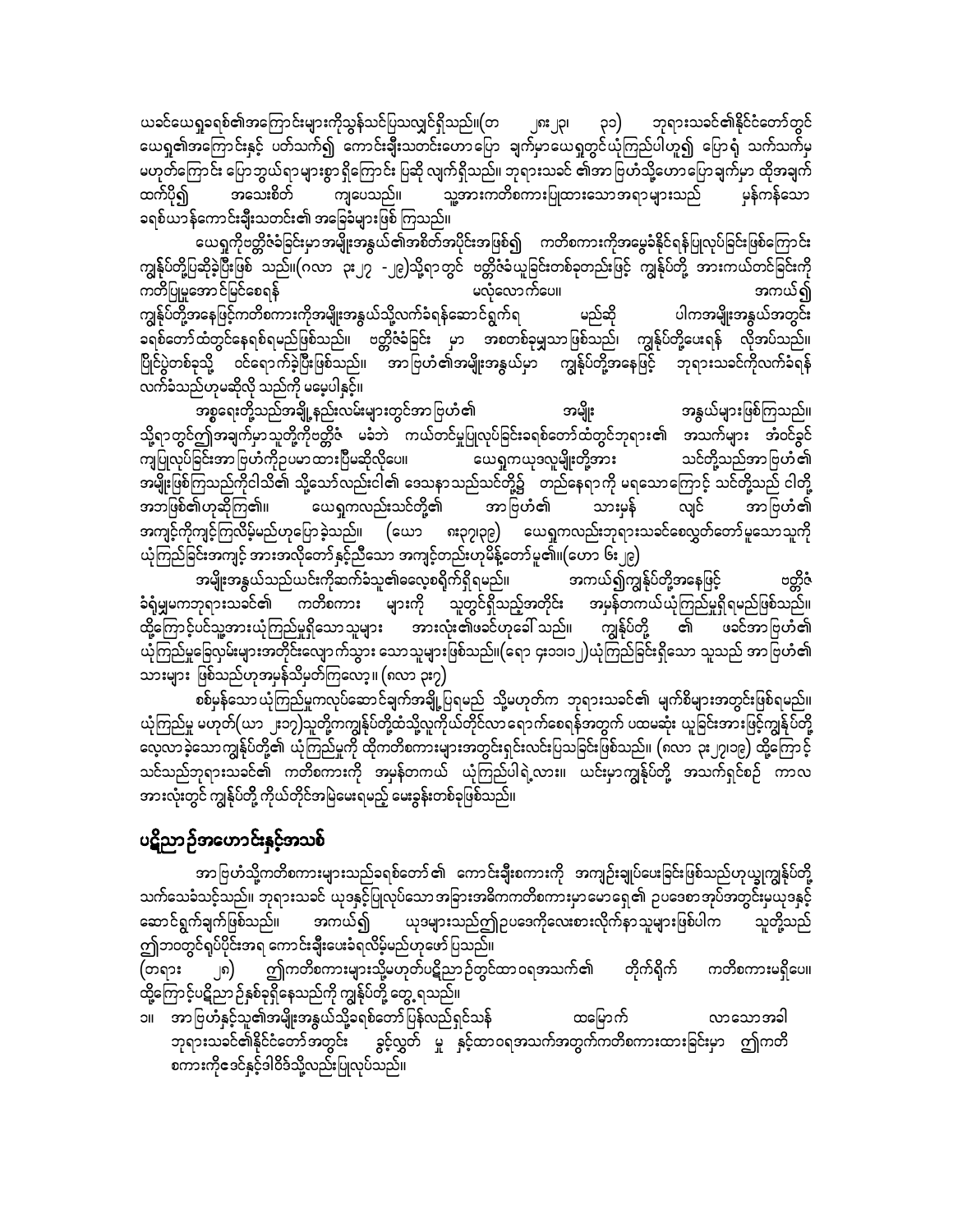ယခင်ယေရှုခရစ်၏အကြောင်းများကိုသွန်သင်ပြသလျှင်ရှိသည်။(တ ၂း၂၉၊ ၃၁) ဘုရားသခင်၏နိုင်ငံတော်တွင် ယေရှု၏အကြောင်းနှင့် ပတ်သက်၍ ကောင်းချီးသတင်းဟောပြော ချက်မှာယေရှုတွင်ယုံကြည်ပါဟူ၍ ပြောရုံ သက်သက်မှ မဟုတ်ကြောင်း ပြောဘွယ်ရာများစွာရှိကြောင်း ပြဆိုလျက်ရှိသည်။ ဘုရားသခင် ၏အာဗြဟံသို့ဟောပြောချက်မှာ ထိုအချက် ထက်ပို၍ အသေးစိတ် ကျပေသည်။ သူ့အားကတိစကားပြုထားသောအရာများသည် မှန်ကန်သော ခရစ်ယာန်ကောင်းချီးသတင်း၏ အခြေခံများဖြစ် ကြသည်။

ယေရှုကိုဗတ္တိဇံခံခြင်းမှာအမျိုးအနွယ်၏အစိတ်အပိုင်းအဖြစ်၍ ကတိစကားကိုအမွေခံနိုင်ရန်ပြုလုပ်ခြင်းဖြစ်ကြောင်း ကျွန်ုပ်တို့ပြဆိုခဲ့ပြီးဖြစ် သည်။(ဂလာ ၃း၂၇ -၂၉)သို့ရာတွင် ဗတ္တိဇံယူခြင်းတစ်ခုတည်းဖြင့် ကျွန်ုပ်တို့ အားကယ်တင်ခြင်းကို ကတိပြုမှုအောင်မြင်စေရန် မလုံလောက်ပေ။ အကယ်၍ ကျွန်ုပ်တို့အနေဖြင့်ကတိစကားကိုအမျိုးအနွယ်သို့လက်ခံရန်ဆောင်ရွက်ရ မည်ဆို ပါကအမျိုးအနွယ်အတွင်း ခရစ်တော်ထံတွင်နေရစ်မည်ဖြစ်သည်။ ဗတ္တိဇံခံခြင်း မှာ အစတစ်ခုမျှသာဖြစ်သည်၊ ကျွန်ုပ်တို့ပြေးရန် လိုအပ်သည်။ ပြိုင်ပွဲတစ်ခုသို့ ဝင်ရောက်ခဲ့ပြီးဖြစ်သည်။ အာဗြဟံ၏အမျိုးအနွယ်မှာ ကျွန်ုပ်တို့အနေဖြင့် ဘုရားသခင်ကိုလက်ခံရန် လက်ခံသည်ဟုမဆိုလို သည်ကို မမေ့ပါနှင့်။

အစ္စရေးတို့သည်အချို့နည်းလမ်းများတွင်အာဗြဟံ၏ အမျိုး အနွယ်များဖြစ်ကြသည်။ သို့ရာတွင်၎င်းအချက်မှာသူတို့ကိုဗတ္တိဇံ မခံဘဲ ကယ်တင်မှုပြုလုပ်ခြင်းခရစ်တော်ထံတွင်ဘုရား၏ အသက်များ အံဝင်ခွင် ကျပြုလုပ်ခြင်းအာဗြဟံကိုဥပမာထားပြီမဆိုလိုပေ။ ယေရှုကယုဒလူမျိုးတို့အား သင်တို့သည်အာဗြဟံ၏ အမျိုးဖြစ်ကြသည်ကိုငါသိ၏ သို့သော်လည်းငါ၏ ဒေသနာသည်သင်တို့၌ တည်နေရာကို မရသောကြောင့် သင်တို့သည် ငါတို့ အဘဖြစ်၏ဟုဆိုကြ၏။ ယေရှုကလည်းသင်တို့၏ အာဗြဟံ၏ သားမှန် လျှင် အာဗြဟံ၏ အကျင့်ကိုကျင့်ကြလိမ့်မည်ဟုပြောခဲ့သည်။ (ယော ၈း၃၇၊၃၉) ယေရှုကလည်းဘုရားသခင်စေလွှတ်တော်မူသောသူကို ယုံကြည်ခြင်းအကျင့် အားအလိုတော်နှင့်ညီသော အကျင့်တည်းဟုမိန့်တော်မူ၏။(ယော ၆း၂၉)

အမျိုးအနွယ်သည်ယင်းကိုဆက်ခံသူ၏လေ့စရိုက်ရှိရမည်။ အကယ်၍ကျွန်ုပ်တို့အနေဖြင့် ဗတ္တိဇံ ခံရုံမျှမကဘုရားသခင်၏ ကတိစကား များကို သူတွင်ရှိသည့်အတိုင်း အမှန်တကယ်ယုံကြည်မှုရှိရမည်ဖြစ်သည်။ ထို့ကြောင့်ပင်သူ့အားယုံကြည်မှုရှိသောသူများ အားလုံး၏ဖခင်ဟုခေါ်သည်။ ကျွန်ုပ်တို့ ၏ ဖခင်အာဗြဟံ၏ ယုံကြည်မှုခြေလှမ်းများအတိုင်းလျှောက်သွား သောသူများဖြစ်သည်။(ရော ၄း၁၁၊၁၂)ယုံကြည်ခြင်းရှိသော သူသည် အာဗြဟံ၏ သားများ ဖြစ်သည်ဟုအမှန်သိမှတ်ကြလော့။ (ဂလာ ၃း၇)

စစ်မှန်သောယုံကြည်မှုကလုပ်ဆောင်ချက်အချို့ပြုရမည် သို့မဟုတ်က ဘုရားသခင်၏ မျက်စိများအတွင်းဖြစ်ရမည်။ ယုံကြည်မှု မဟုတ်(ယာ ၂း၁၇)သူတို့ကကျွန်ုပ်တို့ထံသို့လူကိုယ်တိုင်လာရောက်စေရန်အတွက် ပထမဆုံး ယူခြင်းအားဖြင့်ကျွန်ုပ်တို့ လေ့လာခဲ့သောကျွန်ုပ်တို့၏ ယုံကြည်မှုကို ထိုကတိစကားများအတွင်းရှင်းလင်းပြသခြင်းဖြစ်သည်။ (ဂလာ ၃း၂၇၊၁၉) ထို့ကြောင့် သင်သည်ဘုရားသခင်၏ ကတိစကားကို အမှန်တကယ် ယုံကြည်ပါရဲ့လား။ ယင်းမှာကျွန်ုပ်တို့ အသက်ရှင်စဉ် ကာလ အားလုံးတွင် ကျွန်ုပ်တို့ ကိုယ်တိုင်အမြဲမေးရမည့် မေးခွန်းတစ်ခုဖြစ်သည်။

## ပဋိညာဉ်အဟောင်းနှင့်အသစ်

အာဗြဟံသို့ကတိစကားများသည်ခရစ်တော်၏ ကောင်းချီးစကားကို အကျဉ်းချုပ်ပေးခြင်းဖြစ်သည်ဟုယခုကျွန်ုပ်တို့ သက်သေခံသင့်သည်။ ဘုရားသခင် ယုဒနှင့်ပြုလုပ်သောအခြားအဓိကကတိစကားမှာမောရှေ၏ ဥပဒေစာအုပ်အတွင်းမှယုဒနှင့် ဆောင်ရွက်ချက်ဖြစ်သည်။ အကယ်၍ ယုဒများသည်၎င်းဥပဒေကိုလေးစားလိုက်နာသူများဖြစ်ပါက သူတို့သည် ၎င်းဘဝတွင်ရုပ်ပိုင်းအရ ကောင်းချီးပေးခံရလိမ့်မည်ဟုဖော်ပြသည်။ (တရား ၂၈) ၎င်းကတိစကားများသို့မဟုတ်ပဋိညာဉ်တွင်ထာဝရအသက်၏ တိုက်ရိုက် ကတိစကားမရှိပေ။ ထို့ကြောင့်ပဋိညာဉ်နှစ်ခုရှိနေသည်ကို ကျွန်ုပ်တို့ တွေ့ရသည်။

၁။ အာဗြဟံနှင့်သူ၏အမျိုးအနွယ်သို့ခရစ်တော်ပြန်လည်ရှင်သန် ထမြောက် လာသောအခါ ဘုရားသခင်၏နိုင်ငံတော်အတွင်း ခွင့်လွှတ် မှု နှင့်ထာဝရအသက်အတွက်ကတိစကားထားခြင်းမှာ ၎င်းကတိ စကားကိုဒေဇ်နှင့်ဒါဝိဒ်သို့လည်းပြုလုပ်သည်။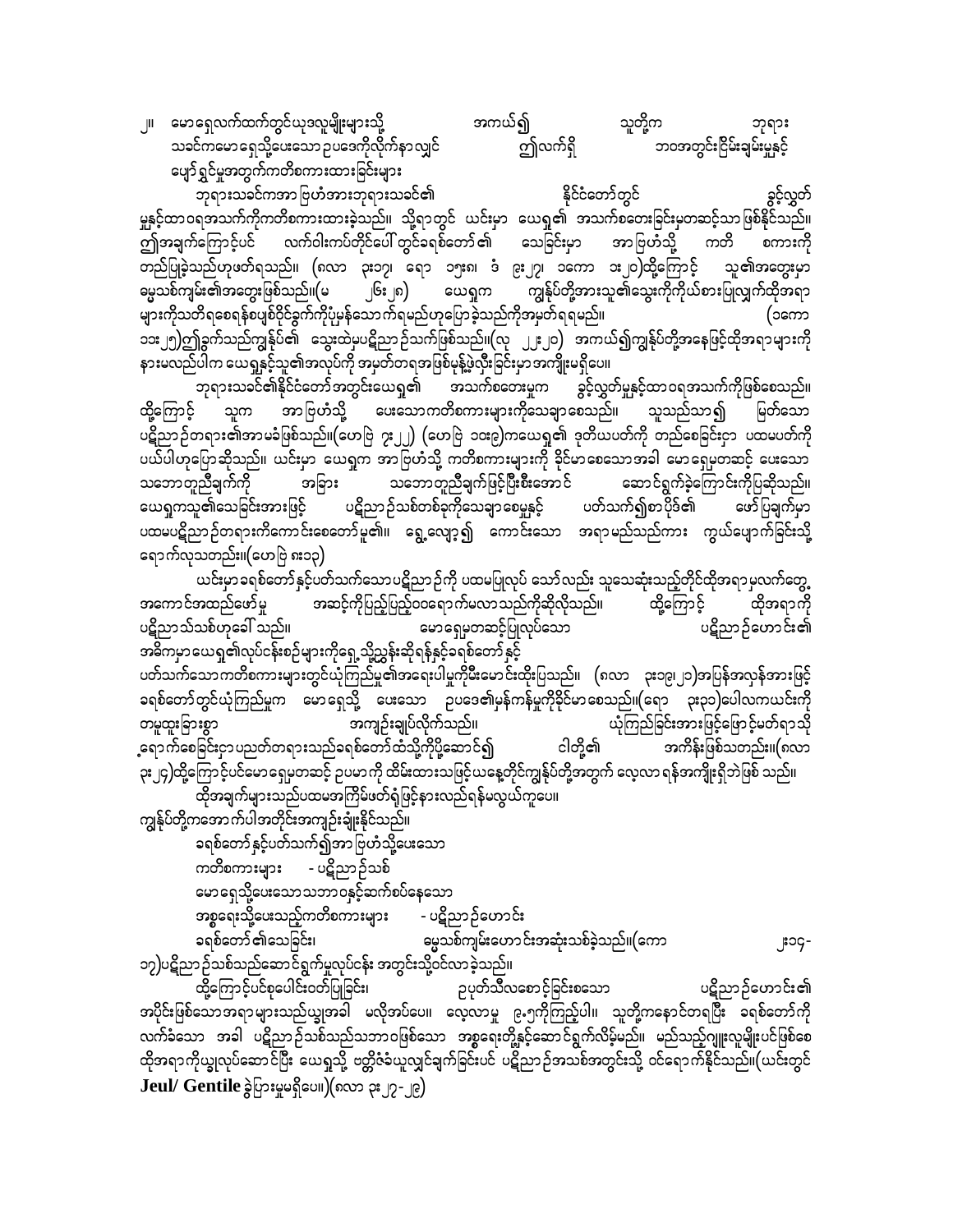၂။ မောရှေလက်ထက်တွင်ယုဒလူမျိုးများသို့ အကယ်၍ သူတို့က ဘုရားသခင်ကမောရှေသို့ပေးသောဥပဒေကိုလိုက်နာလျှင် ဤလက်ရှိဘဝအတွင်းငြိမ်းချမ်းမှုနှင့်ပျော်ရွှင်မှုအတွက်ကတိစကားထားခြင်းများ

ဘုရားသခင်ကအာဗြဟံအားဘုရားသခင်၏ နိုင်ငံတော်တွင် ခွင့်လွှတ်မှုနှင့်ထာဝရအသက်ကိုကတိစကားထားခဲ့သည်။ သို့ရာတွင် ယင်းမှာ ယေရှု၏ အသက်စတေးခြင်းမှတဆင့်သာဖြစ်နိုင်သည်။ ဤအချက်ကြောင့်ပင် လက်ဝါးကပ်တိုင်ပေါ်တွင်ခရစ်တော်၏ သေခြင်းမှာ အာဗြဟံသို့ ကတိစကားကို တည်ပြုခဲ့သည်ဟုဖတ်ရသည်။ (ဂလာ ၃း၁၇၊ ရော ၁၅း၈၊ ဒံ ၉း၂၇၊ ၁ကော ၁း၂၀)ထို့ကြောင့် သူ၏အသွေးမှာ ဓမ္မသစ်ကျမ်း၏အသွေးဖြစ်သည်။(မ ၂၆း၂၈) ယေရှုက ကျွန်ုပ်တို့အားသူ၏သွေးကိုကိုယ်စားပြုလျှက်ထိုအရာများကိုသတိရစေရန်စပျစ်ဝိုင်ခွက်ကိုပုံမှန်သောက်ရမည်ဟုပြောခဲ့သည်ကိုအမှတ်ရရမည်။ (၁ကော ၁၁း၂၅)ဤခွက်သည်ကျွန်ုပ်၏ သွေးထဲမှပဋိညာဉ်သက်ဖြစ်သည်။(လု ၂၂း၂၀) အကယ်၍ကျွန်ုပ်တို့အနေဖြင့်ထိုအရာများကို နားမလည်ပါက ယေရှုနှင့်သူ၏အလုပ်ကို အမှတ်တရအဖြစ်မုန့်ဖဲ့ပွဲခြင်းမှာအကျိုးမရှိပေ။

ဘုရားသခင်၏နိုင်ငံတော်အတွင်းယေရှု၏ အသက်စတေးမှုက ခွင့်လွှတ်မှုနှင့်ထာဝရအသက်ကိုဖြစ်စေသည်။ ထို့ကြောင့် သူက အာဗြဟံသို့ ပေးသောကတိစကားများကိုသေချာစေသည်။ သူသည်သာ၍ မြတ်သော ပဋိညာဉ်တရား၏အာမခံဖြစ်သည်။(ဟေဗြဲ ၇း၂၂) (ဟေဗြဲ ၁၀း၉)ကယေရှု၏ ဒုတိယပတ်ကို တည်စေခြင်းငှာ ပထမပတ်ကို ပယ်ပါဟုပြောဆိုသည်။ ယင်းမှာ ယေရှုက အာဗြဟံသို့ ကတိစကားများကို ခိုင်မာစေသောအခါ မောရှေမှတဆင့် ပေးသော သဘောတူညီချက်ကို အခြား သဘောတူညီချက်ဖြင့်ပြီးစီးအောင် ဆောင်ရွက်ခဲ့ကြောင်းကိုပြဆိုသည်။ ယေရှုကသူ၏သေခြင်းအားဖြင့် ပဋိညာဉ်သစ်တစ်ခုကိုသေချာစေမှုနှင့် ပတ်သက်၍စာပိုဒ်၏ ဖော်ပြချက်မှာ ပထမပဋိညာဉ်တရားကိုကောင်းစေတော်မူ၏။ ရွှေ့လျော့၍ ကောင်းသော အရာမည်သည်ကား ကွယ်ပျောက်ခြင်းသို့ ရောက်လုသတည်း။(ဟေဗြဲ ၈း၁၃)

ယင်းမှာခရစ်တော်နှင့်ပတ်သက်သောပဋိညာဉ်ကို ပထမပြုလုပ် သော်လည်း သူသေဆုံးသည့်တိုင်ထိုအရာမှလက်တွေ့အကောင်အထည်ဖော်မှု အဆင့်ကိုပြည့်ပြည့်ဝဝရောက်မလာသည်ကိုဆိုလိုသည်။ ထို့ကြောင့် ထိုအရာကို ပဋိညာသ်သစ်ဟုခေါ် သည်။ မောရှေမှတဆင့်ပြုလုပ်သော ပဋိညာဉ်ဟောင်း၏ အဓိကမှာယေရှု၏လုပ်ငန်းစဉ်များကိုရှေ့သို့ညွှန်းဆိုရန်နှင့်ခရစ်တော်နှင့် ပတ်သက်သောကတိစကားများတွင်ယုံကြည်မှု၏အရေးပါမှုကိုမီးမောင်းထိုးပြသည်။ (ဂလာ ၃း၁၉၊၂၁)အပြန်အလှန်အားဖြင့် ခရစ်တော်တွင်ယုံကြည်မှုက မောရှေသို့ ပေးသော ဥပဒေ၏မှန်ကန်မှုကိုခိုင်မာစေသည်။(ရော ၃း၃၁)ပေါလုကယင်းကို တမူထူးခြားစွာ အကျဉ်းချုပ်လိုက်သည်။ ယုံကြည်ခြင်းအားဖြင့်ဖြောင့်မတ်ရာသို့ရောက်စေခြင်းငှာပညတ်တရားသည်ခရစ်တော်ထံသို့ကိုပို့ဆောင်၍ ငါတို့၏ အကိန်းဖြစ်သတည်း။(ဂလာ ၃း၂၄)ထို့ကြောင့်ပင်မောရှေမှတဆင့် ဥပမာကို ထိမ်းထားသဖြင့်ယနေ့တိုင်ကျွန်ုပ်တို့အတွက် လေ့လာရန်အကျိုးရှိဘဲဖြစ် သည်။

ထိုအချက်များသည်ပထမအကြိမ်ဖတ်ရုံဖြင့်နားလည်ရန်မလွယ်ကူပေ။

ကျွန်ုပ်တို့အောက်ပါအတိုင်းအကျဉ်းချုံးနိုင်သည်။

ခရစ်တော်နှင့်ပတ်သက်၍အာဗြဟံသို့ပေးသော ကတိစကားများ - ပဋိညာဉ်သစ်

မောရှေသို့ပေးသောသဘာဝနှင့်ဆက်စပ်နေသော အစ္စရေးသို့ပေးသည့်ကတိစကားများ - ပဋိညာဉ်ဟောင်း

ခရစ်တော်၏သေခြင်း၊ ဓမ္မသစ်ကျမ်းဟောင်းအသုံးသစ်ခဲ့သည်။(ကော ၂း၁၄-၁၇)ပဋိညာဉ်သစ်သည်ဆောင်ရွက်မှုလုပ်ငန်း အတွင်းသို့ဝင်လာခဲ့သည်။

ထို့ကြောင့်ပင်စုပေါင်းဝတ်ပြုခြင်း၊ ဥပုတ်သီလစောင့်ခြင်းစသော ပဋိညာဉ်ဟောင်း၏ အပိုင်းဖြစ်သောအရာများသည်ယခုအခါ မလိုအပ်ပေ။ လေ့လာမှု ၉.၅ကိုကြည့်ပါ။ သူတို့ကနောင်တရပြီး ခရစ်တော်ကို လက်ခံသော အခါ ပဋိညာဉ်သစ်သည်သဘာဝဖြစ်သော အစ္စရေးတို့နှင့်ဆောင်ရွက်လိမ့်မည်။ မည်သည့်ဂျူးလူမျိုးပင်ဖြစ်စေ ထိုအရာကိုယ္စလုပ်ဆောင်ပြီး ယေရှုသို့ ဗတ္တိဇံခံယူလျှင်ချက်ခြင်းပင် ပဋိညာဉ်အသစ်အတွင်းသို့ ဝင်ရောက်နိုင်သည်။(ယင်းတွင် **Jeul/ Gentile** ခွဲပြားမှုမရှိပေ။)(ဂလာ ၃း၂၇-၂၉)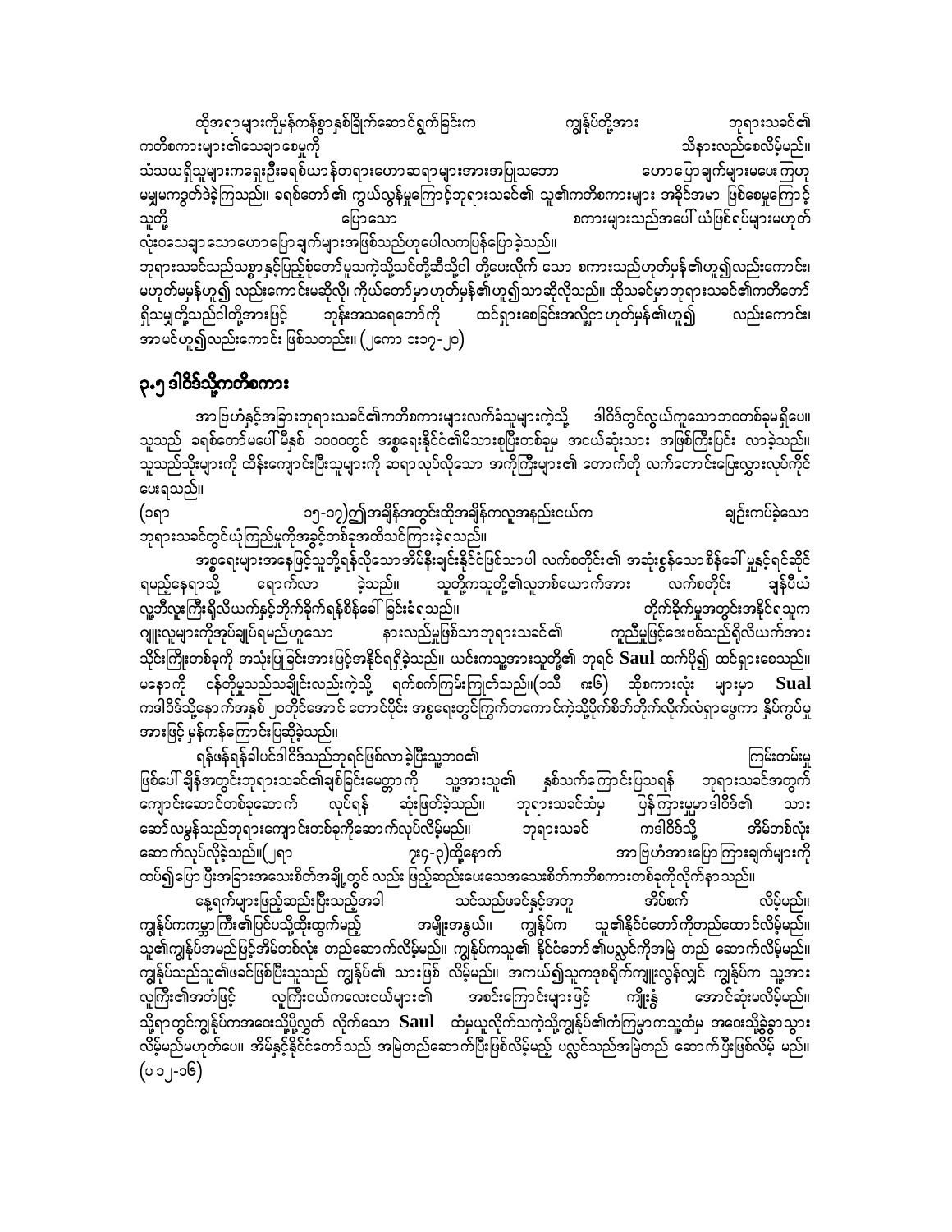ထိုအရာများကိုမှန်ကန်စွာနှစ်ခြိုက်ဆောင်ရွက်ခြင်းက ကျွန်ုပ်တို့အား ဘုရားသခင်၏ ကတိစကားများ၏သေချာစေမှုကို သိနားလည်စေလိမ့်မည်။

သံသယရှိသူများကရှေးဦးခရစ်ယာန်တရားဟောဆရာများအားအပြုသဘော ဟောပြောချက်များမပေးကြဟု မမှုမကဲ့ရဲ့ပြောဆိုခဲ့ကြသည်။ ခရစ်တော်၏ ကွယ်လွန်မှုကြောင့်ဘုရားသခင်၏ သူ၏ကတိစကားများ အခိုင်အမာ ဖြစ်စေမှုကြောင့် သူတို့ ပြောသော စကားများသည်အပေါ် ယံဖြစ်ရပ်များမဟုတ် လုံးဝသေချာသောဟောပြောချက်များအဖြစ်သည်ဟုပေါလကပြန်ပြောခဲ့သည်။

ဘုရားသခင်သည်သစ္စာနှင့်ပြည့်စုံတော်မူသကဲ့သို့သင်တို့ဆီသို့ငါ တို့ပေးလိုက် သော စကားသည်ဟုတ်မှန်၏ဟူ၍လည်းကောင်း၊ မဟုတ်မမှန်ဟူ၍ လည်းကောင်းမဆိုလို၊ ကိုယ်တော်မှာဟုတ်မှန်၏ဟူ၍သာဆိုလိုသည်။ ထိုသခင်မှာဘုရားသခင်၏ကတိတော် ရှိသမျှတို့သည်ငါတို့အားဖြင့် ဘုန်းအသရေတော်ကို ထင်ရှားစေခြင်းအလို့ငှာ ဟုတ်မှန်၏ဟူ၍ လည်းကောင်း၊ အာမင်ဟူ၍လည်းကောင်း ဖြစ်သတည်း။ (၂ကော ၁း၁၇-၂၀)

## ၃.၅ ဒါဝိဒ်သို့ကတိစကား

အာဗြဟံနှင့်အခြားဘုရားသခင်၏ကတိစကားများလက်ခံသူများကဲ့သို့ ဒါဝိဒ်တွင်လွယ်ကူသောဘဝတစ်ခုမရှိပေ။ သူသည် ခရစ်တော်မပေါ်မီနှစ် ၁၀၀၀တွင် အစ္စရေးနိုင်ငံ၏မိသားစုပြီးတစ်ခုမှ အငယ်ဆုံးသား အဖြစ်ကြီးပြင်း လာခဲ့သည်။ သူသည်သိုးများကို ထိန်းကျောင်းပြီးသူများကို ဆရာလုပ်လိုသော အကိုကြီးများ၏ တောက်တို လက်တောင်းပြေးလွှားလုပ်ကိုင်ပေးရသည်။

(၁ရာ ၁၇-၁၇)၌အချိန်အတွင်းထိုအချိန်ကလူအနည်းငယ်က ချဉ်းကပ်ခဲ့သော ဘုရားသခင်တွင်ယုံကြည်မှုကိုအခွင့်တစ်ခုအထိသင်ကြားခဲ့ရသည်။

အစ္စရေးများအနေဖြင့်သူတို့ရန်လိုသောအိမ်နီးချင်းနိုင်ငံဖြစ်သာပါ လက်စတိုင်း၏ အဆုံးစွန်သောစိန်ခေါ် မှုနှင့်ရင်ဆိုင်ရမည့်နေရာသို့ ရောက်လာ ခဲ့သည်။ သူတို့ကသူတို့၏လူတစ်ယောက်အား လက်စတိုင်း ချန်ပီယံလူ့ဘီလူးကြီးရှိလိယက်နှင့်တိုက်ခိုက်ရန်စိန်ခေါ် ခြင်းခံရသည်။ တိုက်ခိုက်မှုအတွင်းအနိုင်ရသူက ဂျူးလူများကိုအုပ်ချုပ်ရမည်ဟူသော နားလည်မှုဖြစ်သာဘုရားသခင်၏ ကူညီမှုဖြင့်ဒေးဗစ်သည်ရှိလိယက်အား သိုင်းကြိုးတစ်ခုကို အသုံးပြုခြင်းအားဖြင့်အနိုင်ရရှိခဲ့သည်။ ယင်းကသူ့အားသူတို့၏ ဘုရင် **Saul** ထက်ပို၍ ထင်ရှားစေသည်။ မနောကို ဝန်တိုမှုသည်သချိုင်းလည်းကဲ့သို့ ရက်စက်ကြမ်းကြုတ်သည်။(သီ ၈း၆) ထိုစကားလုံး များမှာ **Sual** ကဒါဝိဒ်သို့နောက်အနှစ် ၂၀တိုင်အောင် တောင်ပိုင်း အစ္စရေးတွင်ကြွက်တကောင်ကဲ့သို့ပိုက်စိတ်တိုက်လိုက်လံရှာဖွေကာ နှိပ်ကွပ်မှုအားဖြင့် မှန်ကန်ကြောင်းပြဆိုခဲ့သည်။

ရန်ဖန်ရန်ခါပင်ဒါဝိဒ်သည်ဘုရင်ဖြစ်လာခဲ့ပြီးသူ့ဘဝ၏ ကြမ်းတမ်းမှုဖြစ်ပေါ် ချိန်အတွင်းဘုရားသခင်၏ချစ်ခြင်းမေတ္တာကို သူ့အားသူ၏ နှစ်သက်ကြောင်းပြသရန် ဘုရားသခင်အတွက် ကျောင်းဆောင်တစ်ခုဆောက် လုပ်ရန် ဆုံးဖြတ်ခဲ့သည်။ ဘုရားသခင်ထံမှ ပြန်ကြားမှုမှာဒါဝိဒ်၏ သား ဆော်လမွန်သည်ဘုရားကျောင်းတစ်ခုကိုဆောက်လုပ်လိမ့်မည်။ ဘုရားသခင် ကဒါဝိဒ်သို့ အိမ်တစ်လုံး ဆောက်လုပ်လိုခဲ့သည်။(၂ရာ ၇း၄-၃)ထို့နောက် အာဗြဟံအားပြောကြားချက်များကို ထပ်၍ပြောပြီးအခြားအသေးစိတ်အချို့တွင် လည်း ဖြည့်ဆည်းပေးသေအသေးစိတ်ကတိစကားတစ်ခုကိုလိုက်နာသည်။

နေ့ရက်များဖြည့်ဆည်းပြီးသည့်အခါ သင်သည်ဖခင်နှင့်အတူ အိပ်စက် လိမ့်မည်။ ကျွန်ုပ်ကကမ္ဘာကြီး၏ပြင်ပသို့ထိုးထွက်မည့် အမျိုးအနွယ်။ ကျွန်ုပ်က သူ၏နိုင်ငံတော်ကိုတည်ထောင်လိမ့်မည်။ သူ၏ကျွန်ုပ်အမည်ဖြင့်အိမ်တစ်လုံး တည်ဆောက်လိမ့်မည်။ ကျွန်ုပ်ကသူ၏ နိုင်ငံတော်၏ပလ္လင်ကိုအမြဲ တည် ဆောက်လိမ့်မည်။ ကျွန်ုပ်သည်သူ၏ဖခင်ဖြစ်ပြီးသူသည် ကျွန်ုပ်၏ သားဖြစ် လိမ့်မည်။ အကယ်၍သူကဒုစရိုက်ကျူးလွန်လျှင် ကျွန်ုပ်က သူ့အား လူကြီး၏အတံဖြင့် လူကြီးငယ်ကလေးငယ်များ၏ အစင်းကြောင်းများဖြင့် ကျိုးနွံ အောင်ဆုံးမပါမည်။ သို့ရာတွင်ကျွန်ုပ်ကအဆေးသို့ပို့လွှတ် လိုက်သော **Saul** ထံမှယူလိုက်သကဲ့သို့ကျွန်ုပ်၏ကံကြမ္မာကသူ့ထံမှ အဝေးသို့ခွဲခွာသွားလိမ့်မည်မဟုတ်ပေ။ အိမ်နှင့်နိုင်ငံတော်သည် အမြဲတည်ဆောက်ပြီးဖြစ်လိမ့်မည့် ပလ္လင်သည်အမြဲတည် ဆောက်ပြီးဖြစ်လိမ့် မည်။ (ပ ၁၂-၁၆)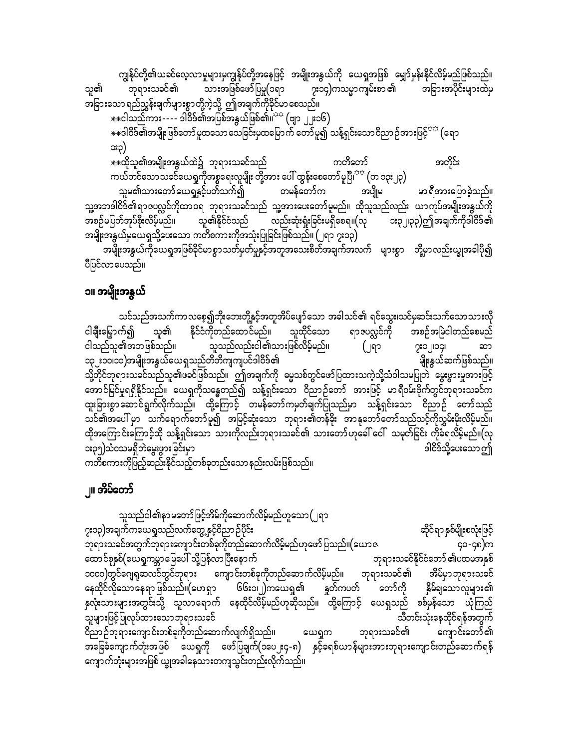ကျွန်ုပ်တို့၏ယခင်လေ့လာမှုများမှကျွန်ုပ်တို့အနေဖြင့် အမျိုးအနွယ်ကို ယေရှုအဖြစ် မျှော်မှန်းနိုင်လိမ့်မည်ဖြစ်သည်။ သူ၏ ဘုရားသခင်၏ သားအဖြစ်ဖော်ပြမှု(ဝရာ ၇း၁၇)ကသမ္မာကျမ်းစာ၏ အခြားအပိုင်းများထဲမှ အခြားသောရည်ညွှန်းချက်များစွာတို့ကဲ့သို့ ဤအချက်ကိုခိုင်မာစေသည်။

**ငါသည်ကား---- ဒါဝိဒ်၏အပြစ်အနွယ်ဖြစ်၏။** (ဗျာ ၂၂း၁၆)

**ဒါဝိဒ်၏အမျိုးဖြစ်တော်မူထသောသေခြင်းမှထမြောက်တော်မူ၍ သန့်ရှင်းသောဝိညာဉ်အားဖြင့်** (ရော ၁း၃)

**ထိုသူ၏အမျိုးအနွယ်ထဲ၌ ဘုရားသခင်သည် ကတိတော် အတိုင်း ကယ်တင်သောသခင်ယေရှုကိုအစ္စရေးလူမျိုး တို့အား ပေါ် ထွန်းစေတော်မူပြီ။** (တ ၁၃း၂၃)

သူမ၏သားတော်ယေရှုနှင့်ပတ်သက်၍ တမန်တော်က အပျိုမ မာရီအားပြောခဲ့သည်။ သူ့အဘဒါဝိဒ်၏ရာဇပလ္လင်ကိုထာဝရ ဘုရားသခင်သည် သူ့အားပေးတော်မူမည်။ ထိုသူသည်လည်း ယာကုပ်အမျိုးအနွယ်ကို အစဉ်မပြတ်အုပ်စိုးလိမ့်မည်။ သူ၏နိုင်ငံသည် လည်းဆုံးရှုံးခြင်းမရှိစေရ။(လု ၁း၃၂၊၃၃)ဤအချက်ကိုဒါဝိဒ်၏ အမျိုးအနွယ်မှယေရှုသို့ပေးသော ကတိစကားကိုအသုံးပြုခြင်းဖြစ်သည်။ (၂ရာ ၇း၁၃)

အမျိုးအနွယ်ကိုယေရှုအဖြစ်ခိုင်မာစွာသတ်မှတ်မှုနှင့်အတူအသေးစိတ်အချက်အလက် များစွာ တို့မှာလည်းယခုအခါပို၍ ပီပြင်လာပေသည်။

## ၁။ အမျိုးအနွယ်

သင်သည်အသက်ကာလစေ့၍ဘိုးဘေးတို့နှင့်အတူအိပ်ပျော်သော အခါသင်၏ ရင်သွေးသင်မှဆင်းသက်သောသားလို ငါချီးမြှောက်၍ သူ၏ နိုင်ငံကိုတည်ထောင်မည်။ သူထိုင်သော ရာဇပလ္လင်ကို အစဉ်အမြဲငါတည်စေမည် ငါသည်သူ၏အဘဖြစ်သည်။ သူသည်လည်းငါ၏သားဖြစ်လိမ့်မည်။ (၂ရာ ၇း၁၂၊၁၄၊ ဆာ ၁၃၂း၁၀၊၁၁)အမျိုးအနွယ်ယေရှုသည်တိတိကျကျပင်ဒါဝိဒ်၏ မျိုးနွယ်ဆက်ဖြစ်သည်။ သို့တိုင်ဘုရားသခင်သည်သူ၏ဖခင်ဖြစ်သည်။ ဤအချက်ကို ဓမ္မသစ်တွင်ဖော်ပြထားသကဲ့သို့သံဝါသမပြုဘဲ မွေးဖွားမှုအားဖြင့် အောင်မြင်မှုရရှိနိုင်သည်။ ယေရှုကိုသန္ဓေတည်၍ သန့်ရှင်းသော ဝိညာဉ်တော် အားဖြင့် မာရီမ်းဗိုက်တွင်ဘုရားသခင်က ထူးခြားစွာဆောင်ရွက်လိုက်သည်။ ထို့ကြောင့် တမန်တော်ကမှတ်ချက်ပြုသည်မှာ သန့်ရှင်းသော ဝိညာဉ် တော်သည် သင်၏အပေါ်မှာ သက်ရောက်တော်မူ၍ အမြင့်ဆုံးသော ဘုရား၏တန်ခိုး အာနုဘော်တော်သည်သင့်ကိုလွှမ်းမိုးလိမ့်မည်။ ထိုအကြောင်းကြောင့်ထို သန့်ရှင်းသော သားကိုလည်းဘုရားသခင်၏ သားတော်ဟုခေါ် ဝေါ် သမုတ်ခြင်း ကိုခံရလိမ့်မည်။(လု ၁း၃၅)သံဝသမရှိဘဲမွေးဖွားခြင်းမှာ ဒါဝိဒ်သို့ပေးသော ဤကတိစကားကိုဖြည့်ဆည်းနိုင်သည့်တစ်ခုတည်းသောနည်းလမ်းဖြစ်သည်။

## ၂။ အိမ်တော်

သူသည်ငါ၏နာမတော်ဖြင့်အိမ်ကိုဆောက်လိမ့်မည်ဟူသော (၂ရာ ၇း၁၃)အချက်ကယေရှုသည်လက်တွေ့နှင့်ဝိညာဉ်ပိုင်း ဆိုင်ရာနှစ်မျိုးစလုံးဖြင့် ဘုရားသခင်အတွက်ဘုရားကျောင်းတစ်ခုကိုတည်ဆောက်လိမ့်မည်ဟုဖော်ပြသည်။(ယေဇ ၄၀-၄၈)က ထောင်စုနှစ်(ယေရှုကမ္ဘာမြေပေါ် သို့ပြန်လာပြီးနောက် ဘုရားသခင်နိုင်ငံတော်၏ပထမအနှစ် ၁၀၀၀)တွင်ဂျေရုဆလင်တွင်ဘုရား ကျောင်းတစ်ခုကိုတည်ဆောက်လိမ့်မည်။ ဘုရားသခင်၏ အိမ်မှာဘုရားသခင် နေထိုင်လိုသောနေရာဖြစ်သည်။(ဟေရှာ ၆၆း၁၊၂)ကယေရှု၏ နှုတ်ကပတ် တော်ကို နှိမ့်ချသောလူများ၏ နှလုံးသားများအတွင်းသို့ သူလာရောက် နေထိုင်လိမ့်မည်ဟုဆိုသည်။ ထို့ကြောင့် ယေရှုသည် စစ်မှန်သော ယုံကြည် သူများဖြင့်ပြုလုပ်ထားသောဘုရားသခင် သီတင်းသုံးနေထိုင်ရန်အတွက် ဝိညာဉ်ဘုရားကျောင်းတစ်ခုကိုတည်ဆောက်လျက်ရှိသည်။ ယေရှုက ဘုရားသခင်၏ ကျောင်းတော်၏ အခြေခံကျောက်တုံးအဖြစ် ယေရှုကို ဖော်ပြချက်(၁ပေ၂း၄-၈) နှင့်ခရစ်ယာန်များအားဘုရားကျောင်းတည်ဆောက်ရန် ကျောက်တုံးများအဖြစ် ယခုအခါနေသာတကျသွင်းတည်လိုက်သည်။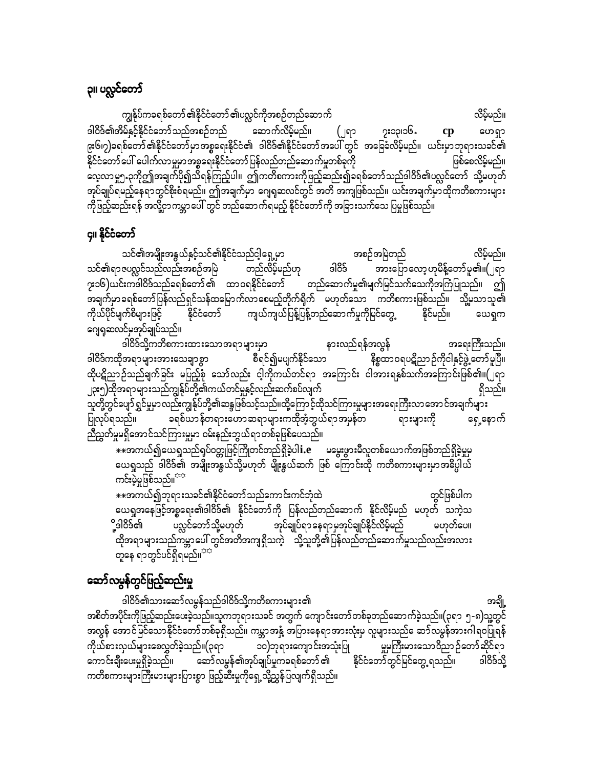## ၃။ ပလ္လင်တော်

ကျွန်ုပ်ကခရစ်တော်၏နိုင်ငံတော်၏ပလ္လင်ကိုအစဉ်တည်ဆောက် လိမ့်မည်။ ဒါဝိဒ်၏အိမ်နှင့်နိုင်ငံတော်သည်အစဉ်တည် ဆောက်လိမ့်မည်။ (၂ရာ ၇း၁၃၊၁၆ cp ဟေရှာ ၉း၆၊၇)ခရစ်တော်၏နိုင်ငံတော်မှာအစ္စရေးနိုင်ငံ၏ ဒါဝိဒ်၏နိုင်ငံတော်အပေါ်တွင် အခြေခံလိမ့်မည်။ ယင်းမှာဘုရားသခင်၏နိုင်ငံတော်ပေါ် ပေါက်လာမှုမှာအစ္စရေးနိုင်ငံတော်ပြန်လည်တည်ဆောက်မှုတစ်ခုကို ဖြစ်စေလိမ့်မည်။ လုကာ ၁း၃၂၊၃၃ကို၍အချက်ပို၍သိရန်ကြည့်ပါ။ ၍ကတိစကားကိုဖြည့်ဆည်း၍ခရစ်တော်သည်ဒါဝိဒ်၏ပလ္လင်တော် သို့မဟုတ် အုပ်ချုပ်ရမည့်နေရာတွင်စိုးစံရမည်။ ၍အချက်မှာ ဂျေရုဆလင်တွင် အတိ အကျဖြစ်သည်။ ယင်းအချက်မှာထိုကတိစကားများကိုဖြည့်ဆည်းရန် အလို့ငှာကမ္ဘာပေါ်တွင် တည်ဆောက်ရမည့် နိုင်ငံတော်ကို အခြားသက်သေ ပြမှုဖြစ်သည်။

## ၄။ နိုင်ငံတော်

သင်၏အမျိုးအနွယ်နှင့်သင်၏နိုင်ငံသည်ငါ့ရှေ့မှာ အစဉ်အမြဲတည် လိမ့်မည်။ သင်၏ရာဇပလ္လင်သည်လည်းအစဉ်အမြဲ တည်လိမ့်မည်ဟု ဒါဝိဒ် အားပြောလော့ဟုမိန့်တော်မူ၏။(၂ရာ ၇း၁၆)ယင်းကဒါဝိဒ်သည်ခရစ်တော်၏ ထာဝရနိုင်ငံတော် တည်ဆောက်မှု၏မျက်မြင်သက်သေကိုအကြံပြုသည်။ ၍အချက်မှာခရစ်တော်ပြန်လည်ရှင်သန်ထမြောက်လာစေမည့်တိုက်ရိုက် မဟုတ်သော ကတိစကားဖြစ်သည်။ သို့မှသာသူ၏ကိုယ်ပိုင်မျက်စိများဖြင့် နိုင်ငံတော် ကျယ်ကျယ်ပြန့်ပြန့်တည်ဆောက်မှုကိုမြင်တွေ့ နိုင်မည်။ ယေရှုက ဂျေရုဆလင်မှအုပ်ချုပ်သည်။

ဒါဝိဒ်သို့ကတိစကားထားသောအရာများမှာ နားလည်ရန်အလွန် အရေးကြီးသည်။ ဒါဝိဒ်ကထိုအရာများအားသေချာစွာ စီရင်၍မပျက်နိုင်သော နိစ္စထာဝရပဋိညာဉ်ကိုငါနှင့်ဖွဲ့တော်မူပြီး ထိုပဋိညာဉ်သည်ချက်ခြင်း မပြည့်စုံ သော်လည်း ငါ့ကိုကယ်တင်ရာ အကြောင်း ငါအားရနှစ်သက်အကြောင်းဖြစ်၏။(၂ရာ ၂၃း၅)ထိုအရာများသည်ကျွန်ုပ်တို့၏ကယ်တင်မှုနှင့်လည်းဆက်စပ်လျက် ရှိသည်။ သူတို့တွင်ပျော်ရွှင်မှုမှာလည်းကျွန်ုပ်တို့၏ဆန္ဒဖြစ်သင့်သည်။ထို့ကြောင့်ထိုသင်ကြားမှုများအရေးကြီးလာအောင်အချက်များပြုလုပ်ရသည်။ ခရစ်ယာန်တရားဟောဆရာများကထိုအံ့ဘွယ်ရာအမှန်တ ရားများကို ရှေ့နောက်ညီညွတ်မှုမရှိအောင်သင်ကြားမှုမှာ ဝမ်းနည်းဘွယ်ရာတစ်ခုဖြစ်ပေသည်။

**အကယ်၍ယေရှုသည်ရုပ်ဝတ္တုဖြင့်ကြိုတင်တည်ရှိခဲ့ပါi.e မမွေးဖွားမီလူတစ်ယောက်အဖြစ်တည်ရှိခဲ့မှုမှ ယေရှုသည် ဒါဝိဒ်၏ အမျိုးအနွယ်သို့မဟုတ် မျိုးနွယ်ဆက် ဖြစ် ကြောင်းထို ကတိစကားများမှာအဓိပ္ပါယ်ကင်းမဲ့မှုဖြစ်သည်။**

**အကယ်၍ဘုရားသခင်၏နိုင်ငံတော်သည်ကောင်းကင်ဘုံထဲ တွင်ဖြစ်ပါက ယေရှုအနေဖြင့်အစ္စရေး၏ဒါဝိဒ်၏ နိုင်ငံတော်ကို ပြန်လည်တည်ဆောက် နိုင်လိမ့်မည် မဟုတ် သကဲ့သို့ဒါဝိဒ်၏ ပလ္လင်တော်သို့မဟုတ် အုပ်ချုပ်ရာနေရာမှအုပ်ချုပ်နိုင်လိမ့်မည် မဟုတ်ပေ။ ထိုအရာများသည်ကမ္ဘာပေါ်တွင်အတိအကျရှိသကဲ့ သို့သူတို့၏ပြန်လည်တည်ဆောက်မှုသည်လည်းအလားတူနေ ရာတွင်ပင်ရှိရမည်။**

# ဆော်လမွန်တွင်ဖြည့်ဆည်းမှု

ဒါဝိဒ်၏သားဆော်လမွန်သည်ဒါဝိဒ်သို့ကတိစကားများ၏ အချို့အစိတ်အပိုင်းကိုဖြည့်ဆည်းပေးခဲ့သည်။သူကဘုရားသခင် အတွက် ကျောင်းတော်တစ်ခုတည်ဆောက်ခဲ့သည်။(၃ရာ ၅-၈)သူ့တွင်အလွန် အောင်မြင်သောနိုင်ငံတော်တစ်ခုရှိသည်။ ကမ္ဘာအနှံ့ အပြားနေရာအားလုံးမှ လူများသည် ဆော်လမွန်အားဂါရဝပြုရန်ကိုယ်စားလှယ်များစေလွှတ်ခဲ့သည်။(၃ရာ ၁၀)ဘုရားကျောင်းအသုံးပြု မှုမကြီးမားသောဝိညာဉ်တော်ဆိုင်ရာကောင်းချီးပေးမှုရှိခဲ့သည်။ ဆော်လမွန်၏အုပ်ချုပ်မှုကခရစ်တော်၏ နိုင်ငံတော်တွင်မြင်တွေ့ရသည်။ ဒါဝိဒ်သို့ကတိစကားများကြီးမားများပြားစွာ ဖြည့်ဆီးမှုကိုရှေ့သို့ညွှန်ပြလျက်ရှိသည်။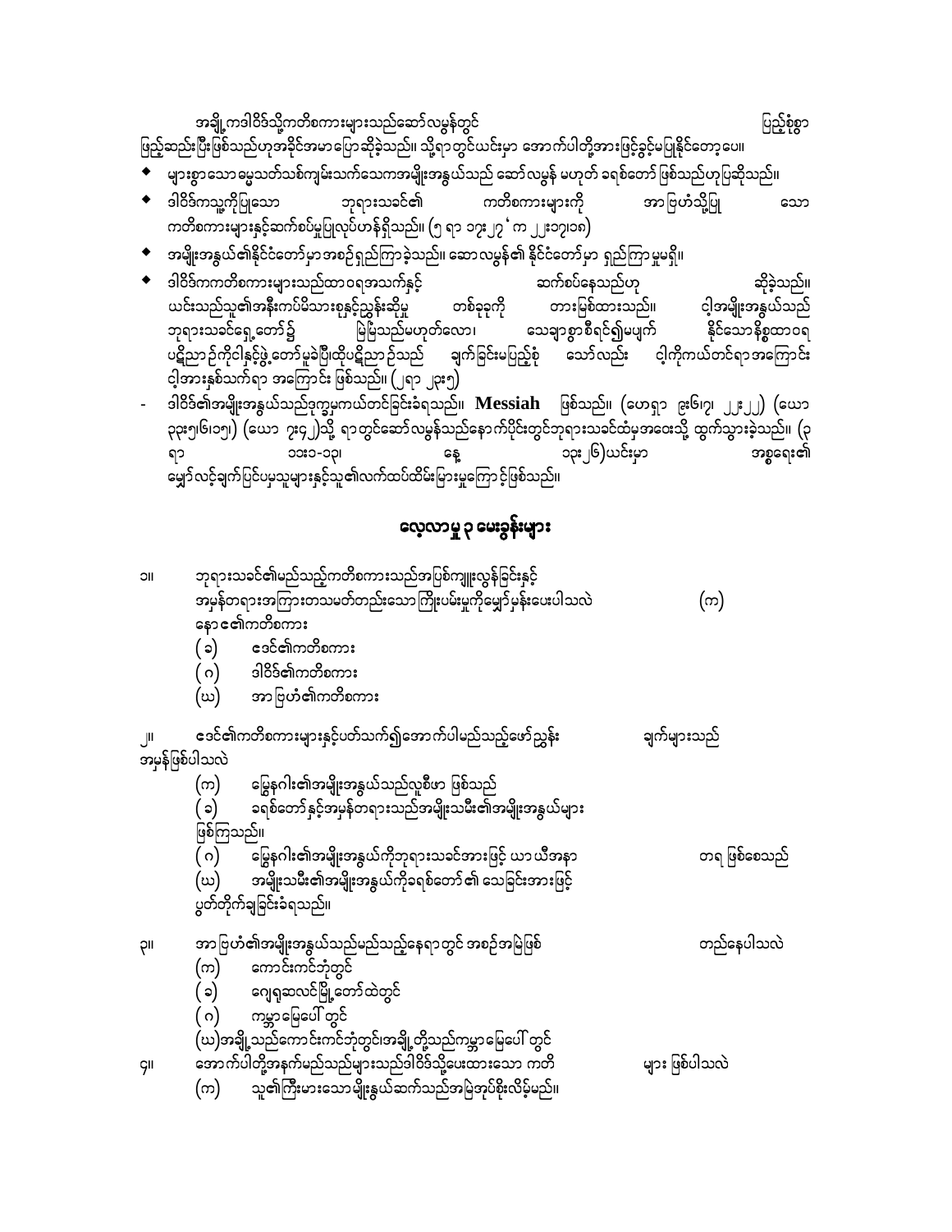အချို့ကဒါဝိဒ်သို့ကတိစကားများသည်ဆော်လမွန်တွင် ပြည့်စုံစွာဖြည့်ဆည်းပြီးဖြစ်သည်ဟုအခိုင်အမာ ပြောဆိုခဲ့သည်။ သို့ရာတွင်ယင်းမှာ အောက်ပါတို့အားဖြင့်ခွင့်မပြုနိုင်တော့ပေ။

- များစွာသော မွေသတ်သစ်ကျမ်းသက်သေကအမျိုးအနွယ်သည် ဆော်လမွန် မဟုတ် ခရစ်တော် ဖြစ်သည်ဟုပြဆိုသည်။
- ဒါဝိဒ်ကသူ့ကိုပြုသော ဘုရားသခင်၏ ကတိစကားများကို အာဗြဟံသို့ပြုသော ကတိစကားများနှင့်ဆက်စပ်မှုပြုလုပ်ဟန်ရှိသည်။ (၅ ရာ ၁၇း၂၇ ' က ၂၂း၁၇၊၁၈)
- အမျိုးအနွယ်၏နိုင်ငံတော်မှာအစဉ်ရှည်ကြာခဲ့သည်။ ဆောလမွန်၏ နိုင်ငံတော်မှာ ရှည်ကြာမှုမရှိ။
- ဒါဝိဒ်ကကတိစကားများသည်ထာဝရအသက်နှင့် ဆက်စပ်နေသည်ဟု ဆိုခဲ့သည်။ ယင်းသည်သူ၏အနီးကပ်မိသားစုနှင့်ညွှန်းဆိုမှု တစ်ခုခုကို တားမြစ်ထားသည်။ ဝါ့အမျိုးအနွယ်သည် ဘုရားသခင်ရှေ့တော်၌ မြဲမြံသည်မဟုတ်လော၊ သေချာစွာစီရင်၍မပျက် နိုင်သောနိစ္စထာဝရပဋိညာဉ်ကိုငါနှင့်ဖွဲ့တော်မူခဲ့ပြီ။ထိုပဋိညာဉ်သည် ချက်ခြင်းမပြည့်စုံ သော်လည်း ငါ့ကိုကယ်တင်ရာအကြောင်း ငါ့အားနှစ်သက်ရာ အကြောင်း ဖြစ်သည်။ (၂ရာ ၂၃း၅)
- ဒါဝိဒ်၏အမျိုးအနွယ်သည်ဒုက္ခမှကယ်တင်ခြင်းခံရသည်။ **Messiah** ဖြစ်သည်။ (ဟေရှာ ၉း၆၊၇၊ ၂၂း၂၂) (ယော ၃၁း၅၊၆၊၁၅) (ယော ၇း၄၂)သို့ ရာတွင်ဆော်လမွန်သည်နောက်ပိုင်းတွင်ဘုရားသခင်ထံမှအဝေးသို့ ထွက်သွားခဲ့သည်။ (၃ ရာ ၁၁း၁-၁၃၊ နေ့ ၁၃း၂၆)ယင်းမှာ အစွရေး၏ မျှော်လင့်ချက်ပြင်ပမှသူများနှင့်သူ၏လက်ထပ်ထိမ်းမြားမှုကြောင့်ဖြစ်သည်။

## လေ့လာမှု ၃ မေးခွန်းများ

၁။ ဘုရားသခင်၏မည်သည့်ကတိစကားသည်အပြစ်ကျူးလွန်ခြင်းနှင့် အမှန်တရားအကြားတသမတ်တည်းသောကြိုးပမ်းမှုကိုမျှော်မှန်းပေးပါသလဲ (က) နောဧ၏ကတိစကား

(ခ) ဧဒင်၏ကတိစကား

(ဂ) ဒါဝိဒ်၏ကတိစကား

(ဃ) အာဗြဟံ၏ကတိစကား

၂။ ဧဒင်၏ကတိစကားများနှင့်ပတ်သက်၍အောက်ပါမည်သည့်ဖော်ညွှန်း ချက်များသည် အမှန်ဖြစ်ပါသလဲ

(က) မြွေနဂါး၏အမျိုးအနွယ်သည်လူစီဖာ ဖြစ်သည်

(ခ) ခရစ်တော်နှင့်အမှန်တရားသည်အမျိုးသမီး၏အမျိုးအနွယ်များ ဖြစ်ကြသည်။

(ဂ) မြွေနဂါး၏အမျိုးအနွယ်ကိုဘုရားသခင်အားဖြင့် ယာယီအနာ တရ ဖြစ်စေသည်

(ဃ) အမျိုးသမီး၏အမျိုးအနွယ်ကိုခရစ်တော်၏ သေခြင်းအားဖြင့် ပွတ်တိုက်ချခြင်းခံရသည်။

၃။ အာဗြဟံ၏အမျိုးအနွယ်သည်မည်သည့်နေရာတွင် အစဉ်အမြဲဖြစ် တည်နေပါသလဲ

(က) ကောင်းကင်ဘုံတွင်

(ခ) ဂျေရုဆလင်မြို့တော်ထဲတွင်

(ဂ) ကမ္ဘာမြေပေါ်တွင်

(ဃ)အချို့သည်ကောင်းကင်ဘုံတွင်၊အချို့တို့သည်ကမ္ဘာမြေပေါ်တွင်

၄။ အောက်ပါတို့အနက်မည်သည်များသည်ဒါဝိဒ်သို့ပေးထားသော ကတိ များ ဖြစ်ပါသလဲ

(က) သူ၏ကြီးမားသောမျိုးနွယ်ဆက်သည်အမြဲအုပ်စိုးလိမ့်မည်။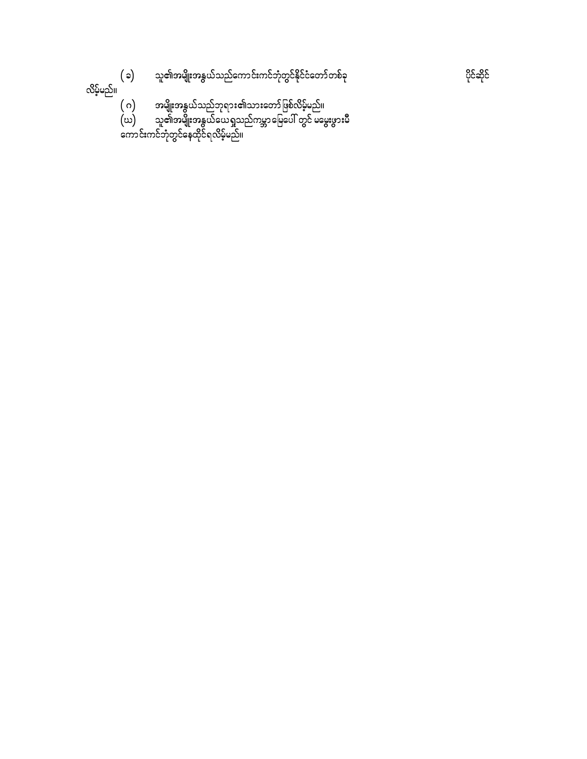(ခ) သူ၏အမျိုးအနွယ်သည်ကောင်းကင်ဘုံတွင်နိုင်ငံတော်တစ်ခု ပိုင်ဆိုင်လိမ့်မည်။

(ဂ) အမျိုးအနွယ်သည်ဘုရား၏သားတော် ဖြစ်လိမ့်မည်။

(ဃ) သူ၏အမျိုးအနွယ်ယေရှုသည်ကမ္ဘာမြေပေါ် တွင် မမွေးဖွားမီ ကောင်းကင်ဘုံတွင်နေထိုင်ရလိမ့်မည်။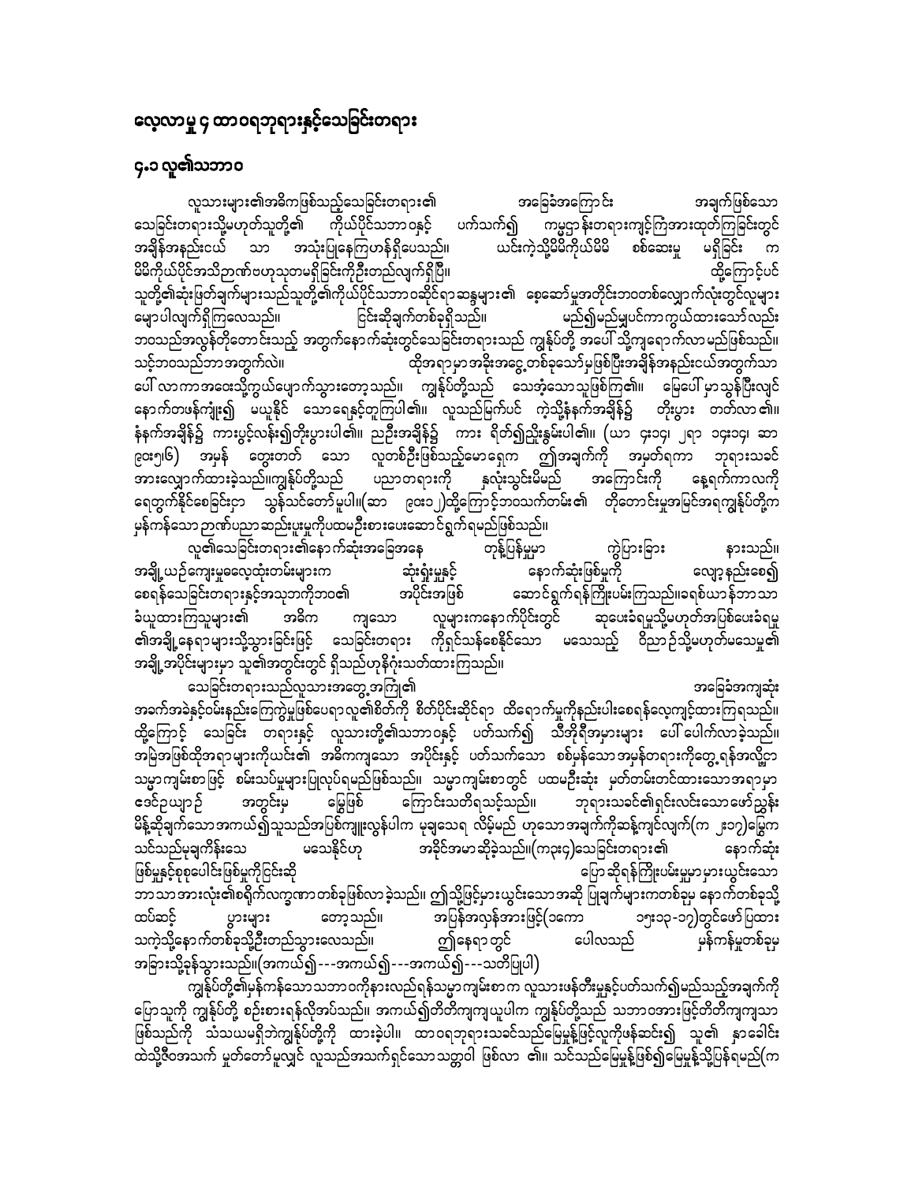# လေ့လာမှု ၄ ထာဝရဘုရားနှင့်သေခြင်းတရား

## ၄.၁ လူ၏သဘာဝ

လူသားများ၏အဓိကဖြစ်သည့်သေခြင်းတရား၏ အခြေခံအကြောင်း အချက်ဖြစ်သော သေခြင်းတရားသို့မဟုတ်သူတို့၏ ကိုယ်ပိုင်သဘာဝနှင့် ပက်သက်၍ ကမ္ဘာ့ဒနီးတရားကျင့်ကြံအားထုတ်ကြခြင်းတွင် အချိန်အနည်းငယ် သာ အသုံးပြုနေကြဟန်ရှိပေသည်။ ယင်းကဲ့သို့မိမိကိုယ်မိမိ စစ်ဆေးမှု မရှိခြင်း က မိမိကိုယ်ပိုင်အသိဉာဏ်ဗဟုသုတမရှိခြင်းကိုဦးတည်လျက်ရှိပြီ။ ထို့ကြောင့်ပင် သူတို့၏ဆုံးဖြတ်ချက်များသည်သူတို့၏ကိုယ်ပိုင်သဘာဝဆိုင်ရာဆန္ဒများ၏ စေ့ဆော်မှုအတိုင်းဘဝတစ်လျှောက်လုံးတွင်လူများ မျောပါလျက်ရှိကြလေသည်။ ငြင်းဆိုချက်တစ်ခုရှိသည်။ မည်၍မည်မျှပင်ကာကွယ်ထားသော်လည်း ဘဝသည်အလွန်တိုတောင်းသည့် အတွက်နောက်ဆုံးတွင်သေခြင်းတရားသည် ကျွန်ုပ်တို့ အပေါ် သို့ကျရောက်လာ မည်ဖြစ်သည်။ သင့်ဘဝသည်ဘာအတွက်လဲ။ ထိုအရာမှာအခိုးအငွေ့တစ်ခုသော်မှုဖြစ်ပြီးအချိန်အနည်းငယ်အတွက်သာ ပေါ် လာကာအဝေးသို့ကွယ်ပျောက်သွားတော့သည်။ ကျွန်ုပ်တို့သည် သေအံ့သောသူဖြစ်ကြ၏။ မြေပေါ် မှာသွန်ပြီးလျှင် နောက်တဖန်ကျုံး၍ မယူနိုင် သောရေနှင့်တူကြပါ၏။ လူသည်မြက်ပင် ကဲ့သို့နံနက်အချိန်၌ တိုးပွား တတ်လာ၏။ နံနက်အချိန်၌ ကားပွင့်လန်း၍တိုးပွားပါ၏။ ညဦးအချိန်၌ ကား ရိတ်၍ညှိုးနွမ်းပါ၏။ (ယာ ၄း၁၄၊ ၂ရာ ၁၄း၁၄၊ ဆာ ၉၀း၅၊၆) အမှန် တွေးတတ် သော လူတစ်ဦးဖြစ်သည့်မောရှေက ဤအချက်ကို အမှတ်ရကာ ဘုရားသခင် အားလျှောက်ထားခဲ့သည်။ကျွန်ုပ်တို့သည် ပညာတရားကို နှလုံးသွင်းမိမည် အကြောင်းကို နေ့ရက်ကာလကို ရေတွက်နိုင်စေခြင်းငှာ သွန်သင်တော်မူပါ။(ဆာ ၉၀း၁၂)ထို့ကြောင့်ဘဝသက်တမ်း၏ တိုတောင်းမှုအမြင်အရကျွန်ုပ်တို့က မှန်ကန်သော ဉာဏ်ပညာဆည်းပူးမှုကိုပထမဦးစားပေးဆောင်ရွက်ရမည်ဖြစ်သည်။

လူ၏သေခြင်းတရား၏နောက်ဆုံးအခြေအနေ တုန့်ပြန်မှုမှာ ကွဲပြားခြား နားသည်။ အချို့ယဉ်ကျေးမှုဓလေ့ထုံးတမ်းများက ဆုံးရှုံးမှုနှင့် နောက်ဆုံးဖြစ်မှုကို လျော့နည်းစေ၍ စေရန်သေခြင်းတရားနှင့်အသုဘကိုဘဝ၏ အပိုင်းအဖြစ် ဆောင်ရွက်ရန်ကြိုးပမ်းကြသည်။ခရစ်ယာန်ဘာသာ ခံယူထားကြသူများ၏ အဓိက ကျသော လူများကနောက်ပိုင်းတွင် ဆုပေးခံရမှုသို့မဟုတ်အပြစ်ပေးခံရမှု ၏အချို့နေရာများသို့သွားခြင်းဖြင့် သေခြင်းတရား ကိုရှင်သန်စေနိုင်သော မသေသည့် ဝိညာဉ်သို့မဟုတ်မသေမှု၏ အချို့အပိုင်းများမှာ သူ၏အတွင်းတွင် ရှိသည်ဟုခိုင်ခုံသတ်ထားကြသည်။

သေခြင်းတရားသည်လူသားအတွေ့အကြုံ၏ အခြေခံအကျဆုံး အခက်အခဲနှင့်ဝမ်းနည်းကြေကွဲမှုဖြစ်ပေရာလူ၏စိတ်ကို စိတ်ပိုင်းဆိုင်ရာ ထိရောက်မှုကိုနည်းပါးစေရန်လေ့ကျင့်ထားကြရသည်။ ထို့ကြောင့် သေခြင်း တရားနှင့် လူသားတို့၏သဘာဝနှင့် ပတ်သက်၍ သီအိုရီအမှားများ ပေါ် ပေါက်လာခဲ့သည်။ အမြဲအဖြစ်ထိုအရာများကိုယင်း၏ အဓိကကျသော အပိုင်းနှင့် ပတ်သက်သော စစ်မှန်သောအမှန်တရားကိုတွေ့ရန်အလို့ငှာ သမ္မာကျမ်းစာဖြင့် စမ်းသပ်မှုများပြုလုပ်ရမည်ဖြစ်သည်။ သမ္မာကျမ်းစာတွင် ပထမဦးဆုံး မှတ်တမ်းတင်ထားသောအရာမှာ ဧဒင်ဥယျာဉ် အတွင်းမှ မြွေဖြစ် ကြောင်းသတိရသင့်သည်။ ဘုရားသခင်၏ရှင်းလင်းသောဖော်ညွှန်း မိန့်ဆိုချက်သောအကယ်၍သူသည်အပြစ်ကျူးလွန်ပါက မုချသေရ လိမ့်မည် ဟုသောအချက်ကိုဆန့်ကျင်လျက်(က ၂း၁၇)မြွေက သင်သည်မုချကိန်းသေ မသေနိုင်ဟု အခိုင်အမာဆိုခဲ့သည်။(က၃း၄)သေခြင်းတရား၏ နောက်ဆုံး ဖြစ်မှုနှင့်စုစုပေါင်းဖြစ်မှုကိုငြင်းဆို ပြောဆိုရန်ကြိုးပမ်းမှုမှာ မှားယွင်းသော ဘာသာအားလုံး၏စရိုက်လက္ခဏာတစ်ခုဖြစ်လာ ခဲ့သည်။ ဤသို့ဖြင့်မှားယွင်းသောအဆို ပြုချက်များကတစ်ခုမှ နောက်တစ်ခုသို့ ထပ်ဆင့် ပွားများ တော့သည်။ အပြန်အလှန်အားဖြင့်(၁ကော ၁၅း၁၃-၁၇)တွင်ဖော်ပြထား သကဲ့သို့နောက်တစ်ခုသို့ဦးတည်သွားလေသည်။ ဤနေရာတွင် ပေါလသည် မှန်ကန်မှုတစ်ခုမှ အခြားသို့ခုန်သွားသည်။(အကယ်၍---အကယ်၍---အကယ်၍---သတိပြုပါ)

ကျွန်ုပ်တို့၏မှန်ကန်သောသဘာဝကိုနားလည်ရန်သမ္မာကျမ်းစာက လူသားဖန်တီးမှုနှင့်ပတ်သက်၍မည်သည့်အချက်ကို ပြောသည်ကို ကျွန်ုပ်တို့ စဉ်းစားရန်လိုအပ်သည်။ အကယ်၍တိတိကျကျယူပါက ကျွန်ုပ်တို့သည် သဘာဝအားဖြင့်တိတိကျကျသော ဖြစ်သည်ကို သံသယမရှိဘဲကျွန်ုပ်တို့ကို ထားခဲ့ပါ။ ထာဝရဘုရားသခင်သည်မြေမှုန့်ဖြင့်လူကိုဖန်ဆင်း၍ သူ၏ နှာခေါင်း ထဲသို့ဇီဝအသက် မှုတ်တော်မူလျှင် လူသည်အသက်ရှင်သောသတ္တဝါ ဖြစ်လာ ၏။ သင်သည်မြေမှုန့်ဖြစ်၍မြေမှုန့်သို့ပြန်ရမည်(က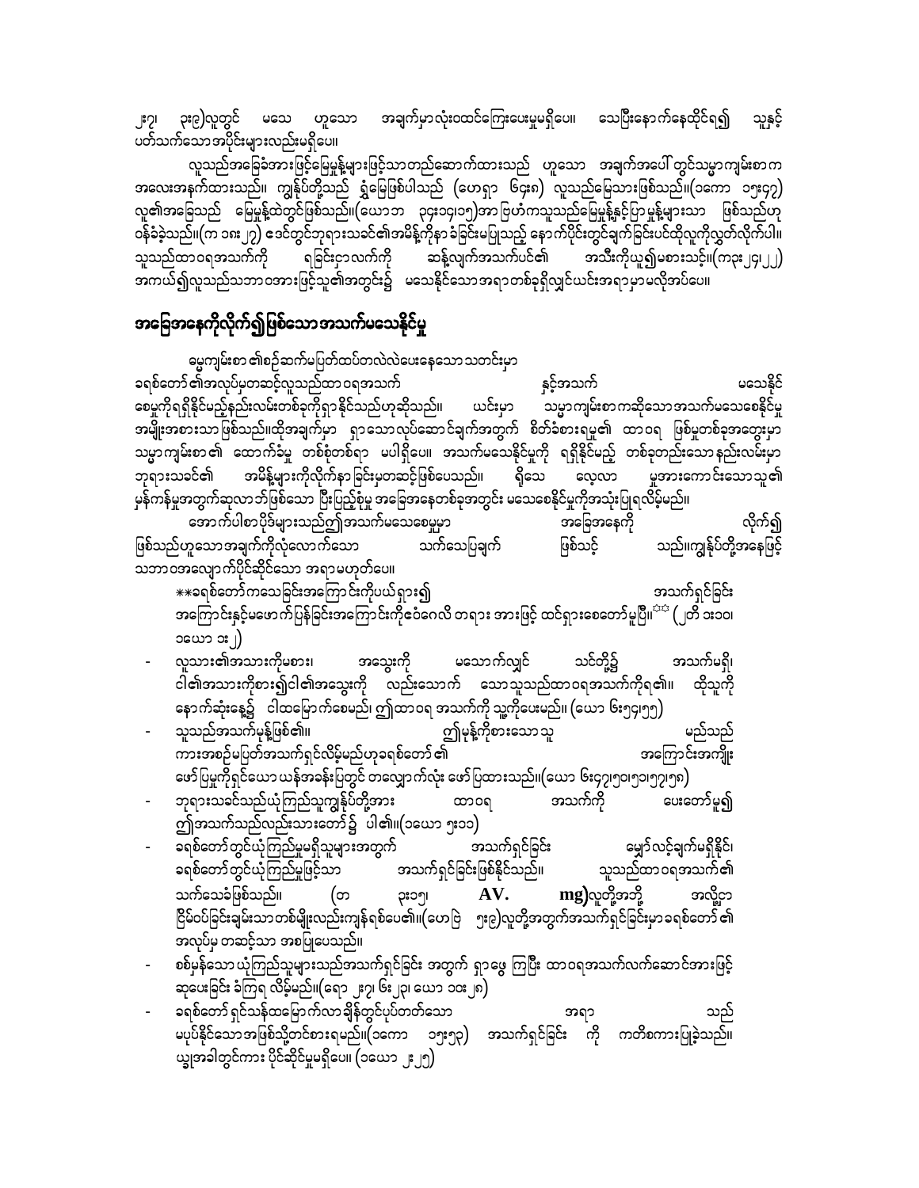၂း၇၊ ၃း၉)လူတွင် မသေ ဟူသော အချက်မှာလုံးဝထင်ကြေးပေးမှုမရှိပေ။ သေပြီးနောက်နေထိုင်ရ၍ သူနှင့်ပတ်သက်သောအပိုင်းများလည်းမရှိပေ။

လူသည်အခြေခံအားဖြင့်မြေမှုန့်များဖြင့်သာတည်ဆောက်ထားသည် ဟူသော အချက်အပေါ် တွင်သမ္မာကျမ်းစာက အလေးအနက်ထားသည်။ ကျွန်ုပ်တို့သည် ရွံ့မြေဖြစ်ပါသည် (ဟေရှာ ၆၄း၈) လူသည်မြေသားဖြစ်သည်။(၁ကော ၁၅း၄၇) လူ၏အခြေသည် မြေမှုန့်ထဲတွင်ဖြစ်သည်။(ယောဘ ၃၄း၁၄၊၁၅)အာဗြဟံကသူသည်မြေမှုန့်နှင့်ပြာမှုန့်များသာ ဖြစ်သည်ဟု ဝန်ခံခဲ့သည်။(က ၁၈း၂၇) ဒေဝိတွင်ဘုရားသခင်၏အမိန့်ကိုနာခံခြင်းမပြုသည့် နောက်ပိုင်းတွင်ချက်ခြင်းပင်ထိုလူကိုလွှတ်လိုက်ပါ။ သူသည်ထာဝရအသက်ကို ရခြင်းငှာလက်ကို ဆန့်လျက်အသက်ပင်၏ အသီးကိုယူ၍မစားသင့်။(က၃း၂၄၊၂၂) အကယ်၍လူသည်သဘာဝအားဖြင့်သူ၏အတွင်း၌ မသေနိုင်သောအရာတစ်ခုရှိလျှင်ယင်းအရာမှာမလိုအပ်ပေ။

## အခြေအနေကိုလိုက်၍ဖြစ်သောအသက်မသေနိုင်မှု

ဓမ္မကျမ်းစာ ၏စဉ်ဆက်မပြတ်ထပ်တလဲလဲပေးနေသောသတင်းမှာ ခရစ်တော်၏အလုပ်မှတဆင့်လူသည်ထာဝရအသက် နှင့်အသက် မသေနိုင်စေမှုကိုရရှိနိုင်မည့်နည်းလမ်းတစ်ခုကိုရှာနိုင်သည်ဟုဆိုသည်။ ယင်းမှာ သမ္မာကျမ်းစာကဆိုသောအသက်မသေစေနိုင်မှု အမျိုးအစားသာဖြစ်သည်။ထိုအချက်မှာ ရှာသောလုပ်ဆောင်ချက်အတွက် စိတ်ခံစားရမှု၏ ထာဝရ ဖြစ်မှုတစ်ခုအတွေးမှာ သမ္မာကျမ်းစာ၏ ထောက်ခံမှု တစ်စုံတစ်ရာ မပါရှိပေ။ အသက်မသေနိုင်မှုကို ရရှိနိုင်မည့် တစ်ခုတည်းသောနည်းလမ်းမှာ ဘုရားသခင်၏ အမိန့်များကိုလိုက်နာခြင်းမှတဆင့်ဖြစ်ပေသည်။ ရှိသေ လေ့လာ မှုအားကောင်းသောသူ၏ မှန်ကန်မှုအတွက်ဆုလာဘ်ဖြစ်သော ပြီးပြည့်စုံမှု အခြေအနေတစ်ခုအတွင်း မသေစေနိုင်မှုကိုအသုံးပြုရလိမ့်မည်။

အောက်ပါစာပိုဒ်များသည်ဤအသက်မသေစေမှုမှာ အခြေအနေကို လိုက်၍ ဖြစ်သည်ဟူသောအချက်ကိုလုံလောက်သော သက်သေပြချက် ဖြစ်သင့် သည်။ကျွန်ုပ်တို့အနေဖြင့် သဘာဝအလျောက်ပိုင်ဆိုင်သော အရာမဟုတ်ပေ။

- **ခရစ်တော်ကသေခြင်းအကြောင်းကိုပယ်ရှား၍ အသက်ရှင်ခြင်းအကြောင်းနှင့်မဖောက်ပြန်ခြင်းအကြောင်းကိုဧဝံဂေလိ တရား အားဖြင့် ထင်ရှားစေတော်မူပြီ။**** (၂တိ ၁း၁၀၊ ၁ယော ၁း၂)
- လူသား၏အသားကိုမစား၊ အသွေးကို မသောက်လျှင် သင်တို့၌ အသက်မရှိ၊ ငါ၏အသားကိုစား၍ငါ၏အသွေးကို လည်းသောက် သောသူသည်ထာဝရအသက်ကိုရ၏။ ထိုသူကို နောက်ဆုံးနေ့၌ ငါထမြောက်စေမည်၊ ဤထာဝရ အသက်ကို သူ့ကိုပေးမည်။ (ယော ၆း၅၃၊၅၅)
- သူသည်အသက်မုန့်ဖြစ်၏။ ဤမုန့်ကိုစားသောသူ မည်သည် ကားအစဉ်မပြတ်အသက်ရှင်လိမ့်မည်ဟုခရစ်တော်၏ အကြောင်းအကျိုး ဖော်ပြမှုကိုရှင်ယောယန်အခန်းပြတွင် တလျှောက်လုံး ဖော်ပြထားသည်။(ယော ၆း၄၇၊၅၀၊၅၁၊၅၇၊၅၈)
- ဘုရားသခင်သည်ယုံကြည်သူကျွန်ုပ်တို့အား ထာဝရ အသက်ကို ပေးတော်မူ၍ ဤအသက်သည်လည်းသားတော်၌ ပါ၏။(၁ယော ၅း၁၁)
- ခရစ်တော်တွင်ယုံကြည်မှုမရှိသူများအတွက် အသက်ရှင်ခြင်း မျှော်လင့်ချက်မရှိနိုင်၊ ခရစ်တော်တွင်ယုံကြည်မှုဖြင့်သာ အသက်ရှင်ခြင်းဖြစ်နိုင်သည်။ သူသည်ထာဝရအသက်၏ သက်သေခံဖြစ်သည်။ (တ ၃း၁၅၊ AV. mg)လူတို့အဘို့ အလို့ငှာ ငြိမ်ဝပ်ခြင်းချမ်းသာတစ်မျိုးလည်းကျန်ရစ်ပေ၏။(ဟေဗြဲ ၅း၉)လူတို့အတွက်အသက်ရှင်ခြင်းမှာခရစ်တော်၏ အလုပ်မှ တဆင့်သာ အစပြုပေသည်။
- စစ်မှန်သော ယုံကြည်သူများသည်အသက်ရှင်ခြင်း အတွက် ရှာဖွေ ကြပြီး ထာဝရအသက်လက်ဆောင်အားဖြင့် ဆုပေးခြင်း ခံကြရ လိမ့်မည်။(ရော ၂း၇၊ ၆း၂၃၊ ယော ၁၀း၂၈)
- ခရစ်တော် ရှင်သန်ထမြောက်လာချိန်တွင်ပုပ်တတ်သော အရာ သည် မပုပ်နိုင်သောအဖြစ်သို့တင်စားရမည်။(၁ကော ၁၅း၅၃) အသက်ရှင်ခြင်း ကို ကတိစကားပြုခဲ့သည်။ ယခုအခါတွင်ကား ပိုင်ဆိုင်မှုမရှိပေ။ (၁ယော ၂း၂၅)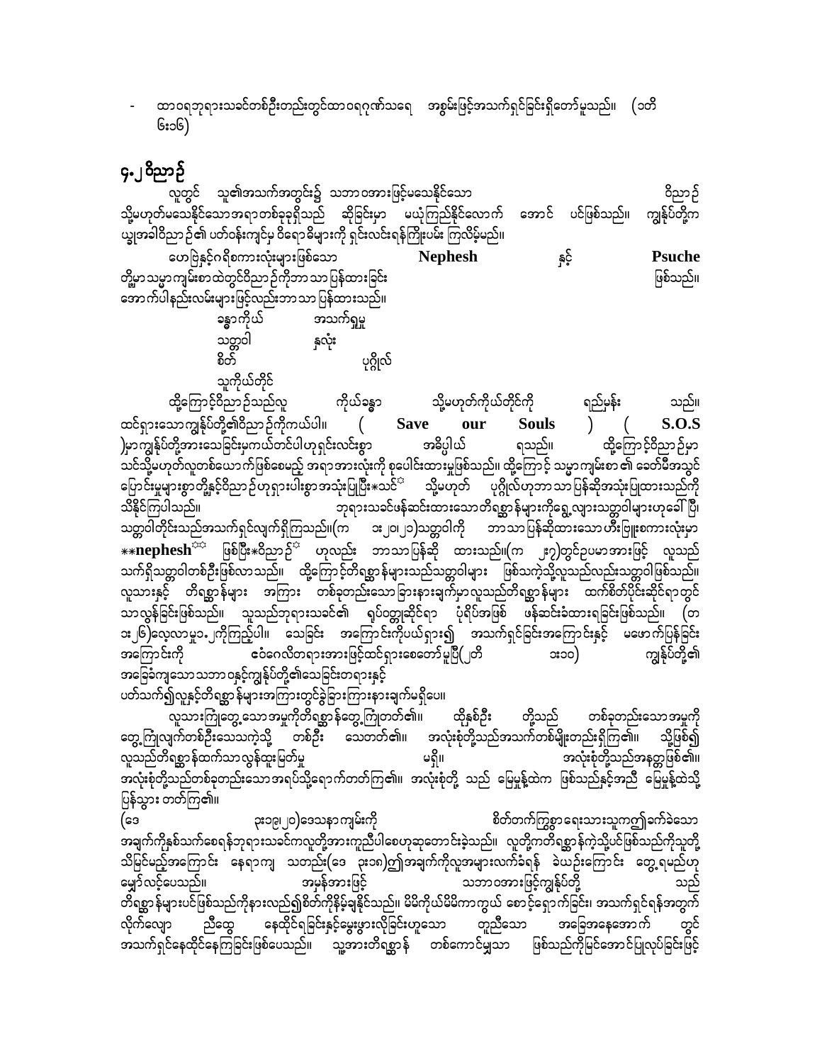- ထာဝရဘုရားသခင်တစ်ဦးတည်းတွင်ထာဝရဂုဏ်သရေ အစွမ်းဖြင့်အသက်ရှင်ခြင်းရှိတော်မူသည်။ (၁တိ ၆း၁၆)

## ၄.၂ ဝိညာဉ်

လူတွင် သူ၏အသက်အတွင်း၌ သဘာဝအားဖြင့်မသေနိုင်သော ဝိညာဉ် သို့မဟုတ်မသေနိုင်သောအရာတစ်ခုခုရှိသည် ဆိုခြင်းမှာ မယုံကြည်နိုင်လောက် အောင် ပင်ဖြစ်သည်။ ကျွန်ုပ်တို့က ယျွအခါဝိညာဉ်၏ ပတ်ဝန်းကျင်မှ ဝိရောဓိများကို ရှင်းလင်းရန်ကြိုးပမ်း ကြလိမ့်မည်။

ဟေဗြဲနှင့်ဂရိစကားလုံးများဖြစ်သော **Nephesh** နှင့် **Psuche** တို့မှာ သမ္မာကျမ်းစာထဲတွင်ဝိညာဉ်ကိုဘာသာပြန်ထားခြင်း ဖြစ်သည်။ အောက်ပါနည်းလမ်းများဖြင့်လည်းဘာသာပြန်ထားသည်။

ခန္ဓာကိုယ် အသက်ရှုမှု
သတ္တဝါ နှလုံး
စိတ် ပုဂ္ဂိုလ်
သူကိုယ်တိုင်

ထို့ကြောင့်ဝိညာဉ်သည်လူ ကိုယ်ခန္ဓာ သို့မဟုတ်ကိုယ်တိုင်ကို ရည်မှန်း သည်။ ထင်ရှားသောကျွန်ုပ်တို့၏ဝိညာဉ်ကိုကယ်ပါ။ ( **Save our Souls** ) ( **S.O.S** )မှာကျွန်ုပ်တို့အားသေခြင်းမှကယ်တင်ပါဟုရှင်းလင်းစွာ အဓိပ္ပါယ် ရသည်။ ထို့ကြောင့်ဝိညာဉ်မှာ သင်သို့မဟုတ်လူတစ်ယောက်ဖြစ်စေသည့် အရာအားလုံးကို စုပေါင်းထားမှုဖြစ်သည်။ ထို့ကြောင့် သမ္မာကျမ်းစာ ၏ ခေတ်မီအသွင်ပြောင်းမှုများစွာတို့နှင့်ဝိညာဉ်ဟုရှားပါးစွာအသုံးပြုပြီး*သင်[☼] သို့မဟုတ် ပုဂ္ဂိုလ်ဟုဘာသာပြန်ဆိုအသုံးပြုထားသည်ကို သိနိုင်ကြပါသည်။ ဘုရားသခင်ဖန်ဆင်းထားသောတိရစ္ဆာန်များကိုရွေ့လျားသတ္တဝါများဟုခေါ် ပြီ၊ သတ္တဝါတိုင်းသည်အသက်ရှင်လျက်ရှိကြသည်။(က ၁း၂၀၊၂၁)သတ္တဝါကို ဘာသာပြန်ဆိုထားသော ဟီးဗြူးစကားလုံးမှာ ***nephesh**[☼☼] ဖြစ်ပြီး*ဝိညာဉ်[☼] ဟုလည်း ဘာသာပြန်ဆို ထားသည်။(က ၂း၇)တွင်ဥပမာအားဖြင့် လူသည် သက်ရှိသတ္တဝါတစ်ဦးဖြစ်လာသည်။ ထို့ကြောင့်တိရစ္ဆာန်များသည်သတ္တဝါများ ဖြစ်သကဲ့သို့လူသည်လည်းသတ္တဝါဖြစ်သည်။ လူသားနှင့် တိရစ္ဆာန်များ အကြား တစ်ခုတည်းသော ခြားနားချက်မှာလူသည်တိရစ္ဆာန်များ ထက်စိတ်ပိုင်းဆိုင်ရာတွင် သာလွန်ခြင်းဖြစ်သည်။ သူသည်ဘုရားသခင်၏ ရုပ်ဝတ္ထုဆိုင်ရာ ပုံရိပ်အဖြစ် ဖန်ဆင်းခံထားရခြင်းဖြစ်သည်။ (က ၁း၂၆)လေ့လာမှု၁.၂ကိုကြည့်ပါ။ သေခြင်း အကြောင်းကိုပယ်ရှား၍ အသက်ရှင်ခြင်းအကြောင်းနှင့် မဖောက်ပြန်ခြင်းအကြောင်းကို ဧဝံဂေလိတရားအားဖြင့်ထင်ရှားစေတော်မူပြီ(၂တိ ၁း၁၀) ကျွန်ုပ်တို့၏ အခြေခံကျသောသဘာဝနှင့်ကျွန်ုပ်တို့၏သေခြင်းတရားနှင့် ပတ်သက်၍လူနှင့်တိရစ္ဆာန်များအကြားတွင်ခွဲခြားကြားနားချက်မရှိပေ။

လူသားကြုံတွေ့သောအမှုကိုတိရစ္ဆာန်တွေ့ကြုံတတ်၏။ ထိုနှစ်ဦး တို့သည် တစ်ခုတည်းသောအမှုကို တွေ့ကြုံလျက်တစ်ဦးသေသကဲ့သို့ တစ်ဦး သေတတ်၏။ အလုံးစုံတို့သည်အသက်တစ်မျိုးတည်းရှိကြ၏။ သို့ဖြစ်၍ လူသည်တိရစ္ဆာန်ထက်သာလွန်ထူးမြတ်မှု မရှိ။ အလုံးစုံတို့သည်အနတ္တဖြစ်၏။ အလုံးစုံတို့သည်တစ်ခုတည်းသောအရပ်သို့ရောက်တတ်ကြ၏။ အလုံးစုံတို့ သည် မြေမှုန့်ထဲက ဖြစ်သည်နှင့်အညီ မြေမှုန့်ထဲသို့ပြန်သွား တတ်ကြ၏။

(ဒေ ၃း၁၉၊၂၀)ဒေသနာကျမ်းကို စိတ်တက်ကြွစွာရေးသားသူကဤခက်ခဲသော အချက်ကိုနှစ်သက်စေရန်ဘုရားသခင်ကလူတို့အားကူညီပါစေဟုဆုတောင်းခဲ့သည်။ လူတို့ကတိရစ္ဆာန်ကဲ့သို့ပင်ဖြစ်သည်ကိုသူတို့သိမြင်မည့်အကြောင်း နေရာကျ သတည်း(ဒေ ၃း၁၈)ဤအချက်ကိုလူအများလက်ခံရန် ခဲယဉ်းကြောင်း တွေ့ရမည်ဟု မျှော်လင့်ပေသည်။ အမှန်အားဖြင့် သဘာဝအားဖြင့်ကျွန်ုပ်တို့ သည် တိရစ္ဆာန်များပင်ဖြစ်သည်ကိုနားလည်၍စိတ်ကိုနှိမ့်ချနိုင်သည်။ မိမိကိုယ်မိမိကာကွယ် စောင့်ရှောက်ခြင်း၊ အသက်ရှင်ရန်အတွက် လိုက်လျော ညီထွေ နေထိုင်ရခြင်းနှင့်မွေးဖွားလိုခြင်းဟူသော တူညီသော အခြေအနေအောက် တွင် အသက်ရှင်နေထိုင်နေကြခြင်းဖြစ်ပေသည်။ သူ့အားတိရစ္ဆာန် တစ်ကောင်မျှသာ ဖြစ်သည်ကိုမြင်အောင်ပြုလုပ်ခြင်းဖြင့်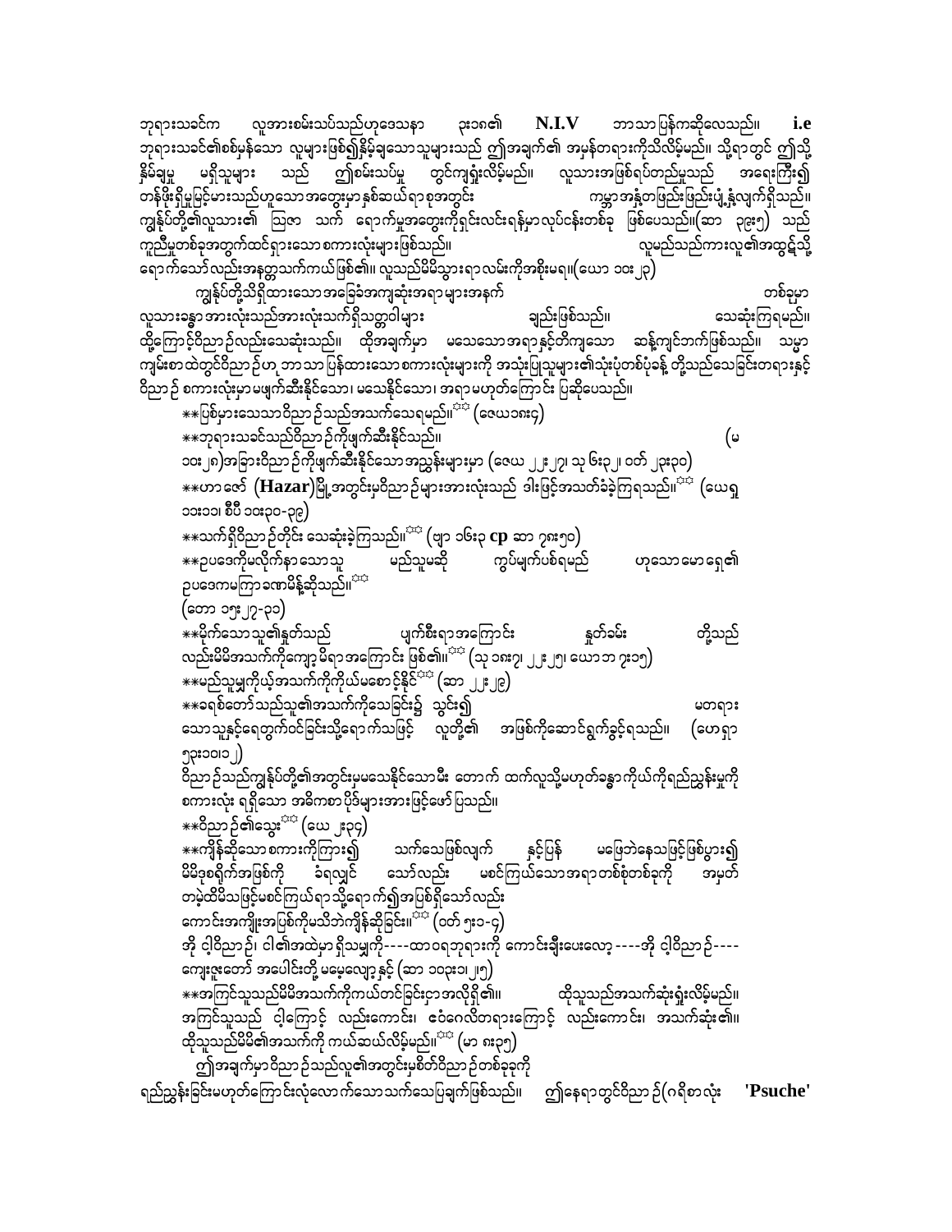ဘုရားသခင်က လူအားစမ်းသပ်သည်ဟုဒေသနာ ၃း၁၈၏ **N.I.V** ဘာသာပြန်ကဆိုလေသည်။ **i.e** ဘုရားသခင်၏စစ်မှန်သော လူများဖြစ်၍နိမ့်ချသောသူများသည် ဤအချက်၏ အမှန်တရားကိုသိလိမ့်မည်။ သို့ရာတွင် ဤသို့ နိမ်ချမှု မရှိသူများ သည် ဤစမ်းသပ်မှု တွင်ကျရှုံးလိမ့်မည်။ လူသားအဖြစ်ရပ်တည်မှုသည် အရေးကြီး၍ တန်ဖိုးရှိမှုမြင့်မားသည်ဟူသောအတွေးမှာနှစ်ဆယ်ရာစုအတွင်း ကမ္ဘာအနှံ့တဖြည်းဖြည်းပျံ့နှံ့လျက်ရှိသည်။ ကျွန်ုပ်တို့၏လူသား၏ ဩဇာ သက် ရောက်မှုအတွေးကိုရှင်းလင်းရန်မှာလုပ်ငန်းတစ်ခု ဖြစ်ပေသည်။(ဆာ ၃၉း၅) သည် ကူညီမှုတစ်ခုအတွက်ထင်ရှားသောစကားလုံးများဖြစ်သည်။ လူမည်သည်ကားလူ၏အထွဋ်သို့ ရောက်သော်လည်းအနတ္တသက်ကယ်ဖြစ်၏။ လူသည်မိမိသွားရာလမ်းကိုအစိုးမရ။(ယော ၁၀း၂၃)

ကျွန်ုပ်တို့သိရှိထားသောအခြေခံအကျဆုံးအရာများအနက် တစ်ခုမှာ လူသားခန္ဓာ အားလုံးသည်အားလုံးသက်ရှိသတ္တဝါများ ချည်းဖြစ်သည်။ သေဆုံးကြရမည်။ ထို့ကြောင့်ဝိညာဉ်လည်းသေဆုံးသည်။ ထိုအချက်မှာ မသေသောအရာနှင့်တိကျသော ဆန့်ကျင်ဘက်ဖြစ်သည်။ သမ္မာကျမ်းစာထဲတွင်ဝိညာဉ်ဟု ဘာသာပြန်ထားသောစကားလုံးများကို အသုံးပြုသူများ၏သုံးပုံတစ်ပုံခန့် တို့သည်သေခြင်းတရားနှင့် ဝိညာဉ် စကားလုံးမှာမဖျက်ဆီးနိုင်သော၊ မသေနိုင်သော၊ အရာမဟုတ်ကြောင်း ပြဆိုပေသည်။

**ပြစ်မှားသောဝိညာဉ်သည်အသက်သေရမည်။[*] (ဇေယ၁၈း၄)

**ဘုရားသခင်သည်ဝိညာဉ်ကိုဖျက်ဆီးနိုင်သည်။ (မ ၁၀း၂၈)အခြားဝိညာဉ်ကိုဖျက်ဆီးနိုင်သောအညွှန်းများမှာ (ဇေယ ၂၂း၂၇၊ သု ၆း၃၂၊ ဝတ် ၂၃း၃၀)

**ဟာဇော် (**Hazar**)မြို့အတွင်းမှဝိညာဉ်များအားလုံးသည် ဒါးဖြင့်အသတ်ခံခဲ့ကြရသည်။[*] (ယေရှု ၁၁း၁၁၊ စီပီ ၁၀း၃၀-၃၉)

**သက်ရှိဝိညာဉ်တိုင်း သေဆုံးခဲ့ကြသည်။[*] (ဗျာ ၁၆း၃ **cp** ဆာ ၇၈း၅၀)

**ဥပဒေကိုမလိုက်နာသောသူ မည်သူမဆို ကွပ်မျက်ပစ်ရမည် ဟုသောမောရှေ၏ ဥပဒေကမကြာခဏမိန့်ဆိုသည်။[*] (တော ၁၅း၂၇-၃၁)

**မိုက်သောသူ၏နှုတ်သည် ပျက်စီးရာအကြောင်း နှုတ်ခမ်း တို့သည် လည်းမိမိအသက်ကိုကျော့မိရာအကြောင်း ဖြစ်၏။[*] (သု ၁၈း၇၊ ၂၂း၂၅၊ ယောဘ ၇း၁၅)

**မည်သူမျှကိုယ့်အသက်ကိုကိုယ်မစောင့်နိုင်[*] (ဆာ ၂၂း၂၉)

**ခရစ်တော်သည်သူ၏အသက်ကိုသေခြင်း၌ သွင်း၍ မတရား သောသူနှင့်ရေတွက်ဝင်ခြင်းသို့ရောက်သဖြင့် လူတို့၏ အဖြစ်ကိုဆောင်ရွက်ခွင့်ရသည်။ (ဟေရှာ ၅၃း၁၀၊၁၂)

ဝိညာဉ်သည်ကျွန်ုပ်တို့၏အတွင်းမှမသေနိုင်သောမီး တောက် ထက်လူသို့မဟုတ်ခန္ဓာကိုယ်ကိုရည်ညွှန်းမှုကို စကားလုံး ရရှိသော အဓိကစာပိုဒ်များအားဖြင့်ဖော်ပြသည်။

**ဝိညာဉ်၏သွေး[*] (ယေ ၂း၃၄)

**ကျိန်ဆိုသောစကားကိုကြား၍ သက်သေဖြစ်လျက် နှင့်ပြန် မဖြေဘဲနေသဖြင့်ဖြစ်ပွား၍ မိမိဒုစရိုက်အဖြစ်ကို ခံရလျှင် သော်လည်း မစင်ကြယ်သောအရာတစ်စုံတစ်ခုကို အမှတ် တမဲ့ထိမိသဖြင့်မစင်ကြယ်ရာသို့ရောက်၍အပြစ်ရှိသော်လည်း ကောင်းအကျိုးအပြစ်ကိုမသိဘဲကျိန်ဆိုခြင်း။[*] (ဝတ် ၅း၁-၄)

အို ငါ့ဝိညာဉ်၊ ငါ၏အထဲမှာ ရှိသမျှကို----ထာဝရဘုရားကို ကောင်းချီးပေးလော့ ----အို ငါ့ဝိညာဉ်---- ကျေးဇူးတော် အပေါင်းတို့ မမေ့လျော့နှင့် (ဆာ ၁၀၃း၁၊၂၅)

**အကြင်သူသည်မိမိအသက်ကိုကယ်တင်ခြင်းငှာအလိုရှိ၏။ ထိုသူသည်အသက်ဆုံးရှုံးလိမ့်မည်။ အကြင်သူသည် ငါ့ကြောင့် လည်းကောင်း၊ ဧဝံဂေလိတရားကြောင့် လည်းကောင်း၊ အသက်ဆုံး၏။ ထိုသူသည်မိမိ၏အသက်ကို ကယ်ဆယ်လိမ့်မည်။[*] (မာ ၈း၃၅)

ဤအချက်မှာဝိညာဉ်သည်လူ၏အတွင်းမှစိတ်ဝိညာဉ်တစ်ခုခုကို ရည်ညွှန်းခြင်းမဟုတ်ကြောင်းလုံလောက်သောသက်သေပြချက်ဖြစ်သည်။ ဤနေရာတွင်ဝိညာဉ်(ဂရိစာလုံး **'Psuche'**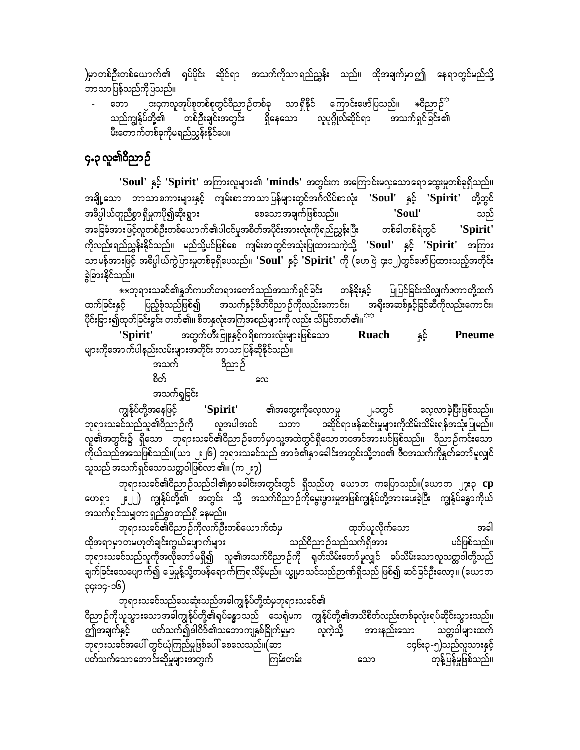)မှာတစ်ဦးတစ်ယောက်၏ ရုပ်ပိုင်း ဆိုင်ရာ အသက်ကိုသာရည်ညွှန်း သည်။ ထိုအချက်မှာ ဤ နေရာတွင်မည်သို့ ဘာသာပြန်သည်ကိုပြသည်။

- တော ၂၁း၄ကလူအုပ်စုတစ်စုတွင်ဝိညာဉ်တစ်ခု သာရှိနိုင် ကြောင်းဖော်ပြသည်။ *ဝိညာဉ်☆ သည်ကျွန်ုပ်တို့၏ တစ်ဦးချင်းအတွင်း ရှိနေသော လူပုဂ္ဂိုလ်ဆိုင်ရာ အသက်ရှင်ခြင်း၏ မီးတောက်တစ်ခုကိုမရည်ညွှန်းနိုင်ပေ။

## ၄.၃ လူ၏ဝိညာဉ်

**'Soul'** နှင့် **'Spirit'** အကြားလူများ၏ **'minds'** အတွင်းက အကြောင်းမလှသောရောထွေးမှုတစ်ခုရှိသည်။ အချို့သော ဘာသာစကားများနှင့် ကျမ်းစာဘာသာပြန်များတွင်အင်္ဂလိပ်စာလုံး **'Soul'** နှင့် **'Spirit'** တို့တွင် အဓိပ္ပါယ်တူညီစွာ ရှိမှုကပို၍ဆိုးရွား စေသောအချက်ဖြစ်သည်။ **'Soul'** သည် အခြေခံအားဖြင့်လူတစ်ဦးတစ်ယောက်၏ပါဝင်မှုအစိတ်အပိုင်းအားလုံးကိုရည်ညွှန်းပြီး တစ်ခါတစ်ရံတွင် **'Spirit'** ကိုလည်းရည်ညွှန်းနိုင်သည်။ မည်သို့ပင်ဖြစ်စေ ကျမ်းစာတွင်အသုံးပြုထားသကဲ့သို့ **'Soul'** နှင့် **'Spirit'** အကြား သာမန်အားဖြင့် အဓိပ္ပါယ်ကွဲပြားမှုတစ်ခုရှိပေသည်။ **'Soul'** နှင့် **'Spirit'** ကို (ဟေဗြဲ ၄း၁၂)တွင်ဖော်ပြထားသည့်အတိုင်း ခွဲခြားနိုင်သည်။

**ဘုရားသခင်၏နှုတ်ကပတ်တရားတော်သည်အသက်ရှင်ခြင်း တန်ခိုးနှင့် ပြုပြင်ခြင်းသိလျက်ဇကာ တို့ထက် ထက်ခြင်းနှင့် ပြည့်စုံသည်ဖြစ်၍ အသက်နှင့်စိတ်ဝိညာဉ်ကိုလည်းကောင်း၊ အရိုးအဆစ်နှင့်ခြင်ဆီကိုလည်းကောင်း၊ ပိုင်းခြား၍ထုတ်ခြင်းခွင်း တတ်၏။ စိတ်နှလုံးအကြံအစည်များကို လည်း သိမြင်တတ်၏။☆☆

**'Spirit'** အတွက်ဟီးဗြူးနှင့်ဂရိစကားလုံးများဖြစ်သော **Ruach** နှင့် **Pneume** များကိုအောက်ပါနည်းလမ်းများအတိုင်း ဘာသာပြန်ဆိုနိုင်သည်။

အသက် ဝိညာဉ်
စိတ် လေ
အသက်ရှုခြင်း

ကျွန်ုပ်တို့အနေဖြင့် **'Spirit'** ၏အတွေးကိုလေ့လာမှု ၂.၁တွင် လေ့လာခဲ့ပြီးဖြစ်သည်။ ဘုရားသခင်သည်သူ၏ဝိညာဉ်ကို လူအပါအဝင် သဘာ ဝဆိုင်ရာဖန်ဆင်းမှုများကိုထိမ်းသိမ်းရန်အသုံးပြုမည်။ လူ၏အတွင်း၌ ရှိသော ဘုရားသခင်၏ဝိညာဉ်တော်မှာသူ့အထဲတွင်ရှိသောဘဝအင်အားပင်ဖြစ်သည်။ ဝိညာဉ်ကင်းသော ကိုယ်သည်အသေဖြစ်သည်။(ယာ ၂း၂၆) ဘုရားသခင်သည် အာဒံ၏နှာခေါင်းအတွင်းသို့ဘဝ၏ ဇီဝအသက်ကိုနှုတ်တော်မူလျှင် သူသည် အသက်ရှင်သောသတ္တဝါဖြစ်လာ၏။ (က ၂း၇)

ဘုရားသခင်၏ဝိညာဉ်သည်ငါ၏နှာခေါင်းအတွင်းတွင် ရှိသည်ဟု ယောဘ ကပြောသည်။(ယောဘ ၂၇း၃ **cp** ဟေရှာ ၂း၂၂) ကျွန်ုပ်တို့၏ အတွင်း သို့ အသက်ဝိညာဉ်ကိုမွေးဖွားမှုအဖြစ်ကျွန်ုပ်တို့အားပေးခဲ့ပြီး ကျွန်ုပ်ခန္ဓာကိုယ် အသက်ရှင်သမျှတာ ရှည်စွာတည်ရှိ နေမည်။

ဘုရားသခင်၏ဝိညာဉ်ကိုလက်ဦးတစ်ယောက်ထံမှ ထုတ်ယူလိုက်သော အခါ ထိုအရာမှာတမဟုတ်ချင်းကွယ်ပျောက်များ သည်ဝိညာဉ်သည်သက်ရှိအား ပင်ဖြစ်သည်။ ဘုရားသခင်သည်လူကိုအလိုတော် မရှိ၍ လူ၏အသက်ဝိညာဉ်ကို ရုတ်သိမ်းတော်မူလျှင် ခပ်သိမ်းသောလူသတ္တဝါတို့သည် ချက်ခြင်းသေပျောက်၍ မြေမှုန့်သို့တဖန်ရောက်ကြလိမ့်မည်။ ယ္ခုမှာသင်သည်ဉာဏ်ရှိသည် ဖြစ်၍ ဆင်ခြင်ဦးလော့။ (ယောဘ ၃၄း၁၄-၁၆)

ဘုရားသခင်သည်သေဆုံးသည်အခါကျွန်ုပ်တို့ထံမှဘုရားသခင်၏ ဝိညာဉ်ကိုယူသွားသောအခါကျွန်ုပ်တို့၏ရုပ်ခန္ဓာသည် သေရုံမက ကျွန်ုပ်တို့၏အသိစိတ်လည်းတစ်ခုလုံးရပ်ဆိုင်းသွားသည်။ ဤအချက်နှင့် ပတ်သက်၍ဒါဝိဒ်၏သဘောကျနှစ်ခြိုက်မှုမှာ လူကဲ့သို့ အားနည်းသော သတ္တဝါများထက် ဘုရားသခင်အပေါ် တွင်ယုံကြည်မှုဖြစ်ပေါ် စေလေသည်။(ဆာ ၁၄၆း၃-၅)သည်လူသားနှင့် ပတ်သက်သောတောင်းဆိုမှုများအတွက် ကြမ်းတမ်း သော တုန့်ပြန်မှုဖြစ်သည်။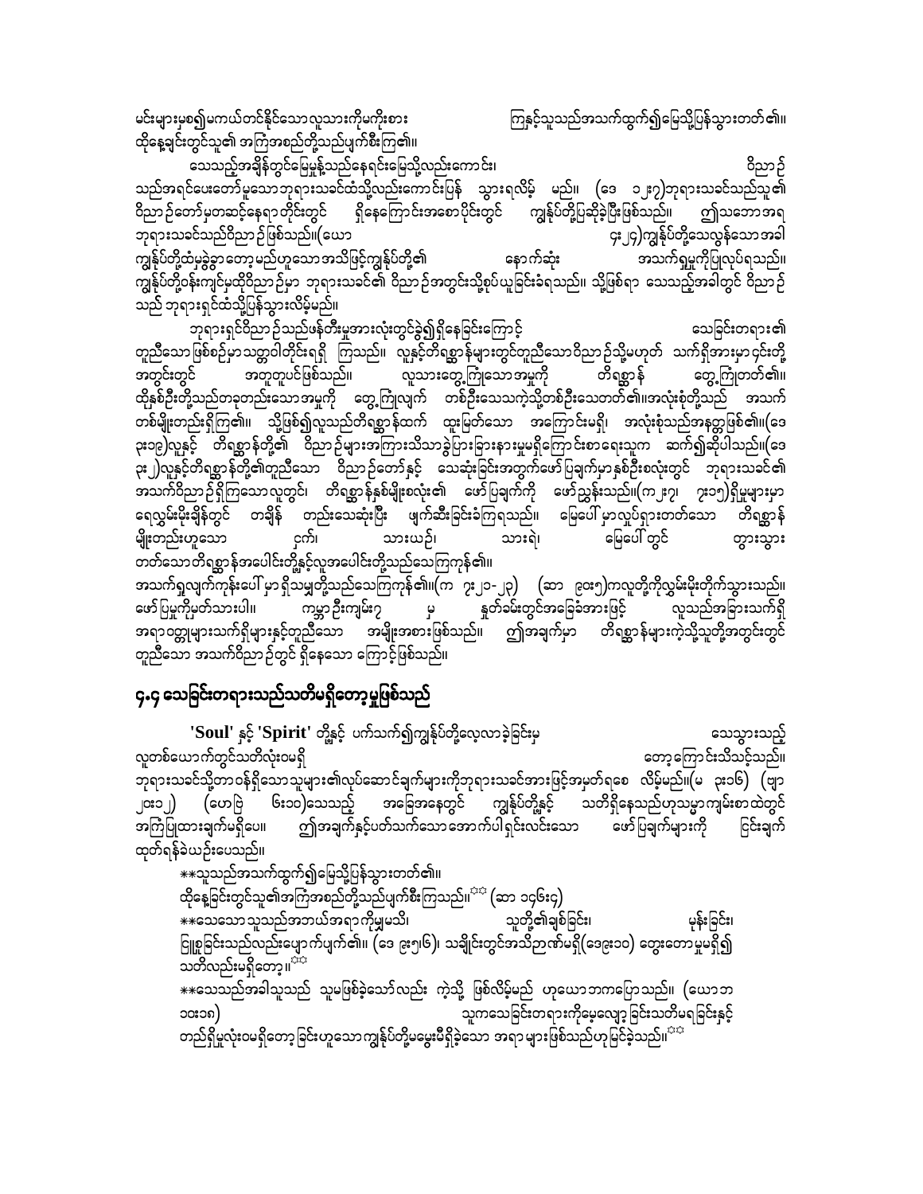မင်းများမှစ၍မကယ်တင်နိုင်သောလူသားကိုမကိုးစား ကြနှင့်သူသည်အသက်ထွက်၍မြေသို့ပြန်သွားတတ်၏။ ထိုနေ့ချင်းတွင်သူ၏ အကြံအစည်တို့သည်ပျက်စီးကြ၏။

သေသည့်အချိန်တွင်မြေမှုန့်သည်နေရင်းမြေသို့လည်းကောင်း၊ ဝိညာဉ်သည်အရင်ပေးတော်မူသောဘုရားသခင်ထံသို့လည်းကောင်းပြန် သွားရလိမ့် မည်။ (ဒေ ၁၂း၇)ဘုရားသခင်သည်သူ၏ဝိညာဉ်တော်မှတဆင့်နေရာတိုင်းတွင် ရှိနေကြောင်းအစောပိုင်းတွင် ကျွန်ုပ်တို့ပြဆိုခဲ့ပြီးဖြစ်သည်။ ဤသဘောအရ ဘုရားသခင်သည်ဝိညာဉ်ဖြစ်သည်။(ယော ၄း၂၄)ကျွန်ုပ်တို့သေလွန်သောအခါ ကျွန်ုပ်တို့ထံမှခွဲခွာတော့မည်ဟူသောအသိဖြင့်ကျွန်ုပ်တို့၏ နောက်ဆုံး အသက်ရှူမှုကိုပြုလုပ်ရသည်။ ကျွန်ုပ်တို့ဝန်းကျင်မှထိုဝိညာဉ်မှာ ဘုရားသခင်၏ ဝိညာဉ်အတွင်းသို့စုပ်ယူခြင်းခံရသည်။ သို့ဖြစ်ရာ သေသည့်အခါတွင် ဝိညာဉ်သည် ဘုရားရှင်ထံသို့ပြန်သွားလိမ့်မည်။

ဘုရားရှင်ဝိညာဉ်သည်မန်တီးမှုအားလုံးတွင်ခွဲ၍ရှိနေခြင်းကြောင့် သေခြင်းတရား၏ တူညီသောဖြစ်စဉ်မှာသတ္တဝါတိုင်းရရှိ ကြသည်။ လူနှင့်တိရစ္ဆာန်များတွင်တူညီသောဝိညာဉ်သို့မဟုတ် သက်ရှိအားမှာ၎င်းတို့အတွင်းတွင် အတူတူပင်ဖြစ်သည်။ လူသားတွေ့ကြုံသောအမှုကို တိရစ္ဆာန် တွေ့ကြုံတတ်၏။ ထိုနှစ်ဦးတို့သည်တခုတည်းသောအမှုကို တွေ့ကြုံလျက် တစ်ဦးသေသကဲ့သို့တစ်ဦးသေတတ်၏။အလုံးစုံတို့သည် အသက်တစ်မျိုးတည်းရှိကြ၏။ သို့ဖြစ်၍လူသည်တိရစ္ဆာန်ထက် ထူးမြတ်သော အကြောင်းမရှိ၊ အလုံးစုံသည်အနတ္တဖြစ်၏။(ဒေ ၃း၁၉)လူနှင့် တိရစ္ဆာန်တို့၏ ဝိညာဉ်များအကြားသိသာခွဲပြားခြားနားမှုမရှိကြောင်းစာရေးသူက ဆက်၍ဆိုပါသည်။(ဒေ ၃း၂၁)လူနှင့်တိရစ္ဆာန်တို့၏တူညီသော ဝိညာဉ်တော်နှင့် သေဆုံးခြင်းအတွက်ဖော်ပြချက်မှာနှစ်ဦးစလုံးတွင် ဘုရားသခင်၏ အသက်ဝိညာဉ်ရှိကြသောလူတွင်၊ တိရစ္ဆာန်နှစ်မျိုးစလုံး၏ ဖော်ပြချက်ကို ဖော်ညွှန်းသည်။(က၂း၇၊ ၇း၁၅)ရှိမှုများမှာရေလွှမ်းမိုးချိန်တွင် တချိန် တည်းသေဆုံးပြီး ဖျက်ဆီးခြင်းခံကြရသည်။ မြေပေါ်မှာလှုပ်ရှားတတ်သော တိရစ္ဆာန်မျိုးတည်းဟူသော ငှက်၊ သားယဉ်၊ သားရဲ၊ မြေပေါ်တွင် တွားသွားတတ်သောတိရစ္ဆာန်အပေါင်းတို့နှင့်လူအပေါင်းတို့သည်သေကြကုန်၏။ အသက်ရှုလျက်ကုန်းပေါ်မှာရှိသမျှတို့သည်သေကြကုန်၏။(က ၇း၂၁-၂၃) (ဆာ ၉၀း၅)ကလူတို့ကိုလွှမ်းမိုးတိုက်သွားသည်။ ဖော်ပြမှုကိုမှတ်သားပါ။ ကမ္ဘာဦးကျမ်း၇ မှ နှုတ်ခမ်းတွင်အခြေခံအားဖြင့် လူသည်အခြားသက်ရှိအရာဝတ္ထုများသက်ရှိများနှင့်တူညီသော အမျိုးအစားဖြစ်သည်။ ဤအချက်မှာ တိရစ္ဆာန်များကဲ့သို့သူတို့အတွင်းတွင် တူညီသော အသက်ဝိညာဉ်တွင် ရှိနေသော ကြောင့်ဖြစ်သည်။

## ၄.၄ သေခြင်းတရားသည်သတိမရှိတော့မှုဖြစ်သည်

**'Soul'** နှင့် **'Spirit'** တို့နှင့် ပက်သက်၍ကျွန်ုပ်တို့လေ့လာခဲ့ခြင်းမှ သေသွားသည့်လူတစ်ယောက်တွင်သတိလုံးဝမရှိ တော့ကြောင်းသိသင့်သည်။ ဘုရားသခင်သို့တာဝန်ရှိသောသူများ၏လုပ်ဆောင်ချက်များကိုဘုရားသခင်အားဖြင့်အမှတ်ရစေ လိမ့်မည်။(မ ၃း၁၆) (ဗျာ ၂၀း၁၂) (ဟေဗြဲ ၆း၁၀)သေသည့် အခြေအနေတွင် ကျွန်ုပ်တို့နှင့် သတိရှိနေသည်ဟုသမ္မာကျမ်းစာထဲတွင် အကြံပြုထားချက်မရှိပေ။ ဤအချက်နှင့်ပတ်သက်သောအောက်ပါရှင်းလင်းသော ဖော်ပြချက်များကို ငြင်းချက်ထုတ်ရန်ခဲယဉ်းပေသည်။

**သူသည်အသက်ထွက်၍မြေသို့ပြန်သွားတတ်၏။
ထိုနေ့ခြင်းတွင်သူ၏အကြံအစည်တို့သည်ပျက်စီးကြသည်။** (ဆာ ၁၄၆း၄)

**သေသောသူသည်အဘယ်အရာကိုမျှမသိ၊ သူတို့၏ချစ်ခြင်း၊ မုန်းခြင်း၊ ငြူစူခြင်းသည်လည်းပျောက်ပျက်၏။ (ဒေ ၉း၅၊၆)၊ သချိုင်းတွင်အသိဉာဏ်မရှိ(ဒေ၉း၁၀) တွေးတောမှုမရှိ၍ သတိလည်းမရှိတော့။**

**သေသည့်အခါသူသည် သူမဖြစ်ခဲ့သော်လည်း ကဲ့သို့ ဖြစ်လိမ့်မည် ဟုယောဘကပြောသည်။ (ယောဘ ၁၀း၁၈) သူကသေခြင်းတရားကိုမေ့လျော့ခြင်းသတိမရခြင်းနှင့်တည်ရှိမှုလုံးဝမရှိတော့ခြင်းဟူသောကျွန်ုပ်တို့မမွေးမီရှိခဲ့သော အရာများဖြစ်သည်ဟုမြင်ခဲ့သည်။**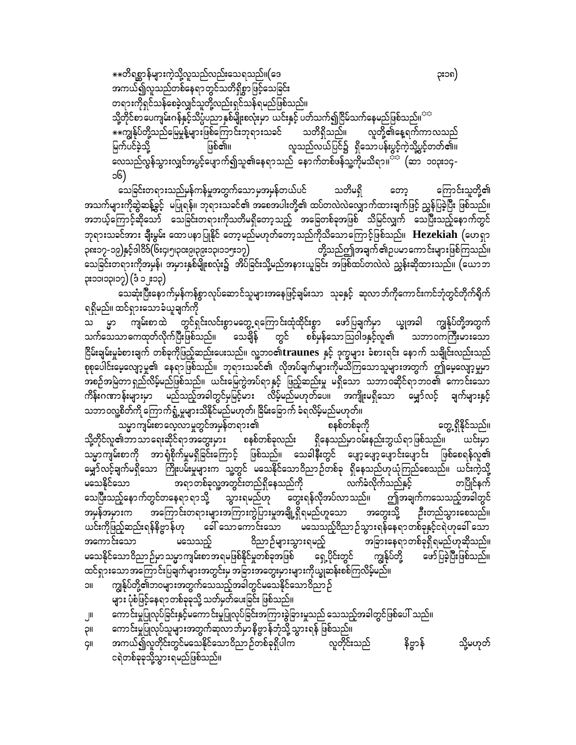**တိရစ္ဆာန်များကဲ့သို့လူသည်လည်းသေရသည်။(ဒေ ၃း၁၈)
အကယ်၍လူသည်တစ်နေရာတွင်သတိရှိစွာဖြင့်သေခြင်း
တရားကိုရှင်သန်စေခဲ့လျှင်သူတို့လည်းရှင်သန်ရမည်ဖြစ်သည်။
သို့တိုင်စာပေကျမ်းဂန်နှင့်သိပ္ပံပညာနှစ်မျိုးစလုံးမှာ ယင်းနှင့် ပတ်သက်၍ငြိမ်သက်နေမည်ဖြစ်သည်။[☼]
**ကျွန်ုပ်တို့သည်မြေမှုန့်များဖြစ်ကြောင်းဘုရားသခင် သတိရှိသည်။ လူတို့၏နေ့ရက်ကာလသည်
မြက်ပင်ခဲ့သို့ ဖြစ်၏။ လူသည်လယ်ပြင်၌ ရှိသောပန်းပွင့်ကဲ့သို့ပွင့်တတ်၏။
လေသည်လွှင့်သွားလျှင်အပွင့်ပျောက်၍သူ၏နေရာသည် နောက်တစ်ဖန်သူ့ကိုမသိရ။[☼] (ဆာ ၁၀၃း၁၄-၁၆)

သေခြင်းတရားသည်မှန်ကန်မှုအတွက်သောမှအမှန်တယ်ပင် သတိမရှိ တော့ ကြောင်းသူတို့၏အသက်များကိုဆွဲဆန့်ခွင့် မပြုရန်။ ဘုရားသခင်၏ အစေအပါးတို့၏ ထပ်တလဲလဲလျှောက်ထားချက်ဖြင့် ညွှန်ပြခဲ့ပြီး ဖြစ်သည်။ အဘယ့်ကြောင့်ဆိုသော် သေခြင်းတရားကိုသတိမရှိတော့သည့် အခြေတစ်ခုအဖြစ် သိမြင်လျှက် သေပြီးသည့်နောက်တွင် ဘုရားသခင်အား ချီးမွမ်း ထောပနာပြုနိုင် တော့မည်မဟုတ်တော့သည်ကိုသိသောကြောင့်ဖြစ်သည်။ **Hezekiah** (ဟေရှာ ၃၈း၁၇-၁၉)နှင့်ဒါဝိဒ်(၆း၄၊၅၊၃၀း၉၊၃၉း၁၃၊၁၁၅း၁၇) တို့သည်ဤအချက်၏ဥပမာကောင်းများဖြစ်ကြသည်။ သေခြင်းတရားကိုအမှန်၊ အမှားနှစ်မျိုးစလုံး၌ အိပ်ခြင်းသို့မည်အနားယူခြင်း အဖြစ်ထပ်တလဲလဲ ညွှန်းဆိုထားသည်။ (ယောဘ ၃း၁၁၊၁၃၊၁၇) (ဒံ ၁၂း၁၃)

သေဆုံးပြီးနောက်မှန်ကန်စွာလုပ်ဆောင်သူများအနေဖြင့်ချမ်းသာ သုခနှင့် ဆုလာဘ်ကိုကောင်းကင်ဘုံတွင်တိုက်ရိုက်ရရှိမည်။ ထင်ရှားသောခံယူချက်ကို

သ မ္မာ ကျမ်းစာထဲ တွင်ရှင်းလင်းစွာမတွေ့ရကြောင်းထုံထိုင်းစွာ ဖော်ပြချက်မှာ ယ္ခုအခါ ကျွန်ုပ်တို့အတွက် သက်သေသာကေထုတ်လိုက်ပြီးဖြစ်သည်။ သေချိန် တွင် စစ်မှန်သောဩဝါဒနှင့်လူ၏ သဘာဝကကြီးမားသော ငြိမ်းချမ်းမှုခံစားချက် တစ်ခုကိုဖြည့်ဆည်းပေးသည်။ လူ့ဘဝ၏**traunes** နှင့် ဒုက္ခများ ခံစားရင်း နောက် သချိုင်းလည်းသည် စုစုပေါင်းမေ့လျော့မှု၏ နေရာဖြစ်သည်။ ဘုရားသခင်၏ လိုအပ်ချက်များကိုမသိကြသောသူများအတွက် ဤမေ့လျော့မှုမှာ အစဉ်အမြဲတာရှည်လိမ့်မည်ဖြစ်သည်။ ယင်းမြေကွဲအပ်ရာနှင့် ဖြည့်ဆည်းမှု မရှိသော သဘာဝဆိုင်ရာဘဝ၏ ကောင်းသော ကိန်းဂဏာန်းများမှာ မည်သည့်အခါတွင်မှမြင်မား လိမ့်မည်မဟုတ်ပေ။ အကျိုးမရှိသော မျှော်လင့် ချက်များနှင့် သဘာဝလူ့စိတ်ကို ကြောက်ရွံ့မှုများသိနိုင်မည်မဟုတ်၊ ခြိမ်းခြောက် ခံရလိမ့်မည်မဟုတ်။

သမ္မာကျမ်းစာလေ့လာမှုတွင်အမှန်တရား၏ စနစ်တစ်ခုကို တွေ့ရှိနိုင်သည်။ သို့တိုင်လူ၏ဘာသာရေးဆိုင်ရာအတွေးများ စနစ်တစ်ခုလည်း ရှိနေသည်မှာဝမ်းနည်းဘွယ်ရာဖြစ်သည်။ ယင်းမှာ သမ္မာကျမ်းစာကို အာရုံစိုက်မှုမရှိခြင်းကြောင့် ဖြစ်သည်။ သေခါနီးတွင် ပျော့ပျော့ပျောင်းပျောင်း ဖြစ်စေရန်လူ၏ မျှော်လင့်ချက်မရှိသော ကြိုးပမ်းမှုများက သူ့တွင် မသေနိုင်သောဝိညာဉ်တစ်ခု ရှိနေသည်ဟုယုံကြည်စေသည်။ ယင်းကဲ့သို့ မသေနိုင်သော အရာတစ်ခုလူ့အတွင်းတည်ရှိနေသည်ကို လက်ခံလိုက်သည်နှင့် တပြိုင်နက် သေပြီးသည့်နောက်တွင်တနေရာရာသို့ သွားရမည်ဟု တွေးရန်လိုအပ်လာသည်။ ဤအချက်ကသေသည့်အခါတွင် အမှန်အမှားက အကြောင်းတရားများအကြားကွဲပြားမှုအချို့ရှိရမည်ဟူသော အတွေးသို့ ဦးတည်သွားစေသည်။ ယင်းကိုဖြည့်ဆည်းရန်နိဗ္ဗာန်ဟု ခေါ်သောကောင်းသော မသေသည့်ဝိညာဉ်သွားရန်နေရာတစ်ခုနှင့်ငရဲဟုခေါ်သော အကောင်းသော မသေသည့် ဝိညာဉ်များသွားရမည့် အခြားနေရာတစ်ခုရှိရမည်ဟုဆိုသည်။ မသေနိုင်သောဝိညာဉ်မှာသမ္မာကျမ်းစာအရမဖြစ်နိုင်မှုတစ်ခုအဖြစ် ရှေ့ပိုင်းတွင် ကျွန်ုပ်တို့ ဖော်ပြခဲ့ပြီးဖြစ်သည်။ ထင်ရှားသောအကြောင်းပြချက်များအတွင်းမှ အခြားအတွေးများများကိုယ္ခုဆန်းစစ်ကြလိမ့်မည်။

၁။ ကျွန်ုပ်တို့၏ဘဝများအတွက်သေသည့်အခါတွင်မသေနိုင်သောဝိညာဉ်များ ပုံစံဖြင့်နေရာတစ်ခုခုသို့ သတ်မှတ်ပေးခြင်း ဖြစ်သည်။
၂။ ကောင်းမှုပြုလုပ်ခြင်းနှင့်မကောင်းမှုပြုလုပ်ခြင်းအကြားခွဲခြားမှုသည် သေသည့်အခါတွင်ဖြစ်ပေါ်သည်။
၃။ ကောင်းမှုပြုလုပ်သူများအတွက်ဆုလာဘ်မှာနိဗ္ဗာန်ဘုံသို့ သွားရန် ဖြစ်သည်။
၄။ အကယ်၍လူတိုင်းတွင်မသေနိုင်သောဝိညာဉ်တစ်ခုရှိပါက လူတိုင်းသည် နိဗ္ဗာန် သို့မဟုတ် ငရဲတစ်ခုခုသို့သွားရမည်ဖြစ်သည်။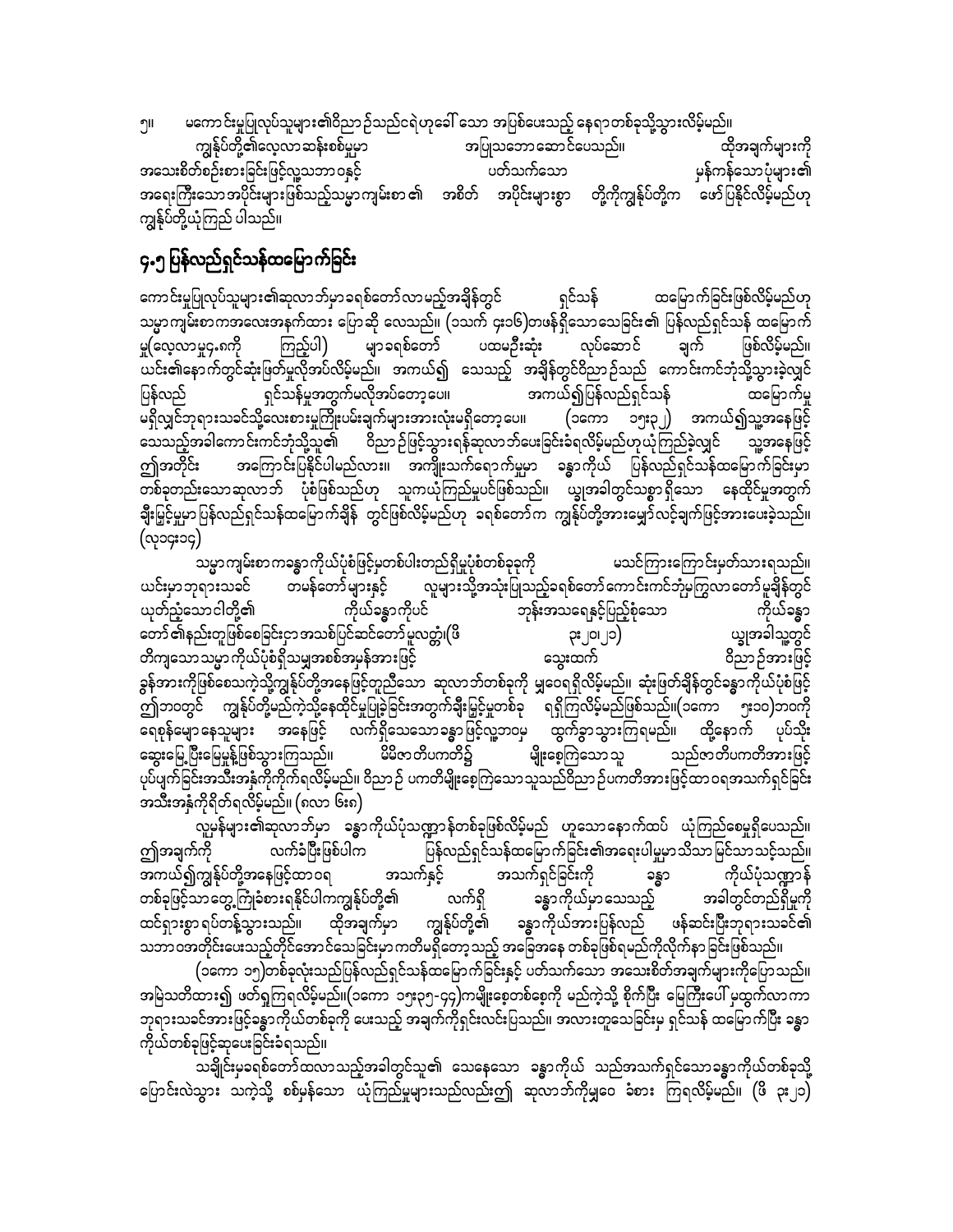၅။ မကောင်းမှုပြုလုပ်သူများ၏ဝိညာဉ်သည်ငရဲဟုခေါ် သော အပြစ်ပေးသည့် နေရာတစ်ခုသို့သွားလိမ့်မည်။

ကျွန်ုပ်တို့၏လေ့လာဆန်းစစ်မှုမှာ အပြည့်အဝမဖြစ်သေးပါ။ ထိုအချက်များကို အသေးစိတ်စဉ်းစားခြင်းဖြင့်လူ့သဘာဝနှင့် ပတ်သက်သော မှန်ကန်သောပုံများ၏ အရေးကြီးသောအပိုင်းများဖြစ်သည့်သမ္မာကျမ်းစာ ၏ အစိတ် အပိုင်းများစွာ တို့ကိုကျွန်ုပ်တို့က ဖော်ပြနိုင်လိမ့်မည်ဟု ကျွန်ုပ်တို့ယုံကြည် ပါသည်။

## ၄.၅ ပြန်လည်ရှင်သန်ထမြောက်ခြင်း

ကောင်းမှုပြုလုပ်သူများ၏ဆုလာဘ်မှာ ခရစ်တော်လာမည့်အချိန်တွင် ရှင်သန် ထမြောက်ခြင်းဖြစ်လိမ့်မည်ဟု သမ္မာကျမ်းစာကအလေးအနက်ထား ပြောဆို လေသည်။ (ယောဟန် ၄း၁၆)တဖန်ရှိသောသေခြင်း၏ ပြန်လည်ရှင်သန် ထမြောက်မှု(လေ့လာမှု၄.၈ကို ကြည့်ပါ) များခရစ်တော် ပထမဦးဆုံး လုပ်ဆောင် ချက် ဖြစ်လိမ့်မည်။ ယင်း၏နောက်တွင်ဆုံးဖြတ်မှုလိုအပ်လိမ့်မည်။ အကယ်၍ သေသည့် အချိန်တွင်ဝိညာဉ်သည် ကောင်းကင်ဘုံသို့သွားခဲ့လျှင် ပြန်လည် ရှင်သန်မှုအတွက်မလိုအပ်တော့ပေ။ အကယ်၍ပြန်လည်ရှင်သန် ထမြောက်မှု မရှိလျှင်ဘုရားသခင်သို့လေးစားမှုကြိုးပမ်းချက်များအားလုံးမရှိတော့ပေ။ (၁ကော ၁၅း၃၂) အကယ်၍သူ့အနေဖြင့် သေသည့်အခါကောင်းကင်ဘုံသို့သူ၏ ဝိညာဉ်ဖြင့်သွားရန်ဆုလာဘ်ပေးခြင်းခံရလိမ့်မည်ဟုယုံကြည်ခဲ့လျှင် သူ့အနေဖြင့် ဤအတိုင်း အကြောင်းပြနိုင်ပါမည်လား။ အကျိုးသက်ရောက်မှုမှာ ခန္ဓာကိုယ် ပြန်လည်ရှင်သန်ထမြောက်ခြင်းမှာ တစ်ခုတည်းသောဆုလာဘ် ပုံစံဖြစ်သည်ဟု သူကယုံကြည်မှုပင်ဖြစ်သည်။ ယျှအခါတွင်သစ္စာရှိသော နေထိုင်မှုအတွက် ချီးမြှင့်မှုမှာ ပြန်လည်ရှင်သန်ထမြောက်ချိန် တွင်ဖြစ်လိမ့်မည်ဟု ခရစ်တော်က ကျွန်ုပ်တို့အားမျှော်လင့်ချက်ဖြင့်အားပေးခဲ့သည်။ (လု၁၄း၁၄)

သမ္မာကျမ်းစာကခန္ဓာကိုယ်ပုံစံဖြင့်မှတစ်ပါးတည်ရှိမှုပုံစံတစ်ခုခုကို မသင်ကြားကြောင်းမှတ်သားရသည်။ ယင်းမှာဘုရားသခင် တမန်တော်များနှင့် လူများသို့အသုံးပြုသည့်ခရစ်တော်ကောင်းကင်ဘုံမှကြွလာတော်မူချိန်တွင် ယုတ်ညံ့သောငါတို့၏ ကိုယ်ခန္ဓာကိုပင် ဘုန်းအသရေနှင့်ပြည့်စုံသော ကိုယ်ခန္ဓာတော် ၏နည်းတူဖြစ်စေခြင်းငှာ အသစ်ပြင်ဆင်တော်မူလတ္တံ့(ဖိ ၃း၂၀၊၂၁) ယျှအခါသူ့တွင် တိကျသောသမ္မာကိုယ်ပုံစံရှိသမျှအစစ်အမှန်အားဖြင့် သွေးထက် ဝိညာဉ်အားဖြင့် ခွန်အားကိုဖြစ်စေသကဲ့သို့ကျွန်ုပ်တို့အနေဖြင့်တူညီသော ဆုလာဘ်တစ်ခုကို မျှဝေရရှိလိမ့်မည်။ ဆုံးဖြတ်ချိန်တွင်ခန္ဓာကိုယ်ပုံစံဖြင့် ဤဘဝတွင် ကျွန်ုပ်တို့မည်ကဲ့သို့နေထိုင်မှုပြုခဲ့ခြင်းအတွက်ချီးမြှင့်မှုတစ်ခု ရရှိကြလိမ့်မည်ဖြစ်သည်။(၁ကော ၅း၁၀)ဘဝကို ရေစုန်မျောနေသူများ အနေဖြင့် လက်ရှိသေသောခန္ဓာဖြင့်လူ့ဘဝမှ ထွက်ခွာသွားကြရမည်။ ထို့နောက် ပုပ်သိုးဆွေးမြေ့ပြီးမြေမှုန့်ဖြစ်သွားကြသည်။ မိမိဇာတိပကတိ၌ မျိုးစေ့ကြဲသော သူ သည်ဇာတိပကတိအားဖြင့် ပုပ်ပျက်ခြင်းအသီးအနှံကိုရိတ်ရလိမ့်မည်။ ဝိညာဉ် ပကတိမျိုးစေ့ကြဲသောသူသည်ဝိညာဉ်ပကတိအားဖြင့်ထာဝရအသက်ရှင်ခြင်း အသီးအနှံကိုရိတ်ရလိမ့်မည်။ (ဂလာ ၆း၈)

လူမှန်များ၏ဆုလာဘ်မှာ ခန္ဓာကိုယ်ပုံသဏ္ဌာန်တစ်ခုဖြစ်လိမ့်မည် ဟူသောနောက်ထပ် ယုံကြည်စေမှုရှိပေသည်။ ဤအချက်ကို လက်ခံပြီးဖြစ်ပါက ပြန်လည်ရှင်သန်ထမြောက်ခြင်း၏အရေးပါမှုမှာသိသာမြင်သာသင့်သည်။ အကယ်၍ကျွန်ုပ်တို့အနေဖြင့်ထာဝရ အသက်နှင့် အသက်ရှင်ခြင်းကို ခန္ဓာ ကိုယ်ပုံသဏ္ဌာန် တစ်ခုဖြင့်သာတွေ့ကြုံခံစားရနိုင်ပါကကျွန်ုပ်တို့၏ လက်ရှိ ခန္ဓာကိုယ်မှာသေသည့် အခါတွင်တည်ရှိမှုကို ထင်ရှားစွာရပ်တန့်သွားသည်။ ထိုအချက်မှာ ကျွန်ုပ်တို့၏ ခန္ဓာကိုယ်အားပြန်လည် ဖန်ဆင်းပြီးဘုရားသခင်၏ သဘာဝအတိုင်းပေးသည့်တိုင်အောင်သေခြင်းမှာကတိမရှိတော့သည့် အခြေအနေ တစ်ခုဖြစ်ရမည်ကိုလိုက်နာ ခြင်းဖြစ်သည်။

(၁ကော ၁၅)တစ်ခုလုံးသည်ပြန်လည်ရှင်သန်ထမြောက်ခြင်းနှင့် ပတ်သက်သော အသေးစိတ်အချက်များကိုပြောသည်။ အမြဲသတိထား၍ ဖတ်ရှုကြရလိမ့်မည်။(၁ကော ၁၅း၃၅-၄၄)ကမျိုးစေ့တစ်စေ့ကို မည်ကဲ့သို့ စိုက်ပြီး မြေကြီးပေါ် မှထွက်လာကာ ဘုရားသခင်အားဖြင့်ခန္ဓာကိုယ်တစ်ခုကို ပေးသည့် အချက်ကိုရှင်းလင်းပြသည်။ အလားတူသေခြင်းမှ ရှင်သန် ထမြောက်ပြီး ခန္ဓာကိုယ်တစ်ခုဖြင့်ဆုပေးခြင်းခံရသည်။

သချိုင်းမှခရစ်တော်ထလာသည့်အခါတွင်သူ၏ သေနေသော ခန္ဓာကိုယ် သည်အသက်ရှင်သောခန္ဓာကိုယ်တစ်ခုသို့ ပြောင်းလဲသွား သကဲ့သို့ စစ်မှန်သော ယုံကြည်မှုများသည်လည်းဤ ဆုလာဘ်ကိုမျှဝေ ခံစား ကြရလိမ့်မည်။ (ဖိ ၃း၂၁)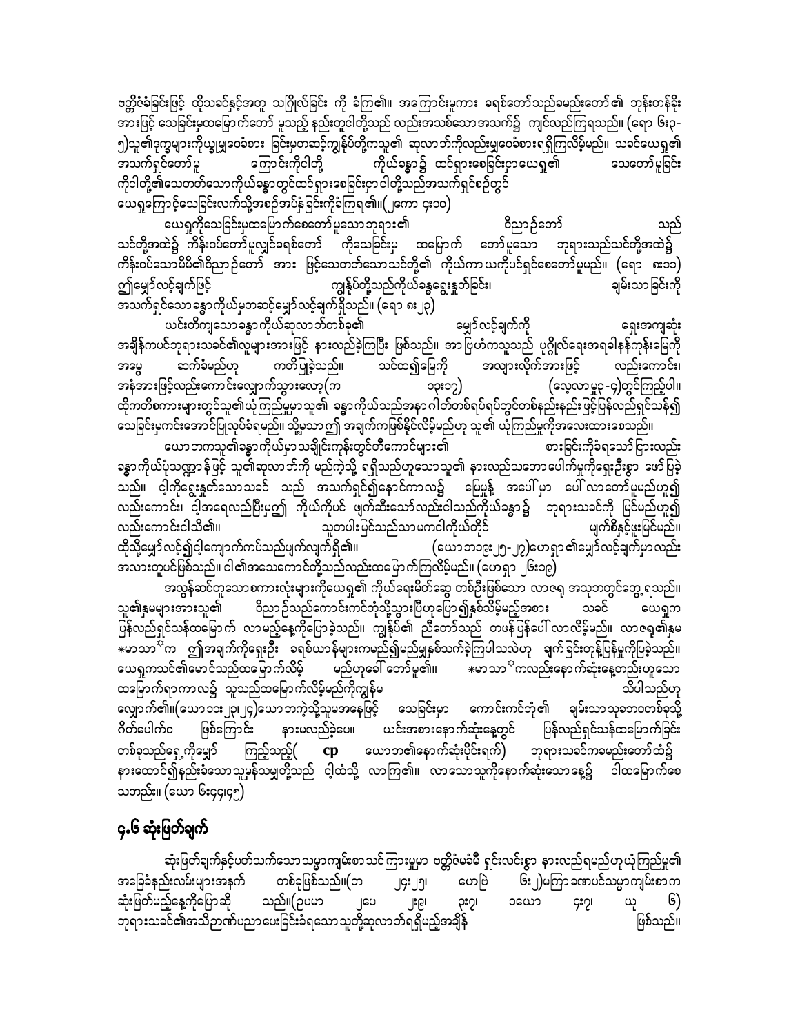ဗတ္တိဇံခံခြင်းဖြင့် ထိုသခင်နှင့်အတူ သင်္ဂြိုလ်ခြင်း ကို ခံကြ၏။ အကြောင်းမူကား ခရစ်တော်သည်ခမည်းတော်၏ ဘုန်းတန်ခိုး အားဖြင့် သေခြင်းမှထမြောက်တော် မူသည့် နည်းတူငါတို့သည် လည်းအသစ်သောအသက်၌ ကျင်လည်ကြရသည်။ (ရော ၆း၃-၅)သူ၏ဒုက္ခများကိုယ့္မမျှဝေခံစား ခြင်းမှတဆင့်ကျွန်ုပ်တို့ကသူ၏ ဆုလာဘ်ကိုလည်းမျှဝေခံစားရရှိကြလိမ့်မည်။ သခင်ယေရှု၏ အသက်ရှင်တော်မူ ကြောင်းကိုငါတို့ ကိုယ်ခန္ဓာ၌ ထင်ရှားစေခြင်းငှာယေရှု၏ သေတော်မူခြင်း ကိုငါတို့၏သေတတ်သောကိုယ်ခန္ဓာတွင်ထင်ရှားစေခြင်းငှာငါတို့သည်အသက်ရှင်စဉ်တွင် ယေရှုကြောင့်သေခြင်းလက်သို့အစဉ်အပ်နှံခြင်းကိုခံကြရ၏။(၂ကော ၄း၁၀)

ယေရှုကိုသေခြင်းမှထမြောက်စေတော်မူသောဘုရား၏ ဝိညာဉ်တော် သည် သင်တို့အထဲ၌ ကိန်းဝပ်တော်မူလျှင်ခရစ်တော် ကိုသေခြင်းမှ ထမြောက် တော်မူသော ဘုရားသည်သင်တို့အထဲ၌ ကိန်းဝပ်သောမိမိ၏ဝိညာဉ်တော် အား ဖြင့်သေတတ်သောသင်တို့၏ ကိုယ်ကာယကိုပင်ရှင်စေတော်မူမည်။ (ရော ၈း၁၁) ဤမျှော်လင့်ချက်ဖြင့် ကျွန်ုပ်တို့သည်ကိုယ်ခန္ဓာရွေးနှုတ်ခြင်း၊ ချမ်းသာခြင်းကို အသက်ရှင်သောခန္ဓာကိုယ်မှတဆင့်မျှော်လင့်ချက်ရှိသည်။ (ရော ၈း၂၃)

ယင်းတိကျသောခန္ဓာကိုယ်ဆုလာဘ်တစ်ခု၏ မျှော်လင့်ချက်ကို ရှေးအကျဆုံး အချိန်ကပင်ဘုရားသခင်၏လူများအားဖြင့် နားလည်ခဲ့ကြပြီး ဖြစ်သည်။ အာဗြဟံကသူသည် ပုဂ္ဂိုလ်ရေးအရခါနန်ကုန်းမြေကို အမွေ ဆက်ခံမည်ဟု ကတိပြုခဲ့သည်။ သင်ထ၍မြေကို အလျားလိုက်အားဖြင့် လည်းကောင်း၊ အနံအားဖြင့်လည်းကောင်းလျှောက်သွားလော့(က ၁၃း၁၇) (လေ့လာမှု၃-၄)တွင်ကြည့်ပါ။ ထိုကတိစကားများတွင်သူ၏ယုံကြည်မှုမှာသူ၏ ခန္ဓာကိုယ်သည်အနာဂါတ်တစ်ရပ်ရပ်တွင်တစ်နည်းနည်းဖြင့်ပြန်လည်ရှင်သန်၍ သေခြင်းမှကင်းအောင်ပြုလုပ်ခံရမည်။ သို့မှသာ ဤ အချက်ကဖြစ်နိုင်လိမ့်မည်ဟု သူ၏ ယုံကြည်မှုကိုအလေးထားစေသည်။

ယောဘကသူ၏ခန္ဓာကိုယ်မှာသချိုင်းကုန်းတွင်တီကောင်များ၏ စားခြင်းကိုခံရသော်ငြားလည်း ခန္ဓာကိုယ်ပုံသဏ္ဍာန်ဖြင့် သူ၏ဆုလာဘ်ကို မည်ကဲ့သို့ ရရှိသည်ဟူသောသူ၏ နားလည်သဘောပေါက်မှုကိုရှေးဦးစွာ ဖော်ပြခဲ့ သည်။ ငါ့ကိုရွေးနှုတ်သောသခင် သည် အသက်ရှင်၍နောင်ကာလ၌ မြေမှုန့် အပေါ်မှာ ပေါ်လာတော်မူမည်ဟူ၍ လည်းကောင်း၊ ငါ့အရေလည်ပြီးမှ၍ ကိုယ်ကိုပင် ဖျက်ဆီးသော်လည်းငါသည်ကိုယ်ခန္ဓာ၌ ဘုရားသခင်ကို မြင်မည်ဟူ၍ လည်းကောင်းငါသိ၏။ သူတပါးမြင်သည်သာမကငါကိုယ်တိုင် မျက်စိနှင့်ဖူးမြင်မည်။ ထိုသို့မျှော်လင့်၍ငါ့ကျောက်ကပ်သည်ဖျက်လျက်ရှိ၏။ (ယောဘ၁၉း၂၅-၂၇)ဟောရှာ၏မျှော်လင့်ချက်မှာလည်း အလားတူပင်ဖြစ်သည်။ ငါ၏အသေကောင်တို့သည်လည်းထမြောက်ကြလိမ့်မည်။ (ဟေရှာ ၂၆း၁၉)

အလွန်ဆင်တူသောစကားလုံးများကိုယေရှု၏ ကိုယ်ရေးမိတ်ဆွေ တစ်ဦးဖြစ်သော လာဇရု အသုဘတွင်တွေ့ရသည်။ သူ၏နမများအားသူ၏ ဝိညာဉ်သည်ကောင်းကင်ဘုံသို့သွားပြီဟုပြော၍နှစ်သိမ့်မည့်အစား သခင် ယေရှုက ပြန်လည်ရှင်သန်ထမြောက် လာမည့်နေ့ကိုပြောခဲ့သည်။ ကျွန်ုပ်၏ ညီတော်သည် တဖန်ပြန်ပေါ်လာလိမ့်မည်။ လာဇရု၏နမ *မာသာ*က ဤအချက်ကိုရှေးဦး ခရစ်ယာန်များကမည်၍မည်မျှနှစ်သက်ခဲ့ကြပါသလဲဟု ချက်ခြင်းတုန့်ပြန်မှုကိုပြခဲ့သည်။ ယေရှုကသင်၏မောင်သည်ထမြောက်လိမ့် မည်ဟုခေါ်တော်မူ၏။ *မာသာ*ကလည်းနောက်ဆုံးနေ့တည်းဟူသော ထမြောက်ရာကာလ၌ သူသည်ထမြောက်လိမ့်မည်ကိုကျွန်မ သိပါသည်ဟု လျှောက်၏။(ယော၁၁း၂၃၊၂၄)ယောဘကဲ့သို့သူမအနေဖြင့် သေခြင်းမှာ ကောင်းကင်ဘုံ၏ ချမ်းသာသုခတစ်ခုသို့ ဂိတ်ပေါက်ဝ ဖြစ်ကြောင်း နားမလည်ခဲ့ပေ။ ယင်းအစားနောက်ဆုံးနေ့တွင် ပြန်လည်ရှင်သန်ထမြောက်ခြင်း တစ်ခုသည်ရှေ့ကိုမျှော် ကြည့်သည့်( cp ယောဘ၏နောက်ဆုံးပိုင်းရက်) ဘုရားသခင်ကခမည်းတော်ထံ၌ နားထောင်၍နည်းခံသောသူမှန်သမျှတို့သည် ငါ့ထံသို့ လာကြ၏။ လာသောသူကိုနောက်ဆုံးသောနေ့၌ ငါထမြောက်စေ သတည်း။ (ယော ၆း၄၄၊၄၅)

## ၄.၆ ဆုံးဖြတ်ချက်

ဆုံးဖြတ်ချက်နှင့်ပတ်သက်သောသမ္မာကျမ်းစာသင်ကြားမှုမှာ ဗတ္တိဇံမခံမီ ရှင်းလင်းစွာ နားလည်ရမည်ဟုယုံကြည်မှု၏ အခြေခံနည်းလမ်းများအနက် တစ်ခုဖြစ်သည်။(တ ၂၄း၂၅၊ ဟေဗြဲ ၆း၂)မကြာခဏပင်သမ္မာကျမ်းစာက ဆုံးဖြတ်မည့်နေ့ကိုပြောဆို သည်။(ဥပမာ ၂ပေ ၂း၉၊ ၃း၇၊ ၁ယော ၄း၇၊ ယု ၆) ဘုရားသခင်၏အသိဉာဏ်ပညာပေးခြင်းခံရသောသူတို့ဆုလာဘ်ရရှိမည့်အချိန် ဖြစ်သည်။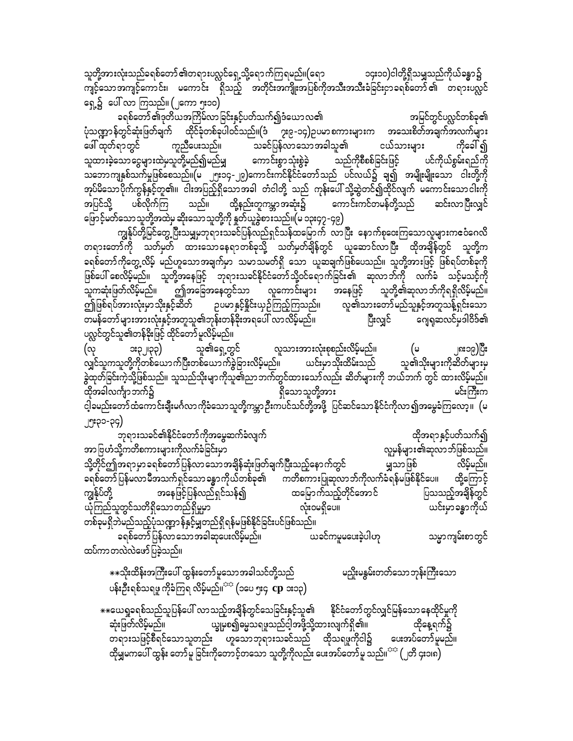သူတို့အားလုံးသည်ခရစ်တော် ၏တရားပလ္လင်ရှေ့သို့ရောက်ကြရမည်။(ရော ၁၄း၁၀)ငါတို့ရှိသမျှသည်ကိုယ်ခန္ဓာ၌ ကျင့်သောအကျင့်ကောင်း၊ မကောင်း ရှိသည့် အတိုင်းအကျိုးအပြစ်ကိုအသီးအသီးခံခြင်းငှာခရစ်တော် ၏ တရားပလ္လင်ရှေ့၌ ပေါ်လာ ကြသည်။ (၂ကော ၅း၁၀)

ခရစ်တော် ၏ဒုတိယအကြိမ်လာခြင်းနှင့်ပတ်သက်၍ဒံယေလ၏ အမြင်တွင်ပလ္လင်တစ်ခု၏ ပုံသဏ္ဍာန်တွင်ဆုံးဖြတ်ချက် ထိုင်ခုံတစ်ခုပါဝင်သည်။(ဒံ ၇း၉-၁၄)ဥပမာစကားများက အသေးစိတ်အချက်အလက်များ ဖေါ်ထုတ်ရာတွင် ကူညီပေးသည်။ သခင်ပြန်လာသောအခါသူ၏ ငယ်သားများ ကိုခေါ် ၍ သူထားခဲ့သောငွေများထဲမှသူတို့မည်၍မည်မျှ ကောင်းစွာသုံးစွဲခဲ့ သည်ကိုစီစစ်ခြင်းဖြင့် ပင်ကိုယ်စွမ်းရည်ကို သဘောကျနှစ်သက်မှုဖြစ်စေသည်။(မ ၂၅း၁၄-၂၉)ကောင်းကင်နိုင်ငံတော်သည် ပင်လယ်၌ ချ၍ အမျိုးမျိုးသော ငါးတို့ကို အုပ်မိသောပိုက်ကွန်နှင့်တူ၏။ ငါးအပြည့်ရှိသောအခါ တံငါတို့ သည် ကုန်းပေါ်သို့ဆွဲတင်၍ထိုင်လျက် မကောင်းသောငါးကို အပြင်သို့ ပစ်လိုက်ကြ သည်။ ထို့နည်းတူကမ္ဘာအဆုံး၌ ကောင်းကင်တမန်တို့သည် ဆင်းလာပြီးလျှင် ဖြောင့်မတ်သောသူတို့အထဲမှ ဆိုးသောသူတို့ကို နှုတ်ယူခွဲစားသည်။(မ ၁၃း၄၇-၄၉)

ကျွန်ုပ်တို့မြင်တွေ့ပြီးသမျှမှဘုရားသခင်ပြန်လည်ရှင်သန်ထမြောက် လာပြီး နောက်စုဝေးကြသောလူများကဝံဂေလိ တရားတော်ကို သတိမှတ် ထားသောနေရာတစ်ခုသို့ သတ်မှတ်ချိန်တွင် ယူဆောင်လာပြီး ထိုအချိန်တွင် သူတို့က ခရစ်တော်ကိုတွေ့လိမ့် မည်ဟူသောအချက်မှာ သမာသမတ်ရှိ သော ယူဆချက်ဖြစ်ပေသည်။ သူတို့အားဖြင့် ဖြစ်ရပ်တစ်ခုကို ဖြစ်ပေါ် စေလိမ့်မည်။ သူတို့အနေဖြင့် ဘုရားသခင်နိုင်ငံတော်သို့ဝင်ရောက်ခြင်း၏ ဆုလာဘ်ကို လက်ခံ သင့်မသင့်ကို သူကဆုံးဖြတ်လိမ့်မည်။ ဤအခြေအနေတွင်သော လူကောင်းများ အနေဖြင့် သူတို့၏ဆုလာဘ်ကိုရရှိလိမ့်မည်။ ဤဖြစ်ရပ်အားလုံးမှာသိုးနှင့်ဆိတ် ဥပမာနှင့်နှိုင်းယှဉ်ကြည့်ကြသည်။ လူ၏သားတော်မည်သူနှင့်အတူသန့်ရှင်းသော တမန်တော်များအားလုံးနှင့်အတူသူ၏ဘုန်းတန်ခိုးအရပေါ် လာလိမ့်မည်။ ပြီးလျှင် ဂျေရုဆလင်မှဒါဝိဒ်၏ ပလ္လင်တွင်သူ၏တန်ခိုးဖြင့် ထိုင်တော် မူလိမ့်မည်။

(လု ၁း၃၂၊၃၃) သူ၏ရှေ့တွင် လူသားအားလုံးစုစည်းလိမ့်မည်။ (မ ၂၈း၁၉)ပြီး လျှင်သူကသူတို့ကိုတစ်ယောက်ပြီးတစ်ယောက်ခွဲခြားလိမ့်မည်။ ယင်းမှာသိုးထိမ်းသည် သူ၏သိုးများကိုဆိတ်များမှ ခွဲထုတ်ခြင်းကဲ့သို့ဖြစ်သည်။ သူသည်သိုးများကိုသူ၏ညာဘက်တွင်ထားသော်လည်း ဆိတ်များကို ဘယ်ဘက် တွင် ထားလိမ့်မည်။ ထိုအခါလက်ျာဘက်၌ ရှိသောသူတို့အား မင်းကြီးက ငါ့ခမည်းတော်ထံကောင်းချီးမင်္ဂလာကိုခံသောသူတို့ကမ္ဘာဦးကပင်သင်တို့အဖို့ ပြင်ဆင်သောနိုင်ငံကိုလာ၍အမွေခံကြလော့။ (မ ၂၅း၃၁-၃၄)

ဘုရားသခင်၏နိုင်ငံတော်ကိုအမွေဆက်ခံလျက် ထိုအရာနှင့်ပတ်သက်၍ အာဗြဟံသို့ကတိစကားများကိုလက်ခံခြင်းမှာ လူပုန်များ၏ဆုလာဘ်ဖြစ်သည်။ သို့တိုင်ဤအရာမှာခရစ်တော်ပြန်လာသောအချိန်ဆုံးဖြတ်ချက်ပြီးသည့်နောက်တွင် မျှသာဖြစ် လိမ့်မည်။ ခရစ်တော်ပြန်မလာမီအသက်ရှင်သောခန္ဓာကိုယ်တစ်ခု၏ ကတိစကားပြုဆုလာဘ်ကိုလက်ခံရန်မဖြစ်နိုင်ပေ။ ထို့ကြောင့် ကျွန်ုပ်တို့ အနေဖြင့်ပြန်လည်ရှင်သန်၍ ထမြောက်သည့်တိုင်အောင် ပြသသည့်အချိန်တွင် ယုံကြည်သူတွင်သတိရှိသောတည်ရှိမှုမှာ လုံးဝမရှိပေ။ ယင်းမှာခန္ဓာကိုယ် တစ်ခုမရှိဘဲမည်သည့်ပုံသဏ္ဍာန်နှင့်မျှတည်ရှိရန်မဖြစ်နိုင်ခြင်းပင်ဖြစ်သည်။

ခရစ်တော် ပြန်လာသောအခါဆုပေးလိမ့်မည်။ ယခင်ကမူမပေးခဲ့ပါဟု သမ္မာကျမ်းစာတွင် ထပ်ကာတလဲလဲဖော်ပြခဲ့သည်။

**သိုးထိန်းအကြီးပေါ် ထွန်းတော်မူသောအခါသင်တို့သည် မညိုးမနွမ်းတတ်သောဘုန်းကြီးသော ပန်းဦးရစ်သရဖူ ကိုခံကြ လိမ့်မည်။** (၁ပေ ၅း၄ cp ၁း၁၃)

**ယေရှုခရစ်သည်သူပြန်ပေါ် လာသည့်အချိန်တွင်သေခြင်းနှင့်သူ၏ နိုင်ငံတော်တွင်လျှင်မြန်သော နေထိုင်မှုကို ဆုံးဖြတ်လိမ့်မည်။ ယျွမှစ၍ဓမ္မသရဖူသည်ငါ့အဖို့သို့ထားလျက်ရှိ၏။ ထိုနေ့ရက်၌ တရားသဖြင့်စီရင်သောသူတည်း ဟူသောဘုရားသခင်သည် ထိုသရဖူကိုငါ၌ ပေးအပ်တော်မူမည်။ ထိုမျှမကပေါ် ထွန်း တော်မူ ခြင်းကိုတောင့်တသော သူတို့ကိုလည်း ပေးအပ်တော်မူ သည်။** (၂တိ ၄း၁၈)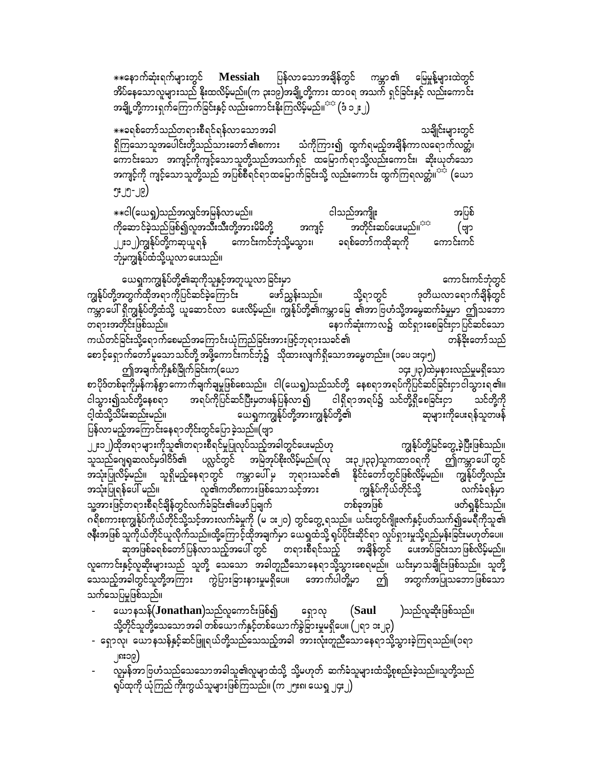**နောက်ဆုံးရက်များတွင် **Messiah** ပြန်လာသောအချိန်တွင် ကမ္ဘာ၏ မြေမှုန့်များထဲတွင် အိပ်နေသောလူများသည် နိုးထလိမ့်မည်။(က ၃း၁၉)အချို့တို့ကား ထာဝရ အသက် ရှင်ခြင်းနှင့် လည်းကောင်း အချို့တို့ကားရှက်ကြောက်ခြင်းနှင့် လည်းကောင်းနိုးကြလိမ့်မည်။** (ဒံ ၁၂း၂)

**ခရစ်တော်သည်တရားစီရင်ရန်လာသောအခါ သင်္ချိုင်းများတွင် ရှိကြသောသူအပေါင်းတို့သည်သားတော်၏စကား သံကိုကြား၍ ထွက်ရမည့်အချိန်ကာလရောက်လတ္တံ့၊ ကောင်းသော အကျင့်ကိုကျင့်သောသူတို့သည်အသက်ရှင် ထမြောက်ရာသို့လည်းကောင်း၊ ဆိုးယုတ်သော အကျင့်ကို ကျင့်သောသူတို့သည် အပြစ်စီရင်ရာထမြောက်ခြင်းသို့ လည်းကောင်း ထွက်ကြရလတ္တံ့။** (ယော ၅း၂၅-၂၉)

**ငါ(ယေရှု)သည်အလျှင်အမြန်လာမည်။ ငါသည်အကျိုး အပြစ် ကိုဆောင်ခဲ့သည်ဖြစ်၍လူအသီးသီးတို့အားမိမိတို့ အကျင့် အတိုင်းဆပ်ပေးမည်။** (ဗျာ ၂၂း၁၂)ကျွန်ုပ်တို့ကဆုယူရန် ကောင်းကင်ဘုံသို့မသွား၊ ခရစ်တော်ကထိုဆုကို ကောင်းကင်ဘုံမှကျွန်ုပ်ထံသို့ယူလာပေးသည်။

ယေရှုကကျွန်ုပ်တို့၏ဆုကိုသူနှင့်အတူယူလာခြင်းမှာ ကောင်းကင်ဘုံတွင် ကျွန်ုပ်တို့အတွက်ထိုအရာကိုပြင်ဆင်ခဲ့ကြောင်း ဖော်ညွှန်းသည်။ သို့ရာတွင် ဒုတိယလာရောက်ချိန်တွင် ကမ္ဘာပေါ် ရှိကျွန်ုပ်တို့ထံသို့ ယူဆောင်လာ ပေးလိမ့်မည်။ ကျွန်ုပ်တို့၏ကမ္ဘာမြေ ၏အာဗြဟံသို့အမွေဆက်ခံမှုမှာ ဤသဘော တရားအတိုင်းဖြစ်သည်။ နောက်ဆုံးကာလ၌ ထင်ရှားစေခြင်းငှာပြင်ဆင်သော ကယ်တင်ခြင်းသို့ရောက်စေမည်အကြောင်းယုံကြည်ခြင်းအားဖြင့်ဘုရားသခင်၏ တန်ခိုးတော်သည် စောင့်ရှောက်တော်မူသောသင်တို့ အဖို့ကောင်းကင်ဘုံ၌ သိုထားလျက်ရှိသောအမွေတည်း။ (၁ပေ ၁း၄၊၅)

ဤအချက်ကိုနှစ်ခြိုက်ခြင်းက(ယော ၁၄း၂၊၃)ထဲမှနားလည်မှုမရှိသော စာပိုဒ်တစ်ခုကိုမှန်ကန်စွာကောက်ချက်ချမှုဖြစ်စေသည်။ ငါ(ယေရှု)သည်သင်တို့ နေစရာအရပ်ကိုပြင်ဆင်ခြင်းငှာငါသွားရ၏။ ငါသွား၍သင်တို့နေစရာ အရပ်ကိုပြင်ဆင်ပြီးမှတဖန်ပြန်လာ၍ ငါရှိရာအရပ်၌ သင်တို့ရှိစေခြင်းငှာ သင်တို့ကို ငါ့ထံသို့သိမ်းဆည်းမည်။ ယေရှုကကျွန်ုပ်တို့အားကျွန်ုပ်တို့၏ ဆုများကိုပေးရန်သူတဖန် ပြန်လာမည့်အကြောင်းနေရာတိုင်းတွင်ပြောခဲ့သည်။(ဗျာ ၂၂း၁၂)ထိုအရာများကိုသူ၏တရားစီရင်မှုပြုလုပ်သည့်အခါတွင်ပေးမည်ဟု ကျွန်ုပ်တို့မြင်တွေ့ခဲ့ပြီးဖြစ်သည်။ သူသည်ဂျေရုဆလင်မှဒါဝိဒ်၏ ပလ္လင်တွင် အမြဲအုပ်စိုးလိမ့်မည်။(လု ၁း၃၂၊၃၃)သူကထာဝရကို ဤကမ္ဘာပေါ်တွင် အသုံးပြုလိမ့်မည်။ သူရှိမည့်နေရာတွင် ကမ္ဘာပေါ်မှ ဘုရားသခင်၏ နိုင်ငံတော်တွင်ဖြစ်လိမ့်မည်။ ကျွန်ုပ်တို့လည်း အသုံးပြုရန်ပေါ်မည်။ လူ၏ကတိစကားဖြစ်သောသင့်အား ကျွန်ုပ်ကိုယ်တိုင်သို့ လက်ခံရန်မှာ သူ့အားဖြင့်တရားစီရင်ချိန်တွင်လက်ခံခြင်း၏ဖော်ပြချက် တစ်ခုအဖြစ် ဖတ်ရှုနိုင်သည်။ ဂရိစကားစုကျွန်ုပ်ကိုယ်တိုင်သို့သင့်အားလက်ခံမှုကို (မ ၁း၂၀) တွင်တွေ့ရသည်။ ယင်းတွင်ဂျိုးဇက်နှင့်ပတ်သက်၍မေရီကိုသူ၏ ဇနီးအဖြစ် သူကိုယ်တိုင်ယူလိုက်သည်။ထို့ကြောင့်ထိုအချက်မှာ ယေရှုထံသို့ ရုပ်ပိုင်းဆိုင်ရာ လုပ်ရှားမှုသို့ရည်မှန်းခြင်းမဟုတ်ပေ။

ဆုအဖြစ်ခရစ်တော်ပြန်လာသည့်အပေါ်တွင် တရားစီရင်သည့် အချိန်တွင် ပေးအပ်ခြင်းသာဖြစ်လိမ့်မည်။ လူကောင်းနှင့်လူဆိုးများသည် သူတို့ သေသော အခါတူညီသောနေရာသို့သွားစေရမည်။ ယင်းမှာသင်္ချိုင်းဖြစ်သည်။ သူတို့ သေသည့်အခါတွင်သူတို့အကြား ကွဲပြားခြားနားမှုမရှိပေ။ အောက်ပါတို့မှာ ဤ အတွက်အပြသောဖြစ်သော သက်သေပြမှုဖြစ်သည်။

- ယောနသန်(**Jonathan**)သည်လူကောင်းဖြစ်၍ ရှောလု (**Saul** )သည်လူဆိုးဖြစ်သည်။ သို့တိုင်သူတို့သေသောအခါ တစ်ယောက်နှင့်တစ်ယောက်ခွဲခြားမှုမရှိပေ။ (၂ရာ ၁း၂၃)
- ရှောလု၊ ယောနသန်နှင့်ဆင်ဖြူရယ်တို့သည်သေသည့်အခါ အားလုံးတူညီသောနေရာသို့သွားခဲ့ကြရသည်။(၁ရာ ၂၈း၁၉)
- လူမှန်အာဗြဟံသည်သေသောအခါသူ၏လူများထံသို့ သို့မဟုတ် ဆက်ခံသူများထံသို့စုစည်းခဲ့သည်။သူတို့သည် ရုပ်ထုကို ယုံကြည် ကိုးကွယ်သူများဖြစ်ကြသည်။ (က ၂၅း၈၊ ယေရှု ၂၄း၂)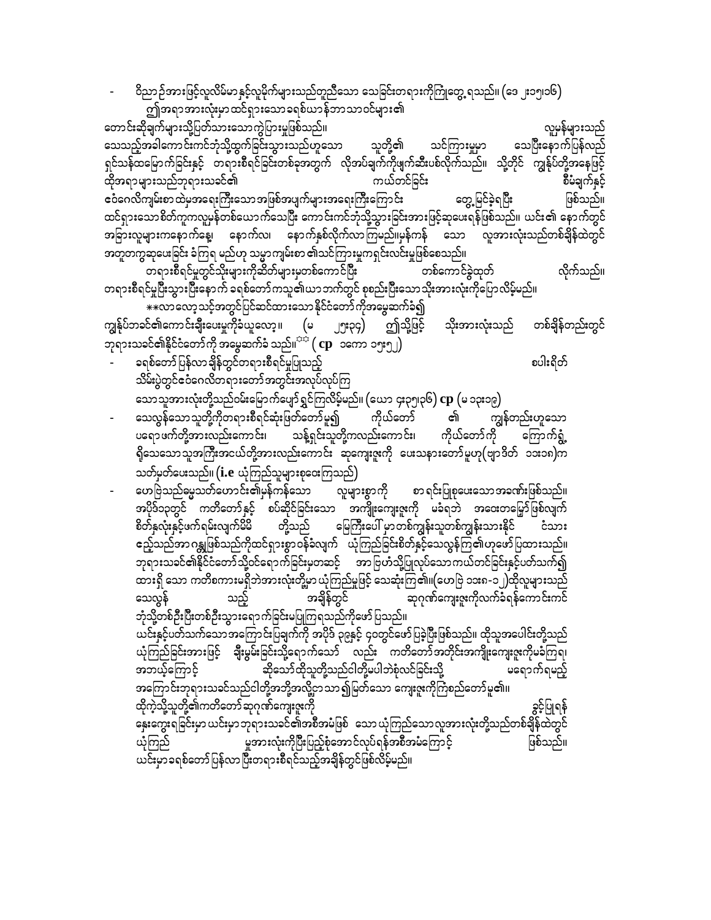- ဝိညာဉ်အားဖြင့်လူလိမ်မာနှင့်လူမိုက်များသည်တူညီသော သေခြင်းတရားကိုကြုံတွေ့ရသည်။ (ဒေ ၂း၁၅၊၁၆) ဤအရာအားလုံးမှာ ထင်ရှားသောခရစ်ယာန်ဘာသာဝင်များ၏

ကောင်းဆိုချက်များသို့ပြတ်သားသောကွဲပြားမှုဖြစ်သည်။ လူမှန်များသည် သေသည့်အခါကောင်းကင်ဘုံသို့ထွက်ခြင်းသွားသည်ဟူသော သူတို့၏ သင်ကြားမှုမှာ သေပြီးနောက်ပြန်လည်ရှင်သန်ထမြောက်ခြင်းနှင့် တရားစီရင်ခြင်းတစ်ခုအတွက် လိုအပ်ချက်ကိုဖျက်ဆီးပစ်လိုက်သည်။ သို့တိုင် ကျွန်ုပ်တို့အနေဖြင့် ထိုအရာများသည်ဘုရားသခင်၏ ကယ်တင်ခြင်း စီမံချက်နှင့် ဧဝံဂေလိကျမ်းစာထဲမှအရေးကြီးသော အဖြစ်အပျက်များအရေးကြီးကြောင်း တွေ့မြင်ခဲ့ရပြီး ဖြစ်သည်။ ထင်ရှားသော စိတ်ကူကလူမှန်တစ်ယောက်သေပြီး ကောင်းကင်ဘုံသို့သွားခြင်းအားဖြင့်ဆုပေးရန်ဖြစ်သည်။ ယင်း၏ နောက်တွင် အခြားလူများကနောက်နေ့၊ နောက်လ၊ နောက်နှစ်လိုက်လာကြမည်။မှန်ကန် သော လူအားလုံးသည်တစ်ချိန်ထဲတွင် အတူတကွဆုပေးခြင်း ခံကြရ မည်ဟု သမ္မာကျမ်းစာ ၏သင်ကြားမှုကရှင်းလင်းမှုဖြစ်စေသည်။

တရားစီရင်မှုတွင်သိုးများကိုဆိတ်များမှတစ်ကောင်ပြီး တစ်ကောင်ခွဲထုတ် လိုက်သည်။ တရားစီရင်မှုပြီးသွားပြီးနောက် ခရစ်တော်ကသူ၏ယာဘက်တွင် စုစည်းပြီးသောသိုးအားလုံးကိုပြောလိမ့်မည်။

**လာလော့ သင့်အတွက်ပြင်ဆင်ထားသော နိုင်ငံတော် ကိုအမွေဆက်ခံ၍ ကျွန်ုပ်ဘခင်၏ကောင်းချီးပေးမှုကိုခံယူလော့။ (မ ၂၅း၃၄) ဤသို့ဖြင့် သိုးအားလုံးသည် တစ်ချိန်တည်းတွင် ဘုရားသခင်၏နိုင်ငံတော်ကို အမွေဆက်ခံ သည်။** ( cp ၁ကော ၁၅း၅၂)

- ခရစ်တော်ပြန်လာချိန်တွင်တရားစီရင်မှုပြုသည့် စပါးရိတ် သိမ်းပွဲတွင်ဧဝံဂေလိတရားတော်အတွင်းအလုပ်လုပ်ကြသောသူအားလုံးတို့သည်ဝမ်းမြောက်ပျော်ရွှင်ကြလိမ့်မည်။ (ယော ၄း၃၅၊၃၆) cp (မ ၁၃း၁၉)
- သေလွန်သောသူတို့ကိုတရားစီရင်ဆုံးဖြတ်တော်မူ၍ ကိုယ်တော် ၏ ကျွန်တည်းဟူသော ပရောဖက်တို့အားလည်းကောင်း၊ သန့်ရှင်းသူတို့ကလည်းကောင်း၊ ကိုယ်တော်ကို ကြောက်ရွံ့ရိုသေသောသူအကြီးအငယ်တို့အားလည်းကောင်း ဆုကျေးဇူးကို ပေးသနားတော်မူဟု(ဗျာဒိတ် ၁၁း၁၈)က သတ်မှတ်ပေးသည်။ (i.e ယုံကြည်သူများစုဝေးကြသည်)
- ဟေဗြဲသည်မွေသတ်ဟောင်း၏မှန်ကန်သော လူများစွာကို စာရင်းပြုစုပေးသောအခဏ်းဖြစ်သည်။ အပိုဒ်၁၃တွင် ကတိတော်နှင့် စပ်ဆိုင်ခြင်းသော အကျိုးကျေးဇူးကို မခံရဘဲ အဝေးတမြော်ဖြစ်လျက် စိတ်နှလုံးနှင့်ဖက်ရမ်းလျက်မိမိ တို့သည် မြေကြီးပေါ်မှာတစ်ကျွန်းသူတစ်ကျွန်းသားနိုင် ငံသား ညွှဲသည်အာဂန္တုဖြစ်သည်ကိုထင်ရှားစွာ ဝန်ခံလျက် ယုံကြည်ခြင်းစိတ်နှင့်သေလွန်ကြ၏ဟုဖော်ပြထားသည်။ ဘုရားသခင်၏နိုင်ငံတော်သို့ဝင်ရောက်ခြင်းမှတဆင့် အာဗြဟံသို့ပြုလုပ်သောကယ်တင်ခြင်းနှင့်ပတ်သက်၍ ထားရှိ သော ကတိစကားမရှိဘဲအားလုံးတို့မှာ ယုံကြည်မှုဖြင့် သေဆုံးကြ၏။(ဟေဗြဲ ၁၁း၈-၁၂)ထိုလူများသည် သေလွန် သည့် အချိန်တွင် ဆုဂုဏ်ကျေးဇူးကိုလက်ခံရန်ကောင်းကင်ဘုံသို့တစ်ဦးပြီးတစ်ဦးသွားရောက်ခြင်းမပြုကြရသည်ကိုဖော်ပြသည်။

ယင်းနှင့်ပတ်သက်သောအကြောင်းပြချက်ကို အပိုဒ် ၃၉နှင့် ၄၀တွင်ဖော်ပြခဲ့ပြီးဖြစ်သည်။ ထိုသူအပေါင်းတို့သည် ယုံကြည်ခြင်းအားဖြင့် ချီးမွမ်းခြင်းသို့ရောက်သော် လည်း ကတိတော်အတိုင်းအကျိုးကျေးဇူးကိုမခံကြရ၊ အဘယ့်ကြောင့် ဆိုသော်ထိုသူတို့သည်ငါတို့မပါဘဲစုံလင်ခြင်းသို့ မရောက်ရမည့် အကြောင်းဘုရားသခင်သည်ငါတို့အဘို့အလို့ငှာသာ၍မြတ်သော ကျေးဇူးကိုကြံစည်တော်မူ၏။ ထိုကဲ့သို့သူတို့၏ကတိတော်ဆုဂုဏ်ကျေးဇူးကို ခွင့်ပြုရန် နှေးကွေးရခြင်းမှာ ယင်းမှာဘုရားသခင်၏အစီအမံဖြစ် သောယုံကြည်သောလူအားလုံးတို့သည်တစ်ချိန်ထဲတွင် ယုံကြည် မှုအားလုံးကိုပြီးပြည့်စုံအောင်လုပ်ရန်အစီအမံကြောင့် ဖြစ်သည်။ ယင်းမှာခရစ်တော်ပြန်လာပြီးတရားစီရင်သည့်အချိန်တွင်ဖြစ်လိမ့်မည်။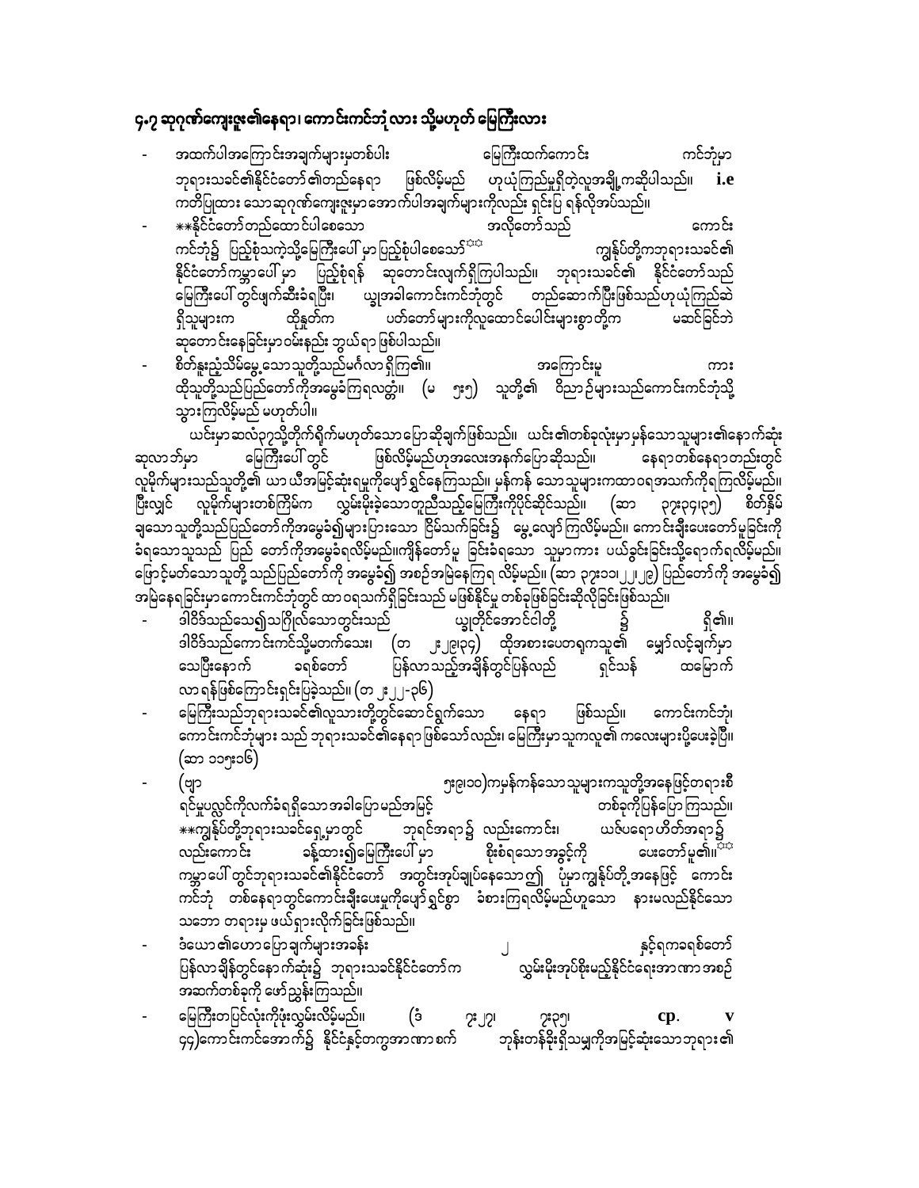## ၄.၇ ဆုဂုဏ်ကျေးဇူး၏နေရာ၊ ကောင်းကင်ဘုံ လား သို့မဟုတ် မြေကြီးလား

- အထက်ပါအကြောင်းအချက်များမှတစ်ပါး မြေကြီးထက်ကောင်း ကင်ဘုံမှာ ဘုရားသခင်၏နိုင်ငံတော်၏တည်နေရာ ဖြစ်လိမ့်မည် ဟုယုံကြည်မှုရှိတဲ့လူအချို့ကဆိုပါသည်။ **i.e** ကတိပြုထား သောဆုဂုဏ်ကျေးဇူးမှာအောက်ပါအချက်များကိုလည်း ရှင်းပြ ရန်လိုအပ်သည်။

- **နိုင်ငံတော်တည်ထောင်ပါစေသော အလိုတော်သည် ကောင်း ကင်ဘုံ၌ ပြည့်စုံသကဲ့သို့မြေကြီးပေါ်မှာပြည့်စုံပါစေသော်** ကျွန်ုပ်တို့ကဘုရားသခင်၏ နိုင်ငံတော်ကမ္ဘာပေါ်မှာ ပြည့်စုံရန် ဆုတောင်းလျက်ရှိကြပါသည်။ ဘုရားသခင်၏ နိုင်ငံတော်သည် မြေကြီးပေါ်တွင်ဖျက်ဆီးခံရပြီး၊ ယခုအခါကောင်းကင်ဘုံတွင် တည်ဆောက်ပြီးဖြစ်သည်ဟုယုံကြည်ဆဲ ရှိသူများက ထိုနှုတ်က ပတ်တော်များကိုလူထောင်ပေါင်းများစွာတို့က မဆင်ခြင်ဘဲ ဆုတောင်းနေခြင်းမှာဝမ်းနည်း ဘွယ်ရာ ဖြစ်ပါသည်။

- စိတ်နှိမ့်ချသိမ်မွေ့သောသူတို့သည်မင်္ဂလာရှိကြ၏။ အကြောင်းမူ ကား ထိုသူတို့သည်ပြည်တော်ကိုအမွေခံကြရလတ္တံ့။ (မ ၅း၅) သူတို့၏ ဝိညာဉ်များသည်ကောင်းကင်ဘုံသို့ သွားကြလိမ့်မည် မဟုတ်ပါ။

ယင်းမှာဆာလံ၃၇သို့တိုက်ရိုက်မဟုတ်သောပြောဆိုချက်ဖြစ်သည်။ ယင်း၏တစ်ခုလုံးမှာမှန်သောသူများ၏နောက်ဆုံး ဆုလာဘ်မှာ မြေကြီးပေါ်တွင် ဖြစ်လိမ့်မည်ဟုအလေးအနက်ပြောဆိုသည်။ နေရာတစ်နေရာတည်းတွင် လူမိုက်များသည်သူတို့၏ ယာယီအမြင့်ဆုံးရမှုကိုပျော်ရွှင်နေကြသည်။ မှန်ကန် သောသူများကထာဝရအသက်ကိုရကြလိမ့်မည်။ ပြီးလျှင် လူမိုက်များတစ်ကြိမ်က လွှမ်းမိုးခဲ့သောတူညီသည့်မြေကြီးကိုပိုင်ဆိုင်သည်။ (ဆာ ၃၇း၃၄၊၃၅) စိတ်နှိမ့် ချသောသူတို့သည်ပြည်တော်ကိုအမွေခံ၍များပြားသော ငြိမ်သက်ခြင်း၌ မွေ့လျော်ကြလိမ့်မည်။ ကောင်းချီးပေးတော်မူခြင်းကို ခံရသောသူသည် ပြည် တော်ကိုအမွေခံရလိမ့်မည်။ကျိန်တော်မူ ခြင်းခံရသော သူမှာကား ပယ်ခွင်းခြင်းသို့ရောက်ရလိမ့်မည်။ ဖြောင့်မတ်သောသူတို့ သည်ပြည်တော်ကို အမွေခံ၍ အစဉ်အမြဲနေကြရ လိမ့်မည်။ (ဆာ ၃၇း၁၁၊၂၂၊၂၉) ပြည်တော်ကို အမွေခံ၍ အမြဲနေရခြင်းမှာကောင်းကင်ဘုံတွင် ထာဝရသက်ရှိခြင်းသည် မဖြစ်နိုင်မှု တစ်ခုဖြစ်ခြင်းဆိုလိုခြင်းဖြစ်သည်။

- ဒါဝိဒ်သည်သေ၍သင်္ဂြိုလ်သောတွင်းသည် ယခုတိုင်အောင်ငါတို့ ၌ ရှိ၏။ ဒါဝိဒ်သည်ကောင်းကင်သို့မတက်သေး၊ (တ ၂း၂၉၊၃၄) ထိုအစားပေတရုကသူ၏ မျှော်လင့်ချက်မှာ သေပြီးနောက် ခရစ်တော် ပြန်လာသည့်အချိန်တွင်ပြန်လည် ရှင်သန် ထမြောက် လာရန်ဖြစ်ကြောင်းရှင်းပြခဲ့သည်။ (တ ၂း၂၂-၃၆)

- မြေကြီးသည်ဘုရားသခင်၏လူသားတို့တွင်ဆောင်ရွက်သော နေရာ ဖြစ်သည်။ ကောင်းကင်ဘုံ၊ ကောင်းကင်ဘုံများ သည် ဘုရားသခင်၏နေရာ ဖြစ်သော်လည်း၊ မြေကြီးမှာ သူကလူ၏ ကလေးများပို့ပေးခဲ့ပြီ။ (ဆာ ၁၁၅း၁၆)

- (ဗျာ ၅း၉၊၁၀)ကမှန်ကန်သောသူများကသူတို့အနေဖြင့်တရားစီ ရင်မှုပလ္လင်ကိုလက်ခံရရှိသောအခါပြောမည်အဖြင့် တစ်ခုကိုပြန်ပြောကြသည်။ **ကျွန်ုပ်တို့ဘုရားသခင်ရှေ့မှာတွင် ဘုရင်အရာ၌ လည်းကောင်း၊ ယဇ်ပရောဟိတ်အရာ၌ လည်းကောင်း ခန့်ထား၍မြေကြီးပေါ်မှာ စိုးစံရသောအခွင့်ကို ပေးတော်မူ၏။** ကမ္ဘာပေါ်တွင်ဘုရားသခင်၏နိုင်ငံတော် အတွင်းအုပ်ချုပ်နေသောဤ ပုံမှာကျွန်ုပ်တို့အနေဖြင့် ကောင်း ကင်ဘုံ တစ်နေရာတွင်ကောင်းချီးပေးမှုကိုပျော်ရွှင်စွာ ခံစားကြရလိမ့်မည်ဟူသော နားမလည်နိုင်သော သဘော တရားမှ ဖယ်ရှားလိုက်ခြင်းဖြစ်သည်။

- ဒံယေလ၏ဟောပြောချက်များအခန်း ၂ နှင့်၇ကခရစ်တော် ပြန်လာချိန်တွင်နောက်ဆုံး၌ ဘုရားသခင်နိုင်ငံတော်က လွှမ်းမိုးအုပ်စိုးမည့်နိုင်ငံရေးအာဏာအစဉ် အဆက်တစ်ခုကို ဖော်ညွှန်းကြသည်။

- မြေကြီးတပြင်လုံးကိုဖုံးလွှမ်းလိမ့်မည်။ (ဒံ ၇း၂၇၊ ၇း၃၅၊ **cp. v** ၄၄)ကောင်းကင်အောက်၌ နိုင်ငံနှင့်တကွအာဏာစက် ဘုန်းတန်ခိုးရှိသမျှကိုအမြင့်ဆုံးသောဘုရား၏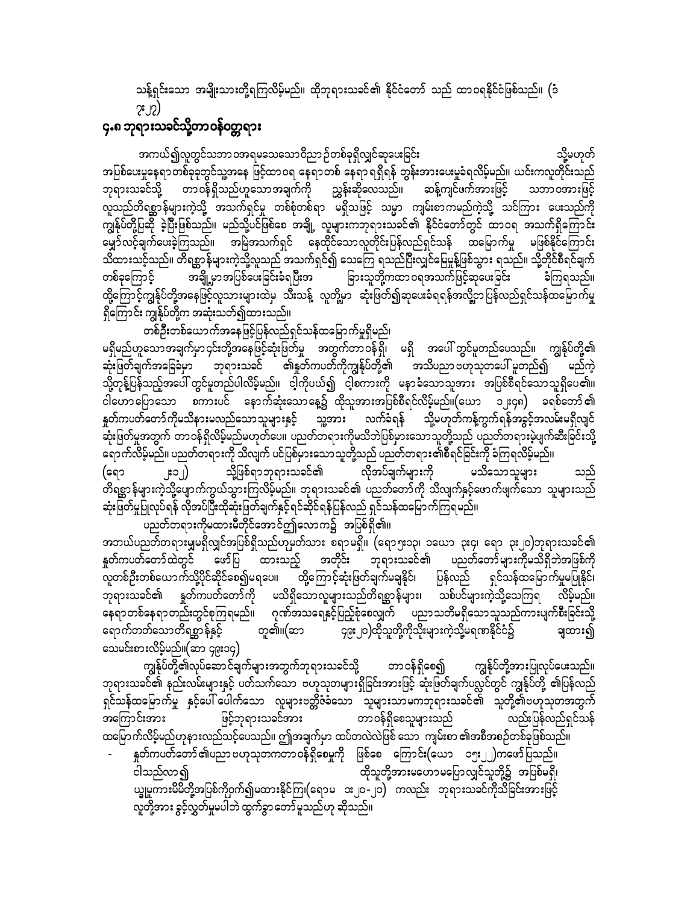သန့်ရှင်းသော အမျိုးသားတို့ရကြလိမ့်မည်။ ထိုဘုရားသခင်၏ နိုင်ငံတော် သည် ထာဝရနိုင်ငံဖြစ်သည်။ (ဒံ ၇း၂၇)

## ၄.၈ ဘုရားသခင်သို့တာဝန်ဝတ္တရား

အကယ်၍လူတွင်သဘာဝအရမသေသောဝိညာဉ်တစ်ခုရှိလျှင်ဆုပေးခြင်း သို့မဟုတ် အပြစ်ပေးမှုနေရာတစ်ခုခုတွင်သူ့အနေ ဖြင့်ထာဝရ နေရာတစ် နေရာ ရရှိရန် တွန်းအားပေးမှုခံရလိမ့်မည်။ ယင်းကလူတိုင်းသည် ဘုရားသခင်သို့ တာဝန်ရှိသည်ဟူသောအချက်ကို ညွှန်းဆိုလေသည်။ ဆန့်ကျင်ဖက်အားဖြင့် သဘာဝအားဖြင့် လူသည်တိရစ္ဆာန်များကဲ့သို့ အသက်ရှင်မှု တစ်စုံတစ်ရာ မရှိသဖြင့် သမ္မာ ကျမ်းစာကမည်ကဲ့သို့ သင်ကြား ပေးသည်ကို ကျွန်ုပ်တို့ပြဆို ခဲ့ပြီးဖြစ်သည်။ မည်သို့ပင်ဖြစ်စေ အချို့ လူများကဘုရားသခင်၏ နိုင်ငံတော်တွင် ထာဝရ အသက်ရှိကြောင်း မျှော်လင့်ချက်ပေးခဲ့ကြသည်။ အမြဲအသက်ရှင် နေထိုင်သောလူတိုင်းပြန်လည်ရှင်သန် ထမြောက်မှု မဖြစ်နိုင်ကြောင်း သိထားသင့်သည်။ တိရစ္ဆာန်များကဲ့သို့လူသည် အသက်ရှင်၍ သေကြေ ရသည်ပြီးလျှင်မြေမှုန့်ဖြစ်သွား ရသည်။ သို့တိုင်စီရင်ချက် တစ်ခုကြောင့် အချို့မှာအပြစ်ပေးခြင်းခံရပြီးအ ခြားသူတို့ကထာဝရအသက်ဖြင့်ဆုပေးခြင်း ခံကြရသည်။ ထို့ကြောင့်ကျွန်ုပ်တို့အနေဖြင့်လူသားများထဲမှ သီးသန့် လူတို့မှာ ဆုံးဖြတ်၍ဆုပေးခံရရန်အလို့ငှာ ပြန်လည်ရှင်သန်ထမြောက်မှု ရှိကြောင်း ကျွန်ုပ်တို့က အဆုံးသတ်၍ထားသည်။

တစ်ဦးတစ်ယောက်အနေဖြင့်ပြန်လည်ရှင်သန်ထမြောက်မှုရှိမည်၊ မရှိမည်ဟူသောအချက်မှာ၎င်းတို့အနေဖြင့်ဆုံးဖြတ်မှု အတွက်တာဝန်ရှိ၊ မရှိ အပေါ် တွင်မူတည်ပေသည်။ ကျွန်ုပ်တို့၏ ဆုံးဖြတ်ချက်အခြေခံမှာ ဘုရားသခင် ၏နှုတ်ကပတ်ကိုကျွန်ုပ်တို့၏ အသိပညာဗဟုသုတပေါ် မူတည်၍ မည်ကဲ့ သို့တုန့်ပြန်သည့်အပေါ် တွင်မူတည်ပါလိမ့်မည်။ ငါ့ကိုပယ်၍ ငါ့စကားကို မနာခံသောသူအား အပြစ်စီရင်သောသူရှိပေ၏။ ငါဟောပြောသော စကားပင် နောက်ဆုံးသောနေ့၌ ထိုသူအားအပြစ်စီရင်လိမ့်မည်။(ယော ၁၂း၄၈) ခရစ်တော် ၏ နှုတ်ကပတ်တော်ကိုမသိနားမလည်သောသူများနှင့် သူ့အား လက်ခံရန် သို့မဟုတ်ကန့်ကွက်ရန်အခွင့်အလမ်းမရှိလျှင် ဆုံးဖြတ်မှုအတွက် တာဝန်ရှိလိမ့်မည်မဟုတ်ပေ။ ပညတ်တရားကိုမသိဘဲပြစ်မှားသောသူတို့သည် ပညတ်တရားမဲ့ပျက်ဆီးခြင်းသို့ ရောက်လိမ့်မည်။ ပညတ်တရားကို သိလျက် ပင်ပြစ်မှားသောသူတို့သည် ပညတ်တရား၏စီရင်ခြင်းကို ခံကြရလိမ့်မည်။ (ရော ၂း၁၂) သို့ဖြစ်ရာဘုရားသခင်၏ လိုအပ်ချက်များကို မသိသောသူများ သည် တိရစ္ဆာန်များကဲ့သို့ပျောက်ကွယ်သွားကြလိမ့်မည်။ ဘုရားသခင်၏ ပညတ်တော်ကို သိလျက်နှင့်ဖောက်ဖျက်သော သူများသည် ဆုံးဖြတ်မှုပြုလုပ်ရန် လိုအပ်ပြီးထိုဆုံးဖြတ်ချက်နှင့်ရင်ဆိုင်ရန်ပြန်လည် ရှင်သန်ထမြောက်ကြရမည်။

ပညတ်တရားကိုမထားမီတိုင်အောင်၍လောကဥ် အပြစ်ရှိ၏။ အဘယ်ပညတ်တရားမျှမရှိလျှင်အပြစ်ရှိသည်ဟုမှတ်သား စရာမရှိ။ (ရော၅း၁၃၊ ၁ယော ၃း၄၊ ရော ၃း၂၀)ဘုရားသခင်၏ နှုတ်ကပတ်တော်ထဲတွင် ဖော်ပြ ထားသည့် အတိုင်း ဘုရားသခင်၏ ပညတ်တော်များကိုမသိရှိဘဲအပြစ်ကို လူတစ်ဦးတစ်ယောက်သို့ပိုင်ဆိုင်စေ၍မရပေ။ ထို့ကြောင့်ဆုံးဖြတ်ချက်မချနိုင်၊ ပြန်လည် ရှင်သန်ထမြောက်မှုမပြုနိုင်၊ ဘုရားသခင်၏ နှုတ်ကပတ်တော်ကို မသိရှိသောလူများသည်တိရစ္ဆာန်များ၊ သစ်ပင်များကဲ့သို့သေကြရ လိမ့်မည်။ နေရာတစ်နေရာတည်းတွင်စုကြရမည်။ ဂုဏ်အသရေနှင့်ပြည့်စုံစေလျှက် ပညာသတိမရှိသောသူသည်ကားပျက်စီးခြင်းသို့ ရောက်တတ်သောတိရစ္ဆာန်နှင့် တူ၏။(ဆာ ၄၉း၂၀)ထိုသူတို့ကိုသိုးများကဲ့သို့မရဏာနိုင်ငံ၌ ချထား၍ သေမင်းစားလိမ့်မည်။(ဆာ ၄၉း၁၄)

ကျွန်ုပ်တို့၏လုပ်ဆောင်ချက်များအတွက်ဘုရားသခင်သို့ တာဝန်ရှိစေ၍ ကျွန်ုပ်တို့အားပြုလုပ်ပေးသည်။ ဘုရားသခင်၏ နည်းလမ်းများနှင့် ပတ်သက်သော ဗဟုသုတများရှိခြင်းအားဖြင့် ဆုံးဖြတ်ချက်ပလ္လင်တွင် ကျွန်ုပ်တို့ ၏ပြန်လည် ရှင်သန်ထမြောက်မှု နှင့်ပေါ် ပေါက်သော လူများဗတ္တိဇံခံသော သူများသာမကဘုရားသခင်၏ သူတို့၏ဗဟုသုတအတွက် အကြောင်းအား ဖြင့်ဘုရားသခင်အား တာဝန်ရှိစေသူများသည် လည်းပြန်လည်ရှင်သန် ထမြောက်လိမ့်မည်ဟုနားလည်သင့်ပေသည်။ ဤအချက်မှာ ထပ်တလဲလဲဖြစ် သော ကျမ်းစာ ၏အစီအစဉ်တစ်ခုဖြစ်သည်။

- နှုတ်ကပတ်တော်၏ပညာဗဟုသုတကတာဝန်ရှိစေမှုကို ဖြစ်စေ ကြောင်း(ယော ၁၅း၂၂)ကဖော်ပြသည်။ ငါသည်လာ၍ ထိုသူတို့အားမဟောမပြောလျှင်သူတို့၌ အပြစ်မရှိ၊ ယျွမှုကားမိမိတို့အပြစ်ကိုဖုံး၍မထားနိုင်ကြ(ရောမ ၁း၂၀-၂၁) ကလည်း ဘုရားသခင်ကိုသိခြင်းအားဖြင့် လူတို့အား ခွင့်လွှတ်မှုမပါဘဲ ထွက်ခွာတော်မူသည်ဟု ဆိုသည်။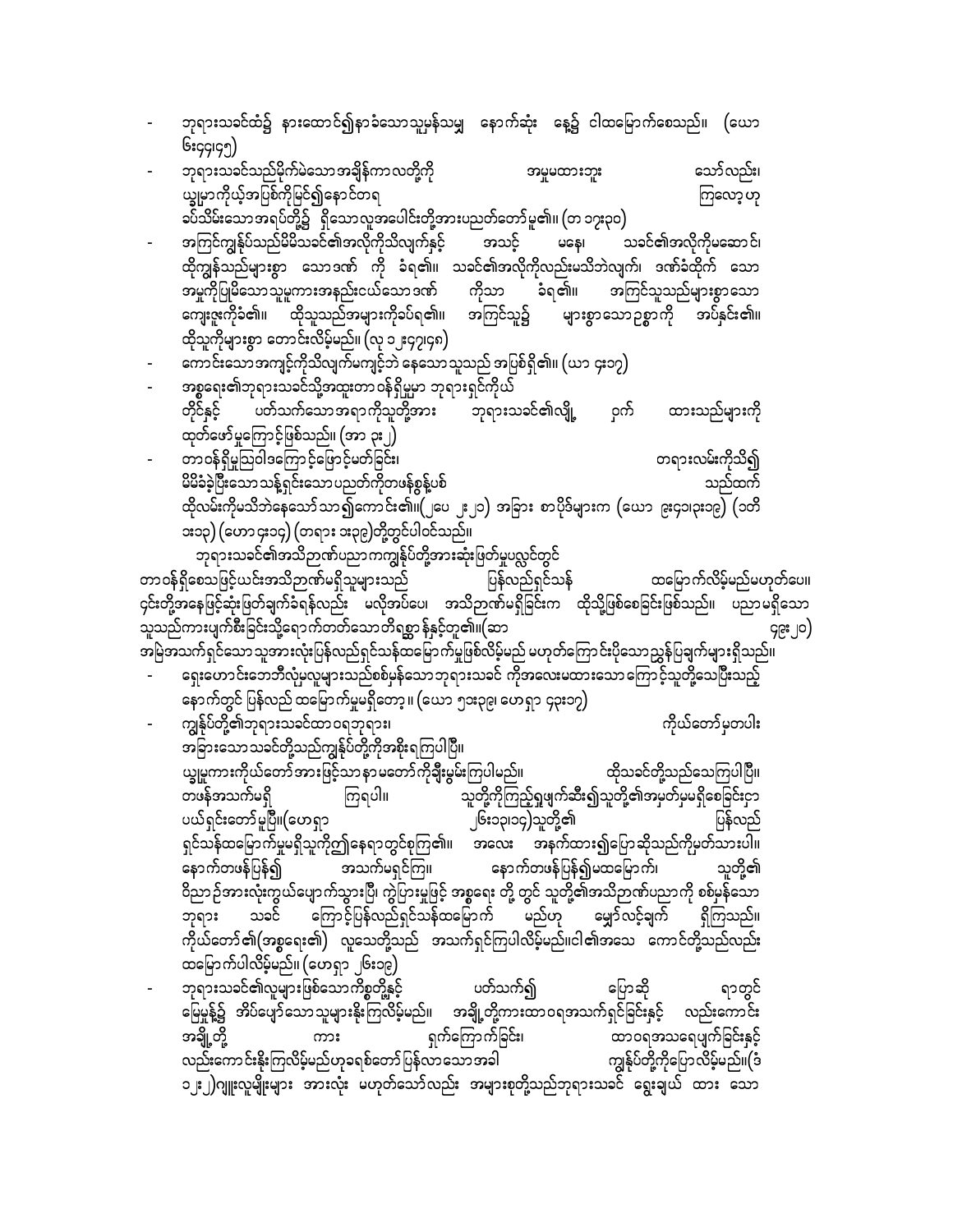- ဘုရားသခင်ထံ၌ နားထောင်၍နာခံသောသူမန်သမျှ နောက်ဆုံး နေ့၌ ငါထမြောက်စေသည်။ (ယော ၆း၄၄၊၄၅)
- ဘုရားသခင်သည်မိုက်မဲသောအချိန်ကာလတို့ကို အမှုမထားဘူး သော်လည်း၊ ယ္ခုမှာကိုယ့်အပြစ်ကိုမြင်၍နောင်တရ ကြလော့ဟု ခပ်သိမ်းသောအရပ်တို့၌ ရှိသောလူအပေါင်းတို့အားပညတ်တော်မူ၏။ (တ ၁၇း၃၀)
- အကြင်ကျွန်ုပ်သည်မိမိသခင်၏အလိုကိုသိလျက်နှင့် အသင့် မနေ၊ သခင်၏အလိုကိုမဆောင်၊ ထိုကျွန်သည်များစွာ သောဒဏ် ကို ခံရ၏။ သခင်၏အလိုကိုလည်းမသိဘဲလျက်၊ ဒဏ်ခံထိုက် သော အမှုကိုပြုမိသောသူမူကားအနည်းငယ်သောဒဏ် ကိုသာ ခံရ၏။ အကြင်သူသည်များစွာသော ကျေးဇူးကိုခံ၏။ ထိုသူသည်အများကိုခံရ၏။ အကြင်သူ၌ များစွာသောဥစ္စာကို အပ်နှင်း၏။ ထိုသူကိုများစွာ တောင်းလိမ့်မည်။ (လု ၁၂း၄၇၊၄၈)
- ကောင်းသောအကျင့်ကိုသိလျက်မကျင့်ဘဲ နေသောသူသည် အပြစ်ရှိ၏။ (ယာ ၄း၁၇)
- အစ္စရေး၏ဘုရားသခင်သို့အထူးတာဝန်ရှိမှုမှာ ဘုရားရှင်ကိုယ် တိုင်နှင့် ပတ်သက်သောအရာကိုသူတို့အား ဘုရားသခင်၏လျှို့ ဝှက် ထားသည်များကို ထုတ်ဖော်မှုကြောင့်ဖြစ်သည်။ (အာ ၃း၂)
- တာဝန်ရှိမှုသြဝါဒကြောင့်ဖြောင့်မတ်ခြင်း၊ တရားလမ်းကိုသိ၍ မိမိခံခဲ့ပြီးသောသန့်ရှင်းသောပညတ်ကိုတဖန်စွန့်ပစ် သည်ထက် ထိုလမ်းကိုမသိဘဲနေသော်သာ၍ကောင်း၏။(၂ပေ ၂း၂၀) အခြား စာပိုဒ်များက (ယော ၉း၄၁၊၁း၁၉) (၁တိ ၁း၁၃) (ဟော ၄း၁၄) (တရား ၁း၃၉)တို့တွင်ပါဝင်သည်။

ဘုရားသခင်၏အသိဉာဏ်ပညာကကျွန်ုပ်တို့အားဆုံးဖြတ်မှုပလွင်တွင် တာဝန်ရှိစေသဖြင့်ယင်းအသိဉာဏ်မရှိသူများသည် ပြန်လည်ရှင်သန် ထမြောက်လိမ့်မည်မဟုတ်ပေ။ ၄င်းတို့အနေဖြင့်ဆုံးဖြတ်ချက်ခံရန်လည်း မလိုအပ်ပေ၊ အသိဉာဏ်မရှိခြင်းက ထိုသို့ဖြစ်စေခြင်းဖြစ်သည်။ ပညာမရှိသော သူသည်ကားပျက်စီးခြင်းသို့ရောက်တတ်သောတိရစ္ဆာန်နှင့်တူ၏။(ဆာ ၄၉း၂၀) အမြဲအသက်ရှင်သောသူအားလုံးပြန်လည်ရှင်သန်ထမြောက်မှုဖြစ်လိမ့်မည် မဟုတ်ကြောင်းပိုသောညွှန်ပြချက်များရှိသည်။

- ရှေးဟောင်းဘေဘီလုံမှလူများသည်စစ်မှန်သောဘုရားသခင် ကိုအလေးမထားသောကြောင့်သူတို့သေပြီးသည့် နောက်တွင် ပြန်လည် ထမြောက်မှုမရှိတော့။ (ယော ၅၁း၃၉၊ ဟေရှာ ၄၃း၁၇)
- ကျွန်ုပ်တို့၏ဘုရားသခင်ထာဝရဘုရား၊ ကိုယ်တော်မှတပါး အခြားသောသခင်တို့သည်ကျွန်ုပ်တို့ကိုအစိုးရကြပါပြီ။ ယ္ခုမူကားကိုယ်တော်အားဖြင့်သာနာမတော်ကိုချီးမွမ်းကြပါမည်။ ထိုသခင်တို့သည်သေကြပါပြီ။ တဖန်အသက်မရှိ ကြရပါ။ သူတို့ကိုကြည့်ရှုဖျက်ဆီး၍သူတို့၏အမှတ်မှမရှိစေခြင်းငှာ ပယ်ရှင်းတော်မူပြီ။(ဟေရှာ ၂၆း၁၃၊၁၄)သူတို့၏ ပြန်လည် ရှင်သန်ထမြောက်မှုမရှိသူကိုဤနေရာတွင်စုကြ၏။ အလေး အနက်ထား၍ပြောဆိုသည်ကိုမှတ်သားပါ။ နောက်တဖန်ပြန်၍ အသက်မရှင်ကြ။ နောက်တဖန်ပြန်၍မထမြောက်၊ သူတို့၏ ဝိညာဉ်အားလုံးကွယ်ပျောက်သွားပြီ၊ ကွဲပြားမှုဖြင့် အစ္စရေး တို့ တွင် သူတို့၏အသိဉာဏ်ပညာကို စစ်မှန်သော ဘုရား သခင် ကြောင့်ပြန်လည်ရှင်သန်ထမြောက် မည်ဟု မျှော်လင့်ချက် ရှိကြသည်။ ကိုယ်တော်၏(အစ္စရေး၏) လူသေတို့သည် အသက်ရှင်ကြပါလိမ့်မည်။ငါ၏အသေ ကောင်တို့သည်လည်း ထမြောက်ပါလိမ့်မည်။ (ဟေရှာ ၂၆း၁၉)
- ဘုရားသခင်၏လူများဖြစ်သောကိစ္စတို့နှင့် ပတ်သက်၍ ပြောဆို ရာတွင် မြေမှုန့်၌ အိပ်ပျော်သောသူများနိုးကြလိမ့်မည်။ အချို့တို့ကားထာဝရအသက်ရှင်ခြင်းနှင့် လည်းကောင်း အချို့တို့ ကား ရှက်ကြောက်ခြင်း၊ ထာဝရအသရေပျက်ခြင်းနှင့် လည်းကောင်းနိုးကြလိမ့်မည်ဟုခရစ်တော်ပြန်လာသောအခါ ကျွန်ုပ်တို့ကိုပြောလိမ့်မည်။(ဒံ ၁၂း၂)ဂျူးလူမျိုးများ အားလုံး မဟုတ်သော်လည်း အများစုတို့သည်ဘုရားသခင် ရွေးချယ် ထား သော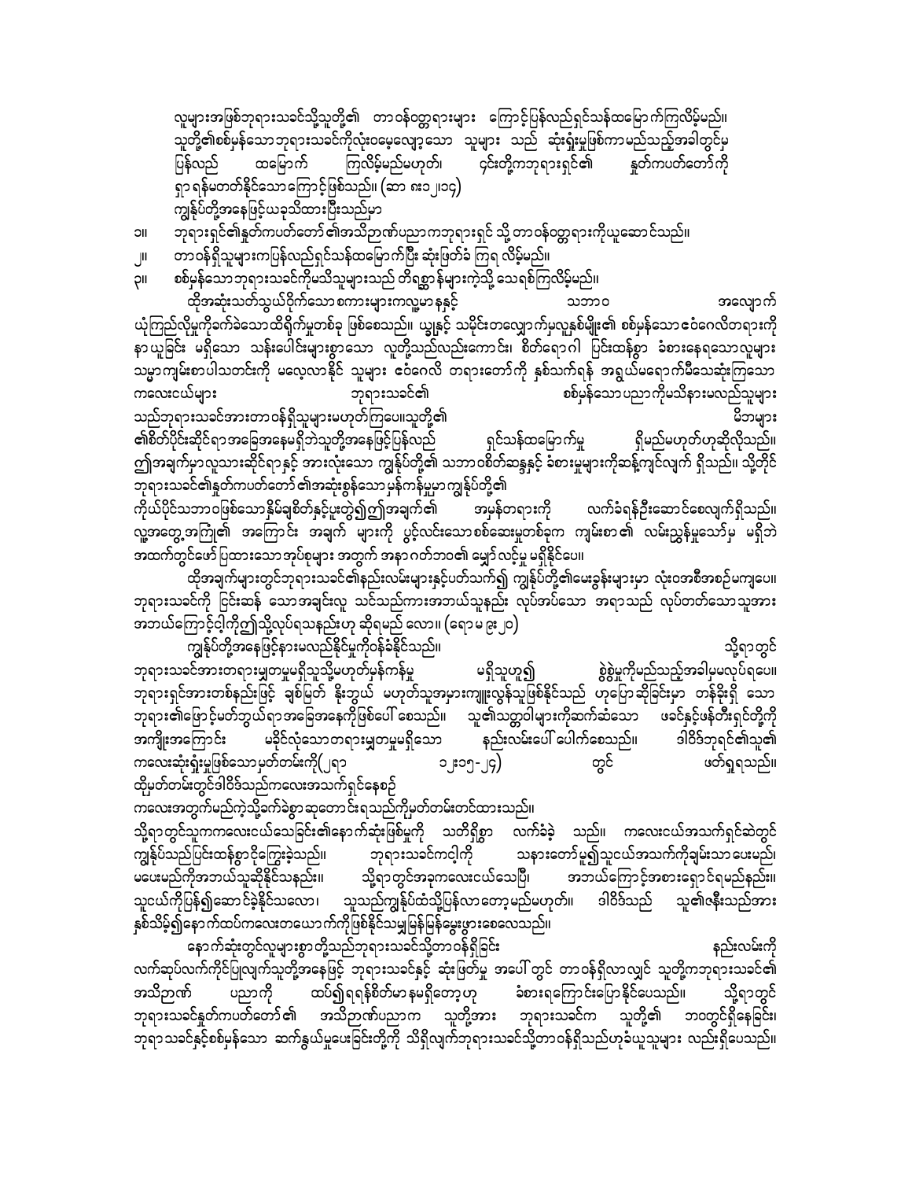လူများအဖြစ်ဘုရားသခင်သို့သူတို့၏ တာဝန်ဝတ္တရားများ ကြောင့်ပြန်လည်ရှင်သန်ထမြောက်ကြလိမ့်မည်။ သူတို့၏စစ်မှန်သောဘုရားသခင်ကိုလုံးဝမေ့လျော့သော သူများ သည် ဆုံးရှုံးမှုဖြစ်ကာမည်သည့်အခါတွင်မှ ပြန်လည် ထမြောက် ကြလိမ့်မည်မဟုတ်၊ ၎င်းတို့ကဘုရားရှင်၏ နှုတ်ကပတ်တော်ကို ရှာရန်မတတ်နိုင်သောကြောင့်ဖြစ်သည်။ (ဆာ ၈း၁၂၊၁၄)

ကျွန်ုပ်တို့အနေဖြင့်ယခုသိထားပြီးသည်မှာ

၁။ ဘုရားရှင်၏နှုတ်ကပတ်တော်၏အသိဉာဏ်ပညာကဘုရားရှင် သို့ တာဝန်ဝတ္တရားကိုယူဆောင်သည်။

၂။ တာဝန်ရှိသူများကပြန်လည်ရှင်သန်ထမြောက်ပြီး ဆုံးဖြတ်ခံ ကြရ လိမ့်မည်။

၃။ စစ်မှန်သောဘုရားသခင်ကိုမသိသူများသည် တိရစ္ဆာန်များကဲ့သို့ သေရစ်ကြလိမ့်မည်။

ထိုအဆုံးသတ်သွယ်ဝိုက်သော စကားများကလူမှာနနှင့် သဘာဝ အလျောက် ယုံကြည်လိုမှုကိုခက်ခဲသောထိရိုက်မှုတစ်ခု ဖြစ်စေသည်။ ယျွနှင့် သမိုင်းတလျှောက်မှလူနစ်မျိုး၏ စစ်မှန်သော ဧဝံဂေလိတရားကို နာယူခြင်း မရှိသော သန်းပေါင်းများစွာသော လူတို့သည်လည်းကောင်း၊ စိတ်ရောဂါ ပြင်းထန်စွာ ခံစားနေရသောလူများ သမ္မာကျမ်းစာပါသတင်းကို မလေ့လာနိုင် သူများ ဧဝံဂေလိ တရားတော်ကို နှစ်သက်ရန် အရွယ်မရောက်မီသေဆုံးကြသော ကလေးငယ်များ ဘုရားသခင်၏ စစ်မှန်သောပညာကိုမသိနားမလည်သူများ သည်ဘုရားသခင်အားတာဝန်ရှိသူများမဟုတ်ကြပေ။သူတို့၏ မိဘများ ၏စိတ်ပိုင်းဆိုင်ရာအခြေအနေမရှိဘဲသူတို့အနေဖြင့်ပြန်လည် ရှင်သန်ထမြောက်မှု ရှိမည်မဟုတ်ဟုဆိုလိုသည်။ ဤအချက်မှာလူသားဆိုင်ရာနှင့် အားလုံးသော ကျွန်ုပ်တို့၏ သဘာဝစိတ်ဆန္ဒနှင့် ခံစားမှုများကိုဆန့်ကျင်လျက် ရှိသည်။ သို့တိုင် ဘုရားသခင်၏နှုတ်ကပတ်တော်၏အဆုံးစွန်သောမှန်ကန်မှုမှာကျွန်ုပ်တို့၏ ကိုယ်ပိုင်သဘာဝဖြစ်သောနှိမ့်ချစိတ်နှင့်ပူးတွဲ၍ဤအချက်၏ အမှန်တရားကို လက်ခံရန်ဦးဆောင်စေလျက်ရှိသည်။ လူ့အတွေ့အကြုံ၏ အကြောင်း အချက် များကို ပွင့်လင်းသောစစ်ဆေးမှုတစ်ခုက ကျမ်းစာ၏ လမ်းညွှန်မှုသော်မှ မရှိဘဲ အထက်တွင်ဖော်ပြထားသောအုပ်စုများ အတွက် အနာဂတ်ဘဝ၏ မျှော်လင့်မှု မရှိနိုင်ပေ။

ထိုအချက်များတွင်ဘုရားသခင်၏နည်းလမ်းများနှင့်ပတ်သက်၍ ကျွန်ုပ်တို့၏မေးခွန်းများမှာ လုံးဝအစီအစဉ်မကျပေ။ ဘုရားသခင်ကို ငြင်းဆန် သောအချင်းလူ သင်သည်ကားအဘယ်သူနည်း လုပ်အပ်သော အရာသည် လုပ်တတ်သောသူအား အဘယ်ကြောင့်ငါ့ကိုဤသို့လုပ်ရသနည်းဟု ဆိုရမည် လော။ (ရောမ ၉း၂၀)

ကျွန်ုပ်တို့အနေဖြင့်နားမလည်နိုင်မှုကိုဝန်ခံနိုင်သည်။ သို့ရာတွင် ဘုရားသခင်အားတရားမျှတမှုမရှိသူသို့မဟုတ်မှန်ကန်မှု မရှိသူဟူ၍ စွဲစွဲမှုကိုမည်သည့်အခါမှမလုပ်ရပေ။ ဘုရားရှင်အားတစ်နည်းဖြင့် ချစ်မြတ် နိုးဘွယ် မဟုတ်သူအမှားကျူးလွန်သူဖြစ်နိုင်သည် ဟုပြောဆိုခြင်းမှာ တန်ခိုးရှိ သော ဘုရား၏မြောင့်မတ်ဘွယ်ရာအခြေအနေကိုဖြစ်ပေါ် စေသည်။ သူ၏သတ္တဝါများကိုဆက်ဆံသော ဖခင်နှင့်မန်တီးရှင်တို့ကို အကျိုးအကြောင်း မခိုင်လုံသောတရားမျှတမှုမရှိသော နည်းလမ်းပေါ် ပေါက်စေသည်။ ဒါဝိဒ်ဘုရင်၏သူ၏ ကလေးဆုံးရှုံးမှုဖြစ်သောမှတ်တမ်းကို(၂ရာ ၁၂း၁၅-၂၄) တွင် ဖတ်ရှုရသည်။ ထိုမှတ်တမ်းတွင်ဒါဝိဒ်သည်ကလေးအသက်ရှင်နေစဉ် ကလေးအတွက်မည်ကဲ့သို့ခက်ခဲစွာ ဆုတောင်းရသည်ကိုမှတ်တမ်းတင်ထားသည်။ သို့ရာတွင်သူကကလေးငယ်သေခြင်း၏နောက်ဆုံးဖြစ်မှုကို သတိရှိစွာ လက်ခံခဲ့ သည်။ ကလေးငယ်အသက်ရှင်ဆဲတွင် ကျွန်ုပ်သည်ပြင်းထန်စွာငိုကြွေးခဲ့သည်။ ဘုရားသခင်ငါ့ကို သနားတော်မူ၍သူငယ်အသက်ကိုချမ်းသာ ပေးမည်၊ မပေးမည်ကိုအဘယ်သူဆိုနိုင်သနည်း။ သို့ရာတွင်အခုကလေးငယ်သေပြီ၊ အဘယ်ကြောင့်အစားရှောင်ရမည်နည်း။ သူငယ်ကိုပြန်၍ဆောင်ခဲ့နိုင်သလော၊ သူသည်ကျွန်ုပ်ထံသို့ပြန်လာတော့မည်မဟုတ်။ ဒါဝိဒ်သည် သူ၏ဇနီးသည်အား နှစ်သိမ့်၍နောက်ထပ်ကလေးတယောက်ကိုဖြစ်နိုင်သမျှမြန်မြန်မွေးဖွားစေလေသည်။

နောက်ဆုံးတွင်လူများစွာတို့သည်ဘုရားသခင်သို့တာဝန်ရှိခြင်း နည်းလမ်းကို လက်ဆုပ်လက်ကိုင်ပြုလျက်သူတို့အနေဖြင့် ဘုရားသခင်နှင့် ဆုံးဖြတ်မှု အပေါ် တွင် တာဝန်ရှိလာလျှင် သူတို့ကဘုရားသခင်၏ အသိဉာဏ် ပညာကို ထပ်၍ရရန်စိတ်မှာ နမရှိတော့ဟု ခံစားရကြောင်းပြောနိုင်ပေသည်။ သို့ရာတွင် ဘုရားသခင်နှုတ်ကပတ်တော်၏ အသိဉာဏ်ပညာက သူတို့အား ဘုရားသခင်က သူတို့၏ ဘဝတွင်ရှိနေခြင်း၊ ဘုရားသခင်နှင့်စစ်မှန်သော ဆက်နွယ်မှုပေးခြင်းတို့ကို သိရှိလျက်ဘုရားသခင်သို့တာဝန်ရှိသည်ဟုခံယူသူများ လည်းရှိပေသည်။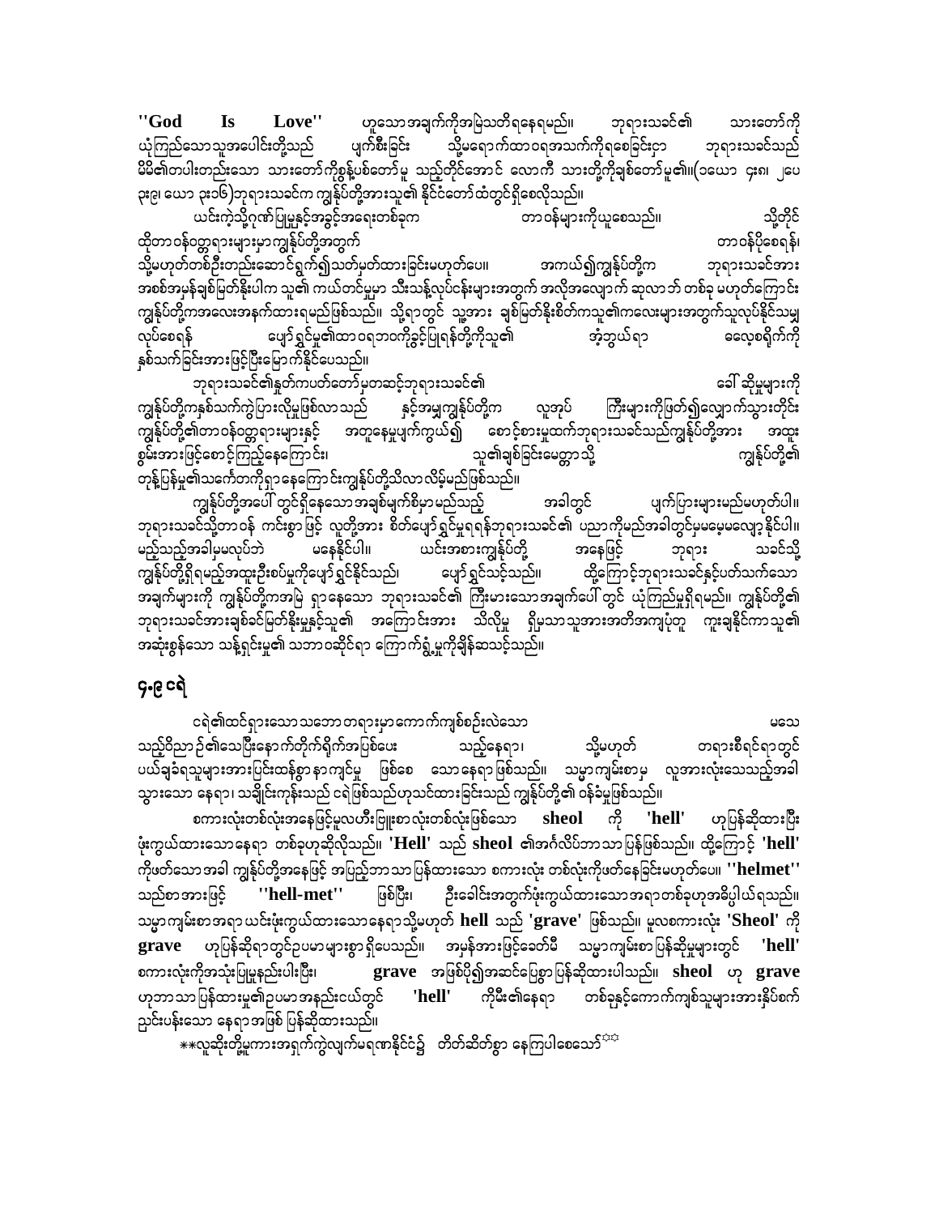**"God Is Love"** ဟူသောအချက်ကိုအမြဲသတိရနေရမည်။ ဘုရားသခင်၏ သားတော်ကို ယုံကြည်သောသူအပေါင်းတို့သည် ပျက်စီးခြင်း သို့မရောက်ထာဝရအသက်ကိုရစေခြင်းငှာ ဘုရားသခင်သည် မိမိ၏တပါးတည်းသော သားတော်ကိုစွန့်ပစ်တော်မူ သည့်တိုင်အောင် လောကီ သားတို့ကိုချစ်တော်မူ၏။(ယောဟန် ၃း၁၆) ဘုရားသခင်က ကျွန်ုပ်တို့အားသူ၏ နိုင်ငံတော်ထဲတွင်ရှိစေလိုသည်။

ယင်းကဲ့သို့ဂုဏ်ပြုမှုနှင့်အခွင့်အရေးတစ်ခုက တာဝန်များကိုယူစေသည်။ သို့တိုင် ထိုတာဝန်ဝတ္တရားများမှာကျွန်ုပ်တို့အတွက် တာဝန်ပိုစေရန်၊ သို့မဟုတ်တစ်ဦးတည်းဆောင်ရွက်၍သတ်မှတ်ထားခြင်းမဟုတ်ပေ။ အကယ်၍ကျွန်ုပ်တို့က ဘုရားသခင်အား အစစ်အမှန်ချစ်မြတ်နိုးပါက သူ၏ ကယ်တင်မှုမှာ သီးသန့်လုပ်ငန်းများအတွက် အလိုအလျောက် ဆုလာဘ် တစ်ခု မဟုတ်ကြောင်း ကျွန်ုပ်တို့ကအလေးအနက်ထားရမည်ဖြစ်သည်။ သို့ရာတွင် သူ့အား ချစ်မြတ်နိုးစိတ်ကသူ၏ကလေးများအတွက်သူလုပ်နိုင်သမျှ လုပ်စေရန် ပျော်ရွှင်မှု၏ထာဝရဘဝကိုခွင့်ပြုရန်တို့ကိုသူ၏ အံ့ဘွယ်ရာ လေ့စရိုက်ကို နှစ်သက်ခြင်းအားဖြင့်ပြီးမြောက်နိုင်ပေသည်။

ဘုရားသခင်၏နှုတ်ကပတ်တော်မှတဆင့်ဘုရားသခင်၏ ခေါ် ဆိုမှုများကို ကျွန်ုပ်တို့ကနှစ်သက်ကဲ့ပြားလိုမှုဖြစ်လာသည် နှင့်အမျှကျွန်ုပ်တို့က လူအုပ် ကြီးများကိုဖြတ်၍လျှောက်သွားတိုင်း ကျွန်ုပ်တို့၏တာဝန်ဝတ္တရားများနှင့် အတူနေမှုပျက်ကွယ်၍ စောင့်စားမှုထက်ဘုရားသခင်သည်ကျွန်ုပ်တို့အား အထူး စွမ်းအားဖြင့်စောင့်ကြည့်နေကြောင်း၊ သူ၏ချစ်ခြင်းမေတ္တာသို့ ကျွန်ုပ်တို့၏ တုန့်ပြန်မှု၏သင်္ကေတကိုရှာနေကြောင်းကျွန်ုပ်တို့သိလာလိမ့်မည်ဖြစ်သည်။

ကျွန်ုပ်တို့အပေါ် တွင်ရှိနေသောအချစ်မျက်စိမှာမည်သည့် အခါတွင် ပျက်ပြားများမည်မဟုတ်ပါ။ ဘုရားသခင်သို့တာဝန် ကင်းစွာဖြင့် လူတို့အား စိတ်ပျော်ရွှင်မှုရရန်ဘုရားသခင်၏ ပညာကိုမည်အခါတွင်မှမမေ့မလျော့နိုင်ပါ။ မည်သည့်အခါမှမလုပ်ဘဲ မနေနိုင်ပါ။ ယင်းအစားကျွန်ုပ်တို့ အနေဖြင့် ဘုရား သခင်သို့ ကျွန်ုပ်တို့ရှိရမည့်အထူးဦးစပ်မှုကိုပျော်ရွှင်နိုင်သည်၊ ပျော်ရွှင်သင့်သည်။ ထို့ကြောင့်ဘုရားသခင်နှင့်ပတ်သက်သော အချက်များကို ကျွန်ုပ်တို့ကအမြဲ ရှာနေသော ဘုရားသခင်၏ ကြီးမားသောအချက်ပေါ် တွင် ယုံကြည်မှုရှိရမည်။ ကျွန်ုပ်တို့၏ ဘုရားသခင်အားချစ်ခင်မြတ်နိုးမှုနှင့်သူ၏ အကြောင်းအား သိလိုမှု ရှိမှသာသူအားအတိအကျပုံတူ ကူးချနိုင်ကာသူ၏ အဆုံးစွန်သော သန့်ရှင်းမှု၏ သဘာဝဆိုင်ရာ ကြောက်ရွံ့မှုကိုချိန်ဆသင့်သည်။

## ၄.၉ ငရဲ

ငရဲ၏ထင်ရှားသောသဘောတရားမှာကောက်ကျစ်စဉ်းလဲသော မသေ သည့်ဝိညာဉ်၏သေပြီးနောက်တိုက်ရိုက်အပြစ်ပေး သည့်နေရာ၊ သို့မဟုတ် တရားစီရင်ရာတွင် ပယ်ချခံရသူများအားပြင်းထန်စွာနာကျင်မှု ဖြစ်စေ သောနေရာဖြစ်သည်။ သမ္မာကျမ်းစာမှ လူအားလုံးသေသည့်အခါ သွားသော နေရာ၊ သချိုင်းကုန်းသည် ငရဲဖြစ်သည်ဟုသင်ထားခြင်းသည် ကျွန်ုပ်တို့၏ ဝန်ခံမှုဖြစ်သည်။

စကားလုံးတစ်လုံးအနေဖြင့်မူလဟီးဗြူးစာလုံးတစ်လုံးဖြစ်သော **sheol** ကို **'hell'** ဟုပြန်ဆိုထားပြီး ဖုံးကွယ်ထားသောနေရာ တစ်ခုဟုဆိုလိုသည်။ **'Hell'** သည် **sheol** ၏အင်္ဂလိပ်ဘာသာပြန်ဖြစ်သည်။ ထို့ကြောင့် **'hell'** ကိုဖတ်သောအခါ ကျွန်ုပ်တို့အနေဖြင့် အပြည့်ဘာသာပြန်ထားသော စကားလုံး တစ်လုံးကိုဖတ်နေခြင်းမဟုတ်ပေ။ **"helmet"** သည်စာအားဖြင့် **"hell-met"** ဖြစ်ပြီး၊ ဦးခေါင်းအတွက်ဖုံးကွယ်ထားသောအရာတစ်ခုဟုအဓိပ္ပါယ်ရသည်။ သမ္မာကျမ်းစာအရာ ယင်းဖုံးကွယ်ထားသောနေရာသို့မဟုတ် **hell** သည် **'grave'** ဖြစ်သည်။ မူလစကားလုံး **'Sheol'** ကို **grave** ဟုပြန်ဆိုရာတွင်ဥပမာများစွာရှိပေသည်။ အမှန်အားဖြင့်ခေတ်မီ သမ္မာကျမ်းစာပြန်ဆိုမှုများတွင် **'hell'** စကားလုံးကိုအသုံးပြုမှုနည်းပါးပြီး၊ **grave** အဖြစ်ပို၍အခင်ပြေစွာပြန်ဆိုထားပါသည်။ **sheol** ဟု **grave** ဟုဘာသာပြန်ထားမှု၏ဥပမာအနည်းငယ်တွင် **'hell'** ကိုမီး၏နေရာ တစ်ခုနှင့်ကောက်ကျစ်သူများအားနှိပ်စက် ညှင်းပန်းသော နေရာအဖြစ် ပြန်ဆိုထားသည်။

\*\*လူဆိုးတို့မူကားအရှက်ကွဲလျက်မရဏနိုင်ငံ၌ တိတ်ဆိတ်စွာ နေကြပါစေသော်\*\*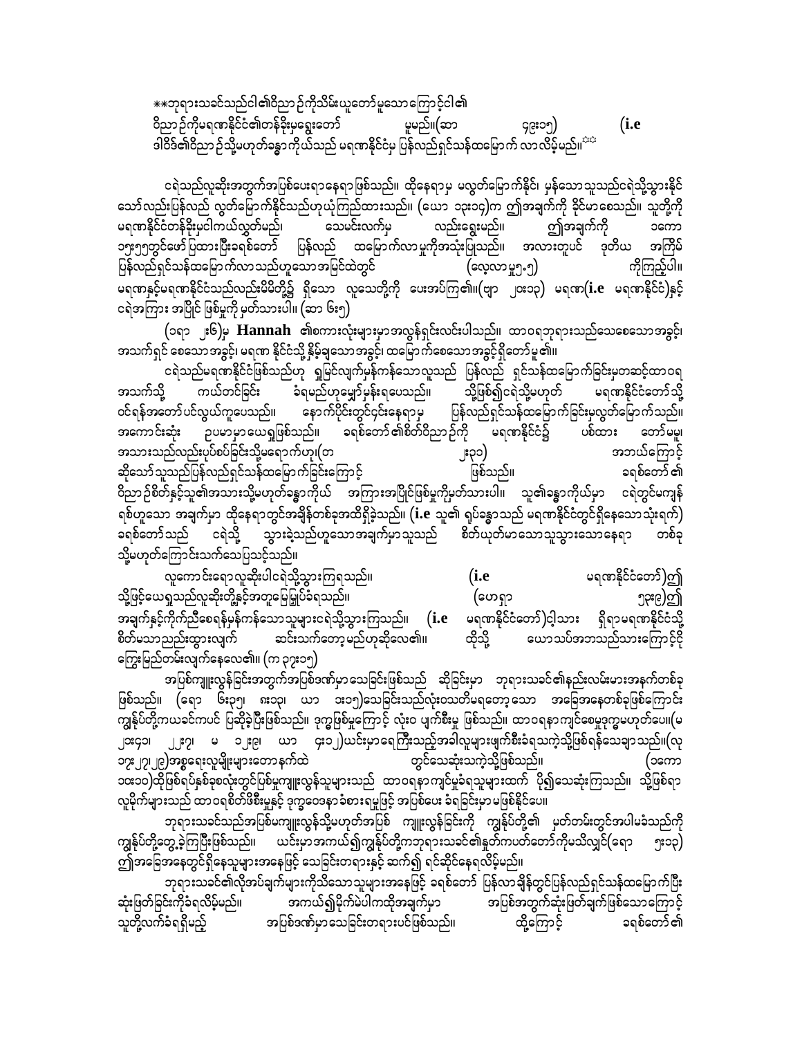**ဘုရားသခင်သည်ငါ၏ဝိညာဉ်ကိုသိမ်းယူတော်မူသောကြောင့်ငါ၏ ဝိညာဉ်ကိုမရဏာနိုင်ငံ၏တန်ခိုးမှရွေးတော်မူမည်။(ဆာ ၄၉း၁၅) (i.e ဒါဝိဒ်၏ဝိညာဉ်သို့မဟုတ်ခန္ဓာကိုယ်သည် မရဏာနိုင်ငံမှ ပြန်လည်ရှင်သန်ထမြောက် လာလိမ့်မည်။**

ငရဲသည်လူဆိုးအတွက်အပြစ်ပေးရာနေရာဖြစ်သည်။ ထိုနေရာမှ မလွတ်မြောက်နိုင်၊ မှန်သောသူသည်ငရဲသို့သွားနိုင်သော်လည်းပြန်လည် လွတ်မြောက်နိုင်သည်ဟုယုံကြည်ထားသည်။ (ယော ၁၃း၁၇)က ဤအချက်ကို ခိုင်မာစေသည်။ သူတို့ကို မရဏာနိုင်ငံတန်ခိုးမှငါကယ်လွှတ်မည်၊ သေမင်းလက်မှ လည်းရွေးမည်။ ဤအချက်ကို ၁ကော ၁၅း၅၅တွင်ဖော်ပြထားပြီးခရစ်တော် ပြန်လည် ထမြောက်လာမှုကိုအသုံးပြုသည်။ အလားတူပင် ဒုတိယ အကြိမ် ပြန်လည်ရှင်သန်ထမြောက်လာသည်ဟူသောအမြင်ထဲတွင် (လေ့လာမှု၅.၅) ကိုကြည့်ပါ။ မရဏာနှင့်မရဏာနိုင်ငံသည်လည်းမိမိတို့၌ ရှိသော လူသေတို့ကို ပေးအပ်ကြ၏။(ဗျာ ၂၀း၁၃) မရဏာ(i.e မရဏာနိုင်ငံ)နှင့်ငရဲအကြား အပြိုင် ဖြစ်မှုကို မှတ်သားပါ။ (ဆာ ၆း၅)

(၁ရာ ၂း၆)မှ **Hannah** ၏စကားလုံးများမှာအလွန်ရှင်းလင်းပါသည်။ ထာဝရဘုရားသည်သေစေသောအခွင့်၊ အသက်ရှင် စေသောအခွင့်၊ မရဏာ နိုင်ငံသို့ နှိမ့်ချသောအခွင့်၊ ထမြောက်စေသောအခွင့်ရှိတော်မူ၏။

ငရဲသည်မရဏာနိုင်ငံဖြစ်သည်ဟု ရှုမြင်လျက်မှန်ကန်သောလူသည် ပြန်လည် ရှင်သန်ထမြောက်ခြင်းမှတဆင့်ထာဝရ အသက်သို့ ကယ်တင်ခြင်း ခံရမည်ဟုမျှော်မှန်းရပေသည်။ သို့ဖြစ်၍ငရဲသို့မဟုတ် မရဏာနိုင်ငံတော်သို့ ဝင်ရန်အတော်ပင်လွယ်ကူပေသည်။ နောက်ပိုင်းတွင်ငှင်းနေရာမှ ပြန်လည်ရှင်သန်ထမြောက်ခြင်းမှလွတ်မြောက်သည်။ အကောင်းဆုံး ဥပမာမှာယေရှုဖြစ်သည်။ ခရစ်တော်၏စိတ်ဝိညာဉ်ကို မရဏာနိုင်ငံ၌ ပစ်ထား တော်မမူ၊ အသားသည်လည်းပုပ်စပ်ခြင်းသို့မရောက်ဟု(တ ၂း၃၁) အဘယ်ကြောင့် ဆိုသော်သူသည်ပြန်လည်ရှင်သန်ထမြောက်ခြင်းကြောင့် ဖြစ်သည်။ ခရစ်တော်၏ ဝိညာဉ်စိတ်နှင့်သူ၏အသားသို့မဟုတ်ခန္ဓာကိုယ် အကြားအပြိုင်ဖြစ်မှုကိုမှတ်သားပါ။ သူ၏ခန္ဓာကိုယ်မှာ ငရဲတွင်မကျန်ရစ်ဟူသော အချက်မှာ ထိုနေရာတွင်အချိန်တစ်ခုအထိရှိခဲ့သည်။ (i.e သူ၏ ရုပ်ခန္ဓာသည် မရဏာနိုင်ငံတွင်ရှိနေသောသုံးရက်) ခရစ်တော်သည် ငရဲသို့ သွားခဲ့သည်ဟူသောအချက်မှာသူသည် စိတ်ယုတ်မာသောသူသွားသောနေရာ တစ်ခုသို့မဟုတ်ကြောင်းသက်သေပြသင့်သည်။

လူကောင်းရောလူဆိုးပါငရဲသို့သွားကြသည်။ (i.e မရဏာနိုင်ငံတော်)ဤသို့ဖြင့်ယေရှုသည်လူဆိုးတို့နှင့်အတူမြေမြှုပ်ခံရသည်။ (ဟေရှာ ၅၃း၉)ဤအချက်နှင့်ကိုက်ညီစေရန်မှန်ကန်သောသူများငရဲသို့သွားကြသည်။ (i.e မရဏာနိုင်ငံတော်)ငါ့သား ရှိရာမရဏာနိုင်ငံသို့ စိတ်မသာညည်းထွားလျက် ဆင်းသက်တော့မည်ဟုဆိုလေ၏။ ထိုသို့ ယောသပ်အဘသည်သားကြောင့်ငို ကြွေးမြည်တမ်းလျက်နေလေ၏။ (က ၃၇း၁၅)

အပြစ်ကျူးလွန်ခြင်းအတွက်အပြစ်ဒဏ်မှာသေခြင်းဖြစ်သည် ဆိုခြင်းမှာ ဘုရားသခင်၏နည်းလမ်းမားအနက်တစ်ခုဖြစ်သည်။ (ရော ၆း၃၅၊ ၈း၁၃၊ ယာ ၁း၁၅)သေခြင်းသည်လုံးဝသတိမရတော့သော အခြေအနေတစ်ခုဖြစ်ကြောင်း ကျွန်ုပ်တို့ကယခင်ကပင် ပြဆိုခဲ့ပြီးဖြစ်သည်။ ဒုက္ခဖြစ်မှုကြောင့် လုံးဝ ပျက်စီးမှု ဖြစ်သည်။ ထာဝရနာကျင်စေမှုဒုက္ခမဟုတ်ပေ။(မ ၂၁း၄၁၊ ၂၂း၇၊ မ ၁၂း၉၊ ယာ ၄း၁၂)ယင်းမှာရေကြီးသည့်အခါလူများဖျက်စီးခံရသကဲ့သို့ဖြစ်ရန်သေချာသည်။(လု ၁၇း၂၇၊၂၉)အစ္စရေးလူမျိုးများတောနက်ထဲ တွင်သေဆုံးသကဲ့သို့ဖြစ်သည်။ (၁ကော ၁၀း၁၀)ထိုဖြစ်ရပ်နှစ်ခုစလုံးတွင်ပြစ်မှုကျူးလွန်သူများသည် ထာဝရနာကျင်မှုခံရသူများထက် ပို၍သေဆုံးကြသည်။ သို့ဖြစ်ရာ လူမိုက်များသည် ထာဝရစိတ်ဖိစီးမှုနှင့် ဒုက္ခဝေဒနာခံစားရမှုဖြင့် အပြစ်ပေး ခံရခြင်းမှာမဖြစ်နိုင်ပေ။

ဘုရားသခင်သည်အပြစ်မကျူးလွန်သို့မဟုတ်အပြစ် ကျူးလွန်ခြင်းကို ကျွန်ုပ်တို့၏ မှတ်တမ်းတွင်အပါမခံသည်ကို ကျွန်ုပ်တို့တွေ့ခဲ့ကြပြီးဖြစ်သည်။ ယင်းမှာအကယ်၍ကျွန်ုပ်တို့ကဘုရားသခင်၏နှုတ်ကပတ်တော်ကိုမသိလျှင်(ရော ၅း၁၃) ဤအခြေအနေတွင်ရှိနေသူများအနေဖြင့် သေခြင်းတရားနှင့် ဆက်၍ ရင်ဆိုင်နေရလိမ့်မည်။

ဘုရားသခင်၏လိုအပ်ချက်များကိုသိသောသူများအနေဖြင့် ခရစ်တော် ပြန်လာချိန်တွင်ပြန်လည်ရှင်သန်ထမြောက်ပြီး ဆုံးဖြတ်ခြင်းကိုခံရလိမ့်မည်။ အကယ်၍မိုက်မဲပါကထိုအချက်မှာ အပြစ်အတွက်ဆုံးဖြတ်ချက်ဖြစ်သောကြောင့် သူတို့လက်ခံရရှိမည့် အပြစ်ဒဏ်မှာသေခြင်းတရားပင်ဖြစ်သည်။ ထို့ကြောင့် ခရစ်တော်၏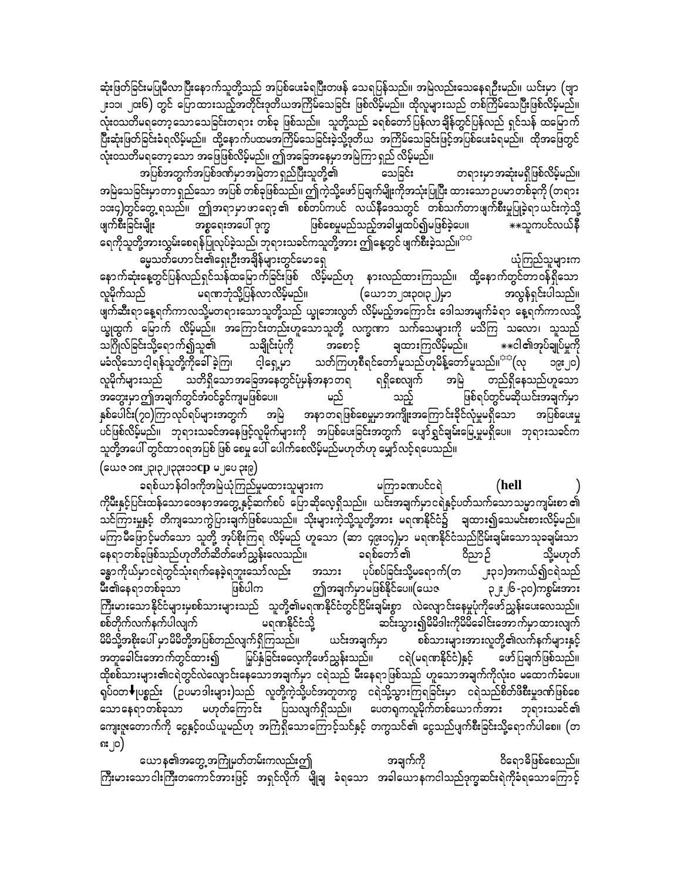ဆုံးဖြတ်ခြင်းမပြုမီလာ ပြီးနောက်သူတို့သည် အပြစ်ပေးခံရပြီးတဖန် သေရပြန်သည်။ အမြဲလည်းသေနေဦးမည်။ ယင်းမှာ (ဗျာ ၂း၁၁၊ ၂၀း၆) တွင် ပြောထားသည့်အတိုင်းဒုတိယအကြိမ်သေခြင်း ဖြစ်လိမ့်မည်။ ထိုလူများသည် တစ်ကြိမ်သေပြီးဖြစ်လိမ့်မည်။ လုံးဝသတိမရတော့သောသေခြင်းတရား တစ်ခု ဖြစ်သည်။ သူတို့သည် ခရစ်တော်ပြန်လာချိန်တွင်ပြန်လည် ရှင်သန် ထမြောက်ပြီးဆုံးဖြတ်ခြင်းခံရလိမ့်မည်။ ထို့နောက်ပထမအကြိမ်သေခြင်းခဲ့သို့ဒုတိယ အကြိမ်သေခြင်းဖြင့်အပြစ်ပေးခံရမည်။ ထိုအဖြေတွင် လုံးဝသတိမရတော့သော အဖြေဖြစ်လိမ့်မည်။ ဤအခြေအနေမှာအမြဲကြာ ရှည် လိမ့်မည်။

အပြစ်အတွက်အပြစ်ဒဏ်မှာအမြဲတာ ရှည်ပြီးသူတို့၏ သေခြင်း တရားမှာအဆုံးမရှိဖြစ်လိမ့်မည်။ အမြဲသေခြင်းမှာတာ ရှည်သော အပြစ် တစ်ခုဖြစ်သည်။ ဤကဲ့သို့ဖော်ပြချက်မျိုးကိုအသုံးပြုပြီး ထားသော ဥပမာတစ်ခုကို (တရား ၁၁း၄)တွင်တွေ့ ရသည်။ ဤအရာမှာဖာရော့ ၏ စစ်တပ်ကပင် လယ်နီဒေသတွင် တစ်သက်တာဖျက်စီးမှုပြုခဲ့ရာ ယင်းကဲ့သို့ ဖျက်စီးခြင်းမျိုး အစ္စရေးအပေါ် ဒုက္ခ ဖြစ်စေမှုမည်သည့်အခါမျှထပ်၍မဖြစ်ခဲ့ပေ။ **သူကပင်လယ်နီ ရေကိုသူတို့အားလွှမ်းစေရန်ပြုလုပ်ခဲ့သည်၊ ဘုရားသခင်ကသူတို့အား ဤနေ့တွင် ဖျက်စီးခဲ့သည်။**

ဓမ္မသတ်ဟောင်း၏ရှေးဦးအချိန်များတွင်မောရှေ ယုံကြည်သူများက နောက်ဆုံးနေ့တွင်ပြန်လည်ရှင်သန်ထမြောက်ခြင်းဖြစ် လိမ့်မည်ဟု နားလည်ထားကြသည်။ ထို့နောက်တွင်တာ ဝန်ရှိသော လူမိုက်သည် မရဏာဘုံသို့ပြန်လာလိမ့်မည်။ (ယောဘ၂၁း၃၀၊၃၂)မှာ အလွန်ရှင်းပါသည်။ ဖျက်ဆီးရာ နေ့ရက်ကာလသို့မတရားသောသူတို့သည် ယွင်းဘေးလွတ် လိမ့်မည့်အကြောင်း ဒေါသအမျက်ခံရာ နေ့ရက်ကာလသို့ ယွင်းထွက် မြောက် လိမ့်မည်။ အကြောင်းတည်းဟူသောသူတို့ လက္ခဏာ သက်သေများကို မသိကြ သလော၊ သူသည် သင်္ချိုင်းသို့ရောက်၍သူ၏ သင်္ချိုင်းပုံကို အစောင့် ချထားကြလိမ့်မည်။ **ငါ၏အုပ်ချုပ်မှုကို မခံလိုသောငါ့ရန်သူတို့ကိုခေါ်ခဲ့ကြ၊ ငါ့ရှေ့မှာ သတ်ကြဟုစီရင်တော်မူသည်ဟုမိန့်တော်မူသည်။** (လု ၁၉း၂၀) လူမိုက်များသည် သတိရှိသောအခြေအနေတွင်ပုံမှန်အနာတရ ရရှိစေလျက် အမြဲ တည်ရှိနေသည်ဟူသော အတွေးမှာဤအချက်တွင်အံဝင်ခွင်ကျမဖြစ်ပေ။ မည် သည့် ဖြစ်ရပ်တွင်မဆိုယင်းအချက်မှာ နှစ်ပေါင်း(၇၀)ကြာလုပ်ရပ်များအတွက် အမြဲ အနာတရဖြစ်စေမှုမှာအကျိုးအကြောင်းခိုင်လုံမှုမရှိသော အပြစ်ပေးမှုပင်ဖြစ်လိမ့်မည်။ ဘုရားသခင်အနေဖြင့်လူမိုက်များကို အပြစ်ပေးခြင်းအတွက် ပျော်ရွှင်ချမ်းမြေ့မှုမရှိပေ။ ဘုရားသခင်က သူတို့အပေါ် တွင်ထာဝရအပြစ် ဖြစ် စေမှု ပေါ် ပေါက်စေလိမ့်မည်မဟုတ်ဟု မျှော်လင့်ရပေသည်။

(ယေဇ ၁၈း၂၃၊၃၂၊၃၃း၁၁cp မ၂ပေ ၃း၉)

ခရစ်ယာန်ဝါဒကိုအမြဲယုံကြည်မှုမထားသူများက မကြာခဏပင်ငရဲ (hell ) ကိုမီးနှင့်ပြင်းထန်သောဝေဒနာအတွေ့နှင့်ဆက်စပ် ပြောဆိုလေ့ရှိသည်။ ယင်းအချက်မှာငရဲနှင့်ပတ်သက်သောသမ္မာကျမ်းစာ ၏ သင်ကြားမှုနှင့် တိကျသောကွဲပြားချက်ဖြစ်ပေသည်။ သိုးများကဲ့သို့သူတို့အား မရဏနိုင်ငံ၌ ချထား၍သေမင်းစားလိမ့်မည်။ မကြာမီဖြောင့်မတ်သော သူတို့ အုပ်စိုးကြ လိမ့်မည် ဟူသော (ဆာ ၄၉း၁၄)မှာ မရဏနိုင်ငံသည်ငြိမ်းချမ်းသောသုချမ်းသာ နေရာတစ်ခုဖြစ်သည်ဟုတိတ်ဆိတ်ဖော်ညွှန်းလေသည်။ ခရစ်တော် ၏ ဝိညာဉ် သို့မဟုတ် ခန္ဓာကိုယ်မှာငရဲတွင်သုံးရက်နေခဲ့ရသော်လည်း အသား ပုပ်စပ်ခြင်းသို့မရောက်(တ ၂း၃၁)အကယ်၍ငရဲသည် မီး၏နေရာတစ်ခုသာ ဖြစ်ပါက ဤအချက်မှာမဖြစ်နိုင်ပေ။(ယေဇ ၃၂း၂၆-၃၀)ကစွမ်းအား ကြီးမားသောနိုင်ငံများမှစစ်သားများသည် သူတို့၏မရဏနိုင်ငံတွင်ငြိမ်းချမ်းစွာ လဲလျောင်းနေမှုပုံကိုဖော်ညွှန်းပေးလေသည်။ စစ်တိုက်လက်နက်ပါလျက် မရဏနိုင်ငံသို့ ဆင်းသွား၍မိမိဓါးကိုမိမိခေါင်းအောက်မှာထားလျက် မိမိသို့အစိုးပေါ် မှာမိမိတို့အပြစ်တည်လျက်ရှိကြသည်။ ယင်းအချက်မှာ စစ်သားများအားသူတို့၏လက်နက်များနှင့် အတူခေါင်းအောက်တွင်ထား၍ မြှပ်နှံခြင်းဓလေ့ကိုဖော်ညွှန်းသည်။ ငရဲ(မရဏနိုင်ငံ)နှင့် ဖော်ပြချက်ဖြစ်သည်။ ထိုစစ်သားများ၏ငရဲတွင်လဲလျောင်းနေသောအချက်မှာ ငရဲသည် မီးနေရာဖြစ်သည် ဟူသောအချက်ကိုလုံးဝ မထောက်ခံပေ။ ရုပ်ဝတ္ထုပစ္စည်း (ဥပမာဒါးများ)သည် လူတို့ကဲ့သို့ပင်အတူတကွ ငရဲသို့သွားကြခြင်းမှာ ငရဲသည်စိတ်ဖိစီးမှုဒဏ်ဖြစ်စေ သောနေရာတစ်ခုသာ မဟုတ်ကြောင်း ပြသလျက်ရှိသည်။ ပေတရုကလူမိုက်တစ်ယောက်အား ဘုရားသခင်၏ ကျေးဇူးတော်ကို ငွေနှင့်ဝယ်ယူမည်ဟု အကြံရှိသောကြောင့်သင်နှင့် တကွသင်၏ ငွေသည်ပျက်စီးခြင်းသို့ရောက်ပါစေ။ (တ ၈း၂၀)

ယောန၏အတွေ့အကြုံမှတ်တမ်းကလည်းဤ အချက်ကို ဝိရောဓိဖြစ်စေသည်။ ကြီးမားသောငါးကြီးတကောင်အားဖြင့် အရှင်လိုက် မျိုချ ခံရသော အခါယောနကငါသည်ဒုက္ခဆင်းရဲကိုခံရသောကြောင့်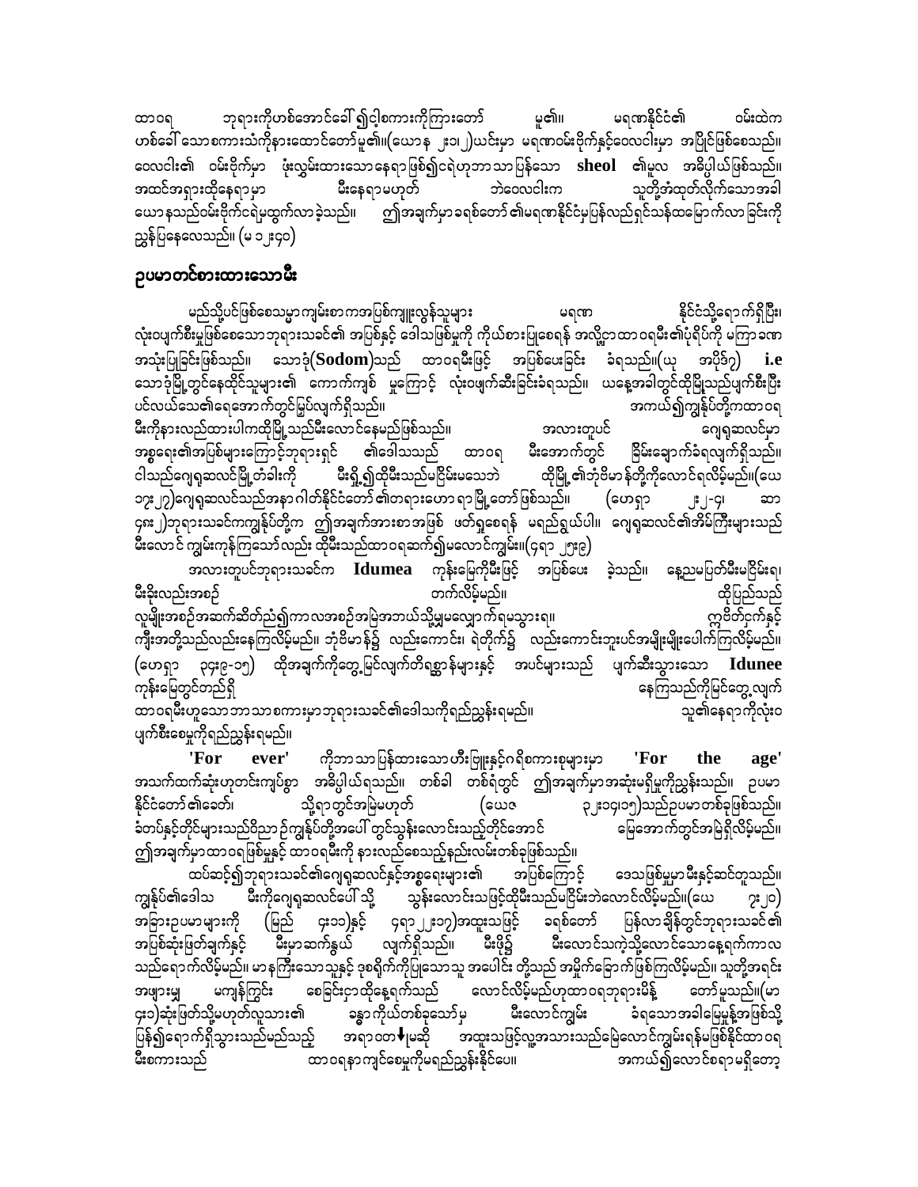ထာဝရ ဘုရားကိုဟစ်အောင်ခေါ်၍ငါ့စကားကိုကြားတော်မူ၏။ မရဏာနိုင်ငံ၏ ဝမ်းထဲက ဟစ်ခေါ်သောစကားသံကိုနားထောင်တော်မူ၏။(ယောန ၂း၁၊၂)ယင်းမှာ မရဏာဝမ်းဗိုက်နှင့်ဝေလငါးမှာ အပြိုင်ဖြစ်စေသည်။ ဝေလငါး၏ ဝမ်းဗိုက်မှာ ဖုံးလွှမ်းထားသောနေရာဖြစ်၍ငရဲဟုဘာသာပြန်သော **sheol** ၏မူလ အဓိပ္ပါယ်ဖြစ်သည်။ အထင်အရှားထိုနေရာမှာ မီးနေရာမဟုတ် ဘဲဝေလငါးက သူတို့အံထုတ်လိုက်သောအခါ ယောနသည်ဝမ်းဗိုက်ငရဲမှထွက်လာခဲ့သည်။ ဤအချက်မှာခရစ်တော်၏မရဏာနိုင်ငံမှပြန်လည်ရှင်သန်ထမြောက်လာခြင်းကို ညွှန်ပြနေလေသည်။ (မ ၁၂း၄၀)

## ဥပမာတင်စားထားသောမီး

မည်သို့ပင်ဖြစ်စေသမ္မာကျမ်းစာကအပြစ်ကျူးလွန်သူများ မရဏာ နိုင်ငံသို့ရောက်ရှိပြီး၊ လုံးဝပျက်စီးမှုဖြစ်စေသောဘုရားသခင်၏ အပြစ်နှင့် ဒေါသဖြစ်မှုကို ကိုယ်စားပြုစေရန် အလို့ငှာထာဝရမီး၏ပုံရိပ်ကို မကြာခဏ အသုံးပြုခြင်းဖြစ်သည်။ သောဒုံ(**Sodom**)သည် ထာဝရမီးဖြင့် အပြစ်ပေးခြင်း ခံရသည်။(ယု အပိုဒ်၇) **i.e** သောဒုံမြို့တွင်နေထိုင်သူများ၏ ကောက်ကျစ် မှုကြောင့် လုံးဝဖျက်ဆီးခြင်းခံရသည်။ ယနေ့အခါတွင်ထိုမြို့သည်ပျက်စီးပြီး ပင်လယ်သေ၏ရေအောက်တွင်မြုပ်လျက်ရှိသည်။ အကယ်၍ကျွန်ုပ်တို့ကထာဝရ မီးကိုနားလည်ထားပါကထိုမြို့သည်မီးလောင်နေမည်ဖြစ်သည်။ အလားတူပင် ဂျေရုဆလင်မှာ အစ္စရေး၏အပြစ်များကြောင့်ဘုရားရှင် ၏ဒေါသသည် ထာဝရ မီးအောက်တွင် ခြိမ်းခြောက်ခံရလျက်ရှိသည်။ ငါသည်ဂျေရုဆလင်မြို့တံခါးကို မီးရှို့၍ထိုမီးသည်မငြိမ်းမသေဘဲ ထိုမြို့၏ဘုံဗိမာန်တို့ကိုလောင်ရလိမ့်မည်။(ယေ ၁၇း၂၇)ဂျေရုဆလင်သည်အနာဂါတ်နိုင်ငံတော်၏တရားဟောရာမြို့တော်ဖြစ်သည်။ (ဟေရှာ ၂း၂-၄၊ ဆာ ၄၈း၂)ဘုရားသခင်ကကျွန်ုပ်တို့က ဤအချက်အားစာအဖြစ် ဖတ်ရှုစေရန် မရည်ရွယ်ပါ။ ဂျေရုဆလင်၏အိမ်ကြီးများသည် မီးလောင် ကျွမ်းကုန်ကြသော်လည်း ထိုမီးသည်ထာဝရဆက်၍မလောင်ကျွမ်း။(၄ရာ ၂၅း၉)

အလားတူပင်ဘုရားသခင်က **Idumea** ကုန်းမြေကိုမီးဖြင့် အပြစ်ပေး ခဲ့သည်။ နေ့ညမပြတ်မီးမငြိမ်းရ၊ မီးခိုးလည်းအစဉ် တက်လိမ့်မည်။ ထိုပြည်သည် လူမျိုးအစဉ်အဆက်ဆိတ်ညံ၍ကာလအစဉ်အမြဲအဘယ်သို့မျှမလျှောက်မသွားရ။ ဣဒ်တ်ငှက်နှင့် ကျီးအတို့သည်လည်းနေကြလိမ့်မည်။ ဘုံဗိမာန်၌ လည်းကောင်း၊ ရဲတိုက်၌ လည်းကောင်းဘူးပင်အမျိုးမျိုးပေါက်ကြလိမ့်မည်။ (ဟေရှာ ၃၄း၉-၁၅) ထိုအချက်ကိုတွေ့မြင်လျက်တိရစ္ဆာန်များနှင့် အပင်များသည် ပျက်ဆီးသွားသော **Idunee** ကုန်းမြေတွင်တည်ရှိ နေကြသည်ကိုမြင်တွေ့လျက် ထာဝရမီးဟူသောဘာသာစကားမှာဘုရားသခင်၏ဒေါသကိုရည်ညွှန်းရမည်။ သူ၏နေရာကိုလုံးဝ ပျက်စီးစေမှုကိုရည်ညွှန်းရမည်။

**'For ever'** ကိုဘာသာပြန်ထားသောဟီးဗြူးနှင့်ဂရိစကားစုများမှာ **'For the age'** အသက်ထက်ဆုံးဟုတင်းကျပ်စွာ အဓိပ္ပါယ်ရသည်။ တစ်ခါ တစ်ရံတွင် ဤအချက်မှာအဆုံးမရှိမှုကိုညွှန်းသည်။ ဥပမာ နိုင်ငံတော်၏ခေတ်၊ သို့ရာတွင်အမြဲမဟုတ် (ယေဇ ၃၂း၁၄၊၁၅)သည်ဥပမာတစ်ခုဖြစ်သည်။ ခံတပ်နှင့်တိုင်များသည်ဝိညာဉ်ကျွန်ုပ်တို့အပေါ် တွင်သွန်းလောင်းသည့်တိုင်အောင် မြေအောက်တွင်အမြဲရှိလိမ့်မည်။ ဤအချက်မှာထာဝရဖြစ်မှုနှင့် ထာဝရမီးကို နားလည်စေသည့်နည်းလမ်းတစ်ခုဖြစ်သည်။

ထပ်ဆင့်၍ဘုရားသခင်၏ဂျေရုဆလင်နှင့်အစ္စရေးများ၏ အပြစ်ကြောင့် ဒေသဖြစ်မှုမှာမီးနှင့်ဆင်တူသည်။ ကျွန်ုပ်၏ဒေါသ မီးကိုဂျေရုဆလင်ပေါ် သို့ သွန်းလောင်းသဖြင့်ထိုမီးသည်မငြိမ်းဘဲလောင်လိမ့်မည်။(ယေ ၇း၂၀) အခြားဥပမာများကို (မြည် ၄း၁၁)နှင့် ၄ရာ ၂၂း၁၇)အထူးသဖြင့် ခရစ်တော် ပြန်လာချိန်တွင်ဘုရားသခင်၏ အပြစ်ဆုံးဖြတ်ချက်နှင့် မီးမှာဆက်နွယ် လျက်ရှိသည်။ မီးဖို၌ မီးလောင်သကဲ့သို့လောင်သောနေ့ရက်ကာလ သည်ရောက်လိမ့်မည်။ မာနကြီးသောသူနှင့် ဒုစရိုက်ကိုပြုသောသူ အပေါင်း တို့သည် အမှိုက်ခြောက်ဖြစ်ကြလိမ့်မည်။ သူတို့အရင်း အဖျားမျှ မကျန်ကြွင်း စေခြင်းငှာထိုနေ့ရက်သည် လောင်လိမ့်မည်ဟုထာဝရဘုရားမိန့် တော်မူသည်။(မာ ၄း၁)ဆုံးဖြတ်သို့မဟုတ်လူသား၏ ခန္ဓာကိုယ်တစ်ခုသော်မှ မီးလောင်ကျွမ်း ခံရသောအခါမြေမှုန့်အဖြစ်သို့ ပြန်၍ရောက်ရှိသွားသည်မည်သည့် အရာဝတ္ထုမဆို အထူးသဖြင့်လူ့အသားသည်မြေလောင်ကျွမ်းရန်မဖြစ်နိုင်ထာဝရ မီးစကားသည် ထာဝရနာကျင်စေမှုကိုမရည်ညွှန်းနိုင်ပေ။ အကယ်၍လောင်စရာမရှိတော့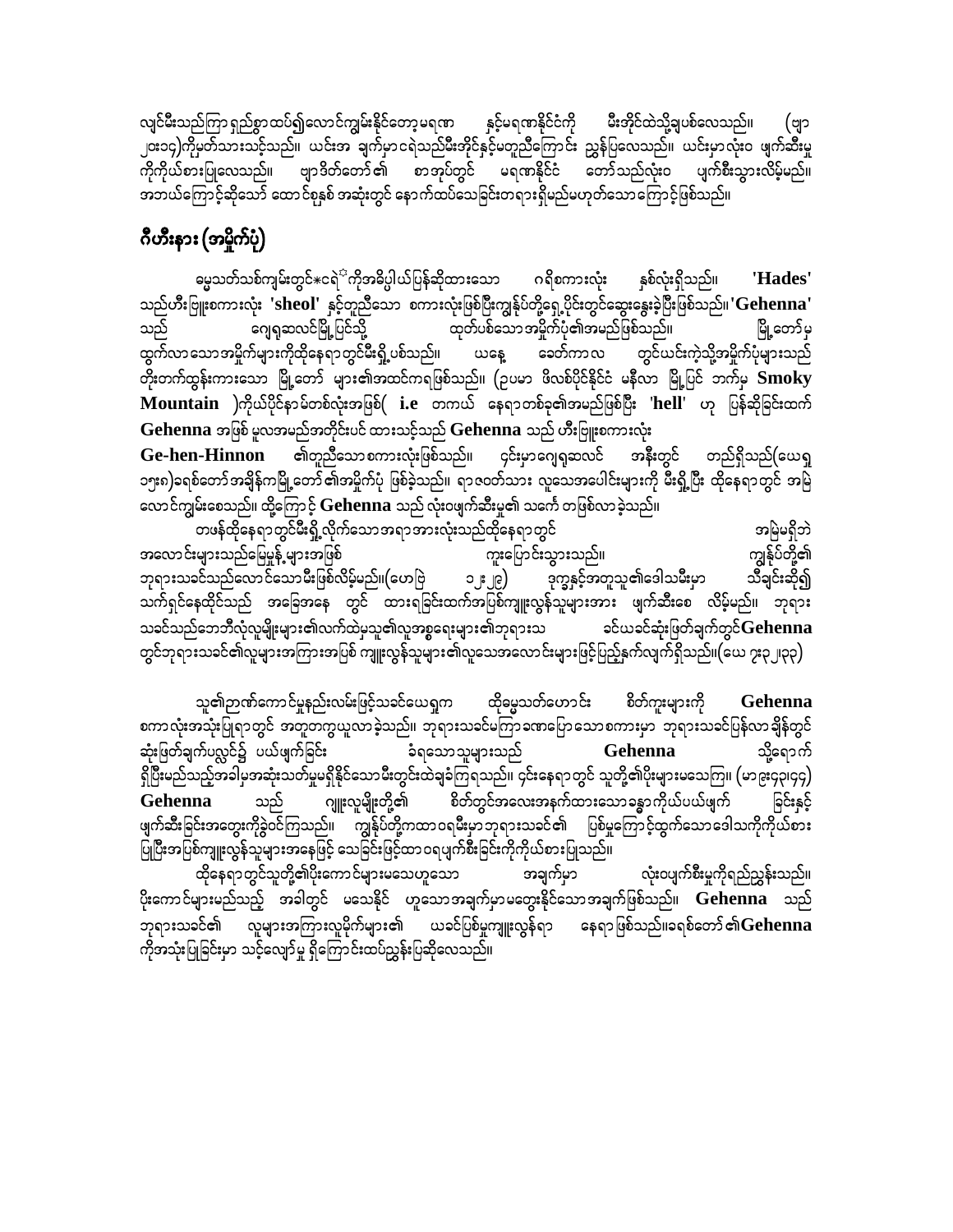လျင်မီးသည်ကြာ ရှည်စွာထပ်၍လောင်ကျွမ်းနိုင်တော့မရဏ နှင့်မရဏနိုင်ငံကို မီးအိုင်ထဲသို့ချပစ်လေသည်။ (ဗျာ ၂၀း၁၄)ကိုမှတ်သားသင့်သည်။ ယင်းအ ချက်မှာ ဂရဲသည်မီးအိုင်နှင့်မတူညီကြောင်း ညွှန်ပြလေသည်။ ယင်းမှာလုံးဝ ဖျက်ဆီးမှုကိုကိုယ်စားပြုလေသည်။ ဗျာဒိတ်တော်၏ စာအုပ်တွင် မရဏနိုင်ငံ တော်သည်လုံးဝ ပျက်စီးသွားလိမ့်မည်။ အဘယ်ကြောင့်ဆိုသော် ထောင်စုနှစ် အဆုံးတွင် နောက်ထပ်သေခြင်းတရားရှိမည်မဟုတ်သောကြောင့်ဖြစ်သည်။

## ဂီဟီးနား (အမှိုက်ပုံ)

ဓမ္မသတ်သစ်ကျမ်းတွင်*ငရဲ*ကိုအဓိပ္ပါယ်ပြန်ဆိုထားသော ဂရိစကားလုံး နှစ်လုံးရှိသည်။ **'Hades'** သည်ဟီးဗြူးစကားလုံး **'sheol'** နှင့်တူညီသော စကားလုံးဖြစ်ပြီးကျွန်ုပ်တို့ရှေ့ပိုင်းတွင်ဆွေးနွေးခဲ့ပြီးဖြစ်သည်။**'Gehenna'** သည် ဂျေရုဆလင်မြို့ပြင်သို့ ထုတ်ပစ်သောအမှိုက်ပုံ၏အမည်ဖြစ်သည်။ မြို့တော်မှ ထွက်လာသောအမှိုက်များကိုထိုနေရာတွင်မီးရှို့ပစ်သည်။ ယနေ့ ခေတ်ကာလ တွင်ယင်းကဲ့သို့အမှိုက်ပုံများသည် တိုးတက်ထွန်းကားသော မြို့တော် များ၏အထင်ကရဖြစ်သည်။ (ဥပမာ ဖိလစ်ပိုင်နိုင်ငံ မနီလာ မြို့ပြင် ဘက်မှ **Smoky Mountain** )ကိုယ်ပိုင်နာမ်တစ်လုံးအဖြစ်( **i.e** တကယ် နေရာတစ်ခု၏အမည်ဖြစ်ပြီး **'hell'** ဟု ပြန်ဆိုခြင်းထက် **Gehenna** အဖြစ် မူလအမည်အတိုင်းပင် ထားသင့်သည် **Gehenna** သည် ဟီးဗြူးစကားလုံး **Ge-hen-Hinnon** ၏တူညီသောစကားလုံးဖြစ်သည်။ ၎င်းမှာဂျေရုဆလင် အနီးတွင် တည်ရှိသည်(ယေရှု ၁၅း၈)ခရစ်တော်အချိန်ကမြို့တော်၏အမှိုက်ပုံ ဖြစ်ခဲ့သည်။ ရာဇဝတ်သား လူသေအပေါင်းများကို မီးရှို့ပြီး ထိုနေရာတွင် အမြဲ လောင်ကျွမ်းစေသည်။ ထို့ကြောင့် **Gehenna** သည် လုံးဝဖျက်ဆီးမှု၏ သင်္ကေ တဖြစ်လာခဲ့သည်။

တဖန်ထိုနေရာတွင်မီးရှို့လိုက်သောအရာအားလုံးသည်ထိုနေရာတွင် အမြဲမရှိဘဲ အလောင်းများသည်မြေမှုန့်များအဖြစ် ကူးပြောင်းသွားသည်။ ကျွန်ုပ်တို့၏ ဘုရားသခင်သည်လောင်သောမီးဖြစ်လိမ့်မည်။(ဟေဗြဲ ၁၂း၂၉) ဒုက္ခနှင့်အတူသူ၏ဒေါသမီးမှာ သီချင်းဆို၍ သက်ရှင်နေထိုင်သည် အခြေအနေ တွင် ထားရခြင်းထက်အပြစ်ကျူးလွန်သူများအား ဖျက်ဆီးစေ လိမ့်မည်။ ဘုရားသခင်သည်ဘေဘီလုံလူမျိုးများ၏လက်ထဲမှသူ၏လူအစုရေးများ၏ဘုရားသ ခင်ယခင်ဆုံးဖြတ်ချက်တွင်**Gehenna** တွင်ဘုရားသခင်၏လူများအကြားအပြစ် ကျူးလွန်သူများ၏လူသေအလောင်းများဖြင့်ပြည့်နှက်လျက်ရှိသည်။(ယေ ၇း၃၂၊၃၃)

သူ၏ဉာဏ်ကောင်မှုနည်းလမ်းဖြင့်သခင်ယေရှုက ထိုဓမ္မသတ်ဟောင်း စိတ်ကူးများကို **Gehenna** စကာလုံးအသုံးပြုရာတွင် အတူတကွယူလာခဲ့သည်။ ဘုရားသခင်မကြာခဏပြောသောစကားမှာ ဘုရားသခင်ပြန်လာချိန်တွင် ဆုံးဖြတ်ချက်ပလ္လင်၌ ပယ်ဖျက်ခြင်း ခံရသောသူများသည် **Gehenna** သို့ရောက်ရှိပြီးမည်သည့်အခါမှအဆုံးသတ်မှုမရှိနိုင်သောမီးတွင်းထဲချခံကြရသည်။ ၎င်းနေရာ တွင် သူတို့၏ပိုးများမသေကြ။ (မာ ၉း၄၃၊၄၄) **Gehenna** သည် ဂျူးလူမျိုးတို့၏ စိတ်တွင်အလေးအနက်ထားသောခန္ဓာကိုယ်ပယ်ဖျက် ခြင်းနှင့် ဖျက်ဆီးခြင်းအတွေးကိုဝင်ကြသည်။ ကျွန်ုပ်တို့ကထာဝရမီးမှာဘုရားသခင်၏ ပြစ်မှုကြောင့်ထွက်သောဒေါသကိုကိုယ်စားပြုပြီးအပြစ်ကျူးလွန်သူများအနေဖြင့် သေခြင်းဖြင့်ထာဝရပျက်စီးခြင်းကိုကိုယ်စားပြုသည်။

ထိုနေရာတွင်သူတို့၏ပိုးကောင်များမသေဟူသော အချက်မှာ လုံးဝပျက်စီးမှုကိုရည်ညွှန်းသည်။ ပိုးကောင်များမည်သည့် အခါတွင် မသေနိုင် ဟူသောအချက်မှာမတွေးနိုင်သောအချက်ဖြစ်သည်။ **Gehenna** သည် ဘုရားသခင်၏ လူများအကြားလူမိုက်များ၏ ယခင်ပြစ်မှုကျူးလွန်ရာ နေရာဖြစ်သည်။ခရစ်တော်၏**Gehenna** ကိုအသုံးပြုခြင်းမှာ သင့်လျော်မှု ရှိကြောင်းထပ်ညွှန်းပြဆိုလေသည်။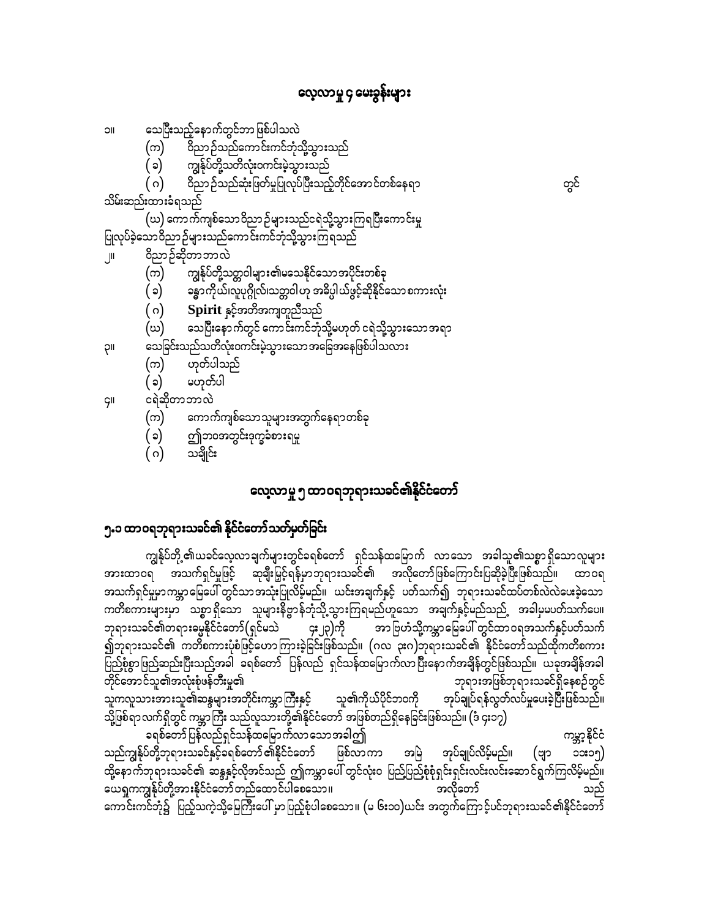## လေ့လာမှု ၄ မေးခွန်းများ

၁။ သေပြီးသည့်နောက်တွင်ဘာ ဖြစ်ပါသလဲ

(က) ဝိညာဉ်သည်ကောင်းကင်ဘုံသို့သွားသည်

(ခ) ကျွန်ုပ်တို့သတိလုံးဝကင်းမဲ့သွားသည်

(ဂ) ဝိညာဉ်သည်ဆုံးဖြတ်မှုပြုလုပ်ပြီးသည့်တိုင်အောင်တစ်နေရာ တွင် သိမ်းဆည်းထားခံရသည်

(ဃ) ကောက်ကျစ်သောဝိညာဉ်များသည်ငရဲသို့သွားကြရပြီးကောင်းမှုပြုလုပ်ခဲ့သောဝိညာဉ်များသည်ကောင်းကင်ဘုံသို့သွားကြရသည်

၂။ ဝိညာဉ်ဆိုတာဘာလဲ

(က) ကျွန်ုပ်တို့သတ္တဝါများ၏မသေနိုင်သောအပိုင်းတစ်ခု

(ခ) ခန္ဓာကိုယ်၊လူပုဂ္ဂိုလ်၊သတ္တဝါဟု အဓိပ္ပါယ်ဖွင့်ဆိုနိုင်သောစကားလုံး

(ဂ) **Spirit** နှင့်အတိအကျတူညီသည်

(ဃ) သေပြီးနောက်တွင် ကောင်းကင်ဘုံသို့မဟုတ် ငရဲသို့သွားသောအရာ

၃။ သေခြင်းသည်သတိလုံးဝကင်းမဲ့သွားသောအခြေအနေဖြစ်ပါသလား

(က) ဟုတ်ပါသည်

(ခ) မဟုတ်ပါ

၄။ ငရဲဆိုတာဘာလဲ

(က) ကောက်ကျစ်သောသူများအတွက်နေရာတစ်ခု

(ခ) ဤဘဝအတွင်းဒုက္ခခံစားရမှု

(ဂ) သချိုင်း

## လေ့လာမှု ၅ ထာဝရဘုရားသခင်၏နိုင်ငံတော်

### ၅.၁ ထာဝရဘုရားသခင်၏ နိုင်ငံတော်သတ်မှတ်ခြင်း

ကျွန်ုပ်တို့၏ယခင်လေ့လာချက်များတွင်ခရစ်တော် ရှင်သန်ထမြောက် လာသော အခါသူ၏သစ္စာရှိသောလူများအားထာဝရ အသက်ရှင်မှုဖြင့် ဆုချီးမြှင့်ရန်မှာဘုရားသခင်၏ အလိုတော်ဖြစ်ကြောင်းပြဆိုခဲ့ပြီးဖြစ်သည်။ ထာဝရအသက်ရှင်မှုမှာကမ္ဘာမြေပေါ် တွင်သာအသုံးပြုလိမ့်မည်။ ယင်းအချက်နှင့် ပတ်သက်၍ ဘုရားသခင်ထပ်တစ်လဲလဲပေးခဲ့သောကတိစကားများမှာ သစ္စာရှိသော သူများနိဗ္ဗာန်ဘုံသို့သွားကြရမည်ဟူသော အချက်နှင့်မည်သည့် အခါမှမပတ်သက်ပေ။ ဘုရားသခင်၏တရားခမ္မနိုင်ငံတော်(ရှင်မဲ သ ၄း၂၃)ကို အာဖြဟံသို့ကမ္ဘာမြေပေါ် တွင်ထာဝရအသက်နှင့်ပတ်သက်၍ဘုရားသခင်၏ ကတိစကားပုံစံဖြင့်ဟောကြားခဲ့ခြင်းဖြစ်သည်။ (ဂလ ၃း၈)ဘုရားသခင်၏ နိုင်ငံတော်သည်ထိုကတိစကားပြည့်စုံစွာဖြည့်ဆည်းပြီးသည့်အခါ ခရစ်တော် ပြန်လည် ရှင်သန်ထမြောက်လာပြီးနောက်အချိန်တွင်ဖြစ်သည်။ ယခုအချိန်အခါတိုင်အောင်သူ၏အလုံးစုံပန်တီးမှု၏ ဘုရားအဖြစ်ဘုရားသခင်ရှိနေစဉ်တွင် သူကလူသားအားသူ၏ဆန္ဒများအတိုင်းကမ္ဘာကြီးနှင့် သူ၏ကိုယ်ပိုင်ဘဝကို အုပ်ချုပ်ရန်လွတ်လပ်မှုပေးခဲ့ပြီးဖြစ်သည်။ သို့ဖြစ်ရာလက်ရှိတွင် ကမ္ဘာကြီး သည်လူသားတို့၏နိုင်ငံတော် အဖြစ်တည်ရှိနေခြင်းဖြစ်သည်။ (ဒံ ၄း၁၇)

ခရစ်တော်ပြန်လည်ရှင်သန်ထမြောက်လာသောအခါ၌ ကမ္ဘာ့နိုင်ငံသည်ကျွန်ုပ်တို့ဘုရားသခင်နှင့်ခရစ်တော်၏နိုင်ငံတော် ဖြစ်လာကာ အမြဲ အုပ်ချုပ်လိမ့်မည်။ (ဗျာ ၁၁း၁၅) ထို့နောက်ဘုရားသခင်၏ ဆန္ဒနှင့်လိုအင်သည် ဤကမ္ဘာပေါ် တွင်လုံးဝ ပြည့်ပြည့်စုံစုံရှင်းရှင်းလင်းလင်းဆောင်ရွက်ကြလိမ့်မည်။ ယေရှုကကျွန်ုပ်တို့အားနိုင်ငံတော်တည်ထောင်ပါစေသော။ အလိုတော် သည် ကောင်းကင်ဘုံ၌ ပြည့်သကဲ့သို့မြေကြီးပေါ် မှာပြည့်စုံပါစေသော။ (မ ၆း၁၀)ယင်း အတွက်ကြောင့်ပင်ဘုရားသခင်၏နိုင်ငံတော်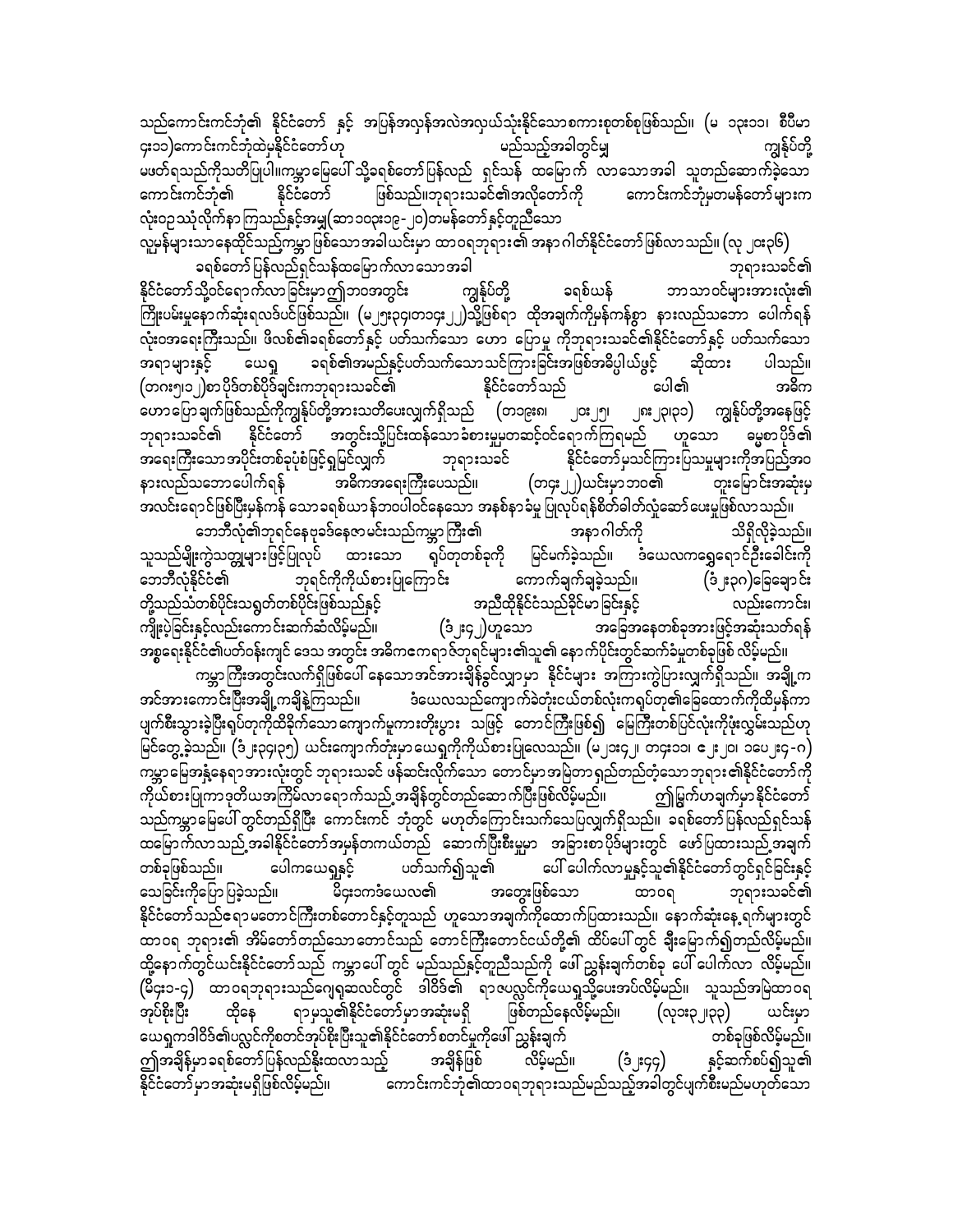သည်ကောင်းကင်ဘုံ၏ နိုင်ငံတော် နှင့် အပြန်အလှန်အလဲအလှယ်သုံးနိုင်သောစကားစုတစ်စုဖြစ်သည်။ (မ ၁၃း၁၁၊ စီပီမာ ၄း၁၁)ကောင်းကင်ဘုံထဲမှနိုင်ငံတော်ဟု မည်သည့်အခါတွင်မျှ ကျွန်ုပ်တို့မဖတ်ရသည်ကိုသတိပြုပါ။ကမ္ဘာမြေပေါ် သို့ခရစ်တော်ပြန်လည် ရှင်သန် ထမြောက် လာသောအခါ သူတည်ဆောက်ခဲ့သောကောင်းကင်ဘုံ၏ နိုင်ငံတော် ဖြစ်သည်။ဘုရားသခင်၏အလိုတော်ကို ကောင်းကင်ဘုံမှတမန်တော်များကလုံးဝဥသုံလိုက်နာကြသည်နှင့်အမျှ(ဆာ၁၀၃း၁၉-၂၀)တမန်တော်နှင့်တူညီသောလူမှန်များသာနေထိုင်သည့်ကမ္ဘာဖြစ်သောအခါယင်းမှာ ထာဝရဘုရား၏ အနာဂါတ်နိုင်ငံတော်ဖြစ်လာသည်။ (လု ၂၀း၃၆)

ခရစ်တော် ပြန်လည်ရှင်သန်ထမြောက်လာသောအခါ ဘုရားသခင်၏ နိုင်ငံတော်သို့ဝင်ရောက်လာခြင်းမှာ ဤဘဝအတွင်း ကျွန်ုပ်တို့ ခရစ်ယန် ဘာသာဝင်များအားလုံး၏ ကြိုးပမ်းမှုနောက်ဆုံးရလဒ်ပင်ဖြစ်သည်။ (မ ၂၅း၃၄၊တ၁၄း၂၂)သို့ဖြစ်ရာ ထိုအချက်ကိုမှန်ကန်စွာ နားလည်သဘော ပေါက်ရန် လုံးဝအရေးကြီးသည်။ ဖိလစ်၏ခရစ်တော်နှင့် ပတ်သက်သော ဟော ပြောမှု ကိုဘုရားသခင်၏နိုင်ငံတော်နှင့် ပတ်သက်သော အရာများနှင့် ယေရှု ခရစ်၏အမည်နှင့်ပတ်သက်သောသင်ကြားခြင်းအဖြစ်အဓိပ္ပါယ်ဖွင့် ဆိုထား ပါသည်။ (တ၈း၅၊၁၂)စာပိုဒ်တစ်ပိုဒ်ချင်းကဘုရားသခင်၏ နိုင်ငံတော်သည် ပေါ၏ အဓိက ဟောပြောချက်ဖြစ်သည်ကိုကျွန်ုပ်တို့အားသတိပေးလျှက်ရှိသည် (တ၁၉း၈၊ ၂၀း၂၅၊ ၂၈း၂၃၊၃၁) ကျွန်ုပ်တို့အနေဖြင့် ဘုရားသခင်၏ နိုင်ငံတော် အတွင်းသို့ပြင်းထန်သောခံစားမှုမှတဆင့်ဝင်ရောက်ကြရမည် ဟူသော ဓမ္မစာပိုဒ်၏ အရေးကြီးသောအပိုင်းတစ်ခုပုံစံဖြင့်ရှုမြင်လျှက် ဘုရားသခင် နိုင်ငံတော်မှသင်ကြားပြသမှုများကိုအပြည့်အဝ နားလည်သဘောပေါက်ရန် အဓိကအရေးကြီးပေသည်။ (တ၁၄း၂၂)ယင်းမှာဘဝ၏ တူးမြောင်းအဆုံးမှ အလင်းရောင်ဖြစ်ပြီးမှန်ကန် သောခရစ်ယာန်ဘဝပါဝင်နေသော အနစ်နာခံမှု ပြုလုပ်ရန်စိတ်ဓါတ်လှုံ့ဆော် ပေးမှုဖြစ်လာသည်။

ဘေဘီလုံ၏ဘုရင်နေဗုခဒ်နေဇာမင်းသည်ကမ္ဘာကြီး၏ အနာဂါတ်ကို သိရှိလိုခဲ့သည်။ သူသည်မျိုးကွဲသတ္တုများဖြင့်ပြုလုပ် ထားသော ရုပ်တုတစ်ခုကို မြင်မက်ခဲ့သည်။ ဒံယေလကရှေရောင်ဦးခေါင်းကို ဘေဘီလုံနိုင်ငံ၏ ဘုရင်ကိုကိုယ်စားပြုကြောင်း ကောက်ချက်ချခဲ့သည်။ (ဒံ၂း၃၈)ခြေချောင်းတို့သည်သံတစ်ပိုင်းသရွတ်တစ်ပိုင်းဖြစ်သည်နှင့် အညီထိုနိုင်ငံသည်ခိုင်မာခြင်းနှင့် လည်းကောင်း၊ ကျိုးပဲ့ခြင်းနှင့်လည်းကောင်းဆက်ဆံလိမ့်မည်။ (ဒံ၂း၄၂)ဟူသော အခြေအနေတစ်ခုအားဖြင့်အဆုံးသတ်ရန် အစွဲရေးနိုင်ငံ၏ပတ်ဝန်းကျင် ဒေသ အတွင်း အဓိကကျေရာဇ်ဘုရင်များ၏သူ၏ နောက်ပိုင်းတွင်ဆက်ခံမှုတစ်ခုဖြစ် လိမ့်မည်။

ကမ္ဘာကြီးအတွင်းလက်ရှိဖြစ်ပေါ် နေသောအင်အားချိန်ခွင်လျှာမှာ နိုင်ငံများ အကြားကွဲပြားလျှက်ရှိသည်။ အချို့က အင်အားကောင်းပြီးအချို့ကချိနဲ့ကြသည်။ ဒံယေလသည်ကျောက်ခဲတုံးငယ်တစ်လုံးကရုပ်တု၏ခြေထောက်ကိုထိမှန်ကာပျက်စီးသွားခဲ့ပြီးရုပ်တုကိုထိခိုက်သောကျောက်မှုကားတိုးပွား သဖြင့် တောင်ကြီးဖြစ်၍ မြေကြီးတစ်ပြင်လုံးကိုဖုံးလွှမ်းသည်ဟု မြင်တွေ့ခဲ့သည်။ (ဒံ၂း၃၄၊၃၅) ယင်းကျောက်တုံးမှာ ယေရှုကိုကိုယ်စားပြုလေသည်။ (မ၂၁း၄၂၊ တ၄း၁၁၊ ၈၂း၂၀၊ ၁ပေ၂း၄-၈) ကမ္ဘာမြေအနှံ့နေရာအားလုံးတွင် ဘုရားသခင် ဖန်ဆင်းလိုက်သော တောင်မှာအမြဲတာရှည်တည်တံ့သောဘုရား၏နိုင်ငံတော်ကို ကိုယ်စားပြုကာဒုတိယအကြိမ်လာရောက်သည့်အချိန်တွင်တည်ဆောက်ပြီးဖြစ်လိမ့်မည်။ ဤမြွက်ဟချက်မှာနိုင်ငံတော်သည်ကမ္ဘာမြေပေါ် တွင်တည်ရှိပြီး ကောင်းကင် ဘုံတွင် မဟုတ်ကြောင်းသက်သေပြလျှက်ရှိသည်။ ခရစ်တော် ပြန်လည်ရှင်သန်ထမြောက်လာသည့်အခါနိုင်ငံတော်အမှန်တကယ်တည် ဆောက်ပြီးစီးမှုမှာ အခြားစာပိုဒ်များတွင် ဖော်ပြထားသည့်အချက်တစ်ခုဖြစ်သည်။ ပေါကယေရှုနှင့် ပတ်သက်၍သူ၏ ပေါ် ပေါက်လာမှုနှင့်သူ၏နိုင်ငံတော်တွင်ရှင်ခြင်းနှင့်သေခြင်းကိုပြောပြခဲ့သည်။ မိ၄း၁ကဒံယေလ၏ အတွေးဖြစ်သော ထာဝရ ဘုရားသခင်၏ နိုင်ငံတော်သည်ရာမတောင်ကြီးတစ်တောင်နှင့်တူသည် ဟူသောအချက်ကိုထောက်ပြထားသည်။ နောက်ဆုံးနေ့ရက်များတွင် ထာဝရ ဘုရား၏ အိမ်တော်တည်သောတောင်သည် တောင်ကြီးတောင်ငယ်တို့၏ ထိပ်ပေါ် တွင် ချီးမြောက်၍တည်လိမ့်မည်။ ထို့နောက်တွင်ယင်းနိုင်ငံတော်သည် ကမ္ဘာပေါ် တွင် မည်သည်နှင့်တူညီသည်ကို ဖေါ် ညွှန်းချက်တစ်ခု ပေါ် ပေါက်လာ လိမ့်မည်။ (မိ၄း၁-၄) ထာဝရဘုရားသည်ဂျေရုဆလင်တွင် ဒါဝိဒ်၏ ရာဇပလ္လင်ကိုယေရှုသို့ပေးအပ်လိမ့်မည်။ သူသည်အမြဲထာဝရအုပ်စိုးပြီး ထိုနေ ရာမှသူ၏နိုင်ငံတော်မှာအဆုံးမရှိ ဖြစ်တည်နေလိမ့်မည်။ (လု၁း၃၂၊၃၃) ယင်းမှာ ယေရှုကဒါဝိဒ်၏ပလ္လင်ကိုစတင်အုပ်စိုးပြီးသူ၏နိုင်ငံတော်စတင်မှုကိုဖေါ် ညွှန်းချက် တစ်ခုဖြစ်လိမ့်မည်။ ဤအချိန်မှာခရစ်တော်ပြန်လည်နိုးထလာသည့် အချိန်ဖြစ် လိမ့်မည်။ (ဒံ၂း၄၄) နှင့်ဆက်စပ်၍သူ၏နိုင်ငံတော်မှာအဆုံးမရှိဖြစ်လိမ့်မည်။ ကောင်းကင်ဘုံ၏ထာဝရဘုရားသည်မည်သည့်အခါတွင်ပျက်စီးမည်မဟုတ်သော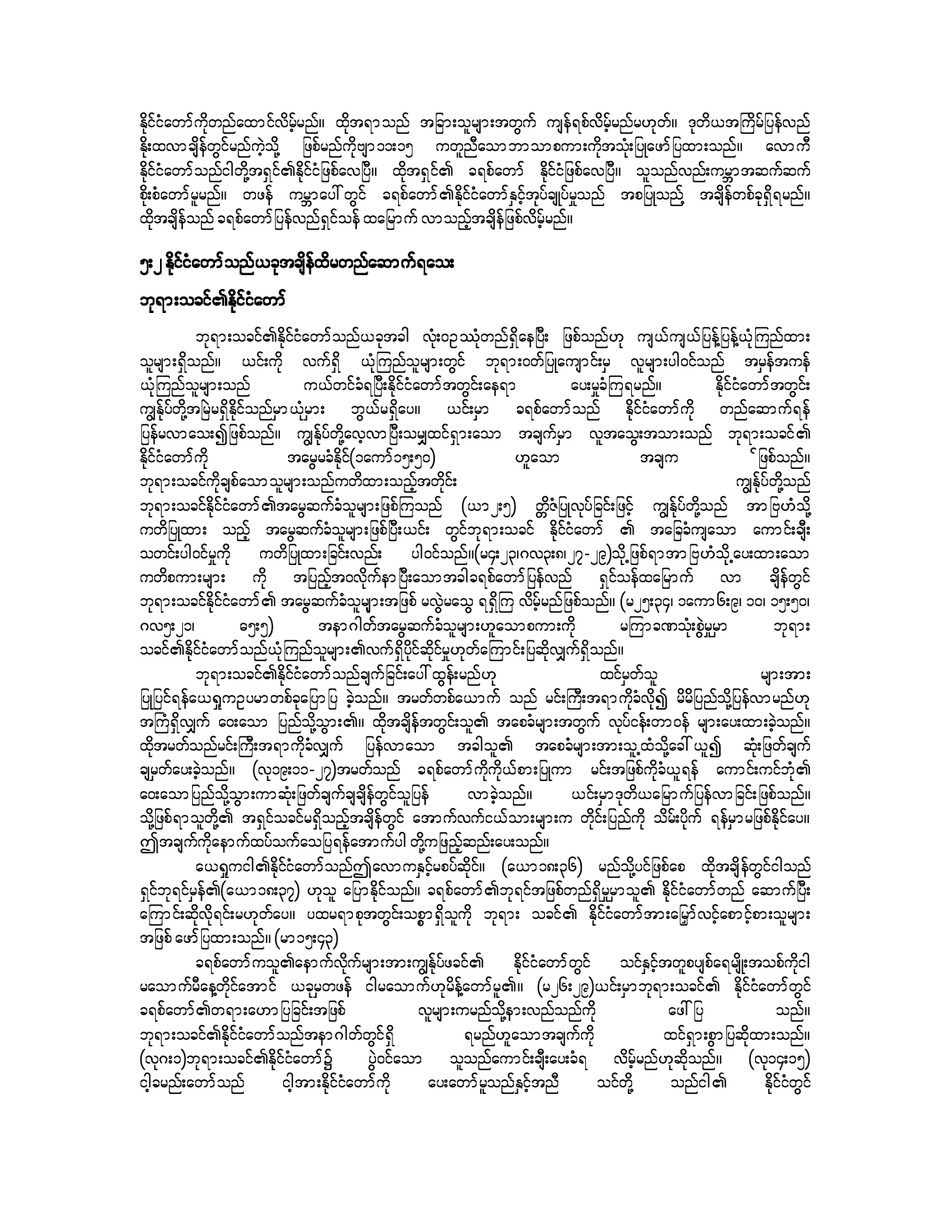နိုင်ငံတော်ကိုတည်ထောင်လိမ့်မည်။ ထိုအရာသည် အခြားသူများအတွက် ကျန်ရစ်လိမ့်မည်မဟုတ်။ ဒုတိယအကြိမ်ပြန်လည်နိုးထလာချိန်တွင်မည်ကဲ့သို့ ဖြစ်မည်ကိုဗျာ ၁၁း၁၅ ကတူညီသောဘာသာစကားကိုအသုံးပြုဖော်ပြထားသည်။ လောကီနိုင်ငံတော်သည်ငါတို့အရှင်၏နိုင်ငံဖြစ်လေပြီ။ ထိုအရှင်၏ ခရစ်တော် နိုင်ငံဖြစ်လေပြီ။ သူသည်လည်းကမ္ဘာအဆက်ဆက်စိုးစံတော်မူမည်။ တဖန် ကမ္ဘာပေါ်တွင် ခရစ်တော်၏နိုင်ငံတော်နှင့်အုပ်ချုပ်မှုသည် အစပြုသည့် အချိန်တစ်ခုရှိရမည်။ ထိုအချိန်သည် ခရစ်တော်ပြန်လည်ရှင်သန် ထမြောက် လာသည့်အချိန်ဖြစ်လိမ့်မည်။

## ၅.၂ နိုင်ငံတော်သည်ယခုအချိန်ထိမတည်ဆောက်ရသေး

### ဘုရားသခင်၏နိုင်ငံတော်

ဘုရားသခင်၏နိုင်ငံတော်သည်ယခုအခါ လုံးဝဥသုံတည်ရှိနေပြီး ဖြစ်သည်ဟု ကျယ်ကျယ်ပြန့်ပြန့်ယုံကြည်ထားသူများရှိသည်။ ယင်းကို လက်ရှိ ယုံကြည်သူများတွင် ဘုရားဝတ်ပြုကျောင်းမှ လူများပါဝင်သည် အမှန်အကန်ယုံကြည်သူများသည် ကယ်တင်ခံရပြီးနိုင်ငံတော်အတွင်းနေရာ ပေးမှုခံကြရမည်။ နိုင်ငံတော်အတွင်း ကျွန်ုပ်တို့အမြဲမရှိနိုင်သည်မှာ ယုံမှား ဘွယ်မရှိပေ။ ယင်းမှာ ခရစ်တော်သည် နိုင်ငံတော်ကို တည်ဆောက်ရန်ပြန်မလာသေး၍ဖြစ်သည်။ ကျွန်ုပ်တို့လေ့လာပြီးသမျှထင်ရှားသော အချက်မှာ လူအသွေးအသားသည် ဘုရားသခင်၏နိုင်ငံတော်ကို အမွေမခံနိုင်(၁ကော ၁၅း၅၀) ဟူသော အချက ်ဖြစ်သည်။ ဘုရားသခင်ကိုချစ်သောသူများသည်ကတိထားသည့်အတိုင်း ကျွန်ုပ်တို့သည် ဘုရားသခင်နိုင်ငံတော်၏အမွေဆက်ခံသူများဖြစ်ကြသည် (ယာ ၂း၅) တွင်ဖြံပြုလုပ်ခြင်းဖြင့် ကျွန်ုပ်တို့သည် အာဗြဟံသို့ကတိပြုထား သည့် အမွေဆက်ခံသူများဖြစ်ပြီးယင်း တွင်ဘုရားသခင် နိုင်ငံတော် ၏ အခြေခံကျသော ကောင်းချီးသတင်းပါဝင်မှုကို ကတိပြုထားခြင်းလည်း ပါဝင်သည်။(မဇ ၂၃၊ဂလ၃း၈၊၂၇-၂၉)သို့ဖြစ်ရာအာဗြဟံသို့ပေးထားသော ကတိစကားများ ကို အပြည့်အဝလိုက်နာပြီးသောအခါခရစ်တော်ပြန်လည် ရှင်သန်ထမြောက် လာ ချိန်တွင် ဘုရားသခင်နိုင်ငံတော်၏ အမွေဆက်ခံသူများအဖြစ် မလွဲမသွေ ရရှိကြ လိမ့်မည်ဖြစ်သည်။ (မ ၂၅း၃၄၊ ၁ကော ၆း၉၊ ၁၀၊ ၁၅း၅၀၊ ဂလ၅း၂၁၊ ဧ၅း၅) အနာဂါတ်အမွေဆက်ခံသူများဟူသောစကားကို မကြာခဏသုံးစွဲမှုမှာ ဘုရားသခင်၏နိုင်ငံတော်သည်ယုံကြည်သူများ၏လက်ရှိပိုင်ဆိုင်မှုဟုတ်ကြောင်းပြဆိုလျှက်ရှိသည်။

ဘုရားသခင်၏နိုင်ငံတော်သည်ချက်ခြင်းပေါ် ထွန်းမည်ဟု ထင်မှတ်သူ များအား ပြုပြင်ရန်ယေရှုကဥပမာတစ်ခုပြောပြ ခဲ့သည်။ အမတ်တစ်ယောက် သည် မင်းကြီးအရာကိုခံလို၍ မိမိပြည်သို့ပြန်လာမည်ဟု အကြံရှိလျှက် ဝေးသော ပြည်သို့သွား၏။ ထိုအချိန်အတွင်းသူ၏ အစေခံများအတွက် လုပ်ငန်းတာဝန် များပေးထားခဲ့သည်။ ထိုအမတ်သည်မင်းကြီးအရာကိုခံလျှက် ပြန်လာသော အခါသူ၏ အစေခံများအားသူ့ထံသို့ခေါ် ယူ၍ ဆုံးဖြတ်ချက်ချမှတ်ပေးခဲ့သည်။ (လု၁၉း၁၁-၂၇)အမတ်သည် ခရစ်တော်ကိုကိုယ်စားပြုကာ မင်းအဖြစ်ကိုခံယူရန် ကောင်းကင်ဘုံ၏ဝေးသောပြည်သို့သွားကာဆုံးဖြတ်ချက်ချချိန်တွင်သူပြန် လာခဲ့သည်။ ယင်းမှာဒုတိယမြောက်ပြန်လာ ခြင်းဖြစ်သည်။ သို့ဖြစ်ရာသူတို့၏ အရှင်သခင်မရှိသည့်အချိန်တွင် အောက်လက်ငယ်သားများက တိုင်းပြည်ကို သိမ်းပိုက် ရန်မှာမဖြစ်နိုင်ပေ။ ဤအချက်ကိုနောက်ထပ်သက်သေပြရန်အောက်ပါ တို့ကဖြည့်ဆည်းပေးသည်။

ယေရှုကပါ၏နိုင်ငံတော်သည်ဤလောကနှင့်မစပ်ဆိုင်။ (ယော၁၈း၃၆) မည်သို့ပင်ဖြစ်စေ ထိုအချိန်တွင်ငါသည် ရှင်ဘုရင်မှန်၏(ယော၁၈း၃၇) ဟုသူ ပြောနိုင်သည်။ ခရစ်တော်၏ဘုရင်အဖြစ်တည်ရှိမှုမှာသူ၏ နိုင်ငံတော်တည် ဆောက်ပြီးကြောင်းဆိုလိုရင်းမဟုတ်ပေ။ ပထမရာစုအတွင်းသစ္စာရှိသူကို ဘုရား သခင်၏ နိုင်ငံတော်အားမြော်လင့်စောင့်စားသူများအဖြစ် ဖော်ပြထားသည်။ (မာ ၁၅း၄၃)

ခရစ်တော်ကသူ၏နောက်လိုက်များအားကျွန်ုပ်ဖခင်၏ နိုင်ငံတော်တွင် သင်နှင့်အတူစပျစ်ရေမျိုးအသစ်ကိုငါ မသောက်မီနေ့တိုင်အောင် ယခုမှတဖန် ငါမသောက်ဟုမိန့်တော်မူ၏။ (မ ၂၆း၂၉)ယင်းမှာဘုရားသခင်၏ နိုင်ငံတော်တွင် ခရစ်တော်၏တရားဟောပြခြင်းအဖြစ် လူများကမည်သို့နားလည်သည်ကို ဖေါ်ပြ သည်။ ဘုရားသခင်၏နိုင်ငံတော်သည်အနာဂါတ်တွင်ရှိ ရမည်ဟူသောအချက်ကို ထင်ရှားစွာပြဆိုထားသည်။ (လု၈း၁)ဘုရားသခင်၏နိုင်ငံတော်၌ ပွဲဝင်သော သူသည်ကောင်းချီးပေးခံရ လိမ့်မည်ဟုဆိုသည်။ (လု၁၄း၁၅) ငါ့ခမည်းတော်သည် ငါ့အားနိုင်ငံတော်ကို ပေးတော်မူသည်နှင့်အညီ သင်တို့ သည်ငါ၏ နိုင်ငံတွင်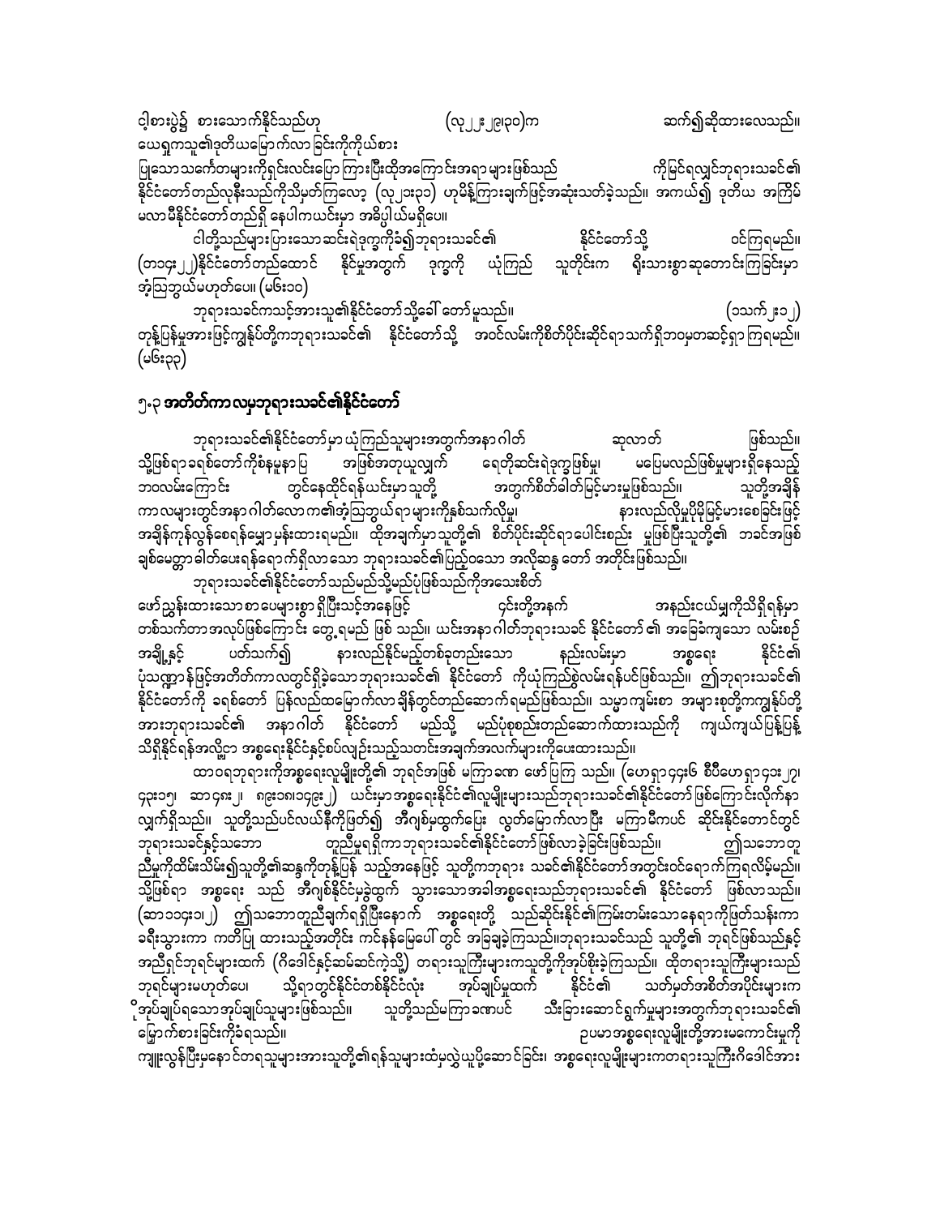ဝါ့စားပွဲ၌ စားသောက်နိုင်သည်ဟု (လု၂၂း၂၉၊၃၀)က ဆက်၍ဆိုထားလေသည်။ ယေရှုကသူ၏ဒုတိယမြောက်လာခြင်းကိုကိုယ်စား

ပြုသောသင်္ကေတများကိုရှင်းလင်းပြောကြားပြီးထိုအကြောင်းအရာများဖြစ်သည် ကိုမြင်ရလျှင်ဘုရားသခင်၏ နိုင်ငံတော်တည်လုနီးသည်ကိုသိမှတ်ကြလော့ (လု၂၁း၃၁) ဟုမိန့်ကြားချက်ဖြင့်အဆုံးသတ်ခဲ့သည်။ အကယ်၍ ဒုတိယ အကြိမ် မလာမီနိုင်ငံတော်တည်ရှိနေပါကယင်းမှာ အဓိပ္ပါယ်မရှိပေ။

ငါတို့သည်များပြားသောဆင်းရဲဒုက္ခကိုခံ၍ဘုရားသခင်၏ နိုင်ငံတော်သို့ ဝင်ကြရမည်။ (တ၁၄း၂၂)နိုင်ငံတော်တည်ထောင် နိုင်မှုအတွက် ဒုက္ခကို ယုံကြည် သူတိုင်းက ရိုးသားစွာဆုတောင်းကြခြင်းမှာ အံ့သြဘွယ်မဟုတ်ပေ။ (မ၆း၁၀)

ဘုရားသခင်ကသင့်အားသူ၏နိုင်ငံတော်သို့ခေါ် တော်မူသည်။ (၁သက်၂း၁၂) တုန့်ပြန်မှုအားဖြင့်ကျွန်ုပ်တို့ကဘုရားသခင်၏ နိုင်ငံတော်သို့ အဝင်လမ်းကိုစိတ်ပိုင်းဆိုင်ရာသက်ရှိဘဝမှတဆင့်ရှာကြရမည်။ (မ၆း၃၃)

## ၅.၃ အတိတ်ကာလမှဘုရားသခင်၏နိုင်ငံတော်

ဘုရားသခင်၏နိုင်ငံတော်မှာ ယုံကြည်သူများအတွက်အနာဂါတ် ဆုလာဘ် ဖြစ်သည်။ သို့ဖြစ်ရာခရစ်တော်ကိုစံနမူနာပြု အဖြစ်အတုယူလျှက် ရေတိုဆင်းရဲဒုက္ခဖြစ်မှု၊ မပြေမလည်ဖြစ်မှုများရှိနေသည့် ဘဝလမ်းကြောင်း တွင်နေထိုင်ရန်ယင်းမှာသူတို့ အတွက်စိတ်ခါတ်မြင့်မားမှုဖြစ်သည်။ သူတို့အချိန် ကာလများတွင်အနာဂါတ်လောက၏အံ့သြဘွယ်ရာများကိုနှစ်သက်လိုမှု၊ နားလည်လိုမှုပိုမိုမြင့်မားစေခြင်းဖြင့် အချိန်ကုန်လွန်စေရန်မျှော်မှန်းထားရမည်။ ထိုအချက်မှာသူတို့၏ စိတ်ပိုင်းဆိုင်ရာပေါင်းစည်း မှုဖြစ်ပြီးသူတို့၏ ဘဝင်အဖြစ် ချစ်မေတ္တာခါတ်ပေးရန်ရောက်ရှိလာသော ဘုရားသခင်၏ပြည့်ဝသော အလိုဆန္ဒ တော် အတိုင်းဖြစ်သည်။

ဘုရားသခင်၏နိုင်ငံတော်သည်မည်သို့မည်ပုံဖြစ်သည်ကိုအသေးစိတ် ဖော်ညွှန်းထားသော စာပေများစွာ ရှိပြီးသင့်အနေဖြင့် ၎င်းတို့အနက် အနည်းငယ်မျှကိုသိရှိရန်မှာ တစ်သက်တာအလုပ်ဖြစ်ကြောင်း တွေ့ရမည် ဖြစ် သည်။ ယင်းအနာဂါတ်ဘုရားသခင် နိုင်ငံတော် ၏ အခြေခံကျသော လမ်းစဉ် အချို့နှင့် ပတ်သက်၍ နားလည်နိုင်မည့်တစ်ခုတည်းသော နည်းလမ်းမှာ အစ္စရေး နိုင်ငံ၏ ပုံသဏ္ဍာန်ဖြင့်အတိတ်ကာလတွင်ရှိခဲ့သောဘုရားသခင်၏ နိုင်ငံတော် ကိုယုံကြည်စွဲလမ်းရန်ပင်ဖြစ်သည်။ ဤဘုရားသခင်၏ နိုင်ငံတော်ကို ခရစ်တော် ပြန်လည်ထမြောက်လာချိန်တွင်တည်ဆောက်ရမည်ဖြစ်သည်။ သမ္မာကျမ်းစာ အများစုတို့ကကျွန်ုပ်တို့ အားဘုရားသခင်၏ အနာဂါတ် နိုင်ငံတော် မည်သို့ မည်ပုံစုစည်းတည်ဆောက်ထားသည်ကို ကျယ်ကျယ်ပြန့်ပြန့် သိရှိနိုင်ရန်အလို့ငှာ အစ္စရေးနိုင်ငံနှင့်စပ်လျဉ်းသည့်သတင်းအချက်အလက်များကိုပေးထားသည်။

ထာဝရဘုရားကိုအစ္စရေးလူမျိုးတို့၏ ဘုရင်အဖြစ် မကြာခဏ ဖော်ပြကြ သည်။ (ဟေရှာ၄၄း၆ စီပီဟေရှာ၄၁း၂၇၊ ၄၃း၁၅၊ ဆာ၄၈း၂၊ ၈၉း၁၈၊၁၄၉း၂) ယင်းမှာအစ္စရေးနိုင်ငံ၏လူမျိုးများသည်ဘုရားသခင်၏နိုင်ငံတော် ဖြစ်ကြောင်းလိုက်နာ လျှက်ရှိသည်။ သူတို့သည်ပင်လယ်နီကိုဖြတ်၍ အီဂျစ်မှထွက်ပြေး လွတ်မြောက်လာပြီး မကြာမီကပင် ဆိုင်းနိုင်တောင်တွင် ဘုရားသခင်နှင့်သဘော တူညီမှုရရှိကာဘုရားသခင်၏နိုင်ငံတော်ဖြစ်လာခဲ့ခြင်းဖြစ်သည်။ ဤသဘောတူ ညီမှုကိုထိမ်းသိမ်း၍သူတို့၏ဆန္ဒကိုတုန့်ပြန် သည့်အနေဖြင့် သူတို့ကဘုရား သခင်၏နိုင်ငံတော်အတွင်းဝင်ရောက်ကြရလိမ့်မည်။ သို့ဖြစ်ရာ အစ္စရေး သည် အီဂျစ်နိုင်ငံမှခွဲထွက် သွားသောအခါအစ္စရေးသည်ဘုရားသခင်၏ နိုင်ငံတော် ဖြစ်လာသည်။ (ဆာ၁၁၄း၁၊၂) ဤသဘောတူညီချက်ရရှိပြီးနောက် အစ္စရေးတို့ သည်ဆိုင်းနိုင်၏ကြမ်းတမ်းသောနေရာကိုဖြတ်သန်းကာ ခရီးသွားက ကတိပြု ထားသည့်အတိုင်း ကင်နန်မြေပေါ် တွင် အခြေချခဲ့ကြသည်။ဘုရားသခင်သည် သူတို့၏ ဘုရင်ဖြစ်သည်နှင့် အညီရှင်ဘုရင်များထက် (ဂီဒေါင်နှင့်ဆမ်ဆင်ကဲ့သို့) တရားသူကြီးများကသူတို့ကိုအုပ်စိုးခဲ့ကြသည်။ ထိုတရားသူကြီးများသည် ဘုရင်များမဟုတ်ပေ၊ သို့ရာတွင်နိုင်ငံတစ်နိုင်ငံလုံး အုပ်ချုပ်မှုထက် နိုင်ငံ၏ သတ်မှတ်အစိတ်အပိုင်းများက ိုအုပ်ချုပ်ရသောအုပ်ချုပ်သူများဖြစ်သည်။ သူတို့သည်မကြာခဏပင် သီးခြားဆောင်ရွက်မှုများအတွက်ဘုရားသခင်၏ မြှောက်စားခြင်းကိုခံရသည်။ ဥပမာအစ္စရေးလူမျိုးတို့အားမကောင်းမှုကို ကျူးလွန်ပြီးမှနောင်တရသူများအားသူတို့၏ရန်သူများထံမှလွဲယူပို့ဆောင်ခြင်း၊ အစ္စရေးလူမျိုးများကတရားသူကြီးဂိဒေါင်အား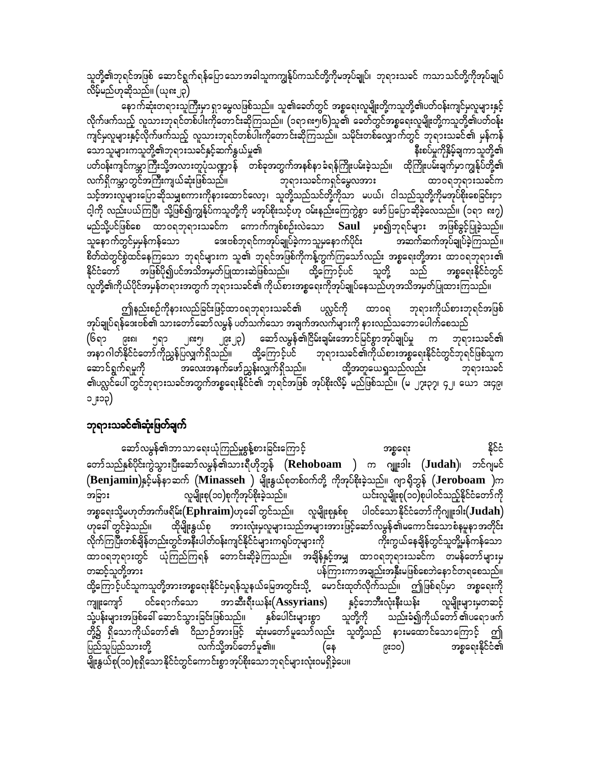သူတို့၏ဘုရင်အဖြစ် ဆောင်ရွက်ရန်ပြောသောအခါသူကကျွန်ုပ်ကသင်တို့ကိုမအုပ်ချုပ်၊ ဘုရားသခင် ကသာသင်တို့ကိုအုပ်ချုပ်လိမ့်မည်ဟုဆိုသည်။ (ယုဇ ၂၃)

နောက်ဆုံးတရားသူကြီးမှာ ရှာမွေလဖြစ်သည်။ သူ၏ခေတ်တွင် အစ္စရေးလူမျိုးတို့ကသူတို့၏ပတ်ဝန်းကျင်မှလူများနှင့် လိုက်ဖက်သည့် လူသားဘုရင်တစ်ပါးကိုတောင်းဆိုကြသည်။ (၁ရာ ၈း၅၆)သူ၏ ခေတ်တွင်အစ္စရေးလူမျိုးတို့ကသူတို့၏ပတ်ဝန်းကျင်မှလူများနှင့်လိုက်ဖက်သည့် လူသားဘုရင်တစ်ပါးကိုတောင်းဆိုကြသည်။ သမိုင်းတစ်လျှောက်တွင် ဘုရားသခင်၏ မှန်ကန်သောသူများကသူတို့၏ဘုရားသခင်နှင့်ဆက်နွယ်မှု၏ နီးစပ်မှုကိုနှိမ့်ချကာသူတို့၏ ပတ်ဝန်းကျင်ကမ္ဘာကြီးသို့အလားတူပုံသဏ္ဍာန် တစ်ခုအတွက်အနစ်နာခံရန်ကြိုးပမ်းခဲ့သည်။ ထိုကြိုးပမ်းချက်မှာကျွန်ုပ်တို့၏ လက်ရှိကမ္ဘာတွင်အကြီးကျယ်ဆုံးဖြစ်သည်။ ဘုရားသခင်ကရှင်မွေလအား ထာဝရဘုရားသခင်က သင့်အားလူများပြောဆိုသမျှစကားကိုနားထောင်လော့၊ သူတို့သည်သင်တို့ကိုသာ မပယ်၊ ငါသည်သူတို့ကိုမအုပ်စိုးစေခြင်းငှာ ငါ့ကို လည်းပယ်ကြပြီ၊ သို့ဖြစ်၍ကျွန်ုပ်ကသူတို့ကို မအုပ်စိုးသင့်ဟု ဝမ်းနည်းကြေကွဲစွာ ဖော်ပြပြောဆိုခဲ့လေသည်။ (၁ရာ ၈း၇) မည်သို့ပင်ဖြစ်စေ ထာဝရဘုရားသခင်က ကောက်ကျစ်စဉ်းလဲသော **Saul** မှစ၍ဘုရင်များ အဖြစ်ခွင့်ပြုခဲ့သည်။ သူနောက်တွင်မှမှန်ကန်သော ဒေးဗစ်ဘုရင်ကအုပ်ချုပ်ခဲ့ကာသူမှနောက်ပိုင်း အဆက်ဆက်အုပ်ချုပ်ခဲ့ကြသည်။ စိတ်ထဲတွင်စွဲထင်နေကြသော ဘုရင်များက သူ၏ ဘုရင်အဖြစ်ကိုကန့်ကွက်ကြသော်လည်း အစ္စရေးတို့အား ထာဝရဘုရား၏ နိုင်ငံတော် အဖြစ်ပို၍ပင်အသိအမှတ်ပြုထားဆဲဖြစ်သည်။ ထို့ကြောင့်ပင် သူတို့ သည် အစ္စရေးနိုင်ငံတွင် လူတို့၏ကိုယ်ပိုင်အမှန်တရားအတွက် ဘုရားသခင်၏ ကိုယ်စားအစ္စရေးကိုအုပ်ချုပ်နေသည်ဟုအသိအမှတ်ပြုထားကြသည်။

ဤနည်းစဉ်ကိုနားလည်ခြင်းဖြင့်ထာဝရဘုရားသခင်၏ ပလ္လင်ကို ထာဝရ ဘုရားကိုယ်စားဘုရင်အဖြစ် အုပ်ချုပ်ရန်ဒေးဗစ်၏ သားတော်ဆော်လမွန် ပတ်သက်သော အချက်အလက်များကို နားလည်သဘောပေါက်စေသည် (၆ရာ ၉း၈၊ ၅ရာ ၂၈း၅၊ ၂၉း၂၃) ဆော်လမွန်၏ငြိမ်းချမ်းအောင်မြင်စွာအုပ်ချုပ်မှု က ဘုရားသခင်၏ အနာဂါတ်နိုင်ငံတော်ကိုညွှန်ပြလျက်ရှိသည်။ ထို့ကြောင့်ပင် ဘုရားသခင်၏ကိုယ်စားအစ္စရေးနိုင်ငံတွင်ဘုရင်ဖြစ်သူက ဆောင်ရွက်ရမှုကို အလေးအနက်ဖော်ညွှန်းလျှက်ရှိသည်။ ထို့အတူယေရှုသည်လည်း ဘုရားသခင်၏ပလ္လင်ပေါ်တွင်ဘုရားသခင်အတွက်အစ္စရေးနိုင်ငံ၏ ဘုရင်အဖြစ် အုပ်စိုးလိမ့် မည်ဖြစ်သည်။ (မ ၂၇း၃၇၊ ၄၂၊ ယော ၁း၄၉၊ ၁၂း၁၃)

## ဘုရားသခင်၏ဆုံးဖြတ်ချက်

ဆော်လမွန်၏ဘာသာရေးယုံကြည်မှုစွန့်စားခြင်းကြောင့် အစ္စရေး နိုင်ငံတော်သည်နှစ်ပိုင်းကွဲသွားပြီးဆော်လမွန်၏သားရီဟိုဘွန် (**Rehoboam** ) က ဂျူးဒါး (**Judah**)၊ ဘင်ဂျမင် (**Benjamin**)နှင့်မန်နာဆက် (**Minasseh** ) မျိုးနွယ်စုတစ်ဝက်တို့ ကိုအုပ်စိုးခဲ့သည်။ ဂျာရိုဘွန် (**Jeroboam** )က အခြား လူမျိုးစု(၁၀)စုကိုအုပ်စိုးခဲ့သည်။ ယင်းလူမျိုးစု(၁၀)စုပါဝင်သည့်နိုင်ငံတော်ကို အစ္စရေးသို့မဟုတ်အက်ဖရိမ်း(**Ephraim**)ဟုခေါ်တွင်သည်။ လူမျိုးစုနှစ်စု ပါဝင်သောနိုင်ငံတော်ကိုဂျူးဒါး(**Judah**) ဟုခေါ်တွင်ခဲ့သည်။ ထိုမျိုးနွယ်စု အားလုံးမှလူများသည်အများအားဖြင့်ဆော်လမွန်၏မကောင်းသောစံနမူနာအတိုင်း လိုက်ကြပြီးတစ်ချိန်တည်းတွင်အနီးပါတ်ဝန်းကျင်နိုင်ငံများကရုပ်တုများကို ကိုးကွယ်နေချိန်တွင်သူတို့မှန်ကန်သော ထာဝရဘုရားတွင် ယုံကြည်ကြရန် တောင်းဆိုခဲ့ကြသည်။ အချိန်နှင့်အမျှ ထာဝရဘုရားသခင်က တမန်တော်များမှ တဆင့်သူတို့အား ပန်ကြားကာအချည်းအနှီးမဖြစ်စေဘဲနောင်တရစေသည်။ ထို့ကြောင့်ပင်သူကသူတို့အားအစ္စရေးနိုင်ငံမှရန်သူနယ်မြေအတွင်းသို့ မောင်းထုတ်လိုက်သည်။ ဤဖြစ်ရပ်မှာ အစ္စရေးကို ကျူးကျော် ဝင်ရောက်သော အာဆီးရီးယန်း(**Assyrians**) နှင့်ဘေဘီးလုံးနီးယန်း လူမျိုးများမှတဆင့် သုံ့ပန်းများအဖြစ်ခေါ် ဆောင်သွားခြင်းဖြစ်သည်။ နှစ်ပေါင်းများစွာ သူတို့ကို သည်းခံ၍ကိုယ်တော်၏ပရောဖက် တို့၌ ရှိသောကိုယ်တော်၏ ဝိညာဉ်အားဖြင့် ဆုံးမတော်မူသော်လည်း သူတို့သည် နားမထောင်သောကြောင့် ဤ ပြည်သူပြည်သားတို့ လက်သို့အပ်တော်မူ၏။ (နေ ၉း၁၀) အစ္စရေးနိုင်ငံ၏ မျိုးနွယ်စု(၁၀)စုရှိသောနိုင်ငံတွင်ကောင်းစွာအုပ်စိုးသောဘုရင်များလုံးဝမရှိခဲ့ပေ။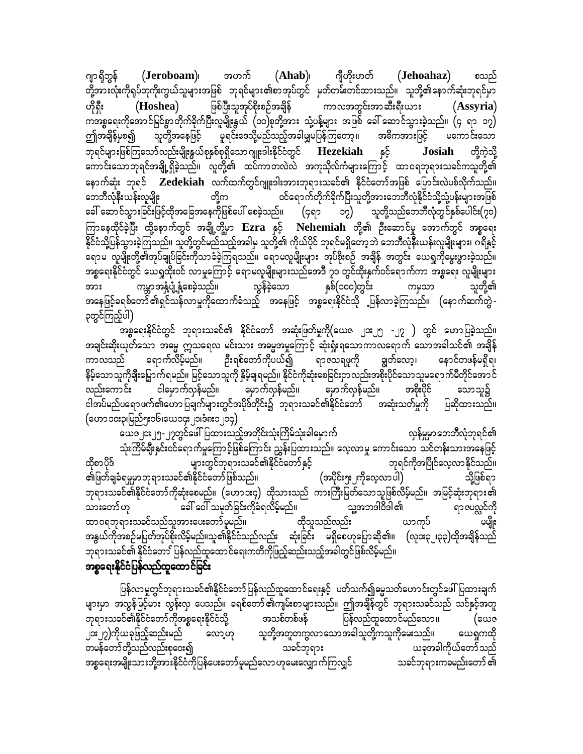ဂျာရိဘွန် (**Jeroboam**)၊ အဟက် (**Ahab**)၊ ဂျီဟိုးဟတ် (**Jehoahaz**) စသည်တို့အားလုံးကိုရုပ်တုကိုးကွယ်သူများအဖြစ် ဘုရင်များ၏စာအုပ်တွင် မှတ်တမ်းတင်ထားသည်။ သူတို့၏နောက်ဆုံးဘုရင်မှာ ဟိုရှီး (**Hoshea**) ဖြစ်ပြီးသူအုပ်စိုးစဉ်အချိန် ကာလအတွင်းအာဆီးရီးယား (**Assyria**) ကအစ္စရေးကိုအောင်မြင်စွာတိုက်ခိုက်ပြီးလူမျိုးနွယ် (၁၀)စုတို့အား သုံ့ပန်းများ အဖြစ် ခေါ်ဆောင်သွားခဲ့သည်။ (၄ ရာ ၁၇) ဤအချိန်မှစ၍ သူတို့အနေဖြင့် မူရင်းဒေသို့မည်သည့်အခါမျှမပြန်ကြတော့။ အဓိကအားဖြင့် မကောင်းသောဘုရင်များဖြစ်ကြသော်လည်းမျိုးနွယ်စုနှစ်စုရှိသောဂျူးဒါးနိုင်ငံတွင် **Hezekiah** နှင့် **Josiah** တို့ကဲ့သို့ကောင်းသောဘုရင်အချို့ရှိခဲ့သည်။ လူတို့၏ ထပ်ကာတလဲလဲ အကုသိုလ်ကံများကြောင့် ထာဝရဘုရားသခင်ကသူတို့၏နောက်ဆုံး ဘုရင် **Zedekiah** လက်ထက်တွင်ဂျူးဒါးအားဘုရားသခင်၏ နိုင်ငံတော်အဖြစ် ပြောင်းလဲပစ်လိုက်သည်။ ဘေဘီလုံနီးယန်းလူမျိုး တို့က ဝင်ရောက်တိုက်ခိုက်ပြီးသူတို့အားဘေဘီလုံနိုင်ငံသို့သုံ့ပန်းများအဖြစ်ခေါ်ဆောင်သွားခြင်းဖြင့်ထိုအခြေအနေကိုဖြစ်ပေါ်စေခဲ့သည်။ (၄ရာ ၁၇) သူတို့သည်ဘေဘီလုံတွင်နှစ်ပေါင်း(၇၀)ကြာနေထိုင်ခဲ့ပြီး ထို့နောက်တွင် အချို့တို့မှာ **Ezra** နှင့် **Nehemiah** တို့၏ ဦးဆောင်မှု အောက်တွင် အစ္စရေးနိုင်ငံသို့ပြန်သွားခဲ့ကြသည်။ သူတို့တွင်မည်သည့်အခါမှ သူတို့၏ ကိုယ်ပိုင် ဘုရင်မရှိတော့ဘဲ ဘေဘီလုံနီးယန်းလူမျိုးများ၊ ဂရိနှင့်ရောမ လူမျိုးတို့၏အုပ်ချုပ်ခြင်းကိုသာခံခဲ့ကြရသည်။ ရောမလူမျိုးများ အုပ်စိုးစဉ် အချိန် အတွင်း ယေရှုကိုမွေးဖွားခဲ့သည်။ အစ္စရေးနိုင်ငံတွင် ယေရှုထိုးဝင် လာမှုကြောင့် ရောမလူမျိုးများသည်အေဒီ ၇၀ တွင်ထိုးနှက်ဝင်ရောက်ကာ အစ္စရေး လူမျိုးများအား ကမ္ဘာအနှံ့ပြန့်နှံ့စေခဲ့သည်။ လွန်ခဲ့သော နှစ်(၁၀၀)တွင်း ကမှသာ သူတို့၏အနေဖြင့်ခရစ်တော်၏ရှင်သန်လာမှုကိုထောက်ခံသည့် အနေဖြင့် အစ္စရေးနိုင်ငံသို့ ပြန်လာခဲ့ကြသည်။ (နောက်ဆက်တွဲ-၃တွင်ကြည့်ပါ)

အစ္စရေးနိုင်ငံတွင် ဘုရားသခင်၏ နိုင်ငံတော် အဆုံးဖြတ်မှုကို(ယေဇ ၂၁း၂၅ -၂၇ ) တွင် ဟောပြခဲ့သည်။ အချင်းဆိုးယုတ်သော အဓမ္မ ဣသရေလ မင်းသား အဓမ္မအမှုကြောင့် ဆုံးရှုံးရသောကာလရောက် သောအခါသင်၏ အချိန်ကာလသည် ရောက်လိမ့်မည်။ ဦးရစ်တော်ကိုပယ်၍ ရာဇလရဖူကို ချွတ်လော့၊ နောင်တဖန်မရှိရ၊ နိမ့်သောသူကိုချီးမြှောက်ရမည်။ မြင့်သောသူကို နှိမ့်ချရမည်။ နိုင်ငံကိုဆုံးစေခြင်းဥာလည်းအစိုးပိုင်သောသူမရောက်မီတိုင်အောင်လည်းကောင်း ငါမှောက်လှန်မည်။ မှောက်လှန်မည်။ မှောက်လှန်မည်။ အစိုးပိုင် သောသူ၌ ငါအပ်မည်ပရောဖက်၏ဟောပြချက်များတွင်အပိုဒ်တိုင်း၌ ဘုရားသခင်၏နိုင်ငံတော် အဆုံးသတ်မှုကို ပြဆိုထားသည်။ (ဟော၁၀း၃၊မြည်၅း၁၆၊ယေ၁၃း၂၁၁၈း၁၂၁၄)

ယေဇ၂၁း၂၅-၂၇တွင်ပေါ်ပြထားသည့်အတိုင်းသုံးကြိမ်သုံးခါမှောက် လှန်မှုမှာဘေဘီလုံဘုရင်၏သုံးကြိမ်ချီးနှင်းဝင်ရောက်မှုကြောင့်ဖြစ်ကြောင်း ညွှန်းပြထားသည်။ လေ့လာမှု ကောင်းသော သင်တန်းသားအနေဖြင့် ထိုစာပိုဒ် များတွင်ဘုရားသခင်၏နိုင်ငံတော်နှင့် ဘုရင်ကိုအပြိုင်လေ့လာနိုင်သည်။ ၏ဖြတ်ချခံရမှုမှာဘုရားသခင်၏နိုင်ငံတော်ဖြစ်သည်။ (အပိုင်း၅း၂ကိုလေ့လာပါ) သို့ဖြစ်ရာဘုရားသခင်၏နိုင်ငံတော်ကိုဆုံးစေမည်။ (ဟော၁၄) ထိုသားသည် ကားကြီးမြတ်သောသူဖြစ်လိမ့်မည်။ အမြင့်ဆုံးဘုရား၏သားတော်ဟု ခေါ်ဝေါ်သမုတ်ခြင်းကိုခံရလိမ့်မည်။ သူ့အဘဒါဝိဒ်၏ ရာဇပလ္လင်ကိုထာဝရဘုရားသခင်သည်သူအားပေးတော်မူမည်။ ထိုသူသည်လည်း ယာကုပ် မျိုးအနွယ်ကိုအစဉ်မပြတ်အုပ်စိုးလိမ့်မည်။သူ၏နိုင်ငံသည်လည်း ဆုံးခြင်း မရှိစေဟုပြောဆို၏။ (လု၁း၃၂၊၃၃)ထိုအချိန်သည်ဘုရားသခင်၏ နိုင်ငံတော် ပြန်လည်ထူထောင်ရေးကတိကိုဖြည့်ဆည်းသည့်အခါတွင်ဖြစ်လိမ့်မည်။

## အစ္စရေးနိုင်ငံပြန်လည်ထူထောင်ခြင်း

ပြန်လာမှုတွင်ဘုရားသခင်၏နိုင်ငံတော်ပြန်လည်ထူထောင်ရေးနှင့် ပတ်သက်၍ဓမ္မသတ်ဟောင်းတွင်ပေါ်ပြထားချက်များမှာ အလွန်မြင့်မား လွန်းလှ ပေသည်။ ခရစ်တော်၏ကျမ်းစာများသည်။ ဤအချိန်တွင် ဘုရားသခင်သည် သင်နှင့်အတူ ဘုရားသခင်၏နိုင်ငံတော်ကိုအစ္စရေးနိုင်ငံသို့ အသစ်တစ်ဖန် ပြန်လည်ထူထောင်မည်လော။ (ယေဇ၂၁း၂၇)ကိုယခုဖြည့်ဆည်းမည် လော့ဟု သူတို့အတူတကွလာသောအခါသူတို့ကသူကိုမေးသည်။ ယေရှုကထိုတမန်တော်တို့သည်လည်းစုဝေး၍ သခင်ဘုရား ယခုအခါကိုယ်တော်သည်အစ္စရေးအမျိုးသားတို့အားနိုင်ငံကိုပြန်ပေးတော်မူမည်လောဟုမေးလျှောက်ကြလျှင် သခင်ဘုရားကခမည်းတော်၏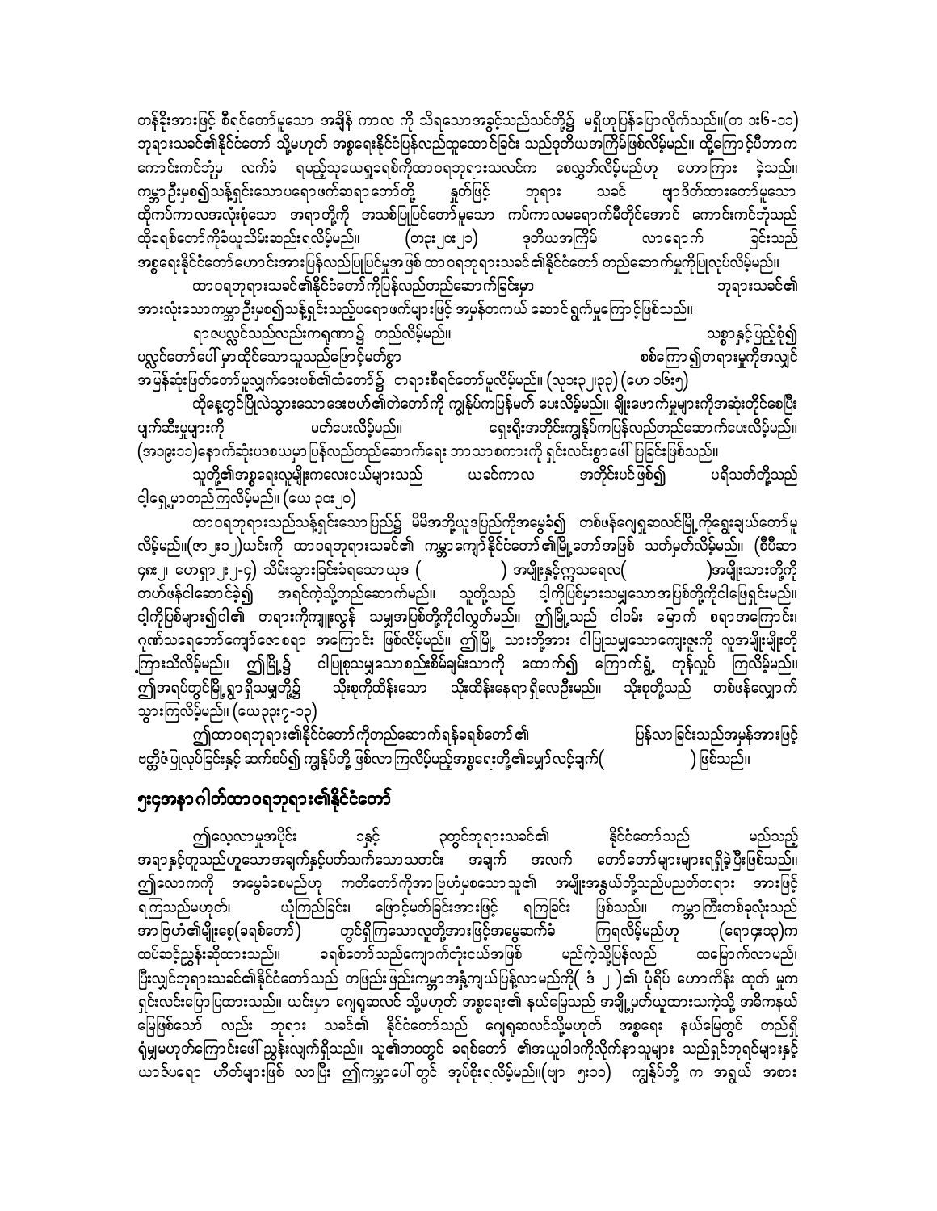တန်ခိုးအားဖြင့် စီရင်တော်မူသော အချိန် ကာလ ကို သိရသောအခွင့်သည်သင်တို့၌ မရှိဟုပြန်ပြောလိုက်သည်။(တ ၁း၆-၁၁) ဘုရားသခင်၏နိုင်ငံတော် သို့မဟုတ် အစ္စရေးနိုင်ငံပြန်လည်ထူထောင်ခြင်း သည်ဒုတိယအကြိမ်ဖြစ်လိမ့်မည်။ ထို့ကြောင့်ပီတာက ကောင်းကင်ဘုံမှ လက်ခံ ရမည့်သူယေရှုခရစ်ကိုထာဝရဘုရားသလင်က စေလွှတ်လိမ့်မည်ဟု ဟောကြား ခဲ့သည်။ ကမ္ဘာဦးမှစ၍သန့်ရှင်းသောပရောဖက်ဆရာတော်တို့ နှုတ်ဖြင့် ဘုရား သခင် ဗျာဒိတ်ထားတော်မူသော ထိုကပ်ကာလအလုံးစုံသော အရာတို့ကို အသစ်ပြုပြင်တော်မူသော ကပ်ကာလမရောက်မီတိုင်အောင် ကောင်းကင်ဘုံသည် ထိုခရစ်တော်ကိုခံယူသိမ်းဆည်းရလိမ့်မည်။ (တ၃း၂၀း၂၁) ဒုတိယအကြိမ် လာရောက် ခြင်းသည် အစ္စရေးနိုင်ငံတော်ဟောင်းအားပြန်လည်ပြုပြင်မှုအဖြစ် ထာဝရဘုရားသခင်၏နိုင်ငံတော် တည်ဆောက်မှုကိုပြုလုပ်လိမ့်မည်။

ထာဝရဘုရားသခင်၏နိုင်ငံတော်ကိုပြန်လည်တည်ဆောက်ခြင်းမှာ ဘုရားသခင်၏ အားလုံးသောကမ္ဘာဦးမှစ၍သန့်ရှင်းသည့်ပရောဖက်များဖြင့် အမှန်တကယ် ဆောင်ရွက်မှုကြောင့်ဖြစ်သည်။

ရာဇပလ္လင်သည်လည်းကရုဏာ၌ တည်လိမ့်မည်။ သစ္စာနှင့်ပြည့်စုံ၍ ပလ္လင်တော်ပေါ် မှာထိုင်သောသူသည်ဖြောင့်မတ်စွာ စစ်ကြော၍တရားမှုကိုအလျင် အမြန်ဆုံးဖြတ်တော်မူလျက်ဒေဝိဒ်၏ထံတော်၌ တရားစီရင်တော်မူလိမ့်မည်။ (လု၁း၃၂၊၃၃) (ဟေ ၁၆း၅)

ထိုနေ့တွင်ပြိုလဲသွားသောဒေဝိဒ်၏တဲတော်ကို ကျွန်ုပ်ကပြန်မတ် ပေးလိမ့်မည်။ ချိုးဖောက်မှုများကိုအဆုံးတိုင်စေပြီး ပျက်ဆီးမှုများကို မတ်ပေးလိမ့်မည်။ ရှေးရိုးအတိုင်းကျွန်ုပ်ကပြန်လည်တည်ဆောက်ပေးလိမ့်မည်။ (အ၁၉း၁၁)နောက်ဆုံးပဒေသမှာ ပြန်လည်တည်ဆောက်ရေး ဘာသာစကားကို ရှင်းလင်းစွာဖေါ် ပြခြင်းဖြစ်သည်။

သူတို့၏အစ္စရေးလူမျိုးကလေးငယ်များသည် ယခင်ကာလ အတိုင်းပင်ဖြစ်၍ ပရိသတ်တို့သည် ငါ့ရှေ့မှာတည်ကြလိမ့်မည်။ (ယေ ၃၀း၂၀)

ထာဝရဘုရားသည်သန့်ရှင်းသောပြည်၌ မိမိအဘို့ယုဒပြည်ကိုအမွေခံ၍ တစ်ဖန်ဂျေရုဆလင်မြို့ကိုရွေးချယ်တော်မူ လိမ့်မည်။(ဇာ ၂း၁၂)ယင်းကို ထာဝရဘုရားသခင်၏ ကမ္ဘာကျော်နိုင်ငံတော်၏မြို့တော်အဖြစ် သတ်မှတ်လိမ့်မည်။ (စီပီဆာ ၄၈း၂၊ ဟေရှာ ၂း၂-၄) သိမ်းသွားခြင်းခံရသောယုဒ ( ) အမျိုးနှင့်ဣသရေလ( )အမျိုးသားတို့ကို တပ်ဖန်ငါဆောင်ခဲ့၍ အရင်ကဲ့သို့တည်ဆောက်မည်။ သူတို့သည် ငါ့ကိုပြစ်မှားသမျှသောအပြစ်တို့ကိုငါဖြေရှင်းမည်။ ငါ့ကိုပြစ်များ၍ငါ၏ တရားကိုကျူးလွန် သမျှအပြစ်တို့ကိုငါလွှတ်မည်။ ဤမြို့သည် ငါဝမ်း မြောက် စရာအကြောင်း၊ ဂုဏ်သရေတော်ကျော်စောစရာ အကြောင်း ဖြစ်လိမ့်မည်။ ဤမြို့ သားတို့အား ငါပြုသမျှသောကျေးဇူးကို လူအမျိုးမျိုးတို့ ကြားသိလိမ့်မည်။ ဤမြို့၌ ငါပြုစုသမျှသောစည်းစိမ်ချမ်းသာကို ထောက်၍ ကြောက်ရွံ့ တုန်လှုပ် ကြလိမ့်မည်။ ဤအရပ်တွင်မြို့ရွာရှိသမျှတို့၌ သိုးစုကိုထိန်းသော သိုးထိန်းနေရာရှိလေဦးမည်။ သိုးစုတို့သည် တစ်ဖန်လျှောက် သွားကြလိမ့်မည်။ (ယေ၃၃း၇-၁၃)

ဤထာဝရဘုရား၏နိုင်ငံတော်ကိုတည်ဆောက်ရန်ခရစ်တော်၏ ပြန်လာခြင်းသည်အမှန်အားဖြင့် ဗတ္တိဇံပြုလုပ်ခြင်းနှင့် ဆက်စပ်၍ ကျွန်ုပ်တို့ ဖြစ်လာကြလိမ့်မည့်အစ္စရေးတို့၏မျှော်လင့်ချက်( ) ဖြစ်သည်။

## ၅း၄အနာဂါတ်ထာဝရဘုရား၏နိုင်ငံတော်

ဤလေ့လာမှုအပိုင်း ၁နှင့် ၃တွင်ဘုရားသခင်၏ နိုင်ငံတော်သည် မည်သည့် အရာနှင့်တူသည်ဟူသောအချက်နှင့်ပတ်သက်သောသတင်း အချက် အလက် တော်တော်များများရရှိခဲ့ပြီးဖြစ်သည်။ ဤလောကကို အမွေခံစေမည်ဟု ကတိတော်ကိုအာဗြဟံမှစသောသူ၏ အမျိုးအနွယ်တို့သည်ပညတ်တရား အားဖြင့် ရကြသည်မဟုတ်၊ ယုံကြည်ခြင်း၊ ဖြောင့်မတ်ခြင်းအားဖြင့် ရကြခြင်း ဖြစ်သည်။ ကမ္ဘာကြီးတစ်ခုလုံးသည် အာဗြဟံ၏မျိုးစေ့(ခရစ်တော်) တွင်ရှိကြသောလူတို့အားဖြင့်အမွေဆက်ခံ ကြရလိမ့်မည်ဟု (ရော၄း၁၃)က ထပ်ဆင့်ညွှန်းဆိုထားသည်။ ခရစ်တော်သည်ကျောက်တုံးငယ်အဖြစ် မည်ကဲ့သို့ပြန်လည် ထမြောက်လာမည်၊ ပြီးလျှင်ဘုရားသခင်၏နိုင်ငံတော်သည် တဖြည်းဖြည်းကမ္ဘာအနှံ့ကျယ်ပြန့်လာမည်ကို( ဒံ ၂ )၏ ပုံရိပ် ဟောကိန်း ထုတ် မှုက ရှင်းလင်းပြောပြထားသည်။ ယင်းမှာ ဂျေရုဆလင် သို့မဟုတ် အစ္စရေး၏ နယ်မြေသည် အချို့မှတ်ယူထားသကဲ့သို့ အဓိကနယ် မြေဖြစ်သော် လည်း ဘုရား သခင်၏ နိုင်ငံတော်သည် ဂျေရုဆလင်သို့မဟုတ် အစ္စရေး နယ်မြေတွင် တည်ရှိ ရုံမျှမဟုတ်ကြောင်းဖေါ်ညွှန်းလျက်ရှိသည်။ သူ၏ဘဝတွင် ခရစ်တော် ၏အယူဝါဒကိုလိုက်နာသူများ သည်ရှင်ဘုရင်များနှင့် ယာဇ်ပရော ဟိတ်များဖြစ် လာပြီး ဤကမ္ဘာပေါ်တွင် အုပ်စိုးရလိမ့်မည်။(ဗျာ ၅း၁၀) ကျွန်ုပ်တို့ က အရှင် အစား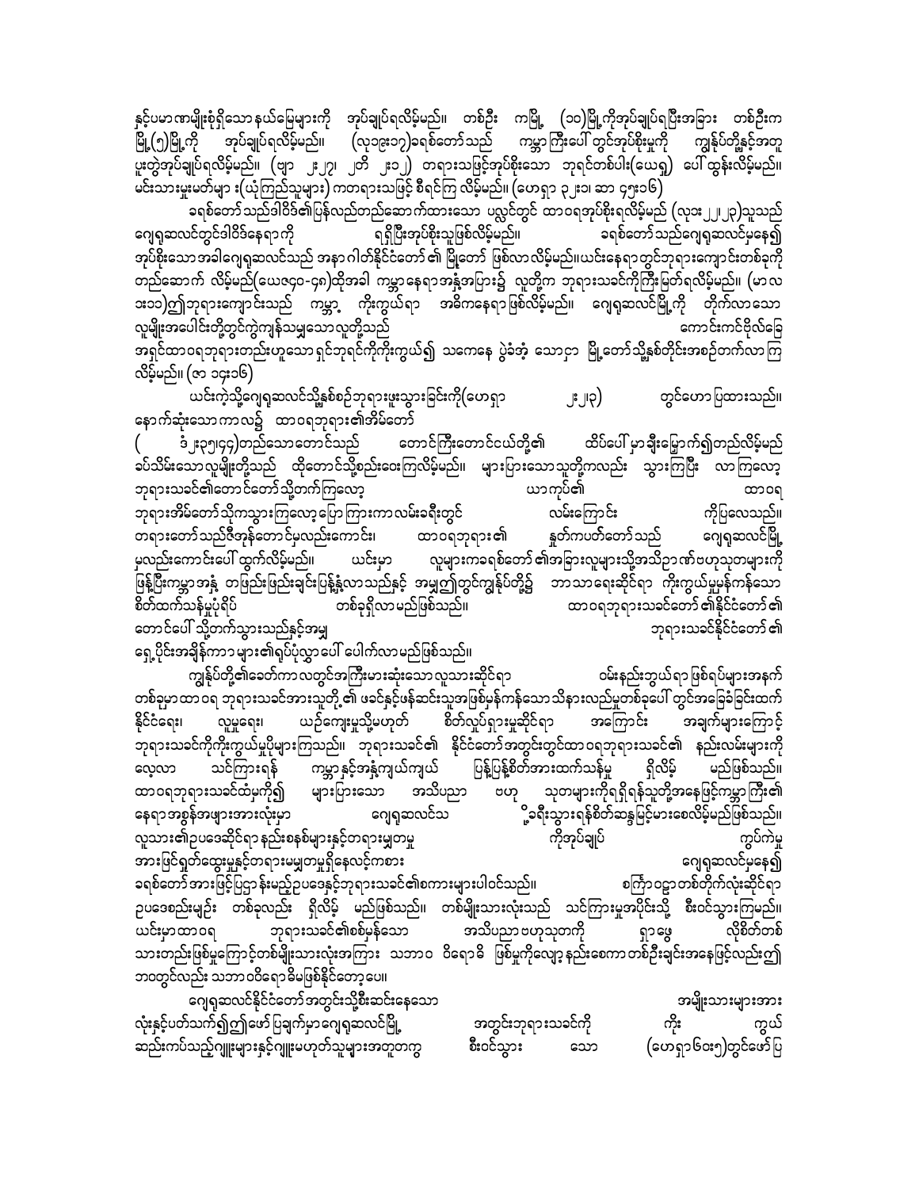နှင့်ပမာဏမျိုးစုံရှိသော နယ်မြေများကို အုပ်ချုပ်ရလိမ့်မည်။ တစ်ဦး ကမြို့ (၁၀)မြို့ကိုအုပ်ချုပ်ရပြီးအခြား တစ်ဦးက မြို့(၅)မြို့ကို အုပ်ချုပ်ရလိမ့်မည်။ (လုကာ၁၉း၁၇)ခရစ်တော်သည် ကမ္ဘာကြီးပေါ်တွင်အုပ်စိုးမှုကို ကျွန်ုပ်တို့နှင့်အတူ ပူးတွဲအုပ်ချုပ်ရလိမ့်မည်။ (ဗျာ ၂း၂၇၊ ၂တိ ၂း၁၂) တရားသဖြင့်အုပ်စိုးသော ဘုရင်တစ်ပါး(ယေရှု) ပေါ်ထွန်းလိမ့်မည်။ မင်းသားမှူးမတ်များ း(ယုံကြည်သူများ) ကတရားသဖြင့် စီရင်ကြ လိမ့်မည်။ (ဟေရှာ ၃၂း၁၊ ဆာ ၄၅း၁၆)

ခရစ်တော်သည်ဒါဝိဒ်၏ပြန်လည်တည်ဆောက်ထားသော ပလ္လင်တွင် ထာဝရအုပ်စိုးရလိမ့်မည် (လုဒး၂၂၊၂၃)သူသည် ဂျေရုဆလင်တွင်ဒါဝိဒ်နေရာကို ရရှိပြီးအုပ်စိုးသူဖြစ်လိမ့်မည်။ ခရစ်တော်သည်ဂျေရုဆလင်မှနေ၍ အုပ်စိုးသောအခါဂျေရုဆလင်သည် အနာဂါတ်နိုင်ငံတော်၏ မြို့တော် ဖြစ်လာလိမ့်မည်။ယင်းနေရာတွင်ဘုရားကျောင်းတစ်ခုကို တည်ဆောက် လိမ့်မည်(ယေဇ၄၀-၄၈)ထိုအခါ ကမ္ဘာနေရာအနှံ့အပြား၌ လူတို့က ဘုရားသခင်ကိုကြီးမြတ်ရလိမ့်မည်။ (မာလ ၁း၁၁)၍ဘုရားကျောင်းသည် ကမ္ဘာ့ ကိုးကွယ်ရာ အဓိကနေရာဖြစ်လိမ့်မည်။ ဂျေရုဆလင်မြို့ကို တိုက်လာသော လူမျိုးအပေါင်းတို့တွင်ကွဲကျန်သမျှသောလူတို့သည် ကောင်းကင်ဗိုလ်ခြေ အရှင်ထာဝရဘုရားတည်းဟူသော ရှင်ဘုရင်ကိုကိုးကွယ်၍ သကေနေ ပွဲခံအံ့ သော၄ာ မြို့တော်သို့နှစ်တိုင်းအစဉ်တက်လာကြလိမ့်မည်။ (ဇာ ၁၄း၁၆)

ယင်းကဲ့သို့ဂျေရုဆလင်သို့နှစ်စဉ်ဘုရားဖူးသွားခြင်းကို(ဟေရှာ ၂း၂၃) တွင်ဟောပြထားသည်။ နောက်ဆုံးသောကာလ၌ ထာဝရဘုရား၏အိမ်တော် (ဒံ၂း၃၅၊၄၄)တည်သောတောင်သည် တောင်ကြီးတောင်ငယ်တို့၏ ထိပ်ပေါ်မှာချီးမြှောက်၍တည်လိမ့်မည် ခပ်သိမ်းသောလူမျိုးတို့သည် ထိုတောင်သို့စည်းဝေးကြလိမ့်မည်။ များပြားသောသူတို့ကလည်း သွားကြပြီး လာကြလော့ ဘုရားသခင်၏တောင်တော်သို့တက်ကြလော့ ယာကုပ်၏ ထာဝရ ဘုရားအိမ်တော်သို့ကသွားကြလော့ပြောကြားကာလမ်းခရီးတွင် လမ်းကြောင်း ကိုပြလေသည်။ တရားတော်သည်ဇိအုန်တောင်မှလည်းကောင်း၊ ထာဝရဘုရား၏ နှုတ်ကပတ်တော်သည် ဂျေရုဆလင်မြို့မှလည်းကောင်းပေါ်ထွက်လိမ့်မည်။ ယင်းမှာ လူများကခရစ်တော်၏အခြားလူများသို့အသိဉာဏ်ဗဟုသုတများကို ဖြန့်ပြီးကမ္ဘာအနှံ့ တဖြည်းဖြည်းချင်းပြန့်နှံ့လာသည်နှင့် အမျှ၍တွင်ကျွန်ုပ်တို့၌ ဘာသာရေးဆိုင်ရာ ကိုးကွယ်မှုမှန်ကန်သော စိတ်ထက်သန်မှုပုံရိပ် တစ်ခုရှိလာမည်ဖြစ်သည်။ ထာဝရဘုရားသခင်တော်၏နိုင်ငံတော်၏ တောင်ပေါ်သို့တက်သွားသည်နှင့်အမျှ ဘုရားသခင်နိုင်ငံတော်၏ ရှေ့ပိုင်းအချိန်ကာလများ၏ရုပ်ပုံလွှာပေါ် ပေါက်လာမည်ဖြစ်သည်။

ကျွန်ုပ်တို့၏ခေတ်ကာလတွင်အကြီးမားဆုံးသောလူသားဆိုင်ရာ ဝမ်းနည်းဘွယ်ရာ ဖြစ်ရပ်များအနက် တစ်ခုမှာထာဝရ ဘုရားသခင်အားသူတို့၏ ဖခင်နှင့်ဖန်ဆင်းသူအဖြစ်မှန်ကန်သော သိနားလည်မှုတစ်ခုပေါ်တွင်အခြေခံခြင်းထက် နိုင်ငံရေး၊ လူမှုရေး၊ ယဉ်ကျေးမှုသို့မဟုတ် စိတ်လှုပ်ရှားမှုဆိုင်ရာ အကြောင်း အချက်များကြောင့် ဘုရားသခင်ကိုကိုးကွယ်မှုပိုများကြသည်။ ဘုရားသခင်၏ နိုင်ငံတော်အတွင်းတွင်ထာဝရဘုရားသခင်၏ နည်းလမ်းများကို လေ့လာ သင်ကြားရန် ကမ္ဘာနှင့်အနှံ့ကျယ်ကျယ် ပြန့်ပြန့်စိတ်အားထက်သန်မှု ရှိလိမ့် မည်ဖြစ်သည်။ ထာဝရဘုရားသခင်ထံမှကို၍ များပြားသော အသိပညာ ဗဟု သုတများကိုရရှိရန်သူတို့အနေဖြင့်ကမ္ဘာကြီး၏ နေရာအစွန်အဖျားအားလုံးမှာ ဂျေရုဆလင်သို့ခရီးသွားရန်စိတ်ဆန္ဒမြင့်မားစေလိမ့်မည်ဖြစ်သည်။ လူသား၏ဥပဒေဆိုင်ရာနည်းစနစ်များနှင့်တရားမျှတမှု ကိုအုပ်ချုပ် ကွပ်ကဲမှု အားဖြင့်ရှုတ်ထွေးမှုနှင့်တရားမမျှတမှုရှိနေလင့်ကစား ဂျေရုဆလင်မှနေ၍ ခရစ်တော်အားဖြင့်ပြဌာန်းမည့်ဥပဒေနှင့်ဘုရားသခင်၏စကားများပါဝင်သည်။ စကြာဝဠာတစ်တိုက်လုံးဆိုင်ရာ ဥပဒေစည်းမျဥ်း တစ်ခုလည်း ရှိလိမ့် မည်ဖြစ်သည်။ တစ်မျိုးသားလုံးသည် သင်ကြားမှုအပိုင်းသို့ စီးဝင်သွားကြမည်။ ယင်းမှာထာဝရ ဘုရားသခင်၏စစ်မှန်သော အသိပညာဗဟုသုတကို ရှာဖွေ လိုစိတ်တစ် သားတည်းဖြစ်မှုကြောင့်တစ်မျိုးသားလုံးအကြား သဘာဝ ဝိရောဓိ ဖြစ်မှုကိုလျော့နည်းစေကာတစ်ဦးချင်းအနေဖြင့်လည်း၍ ဘဝတွင်လည်း သဘာဝဝိရောဓိမဖြစ်နိုင်တော့ပေ။

ဂျေရုဆလင်နိုင်ငံတော်အတွင်းသို့စီးဆင်းနေသော အမျိုးသားများအား လုံးနှင့်ပတ်သက်၍၍ဖော်ပြချက်မှာဂျေရုဆလင်မြို့ အတွင်းဘုရားသခင်ကို ကိုး ကွယ် ဆည်းကပ်သည့်ဂျူးများနှင့်ဂျူးမဟုတ်သူများအတူတကွ စီးဝင်သွား သော (ဟေရှာ၆၀း၅)တွင်ဖော်ပြ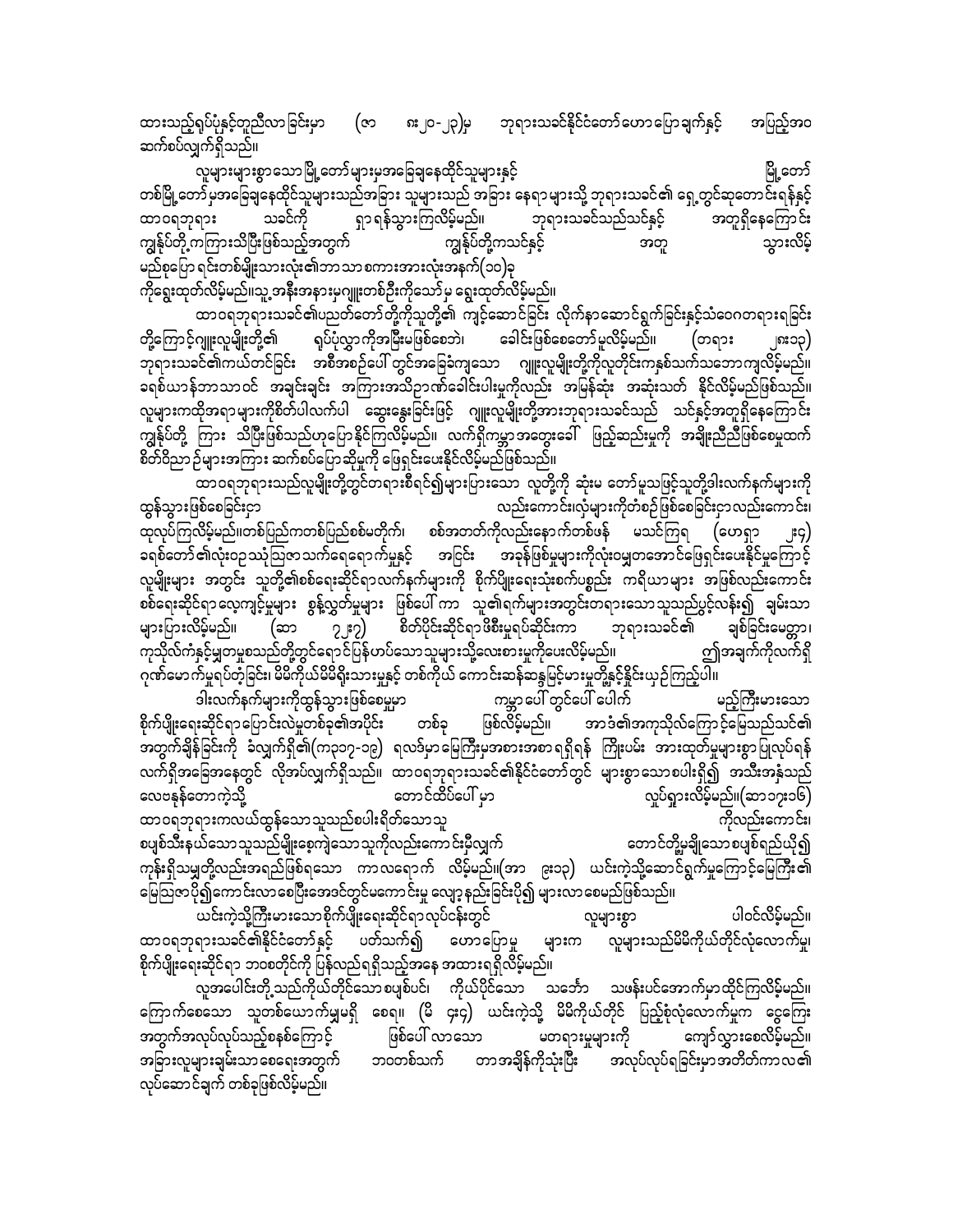ထားသည့်ရုပ်ပုံနှင့်တူညီလာခြင်းမှာ (ဇာ ၈း၂၀-၂၃)မှ ဘုရားသခင်နိုင်ငံတော်ဟောပြောချက်နှင့် အပြည့်အဝ ဆက်စပ်လျက်ရှိသည်။

လူများများစွာသောမြို့တော်များမှအခြေချနေထိုင်သူများနှင့် မြို့တော်တစ်မြို့တော်မှအခြေချနေထိုင်သူများသည်အခြား သူများသည် အခြား နေရာများသို့ ဘုရားသခင်၏ ရှေ့တွင်ဆုတောင်းရန်နှင့် ထာဝရဘုရား သခင်ကို ရှာရန်သွားကြလိမ့်မည်။ ဘုရားသခင်သည်သင်နှင့် အတူရှိနေကြောင်း ကျွန်ုပ်တို့ကကြားသိပြီးဖြစ်သည့်အတွက် ကျွန်ုပ်တို့ကသင်နှင့် အတူ သွားလိမ့်မည်စုပြောရင်းတစ်မျိုးသားလုံး၏ဘာသာစကားအားလုံးအနက်(၁၀)ခုကိုရွေးထုတ်လိမ့်မည်။သူ့အနီးအနားမှဂျူးတစ်ဦးကိုသော်မှ ရွေးထုတ်လိမ့်မည်။

ထာဝရဘုရားသခင်၏ပညတ်တော်တို့ကိုသူတို့၏ ကျင့်ဆောင်ခြင်း လိုက်နာဆောင်ရွက်ခြင်းနှင့်သံဝေဂတရားရခြင်းတို့ကြောင့်ဂျူးလူမျိုးတို့၏ ရုပ်ပုံလွှာကိုအမြီးမဖြစ်စေဘဲ ခေါင်းဖြစ်စေတော်မူလိမ့်မည်။ (တရား ၂၈း၁၃) ဘုရားသခင်၏ကယ်တင်ခြင်း အစီအစဉ်ပေါ်တွင်အခြေခံကျသော ဂျူးလူမျိုးတို့ကိုလူတိုင်းကနှစ်သက်သဘောကျလိမ့်မည်။ ခရစ်ယာန်ဘာသာဝင် အချင်းချင်း အကြားအသိဉာဏ်ခေါင်းပါးမှုကိုလည်း အမြန်ဆုံး အဆုံးသတ် နိုင်လိမ့်မည်ဖြစ်သည်။ လူများကထိုအရာများကိုစိတ်ပါလက်ပါ ဆွေးနွေးခြင်းဖြင့် ဂျူးလူမျိုးတို့အားဘုရားသခင်သည် သင်နှင့်အတူရှိနေကြောင်း ကျွန်ုပ်တို့ ကြား သိပြီးဖြစ်သည်ဟုပြောနိုင်ကြလိမ့်မည်။ လက်ရှိကမ္ဘာအတွေးခေါ် ဖြည့်ဆည်းမှုကို အချိုးညီညီဖြစ်စေမှုထက် စိတ်ဝိညာဉ်များအကြား ဆက်စပ်ပြောဆိုမှုကို ဖြေရှင်းပေးနိုင်လိမ့်မည်ဖြစ်သည်။

ထာဝရဘုရားသည်လူမျိုးတို့တွင်တရားစီရင်၍များပြားသော လူတို့ကို ဆုံးမ တော်မူသဖြင့်သူတို့ဒါးလက်နက်များကို ထွန်သွားဖြစ်စေခြင်းငှာ လည်းကောင်း၊လှံများကိုတံစဉ်ဖြစ်စေခြင်းငှာလည်းကောင်း၊ ထုလုပ်ကြလိမ့်မည်။တစ်ပြည်ကတစ်ပြည်စစ်မတိုက်၊ စစ်အတတ်ကိုလည်းနောက်တစ်ဖန် မသင်ကြရ (ဟေရှာ ၂း၄) ခရစ်တော်၏လုံးဝဥသုံသြဇာသက်ရောက်မှုနှင့် အငြင်း အခုန်ဖြစ်မှုများကိုလုံးဝမျှတအောင်ဖြေရှင်းပေးနိုင်မှုကြောင့် လူမျိုးများ အတွင်း သူတို့၏စစ်ရေးဆိုင်ရာလက်နက်များကို စိုက်ပျိုးရေးသုံးစက်ပစ္စည်း ကရိယာများ အဖြစ်လည်းကောင်း စစ်ရေးဆိုင်ရာလေ့ကျင့်မှုများ စွန့်လွှတ်မှုများ ဖြစ်ပေါ်ကာ သူ၏ရက်များအတွင်းတရားသောသူသည်ပွင့်လန်း၍ ချမ်းသာများပြားလိမ့်မည်။ (ဆာ ၇၂း၇) စိတ်ပိုင်းဆိုင်ရာဖိစီးမှုရပ်ဆိုင်းကာ ဘုရားသခင်၏ ချစ်ခြင်းမေတ္တာ၊ ကုသိုလ်ကံနှင့်မျှတမှုစသည်တို့တွင်ရောင်ပြန်ဟပ်သောသူများသို့လေးစားမှုကိုပေးလိမ့်မည်။ ဤအချက်ကိုလက်ရှိ ဂုဏ်မောက်မှုရပ်တံ့ခြင်း၊ မိမိကိုယ်မိမိရိုးသားမှုနှင့် တစ်ကိုယ် ကောင်းဆန်ဆန်မြင့်မားမှုတို့နှင့်နှိုင်းယှဉ်ကြည့်ပါ။

ဒါးလက်နက်များကိုထွန်သွားဖြစ်စေမှုမှာ ကမ္ဘာပေါ်တွင်ပေါ်ပေါက် မည့်ကြီးမားသော စိုက်ပျိုးရေးဆိုင်ရာပြောင်းလဲမှုတစ်ခု၏အပိုင်း တစ်ခု ဖြစ်လိမ့်မည်။ အာဒံ၏အကုသိုလ်ကြောင့်မြေသည်သင်၏ အတွက်ချိန်ခြင်းကို ခံလျက်ရှိ၏(ကဘ၃း၁၇-၁၉) ရလဒ်မှာမြေကြီးမှအစားအစာရရှိရန် ကြိုးပမ်း အားထုတ်မှုများစွာပြုလုပ်ရန် လက်ရှိအခြေအနေတွင် လိုအပ်လျက်ရှိသည်။ ထာဝရဘုရားသခင်၏နိုင်ငံတော်တွင် များစွာသောစပါးရှိ၍ အသီးအနှံသည် လေဗနုန်တောကဲ့သို့ တောင်ထိပ်ပေါ်မှာ လှုပ်ရှားလိမ့်မည်။(ဆာ၇၂း၁၆) ထာဝရဘုရားကလယ်ထွန်သောသူသည်စပါးရိတ်သောသူ ကိုလည်းကောင်း၊ စပျစ်သီးနယ်သောသူသည်မျိုးစေ့ကြဲသောသူကိုလည်းကောင်းမှီလျက် တောင်တို့မှချိုသောစပျစ်ရည်ယို၍ ကုန်းရှိသမျှတို့လည်းအရည်ဖြစ်ရသော ကာလရောက် လိမ့်မည်။(အာ ၉း၁၃) ယင်းကဲ့သို့ဆောင်ရွက်မှုကြောင့်မြေကြီး၏ မြေဩဇာပို၍ကောင်းလာစေပြီးအောင်တွင်မကောင်းမှု လျော့နည်းခြင်းပို၍ များလာစေမည်ဖြစ်သည်။

ယင်းကဲ့သို့ကြီးမားသောစိုက်ပျိုးရေးဆိုင်ရာလုပ်ငန်းတွင် လူများစွာ ပါဝင်လိမ့်မည်။ ထာဝရဘုရားသခင်၏နိုင်ငံတော်နှင့် ပတ်သက်၍ ဟောပြောမှု များက လူများသည်မိမိကိုယ်တိုင်လုံလောက်မှု၊ စိုက်ပျိုးရေးဆိုင်ရာ ဘဝတိုင်ကို ပြန်လည်ရရှိသည့်အနေ အထားရရှိလိမ့်မည်။

လူအပေါင်းတို့သည်ကိုယ်တိုင်သောစပျစ်ပင်၊ ကိုယ်ပိုင်သော သင်္ဘော သဖန်းပင်အောက်မှာထိုင်ကြလိမ့်မည်။ ကြောက်စေသော သူတစ်ယောက်မျှမရှိ စေရ။ (မိ ၄း၄) ယင်းကဲ့သို့ မိမိကိုယ်တိုင် ပြည့်စုံလုံလောက်မှုက ငွေကြေးအတွက်အလုပ်လုပ်သည့်စနစ်ကြောင့် ဖြစ်ပေါ်လာသော မတရားမှုများကို ကျော်လွှားစေလိမ့်မည်။ အခြားလူများချမ်းသာစေရေးအတွက် ဘဝတစ်သက် တာအချိန်ကိုသုံးပြီး အလုပ်လုပ်ရခြင်းမှာအတိတ်ကာလ၏ လုပ်ဆောင်ချက် တစ်ခုဖြစ်လိမ့်မည်။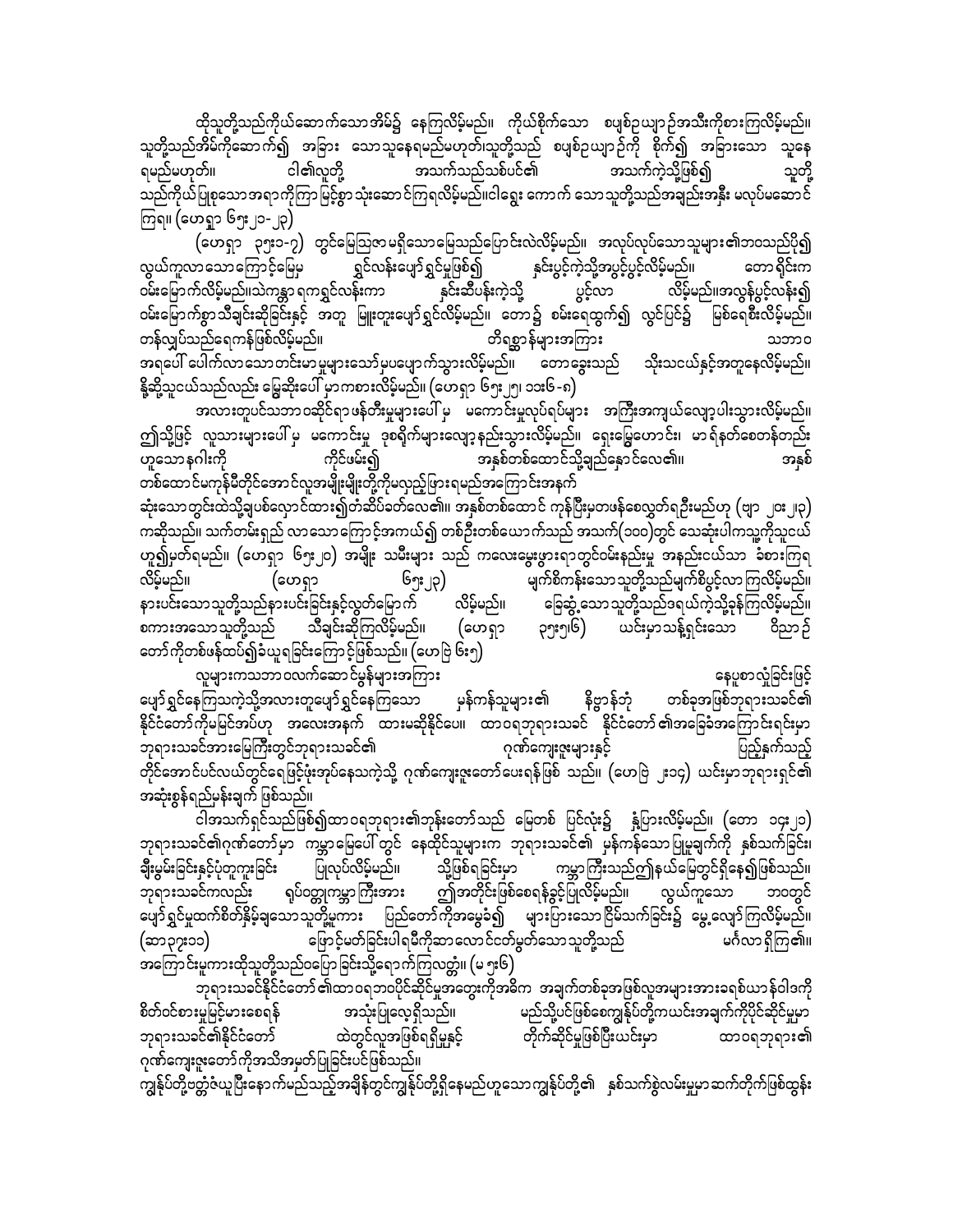ထိုသူတို့သည်ကိုယ်ဆောက်သောအိမ်၌ နေကြလိမ့်မည်။ ကိုယ်စိုက်သော စပျစ်ဥယျာဉ်အသီးကိုစားကြလိမ့်မည်။ သူတို့သည်အိမ်ကိုဆောက်၍ အခြား သောသူနေရမည်မဟုတ်၊သူတို့သည် စပျစ်ဥယျာဉ်ကို စိုက်၍ အခြားသော သူနေရမည်မဟုတ်။ ငါ၏လူတို့ အသက်သည်သစ်ပင်၏ အသက်ကဲ့သို့ဖြစ်၍ သူတို့သည်ကိုယ်ပြုစုသောအရာကိုကြာ မြင့်စွာ သုံးဆောင်ကြရလိမ့်မည်။ငါရွေး ကောက် သောသူတို့သည်အချည်းအနှီး မလုပ်မဆောင်ကြရ။ (ဟေရှာ ၆၅း၂၁-၂၃)

(ဟေရှာ ၃၅း၁-၇) တွင်မြေဩဇာမရှိသောမြေသည်ပြောင်းလဲလိမ့်မည်။ အလုပ်လုပ်သောသူများ၏ဘဝသည်ပို၍ လွယ်ကူလာသောကြောင့်မြေမှ ရွှင်လန်းပျော်ရွှင်မှုဖြစ်၍ နှင်းပွင့်ကဲ့သို့အပွင့်ပွင့်လိမ့်မည်။ တောရိုင်းက ဝမ်းမြောက်လိမ့်မည်။သဲကန္တာရကရွှင်လန်းကာ နှင်းဆီပန်းကဲ့သို့ ပွင့်လာလိမ့်မည်။အလွန်ပွင့်လန်း၍ ဝမ်းမြောက်စွာသီချင်းဆိုခြင်းနှင့် အတူ မြူးတူးပျော်ရွှင်လိမ့်မည်။ တော၌ စမ်းရေထွက်၍ လွင်ပြင်၌ မြစ်ရေစီးလိမ့်မည်။ တန်လျှပ်သည်ရေကန်ဖြစ်လိမ့်မည်။ တိရစ္ဆာန်များအကြား သဘာဝ အရပေါ် ပေါက်လာသောတင်းမာမှုများသော်မှပပျောက်သွားလိမ့်မည်။ တောခွေးသည် သိုးသငယ်နှင့်အတူနေလိမ့်မည်။ နို့ဆို့သူငယ်သည်လည်း မြွေဆိုးပေါ် မှာကစားလိမ့်မည်။ (ဟေရှာ ၆၅း၂၅၊ ၁၁း၆-၈)

အလားတူပင်သဘာဝဆိုင်ရာဖန်တီးမှုများပေါ် မှ မကောင်းမှုလုပ်ရပ်များ အကြီးအကျယ်လျော့ပါးသွားလိမ့်မည်။ ဤသို့ဖြင့် လူသားများပေါ် မှ မကောင်းမှု ဒုစရိုက်များလျော့နည်းသွားလိမ့်မည်။ ရှေးမြွေဟောင်း၊ မာရ်နတ်စေတန်တည်းဟူသောနဂါးကို ကိုင်ဖမ်း၍ အနှစ်တစ်ထောင်သို့ချည်နှောင်လေ၏။ အနှစ်တစ်ထောင်မကုန်မီတိုင်အောင်လူအမျိုးမျိုးတို့ကိုမလှည့်ဖြားရမည်အကြောင်းအနက်ဆုံးသောတွင်းထဲသို့ချပစ်လှောင်ထား၍တံဆိပ်ခတ်လေ၏။ အနှစ်တစ်ထောင် ကုန်ပြီးမှတဖန်စေလွှတ်ရဦးမည်ဟု (ဗျာ ၂၀း၂၃) ကဆိုသည်။ သက်တမ်းရှည် လာသောကြောင့်အကယ်၍ တစ်ဦးတစ်ယောက်သည် အသက်(၁၀၀)တွင် သေဆုံးပါကသူ့ကိုသူငယ်ဟူ၍မှတ်ရမည်။ (ဟေရှာ ၆၅း၂၀) အမျိုး သမီးများ သည် ကလေးမွေးဖွားရာတွင်ဝမ်းနည်းမှု အနည်းငယ်သာ ခံစားကြရလိမ့်မည်။ (ဟေရှာ ၆၅း၂၃) မျက်စိကန်းသောသူတို့သည်မျက်စိပွင့်လာကြလိမ့်မည်။ နားပင်းသောသူတို့သည်နားပင်းခြင်းနှင့်လွတ်မြောက် လိမ့်မည်။ ခြေဆွံ့သောသူတို့သည်ဒရယ်ကဲ့သို့ခုန်ကြလိမ့်မည်။ စကားအသောသူတို့သည် သီချင်းဆိုကြလိမ့်မည်။ (ဟေရှာ ၃၅း၅၆) ယင်းမှာသန့်ရှင်းသော ဝိညာဉ်တော်ကိုတစ်ဖန်ထပ်၍ခံယူရခြင်းကြောင့်ဖြစ်သည်။ (ယောဧ ၆း၅)

လူများကသဘာဝလက်ဆောင်မွန်များအကြား နေပူစာလှုံခြင်းဖြင့်ပျော်ရွှင်နေကြသကဲ့သို့အလားတူပျော်ရွှင်နေကြသော မှန်ကန်သူများ၏ နိဗ္ဗာန်ဘုံ တစ်ခုအဖြစ်ဘုရားသခင်၏ နိုင်ငံတော်ကိုမမြင်အပ်ပါ ဟု အလေးအနက် ထားမဆိုနိုင်ပေ။ ထာဝရဘုရားသခင် နိုင်ငံတော် ၏အခြေခံအကြောင်းရင်းမှာ ဘုရားသခင်အားမြေကြီးတွင်ဘုရားသခင်၏ ဂုဏ်ကျေးဇူးများနှင့် ပြည့်နှက်သည့်တိုင်အောင်ပင်လယ်တွင်ရေဖြင့်ဖုံးအုပ်နေသကဲ့သို့ ဂုဏ်ကျေးဇူးတော်ပေးရန်ဖြစ် သည်။ (ဟေဗြဲ ၂း၁၄) ယင်းမှာဘုရားရှင်၏ အဆုံးစွန်ရည်မှန်းချက် ဖြစ်သည်။

ငါအသက်ရှင်သည်ဖြစ်၍ထာဝရဘုရား၏ဘုန်းတော်သည် မြေတစ် ပြင်လုံး၌ နှံ့ပြားလိမ့်မည်။ (တော ၁၄း၂၁) ဘုရားသခင်၏ဂုဏ်တော်မှာ ကမ္ဘာမြေပေါ်တွင် နေထိုင်သူများက ဘုရားသခင်၏ မှန်ကန်သောပြုမူချက်ကို နှစ်သက်ခြင်း၊ ချီးမွမ်းခြင်းနှင့်ပုံတူကူးခြင်း ပြုလုပ်လိမ့်မည်။ သို့ဖြစ်ရခြင်းမှာ ကမ္ဘာကြီးသည်ဤနယ်မြေတွင်ရှိနေ၍ဖြစ်သည်။ ဘုရားသခင်ကလည်း ရုပ်ဝတ္ထုကမ္ဘာကြီးအား ဤအတိုင်းဖြစ်စေရန်ခွင့်ပြုလိမ့်မည်။ လွယ်ကူသော ဘဝတွင်ပျော်ရွှင်မှုထက်စိတ်နှိမ့်ချသောသူတို့မူကား ပြည်တော်ကိုအမွေခံ၍ များပြားသောငြိမ်သက်ခြင်း၌ မွေ့လျော်ကြလိမ့်မည်။ (ဆာ ၃၇း၁၁) ဖြောင့်မတ်ခြင်းပါရမီကိုဆာလောင်တော်မွတ်သောသူတို့သည် မင်္ဂလာရှိကြ၏။ အကြောင်းမူကားထိုသူတို့သည်ဝပြောခြင်းသို့ရောက်ကြလတ္တံ့။ (မ ၅း၆)

ဘုရားသခင်နိုင်ငံတော်၏ထာဝရဘဝပိုင်ဆိုင်မှုအတွေးကိုအဓိက အချက်တစ်ခုအဖြစ်လူအများအားခရစ်ယာန်ဝါဒကိုစိတ်ဝင်စားမှုမြင့်မားစေရန် အသုံးပြုလေ့ရှိသည်။ မည်သို့ပင်ဖြစ်စေကျွန်ုပ်တို့ကယင်းအချက်ကိုပိုင်ဆိုင်မှုမှာ ဘုရားသခင်၏နိုင်ငံတော် ထဲတွင်လူအဖြစ်ရရှိမှုနှင့် တိုက်ဆိုင်မှုဖြစ်ပြီးယင်းမှာ ထာဝရဘုရား၏ဂုဏ်ကျေးဇူးတော်ကိုအသိအမှတ်ပြုခြင်းပင်ဖြစ်သည်။

ကျွန်ုပ်တို့ဗတ္တိဇံယူပြီးနောက်မည်သည့်အချိန်တွင်ကျွန်ုပ်တို့ရှိနေမည်ဟူသောကျွန်ုပ်တို့၏ နှစ်သက်စွဲလမ်းမှုမှာဆက်တိုက်ဖြစ်ထွန်း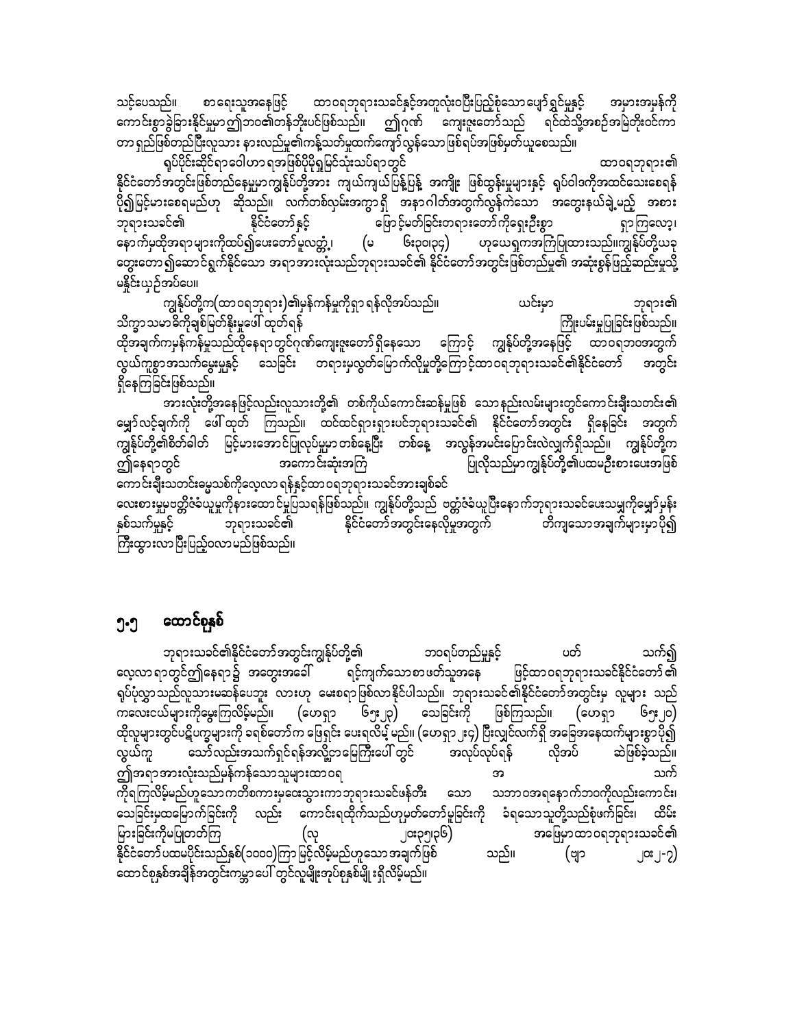သင့်ပေသည်။ စာရေးသူအနေဖြင့် ထာဝရဘုရားသခင်နှင့်အတူလုံးဝပြီးပြည့်စုံသောပျော်ရွှင်မှုနှင့် အမှားအမှန်ကို ကောင်းစွာခွဲခြားနိုင်မှုမှာ ဤဘဝ၏တန်ဘိုးပင်ဖြစ်သည်။ ဤဂုဏ်ကျေးဇူးတော်သည် ရင်ထဲသို့အစဉ်အမြဲတိုးဝင်ကာ တာရှည်ဖြစ်တည်ပြီးလူသားနားလည်မှု၏ကန့်သတ်မှုထက်ကျော်လွန်သောဖြစ်ရပ်အဖြစ်မှတ်ယူစေသည်။

ရုပ်ပိုင်းဆိုင်ရာဝေါဟာရအဖြစ်ပိုမိုရှုမြင်သုံးသပ်ရာတွင် ထာဝရဘုရား၏ နိုင်ငံတော်အတွင်းဖြစ်တည်နေမှုမှာကျွန်ုပ်တို့အား ကျယ်ကျယ်ပြန့်ပြန့် အကျိုး ဖြစ်ထွန်းမှုများနှင့် ရုပ်ဝါဒကိုအထင်သေးစေရန် ပို၍မြင့်မားစေရမည်ဟု ဆိုသည်။ လက်တစ်လုမ်းအကွာရှိ အနာဂါတ်အတွက်လွန်ကဲသော အတွေးနယ်ချဲ့မည့် အစား ဘုရားသခင်၏ နိုင်ငံတော်နှင့် ဖြောင့်မတ်ခြင်းတရားတော်ကိုရှေးဦးစွာ ရှာကြလော့၊ နောက်မှထိုအရာများကိုထပ်၍ပေးတော်မူလတ္တံ့၊ (မ ၆း၃၀၊၃၃) ဟုယေရှုကအကြံပြုထားသည်။ကျွန်ုပ်တို့ယခု တွေးတော၍ဆောင်ရွက်နိုင်သော အရာအားလုံးသည်ဘုရားသခင်၏ နိုင်ငံတော်အတွင်းဖြစ်တည်မှု၏ အဆုံးစွန်ဖြည့်ဆည်းမှုသို့ မနှိုင်းယှဉ်အပ်ပေ။

ကျွန်ုပ်တို့က(ထာဝရဘုရား)၏မှန်ကန်မှုကိုရှာရန်လိုအပ်သည်။ ယင်းမှာ ဘုရား၏ သိက္ခာသမာဓိကိုချစ်မြတ်နိုးမှုဖေါ်ထုတ်ရန် ကြိုးပမ်းမှုပြုခြင်းဖြစ်သည်။ ထိုအချက်ကမှန်ကန်မှုသည်ထိုနေရာတွင်ဂုဏ်ကျေးဇူးတော်ရှိနေသော ကြောင့် ကျွန်ုပ်တို့အနေဖြင့် ထာဝရဘဝအတွက် လွယ်ကူစွာအသက်မွေးမှုနှင့် သေခြင်း တရားမှလွတ်မြောက်လိုမှုတို့ကြောင့်ထာဝရဘုရားသခင်၏နိုင်ငံတော် အတွင်း ရှိနေကြခြင်းဖြစ်သည်။

အားလုံးတို့အနေဖြင့်လည်းလူသားတို့၏ တစ်ကိုယ်ကောင်းဆန်မှုဖြစ် သောနည်းလမ်းများတွင်ကောင်းချီးသတင်း၏ မျှော်လင့်ချက်ကို ဖေါ်ထုတ် ကြသည်။ ထင်ထင်ရှားရှားပင်ဘုရားသခင်၏ နိုင်ငံတော်အတွင်း ရှိနေခြင်း အတွက် ကျွန်ုပ်တို့၏စိတ်ဓါတ် မြင့်မားအောင်ပြုလုပ်မှုမှာတစ်နေ့ပြီး တစ်နေ့ အလွန်အမင်းပြောင်းလဲလျှက်ရှိသည်။ ကျွန်ုပ်တို့က ဤနေရာတွင် အကောင်းဆုံးအကြံ ပြုလိုသည်မှာကျွန်ုပ်တို့၏ပထမဦးစားပေးအဖြစ် ကောင်းချီးသတင်းဓမ္မသစ်ကိုလေ့လာရန်နှင့်ထာဝရဘုရားသခင်အားချစ်ခင် လေးစားမှုမှဗတ္တိဇံခံယူမှုကိုနားထောင်မှုပြသရန်ဖြစ်သည်။ ကျွန်ုပ်တို့သည် ဗတ္တိဇံခံယူပြီးနောက်ဘုရားသခင်ပေးသမျှကိုမျှော်မှန်း နှစ်သက်မှုနှင့် ဘုရားသခင်၏ နိုင်ငံတော်အတွင်းနေလိုမှုအတွက် တိကျသောအချက်များမှာပို၍ ကြီးထွားလာပြီးပြည့်ဝလာမည်ဖြစ်သည်။

## ၅.၅ ထောင်စုနှစ်

ဘုရားသခင်၏နိုင်ငံတော်အတွင်းကျွန်ုပ်တို့၏ ဘဝရပ်တည်မှုနှင့် ပတ် သက်၍ လေ့လာရာတွင်ဤနေရာ၌ အတွေးအခေါ် ရင်ကျက်သောစာဖတ်သူအနေ ဖြင့်ထာဝရဘုရားသခင်နိုင်ငံတော်၏ ရုပ်ပုံလွှာသည်လူသားမဆန်ပေဘူး လားဟု မေးစရာဖြစ်လာနိုင်ပါသည်။ ဘုရားသခင်၏နိုင်ငံတော်အတွင်းမှ လူများ သည် ကလေးငယ်များကိုမွေးကြလိမ့်မည်။ (ဟေရှာ ၆၅း၂၃) သေခြင်းကို ဖြစ်ကြသည်။ (ဟေရှာ ၆၅း၂၀) ထိုလူများတွင်ပဋိပက္ခများကို ခရစ်တော်က ဖြေရှင်း ပေးရလိမ့် မည်။ (ဟေရှာ၂း၄) ပြီးလျှင်လက်ရှိ အခြေအနေထက်များစွာပို၍ လွယ်ကူ သော်လည်းအသက်ရှင်ရန်အလို့ငှာမြေကြီးပေါ်တွင် အလုပ်လုပ်ရန် လိုအပ် ဆဲဖြစ်ခဲ့သည်။ ဤအရာအားလုံးသည်မှန်ကန်သောသူများထာဝရ အ သက် ကိုရကြလိမ့်မည်ဟူသောကတိစကားမှဝေးသွားကာဘုရားသခင်ဖန်တီး သော သဘာဝအရနောက်ဘဝကိုလည်းကောင်း၊ သေခြင်းမှထမြောက်ခြင်းကို လည်း ကောင်းရထိုက်သည်ဟုမှတ်တော်မူခြင်းကို ခံရသောသူတို့သည်စုံဖက်ခြင်း၊ ထိမ်း မြားခြင်းကိုမပြုတတ်ကြ (လု ၂၀း၃၅၊၃၆) အဖြေမှာထာဝရဘုရားသခင်၏ နိုင်ငံတော်ပထမပိုင်းသည်နှစ်(၁၀၀၀)ကြာ မြင့်လိမ့်မည်ဟူသောအချက်ဖြစ် သည်။ (ဗျာ ၂၀း၂-၇) ထောင်စုနှစ်အချိန်အတွင်းကမ္ဘာပေါ်တွင်လူမျိုးအုပ်စုနှစ်မျိုးရှိလိမ့်မည်။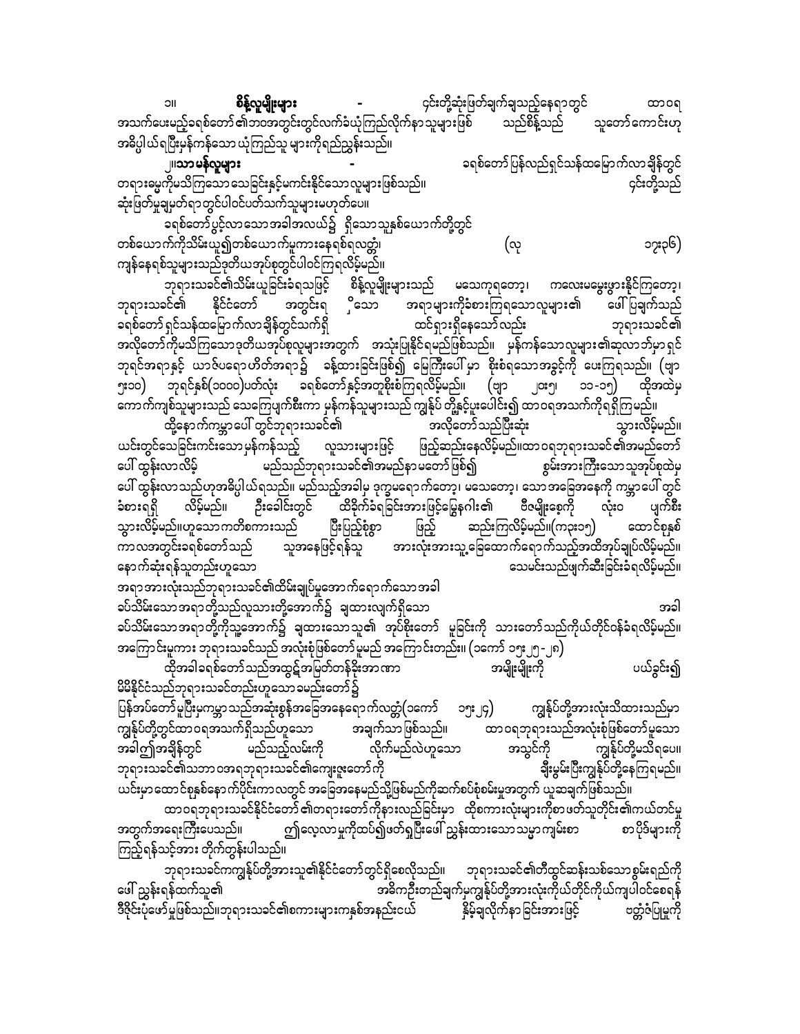၁။ **စိန့်လူမျိုးများ** - ၄င်းတို့ဆုံးဖြတ်ချက်ချသည့်နေရာတွင် ထာဝရအသက်ပေးမည့်ခရစ်တော်၏ဘဝအတွင်းတွင်လက်ခံယုံကြည်လိုက်နာသူများဖြစ် သည်စိန့်သည် သူတော်ကောင်းဟု အဓိပ္ပါယ်ရပြီးမှန်ကန်သော ယုံကြည်သူ များကိုရည်ညွှန်းသည်။

၂။**သာမန်လူများ** - ခရစ်တော်ပြန်လည်ရှင်သန်ထမြောက်လာချိန်တွင် တရားခွင်ကိုမသိကြသော သေခြင်းနှင့်မကင်းနိုင်သောလူများဖြစ်သည်။ ၄င်းတို့သည် ဆုံးဖြတ်မှုချမှတ်ရာတွင်ပါဝင်ပတ်သက်သူများမဟုတ်ပေ။

ခရစ်တော်ပွင့်လာသောအခါအလယ်၌ ရှိသောသူနှစ်ယောက်တို့တွင် တစ်ယောက်ကိုသိမ်းယူ၍တစ်ယောက်မူကားနေရစ်ရလတ္တံ့၊ (လု ၁၇း၃၆) ကျန်နေရစ်သူများသည်ဒုတိယအုပ်စုတွင်ပါဝင်ကြရလိမ့်မည်။

ဘုရားသခင်၏သိမ်းယူခြင်းခံရသဖြင့် စိန့်လူမျိုးများသည် မသေကုရတော့၊ ကလေးမမွေးဖွားနိုင်ကြတော့၊ ဘုရားသခင်၏ နိုင်ငံတော် အတွင်းရှိသော အရာများကိုခံစားကြရသောလူများ၏ ဖေါ်ပြချက်သည် ခရစ်တော်ရှင်သန်ထမြောက်လာချိန်တွင်သက်ရှိ ထင်ရှားရှိနေသော်လည်း ဘုရားသခင်၏ အလိုတော်ကိုမသိကြသောဒုတိယအုပ်စုလူများအတွက် အသုံးပြုနိုင်ရမည်ဖြစ်သည်။ မှန်ကန်သောလူများ၏ဆရာဘ်မှာရှင် ဘုရင်အရာနှင့် ယာဇ်ပရောဟိတ်အရာ၌ ခန့်ထားခြင်းဖြစ်၍ မြေကြီးပေါ် မှာ စိုးစံရသောအခွင့်ကို ပေးကြရသည်။ (ဗျာ ၅း၁၀) ဘုရင်နှစ်(၁၀၀၀)ပတ်လုံး ခရစ်တော်နှင့်အတူစိုးစံကြရလိမ့်မည်။ (ဗျာ ၂၀း၅၊ ၁၁-၁၅) ထိုအထဲမှ ကောက်ကျစ်သူများသည် သေကြေပျက်စီးကာ မှန်ကန်သူများသည် ကျွန်ုပ် တို့နှင့်ပူးပေါင်း၍ ထာဝရအသက်ကိုရရှိကြမည်။

ထို့နောက်ကမ္ဘာပေါ် တွင်ဘုရားသခင်၏ အလိုတော်သည်ပြီးဆုံး သွားလိမ့်မည်။ ယင်းတွင်သေခြင်းကင်းသောမှန်ကန်သည့် လူသားများဖြင့် ဖြည့်ဆည်းနေလိမ့်မည်။ထာဝရဘုရားသခင်၏အမည်တော် ပေါ် ထွန်းလာလိမ့် မည်သည်ဘုရားသခင်၏အမည်နာမတော်ဖြစ်၍ စွမ်းအားကြီးသောသူအုပ်စုထဲမှ ပေါ် ထွန်းလာသည်ဟုအဓိပ္ပါယ်ရသည်။ မည်သည့်အခါမှ ဒုက္ခမရောက်တော့၊ မသေတော့၊ သာအခြေအနေကို ကမ္ဘာပေါ် တွင် ခံစားရရှိ လိမ့်မည်။ ဦးခေါင်းတွင် ထိခိုက်ခံရခြင်းအားဖြင့်မြွေနဂါး၏ ဇီဇမျိုးစေ့ကို လုံးဝ ပျက်စီး သွားလိမ့်မည်။ဟူသောကတိကားသည် ပြီးပြည့်စုံစွာ ဖြည့် ဆည်းကြလိမ့်မည်။(က၃း၁၅) ထောင်စုနှစ်ကာလအတွင်းခရစ်တော်သည် သူအနေဖြင့်ရန်သူ အားလုံးအားသူ့ခြေထောက်ရောက်သည့်အထိအုပ်ချုပ်လိမ့်မည်။ နောက်ဆုံးရန်သူတည်းဟူသော သေမင်းသည်ဖျက်ဆီးခြင်းခံရလိမ့်မည်။ အရာအားလုံးသည်ဘုရားသခင်၏ထိမ်းချုပ်မှုအောက်ရောက်သောအခါ ခပ်သိမ်းသောအရာတို့သည်လူသားတို့အောက်၌ ချထားလျက်ရှိသော အခါ ခပ်သိမ်းသောအရာတို့ကိုသူ့အောက်၌ ချထားသောသူ၏ အုပ်စိုးတော် မူခြင်းကို သားတော်သည်ကိုယ်တိုင်ဝန်ခံရလိမ့်မည်။ အကြောင်းမူကား ဘုရားသခင်သည် အလုံးစုံဖြစ်တော်မူမည် အကြောင်းတည်း။ (၁ကော် ၁၅း၂၅-၂၈)

ထိုအခါခရစ်တော်သည်အထွဋ်အမြတ်တန်ခိုးအာဏာ အမျိုးမျိုးကို ပယ်ခွင်း၍ မိမိနိုင်ငံသည်ဘုရားသခင်တည်းဟူသော ခမည်းတော်၌ ပြန်အပ်တော်မူပြီးမှကမ္ဘာသည်အဆုံးစွန်အခြေအနေရောက်လတ္တံ့(၁ကော် ၁၅း၂၄) ကျွန်ုပ်တို့အားလုံးသိထားသည်မှာ ကျွန်ုပ်တို့တွင်ထာဝရအသက်ရှိသည်ဟူသော အချက်သာဖြစ်သည်။ ထာဝရဘုရားသည်အလုံးစုံဖြစ်တော်မူသော အခါ၍အချိန်တွင် မည်သည့်လမ်းကို လိုက်မည်လဲဟူသော အသွင်ကို ကျွန်ုပ်တို့မသိရပေ။ ဘုရားသခင်၏သဘာဝအရဘုရားသခင်၏ကျေးဇူးတော်ကို ချီးမွမ်းပြီးကျွန်ုပ်တို့နေကြရမည်။ ယင်းမှာထောင်စုနှစ်နောက်ပိုင်းကာလတွင် အခြေအနေမည်သို့ဖြစ်မည်ကိုဆက်စပ်စုံစမ်းမှုအတွက် ယူဆချက်ဖြစ်သည်။

ထာဝရဘုရားသခင်နိုင်ငံတော်၏တရားတော်ကိုနားလည်ခြင်းမှာ ထိုစကားလုံးများကိုစာဖတ်သူတိုင်း၏ကယ်တင်မှုအတွက်အရေးကြီးပေသည်။ ဤလေ့လာမှုကိုထပ်၍ဖတ်ရှုပြီးဖေါ်ညွှန်းထားသောသမ္မာကျမ်းစာ စာပိုဒ်များကို ကြည့်ရန်သင့်အား တိုက်တွန်းပါသည်။

ဘုရားသခင်ကကျွန်ုပ်တို့အားသူ၏နိုင်ငံတော်တွင်ရှိစေလိုသည်။ ဘုရားသခင်၏တီထွင်ဆန်းသစ်သောစွမ်းရည်ကို ဖေါ်ညွှန်းရန်ထက်သူ၏ အဓိကဦးတည်ချက်မှကျွန်ုပ်တို့အားလုံးကိုယ်တိုင်ကိုယ်ကျပါဝင်စေရန် ဒီဇိုင်းပုံဖော်မှုဖြစ်သည်။ဘုရားသခင်၏စကားများကနှစ်အနည်းငယ် နှိမ့်ချလိုက်နာခြင်းအားဖြင့် ဗတ္တိဇံပြုမှုကို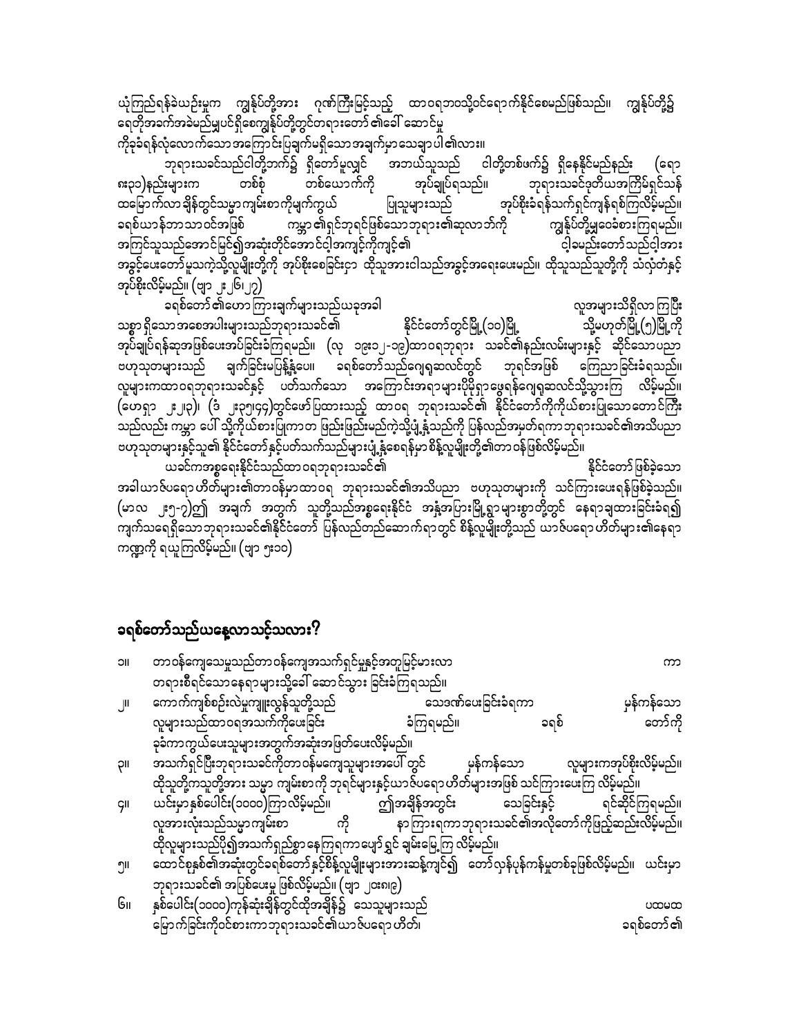ယုံကြည်ရန်ခဲယဉ်းမှုက ကျွန်ုပ်တို့အား ဂုဏ်ကြီးမြင့်သည့် ထာဝရဘဝသို့ဝင်ရောက်နိုင်စေမည်ဖြစ်သည်။ ကျွန်ုပ်တို့၌ ရေတိုအခက်အခဲမည်မျှပင်ရှိစေကျွန်ုပ်တို့တွင်တရားတော်၏ခေါ် ဆောင်မှု ကိုခုခံရန်လုံလောက်သောအကြောင်းပြချက်မရှိသောအချက်မှာသေချာပါ၏လား။

ဘုရားသခင်သည်ငါတို့ဘက်၌ ရှိတော်မူလျှင် အဘယ်သူသည် ငါတို့တစ်ဖက်၌ ရှိနေနိုင်မည်နည်း (ရော ၈း၃၁)နည်းများက တစ်စုံ တစ်ယောက်ကို အုပ်ချုပ်ရသည်။ ဘုရားသခင်ဒုတိယအကြိမ်ရှင်သန်ထမြောက်လာချိန်တွင်သမ္မာကျမ်းစာကိုမျက်ကွယ် ပြုသူများသည် အုပ်စိုးခံရန်သက်ရှင်ကျန်ရစ်ကြလိမ့်မည်။ ခရစ်ယာန်ဘာသာဝင်အဖြစ် ကမ္ဘာ၏ရှင်ဘုရင်ဖြစ်သောဘုရား၏ဆုလာဘ်ကို ကျွန်ုပ်တို့မျှဝေခံစားကြရမည်။ အကြင်သူသည်အောင်မြင်၍အဆုံးတိုင်အောင်ငါ့အကျင့်ကိုကျင့်၏ ငါ့ခမည်းတော်သည်ငါ့အား အခွင့်ပေးတော်မူသကဲ့သို့လူမျိုးတို့ကို အုပ်စိုးစေခြင်းငှာ ထိုသူအားငါသည်အခွင့်အရေးပေးမည်။ ထိုသူသည်သူတို့ကို သံလှံတံနှင့် အုပ်စိုးလိမ့်မည်။ (ဗျာ ၂း၂၆၊၂၇)

ခရစ်တော်၏ဟောကြားချက်များသည်ယခုအခါ လူအများသိရှိလာကြပြီး သစ္စာရှိသောအစေအပါးများသည်ဘုရားသခင်၏ နိုင်ငံတော်တွင်မြို့(၁၀)မြို့ သို့မဟုတ်မြို့(၅)မြို့ကို အုပ်ချုပ်ရန်ဆုအဖြစ်ပေးအပ်ခြင်းခံကြရမည်။ (လု ၁၉း၁၂-၁၉)ထာဝရဘုရား သခင်၏နည်းလမ်းများနှင့် ဆိုင်သောပညာဗဟုသုတများသည် ချက်ခြင်းမပြန့်နှံ့ပေ။ ခရစ်တော်သည်ဂျေရုဆလင်တွင် ဘုရင်အဖြစ် ကြေညာခြင်းခံရသည်။ လူများကထာဝရဘုရားသခင်နှင့် ပတ်သက်သော အကြောင်းအရာများပိုမိုရှာဖွေရန်ဂျေရုဆလင်သို့သွားကြ လိမ့်မည်။ (ဟေရှာ ၂း၂၃)၊ (ဒ ၂း၃၅၊၄၄)တွင်ဖော်ပြထားသည့် ထာဝရ ဘုရားသခင်၏ နိုင်ငံတော်ကိုကိုယ်စားပြုသောတောင်ကြီး သည်လည်း ကမ္ဘာ ပေါ် သို့ကိုယ်စားပြုကာတ ဖြည်းဖြည်းမည်ကဲ့သို့ပျံ့နှံ့သည်ကို ပြန်လည်အမှတ်ရကာဘုရားသခင်၏အသိပညာဗဟုသုတများနှင့်သူ၏ နိုင်ငံတော်နှင့်ပတ်သက်သည်များပျံ့နှံ့စေရန်မှာစိန့်လူမျိုးတို့၏တာဝန်ဖြစ်လိမ့်မည်။

ယခင်ကအစ္စရေးနိုင်ငံသည်ထာဝရဘုရားသခင်၏ နိုင်ငံတော်ဖြစ်ခဲ့သော အခါယာဇ်ပရောဟိတ်များ၏တာဝန်မှာထာဝရ ဘုရားသခင်၏အသိပညာ ဗဟုသုတများကို သင်ကြားပေးရန်ဖြစ်ခဲ့သည်။ (မာလ ၂း၅-၇)၍ အချက် အတွက် သူတို့သည်အစ္စရေးနိုင်ငံ အနှံ့အပြားမြို့ရွာများစွာတို့တွင် နေရာချထားခြင်းခံရ၍ ကျက်သရေရှိသောဘုရားသခင်၏နိုင်ငံတော် ပြန်လည်တည်ဆောက်ရာတွင် စိန့်လူမျိုးတို့သည် ယာဇ်ပရောဟိတ်များ၏နေရာကဏ္ဍကို ရယူကြလိမ့်မည်။ (ဗျာ ၅း၁၀)

## ခရစ်တော်သည်ယနေ့လာသင့်သလား?

၁။ တာဝန်ကျေသေမှုသည်တာဝန်ကျေအသက်ရှင်မှုနှင့်အတူမြင့်မားလာ ကာ တရားစီရင်သောနေရာများသို့ခေါ် ဆောင်သွား ခြင်းခံကြရသည်။

၂။ ကောက်ကျစ်စဉ်းလဲမှုကျူးလွန်သူတို့သည် သေဒဏ်ပေးခြင်းခံရကာ မှန်ကန်သော လူများသည်ထာဝရအသက်ကိုပေးခြင်း ခံကြရမည်။ ခရစ် တော်ကို ခုခံကာကွယ်ပေးသူများအတွက်အဆုံးအဖြတ်ပေးလိမ့်မည်။

၃။ အသက်ရှင်ပြီးဘုရားသခင်ကိုတာဝန်မကျေသူများအပေါ် တွင် မှန်ကန်သော လူများကအုပ်စိုးလိမ့်မည်။ ထိုသူတို့ကသူတို့အား သမ္မာ ကျမ်းစာကို ဘုရင်များနှင့်ယာဇ်ပရောဟိတ်များအဖြစ် သင်ကြားပေးကြ လိမ့်မည်။

၄။ ယင်းမှာနှစ်ပေါင်း(၁၀၀၀)ကြာလိမ့်မည်။ ဤအချိန်အတွင်း သေခြင်းနှင့် ရင်ဆိုင်ကြရမည်။ လူအားလုံးသည်သမ္မာကျမ်းစာ ကို နာကြားရကာဘုရားသခင်၏အလိုတော်ကိုဖြည့်ဆည်းလိမ့်မည်။ ထိုလူများသည်ပို၍အသက်ရှည်စွာနေကြရကာပျော်ရွှင် ချမ်းမြေ့ကြ လိမ့်မည်။

၅။ ထောင်စုနှစ်၏အဆုံးတွင်ခရစ်တော်နှင့်စိန့်လူမျိုးများအားဆန့်ကျင်၍ တော်လှန်ပုန်ကန်မှုတစ်ခုဖြစ်လိမ့်မည်။ ယင်းမှာ ဘုရားသခင်၏ အပြစ်ပေးမှုဖြစ်လိမ့်မည်။ (ဗျာ ၂၀း၈၊၉)

၆။ နှစ်ပေါင်း(၁၀၀၀)ကုန်ဆုံးချိန်တွင်ထိုအချိန်၌ သေသူများသည် ပထမထ မြောက်ခြင်းကိုဝင်စားကာဘုရားသခင်၏ယာဇ်ပရောဟိတ်၊ ခရစ်တော်၏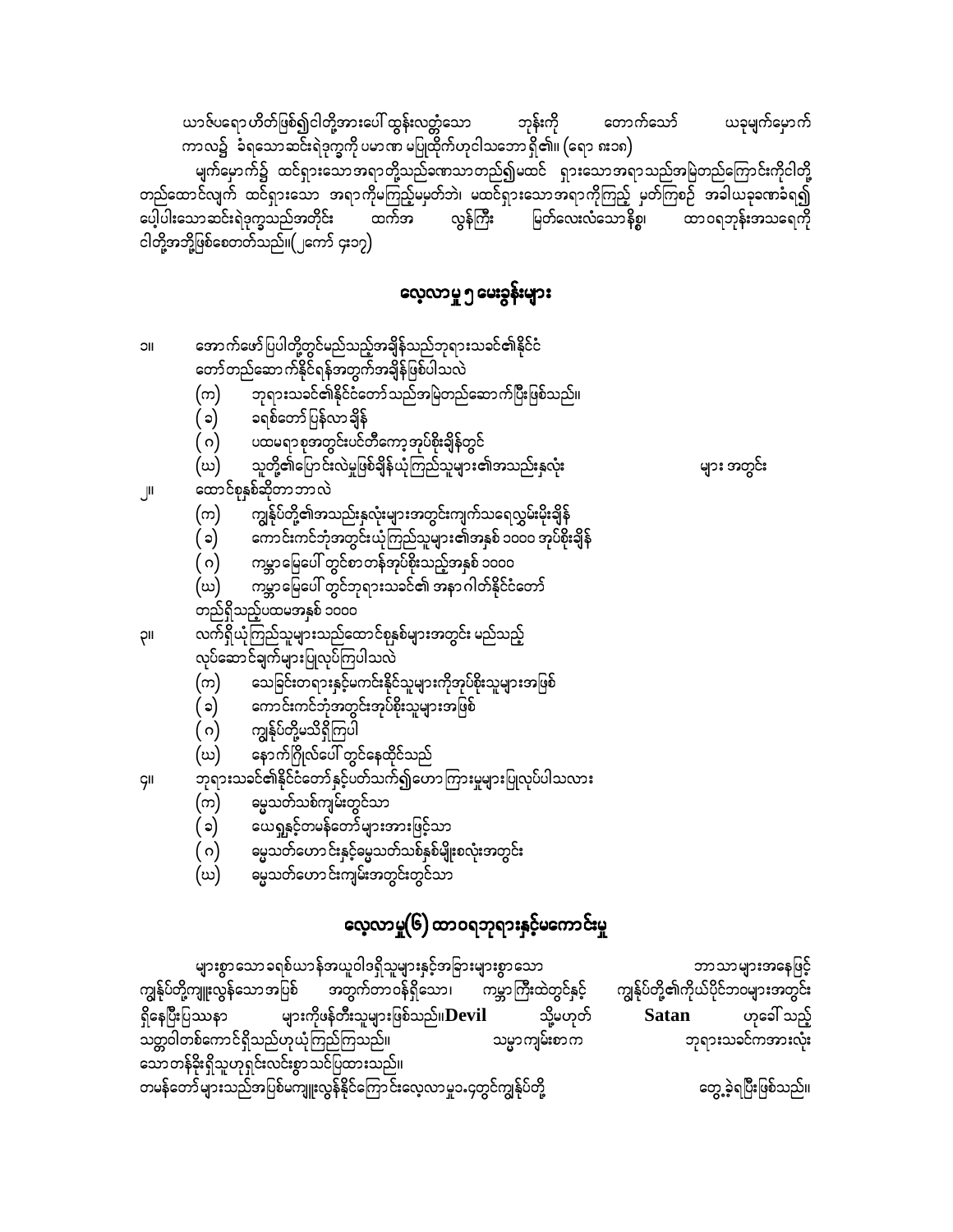ယာဇ်ပရောဟိတ်ဖြစ်၍ငါတို့အားပေါ်ထွန်းလတ္တံ့သော ဘုန်းကို တောက်သော် ယခုမျက်မှောက်ကာလ၌ ခံရသောဆင်းရဲဒုက္ခကို ပမာဏ မပြုထိုက်ဟုငါသဘောရှိ၏။ (ရော ၈း၁၈)

မျက်မှောက်၌ ထင်ရှားသောအရာတို့သည်ခဏသာတည်၍မထင် ရှားသောအရာသည်အမြဲတည်ကြောင်းကိုငါတို့ တည်ထောင်လျက် ထင်ရှားသော အရာကိုမကြည့်မမှတ်ဘဲ၊ မထင်ရှားသောအရာကိုကြည့် မှတ်ကြစဉ် အခါယခုခဏခံရ၍ ပေါ့ပါးသောဆင်းရဲဒုက္ခသည်အတိုင်း ထက်အ လွန်ကြီး မြတ်လေးလံသောနိစ္စ၊ ထာဝရဘုန်းအသရေကို ငါတို့အဘို့ဖြစ်စေတတ်သည်။(၂ကော် ၄း၁၇)

## လေ့လာမှု ၅ မေးခွန်းများ

၁။ အောက်ဖော်ပြပါတို့တွင်မည်သည့်အချိန်သည်ဘုရားသခင်၏နိုင်ငံတော်တည်ဆောက်နိုင်ရန်အတွက်အချိန်ဖြစ်ပါသလဲ

(က) ဘုရားသခင်၏နိုင်ငံတော်သည်အမြဲတည်ဆောက်ပြီးဖြစ်သည်။

(ခ) ခရစ်တော်ပြန်လာချိန်

(ဂ) ပထမရာစုအတွင်းပင်တီကော့အုပ်စိုးချိန်တွင်

(ဃ) သူတို့၏ပြောင်းလဲမှုဖြစ်ချိန်ယုံကြည်သူများ၏အသည်းနှလုံး များ အတွင်း

၂။ ထောင်စုနှစ်ဆိုတာဘာလဲ

(က) ကျွန်ုပ်တို့၏အသည်းနှလုံးများအတွင်းကျက်သရေလွှမ်းမိုးချိန်

(ခ) ကောင်းကင်ဘုံအတွင်းယုံကြည်သူများ၏အနှစ် ၁၀၀၀ အုပ်စိုးချိန်

(ဂ) ကမ္ဘာမြေပေါ်တွင်စာတန်အုပ်စိုးသည့်အနှစ် ၁၀၀၀

(ဃ) ကမ္ဘာမြေပေါ်တွင်ဘုရားသခင်၏ အနာဂါတ်နိုင်ငံတော်တည်ရှိသည့်ပထမအနှစ် ၁၀၀၀

၃။ လက်ရှိယုံကြည်သူများသည်ထောင်စုနှစ်များအတွင်း မည်သည့်လုပ်ဆောင်ချက်များပြုလုပ်ကြပါသလဲ

(က) သေခြင်းတရားနှင့်မကင်းနိုင်သူများကိုအုပ်စိုးသူများအဖြစ်

(ခ) ကောင်းကင်ဘုံအတွင်းအုပ်စိုးသူများအဖြစ်

(ဂ) ကျွန်ုပ်တို့မသိရှိကြပါ

(ဃ) နောက်ဂြိုလ်ပေါ်တွင်နေထိုင်သည်

၄။ ဘုရားသခင်၏နိုင်ငံတော်နှင့်ပတ်သက်၍ဟောကြားမှုများပြုလုပ်ပါသလား

(က) ဓမ္မသတ်သစ်ကျမ်းတွင်သာ

(ခ) ယေရှုနှင့်တမန်တော်များအားဖြင့်သာ

(ဂ) ဓမ္မသတ်ဟောင်းနှင့်ဓမ္မသတ်သစ်နှစ်မျိုးစလုံးအတွင်း

(ဃ) ဓမ္မသတ်ဟောင်းကျမ်းအတွင်းတွင်သာ

## လေ့လာမှု(၆) ထာဝရဘုရားနှင့်မကောင်းမှု

များစွာသောခရစ်ယာန်အယူဝါဒရှိသူများနှင့်အခြားများစွာသော ဘာသာများအနေဖြင့် ကျွန်ုပ်တို့ကျူးလွန်သောအပြစ် အတွက်တာဝန်ရှိသော၊ ကမ္ဘာကြီးထဲတွင်နှင့် ကျွန်ုပ်တို့၏ကိုယ်ပိုင်ဘဝများအတွင်း ရှိနေပြီးပြဿနာ များကိုဖန်တီးသူများဖြစ်သည်။**Devil** သို့မဟုတ် **Satan** ဟုခေါ်သည့် သတ္တဝါတစ်ကောင်ရှိသည်ဟုယုံကြည်ကြသည်။ သမ္မာကျမ်းစာက ဘုရားသခင်ကအားလုံးသောတန်ခိုးရှိသူဟုရှင်းလင်းစွာသင်ပြထားသည်။

တမန်တော်များသည်အပြစ်မကျူးလွန်နိုင်ကြောင်းလေ့လာမှု၁.၄တွင်ကျွန်ုပ်တို့ တွေ့ခဲ့ရပြီးဖြစ်သည်။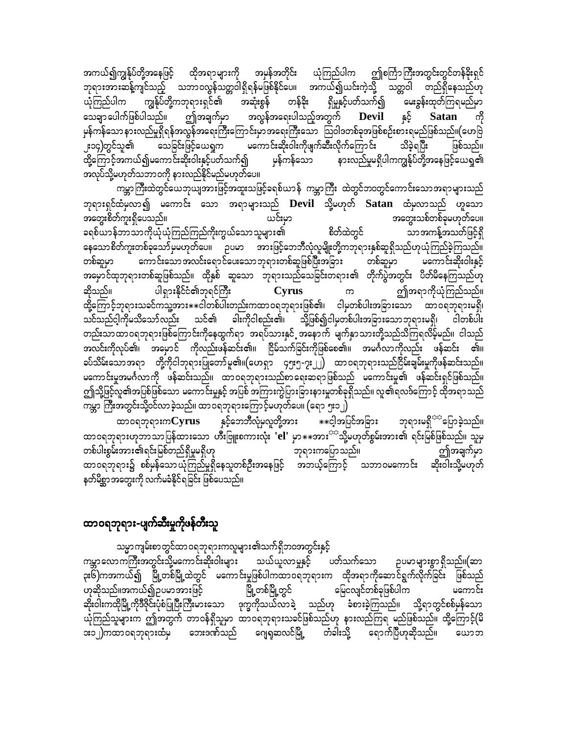အကယ်၍ကျွန်ုပ်တို့အနေဖြင့် ထိုအရာများကို အမှန်အတိုင်း ယုံကြည်ပါက ဤစကြာ ကြီးအတွင်းတွင်တန်ခိုးရှင်ဘုရားအားဆန့်ကျင်သည့် သဘာဝလွန်သတ္တဝါရှိရန်မဖြစ်နိုင်ပေ။ အကယ်၍ယင်းကဲ့သို့ သတ္တဝါ တည်ရှိနေသည်ဟု ယုံကြည်ပါက ကျွန်ုပ်တို့ကဘုရားရှင်၏ အဆုံးစွန် တန်ခိုး ရှိမှုနှင့်ပတ်သက်၍ မေးခွန်းထုတ်ကြရမည်မှာ သေချာ ပေါက်ဖြစ်ပါသည်။ ဤအချက်မှာ အလွန်အရေးပါသည့်အတွက် **Devil** နှင့် **Satan** ကို မှန်ကန်သော နားလည်မှုရှိရန်အလွန်အရေးကြီးကြောင်းမှာ အရေးကြီးသော ဩဝါဒတစ်ခုအဖြစ်စဉ်းစားရမည်ဖြစ်သည်။(ဟေဗြဲ ၂း၁၄)တွင်သူ၏ သေခြင်းဖြင့်ယေရှုက မကောင်းဆိုးဝါးကိုဖျက်ဆီးလိုက်ကြောင်း သိခဲ့ရပြီး ဖြစ်သည်။ ထို့ကြောင့်အကယ်၍မကောင်းဆိုးဝါးနှင့်ပတ်သက်၍ မှန်ကန်သော နားလည်မှုမရှိပါကကျွန်ုပ်တို့အနေဖြင့်ယေရှု၏ အလုပ်သို့မဟုတ်သဘာဝကို နားလည်နိုင်မည်မဟုတ်ပေ။

ကမ္ဘာကြီးထဲတွင်ယေဘုယျအားဖြင့်အထူးသဖြင့်ခရစ်ယာန် ကမ္ဘာကြီး ထဲတွင်ဘဝတွင်ကောင်းသောအရာများသည် ဘုရားရှင်ထံမှလာ၍ မကောင်း သော အရာများသည် **Devil** သို့မဟုတ် **Satan** ထံမှလာသည် ဟူသော အတွေးစိတ်ကူးရှိပေသည်။ ယင်းမှာ အတွေးသစ်တစ်ခုမဟုတ်ပေ။ ခရစ်ယာန်ဘာသာကိုယုံယုံကြည်ကြည်ကိုးကွယ်သောသူများ၏ စိတ်ထဲတွင် သာအကန့်အသတ်ဖြင့်ရှိနေသောစိတ်ကူးတစ်ခုသော့မဟုတ်ပေ။ ဥပမာ အားဖြင့်ဘေဘီလုံလူမျိုးတို့ကဘုရားနှစ်ဆူရှိသည်ဟုယုံကြည်ခဲ့ကြသည်။ တစ်ဆူမှာ ကောင်းသော အလင်းရောင်ပေးသောဘုရားတစ်ဆူဖြစ်ပြီးအခြား တစ်ဆူမှာ မကောင်းဆိုးဝါးနှင့် အမှောင်ထုဘုရားတစ်ဆူဖြစ်သည်။ ထိုနှစ် ဆူသော ဘုရားသည်သေခြင်းတရား၏ တိုက်ပွဲအတွင်း ပိတ်မိနေကြသည်ဟု ဆိုသည်။ ပါရှားနိုင်ငံ၏ဘုရင်ကြီး **Cyrus** က ဤအရာကိုယုံကြည်သည်။ ထို့ကြောင့်ဘုရားသခင်ကသူ့အား**ငါတစ်ပါးတည်းကထာဝရဘုရားဖြစ်၏၊ ငါမှတစ်ပါးအခြားသော ထာဝရဘုရားမရှိ၊ သင်သည်ငါ့ကိုမသိသော်လည်း သင်၏ ခါးကိုငါစည်း၏။ သို့ဖြစ်၍ငါမှတစ်ပါးအခြားသောဘုရားမရှိ၊ ငါတစ်ပါး တည်းသာထာဝရဘုရားဖြစ်ကြောင်းကိုနေထွက်ရာ အရပ်သားနှင့်‌ အနောက် မျက်နှာသားတို့သည်သိကြရလိမ့်မည်။ ငါသည် အလင်းကိုလုပ်၏။ အမှောင် ကိုလည်းဖန်ဆင်း၏။ ငြိမ်သက်ခြင်းကိုဖြစ်စေ၏။ အမင်္ဂလာကိုလည်း ဖန်ဆင်း ၏။ ခပ်သိမ်းသောအရာ တို့ကိုငါဘုရားပြုတော်မူ၏။(ဟေရှာ ၄၅း၅-၇း၂၂) ထာဝရဘုရားသည်ငြိမ်းချမ်းမှုကိုဖန်ဆင်းသည်။ မကောင်းမှုအမင်္ဂလာကို ဖန်ဆင်းသည်။ ထာဝရဘုရားသည်စာရေးဆရာဖြစ်သည် မကောင်းမှု၏ ဖန်ဆင်းရှင်ဖြစ်သည်။ ဤသို့ဖြင့်လူ၏အပြစ်ဖြစ်သော မကောင်းမှုနှင့် အပြစ် အကြားကွဲပြားခြားနားမှုတစ်ခုရှိသည်။ လူ၏ရလဒ်ကြောင့် ထိုအရာသည် ကမ္ဘာ ကြီးအတွင်းသို့ဝင်လာခဲ့သည်။ ထာဝရဘုရားကြောင့်မဟုတ်ပေ။ (ရော ၅း၁၂)

ထာဝရဘုရားက**Cyrus** နှင့်ဘေဘီလုံမှလူတို့အား **ငါ့အပြင်အခြား ဘုရားမရှိ**ပြောခဲ့သည်။ ထာဝရဘုရားဟုဘာသာပြန်ထားသော ဟီးဗြူးစကားလုံး **'el'** မှာ**အား**သို့မဟုတ်စွမ်းအား၏ ရင်းမြစ်ဖြစ်သည်။ သူမှတစ်ပါးစွမ်းအား၏ရင်းမြစ်တည်ရှိမှုမရှိဟု ဘုရားကပြောသည်။ ဤအချက်မှာ ထာဝရဘုရား၌ စစ်မှန်သောယုံကြည်မှုရှိနေသူတစ်ဦးအနေဖြင့် အဘယ့်ကြောင့် သဘာဝမကောင်း ဆိုးဝါးသို့မဟုတ် နတ်မိစ္ဆာအတွေးကို လက်မခံနိုင်ရခြင်း ဖြစ်ပေသည်။

## ထာဝရဘုရား-ပျက်ဆီးမှုကိုဖန်တီးသူ

သမ္မာကျမ်းစာတွင်ထာဝရဘုရားကလူများ၏သက်ရှိဘဝအတွင်းနှင့် ကမ္ဘာလောကကြီးအတွင်းသို့မကောင်းဆိုးဝါးများ သယ်ယူလာမှုနှင့် ပတ်သက်သော ဥပမာများစွာ ရှိသည်။(ဆာ ၃း၆)ကအကယ်၍ မြို့တစ်မြို့ထဲတွင် မကောင်းမှုဖြစ်ပါကထာဝရဘုရားက ထိုအရာကိုဆောင်ရွက်လိုက်ခြင်း ဖြစ်သည်ဟုဆိုသည်။အကယ်၍ဥပမာအားဖြင့် မြို့တစ်မြို့တွင် မြေလျှင်တစ်ခုဖြစ်ပါက မကောင်းဆိုးဝါးကထိုမြို့ကိုဒီဇိုင်းပုံစံပြုပြီးကြီးမားသော ဒုက္ခကိုသယ်လာခဲ့ သည်ဟု ခံစားခဲ့ကြသည်။ သို့ရာတွင်စစ်မှန်သော ယုံကြည်သူများက ဤအတွက် တာဝန်ရှိသူမှာ ထာဝရဘုရားသခင်ဖြစ်သည်ဟု နားလည်ကြရ မည်ဖြစ်သည်။ ထို့ကြောင့်(မိ ၁း၁၂)ကထာဝရဘုရားထံမှ ဘေးဒဏ်သည် ဂျေရုဆလင်မြို့ တံခါးသို့ ရောက်ပြီဟုဆိုသည်။ ယောဘ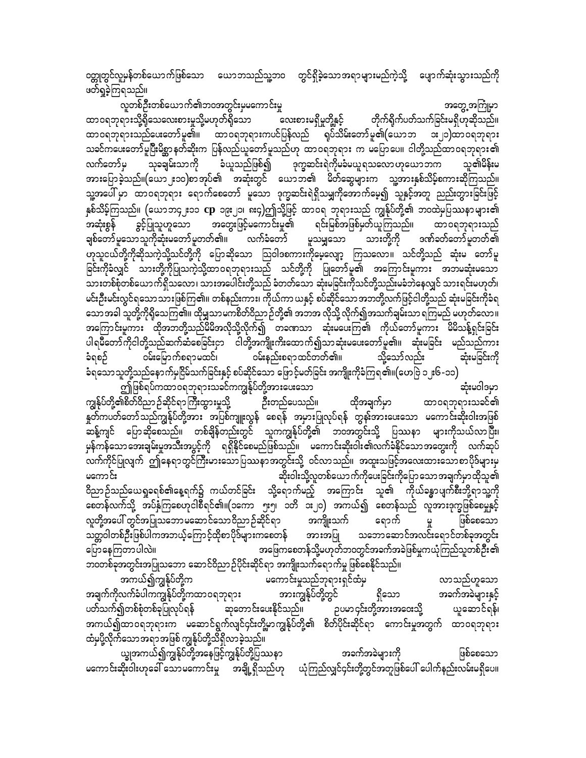ဝတ္ထုတွင်လူမှန်တစ်ယောက်ဖြစ်သော ယောဘသည်သူ့ဘဝ တွင်ရှိခဲ့သောအရာများမည်ကဲ့သို့ ပျောက်ဆုံးသွားသည်ကို ဖတ်ရှုခဲ့ကြရသည်။

လူတစ်ဦးတစ်ယောက်၏ဘဝအတွင်းမှမကောင်းမှု အတွေ့အကြုံမှာ ထာဝရဘုရားသို့ရှိသေလေးစားမှုသို့မဟုတ်ရိုသေ လေးစားမရှိမှုတို့နှင့် တိုက်ရိုက်ပတ်သက်ခြင်းမရှိဟုဆိုသည်။ ထာဝရဘုရားသည်ပေးတော်မူ၏။ ထာဝရဘုရားကပင်ပြန်လည် ရုပ်သိမ်းတော်မူ၏(ယောဘ ၁း၂၁)ထာဝရဘုရား သခင်ကပေးတော်မူပြီးမိတ္တာနတ်ဆိုးက ပြန်လည်ယူတော်မူသည်ဟု ထာဝရဘုရား က မပြောပေ။ ငါတို့သည်ထာဝရဘုရား၏ လက်တော်မှ သုခချမ်းသာကို ခံယူသည်ဖြစ်၍ ဒုက္ခဆင်းရဲကိုမခံမယူရသလောဟုယောဘက သူ၏မိန်းမ အားပြောခဲ့သည်။(ယော ၂း၁၀)စာအုပ်၏ အဆုံးတွင် ယောဘ၏ မိတ်ဆွေများက သူ့အားနှစ်သိမ့်စကားဆိုကြသည်။ သူ့အပေါ်မှာ ထာဝရဘုရား ရောက်စေတော် မူသော ဒုက္ခဆင်းရဲရှိသမျှကိုအောက်မေ့၍ သူနှင့်အတူ ညည်းတွားခြင်းဖြင့် နှစ်သိမ့်ကြသည်။ (ယောဘ ၄၂း၁၁ cp ၁၉း၂၁၊ ၈း၄)ဤသို့ဖြင့် ထာဝရ ဘုရားသည် ကျွန်ုပ်တို့၏ ဘဝထဲမှပြဿနာများ၏ အဆုံးစွန် ခွင့်ပြုသူဟူသော အတွေးဖြင့်မကောင်းမှု၏ ရင်းမြစ်အဖြစ်မှတ်ယူကြသည်။ ထာဝရဘုရားသည် ချစ်တော်မူသောသူကိုဆုံးမတော်မူတတ်၏။ လက်ခံတော် မူသမျှသော သားတို့ကို ဒဏ်ခတ်တော်မူတတ်၏ ဟုသူငယ်တို့ကိုဆိုသကဲ့သို့သင်တို့ကို ပြောဆိုသော ဩဝါဒစကားကိုမေ့လျော့ ကြသလော။ သင်တို့သည် ဆုံးမ တော်မူ ခြင်းကိုခံလျှင် သားတို့ကိုပြုသကဲ့သို့ထာဝရဘုရားသည် သင်တို့ကို ပြုတော်မူ၏ အကြောင်းမူကား အဘမဆုံးမသော သားတစ်စုံတစ်ယောက်ရှိသလော၊ သားအပေါင်းတို့သည် ခံတတ်သော ဆုံးမခြင်းကိုသင်တို့သည်းမခံဘဲနေလျှင် သားရင်းမဟုတ်၊ မင်းဦးမင်းလွင်ရသောသားဖြစ်ကြ၏။ တစ်နည်းကား၊ ကိုယ်ကာ ယနှင့် စပ်ဆိုင်သော အဘတို့လက်ဖြင့်ငါတို့သည် ဆုံးမခြင်းကိုခံရ သောအခါ သူတို့ကိုရိုသေကြ၏။ ထိုမျှသာမကစိတ်ဝိညာဉ်တို့၏ အဘအား လိုသို့ လိုက်၍အသက်ချမ်းသာ ရကြမည် မဟုတ်လော။ အကြောင်းမူကား ထိုအဘတို့သည်မိမိအလိုသို့လိုက်၍ တဓဏသာ ဆုံးမပေးကြ၏ ကိုယ်တော်မူကား မိမိသန့်ရှင်းခြင်း ပါရမီတော်ကိုငါတို့သည်ဆက်ဆံစေခြင်းငှာ ငါတို့အကျိုးကိုးထောက်၍သာဆုံးမပေးတော်မူ၏။ ဆုံးမခြင်း မည်သည်ကား ခံရစဉ် ဝမ်းမြောက်စရာမထင်၊ ဝမ်းနည်းစရာထင်တတ်၏။ သို့သော်လည်း ဆုံးမခြင်းကို ခံရသောသူတို့သည်နောက်မှငြိမ်သက်ခြင်းနှင့် စပ်ဆိုင်သော ဖြောင့်မတ်ခြင်း အကျိုးကိုခံကြရ၏။(ဟေဗြဲ ၁၂း၆-၁၁)

ဤဖြစ်ရပ်ကထာဝရဘုရားသခင်ကကျွန်ုပ်တို့အားပေးသော ဆုံးမဝါဒမှာ ကျွန်ုပ်တို့၏စိတ်ဝိညာဉ်ဆိုင်ရာကြီးထွားမှုသို့ ဦးတည်ပေသည်။ ထိုအချက်မှာ ထာဝရဘုရားသခင်၏ နှုတ်ကပတ်တော်သည်ကျွန်ုပ်တို့အား အပြစ်ကျူးလွန် စေရန် အမှားပြုလုပ်ရန် တွန်းအားပေးသော မကောင်းဆိုးဝါးအဖြစ် ဆန့်ကျင် ပြောဆိုစေသည်။ တစ်ချိန်တည်းတွင် သူကကျွန်ုပ်တို့၏ ဘဝအတွင်းသို့ ပြဿနာ များကိုသယ်လာပြီး၊ မှန်ကန်သောအေးချမ်းမှုအသီးအပွင့်ကို ရရှိနိုင်စေမည်ဖြစ်သည်။ မကောင်းဆိုးဝါး၏လက်ခံနိုင်သောအတွေးကို လက်ဆုပ် လက်ကိုင်ပြုလျက် ဤနေရာတွင်ကြီးမားသောပြဿနာအတွင်းသို့ ဝင်လာသည်။ အထူးသဖြင့်အလေးထားသောစာပိုဒ်များမှ မကောင်း ဆိုးဝါးသို့လူတစ်ယောက်ကိုပေးခြင်းကိုပြောသောအချက်မှာထိုသူ၏ ဝိညာဉ်သည်ယေရှုခရစ်၏နေ့ရက်၌ ကယ်တင်ခြင်း သို့ရောက်မည့် အကြောင်း သူ၏ ကိုယ်ခန္ဓာပျက်စီးဘို့ရာသူ့ကို စေတန်လက်သို့ အပ်နှံကြစေဟုငါစီရင်၏။(၁ကော ၅း၅၊ ၁တိ ၁း၂၀) အကယ်၍ စေတန်သည် လူအားဒုက္ခဖြစ်စေမှုနှင့် လူတို့အပေါ်တွင်အပြုသဘောမဆောင်သောဝိညာဉ်ဆိုင်ရာ အကျိုးသက် ရောက် မှု ဖြစ်စေသော သတ္တဝါတစ်ဦးဖြစ်ပါကအဘယ့်ကြောင့်ထိုစာပိုဒ်များကစေတန် အားအပြု သဘောဆောင်အလင်းရောင်တစ်ခုအတွင်း ပြောနေကြတာပါလဲ။ အဖြေကစေတန်သို့မဟုတ်ဘဝတွင်အခက်အခဲဖြစ်မှုကယုံကြည်သူတစ်ဦး၏ ဘဝတစ်ခုအတွင်းအပြုသဘော ဆောင်ဝိညာဉ်ပိုင်းဆိုင်ရာ အကျိုးသက်ရောက်မှု ဖြစ်စေနိုင်သည်။

အကယ်၍ကျွန်ုပ်တို့က မကောင်းမှုသည်ဘုရားရှင်ထံမှ လာသည်ဟူသော အချက်ကိုလက်ခံပါကကျွန်ုပ်တို့ကထာဝရဘုရား အားကျွန်ုပ်တို့တွင် ရှိသော အခက်အခဲများနှင့် ပတ်သက်၍တစ်စုံတစ်ခုပြုလုပ်ရန် ဆုတောင်းပေးနိုင်သည်။ ဥပမာငှင်းတို့အားအဝေးသို့ ယူဆောင်ရန်၊ အကယ်၍ထာဝရဘုရားက မဆောင်ရွက်လျှင်ငှင်းတို့မှာကျွန်ုပ်တို့၏ စိတ်ပိုင်းဆိုင်ရာ ကောင်းမှုအတွက် ထာဝရဘုရား ထံမှပို့လိုက်သောအရာအဖြစ် ကျွန်ုပ်တို့သိရှိလာခဲ့သည်။

ယ္ခုအကယ်၍ကျွန်ုပ်တို့အနေဖြင့်ကျွန်ုပ်တို့ပြဿနာ အခက်အခဲများကို ဖြစ်စေသော မကောင်းဆိုးဝါးဟုခေါ်သောမကောင်းမှု အချို့ရှိသည်ဟု ယုံကြည်လျှင်ငှင်းတို့တွင်အတူဖြစ်ပေါ် ပေါက်နည်းလမ်းမရှိပေ။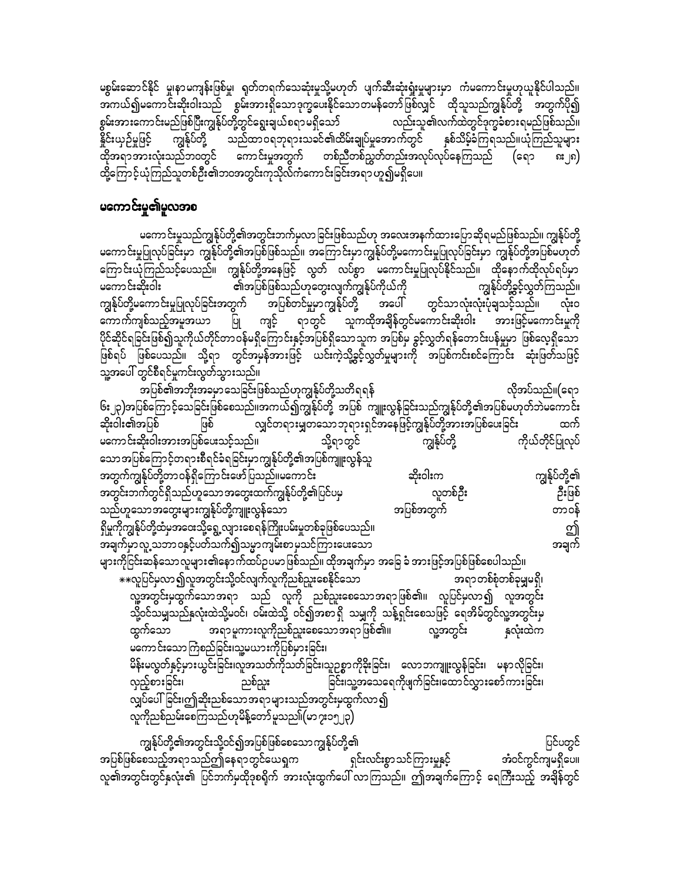မစွမ်းဆောင်နိုင် မှုနာမကျန်းဖြစ်မှု ရုတ်တရက်သေဆုံးမှုသို့မဟုတ် ပျက်စီးဆုံးရှုံးမှုများမှာ ကံမကောင်းမှုဟုယူနိုင်ပါသည်။ အကယ်၍မကောင်းဆိုးဝါးသည် စွမ်းအားရှိသောဒုက္ခပေးနိုင်သောတမန်တော်ဖြစ်လျှင် ထိုသူသည်ကျွန်ုပ်တို့ အတွက်ပို၍ စွမ်းအားကောင်းမည်ဖြစ်ပြီးကျွန်ုပ်တို့တွင်ရွေးချယ်စရာမရှိသော် လည်းသူ၏လက်ထဲတွင်ဒုက္ခခံစားရမည်ဖြစ်သည်။ နိုင်းယှဉ်မှုဖြင့် ကျွန်ုပ်တို့ သည်ထာဝရဘုရားသခင်၏ထိမ်းချုပ်မှုအောက်တွင် နစ်သိမ့်ခံကြရသည်။ယုံကြည်သူများ ထိုအရာအားလုံးသည်ဘဝတွင် ကောင်းမှုအတွက် တစ်ညီတစ်ညွတ်တည်းအလုပ်လုပ်နေကြသည် (ရော ၈း၂၈) ထို့ကြောင့်ယုံကြည်သူတစ်ဦး၏ဘဝအတွင်းကုသိုလ်ကံကောင်းခြင်းအရာဟူ၍မရှိပေ။

## မကောင်းမှု၏မူလအစ

မကောင်းမှုသည်ကျွန်ုပ်တို့၏အတွင်းဘက်မှလာခြင်းဖြစ်သည်ဟု အလေးအနက်ထားပြောဆိုရမည်ဖြစ်သည်။ ကျွန်ုပ်တို့ မကောင်းမှုပြုလုပ်ခြင်းမှာ ကျွန်ုပ်တို့၏အပြစ်ဖြစ်သည်။ အကြောင်းမှာကျွန်ုပ်တို့မကောင်းမှုပြုလုပ်ခြင်းမှာ ကျွန်ုပ်တို့အပြစ်မဟုတ်ကြောင်းယုံကြည်သင့်ပေသည်။ ကျွန်ုပ်တို့အနေဖြင့် လွတ် လပ်စွာ မကောင်းမှုပြုလုပ်နိုင်သည်။ ထိုနောက်ထိုလုပ်ရပ်မှာ မကောင်းဆိုးဝါး ၏အပြစ်ဖြစ်သည်ဟုတွေးလျက်ကျွန်ုပ်ကိုယ်ကို ကျွန်ုပ်တို့ခွင့်လွှတ်ကြသည်။ ကျွန်ုပ်တို့မကောင်းမှုပြုလုပ်ခြင်းအတွက် အပြစ်တင်မှုမှာကျွန်ုပ်တို့ အပေါ် တွင်သာလုံးလုံးပုံချသင့်သည်။ လုံးဝကောက်ကျစ်သည့်အမှုအယာ ပြု ကျင့် ရာတွင် သူကထိုအချိန်တွင်မကောင်းဆိုးဝါး အားဖြင့်မကောင်းမှုကိုပိုင်ဆိုင်ရခြင်းဖြစ်၍သူကိုယ်တိုင်တာဝန်မရှိကြောင်းနှင့်အပြစ်ရှိသောသူက အပြစ်မှ ခွင့်လွှတ်ရန်တောင်းပန်မှုမှာ ဖြစ်လေ့ရှိသောဖြစ်ရပ် ဖြစ်ပေသည်။ သို့ရာ တွင်အမှန်အားဖြင့် ယင်းကဲ့သို့ခွင့်လွှတ်မှုများကို အပြစ်ကင်းစင်ကြောင်း ဆုံးဖြတ်သဖြင့် သူ့အပေါ် တွင်စီရင်မှုကင်းလွတ်သွားသည်။

အပြစ်၏အဘိုးအခမှာသေခြင်းဖြစ်သည်ဟုကျွန်ုပ်တို့သတိရရန် လိုအပ်သည်။(ရော ၆း၂၃)အပြစ်ကြောင့်သေခြင်းဖြစ်စေသည်။အကယ်၍ကျွန်ုပ်တို့ အပြစ် ကျူးလွန်ခြင်းသည်ကျွန်ုပ်တို့၏အပြစ်မဟုတ်ဘဲမကောင်းဆိုးဝါး၏အပြစ် ဖြစ် လျှင်တရားမျှတသောဘုရားရှင်အနေဖြင့်ကျွန်ုပ်တို့အားအပြစ်ပေးခြင်း ထက်မကောင်းဆိုးဝါးအားအပြစ်ပေးသင့်သည်။ သို့ရာတွင် ကျွန်ုပ်တို့ ကိုယ်တိုင်ပြုလုပ်သောအပြစ်ကြောင့်တရားစီရင်ခံရခြင်းမှာကျွန်ုပ်တို့၏အပြစ်ကျူးလွန်သူအတွက်ကျွန်ုပ်တို့တာဝန်ရှိကြောင်းဖော်ပြသည်။မကောင်း ဆိုးဝါးက ကျွန်ုပ်တို့၏အတွင်းဘက်တွင်ရှိသည်ဟူသောအတွေးထက်ကျွန်ုပ်တို့၏ပြင်ပမှ လူတစ်ဦး ဦးဖြစ်သည်ဟူသောအတွေးများကျွန်ုပ်တို့ကျူးလွန်သော အပြစ်အတွက် တာဝန်ရှိမှုကိုကျွန်ုပ်တို့ထံမှအဝေးသို့ရွှေ့လျားစေရန်ကြိုးပမ်းမှုတစ်ခုဖြစ်ပေသည်။ ဤ အချက်မှာလူ့သဘာဝနှင့်ပတ်သက်၍သမ္မာကျမ်းစာမှသင်ကြားပေးသော အချက်များကိုငြင်းဆန်သောလူများ၏နောက်ထပ်ဥပမာဖြစ်သည်။ ထိုအချက်မှာ အခြေ ခံ အားဖြင့်အပြစ်ဖြစ်စေပါသည်။

**လူပြင်မှလာ၍လူအတွင်းသို့ဝင်လျက်လူကိုညစ်ညူးစေနိုင်သော အရာတစ်စုံတစ်ခုမျှမရှိ၊ လူ့အတွင်းမှထွက်သောအရာ သည် လူကို ညစ်ညူးစေသောအရာဖြစ်၏။ လူပြင်မှလာ၍ လူအတွင်းသို့ဝင်သမျှသည်နှလုံးထဲသို့မဝင်၊ ဝမ်းထဲသို့ ဝင်၍အစာရှိ သမျှကို သန့်ရှင်းစေသဖြင့် ရေအိမ်တွင်လှန့်အတွင်းမှ ထွက်သော အရာမူကားလူကိုညစ်ညူးစေသောအရာဖြစ်၏။ လူ့အတွင်း နှလုံးထဲက မကောင်းသောကြံစည်ခြင်း၊သူ့မယားကိုပြစ်မှားခြင်း၊ မိန်းမလွတ်နှင့်မှားယွင်းခြင်း၊လူ့အသက်ကိုသတ်ခြင်း၊သူ့ဥစ္စာကိုခိုးခြင်း၊ လောဘကျူးလွန်ခြင်း၊ မနာလိုခြင်း၊ လှည့်စားခြင်း၊ ညစ်ညူး ခြင်း၊သူ့အသရေကိုဖျက်ခြင်း၊ထောင်လွှားစော်ကားခြင်း၊ လျှပ်ပေါ် ခြင်း၊ဤဆိုးညစ်သောအရာများသည်အတွင်းမှထွက်လာ၍ လူကိုညစ်ညမ်းစေကြသည်ဟုမိန့်တော်မူသည်။(မာ ၇း၁၅၊၂၃)

ကျွန်ုပ်တို့၏အတွင်းသို့ဝင်၍အပြစ်ဖြစ်စေသောကျွန်ုပ်တို့၏ ပြင်ပတွင် အပြစ်ဖြစ်စေသည့်အရာသည်ဤနေရာတွင်ယေရှုက ရှင်းလင်းစွာသင်ကြားမှုနှင့် အံဝင်ခွင်ကျမရှိပေ။ လူ၏အတွင်းတွင်နှလုံး၏ ပြင်ဘက်မှထိုဒုစရိုက် အားလုံးထွက်ပေါ် လာကြသည်။ ဤအချက်ကြောင့် ရေကြီးသည့် အချိန်တွင်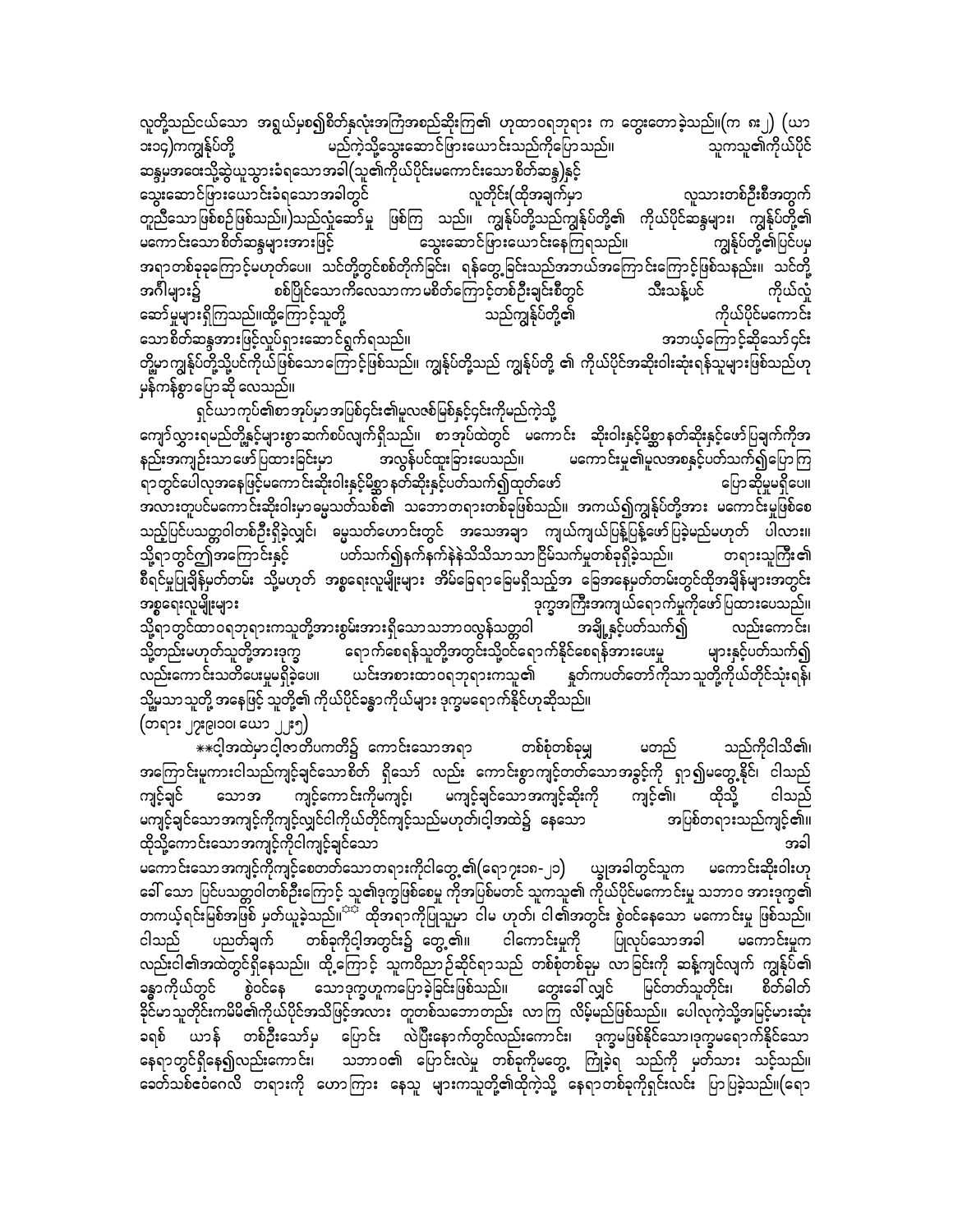လူတို့သည်ငယ်သော အရွယ်မှစ၍စိတ်နှလုံးအကြံအစည်ဆိုးကြ၏ ဟုထာဝရဘုရား က တွေးတောခဲ့သည်။(က ၈း၂) (ယာ ၁း၁၄)ကကျွန်ုပ်တို့ မည်ကဲ့သို့သွေးဆောင်ဖြားယောင်းသည်ကိုပြောသည်။ သူကသူ၏ကိုယ်ပိုင်ဆန္ဒမှအဝေးသို့ဆွဲယူသွားခံရသောအခါ(သူ၏ကိုယ်ပိုင်မကောင်းသောစိတ်ဆန္ဒ)နှင့် သွေးဆောင်ဖြားယောင်းခံရသောအခါတွင် လူတိုင်း(ထိုအချက်မှာ လူသားတစ်ဦးစီအတွက် တူညီသောဖြစ်စဉ်ဖြစ်သည်။)သည်လှုံ့ဆော်မှု ဖြစ်ကြ သည်။ ကျွန်ုပ်တို့သည်ကျွန်ုပ်တို့၏ ကိုယ်ပိုင်ဆန္ဒများ၊ ကျွန်ုပ်တို့၏ မကောင်းသောစိတ်ဆန္ဒများအားဖြင့် သွေးဆောင်ဖြားယောင်းနေကြရသည်။ ကျွန်ုပ်တို့၏ပြင်ပမှအရာတစ်ခုကြောင့်မဟုတ်ပေ။ သင်တို့တွင်စစ်တိုက်ခြင်း၊ ရန်တွေ့ခြင်းသည်အဘယ်အကြောင်းကြောင့်ဖြစ်သနည်း။ သင်တို့အင်္ဂါများ၌ စစ်ပြိုင်သောကိလေသာကာမစိတ်ကြောင့်တစ်ဦးချင်းစီတွင် သီးသန့်ပင် ကိုယ်လှုံ့ဆော်မှုများရှိကြသည်။ထို့ကြောင့်သူတို့ သည်ကျွန်ုပ်တို့၏ ကိုယ်ပိုင်မကောင်းသောစိတ်ဆန္ဒအားဖြင့်လှုပ်ရှားဆောင်ရွက်ရသည်။ အဘယ့်ကြောင့်ဆိုသော် ၄င်းတို့မှာကျွန်ုပ်တို့သို့ပင်ကိုယ်ဖြစ်သောကြောင့်ဖြစ်သည်။ ကျွန်ုပ်တို့သည် ကျွန်ုပ်တို့ ၏ ကိုယ်ပိုင်အဆိုးဝါးဆုံးရန်သူများဖြစ်သည်ဟု မှန်ကန်စွာ ပြောဆို လေသည်။

ရှင်ယာကုပ်၏စာအုပ်မှာအပြစ်၄င်း၏မူလဇစ်မြစ်နှင့်၄င်းကိုမည်ကဲ့သို့ ကျော်လွှားရမည်တို့နှင့်များစွာဆက်စပ်လျက်ရှိသည်။ စာအုပ်ထဲတွင် မကောင်း ဆိုးဝါးနှင့်မိစ္ဆာနတ်ဆိုးနှင့်ဖော်ပြချက်ကိုအနည်းအကျဉ်းသာဖော်ပြထားခြင်းမှာ အလွန်ပင်ထူးခြားပေသည်။ မကောင်းမှု၏မူလအစနှင့်ပတ်သက်၍ပြောကြရာတွင်ပေါလုအနေဖြင့်မကောင်းဆိုးဝါးနှင့်မိစ္ဆာနတ်ဆိုးနှင့်ပတ်သက်၍ထုတ်ဖော် ပြောဆိုမှုမရှိပေ။ အလားတူပင်မကောင်းဆိုးဝါးမှာခမ္မသတ်သစ်၏ သဘောတရားတစ်ခုဖြစ်သည်။ အကယ်၍ကျွန်ုပ်တို့အား မကောင်းမှုဖြစ်စေသည့်ပြင်ပသတ္တဝါတစ်ဦးရှိခဲ့လျှင်၊ ဓမ္မသတ်ဟောင်းတွင် အသေအချာ ကျယ်ကျယ်ပြန့်ပြန့်ဖော်ပြခဲ့မည်မဟုတ် ပါလား။ သို့ရာတွင်ဤအကြောင်းနှင့် ပတ်သက်၍နက်နက်နဲနဲသိသိသာသာငြိမ်သက်မှုတစ်ခုရှိခဲ့သည်။ တရားသူကြီး၏ စီရင်မှုပြချိန်မှတ်တမ်း သို့မဟုတ် အစ္စရေးလူမျိုးများ အိမ်ခြေရာခြေမရှိသည့်အ ခြေအနေမှတ်တမ်းတွင်ထိုအချိန်များအတွင်း အစ္စရေးလူမျိုးများ ဒုက္ခအကြီးအကျယ်ရောက်မှုကိုဖော်ပြထားပေသည်။ သို့ရာတွင်ထာဝရဘုရားကသူတို့အားစွမ်းအားရှိသောသဘာဝလွန်သတ္တဝါ အချို့နှင့်ပတ်သက်၍ လည်းကောင်း၊ သို့တည်းမဟုတ်သူတို့အားဒုက္ခ ရောက်စေရန်သူတို့အတွင်းသို့ဝင်ရောက်နိုင်စေရန်အားပေးမှု များနှင့်ပတ်သက်၍ လည်းကောင်းသတိပေးမှုမရှိခဲ့ပေ။ ယင်းအစားထာဝရဘုရားကသူ၏ နှုတ်ကပတ်တော်ကိုသာသူတို့ကိုယ်တိုင်သုံးရန်၊ သို့မှသာသူတို့ အနေဖြင့် သူတို့၏ ကိုယ်ပိုင်ခန္ဓာကိုယ်များ ဒုက္ခမရောက်နိုင်ဟုဆိုသည်။ (တရား ၂၇း၉၊၁၀၊ ယော ၂၄း၅)

**ငါ့အထဲမှာငါ့ဇာတိပကတိ၌ ကောင်းသောအရာ တစ်စုံတစ်ခုမျှ မတည် သည်ကိုငါသိ၏၊ အကြောင်းမူကားငါသည်ကျင့်ချင်သောစိတ် ရှိသော် လည်း ကောင်းစွာကျင့်တတ်သောအခွင့်ကို ရှာ၍မတွေ့နိုင်၊ ငါသည် ကျင့်ချင် သောအ ကျင့်ကောင်းကိုမကျင့်၊ မကျင့်ချင်သောအကျင့်ဆိုးကို ကျင့်၏၊ ထိုသို့ ငါသည် မကျင့်ချင်သောအကျင့်ကိုကျင့်လျှင်ငါကိုယ်တိုင်ကျင့်သည်မဟုတ်၊ငါ့အထဲ၌ နေသော အပြစ်တရားသည်ကျင့်၏။ ထိုသို့ကောင်းသောအကျင့်ကိုငါကျင့်ချင်သော အခါ မကောင်းသောအကျင့်ကိုကျင့်စေတတ်သောတရားကိုငါတွေ့၏(ရော ၇း၁၈-၂၁) ယျွအခါတွင်သူက မကောင်းဆိုးဝါးဟု ခေါ်သော ပြင်ပသတ္တဝါတစ်ဦးကြောင့် သူ၏ဒုက္ခဖြစ်စေမှု ကိုအပြစ်မတင် သူကသူ၏ ကိုယ်ပိုင်မကောင်းမှု သဘာဝ အားဒုက္ခ၏ တကယ့်ရင်းမြစ်အဖြစ် မှတ်ယူခဲ့သည်။** ထိုအရာကိုပြဿနာ ဝါမ ဟုတ်၊ ငါ၏အတွင်း စွဲဝင်နေသော မကောင်းမှု ဖြစ်သည်။ ငါသည် ပညတ်ချက် တစ်ခုကိုငါ့အတွင်း၌ တွေ့၏။ ငါကောင်းမှုကို ပြုလုပ်သောအခါ မကောင်းမှုက လည်းငါ၏အထဲတွင်ရှိနေသည်။ ထို့ကြောင့် သူကဝိညာဉ်ဆိုင်ရာသည် တစ်စုံတစ်ခုမှု လာခြင်းကို ဆန့်ကျင်လျက် ကျွန်ုပ်၏ ခန္ဓာကိုယ်တွင် စွဲဝင်နေ သောဒုက္ခဟုကပြောခဲ့ခြင်းဖြစ်သည်။ တွေးခေါ်လျှင် မြင်တတ်သူတိုင်း၊ စိတ်ခါတ်ခိုင်မာသူတိုင်းကမိမိ၏ကိုယ်ပိုင်အသိဖြင့်အလား တူတစ်သဘောတည်း လာကြ လိမ့်မည်ဖြစ်သည်။ ပေါလုကဲ့သို့အမြင့်မားဆုံး ခရစ် ယာန် တစ်ဦးသော်မှ ပြောင်း လဲပြီးနောက်တွင်လည်းကောင်း၊ ဒုက္ခမဖြစ်နိုင်သော၊ဒုက္ခမရောက်နိုင်သော နေရာတွင်ရှိနေ၍လည်းကောင်း၊ သဘာဝ၏ ပြောင်းလဲမှု တစ်ခုကိုမတွေ့ ကြုံခဲ့ရ သည်ကို မှတ်သား သင့်သည်။ ခေတ်သစ်ဧဝံဂေလိ တရားကို ဟောကြား နေသူ များကသူတို့၏ထိုကဲ့သို့ နေရာတစ်ခုကိုရှင်းလင်း ပြာပြခဲ့သည်။(ရော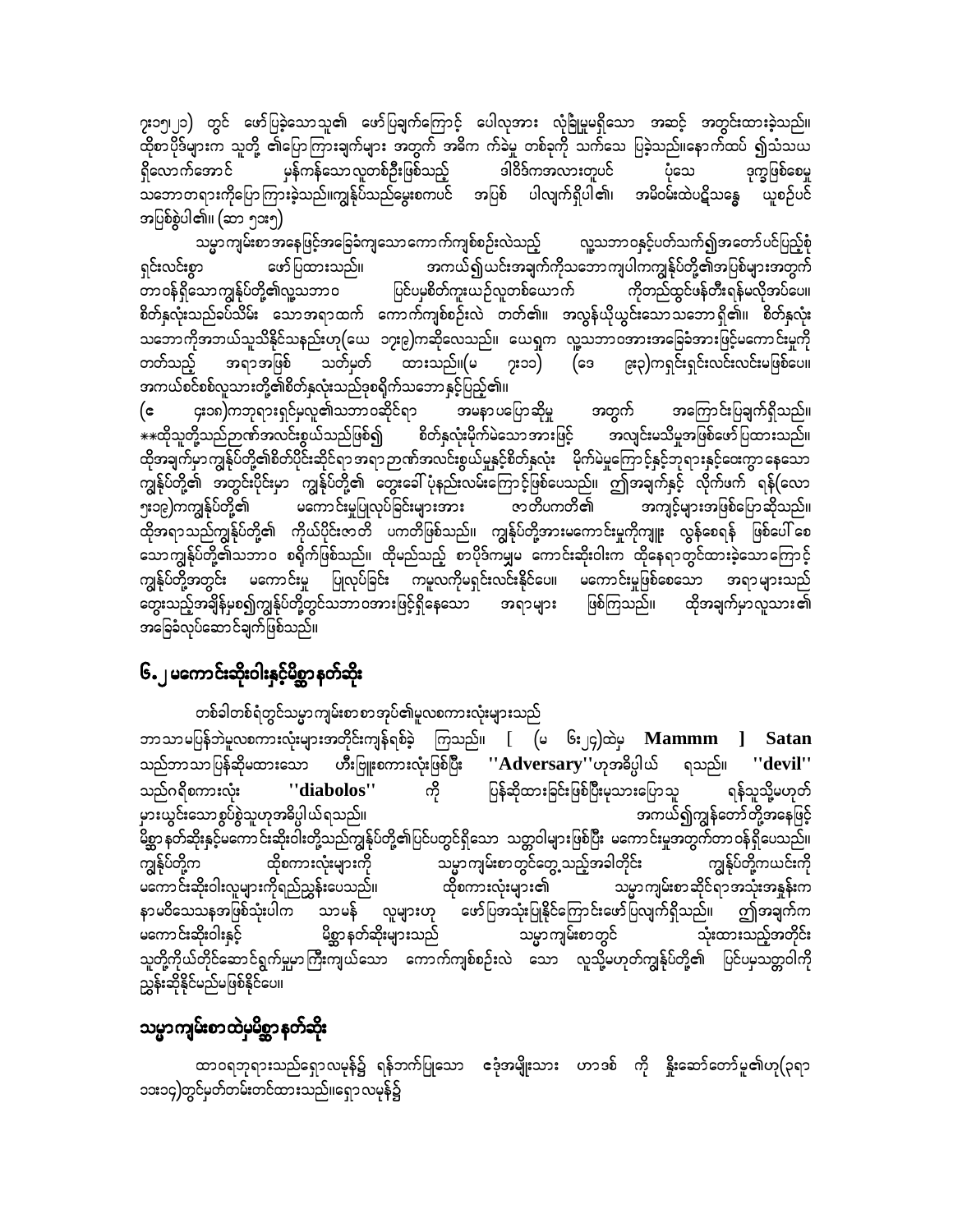၇း၁၅၊၂၁) တွင် ဖော်ပြခဲ့သောသူ၏ ဖော်ပြချက်ကြောင့် ပေါလုအား လုံခြုံမှုမရှိသော အဆင့် အတွင်းထားခဲ့သည်။ ထိုစာပိုဒ်များက သူတို့ ၏ပြောကြားချက်များ အတွက် အဓိက ကဲခဲမှု တစ်ခုကို သက်သေ ပြခဲ့သည်။နောက်ထပ် ၍သံသယ ရှိလောက်အောင် မှန်ကန်သောလူတစ်ဦးဖြစ်သည့် ဒါဝိဒ်ကအလားတူပင် ပုံသေ ဒုက္ခဖြစ်စေမှု သဘောတရားကိုပြောကြားခဲ့သည်။ကျွန်ုပ်သည်မွေးစကပင် အပြစ် ပါလျက်ရှိပါ၏၊ အမိဝမ်းထဲပဋိသန္ဓေ ယူစဉ်ပင် အပြစ်စွဲပါ၏။ (ဆာ ၅၁း၅)

သမ္မာကျမ်းစာအနေဖြင့်အခြေခံကျသောကောက်ကျစ်စဉ်းလဲသည့် လူ့သဘာဝနှင့်ပတ်သက်၍အတော်ပင်ပြည့်စုံ ရှင်းလင်းစွာ ဖော်ပြထားသည်။ အကယ်၍ယင်းအချက်ကိုသဘောကျပါကကျွန်ုပ်တို့၏အပြစ်များအတွက် တာဝန်ရှိသောကျွန်ုပ်တို့၏လူ့သဘာဝ ပြင်ပမှစိတ်ကူးယဉ်လူတစ်ယောက် ကိုတည်ထွင်ဖန်တီးရန်မလိုအပ်ပေ။ စိတ်နှလုံးသည်ခပ်သိမ်း သောအရာထက် ကောက်ကျစ်စဉ်းလဲ တတ်၏။ အလွန်ယိုယွင်းသောသဘောရှိ၏။ စိတ်နှလုံး သဘောကိုအဘယ်သူသိနိုင်သနည်းဟု(ယေ ၁၇း၉)ကဆိုလေသည်။ ယေရှုက လူ့သဘာဝအားအခြေခံအားဖြင့်မကောင်းမှုကို တတ်သည့် အရာအဖြစ် သတ်မှတ် ထားသည်။(မ ၇း၁၁) (ဒေ ၉း၃)ကရှင်းရှင်းလင်းလင်းမဖြစ်ပေ။ အကယ်စင်စစ်လူသားတို့၏စိတ်နှလုံးသည်ဒုစရိုက်သဘောနှင့်ပြည့်၏။

(ဧ ၄း၁၈)ကဘုရားရှင်မှလူ၏သဘာဝဆိုင်ရာ အမနာပပြောဆိုမှု အတွက် အကြောင်းပြချက်ရှိသည်။ **ထိုသူတို့သည်ဉာဏ်အလင်းစွယ်သည်ဖြစ်၍ စိတ်နှလုံးမိုက်မဲသောအားဖြင့် အလျင်းမသိမှုအဖြစ်ဖော်ပြထားသည်။ ထိုအချက်မှာကျွန်ုပ်တို့၏စိတ်ပိုင်းဆိုင်ရာအရာဉာဏ်အလင်းစွယ်မှုနှင့်စိတ်နှလုံး မိုက်မဲမှုကြောင့်နှင့်ဘုရားနှင့်ဝေးကွာနေသော ကျွန်ုပ်တို့၏ အတွင်းပိုင်းမှာ ကျွန်ုပ်တို့၏ တွေးခေါ်ပုံနည်းလမ်းကြောင့်ဖြစ်ပေသည်။ ဤအချက်နှင့် လိုက်ဖက် ရန်(ရော ၅း၁၉)ကကျွန်ုပ်တို့၏ မကောင်းမှုပြုလုပ်ခြင်းများအား ဇာတိပကတိ၏ အကျင့်များအဖြစ်ပြောဆိုသည်။ ထိုအရာသည်ကျွန်ုပ်တို့၏ ကိုယ်ပိုင်ဇာတိ ပကတိဖြစ်သည်။ ကျွန်ုပ်တို့အားမကောင်းမှုကိုကျူး လွန်စေရန် ဖြစ်ပေါ်စေ သောကျွန်ုပ်တို့၏သဘာဝ စရိုက်ဖြစ်သည်။ ထိုမည်သည့် စာပိုဒ်ကမျှမ ကောင်းဆိုးဝါးက ထိုနေရာတွင်ထားခဲ့သောကြောင့် ကျွန်ုပ်တို့အတွင်း မကောင်းမှု ပြုလုပ်ခြင်း ကမူလကိုမရှင်းလင်းနိုင်ပေ။ မကောင်းမှုဖြစ်စေသော အရာများသည် တွေးသည့်အချိန်မှစ၍ကျွန်ုပ်တို့တွင်သဘာဝအားဖြင့်ရှိနေသော အရာများ ဖြစ်ကြသည်။ ထိုအချက်မှာလူသား၏ အခြေခံလုပ်ဆောင်ချက်ဖြစ်သည်။

## ၆.၂ မကောင်းဆိုးဝါးနှင့်မိစ္ဆာနတ်ဆိုး

တစ်ခါတစ်ရံတွင်သမ္မာကျမ်းစာစာအုပ်၏မူလစကားလုံးများသည် ဘာသာမပြန်ဘဲမူလစကားလုံးများအတိုင်းကျန်ရစ်ခဲ့ ကြသည်။ [ (မ ၆း၂၄)ထဲမှ **Mammm ] Satan** သည်ဘာသာပြန်ဆိုမထားသော ဟီးဗြူးစကားလုံးဖြစ်ပြီး **"Adversary"**ဟုအဓိပ္ပါယ် ရသည်။ **"devil"** သည်ဂရိစကားလုံး **"diabolos"** ကို ပြန်ဆိုထားခြင်းဖြစ်ပြီးမုသားပြောသူ ရန်သူသို့မဟုတ် မှားယွင်းသောစွပ်စွဲသူဟုအဓိပ္ပါယ်ရသည်။ အကယ်၍ကျွန်တော်တို့အနေဖြင့် မိစ္ဆာနတ်ဆိုးနှင့်မကောင်းဆိုးဝါးတို့သည်ကျွန်ုပ်တို့၏ပြင်ပတွင်ရှိသော သတ္တဝါများဖြစ်ပြီး မကောင်းမှုအတွက်တာဝန်ရှိပေသည်။ ကျွန်ုပ်တို့က ထိုစကားလုံးများကို သမ္မာကျမ်းစာတွင်တွေ့သည့်အခါတိုင်း ကျွန်ုပ်တို့ကယင်းကို မကောင်းဆိုးဝါးလူများကိုရည်ညွှန်းပေသည်။ ထိုစကားလုံးများ၏ သမ္မာကျမ်းစာဆိုင်ရာအသုံးအနှုန်းက နာမဝိသေသနအဖြစ်သုံးပါက သာမန် လူများဟု ဖော်ပြသုံးပြုနိုင်ကြောင်းဖော်ပြလျက်ရှိသည်။ ဤအချက်က မကောင်းဆိုးဝါးနှင့် မိစ္ဆာနတ်ဆိုးများသည် သမ္မာကျမ်းစာတွင် သုံးထားသည့်အတိုင်း သူတို့ကိုယ်တိုင်ဆောင်ရွက်မှုမှာကြီးကျယ်သော ကောက်ကျစ်စဉ်းလဲ သော လူသို့မဟုတ်ကျွန်ုပ်တို့၏ ပြင်ပမှသတ္တဝါကို ညွှန်းဆိုနိုင်မည်မဖြစ်နိုင်ပေ။

## သမ္မာကျမ်းစာထဲမှမိစ္ဆာနတ်ဆိုး

ထာဝရဘုရားသည်ရှောလမုန်၌ ရန်ဘက်ပြုသော ဧဒုံအမျိုးသား ဟာဒဒ် ကို နှိုးဆော်တော်မူ၏ဟု(၃ရာ ၁၁း၁၄)တွင်မှတ်တမ်းတင်ထားသည်။ရှောလမုန်၌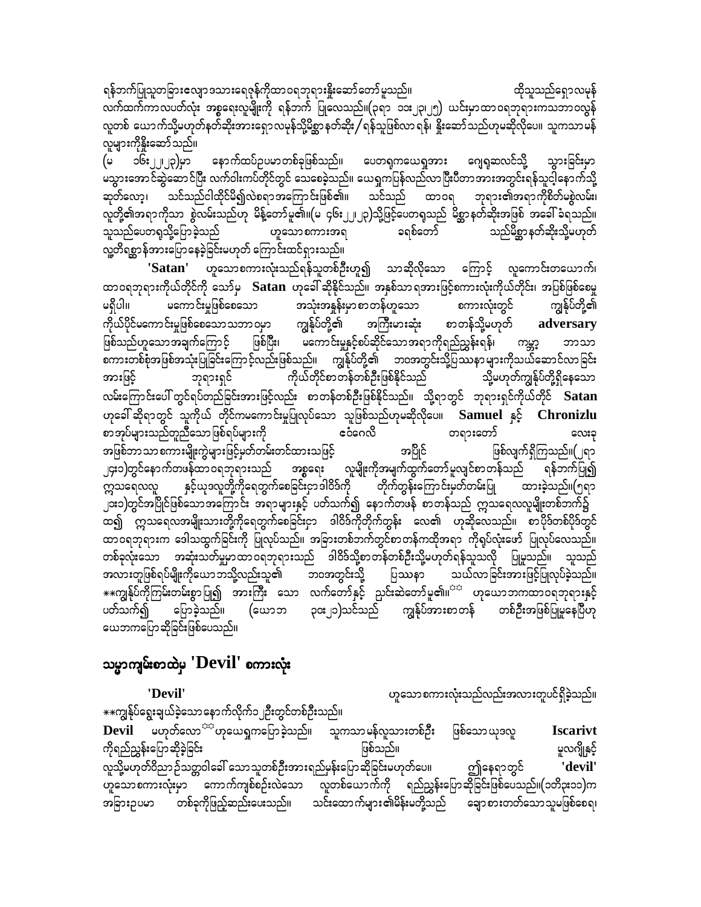ရန်ဘက်ပြုသူတခြားလျှော ဒသားရေရှန်ကိုထာဝရဘုရားနှိုးဆော်တော်မူသည်။ ထိုသူသည်ရှောလမုန် လက်ထက်ကာလပတ်လုံး အစ္စရေးလူမျိုးကို ရန်ဘက် ပြုလေသည်။(၃ရာ ၁၁း၂၃၊၂၅) ယင်းမှာထာဝရဘုရားကသဘာဝလွန် လူတစ် ယောက်သို့မဟုတ်နတ်ဆိုးအားရှောလမုန်သို့မိစ္ဆာနတ်ဆိုး/ရန်သူဖြစ်လာရန်၊ နိုးဆော်သည်ဟုမဆိုလိုပေ။ သူကသာမန် လူများကိုနိုးဆော်သည်။

(မ ၁၆း၂၂၊၂၃)မှာ နောက်ထပ်ဥပမာတစ်ခုဖြစ်သည်။ ပေတရုကယေရှုအား ဂျေရုဆလင်သို့ သွားခြင်းမှာ မသွားအောင်ဆွဲဆောင်ပြီး လက်ဝါးကပ်တိုင်တွင် သေစေခဲ့သည်။ ယေရှုကပြန်လည်လာပြီးပီတာအားအတွင်းရန်သူ၊ နောက်သို့ ဆုတ်လော့၊ သင်သည်ငါ့ထိုင်မိ၍လဲစရာအကြောင်းဖြစ်၏။ သင်သည် ထာဝရ ဘုရား၏အရာကိုစိတ်မစွဲလမ်း၊ လူတို့၏အရာကိုသာ စွဲလမ်းသည်ဟု မိန့်တော်မူ၏။(မ ၄၆း၂၂၊၂၃)သို့ဖြင့်ပေတရုသည် မိစ္ဆာနတ်ဆိုးအဖြစ် အခေါ် ခံရသည်။ သူသည်ပေတရုသို့ပြောခဲ့သည် ဟူသောစကားအရ ခရစ်တော် သည်မိစ္ဆာနတ်ဆိုးသို့မဟုတ် လူ့တိရစ္ဆာန်အားပြောနေခဲ့ခြင်းမဟုတ် ကြောင်းထင်ရှားသည်။

**'Satan'** ဟူသောစကားလုံးသည်ရန်သူတစ်ဦးဟူ၍ သာဆိုလိုသော ကြောင့် လူကောင်းတယောက်၊ ထာဝရဘုရားကိုယ်တိုင်ကို သော်မှ **Satan** ဟုခေါ် ဆိုနိုင်သည်။ အနှစ်သာရအားဖြင့်စကားလုံးကိုယ်တိုင်း၊ အပြစ်ဖြစ်စေမှု မရှိပါ။ မကောင်းမှုဖြစ်စေသော အသုံးအနှုန်းမှာစာတန်ဟူသော စကားလုံးတွင် ကျွန်ုပ်တို့၏ ကိုယ်ပိုင်မကောင်းမှုဖြစ်စေသောသဘာဝမှာ ကျွန်ုပ်တို့၏ အကြီးမားဆုံး စာတန်သို့မဟုတ် **adversary** ဖြစ်သည်ဟူသောအချက်ကြောင့် ဖြစ်ပြီး၊ မကောင်းမှုနှင့်စပ်ဆိုင်သောအရာကိုရည်ညွှန်းရန်၊ ကမ္ဘာ့ ဘာသာ စကားတစ်စုံအဖြစ်အသုံးပြုခြင်းကြောင့်လည်းဖြစ်သည်။ ကျွန်ုပ်တို့၏ ဘဝအတွင်းသို့ပြဿနာများကိုသယ်ဆောင်လာခြင်း အားဖြင့် ဘုရားရှင် ကိုယ်တိုင်စာတန်တစ်ဦးဖြစ်နိုင်သည် သို့မဟုတ်ကျွန်ုပ်တို့ရှိနေသော လမ်းကြောင်းပေါ် တွင်ရပ်တည်ခြင်းအားဖြင့်လည်း စာတန်တစ်ဦးဖြစ်နိုင်သည်။ သို့ရာတွင် ဘုရားရှင်ကိုယ်တိုင် **Satan** ဟုခေါ် ဆိုရာတွင် သူကိုယ် တိုင်ကမကောင်းမှုပြုလုပ်သော သူဖြစ်သည်ဟုမဆိုလိုပေ။ **Samuel** နှင့် **Chronizlu** စာအုပ်များသည်တူညီသောဖြစ်ရပ်များကို ဝေ၀ေလိ တရားတော် လေးခု အဖြစ်ဘာသာစကားမျိုးကွဲများဖြင့်မှတ်တမ်းတင်ထားသဖြင့် အပြိုင် ဖြစ်လျက်ရှိကြသည်။(၂ရာ ၂၄း၁)တွင်နောက်တဖန်ထာဝရဘုရားသည် အစ္စရေး လူမျိုးကိုအမျက်ထွက်တော်မူလျှင်စာတန်သည် ရန်ဘက်ပြု၍ ဣသရေလလူ နှင့်ယုဒလူတို့ကိုရေတွက်စေခြင်းငှာဒါဝိဒ်ကို တိုက်တွန်းကြောင်းမှတ်တမ်းပြု ထားခဲ့သည်။(၅ရာ ၂၁း၁)တွင်အပြိုင်ဖြစ်သောအကြောင်း အရာများနှင့် ပတ်သက်၍ နောက်တဖန် စာတန်သည် ဣသရေလလူမျိုးတစ်ဘက်၌ ထ၍ ဣသရေလအမျိုးသားတို့ကိုရေတွက်စေခြင်းငှာ ဒါဝိဒ်ကိုတိုက်တွန်း လေ၏ ဟုဆိုလေသည်။ စာပိုဒ်တစ်ပိုဒ်တွင် ထာဝရဘုရားက ဒေါသထွက်ခြင်းကို ပြုလုပ်သည်။ အခြားတစ်ဘက်တွင်စာတန်ကထိုအရာ ကိုရုပ်လုံးဖော် ပြုလုပ်လေသည်။ တစ်ခုလုံးသော အဆုံးသတ်မှုမှာထာဝရဘုရားသည် ဒါဝိဒ်သို့စာတန်တစ်ဦးသို့မဟုတ်ရန်သူသလို ပြုမူသည်။ သူသည် အလားတူဖြစ်ရပ်မျိုးကိုယောဘသို့လည်းသူ၏ ဘဝအတွင်းသို့ ပြဿနာ သယ်လာခြင်းအားဖြင့်ပြုလုပ်ခဲ့သည်။ \*\*ကျွန်ုပ်ကိုကြမ်းတမ်းစွာပြု၍ အားကြီး သော လက်တော်နှင့် ညှင်းဆဲတော်မူ၏။[☼☼] ဟုယောဘကထာဝရဘုရားနှင့် ပတ်သက်၍ ပြောခဲ့သည်။ (ယောဘ ၃၀း၂၁)သင်သည် ကျွန်ုပ်အားစာတန် တစ်ဦးအဖြစ်ပြုမူနေပြီဟု ယောဘကပြောဆိုခြင်းဖြစ်ပေသည်။

## သမ္မာကျမ်းစာထဲမှ 'Devil' စကားလုံး

**'Devil'** ဟူသောစကားလုံးသည်လည်းအလားတူပင်ရှိခဲ့သည်။ \*\*ကျွန်ုပ်ရွေးချယ်ခဲ့သောနောက်လိုက်၁၂ဦးတွင်တစ်ဦးသည်။ **Devil** မဟုတ်လော[☼☼]ဟုယေရှုကပြောခဲ့သည်။ သူကသာမန်လူသားတစ်ဦး ဖြစ်သောယုဒလူ **Iscarivt** ကိုရည်ညွှန်းပြောဆိုခဲ့ခြင်း ဖြစ်သည်။ မူလဂျိုနှင့် လူသို့မဟုတ်ဝိညာဉ်သတ္တဝါခေါ် သောသူတစ်ဦးအားရည်မှန်းပြောဆိုခြင်းမဟုတ်ပေ။ ဤနေရာတွင် **'devil'** ဟူသောစကားလုံးမှာ ကောက်ကျစ်စဉ်းလဲသော လူတစ်ယောက်ကို ရည်ညွှန်းပြောဆိုခြင်းဖြစ်ပေသည်။(၁တိ၃း၁၁)က အခြားဥပမာ တစ်ခုကိုဖြည့်ဆည်းပေးသည်။ သင်းထောက်များ၏မိန်းမတို့သည် ချောစားတတ်သောသူဖြစ်စေရ၊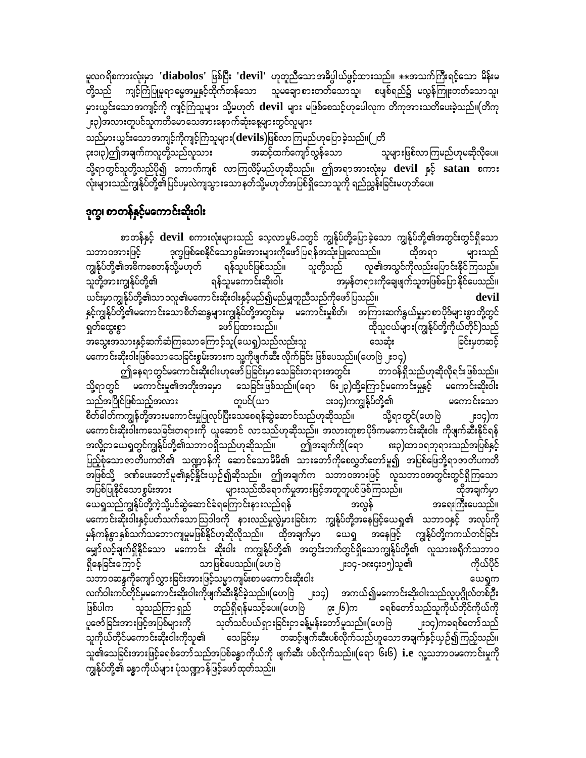မူလဂရိစကားလုံးမှာ **'diabolos'** ဖြစ်ပြီး **'devil'** ဟုတူညီသော အဓိပ္ပါယ်ဖွင့်ထားသည်။ **အသက်ကြီးရင့်သော မိန်းမတို့သည် ကျင့်ကြံပြုမူရာ ဓမ္မအမှုနှင့်ထိုက်တန်သော သူမချောစားတတ်သောသူ၊ စပျစ်ရည်၌ မလွန်ကြူးတတ်သောသူများယွင်းသောအကျင့်ကို ကျင့်ကြံသူများ သို့မဟုတ် **devil** များ မဖြစ်စေသင့်ဟုပေါလုက တိကုအားသတိပေးခဲ့သည်။(တိကု ၂း၃)အလားတူပင်သူကတိမောသေအားနောက်ဆုံးနေ့များတွင်လူများသည်များယွင်းသောအကျင့်ကိုကျင့်ကြံသူများ(**devils**)ဖြစ်လာကြမည်ဟုပြောခဲ့သည်။(၂တိ ၃း၁၃)၍အချက်ကလူတို့သည်လူသား အဆင့်ထက်ကျော်လွန်သော သူများဖြစ်လာကြမည်ဟုမဆိုလိုပေ။ သို့ရာတွင်သူတို့သည်ပို၍ ကောက်ကျစ် လာကြလိမ့်မည်ဟုဆိုသည်။ ဤအရာအားလုံးမှ **devil** နှင့် **satan** စကားလုံးများသည်ကျွန်ုပ်တို့၏ပြင်ပမှလဲကျသွားသောနတ်သို့မဟုတ်အပြစ်ရှိသောသူကို ရည်ညွှန်းခြင်းမဟုတ်ပေ။

## ဒုက္ခ၊ စာတန်နှင့်မကောင်းဆိုးဝါး

စာတန်နှင့် **devil** စကားလုံးများသည် လေ့လာမှု၆.၁တွင် ကျွန်ုပ်တို့ပြောခဲ့သော ကျွန်ုပ်တို့၏အတွင်းတွင်ရှိသောသဘာဝအားဖြင့် ဒုက္ခဖြစ်စေနိုင်သောစွမ်းအားများကိုဖော်ပြရန်အသုံးပြုလေသည်။ ထိုအရာများသည် ကျွန်ုပ်တို့၏အဓိကစေတန်သို့မဟုတ် ရန်သူပင်ဖြစ်သည်။ သူတို့သည် လူ၏အသွင်ကိုလည်းပြောင်းနိုင်ကြသည်။ သူတို့အားကျွန်ုပ်တို့၏ ရန်သူမကောင်းဆိုးဝါး အမှန်တရားကိုချေဖျက်သူအဖြစ်ပြောနိုင်ပေသည်။ ယင်းမှာကျွန်ုပ်တို့၏သာဝလူ၏မကောင်းဆိုးဝါးနှင့်မည်၍မည်မျှတူညီသည်ကိုဖော်ပြသည်။ **devil** နှင့်ကျွန်ုပ်တို့၏မကောင်းသောစိတ်ဆန္ဒများကျွန်ုပ်တို့အတွင်းမှ မကောင်းမှုစိတ်၊ အကြားဆက်နွယ်မှုမှာစာပိုဒ်များစွာတို့တွင်ရှုတ်ထွေးစွာ ဖော်ပြထားသည်။ ထိုသူငယ်များ(ကျွန်ုပ်တို့ကိုယ်တိုင်)သည် အသွေးအသားနှင့်ဆက်ဆံကြသောကြောင့်သူ(ယေရှု)သည်လည်းသူ သေဆုံး ခြင်းမှတဆင့် မကောင်းဆိုးဝါးဖြစ်သောသေခြင်းစွမ်းအားက သူ့ကိုဖျက်ဆီး လိုက်ခြင်း ဖြစ်ပေသည်။(ဟေဗြဲ ၂း၁၄)

ဤနေရာတွင်မကောင်းဆိုးဝါးဟုဖော်ပြခြင်းမှာသေခြင်းတရားအတွက်တွင်း တာဝန်ရှိသည်ဟုဆိုလိုရင်းဖြစ်သည်။ သို့ရာတွင် မကောင်းမှု၏အဘိုးအခမှာ သေခြင်းဖြစ်သည်။(ရော ၆း၂၃)ထို့ကြောင့်မကောင်းမှုနှင့် မကောင်းဆိုးဝါးသည်အပြိုင်ဖြစ်သည့်အလား တူပင်(ယာ ၁း၁၄)ကကျွန်ုပ်တို့၏ မကောင်းသောစိတ်ခါတ်ကကျွန်ုပ်တို့အားမကောင်းမှုပြုလုပ်ပြီးသေစေရန်ဆွဲဆောင်သည်ဟုဆိုသည်။ သို့ရာတွင်(ဟေဗြဲ ၂း၁၄)က မကောင်းဆိုးဝါးကသေခြင်းတရားကို ယူဆောင် လာသည်ဟုဆိုသည်။ အလားတူစာပိုဒ်ကမကောင်းဆိုးဝါး ကိုဖျက်ဆီးနိုင်ရန်အလို့ငှာယေရှုတွင်ကျွန်ုပ်တို့၏သာဝရှိသည်ဟုဆိုသည်။ ဤအချက်ကို(ရော ၈း၃)ထာဝရဘုရားသည်အပြစ်နှင့်ပြည့်စုံသောဇာတိပကတိ၏ သဏ္ဍာန်ကို ဆောင်သောမိမိ၏ သားတော်ကိုစေလွှတ်တော်မူ၍ အပြစ်ဖြေဘို့ရာဇာတိပကတိအဖြစ်သို့ ဒဏ်ပေးတော်မူ၏နှင့်နှိုင်းယှဉ်၍ဆိုသည်။ ဤအချက်က သဘာဝအားဖြင့် လူသဘာဝအတွင်းတွင်ရှိကြသောအပြစ်ပြုနိုင်သောစွမ်းအား များသည်ထိရောက်မှုအားဖြင့်အတူတူပင်ဖြစ်ကြသည်။ ထိုအချက်မှာယေရှုသည်ကျွန်ုပ်တို့ကဲ့သို့ပင်ဆွဲဆောင်ခံရကြောင်းနားလည်ရန် အလွန် အရေးကြီးပေသည်။ မကောင်းဆိုးဝါးနှင့်ပတ်သက်သောဩဝါဒကို နားလည်မှုလွဲမှားခြင်းက ကျွန်ုပ်တို့အနေဖြင့်ယေရှု၏ သဘာဝနှင့် အလုပ်ကိုမှန်ကန်စွာနှစ်သက်သဘောကျမှုမဖြစ်နိုင်ဟုဆိုလိုသည်။ ထိုအချက်မှာ ယေရှု အနေဖြင့် ကျွန်ုပ်တို့ကကယ်တင်ခြင်းမျှော်လင့်ချက်ရှိနိုင်သော မကောင်း ဆိုးဝါး ကကျွန်ုပ်တို့၏ အတွင်းဘက်တွင်ရှိသောကျွန်ုပ်တို့၏ လူသားစရိုက်သဘာဝရှိနေခြင်းကြောင့် သာဖြစ်ပေသည်။(ဟေဗြဲ ၂း၁၄-၁၈း၄း၁၅)သူ၏ ကိုယ်ပိုင်သဘာဝဆန္ဒကိုကျော်လွှားခြင်းအားဖြင့်သူမှာကျမ်းစာမကောင်းဆိုးဝါး ယေရှုကလက်ဝါးကပ်တိုင်မှမကောင်းဆိုးဝါးကိုဖျက်ဆီးနိုင်ခဲ့သည်။(ဟေဗြဲ ၂း၁၄) အကယ်၍မကောင်းဆိုးဝါးသည်လူပုဂ္ဂိုလ်တစ်ဦးဖြစ်ပါက သူသည်ကြာရှည် တည်ရှိရန်မသင့်ပေ။(ဟေဗြဲ ၉း၂၆)က ခရစ်တော်သည်သူကိုယ်တိုင်ကိုယ်ကိုပူဇော်ခြင်းအားဖြင့်အပြစ်များကို သုတ်သင်ပယ်ရှားခြင်းငှာခန့်မှန်းတော်မူသည်။(ဟေဗြဲ ၂း၁၄)ကခရစ်တော်သည်သူကိုယ်တိုင်မကောင်းဆိုးဝါးကိုသူ၏ သေခြင်းမှ တဆင့်ဖျက်ဆီးပစ်လိုက်သည်ဟူသောအချက်နှင့်ယှဉ်၍ကြည့်သည်။ သူ၏သေခြင်းအားဖြင့်ခရစ်တော်သည်အပြစ်ခန္ဓာကိုယ်ကို ဖျက်ဆီး ပစ်လိုက်သည်။(ရော ၆း၆) **i.e** လူ့သဘာဝမကောင်းမှုကိုကျွန်ုပ်တို့၏ ခန္ဓာကိုယ်များ ပုံသဏ္ဍာန်ဖြင့်ဖော်ထုတ်သည်။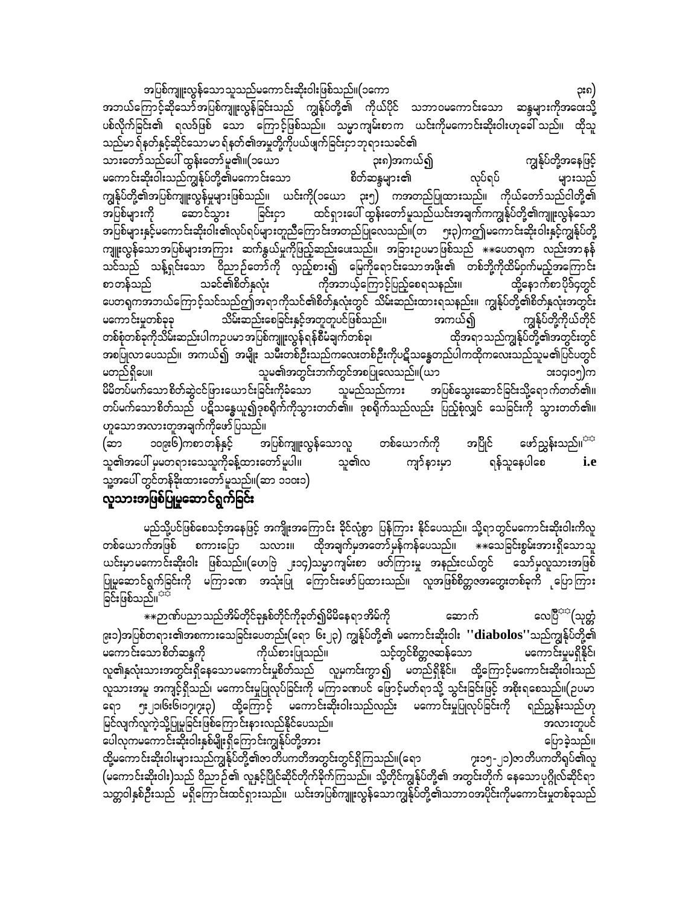အပြစ်ကျူးလွန်သောသူသည်မကောင်းဆိုးဝါးဖြစ်သည်။(၁ကော ၃း၈) အဘယ်ကြောင့်ဆိုသော်အပြစ်ကျူးလွန်ခြင်းသည် ကျွန်ုပ်တို့၏ ကိုယ်ပိုင် သဘာဝမကောင်းသော ဆန္ဒများကိုအဝေးသို့ ပစ်လိုက်ခြင်း၏ ရလဒ်ဖြစ် သော ကြောင့်ဖြစ်သည်။ သမ္မာကျမ်းစာက ယင်းကိုမကောင်းဆိုးဝါးဟုခေါ်သည်။ ထိုသူသည်မှာ ရိနတ်နှင့်ဆိုင်သောမာရ်နတ်၏အမှုတို့ကိုပယ်ဖျက်ခြင်းငှာဘုရားသခင်၏ သားတော်သည်ပေါ်ထွန်းတော်မူ၏။(၁ယော ၃း၈)အကယ်၍ ကျွန်ုပ်တို့အနေဖြင့် မကောင်းဆိုးဝါးသည်ကျွန်ုပ်တို့၏မကောင်းသော စိတ်ဆန္ဒများ၏ လုပ်ရပ် များသည် ကျွန်ုပ်တို့၏အပြစ်ကျူးလွန်မှုများဖြစ်သည်။ ယင်းကို(၁ယော ၃း၅) ကအတည်ပြုထားသည်။ ကိုယ်တော်သည်ငါတို့၏ အပြစ်များကို ဆောင်သွား ခြင်းငှာ ထင်ရှားပေါ်ထွန်းတော်မူသည်ယင်းအချက်ကကျွန်ုပ်တို့၏ကျူးလွန်သောအပြစ်များနှင့်မကောင်းဆိုးဝါး၏လုပ်ရပ်များတူညီကြောင်းအတည်ပြုလေသည်။(တ ၅း၃)ကဤမကောင်းဆိုးဝါးနှင့်ကျွန်ုပ်တို့ကျူးလွန်သောအပြစ်များအကြား ဆက်နွယ်မှုကိုဖြည့်ဆည်းပေးသည်။ အခြားဥပမာဖြစ်သည် **ပေတရုက လည်းအာနနိ သင်သည် သန့်ရှင်းသော ဝိညာဉ်တော်ကို လှည့်စား၍ မြေကိုရောင်းသောအဖိုး၏ တစ်ဘို့ကိုထိမ်ဝှက်မည့်အကြောင်း စာတန်သည် သခင်၏စိတ်နှလုံး ကိုအဘယ့်ကြောင့်ပြည့်စေရသနည်း။ ထို့နောက်စာပိုဒ်၄တွင် ပေတရုကအဘယ်ကြောင့်သင်သည်ဤအရာကိုသင်၏စိတ်နှလုံးတွင် သိမ်းဆည်းထားရသနည်း။ ကျွန်ုပ်တို့၏စိတ်နှလုံးအတွင်း မကောင်းမှုတစ်ခုခု သိမ်းဆည်းစေခြင်းနှင့်အတူတူပင်ဖြစ်သည်။ အကယ်၍ ကျွန်ုပ်တို့ကိုယ်တိုင် တစ်စုံတစ်ခုကိုသိမ်းဆည်းပါကဉပမာအပြစ်ကျူးလွန်ရန်စီမံချက်တစ်ခု၊ ထိုအရာသည်ကျွန်ုပ်တို့၏အတွင်းတွင် အစပြုလာပေသည်။ အကယ်၍ အမျိုး သမီးတစ်ဦးသည်ကလေးတစ်ဦးကိုပဋိသန္ဓေတည်ပါကထိုကလေးသည်သူမ၏ပြင်ပတွင် မတည်ရှိပေ။ သူမ၏အတွင်းဘက်တွင်အစပြုလေသည်။(ယာ ၁း၁၄၊၁၅)က မိမိတပ်မက်သောစိတ်ဆွဲငင်ဖြားယောင်းခြင်းကိုခံသော သူမည်သည်ကား အပြစ်သွေးဆောင်ခြင်းသို့ရောက်တတ်၏။ တပ်မက်သောစိတ်သည် ပဋိသန္ဓေယူ၍ဒုစရိုက်ကိုသွားတတ်၏။ ဒုစရိုက်သည်လည်း ပြည့်စုံလျှင် သေခြင်းကို သွားတတ်၏။ ဟူသောအလားတူအချက်ကိုဖော်ပြသည်။

(ဆာ ၁၀၉း၆)ကစာတန်နှင့် အပြစ်ကျူးလွန်သောလူ တစ်ယောက်ကို အပြိုင် ဖော်ညွှန်းသည်။[☆☆] သူ၏အပေါ် မှမတရားသေသူကိုခန့်ထားတော်မူပါ။ သူ၏လ ကျာ်နားမှာ ရန်သူနေပါစေ **i.e** သူ့အပေါ် တွင်စာတန်ခိုးထားတော်မူသည်။(ဆာ ၁၁၀း၁)

## လူသားအဖြစ်ပြုမူဆောင်ရွက်ခြင်း

မည်သို့ပင်ဖြစ်စေသင့်အနေဖြင့် အကျိုးအကြောင်း ခိုင်လုံစွာ ပြန်ကြား နိုင်ပေသည်။ သို့ရာတွင်မကောင်းဆိုးဝါးကိုလူတစ်ယောက်အဖြစ် စကားပြော သလား။ ထိုအချက်မှအတော်မှန်ကန်ပေသည်။ **သေခြင်းစွမ်းအားရှိသောသူယင်းမှာမကောင်းဆိုးဝါး ဖြစ်သည်။(ဟေဗြဲ ၂း၁၄)သမ္မာကျမ်းစာ ဖတ်ကြားမှု အနည်းငယ်တွင် သော်မှလူသားအဖြစ် ပြုမူဆောင်ရွက်ခြင်းကို မကြာခဏ အသုံးပြု ကြောင်းဖော်ပြထားသည်။ လူအဖြစ်စိတ္တဇအတွေးတစ်ခုကို ပြောကြားခြင်းဖြစ်သည်။[☆☆]

**ဉာဏ်ပညာသည်အိမ်တိုင်ခုနစ်တိုင်ကိုခုတ်၍မိမိနေရာအိမ်ကို ဆောက် လေပြီ[☆☆](သုတ္တံ ၉း၁)အပြစ်တရား၏အစကားသေခြင်းပေတည်း(ရော ၆း ၂၃) ကျွန်ုပ်တို့၏ မကောင်းဆိုးဝါး **''diabolos''**သည်ကျွန်ုပ်တို့၏ မကောင်းသောစိတ်ဆန္ဒကို ကိုယ်စားပြုသည်။ သင့်တွင်စိတ္တဇဆန်သော မကောင်းမှုမရှိနိုင်၊ လူ၏နှလုံးသားအတွင်းရှိနေသောမကောင်းမှုစိတ်သည် လူမှကင်းကွာ၍ မတည်ရှိနိုင်။ ထို့ကြောင့်မကောင်းဆိုးဝါးသည် လူသားအမူ အကျင့်ရှိသည်၊ မကောင်းမှုပြုလုပ်ခြင်းကို မကြာခဏပင် ဖြောင့်မတ်ရာသို့ သွင်းခြင်းဖြင့် အစိုးရစေသည်။(ဥပမာ ရော ၅း၂၁၊၆း၆၊၁၇၊၇း၃) ထို့ကြောင့် မကောင်းဆိုးဝါးသည်လည်း မကောင်းမှုပြုလုပ်ခြင်းကို ရည်ညွှန်းသည်ဟု မြင်လျက်လူကဲ့သို့ပြုမူခြင်းဖြစ်ကြောင်းနားလည်နိုင်ပေသည်။ အလားတူပင် ပေါလုကမကောင်းဆိုးဝါးနှစ်မျိုးရှိကြောင်းကျွန်ုပ်တို့အား ပြောခဲ့သည်။ ထို့မကောင်းဆိုးဝါးများသည်ကျွန်ုပ်တို့၏ဇာတိပကတိအတွင်းတွင်ရှိကြသည်။(ရော ၇း၁၅-၂၁)ဇာတိပကတိရုပ်၏လူ(မကောင်းဆိုးဝါး)သည် ဝိညာဉ်၏ လူနှင့်ပြိုင်ဆိုင်တိုက်ခိုက်ကြသည်။ သို့တိုင်ကျွန်ုပ်တို့၏ အတွင်းတိုက် နေသောပုဂ္ဂိုလ်ဆိုင်ရာ သတ္တဝါနှစ်ဦးသည် မရှိကြောင်းထင်ရှားသည်။ ယင်းအပြစ်ကျူးလွန်သောကျွန်ုပ်တို့၏သဘာဝအပိုင်းကိုမကောင်းမှုတစ်ခုသည်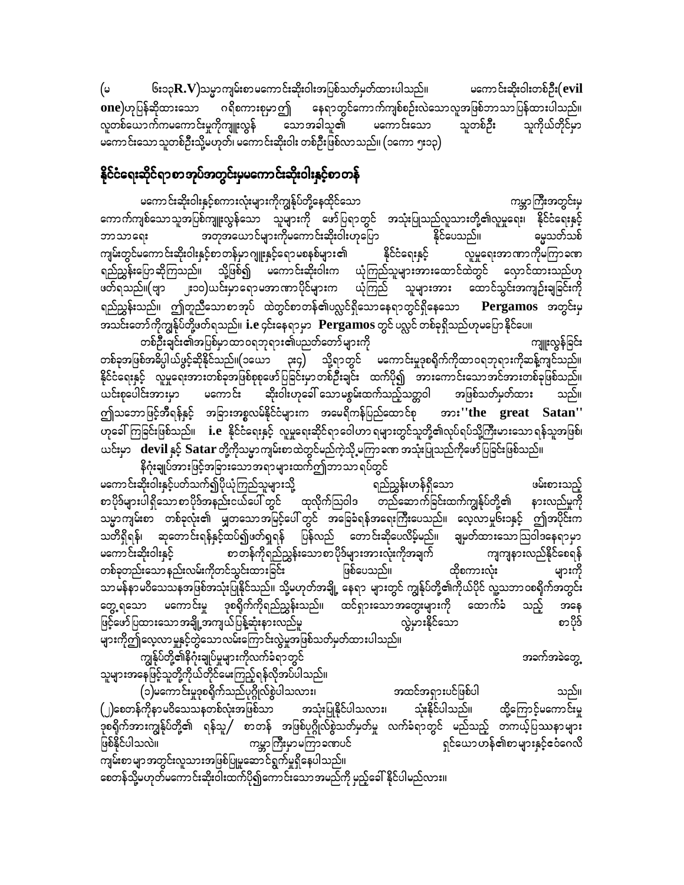(မ ၆း၁၃R.V)သမ္မာကျမ်းစာမကောင်းဆိုးဝါးအဖြစ်သတ်မှတ်ထားပါသည်။ မကောင်းဆိုးဝါးတစ်ဦး(**evil one**)ဟုပြန်ဆိုထားသော ဂရိစကားစုမှာ၍ နေရာတွင်ကောက်ကျစ်စဉ်းလဲသောလူအဖြစ်ဘာသာပြန်ထားပါသည်။ လူတစ်ယောက်ကမကောင်းမှုကိုကျူးလွန် သောအခါသူ၏ မကောင်းသော သူတစ်ဦး သူကိုယ်တိုင်မှာ မကောင်းသောသူတစ်ဦးသို့မဟုတ်၊ မကောင်းဆိုးဝါး တစ်ဦးဖြစ်လာသည်။ (၁ကော ၅း၁၃)

## နိုင်ငံရေးဆိုင်ရာစာအုပ်အတွင်းမှမကောင်းဆိုးဝါးနှင့်စာတန်

မကောင်းဆိုးဝါးနှင့်စကားလုံးများကိုကျွန်ုပ်တို့နေထိုင်သော ကမ္ဘာကြီးအတွင်းမှ ကောက်ကျစ်သောသူအပြစ်ကျူးလွန်သော သူများကို ဖော်ပြရာတွင် အသုံးပြုသည်လူသားတို့၏လူမှုရေး၊ နိုင်ငံရေးနှင့် ဘာသာရေး အတုအယောင်များကိုမကောင်းဆိုးဝါးဟုပြော နိုင်ပေသည်။ ဓမ္မသစ်ကျမ်းတွင်မကောင်းဆိုးဝါးနှင့်စာတန်မှာဂျူးနှင့်ရောမနစ်များ၏ နိုင်ငံရေးနှင့် လူမှုရေးအာဏာကိုမကြာခဏ ရည်ညွှန်းပြောဆိုကြသည်။ သို့ဖြစ်၍ မကောင်းဆိုးဝါးက ယုံကြည်သူများအားထောင်ထဲတွင် လှောင်ထားသည်ဟု ဖတ်ရသည်။(ဗျာ ၂း၁၀)ယင်းမှာရောမအာဏာပိုင်များက ယုံကြည် သူများအား ထောင်သွင်းအကျဉ်းချခြင်းကို ရည်ညွှန်းသည်။ ဤတူညီသောစာအုပ် ထဲတွင်စာတန်၏ပလ္လင်ရှိသောနေရာတွင်ရှိနေသော **Pergamos** အတွင်းမှ အသင်းတော်ကိုကျွန်ုပ်တို့ဖတ်ရသည်။ **i.e** ၄င်းနေရာမှာ **Pergamos** တွင် ပလ္လင် တစ်ခုရှိသည်ဟုမပြောနိုင်ပေ။

တစ်ဦးချင်း၏အပြစ်မှာထာဝရဘုရား၏ပညတ်တော်များကို ကျူးလွန်ခြင်း တစ်ခုအဖြစ်အဓိပ္ပါယ်ဖွင့်ဆိုနိုင်သည်။(၁ယော ၃း၄) သို့ရာတွင် မကောင်းမှုဒုစရိုက်ကိုထာဝရဘုရားကိုဆန့်ကျင်သည်။ နိုင်ငံရေးနှင့် လူမှုရေးအားတစ်ခုအဖြစ်စုစုဖော်ပြခြင်းမှာတစ်ဦးချင်း ထက်ပို၍ အားကောင်းသောအင်အားတစ်ခုဖြစ်သည်။ ယင်းစုပေါင်းအားမှာ မကောင်း ဆိုးဝါးဟုခေါ်သောမစွမ်းထက်သည့်သတ္တဝါ အဖြစ်သတ်မှတ်ထား သည်။ ဤသဘောဖြင့်အီရန်နှင့် အခြားအစ္စလမ်နိုင်ငံများက အမေရိကန်ပြည်ထောင်စု အား"**the great Satan**" ဟုခေါ်ကြခြင်းဖြစ်သည်။ **i.e** နိုင်ငံရေးနှင့် လူမှုရေးဆိုင်ရာဝေါဟာရများတွင်သူတို့၏လုပ်ရပ်သို့ကြီးမားသောရန်သူအဖြစ်၊ ယင်းမှာ **devil** နှင့် **Satar** တို့ကိုသမ္မာကျမ်းစာထဲတွင်မည်ကဲ့သို့မကြာခဏ အသုံးပြုသည်ကိုဖော်ပြခြင်းဖြစ်သည်။

နိဂုံးချုပ်အားဖြင့်အခြားသောအရာများထက်၍ဘာသာရပ်တွင် မကောင်းဆိုးဝါးနှင့်ပတ်သက်၍ပိုယုံကြည်သူများသို့ ရည်ညွှန်းဟန်ရှိသော ဖမ်းစားသည့်စာပိုဒ်များပါရှိသောစာပိုဒ်အနည်းငယ်ပေါ်တွင် ထုလိုက်သြဝါဒ တည်ဆောက်ခြင်းထက်ကျွန်ုပ်တို့၏ နားလည်မှုကို သမ္မာကျမ်းစာ တစ်ခုလုံး၏ မျှတသောအမြင်ပေါ်တွင် အခြေခံရန်အရေးကြီးပေသည်။ လေ့လာမှု၆း၁နှင့် ဤအပိုင်းက သတိရှိရန်၊ ဆုတောင်းရန်နှင့်ထပ်၍ဖတ်ရှုရန် ပြန်လည် တောင်းဆိုပေလိမ့်မည်။ ချမှတ်ထားသောသြဝါဒနေရာမှာ မကောင်းဆိုးဝါးနှင့် စာတန်ကိုရည်ညွှန်းသောစာပိုဒ်များအားလုံးကိုအချက် ကျကျနားလည်နိုင်စေရန် တစ်ခုတည်းသောနည်းလမ်းကိုတင်သွင်းထားခြင်း ဖြစ်ပေသည်။ ထိုစကားလုံး များကို သာမန်နာမဝိသေသနအဖြစ်အသုံးပြုနိုင်သည်။ သို့မဟုတ်အချို့ နေရာ များတွင် ကျွန်ုပ်တို့၏ကိုယ်ပိုင် လူ့သဘာဝစရိုက်အတွင်း တွေ့ရသော မကောင်းမှု ဒုစရိုက်ကိုရည်ညွှန်းသည်။ ထင်ရှားသောအတွေးများကို ထောက်ခံ သည့် အနေဖြင့်ဖော်ပြထားသောအချို့အကျယ်ပြန့်ဆုံးနားလည်မှု လွဲမှားနိုင်သော စာပိုဒ်များကိုဤလေ့လာမှုနှင့်တွဲသောလမ်းကြောင်းလွဲမှုအဖြစ်သတ်မှတ်ထားပါသည်။

ကျွန်ုပ်တို့၏နိဂုံးချုပ်မှုများကိုလက်ခံရာတွင် အခက်အခဲတွေ့ သူများအနေဖြင့်သူတို့ကိုယ်တိုင်မေးကြည့်ရန်လိုအပ်ပါသည်။

(၁)မကောင်းမှုဒုစရိုက်သည်ပုဂ္ဂိုလ်စွဲပါသလား၊ အထင်အရှားပင်ဖြစ်ပါ သည်။

(၂)စေတန်ကိုနာမဝိသေသနတစ်လုံးအဖြစ်သာ အသုံးပြုနိုင်ပါသလား၊ သုံးနိုင်ပါသည်။ ထို့ကြောင့်မကောင်းမှုဒုစရိုက်အားကျွန်ုပ်တို့၏ ရန်သူ/ စာတန် အဖြစ်ပုဂ္ဂိုလ်စွဲသတ်မှတ်မှု လက်ခံရာတွင် မည်သည့် တကယ့်ပြဿနာများဖြစ်နိုင်ပါသလဲ။ ကမ္ဘာကြီးမှာမကြာခဏပင် ရှင်ယောဟန်၏စာများနှင့်ဝေဝါလေလိကျမ်းစာများအတွင်းလူသားအဖြစ်ပြုမူဆောင်ရွက်မှုရှိနေပါသည်။

စေတန်သို့မဟုတ်မကောင်းဆိုးဝါးထက်ပို၍ကောင်းသောအမည်ကို မည်သို့ခေါ်နိုင်ပါမည်လား။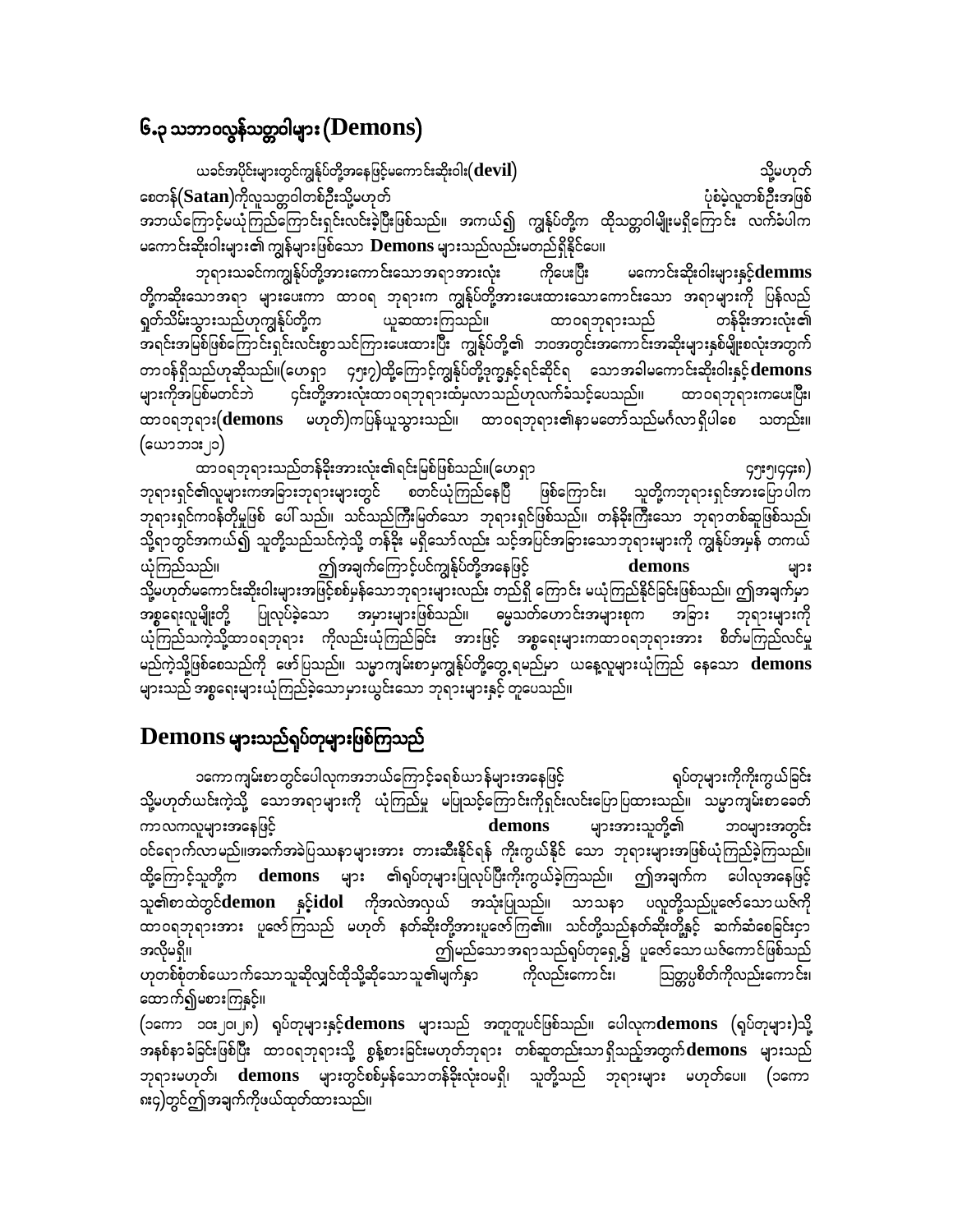## ၆.၃ သဘာဝလွန်သတ္တဝါများ (Demons)

ယခင်အပိုင်းများတွင်ကျွန်ုပ်တို့အနေဖြင့်မကောင်းဆိုးဝါး(**devil**) သို့မဟုတ် စေတန်(**Satan**)ကိုလူသတ္တဝါတစ်ဦးသို့မဟုတ် ပုံစံမဲ့လူတစ်ဦးအဖြစ် အဘယ်ကြောင့်မယုံကြည်ကြောင်းရှင်းလင်းခဲ့ပြီးဖြစ်သည်။ အကယ်၍ ကျွန်ုပ်တို့က ထိုသတ္တဝါမျိုးမရှိကြောင်း လက်ခံပါက မကောင်းဆိုးဝါးများ၏ ကျွန်များဖြစ်သော **Demons** များသည်လည်းမတည်ရှိနိုင်ပေ။

ဘုရားသခင်ကကျွန်ုပ်တို့အားကောင်းသောအရာအားလုံး ကိုပေးပြီး မကောင်းဆိုးဝါးများနှင့်**demms** တို့ကဆိုးသောအရာ များပေးကာ ထာဝရ ဘုရားက ကျွန်ုပ်တို့အားပေးထားသောကောင်းသော အရာများကို ပြန်လည် ရှုတ်သိမ်းသွားသည်ဟုကျွန်ုပ်တို့က ယူဆထားကြသည်။ ထာဝရဘုရားသည် တန်ခိုးအားလုံး၏ အရင်းအမြစ်ဖြစ်ကြောင်းရှင်းလင်းစွာသင်ကြားပေးထားပြီး ကျွန်ုပ်တို့၏ ဘဝအတွင်းအကောင်းအဆိုးများနှစ်မျိုးစလုံးအတွက် တာဝန်ရှိသည်ဟုဆိုသည်။(ဟေရှာ ၄၅း၇)ထို့ကြောင့်ကျွန်ုပ်တို့ဒုက္ခနှင့်ရင်ဆိုင်ရ သောအခါမကောင်းဆိုးဝါးနှင့်**demons** များကိုအပြစ်မတင်ဘဲ ၎င်းတို့အားလုံးထာဝရဘုရားထံမှလာသည်ဟုလက်ခံသင့်ပေသည်။ ထာဝရဘုရားကပေးပြီး၊ ထာဝရဘုရား(**demons** မဟုတ်)ကပြန်ယူသွားသည်။ ထာဝရဘုရား၏နာမတော်သည်မင်္ဂလာရှိပါစေ သတည်း။ (ယောဘ၁း၂၁)

ထာဝရဘုရားသည်တန်ခိုးအားလုံး၏ရင်းမြစ်ဖြစ်သည်။(ဟေရှာ ၄၅း၅၊၄၄း၈) ဘုရားရှင်၏လူများကအခြားဘုရားများတွင် စတင်ယုံကြည်နေပြီ ဖြစ်ကြောင်း၊ သူတို့ကဘုရားရှင်အားပြောပါက ဘုရားရှင်ကဝန်တို့မှုဖြစ် ပေါ်သည်။ သင်သည်ကြီးမြတ်သော ဘုရားရှင်ဖြစ်သည်။ တန်ခိုးကြီးသော ဘုရာတစ်ဆူဖြစ်သည်၊ သို့ရာတွင်အကယ်၍ သူတို့သည်သင်ကဲ့သို့ တန်ခိုး မရှိသော်လည်း သင့်အပြင်အခြားသောဘုရားများကို ကျွန်ုပ်အမှန် တကယ် ယုံကြည်သည်။ ဤအချက်ကြောင့်ပင်ကျွန်ုပ်တို့အနေဖြင့် **demons** များ သို့မဟုတ်မကောင်းဆိုးဝါးများအဖြင့်စစ်မှန်သောဘုရားများလည်း တည်ရှိ ကြောင်း မယုံကြည်နိုင်ခြင်းဖြစ်သည်။ ဤအချက်မှာ အစ္စရေးလူမျိုးတို့ ပြုလုပ်ခဲ့သော အမှားများဖြစ်သည်။ ဓမ္မသတ်ဟောင်းအများစုက အခြား ဘုရားများကို ယုံကြည်သကဲ့သို့ထာဝရဘုရား ကိုလည်းယုံကြည်ခြင်း အားဖြင့် အစ္စရေးများကထာဝရဘုရားအား စိတ်မကြည်လင်မှု မည်ကဲ့သို့ဖြစ်စေသည်ကို ဖော်ပြသည်။ သမ္မာကျမ်းစာမှကျွန်ုပ်တို့တွေ့ရမည်မှာ ယနေ့လူများယုံကြည် နေသော **demons** များသည် အစ္စရေးများယုံကြည်ခဲ့သောမှားယွင်းသော ဘုရားများနှင့် တူပေသည်။

## Demons များသည်ရုပ်တုများဖြစ်ကြသည်

၁ကောကျမ်းစာတွင်ပေါလုကအဘယ်ကြောင့်ခရစ်ယာန်များအနေဖြင့် ရုပ်တုများကိုကိုးကွယ်ခြင်း သို့မဟုတ်ယင်းကဲ့သို့ သောအရာများကို ယုံကြည်မှု မပြုသင့်ကြောင်းကိုရှင်းလင်းပြောပြထားသည်။ သမ္မာကျမ်းစာခေတ် ကာလကလူများအနေဖြင့် **demons** များအားသူတို့၏ ဘဝများအတွင်း ဝင်ရောက်လာမည့်အခက်အခဲပြဿနာများအား တားဆီးနိုင်ရန် ကိုးကွယ်နိုင် သော ဘုရားများအဖြစ်ယုံကြည်ခဲ့ကြသည်။ ထို့ကြောင့်သူတို့က **demons** များ ၏ရုပ်တုများပြုလုပ်ပြီးကိုးကွယ်ခဲ့ကြသည်။ ဤအချက်က ပေါလုအနေဖြင့် သူ၏စာထဲတွင်**demon** နှင့်**idol** ကိုအလဲအလှယ် အသုံးပြုသည်။ သာသနာ ပလူတို့သည်ပူဇော်သောယဇ်ကို ထာဝရဘုရားအား ပူဇော်ကြသည် မဟုတ် နတ်ဆိုးတို့အားပူဇော်ကြ၏။ သင်တို့သည်နတ်ဆိုးတို့နှင့် ဆက်ဆံစေခြင်းငှာ အလိုမရှိ။ ဤမည်သောအရာသည်ရုပ်တုရှေ့၌ ပူဇော်သောယဇ်ကောင်ဖြစ်သည် ဟုတစ်စုံတစ်ယောက်သောသူဆိုလျှင်ထိုသို့ဆိုသောသူ၏မျက်နှာ ကိုလည်းကောင်း၊ သြတ္တပ္ပစိတ်ကိုလည်းကောင်း၊ ထောက်၍မစားကြနှင့်။

(၁ကော ၁၀း၂၀၊၂၈) ရုပ်တုများနှင့်**demons** များသည် အတူတူပင်ဖြစ်သည်။ ပေါလုက**demons** (ရုပ်တုများ)သို့ အနစ်နာခံခြင်းဖြစ်ပြီး ထာဝရဘုရားသို့ စွန့်စားခြင်းမဟုတ်ဘုရား တစ်ဆူတည်းသာရှိသည့်အတွက်**demons** များသည် ဘုရားမဟုတ်၊ **demons** များတွင်စစ်မှန်သောတန်ခိုးလုံးဝမရှိ၊ သူတို့သည် ဘုရားများ မဟုတ်ပေ။ (၁ကော ၈း၄)တွင်ဤအချက်ကိုဖယ်ထုတ်ထားသည်။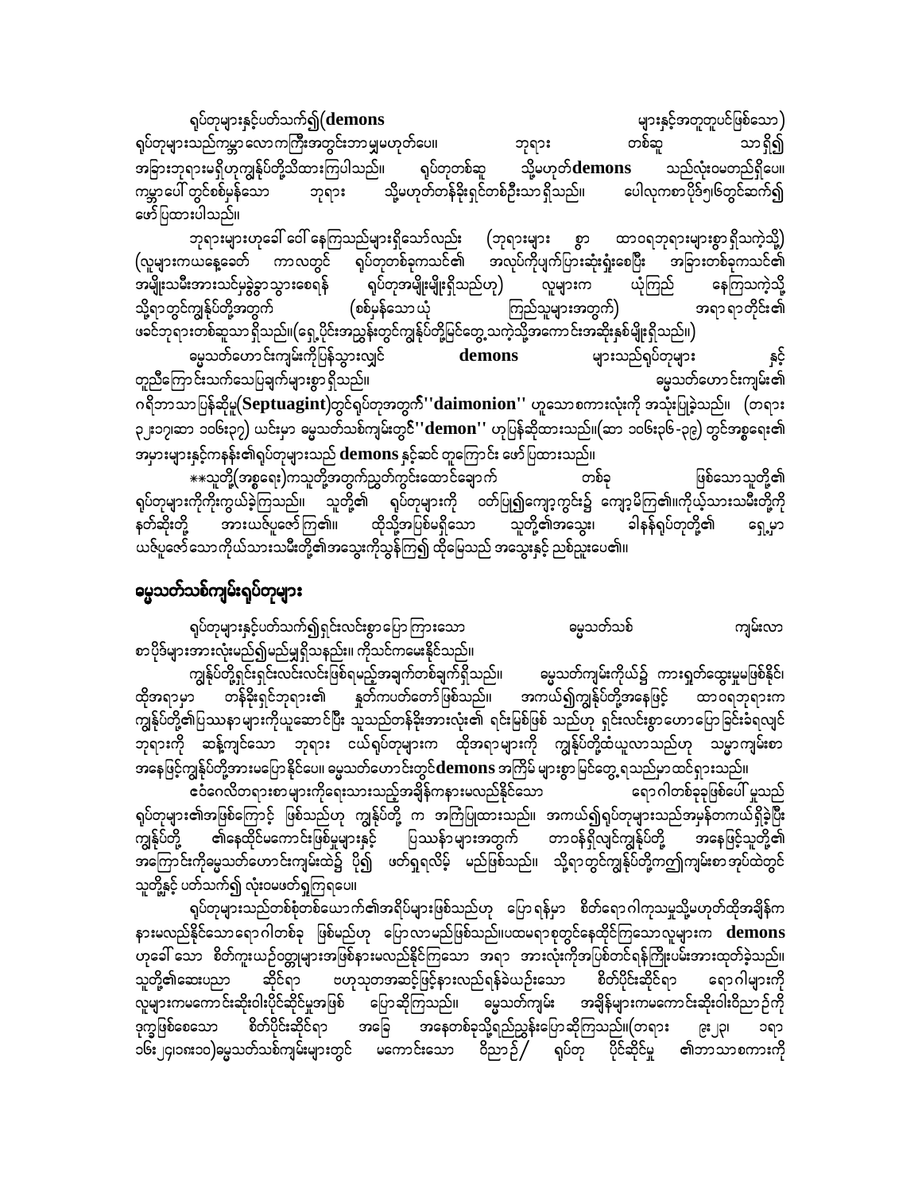ရုပ်တုများနှင့်ပတ်သက်၍(**demons** များနှင့်အတူတူပင်ဖြစ်သော) ရုပ်တုများသည်ကမ္ဘာ လောကကြီးအတွင်းဘာ မျှမဟုတ်ပေ။ ဘုရား တစ်ဆူ သာ ရှိ၍ အခြားဘုရားမရှိဟုကျွန်ုပ်တို့သိထားကြပါသည်။ ရုပ်တုတစ်ဆူ သို့မဟုတ်**demons** သည်လုံးဝမတည်ရှိပေ။ ကမ္ဘာပေါ် တွင်စစ်မှန်သော ဘုရား သို့မဟုတ်တန်ခိုးရှင်တစ်ဦးသာ ရှိသည်။ ပေါလုကစာ ပိုဒ်၅၊၆တွင်ဆက်၍ ဖော်ပြထားပါသည်။

ဘုရားများဟုခေါ် ဝေါ် နေကြသည်များရှိသော်လည်း (ဘုရားများ စွာ ထာဝရဘုရားများစွာ ရှိသကဲ့သို့) (လူများကယနေ့ခေတ် ကာလတွင် ရုပ်တုတစ်ခုကသင်၏ အလုပ်ကိုပျက်ပြားဆုံးရှုံးစေပြီး အခြားတစ်ခုကသင်၏ အမျိုးသမီးအားသင်မှခွဲခွာသွားစေရန် ရုပ်တုအမျိုးမျိုးရှိသည်ဟု) လူများက ယုံကြည် နေကြသကဲ့သို့ သို့ရာ တွင်ကျွန်ုပ်တို့အတွက် (စစ်မှန်သော ယုံ ကြည်သူများအတွက်) အရာ ရာတိုင်း၏ ဖခင်ဘုရားတစ်ဆူသာ ရှိသည်။(ရှေ့ပိုင်းအညွှန်းတွင်ကျွန်ုပ်တို့မြင်တွေ့သကဲ့သို့အကောင်းအဆိုးနှစ်မျိုးရှိသည်။)

ဓမ္မသတ်ဟောင်းကျမ်းကိုပြန်သွားလျှင် **demons** များသည်ရုပ်တုများ နှင့် တူညီကြောင်းသက်သေပြချက်များစွာ ရှိသည်။ ဓမ္မသတ်ဟောင်းကျမ်း၏ ဂရိဘာသာပြန်ဆိုမှု(**Septuagint**)တွင်ရုပ်တုအတွက်**''daimonion''** ဟူသောစကားလုံးကို အသုံးပြုခဲ့သည်။ (တရား ၃၂း၁၇၊ဆာ ၁၀၆း၃၇) ယင်းမှာ ဓမ္မသတ်သစ်ကျမ်းတွင်**''demon''** ဟုပြန်ဆိုထားသည်။(ဆာ ၁၀၆း၃၆-၃၈) တွင်အစ္စရေး၏ အမှားများနှင့်ကနန်း၏ရုပ်တုများသည် **demons** နှင့်ဆင် တူကြောင်း ဖော်ပြထားသည်။

**သူတို့(အစ္စရေး)ကသူတို့အတွက်ညွှတ်ကွင်းထောင်ချောက် တစ်ခု ဖြစ်သောသူတို့၏ ရုပ်တုများကိုကိုးကွယ်ခဲ့ကြသည်။ သူတို့၏ ရုပ်တုများကို ဝတ်ပြု၍ကျော့ကွင်း၌ ကျော့မိကြ၏။ကိုယ့်သားသမီးတို့ကို နတ်ဆိုးတို့ အားယဇ်ပူဇော်ကြ၏။ ထိုသို့အပြစ်မရှိသော သူတို့၏အသွေး၊ ခါနန်ရုပ်တုတို့၏ ရှေ့မှာ ယဇ်ပူဇော်သောကိုယ်သားသမီးတို့၏အသွေးကိုသွန်ကြ၍ ထိုမြေသည် အသွေးနှင့် ညစ်ညူးပေ၏။

## ဓမ္မသတ်သစ်ကျမ်းရုပ်တုများ

ရုပ်တုများနှင့်ပတ်သက်၍ရှင်းလင်းစွာပြော ကြားသော ဓမ္မသတ်သစ် ကျမ်းလာ စာပိုဒ်များအားလုံးမည်၍မည်မျှရှိသနည်း။ ကိုသင်ကမေးနိုင်သည်။

ကျွန်ုပ်တို့ရှင်းရှင်းလင်းလင်းဖြစ်ရမည့်အချက်တစ်ချက်ရှိသည်။ ဓမ္မသတ်ကျမ်းကိုယ်၌ ကားရှုတ်ထွေးမှုမဖြစ်နိုင်၊ ထိုအရာမှာ တန်ခိုးရှင်ဘုရား၏ နှုတ်ကပတ်တော်ဖြစ်သည်။ အကယ်၍ကျွန်ုပ်တို့အနေဖြင့် ထာဝရဘုရားက ကျွန်ုပ်တို့၏ပြဿနာများကိုယူဆောင်ပြီး သူသည်တန်ခိုးအားလုံး၏ ရင်းမြစ်ဖြစ် သည်ဟု ရှင်းလင်းစွာဟောပြောခြင်းခံရလျှင် ဘုရားကို ဆန့်ကျင်သော ဘုရား ငယ်ရုပ်တုများက ထိုအရာများကို ကျွန်ုပ်တို့ထံယူလာသည်ဟု သမ္မာကျမ်းစာ အနေဖြင့်ကျွန်ုပ်တို့အားမပြောနိုင်ပေ။ ဓမ္မသတ်ဟောင်းတွင်**demons** အကြိမ် များစွာ မြင်တွေ့ရသည်မှာထင်ရှားသည်။

ဧဝံဂေလိတရားစာများကိုရေးသားသည့်အချိန်ကနားမလည်နိုင်သော ရောဂါတစ်ခုခုဖြစ်ပေါ် မှုသည် ရုပ်တုများ၏အဖြစ်ကြောင့် ဖြစ်သည်ဟု ကျွန်ုပ်တို့ က အကြံပြုထားသည်။ အကယ်၍ရုပ်တုများသည်အမှန်တကယ်ရှိခဲ့ပြီး ကျွန်ုပ်တို့ ၏နေထိုင်မကောင်းဖြစ်မှုများနှင့် ပြဿနာများအတွက် တာဝန်ရှိလျှင်ကျွန်ုပ်တို့ အနေဖြင့်သူတို့၏ အကြောင်းကိုဓမ္မသတ်ဟောင်းကျမ်းထဲ၌ ပို၍ ဖတ်ရှုရလိမ့် မည်ဖြစ်သည်။ သို့ရာ တွင်ကျွန်ုပ်တို့ကဤကျမ်းစာ အုပ်ထဲတွင် သူတို့နှင့် ပတ်သက်၍ လုံးဝမတွေ့ရှုကြရပေ။

ရုပ်တုများသည်တစ်စုံတစ်ယောက်၏အရိပ်များဖြစ်သည်ဟု ပြောရန်မှာ စိတ်ရောဂါကုသမှုသို့မဟုတ်ထိုအချိန်က နားမလည်နိုင်သောရောဂါတစ်ခု ဖြစ်မည်ဟု ပြောလာမည်ဖြစ်သည်။ပထမရာစုတွင်နေထိုင်ကြသောလူများက **demons** ဟုခေါ် သော စိတ်ကူးယဉ်ဝတ္ထုများအဖြစ်နားမလည်နိုင်ကြသော အရာ အားလုံးကိုအပြစ်တင်ရန်ကြိုးပမ်းအားထုတ်ခဲ့သည်။ သူတို့၏ဆေးပညာ ဆိုင်ရာ ဗဟုသုတအဆင့်ဖြင့်နားလည်ရန်ခဲယဉ်းသော စိတ်ပိုင်းဆိုင်ရာ ရောဂါများကို လူများကမကောင်းဆိုးဝါးပိုင်ဆိုင်မှုအဖြစ် ပြောဆိုကြသည်။ ဓမ္မသတ်ကျမ်း အချိန်များကမကောင်းဆိုးဝါးဝိညာဉ်ကို ဒုက္ခဖြစ်စေသော စိတ်ပိုင်းဆိုင်ရာ အခြေ အနေတစ်ခုသို့ရည်ညွှန်းပြောဆိုကြသည်။(တရား ၉း၂၃၊ ၁ရာ ၁၆း၂၄၊၁၈း၁၀)ဓမ္မသတ်သစ်ကျမ်းများတွင် မကောင်းသော ဝိညာဉ်/ ရုပ်တု ပိုင်ဆိုင်မှု ၏ဘာသာစကားကို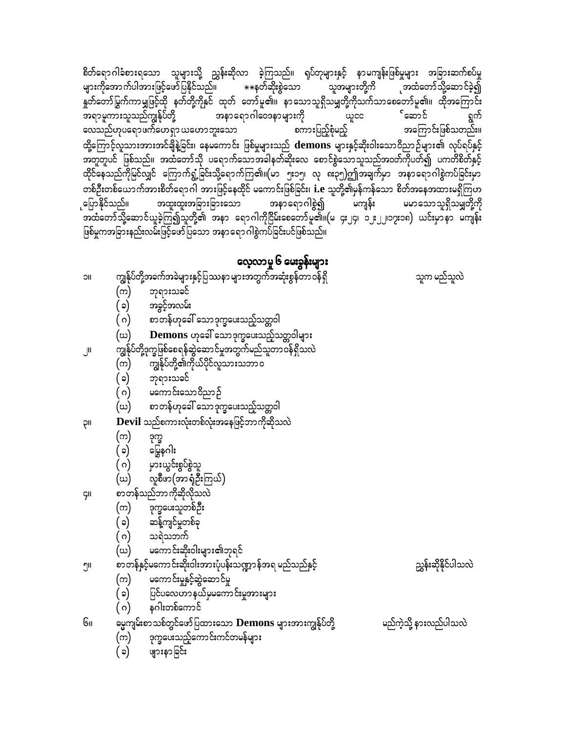စိတ်ရောဂါခံစားရသော သူများသို့ ညွှန်းဆိုလာ ခဲ့ကြသည်။ ရုပ်တုများနှင့် နာမကျန်းဖြစ်မှုများ အခြားဆက်စပ်မှုများကိုအောက်ပါအားဖြင့်ဖော်ပြနိုင်သည်။ **နတ်ဆိုးစွဲသော သူအများတို့ကို အထံတော်သို့ဆောင်ခဲ့၍ နှုတ်တော်မြွက်ကာမျှဖြင့်ထို နတ်တို့ကိုနှင် ထုတ် တော်မူ၏။ နာသောသူရှိသမျှတို့ကိုသက်သာစေတော်မူ၏။ ထိုအကြောင်း အရာမူကားသူသည်ကျွန်ုပ်တို့ အနာရောဂါဝေဒနာများကို ယူ၍ ဆောင် ရွက် လေသည်ဟုပရောဖက်ဟေရှာ ယဟောဘူးသော စကားပြည့်စုံမည့် အကြောင်းဖြစ်သတည်း။ ထို့ကြောင့်လူသားအားအင်ချိနဲ့ခြင်း၊ နေမကောင်း ဖြစ်မှုများသည် **demons** များနှင့်ဆိုးဝါးသောဝိညာဉ်များ၏ လုပ်ရပ်နှင့် အတူတူပင် ဖြစ်သည်။ အထံတော်သို့ ပရောက်သောအခါနတ်ဆိုးလေ စောင်စွဲသောသူသည်အဝတ်ကိုပတ်၍ ပကတိစိတ်နှင့် ထိုင်နေသည်ကိုမြင်လျှင် ကြောက်ရွံ့ခြင်းသို့ရောက်ကြ၏။(မာ ၅း၁၅၊ လု ၈း၃၅)၏အချက်မှာ အနာရောဂါစွဲကပ်ခြင်းမှာ တစ်ဦးတစ်ယောက်အားစိတ်ရောဂါ အားဖြင့်နေထိုင် မကောင်းဖြစ်ခြင်း၊ **i.e** သူတို့၏မှန်ကန်သော စိတ်အနေအထားမရှိကြဟု ပြောနိုင်သည်။ အထူးထူးအခြားခြားသော အနာရောဂါစွဲ၍ မကျန်း မမာသောသူရှိသမျှတို့ကို အထံတော်သို့ဆောင်ယူခဲ့ကြ၍သူတို့၏ အနာ ရောဂါကိုငြိမ်းစေတော်မူ၏။(မ ၄း၂၄၊ ၁၂း၂၂၊၁၇း၁၈) ယင်းမှာနာ မကျန်း ဖြစ်မှုကအခြားနည်းလမ်းဖြင့်ဖော်ပြသော အနာရောဂါစွဲကပ်ခြင်းပင်ဖြစ်သည်။

## လေ့လာမှု ၆ မေးခွန်းများ

၁။ ကျွန်ုပ်တို့အခက်အခဲများနှင့်ပြဿနာ များအတွက်အဆုံးစွန်တာဝန်ရှိ သူက မည်သူလဲ

(က) ဘုရားသခင်

(ခ) အခွင့်အလမ်း

(ဂ) စာတန်ဟုခေါ်သောဒုက္ခပေးသည့်သတ္တဝါ

(ဃ) **Demons** ဟုခေါ်သောဒုက္ခပေးသည့်သတ္တဝါများ

၂။ ကျွန်ုပ်တို့ဒုက္ခဖြစ်စေရန်ဆွဲဆောင်မှုအတွက်မည်သူတာဝန်ရှိသလဲ

(က) ကျွန်ုပ်တို့၏ကိုယ်ပိုင်လူသားသဘာဝ

(ခ) ဘုရားသခင်

(ဂ) မကောင်းသောဝိညာဉ်

(ဃ) စာတန်ဟုခေါ်သောဒုက္ခပေးသည့်သတ္တဝါ

၃။ **Devil** သည်စကားလုံးတစ်လုံးအနေဖြင့်ဘာကိုဆိုသလဲ

(က) ဒုက္ခ

(ခ) မြွေနဂါး

(ဂ) မှားယွင်းစွပ်စွဲသူ

(ဃ) လူစီဖာ(အာရုံဦးကြယ်)

၄။ စာတန်သည်ဘာကိုဆိုလိုသလဲ

(က) ဒုက္ခပေးသူတစ်ဦး

(ခ) ဆန့်ကျင်မှုတစ်ခု

(ဂ) သရဲသဘက်

(ဃ) မကောင်းဆိုးဝါးများ၏ဘုရင်

၅။ စာတန်နှင့်မကောင်းဆိုးဝါးအားပုံပန်းသဏ္ဍာန်အရ မည်သည်နှင့် ညွှန်းဆိုနိုင်ပါသလဲ

(က) မကောင်းမှုနှင့်ဆွဲဆောင်မှု

(ခ) ပြင်ပလေဟာနယ်မှမကောင်းမှုအားများ

(ဂ) နဂါးတစ်ကောင်

၆။ မွေကျမ်းစာသစ်တွင်ဖော်ပြထားသော **Demons** များအားကျွန်ုပ်တို့ မည်ကဲ့သို့ နားလည်ပါသလဲ

(က) ဒုက္ခပေးသည့်ကောင်းကင်တမန်များ

(ခ) ဖျားနာခြင်း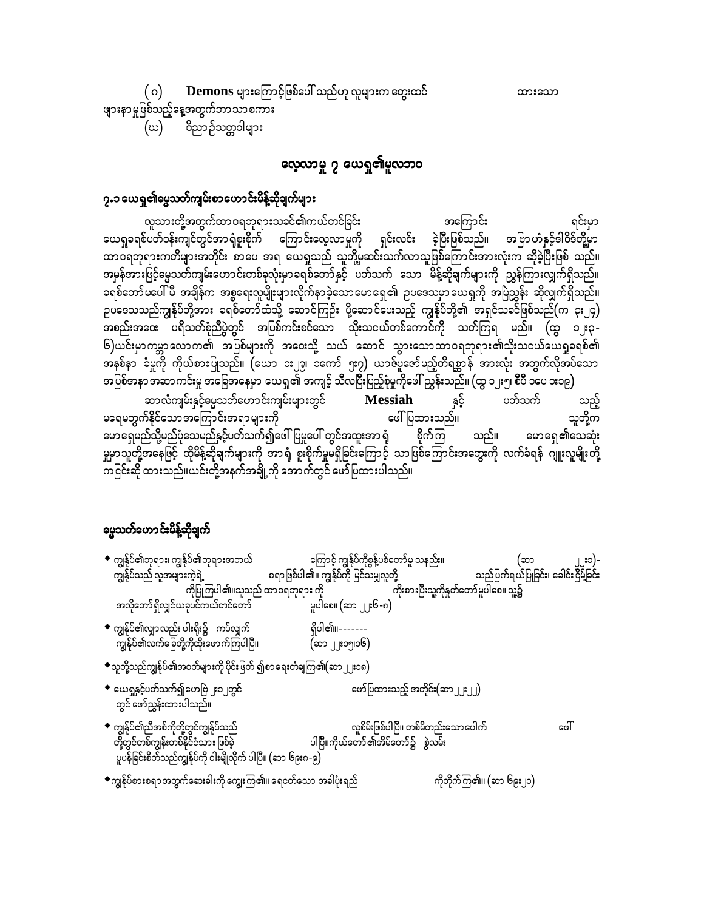(ဂ)　**Demons** များကြောင့်ဖြစ်ပေါ်သည်ဟု လူများက တွေးထင်　　　　ထားသော ဖျားနာမှုဖြစ်သည့်နေ့အတွက်ဘာသာစကား

(ဃ)　ဝိညာဉ်သတ္တဝါများ

## လေ့လာမှု ၇ ယေရှု၏မူလဘဝ

### ၇.၁ ယေရှု၏မွေ့သတ်ကျမ်းစာဟောင်းမိန့်ဆိုချက်များ

လူသားတို့အတွက်ထာဝရဘုရားသခင်၏ကယ်တင်ခြင်း　　　　အကြောင်း　　　　ရင်းမှာ ယေရှုခရစ်ပတ်ဝန်းကျင်တွင်အာရုံစူးစိုက်　ကြောင်းလေ့လာမှုကို　ရှင်းလင်း　ခဲ့ပြီးဖြစ်သည်။　အဗြာဟံနှင့်ဒါဝိဒ်တို့မှာ ထာဝရဘုရားကတိများအတိုင်း စာပေ အရ ယေရှုသည် သူတို့မှဆင်းသက်လာသူဖြစ်ကြောင်းအားလုံးက ဆိုခဲ့ပြီးဖြစ် သည်။ အမှန်အားဖြင့်မွေ့သတ်ကျမ်းဟောင်းတစ်ခုလုံးမှာခရစ်တော်နှင့် ပတ်သက် သော မိန့်ဆိုချက်များကို ညွှန်ကြားလျက်ရှိသည်။ ခရစ်တော်မပေါ်မီ အချိန်က အစ္စရေးလူမျိုးများလိုက်နာခဲ့သောမောရှေ၏ ဥပဒေသမှာယေရှုကို အမြဲညွှန်း ဆိုလျက်ရှိသည်။ ဥပဒေသသည်ကျွန်ုပ်တို့အား ခရစ်တော်ထံသို့ ဆောင်ကြဉ်း ပို့ဆောင်ပေးသည့် ကျွန်ုပ်တို့၏ အရှင်သခင်ဖြစ်သည်(က ၃း၂၄) အစည်းအဝေး　ပရိသတ်စုံညီပွဲတွင်　အပြစ်ကင်းစင်သော　သိုးသငယ်တစ်ကောင်ကို　သတ်ကြရ　မည်။ (ထွ ၁၂း၃-၆)ယင်းမှာကမ္ဘာလောက၏ အပြစ်များကို အဝေးသို့ သယ် ဆောင် သွားသောထာဝရဘုရား၏သိုးသငယ်ယေရှုခရစ်၏ အနစ်နာ ခံမှုကို ကိုယ်စားပြုသည်။ (ယော ၁း၂၉၊ ၁ကော ၅း၇) ယာဇ်ပူဇော်မည့်တိရစ္ဆာန် အားလုံး အတွက်လိုအပ်သော အပြစ်အနာအဆာကင်းမှု အခြေအနေမှာ ယေရှု၏ အကျင့် သီလပြီးပြည့်စုံမှုကိုဖေါ် ညွှန်းသည်။ (ထွ ၁၂း၅၊ စီပီ ၁ပေ ၁း၁၉)

ဆာလံကျမ်းနှင့်မွေ့သတ်ဟောင်းကျမ်းများတွင်　　**Messiah**　　နှင့်　　ပတ်သက်　　သည့် မရေမတွက်နိုင်သောအကြောင်းအရာများကို　　　　ဖေါ်ပြထားသည်။　　　　သူတို့က မောရှေမည်သို့မည်ပုံသေမည်နှင့်ပတ်သက်၍ဖေါ်ပြမှုပေါ်တွင်အထူးအာရုံ　စိုက်ကြ　သည်။　မောရှေ၏သေဆုံး မှုမှာသူတို့အနေဖြင့် ထိုမိန့်ဆိုချက်များကို အာရုံ စူးစိုက်မှုမရှိခြင်းကြောင့် သာဖြစ်ကြောင်းအတွေးကို လက်ခံရန် ဂျူးလူမျိုးတို့ ကငြင်းဆို ထားသည်။ယင်းတို့အနက်အချို့ကို အောက်တွင် ဖော်ပြထားပါသည်။

### မွေ့သတ်ဟောင်းမိန့်ဆိုချက်

- ကျွန်ုပ်၏ဘုရား၊ ကျွန်ုပ်၏ဘုရားအဘယ်　　　ကြောင့် ကျွန်ုပ်ကိုစွန့်ပစ်တော်မူ သနည်း။　　(ဆာ　၂၂း၁)- ကျွန်ုပ်သည် လူအများကဲ့ရဲ့　　စရာ ဖြစ်ပါ၏။ ကျွန်ုပ်ကို မြင်သမျှလူတို့　　သည်ပြက်ရယ်ပြုခြင်း၊ ခေါင်းငြိမ့်ခြင်း　　ကိုပြုကြပါ၏။သူသည် ထာဝရဘုရား ကို　　ကိုးစားပြီးသူ့ကိုနှုတ်တော်မူပါစေ၊ သူ၌ အလိုတော် ရှိလျှင်ယခုပင်ကယ်တင်တော်　　မူပါစေ။ (ဆာ ၂၂း၆-၈)
- ကျွန်ုပ်၏လျှာလည်း ပါးရိုး၌　ကပ်လျက်　　ရှိပါ၏။------- ကျွန်ုပ်၏လက်ခြေတို့ကိုထိုးဖောက်ကြပါပြီ။　　(ဆာ ၂၂း၁၅၊၁၆)
- သူတို့သည်ကျွန်ုပ်၏အဝတ်များကို ပိုင်းဖြတ် ၍စာရေးတံချကြ၏(ဆာ ၂၂း၁၈)
- ယေရှုနှင့်ပတ်သက်၍ဟေဗြဲ ၂း၁၂တွင်　　ဖော်ပြထားသည့် အတိုင်း(ဆာ ၂၂း၂၂) တွင် ဖော်ညွှန်းထားပါသည်။
- ကျွန်ုပ်၏ညီအစ်ကိုတို့တွင်ကျွန်ုပ်သည်　　လူစိမ်းဖြစ်ပါပြီ။ တစ်မိတည်းသောပေါက်　　ဖေါ် တို့တွင်တစ်ကျွန်းတစ်နိုင်ငံသား ဖြစ်ခဲ့　　ပါပြီ။ကိုယ်တော်၏အိမ်တော်၌　စွဲလမ်း ပူပန်ခြင်းစိတ်သည်ကျွန်ုပ်ကို ဝါးမျိုလိုက် ပါပြီ။ (ဆာ ၆၉း၈-၉)
- ကျွန်ုပ်စားစရာအတွက်ဆေးခါးကို ကျွေးကြ၏။ ရေငတ်သော အခါပုံးရည်　　ကိုတိုက်ကြ၏။ (ဆာ ၆၉း၂၁)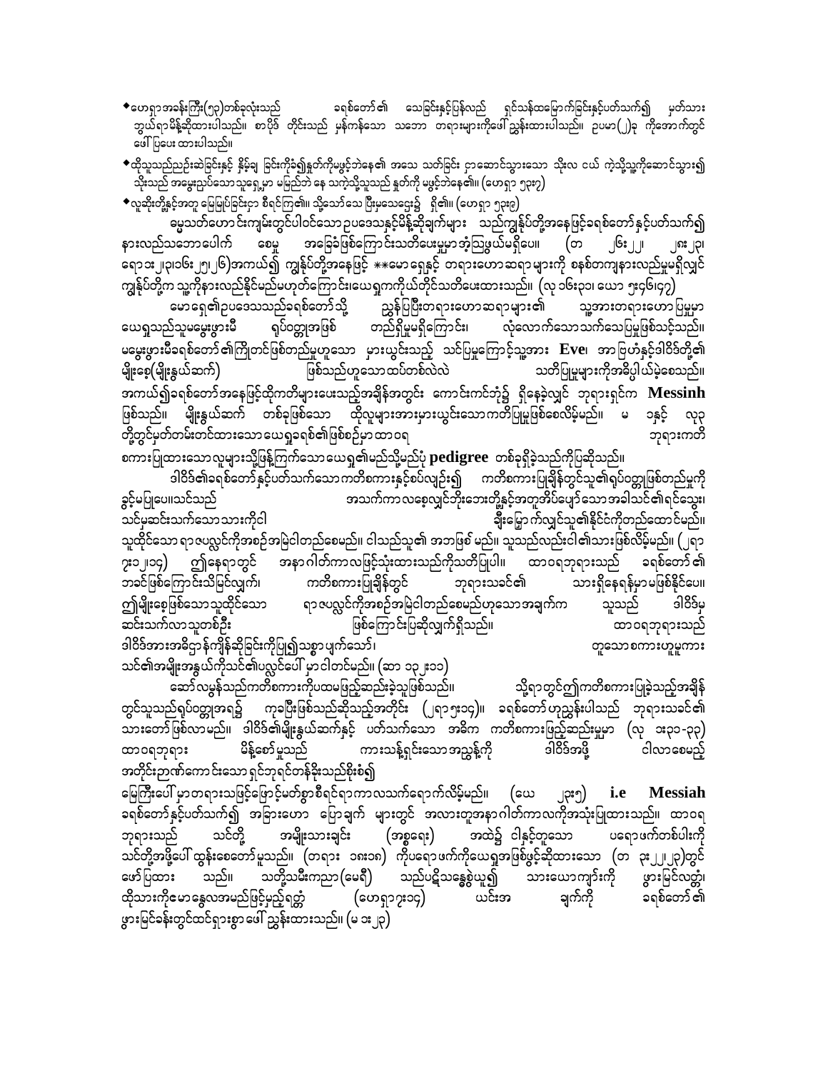◆ဟေရှာအခန်းကြီး(၅၃)တစ်ခုလုံးသည် ခရစ်တော်၏ သေခြင်းနှင့်ပြန်လည် ရှင်သန်ထမြောက်ခြင်းနှင့်ပတ်သက်၍ မှတ်သား ဘွယ်ရာမိန့်ဆိုထားပါသည်။ စာပိုဒ် တိုင်းသည် မှန်ကန်သော သဘော တရားများကိုဖေါ်ညွှန်းထားပါသည်။ ဥပမာ(၂)ခု ကိုအောက်တွင် ဖေါ်ပြပေး ထားပါသည်။

◆ထိုသူသည်ညှဉ်းဆဲခြင်းနှင့် နှိပ်ချ ခြင်းကိုခံ၍နှုတ်ကိုမဖွင့်ဘဲနေ၏ အသေ သတ်ခြင်း ဌာဆောင်သွားသော သိုးလ ငယ် ကဲ့သို့သူ့ကိုဆောင်သွား၍ သိုးသည် အမွေးညှပ်သောသူရှေ့မှာ မမြည်ဘဲ နေ သကဲ့သို့သူသည် နှုတ်ကို မဖွင့်ဘဲနေ၏။ (ဟေရှာ ၅၃း၇)

◆လူဆိုးတို့နှင့်အတူ မြေမြုပ်ခြင်းဌာ စီရင်ကြ၏။ သို့သော်သေ ပြီးမှသေဌေး၌ ရှိ၏။ (ဟေရှာ ၅၃း၉)

ဓမ္မသတ်ဟောင်းကျမ်းတွင်ပါဝင်သောဥပဒေသနှင့်မိန့်ဆိုချက်များ သည်ကျွန်ုပ်တို့အနေဖြင့်ခရစ်တော်နှင့်ပတ်သက်၍ နားလည်သဘောပေါက် စေမှု အခြေခံဖြစ်ကြောင်းသတိပေးမှုမှာအံ့ဩဖွယ်မရှိပေ။ (တ ၂၆း၂၂၊ ၂၈း၂၀၊ ရော၁း၂၊၃၊၁၆း၂၅၊၂၆)အကယ်၍ ကျွန်ုပ်တို့အနေဖြင့် **မောရှေနှင့် တရားဟောဆရာ များကို စနစ်တကျနားလည်မှုမရှိလျှင် ကျွန်ုပ်တို့က သူ့ကိုနားလည်နိုင်မည်မဟုတ်ကြောင်းယေရှုကကိုယ်တိုင်သတိပေးထားသည်။ (လု ၁၆း၃၁၊ ယော ၅း၄၆၊၄၇)

မောရှေ၏ဥပဒေသသည်ခရစ်တော်သို့ ညွှန်ပြပြီးတရားဟောဆရာများ၏ သွန်အားတရားဟော ပြမှုမှာ ယေရှုသည်သူမမွေးဖွားမီ ရုပ်ဝတ္တုအဖြစ် တည်ရှိမှုမရှိကြောင်း၊ လုံလောက်သောသက်သေပြမှုဖြစ်သင့်သည်။ မမွေးဖွားမီခရစ်တော်၏ကြိုတင်ဖြစ်တည်မှုဟူသော မှားယွင်းသည့် သင်ပြမှုကြောင့်သူ့အား **Eve**၊ အာဗြဟံနှင့်ဒါဝိဒ်တို့၏ မျိုးစေ့(မျိုးနွယ်ဆက်) ဖြစ်သည်ဟူသောထပ်တစ်လဲလဲ သတိပြုမှုများကိုအဓိပ္ပါယ်မဲ့စေသည်။ အကယ်၍ခရစ်တော်အနေဖြင့်ထိုကတိများပေးသည့်အချိန်အတွင်း ကောင်းကင်ဘုံ၌ ရှိနေခဲ့လျှင် ဘုရားရှင်က **Messinh** ဖြစ်သည်။ မျိုးနွယ်ဆက် တစ်ခုဖြစ်သော ထိုလူများအားမှားယွင်းသောကတိပြုမှုဖြစ်စေလိမ့်မည်။ မ ၁နှင့် လု၃ တို့တွင်မှတ်တမ်းတင်ထားသောယေရှုခရစ်၏ဖြစ်စဉ်မှာ ထာဝရ ဘုရားကတိ စကားပြုထားသောလူများသို့ဖြန့်ကြက်သောယေရှု၏မည်သို့မည်ပုံ **pedigree** တစ်ခုရှိခဲ့သည်ကိုပြဆိုသည်။

ဒါဝိဒ်၏ခရစ်တော်နှင့်ပတ်သက်သောကတိစကားနှင့်စပ်လျဉ်း၍ ကတိစကားပြုချိန်တွင်သူ၏ရုပ်ဝတ္တုဖြစ်တည်မှုကို ခွင့်မပြုပေ။သင်သည် အသက်ကာလစေ့လျှင်ဘိုးဘေးတို့နှင့်အတူအိပ်ပျော်သောအခါသင်၏ရင်သွေး၊ သင်မှဆင်းသက်သောသားကိုငါ ချီးမြှောက်လျှင်သူ၏နိုင်ငံကိုတည်ထောင်မည်။ သူထိုင်သော ရာဇပလ္လင်ကိုအစဉ်အမြဲငါတည်စေမည်။ ငါသည်သူ၏ အဘဖြစ် မည်။ သူသည်လည်းငါ၏သားဖြစ်လိမ့်မည်။ (၂ရာ ၇း၁၂၊၁၄) ဤနေရာတွင် အနာဂါတ်ကာလဖြင့်သုံးထားသည်ကိုသတိပြုပါ။ ထာဝရဘုရားသည် ခရစ်တော်၏ ဘခင်ဖြစ်ကြောင်းသိမြင်လျှက်၊ ကတိစကားပြုချိန်တွင် ဘုရားသခင်၏ သားရှိနေရန်မှာမဖြစ်နိုင်ပေ။ ဤမျိုးစေ့ဖြစ်သောသူထိုင်သော ရာဇပလ္လင်ကိုအစဉ်အမြဲငါတည်စေမည်ဟူသောအချက်က သူသည် ဒါဝိဒ်မှ ဆင်းသက်လာသူတစ်ဦး ဖြစ်ကြောင်းပြဆိုလျှက်ရှိသည်။ ထာဝရဘုရားသည် ဒါဝိဒ်အားအဓိဌာန်ကျိန်ဆိုခြင်းကိုပြု၍သစ္စာ ပျက်သော်၊ တူသောစကားဟူမူကား သင်၏အမျိုးအနွယ်ကိုသင်၏ပလ္လင်ပေါ် မှာငါတင်မည်။ (ဆာ ၁၃၂း၁၁)

ဆော်လမွန်သည်ကတိစကားကိုပထမဖြည့်ဆည်းခဲ့သူဖြစ်သည်။ သို့ရာတွင်ဤကတိစကားပြုခဲ့သည့်အချိန် တွင်သူသည်ရုပ်ဝတ္တုအရ၌ ကုဒပြီးဖြစ်သည်ဆိုသည့်အတိုင်း (၂ရာ ၅း၁၄)။ ခရစ်တော်ဟုညွှန်းပါသည် ဘုရားသခင်၏ သားတော်ဖြစ်လာမည်။ ဒါဝိဒ်၏မျိုးနွယ်ဆက်နှင့် ပတ်သက်သော အဓိက ကတိစကားဖြည့်ဆည်းမှုမှာ (လု ၁း၃၁-၃၃) ထာဝရဘုရား မိန့်တော်မူသည် ကားသန့်ရှင်းသောအညွန့်ကို ဒါဝိဒ်အဖို့ ငါလာစေမည့် အတိုင်းဉာဏ်ကောင်းသော ရှင်ဘုရင်တန်ခိုးသည်စိုးစံ၍ မြေကြီးပေါ် မှာတရားသဖြင့်ဖြောင့်မတ်စွာစီရင်ရာကာလသက်ရောက်လိမ့်မည်။ (ယေ ၂၃း၅) **i.e Messiah** ခရစ်တော်နှင့်ပတ်သက်၍ အခြားဟော ပြောချက် များတွင် အလားတူအနာဂါတ်ကာလကိုအသုံးပြုထားသည်။ ထာဝရ ဘုရားသည် သင်တို့ အမျိုးသားချင်း (အစ္စရေး) အထဲ၌ ငါနှင့်တူသော ပရောဖက်တစ်ပါးကို သင်တို့အဖို့ပေါ် ထွန်းစေတော်မူသည်။ (တရား ၁၈း၁၈) ကိုပရောဖက်ကိုယေရှုအဖြစ်ဖွင့်ဆိုထားသော (တ ၃း၂၂၊၂၃)တွင် ဖော်ပြထား သည်။ သတို့သမီးကညာ(မေရီ) သည်ပဋိသန္ဓေစွဲယူ၍ သားယောကျာ်းကို ဖွားမြင်လတ္တံ့၊ ထိုသားကိုမောနွေလအမည်ဖြင့်မှည့်ရတ္တံ့ (ဟေရှာ ၇း၁၄) ယင်းအ ချက်ကို ခရစ်တော်၏ ဖွားမြင်ခန်းတွင်ထင်ရှားစွာ ဖေါ်ညွှန်းထားသည်။ (မ ၁း၂၃)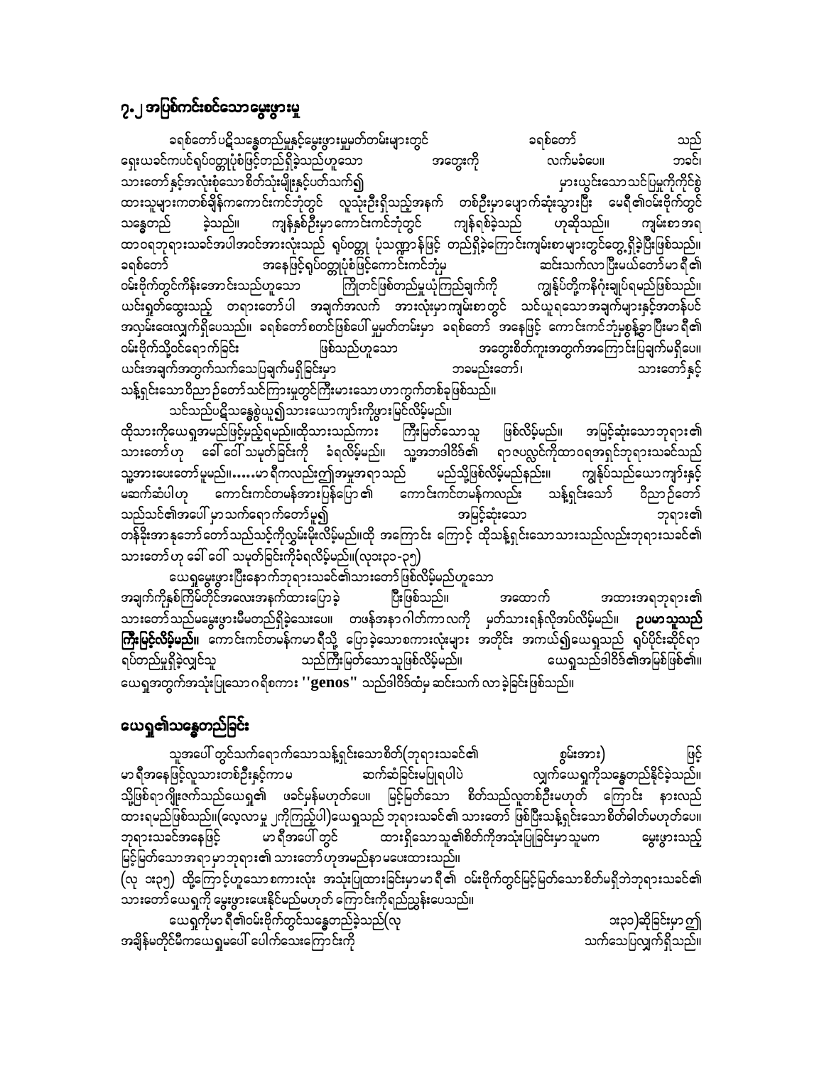## ၇.၂ အပြစ်ကင်းစင်သောမွေးဖွားမှု

ခရစ်တော် ပဋိသန္ဓေတည်မှုနှင့်မွေးဖွားမှုမှတ်တမ်းများတွင် ခရစ်တော် သည် ရှေးယခင်ကပင်ရုပ်ဝတ္ထုပုံစံဖြင့်တည်ရှိခဲ့သည်ဟူသော အတွေးကို လက်မခံပေ။ ဘခင်၊ သားတော်နှင့်အလုံးစုံသော စိတ်သုံးမျိုးနှင့်ပတ်သက်၍ မှားယွင်းသော သင်ပြမှုကိုကိုင်စွဲထားသူများကတစ်ချိန်ကကောင်းကင်ဘုံတွင် လူသုံးဦးရှိသည့်အနက် တစ်ဦးမှာပျောက်ဆုံးသွားပြီး မေရီ၏ဝမ်းဗိုက်တွင်သန္ဓေတည် ခဲ့သည်။ ကျန်နှစ်ဦးမှာကောင်းကင်ဘုံတွင် ကျန်ရစ်ခဲ့သည် ဟုဆိုသည်။ ကျမ်းစာအရထာဝရဘုရားသခင်အပါအဝင်အားလုံးသည် ရုပ်ဝတ္ထု ပုံသဏ္ဍာန်ဖြင့် တည်ရှိခဲ့ကြောင်းကျမ်းစာများတွင်တွေ့ရှိခဲ့ပြီးဖြစ်သည်။ ခရစ်တော် အနေဖြင့်ရုပ်ဝတ္ထုပုံစံဖြင့်ကောင်းကင်ဘုံမှ ဆင်းသက်လာပြီးမယ်တော်မာရီ၏ဝမ်းဗိုက်တွင်ကိန်းအောင်းသည်ဟူသော ကြိုတင်ဖြစ်တည်မှုယုံကြည်ချက်ကို ကျွန်ုပ်တို့ကနိဂုံးချုပ်ရမည်ဖြစ်သည်။ ယင်းရှုတ်ထွေးသည့် တရားတော်ပါ အချက်အလက် အားလုံးမှာကျမ်းစာတွင် သင်ယူရသောအချက်များနှင့်အတန်ပင်အလှမ်းဝေးလျှက်ရှိပေသည်။ ခရစ်တော်စတင်ဖြစ်ပေါ်မှုမှတ်တမ်းမှာ ခရစ်တော် အနေဖြင့် ကောင်းကင်ဘုံမှစွန့်ခွာပြီးမာရီ၏ဝမ်းဗိုက်သို့ဝင်ရောက်ခြင်း ဖြစ်သည်ဟူသော အတွေးစိတ်ကူးအတွက်အကြောင်းပြချက်မရှိပေ။ ယင်းအချက်အတွက်သက်သေပြချက်မရှိခြင်းမှာ ဘခမည်းတော်၊ သားတော်နှင့် သန့်ရှင်းသောဝိညာဉ်တော်သင်ကြားမှုတွင်ကြီးမားသောဟာကွက်တစ်ခုဖြစ်သည်။

သင်သည်ပဋိသန္ဓေစွဲယူ၍သားယောကျာ်းကိုဖွားမြင်လိမ့်မည်။ ထိုသားကိုယေရှုအမည်ဖြင့်မှည့်ရမည်။ထိုသားသည်ကား ကြီးမြတ်သောသူ ဖြစ်လိမ့်မည်။ အမြင့်ဆုံးသောဘုရား၏သားတော်ဟု ခေါ် ဝေါ် သမုတ်ခြင်းကို ခံရလိမ့်မည်။ သူ့အဘဒါဝိဒ်၏ ရာဇပလ္လင်ကိုထာဝရအရှင်ဘုရားသခင်သည် သူ့အားပေးတော်မူမည်။.....မာရီကလည်း၍အမှုအရာသည် မည်သို့ဖြစ်လိမ့်မည်နည်း။ ကျွန်ုပ်သည်ယောကျာ်းနှင့်မဆက်ဆံပါဟု ကောင်းကင်တမန်အားပြန်ပြော၏ ကောင်းကင်တမန်ကလည်း သန့်ရှင်းသော် ဝိညာဉ်တော်သည်သင်၏အပေါ် မှာသက်ရောက်တော်မူ၍ အမြင့်ဆုံးသော ဘုရား၏တန်ခိုးအာနုဘော်တော်သည်သင့်ကိုလွှမ်းမိုးလိမ့်မည်။ထို အကြောင်း ကြောင့် ထိုသန့်ရှင်းသောသားသည်လည်းဘုရားသခင်၏သားတော်ဟု ခေါ် ဝေါ် သမုတ်ခြင်းကိုခံရလိမ့်မည်။(လုဒး၃၁-၃၅)

ယေရှုမွေးဖွားပြီးနောက်ဘုရားသခင်၏သားတော် ဖြစ်လိမ့်မည်ဟူသော အချက်ကိုနှစ်ကြိမ်တိုင်အလေးအနက်ထားပြောခဲ့ ပြီးဖြစ်သည်။ အထောက် အထားအရာဘုရား၏သားတော်သည်မမွေးဖွားမီတည်ရှိခဲ့သေးပေ။ တဖန်အနာဂါတ်ကာလကို မှတ်သားရန်လိုအပ်လိမ့်မည်။ **ဥပမာသူသည်ကြီးမြင့်လိမ့်မည်။** ကောင်းကင်တမန်ကမာရီသို့ ပြောခဲ့သောစကားလုံးများ အတိုင်း အကယ်၍ယေရှုသည် ရုပ်ပိုင်းဆိုင်ရာရပ်တည်မှုရှိခဲ့လျှင်သူ သည်ကြီးမြတ်သောသူဖြစ်လိမ့်မည်။ ယေရှုသည်ဒါဝိဒ်၏အမြစ်ဖြစ်၏။ ယေရှုအတွက်အသုံးပြုသောဂရိစကား **"genos"** သည်ဒါဝိဒ်ထံမှ ဆင်းသက် လာခဲ့ခြင်းဖြစ်သည်။

## ယေရှု၏သန္ဓေတည်ခြင်း

သူ့အပေါ် တွင်သက်ရောက်သောသန့်ရှင်းသောစိတ်(ဘုရားသခင်၏ စွမ်းအား) ဖြင့်မာရီအနေဖြင့်လူသားတစ်ဦးနှင့်ကာမ ဆက်ဆံခြင်းမပြုရပါပဲ လျှက်ယေရှုကိုသန္ဓေတည်နိုင်ခဲ့သည်။ သို့ဖြစ်ရာဂျိုးဇက်သည်ယေရှု၏ ဖခင်မှန်မဟုတ်ပေ။ မြင့်မြတ်သော စိတ်သည်လူတစ်ဦးမဟုတ် ကြောင်း နားလည်ထားရမည်ဖြစ်သည်။(လေ့လာမှု ၂ကိုကြည့်ပါ)ယေရှုသည် ဘုရားသခင်၏ သားတော် ဖြစ်ပြီးသန့်ရှင်းသောစိတ်ခါတ်မဟုတ်ပေ။ ဘုရားသခင်အနေဖြင့် မာရီအပေါ် တွင် ထားရှိသောသူ၏စိတ်ကိုအသုံးပြုခြင်းမှာသူမက မွေးဖွားသည့်မြင့်မြတ်သောအရာမှာဘုရား၏ သားတော်ဟုအမည်နာမပေးထားသည်။

(လု ၁း၃၅) ထို့ကြောင့်ဟူသောစကားလုံး အသုံးပြုထားခြင်းမှာမာရီ၏ ဝမ်းဗိုက်တွင်မြင့်မြတ်သောစိတ်မရှိဘဲဘုရားသခင်၏သားတော်ယေရှုကို မွေးဖွားပေးနိုင်မည်မဟုတ် ကြောင်းကိုရည်ညွှန်းပေသည်။

ယေရှုကိုမာရီ၏ဝမ်းဗိုက်တွင်သန္ဓေတည်ခဲ့သည်(လု ၁း၃၁)ဆိုခြင်းမှာ ၎င်းအချိန်မတိုင်မီကယေရှုမပေါ် ပေါက်သေးကြောင်းကို သက်သေပြလျှက်ရှိသည်။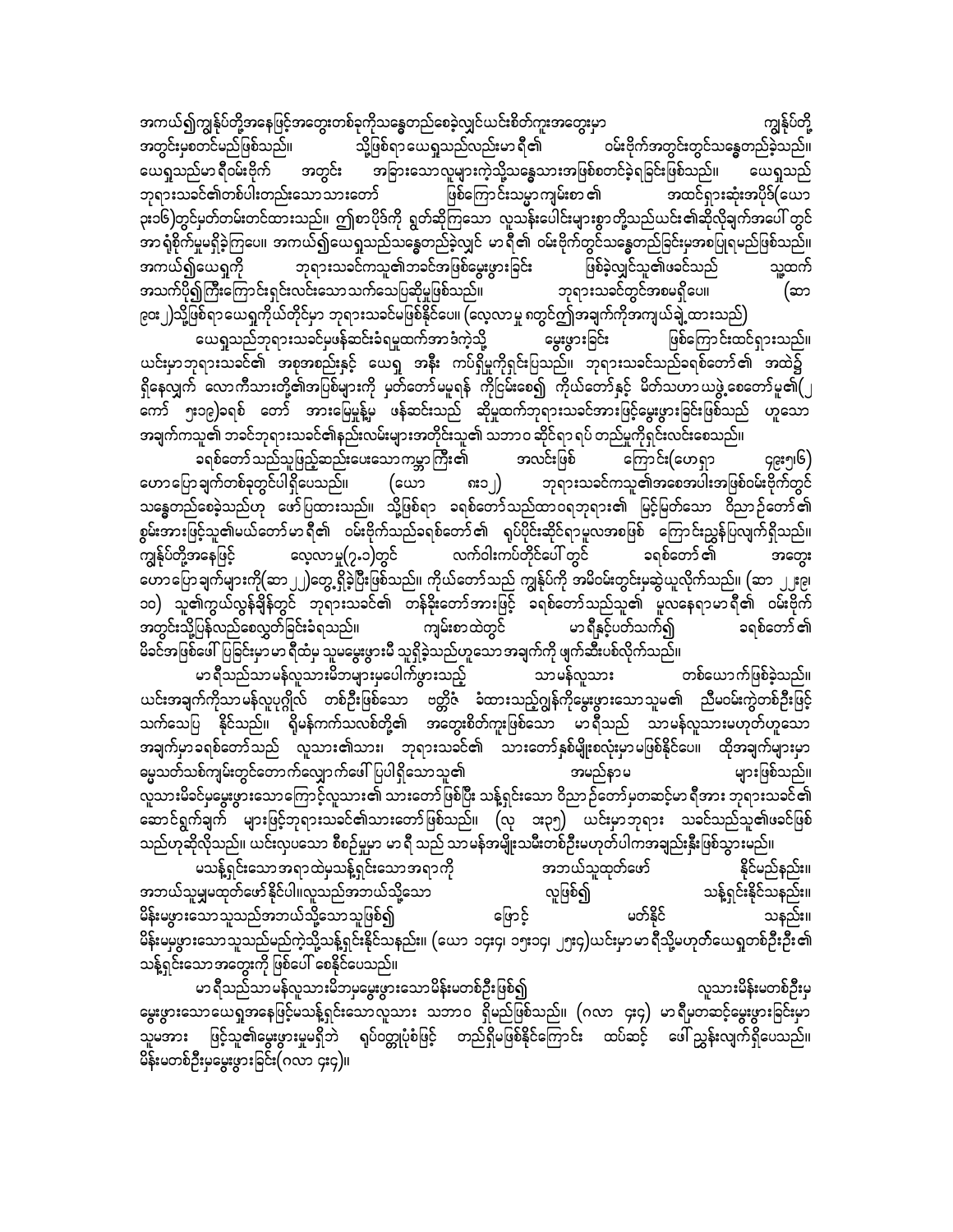အကယ်၍ကျွန်ုပ်တို့အနေဖြင့်အတွေးတစ်ခုကိုသန္ဓေတည်စေခဲ့လျှင်ယင်းစိတ်ကူးအတွေးမှာ ကျွန်ုပ်တို့အတွင်းမှစတင်မည်ဖြစ်သည်။ သို့ဖြစ်ရာ ယေရှုသည်လည်းမာရီ၏ ဝမ်းဗိုက်အတွင်းတွင်သန္ဓေတည်ခဲ့သည်။ ယေရှုသည်မာရီဝမ်းဗိုက် အတွင်း အခြားသောလူများကဲ့သို့သန္ဓေသားအဖြစ်စတင်ခဲ့ရခြင်းဖြစ်သည်။ ယေရှုသည် ဘုရားသခင်၏တစ်ပါးတည်းသောသားတော် ဖြစ်ကြောင်းသမ္မာကျမ်းစာ၏ အထင်ရှားဆုံးအပိုဒ်(ယော ၃း၁၆)တွင်မှတ်တမ်းတင်ထားသည်။ ဤစာပိုဒ်ကို ရွတ်ဆိုကြသော လူသန်းပေါင်းများစွာတို့သည်ယင်း၏ဆိုလိုချက်အပေါ်တွင် အာရုံစိုက်မှုမရှိခဲ့ကြပေ။ အကယ်၍ယေရှုသည်သန္ဓေတည်ခဲ့လျှင် မာရီ၏ ဝမ်းဗိုက်တွင်သန္ဓေတည်ခြင်းမှအစပြုရမည်ဖြစ်သည်။ အကယ်၍ယေရှုကို ဘုရားသခင်ကသူ၏ဘခင်အဖြစ်မွေးဖွားခြင်း ဖြစ်ခဲ့လျှင်သူ၏ဖခင်သည် သူ့ထက်အသက်ပို၍ကြီးကြောင်းရှင်းလင်းသောသက်သေပြဆိုမှုဖြစ်သည်။ ဘုရားသခင်တွင်အစမရှိပေ။ (ဆာ ၉၀း၂)သို့ဖြစ်ရာယေရှုကိုယ်တိုင်မှာ ဘုရားသခင်မဖြစ်နိုင်ပေ။ (လေ့လာမှု ၈တွင်ဤအချက်ကိုအကျယ်ချဲ့ထားသည်)

ယေရှုသည်ဘုရားသခင်မှမနှဆင်းခံရမှုထက်အာဒံကဲ့သို့ မွေးဖွားခြင်း ဖြစ်ကြောင်းထင်ရှားသည်။ ယင်းမှာဘုရားသခင်၏ အစုအစည်းနှင့် ယေရှု အနီး ကပ်ရှိမှုကိုရှင်းပြသည်။ ဘုရားသခင်သည်ခရစ်တော်၏ အထဲ၌ ရှိနေလျှက် လောကီသားတို့၏အပြစ်များကို မှတ်တော်မမူရန် ကိုပြမ်းစေ၍ ကိုယ်တော်နှင့် မိတ်သဟာယဖွဲ့စေတော်မူ၏(၂ ကော် ၅း၁၉)ခရစ် တော် အားမြေမှုန့်မှ ဖန်ဆင်းသည် ဆိုမှုထက်ဘုရားသခင်အားဖြင့်မွေးဖွားခြင်းဖြစ်သည် ဟူသော အချက်ကသူ၏ ဖခင်ဘုရားသခင်၏နည်းလမ်းများအတိုင်းသူ၏ သဘာဝ ဆိုင်ရာ ရပ် တည်မှုကိုရှင်းလင်းစေသည်။

ခရစ်တော်သည်သူဖြည့်ဆည်းပေးသောကမ္ဘာကြီး၏ အလင်းဖြစ် ကြောင်း(ဟေရှာ ၄၉း၅၆)ဟောပြောချက်တစ်ခုတွင်ပါရှိပေသည်။ (ယော ၈း၁၂) ဘုရားသခင်ကသူ၏အစေအပါးအဖြစ်ဝမ်းဗိုက်တွင်သန္ဓေတည်စေခဲ့သည်ဟု ဖော်ပြထားသည်။ သို့ဖြစ်ရာ ခရစ်တော်သည်ထာဝရဘုရား၏ မြင့်မြတ်သော ဝိညာဉ်တော်၏စွမ်းအားဖြင့်သူ၏မယ်တော်မာရီ၏ ဝမ်းဗိုက်သည်ခရစ်တော်၏ ရုပ်ပိုင်းဆိုင်ရာမူလအစဖြစ် ကြောင်းညွှန်ပြလျက်ရှိသည်။ ကျွန်ုပ်တို့အနေဖြင့် လေ့လာမှု(၇.၁)တွင် လက်ဝါးကပ်တိုင်ပေါ်တွင် ခရစ်တော်၏ အတွေးဟောပြောချက်များကို(ဆာ ၂၂)တွေ့ရှိခဲ့ပြီးဖြစ်သည်။ ကိုယ်တော်သည် ကျွန်ုပ်ကို အမိဝမ်းတွင်းမှဆွဲယူလိုက်သည်။ (ဆာ ၂၂း၉၊ ၁၀) သူ၏ကွယ်လွန်ချိန်တွင် ဘုရားသခင်၏ တန်ခိုးတော်အားဖြင့် ခရစ်တော်သည်သူ၏ မူလနေရာမာရီ၏ ဝမ်းဗိုက်အတွင်းသို့ပြန်လည်စေလွှတ်ခြင်းခံရသည်။ ကျမ်းစာထဲတွင် မာရီနှင့်ပတ်သက်၍ ခရစ်တော်၏ မိခင်အဖြစ်ပေါ် ပြခြင်းမှာမာရီထံမှ သူမွေးဖွားမီ သူရှိခဲ့သည်ဟူသောအချက်ကို ဖျက်ဆီးပစ်လိုက်သည်။

မာရီသည်သာမန်လူသားမိဘများမှပေါက်ဖွားသည့် သာမန်လူသား တစ်ယောက်ဖြစ်ခဲ့သည်။ ယင်းအချက်ကိုသာမန်လူပုဂ္ဂိုလ် တစ်ဦးဖြစ်သော ဗတ္တိဇံ ခံထားသည့်ဂျွန်ကိုမွေးဖွားသောသူမ၏ ညီမဝမ်းကွဲတစ်ဦးဖြင့် သက်သေပြ နိုင်သည်။ ရိုမန်ကက်သလစ်တို့၏ အတွေးစိတ်ကူးဖြစ်သော မာရီသည် သာမန်လူသားမဟုတ်ဟူသော အချက်မှာခရစ်တော်သည် လူသား၏သား၊ ဘုရားသခင်၏ သားတော်နှစ်မျိုးစလုံးမှာမဖြစ်နိုင်ပေ။ ထိုအချက်များမှာ ဓမ္မသတ်သစ်ကျမ်းတွင်တောက်လျှောက်ဖေါ် ပြပါရှိသောသူ၏ အမည်နာမ များဖြစ်သည်။ လူသားမိခင်မှမွေးဖွားသောကြောင့်လူသား၏ သားတော်ဖြစ်ပြီး သန့်ရှင်းသော ဝိညာဉ်တော်မှတဆင့်မာရီအား ဘုရားသခင်၏ ဆောင်ရွက်ချက် များဖြင့်ဘုရားသခင်၏သားတော်ဖြစ်သည်။ (လု ၁း၃၅) ယင်းမှာဘုရား သခင်သည်သူ၏ဖခင်ဖြစ်သည်ဟုဆိုလိုသည်။ ယင်းလှပသော စီစဉ်မှုမှာ မာရီ သည် သာမန်အမျိုးသမီးတစ်ဦးမဟုတ်ပါကအချည်းနှီးဖြစ်သွားမည်။

မသန့်ရှင်းသောအရာထဲမှသန့်ရှင်းသောအရာကို အဘယ်သူထုတ်ဖော် နိုင်မည်နည်း။ အဘယ်သူမျှမထုတ်ဖော်နိုင်ပါ။လူသည်အဘယ်သို့သော လူဖြစ်၍ သန့်ရှင်းနိုင်သနည်း။ မိန်းမဖွားသောသူသည်အဘယ်သို့သောသူဖြစ်၍ ဖြောင့် မတ်နိုင် သနည်း။ မိန်းမမှဖွားသောသူသည်မည်ကဲ့သို့သန့်ရှင်းနိုင်သနည်း။ (ယော ၁၄း၄၊ ၁၅း၁၄၊ ၂၅း၄)ယင်းမှာမာရီသို့မဟုတ်ယေရှုတစ်ဦးဦး၏ သန့်ရှင်းသောအတွေးကို ဖြစ်ပေါ် စေနိုင်ပေသည်။

မာရီသည်သာမန်လူသားမိဘမှမွေးဖွားသောမိန်းမတစ်ဦးဖြစ်၍ လူသားမိန်းမတစ်ဦးမှမွေးဖွားသောယေရှုအနေဖြင့်မသန့်ရှင်းသောလူသား သဘာဝ ရှိမည်ဖြစ်သည်။ (ဂလာ ၄း၄) မာရီမှတဆင့်မွေးဖွားခြင်းမှာ သူမအား ဖြင့်သူ၏မွေးဖွားမှုရှိဘဲ ရုပ်ဝတ္ထုပုံစံဖြင့် တည်ရှိမဖြစ်နိုင်ကြောင်း ထပ်ဆင့် ဖေါ်ညွှန်းလျက်ရှိပေသည်။ မိန်းမတစ်ဦးမှမွေးဖွားခြင်း(ဂလာ ၄း၄)။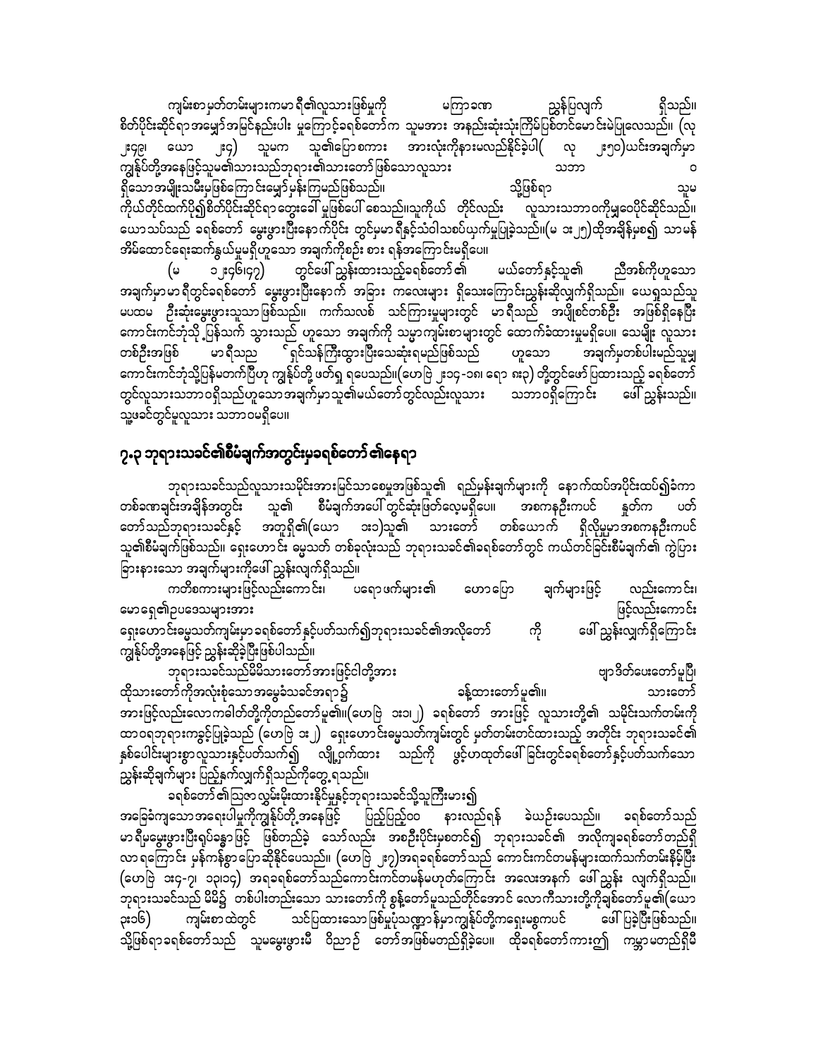ကျမ်းစာမှတ်တမ်းများကမာရီ၏လူသားဖြစ်မှုကို မကြာခဏ ညွှန်ပြလျက် ရှိသည်။ စိတ်ပိုင်းဆိုင်ရာအမျှော်အမြင်နည်းပါး မှုကြောင့်ခရစ်တော်က သူမအား အနည်းဆုံးသုံးကြိမ်ပြစ်တင်မောင်းမဲပြုလေသည်။ (လု ၂း၄၉၊ ယော ၂း၄) သူမက သူ၏ပြောစကား အားလုံးကိုနားမလည်နိုင်ခဲ့ပါ( လု ၂း၅၀)ယင်းအချက်မှာ ကျွန်ုပ်တို့အနေဖြင့်သူမ၏သားသည်ဘုရား၏သားတော်ဖြစ်သောလူသား သဘာဝ ရှိသောအမျိုးသမီးမှဖြစ်ကြောင်းမျှော်မှန်းကြမည်ဖြစ်သည်။ သို့ဖြစ်ရာ သူမကိုယ်တိုင်ထက်ပို၍စိတ်ပိုင်းဆိုင်ရာတွေးခေါ် မှုဖြစ်ပေါ် စေသည်။သူကိုယ် တိုင်လည်း လူသားသဘာဝကိုမျှဝေပိုင်ဆိုင်သည်။ ယောသပ်သည် ခရစ်တော် မွေးဖွားပြီးနောက်ပိုင်း တွင်မှမာရီနှင့်သံဝါသစပ်ယှက်မှုပြုခဲ့သည်။(မ ၁း၂၅)ထိုအချိန်မှစ၍ သာမန်အိမ်ထောင်ရေးဆက်နွယ်မှုမရှိဟူသော အချက်ကိုစဉ်း စား ရန်အကြောင်းမရှိပေ။

(မ ၁၂း၄၆၊၄၇) တွင်ဖေါ် ညွှန်းထားသည့်ခရစ်တော်၏ မယ်တော်နှင့်သူ၏ ညီအစ်ကိုဟူသော အချက်မှာမာရီတွင်ခရစ်တော် မွေးဖွားပြီးနောက် အခြား ကလေးများ ရှိသေးကြောင်းညွှန်းဆိုလျှက်ရှိသည်။ ယေရှုသည်သူမပထမ ဦးဆုံးမွေးဖွားသူသာဖြစ်သည်။ ကက်သလစ် သင်ကြားမှုများတွင် မာရီသည် အပျိုစင်တစ်ဦး အဖြစ်ရှိနေပြီး ကောင်းကင်ဘုံသို့ ပြန်သက် သွားသည် ဟူသော အချက်ကို သမ္မာကျမ်းစာများတွင် ထောက်ခံထားမှုမရှိပေ။ သေမျိုး လူသားတစ်ဦးအဖြစ် မာရီသည ် ရှင်သန်ကြီးထွားပြီးသေဆုံးရမည်ဖြစ်သည် ဟူသော အချက်မှတစ်ပါးမည်သူမျှ ကောင်းကင်ဘုံသို့ပြန်မတက်ပြီဟု ကျွန်ုပ်တို့ ဖတ်ရှု ရပေသည်။(ဟေဗြဲ ၂း၁၄-၁၈၊ ရော ၈း၃) တို့တွင်ဖော်ပြထားသည့် ခရစ်တော်တွင်လူသားသဘာဝရှိသည်ဟူသောအချက်မှာသူ၏မယ်တော်တွင်လည်းလူသား သဘာဝရှိကြောင်း ဖေါ်ညွှန်းသည်။ သူ့ဖခင်တွင်မူလူသား သဘာဝမရှိပေ။

## ၇.၃ ဘုရားသခင်၏စီမံချက်အတွင်းမှခရစ်တော်၏နေရာ

ဘုရားသခင်သည်လူသားသမိုင်းအားမြင်သာစေမှုအဖြစ်သူ၏ ရည်မှန်းချက်များကို နောက်ထပ်အပိုင်းထပ်၍ခံကာ တစ်ခဏချင်းအချိန်အတွင်း သူ၏ စီမံချက်အပေါ် တွင်ဆုံးဖြတ်လေ့မရှိပေ။ အစကနဦးကပင် နှုတ်က ပတ်တော်သည်ဘုရားသခင်နှင့် အတူရှိ၏(ယော ၁း၁)သူ၏ သားတော် တစ်ယောက် ရှိလိုမှုမှာအစကနဦးကပင် သူ၏စီမံချက်ဖြစ်သည်။ ရှေးဟောင်း ဓမ္မသတ် တစ်ခုလုံးသည် ဘုရားသခင်၏ခရစ်တော်တွင် ကယ်တင်ခြင်းစီမံချက်၏ ကွဲပြားခြားနားသော အချက်များကိုဖေါ် ညွှန်းလျက်ရှိသည်။

ကတိစကားများဖြင့်လည်းကောင်း၊ ပရောဖက်များ၏ ဟောပြော ချက်များဖြင့် လည်းကောင်း၊ မောရှေ၏ဥပဒေသများအား ဖြင့်လည်းကောင်း ရှေးဟောင်းဓမ္မသတ်ကျမ်းမှာခရစ်တော်နှင့်ပတ်သက်၍ဘုရားသခင်၏အလိုတော် ကို ဖေါ်ညွှန်းလျှက်ရှိကြောင်း ကျွန်ုပ်တို့အနေဖြင့် ညွှန်းဆိုခဲ့ပြီးဖြစ်ပါသည်။

ဘုရားသခင်သည်မိမိသားတော်အားဖြင့်ငါတို့အား ဗျာဒိတ်ပေးတော်မူပြီ၊ ထိုသားတော်ကိုအလုံးစုံသောအမွေခံသခင်အရာ၌ ခန့်ထားတော်မူ၏။ သားတော်အားဖြင့်လည်းလောကဓါတ်တို့ကိုဖန်ဆင်းတော်မူ၏။(ဟေဗြဲ ၁း၁၊၂) ခရစ်တော် အားဖြင့် လူသားတို့၏ သမိုင်းသက်တမ်းကို ထာဝရဘုရားကခွင့်ပြုခဲ့သည် (ဟေဗြဲ ၁း၂) ရှေးဟောင်းဓမ္မသတ်ကျမ်းတွင် မှတ်တမ်းတင်ထားသည့် အတိုင်း ဘုရားသခင်၏ နှစ်ပေါင်းများစွာလူသားနှင့်ပတ်သက်၍ လျို့ဝှက်ထား သည်ကို ဖွင့်ဟထုတ်ဖေါ်ခြင်းတွင်ခရစ်တော်နှင့်ပတ်သက်သော ညွှန်းဆိုချက်များ ပြည့်နှက်လျှက်ရှိသည်ကိုတွေ့ရသည်။

ခရစ်တော်၏ဩဇာလွှမ်းမိုးထားနိုင်မှုနှင့်ဘုရားသခင်သို့သူကြီးမား၍ အခြေခံကျသောအရေးပါမှုကိုကျွန်ုပ်တို့အနေဖြင့် ပြည့်ပြည့်ဝဝ နားလည်ရန် ခဲယဉ်းပေသည်။ ခရစ်တော်သည် မာရီမှမွေးဖွားပြီးရုပ်ခန္ဓာဖြင့် ဖြစ်တည်ခဲ့ သော်လည်း အစဦးပိုင်းမှစတင်၍ ဘုရားသခင်၏ အလိုကျခရစ်တော်တည်ရှိလာရကြောင်း မှန်ကန်စွာပြောဆိုနိုင်ပေသည်။ (ဟေဗြဲ ၂း၇)အရခရစ်တော်သည် ကောင်းကင်တမန်များထက်သက်တမ်းနိမ့်ပြီး (ဟေဗြဲ ၁း၄-၇၊ ၁၃၊၁၄) အရခရစ်တော်သည်ကောင်းကင်တမန်မဟုတ်ကြောင်း အလေးအနက် ဖေါ်ညွှန်း လျက်ရှိသည်။ ဘုရားသခင်သည် မိမိ၌ တစ်ပါးတည်းသော သားတော်ကို စွန့်တော်မူသည်တိုင်အောင် လောကီသားတို့ကိုချစ်တော်မူ၏(ယော ၃း၁၆) ကျမ်းစာထဲတွင် သင်ပြထားသောဖြစ်မှုပုံသဏ္ဍာန်မှာကျွန်ုပ်တို့ကရှေးမစွကပင် ဖေါ်ပြခဲ့ပြီးဖြစ်သည်။ သို့ဖြစ်ရာခရစ်တော်သည် သူမမွေးဖွားမီ ဝိညာဉ် တော်အဖြစ်မတည်ရှိခဲ့ပေ။ ထိုခရစ်တော်ကားဤ ကမ္ဘာမတည်ရှိမီ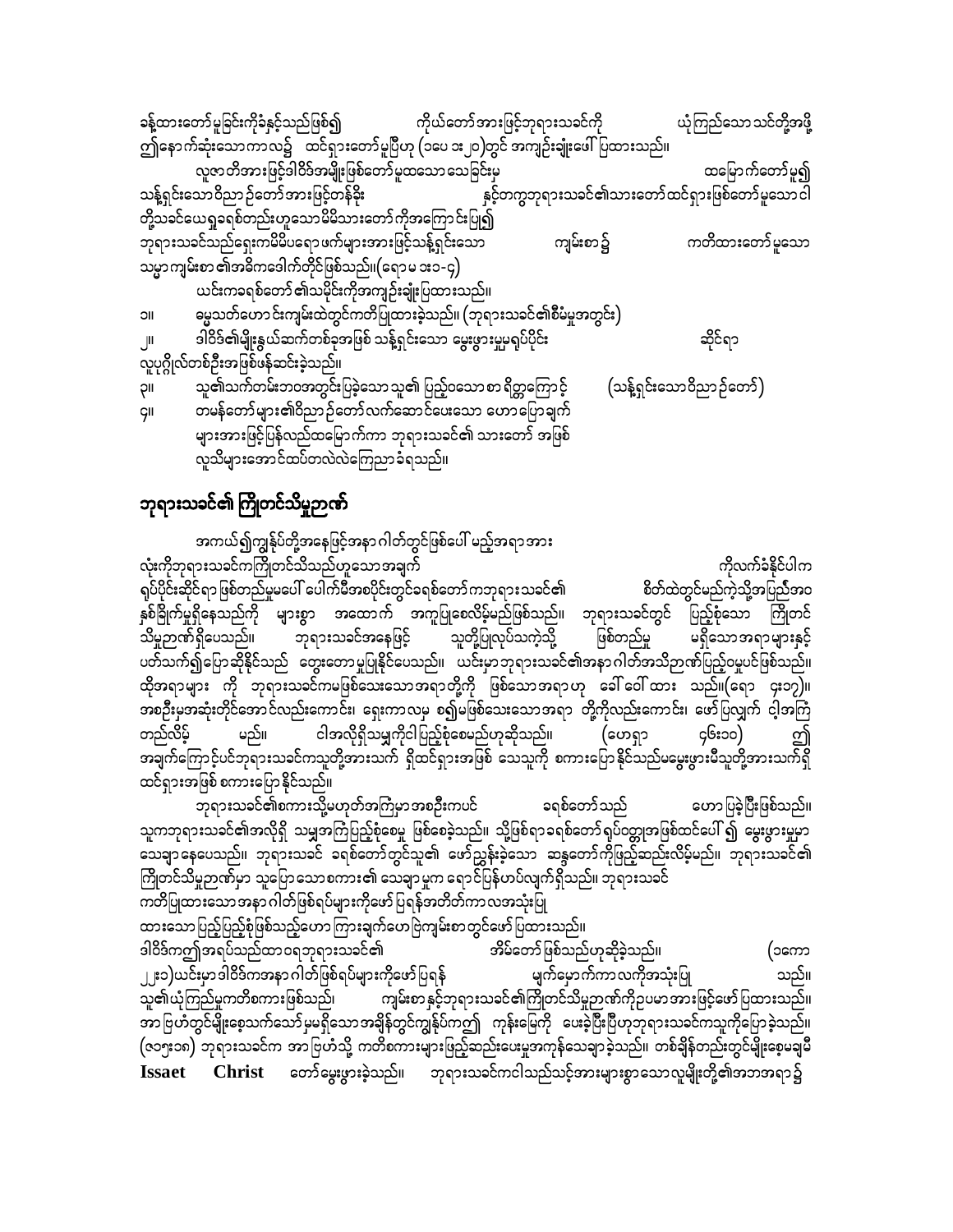ခန့်ထားတော်မူခြင်းကိုခံနှင့်သည်ဖြစ်၍ ကိုယ်တော်အားဖြင့်ဘုရားသခင်ကို ယုံကြည်သောသင်တို့အဖို့ ဤနောက်ဆုံးသောကာလ၌ ထင်ရှားတော်မူပြီဟု (၁ပေ ၁း၂၀)တွင် အကျဉ်းချုံးပေါ် ပြထားသည်။

လူဇာတိအားဖြင့်ဒါဝိဒ်အမျိုးဖြစ်တော်မူထသောသေခြင်းမှ ထမြောက်တော်မူ၍ သန့်ရှင်းသောဝိညာဉ်တော်အားဖြင့်တန်ခိုး နှင့်တကွဘုရားသခင်၏သားတော်ထင်ရှားဖြစ်တော်မူသောငါ တို့သခင်ယေရှုခရစ်တည်းဟူသောမိမိသားတော်ကိုအကြောင်းပြု၍ ဘုရားသခင်သည်ရှေးကမိမိပရောဖက်များအားဖြင့်သန့်ရှင်းသော ကျမ်းစာ၌ ကတိထားတော်မူသော သမ္မာကျမ်းစာ၏အဓိကဒေါက်တိုင်ဖြစ်သည်။(ရော မ ၁း၁-၄)

ယင်းကခရစ်တော်၏သမိုင်းကိုအကျဉ်းချုံးပြထားသည်။

၁။ မွေသတ်ဟောင်းကျမ်းထဲတွင်ကတိပြထားခဲ့သည်။ (ဘုရားသခင်၏စီမံမှုအတွင်း)

၂။ ဒါဝိဒ်၏မျိုးနွယ်ဆက်တစ်ခုအဖြစ် သန့်ရှင်းသော မွေးဖွားမှုမရုပ်ပိုင်း ဆိုင်ရာ လူပုဂ္ဂိုလ်တစ်ဦးအဖြစ်ဖန်ဆင်းခဲ့သည်။

၃။ သူ၏သက်တမ်းဘဝအတွင်းပြခဲ့သောသူ၏ ပြည့်ဝသောစာ ရိတ္တကြောင့် (သန့်ရှင်းသောဝိညာဉ်တော်)

၄။ တမန်တော်များ၏ဝိညာဉ်တော်လက်ဆောင်ပေးသော ဟောပြောချက် များအားဖြင့်ပြန်လည်ထမြောက်ကာ ဘုရားသခင်၏ သားတော် အဖြစ် လူသိများအောင်ထပ်တလဲလဲကြေညာခံရသည်။

## ဘုရားသခင်၏ ကြိုတင်သိမှုဉာဏ်

အကယ်၍ကျွန်ုပ်တို့အနေဖြင့်အနာဂါတ်တွင်ဖြစ်ပေါ် မည့်အရာအား လုံးကိုဘုရားသခင်ကကြိုတင်သိသည်ဟူသောအချက် ကိုလက်ခံနိုင်ပါက ရုပ်ပိုင်းဆိုင်ရာဖြစ်တည်မှုမပေါ် ပေါက်မီအစပိုင်းတွင်ခရစ်တော်ကဘုရားသခင်၏ စိတ်ထဲတွင်မည်ကဲ့သို့အပြည့်အဝ နှစ်မြှုပ်မှုရှိနေသည်ကို များစွာ အထောက် အကူပြုစေလိမ့်မည်ဖြစ်သည်။ ဘုရားသခင်တွင် ပြည့်စုံသော ကြိုတင် သိမှုဉာဏ်ရှိပေသည်။ ဘုရားသခင်အနေဖြင့် သူတို့ပြုလုပ်သကဲ့သို့ ဖြစ်တည်မှု မရှိသောအရာများနှင့် ပတ်သက်၍ပြောဆိုနိုင်သည် တွေးတောမှုပြုနိုင်ပေသည်။ ယင်းမှာဘုရားသခင်၏အနာဂါတ်အသိဉာဏ်ပြည့်ဝမှုပင်ဖြစ်သည်။ ထိုအရာများ ကို ဘုရားသခင်ကမဖြစ်သေးသောအရာတို့ကို ဖြစ်သောအရာဟု ခေါ်ဝေါ်ထား သည်။(ရော ၄း၁၇)။ အစဦးမှအဆုံးတိုင်အောင်လည်းကောင်း၊ ရှေးကာလမှ စ၍မဖြစ်သေးသောအရာ တို့ကိုလည်းကောင်း၊ ဖော်ပြလျက် ငါ့အကြံ တည်လိမ့် မည်။ ငါအလိုရှိသမျှကိုငါပြည့်စုံစေမည်ဟုဆိုသည်။ (ဟေရှာ ၄၆း၁၀) ဤ အချက်ကြောင့်ပင်ဘုရားသခင်ကသူတို့အားသက် ရှိထင်ရှားအဖြစ် သေသူကို စကားပြောနိုင်သည်မမွေးဖွားမီသူတို့အားသက်ရှိ ထင်ရှားအဖြစ် စကားပြောနိုင်သည်။

ဘုရားသခင်၏စကားသို့မဟုတ်အကြံမှာအစဦးကပင် ခရစ်တော်သည် ဟောပြခဲ့ပြီးဖြစ်သည်။ သူကဘုရားသခင်၏အလိုရှိ သမျှအကြံပြည့်စုံစေမှု ဖြစ်စေခဲ့သည်။ သို့ဖြစ်ရာခရစ်တော်ရုပ်ဝတ္ထုအဖြစ်ထင်ပေါ် ၍ မွေးဖွားမှုမှာ သေချာနေပေသည်။ ဘုရားသခင် ခရစ်တော်တွင်သူ၏ ဖော်ညွှန်းခဲ့သော ဆန္ဒတော်ကိုဖြည့်ဆည်းလိမ့်မည်။ ဘုရားသခင်၏ ကြိုတင်သိမှုဉာဏ်မှာ သူပြောသောစကား၏ သေချာမှုက ရောင်ပြန်ဟပ်လျက်ရှိသည်။ ဘုရားသခင် ကတိပြထားသောအနာဂါတ်ဖြစ်ရပ်များကိုဖော်ပြရန်အတိတ်ကာလအသုံးပြု ထားသောပြည့်ပြည့်စုံဖြစ်သည့်ဟောကြားချက်ဟေဗြဲကျမ်းစာတွင်ဖော်ပြထားသည်။ ဒါဝိဒ်ကဤအရပ်သည်ထာဝရဘုရားသခင်၏ အိမ်တော်ဖြစ်သည်ဟုဆိုခဲ့သည်။ (၁ကော ၂၂း၁)ယင်းမှာဒါဝိဒ်ကအနာဂါတ်ဖြစ်ရပ်များကိုဖော်ပြရန် မျက်မှောက်ကာလကိုအသုံးပြု သည်။ သူ၏ယုံကြည်မှုကတိစကားဖြစ်သည်။ ကျမ်းစာနှင့်ဘုရားသခင်၏ကြိုတင်သိမှုဉာဏ်ကိုဥပမာအားဖြင့်ဖော်ပြထားသည်။ အာဗြဟံတွင်မျိုးစေ့ဆက်သော်မှမရှိသောအချိန်တွင်ကျွန်ုပ်ကဤ ကုန်းမြေကို ပေးခဲ့ပြီးပြီဟုဘုရားသခင်ကသူကိုပြောခဲ့သည်။ (၁၁၅း၁၈) ဘုရားသခင်က အာဗြဟံသို့ ကတိစကားများဖြည့်ဆည်းပေးမှုအကုန်သေချာခဲ့သည်။ တစ်ချိန်တည်းတွင်မျိုးစေ့မချမီ **Issaet Christ** တော်မွေးဖွားခဲ့သည်။ ဘုရားသခင်ကငါသည်သင့်အားများစွာသောလူမျိုးတို့၏အဘအရာ၌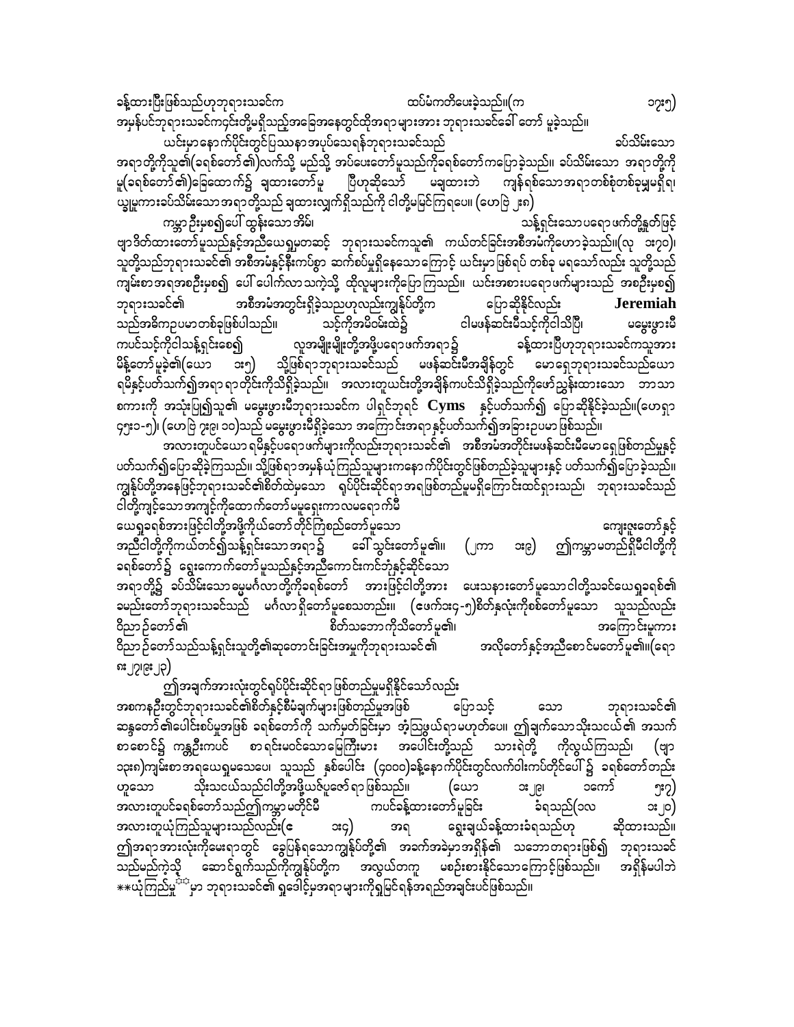ခန့်ထားပြီးဖြစ်သည်ဟုဘုရားသခင်က ထပ်မံကတိပေးခဲ့သည်။(က ၁၇း၅) အမှန်ပင်ဘုရားသခင်ကငင်းတို့မရှိသည့်အခြေအနေတွင်ထိုအရာ များအား ဘုရားသခင်ခေါ် တော် မူခဲ့သည်။

ယင်းမှာ နောက်ပိုင်းတွင်ပြဿနာ အပုပ်သေရန်ဘုရားသခင်သည် ခပ်သိမ်းသော အရာတို့ကိုသူ၏(ခရစ်တော် ၏)လက်သို့ မည်သို့ အပ်ပေးတော်မူသည်ကိုခရစ်တော် ကပြောခဲ့သည်။ ခပ်သိမ်းသော အရာတို့ကို မူ(ခရစ်တော် ၏)ခြေထောက်၌ ချထားတော်မူ ပြီဟုဆိုသော် မချထားဘဲ ကျန်ရစ်သောအရာတစ်စုံတစ်ခုမျှမရှိ၊ ယ္ခုမူကားခပ်သိမ်းသောအရာတို့သည် ချထားလျှက်ရှိသည်ကို ငါတို့မမြင်ကြရပေ။ (ဟေဗြဲ ၂း၈)

ကမ္ဘာ ဦးမှစ၍ပေါ် ထွန်းသော အိမ်၊ သန့်ရှင်းသော ပရော ဖက်တို့နှုတ်ဖြင့် ဗျာ ဒိတ်ထားတော် မူသည်နှင့်အညီယေရှုမတဆင့် ဘုရားသခင်ကသူ၏ ကယ်တင်ခြင်းအစီအမံကိုဟောခဲ့သည်။(လု ၁း၇၀)၊ သူတို့သည်ဘုရားသခင်၏ အစီအမံနှင့်နီးကပ်စွာ ဆက်စပ်မှုရှိနေသော ကြောင့် ယင်းမှာ ဖြစ်ရပ် တစ်ခု မရသော် လည်း သူတို့သည် ကျမ်းစာ အရအစဦးမှစ၍ ပေါ် ပေါက်လာ သကဲ့သို့ ထိုလူများကိုပြော ကြသည်။ ယင်းအစား ပရော ဖက်များသည် အစဦးမှစ၍ ဘုရားသခင်၏ အစီအမံအတွင်းရှိခဲ့သည်ဟုလည်းကျွန်ုပ်တို့က ပြောဆိုနိုင်လည်း **Jeremiah** သည်အဓိကဥပမာ တစ်ခုဖြစ်ပါသည်။ သင့်ကိုအမိဝမ်းထဲ၌ ငါမဖန်ဆင်းမီသင့်ကိုငါသိပြီ၊ မမွေးဖွားမီ ကပင်သင့်ကိုငါသန့်ရှင်းစေ၍ လူအမျိုးမျိုးတို့အဖို့ပရော ဖက်အရာ ၌ ခန့်ထားပြီဟုဘုရားသခင်ကသူအား မိန့်တော်မူခဲ့၏(ယော ၁း၅) သို့ဖြစ်ရာဘုရားသခင်သည် မဖန်ဆင်းမီအချိန်တွင် မော ရှေဘုရားသခင်သည်ယော ရမိနှင့်ပတ်သက်၍အရာ ရာတိုင်းကိုသိရှိခဲ့သည်။ အလားတူယင်းတို့အချိန်ကပင်သိရှိခဲ့သည်ကိုဖော်ညွှန်းထားသော ဘာသာ စကားကို အသုံးပြု၍သူ၏ မမွေးဖွားမီဘုရားသခင်က ပါရှင်ဘုရင် **Cyms** နှင့်ပတ်သက်၍ ပြောဆိုနိုင်ခဲ့သည်။(ဟေရှာ ၄၅း၁-၅)၊ (ဟေဗြဲ ၇း၉၊ ၁၀)သည် မမွေးဖွားမီရှိခဲ့သော အကြောင်းအရာ နှင့်ပတ်သက်၍အခြားဥပမာ ဖြစ်သည်။

အလားတူပင်ယော ရမိနှင့်ပရော ဖက်များကိုလည်းဘုရားသခင်၏ အစီအမံအတိုင်းမဖန်ဆင်းမီမော ရှေဖြစ်တည်မှုနှင့် ပတ်သက်၍ပြောဆိုခဲ့ကြသည်။ သို့ဖြစ်ရာ အမှန်ယုံကြည်သူများကနော က်ပိုင်းတွင်ဖြစ်တည်ခဲ့သူများနှင့် ပတ်သက်၍ပြောခဲ့သည်။ ကျွန်ုပ်တို့အနေဖြင့်ဘုရားသခင်၏စိတ်ထဲမှသော ရုပ်ပိုင်းဆိုင်ရာ အရဖြစ်တည်မှုမရှိကြောင်းထင်ရှားသည်၊ ဘုရားသခင်သည် ငါတို့ကျင့်သောအကျင့်ကိုထောက်တော် မမူရှေးကာလမရောက်မီ ယေရှုခရစ်အားဖြင့်ငါတို့အဖို့ကိုယ်တော် တိုင်ကြံစည်တော် မူသော ကျေးဇူးတော်နှင့် အညီငါတို့ကိုကယ်တင်၍သန့်ရှင်းသော အရာ ၌ ခေါ် သွင်းတော်မူ၏။ (၂ကာ ၁း၉) ဤကမ္ဘာမတည်ရှိမီငါတို့ကို ခရစ်တော် ၌ ရွေးကောက်တော်မူသည်နှင့်အညီကောင်းကင်ဘုံနှင့်ဆိုင်သော အရာတို့၌ ခပ်သိမ်းသောခမ္မမင်္ဂလာတို့ကိုခရစ်တော် အားဖြင့်ငါတို့အား ပေးသနားတော်မူသောငါတို့သခင်ယေရှုခရစ်၏ ခမည်းတော်ဘုရားသခင်သည် မင်္ဂလာ ရှိတော်မူစေသတည်း။ (ဖေက်၁း၄-၅)စိတ်နှလုံးကိုစစ်တော်မူသော သူသည်လည်း ဝိညာ ဉ်တော်၏ စိတ်သဘော ကိုသိတော် မူ၏၊ အကြောင်းမူကား ဝိညာ ဉ်တော်သည်သန့်ရှင်းသူတို့၏ဆုတောင်းခြင်းအမှုကိုဘုရားသခင်၏ အလိုတော်နှင့်အညီစောင်မတော် မူ၏။(ရော ၈း၂၇၊၈း၂၃)

ဤအချက်အားလုံးတွင်ရုပ်ပိုင်းဆိုင်ရာ ဖြစ်တည်မှုမရှိနိုင်သော်လည်း အစကနဦးတွင်ဘုရားသခင်၏စိတ်နှင့်စီမံချက်များဖြစ်တည်မှုအဖြစ် ပြောသင့် သော ဘုရားသခင်၏ ဆန္ဒတော် ၏ပေါင်းစပ်မှုအဖြစ် ခရစ်တော်ကို သက်မှတ်ခြင်းမှာ အံ့ဩဖွယ်ရာမဟုတ်ပေ။ ဤချက်သောသိုးသငယ် ၏ အသက် စာစောင်၌ ကန္တဦးကပင် စာ ရင်းမဝင်သောမြေကြီးမား အပေါင်းတို့သည် သားရဲတို့ ကိုလွယ်ကြသည်၊ (ဗျာ ၁၃း၈)ကျမ်းစာအရယေရှုမသေပေ၊ သူသည် နှစ်ပေါင်း (၄၀၀၀)ခန့်နောက်ပိုင်းတွင်လက်ဝါးကပ်တိုင်ပေါ် ၌ ခရစ်တော်တည်း ဟူသော သိုးသငယ်သည်ငါတို့အဖို့ယဇ်ပူဇော် ရာ ဖြစ်သည်။ (ယော ၁း၂၉၊ ၁ကော် ၅း၇) အလားတူပင်ခရစ်တော်သည်ဤကမ္ဘာ မတိုင်မီ ကပင်ခန့်ထားတော်မူခြင်း ခံရသည်(၁လ ၁း၂၀) အလားတူယုံကြည်သူများသည်လည်း(ဧ ၁း၄) အရ ရွေးချယ်ခန့်ထားခံရသည်ဟု ဆိုထားသည်။ ဤအရာ အားလုံးကိုမေးရာတွင် ခွေပြန်ရသော ကျွန်ုပ်တို့၏ အခက်အခဲမှာ အရှိန်၏ သဘောတရားဖြစ်၍ ဘုရားသခင် သည်မည်ကဲ့သို့ ဆောင်ရွက်သည်ကိုကျွန်ုပ်တို့က အလွယ်တကူ မစဉ်းစားနိုင်သောကြောင့်ဖြစ်သည်။ အရှိန်မပါဘဲ **ယုံကြည်မှု**မှာ ဘုရားသခင်၏ ရှုဒေါင့်မှအရာ များကိုရှုမြင်ရန်အရည်အချင်းပင်ဖြစ်သည်။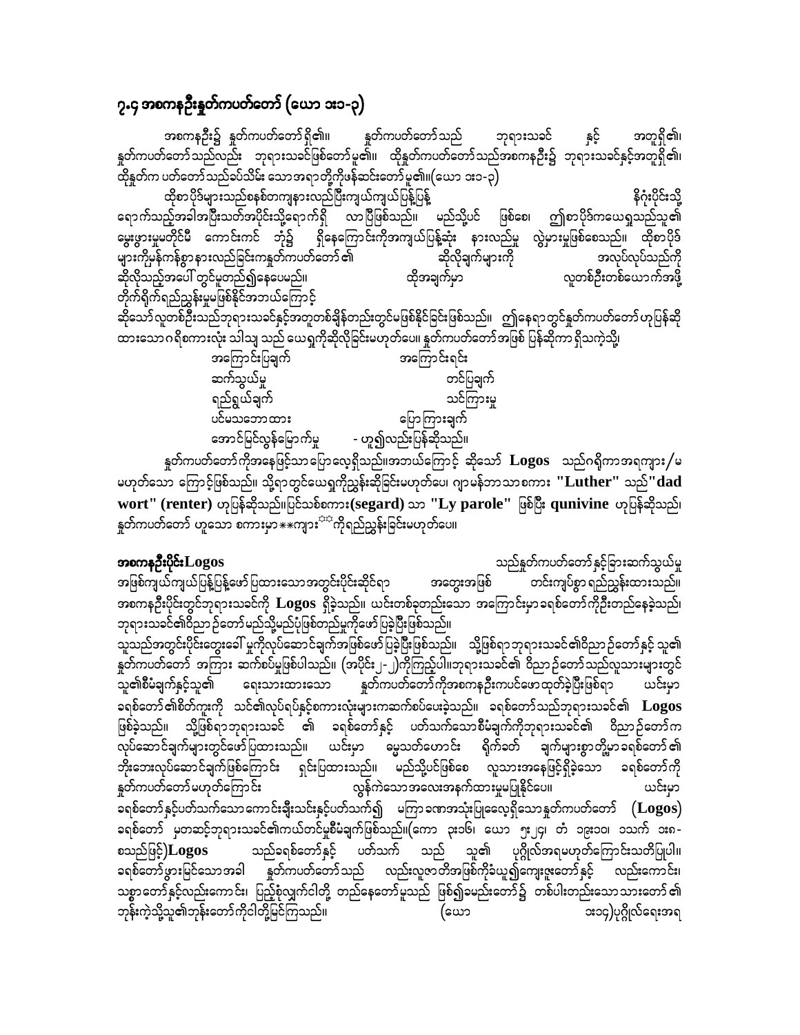## ၇.၄ အစကနဦးနှုတ်ကပတ်တော် (ယော ၁း၁-၃)

အစကနဦး၌ နှုတ်ကပတ်တော်ရှိ၏။ နှုတ်ကပတ်တော်သည် ဘုရားသခင် နှင့် အတူရှိ၏၊ နှုတ်ကပတ်တော်သည်လည်း ဘုရားသခင်ဖြစ်တော်မူ၏။ ထိုနှုတ်ကပတ်တော်သည်အစကနဦး၌ ဘုရားသခင်နှင့်အတူရှိ၏၊ ထိုနှုတ်က ပတ်တော်သည်ခပ်သိမ်း သောအရာတို့ကိုဖန်ဆင်းတော်မူ၏။(ယော ၁း၁-၃)

ထိုစာပိုဒ်များသည်စနစ်တကျနားလည်ပြီးကျယ်ကျယ်ပြန့်ပြန့် နိဂုံးပိုင်းသို့ ရောက်သည့်အခါအပြီးသတ်အပိုင်းသို့ရောက်ရှိ လာပြီဖြစ်သည်။ မည်သို့ပင် ဖြစ်စေ၊ ဤစာပိုဒ်ကယေရှုသည်သူ၏ မွေးဖွားမှုမတိုင်မီ ကောင်းကင် ဘုံ၌ ရှိနေကြောင်းကိုအကျယ်ပြန့်ဆုံး နားလည်မှု လွဲမှားမှုဖြစ်စေသည်။ ထိုစာပိုဒ်များကိုမှန်ကန်စွာနားလည်ခြင်းကနှုတ်ကပတ်တော်၏ ဆိုလိုချက်များကို အလုပ်လုပ်သည်ကို ဆိုလိုသည့်အပေါ် တွင်မူတည်၍နေပေမည်။ ထိုအချက်မှာ လူတစ်ဦးတစ်ယောက်အဖို့ တိုက်ရိုက်ရည်ညွှန်းမှုမဖြစ်နိုင်အဘယ်ကြောင့် ဆိုသော်လူတစ်ဦးသည်ဘုရားသခင်နှင့်အတူတစ်ချိန်တည်းတွင်မဖြစ်နိုင်ခြင်းဖြစ်သည်။ ဤနေရာတွင်နှုတ်ကပတ်တော်ဟုပြန်ဆိုထားသောဂရိစကားလုံး သါသျှ သည် ယေရှုကိုဆိုလိုခြင်းမဟုတ်ပေ၊ နှုတ်ကပတ်တော်အဖြစ် ပြန်ဆိုကာ ရှိသကဲ့သို့

| | |
|---|---|
| အကြောင်းပြချက် | အကြောင်းရင်း |
| ဆက်သွယ်မှု | တင်ပြချက် |
| ရည်ရွယ်ချက် | သင်ကြားမှု |
| ပင်မသဘောထား | ပြောကြားချက် |
| အောင်မြင်လွန်မြောက်မှု | - ဟူ၍လည်းပြန်ဆိုသည်။ |

နှုတ်ကပတ်တော်ကိုအနေဖြင့်သောပြောလေ့ရှိသည်။အဘယ်ကြောင့် ဆိုသော် **Logos** သည်ဂရိကာအရကျား/မ မဟုတ်သော ကြောင့်ဖြစ်သည်။ သို့ရာတွင်ယေရှုကိုညွှန်းဆိုခြင်းမဟုတ်ပေ၊ ဂျာမန်ဘာသာစကား **"Luther"** သည် **"dad wort" (renter)** ဟုပြန်ဆိုသည်။ပြင်သစ်စကား**(segard)** သာ **"Ly parole"** ဖြစ်ပြီး **qunivine** ဟုပြန်ဆိုသည်၊ နှုတ်ကပတ်တော် ဟူသော စကားမှာ**ကျား**ကိုရည်ညွှန်းခြင်းမဟုတ်ပေ။

**အစကနဦးပိုင်းLogos** သည်နှုတ်ကပတ်တော်နှင့်ခြားဆက်သွယ်မှုအဖြစ်ကျယ်ကျယ်ပြန့်ပြန့်ဖော်ပြထားသောအတွင်းပိုင်းဆိုင်ရာ အတွေးအဖြစ် တင်းကျပ်စွာရည်ညွှန်းထားသည်။ အစကနဦးပိုင်းတွင်ဘုရားသခင်ကို **Logos** ရှိခဲ့သည်။ ယင်းတစ်ခုတည်းသော အကြောင်းမှာခရစ်တော်ကိုဦးတည်နေခဲ့သည်၊ ဘုရားသခင်၏ဝိညာဉ်တော်မည်သို့မည်ပုံဖြစ်တည်မှုကိုဖော်ပြခဲ့ပြီးဖြစ်သည်။

သူသည်အတွင်းပိုင်းတွေးခေါ် မှုကိုလုပ်ဆောင်ချက်အဖြစ်ဖော်ပြခဲ့ပြီးဖြစ်သည်။ သို့ဖြစ်ရာဘုရားသခင်၏ဝိညာဉ်တော်နှင့် သူ၏ နှုတ်ကပတ်တော် အကြား ဆက်စပ်မှုဖြစ်ပါသည်။ (အပိုင်း ၂-၂)ကိုကြည့်ပါ။ဘုရားသခင်၏ ဝိညာဉ်တော်သည်လူသားများတွင်သူ၏စီမံချက်နှင့်သူ၏ ရေးသားထားသော နှုတ်ကပတ်တော်ကိုအစကနဦးကပင်ဖော်ထုတ်ခဲ့ပြီးဖြစ်ရာ ယင်းမှာ ခရစ်တော်၏စိတ်ကူးကို သင်၏လုပ်ရပ်နှင့်စကားလုံးများကဆက်စပ်ပေးခဲ့သည်။ ခရစ်တော်သည်ဘုရားသခင်၏ **Logos** ဖြစ်ခဲ့သည်။ သို့ဖြစ်ရာဘုရားသခင် ၏ ခရစ်တော်နှင့် ပတ်သက်သောစီမံချက်ကိုဘုရားသခင်၏ ဝိညာဉ်တော်က လုပ်ဆောင်ချက်များတွင်ဖော်ပြထားသည်။ ယင်းမှာ ဓမ္မသတ်ဟောင်း ရိုက်ခတ် ချက်များစွာတို့မှာခရစ်တော်၏ ဘိုးဘေးလုပ်ဆောင်ချက်ဖြစ်ကြောင်း ရှင်းပြထားသည်။ မည်သို့ပင်ဖြစ်စေ လူသားအနေဖြင့်ရှိခဲ့သော ခရစ်တော်ကို နှုတ်ကပတ်တော်မဟုတ်ကြောင်း လွန်ကဲသောအလေးအနက်ထားမှုမပြုနိုင်ပေ။ ယင်းမှာ ခရစ်တော်နှင့်ပတ်သက်သောကောင်းချီးသင်းနှင့်ပတ်သက်၍ မကြာခဏအသုံးပြုလေ့ရှိသောနှုတ်ကပတ်တော် **(Logos)** ခရစ်တော် မှတဆင့်ဘုရားသခင်၏ကယ်တင်မှုစီမံချက်ဖြစ်သည်။(ကော ၁း၁၆၊ ယော ၅း၂၄၊ တံ ၁၉း၁၀၊ ၁သက် ၁း၈-စသည်ဖြင့်)**Logos** သည်ခရစ်တော်နှင့် ပတ်သက် သည် သူ၏ ပုဂ္ဂိုလ်အရမဟုတ်ကြောင်းသတိပြုပါ။ ခရစ်တော်ဖွားမြင်သောအခါ နှုတ်ကပတ်တော်သည် လည်းလူဇာတိအဖြစ်ကိုခံယူ၍ကျေးဇူးတော်နှင့် လည်းကောင်း၊ သစ္စာတော်နှင့်လည်းကောင်း၊ ပြည့်စုံလျက်ငါတို့ တည်နေတော်မူသည် ဖြစ်၍ခမည်းတော်၌ တစ်ပါးတည်းသောသားတော်၏ ဘုန်းကဲ့သို့သူ၏ဘုန်းတော်ကိုငါတို့မြင်ကြသည်။ (ယော ၁း၁၄)ပုဂ္ဂိုလ်ရေးအရ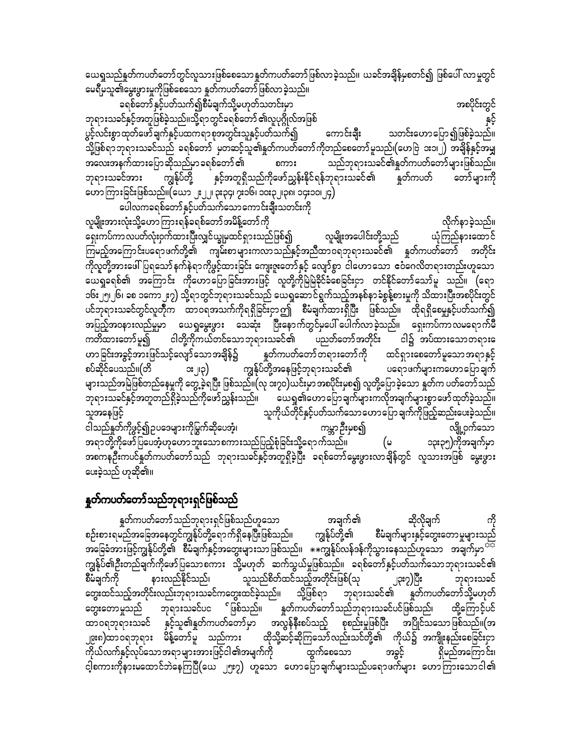ယေရှုသည်နှုတ်ကပတ်တော်တွင်လူသားဖြစ်စေသောနှုတ်ကပတ်တော်ဖြစ်လာခဲ့သည်။ ယခင်အချိန်မှစတင်၍ ဖြစ်ပေါ်လာမှုတွင် မေရီမှသူ၏မွေးဖွားမှုကိုဖြစ်စေသော နှုတ်ကပတ်တော်ဖြစ်လာခဲ့သည်။

ခရစ်တော်နှင့်ပတ်သက်၍စီမံချက်သို့မဟုတ်သတင်းမှာ အစပိုင်းတွင် ဘုရားသခင်နှင့်အတူဖြစ်ခဲ့သည်။သို့ရာတွင်ခရစ်တော်၏လူပုဂ္ဂိုလ်အဖြစ် နှင့် ပွင့်လင်းစွာထုတ်ဖော်ချက်နှင့်ပဋိကရာစုအတွင်းသူနှင့်ပတ်သက်၍ ကောင်းချီး သတင်းဟောပြော၍ဖြစ်ခဲ့သည်။ သို့ဖြစ်ရာဘုရားသခင်သည် ခရစ်တော် မှတဆင့်သူ၏နှုတ်ကပတ်တော်ကိုတည်စေတော်မူသည်။(ဟေဗြဲ ၁း၁၊၂) အချိန်နှင့်အမျှ အလေးအနက်ထားပြောဆိုသည်မှာခရစ်တော်၏ စကား သည်ဘုရားသခင်၏နှုတ်ကပတ်တော်များဖြစ်သည်။ ဘုရားသခင်အား ကျွန်ုပ်တို့ နှင့်အတူရှိသည်ကိုဖော်ညွှန်းနိုင်ရန်ဘုရားသခင်၏ နှုတ်ကပတ် တော်များကို ဟောကြားခြင်းဖြစ်သည်။(ယော ၂း၂၂၊ ၃း၃၄၊ ၇း၁၆၊ ၁၀း၃၂၊၃၈၊ ၁၄း၁၀၊၂၄)

ပေါလကခရစ်တော်နှင့်ပတ်သက်သောကောင်းချီးသတင်းကို လူမျိုးအားလုံးသို့ဟောကြားရန်ခရစ်တော်အမိန့်တော်ကို လိုက်နာခဲ့သည်။ ရှေးကပ်ကာလပတ်လုံးဝှက်ထားပြီးလျှင်ယခုမှထင်ရှားသည်ဖြစ်၍ လူမျိုးအပေါင်းတို့သည် ယုံကြည်နားထောင်ကြမည့်အကြောင်းပရောဖက်တို့၏ ကျမ်းစာများကလာသည်နှင့်အညီထာဝရဘုရားသခင်၏ နှုတ်ကပတ်တော် အတိုင်းကိုလူတို့အားပေါ်ပြုရသော နက်နဲရာကိုဖွင့်ထားခြင်း ကျေးဇူးတော်နှင့် လျော်စွာ ငါဟောသော ဧဝံဂေလိတရားတည်းဟူသော ယေရှုခရစ်၏ အကြောင်း ကိုဟောပြောခြင်းအားဖြင့် လူတို့ကိုမြဲမြံခိုင်ခံ့စေခြင်းငှာ တင်နိုင်တော်သော်မူ သည်။ (ရော ၁၆း၂၅၊၂၆၊ ခစ ၁ကော၂း၇) သို့ရာတွင်ဘုရားသခင်သည် ယေရှုဆောင်ရွက်သည့်အနစ်နာခံစွန့်စားမှုကို သိထားပြီးအစပိုင်းတွင်ပင်ဘုရားသခင်တွင်လူတို့က ထာဝရအသက်ကိုရရှိခြင်းငှာ၍ စီမံချက်ထားရှိပြီး ဖြစ်သည်။ ထိုရရှိစေမှုနှင့်ပတ်သက်၍ အပြည့်အဝနားလည်မှုမှာ ယေရှုမွေးဖွား သေဆုံး ပြီးနောက်တွင်မှပေါ် ပေါက်လာခဲ့သည်။ ရှေးကပ်ကာလမရောက်မီကတိထားတော်မူ၍ ငါတို့ကိုကယ်တင်သောဘုရားသခင်၏ ပညတ်တော်အတိုင်း ငါ၌ အပ်ထားသောတရားဟောခြင်းအခွင့်အားဖြင့်သင့်လျော်သောအချိန်၌ နှုတ်ကပတ်တော်တရားတော်ကို ထင်ရှားစေတော်မူသောအရာနှင့်စပ်ဆိုင်ပေသည်။(တိ ၁း၂၃) ကျွန်ုပ်တို့အနေဖြင့်ဘုရားသခင်၏ ပရောဖက်များကဟောပြောချက်များသည်အမြဲဖြစ်တည်နေမှုကို တွေ့ခဲ့ရပြီး ဖြစ်သည်။(လု ၁း၇၀)ယင်းမှာ အစပိုင်းမှစ၍ လူတို့ပြောခဲ့သော နှုတ်က ပတ်တော်သည် ဘုရားသခင်နှင့်အတူတည်ရှိခဲ့သည်ကိုဖော်ညွှန်းသည်။ ယေရှု၏ဟောပြောချက်များကလိုအချက်များစွာဖော်ထုတ်ခဲ့သည်။ သူအနေဖြင့် သူကိုယ်တိုင်နှင့်ပတ်သက်သောဟောပြောချက်ကိုဖြည့်ဆည်းပေးခဲ့သည်။ ငါသည်နှုတ်ကိုဖွင့်၍ဥပဒေများကိုမြွက်ဆိုပေအံ့၊ ကမ္ဘာဦးမှစ၍ လျှို့ဝှက်သောအရာတို့ကိုဖော်ပြပေအံ့ဟုဟောဘူးသောစကားသည်ပြည့်စုံခြင်းသို့ရောက်သည်။ (မ ၁၃း၃၅)ကိုအချက်မှာ အစကနဦးကပင်နှုတ်ကပတ်တော်သည် ဘုရားသခင်နှင့်အတူရှိခဲ့ပြီး ခရစ်တော်မွေးဖွားလာချိန်တွင် လူသားအဖြစ် မွေးဖွားပေးခဲ့သည် ဟုဆို၏။

## နှုတ်ကပတ်တော်သည်ဘုရားရှင်ဖြစ်သည်

နှုတ်ကပတ်တော်သည်ဘုရားရှင်ဖြစ်သည်ဟူသော အချက်၏ ဆိုလိုချက် ကို စဉ်းစားရမည်အခြေအနေတွင်ကျွန်ုပ်တို့ရောက်ရှိနေပြီးဖြစ်သည်။ ကျွန်ုပ်တို့၏ စီမံချက်များနှင့်တွေးတောမှုများသည် အခြေခံအားဖြင့်ကျွန်ုပ်တို့၏ စီမံချက်နှင့်အတွေးများသာဖြစ်သည်။ **ကျွန်ုပ်လန်ဒန်ကိုသွားနေသည်ဟူသော အချက်မှာ ကျွန်ုပ်၏ဦးတည်ချက်ကိုဖော်ပြသောစကား သို့မဟုတ် ဆက်သွယ်မှုဖြစ်သည်။ ခရစ်တော်နှင့်ပတ်သက်သောဘုရားသခင်၏စီမံချက်ကို နားလည်နိုင်သည်၊ သူသည်စိတ်ထင်သည့်အတိုင်းဖြစ်(သု ၂၃း၇)ပြီး ဘုရားသခင်တွေးထင်သည့်အတိုင်းလည်းဘုရားသခင်ကတွေးထင်ခဲ့သည်။ သို့ဖြစ်ရာ ဘုရားသခင်၏ နှုတ်ကပတ်တော်သို့မဟုတ်တွေးတောမှုသည် ဘုရားသခင်ပင် ဖြစ်သည်။ နှုတ်ကပတ်တော်သည်ဘုရားသခင်ပင်ဖြစ်သည်၊ ထို့ကြောင့်ပင်ထာဝရဘုရားသခင် နှင့်သူ၏နှုတ်ကပတ်တော်မှာ အလွန်နီးစပ်သည့် စုစည်းမှုဖြစ်ပြီး အပြိုင်သသောဖြစ်သည်။(အ ၂၉း၈)ထာဝရဘုရား မိန့်တော်မူ သည်ကား ထိုသို့ဆင့်ဆိုကြသော်လည်းသင်တို့၏ ကိုယ်၌ အကျိုးနည်းစေခြင်းငှာ ကိုယ်လက်နှင့်လုပ်သောအရာများအားဖြင့်ငါ၏အမျက်ကို ထွက်စေသော အခွင့် ရှိမည်အကြောင်း၊ ငါ့စကားကိုနားမထောင်ဘဲနေကြပြီ(ယေ ၂၅း၇) ဟူသော ဟောပြောချက်များသည်ပရောဖက်များ ဟောကြားသောငါ၏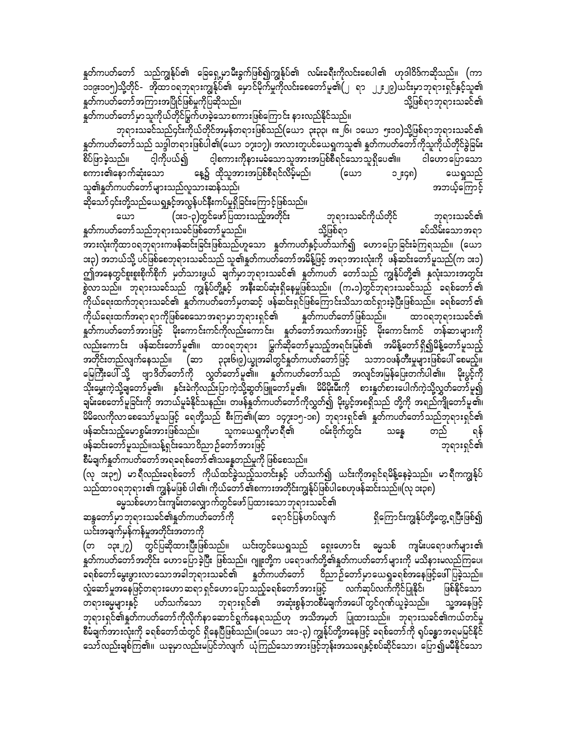နှုတ်ကပတ်တော် သည်ကျွန်ုပ်၏ ခြေရှေ့မှာမီးခွက်ဖြစ်၍ကျွန်ုပ်၏ လမ်းခရီးကိုလင်းစေပါ၏ ဟုဒါဝိဒ်ကဆိုသည်။ (က ၁၁၉း၁၀၅)သို့တိုင်- အိုထာဝရဘုရားကျွန်ုပ်၏ မှောင်မိုက်မှုကိုလင်းစေတော်မူ၏(၂ ရာ ၂၂း၂၉)ယင်းမှာဘုရားရှင်နှင့်သူ၏ နှုတ်ကပတ်တော် အကြားအပြိုင်ဖြစ်မှုကိုပြဆိုသည်။ သို့ဖြစ်ရာဘုရားသခင်၏ နှုတ်ကပတ်တော်မှာသူကိုယ်တိုင်မြွက်ဟခဲ့သောစကားဖြစ်ကြောင်း နားလည်နိုင်သည်။

ဘုရားသခင်သည်၄င်းကိုယ်တိုင်အမှန်တရားဖြစ်သည်(ယော ၃း၃၃၊ ၈း၂၆၊ ၁ယော ၅း၁၀)သို့ဖြစ်ရာဘုရားသခင်၏ နှုတ်ကပတ်တော်သည် သစ္စာတရားဖြစ်ပါ၏(ယော ၁၇း၁၇)၊ အလားတူပင်ယေရှုကသူ၏ နှုတ်ကပတ်တော်ကိုသူကိုယ်တိုင်ခွဲခြမ်း စိပ်ဖြာခဲ့သည်။ ငါ့ကိုပယ်၍ ငါ့စကားကိုနားမခံသောသူအားအပြစ်စီရင်သောသူရှိပေ၏။ ငါဟောပြောသော စကား၏နောက်ဆုံးသော နေ့၌ ထိုသူအားအပြစ်စီရင်လိမ့်မည်၊ (ယော ၁၂း၄၈) ယေရှုသည် သူ၏နှုတ်ကပတ်တော်များသည်လူသားဆန်သည်၊ အဘယ့်ကြောင့် ဆိုသော်၄င်းတို့သည်ယေရှုနှင့်အလွန်ပင်နီးကပ်မှုရှိခြင်းကြောင့်ဖြစ်သည်။

ယော (၁း၁-၃)တွင်ဖော်ပြထားသည့်အတိုင်း ဘုရားသခင်ကိုယ်တိုင် ဘုရားသခင်၏ နှုတ်ကပတ်တော်သည်ဘုရားသခင်ဖြစ်တော်မူသည်။ သို့ဖြစ်ရာ ခပ်သိမ်းသောအရာ အားလုံးကိုထာဝရဘုရားကဖန်ဆင်းခြင်းဖြစ်သည်ဟူသော နှုတ်ကပတ်နှင့်ပတ်သက်၍ ဟောပြောခြင်းခံကြရသည်။ (ယော ၁း၃) အဘယ့်ပင်ဖြစ်စေဘုရားသခင်သည် သူ၏နှုတ်ကပတ်တော်အမိန့်ဖြင့် အရာအားလုံးကို ဖန်ဆင်းတော်မူသည်(က ၁း၁) ဤအနေတွင်စူးစူးစိုက်စိုက် မှတ်သားဖွယ် ချက်မှာဘုရားသခင်၏ နှုတ်ကပတ် တော်သည် ကျွန်ုပ်တို့၏ နှလုံးသားအတွင်း စွဲလာသည်။ ဘုရားသခင်သည် ကျွန်ုပ်တို့နှင့် အနီးဆပ်ဆုံးရှိနေမှုဖြစ်သည်။ (က.၁)တွင်ဘုရားသခင်သည် ခရစ်တော်၏ ကိုယ်ရေးထက်ဘုရားသခင်၏ နှုတ်ကပတ်တော်မှတဆင့် ဖန်ဆင်းရှင်ဖြစ်ကြောင်းသိသာထင်ရှားခဲ့ပြီးဖြစ်သည်။ ခရစ်တော်၏ ကိုယ်ရေးထက်အရာရာကိုဖြစ်စေသောအရာမှာဘုရားရှင်၏ နှုတ်ကပတ်တော်ဖြစ်သည်။ ထာဝရဘုရားသခင်၏ နှုတ်ကပတ်တော်အားဖြင့် မိုးကောင်းကင်ကိုလည်းကောင်း၊ နှုတ်တော်အသက်အားဖြင့် မိုးကောင်းကင် တန်ဆာများကို လည်းကောင်း ဖန်ဆင်းတော်မူ၏။ ထာဝရဘုရား မြွက်ဆိုတော်မူသည့်အရှင်းမြစ်၏ အမိန့်တော်ရှိ၍မိန့်တော်မူသည့် အတိုင်းတည်လျက်နေသည်။ (ဆာ ၃၃း၆၊၉)ယျှအခါတွင်နှုတ်ကပတ်တော်ဖြင့် သဘာဝဖန်တီးမှုများဖြစ်ပေါ်စေမည့်။ မြေကြီးပေါ်သို့ ဗျာဒိတ်တော်ကို လွှတ်တော်မူ၏။ နှုတ်ကပတ်တော်သည် အလျင်အမြန်ပြေးတတ်ပါ၏။ မိုးပွင့်ကို သိုးမွေးကဲ့သို့ချတော်မူ၏၊ နှင်းခဲကိုလည်းပြာကဲ့သို့ဆွတ်ဖြူတော်မူ၏၊ မိမိမိုးမီးကို စားနှုတ်စားပေါက်ကဲ့သို့လွှတ်တော်မူ၍ ချမ်းစေတော်မူခြင်းကို အဘယ်မူခံနိုင်သနည်း၊ တဖန်နှုတ်ကပတ်တော်ကိုလွှတ်၍ မိုးပွင့်အစရှိသည် တို့ကို အရည်ကျိုတော်မူ၏၊ မိမိလေကိုလာစေသော်မူသဖြင့် ရေတို့သည် စီးကြ၏(ဆာ ၁၄၇း၁၅-၁၈) ဘုရားရှင်၏ နှုတ်ကပတ်တော်သည်ဘုရားရှင်၏ ဖန်ဆင်းသည့်မောစွမ်းအားဖြစ်သည်။ သူကယေရှုကိုမာရီ၏ ဝမ်းဗိုက်တွင်း သန္ဓေ တည် ရန် ဖန်ဆင်းတော်မူသည်။သန့်ရှင်းသောဝိညာဉ်တော်အားဖြင့် ဘုရားရှင်၏ စီမံချက်နှုတ်ကပတ်တော်အရခရစ်တော်၏သန္ဓေတည်မှုကို ဖြစ်စေသည်။

(လု ၁း၃၅) မာရီလည်းခရစ်တော် ကိုယ်ထင်ခဲ့သည့်သတင်းနှင့် ပတ်သက်၍ ယင်းကိုအရှင်ရမိန့်နေခဲ့သည်။ မာရီကကျွန်ုပ်သည်ထာဝရဘုရား၏ ကျွန်မဖြစ် ပါ၏၊ ကိုယ်တော်၏စကားအတိုင်းကျွန်ုပ်ဖြစ်ပါစေဟုဖန်ဆင်းသည်။(လု ၁း၃၈)

မွေသစ်ဟောင်းကျမ်းတလျှောက်တွင်ဖော်ပြထားသော ဘုရားသခင်၏ ဆန္ဒတော်မှာဘုရားသခင်၏နှုတ်ကပတ်တော်ကို ရောင်ပြန်ဟပ်လျက် ရှိကြောင်းကျွန်ုပ်တို့တွေ့ ရပြီးဖြစ်၍ ယင်းအချက်မှန်ကန်မှုအတိုင်းအတာကို

(တ ၁၃း၂၇) တွင်ပြဆိုထားပြီးဖြစ်သည်။ ယင်းတွင်ယေရှုသည် ရှေးဟောင်း မွေသစ် ကျမ်းပရောဖက်များ၏ နှုတ်ကပတ်တော်အတိုင်း ဟောပြောခဲ့ပြီး ဖြစ်သည်။ ဂျူးတို့က ပရောဖက်တို့၏နှုတ်ကပတ်တော်များကို မသိနားမလည်ကြပေ၊ ခရစ်တော်မွေးဖွားလာသောအခါဘုရားသခင်၏ နှုတ်ကပတ်တော် ဝိညာဉ်တော်မှာယေရှုခရစ်အနေဖြင့်ပေါ် ပြခဲ့သည်။ လုံဆော်မှုအနေဖြင့်တရားဟောဆရာရှင်ဟောပြောသည့်ခရစ်တော်အားဖြင့် လက်ဆုပ်လက်ကိုင်ပြနိုင်၊ ဖြစ်နိုင်သော တရားဓမ္မများနှင့် ပတ်သက်သော ဘုရားရှင်၏ အဆုံးစွန်ဘဝစီမံချက်အပေါ် တွင်ဂုဏ်ယူခဲ့သည်။ သူ့အနေဖြင့် ဘုရားရှင်၏နှုတ်ကပတ်တော်ကိုလိုက်နာဆောင်ရွက်နေရသည်ဟု အသိအမှတ် ပြုထားသည်။ ဘုရားသခင်၏ကယ်တင်မှု စီမံချက်အားလုံးကို ခရစ်တော်ထံတွင် ရှိနေပြီဖြစ်သည်။(၁ယော ၁း၁-၃) ကျွန်ုပ်တို့အနေဖြင့် ခရစ်တော်ကို ရုပ်ခန္ဓာအရမမြင်နိုင်သော်လည်းချစ်ကြ၏။ ယခုမှာလည်းမမြင်ဘဲလျက် ယုံကြည်သောအားဖြင့်ဘုန်းအသရေနှင့်စပ်ဆိုင်သော၊ ပြော၍မမီနိုင်သော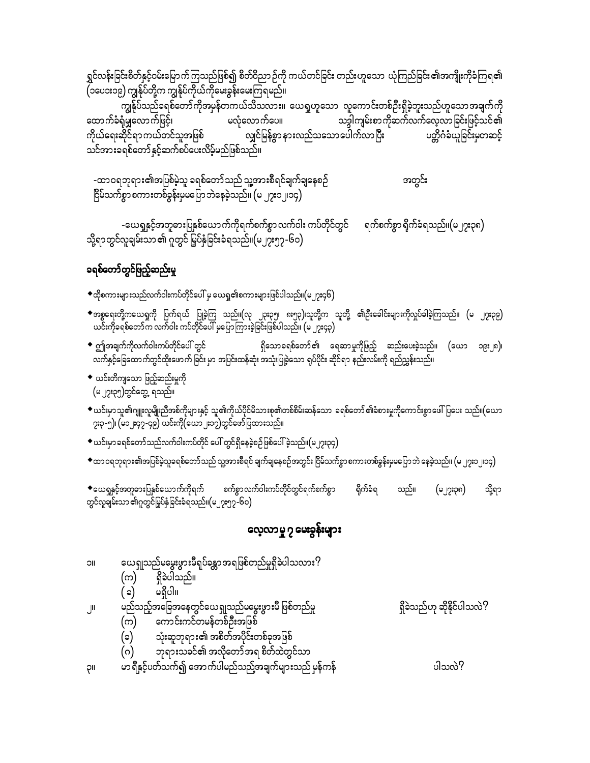ရှင်လန်းခြင်းစိတ်နှင့်ဝမ်းမြောက်ကြသည်ဖြစ်၍ စိတ်ဝိညာဉ်ကို ကယ်တင်ခြင်း တည်းဟူသော ယုံကြည်ခြင်း၏အကျိုးကိုခံကြရ၏ (၁ပေ၁း၁၉) ကျွန်ုပ်တို့က ကျွန်ုပ်ကိုယ်ကိုမေးခွန်းမေးကြမည်။

ကျွန်ုပ်သည်ခရစ်တော်ကိုအမှန်တကယ်သိသလား။ ယေရှုဟူသော လူကောင်းတစ်ဦးရှိခဲ့ဘူးသည်ဟူသောအချက်ကို ထောက်ခံရုံမျှလောက်ဖြင့်၊ မလုံလောက်ပေ။ သဒ္ဓါကျမ်းစာကိုဆက်လက်လေ့လာခြင်းဖြင့်သင်၏ ကိုယ်ရေးဆိုင်ရာကယ်တင်သူအဖြစ် လျှင်မြန်စွာနားလည်သဘောပေါက်လာပြီး ပတ္တိဂံခံယူခြင်းမှတဆင့် သင်အားခရစ်တော်နှင့်ဆက်စပ်ပေးလိမ့်မည်ဖြစ်သည်။

-ထာဝရဘုရား၏အပြစ်မဲ့သူ ခရစ်တော်သည် သူ့အားစီရင်ချက်ချနေစဉ် အတွင်း ငြိမ်သက်စွာ စကားတစ်ခွန်းမှမပြောဘဲနေခဲ့သည်။ (မ ၂၇း၁၂၊၁၄)

-ယေရှုနှင့်အတူဓားပြနှစ်ယောက်ကိုရက်စက်စွာ လက်ဝါး ကပ်တိုင်တွင် ရက်စက်စွာ ရိုက်ခံရသည်။(မ၂၇း၃၈) သို့ရာတွင်လူချမ်းသာ၏ ဂူတွင် မြှုပ်နှံခြင်းခံရသည်။(မ၂၇း၅၇-၆၀)

## ခရစ်တော်တွင်ပြည့်ဆည်းမှု

- ထိုစကားများသည်လက်ဝါးကပ်တိုင်ပေါ် မှ ယေရှု၏စကားများဖြစ်ပါသည်။(မ၂၇း၄၆)
- အစ္စရေးတို့ကယေရှုကို ပြက်ရယ် ပြုခဲ့ကြ သည်။(လု ၂၃း၃၅၊ ၈း၅၃)သူတို့က သူတို့ ၏ဦးခေါင်းများကိုလှုပ်ခါခဲ့ကြသည်။ (မ ၂၇း၃၉) ယင်းကိုခရစ်တော်က လက်ဝါး ကပ်တိုင်ပေါ် မှပြောကြားခဲ့ခြင်းဖြစ်ပါသည်။ (မ ၂၇း၄၃)
- ဤအချက်ကိုလက်ဝါးကပ်တိုင်ပေါ် တွင် ရှိသောခရစ်တော်၏ ရေဆာမှုကိုဖြည့် ဆည်းပေးခဲ့သည်။ (ယော ၁၉း၂၈)၊ လက်နှင့်ခြေထောက်တွင်ထိုးဖောက် ခြင်း မှာ အပြင်းထန်ဆုံး အသုံးပြုခဲ့သော ရုပ်ပိုင်း ဆိုင်ရာ နည်းလမ်းကို ရည်ညွှန်းသည်။
- ယင်းတိကျသော ဖြည့်ဆည်းမှုကို (မ ၂၇း၃၅)တွင်တွေ့ ရသည်။
- ယင်းမှာသူ၏ဂျူးလူမျိုးညီအစ်ကိုများနှင့် သူ၏ကိုယ်ပိုင်မိသားစု၏တစ်စိမ်းဆန်သော ခရစ်တော်၏ခံစားမှုကိုကောင်းစွာဖေါ် ပြပေး သည်။(ယော ၇း၃-၅)၊ (မ၁၂း၄၇-၄၉) ယင်းကို(ယော ၂း၁၇)တွင်ဖော်ပြထားသည်။
- ယင်းမှာခရစ်တော်သည်လက်ဝါးကပ်တိုင် ပေါ် တွင်ရှိနေခဲ့စဉ်ဖြစ်ပေါ် ခဲ့သည်။(မ၂၇း၃၄)
- ထာဝရဘုရား၏အပြစ်မဲ့သူခရစ်တော်သည် သူ့အားစီရင် ချက်ချနေစဉ်အတွင်း ငြိမ်သက်စွာ စကားတစ်ခွန်းမှမပြောဘဲ နေခဲ့သည်။ (မ ၂၇း၁၂၊၁၄)
- ယေရှုနှင့်အတူဓားပြနှစ်ယောက်ကိုရက် စက်စွာလက်ဝါးကပ်တိုင်တွင်ရက်စက်စွာ ရိုက်ခံရ သည်။ (မ၂၇း၃၈) သို့ရာ တွင်လူချမ်းသာ၏ဂူတွင်မြှုပ်နှံခြင်းခံရသည်။(မ၂၇း၅၇-၆၀)

## လေ့လာမှု ၇ မေးခွန်းများ

၁။ ယေရှုသည်မမွေးဖွားမီရုပ်ခန္ဓာအဖြစ်တည်မှုရှိခဲ့ပါသလား?
(က) ရှိခဲ့ပါသည်။
(ခ) မရှိပါ။

၂။ မည်သည့်အခြေအနေတွင်ယေရှုသည်မမွေးဖွားမီ ဖြစ်တည်မှု ရှိခဲ့သည်ဟု ဆိုနိုင်ပါသလဲ?
(က) ကောင်းကင်တမန်တစ်ဦးအဖြစ်
(ခ) သုံးဆူဘုရား၏ အစိတ်အပိုင်းတစ်ခုအဖြစ်
(ဂ) ဘုရားသခင်၏ အလိုတော်အရ စိတ်ထဲတွင်သာ

၃။ မာရီနှင့်ပတ်သက်၍ အောက်ပါမည်သည့်အချက်များသည် မှန်ကန် ပါသလဲ?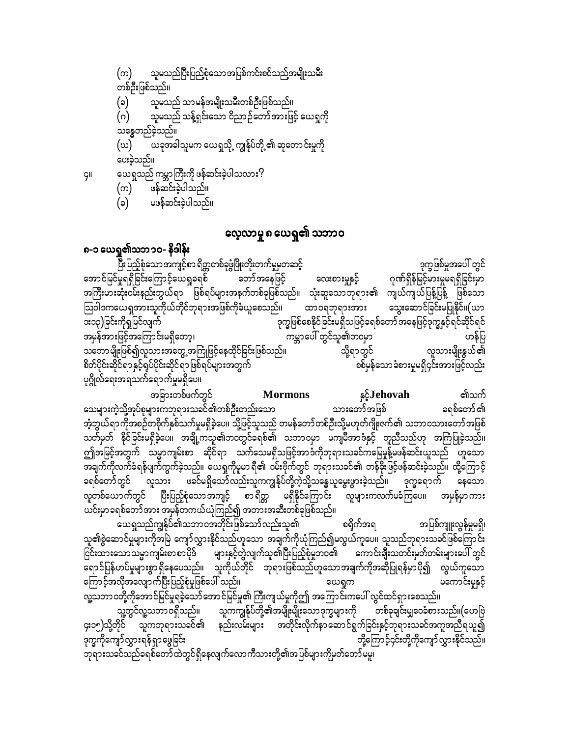(က) သူမသည်ပြီးပြည့်စုံသောအပြစ်ကင်းစင်သည့်အမျိုးသမီး တစ်ဦးဖြစ်သည်။

(ခ) သူမသည် သာမန်အမျိုးသမီးတစ်ဦးဖြစ်သည်။

(ဂ) သူမသည် သန့်ရှင်းသော ဝိညာဉ်တော်အားဖြင့် ယေရှုကို သန္ဓေတည်ခဲ့သည်။

(ဃ) ယခုအခါသူမက ယေရှုသို့ ကျွန်ုပ်တို့၏ ဆုတောင်းမှုကို ပေးခဲ့သည်။

၄။ ယေရှုသည် ကမ္ဘာကြီးကို ဖန်ဆင်းခဲ့ပါသလား?

(က) ဖန်ဆင်းခဲ့ပါသည်။

(ခ) မဖန်ဆင်းခဲ့ပါသည်။

## လေ့လာမှု ၈ ယေရှု၏ သဘာဝ

### ၈-၁ ယေရှု၏သဘာဝ- နိဒါန်း

ပြီးပြည့်စုံသောအကျင့်စာရိတ္တတစ်ခုဖွံ့ဖြိုးတိုးတက်မှုမှတဆင့် ဒုက္ခဖြစ်မှုအပေါ် တွင် အောင်မြင်မှုရရှိခြင်းကြောင့်ယေရှုခရစ် တော်အနေဖြင့် လေးစားမှုနှင့် ဂုဏ်ရှိန်မြင့်မားမှုမရရှိခြင်းမှာ အကြီးမားဆုံးဝမ်းနည်းဘွယ်ရာ ဖြစ်ရပ်များအနက်တစ်ခုဖြစ်သည်။ သုံးဆူသောဘုရား၏ ကျယ်ကျယ်ပြန့်ပြန့် ဖြစ်သော ဩဝါဒကယေရှုအားသူကိုယ်တိုင်ဘုရားအဖြစ်ကိုခံယူစေသည်။ ထာဝရဘုရားအား သွေးဆောင်ခြင်းမပြုနိုင်။(ယာ ၁း၁၃)ခြင်းကိုရှုမြင်လျက် ဒုက္ခဖြစ်စေနိုင်ခြင်းမရှိသဖြင့်ခရစ်တော်အနေဖြင့်ဒုက္ခနှင့်ရင်ဆိုင်ရင် အမှန်အားဖြင့်အကြောင်းမရှိတော့၊ ကမ္ဘာပေါ် တွင်သူ၏ဘဝမှာ ဟန်ပြသဘောမျိုးဖြစ်၍လူသားအတွေ့အကြုံဖြင့်နေထိုင်ခြင်းဖြစ်သည်။ သို့ရာတွင် လူသားမျိုးနွယ်၏ စိတ်ပိုင်းဆိုင်ရာနှင့်ရုပ်ပိုင်းဆိုင်ရာဖြစ်ရပ်များအတွက် စစ်မှန်သောခံစားမှုမရှိ၄င်းအားဖြင့်လည်း ပုဂ္ဂိုလ်ရေးအရသက်ရောက်မှုမရှိပေ။

အခြားတစ်ဖက်တွင် **Mormons** နှင့် **Jehovah** ၏သက်သေများကဲ့သို့အုပ်စုများကဘုရားသခင်၏တစ်ဦးတည်းသော သားတော်အဖြစ် ခရစ်တော်၏ အံ့ဘွယ်ရာကိုအစဉ်တစိုက်နှစ်သက်မှုမရှိခဲ့ပေ။ သို့ဖြင့်သူသည် တမန်တော်တစ်ဦးသို့မဟုတ်ဂျိုးဇက်၏ သဘာဝသားတော်အဖြစ် သတ်မှတ် နိုင်ခြင်းမရှိခဲ့ပေ။ အချို့ကသူ၏ဘဝတွင်ခရစ်၏ သဘာဝမှာ မကျမီအာဒံနှင့် တူညီသည်ဟု အကြံပြုခဲ့သည်။ ဤအမြင့်အတွက် သမ္မာကျမ်းစာ ဆိုင်ရာ သက်သေမရှိသဖြင့်အာဒံကိုဘုရားသခင်ကမြေမှုန့်မှဖန်ဆင်းယူသည် ဟူသော အချက်ကိုလက်ခံရန်ပျက်ကွက်ခဲ့သည်။ ယေရှုကိုမူမာရိ၏ ဝမ်းဗိုက်တွင် ဘုရားသခင်၏ တန်ခိုးဖြင့်ဖန်ဆင်းခဲ့သည်။ ထို့ကြောင့် ခရစ်တော်တွင် လူသား ဖခင်မရှိသော်လည်းသူကကျွန်ုပ်တို့ကဲ့သို့သန္ဓေယူမွေးဖွားခဲ့သည်။ ဒုက္ခရောက် နေသော လူတစ်ယောက်တွင် ပြီးပြည့်စုံသောအကျင့် စာရိတ္တ မရှိနိုင်ကြောင်း လူများကလက်မခံကြပေ။ အမှန်မှာ ကားယင်းမှာခရစ်တော်အား အမှန်တကယ်ယုံကြည်၍ အတားအဆီးတစ်ခုဖြစ်သည်။

ယေရှုသည်ကျွန်ုပ်၏သဘာဝအတိုင်းဖြစ်သော်လည်းသူ၏ စရိုက်အရ အပြစ်ကျူးလွန်မှုမရှိ၊ သူ၏စွဲဆောင်မှုများကိုအမြဲ ကျော်လွှားနိုင်သည်ဟူသော အချက်ကိုယုံကြည်၍မလွယ်ကူပေ။ သူသည်ဘုရားသခင်ဖြစ်ကြောင်းငြင်းထားသောသမ္မာကျမ်းစာစာပိုဒ် များနှင့်တွဲလျက်သူ၏ပြီးပြည့်စုံမှုဘဝ၏ ကောင်းချီးသတင်းမှတ်တမ်းများပေါ် တွင် ရောင်ပြန်ဟပ်မှုများစွာရှိနေပေသည်။ သူကိုယ်တိုင် ဘုရားဖြစ်သည်ဟူသောအချက်ကိုအဆိုပြုရန်မှာပို၍ လွယ်ကူသောကြောင့်အလိုအလျောက်ပြီးပြည့်စုံမှုဖြစ်ပေါ် သည်။ ယေရှုက မကောင်းမှုနှင့်လူ့သဘာဝတို့ကိုအောင်မြင်မှုရခဲ့သော်အောင်မြင်မှု၏ ကြီးကျယ်မှုကို၎င်း အကြောင်းကပေါ် လွင်ထင်ရှားစေသည်။

သူ့တွင်လူ့သဘာဝရှိသည်။ သူကကျွန်ုပ်တို့၏အမျိုးမျိုးသောဒုက္ခများကို တစ်ခုချင်းမျှဝေခံစားသည်။(ဟေဗြဲ ၄း၁၅)သို့တိုင် သူကဘုရားသခင်၏ နည်းလမ်းများ အတိုင်းလိုက်နာဆောင်ရွက်ခြင်းနှင့်ဘုရားသခင်အကူအညီရယူ၍ ဒုက္ခကိုကျော်လွှားရန်ရှာဖွေခြင်း တို့ကြောင့်၎င်းတို့ကိုကျော်လွှားနိုင်သည်။ ဘုရားသခင်သည်ခရစ်တော်ထဲတွင်ရှိနေလျက်လောကီသားတို့၏အပြစ်များကိုမှတ်တော်မမူ၊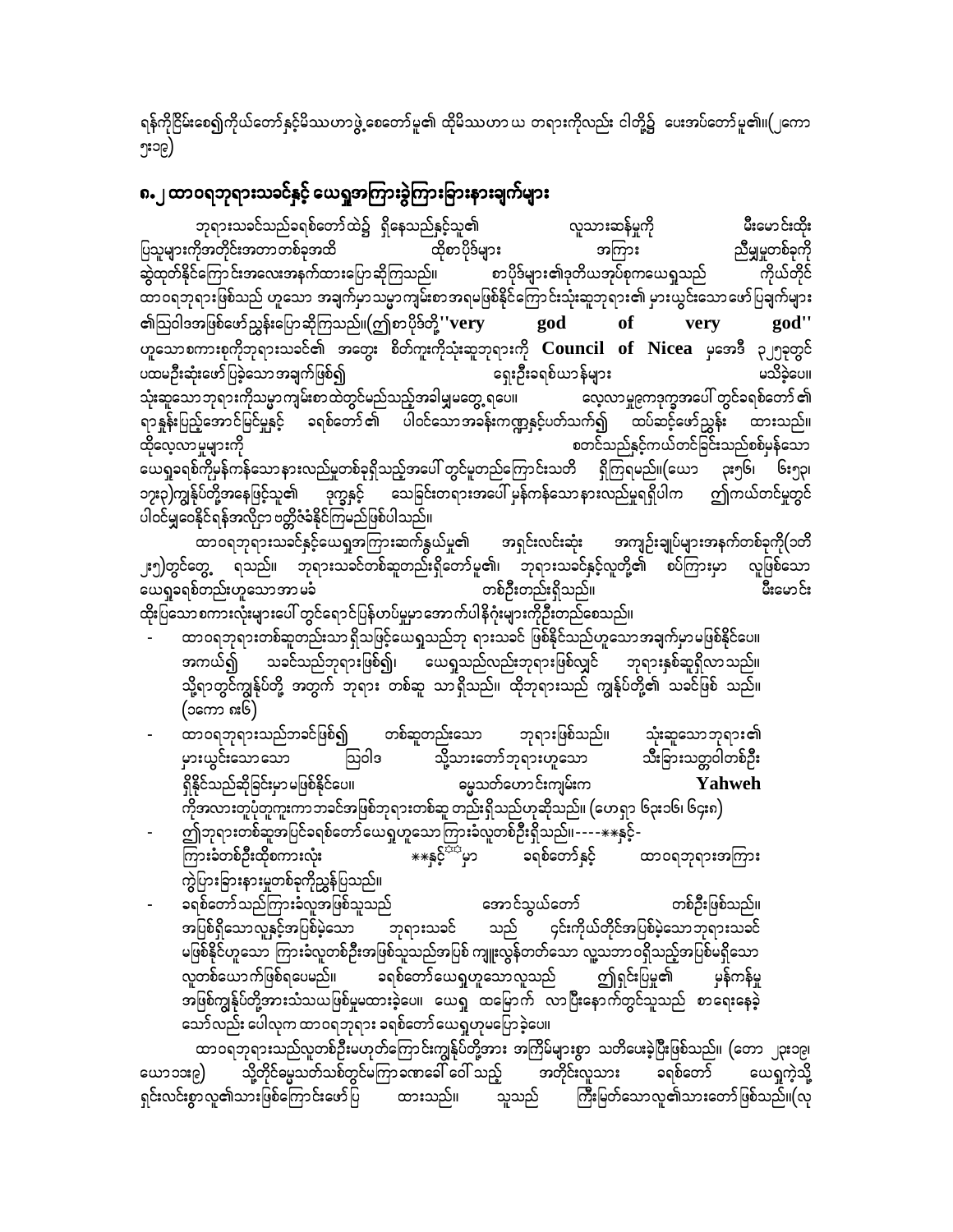ရန်ကိုငြိမ်းစေ၍ကိုယ်တော်နှင့်မိဿဟာဖွဲ့စေတော်မူ၏ ထိုမိဿဟာ ယ တရားကိုလည်း ငါတို့၌ ပေးအပ်တော်မူ၏။(၂ကော ၅း၁၉)

## ၈.၂ ထာဝရဘုရားသခင်နှင့် ယေရှုအကြားခွဲခြားခြားနားချက်များ

ဘုရားသခင်သည်ခရစ်တော်ထဲ၌ ရှိနေသည်နှင့်သူ၏ လူသားဆန်မှုကို မီးမောင်းထိုးပြသူများကိုအတိုင်းအတာတစ်ခုအထိ ထိုစာပိုဒ်များ အကြား ညီမျှမှုတစ်ခုကို ဆွဲထုတ်နိုင်ကြောင်းအလေးအနက်ထားပြောဆိုကြသည်။ စာပိုဒ်များ၏ဒုတိယအုပ်စုကယေရှုသည် ကိုယ်တိုင် ထာဝရဘုရားဖြစ်သည် ဟူသော အချက်မှာသမ္မာကျမ်းစာအရမဖြစ်နိုင်ကြောင်းသုံးဆူဘုရား၏ မှားယွင်းသောဖော်ပြချက်များ၏သြဝါဒအဖြစ်ဖော်ညွှန်းပြောဆိုကြသည်။(၎င်းစာပိုဒ်တို့''**very god of very god**'' ဟူသောစကားစုကိုဘုရားသခင်၏ အတွေး စိတ်ကူးကိုသုံးဆူဘုရားကို **Council of Nicea** မှအေဒီ ၃၂၅ခုတွင် ပထမဦးဆုံးဖော်ပြခဲ့သောအချက်ဖြစ်၍ ရှေးဦးခရစ်ယာန်များ မသိခဲ့ပေ။ သုံးဆူသော ဘုရားကိုသမ္မာကျမ်းစာထဲတွင်မည်သည့်အခါမျှမတွေ့ရပေ။ လေ့လာမှုဂုဏ၁ဒုက္ခအပေါ်တွင်ခရစ်တော်၏ ရာနှုန်းပြည့်အောင်မြင်မှုနှင့် ခရစ်တော်၏ ပါဝင်သောအခန်းကဏ္ဍနှင့်ပတ်သက်၍ ထပ်ဆင့်ဖော်ညွှန်း ထားသည်။ ထိုလေ့လာမှုများကို စတင်သည်နှင့်ကယ်တင်ခြင်းသည်စစ်မှန်သော ယေရှုခရစ်ကိုမှန်ကန်သောနားလည်မှုတစ်ခုရှိသည့်အပေါ်တွင်မူတည်ကြောင်းသတိ ရှိကြရမည်။(ယော ၃း၃၆၊ ၆း၅၃၊ ၁၇း၃)ကျွန်ုပ်တို့အနေဖြင့်သူ၏ ဒုက္ခနှင့် သေခြင်းတရားအပေါ်မှန်ကန်သောနားလည်မှုရှိပါက ၎င်းကယ်တင်မှုတွင် ပါဝင်မျှဝေနိုင်ရန်အလို့ငှာဗတ္တိဇံခံနိုင်ကြမည်ဖြစ်ပါသည်။

ထာဝရဘုရားသခင်နှင့်ယေရှုအကြားဆက်နွယ်မှု၏ အရှင်းလင်းဆုံး အကျဉ်းချုပ်များအနက်တစ်ခုကို(၁တိ ၂း၅)တွင်တွေ့ ရသည်။ ဘုရားသခင်တစ်ဆူတည်းရှိတော်မူ၏၊ ဘုရားသခင်နှင့်လူတို့၏ စပ်ကြားမှာ လူဖြစ်သော ယေရှုခရစ်တည်းဟူသောအာမခံ တစ်ဦးတည်းရှိသည်။ မီးမောင်းထိုးပြသောစကားလုံးများပေါ်တွင်ရောင်ပြန်ဟပ်မှုမှာအောက်ပါနိဂုံးများကိုဦးတည်စေသည်။

- ထာဝရဘုရားတစ်ဆူတည်းသာရှိသဖြင့်ယေရှုသည်ဘု ရားသခင် ဖြစ်နိုင်သည်ဟူသောအချက်မှာမဖြစ်နိုင်ပေ။ အကယ်၍ သခင်သည်ဘုရားဖြစ်၍၊ ယေရှုသည်လည်းဘုရားဖြစ်လျှင် ဘုရားနှစ်ဆူရှိလာသည်။ သို့ရာတွင်ကျွန်ုပ်တို့ အတွက် ဘုရား တစ်ဆူ သာရှိသည်။ ထိုဘုရားသည် ကျွန်ုပ်တို့၏ သခင်ဖြစ် သည်။ (၁ကော ၈း၆)
- ထာဝရဘုရားသည်ဘခင်ဖြစ်၍ တစ်ဆူတည်းသော ဘုရားဖြစ်သည်။ သုံးဆူသောဘုရား၏ မှားယွင်းသောသော သြဝါဒ သို့သားတော်ဘုရားဟူသော သီးခြားသတ္တဝါတစ်ဦး ရှိနိုင်သည်ဆိုခြင်းမှာမဖြစ်နိုင်ပေ။ ဓမ္မသတ်ဟောင်းကျမ်းက **Yahweh** ကိုအလားတူပုံတူကူးကာဘခင်အဖြစ်ဘုရားတစ်ဆူ တည်းရှိသည်ဟုဆိုသည်။ (ဟေရှာ ၆၃း၁၆၊ ၆၄း၈)
- ၎င်းဘုရားတစ်ဆူအပြင်ခရစ်တော်ယေရှုဟူသောကြားခံလူတစ်ဦးရှိသည်။----\*\*နှင့်- ကြားခံတစ်ဦးထိုစကားလုံး \*\*နှင့်☼☼မှာ ခရစ်တော်နှင့် ထာဝရဘုရားအကြား ကွဲပြားခြားနားမှုတစ်ခုကိုညွှန်ပြသည်။
- ခရစ်တော်သည်ကြားခံလူအဖြစ်သူသည် အောင်သွယ်တော် တစ်ဦးဖြစ်သည်။ အပြစ်ရှိသောလူနှင့်အပြစ်မဲ့သော ဘုရားသခင် သည် ၄င်းကိုယ်တိုင်အပြစ်မဲ့သောဘုရားသခင် မဖြစ်နိုင်ဟူသော ကြားခံလူတစ်ဦးအဖြစ်သူသည်အပြစ် ကျူးလွန်တတ်သော လူ့သဘာဝရှိသည့်အပြစ်မရှိသော လူတစ်ယောက်ဖြစ်ရပေမည်။ ခရစ်တော်ယေရှုဟူသောလူသည် ၎င်းရှင်းပြမှု၏ မှန်ကန်မှု အဖြစ်ကျွန်ုပ်တို့အားသံသယဖြစ်မှုမထားခဲ့ပေ။ ယေရှု ထမြောက် လာပြီးနောက်တွင်သူသည် စာရေးနေခဲ့သော်လည်း ပေါလုက ထာဝရဘုရား ခရစ်တော်ယေရှုဟုမပြောခဲ့ပေ။

ထာဝရဘုရားသည်လူတစ်ဦးမဟုတ်ကြောင်းကျွန်ုပ်တို့အား အကြိမ်များစွာ သတိပေးခဲ့ပြီးဖြစ်သည်။ (တော ၂၃း၁၉၊ ယော၁၁း၉) သို့တိုင်ဓမ္မသတ်သစ်တွင်မကြာခဏခေါ်ဝေါ်သည့် အတိုင်းလူသား ခရစ်တော် ယေရှုကဲ့သို့ ရှင်းလင်းစွာလူ၏သားဖြစ်ကြောင်းဖော်ပြ ထားသည်။ သူသည် ကြီးမြတ်သောလူ၏သားတော်ဖြစ်သည်။(လု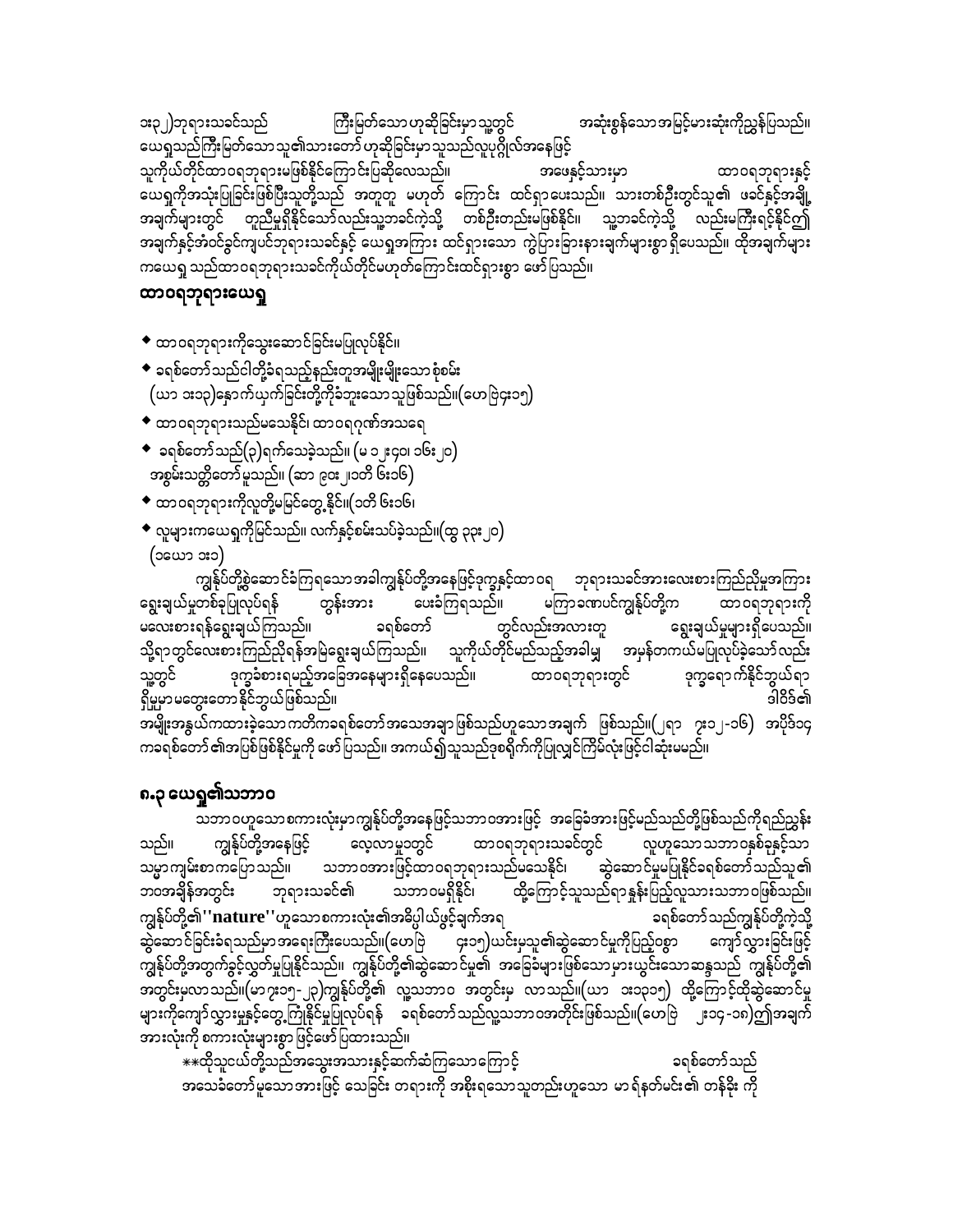၁း၃၂)ဘုရားသခင်သည် ကြီးမြတ်သောဟုဆိုခြင်းမှာသူ့တွင် အဆုံးစွန်သောအမြင့်မားဆုံးကိုညွှန်ပြသည်။ ယေရှုသည်ကြီးမြတ်သောသူ၏သားတော်ဟုဆိုခြင်းမှာသူသည်လူပုဂ္ဂိုလ်အနေဖြင့် သူကိုယ်တိုင်ထာဝရဘုရားမဖြစ်နိုင်ကြောင်းပြဆိုလေသည်။ အဖေနှင့်သားမှာ ထာဝရဘုရားနှင့် ယေရှုကိုအသုံးပြုခြင်းဖြစ်ပြီးသူတို့သည် အတူတူ မဟုတ် ကြောင်း ထင်ရှားပေးသည်။ သားတစ်ဦးတွင်သူ၏ ဖခင်နှင့်အချို့အချက်များတွင် တူညီမှုရှိနိုင်သော်လည်းသူ့ဘခင်ကဲ့သို့ တစ်ဦးတည်းမဖြစ်နိုင်။ သူ့ဘခင်ကဲ့သို့ လည်းမကြီးရင့်နိုင်ဤ အချက်နှင့်အံဝင်ခွင်ကျပင်ဘုရားသခင်နှင့် ယေရှုအကြား ထင်ရှားသော ကွဲပြားခြားနားချက်များစွာ ရှိပေသည်။ ထိုအချက်များကယေရှု သည်ထာဝရဘုရားသခင်ကိုယ်တိုင်မဟုတ်ကြောင်းထင်ရှားစွာ ဖော်ပြသည်။

## ထာဝရဘုရားယေရှု

- ထာဝရဘုရားကိုသွေးဆောင်ခြင်းမပြုလုပ်နိုင်။
- ခရစ်တော်သည်ငါတို့ခံရသည့်နည်းတူအမျိုးမျိုးသောစုံစမ်း (ယာ ၁း၁၃)နှောက်ယှက်ခြင်းတို့ကိုခံဘူးသောသူဖြစ်သည်။(ဟေဗြဲ၄း၁၅)
- ထာဝရဘုရားသည်မသေနိုင်၊ ထာဝရဂုဏ်အသရေ
- ခရစ်တော်သည်(၃)ရက်သေခဲ့သည်။ (မ ၁၂း၄၀၊ ၁၆း၂၀) အစွမ်းသတ္တိတော်မူသည်။ (ဆာ ၉၀း၂၁တိ ၆း၁၆)
- ထာဝရဘုရားကိုလူတို့မမြင်တွေ့နိုင်။(၁တိ ၆း၁၆၊
- လူများကယေရှုကိုမြင်သည်။ လက်နှင့်စမ်းသပ်ခဲ့သည်။(ထွ ၃၃း၂၀) (၁ယော ၁း၁)

ကျွန်ုပ်တို့စွဲဆောင်ခံကြရသောအခါကျွန်ုပ်တို့အနေဖြင့်ဒုက္ခနှင့်ထာဝရ ဘုရားသခင်အားလေးစားကြည်ညိုမှုအကြား ရွေးချယ်မှုတစ်ခုပြုလုပ်ရန် တွန်းအား ပေးခံကြရသည်။ မကြာခဏပင်ကျွန်ုပ်တို့က ထာဝရဘုရားကို မလေးစားရန်ရွေးချယ်ကြသည်။ ခရစ်တော် တွင်လည်းအလားတူ ရွေးချယ်မှုများရှိပေသည်။ သို့ရာတွင်လေးစားကြည်ညိုရန်အမြဲရွေးချယ်ကြသည်။ သူကိုယ်တိုင်မည်သည့်အခါမျှ အမှန်တကယ်မပြုလုပ်ခဲ့သော်လည်း သူ့တွင် ဒုက္ခခံစားရမည့်အခြေအနေများရှိနေပေသည်။ ထာဝရဘုရားတွင် ဒုက္ခရောက်နိုင်ဘွယ်ရာ ရှိမှုမှာမတွေးတောနိုင်ဘွယ်ဖြစ်သည်။ ဒါဝိဒ်၏ အမျိုးအနွယ်ကထားခဲ့သောကတိကခရစ်တော်အသေအချာဖြစ်သည်ဟူသောအချက် ဖြစ်သည်။(၂ရာ ၇း၁၂-၁၆) အပိုဒ်၁၄ ကခရစ်တော် ၏အပြစ်ဖြစ်နိုင်မှုကို ဖော်ပြသည်။ အကယ်၍သူသည်ဒုစရိုက်ကိုပြုလျှင်ကြိမ်လုံးဖြင့်ငါဆုံးမမည်။

## ၈.၃ ယေရှု၏သဘာဝ

သဘာဝဟူသောစကားလုံးမှာကျွန်ုပ်တို့အနေဖြင့်သဘာဝအားဖြင့် အခြေခံအားဖြင့်မည်သည်တို့ဖြစ်သည်ကိုရည်ညွှန်းသည်။ ကျွန်ုပ်တို့အနေဖြင့် လေ့လာမှုတွင် ထာဝရဘုရားသခင်တွင် လူဟူသောသဘာဝနှစ်ခုနှင့်သာ သမ္မာကျမ်းစာကပြောသည်။ သဘာဝအားဖြင့်ထာဝရဘုရားသည်မသေနိုင်၊ ဆွဲဆောင်မှုမပြုနိုင်ခရစ်တော်သည်သူ၏ ဘဝအချိန်အတွင်း ဘုရားသခင်၏ သဘာဝမရှိနိုင်၊ ထို့ကြောင့်သူသည်ရာနှုန်းပြည့်လူသားသဘာဝဖြစ်သည်။ ကျွန်ုပ်တို့၏"nature"ဟူသောစကားလုံး၏အဓိပ္ပါယ်ဖွင့်ချက်အရ ခရစ်တော်သည်ကျွန်ုပ်တို့ကဲ့သို့ ဆွဲဆောင်ခြင်းခံရသည်မှာအရေးကြီးပေသည်။(ဟေဗြဲ ၄း၁၅)ယင်းမှသူ၏ဆွဲဆောင်မှုကိုပြည့်ဝစွာ ကျော်လွှားခြင်းဖြင့် ကျွန်ုပ်တို့အတွက်ခွင့်လွှတ်မှုပြုနိုင်သည်။ ကျွန်ုပ်တို့၏ဆွဲဆောင်မှု၏ အခြေခံများဖြစ်သောမှားယွင်းသောဆန္ဒသည် ကျွန်ုပ်တို့၏ အတွင်းမှလာသည်။(မာ ၇း၁၅-၂၃)ကျွန်ုပ်တို့၏ လူ့သဘာဝ အတွင်းမှ လာသည်။(ယာ ၁း၁၃-၁၅) ထို့ကြောင့်ထိုဆွဲဆောင်မှုများကိုကျော်လွှားမှုနှင့်တွေ့ကြုံနိုင်မှုပြုလုပ်ရန် ခရစ်တော်သည်လူ့သဘာဝအတိုင်းဖြစ်သည်။(ဟေဗြဲ ၂း၁၄-၁၈)ဤအချက်အားလုံးကို စကားလုံးများစွာ ဖြင့်ဖော်ပြထားသည်။

**ထိုသူငယ်တို့သည်အသွေးအသားနှင့်ဆက်ဆံကြသောကြောင့် ခရစ်တော်သည် အသေခံတော်မူသောအားဖြင့် သေခြင်း တရားကို အစိုးရသောသူတည်းဟူသော မာရ်နတ်မင်း၏ တန်ခိုး ကို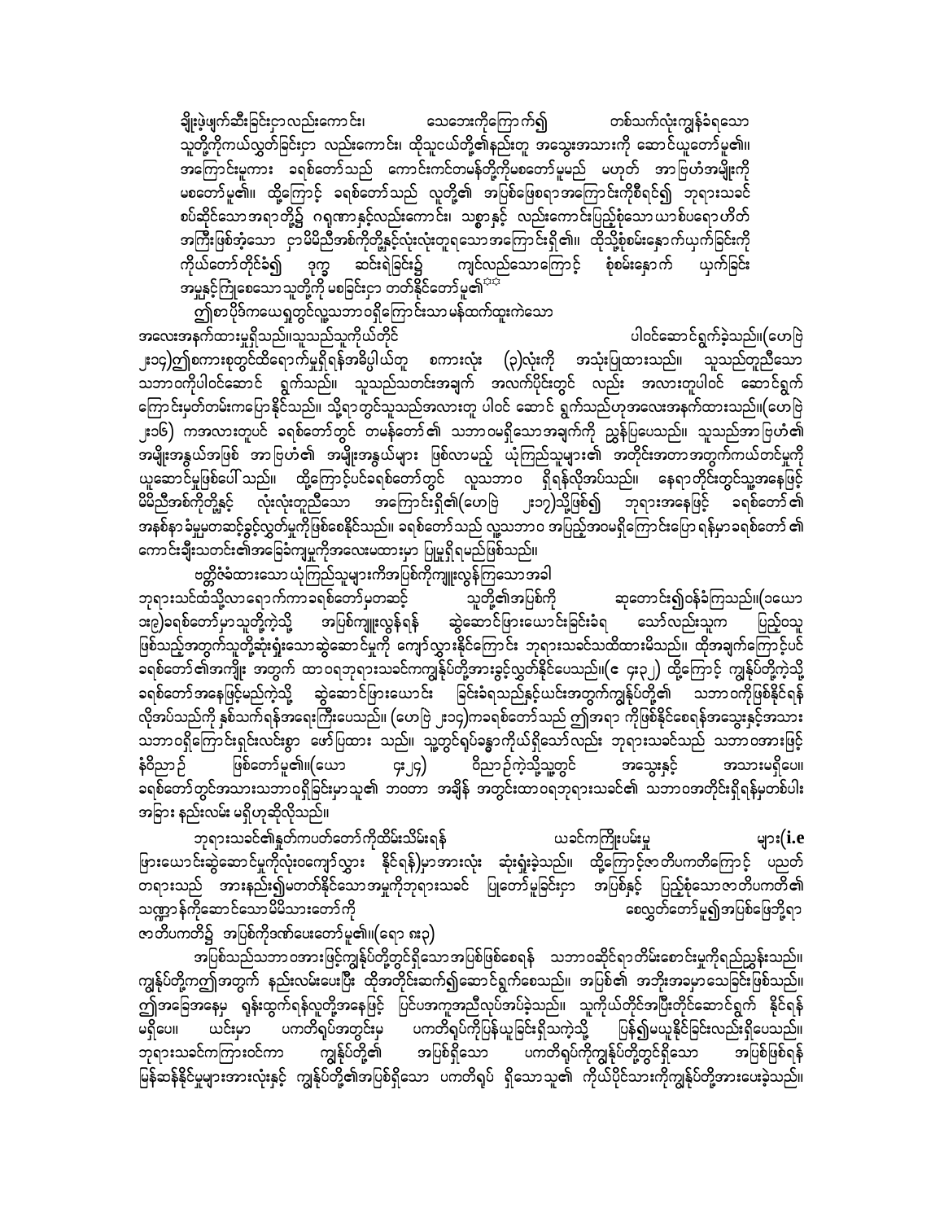ချိုးဖဲ့ဖျက်ဆီးခြင်းငှာ လည်းကောင်း၊ သေဘေးကိုကြောက်၍ တစ်သက်လုံးကျွန်ခံရသော သူတို့ကိုကယ်လွှတ်ခြင်းငှာ လည်းကောင်း၊ ထိုသူငယ်တို့၏နည်းတူ အသွေးအသားကို ဆောင်ယူတော်မူ၏။ အကြောင်းမူကား ခရစ်တော်သည် ကောင်းကင်တမန်တို့ကိုမစတော်မူမည် မဟုတ် အာဗြဟံအမျိုးကို မစတော်မူ၏။ ထို့ကြောင့် ခရစ်တော်သည် လူတို့၏ အပြစ်ဖြေရာအကြောင်းကိုစီရင်၍ ဘုရားသခင် စပ်ဆိုင်သောအရာတို့၌ ဂရုဏာနှင့်လည်းကောင်း၊ သစ္စာနှင့် လည်းကောင်းပြည့်စုံသော ယာစ်ပရောဟိတ် အကြီးဖြစ်အံ့သော ငှာမိမိညီအစ်ကိုတို့နှင့်လုံးလုံးတူရသောအကြောင်းရှိ၏။ ထိုသို့စုံစမ်းနှောက်ယှက်ခြင်းကို ကိုယ်တော်တိုင်ခံ၍ ဒုက္ခ ဆင်းရဲခြင်း၌ ကျင်လည်သောကြောင့် စုံစမ်းနှောက် ယှက်ခြင်း အမှုနှင့်ကြုံစေသောသူတို့ကို မစခြင်းငှာ တတ်နိုင်တော်မူ၏[¤¤]

ဤစာပိုဒ်ကယေရှုတွင်လူ့သဘာဝရှိကြောင်းသာ မနံထက်ထူးကဲသော အလေးအနက်ထားမှုရှိသည်။သူသည်သူကိုယ်တိုင် ပါဝင်ဆောင်ရွက်ခဲ့သည်။(ဟေဗြဲ ၂း၁၄)ဤစကားစုတွင်ထိရောက်မှုရှိရန်အဓိပ္ပါယ်တူ စကားလုံး (၃)လုံးကို အသုံးပြုထားသည်။ သူသည်တူညီသော သဘာဝကိုပါဝင်ဆောင် ရွက်သည်။ သူသည်သတင်းအချက် အလက်ပိုင်းတွင် လည်း အလားတူပါဝင် ဆောင်ရွက် ကြောင်းမှတ်တမ်းကပြောနိုင်သည်။ သို့ရာတွင်သူသည်အလားတူ ပါဝင် ဆောင် ရွက်သည်ဟုအလေးအနက်ထားသည်။(ဟေဗြဲ ၂း၁၆) ကအလားတူပင် ခရစ်တော်တွင် တမန်တော်၏ သဘာဝမရှိသောအချက်ကို ညွှန်ပြပေသည်။ သူသည်အာဗြဟံ၏ အမျိုးအနွယ်အဖြစ် အာဗြဟံ၏ အမျိုးအနွယ်များ ဖြစ်လာမည့် ယုံကြည်သူများ၏ အတိုင်းအတာအတွက်ကယ်တင်မှုကို ယူဆောင်မှုဖြစ်ပေါ် သည်။ ထို့ကြောင့်ပင်ခရစ်တော်တွင် လူသဘာဝ ရှိရန်လိုအပ်သည်။ နေရာတိုင်းတွင်သူ့အနေဖြင့် မိမိညီအစ်ကိုတို့နှင့် လုံးလုံးတူညီသော အကြောင်းရှိ၏(ဟေဗြဲ ၂း၁၇)သို့ဖြစ်၍ ဘုရားအနေဖြင့် ခရစ်တော်၏ အနစ်နာခံမှုမှတဆင့်ခွင့်လွှတ်မှုကိုဖြစ်စေနိုင်သည်။ ခရစ်တော်သည် လူ့သဘာဝ အပြည့်အဝမရှိကြောင်းပြောရန်မှာခရစ်တော်၏ ကောင်းချီးသတင်း၏အခြေခံကျမှုကိုအလေးမထားမှာ ပြုမူရှိရမည်ဖြစ်သည်။

ဗတ္တိဇံခံထားသော ယုံကြည်သူများကအပြစ်ကိုကျူးလွန်ကြသောအခါ ဘုရားသင်ထံသို့လာရောက်ကာခရစ်တော်မှတဆင့် သူတို့၏အပြစ်ကို ဆုတောင်း၍ဝန်ခံကြသည်။(၁ယော ၁း၉)ခရစ်တော်မှာသူတို့ကဲ့သို့ အပြစ်ကျူးလွန်ရန် ဆွဲဆောင်ဖြားယောင်းခြင်းခံရ သော်လည်းသူက ပြည့်ဝသူ ဖြစ်သည့်အတွက်သူတို့ဆုံးရှုံးသောဆွဲဆောင်မှုကို ကျော်လွှားနိုင်ကြောင်း ဘုရားသခင်သထိထားမိသည်။ ထိုအချက်ကြောင့်ပင် ခရစ်တော်၏အကျိုး အတွက် ထာဝရဘုရားသခင်ကကျွန်ုပ်တို့အားခွင့်လွှတ်နိုင်ပေသည်။(ဧ ၄း၃၂) ထို့ကြောင့် ကျွန်ုပ်တို့ကဲ့သို့ ခရစ်တော်အနေဖြင့်မည်ကဲ့သို့ ဆွဲဆောင်ဖြားယောင်း ခြင်းခံရသည်နှင့်ယင်းအတွက်ကျွန်ုပ်တို့၏ သဘာဝကိုဖြစ်နိုင်ရန် လိုအပ်သည်ကို နှစ်သက်ရန်အရေးကြီးပေသည်။ (ဟေဗြဲ ၂း၁၄)ကခရစ်တော်သည် ဤအရာ ကိုဖြစ်နိုင်စေရန်အသွေးနှင့်အသား သဘာဝရှိကြောင်းရှင်းလင်းစွာ ဖော်ပြထား သည်။ သူ့တွင်ရုပ်ခန္ဓာကိုယ်ရှိသော်လည်း ဘုရားသခင်သည် သဘာဝအားဖြင့် နံဝိညာဉ် ဖြစ်တော်မူ၏။(ယော ၄း၂၄) ဝိညာဉ်ကဲ့သို့သူ့တွင် အသွေးနှင့် အသားမရှိပေ။ ခရစ်တော်တွင်အသားသဘာဝရှိခြင်းမှာသူ၏ ဘဝတာ အချိန် အတွင်းထာဝရဘုရားသခင်၏ သဘာဝအတိုင်းရှိရန်မှတစ်ပါး အခြား နည်းလမ်း မရှိဟုဆိုလိုသည်။

ဘုရားသခင်၏နှုတ်ကပတ်တော်ကိုထိမ်းသိမ်းရန် ယခင်ကကြိုးပမ်းမှု များ(i.e ဖြားယောင်းဆွဲဆောင်မှုကိုလုံးဝကျော်လွှား နိုင်ရန်)မှာအားလုံး ဆုံးရှုံးခဲ့သည်။ ထို့ကြောင့်ဇာတိပကတိကြောင့် ပညတ်တရားသည် အားနည်း၍မတတ်နိုင်သောအမှုကိုဘုရားသခင် ပြုတော်မူခြင်းငှာ အပြစ်နှင့် ပြည့်စုံသောဇာတိပကတိ၏ သဏ္ဌာန်ကိုဆောင်သောမိမိသားတော်ကို စေလွှတ်တော်မူ၍အပြစ်ဖြေဘို့ရာ ဇာတိပကတိ၌ အပြစ်ကိုဒဏ်ပေးတော်မူ၏။(ရော ၈း၃)

အပြစ်သည်သဘာဝအားဖြင့်ကျွန်ုပ်တို့တွင်ရှိသောအပြစ်ဖြစ်စေရန် သဘာဝဆိုင်ရာတိမ်းစောင်းမှုကိုရည်ညွှန်းသည်။ ကျွန်ုပ်တို့ကဤအတွက် နည်းလမ်းပေးပြီး ထိုအတိုင်းဆက်၍ဆောင်ရွက်စေသည်။ အပြစ်၏ အဘိုးအခမှာသေခြင်းဖြစ်သည်။ ဤအခြေအနေမှ ရုန်းထွက်ရန်လူတို့အနေဖြင့် ပြင်ပအကူအညီလိုအပ်ခဲ့သည်။ သူကိုယ်တိုင်အပြီးတိုင်ဆောင်ရွက် နိုင်ရန် မရှိပေ။ ယင်းမှာ ပကတိရုပ်အတွင်းမှ ပကတိရုပ်ကိုပြန်ယူခြင်းရှိသကဲ့သို့ ပြန်၍မယူနိုင်ခြင်းလည်းရှိပေသည်။ ဘုရားသခင်ကကြားဝင်ကာ ကျွန်ုပ်တို့၏ အပြစ်ရှိသော ပကတိရုပ်ကိုကျွန်ုပ်တို့တွင်ရှိသော အပြစ်ဖြစ်ရန် မြန်ဆန်နိုင်မှုများအားလုံးနှင့် ကျွန်ုပ်တို့၏အပြစ်ရှိသော ပကတိရုပ် ရှိသောသူ၏ ကိုယ်ပိုင်သားကိုကျွန်ုပ်တို့အားပေးခဲ့သည်။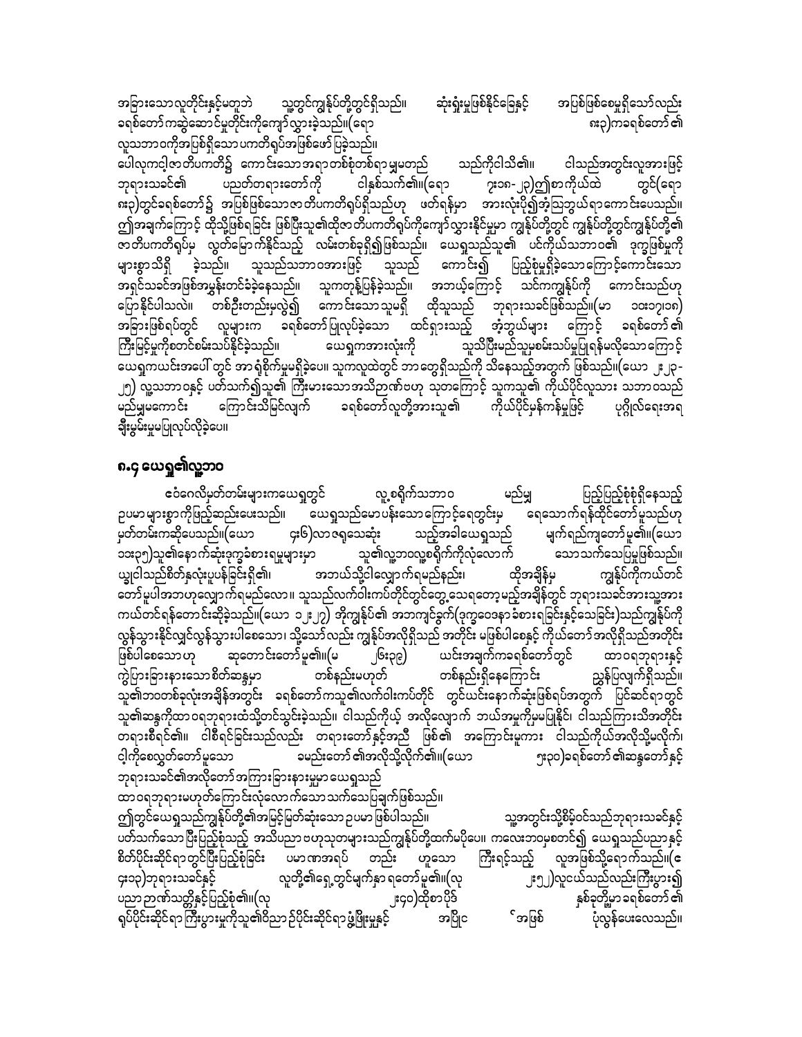အခြားသောလူတိုင်းနှင့်မတူဘဲ သူ့တွင်ကျွန်ုပ်တို့တွင်ရှိသည်။ ဆုံးရှုံးမှုဖြစ်နိုင်ခြေနှင့် အပြစ်ဖြစ်စေမှုရှိသော်လည်း ခရစ်တော်ကဆွဲဆောင်မှုတိုင်းကိုကျော်လွှားခဲ့သည်။(ရော ၈း၃)ကခရစ်တော်၏ လူသဘာဝကိုအပြစ်ရှိသောပကတိရုပ်အဖြစ်ဖော်ပြခဲ့သည်။

ပေါလုကငါ့ဇာတိပကတိ၌ ကောင်းသောအရာတစ်စုံတစ်ရာမျှမတည် သည်ကိုငါသိ၏။ ငါသည်အတွင်းလူအားဖြင့် ဘုရားသခင်၏ ပညတ်တရားတော်ကို ငါနှစ်သက်၏။(ရော ၇း၁၈-၂၃)၌စာကိုယ်ထဲ တွင်(ရော ၈း၃)တွင်ခရစ်တော်၌ အပြစ်ဖြစ်သောဇာတိပကတိရုပ်ရှိသည်ဟု ဖတ်ရန်မှာ အားလုံးပို၍အံ့သြဘွယ်ရာကောင်းပေသည်။ ဤအချက်ကြောင့် ထိုသို့ဖြစ်ရခြင်း ဖြစ်ပြီးသူ၏ထိုဇာတိပကတိရုပ်ကိုကျော်လွှားနိုင်မှုမှာ ကျွန်ုပ်တို့တွင် ကျွန်ုပ်တို့တွင်ကျွန်ုပ်တို့၏ ဇာတိပကတိရုပ်မှ လွတ်မြောက်နိုင်သည့် လမ်းတစ်ခုရှိ၍ဖြစ်သည်။ ယေရှုသည်သူ၏ ပင်ကိုယ်သဘာဝ၏ ဒုက္ခဖြစ်မှုကို များစွာသိရှိ ခဲ့သည်။ သူသည်သဘာဝအားဖြင့် သူသည် ကောင်း၍ ပြည့်စုံမှုရှိခဲ့သောကြောင့်ကောင်းသော အရှင်သခင်အဖြစ်အမွှန်းတင်ခံခဲ့နေသည်။ သူကတုန့်ပြန်ခဲ့သည်။ အဘယ့်ကြောင့် သင်ကကျွန်ုပ်ကို ကောင်းသည်ဟု ပြောနိုင်ပါသလဲ။ တစ်ဦးတည်းမှလွဲ၍ ကောင်းသောသူမရှိ ထိုသူသည် ဘုရားသခင်ဖြစ်သည်။(မာ ၁၀း၁၇၊၁၈) အခြားဖြစ်ရပ်တွင် လူများက ခရစ်တော်ပြုလုပ်ခဲ့သော ထင်ရှားသည့် အံ့ဘွယ်များ ကြောင့် ခရစ်တော်၏ ကြီးမြင့်မှုကိုစတင်စမ်းသပ်နိုင်ခဲ့သည်။ ယေရှုကအားလုံးကို သူသိပြီးမည်သူ့မှစမ်းသပ်မှုပြုရန်မလိုသောကြောင့် ယေရှုကယင်းအပေါ် တွင် အာရုံစိုက်မှုမရှိခဲ့ပေ။ သူကလူထဲတွင် ဘာတွေရှိသည်ကို သိနေသည့်အတွက် ဖြစ်သည်။(ယော ၂း၂၃-၂၅) လူ့သဘာဝနှင့် ပတ်သက်၍သူ၏ ကြီးမားသောအသိဉာဏ်ဗဟု သုတကြောင့် သူကသူ၏ ကိုယ်ပိုင်လူသား သဘာဝသည် မည်မျှမကောင်း ကြောင်းသိမြင်လျက် ခရစ်တော်လူတို့အားသူ၏ ကိုယ်ပိုင်မှန်ကန်မှုဖြင့် ပုဂ္ဂိုလ်ရေးအရ ချီးမွမ်းမှုမပြုလုပ်လိုခဲ့ပေ။

## ၈.၄ ယေရှု၏လူ့ဘဝ

ဓဝံဂေလိမှတ်တမ်းများကယေရှုတွင် လူ့စရိုက်သဘာဝ မည်မျှ ပြည့်ပြည့်စုံစုံရှိနေသည့် ဥပမာများစွာကိုဖြည့်ဆည်းပေးသည်။ ယေရှုသည်မောပန်းသောကြောင့်ရေတွင်းမှ ရေသောက်ရန်ထိုင်တော်မူသည်ဟု မှတ်တမ်းကဆိုပေသည်။(ယော ၄း၆)လာဇရုသေဆုံး သည့်အခါယေရှုသည် မျက်ရည်ကျတော်မူ၏။(ယော ၁၁း၃၅)သူ၏နောက်ဆုံးဒုက္ခခံစားရမှုများမှာ သူ၏လူ့ဘဝလူ့စရိုက်ကိုလုံးလောက် သောသက်သေပြမှုဖြစ်သည်။ ယ္ခုငါသည်စိတ်နှလုံးပူပန်ခြင်းရှိ၏၊ အဘယ်သို့ငါလျှောက်ရမည်နည်း၊ ထိုအချိန်မှ ကျွန်ုပ်ကိုကယ်တင်တော်မူပါအဘဟုလျှောက်ရမည်လော။ သူသည်လက်ဝါးကပ်တိုင်တွင်တွေ့သေရတော့မည့်အချိန်တွင် ဘုရားသခင်အားသူ့အား ကယ်တင်ရန်တောင်းဆိုခဲ့သည်။(ယော ၁၂း၂၇) အိုကျွန်ုပ်၏ အဘကျွင်ခွက်(ဒုက္ခဝေဒနာခံစားရခြင်းနှင့်သေခြင်း)သည်ကျွန်ုပ်ကို လွှတ်သွားနိုင်လျှင်လွှတ်သွားပါစေသော၊ သို့သော်လည်း ကျွန်ုပ်အလိုရှိသည် အတိုင်း မဖြစ်ပါစေနှင့် ကိုယ်တော်အလိုရှိသည်အတိုင်း ဖြစ်ပါစေသောဟု ဆုတောင်းတော်မူ၏။(မ ၂၆း၃၉) ယင်းအချက်ကခရစ်တော်တွင် ထာဝရဘုရားနှင့် ကွဲပြားခြားနားသောစိတ်ဆန္ဒမှာ တစ်စည်းမဟုတ် တစ်နည်းရှိနေကြောင်း ညွှန်ပြလျက်ရှိသည်။ သူ၏ဘဝတစ်ခုလုံးအချိန်အတွင်း ခရစ်တော်ကသူ၏လက်ဝါးကပ်တိုင် တွင်ယင်းနောက်ဆုံးဖြစ်ရပ်အတွက် ပြင်ဆင်ရာတွင် သူ၏ဆန္ဒကိုထာဝရဘုရားထံသို့တင်သွင်းခဲ့သည်။ ငါသည်ကိုယ့် အလိုလျှောက် ဘယ်အမှုကိုမျှမပြုနိုင်၊ ငါသည်ကြားသိအတိုင်း တရားစီရင်၏။ ငါစီရင်ခြင်းသည်လည်း တရားတော်နှင့်အညီ ဖြစ်၏ အကြောင်းမူကား ငါသည်ကိုယ်အလိုသို့မလိုက်၊ ငါ့ကိုစေလွှတ်တော်မူသော ခမည်းတော်၏အလိုသို့လိုက်၏။(ယော ၅း၃၀)ခရစ်တော်၏ဆန္ဒတော်နှင့် ဘုရားသခင်၏အလိုတော်အကြားခြားနားမှုမှာ ယေရှုသည် ထာဝရဘုရားမဟုတ်ကြောင်းလုံလောက်သောသက်သေပြချက်ဖြစ်သည်။

ဤတွင်ယေရှုသည်ကျွန်ုပ်တို့၏အမြင့်မြတ်ဆုံးသော ဥပမာ ဖြစ်ပါသည်။ သူ့အတွင်းသို့စိမ့်ဝင်သည်ဘုရားသခင်နှင့် ပတ်သက်သော ပြီးပြည့်စုံသည့် အသိပညာဗဟုသုတများသည်ကျွန်ုပ်တို့ထက်မပိုပေ။ ကလေးဘဝမှစတင်၍ ယေရှုသည်ပညာနှင့် စိတ်ပိုင်းဆိုင်ရာတွင်ပြီးပြည့်စုံခြင်း ပမာဏအရပ် တည်း ဟူသော ကြီးရင့်သည့် လူအဖြစ်သို့ရောက်သည်။(ဧ ၄း၁၃)ဘုရားသခင်နှင့် လူတို့၏ရှေ့တွင်မျက်နှာ ရတော်မူ၏။(လု ၂း၅၂)လူငယ်သည်လည်းကြီးပွား၍ ပညာဉာဏ်သတ္တိနှင့်ပြည့်စုံ၏။(လု ၂း၄၀)ထိုစာပိုဒ် နှစ်ခုတို့မှာခရစ်တော်၏ ရုပ်ပိုင်းဆိုင်ရာကြီးပွားမှုကိုသူ၏ဝိညာဉ်ပိုင်းဆိုင်ရာဖွံ့ဖြိုးမှုနှင့် အပြိုင အဖြစ် ပုံလွှန်ပေးလေသည်။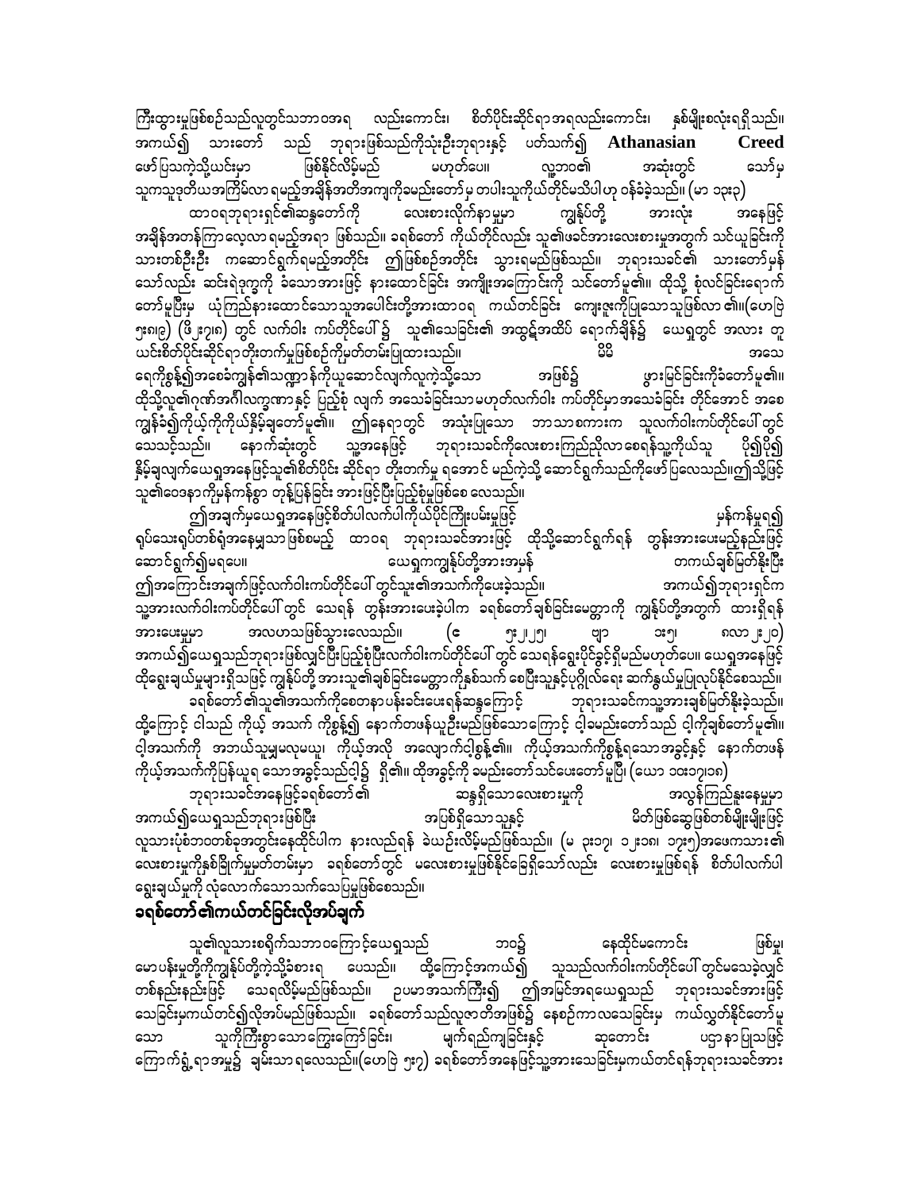ကြီးထွားမှုဖြစ်စဉ်သည်လူတွင်သဘာဝအရ လည်းကောင်း၊ စိတ်ပိုင်းဆိုင်ရာအရလည်းကောင်း၊ နှစ်မျိုးစလုံးရှိသည်။ အကယ်၍ သားတော် သည် ဘုရားဖြစ်သည်ကိုသုံးဆူတစ်ဆူဘုရားနှင့် ပတ်သက်၍ **Athanasian Creed** ဖော်ပြသကဲ့သို့ယင်းမှာ ဖြစ်နိုင်လိမ့်မည် မဟုတ်ပေ။ လူ့ဘဝ၏ အဆုံးတွင် သော်မှ သူကသူ့ဒုတိယအကြိမ်လာရမည့်အချိန်အတိအကျကိုခမည်းတော်မှ တပါးသူကိုယ်တိုင်မသိပါဟု ဝန်ခံခဲ့သည်။ (မာ ၁၃း၃၂)

ထာဝရဘုရားရှင်၏ဆန္ဒတော်ကို လေးစားလိုက်နာမှုမှာ ကျွန်ုပ်တို့ အားလုံး အနေဖြင့် အချိန်အတန်ကြာလေ့လာရမည့်အရာ ဖြစ်သည်။ ခရစ်တော် ကိုယ်တိုင်လည်း သူ၏ဖခင်အားလေးစားမှုအတွက် သင်ယူခြင်းကို သားတစ်ဦးဦး ကဆောင်ရွက်ရမည့်အတိုင်း ဤဖြစ်စဉ်အတိုင်း သွားရမည်ဖြစ်သည်။ ဘုရားသခင်၏ သားတော်မှန် သော်လည်း ဆင်းရဲဒုက္ခကို ခံသောအားဖြင့် နားထောင်ခြင်း အကျိုးအကြောင်းကို သင်တော်မူ၏။ ထိုသို့ စုံလင်ခြင်းရောက်တော်မူပြီးမှ ယုံကြည်နားထောင်သောသူအပေါင်းတို့အားထာဝရ ကယ်တင်ခြင်း ကျေးဇူးကိုပြုသောသူဖြစ်လာ၏။(ဟေဗြဲ ၅း၈၊၉) (ဖိ ၂း၇၊၈) တွင် လက်ဝါး ကပ်တိုင်ပေါ်၌ သူ၏သေခြင်း၏ အထွဋ်အထိပ် ရောက်ချိန်၌ ယေရှုတွင် အလား တူ ယင်းစိတ်ပိုင်းဆိုင်ရာတိုးတက်မှုဖြစ်စဉ်ကိုမှတ်တမ်းပြုထားသည်။ ဗိမ္ဗိ အသေ ရေကိုစွန့်၍အစေခံကျွန်၏သဏ္ဍာန်ကိုယူဆောင်လျက်လူကဲ့သို့သော အဖြစ်၌ ဖွားမြင်ခြင်းကိုခံတော်မူ၏။ ထိုသို့လူ၏ဂုဏ်အင်္ဂါလက္ခဏာနှင့် ပြည့်စုံ လျက် အသေခံခြင်းသာမဟုတ်လက်ဝါး ကပ်တိုင်မှာအသေခံခြင်း တိုင်အောင် အစေကျွန်ခံ၍ကိုယ့်ကိုကိုယ်နှိမ့်ချတော်မူ၏။ ဤနေရာတွင် အသုံးပြုသော ဘာသာစကားက သူလက်ဝါးကပ်တိုင်ပေါ် တွင် သေသင့်သည်။ နောက်ဆုံးတွင် သူ့အနေဖြင့် ဘုရားသခင်ကိုလေးစားကြည်ညိုလာစေရန်သူ့ကိုယ်သူ ပို၍ပို၍ နှိမ့်ချလျက်ယေရှုအနေဖြင့်သူ၏စိတ်ပိုင်း ဆိုင်ရာ တိုးတက်မှု ရအောင် မည်ကဲ့သို့ ဆောင်ရွက်သည်ကိုဖော်ပြလေသည်။ဤသို့ဖြင့် သူ၏ဝေဒနာကိုမှန်ကန်စွာ တုန့်ပြန်ခြင်း အားဖြင့်ပြီးပြည့်စုံမှုဖြစ်စေ လေသည်။

ဤအချက်မှယေရှုအနေဖြင့်စိတ်ပါလက်ပါကိုယ်ပိုင်ကြိုးပမ်းမှုဖြင့် မှန်ကန်မှုရ၍ ရုပ်သေးရုပ်တစ်ရုံအနေမျှသာ ဖြစ်စမည့် ထာဝရ ဘုရားသခင်အားဖြင့် ထိုသို့ဆောင်ရွက်ရန် တွန်းအားပေးမည့်နည်းဖြင့် ဆောင်ရွက်၍မရပေ။ ယေရှုကကျွန်ုပ်တို့အားအမှန် တကယ်ချစ်မြတ်နိုးပြီး ဤအကြောင်းအချက်ဖြင့်လက်ဝါးကပ်တိုင်ပေါ် တွင်သူ၏အသက်ကိုပေးခဲ့သည်။ အကယ်၍ဘုရားရှင်က သူ့အားလက်ဝါးကပ်တိုင်ပေါ် တွင် သေရန် တွန်းအားပေးခဲ့ပါက ခရစ်တော်ချစ်ခြင်းမေတ္တာကို ကျွန်ုပ်တို့အတွက် ထားရှိရန်အားပေးမှုမှာ အလဟဿဖြစ်သွားလေသည်။ (ဧ ၅း၂၊၂၅၊ ဗျာ ၁း၅၊ ဂလာ ၂း၂၀) အကယ်၍ယေရှုသည်ဘုရားဖြစ်လျှင်ပြီးပြည့်စုံပြီးလက်ဝါးကပ်တိုင်ပေါ် တွင် သေရန်ရွေးပိုင်ခွင့်ရှိမည်မဟုတ်ပေ။ ယေရှုအနေဖြင့် ထိုရွေးချယ်မှုများရှိသဖြင့် ကျွန်ုပ်တို့ အားသူ၏ချစ်ခြင်းမေတ္တာကိုနှစ်သက် စေပြီးသူနှင့်ပုဂ္ဂိုလ်ရေး ဆက်နွယ်မှုပြုလုပ်နိုင်စေသည်။

ခရစ်တော်၏သူ၏အသက်ကိုစေတနာဝန်ခံပေးရန်ဆန္ဒကြောင့် ဘုရားသခင်ကသူ့အားချစ်မြတ်နိုးခဲ့သည်။ ထို့ကြောင့် ငါသည် ကိုယ့် အသက် ကိုစွန့်၍ နောက်တဖန်ယူဦးမည်ဖြစ်သောကြောင့် ငါ့ခမည်းတော်သည် ငါ့ကိုချစ်တော်မူ၏။ ငါ့အသက်ကို အဘယ်သူမျှမလုမယူ၊ ကိုယ့်အလို အလျောက်ငါစွန့်၏။ ကိုယ့်အသက်ကိုစွန့်ရသောအခွင့်နှင့် နောက်တဖန် ကိုယ့်အသက်ကိုပြန်ယူရ သောအခွင့်သည်ငါ့၌ ရှိ၏။ ထိုအခွင့်ကို ခမည်းတော်သင်ပေးတော်မူပြီ၊ (ယော ၁၀း၁၇၊၁၈)

ဘုရားသခင်အနေဖြင့်ခရစ်တော်၏ ဆန္ဒရှိသောလေးစားမှုကို အလွန်ကြည်နူးနေမှုမှာ အကယ်၍ယေရှုသည်ဘုရားဖြစ်ပြီး အပြစ်ရှိသော သူနှင့် မိတ်ဖြစ်ဆွေဖြစ်တစ်မျိုးမျိုးဖြင့် လူသားပုံစံဘဝတစ်ခုအတွင်းနေထိုင်ပါက နားလည်ရန် ခဲယဉ်းလိမ့်မည်ဖြစ်သည်။ (မ ၃း၁၇၊ ၁၂း၁၈၊ ၁၇း၅)အဖေကသား၏ လေးစားမှုကိုနှစ်ခြိုက်မှုမှတ်တမ်းမှာ ခရစ်တော်တွင် မလေးစားမှုဖြစ်နိုင်ခြေရှိသော်လည်း လေးစားမှုဖြစ်ရန် စိတ်ပါလက်ပါ ရွေးချယ်မှုကို လုံလောက်သောသက်သေပြမှုဖြစ်စေသည်။

## ခရစ်တော်၏ကယ်တင်ခြင်းလိုအပ်ချက်

သူ၏လူသားစရိုက်သဘာဝကြောင့်ယေရှုသည် ဘဝ၌ နေထိုင်မကောင်း ဖြစ်မှု၊ မောပန်းမှုတို့ကိုကျွန်ုပ်တို့ကဲ့သို့ခံစားရ ပေသည်။ ထို့ကြောင့်အကယ်၍ သူသည်လက်ဝါးကပ်တိုင်ပေါ် တွင်မသေခဲ့လျှင် တစ်နည်းနည်းဖြင့် သေရလိမ့်မည်ဖြစ်သည်။ ဥပမာအသက်ကြီး၍ ဤအမြင်အရယေရှုသည် ဘုရားသခင်အားဖြင့် သေခြင်းမှကယ်တင်၍လိုအပ်မည်ဖြစ်သည်။ ခရစ်တော်သည်လူဇာတိအဖြစ်၌ နေစဉ်ကာလသေခြင်းမှ ကယ်လွှတ်နိုင်တော်မူ သော သူကိုကြီးစွာသောကြွေးကြော်ခြင်း၊ မျက်ရည်ကျခြင်းနှင့် ဆုတောင်း ပဌာနာပြုသဖြင့် ကြောက်ရွံ့ရာအမှု၌ ချမ်းသာရလေသည်။(ဟေဗြဲ ၅း၇) ခရစ်တော်အနေဖြင့်သူ့အားသေခြင်းမှကယ်တင်ရန်ဘုရားသခင်အား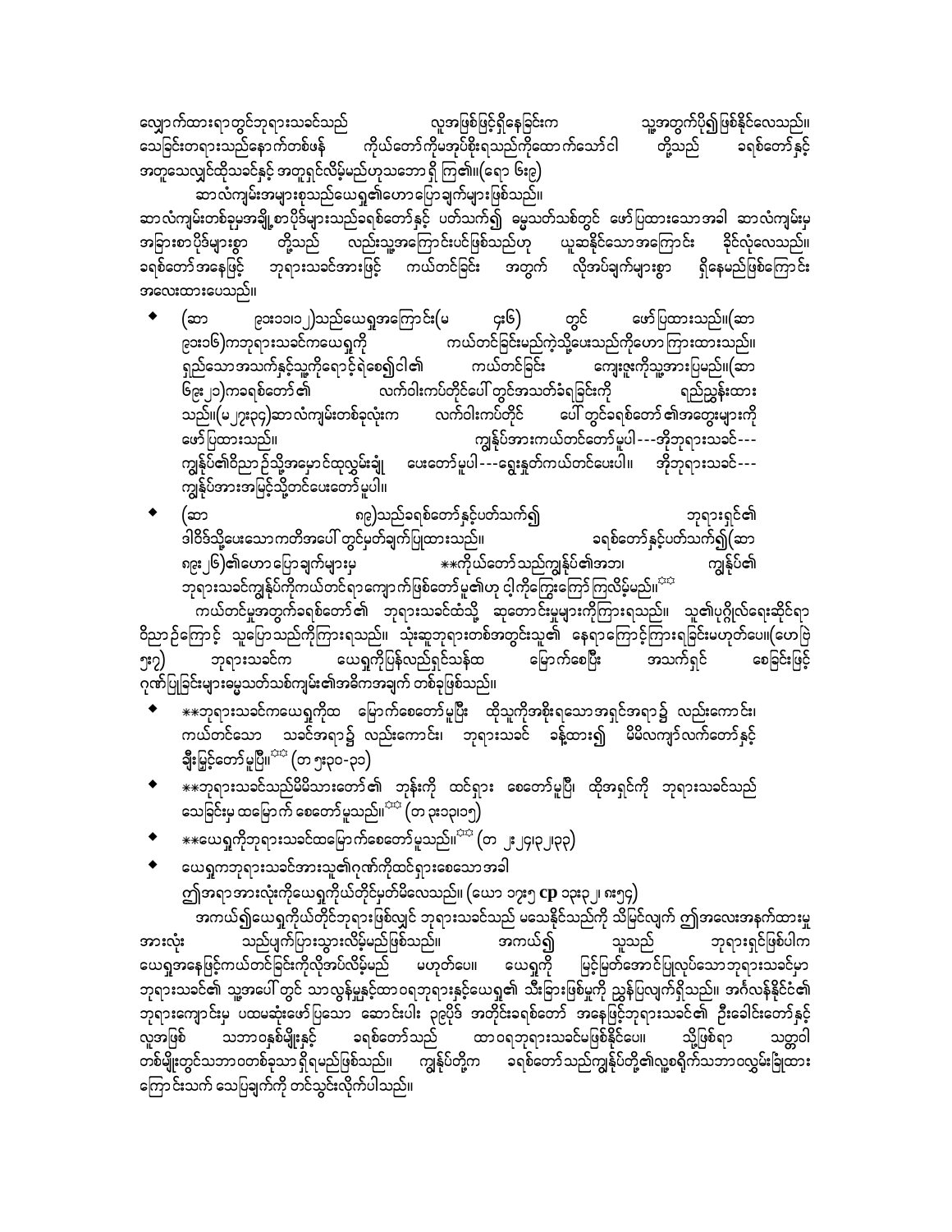လျှောက်ထားရာတွင်ဘုရားသခင်သည် လူအဖြစ်ဖြင့်ရှိနေခြင်းက သူ့အတွက်ပို၍ဖြစ်နိုင်လေသည်။ သေခြင်းတရားသည်နောက်တစ်ဖန် ကိုယ်တော်ကိုမအုပ်စိုးရသည်ကိုထောက်သော်ငါ တို့သည် ခရစ်တော်နှင့် အတူသေလျှင်ထိုသခင်နှင့် အတူရှင်လိမ့်မည်ဟုသဘောရှိ ကြ၏။(ရော ၆း၈)

ဆာလံကျမ်းအများစုသည်ယေရှု၏ဟောပြောချက်များဖြစ်သည်။

ဆာလံကျမ်းတစ်ခုမှအချို့စာပိုဒ်များသည်ခရစ်တော်နှင့် ပတ်သက်၍ မွေ့သတ်သစ်တွင် ဖော်ပြထားသောအခါ ဆာလံကျမ်းမှ အခြားစာပိုဒ်များစွာ တို့သည် လည်းသူ့အကြောင်းပင်ဖြစ်သည်ဟု ယူဆနိုင်သောအကြောင်း ခိုင်လုံလေသည်။ ခရစ်တော်အနေဖြင့် ဘုရားသခင်အားဖြင့် ကယ်တင်ခြင်း အတွက် လိုအပ်ချက်များစွာ ရှိနေမည်ဖြစ်ကြောင်း အလေးထားပေသည်။

- (ဆာ ၉၁း၁၁၊၁၂)သည်ယေရှုအကြောင်း(မ ၄း၆) တွင် ဖော်ပြထားသည်။(ဆာ ၉၁း၁၆)ကဘုရားသခင်ကယေရှုကို ကယ်တင်ခြင်းမည်ကဲ့သို့ပေးသည်ကိုဟောကြားထားသည်။ ရှည်သောအသက်နှင့်သူ့ကိုရောင့်ရဲစေ၍ငါ၏ ကယ်တင်ခြင်း ကျေးဇူးကိုသူ့အားပြမည်။(ဆာ ၆၉း၂၁)ကခရစ်တော်၏ လက်ဝါးကပ်တိုင်ပေါ်တွင်အသက်ခံရခြင်းကို ရည်ညွှန်းထားသည်။(မ၂၇း၃၄)ဆာလံကျမ်းတစ်ခုလုံးက လက်ဝါးကပ်တိုင် ပေါ်တွင်ခရစ်တော်၏အတွေးများကို ဖော်ပြထားသည်။ ကျွန်ုပ်အားကယ်တင်တော်မူပါ---အိုဘုရားသခင်--- ကျွန်ုပ်၏ဝိညာဉ်သို့အမှောင်ထုလွှမ်းချုံ ပေးတော်မူပါ---ရွှေးနှုတ်ကယ်တင်ပေးပါ။ အိုဘုရားသခင်--- ကျွန်ုပ်အားအမြင့်သို့တင်ပေးတော်မူပါ။
- (ဆာ ၈၉)သည်ခရစ်တော်နှင့်ပတ်သက်၍ ဘုရားရှင်၏ ဒါဝိဒ်သို့ပေးသောကတိအပေါ် တွင်မှတ်ချက်ပြုထားသည်။ ခရစ်တော်နှင့်ပတ်သက်၍(ဆာ ၈၉း၂၆)၏ဟောပြောချက်များမှ **ကိုယ်တော်သည်ကျွန်ုပ်၏အဘ၊ ကျွန်ုပ်၏ ဘုရားသခင်ကျွန်ုပ်ကိုကယ်တင်ရာကျောက်ဖြစ်တော်မူ၏ဟု ငါ့ကိုကြွေးကြော်ကြလိမ့်မည်။**

ကယ်တင်မှုအတွက်ခရစ်တော်၏ ဘုရားသခင်ထံသို့ ဆုတောင်းမှုများကိုကြားရသည်။ သူ၏ပုဂ္ဂိုလ်ရေးဆိုင်ရာ ဝိညာဉ်ကြောင့် သူပြောသည်ကိုကြားရသည်။ သုံးဆူဘုရားတစ်အတွင်းသူ၏ နေရာကြောင့်ကြားရခြင်းမဟုတ်ပေ။(ဟေဗြဲ ၅း၇) ဘုရားသခင်က ယေရှုကိုပြန်လည်ရှင်သန်ထ မြောက်စေပြီး အသက်ရှင် စေခြင်းဖြင့် ဂုဏ်ပြုခြင်းများမွေ့သတ်သစ်ကျမ်း၏အဓိကအချက် တစ်ခုဖြစ်သည်။

- **ဘုရားသခင်ကယေရှုကိုထ မြောက်စေတော်မူပြီး ထိုသူကိုအစိုးရသောအရှင်အရာ၌ လည်းကောင်း၊ ကယ်တင်သော သခင်အရာ၌ လည်းကောင်း၊ ဘုရားသခင် ခန့်ထား၍ မိမိလကျာ်လက်တော်နှင့် ချီးမြှင့်တော်မူပြီ။** (တ ၅း၃၀-၃၁)
- **ဘုရားသခင်သည်မိမိသားတော်၏ ဘုန်းကို ထင်ရှား စေတော်မူပြီ၊ ထိုအရှင်ကို ဘုရားသခင်သည် သေခြင်းမှ ထမြောက် စေတော်မူသည်။** (တ ၃း၁၃၊၁၅)
- **ယေရှုကိုဘုရားသခင်ထမြောက်စေတော်မူသည်။** (တ ၂း၃၂၊၃၂၊၃၃)
- ယေရှုကဘုရားသခင်အားသူ၏ဂုဏ်ကိုထင်ရှားစေသောအခါ ဤအရာအားလုံးကိုယေရှုကိုယ်တိုင်မှတ်မိလေသည်။ (ယော ၁၇း၅ cp ၁၃း၃၂၊ ၈း၅၄)

အကယ်၍ယေရှုကိုယ်တိုင်ဘုရားဖြစ်လျှင် ဘုရားသခင်သည် မသေနိုင်သည်ကို သိမြင်လျက် ဤအလေးအနက်ထားမှု အားလုံး သည်ပျက်ပြားသွားလိမ့်မည်ဖြစ်သည်။ အကယ်၍ သူသည် ဘုရားရှင်ဖြစ်ပါက ယေရှုအနေဖြင့်ကယ်တင်ခြင်းကိုလိုအပ်လိမ့်မည် မဟုတ်ပေ။ ယေရှုကို မြင့်မြတ်အောင်ပြုလုပ်သောဘုရားသခင်မှာ ဘုရားသခင်၏ သူ့အပေါ် တွင် သာလွန်မှုနှင့်ထာဝရဘုရားနှင့်ယေရှု၏ သီးခြားဖြစ်မှုကို ညွှန်ပြလျက်ရှိသည်။ အင်္ဂလန်နိုင်ငံ၏ ဘုရားကျောင်းမှ ပထမဆုံးဖော်ပြသော ဆောင်းပါး ၃၉ပိုဒ် အတိုင်းခရစ်တော် အနေဖြင့်ဘုရားသခင်၏ ဦးခေါင်းတော်နှင့် လူအဖြစ် သဘာဝနှစ်မျိုးနှင့် ခရစ်တော်သည် ထာဝရဘုရားသခင်မဖြစ်နိုင်ပေ။ သို့ဖြစ်ရာ သတ္တဝါ တစ်မျိုးတွင်သဘာဝတစ်ခုသာရှိရမည်ဖြစ်သည်။ ကျွန်ုပ်တို့က ခရစ်တော်သည်ကျွန်ုပ်တို့၏လူ့စရိုက်သဘာဝလွှမ်းခြုံထား ကြောင်းသက် သေပြချက်ကို တင်သွင်းလိုက်ပါသည်။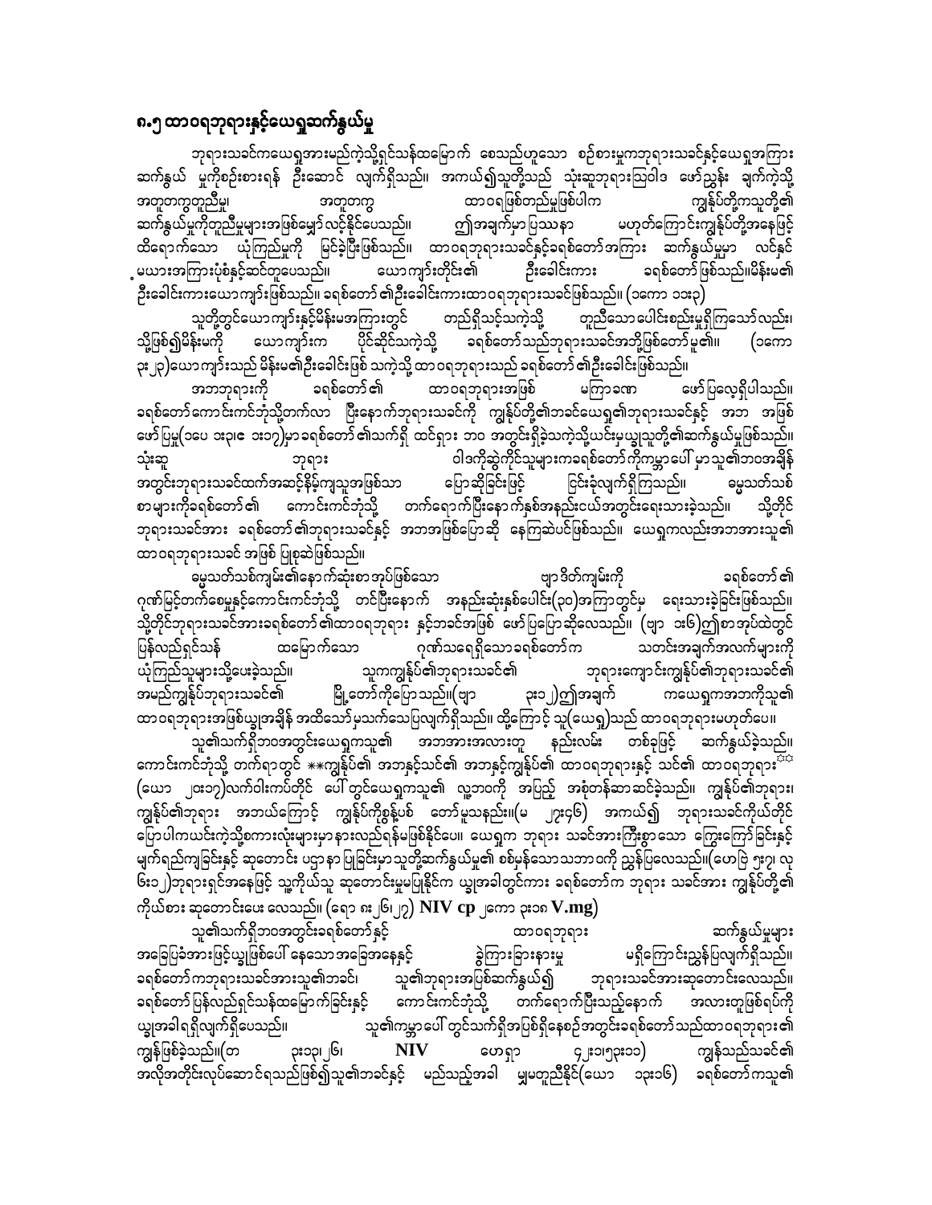## ၈.၅ ထာဝရဘုရားနှင့်ယေရှုဆက်နွယ်မှု

ဘုရားသခင်ကယေရှုအားမည်ကဲ့သို့ရှင်သန်ထမြောက် စေသည်ဟူသော စဉ်းစားမှုကဘုရားသခင်နှင့်ယေရှုအကြား ဆက်နွယ် မှုကိုစဉ်းစားရန် ဦးဆောင် လျက်ရှိသည်။ အကယ်၍သူတို့သည် သုံးဆူဘုရားသြဝါဒ ဖော်ညွှန်း ချက်ကဲ့သို့ အတူတကွတူညီမှု၊ အတူတကွ ထာဝရဖြစ်တည်မှုဖြစ်ပါက ကျွန်ုပ်တို့ကသူတို့၏ ဆက်နွယ်မှုကိုတူညီမှုများအဖြစ်မျှော်လင့်နိုင်ပေသည်။ ဤအချက်မှာပြဿနာ မဟုတ်ကြောင်းကျွန်ုပ်တို့အနေဖြင့် ထိရောက်သော ယုံကြည်မှုကို မြင်ခဲ့ပြီးဖြစ်သည်။ ထာဝရဘုရားသခင်နှင့်ခရစ်တော်အကြား ဆက်နွယ်မှုမှာ လင်နှင့် မယားအကြားပုံစံနှင့်ဆင်တူပေသည်။ ယောကျာ်းတိုင်း၏ ဦးခေါင်းကား ခရစ်တော်ဖြစ်သည်။မိန်းမ၏ ဦးခေါင်းကားယောကျာ်းဖြစ်သည်။ ခရစ်တော်၏ဦးခေါင်းကားထာဝရဘုရားသခင်ဖြစ်သည်။ (၁ကော ၁၁း၃)

သူတို့တွင်ယောကျာ်းနှင့်မိန်းမအကြားတွင် တည်ရှိသင့်သကဲ့သို့ တူညီသောပေါင်းစည်းမှုရှိကြသော်လည်း၊ သို့ဖြစ်၍မိန်းမကို ယောကျာ်းက ပိုင်ဆိုင်သကဲ့သို့ ခရစ်တော်သည်ဘုရားသခင်အဘို့ဖြစ်တော်မူ၏။ (၁ကော ၃း၂၃)ယောကျာ်းသည် မိန်းမ၏ဦးခေါင်းဖြစ် သကဲ့သို့ထာဝရဘုရားသည် ခရစ်တော်၏ဦးခေါင်းဖြစ်သည်။

အဘဘုရားကို ခရစ်တော်၏ ထာဝရဘုရားအဖြစ် မကြာခဏ ဖော်ပြလေ့ရှိပါသည်။ ခရစ်တော်ကောင်းကင်ဘုံသို့တက်လာ ပြီးနောက်ဘုရားသခင်ကို ကျွန်ုပ်တို့၏ဘခင်ယေရှု၏ဘုရားသခင်နှင့် အဘ အဖြစ် ဖော်ပြမှု(၁ပေ ၁း၃၊၈ ၁း၁၇)မှာခရစ်တော်၏ဘဝကိုရှိ ထင်ရှား ဘဝ အတွင်းရှိခဲ့သကဲ့သို့ယင်းမှယ္ခုသူတို့၏ဆက်နွယ်မှုဖြစ်သည်။ သုံးဆူ ဘုရား ဝါဒကိုဆွဲကိုင်သူများကခရစ်တော်ကိုကမ္ဘာပေါ်မှာသူ၏ဘဝအချိန် အတွင်းဘုရားသခင်ထက်အဆင့်နိမ့်ကျသူအဖြစ်သာ ပြောဆိုခြင်းဖြင့် ငြင်းခုံလျက်ရှိကြသည်။ ဓမ္မသတ်သစ် စာများကိုခရစ်တော်၏ ကောင်းကင်ဘုံသို့ တက်ရောက်ပြီးနောက်နှစ်အနည်းငယ်အတွင်းရေးသားခဲ့သည်။ သို့တိုင် ဘုရားသခင်အား ခရစ်တော်၏ဘုရားသခင်နှင့် အဘအဖြစ်ပြောဆို နေကြဆဲပင်ဖြစ်သည်။ ယေရှုကလည်းအဘအားသူ၏ ထာဝရဘုရားသခင် အဖြစ် ပြုစုဆဲဖြစ်သည်။

ဓမ္မသတ်သစ်ကျမ်း၏နောက်ဆုံးစာအုပ်ဖြစ်သော ဗျာဒိတ်ကျမ်းကို ခရစ်တော်၏ ဂုဏ်မြင့်တက်စေမှုနှင့်ကောင်းကင်ဘုံသို့ တင်ပြီးနောက် အနည်းဆုံးနှစ်ပေါင်း(၃၀)အကြာတွင်မှ ရေးသားခဲ့ခြင်းဖြစ်သည်။ သို့တိုင်ဘုရားသခင်အားခရစ်တော်၏ထာဝရဘုရား နှင့်ဘခင်အဖြစ် ဖော်ပြပြောဆိုလေသည်။ (ဗျာ ၁း၆)ဤစာအုပ်ထဲတွင် ပြန်လည်ရှင်သန် ထမြောက်သော ဂုဏ်သရေရှိသောခရစ်တော်က သတင်းအချက်အလက်များကို ယုံကြည်သူများသို့ပေးခဲ့သည်။ သူကကျွန်ုပ်၏ဘုရားသခင်၏ ဘုရားကျောင်းကျွန်ုပ်၏ဘုရားသခင်၏ အမည်ကျွန်ုပ်ဘုရားသခင်၏ မြို့တော်ကိုပြောသည်။(ဗျာ ၃း၁၂)ဤအချက် ကယေရှုကအဘကိုသူ၏ ထာဝရဘုရားအဖြစ်ယ္ခုအချိန် အထိသော်မှသက်သေပြလျက်ရှိသည်။ ထို့ကြောင့် သူ(ယေရှု)သည် ထာဝရဘုရားမဟုတ်ပေ။

သူ၏သက်ရှိဘဝအတွင်းယေရှုကသူ၏ အဘအားအလားတူ နည်းလမ်း တစ်ခုဖြင့် ဆက်နွယ်ခဲ့သည်။ ကောင်းကင်ဘုံသို့ တက်ရာတွင် **ကျွန်ုပ်၏ အဘနှင့်သင်၏ အဘနှင့်ကျွန်ုပ်၏ ထာဝရဘုရားနှင့် သင်၏ ထာဝရဘုရား** (ယော ၂၀း၁၇)လက်ဝါးကပ်တိုင် ပေါ်တွင်ယေရှုကသူ၏ လူ့ဘဝကို အပြည့် အစုံတန်ဆာဆင်ခဲ့သည်။ ကျွန်ုပ်၏ဘုရား၊ ကျွန်ုပ်၏ဘုရား အဘယ်ကြောင့် ကျွန်ုပ်ကိုစွန့်ပစ် တော်မူသနည်း။(မ ၂၇း၄၆) အကယ်၍ ဘုရားသခင်ကိုယ်တိုင် ပြောပါကယင်းကဲ့သို့စကားလုံးများမှာနားလည်ရန်မဖြစ်နိုင်ပေ။ ယေရှုက ဘုရား သခင်အားကြီးစွာသော ကြွေးကြော်ခြင်းနှင့် မျက်ရည်ကျခြင်းနှင့် ဆုတောင်း ပဌာနာ ပြုခြင်းမှာသူတို့ဆက်နွယ်မှု၏ စစ်မှန်သောသဘာဝကို ညွှန်ပြလေသည်။(ဟေဗြဲ ၅း၇၊ လု ၆း၁၂)ဘုရားရှင်အနေဖြင့် သူ့ကိုယ်သူ ဆုတောင်းမှုမပြုနိုင်က ယ္ခုအခါတွင်ကား ခရစ်တော်က ဘုရား သခင်အား ကျွန်ုပ်တို့၏ ကိုယ်စား ဆုတောင်းပေး လေသည်။ (ရော ၈း၂၆၊၂၇) **NIV cp** ၂ကော ၃း၁၈ **V.mg)**

သူ၏သက်ရှိဘဝအတွင်းခရစ်တော်နှင့် ထာဝရဘုရား ဆက်နွယ်မှုများ အခြေပြခံအားဖြင့်ယ္ခုဖြစ်ပေါ် နေသောအခြေအနေနှင့် ခွဲကြားခြားနားမှု မရှိကြောင်းညွှန်ပြလျက်ရှိသည်။ ခရစ်တော်ကဘုရားသခင်အားသူ၏ဘခင်၊ သူ၏ဘုရားအဖြစ်ဆက်နွယ်၍ ဘုရားသခင်အားဆုတောင်းလေသည်။ ခရစ်တော်ပြန်လည်ရှင်သန်ထမြောက်ခြင်းနှင့် ကောင်းကင်ဘုံသို့ တက်ရောက်ပြီးသည့်နောက် အလားတူဖြစ်ရပ်ကို ယ္ခုအခါရရှိလျက်ရှိပေသည်။ သူ၏ကမ္ဘာပေါ်တွင်သက်ရှိအဖြစ်ရှိနေစဉ်အတွင်းခရစ်တော်သည်ထာဝရဘုရား၏ ကျွန်ဖြစ်ခဲ့သည်။(တ ၃း၁၃၊၂၆၊ **NIV** ဟေရှာ ၄၂း၁၅၃း၁၁) ကျွန်သည်သခင်၏ အလိုအတိုင်းလုပ်ဆောင်ရသည်ဖြစ်၍သူ၏ဘခင်နှင့် မည်သည့်အခါ မျှမတူညီနိုင်(ယော ၁၃း၁၆) ခရစ်တော်ကသူ၏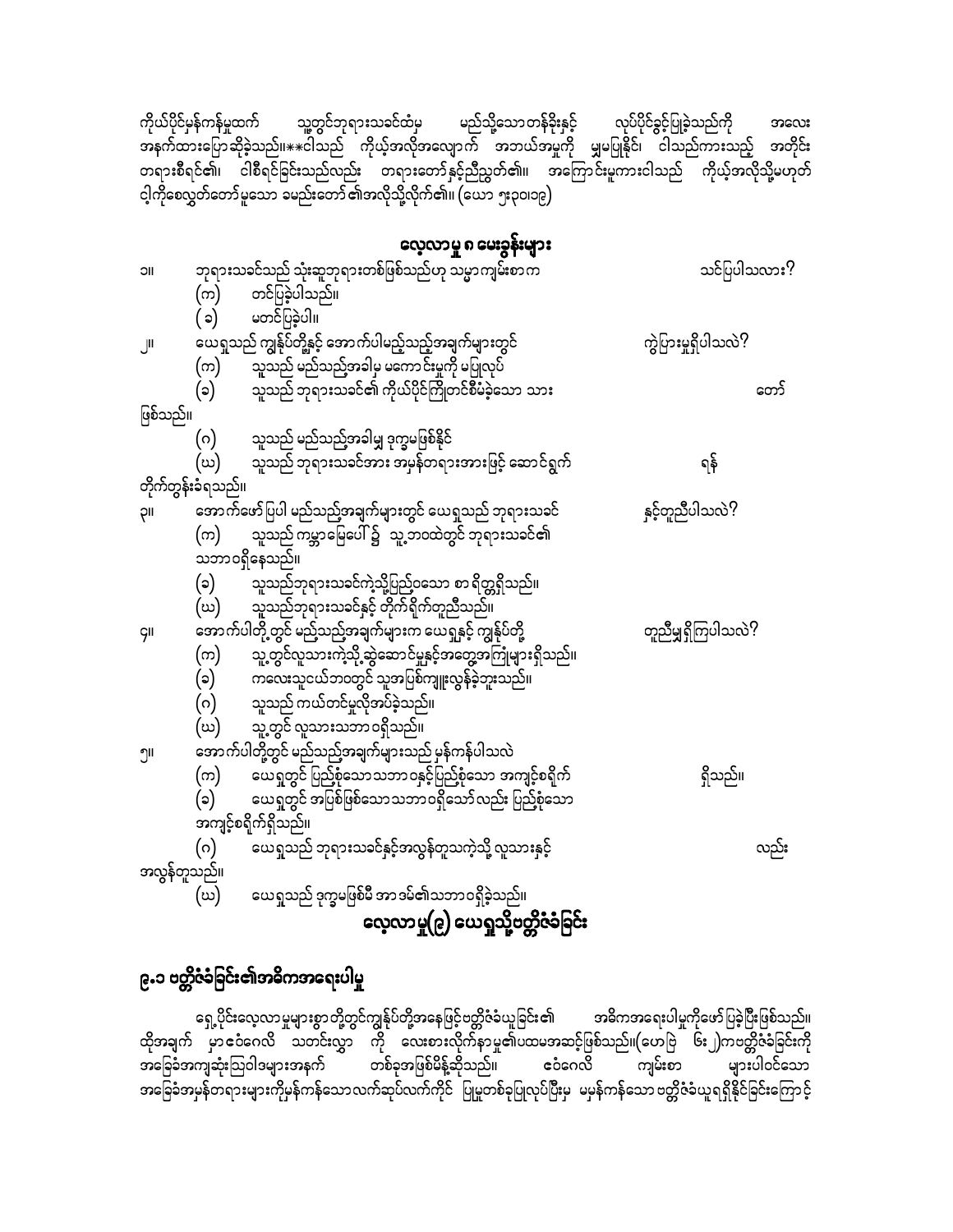ကိုယ်ပိုင်မှန်ကန်မှုထက် သူ့တွင်ဘုရားသခင်ထံမှ မည်သို့သောတန်ခိုးနှင့် လုပ်ပိုင်ခွင့်ပြုခဲ့သည်ကို အလေး အနက်ထားပြောဆိုခဲ့သည်။**ငါသည် ကိုယ့်အလိုအလျောက် အဘယ်အမှုကို မျှမပြုနိုင်၊ ငါသည်ကားသည့် အတိုင်း တရားစီရင်၏၊ ငါစီရင်ခြင်းသည်လည်း တရားတော်နှင့်ညီညွတ်၏။ အကြောင်းမူကားငါသည် ကိုယ့်အလိုသို့မဟုတ် ငါ့ကိုစေလွှတ်တော်မူသော ခမည်းတော်၏အလိုသို့လိုက်၏။ (ယော ၅း၃၀၊၁၉)

## လေ့လာမှု ၈ မေးခွန်းများ

၁။ ဘုရားသခင်သည် သုံးဆူဘုရားတစ်ဖြစ်သည်ဟု သမ္မာကျမ်းစာက သင်ပြပါသလား?
- (က) တင်ပြခဲ့ပါသည်။
- (ခ) မတင်ပြခဲ့ပါ။

၂။ ယေရှုသည် ကျွန်ုပ်တို့နှင့် အောက်ပါမည့်သည့်အချက်များတွင် ကွဲပြားမှုရှိပါသလဲ?
- (က) သူသည် မည်သည့်အခါမှ မကောင်းမှုကို မပြုလုပ်
- (ခ) သူသည် ဘုရားသခင်၏ ကိုယ်ပိုင်ကြိုတင်စီမံခဲ့သော သား တော် ဖြစ်သည်။
- (ဂ) သူသည် မည်သည့်အခါမျှ ဒုက္ခမဖြစ်နိုင်
- (ဃ) သူသည် ဘုရားသခင်အား အမှန်တရားအားဖြင့် ဆောင်ရွက် ရန် တိုက်တွန်းခံရသည်။

၃။ အောက်ဖော်ပြပါ မည်သည့်အချက်များတွင် ယေရှုသည် ဘုရားသခင် နှင့်တူညီပါသလဲ?
- (က) သူသည် ကမ္ဘာမြေပေါ်၌ သူ့ဘဝထဲတွင် ဘုရားသခင်၏ သဘာဝရှိနေသည်။
- (ခ) သူသည်ဘုရားသခင်ကဲ့သို့ပြည့်ဝသော စာရိတ္တရှိသည်။
- (ဃ) သူသည်ဘုရားသခင်နှင့် တိုက်ရိုက်တူညီသည်။

၄။ အောက်ပါတို့တွင် မည်သည့်အချက်များက ယေရှုနှင့် ကျွန်ုပ်တို့ တူညီမှုရှိကြပါသလဲ?
- (က) သူ့တွင်လူသားကဲ့သို့ဆွဲဆောင်မှုနှင့်အတွေ့အကြုံများရှိသည်။
- (ခ) ကလေးသူငယ်ဘဝတွင် သူအပြစ်ကျူးလွန်ခဲ့ဘူးသည်။
- (ဂ) သူသည် ကယ်တင်မှုလိုအပ်ခဲ့သည်။
- (ဃ) သူ့တွင် လူသားသဘာဝရှိသည်။

၅။ အောက်ပါတို့တွင် မည်သည့်အချက်များသည် မှန်ကန်ပါသလဲ
- (က) ယေရှုတွင် ပြည့်စုံသောသဘာဝနှင့်ပြည့်စုံသော အကျင့်စရိုက် ရှိသည်။
- (ခ) ယေရှုတွင် အပြစ်ဖြစ်သောသဘာဝရှိသော်လည်း ပြည့်စုံသော အကျင့်စရိုက်ရှိသည်။
- (ဂ) ယေရှုသည် ဘုရားသခင်နှင့်အလွန်တူသကဲ့သို့ လူသားနှင့် လည်း အလွန်တူသည်။
- (ဃ) ယေရှုသည် ဒုက္ခမဖြစ်မီ အာဒမ်၏သဘာဝရှိခဲ့သည်။

# လေ့လာမှု(၉) ယေရှုသို့ဗတ္တိဇံခံခြင်း

## ၉.၁ ဗတ္တိဇံခံခြင်း၏အဓိကအရေးပါမှု

ရှေ့ပိုင်းလေ့လာမှုများစွာတို့တွင်ကျွန်ုပ်တို့အနေဖြင့်ဗတ္တိဇံခံယူခြင်း၏ အဓိကအရေးပါမှုကိုဖော်ပြခဲ့ပြီးဖြစ်သည်။ ထိုအချက် မှာဧဝံဂေလိ သတင်းလွှာ ကို လေးစားလိုက်နာမှု၏ပထမအဆင့်ဖြစ်သည်။(ဟေဗြဲ ၆း၂)ကဗတ္တိဇံခံခြင်းကို အခြေခံအကျဆုံးဩဝါဒများအနက် တစ်ခုအဖြစ်မိန့်ဆိုသည်။ ဧဝံဂေလိ ကျမ်းစာ များပါဝင်သော အခြေခံအမှန်တရားများကိုမှန်ကန်သောလက်ဆုပ်လက်ကိုင် ပြမှုတစ်ခုပြုလုပ်ပြီးမှ မမှန်ကန်သော ဗတ္တိဇံခံယူရရှိနိုင်ခြင်းကြောင့်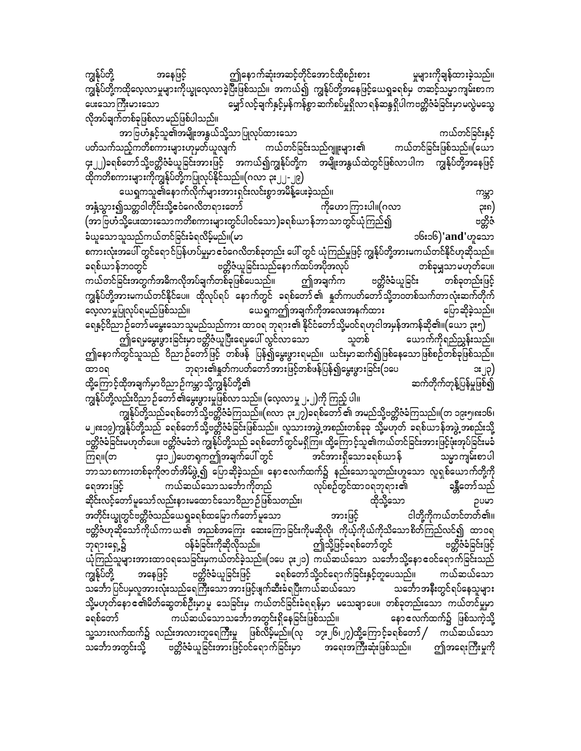ကျွန်ုပ်တို့ အနေဖြင့် ဤနောက်ဆုံးအဆင့်တိုင်အောင်ထိုစဉ်းစား မှုများကိုချန်ထားခဲ့သည်။ ကျွန်ုပ်တို့ကထိုလေ့လာမှုများကိုယ့ျလေ့လာခဲ့ပြီးဖြစ်သည်။ အကယ်၍ ကျွန်ုပ်တို့အနေဖြင့်ယေရှုခရစ်မှ တဆင့်သမ္မာကျမ်းစာက ပေးသောကြီးမားသော မျှော်လင့်ချက်နှင့်မှန်ကန်စွာဆက်စပ်မှုရှိလာရန်ဆန္ဒရှိပါကဗတ္တိဇံခံခြင်းမှာမလွဲမသွေ လိုအပ်ချက်တစ်ခုဖြစ်လာမည်ဖြစ်ပါသည်။

အာဗြဟံနှင့်သူ၏အမျိုးအနွယ်သို့သာပြုလုပ်ထားသော ကယ်တင်ခြင်းနှင့် ပတ်သက်သည့်ကတိစကားများဟုမှတ်ယူလျက် ကယ်တင်ခြင်းသည်ဂျူးများ၏ ကယ်တင်ခြင်းဖြစ်သည်။(ယော ၄း၂၂)ခရစ်တော်သို့ဗတ္တိဇံခံယူခြင်းအားဖြင့် အကယ်၍ကျွန်ုပ်တို့က အမျိုးအနွယ်ထဲတွင်ဖြစ်လာပါက ကျွန်ုပ်တို့အနေဖြင့် ထိုကတိစကားများကိုကျွန်ုပ်တို့ကပြုလုပ်နိုင်သည်။(ဂလာ ၃း၂၂-၂၉)

ယေရှုကသူ၏နောက်လိုက်များအားရှင်းလင်းစွာအမိန့်ပေးခဲ့သည်။ ကမ္ဘာ အနှံ့သွား၍သတ္တဝါတိုင်းသို့ဧဝံဂေလိတရားတော် ကိုဟောကြားပါ။(ဂလာ ၃း၈)(အာဗြဟံသို့ပေးထားသောကတိစကားများတွင်ပါဝင်သော)ခရစ်ယာန်ဘာသာတွင်ယုံကြည်၍ ဗတ္တိဇံ ခံယူသောသူသည်ကယ်တင်ခြင်းခံရလိမ့်မည်။(မာ ၁၆း၁၆)'and'ဟူသော စကားလုံးအပေါ် တွင်ရောင်ပြန်ဟပ်မှုမှာဧဝံဂေလိတစ်ခုတည်း ပေါ် တွင် ယုံကြည်မှုဖြင့် ကျွန်ုပ်တို့အားမကယ်တင်နိုင်ဟုဆိုသည်။ ခရစ်ယာန်ဘာတွင် ဗတ္တိဇံယူခြင်းသည်နောက်ထပ်အပိုအလုပ် တစ်ခုမျှသာမဟုတ်ပေ။ ကယ်တင်ခြင်းအတွက်အဓိကလိုအပ်ချက်တစ်ခုဖြစ်ပေသည်။ ဤအချက်က ဗတ္တိဇံခံယူခြင်း တစ်ခုတည်းဖြင့် ကျွန်ုပ်တို့အားမကယ်တင်နိုင်ပေ။ ထိုလုပ်ရပ် နောက်တွင် ခရစ်တော် ၏ နှုတ်ကပတ်တော်သို့ဘဝတစ်သက်တာလုံးဆက်တိုက် လေ့လာမှုပြုလုပ်ရမည်ဖြစ်သည်။ ယေရှုကဤအချက်ကိုအလေးအနက်ထား ပြောဆိုခဲ့သည်။ ရေနှင့်ဝိညာဉ်တော်မမွေးသောသူမည်သည်ကား ထာဝရ ဘုရား၏ နိုင်ငံတော်သို့မဝင်ရဟုငါအမှန်အကန်ဆို၏။(ယော ၃း၅)

ဤရေမှမွေးဖွားခြင်းမှာဗတ္တိဇံယူပြီးရေမှပေါ် လွင်လာသော သူတစ် ယောက်ကိုရည်ညွှန်းသည်။ ဤနောက်တွင်သူသည် ဝိညာဉ်တော်ဖြင့် တစ်ဖန် ပြန်၍မွေးဖွားရမည်။ ယင်းမှာဆက်၍ဖြစ်နေသောဖြစ်စဉ်တစ်ခုဖြစ်သည်။ ထာဝရ ဘုရား၏နှုတ်ကပတ်တော်အားဖြင့်တစ်ဖန်ပြန်၍မွေးဖွားခြင်း(၁ပေ ၁း၂၃) ထို့ကြောင့်ထိုအချက်မှာဝိညာဉ်ကမ္ဘာသို့ကျွန်ုပ်တို့၏ ဆက်တိုက်တုန့်ပြန်မှုဖြစ်၍ ကျွန်ုပ်တို့လည်းဝိညာဉ်တော်၏မွေးဖွားမှုဖြစ်လာသည်။ (လေ့လာမှု ၂.၂)ကို ကြည့် ပါ။

ကျွန်ုပ်တို့သည်ခရစ်တော်သို့ဗတ္တိဇံခံကြသည်။(ဂလာ ၃း၂၇)ခရစ်တော် ၏ အမည်သို့ဗတ္တိဇံခံကြသည်။(တ ၁၉း၅၊၈း၁၆၊ မ၂၈း၁၉)ကျွန်ုပ်တို့သည် ခရစ်တော်သို့ဗတ္တိဇံခံခြင်းဖြစ်သည်။ လူသားအဖွဲ့အစည်းတစ်ခုခု သို့မဟုတ် ခရစ်ယာန်အဖွဲ့အစည်းသို့ ဗတ္တိဇံခံခြင်းမဟုတ်ပေ။ ဗတ္တိဇံမခံဘဲ ကျွန်ုပ်တို့သည် ခရစ်တော်တွင်မရှိကြ။ ထို့ကြောင့်သူ၏ကယ်တင်ခြင်းအားဖြင့်ဖုံးအုပ်ခြင်းမခံ ကြရ။(တ ၄း၁၂)ပေတရုကဤအချက်ပေါ် တွင် အင်အားရှိသောခရစ်ယာန် သမ္မာကျမ်းစာပါ ဘာသာစကားတစ်ခုကိုဇာတ်အိမ်ဖွဲ့၍ ပြောဆိုခဲ့သည်။ နောလေက်ထက်၌ နည်းသောသူတည်းဟူသော လူရှစ်ယောက်တို့ကို ရေအားဖြင့် ကယ်ဆယ်သောသင်္ဘောကိုတည် လုပ်စဉ်တွင်ထာဝရဘုရား၏ ခန္တီတော်သည် ဆိုင်းလင့်တော်မူသော်လည်းနားမထောင်သောဝိညာဉ်ဖြစ်သတည်း၊ ထိုသို့သော ဥပမာ အတိုင်းယ့ျတွင်ဗတ္တိဇံသည်ယေရှုခရစ်ထမြောက်တော်မူသော အားဖြင့် ငါတို့ကိုကယ်တင်တတ်၏။ ဗတ္တိဇံဟုဆိုသော်ကိုယ်ကာယ၏ အညစ်အကြေး ဆေးကြောခြင်းကိုမဆိုလို၊ ကိုယ့်ကိုယ်ကိုသိသောစိတ်ကြည်လင်၍ ထာဝရ ဘုရားရှေ့၌ ဝန်ခံခြင်းကိုဆိုလိုသည်။ ဤသို့ဖြင့်ခရစ်တော်တွင် ဗတ္တိဇံခံခြင်းဖြင့် ယုံကြည်သူများအားထာဝရသေခြင်းမှကယ်တင်ခဲ့သည်။(၁ပေ ၃း၂၀) ကယ်ဆယ်သော သင်္ဘောသို့နောဝေင်ရောက်ခြင်းသည် ကျွန်ုပ်တို့ အနေဖြင့် ဗတ္တိဇံခံယူခြင်းဖြင့် ခရစ်တော်သို့ဝင်ရောက်ခြင်းနှင့်တူပေသည်။ ကယ်ဆယ်သော သင်္ဘောပြင်ပမှလူအားလုံးသည်ရေကြီးသောအားဖြင့်ဖျက်ဆီးခံရပြီးကယ်ဆယ်သော သင်္ဘောအနီးတွင်ရပ်နေသူများ သို့မဟုတ်နောဧ၏မိတ်ဆွေတစ်ဦးမှာမူ သေခြင်းမှ ကယ်တင်ခြင်းခံရရန်မှာ မသေချာပေ။ တစ်ခုတည်းသော ကယ်တင်မှုမှာ ခရစ်တော် ကယ်ဆယ်သောသင်္ဘောအတွင်းရှိနေခြင်းဖြစ်သည်။ နောလေက်ထက်၌ ဖြစ်သကဲ့သို့ သူ့သားလက်ထက်၌ လည်းအလားတူရေကြီးမှု ဖြစ်လိမ့်မည်။(လု ၁၇း၂၆၊၂၇)ထို့ကြောင့်ခရစ်တော် / ကယ်ဆယ်သော သင်္ဘောအတွင်းသို့ ဗတ္တိဇံခံယူခြင်းအားဖြင့်ဝင်ရောက်ခြင်းမှာ အရေးအကြီးဆုံးဖြစ်သည်။ ဤအရေးကြီးမှုကို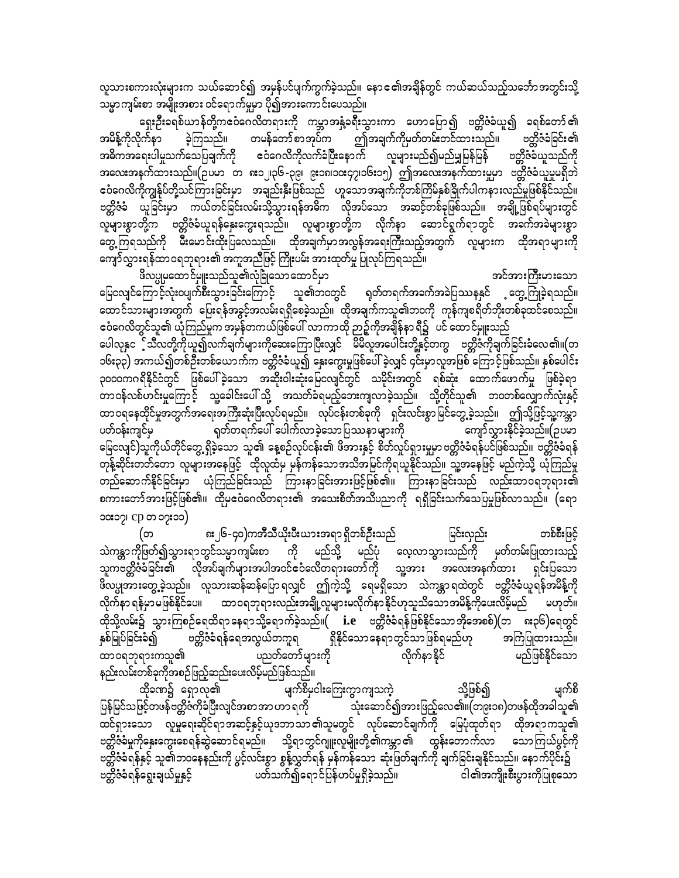လူသားစကားလုံးများက သယ်ဆောင်၍ အမှန်ပင်ပျက်ကွက်ခဲ့သည်။ နောဧ၏အချိန်တွင် ကယ်ဆယ်သည့်သင်္ဘောအတွင်းသို့ သမ္မာကျမ်းစာ အမျိုးအစား ဝင်ရောက်မှုမှာ ပို၍အားကောင်းပေသည်။

ရှေးဦးခရစ်ယာန်တို့က ဧဝံဂေလိတရားကို ကမ္ဘာအနှံ့ခရီးသွားကာ ဟောပြော၍ ဗတ္တိဇံခံယူ၍ ခရစ်တော်၏အမိန့်ကိုလိုက်နာ ခဲ့ကြသည်။ တမန်တော်စာအုပ်က ဤအချက်ကိုမှတ်တမ်းတင်ထားသည်။ ဗတ္တိဇံခံခြင်း၏အဓိကအရေးပါမှုသက်သေပြချက်ကို ဧဝံဂေလိကိုလက်ခံပြီးနောက် လူများမည်၍မည်မျှမြန်မြန် ဗတ္တိဇံခံယူသည်ကို အလေးအနက်ထားသည်။(ဉပမာ တ ၈း၁၂၊၃၆-၃၉၊ ၉း၁၈၊၁၀း၄၇၊၁၆း၁၅) ဤအလေးအနက်ထားမှုမှာ ဗတ္တိဇံခံယူမှုမရှိဘဲ ဧဝံဂေလိကိုကျွန်ုပ်တို့သင်ကြားခြင်းမှာ အချည်းနှီးဖြစ်သည် ဟူသော အချက်ကိုတစ်ကြိမ်နှစ်ချက်ပါကနားလည်မှုဖြစ်နိုင်သည်။ ဗတ္တိဇံခံ ယူခြင်းမှာ ကယ်တင်ခြင်းလမ်းသို့သွားရန်အဓိက လိုအပ်သော အဆင့်တစ်ခုဖြစ်သည်။ အချို့ဖြစ်ရပ်များတွင် လူများစွာတို့က ဗတ္တိဇံခံယူရန်နှေးကွေးရသည်။ လူများစွာတို့က လိုက်နာ ဆောင်ရွက်ရာတွင် အခက်အခဲများစွာ တွေ့ကြုံရသည်ကို မီးမောင်းထိုးပြလေသည်။ ထိုအချက်မှာအလွန်အရေးကြီးသည့်အတွက် လူများက ထိုအရာများကို ကျော်လွှားရန်ထာဝရဘုရား၏ အကူအညီဖြင့် ကြိုးပမ်း အားထုတ်မှု ပြုလုပ်ကြရသည်။

ဖိလပ္ပိမြို့ထောင်မှူးသည်သူ၏လုံခြုံသော ထောင်မှာ အင်အားကြီးမားသော မြေလျှင်ကြောင့်လုံးဝပျက်စီးသွားခြင်းကြောင့် သူ၏ဘဝတွင် ရုတ်တရက်အခက်အခဲပြဿနာနှင့် တွေ့ကြုံခဲ့ရသည်။ ထောင်သားများအတွက် ပြေးရန်အခွင့်အလမ်းရရှိစေခဲ့သည်။ ထိုအချက်ကသူ၏ဘဝကို ကုန်ကျစရိတ်ဘိုးတစ်ခုထင်စေသည်။ ဧဝံဂေလိတွင်သူ၏ ယုံကြည်မှုက အမှန်တကယ်ဖြစ်ပေါ် လာကာထို ညဉ့်ကိုအချိန်နာရီ၌ ပင် ထောင်မှူးသည် ပေါလုနှင့် သီလတို့ကိုယူ၍လက်ချက်များကိုဆေးကြောပြီးလျှင် မိမိလူအပေါင်းတို့နှင့်တကွ ဗတ္တိဇံကိုချက်ခြင်းခံလေ၏။(တ ၁၆း၃၃) အကယ်၍တစ်ဦးတစ်ယောက်က ဗတ္တိဇံခံယူ၍ နှေးကွေးမှုဖြစ်ပေါ် ခဲ့လျှင် ၄င်းမှာလူအဖြစ် ကြောင့်ဖြစ်သည်။ နှစ်ပေါင်း ၃၀၀၀ကကရိနိုင်ငံတွင် ဖြစ်ပေါ်ခဲ့သော အဆိုးဝါးဆုံးမြေလျှင်တွင် သမိုင်းအတွင်း ရစ်ဆုံး ထောက်ဖောက်မှု ဖြစ်ခဲ့ရာ တာဝန်လစ်ဟင်းမှုကြောင့် သူ့ခေါင်းပေါ်သို့ အသတ်ခံရမည့်ဘေးကျလာခဲ့သည်။ သို့တိုင်သူ၏ ဘဝတစ်လျှောက်လုံးနှင့် ထာဝရနေထိုင်မှုအတွက်အရေးအကြီးဆုံးပြီးလုပ်ရမည်။ လုပ်ငန်းတစ်ခုကို ရှင်းလင်းစွာ မြင်တွေ့ခဲ့သည်။ ဤသို့ဖြင့်သူ့ကမ္ဘာ ပတ်ဝန်းကျင်မှ ရုတ်တရက်ပေါ် ပေါက်လာခဲ့သောပြဿနာများကို ကျော်လွှားနိုင်ခဲ့သည်။(ဉပမာ မြေလျှင်)သူကိုယ်တိုင်တွေ့ရှိခဲ့သော သူ၏ နေ့စဉ်လုပ်ငန်း၏ ဖိအားနှင့် စိတ်လှုပ်ရှားမှုမှာ ဗတ္တိဇံခံရန်ပင်ဖြစ်သည်။ ဗတ္တိဇံခံရန် တုန့်ဆိုင်းတတ်တော လူများအနေဖြင့် ထိုလူထံမှ မှန်ကန်သောအသိအမြင်ကိုရယူနိုင်သည်။ သူ့အနေဖြင့် မည်ကဲ့သို့ ယုံကြည်မှု တည်ဆောက်နိုင်ခြင်းမှာ ယုံကြည်ခြင်းသည် ကြားနာခြင်းအားဖြင့်ဖြစ်၏။ ကြားနာခြင်းသည် လည်းထာဝရဘုရား၏ စကားတော်အားဖြင့်ဖြစ်၏။ ထိုမှဧဝံဂေလိတရား၏ အသေးစိတ်အသိပညာကို ရရှိခြင်းသက်သေပြမှုဖြစ်လာသည်။ (ရော ၁၀း၁၇၊ cp တ ၁၇း၁၁)

(တ ၈း၂၆-၄၀)ကအီသီယိုးပီးယားအရာရှိတစ်ဦးသည် မြင်းလှည်း တစ်စီးဖြင့် သဲကန္တာရကိုဖြတ်၍သွားရာတွင်သမ္မာကျမ်းစာ ကို မည်သို့ မည်ပုံ လေ့လာသွားသည်ကို မှတ်တမ်းပြထားသည့် သူကဗတ္တိဇံခံခြင်း၏ လိုအပ်ချက်များအပါအဝင်ဧဝံဂေလိတရားတော်ကို သူ့အား အလေးအနက်ထား ရှင်းပြသော ဖိလပ္ပုအားတွေ့ခဲ့သည်။ လူသားဆန်ဆန်ပြောရလျှင် ဤကဲ့သို့ ရေမရှိသော သဲကန္တာရထဲတွင် ဗတ္တိဇံယူရန်အမိန့်ကို လိုက်နာရန်မှာမဖြစ်နိုင်ပေ။ ထာဝရဘုရားလည်းအချို့လူများမလိုက်နာနိုင်ဟုသူသိသောအမိန့်ကိုပေးလိမ့်မည် မဟုတ်။ ထိုသို့လမ်း၌ သွားကြစဉ်ရေထိရာနေရာသို့ရောက်ခဲ့သည်။( i.e ဗတ္တိဇံခံရန်ဖြစ်နိုင်သောအိုအေစစ်)(တ ၈း၃၆)ရေတွင် နှစ်မြုပ်ခြင်းခံ၍ ဗတ္တိဇံခံရန်ရေအလွယ်တကူရ ရှိနိုင်သောနေရာတွင်သာဖြစ်ရမည်ဟု အကြံပြုထားသည်။ ထာဝရဘုရားကသူ၏ ပညတ်တော်များကို လိုက်နာနိုင် မည်ဖြစ်နိုင်သော နည်းလမ်းတစ်ခုကိုအစဉ်ဖြည့်ဆည်းပေးလိမ့်မည်ဖြစ်သည်။

ထိုဇာတ်၌ ရှောလုသည် မျက်စိမမြင်ကြောကျသကဲ့ သို့ဖြစ်၍ မျက်စိ ပြန်မြင်သဖြင့်တဖန်ဗတ္တိဇံကိုခံပြီးလျှင်အစာအာဟာရကို သုံးဆောင်၍အားဖြည့်လေ၏။(တ၉း၁၈)တဖန်ထိုအခါသူ၏ ထင်ရှားသော လူမှုရေးဆိုင်ရာအဆင့်နှင့်ယုဒဘာသာ၏သူမတွင် လုပ်ဆောင်ချက်ကို မြေပုံထုတ်ရာ ထိုအရာကသူ၏ ဗတ္တိဇံခံမှုကိုနှေးကွေးစေရန်ဆွဲဆောင်ရမည်။ သို့ရာတွင်ဂျူးလူမျိုးတို့၏ကမ္ဘာ၏ ထွန်းတောက်လာ သောကြယ်ပွင့်ကို ဗတ္တိဇံခံရန်နှင့် သူ၏ဘဝနေနည်းကို ပွင့်လင်းစွာ စွန့်လွှတ်ရန် မှန်ကန်သော ဆုံးဖြတ်ချက်ကို ချက်ခြင်းချနိုင်သည်။ နောက်ပိုင်း၌ ဗတ္တိဇံခံရန်ရွေးချယ်မှုနှင့် ပတ်သက်၍ရောင်ပြန်ဟပ်မှုရှိခဲ့သည်။ ငါ၏အကျိုးစီးပွားကိုပြုစုသော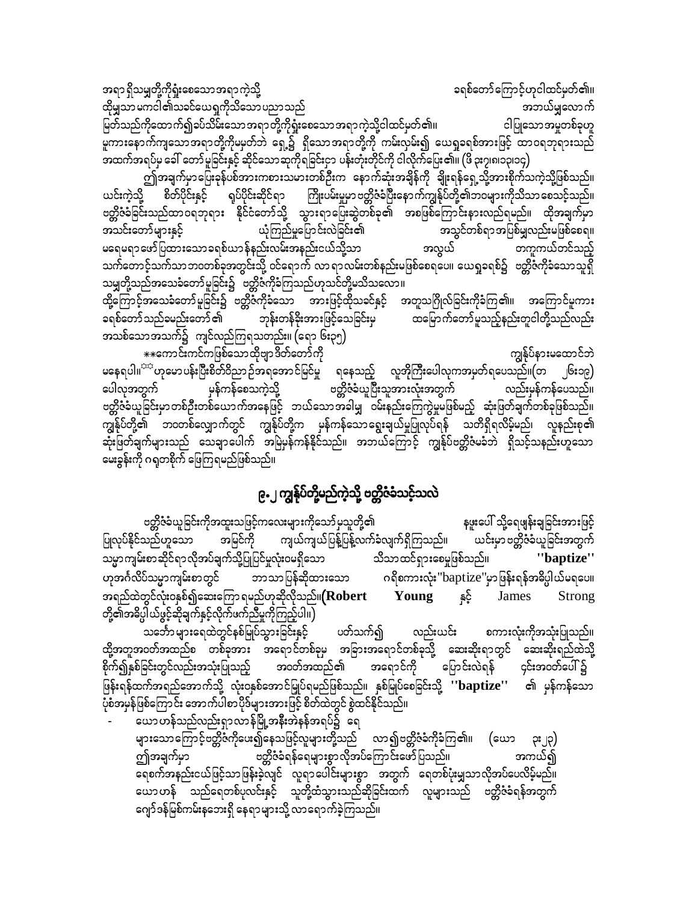အရာ ရှိသမျှတို့ကိုရှုံးစေသောအရာကဲ့သို့ ခရစ်တော်ကြောင့်ဟုငါထင်မှတ်၏။ ထိုမျှသာ မကငါ၏သခင်ယေရှုကိုသိသောပညာသည် အဘယ်မျှလောက်မြတ်သည်ကိုထောက်၍ခပ်သိမ်းသောအရာတို့ကိုရှုံးစေသောအရာကဲ့သို့ငါထင်မှတ်၏။ ငါပြုသောအမှုတစ်ခုဟူမူကားနောက်ကျသောအရာတို့ကိုမမှတ်ဘဲ ရှေ့၌ ရှိသောအရာတို့ကို ကမ်းလှမ်း၍ ယေရှုခရစ်အားဖြင့် ထာဝရဘုရားသည် အထက်အရပ်မှ ခေါ်တော်မူခြင်းနှင့် ဆိုင်သောဆုကိုရခြင်းငှာ ပန်းတိုင်ကို ငါလိုက်ပြေး၏။ (ဖိ ၃း၇၊၈၊၁၃၊၁၄)

ဤအချက်မှာပြေးခုန်ပစ်အားကစားသမားတစ်ဦးက နောက်ဆုံးအချိန်ကို ချိုးရန်ရှေ့သို့အားစိုက်သကဲ့သို့ဖြစ်သည်။ ယင်းကဲ့သို့ စိတ်ပိုင်းနှင့် ရုပ်ပိုင်းဆိုင်ရာ ကြိုးပမ်းမှုမှာ ဗတ္တိဇံခံပြီးနောက်ကျွန်ုပ်တို့၏ဘဝများကိုသိသာစေသင့်သည်။ ဗတ္တိဇံခံခြင်းသည်ထာဝရဘုရား နိုင်ငံတော်သို့ သွားရာပြေးဆွဲတစ်ခု၏ အစဖြစ်ကြောင်းနားလည်ရမည်။ ထိုအချက်မှာ အသင်းတော်များနှင့် ယုံကြည်မှုပြောင်းလဲခြင်း၏ အသွင်တစ်ရာအပြစ်မျှလည်းမဖြစ်စေရ။ မရေမရာ ဖော်ပြထားသောခရစ်ယာန်နည်းလမ်းအနည်းငယ်သို့သာ အလွယ် တကူကယ်တင်သည့် သက်တောင့်သက်သာ ဘဝတစ်ခုအတွင်းသို့ ဝင်ရောက် လာရာလမ်းတစ်နည်းမဖြစ်စေရပေ။ ယေရှုခရစ်၌ ဗတ္တိဇံကိုခံသောသူရှိသမျှတို့သည်အသေခံတော်မူခြင်း၌ ဗတ္တိဇံကိုခံကြသည်ဟုသင်တို့မသိသလော။

ထို့ကြောင့်အသေခံတော်မူခြင်း၌ ဗတ္တိဇံကိုခံသော အားဖြင့်ထိုသခင်နှင့် အတူသင်္ဂြိုလ်ခြင်းကိုခံကြ၏။ အကြောင်းမူကား ခရစ်တော်သည်ခမည်းတော်၏ ဘုန်းတန်ခိုးအားဖြင့်သေခြင်းမှ ထမြောက်တော်မူသည့်နည်းတူငါတို့သည်လည်း အသစ်သောအသက်၌ ကျင်လည်ကြရသတည်း။ (ရော ၆း၃၅)

**ကောင်းကင်ကဖြစ်သောထိုဗျာဒိတ်တော်ကို ကျွန်ုပ်နားမထောင်ဘဲ မနေရပါ။** ဟုမောပန်းပြီးစိတ်ဝိညာဉ်အရအောင်မြင်မှု ရနေသည့် လူအိုကြီးပေါလုကအမှတ်ရပေသည်။(တ ၂၆း၁၉) ပေါလုအတွက် မှန်ကန်စေသကဲ့သို့ ဗတ္တိဇံခံယူပြီးသူအားလုံးအတွက် လည်းမှန်ကန်ပေသည်။ ဗတ္တိဇံခံယူခြင်းမှာတစ်ဦးတစ်ယောက်အနေဖြင့် ဘယ်သောအခါမျှ ဝမ်းနည်းကြေကွဲမှုမဖြစ်မည့် ဆုံးဖြတ်ချက်တစ်ခုဖြစ်သည်။ ကျွန်ုပ်တို့၏ ဘဝတစ်လျှောက်တွင် ကျွန်ုပ်တို့က မှန်ကန်သောရွေးချယ်မှုပြုလုပ်ရန် သတိရှိရလိမ့်မည်၊ လူနည်းစု၏ ဆုံးဖြတ်ချက်များသည် သေချာပေါက် အမြဲမှန်ကန်နိုင်သည်။ အဘယ်ကြောင့် ကျွန်ုပ်ဗတ္တိဇံမခံဘဲ ရှိသင့်သနည်းဟူသော မေးခွန်းကို ဂရုတစိုက် ဖြေကြရမည်ဖြစ်သည်။

## ၉.၂ ကျွန်ုပ်တို့မည်ကဲ့သို့ ဗတ္တိဇံခံသင့်သလဲ

ဗတ္တိဇံခံယူခြင်းကိုအထူးသဖြင့်ကလေးများကိုသော်မှသူတို့၏ နဖူးပေါ် သို့ရေဖျန်းချခြင်းအားဖြင့် ပြုလုပ်နိုင်သည်ဟူသော အမြင်ကို ကျယ်ကျယ်ပြန့်ပြန့်လက်ခံလျက်ရှိကြသည်။ ယင်းမှာဗတ္တိဇံခံယူခြင်းအတွက် သမ္မာကျမ်းစာဆိုင်ရာလိုအပ်ချက်သို့ပြုပြင်မှုလုံးဝမရှိသော သိသာထင်ရှားစေမှုဖြစ်သည်။ **"baptize"** ဟုအင်္ဂလိပ်သမ္မာကျမ်းစာတွင် ဘာသာပြန်ဆိုထားသော ဂရိစကားလုံး"baptize"မှာဖြန်းရန်အဓိပ္ပါယ်မရပေ။ အရည်ထဲတွင်လုံးဝနှစ်၍ဆေးကြောရမည်ဟုဆိုလိုသည်။(**Robert Young** နှင့် James Strong တို့၏အဓိပ္ပါယ်ဖွင့်ဆိုချက်နှင့်လိုက်ဖက်ညီမှုကိုကြည့်ပါ။)

သင်္ဘောများရေထဲတွင်နစ်မြုပ်သွားခြင်းနှင့် ပတ်သက်၍ လည်းယင်း စကားလုံးကိုအသုံးပြုသည်။ ထို့အတူအဝတ်အထည်စ တစ်ခုအား အရောင်တစ်ခုမှ အခြားအရောင်တစ်ခုသို့ ဆေးဆိုးရာတွင် ဆေးဆိုးရည်ထဲသို့ စိုက်၍နှစ်ခြင်းတွင်လည်းအသုံးပြုသည့် အဝတ်အထည်၏ အရောင်ကို ပြောင်းလဲရန် ၎င်းအဝတ်ပေါ်၌ ဖြန်းရန်ထက်အရည်အောက်သို့ လုံးဝနှစ်အောင်မြုပ်ရမည်ဖြစ်သည်။ နှစ်မြုပ်စေခြင်းသို့ **"baptize"** ၏ မှန်ကန်သော ပုံစံအမှန်ဖြစ်ကြောင်း အောက်ပါစာပိုဒ်များအားဖြင့် စိတ်ထဲတွင် စွဲထင်နိုင်သည်။

- ယောဟန်သည်လည်းရှာလန်မြို့အနီးအဲနန်အရပ်၌ ရေများသောကြောင့်ဗတ္တိဇံကိုပေး၍နေသဖြင့်လူများတို့သည် လာ၍ဗတ္တိဇံခံကိုခံကြ၏။ (ယော ၃း၂၃) ဤအချက်မှာ ဗတ္တိဇံခံရန်ရေများစွာလိုအပ်ကြောင်းဖော်ပြသည်။ အကယ်၍ ရေစက်အနည်းငယ်ဖြင့်သာဖြန်းခဲ့လျှင် လူရာပေါင်းများစွာ အတွက် ရေတစ်ပုံးမျှသာလိုအပ်ပေလိမ့်မည်။ ယောဟန် သည်ရေတစ်ပုလင်းနှင့် သူတို့ထံသွားသည်ဆိုခြင်းထက် လူများသည် ဗတ္တိဇံခံရန်အတွက် ဂျော်ဒန်မြစ်ကမ်းနဘေးရှိ နေရာများသို့ လာရောက်ခဲ့ကြသည်။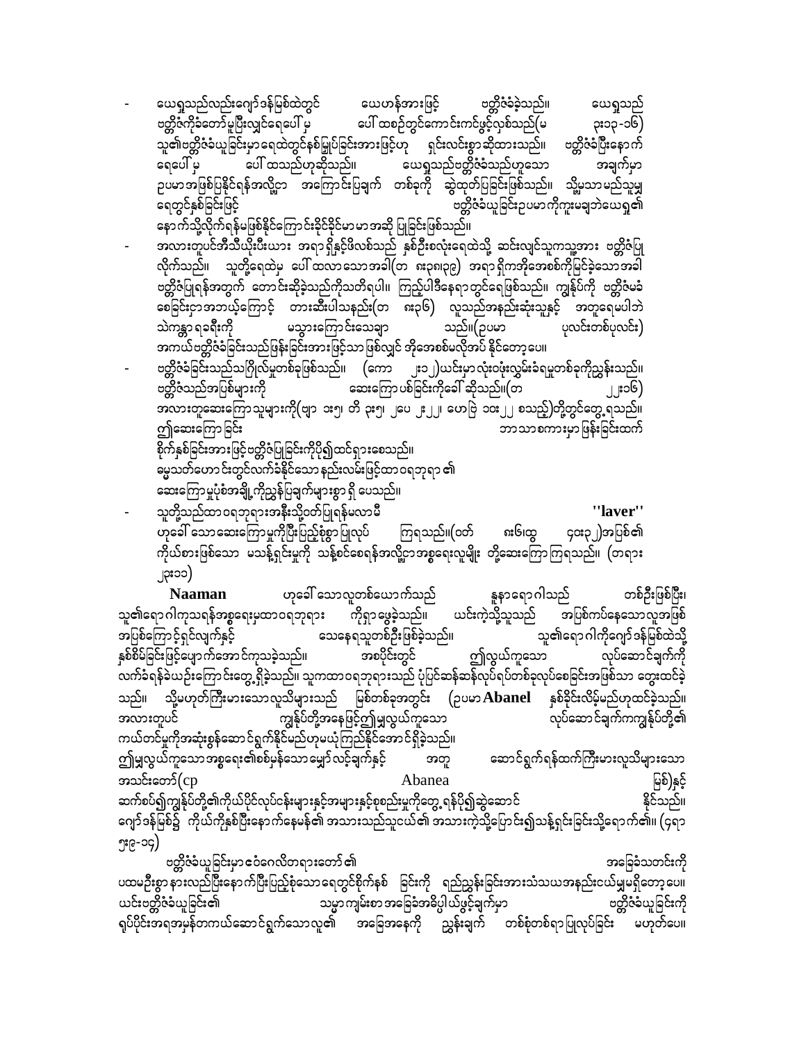- ယေရှုသည်လည်းဂျော်ဒန်မြစ်ထဲတွင် ယောဟန်အားဖြင့် ဗတ္တိဇံခံခဲ့သည်။ ယေရှုသည် ဗတ္တိဇံကိုခံတော်မူပြီးလျှင်ရေပေါ်မှ ပေါ်ထစဉ်တွင်ကောင်းကင်ဖွင့်လှစ်သည်(မ ၃း၁၃-၁၆) သူ၏ဗတ္တိဇံခံယူခြင်းမှာရေထဲတွင်နစ်မြှုပ်ခြင်းအားဖြင့်ဟု ရှင်းလင်းစွာဆိုထားသည်။ ဗတ္တိဇံခံပြီးနောက် ရေပေါ်မှ ပေါ်ထသည်ဟုဆိုသည်။ ယေရှုသည်ဗတ္တိဇံခံသည်ဟူသော အချက်မှာ ဥပမာအဖြစ်ပြနိုင်ရန်အလို့ငှာ အကြောင်းပြချက် တစ်ခုကို ဆွဲထုတ်ပြခြင်းဖြစ်သည်။ သို့မှသာ မည်သူမျှရေတွင်နစ်ခြင်းဖြင့် ဗတ္တိဇံခံယူခြင်းဥပမာကိုကူးမချဘဲယေရှု၏နောက်သို့လိုက်ရန်မဖြစ်နိုင်ကြောင်းခိုင်ခိုင်မာမာ အဆို ပြုခြင်းဖြစ်သည်။
- အလားတူပင်အီသီယိုးပီးယား အရာရှိနှင့်ဖိလစ်သည် နှစ်ဦးစလုံးရေထဲသို့ ဆင်းလျှင်သူကသူ့အား ဗတ္တိဇံပြုလိုက်သည်။ သူတို့ရေထဲမှ ပေါ်ထလာသောအခါ(တ ၈း၃၈၊၃၉) အရာရှိကအိုအေစစ်ကိုမြင်ခဲ့သောအခါ ဗတ္တိဇံပြုရန်အတွက် တောင်းဆိုခဲ့သည်ကိုသတိရပါ။ ကြည့်ပါဒီနေရာတွင်ရေဖြစ်သည်။ ကျွန်ုပ်ကို ဗတ္တိဇံမခံစေခြင်းငှာအဘယ့်ကြောင့် တားဆီးပါသနည်း(တ ၈း၃၆) လူသည်အနည်းဆုံးသူနှင့် အတူရေမပါဘဲ သဲကန္တာရခရီးကို မသွားကြောင်းသေချာ သည်။(ဥပမာ ပုလင်းတစ်ပုလင်း) အကယ်ဗတ္တိဇံခံခြင်းသည်ဖြန်းခြင်းအားဖြင့်သာဖြစ်လျှင် အိုအေစစ်မလိုအပ် နိုင်တော့ပေ။
- ဗတ္တိဇံခံခြင်းသည်သင်္ဂြိုလ်မှုတစ်ခုဖြစ်သည်။ (ကော ၂း၁၂)ယင်းမှာလုံးဝုံးလွှမ်းခံရမှုတစ်ခုကိုညွှန်းသည်။ ဗတ္တိဇံသည်အပြစ်များကို ဆေးကြောပစ်ခြင်းကိုခေါ် ဆိုသည်။(တ ၂၂း၁၆) အလားတူဆေးကြောသူများကို(ဗျာ ၁း၅၊ တိ ၃း၅၊ ၂ပေ ၂း၂၂၊ ဟေဗြဲ ၁၀း၂၂ စသည်)တို့တွင်တွေ့ရသည်။ ဤဆေးကြောခြင်း ဘာသာစကားမှာဖြန်းခြင်းထက် စိုက်နှစ်ခြင်းအားဖြင့်ဗတ္တိဇံပြုခြင်းကိုပို၍ထင်ရှားစေသည်။ မွေ့သတ်ပဲဟောင်းတွင်လက်ခံနိုင်သောနည်းလမ်းဖြင့်ထာဝရဘုရား၏ ဆေးကြောမှုပုံစံအချို့ကိုညွှန်ပြချက်များစွာရှိပေသည်။
- သူတို့သည်ထာဝရဘုရားအနီးသို့တပ်ပြုရန်မလာမီ **"laver"** ဟုခေါ်သောဆေးကြောမှုကိုပြီးပြည့်စုံစွာပြုလုပ် ကြရသည်။(ဝတ် ၈း၆၊ထွ ၄၀း၃၂)အပြစ်၏ကိုယ်စားဖြစ်သော မသန့်ရှင်းမှုကို သန့်စင်စေရန်အလို့ငှာအစ္စရေးလူမျိုး တို့ဆေးကြောကြရသည်။ (တရား ၂၃း၁၁)

**Naaman** ဟုခေါ်သောလူတစ်ယောက်သည် နူနာရောဂါသည် တစ်ဦးဖြစ်ပြီး၊ သူ၏ရောဂါကုသရန်အစ္စရေးမှထာဝရဘုရား ကိုရှာဖွေခဲ့သည်။ ယင်းကဲ့သို့သူသည် အပြစ်ကပ်နေသောလူအဖြစ် အပြစ်ကြောင့်ရှင်လျက်နှင့် သေနေရသူတစ်ဦးဖြစ်ခဲ့သည်။ သူ၏ရောဂါကိုဂျော်ဒန်မြစ်ထဲသို့ နှစ်စိမ်ခြင်းဖြင့်ပျောက်အောင်ကုသခဲ့သည်။ အစပိုင်းတွင် ဤလွယ်ကူသော လုပ်ဆောင်ချက်ကို လက်ခံရန်ခဲယဉ်းကြောင်းတွေ့ရှိခဲ့သည်။ သူကထာဝရဘုရားသည် ပုံပြင်ဆန်ဆန်လုပ်ရပ်တစ်ခုလုပ်စေခြင်းအဖြစ်သာ တွေးထင်ခဲ့သည်။ သို့မဟုတ်ကြီးမားသောလူသိများသည် မြစ်တစ်ခုအတွင်း (ဥပမာ **Abanel** နှစ်ခိုင်းလိမ့်မည်ဟုထင်ခဲ့သည်။ အလားတူပင် ကျွန်ုပ်တို့အနေဖြင့်ဤမျှလွယ်ကူသော လုပ်ဆောင်ချက်ကကျွန်ုပ်တို့၏ ကယ်တင်မှုကိုအဆုံးစွန်ဆောင်ရွက်နိုင်မည်ဟုမယုံကြည်နိုင်အောင်ရှိခဲ့သည်။
ဤမျှလွယ်ကူသောအစ္စရေး၏စစ်မှန်သောမျှော်လင့်ချက်နှင့် အတူ ဆောင်ရွက်ရန်ထက်ကြီးမားလူသိများသော အသင်းတော်(cp Abanea မြစ်)နှင့် ဆက်စပ်၍ကျွန်ုပ်တို့၏ကိုယ်ပိုင်လုပ်ငန်းများနှင့်အများနှင့်စုစည်းမှုကိုတွေ့ရန်ပို၍ဆွဲဆောင် နိုင်သည်။ ဂျော်ဒန်မြစ်၌ ကိုယ်ကိုနှစ်ပြီးနောက်နေမန်၏ အသားသည်သူငယ်၏ အသားကဲ့သို့ပြောင်း၍သန့်ရှင်းခြင်းသို့ရောက်၏။ (၄ရာ ၅း၉-၁၄)

ဗတ္တိဇံခံယူခြင်းမှာဧဝံဂေလိတရားတော်၏ အခြေခံသတင်းကို ပထမဦးစွာနားလည်ပြီးနောက်ပြီးပြည့်စုံသောရေတွင်စိုက်နှစ် ခြင်းကို ရည်ညွှန်းခြင်းအားသံသယအနည်းငယ်မျှမရှိတော့ပေ။ ယင်းဗတ္တိဇံခံယူခြင်း၏ သမ္မာကျမ်းစာအခြေခံအဓိပ္ပါယ်ဖွင့်ချက်မှာ ဗတ္တိဇံခံယူခြင်းကို ရုပ်ပိုင်းအရအမှန်တကယ်ဆောင်ရွက်သောလူ၏ အခြေအနေကို ညွှန်းချက် တစ်စုံတစ်ရာပြုလုပ်ခြင်း မဟုတ်ပေ။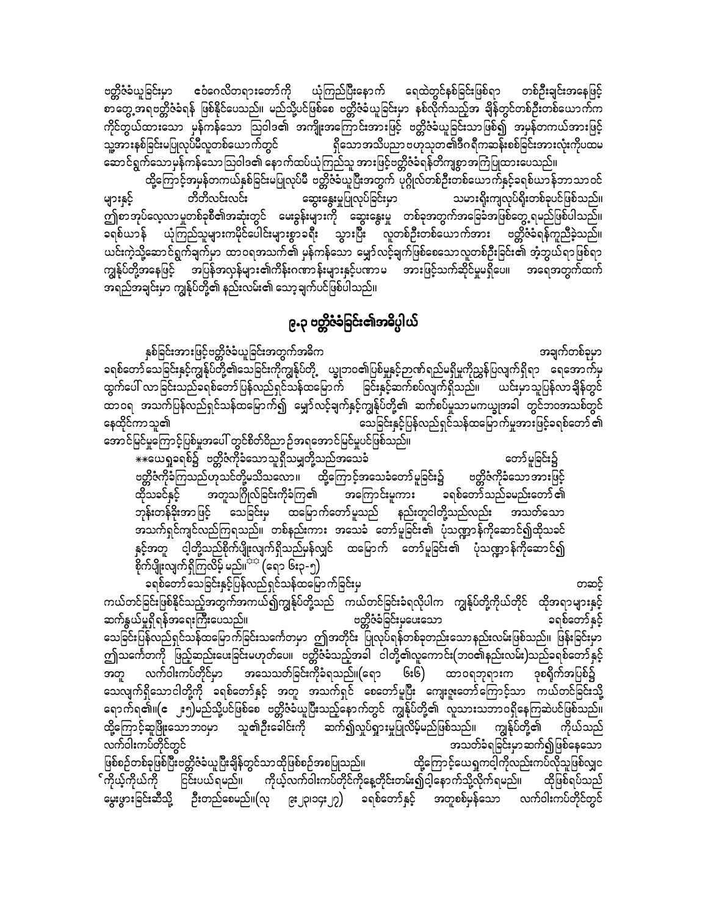ဗတ္တိဇံခံယူခြင်းမှာ ဧဝံဂေလိတရားတော်ကို ယုံကြည်ပြီးနောက် ရေထဲတွင်နစ်ခြင်းဖြစ်ရာ တစ်ဦးချင်းအနေဖြင့် စာတွေ့အရဗတ္တိဇံခံရန် ဖြစ်နိုင်ပေသည်။ မည်သို့ပင်ဖြစ်စေ ဗတ္တိဇံခံယူခြင်းမှာ နစ်လိုက်သည့်အ ချိန်တွင်တစ်ဦးတစ်ယောက်က ကိုင်တွယ်ထားသော မှန်ကန်သော ဩဝါဒ၏ အကျိုးအကြောင်းအားဖြင့် ဗတ္တိဇံခံယူခြင်းသာဖြစ်၍ အမှန်တကယ်အားဖြင့် သူ့အားနစ်ခြင်းမပြုလုပ်မီလူတစ်ယောက်တွင် ရှိသောအသိပညာဗဟုသုတ၏ဒီဂရီကဆန်းစစ်ခြင်းအားလုံးကိုပထမ ဆောင်ရွက်သောမှန်ကန်သောဩဝါဒ၏ နောက်ထပ်ယုံကြည်သူ အားဖြင့်ဗတ္တိဇံခံရန်တိကျစွာအကြံပြုထားပေသည်။

ထို့ကြောင့်အမှန်တကယ်နစ်ခြင်းမပြုလုပ်မီ ဗတ္တိဇံခံယူပြီးအတွက် ပုဂ္ဂိုလ်တစ်ဦးတစ်ယောက်နှင့်ခရစ်ယာန်ဘာသာဝင်များနှင့် တိတိလင်းလင်း ဆွေးနွေးမှုပြုလုပ်ခြင်းမှာ သမားရိုးကျလုပ်ရိုးတစ်ခုပင်ဖြစ်သည်။ ဤစာအုပ်လေ့လာမှုတစ်ခု၏အဆုံးတွင် မေးခွန်းများကို ဆွေးနွေးမှု တစ်ခုအတွက်အခြေခံအဖြစ်တွေ့ရမည်ဖြစ်ပါသည်။ ခရစ်ယာန် ယုံကြည်သူများကမိုင်ပေါင်းများစွာခရီး သွားပြီး လူတစ်ဦးတစ်ယောက်အား ဗတ္တိဇံခံရန်ကူညီခဲ့သည်။ ယင်းကဲ့သို့ဆောင်ရွက်ချက်မှာ ထာဝရအသက်၏ မှန်ကန်သော မျှော်လင့်ချက်ဖြစ်စေသောလူတစ်ဦးခြင်း၏ အံ့ဘွယ်ရာဖြစ်ရာ ကျွန်ုပ်တို့အနေဖြင့် အပြန်အလှန်များ၏ကိန်းဂဏာန်းများနှင့်ပဏာမ အားဖြင့်သက်ဆိုင်မှုမရှိပေ။ အရေးအတွက်ထက် အရည်အချင်းမှာ ကျွန်ုပ်တို့၏ နည်းလမ်း၏ သော့ချက်ပင်ဖြစ်ပါသည်။

## ၉.၃ ဗတ္တိဇံခံခြင်း၏အဓိပ္ပါယ်

နစ်ခြင်းအားဖြင့်ဗတ္တိဇံခံယူခြင်းအတွက်အဓိက အချက်တစ်ခုမှာ ခရစ်တော်သေခြင်းနှင့်ကျွန်ုပ်တို့၏သေခြင်းကိုကျွန်ုပ်တို့ ယှဉ်ဘဝ၏ပြစ်မှုနှင့်ဉာဏ်ရည်မရှိမှုကိုညွှန်ပြလျက်ရှိရာ ရေအောက်မှ ထွက်ပေါ် လာခြင်းသည်ခရစ်တော်ပြန်လည်ရှင်သန်ထမြောက် ခြင်းနှင့်ဆက်စပ်လျက်ရှိသည်။ ယင်းမှာသူပြန်လာချိန်တွင် ထာဝရ အသက်ပြန်လည်ရှင်သန်ထမြောက်၍ မျှော်လင့်ချက်နှင့်ကျွန်ုပ်တို့၏ ဆက်စပ်မှုသာမကယျှုအခါ တွင်ဘဝအသစ်တွင် နေထိုင်ကာသူ၏ သေခြင်းနှင့်ပြန်လည်ရှင်သန်ထမြောက်မှုအားဖြင့်ခရစ်တော် ၏ အောင်မြင်မှုကြောင့်ပြစ်မှုအပေါ် တွင်စိတ်ဝိညာဉ်အရအောင်မြင်မှုပင်ဖြစ်သည်။

**ယေရှုခရစ်၌ ဗတ္တိဇံကိုခံသောသူရှိသမျှတို့သည်အသေခံ တော်မူခြင်း၌ ဗတ္တိဇံကိုခံကြသည်ဟုသင်တို့မသိသလော။ ထို့ကြောင့်အသေခံတော်မူခြင်း၌ ဗတ္တိဇံကိုခံသောအားဖြင့် ထိုသခင်နှင့် အတူသင်္ဂြိုဟ်ခြင်းကိုခံကြ၏ အကြောင်းမူကား ခရစ်တော်သည်ခမည်းတော် ၏ ဘုန်းတန်ခိုးအားဖြင့် သေခြင်းမှ ထမြောက်တော်မူသည် နည်းတူငါတို့သည်လည်း အသစ်သော အသက်ရှင်ကျင့်လည်ကြရမည်။ တစ်နည်းကား အသေခံ တော်မူခြင်း၏ ပုံသဏ္ဌာန်ကိုဆောင်၍ထိုသခင် နှင့်အတူ ငါတို့သည်စိုက်ပျိုးလျက်ရှိသည်မှန်လျှင် ထမြောက် တော်မူခြင်း၏ ပုံသဏ္ဌာန်ကိုဆောင်၍ စိုက်ပျိုးလျက်ရှိကြလိမ့် မည်။** (ရော ၆း၃-၅)

ခရစ်တော်သေခြင်းနှင့်ပြန်လည်ရှင်သန်ထမြောက်ခြင်းမှ တဆင့် ကယ်တင်ခြင်းဖြစ်နိုင်သည့်အတွက်အကယ်၍ကျွန်ုပ်တို့သည် ကယ်တင်ခြင်းခံရလိုပါက ကျွန်ုပ်တို့ကိုယ်တိုင် ထိုအရာများနှင့် ဆက်နွယ်မှုရှိရန်အရေးကြီးပေသည်။ ဗတ္တိဇံခံခြင်းမှပေးသော ခရစ်တော်နှင့် သေခြင်းပြန်လည်ရှင်သန်ထမြောက်ခြင်းသင်္ကေတမှာ ဤအတိုင်း ပြုလုပ်ရန်တစ်ခုတည်းသောနည်းလမ်းဖြစ်သည်။ ဖြန်းခြင်းမှာ ဤသင်္ကေတကို ဖြည့်ဆည်းပေးခြင်းမဟုတ်ပေ။ ဗတ္တိဇံခံသည့်အခါ ငါတို့၏လူကောင်း(ဘဝ၏နည်းလမ်း)သည်ခရစ်တော်နှင့် အတူ လက်ဝါးကပ်တိုင်မှာ အသေသတ်ခြင်းကိုခံရသည်။(ရော ၆း၆) ထာဝရဘုရားက ဒုစရိုက်အပြစ်၌ သေလျက်ရှိသောငါတို့ကို ခရစ်တော်နှင့် အတူ အသက်ရှင် စေတော်မူပြီး ကျေးဇူးတော်ကြောင့်သာ ကယ်တင်ခြင်းသို့ ရောက်ရ၏။(ဧ ၂း၅)မည်သို့ပင်ဖြစ်စေ ဗတ္တိဇံခံယူပြီးသည့်နောက်တွင် ကျွန်ုပ်တို့၏ လူသားသဘာဝရှိနေကြဆဲပင်ဖြစ်သည်။ ထို့ကြောင့်ဆူဖြိုးသောဘဝမှာ သူ၏ဦးခေါင်းကို ဆက်၍လှုပ်ရှားမှုပြုလိမ့်မည်ဖြစ်သည်။ ကျွန်ုပ်တို့၏ ကိုယ်သည် လက်ဝါးကပ်တိုင်တွင် အသတ်ခံရခြင်းမှာဆက်၍ဖြစ်နေသော ဖြစ်စဉ်တစ်ခုဖြစ်ပြီးဗတ္တိဇံခံယူပြီးချိန်တွင်သာထိုဖြစ်စဉ်အစပြုသည်။ ထို့ကြောင့်ယေရှုကငါ့ကိုလည်းကပ်လိုသူဖြစ်လျှင် ကိုယ့်ကိုယ်ကို ငြင်းပယ်ရမည်။ ကိုယ့်လက်ဝါးကပ်တိုင်ကိုနေ့တိုင်းတမ်း၍ငါ့နောက်သို့လိုက်ရမည်။ ထိုဖြစ်ရပ်သည် မွေးဖွားခြင်းဆီသို့ ဦးတည်စေမည်။(လု ၉း၂၃၊၁၄း၂၇) ခရစ်တော်နှင့် အတူစစ်မှန်သော လက်ဝါးကပ်တိုင်တွင်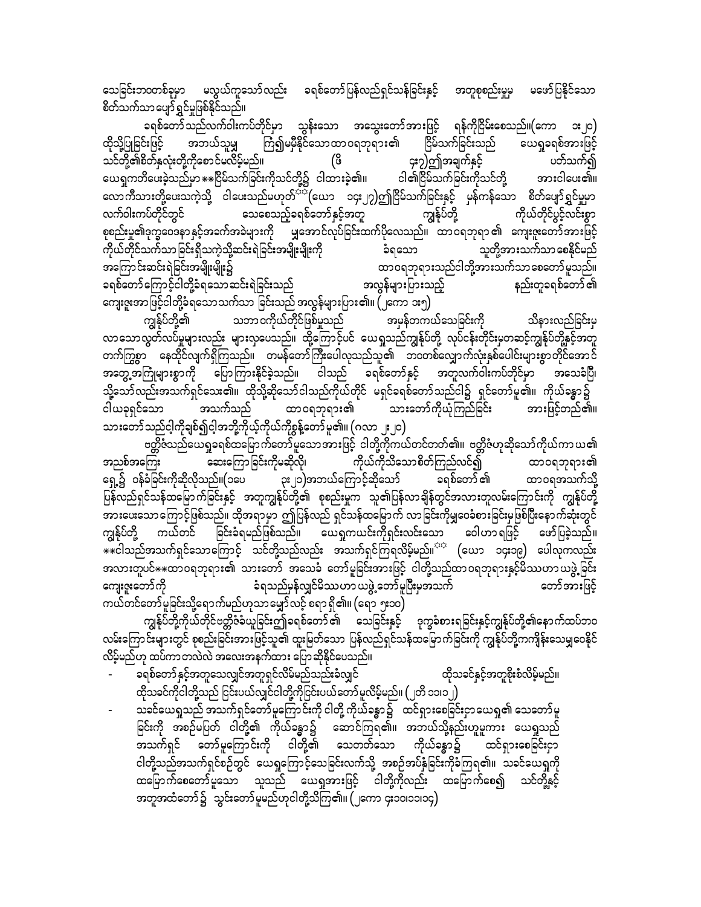သေခြင်းဘဝတစ်ခုမှာ မလွယ်ကူသော်လည်း ခရစ်တော်ပြန်လည်ရှင်သန်ခြင်းနှင့် အတူစုစည်းမှုမှ မဖော်ပြနိုင်သော စိတ်သက်သာ ပျော်ရွှင်မှုဖြစ်နိုင်သည်။

ခရစ်တော်သည်လက်ဝါးကပ်တိုင်မှာ သွန်းသော အသွေးတော်အားဖြင့် ရန်ကိုငြိမ်းစေသည်။(ကော ၁း၂၀) ထိုသို့ပြုခြင်းဖြင့် အဘယ်သူမျှ ကြံ၍မမှီနိုင်သောထာဝရဘုရား၏ ငြိမ်သက်ခြင်းသည် ယေရှုခရစ်အားဖြင့် သင်တို့၏စိတ်နှလုံးတို့ကိုစောင့်မလိမ့်မည်။ (ဖိ ၄း၇)၌အချက်နှင့် ပတ်သက်၍ ယေရှုကတိပေးခဲ့သည်မှာ **ငြိမ်သက်ခြင်းကိုသင်တို့၌ ငါထားခဲ့၏။ ငါ၏ငြိမ်သက်ခြင်းကိုသင်တို့ အားငါပေး၏။ လောကီသားတို့ပေးသကဲ့သို့ ငါပေးသည်မဟုတ်**(ယော ၁၄း၂၇)၌ငြိမ်သက်ခြင်းနှင့် မှန်ကန်သော စိတ်ပျော်ရွှင်မှုမှာ လက်ဝါးကပ်တိုင်တွင် သေစေသည့်ခရစ်တော်နှင့်အတူ ကျွန်ုပ်တို့ ကိုယ်တိုင်ပွင့်လင်းစွာ စုစည်းမှု၏ဒုက္ခဝေဒနာနှင့်အခက်အခဲများကို မျှအောင်လုပ်ခြင်းထက်ပိုလေသည်။ ထာဝရဘုရား၏ ကျေးဇူးတော်အားဖြင့် ကိုယ်တိုင်သက်သာခြင်းရှိသကဲ့သို့ဆင်းရဲခြင်းအမျိုးမျိုးကို ခံရသော သူတို့အားသက်သာ စေနိုင်မည် အကြောင်းဆင်းရဲခြင်းအမျိုးမျိုး၌ ထာဝရဘုရားသည်ငါတို့အားသက်သာစေတော်မူသည်။ ခရစ်တော်ကြောင့်ငါတို့ခံရသောဆင်းရဲခြင်းသည် အလွန်များပြားသည့် နည်းတူခရစ်တော်၏ ကျေးဇူးအာဖြင့်ငါတို့ခံရသောသက်သာ ခြင်းသည်အလွန်များပြား၏။ (၂ကော ၁း၅)

ကျွန်ုပ်တို့၏ သဘာဝကိုယ်တိုင်ဖြစ်မှုသည် အမှန်တကယ်သေခြင်းကို သိနားလည်ခြင်းမှ လာသောလွတ်လပ်မှုများလည်း များလှပေသည်။ ထို့ကြောင့်ပင် ယေရှုသည်ကျွန်ုပ်တို့ လုပ်ငန်းတိုင်းမှတဆင့်ကျွန်ုပ်တို့နှင့်အတူ တက်ကြွစွာ နေထိုင်လျက်ရှိကြသည်။ တမန်တော်ကြီးပေါလုသည်သူ၏ ဘဝတစ်လျှောက်လုံးနစ်ပေါင်းများစွာတိုင်အောင် အတွေ့အကြုံများစွာကို ပြောကြားနိုင်ခဲ့သည်။ ငါသည် ခရစ်တော်နှင့် အတူလက်ဝါးကပ်တိုင်မှာ အသေခံပြီ၊ သို့သော်လည်းအသက်ရှင်သေး၏။ ထိုသို့ဆိုသော်ငါသည်ကိုယ်တိုင် မရှင်ခရစ်တော်သည်ငါ၌ ရှင်တော်မူ၏။ ကိုယ်ခန္ဓာ၌ ငါယခုရှင်သော အသက်သည် ထာဝရဘုရား၏ သားတော်ကိုယုံကြည်ခြင်း အားဖြင့်တည်၏။ သားတော်သည်ငါ့ကိုချစ်၍ငါ့အဘို့ကိုယ့်ကိုယ်ကိုစွန့်တော်မူ၏။ (ဂလာ ၂း၂၀)

ဗတ္တိဇံသည်ယေရှုခရစ်ထမြောက်တော်မူသောအားဖြင့် ငါတို့ကိုကယ်တင်တတ်၏။ ဗတ္တိဇံဟုဆိုသော်ကိုယ်ကာ ယ၏ အညစ်အကြေး ဆေးကြောခြင်းကိုမဆိုလို၊ ကိုယ်ကိုသိသောစိတ်ကြည်လင်၍ ထာဝရဘုရား၏ ရှေ့၌ ဝန်ခံခြင်းကိုဆိုလိုသည်။(၁ပေ ၃း၂၁)အဘယ်ကြောင့်ဆိုသော် ခရစ်တော်၏ ထာဝရအသက်သို့ ပြန်လည်ရှင်သန်ထမြောက်ခြင်းနှင့် အတူကျွန်ုပ်တို့၏ စုစည်းမှုက သူ၏ပြန်လာချိန်တွင်အလားတူလမ်းကြောင်းကို ကျွန်ုပ်တို့ အားပေးသောကြောင့်ဖြစ်သည်။ ထိုအရာမှာ ၎င်းပြန်လည် ရှင်သန်ထမြောက် လာခြင်းကိုမျှဝေခံစားခြင်းမှဖြစ်ပြီးနောက်ဆုံးတွင် ကျွန်ုပ်တို့ ကယ်တင် ခြင်းခံရမည်ဖြစ်သည်။ ယေရှုကယင်းကိုရှင်းလင်းသော ဝေါဟာရဖြင့် ဖော်ပြခဲ့သည်။ **ငါသည်အသက်ရှင်သောကြောင့် သင်တို့သည်လည်း အသက်ရှင်ကြရလိမ့်မည်။** (ယော ၁၄း၁၉) ပေါလုကလည်း အလားတူပင်**ထာဝရဘုရား၏ သားတော် အသေခံ တော်မူခြင်းအားဖြင့် ငါတို့သည်ထာဝရဘုရားနှင့်မိဿဟာ ယဖွဲ့ခြင်း ကျေးဇူးတော်ကို ခံရသည်မှန်လျှင်မိဿဟာ ယဖွဲ့တော်မူပြီးမှအသက် တော်အားဖြင့် ကယ်တင်တော်မူခြင်းသို့ရောက်မည်ဟုသာ မျှော်လင့် စရာ ရှိ၏။ (ရော ၅း၁၀)

ကျွန်ုပ်တို့ကိုယ်တိုင်ဗတ္တိဇံခံယူခြင်း၌ခရစ်တော်၏ သေခြင်းနှင့် ဒုက္ခခံစားရခြင်းနှင့်ကျွန်ုပ်တို့၏နောက်ထပ်ဘဝ လမ်းကြောင်းများတွင် စုစည်းခြင်းအားဖြင့်သူ၏ ထူးမြတ်သော ပြန်လည်ရှင်သန်ထမြောက်ခြင်းကို ကျွန်ုပ်တို့ကကျိန်းသေမျှဝေနိုင်လိမ့်မည်ဟု ထပ်ကာတလဲလဲ အလေးအနက်ထား ပြောဆိုနိုင်ပေသည်။

- ခရစ်တော်နှင့်အတူသေလျှင်အတူရှင်လိမ်မည်သည်းခံလျှင် ထိုသခင်နှင့်အတူစိုးစံလိမ့်မည်။ ထိုသခင်ကိုငါတို့သည် ငြင်းပယ်လျှင်ငါတို့ကိုငြင်းပယ်တော်မူလိမ့်မည်။ (၂တိ ၁၁၊၁၂)
- သခင်ယေရှုသည် အသက်ရှင်တော်မူကြောင်းကို ငါတို့ ကိုယ်ခန္ဓာ၌ ထင်ရှားစေခြင်းငှာယေရှု၏ သေတော်မူ ခြင်းကို အစဉ်မပြတ် ငါတို့၏ ကိုယ်ခန္ဓာ၌ ဆောင်ကြရ၏။ အဘယ်သို့နည်းဟူမူကား ယေရှုသည် အသက်ရှင် တော်မူကြောင်းကို ငါတို့၏ သေတတ်သော ကိုယ်ခန္ဓာ၌ ထင်ရှားစေခြင်းငှာ ငါတို့သည်အသက်ရှင်စဉ်တွင် ယေရှုကြောင့်သေခြင်းလက်သို့ အစဉ်အပ်နှံခြင်းကိုခံကြရ၏။ သခင်ယေရှုကို ထမြောက်စေတော်မူသော သူသည် ယေရှုအားဖြင့် ငါတို့ကိုလည်း ထမြောက်စေ၍ သင်တို့နှင့် အတူအထံတော်၌ သွင်းတော်မူမည်ဟုငါတို့သိကြ၏။ (၂ကော ၄း၁၀၊၁၁၊၁၄)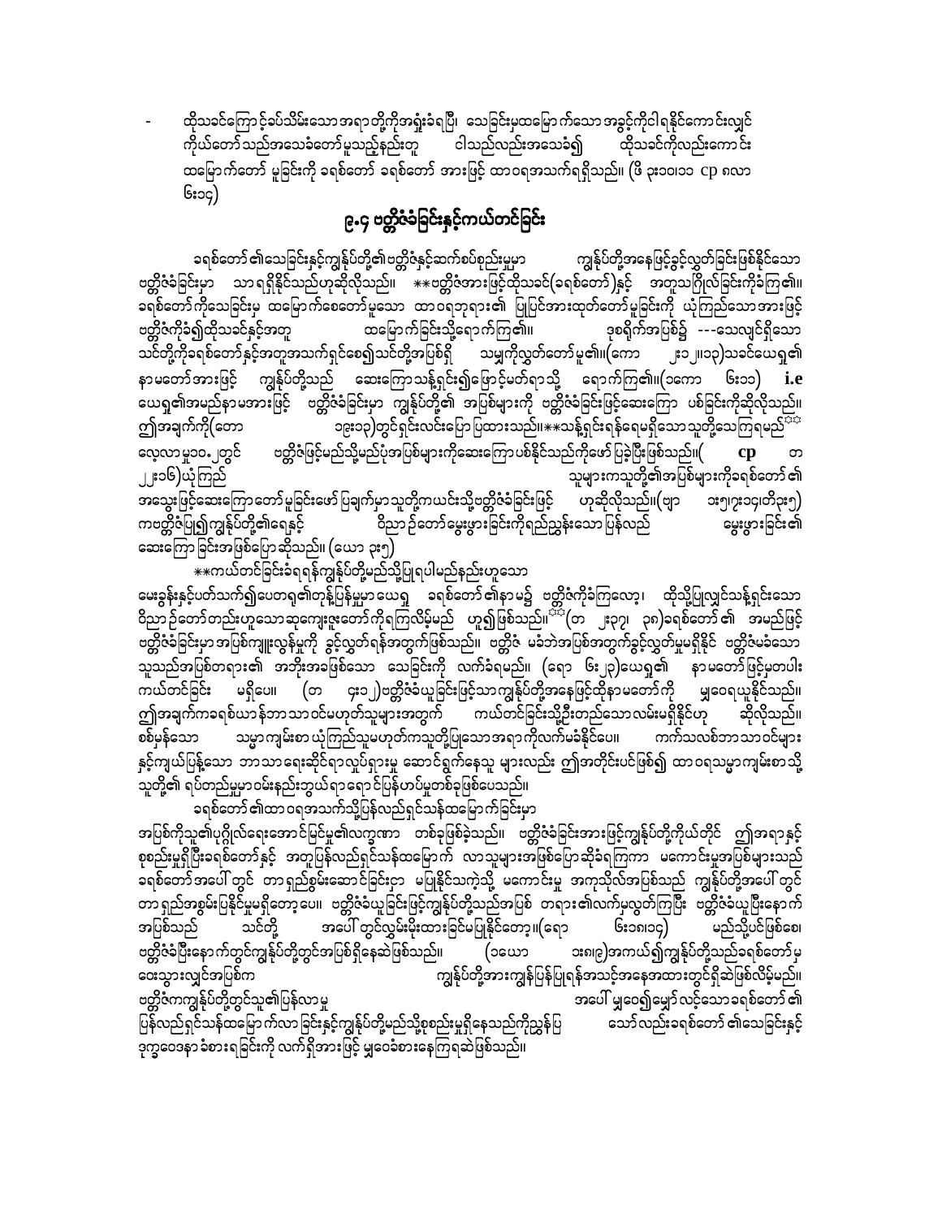- ထိုသခင်ကြောင့်ခပ်သိမ်းသောအရာတို့ကိုအရှုံးခံရပြီး သေခြင်းမှထမြောက်သောအခွင့်ကိုငါရနိုင်ကောင်းလျှင် ကိုယ်တော်သည်အသေခံတော်မူသည့်နည်းတူ ငါသည်လည်းအသေခံ၍ ထိုသခင်ကိုလည်းကောင်း ထမြောက်တော် မူခြင်းကို ခရစ်တော် ခရစ်တော် အားဖြင့် ထာဝရအသက်ရရှိသည်။ (ဖိ ၃း၁၀၊၁၁ cp ၈လာ ၆း၁၄)

## ၉.၄ ဗတ္တိဇံခံခြင်းနှင့်ကယ်တင်ခြင်း

ခရစ်တော်၏သေခြင်းနှင့်ကျွန်ုပ်တို့၏ဗတ္တိဇံနှင့်ဆက်စပ်စည်းမှုမှာ ကျွန်ုပ်တို့အနေဖြင့်ခွင့်လွှတ်ခြင်းဖြစ်နိုင်သော ဗတ္တိဇံခံခြင်းမှာ သာရရှိနိုင်သည်ဟုဆိုလိုသည်။ \*\*ဗတ္တိဇံအားဖြင့်ထိုသခင်(ခရစ်တော်)နှင့် အတူသင်္ဂြိုလ်ခြင်းကိုခံကြ၏။ ခရစ်တော်ကိုသေခြင်းမှ ထမြောက်စေတော်မူသော ထာဝရဘုရား၏ ပြုပြင်အားထုတ်တော်မူခြင်းကို ယုံကြည်သောအားဖြင့် ဗတ္တိဇံကိုခံ၍ထိုသခင်နှင့်အတူ ထမြောက်ခြင်းသို့ရောက်ကြ၏။ ဒုစရိုက်အပြစ်၌ ---သေလျှင်ရှိသော သင်တို့ကိုခရစ်တော်နှင့်အတူအသက်ရှင်စေ၍သင်တို့အပြစ်ရှိ သမျှကိုလွှတ်တော်မူ၏။(ကော ၂း၁၂၊၁၃)သခင်ယေရှု၏ နာမတော်အားဖြင့် ကျွန်ုပ်တို့သည် ဆေးကြောသန့်ရှင်း၍ဖြောင့်မတ်ရာသို့ ရောက်ကြ၏။(၁ကော ၆း၁၁) **i.e** ယေရှု၏အမည်နာမအားဖြင့် ဗတ္တိဇံခံခြင်းမှာ ကျွန်ုပ်တို့၏ အပြစ်များကို ဗတ္တိဇံခံခြင်းဖြင့်ဆေးကြော ပစ်ခြင်းကိုဆိုလိုသည်။ ဤအချက်ကို(တော ၁၉း၁၃)တွင်ရှင်းလင်းပြောပြထားသည်။\*\*သန့်ရှင်းရန်ရေမရှိသောသူတို့သေကြရမည်[☼☼] လေ့လာမှု၁၀.၂တွင် ဗတ္တိဇံဖြင့်မည်သို့မည်ပုံအပြစ်များကိုဆေးကြောပစ်နိုင်သည်ကိုဖော်ပြခဲ့ပြီးဖြစ်သည်။( **cp** တ ၂၂း၁၆)ယုံကြည် သူများကသူတို့၏အပြစ်များကိုခရစ်တော်၏ အသွေးဖြင့်ဆေးကြောတော်မူခြင်းဖော်ပြချက်မှာသူတို့ကယင်းသို့ဗတ္တိဇံခံခြင်းဖြင့် ဟုဆိုလိုသည်။(ဗျာ ၁း၅၊၇း၁၄၊တိ၃း၅) ကဗတ္တိဇံပြု၍ကျွန်ုပ်တို့၏ရေနှင့် ဝိညာဉ်တော်မွေးဖွားခြင်းကိုရည်ညွှန်းသောပြန်လည် မွေးဖွားခြင်း၏ ဆေးကြောခြင်းအဖြစ်ပြောဆိုသည်။ (ယော ၃း၅)

\*\*ကယ်တင်ခြင်းခံရရန်ကျွန်ုပ်တို့မည်သို့ပြုရပါမည်နည်းဟူသော မေးခွန်းနှင့်ပတ်သက်၍ပေတရု၏တုန့်ပြန်မှုမှာယေရှု ခရစ်တော်၏နာမ၌ ဗတ္တိဇံကိုခံကြလော့၊ ထိုသို့ပြုလျှင်သန့်ရှင်းသော ဝိညာဉ်တော်တည်းဟူသောဆုကျေးဇူးတော်ကိုရကြလိမ့်မည် ဟူ၍ဖြစ်သည်။[☼☼](တ ၂း၃၇၊ ၃၈)ခရစ်တော်၏ အမည်ဖြင့် ဗတ္တိဇံခံခြင်းမှာအပြစ်ကျူးလွန်မှုကို ခွင့်လွှတ်ရန်အတွက်ဖြစ်သည်။ ဗတ္တိဇံ မခံဘဲအပြစ်အတွက်ခွင့်လွှတ်မှုမရှိနိုင် ဗတ္တိဇံမခံသော သူသည်အပြစ်တရား၏ အသီးအခဖြစ်သော သေခြင်းကို လက်ခံရမည်။ (ရော ၆း၂၃)ယေရှု၏ နာမတော်ဖြင့်မှတပါး ကယ်တင်ခြင်း မရှိပေ။ (တ ၄း၁၂)ဗတ္တိဇံယူခြင်းဖြင့်သာကျွန်ုပ်တို့အနေဖြင့်ထိုနာမတော်ကို မျှဝေရယူနိုင်သည်။ ဤအချက်ကခရစ်ယာန်ဘာသာဝင်မဟုတ်သူများအတွက် ကယ်တင်ခြင်းသို့ဦးတည်သောလမ်းမရှိနိုင်ဟု ဆိုလိုသည်။ စစ်မှန်သော သမ္မာကျမ်းစာယုံကြည်သူမဟုတ်ကသူတို့ပြုသောအရာကိုလက်မခံနိုင်ပေ။ ကက်သလစ်ဘာသာဝင်များ နှင့်ကျယ်ပြန့်သော ဘာသာရေးဆိုင်ရာလှုပ်ရှားမှု ဆောင်ရွက်နေသူ များလည်း ဤအတိုင်းပင်ဖြစ်၍ ထာဝရသမ္မာကျမ်းစာသို့ သူတို့၏ ရပ်တည်မှုမှာဝမ်းနည်းဘွယ်ရာရောင်ပြန်ဟပ်မှုတစ်ခုဖြစ်ပေသည်။

ခရစ်တော်၏ထာဝရအသက်သို့ပြန်လည်ရှင်သန်ထမြောက်ခြင်းမှာ အပြစ်ကိုသူ၏ပုဂ္ဂိုလ်ရေးအောင်မြင်မှု၏လက္ခဏာ တစ်ခုဖြစ်ခဲ့သည်။ ဗတ္တိဇံခံခြင်းအားဖြင့်ကျွန်ုပ်တို့ကိုယ်တိုင် ဤအရာနှင့် စုစည်းမှုရှိပြီးခရစ်တော်နှင့် အတူပြန်လည်ရှင်သန်ထမြောက် လာသူများအဖြစ်ပြောဆိုခံရကြကာ မကောင်းမှုအပြစ်များသည် ခရစ်တော်အပေါ် တွင် တာရှည်စွမ်းဆောင်ခြင်းဥာ မပြုနိုင်သကဲ့သို့ မကောင်းမှု အကုသိုလ်အပြစ်သည် ကျွန်ုပ်တို့အပေါ် တွင် တာရှည်အစွမ်းပြနိုင်မှုမရှိတော့ပေ။ ဗတ္တိဇံခံယူခြင်းဖြင့်ကျွန်ုပ်တို့သည်အပြစ် တရား၏လက်မှလွတ်ကြပြီး ဗတ္တိဇံခံယူပြီးနောက် အပြစ်သည် သင်တို့ အပေါ် တွင်လွှမ်းမိုးထားခြင်မပြုနိုင်တော့။(ရော ၆း၁၈၊၁၄) မည်သို့ပင်ဖြစ်စေ၊ ဗတ္တိဇံခံပြီးနောက်တွင်ကျွန်ုပ်တို့တွင်အပြစ်ရှိနေဆဲဖြစ်သည်။ (၁ယော ၁း၈၊၉)အကယ်၍ကျွန်ုပ်တို့သည်ခရစ်တော်မှ ဝေးသွားလျှင်အပြစ်က ကျွန်ုပ်တို့အားကျွန်ပြုရန်အသင့်အနေအထားတွင်ရှိဆဲဖြစ်လိမ့်မည်။ ဗတ္တိဇံကကျွန်ုပ်တို့တွင်သူ၏ပြန်လာမှု အပေါ် မျှဝေ၍မျှော်လင့်သောခရစ်တော်၏ ပြန်လည်ရှင်သန်ထမြောက်လာခြင်းနှင့်ကျွန်ုပ်တို့မည်သို့စုစည်းမှုရှိနေသည်ကိုညွှန်ပြ သော်လည်းခရစ်တော်၏သေခြင်းနှင့် ဒုက္ခဝေဒနာခံစားရခြင်းကို လက်ရှိအားဖြင့် မျှဝေခံစားနေကြရဆဲဖြစ်သည်။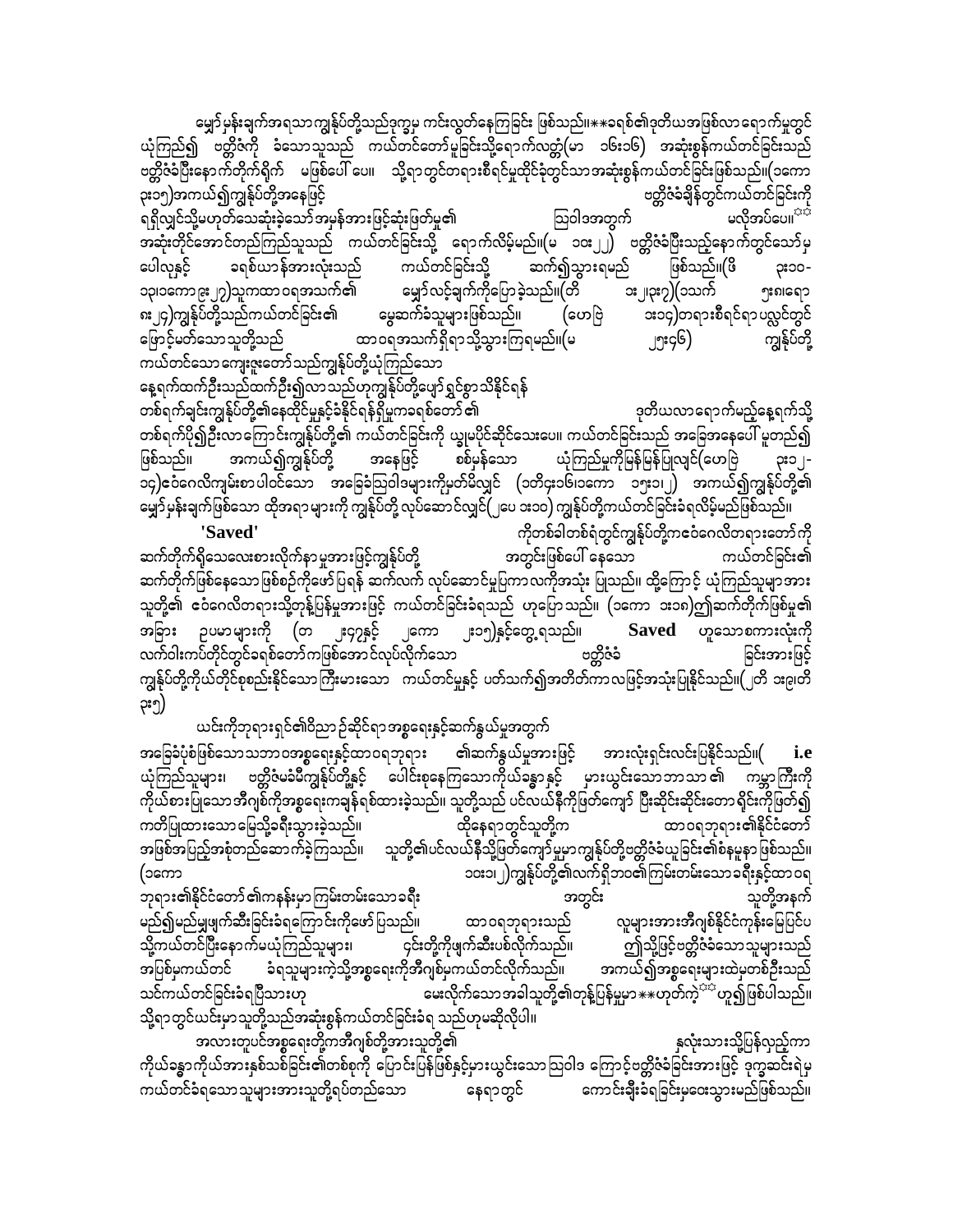မျှော်မှန်းချက်အရသာ ကျွန်ုပ်တို့သည်ဒုက္ခမှ ကင်းလွတ်နေကြခြင်း ဖြစ်သည်။**ခရစ်၏ဒုတိယအဖြစ်လာရောက်မှုတွင် ယုံကြည်၍ ဗတ္တိဇံကို ခံသောသူသည် ကယ်တင်တော်မူခြင်းသို့ရောက်လတ္တံ့(မာ ၁၆း၁၆) အဆုံးစွန်ကယ်တင်ခြင်းသည် ဗတ္တိဇံခံပြီးနောက်တိုက်ရိုက် မဖြစ်ပေါ်ပေ။ သို့ရာတွင်တရားစီရင်မှုထိုင်ခုံတွင်သာအဆုံးစွန်ကယ်တင်ခြင်းဖြစ်သည်။(၁ကော ၃း၁၅)အကယ်၍ကျွန်ုပ်တို့အနေဖြင့် ဗတ္တိဇံခံချိန်တွင်ကယ်တင်ခြင်းကို ရရှိလျှင်သို့မဟုတ်သေဆုံးခဲ့သော်အမှန်အားဖြင့်ဆုံးဖြတ်မှု၏ ဩဝါဒအတွက် မလိုအပ်ပေ။☆☆ အဆုံးတိုင်အောင်တည်ကြည်သူသည် ကယ်တင်ခြင်းသို့ ရောက်လိမ့်မည်။(မ ၁၀း၂၂) ဗတ္တိဇံခံပြီးသည့်နောက်တွင်သော်မှ ပေါလုနှင့် ခရစ်ယာန်အားလုံးသည် ကယ်တင်ခြင်းသို့ ဆက်၍သွားရမည် ဖြစ်သည်။(ဖိ ၃း၁၀-၁၃၊၁ကော ၉း၂၇)သူကထာ ဝရအသက်၏ မျှော်လင့်ချက်ကိုပြောခဲ့သည်။(တိ ၁း၂၊၃း၇)(၁သက် ၅း၈၊ရော ၈း၂၄)ကျွန်ုပ်တို့သည်ကယ်တင်ခြင်း၏ မွေဆက်ခံသူများဖြစ်သည်။ (ဟေဗြဲ ၁း၁၄)တရားစီရင်ရာပလ္လင်တွင် ဖြောင့်မတ်သောသူတို့သည် ထာဝရအသက်ရှိရာသို့သွားကြရမည်။(မ ၂၅း၄၆) ကျွန်ုပ်တို့ ကယ်တင်သော ကျေးဇူးတော်သည်ကျွန်ုပ်တို့ယုံကြည်သော နေ့ရက်ထက်ဦးသည်ထက်ဦး၍လာသည်ဟုကျွန်ုပ်တို့ပျော်ရွှင်စွာသိနိုင်ရန် တစ်ရက်ချင်းကျွန်ုပ်တို့၏နေထိုင်မှုနှင့်ခံနိုင်ရန်ရှိမှုကခရစ်တော်၏ ဒုတိယလာရောက်မည့်နေ့ရက်သို့ တစ်ရက်ပို၍ဦးလာကြောင်းကျွန်ုပ်တို့၏ ကယ်တင်ခြင်းကို ယျှမပိုင်ဆိုင်သေးပေ။ ကယ်တင်ခြင်းသည် အခြေအနေပေါ် မူတည်၍ ဖြစ်သည်။ အကယ်၍ကျွန်ုပ်တို့ အနေဖြင့် စစ်မှန်သော ယုံကြည်မှုကိုမြန်မြန်ပြုလျှင်(ဟေဗြဲ ၃း၁၂-၁၄)ဧဝံဂေလိကျမ်းစာပါဝင်သော အခြေခံဩဝါဒများကိုမှတ်မိလျှင် (၁တိ၄း၁၆၊၁ကော ၁၅း၁၊၂) အကယ်၍ကျွန်ုပ်တို့၏ မျှော်မှန်းချက်ဖြစ်သော ထိုအရာများကို ကျွန်ုပ်တို့ လုပ်ဆောင်လျှင်(၂ပေ ၁း၁၀) ကျွန်ုပ်တို့ကယ်တင်ခြင်းခံရလိမ့်မည်ဖြစ်သည်။

**'Saved'** ကိုတစ်ခါတစ်ရံတွင်ကျွန်ုပ်တို့ကဧဝံဂေလိတရားတော်ကို ဆက်တိုက်ရှိသေလေးစားလိုက်နာမှုအားဖြင့်ကျွန်ုပ်တို့ အတွင်းဖြစ်ပေါ် နေသော ကယ်တင်ခြင်း၏ ဆက်တိုက်ဖြစ်နေသော ဖြစ်စဉ်ကိုဖော်ပြရန် ဆက်လက် လုပ်ဆောင်မှုပြကာလကိုအသုံး ပြုသည်။ ထို့ကြောင့် ယုံကြည်သူများအား သူတို့၏ ဧဝံဂေလိတရားသို့တုန့်ပြန်မှုအားဖြင့် ကယ်တင်ခြင်းခံရသည် ဟုပြောသည်။ (၁ကော ၁း၁၈)၌ဆက်တိုက်ဖြစ်မှု၏ အခြား ဥပမာများကို (တ ၂း၄၇နှင့် ၂ကော ၂း၁၅)နှင့်တွေ့ရသည်။ **Saved** ဟူသောစကားလုံးကို လက်ဝါးကပ်တိုင်တွင်ခရစ်တော်ကဖြစ်အောင်လုပ်လိုက်သော ဗတ္တိဇံခံ ခြင်းအားဖြင့် ကျွန်ုပ်တို့ကိုယ်တိုင်စုစည်းနိုင်သော ကြီးမားသော ကယ်တင်မှုနှင့် ပတ်သက်၍အတိတ်ကာလဖြင့်အသုံးပြုနိုင်သည်။(၂တိ ၁း၉၊တိ ၃း၅)

ယင်းကိုဘုရားရှင်၏ဝိညာဉ်ဆိုင်ရာ အစ္စရေးနှင့်ဆက်နွယ်မှုအတွက် အခြေခံပုံစံဖြစ်သောသဘာဝအစ္စရေးနှင့်ထာဝရဘုရား ၏ဆက်နွယ်မှုအားဖြင့် အားလုံးရှင်းလင်းပြနိုင်သည်။( **i.e** ယုံကြည်သူများ၊ ဗတ္တိဇံမခံမီကျွန်ုပ်တို့နှင့် ပေါင်းစုနေကြသောကိုယ်ခန္ဓာနှင့် မှားယွင်းသောဘာသာ ၏ ကမ္ဘာကြီးကို ကိုယ်စားပြုသောအီဂျစ်ကိုအစ္စရေးကချန်ရစ်ထားခဲ့သည်။ သူတို့သည် ပင်လယ်နီကိုဖြတ်ကျော် ပြီးဆိုင်းဆိုင်းတောရိုင်းကိုဖြတ်၍ ကတိပြုထားသောမြေသို့ခရီးသွားခဲ့သည်။ ထိုနေရာတွင်သူတို့က ထာဝရဘုရား၏နိုင်ငံတော် အဖြစ်အပြည့်အစုံတည်ဆောက်ခဲ့ကြသည်။ သူတို့၏ပင်လယ်နီသို့ဖြတ်ကျော်မှုမှာကျွန်ုပ်တို့ဗတ္တိဇံယူခြင်း၏စံနမူနာ ဖြစ်သည်။ (၁ကော ၁၀း၁၊၂)ကျွန်ုပ်တို့၏လက်ရှိဘဝ၏ကြမ်းတမ်းသော ခရီးနှင့်ထာဝရ ဘုရား၏နိုင်ငံတော်၏ကနန်းမှာကြမ်းတမ်းသောခရီး အတွင်း သူတို့အနက် မည်၍မည်မျှဖျက်ဆီးခြင်းခံရကြောင်းကိုဖော်ပြသည်။ ထာဝရဘုရားသည် လူများအားအီဂျစ်နိုင်ငံကနန်းမြေပြင်ပ သို့ကယ်တင်ပြီးနောက်မယုံကြည်သူများ၊ ၎င်းတို့ကိုဖျက်ဆီးပစ်လိုက်သည်။ ဤသို့ဖြင့်ဗတ္တိဇံခံသောသူများသည် အပြစ်မှကယ်တင် ခံရသူများကဲ့သို့အစ္စရေးကိုအီဂျစ်မှကယ်တင်လိုက်သည်။ အကယ်၍အစ္စရေးများထဲမှတစ်ဦးသည် သင်ကယ်တင်ခြင်းခံရပြီသလားဟု မေးလိုက်သောအခါသူတို့၏တုန့်ပြန်မှုမှာ**ဟုတ်ကဲ့☆☆ဟူ၍ဖြစ်ပါသည်။ သို့ရာတွင်ယင်းမှာသူတို့သည်အဆုံးစွန်ကယ်တင်ခြင်းခံရ သည်ဟုမဆိုလိုပါ။

အလားတူပင်အစ္စရေးတို့ကအီဂျစ်တို့အားသူတို့၏ နှလုံးသားသို့ပြန်လှည့်ကာ ကိုယ်ခန္ဓာကိုယ်အားနှစ်သစ်ခြင်း၏တစ်စုကို ပြောင်းပြန်ဖြစ်နှင့်မှားယွင်းသောဩဝါဒ ကြောင့်ဗတ္တိဇံခံခြင်းအားဖြင့် ဒုက္ခဆင်းရဲမှ ကယ်တင်ခံရသောသူများအားသူတို့ရပ်တည်သော နေရာတွင် ကောင်းချီးခံရခြင်းမှဝေးသွားမည်ဖြစ်သည်။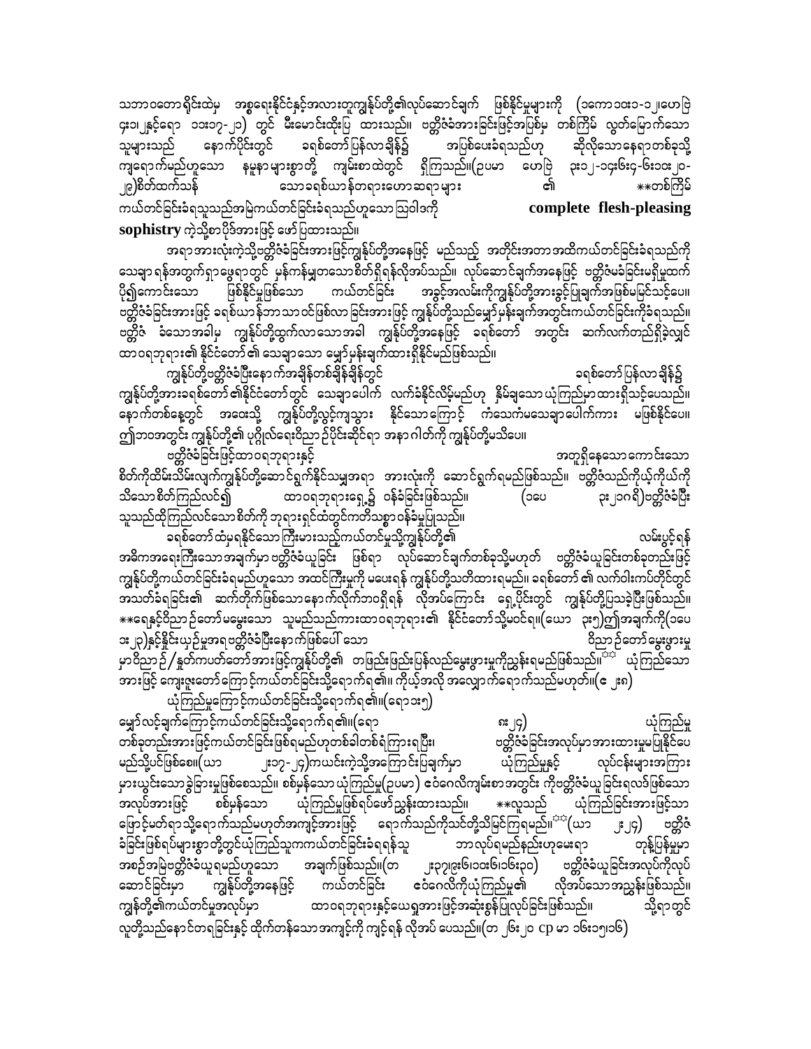သဘာဝတောရိုင်းထဲမှ အစ္စရေးနိုင်ငံနှင့်အလားတူကျွန်ုပ်တို့၏လုပ်ဆောင်ချက် ဖြစ်နိုင်မှုများကို (၁ကော ၁၀း၁-၁၂၊ဟေဗြဲ ၄း၁၊၂နှင့်ရော ၁၁း၁၇-၂၁) တွင် မီးမောင်းထိုးပြ ထားသည်။ ဗတ္တိဇံအားခြင်းဖြင့်အပြစ်မှ တစ်ကြိမ် လွတ်မြောက်သော သူများသည် နောက်ပိုင်းတွင် ခရစ်တော်ပြန်လာချိန်၌ အပြစ်ပေးခံရသည်ဟု ဆိုလိုသောနေရာတစ်ခုသို့ ကျရောက်မည်ဟူသော နမူနာများစွာတို့ ကျမ်းစာထဲတွင် ရှိကြသည်။(ဥပမာ ဟေဗြဲ ၃း၁၂-၁၄၊၆း၄-၆၊၁၀း၂၀-၂၉)စိတ်ထက်သန် သောခရစ်ယာန်တရားဟောဆရာများ ၏ **တစ်ကြိမ်ကယ်တင်ခြင်းခံရသူသည်အမြဲကယ်တင်ခြင်းခံရသည်ဟူသောဩဝါဒကို **complete flesh-pleasing sophistry** ကဲ့သို့စာပိုဒ်အားဖြင့် ဖော်ပြထားသည်။

အရာအားလုံးကဲ့သို့ဗတ္တိဇံခြင်းအားဖြင့်ကျွန်ုပ်တို့အနေဖြင့် မည်သည့် အတိုင်းအတာအထိကယ်တင်ခြင်းခံရသည်ကို သေချာရန်အတွက်ရှာဖွေရာတွင် မှန်ကန်မျှတသောစိတ်ရှိရန်လိုအပ်သည်။ လုပ်ဆောင်ချက်အနေဖြင့် ဗတ္တိဇံမခံခြင်းမရှိမှုထက် ပို၍ကောင်းသော ဖြစ်နိုင်မှုဖြစ်သော ကယ်တင်ခြင်း အခွင့်အလမ်းကိုကျွန်ုပ်တို့အားခွင့်ပြုချက်အဖြစ်မမြင်သင့်ပေ။ ဗတ္တိဇံခံခြင်းအားဖြင့် ခရစ်ယာန်ဘာသာဝင်ဖြစ်လာ ခြင်းအားဖြင့် ကျွန်ုပ်တို့သည်မျှော်မှန်းချက်အတွင်းကယ်တင်ခြင်းကိုခံရသည်။ ဗတ္တိဇံ ခံသောအခါမှ ကျွန်ုပ်တို့ထွက်လာသောအခါ ကျွန်ုပ်တို့အနေဖြင့် ခရစ်တော် အတွင်း ဆက်လက်တည်ရှိခဲ့လျှင် ထာဝရဘုရား၏ နိုင်ငံတော်၏ သေချာသော မျှော်မှန်းချက်ထားရှိနိုင်မည်ဖြစ်သည်။

ကျွန်ုပ်တို့ဗတ္တိဇံခံပြီးနောက်အချိန်တစ်ချိန်ချိန်တွင် ခရစ်တော်ပြန်လာချိန်၌ ကျွန်ုပ်တို့အားခရစ်တော်၏နိုင်ငံတော်တွင် သေချာပေါက် လက်ခံနိုင်လိမ့်မည်ဟု နှိမ်ချသော ယုံကြည်မှုထားရှိသင့်ပေသည်။ နောက်တစ်နေ့တွင် အဝေးသို့ ကျွန်ုပ်တို့လွင့်ကျသွား နိုင်သောကြောင့် ကံသေကံမသေချာပေါက်ကား မဖြစ်နိုင်ပေ။ ဤဘဝအတွင်း ကျွန်ုပ်တို့၏ ပုဂ္ဂိုလ်ရေးဝိညာဉ်ပိုင်းဆိုင်ရာ အနာဂါတ်ကို ကျွန်ုပ်တို့မသိပေ။

ဗတ္တိဇံခံခြင်းဖြင့်ထာဝရဘုရားနှင့် အတူရှိနေသောကောင်းသော စိတ်ကိုထိမ်းသိမ်းလျက်ကျွန်ုပ်တို့ဆောင်ရွက်နိုင်သမျှအရာ အားလုံးကို ဆောင်ရွက်ရမည်ဖြစ်သည်။ ဗတ္တိဇံသည်ကိုယ့်ကိုယ်ကို သိသောစိတ်ကြည်လင်၍ ထာဝရဘုရားရှေ့၌ ဝန်ခံခြင်းဖြစ်သည်။ (၁ပေ ၃း၂၁ဂရိ)ဗတ္တိဇံခံပြီးသူသည်ထိုကြည်လင်သောစိတ်ကို ဘုရားရှင်ထံတွင်ကတိသစ္စာဝန်ခံမှုပြုသည်။

ခရစ်တော်ထံမှရနိုင်သောကြီးမားသည့်ကယ်တင်မှုသို့ကျွန်ုပ်တို့၏ လမ်းပွင့်ရန် အဓိကအရေးကြီးသောအချက်မှာ ဗတ္တိဇံခံယူခြင်း ဖြစ်ရာ လုပ်ဆောင်ချက်တစ်ခုသို့မဟုတ် ဗတ္တိဇံခံယူခြင်းတစ်ခုတည်းဖြင့် ကျွန်ုပ်တို့ကယ်တင်ခြင်းခံရမည်ဟူသော အထင်ကြီးမှုကို မပေးရန် ကျွန်ုပ်တို့သတိထားရမည်။ ခရစ်တော် ၏ လက်ဝါးကပ်တိုင်တွင် အသတ်ခံရခြင်း၏ ဆက်တိုက်ဖြစ်သောနောက်လိုက်ဘဝရှိရန် လိုအပ်ကြောင်း ရှေ့ပိုင်းတွင် ကျွန်ုပ်တို့ပြသခဲ့ပြီးဖြစ်သည်။ **ရေနှင့်ဝိညာဉ်တော်မမွေးသော သူမည်သည်ကားထာဝရဘုရား၏ နိုင်ငံတော်သို့မဝင်ရ။(ယော ၃း၅)ဤအချက်ကို(၁ပေ ၁း၂၃)နှင့်နှိုင်းယှဉ်မှုအရဗတ္တိဇံခံပြီးနောက်ဖြစ်ပေါ် သော ဝိညာဉ်တော်မွေးဖွားမှုမှာဝိညာဉ်/နှုတ်ကပတ်တော်အားဖြင့်ကျွန်ုပ်တို့၏ တဖြည်းဖြည်းပြန်လည်မွေးဖွားမှုကိုညွှန်းရမည်ဖြစ်သည်။** ယုံကြည်သောအားဖြင့် ကျေးဇူးတော်ကြောင့်ကယ်တင်ခြင်းသို့ရောက်ရ၏။ ကိုယ့်အလို အလျှောက်ရောက်သည်မဟုတ်။(ဧ ၂း၈)

ယုံကြည်မှုကြောင့်ကယ်တင်ခြင်းသို့ရောက်ရ၏။(ရော ၁း၅)

မျှော်လင့်ချက်ကြောင့်ကယ်တင်ခြင်းသို့ရောက်ရ၏။(ရော ၈း၂၄) ယုံကြည်မှုတစ်ခုတည်းအားဖြင့်ကယ်တင်ခြင်းဖြစ်ရမည်ဟုတစ်ခါတစ်ရံကြားရပြီး၊ ဗတ္တိဇံခံခြင်းအလုပ်မှာအားထားမှုမပြုနိုင်ပေ မည်သို့ပင်ဖြစ်စေ။(ယာ ၂း၁၇-၂၄)ကယင်းကဲ့သို့အကြောင်းပြချက်မှာ ယုံကြည်မှုနှင့် လုပ်ငန်းများအကြား များယွင်းသောခွဲခြားမှုဖြစ်စေသည်။ စစ်မှန်သော ယုံကြည်မှု(ဥပမာ) ဝေဝေလိကျမ်းစာအတွင်း ကိုဗတ္တိဇံခံယူ ခြင်းရလဒ်ဖြစ်သော အလုပ်အားဖြင့် စစ်မှန်သော ယုံကြည်မှုဖြစ်ရပ်ဖော်ညွှန်းထားသည်။ **လူသည် ယုံကြည်ခြင်းအားဖြင့်သာဖြောင့်မတ်ရာသို့ရောက်သည်မဟုတ်အကျင့်အားဖြင့် ရောက်သည်ကိုသင်တို့သိမြင်ကြရမည်။**(ယာ ၂း၂၄) ဗတ္တိဇံခံခြင်းဖြစ်ရပ်များစွာတို့တွင်ယုံကြည်သူကကယ်တင်ခြင်းခံရရန်သူ ဘာလုပ်ရမည်နည်းဟုမေးရာ တုန့်ပြန်မှုမှာ အစဉ်အမြဲဗတ္တိဇံခံယူရမည်ဟူသော အချက်ဖြစ်သည်။(တ ၂း၃၇၊၉း၆၊၁၀း၆၊၁၆း၃၀) ဗတ္တိဇံခံယူခြင်းအလုပ်ကိုလုပ်ဆောင်ခြင်းမှာ ကျွန်ုပ်တို့အနေဖြင့် ကယ်တင်ခြင်း ဝေဝေလိကိုယုံကြည်မှု၏ လိုအပ်သောအညွှန်းဖြစ်သည်။ ကျွန်တို့၏ကယ်တင်မှုအလုပ်မှာ ထာဝရဘုရားနှင့်ယေရှုအားဖြင့်အဆုံးစွန်ပြုလုပ်ခြင်းဖြစ်သည်။ သို့ရာတွင် လူတို့သည်နောင်တရခြင်းနှင့် ထိုက်တန်သောအကျင့်ကို ကျင့်ရန် လိုအပ် ပေသည်။(တ ၂၆း၂၀ cp မာ ၁၆း၁၅၊၁၆)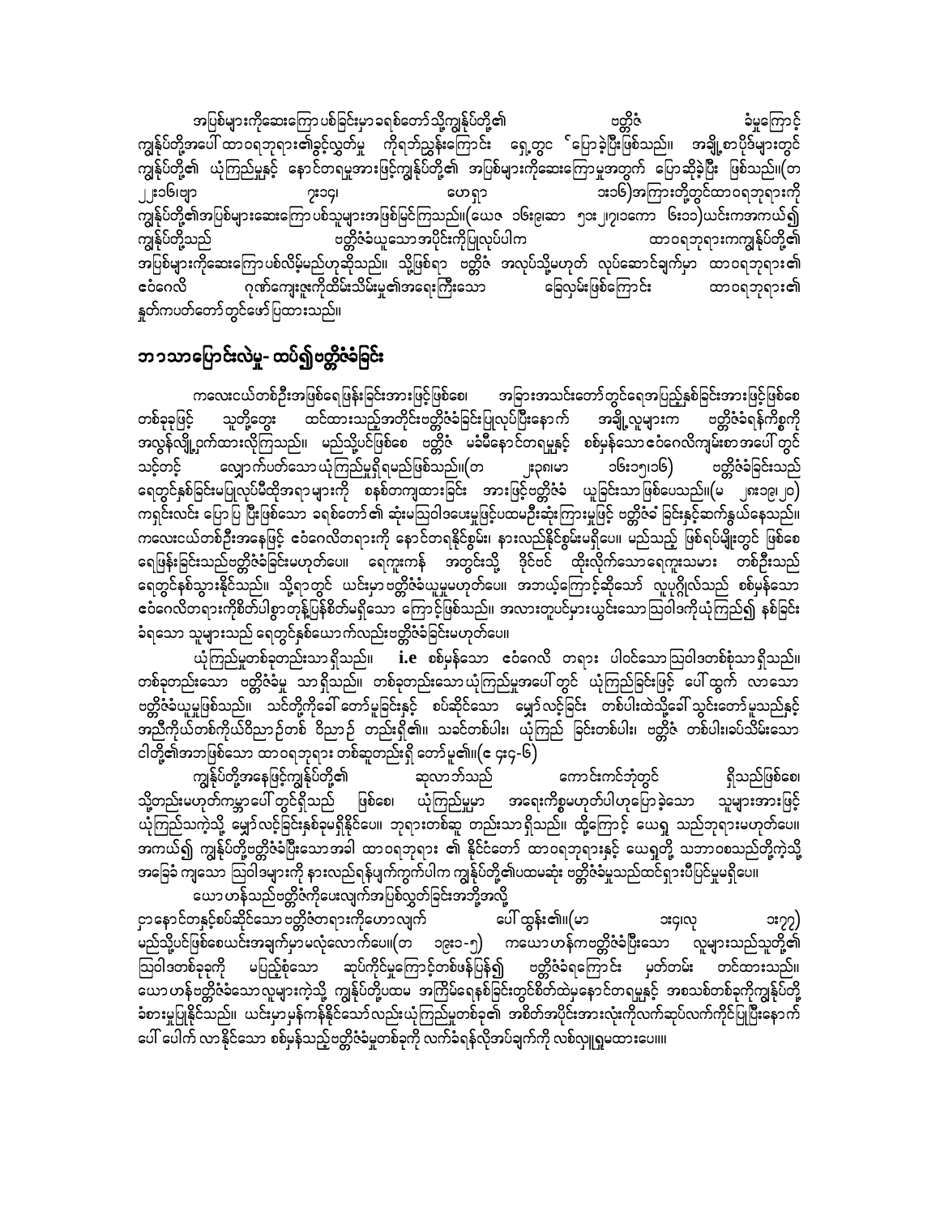အပြစ်များကိုဆေးကြောပစ်ခြင်းမှာခရစ်တော်သို့ကျွန်ုပ်တို့၏ ဗတ္တိဇံ ခံမှုကြောင့် ကျွန်ုပ်တို့အပေါ်ထာဝရဘုရား၏ခွင့်လွှတ်မှု ကိုရဘ်ညွှန်းကြောင်း ရှေ့တွင် ပြောခဲ့ပြီးဖြစ်သည်။ အချို့စာပိုဒ်များတွင် ကျွန်ုပ်တို့၏ ယုံကြည်မှုနှင့် နောင်တရမှုအားဖြင့်ကျွန်ုပ်တို့၏ အပြစ်များကိုဆေးကြောမှုအတွက် ပြောဆိုခဲ့ပြီး ဖြစ်သည်။(တ ၂း၁၆၊ဗျာ ၇း၁၄၊ ဟေရှာ ၁း၁၆)အကြားတို့တွင်ထာဝရဘုရားကို ကျွန်ုပ်တို့၏အပြစ်များဆေးကြောပစ်သူများအဖြစ်မြင်ကြသည်။(ယေဇ ၁၆း၉၊ဆာ ၅၁း၂၊၇၊၁ကော ၆း၁၁)ယင်းကအကယ်၍ ကျွန်ုပ်တို့သည် ဗတ္တိဇံခံယူသောအပိုင်းကိုပြုလုပ်ပါက ထာဝရဘုရားကကျွန်ုပ်တို့၏ အပြစ်များကိုဆေးကြောပစ်လိမ့်မည်ဟုဆိုသည်။ သို့ဖြစ်ရာ ဗတ္တိဇံ အလုပ်သို့မဟုတ် လုပ်ဆောင်ချက်မှာ ထာဝရဘုရား၏ ဧဝံဂေလိ ဂုဏ်ကျေးဇူးကိုထိမ်းသိမ်းမှု၏အရေးကြီးသော ခြေလှမ်းဖြစ်ကြောင်း ထာဝရဘုရား၏ နှုတ်ကပတ်တော်တွင်ဖော်ပြထားသည်။

## ဘာသာပြောင်းလဲမှု- ထပ်၍ဗတ္တိဇံခံခြင်း

ကလေးငယ်တစ်ဦးအဖြစ်ရေဖြန်းခြင်းအားဖြင့်ဖြစ်စေ၊ အခြားအသင်းတော်တွင်ရေအပြည့်နှစ်ခြင်းအားဖြင့်ဖြစ်စေ တစ်ခုခုဖြင့် သူတို့တွေး ထင်ထားသည့်အတိုင်းဗတ္တိဇံခံခြင်းပြုလုပ်ပြီးနောက် အချို့လူများက ဗတ္တိဇံခံရန်ကိစ္စကို အလွန်လျို့ဝှက်ထားလိုကြသည်။ မည်သို့ပင်ဖြစ်စေ ဗတ္တိဇံ မခံမီနောင်တရမှုနှင့် စစ်မှန်သောဧဝံဂေလိကျမ်းစာအပေါ်တွင် သင့်တင့် လျှောက်ပတ်သောယုံကြည်မှုရှိရမည်ဖြစ်သည်။(တ ၂း၃၈၊မာ ၁၆း၁၅၊၁၆) ဗတ္တိဇံခံခြင်းသည် ရေတွင်နှစ်ခြင်းမပြုလုပ်မီထိုအရာများကို စနစ်တကျထားခြင်း အားဖြင့်ဗတ္တိဇံခံ ယူခြင်းသာဖြစ်ပေသည်။(မ ၂၈း၁၉၊၂၀) ကရှင်းလင်း ပြောပြ ပြီးဖြစ်သော ခရစ်တော်၏ ဆုံးမဩဝါဒပေးမှုဖြင့်ပထမဦးဆုံးကြားမှုဖြင့် ဗတ္တိဇံခံ ခြင်းနှင့်ဆက်နွယ်နေသည်။ ကလေးငယ်တစ်ဦးအနေဖြင့် ဧဝံဂေလိတရားကို နောင်တရနိုင်စွမ်း၊ နားလည်နိုင်စွမ်းမရှိပေ။ မည်သည့် ဖြစ်ရပ်မျိုးတွင် ဖြစ်စေ ရေဖြန်းခြင်းသည်ဗတ္တိဇံခံခြင်းမဟုတ်ပေ။ ရေကူးကန် အတွင်းသို့ ဒိုင်ဗင် ထိုးလိုက်သောရေကူးသမား တစ်ဦးသည် ရေတွင်နှစ်သွားနိုင်သည်။ သို့ရာတွင် ယင်းမှာဗတ္တိဇံခံယူမှုမဟုတ်ပေ။ အဘယ့်ကြောင့်ဆိုသော် လူပုဂ္ဂိုလ်သည် စစ်မှန်သော ဧဝံဂေလိတရားကိုစိတ်ပါစွာတုန့်ပြန်စိတ်မရှိသော ကြောင့်ဖြစ်သည်။ အလားတူပင်မှားယွင်းသောဩဝါဒကိုယုံကြည်၍ နှစ်ခြင်း ခံရသော သူများသည် ရေတွင်နှစ်ယောက်လည်းဗတ္တိဇံခြင်းမဟုတ်ပေ။

ယုံကြည်မှုတစ်ခုတည်းသာရှိသည်။ **i.e** စစ်မှန်သော ဧဝံဂေလိ တရား ပါဝင်သောဩဝါဒတစ်စုံသာရှိသည်။ တစ်ခုတည်းသော ဗတ္တိဇံခံမှု သာရှိသည်။ တစ်ခုတည်းသောယုံကြည်မှုအပေါ်တွင် ယုံကြည်ခြင်းဖြင့် ပေါ်ထွက် လာသော ဗတ္တိဇံခံယူမှုဖြစ်သည်။ သင်တို့ကိုခေါ်တော်မူခြင်းနှင့် စပ်ဆိုင်သော မျှော်လင့်ခြင်း တစ်ပါးထဲသို့ခေါ်သွင်းတော်မူသည်နှင့် အညီကိုယ်တစ်ကိုယ်ဝိညာဉ်တစ် ဝိညာဉ် တည်းရှိ၏။ သခင်တစ်ပါး၊ ယုံကြည် ခြင်းတစ်ပါး၊ ဗတ္တိဇံ တစ်ပါး၊ခပ်သိမ်းသော ငါတို့၏အဘဖြစ်သော ထာဝရဘုရား တစ်ဆူတည်းရှိ တော်မူ၏။(ဧ ၄း၄-၆)

ကျွန်ုပ်တို့အနေဖြင့်ကျွန်ုပ်တို့၏ ဆုလာဘ်သည် ကောင်းကင်ဘုံတွင် ရှိသည်ဖြစ်စေ၊ သို့တည်းမဟုတ်ကမ္ဘာပေါ်တွင်ရှိသည် ဖြစ်စေ၊ ယုံကြည်မှုမှာ အရေးကိစ္စမဟုတ်ပါဟုပြောခဲ့သော သူများအားဖြင့် ယုံကြည်သကဲ့သို့ မျှော်လင့်ခြင်းနှစ်ခုမရှိနိုင်ပေ။ ဘုရားတစ်ဆူ တည်းသာရှိသည်။ ထို့ကြောင့် ယေရှု သည်ဘုရားမဟုတ်ပေ။ အကယ်၍ ကျွန်ုပ်တို့ဗတ္တိဇံခံပြီးသောအခါ ထာဝရဘုရား ၏ နိုင်ငံတော် ထာဝရဘုရားနှင့် ယေရှုတို့ သဘာဝစသည်တို့ကဲ့သို့ အခြေခံ ကျသော ဩဝါဒများကို နားလည်ရန်ပျက်ကွက်ပါက ကျွန်ုပ်တို့၏ပထမဆုံး ဗတ္တိဇံခံမှုသည်ထင်ရှားပီပြင်မှုမရှိပေ။

ယောဟန်သည်ဗတ္တိဇံကိုပေးလျက်အပြစ်လွှတ်ခြင်းအဘို့အလို့ ငှာနောင်တနှင့်စပ်ဆိုင်သော ဗတ္တိဇံတရားကိုဟောလျက် ပေါ်ထွန်း၏။(မာ ၁း၄၊လု ၁း၇၇) မည်သို့ပင်ဖြစ်စေယင်းအချက်မှာမလုံလောက်ပေ။(တ ၁၉း၁-၅) ကယောဟန်ကဗတ္တိဇံခံပြီးသော လူများသည်သူတို့၏ ဩဝါဒတစ်ခုခုကို မပြည့်စုံသော ဆုပ်ကိုင်မှုကြောင့်တစ်ဖန်ပြန်၍ ဗတ္တိဇံခံရကြောင်း မှတ်တမ်း တင်ထားသည်။ ယောဟန်ဗတ္တိဇံခံသောလူများကဲ့သို့ ကျွန်ုပ်တို့ပထမ အကြိမ်ရေနစ်ခြင်းတွင်စိတ်ထဲမှနောင်တရမှုနှင့် အစသစ်တစ်ခုကိုကျွန်ုပ်တို့ ခံစားမှုပြုနိုင်သည်။ ယင်းမှာမှန်ကန်နိုင်သော်လည်းယုံကြည်မှုတစ်ခု၏ အစိတ်အပိုင်းအားလုံးကိုလက်ဆုပ်လက်ကိုင်ပြုပြီးနောက် ပေါ်ပေါက် လာနိုင်သော စစ်မှန်သည့်ဗတ္တိဇံခံမှုတစ်ခုကို လက်ခံရန်လိုအပ်ချက်ကို လစ်လျူရှုမထားပေ။။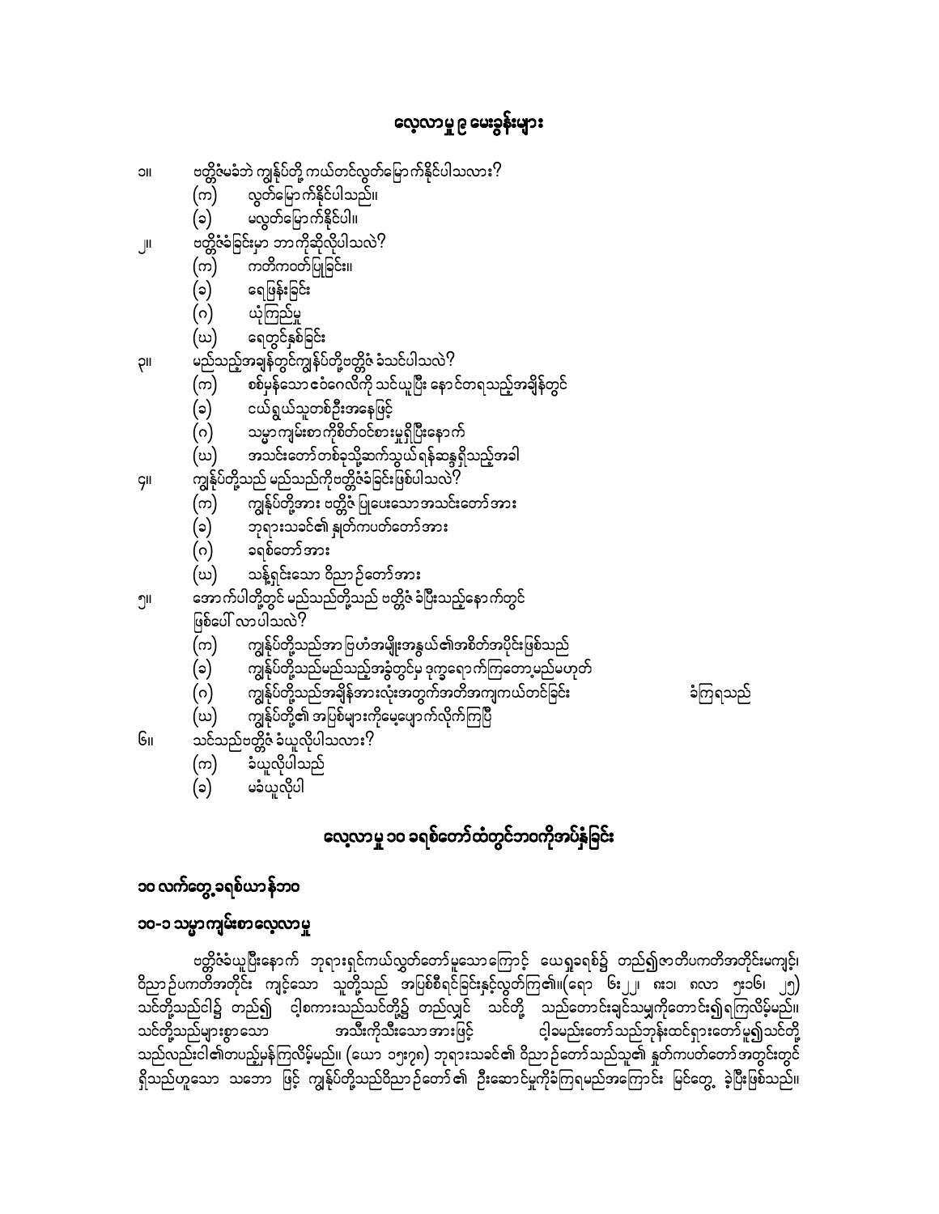## လေ့လာမှု ၉ မေးခွန်းများ

၁။ ဗတ္တိဇံမခံဘဲ ကျွန်ုပ်တို့ ကယ်တင်လွတ်မြောက်နိုင်ပါသလား?
   (က) လွတ်မြောက်နိုင်ပါသည်။
   (ခ) မလွတ်မြောက်နိုင်ပါ။
၂။ ဗတ္တိဇံခံခြင်းမှာ ဘာကိုဆိုလိုပါသလဲ?
   (က) ကတိကဝတ်ပြုခြင်း။
   (ခ) ရေဖြန်းခြင်း
   (ဂ) ယုံကြည်မှု
   (ဃ) ရေတွင်နှစ်ခြင်း
၃။ မည်သည့်အချိန်တွင်ကျွန်ုပ်တို့ဗတ္တိဇံ ခံသင့်ပါသလဲ?
   (က) စစ်မှန်သော ဧဝံဂေလိကို သင်ယူပြီး နောင်တရသည့်အချိန်တွင်
   (ခ) ငယ်ရွယ်သူတစ်ဦးအနေဖြင့်
   (ဂ) သမ္မာကျမ်းစာကိုစိတ်ဝင်စားမှုရှိပြီးနောက်
   (ဃ) အသင်းတော်တစ်ခုသို့ဆက်သွယ်ရန်ဆန္ဒရှိသည့်အခါ
၄။ ကျွန်ုပ်တို့သည် မည်သည့်ကိုဗတ္တိဇံခံခြင်းဖြစ်ပါသလဲ?
   (က) ကျွန်ုပ်တို့အား ဗတ္တိဇံ ပြုပေးသောအသင်းတော်အား
   (ခ) ဘုရားသခင်၏ နှုတ်ကပတ်တော်အား
   (ဂ) ခရစ်တော်အား
   (ဃ) သန့်ရှင်းသော ဝိညာဉ်တော်အား
၅။ အောက်ပါတို့တွင် မည်သည့်တို့သည် ဗတ္တိဇံ ခံပြီးသည့်နောက်တွင် ဖြစ်ပေါ် လာပါသလဲ?
   (က) ကျွန်ုပ်တို့သည်အာဗြဟံအမျိုးအနွယ်၏အစိတ်အပိုင်းဖြစ်သည်
   (ခ) ကျွန်ုပ်တို့သည်မည်သည့်အခွံတွင်မှ ဒုက္ခရောက်ကြတော့မည်မဟုတ်
   (ဂ) ကျွန်ုပ်တို့သည်အချိန်အားလုံးအတွက်အတိအကျကယ်တင်ခြင်း ခံကြရသည်
   (ဃ) ကျွန်ုပ်တို့၏ အပြစ်များကိုမေ့ပျောက်လိုက်ကြပြီ
၆။ သင်သည်ဗတ္တိဇံ ခံယူလိုပါသလား?
   (က) ခံယူလိုပါသည်
   (ခ) မခံယူလိုပါ

## လေ့လာမှု ၁၀ ခရစ်တော်ထံတွင်ဘဝကိုအပ်နှံခြင်း

### ၁၀ လက်တွေ့ခရစ်ယာန်ဘဝ

### ၁၀-၁ သမ္မာကျမ်းစာလေ့လာမှု

ဗတ္တိဇံခံယူပြီးနောက် ဘုရားရှင်ကယ်လွှတ်တော်မူသောကြောင့် ယေရှုခရစ်၌ တည်၍ဇာတိပကတိအတိုင်းမကျင့်၊ ဝိညာဉ်ပကတိအတိုင်း ကျင့်သော သူတို့သည် အပြစ်စီရင်ခြင်းနှင့်လွတ်ကြ၏။(ရော ၆း၂၂၊ ၈း၁၊ ဂလာ ၅း၁၆၊ ၂၅) သင်တို့သည်ငါ၌ တည်၍ ငါ့စကားသည်သင်တို့၌ တည်လျှင် သင်တို့ သည်တောင်းချင်သမျှကိုတောင်း၍ရကြလိမ့်မည်။ သင်တို့သည်များစွာသော အသီးကိုသီးသော အားဖြင့် ငါ့ခမည်းတော်သည်ဘုန်းထင်ရှားတော်မူ၍သင်တို့သည်လည်းငါ၏တပည့်မှန်ကြလိမ့်မည်။ (ယော ၁၅း၇၈) ဘုရားသခင်၏ ဝိညာဉ်တော်သည်သူ၏ နှုတ်ကပတ်တော်အတွင်းတွင် ရှိသည်ဟူသော သဘော ဖြင့် ကျွန်ုပ်တို့သည်ဝိညာဉ်တော်၏ ဦးဆောင်မှုကိုခံကြရမည်အကြောင်း မြင်တွေ့ ခဲ့ပြီးဖြစ်သည်။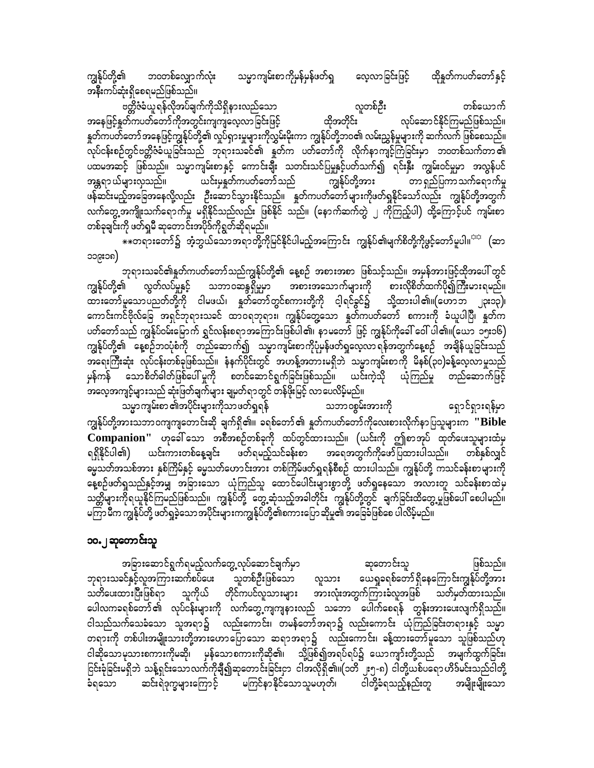ကျွန်ုပ်တို့၏ ဘဝတစ်လျှောက်လုံး သမ္မာကျမ်းစာကိုမှန်မှန်ဖတ်ရှု လေ့လာခြင်းဖြင့် ထိုနှုတ်ကပတ်တော်နှင့် အနီးကပ်ဆုံးရှိစေရမည်ဖြစ်သည်။

ဗတ္တိဇံခံယူရန်လိုအပ်ချက်ကိုသိရှိနားလည်သော လူတစ်ဦး တစ်ယောက် အနေဖြင့်နှုတ်ကပတ်တော်ကိုအတွင်းကျကျလေ့လာခြင်းဖြင့် ထိုအတိုင်း လုပ်ဆောင်နိုင်ကြမည်ဖြစ်သည်။ နှုတ်ကပတ်တော် အနေဖြင့်ကျွန်ုပ်တို့၏ လှုပ်ရှားမှုများကိုလွှမ်းမိုးကာ ကျွန်ုပ်တို့ဘဝ၏ လမ်းညွှန်မှုများကို ဆက်လက် ဖြစ်စေသည်။ လုပ်ငန်းစဉ်တွင်ဗတ္တိဇံခံယူခြင်းသည် ဘုရားသခင်၏ နှုတ်က ပတ်တော်ကို လိုက်နာကျင့်ကြံခြင်းမှာ ဘဝတစ်သက်တာ ၏ ပထမအဆင့် ဖြစ်သည်။ သမ္မာကျမ်းစာနှင့် ကောင်းချီး သတင်းသင်ပြမှုနှင့်ပတ်သက်၍ ရင်းနှီး ကျွမ်းဝင်မှုမှာ အလွန်ပင် အန္တရာယ်များလှသည်။ ယင်းမှနှုတ်ကပတ်တော်သည် ကျွန်ုပ်တို့အား တာရှည်ပြကာ သက်ရောက်မှု ဖန်ဆင်းမည့်အခြေအနေလို့လည်း ဦးဆောင်သွားနိုင်သည်။ နှုတ်ကပတ်တော်များကိုဖတ်ရှုနိုင်သော်လည်း ကျွန်ုပ်တို့အတွက် လက်တွေ့အကျိုးသက်ရောက်မှု မရှိနိုင်သည်လည်း ဖြစ်နိုင် သည်။ (နောက်ဆက်တွဲ ၂ ကိုကြည့်ပါ) ထို့ကြောင့်ပင် ကျမ်းစာ တစ်ခုချင်းကို ဖတ်ရှုမီ ဆုတောင်းအပိုဒ်ကိုရွတ်ဆိုရမည်။

**တရားတော်၌ အံ့ဘွယ်သောအရာတို့ကိုမြင်နိုင်ပါမည့်အကြောင်း ကျွန်ုပ်၏မျက်စိတို့ကိုဖွင့်တော်မူပါ။** (ဆာ ၁၁၉း၁၈)

ဘုရားသခင်၏နှုတ်ကပတ်တော်သည်ကျွန်ုပ်တို့၏ နေ့စဉ် အစားအစာ ဖြစ်သင့်သည်။ အမှန်အားဖြင့်ထိုအပေါ်တွင် ကျွန်ုပ်တို့၏ လွတ်လပ်မှုနှင့် သဘာဝဆန္ဒရှိမှုမှာ အစားအသောက်များကို စားလိုစိတ်ထက်ပို၍ကြီးမားရမည်။ ထားတော်မူသောပညတ်တို့ကို ငါမဖယ်၊ နှုတ်တော်တွင်စကားတို့ကို ငါ့ရင်ခွင်၌ သို့ထားပါ၏။(ယောဘ ၂၃း၁၂)၊ ကောင်းကင်ဗိုလ်ခြေ အရှင်ဘုရားသခင် ထာဝရဘုရား၊ ကျွန်ုပ်တွေ့သော နှုတ်ကပတ်တော် စကားကို ခံယူပါပြီ၊ နှုတ်က ပတ်တော်သည် ကျွန်ုပ်ဝမ်းမြောက် ရွှင်လန်းစရာအကြောင်းဖြစ်ပါ၏၊ နာမတော် ဖြင့် ကျွန်ုပ်ကိုခေါ် ဝေါ်ပါ၏။(ယော ၁၅း၁၆) ကျွန်ုပ်တို့၏ နေ့စဉ်ဘဝပုံစံကို တည်ဆောက်၍ သမ္မာကျမ်းစာကိုပုံမှန်ဖတ်ရှုလေ့လာရန်အတွက်နေ့စဉ် အချိန်ယူခြင်းသည် အရေးကြီးဆုံး လုပ်ငန်းတစ်ခုဖြစ်သည်။ နံနက်ပိုင်းတွင် အဖန်နှင့်အတားမရှိဘဲ သမ္မာကျမ်းစာကို မိနစ်(၃၀)ခန့်လေ့လာမှုသည် မှန်ကန် သောစိတ်ဓါတ်ဖြစ်ပေါ်မှုကို စတင်ဆောင်ရွက်ခြင်းဖြစ်သည်။ ယင်းကဲ့သို့ ယုံကြည်မှု တည်ဆောက်ဖြင့် အလေ့အကျင့်များသည် ဆုံးဖြတ်ချက်များ ချမှတ်ရာတွင် တန်ဖိုးမြင့် လာပေလိမ့်မည်။

သမ္မာကျမ်းစာ ၏အပိုင်းများကိုသာဖတ်ရှုရန် သဘာဝစွမ်းအားကို ရှောင်ရှားရန်မှာ ကျွန်ုပ်တို့အားသဘာဝကျကျတောင်းဆို ချက်ရှိ၏။ ခရစ်တော်၏ နှုတ်ကပတ်တော်ကိုလေးစားလိုက်နာပြသူများက **"Bible Companion"** ဟုခေါ်သော အစီအစဉ်တစ်ခုကို ထပ်မံတွင်ထားသည်။ (ယင်းကို ဤစာအုပ် ထုတ်ပေးသူများထံမှ ရရှိနိုင်ပါ၏) ယင်းကားတစ်နေ့ချင်း ဖတ်ရမည့်သင်ခန်းစာ အရေအတွက်ကိုဖော်ပြထားပါသည်။ တစ်နှစ်လျှင် ဓမ္မသစ်အသစ်အား နှစ်ကြိမ်နှင့် ဓမ္မသစ်ဟောင်းအား တစ်ကြိမ်ဖတ်ရှုရန်စီစဉ် ထားပါသည်။ ကျွန်ုပ်တို့ ကသင်ခန်းစာများကို နေ့စဉ်ဖတ်ရှုသည်နှင့်အမျှ အခြားသော ယုံကြည်သူ ထောင်ပေါင်းများစွာတို့ ဖတ်ရှုနေသော အလားတူ သင်ခန်းစာထဲမှ သတ္တိများကိုရယူနိုင်ကြမည်ဖြစ်သည်။ ကျွန်ုပ်တို့ တွေ့ဆုံသည့်အခါတိုင်း ကျွန်ုပ်တို့တွင် ချက်ခြင်းထိတွေ့မှုဖြစ်ပေါ် စေပါမည်။ မကြာမီက ကျွန်ုပ်တို့ ဖတ်ရှုခဲ့သောအပိုင်းများကကျွန်ုပ်တို့၏စကားပြောဆိုမှု၏ အခြေခံဖြစ်စေ ပါလိမ့်မည်။

## ၁၀.၂ ဆုတောင်းသူ

အခြားဆောင်ရွက်ရမည့်လက်တွေ့လုပ်ဆောင်ချက်မှာ ဆုတောင်းသူ ဖြစ်သည်။ ဘုရားသခင်နှင့်လူအကြားဆက်စပ်ပေး သူတစ်ဦးဖြစ်သော လူသား ယေရှုခရစ်တော် ရှိနေကြောင်းကျွန်ုပ်တို့အား သတိပေးထားပြီးဖြစ်ရာ သူကိုယ် တိုင်ကပင်လူသားများ အားလုံးအတွက်ကြားခံလူအဖြစ် သတ်မှတ်ထားသည်။ ပေါလကခရစ်တော်၏ လုပ်ငန်းများကို လက်တွေ့ကျကျနားလည် သဘော ပေါက်စေရန် တွန်းအားပေးလျက်ရှိသည်။ ငါသည်သက်သေခံသော သူအရာ၌ လည်းကောင်း၊ တမန်တော်အရာ၌ လည်းကောင်း ယုံကြည်ခြင်းတရားနှင့် သမ္မာတရားကို တစ်ပါးအမျိုးသားတို့အားဟောပြောသော ဆရာအရာ၌ လည်းကောင်း၊ ခန့်ထားတော်မူသော သူဖြစ်သည်ဟု ငါဆိုသောမုသားစကားကိုမဆို၊ မှန်သောစကားကိုဆို၏၊ သို့ဖြစ်၍အရပ်ရပ်၌ ယောကျာ်းတို့သည် အမျက်ထွက်ခြင်း၊ ငြင်းခုံခြင်းမရှိဘဲ သန့်ရှင်းသောလက်ကိုချီ၍ဆုတောင်းခြင်းငှာ ငါအလိုရှိ၏။(၁တိ ၂း၅-၈) ငါတို့ယစ်ပရောဟိတ်မင်းသည်ငါတို့ ခံရသော ဆင်းရဲဒုက္ခများကြောင့် မကြင်နာနိုင်သောသူမဟုတ်၊ ငါတို့ခံရသည့်နည်းတူ အမျိုးမျိုးသော</thinking_mode>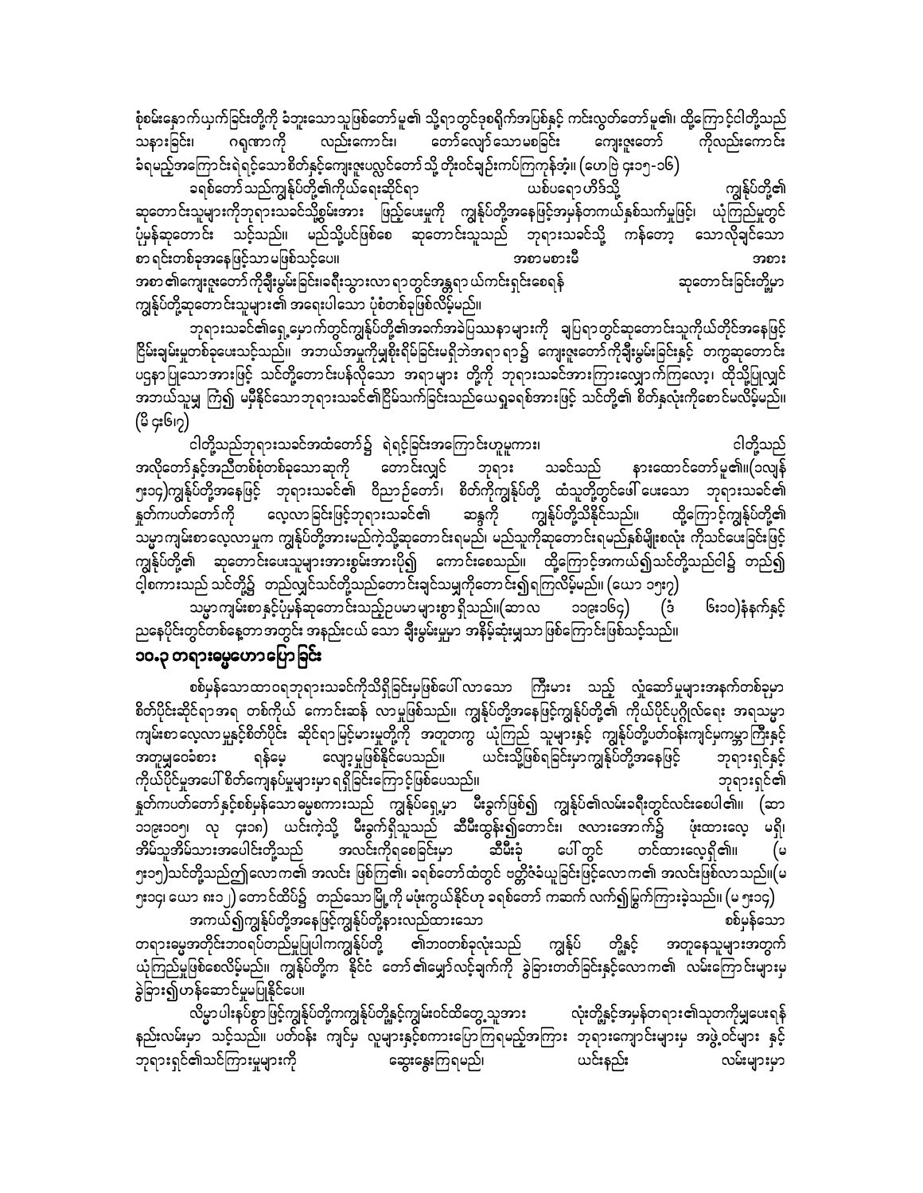စုံစမ်းနှောက်ယှက်ခြင်းတို့ကို ခံဘူးသောသူဖြစ်တော်မူ၏ သို့ရာတွင်ဒုစရိုက်အပြစ်နှင့် ကင်းလွတ်တော်မူ၏။ ထို့ကြောင့်ငါတို့သည် သနားခြင်း၊ ဂရုဏာကို လည်းကောင်း၊ တော်လျော်သောမစခြင်း ကျေးဇူးတော် ကိုလည်းကောင်း ခံရမည့်အကြောင်းရဲရင့်သောစိတ်နှင့်ကျေးဇူးပလ္လင်တော်သို့ တိုးဝင်ချဉ်းကပ်ကြကုန်အံ့။ (ဟေဗြဲ ၄း၁၅-၁၆)

ခရစ်တော်သည်ကျွန်ုပ်တို့၏ကိုယ်ရေးဆိုင်ရာ ယစ်ပရောဟိတ်သို့ ကျွန်ုပ်တို့၏ ဆုတောင်းသူများကိုဘုရားသခင်သို့ရွှမ်းအား ဖြည့်ပေးမှုကို ကျွန်ုပ်တို့အနေဖြင့်အမှန်တကယ်နှစ်သက်မှုဖြင့်၊ ယုံကြည်မှုတွင် ပုံမှန်ဆုတောင်း သင့်သည်။ မည်သို့ပင်ဖြစ်စေ ဆုတောင်းသူသည် ဘုရားသခင်သို့ ကန်တော့ သောလိုချင်သော စာရင်းတစ်ခုအနေဖြင့်သာမဖြစ်သင့်ပေ။ အစာမစားမီ အစား အစာ၏ကျေးဇူးတော်ကိုချီးမွမ်းခြင်း၊ခရီးသွားလာရာတွင်အန္တရာယ်ကင်းရှင်းစေရန် ဆုတောင်းခြင်းတို့မှာ ကျွန်ုပ်တို့ဆုတောင်းသူများ၏ အရေးပါသော ပုံစံတစ်ခုဖြစ်လိမ့်မည်။

ဘုရားသခင်၏ရှေ့မှောက်တွင်ကျွန်ုပ်တို့၏အခက်အခဲပြဿနာများကို ချပြရာတွင်ဆုတောင်းသူကိုယ်တိုင်အနေဖြင့် ငြိမ်းချမ်းမှုတစ်ခုပေးသင့်သည်။ အဘယ်အမှုကိုမျှစိုးရိမ်ခြင်းမရှိဘဲအရာရာ၌ ကျေးဇူးတော်ကိုချီးမွမ်းခြင်းနှင့် တကွဆုတောင်း ပဌနာပြုသောအားဖြင့် သင်တို့တောင်းပန်လိုသော အရာများ တို့ကို ဘုရားသခင်အားကြားလျှောက်ကြလော့၊ ထိုသို့ပြုလျှင် အဘယ်သူမျှ ကြံ၍ မမှီနိုင်သောဘုရားသခင်၏ငြိမ်သက်ခြင်းသည်ယေရှုခရစ်အားဖြင့် သင်တို့၏ စိတ်နှလုံးကိုစောင့်မလိမ့်မည်။ (ဖိ ၄း၆၊၇)

ငါတို့သည်ဘုရားသခင်အထံတော်၌ ရဲရင့်ခြင်းအကြောင်းဟူမူကား၊ ငါတို့သည် အလိုတော်နှင့်အညီတစ်စုံတစ်ခုသောဆုကို တောင်းလျှင် ဘုရား သခင်သည် နားထောင်တော်မူ၏။(၁ယျှန် ၅း၁၄)ကျွန်ုပ်တို့အနေဖြင့် ဘုရားသခင်၏ ဝိညာဉ်တော်၊ စိတ်ကိုကျွန်ုပ်တို့ ထံသူတို့တွင်ဖေါ်ပေးသော ဘုရားသခင်၏ နှုတ်ကပတ်တော်ကို လေ့လာခြင်းဖြင့်ဘုရားသခင်၏ ဆန္ဒကို ကျွန်ုပ်တို့သိနိုင်သည်။ ထို့ကြောင့်ကျွန်ုပ်တို့၏ သမ္မာကျမ်းစာလေ့လာမှုက ကျွန်ုပ်တို့အားမည်ကဲ့သို့ဆုတောင်းရမည်၊ မည်သူကိုဆုတောင်းရမည်နှစ်မျိုးစလုံး ကိုသင်ပေးခြင်းဖြင့် ကျွန်ုပ်တို့၏ ဆုတောင်းပေးသူများအားစွမ်းအားပို၍ ကောင်းစေသည်။ ထို့ကြောင့်အကယ်၍သင်တို့သည်ငါ၌ တည်၍ ငါ့စကားသည် သင်တို့၌ တည်လျှင်သင်တို့သည်တောင်းချင်သမျှကိုတောင်း၍ရကြလိမ့်မည်။ (ယော ၁၅း၇)

သမ္မာကျမ်းစာနှင့်ပုံမှန်ဆုတောင်းသည့်ဥပမာများစွာ ရှိသည်။(ဆာလ ၁၀၉း၁၆၄) (ဒံ ၆း၁၀)နံနက်နှင့် ညနေပိုင်းတွင်တစ်နေ့တာအတွင်း အနည်းငယ် သော ချီးမွမ်းမှုမှာ အနှိမ်ဆုံးမျှသာဖြစ်ကြောင်းဖြစ်သင့်သည်။

## ၁၀.၃ တရားဓမ္မဟောပြောခြင်း

စစ်မှန်သောထာဝရဘုရားသခင်ကိုသိရှိခြင်းမှဖြစ်ပေါ်လာသော ကြီးမား သည့် လှုံ့ဆော်မှုများအနက်တစ်ခုမှာ စိတ်ပိုင်းဆိုင်ရာအရ တစ်ကိုယ် ကောင်းဆန် လာမှုဖြစ်သည်။ ကျွန်ုပ်တို့အနေဖြင့်ကျွန်ုပ်တို့၏ ကိုယ်ပိုင်ပုဂ္ဂိုလ်ရေး အရသမ္မာ ကျမ်းစာလေ့လာမှုနှင့်စိတ်ပိုင်း ဆိုင်ရာမြင့်မားမှုတို့ကို အတူတကွ ယုံကြည် သူများနှင့် ကျွန်ုပ်တို့ပတ်ဝန်းကျင်မှကမ္ဘာကြီးနှင့် အတူမျှဝေခံစား ရန်မေ့ လျော့မှုဖြစ်နိုင်ပေသည်။ ယင်းသို့ဖြစ်ရခြင်းမှာကျွန်ုပ်တို့အနေဖြင့် ဘုရားရှင်နှင့် ကိုယ်ပိုင်မှုအပေါ်စိတ်ကျေနပ်မှုများမှာရရှိခြင်းကြောင့်ဖြစ်ပေသည်။ ဘုရားရှင်၏ နှုတ်ကပတ်တော်နှင့်စစ်မှန်သောဓမ္မစကားသည် ကျွန်ုပ်ရှေ့မှာ မီးခွက်ဖြစ်၍ ကျွန်ုပ်၏လမ်းခရီးတွင်လင်းစေပါ၏။ (ဆာ ၁၁၉း၁၀၅၊ လု ၄း၁၈) ယင်းကဲ့သို့ မီးခွက်ရှိသူသည် ဆီမီးထွန်း၍တောင်း၊ ဇလားအောက်၌ ဖုံးထားလေ့ မရှိ၊ အိမ်သူအိမ်သားအပေါင်းတို့သည် အလင်းကိုရစေခြင်းမှာ ဆီမီးခုံ ပေါ်တွင် တင်ထားလေ့ရှိ၏။ (မ ၅း၁၅)သင်တို့သည်ဤလောက၏ အလင်း ဖြစ်ကြ၏၊ ခရစ်တော်ထံတွင် ဗတ္တိဇံခံယူခြင်းဖြင့်လောက၏ အလင်းဖြစ်လာသည်။(မ ၅း၁၄၊ ယော ၈း၁၂) တောင်ထိပ်၌ တည်သောမြို့ကို မဖုံးကွယ်နိုင်ဟု ခရစ်တော် ကအဆက် လက်၍မြွက်ကြားခဲ့သည်။ (မ ၅း၁၄)

အကယ်၍ကျွန်ုပ်တို့အနေဖြင့်ကျွန်ုပ်တို့နားလည်ထားသော စစ်မှန်သော တရားဓမ္မအတိုင်းဘဝရပ်တည်မှုပြုပါကကျွန်ုပ်တို့ ၏ဘဝတစ်ခုလုံးသည် ကျွန်ုပ် တို့နှင့် အတူနေသူများအတွက် ယုံကြည်မှုဖြစ်စေလိမ့်မည်။ ကျွန်ုပ်တို့က နိုင်ငံ တော်၏မျှော်လင့်ချက်ကို ခွဲခြားတတ်ခြင်းနှင့်လောက၏ လမ်းကြောင်းများမှ ခွဲခြား၍ဟန်ဆောင်မှုမပြုနိုင်ပေ။

လိမ္မာပါးနပ်စွာ ဖြင့်ကျွန်ုပ်တို့ကကျွန်ုပ်တို့နှင့်ကျွမ်းဝင်ထိတွေ့သူအား လုံးတို့နှင့်အမှန်တရား၏သုတကိုမျှပေးရန် နည်းလမ်းမှာ သင့်သည်။ ပတ်ဝန်း ကျင်မှ လူများနှင့်စကားပြောကြမည့်အကြား ဘုရားကျောင်းများမှ အဖွဲ့ဝင်များ နှင့် ဘုရားရှင်၏သင်ကြားမှုများကို ဆွေးနွေးကြရမည်၊ ယင်းနည်း လမ်းများမှာ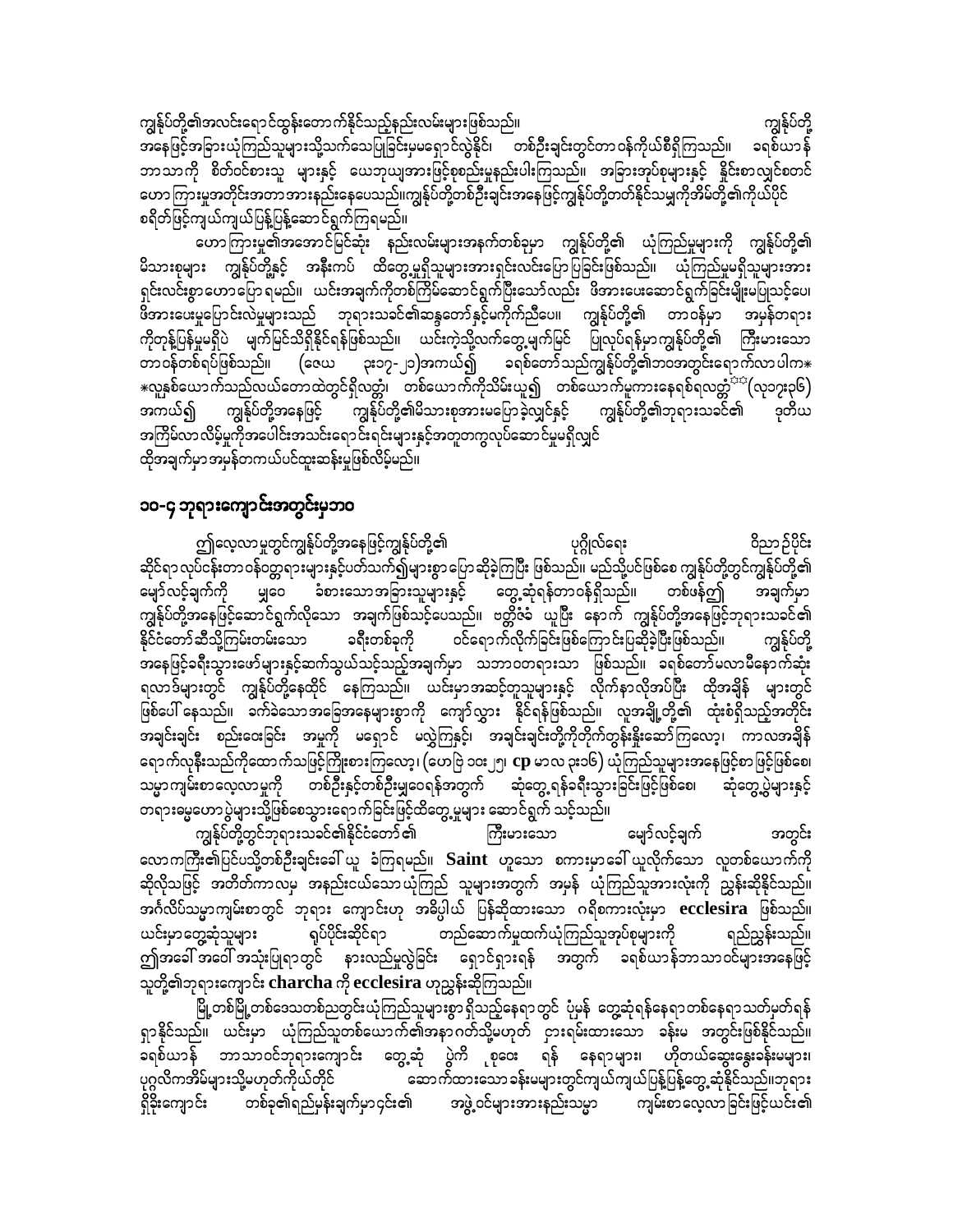ကျွန်ုပ်တို့၏အလင်းရောင်ထွန်းတောက်နိုင်သည့်နည်းလမ်းများဖြစ်သည်။ ကျွန်ုပ်တို့အနေဖြင့်အခြားယုံကြည်သူများသို့သက်သေပြခြင်းမှရှောင်လွှဲနိုင်၊ တစ်ဦးချင်းတွင်တာဝန်ကိုယ်စီရှိကြသည်။ ခရစ်ယာန်ဘာသာကို စိတ်ဝင်စားသူ များနှင့် ယေဘုယျအားဖြင့်စုစည်းမှုနည်းပါးကြသည်။ အခြားအုပ်စုများနှင့် နှိုင်းစာလျှင်စတင်ဟောကြားမှုအတိုင်းအတာအားနည်းနေပေသည်။ကျွန်ုပ်တို့တစ်ဦးချင်းအနေဖြင့်ကျွန်ုပ်တို့တတ်နိုင်သမျှကိုအိမ်တို့၏ကိုယ်ပိုင်စရိတ်ဖြင့်ကျယ်ကျယ်ပြန့်ပြန့်ဆောင်ရွက်ကြရမည်။

ဟောကြားမှု၏အအောင်မြင်ဆုံး နည်းလမ်းများအနက်တစ်ခုမှာ ကျွန်ုပ်တို့၏ ယုံကြည်မှုများကို ကျွန်ုပ်တို့၏မိသားစုများ ကျွန်ုပ်တို့နှင့် အနီးကပ် ထိတွေ့မှုရှိသူများအားရှင်းလင်းပြောပြခြင်းဖြစ်သည်။ ယုံကြည်မှုမရှိသူများအားရှင်းလင်းစွာဟောပြောရမည်။ ယင်းအချက်ကိုတစ်ကြိမ်ဆောင်ရွက်ပြီးသော်လည်း ဖိအားပေးဆောင်ရွက်ခြင်းမျိုးမပြုသင့်ပေ၊ ဖိအားပေးမှုပြောင်းလဲမှုများသည် ဘုရားသခင်၏ဆန္ဒတော်နှင့်မကိုက်ညီပေ။ ကျွန်ုပ်တို့၏ တာဝန်မှာ အမှန်တရားကိုတုန့်ပြန်မှုမရှိပဲ မျက်မြင်သိရှိနိုင်ရန်ဖြစ်သည်။ ယင်းကဲ့သို့လက်တွေ့မျက်မြင် ပြုလုပ်ရန်မှာကျွန်ုပ်တို့၏ ကြီးမားသောတာဝန်တစ်ရပ်ဖြစ်သည်။ (ဇေယ ၃း၁၇-၂၁)အကယ်၍ ခရစ်တော်သည်ကျွန်ုပ်တို့၏ဘဝအတွင်းရောက်လာပါက* *လူနှစ်ယောက်သည်လယ်တောထဲတွင်ရှိလတ္တံ၊ တစ်ယောက်ကိုသိမ်းယူ၍ တစ်ယောက်မူကားနေရစ်ရလတ္တံ**(လု၁၇း၃၆) အကယ်၍ ကျွန်ုပ်တို့အနေဖြင့် ကျွန်ုပ်တို့၏မိသားစုအားမပြောခဲ့လျှင်နှင့် ကျွန်ုပ်တို့၏ဘုရားသခင်၏ ဒုတိယအကြိမ်လာလိမ့်မှုကိုအပေါင်းအသင်းရောင်းရင်းများနှင့်အတူတကွလုပ်ဆောင်မှုမရှိလျှင်ထိုအချက်မှာအမှန်တကယ်ပင်ထူးဆန်းမှုဖြစ်လိမ့်မည်။

## ၁၀-၄ ဘုရားကျောင်းအတွင်းမှဘဝ

ဤလေ့လာမှုတွင်ကျွန်ုပ်တို့အနေဖြင့်ကျွန်ုပ်တို့၏ ပုဂ္ဂိုလ်ရေး ဝိညာဉ်ပိုင်းဆိုင်ရာ လုပ်ငန်းတာဝန်ဝတ္တရားများနှင့်ပတ်သက်၍များစွာပြောဆိုခဲ့ကြပြီး ဖြစ်သည်။ မည်သို့ပင်ဖြစ်စေ ကျွန်ုပ်တို့တွင်ကျွန်ုပ်တို့၏မျှော်လင့်ချက်ကို မျှဝေ ခံစားသောအခြားသူများနှင့် တွေ့ဆုံရန်တာဝန်ရှိသည်။ တစ်ဖန်ဤ အချက်မှာကျွန်ုပ်တို့အနေဖြင့်ဆောင်ရွက်လိုသော အချက်ဖြစ်သင့်ပေသည်။ ဗတ္တိဇံခံ ယူပြီး နောက် ကျွန်ုပ်တို့အနေဖြင့်ဘုရားသခင်၏နိုင်ငံတော်ဆီသို့ကြမ်းတမ်းသော ခရီးတစ်ခုကို ဝင်ရောက်လိုက်ခြင်းဖြစ်ကြောင်းပြဆိုခဲ့ပြီးဖြစ်သည်။ ကျွန်ုပ်တို့အနေဖြင့်ခရီးသွားဖော်များနှင့်ဆက်သွယ်သင့်သည့်အချက်မှာ သဘာဝတရားသော ဖြစ်သည်။ ခရစ်တော်မလာမီနောက်ဆုံးရလာဒ်များတွင် ကျွန်ုပ်တို့နေထိုင် နေကြသည်။ ယင်းမှာအဆင့်တူသူများနှင့် လိုက်နာလိုအပ်ပြီး ထိုအချိန် များတွင်ဖြစ်ပေါ်နေသည်။ ခက်ခဲသောအခြေအနေများစွာကို ကျော်လွှား နိုင်ရန်ဖြစ်သည်။ လူအချို့တို့၏ ထုံးစံရှိသည့်အတိုင်း အချင်းချင်း စည်းဝေးခြင်း အမှုကို မရှောင် မလွဲကြနှင့်၊ အချင်းချင်းတို့ကိုတိုက်တွန်းနှိုးဆော်ကြလော့၊ ကာလအချိန်ရောက်လုနီးသည်ကိုထောက်သဖြင့်ကြိုးစားကြလော့၊ (ဟေဗြဲ ၁၀း၂၅ cp မာလ ၃း၁၆) ယုံကြည်သူများအနေဖြင့်စာဖြင့်ဖြစ်စေ၊ သမ္မာကျမ်းစာလေ့လာမှုကို တစ်ဦးနှင့်တစ်ဦးမျှဝေရန်အတွက် ဆုံတွေ့ရန်ခရီးသွားခြင်းဖြင့်ဖြစ်စေ၊ ဆုံတွေ့ပွဲများနှင့်တရားဓမ္မဟောပွဲများသို့ဖြစ်စေသွားရောက်ခြင်းဖြင့်ထိတွေ့မှုများ ဆောင်ရွက် သင့်သည်။

ကျွန်ုပ်တို့တွင်ဘုရားသခင်၏နိုင်ငံတော်၏ ကြီးမားသော မျှော်လင့်ချက် အတွင်းလောကကြီး၏ပြင်ပသို့တစ်ဦးချင်းခေါ် ယူ ခံကြရမည်။ **Saint** ဟူသော စကားမှာခေါ်ယူလိုက်သော လူတစ်ယောက်ကိုဆိုလိုသဖြင့် အတိတ်ကာလမှ အနည်းငယ်သောယုံကြည် သူများအတွက် အမှန် ယုံကြည်သူအားလုံးကို ညွှန်းဆိုနိုင်သည်။ အင်္ဂလိပ်သမ္မာကျမ်းစာတွင် ဘုရား ကျောင်းဟု အဓိပ္ပါယ် ပြန်ဆိုထားသော ဂရိစကားလုံးမှာ **ecclesira** ဖြစ်သည်။ ယင်းမှာတွေ့ဆုံသူများ ရုပ်ပိုင်းဆိုင်ရာ တည်ဆောက်မှုထက်ယုံကြည်သူအုပ်စုများကို ရည်ညွှန်းသည်။ ဤအခေါ် အဝေါ် အသုံးပြုရာတွင် နားလည်မှုလွဲခြင်း ရှောင်ရှားရန် အတွက် ခရစ်ယာန်ဘာသာဝင်များအနေဖြင့်သူတို့၏ဘုရားကျောင်း **charcha** ကို **ecclesira** ဟုညွှန်းဆိုကြသည်။

မြို့တစ်မြို့တစ်ဒေသတစ်ညတွင်းယုံကြည်သူများစွာရှိသည့်နေရာ တွင် ပုံမှန် တွေ့ဆုံရန်နေရာတစ်နေရာသတ်မှတ်ရန်ရှာနိုင်သည်။ ယင်းမှာ ယုံကြည်သူတစ်ယောက်၏အနာဂတ်သို့မဟုတ် ငှားရမ်းထားသော ခန်းမ အတွင်းဖြစ်နိုင်သည်။ ခရစ်ယာန် ဘာသာဝင်ဘုရားကျောင်း တွေ့ဆုံ ပွဲကို စုဝေး ရန် နေရာများ၊ ဟိုတယ်ဆွေးနွေးခန်းမများ၊ ပုဂ္ဂလိကအိမ်များသို့မဟုတ်ကိုယ်တိုင် ဆောက်ထားသောခန်းမများတွင်ကျယ်ကျယ်ပြန့်ပြန့်တွေ့ဆုံနိုင်သည်။ဘုရားရှိခိုးကျောင်း တစ်ခု၏ရည်မှန်းချက်မှာ၎င်း၏ အဖွဲ့ဝင်များအားနည်းသမျှ ကျမ်းစာလေ့လာခြင်းဖြင့်ယင်း၏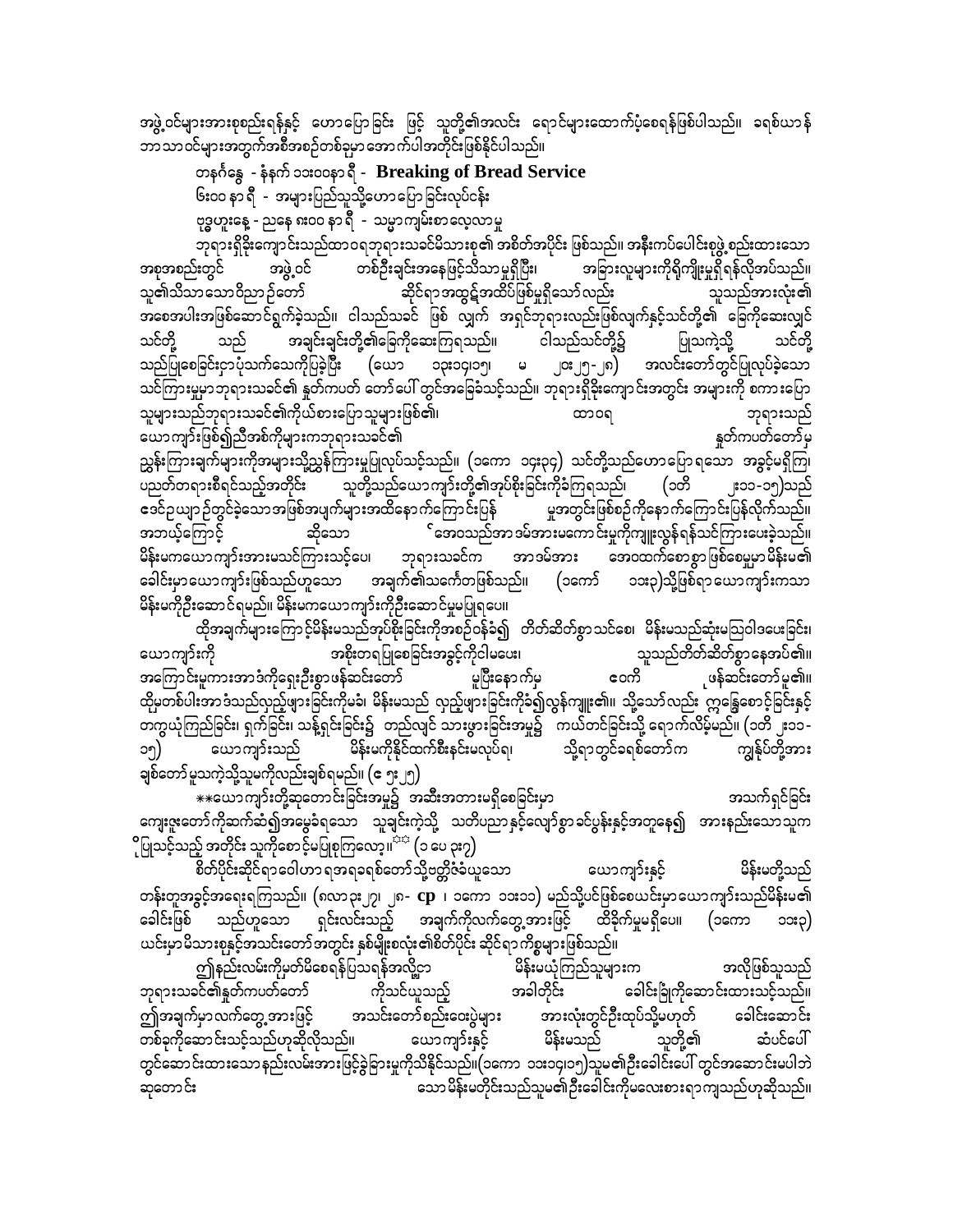အဖွဲ့ဝင်များအားစုစည်းရန်နှင့် ဟောပြောခြင်း ဖြင့် သူတို့၏အလင်း ရောင်များထောက်ပံ့စေရန်ဖြစ်ပါသည်။ ခရစ်ယာန်ဘာသာဝင်များအတွက်အစီအစဉ်တစ်ခုမှာ အောက်ပါအတိုင်းဖြစ်နိုင်ပါသည်။

တနင်္ဂနွေ - နံနက် ၁၁း၀၀နာရီ - **Breaking of Bread Service**

၆း၀၀ နာရီ - အများပြည်သူသို့ဟောပြောခြင်းလုပ်ငန်း

ဗုဒ္ဓဟူးနေ့ - ညနေ ၈း၀၀ နာရီ - သမ္မာကျမ်းစာလေ့လာမှု

ဘုရားရှိခိုးကျောင်းသည်ထာဝရဘုရားသခင်မိသားစု၏အစိတ်အပိုင်း ဖြစ်သည်။ အနီးကပ်ပေါင်းစုဖွဲ့စည်းထားသော အစုအစည်းတွင် အဖွဲ့ဝင် တစ်ဦးချင်းအနေဖြင့်သိသာမှုရှိပြီး၊ အခြားလူများကိုရိုကျိုးမှုရှိရန်လိုအပ်သည်။ သူ၏သိသာသောဝိညာဉ်တော် ဆိုင်ရာအထွဋ်အထိပ်ဖြစ်မှုရှိသော်လည်း သူသည်အားလုံး၏ အစေအပါးအဖြစ်ဆောင်ရွက်ခဲ့သည်။ ငါသည်သခင် ဖြစ် လျှက် အရှင်ဘုရားလည်းဖြစ်လျက်နှင့်သင်တို့၏ ခြေကိုဆေးလျှင် သင်တို့ သည် အချင်းချင်းတို့၏ခြေကိုဆေးကြရသည်။ ငါသည်သင်တို့၌ ပြုသကဲ့သို့ သင်တို့သည်ပြုစေခြင်းငှာပုံသက်သေကိုပြခဲ့ပြီး (ယော ၁၃း၁၄၊၁၅၊ မ ၂၀း၂၅-၂၈) အလင်းတော်တွင်ပြုလုပ်ခဲ့သော သင်ကြားမှုမှာဘုရားသခင်၏ နှုတ်ကပတ် တော်ပေါ် တွင်အခြေခံသင့်သည်။ ဘုရားရှိခိုးကျောင်းအတွင်း အများကို စကားပြောသူများသည်ဘုရားသခင်၏ကိုယ်စားပြောသူများဖြစ်၏။ ထာဝရ ဘုရားသည် ယောကျာ်းဖြစ်၍ညီအစ်ကိုများကဘုရားသခင်၏ နှုတ်ကပတ်တော်မှ ညွှန်ကြားချက်များကိုအများသို့ညွှန်ကြားမှုပြုလုပ်သင့်သည်။ (၁ကော ၁၄း၃၄) သင်တို့သည်ဟောပြောရသော အခွင့်မရှိကြ၊ ပညတ်တရားစီရင်သည့်အတိုင်း သူတို့သည်ယောကျာ်းတို့၏အုပ်စိုးခြင်းကိုခံကြရသည်၊ (၁တိ ၂း၁၁-၁၅)သည် ဒေဝဉ်ယျာဉ်တွင်ခဲ့သောအဖြစ်အပျက်များအထိနောက်ကြောင်းပြန် မှုအတွင်းဖြစ်စဉ်ကိုနောက်ကြောင်းပြန်လိုက်သည်။ အဘယ့်ကြောင့် ဆိုသော် ဧဝသည်အာဒမ်အားကောင်းမှုကိုကျူးလွန်ရန်သင်ကြားပေးခဲ့သည်။ မိန်းမကယောကျာ်းအားမသင်ကြားသင့်ပေ၊ ဘုရားသခင်က အာဒမ်အား အဧထက်စောစွာဖြစ်စေမှုမှာမိန်းမ၏ ခေါင်းမှာယောကျာ်းဖြစ်သည်ဟူသော အချက်၏သင်္ကေတဖြစ်သည်။ (၁ကော် ၁၁း၃)သို့ဖြစ်ရာယောကျာ်းကသာ မိန်းမကိုဦးဆောင်ရမည်။ မိန်းမကယောကျာ်းကိုဦးဆောင်မှုမပြုရပေ။

ထိုအချက်များကြောင့်မိန်းမသည်အုပ်စိုးခြင်းကိုအစဉ်ဝန်ခံ၍ တိတ်ဆိတ်စွာသင်စေ၊ မိန်းမသည်ဆုံးမဩဝါဒပေးခြင်း၊ ယောကျာ်းကို အစိုးတရပြုစေခြင်းအခွင့်ကိုငါမပေး၊ သူသည်တိတ်ဆိတ်စွာနေအပ်၏။ အကြောင်းမူကားအာဒံကိုရှေးဦးစွာဖန်ဆင်းတော် မူပြီးနောက်မှ ဧဝကို ဖန်ဆင်းတော်မူ၏။ ထိုမှတစ်ပါးအာဒံသည်လှည့်ဖြားခြင်းကိုမခံ၊ မိန်းမသည် လှည့်ဖြားခြင်းကိုခံ၍လွန်ကျူး၏။ သို့သော်လည်း ဣန္ဒြေစောင့်ခြင်းနှင့် တကွယုံကြည်ခြင်း၊ ရက်ခြင်း၊ သန့်ရှင်းခြင်း၌ တည်လျင် သားဖွားခြင်းအမှု၌ ကယ်တင်ခြင်းသို့ ရောက်လိမ့်မည်။ (၁တိ ၂း၁၁-၁၅) ယောကျာ်းသည် မိန်းမကိုနိုင်ထက်စီးနင်းမလုပ်ရ၊ သို့ရာတွင်ခရစ်တော်က ကျွန်ုပ်တို့အား ချစ်တော်မူသကဲ့သို့သူမကိုလည်းချစ်ရမည်။ (ဧ ၅း၂၅)

\*\*ယောကျာ်းတို့ဆုတောင်းခြင်းအမှု၌ အဆီးအတားမရှိစေခြင်းမှာ အသက်ရှင်ခြင်း ကျေးဇူးတော်ကိုဆက်ဆံ၍အမွေခံရသော သူချင်းကဲ့သို့ သတိပညာနှင့်လျော်စွာ ခင်ပွန်းနှင့်အတူနေ၍ အားနည်းသောသူက ိုပြုသင့်သည့် အတိုင်း သူကိုစောင့်မပြုစုကြလော့။[☆☆] (၁ပေ ၃း၇)

စိတ်ပိုင်းဆိုင်ရာဝေါဟာရအရခရစ်တော်သို့ဗတ္တိဇံခံယူသော ယောကျာ်းနှင့် မိန်းမတို့သည် တန်းတူအခွင့်အရေးရကြသည်။ (ဂလာ ၃း၂၇၊ ၂၈- **cp** ၊ ၁ကော ၁၁း၁၁) မည်သို့ပင်ဖြစ်စေယင်းမှာယောကျာ်းသည်မိန်းမ၏ ခေါင်းဖြစ် သည်ဟူသော ရှင်းလင်းသည့် အချက်ကိုလက်တွေ့အားဖြင့် ထိခိုက်မှုမရှိပေ။ (၁ကော ၁၁း၃) ယင်းမှာမိသားစုနှင့်အသင်းတော်အတွင်း နှစ်မျိုးစလုံး၏စိတ်ပိုင်း ဆိုင်ရာကိစ္စများဖြစ်သည်။

ဤနည်းလမ်းကိုမှတ်မိစေရန်ပြသရန်အလို့ငှာ မိန်းမယုံကြည်သူများက အလိုဖြစ်သူသည် ဘုရားသခင်၏နှုတ်ကပတ်တော် ကိုသင်ယူသည့် အခါတိုင်း ခေါင်းခြုံကိုဆောင်းထားသင့်သည်။ ဤအချက်မှာလက်တွေ့အားဖြင့် အသင်းတော်စည်းဝေးပွဲများ အားလုံးတွင်ဦးထုပ်သို့မဟုတ် ခေါင်းဆောင်း တစ်ခုကိုဆောင်းသင့်သည်ဟုဆိုလိုသည်။ ယောကျာ်းနှင့် မိန်းမသည် သူတို့၏ ဆံပင်ပေါ် တွင်ဆောင်းထားသောနည်းလမ်းအားဖြင့်ခွဲခြားမှုကိုသိနိုင်သည်။(၁ကော ၁၁း၁၃၊၁၅)သူမ၏ဦးခေါင်းပေါ် တွင်အဆောင်းမပါဘဲ ဆုတောင်း သောမိန်းမတိုင်းသည်သူမ၏ဦးခေါင်းကိုမလေးစားရာကျသည်ဟုဆိုသည်။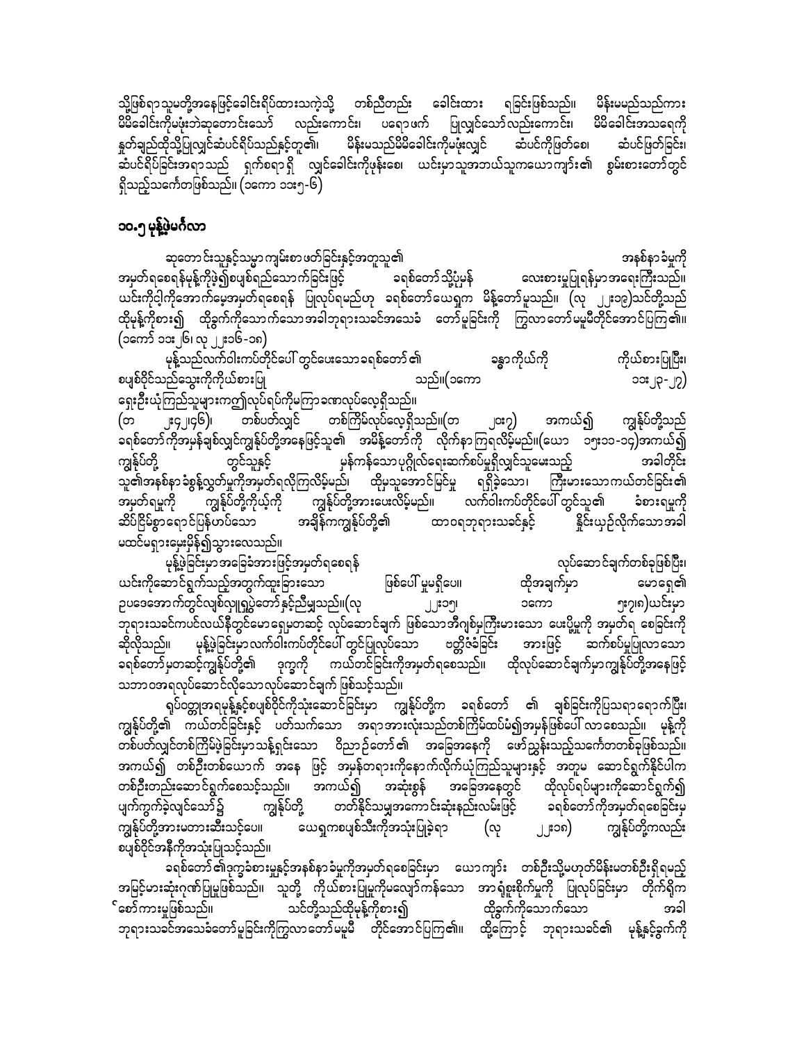သို့ဖြစ်ရာ သူမတို့အနေဖြင့်ခေါင်းရိပ်ထားသကဲ့သို့ တစ်ညီတည်း ခေါင်းထား ရခြင်းဖြစ်သည်။ မိန်းမမည်သည်ကား မိမိခေါင်းကိုမဖုံးဘဲဆုတောင်းသော် လည်းကောင်း၊ ပရောဖက် ပြုလျှင်သော်လည်းကောင်း၊ မိမိခေါင်းအသရေကို နှုတ်ချည်ထိုသို့ပြုလျှင်ဆံပင်ရိပ်သည်နှင့်တူ၏။ မိန်းမသည်မိမိခေါင်းကိုမဖုံးလျှင် ဆံပင်ကိုဖြတ်စေ၊ ဆံပင်ဖြတ်ခြင်း၊ ဆံပင်ရိပ်ခြင်းအရာသည် ရှက်စရာရှိ လျှင်ခေါင်းကိုဖုန်းစေ၊ ယင်းမှာသူအဘယ်သူကယောကျာ်း၏ စွမ်းစားတော်တွင် ရှိသည့်သင်္ကေတဖြစ်သည်။ (၁ကော ၁၁း၅-၆)

## ၁၀.၅ မုန့်ဖဲ့မင်္ဂလာ

ဆုတောင်းသူနှင့်သမ္မာကျမ်းစာ ဖတ်ခြင်းနှင့်အတူသူ၏ အနစ်နာခံမှုကို အမှတ်ရစေရန်မုန့်ကိုဖဲ့၍စပျစ်ရည်သောက်ခြင်းဖြင့် ခရစ်တော်သို့ပုံမှန် လေးစားမှုပြုရန်မှာအရေးကြီးသည်။ ယင်းကိုငါ့ကိုအောက်မေ့အမှတ်ရစေရန် ပြုလုပ်ရမည်ဟု ခရစ်တော်ယေရှုက မိန့်တော်မူသည်။ (လု ၂၂း၁၉)သင်တို့သည် ထိုမုန့်ကိုစား၍ ထိုခွက်ကိုသောက်သောအခါဘုရားသခင်အသေခံ တော်မူခြင်းကို ကြွလာတော်မမူမီတိုင်အောင်ပြကြ၏။ (၁ကော် ၁၁း၂၆၊ လု ၂၂း၁၆-၁၈)

မုန့်သည်လက်ဝါးကပ်တိုင်ပေါ်တွင်ပေးသောခရစ်တော်၏ ခန္ဓာကိုယ်ကို ကိုယ်စားပြုပြီး၊ စပျစ်ဝိုင်သည်သွေးကိုကိုယ်စားပြု သည်။(၁ကော ၁၁း၂၃-၂၇)

ရှေးဦးယုံကြည်သူများကဤလုပ်ရပ်ကိုမကြာခဏလုပ်လေ့ရှိသည်။

(တ ၂း၄၂၊၄၆)၊ တစ်ပတ်လျှင် တစ်ကြိမ်လုပ်လေ့ရှိသည်။(တ ၂၀း၇) အကယ်၍ ကျွန်ုပ်တို့သည် ခရစ်တော်ကိုအမှန်ချစ်လျှင်ကျွန်ုပ်တို့အနေဖြင့်သူ၏ အမိန့်တော်ကို လိုက်နာကြရလိမ့်မည်။(ယော ၁၅း၁၀-၁၄)အကယ်၍ ကျွန်ုပ်တို့ တွင်သူနှင့် မှန်ကန်သောပုဂ္ဂိုလ်ရေးဆက်စပ်မှုရှိလျှင်သူမေးသည့် အခါတိုင်း သူ၏အနစ်နာခံစွန့်လွှတ်မှုကိုအမှတ်ရလိုကြလိမ့်မည်။ ထိုမှသူအောင်မြင်မှု ရရှိခဲ့သော၊ ကြီးမားသောကယ်တင်ခြင်း၏ အမှတ်ရမှုကို ကျွန်ုပ်တို့ကိုယ့်ကို ကျွန်ုပ်တို့အားပေးလိမ့်မည်။ လက်ဝါးကပ်တိုင်ပေါ်တွင်သူ၏ ခံစားရမှုကို ဆိပ်ငြိမ်စွာရောင်ပြန်ဟပ်သော အချိန်ကကျွန်ုပ်တို့၏ ထာဝရဘုရားသခင်နှင့် နှိုင်းယှဉ်လိုက်သောအခါ မထင်မရှားမှေးမှိန်၍သွားလေသည်။

မုန့်ဖဲ့ခြင်းမှာအခြေခံအားဖြင့်အမှတ်ရစေရန် လုပ်ဆောင်ချက်တစ်ခုဖြစ်ပြီး၊ ယင်းကိုဆောင်ရွက်သည့်အတွက်ထူးခြားသော ဖြစ်ပေါ်မှုမရှိပေ။ ထိုအချက်မှာ မောရှေ၏ ဥပဒေအောက်တွင်လျစ်လျူရှုပွဲတော်နှင့်ညီမျှသည်။(လု ၂၂း၁၅၊ ၁ကော ၅း၇၊၈)ယင်းမှာ ဘုရားသခင်ကပင်လယ်နီတွင်မောရှေမှတဆင့် လုပ်ဆောင်ချက် ဖြစ်သောအီဂျစ်မှကြီးမားသော ပေးပို့မှုကို အမှတ်ရ စေခြင်းကို ဆိုလိုသည်။ မုန့်ဖဲ့ခြင်းမှာလက်ဝါးကပ်တိုင်ပေါ်တွင်ပြုလုပ်သော ဗတ္တိဇံခံခြင်း အားဖြင့် ဆက်စပ်မှုပြုလာသော ခရစ်တော်မှတဆင့်ကျွန်ုပ်တို့၏ ဒုက္ခကို ကယ်တင်ခြင်းကိုအမှတ်ရစေသည်။ ထိုလုပ်ဆောင်ချက်မှာကျွန်ုပ်တို့အနေဖြင့် သဘာဝအရလုပ်ဆောင်လိုသောလုပ်ဆောင်ချက် ဖြစ်သင့်သည်။

ရုပ်ဝတ္ထုအရမုန့်နှင့်စပျစ်ဝိုင်ကိုသုံးဆောင်ခြင်းမှာ ကျွန်ုပ်တို့က ခရစ်တော် ၏ ချစ်ခြင်းကိုပြသရာရောက်ပြီး၊ ကျွန်ုပ်တို့၏ ကယ်တင်ခြင်းနှင့် ပတ်သက်သော အရာအားလုံးသည်တစ်ကြိမ်ထပ်မံ၍အမှန်ဖြစ်ပေါ်လာစေသည်။ မုန့်ကို တစ်ပတ်လျှင်တစ်ကြိမ်ဖဲ့ခြင်းမှာသန့်ရှင်းသော ဝိညာဉ်တော်၏ အခြေအနေကို ဖော်ညွှန်းသည့်သင်္ကေတတစ်ခုဖြစ်သည်။ အကယ်၍ တစ်ဦးတစ်ယောက် အနေ ဖြင့် အမှန်တရားကိုနောက်လိုက်ယုံကြည်သူများနှင့် အတူမ ဆောင်ရွက်နိုင်ပါက တစ်ဦးတည်းဆောင်ရွက်စေသင့်သည်။ အကယ်၍ အဆုံးစွန် အခြေအနေတွင် ထိုလုပ်ရပ်များကိုဆောင်ရွက်၍ ပျက်ကွက်ခဲ့လျှင်သော်၌ ကျွန်ုပ်တို့ တတ်နိုင်သမျှအကောင်းဆုံးနည်းလမ်းဖြင့် ခရစ်တော်ကိုအမှတ်ရစေခြင်းမှ ကျွန်ုပ်တို့အားမတားဆီးသင့်ပေ။ ယေရှုကစပျစ်သီးကိုအသုံးပြုခဲ့ရာ (လု ၂၂း၁၈) ကျွန်ုပ်တို့ကလည်း စပျစ်ဝိုင်အနီကိုအသုံးပြုသင့်သည်။

ခရစ်တော်၏ဒုက္ခခံစားမှုနှင့်အနစ်နာခံမှုကိုအမှတ်ရစေခြင်းမှာ ယောကျာ်း တစ်ဦးသို့မဟုတ်မိန်းမတစ်ဦးရှိရမည့် အမြင့်မားဆုံးဂုဏ်ပြုမှုဖြစ်သည်။ သူတို့ ကိုယ်စားပြုမှုကိုမလျော်ကန်သော အာရုံစူးစိုက်မှုကို ပြုလုပ်ခြင်းမှာ တိုက်ရိုက် ဝေဖန်ကဲ့ရဲ့စော်ကားမှုဖြစ်သည်။ သင်တို့သည်ထိုမုန့်ကိုစား၍ ထိုခွက်ကိုသောက်သော အခါ ဘုရားသခင်အသေခံတော်မူခြင်းကိုကြွလာတော်မမူမီ တိုင်အောင်ပြကြ၏။ ထို့ကြောင့် ဘုရားသခင်၏ မုန့်နှင့်ခွက်ကို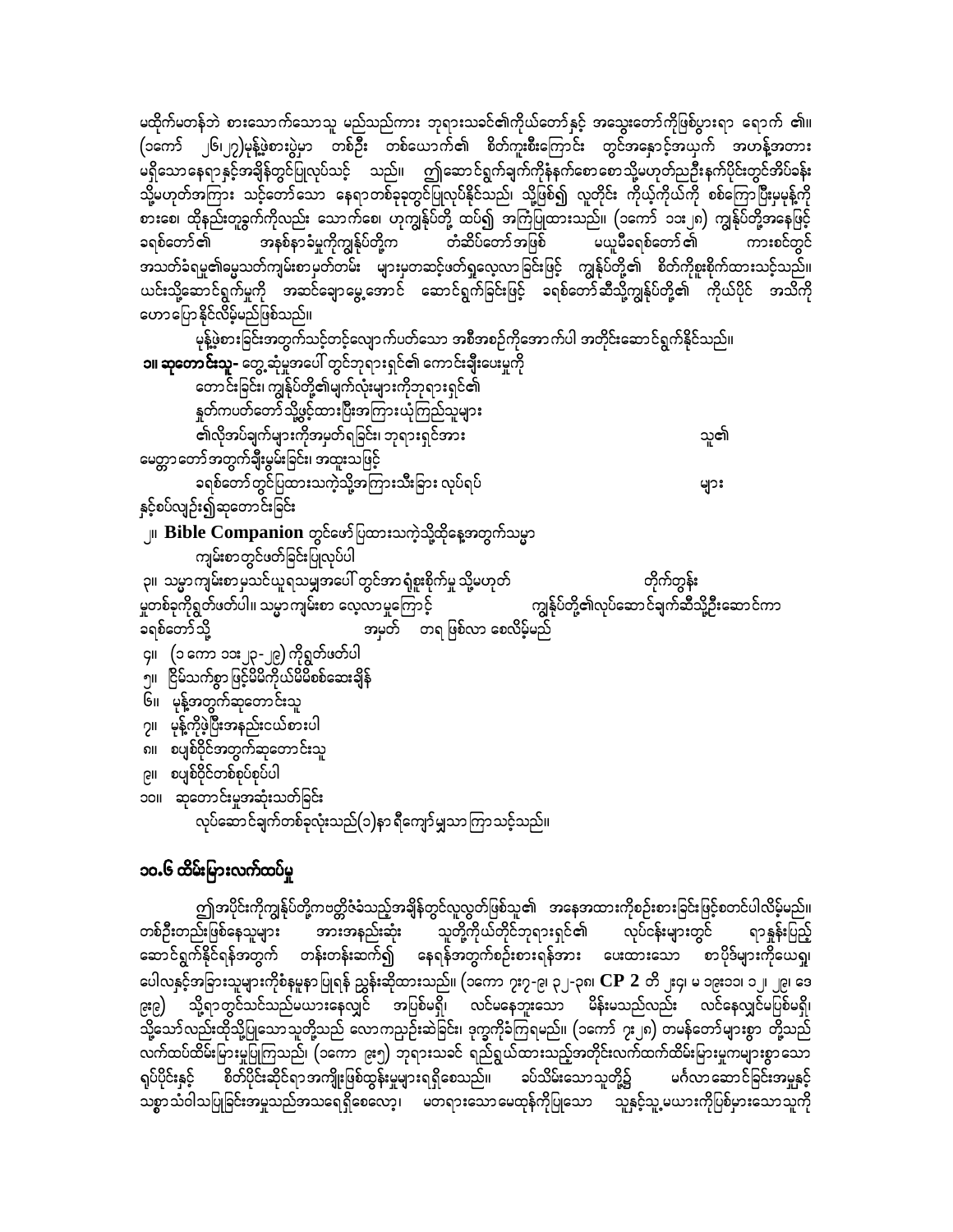မထိုက်မတန်ဘဲ စားသောက်သောသူ မည်သည်ကား ဘုရားသခင်၏ကိုယ်တော်နှင့် အသွေးတော်ကိုဖြစ်ပွားရာ ရောက် ၏။ (၁ကော် ၂၆၊၂၇)မုန့်ဖဲ့စားပွဲမှာ တစ်ဦး တစ်ယောက်၏ စိတ်ကူးစီးကြောင်း တွင်အနှောင့်အယှက် အဟန့်အတား မရှိသောနေရာနှင့်အချိန်တွင်ပြုလုပ်သင့် သည်။ ဤဆောင်ရွက်ချက်ကိုနံနက်စောစောသို့မဟုတ်ညဉီးနက်ပိုင်းတွင်အိပ်ခန်း သို့မဟုတ်အကြား သင့်တော်သော နေရာတစ်ခုခုတွင်ပြုလုပ်နိုင်သည်၊ သို့ဖြစ်၍ လူတိုင်း ကိုယ့်ကိုယ်ကို စစ်ကြောပြီးမုန့်ကို စား၍၊ ထိုနည်းတူခွက်ကိုလည်း သောက်စေ၊ ဟုကျွန်ုပ်တို့ ထပ်၍ အကြံပြုထားသည်။ (၁ကော် ၁၁း၂၈) ကျွန်ုပ်တို့အနေဖြင့် ခရစ်တော်၏ အနစ်နာခံမှုကိုကျွန်ုပ်တို့က တံဆိပ်တော်အဖြစ် မယူမီခရစ်တော်၏ ကားစင်တွင် အသတ်ခံရမှု၏ဓမ္မသတ်ကျမ်းစာမှတ်တမ်း များမှတဆင့်ဖတ်ရှုလေ့လာခြင်းဖြင့် ကျွန်ုပ်တို့၏ စိတ်ကိုစူးစိုက်ထားသင့်သည်။ ယင်းသို့ဆောင်ရွက်မှုကို အဆင်ချောမွေ့အောင် ဆောင်ရွက်ခြင်းဖြင့် ခရစ်တော်ဆီသို့ကျွန်ုပ်တို့၏ ကိုယ်ပိုင် အသိကို ဟောပြောနိုင်လိမ့်မည်ဖြစ်သည်။

မုန့်ဖဲ့စားခြင်းအတွက်သင့်တင့်လျောက်ပတ်သော အစီအစဉ်ကိုအောက်ပါ အတိုင်းဆောင်ရွက်နိုင်သည်။

**၁။ ဆုတောင်းသူ-** တွေ့ဆုံမှုအပေါ် တွင်ဘုရားရှင်၏ ကောင်းချီးပေးမှုကို တောင်းခြင်း၊ ကျွန်ုပ်တို့၏မျက်လုံးများကိုဘုရားရှင်၏ နှုတ်ကပတ်တော်သို့ဖွင့်ထားပြီးအကြားယုံကြည်သူများ ၏လိုအပ်ချက်များကိုအမှတ်ရခြင်း၊ ဘုရားရှင်အား သူ၏ မေတ္တာတော်အတွက်ချီးမွမ်းခြင်း၊ အထူးသဖြင့် ခရစ်တော်တွင်ပြထားသကဲ့သို့အကြားသီးခြား လုပ်ရပ် များ နှင့်စပ်လျဉ်း၍ဆုတောင်းခြင်း

၂။ **Bible Companion** တွင်ဖော်ပြထားသကဲ့သို့ထိုနေ့အတွက်သမ္မာ ကျမ်းစာတွင်ဖတ်ခြင်းပြုလုပ်ပါ

၃။ သမ္မာကျမ်းစာမှသင်ယူရသမျှအပေါ် တွင်အာရုံစူးစိုက်မှု သို့မဟုတ် တိုက်တွန်း မှုတစ်ခုကိုရွတ်ဖတ်ပါ။ သမ္မာကျမ်းစာ လေ့လာမှုကြောင့် ကျွန်ုပ်တို့၏လုပ်ဆောင်ချက်ဆီသို့ဦးဆောင်ကာ ခရစ်တော်သို့ အမှတ် တရ ဖြစ်လာ စေလိမ့်မည်

၄။ (၁ ကော ၁၁း၂၃-၂၉) ကိုရွတ်ဖတ်ပါ

၅။ ငြိမ်သက်စွာ ဖြင့်မိမိကိုယ်မိမိစစ်ဆေးချိန်

၆။ မုန့်အတွက်ဆုတောင်းသူ

၇။ မုန့်ကိုဖဲ့ပြီးအနည်းငယ်စားပါ

၈။ စပျစ်ဝိုင်အတွက်ဆုတောင်းသူ

၉။ စပျစ်ဝိုင်တစ်စုပ်စုပ်ပါ

၁၀။ ဆုတောင်းမှုအဆုံးသတ်ခြင်း

လုပ်ဆောင်ချက်တစ်ခုလုံးသည်(၁)နာ ရီကျော်မျှသာ ကြာသင့်သည်။

## ၁၀.၆ ထိမ်းမြားလက်ထပ်မှု

ဤအပိုင်းကိုကျွန်ုပ်တို့ကဗတ္တိဇံခံသည့်အချိန်တွင်လူလွတ်ဖြစ်သူ၏ အနေအထားကိုစဉ်းစားခြင်းဖြင့်စတင်ပါလိမ့်မည်။ တစ်ဦးတည်းဖြစ်နေသူများ အားအနည်းဆုံး သူတို့ကိုယ်တိုင်ဘုရားရှင်၏ လုပ်ငန်းများတွင် ရာနှုန်းပြည့် ဆောင်ရွက်နိုင်ရန်အတွက် တန်းတန်းဆက်၍ နေရန်အတွက်စဉ်းစားရန်အား ပေးထားသော စာပိုဒ်များကိုယေရှု၊ ပေါလနှင့်အခြားသူများကိုစံနမူနာ ပြုရန် ညွှန်းဆိုထားသည်။ (၁ကော ၇း၇-၉၊ ၃၂-၃၈၊ **CP 2** တိ ၂း၄၊ မ ၁၉း၁၁၊ ၁၂၊ ၂၉၊ ဒေ ၉း၉) သို့ရာတွင်သင်သည်မယားနေလျှင် အပြစ်မရှိ၊ လင်မနေဘူးသော မိန်းမသည်လည်း လင်နေလျှင်မပြစ်မရှိ၊ သို့သော်လည်းထိုသို့ပြုသောသူတို့သည် လောကညဉ်းဆဲခြင်း၊ ဒုက္ခကိုခံကြရမည်။ (၁ကော် ၇း၂၈) တမန်တော်များစွာ တို့သည် လက်ထပ်ထိမ်းမြားမှုပြုကြသည်၊ (၁ကော ၉း၅) ဘုရားသခင် ရည်ရွယ်ထားသည့်အတိုင်းလက်ထက်ထိမ်းမြားမှုကမ္ဘာများစွာသော ရုပ်ပိုင်းနှင့် စိတ်ပိုင်းဆိုင်ရာအကျိုးဖြစ်ထွန်းမှုများရရှိစေသည်။ ခပ်သိမ်းသောသူတို့၌ မင်္ဂလာဆောင်ခြင်းအမှုနှင့် သစ္စာသံဝါသပြုခြင်းအမှုသည်အသရေရှိစေလော့၊ မတရားသောမေထုန်ကိုပြုသော သူနှင့်သူ့မယားကိုပြစ်မှားသောသူကို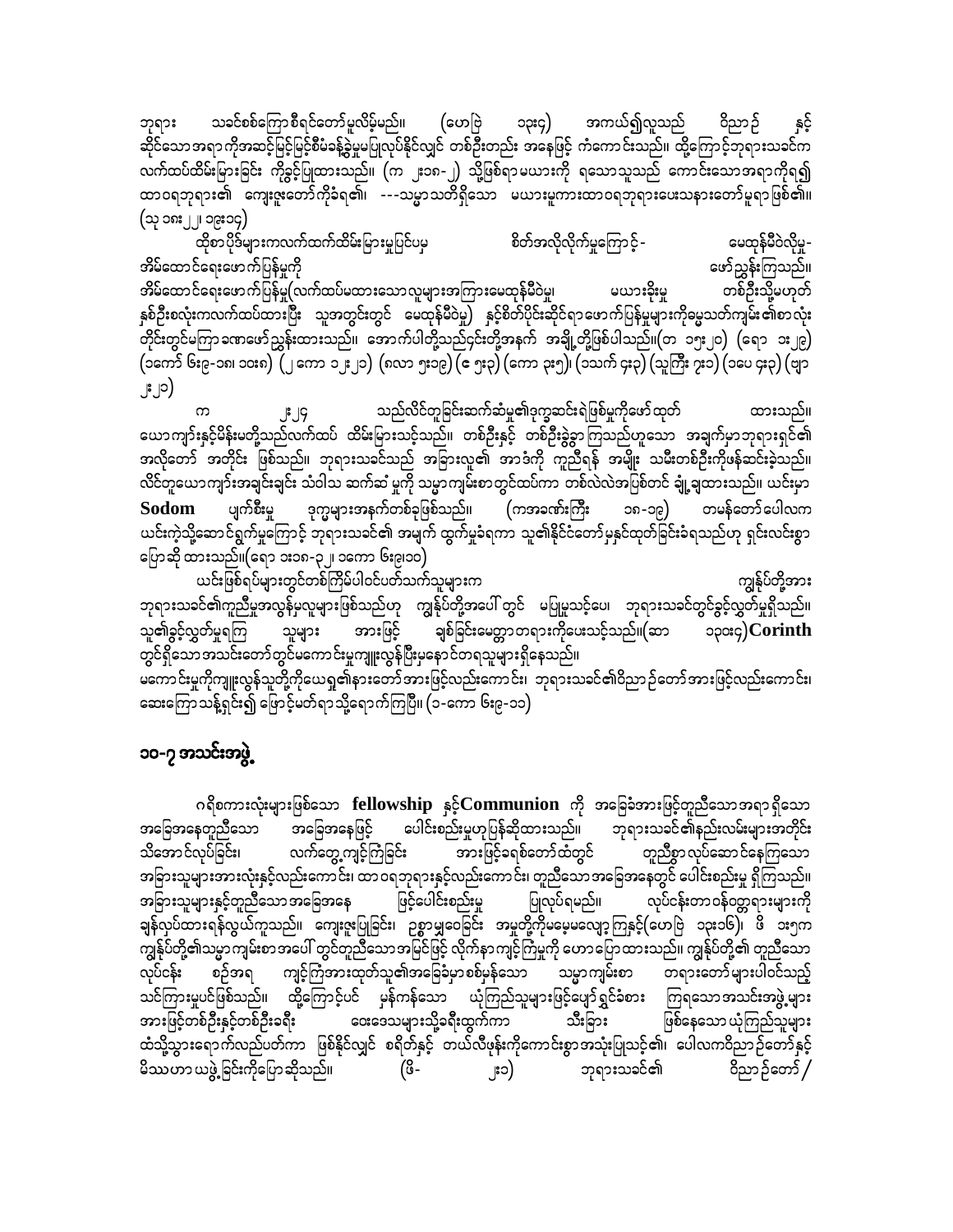ဘုရားသခင်စစ်ကြောစီရင်တော်မူလိမ့်မည်။ (ဟေဗြဲ ၁၃း၄) အကယ်၍လူသည် ဝိညာဉ် နှင့် ဆိုင်သောအရာကိုအဆင့်မြင့်မြင့်စီမံခန့်ခွဲမှုမပြုလုပ်နိုင်လျှင် တစ်ဦးတည်း အနေဖြင့် ကံကောင်းသည်။ ထို့ကြောင့်ဘုရားသခင်က လက်ထပ်ထိမ်းမြားခြင်း ကိုခွင့်ပြုထားသည်။ (က ၂း၁၈-၂) သို့ဖြစ်ရာမယားကို ရသောသူသည် ကောင်းသောအရာကိုရ၍ ထာဝရဘုရား၏ ကျေးဇူးတော်ကိုခံရ၏။ ---သမ္မာသတိရှိသော မယားမူကားထာဝရဘုရားပေးသနားတော်မူရာဖြစ်၏။ (သု ၁၈း၂၂၊ ၁၉း၁၄)

ထိုစာပိုဒ်များကလက်ထက်ထိမ်းမြားမှုပြင်ပမှ စိတ်အလိုလိုက်မှုကြောင့်- မေထုန်မှီဝဲလိုမှု- အိမ်ထောင်ရေးဖောက်ပြန်မှုကို ဖော်ညွှန်းကြသည်။

အိမ်ထောင်ရေးဖောက်ပြန်မှု(လက်ထပ်မထားသောလူများအကြားမေထုန်မှီဝဲမှု၊ မယားခိုးမှု တစ်ဦးသို့မဟုတ် နှစ်ဦးစလုံးကလက်ထပ်ထားပြီး သူ့အတွင်းတွင် မေထုန်မှီဝဲမှု) နှင့်စိတ်ပိုင်းဆိုင်ရာဖောက်ပြန်မှုများကိုဓမ္မသတ်ကျမ်း၏စာလုံး တိုင်းတွင်မကြာခဏဖော်ညွှန်းထားသည်။ အောက်ပါတို့သည်၎င်းတို့အနက် အချို့တို့ဖြစ်ပါသည်။(တ ၁၅း၂၀) (ရော ၁း၂၉) (၁ကော ၆း၉-၁၈၊ ၁၀း၈) (၂ကော ၁၂း၂၁) (ဂလာ ၅း၁၉) (ဧ ၅း၃) (ကော ၃း၅)၊ (၁သက် ၄း၃) (သုကြီး ၇း၁) (၁ပေ ၄း၃) (ဗျာ ၂း၂၀)

က ၂း၂၄ သည်လိင်တူခြင်းဆက်ဆံမှု၏ဒုက္ခဆင်းရဲဖြစ်မှုကိုဖော်ထုတ် ထားသည်။ ယောကျာ်းနှင့်မိန်းမတို့သည်လက်ထပ် ထိမ်းမြားသင့်သည်။ တစ်ဦးနှင့် တစ်ဦးခွဲခွာကြသည်ဟူသော အချက်မှာဘုရားရှင်၏ အလိုတော် အတိုင်း ဖြစ်သည်။ ဘုရားသခင်သည် အခြားလူ၏ အာဒံကို ကူညီရန် အမျိုး သမီးတစ်ဦးကိုဖန်ဆင်းခဲ့သည်။ လိင်တူယောကျာ်းအချင်းချင်း သံဝါသ ဆက်ဆံ မှုကို သမ္မာကျမ်းစာတွင်ထပ်ကာ တစ်လဲလဲအပြစ်တင် ချုံ့ချထားသည်။ ယင်းမှာ **Sodom** ပျက်စီးမှု ဒုက္ခများအနက်တစ်ခုဖြစ်သည်။ (ကအခဏ်းကြီး ၁၈-၁၉) တမန်တော်ပေါလက ယင်းကဲ့သို့ဆောင်ရွက်မှုကြောင့် ဘုရားသခင်၏ အမျက် ထွက်မှုခံရကာ သူ၏နိုင်ငံတော်မှနှင်ထုတ်ခြင်းခံရသည်ဟု ရှင်းလင်းစွာ ပြောဆို ထားသည်။(ရော ၁း၁၈-၃၂၊ ၁ကော ၆း၉၊၁၀)

ယင်းဖြစ်ရပ်များတွင်တစ်ကြိမ်ပါဝင်ပတ်သက်သူများက ကျွန်ုပ်တို့အား ဘုရားသခင်၏ကူညီမှုအလွန်မှလူများဖြစ်သည်ဟု ကျွန်ုပ်တို့အပေါ် တွင် မပြုမူသင့်ပေ၊ ဘုရားသခင်တွင်ခွင့်လွှတ်မှုရှိသည်။ သူ၏ခွင့်လွှတ်မှုရကြ သူများ အားဖြင့် ချစ်ခြင်းမေတ္တာတရားကိုပေးသင့်သည်။(ဆာ ၁၃၀း၄)**Corinth** တွင်ရှိသောအသင်းတော်တွင်မကောင်းမှုကျူးလွန်ပြီးမှနောင်တရသူများရှိနေသည်။

မကောင်းမှုကိုကျူးလွန်သူတို့ကိုယေရှု၏နာမတော်အားဖြင့်လည်းကောင်း၊ ဘုရားသခင်၏ဝိညာဉ်တော်အားဖြင့်လည်းကောင်း၊ ဆေးကြောသန့်ရှင်း၍ ဖြောင့်မတ်ရာသို့ရောက်ကြပြီ။ (၁-ကော ၆း၉-၁၁)

## ၁၀-၇ အသင်းအဖွဲ့

ဂရိစကားလုံးများဖြစ်သော **fellowship** နှင့်**Communion** ကို အခြေခံအားဖြင့်တူညီသောအရာ ရှိသော အခြေအနေတူညီသော အခြေအနေဖြင့် ပေါင်းစည်းမှုဟုပြန်ဆိုထားသည်။ ဘုရားသခင်၏နည်းလမ်းများအတိုင်း သိအောင်လုပ်ခြင်း၊ လက်တွေ့ကျင့်ကြံခြင်း အားဖြင့်ခရစ်တော်ထံတွင် တူညီစွာလုပ်ဆောင်နေကြသော အခြားသူများအားလုံးနှင့်လည်းကောင်း၊ ထာဝရဘုရားနှင့်လည်းကောင်း၊ တူညီသောအခြေအနေတွင် ပေါင်းစည်းမှု ရှိကြသည်။ အခြားသူများနှင့်တူညီသောအခြေအနေ ဖြင့်ပေါင်းစည်းမှု ပြုလုပ်ရမည်။ လုပ်ငန်းတာဝန်တွေရားများကို ချန်လုပ်ထားရန်လွယ်ကူသည်။ ကျေးဇူးပြုခြင်း၊ ဥစ္စာမျှဝေခြင်း အမှုတို့ကိုမမေ့လျော့ကြနှင့်(ဟေဗြဲ ၁၃း၁၆)၊ ဖိ ၁း၅က ကျွန်ုပ်တို့၏သမ္မာကျမ်းစာအပေါ် တွင်တူညီသောအမြင်ဖြင့် လိုက်နာကျင့်ကြံမှုကို ဟောပြောထားသည်။ ကျွန်ုပ်တို့၏ တူညီသော လုပ်ငန်း စဉ်အရ ကျင့်ကြံအားထုတ်သူ၏အခြေခံမှာစစ်မှန်သော သမ္မာကျမ်းစာ တရားတော်များပါဝင်သည့် သင်ကြားမှုပင်ဖြစ်သည်။ ထို့ကြောင့်ပင် မှန်ကန်သော ယုံကြည်သူများဖြင့်ပျော်ရွှင်ခံစား ကြရသောအသင်းအဖွဲ့များ အားဖြင့်တစ်ဦးနှင့်တစ်ဦးခရီး ဝေးဒေသများသို့ခရီးထွက်ကာ သီးခြား ဖြစ်နေသောယုံကြည်သူများ ထံသို့သွားရောက်လည်ပတ်ကာ ဖြစ်နိုင်လျှင် စရိတ်နှင့် တယ်လီဖုန်းကိုကောင်းစွာအသုံးပြုသင့်၏၊ ပေါလကဝိညာဉ်တော်နှင့် မိဿဟာယဖွဲ့ခြင်းကိုပြောဆိုသည်။ (ဖိ- ၂း၁) ဘုရားသခင်၏ ဝိညာဉ်တော်/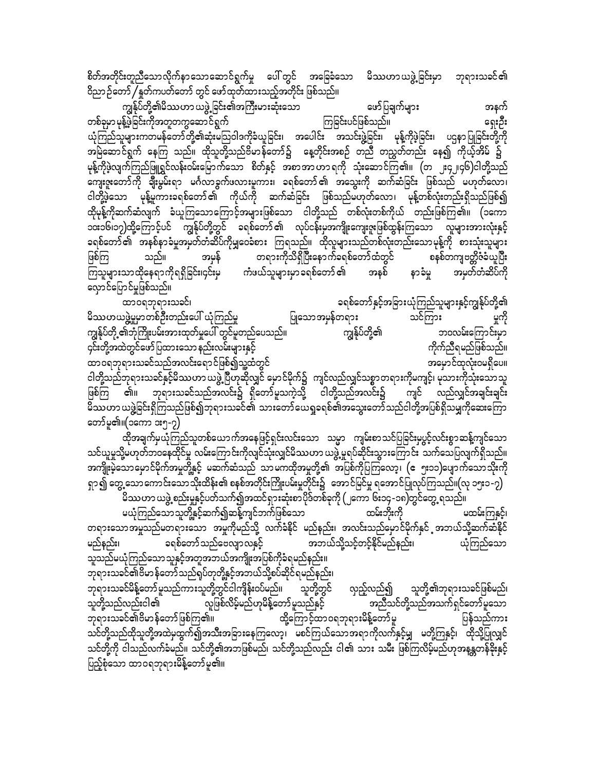စိတ်အတိုင်းတူညီသောလိုက်နာသောဆောင်ရွက်မှု ပေါ် တွင် အခြေခံသော မိဿဟာယဖွဲ့ခြင်းမှာ ဘုရားသခင်၏ ဝိညာဉ်တော် / နှုတ်ကပတ်တော် တွင် ဖော်ထုတ်ထားသည့်အတိုင်း ဖြစ်သည်။

ကျွန်ုပ်တို့၏မိဿဟာယဖွဲ့ခြင်း၏အကြီးမားဆုံးသော ဖော်ပြချက်များ အနက် တစ်ခုမှာ မုန့်ဖဲ့ခြင်းကိုအတူတကွဆောင်ရွက် ကြခြင်းပင်ဖြစ်သည်။ ရှေးဦး ယုံကြည်သူများကတမန်တော်တို့၏ဆုံးမဩဝါဒကိုခံယူခြင်း၊ အပေါင်း အသင်းဖွဲ့ခြင်း၊ မုန့်ကိုဖဲ့ခြင်း၊ ပဌနာပြုခြင်းတို့ကို အမြဲဆောင်ရွက် နေကြ သည်။ ထိုသူတို့သည်ဗိမာန်တော်၌ နေ့တိုင်းအစဉ် တညီ တညွတ်တည်း နေ၍ ကိုယ့်အိမ် ၌ မုန့်ကိုဖဲ့လျက်ကြည်ဖြူရွှင်လန်းဝမ်းမြောက်သော စိတ်နှင့် အစာအာဟာရကို သုံးဆောင်ကြ၏။ (တ ၂း၄၂၊၄၆)ငါတို့သည် ကျေးဇူးတော်ကို ချီးမွမ်းရာ မင်္ဂလာခွက်ဖလားမူကား၊ ခရစ်တော်၏ အသွေးကို ဆက်ဆံခြင်း ဖြစ်သည် မဟုတ်လော၊ ငါတို့ဖဲ့သော မုန့်မူကားခရစ်တော်၏ ကိုယ်ကို ဆက်ဆံခြင်း ဖြစ်သည်မဟုတ်လော၊ မုန့်တစ်လုံးတည်းရှိသည်ဖြစ်၍ ထိုမုန့်ကိုဆက်ဆံလျက် ခံယူကြသောကြောင့်အများဖြစ်သော ငါတို့သည် တစ်လုံးတစ်ကိုယ် တည်းဖြစ်ကြ၏။ (၁ကော ၁၀း၁၆၊၁၇)ထို့ကြောင့်ပင် ကျွန်ုပ်တို့တွင် ခရစ်တော်၏ လုပ်ငန်းမှအကျိုးကျေးဇူးဖြစ်ထွန်းကြသော လူများအားလုံးနှင့် ခရစ်တော်၏ အနစ်နာခံမှုအမှတ်တံဆိပ်ကိုမျှဝေခံစား ကြရသည်။ ထိုလူများသည်တစ်လုံးတည်းသော မုန့်ကို စားသုံးသူများ ဖြစ်ကြ သည်။ အမှန် တရားကိုသိရှိပြီးနောက်ခရစ်တော်ထံတွင် စနစ်တကျ ဗတ္တိဇံခံယူပြီး ကြသူများသာထိုနေရာကိုရရှိခြင်း၄င်းမှ ကံဖယ်သူများမှာခရစ်တော်၏ အနစ် နာခံမှု အမှတ်တံဆိပ်ကို လှောင်ပြောင်မှုဖြစ်သည်။

ထာဝရဘုရားသခင်၊ ခရစ်တော်နှင့်အခြားယုံကြည်သူများနှင့်ကျွန်ုပ်တို့၏ မိဿဟာယဖွဲ့မှုမှာတစ်ဦးတည်းပေါ် ယုံကြည်မှု ပြသောအမှန်တရား သင်ကြား မှုကို ကျွန်ုပ်တို့၏ဘုံကြီးပမ်းအားထုတ်မှုပေါ် တွင်မူတည်ပေသည်။ ကျွန်ုပ်တို့၏ ဘဝလမ်းကြောင်းမှာ ၄င်းတို့အထဲတွင်ဖော်ပြထားသော နည်းလမ်းများနှင့် ကိုက်ညီရမည်ဖြစ်သည်။ ထာဝရဘုရားသခင်သည်အလင်းရောင်ဖြစ်၍သူ့ထံတွင် အမှောင်ထုလုံးဝမရှိပေ။ ငါတို့သည်ဘုရားသခင်နှင့်မိဿဟာယဖွဲ့ပြီဟုဆိုလျှင် မှောင်မိုက်၌ ကျင်လည်လျှင်သစ္စာတရားကိုမကျင့်၊ မုသားကိုသုံးသောသူ ဖြစ်ကြ ၏။ ဘုရားသခင်သည်အလင်း၌ ရှိတော်မူသကဲ့သို့ ငါတို့သည်အလင်း၌ ကျင် လည်လျှင်အချင်းချင်း မိဿဟာယဖွဲ့ခြင်းရှိကြသည်ဖြစ်၍ဘုရားသခင်၏ သားတော်ယေရှုခရစ်၏အသွေးတော်သည်ငါတို့အပြစ်ရှိသမျှကိုဆေးကြော တော်မူ၏။(၁ကော ၁း၅-၇)

ထိုအချက်မှယုံကြည်သူတစ်ယောက်အနေဖြင့်ရှင်းလင်းသော သမ္မာ ကျမ်းစာသင်ပြခြင်းမှပွင့်လင်းစွာဆန့်ကျင်သော သင်ယူမှုသို့မဟုတ်ဘဝနေထိုင်မှု လမ်းကြောင်းကိုလျှင်သုံးလျှင်မိဿဟာယဖွဲ့မှုရပ်ဆိုင်းသွားကြောင်း သက်သေပြလျက်ရှိသည်။ အကျိုးမဲ့သောမှောင်မိုက်အမှုတို့နှင့် မဆက်ဆံသည် သာမကထိုအမှုတို့၏ အပြစ်ကိုပြကြလော့၊ (ဧ ၅း၁၁)ပျောက်သောသိုးကို ရှာ၍ တွေ့သောကောင်းသောသိုးထိန်း၏ စနစ်အတိုင်းကြိုးပမ်းမှုတိုင်း၌ အောင်မြင်မှု ရအောင်ပြုလုပ်ကြသည်။(လု ၁၅း၁-၇)

မိဿဟာယဖွဲ့စည်းမှုနှင့်ပတ်သက်၍အထင်ရှားဆုံးစာပိုဒ်တစ်ခုကို (၂ကော ၆း၁၄-၁၈)တွင်တွေ့ရသည်။

မယုံကြည်သောသူတို့နှင့်ဆက်၍ဆန့်ကျင်ဘက်ဖြစ်သော ထမ်းဘိုးကို မထမ်းကြနှင့်၊ တရားသောအမှုသည်မတရားသော အမှုကိုမည်သို့ လက်ခံနိုင် မည်နည်း၊ အလင်းသည်မှောင်မိုက်နှင့် အဘယ်သို့ဆက်ဆံနိုင် မည်နည်း၊ ခရစ်တော်သည်ဗေလျာလနှင့် အဘယ်သို့သင့်တင့်နိုင်မည်နည်း၊ ယုံကြည်သော သူသည်မယုံကြည်သောသူနှင့်အတူအဘယ်အကျိုးအပြစ်ကိုခံရမည်နည်း။ ဘုရားသခင်၏ဗိမာန်တော်သည်ရုပ်တုတို့နှင့်အဘယ်သို့စပ်ဆိုင်ရမည်နည်း၊ ဘုရားသခင်မိန့်တော်မူသည်ကားသူတို့တွင်ငါကျိန်းဝပ်မည်။ သူတို့တွင် လှည့်လည်၍ သူတို့၏ဘုရားသခင်ဖြစ်မည်၊ သူတို့သည်လည်းငါ၏ လူဖြစ်လိမ့်မည်ဟုမိန့်တော်မူသည်နှင့် အညီသင်တို့သည်အသက်ရှင်တော်မူသော ဘုရားသခင်၏ဗိမာန်တော်ဖြစ်ကြ၏။ ထို့ကြောင့်ထာဝရဘုရားမိန့်တော်မူ ပြန်သည်ကား သင်တို့သည်ထိုသူတို့အထဲမှထွက်၍အသီးအခြားနေကြလော့၊ မစင်ကြယ်သောအရာကိုလက်နှင့်မျှ မတို့ကြနှင့်၊ ထိုသို့ပြုလျှင် သင်တို့ကို ငါသည်လက်ခံမည်။ သင်တို့၏အဘဖြစ်မည်၊ သင်တို့သည်လည်း ငါ၏ သား သမီး ဖြစ်ကြလိမ့်မည်ဟုအနန္တတန်ခိုးနှင့် ပြည့်စုံသော ထာဝရဘုရားမိန့်တော်မူ၏။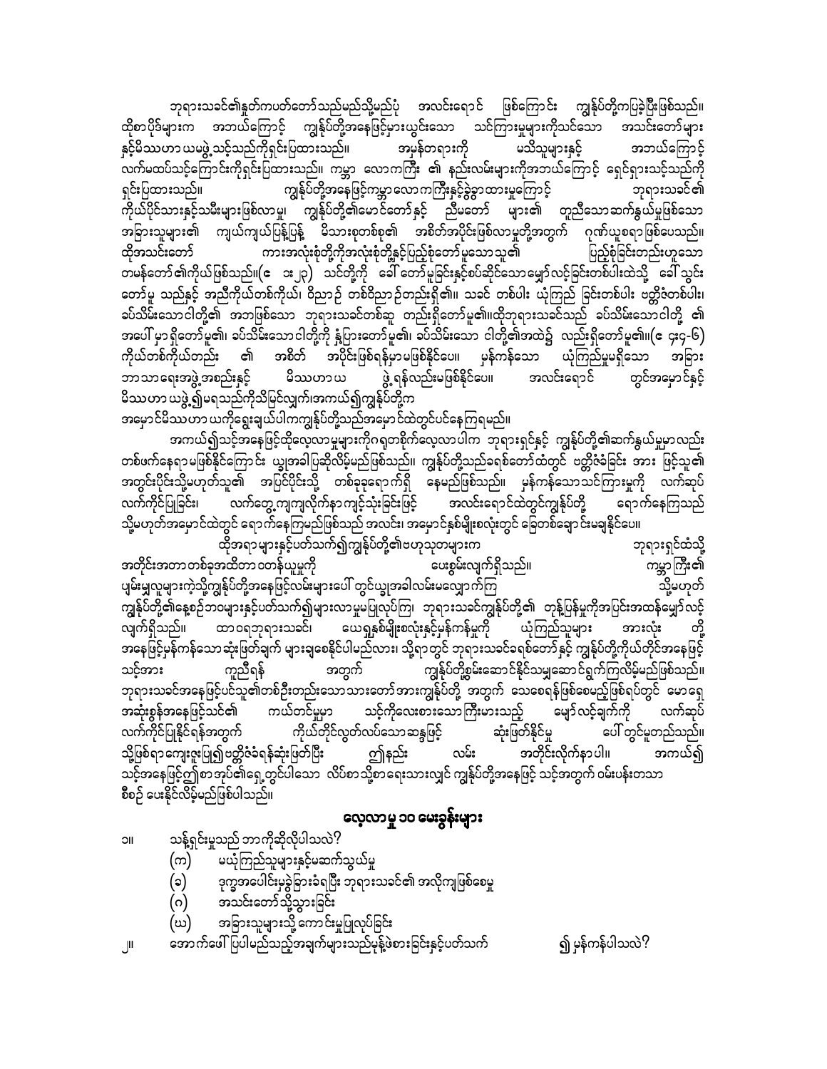ဘုရားသခင်၏နှုတ်ကပတ်တော်သည်မည်သို့မည်ပုံ အလင်းရောင် ဖြစ်ကြောင်း ကျွန်ုပ်တို့ကပြခဲ့ပြီးဖြစ်သည်။ ထိုစာပိုဒ်များက အဘယ်ကြောင့် ကျွန်ုပ်တို့အနေဖြင့်များယွင်းသော သင်ကြားမှုများကိုသင်သော အသင်းတော်များ နှင့်မိဿဟာ ယမဖွဲ့သင့်သည်ကိုရှင်းပြထားသည်။ အမှန်တရားကို မသိသူများနှင့် အဘယ်ကြောင့် လက်မထပ်သင့်ကြောင်းကိုရှင်းပြထားသည်။ ကမ္ဘာ လောကကြီး ၏ နည်းလမ်းများကိုအဘယ်ကြောင့် ရှောင်ရှားသင့်သည်ကို ရှင်းပြထားသည်။ ကျွန်ုပ်တို့အနေဖြင့်ကမ္ဘာလောကကြီးနှင့်ခွဲခွာထားမှုကြောင့် ဘုရားသခင်၏ ကိုယ်ပိုင်သားနှင့်သမီးများဖြစ်လာမှု၊ ကျွန်ုပ်တို့၏မောင်တော်နှင့် ညီမတော် များ၏ တူညီသောဆက်နွယ်မှုဖြစ်သော အခြားသူများ၏ ကျယ်ကျယ်ပြန့်ပြန့် မိသားစုတစ်စု၏ အစိတ်အပိုင်းဖြစ်လာမှုတို့အတွက် ဂုဏ်ယူစရာဖြစ်ပေသည်။ ထိုအသင်းတော် ကားအလုံးစုံတို့ကိုအလုံးစုံတို့နှင့်ပြည့်စုံတော်မူသောသူ၏ ပြည့်စုံခြင်းတည်းဟူသော တမန်တော်၏ကိုယ်ဖြစ်သည်။(ဧ ၁း၂၃) သင်တို့ကို ခေါ်တော်မူခြင်းနှင့်စပ်ဆိုင်သောမျှော်လင့်ခြင်းတစ်ပါးထဲသို့ ခေါ်သွင်း တော်မူ သည်နှင့် အညီကိုယ်တစ်ကိုယ်၊ ဝိညာဉ် တစ်ဝိညာဉ်တည်းရှိ၏။ သခင် တစ်ပါး ယုံကြည် ခြင်းတစ်ပါး ဗတ္တိဇံတစ်ပါး၊ ခပ်သိမ်းသောဝါတို့၏ အဘဖြစ်သော ဘုရားသခင်တစ်ဆူ တည်းရှိတော်မူ၏။ထိုဘုရားသခင်သည် ခပ်သိမ်းသောဝါတို့ ၏ အပေါ်မှာရှိတော်မူ၏၊ ခပ်သိမ်းသောဝါတို့ကို နှံ့ပြားတော်မူ၏၊ ခပ်သိမ်းသော ဝါတို့၏အထဲ၌ လည်းရှိတော်မူ၏။(ဧ ၄း၄-၆) ကိုယ်တစ်ကိုယ်တည်း ၏ အစိတ် အပိုင်းဖြစ်ရန်မှာမဖြစ်နိုင်ပေ။ မှန်ကန်သော ယုံကြည်မှုမရှိသော အခြား ဘာသာရေးအဖွဲ့အစည်းနှင့် မိဿဟာယ ဖွဲ့ရန်လည်းမဖြစ်နိုင်ပေ။ အလင်းရောင် တွင်အမှောင်နှင့် မိဿဟာယဖွဲ့၍မရသည်ကိုသိမြင်လျှက်၊အကယ်၍ကျွန်ုပ်တို့က အမှောင်မိဿဟာယကိုရွေးချယ်ပါကကျွန်ုပ်တို့သည်အမှောင်ထဲတွင်ပင်နေကြရမည်။

အကယ်၍သင့်အနေဖြင့်ထိုလေ့လာမှုများကိုဂရုတစိုက်လေ့လာပါက ဘုရားရှင်နှင့် ကျွန်ုပ်တို့၏ဆက်နွယ်မှုမှာလည်း တစ်ဖက်နေရာမဖြစ်နိုင်ကြောင်း ယွှုအခါပြဆိုလိုမည်ဖြစ်သည်။ ကျွန်ုပ်တို့သည်ခရစ်တော်ထံတွင် ဗတ္တိဇံခံခြင်း အား ဖြင့်သူ၏ အတွင်းပိုင်းသို့မဟုတ်သူ၏ အပြင်ပိုင်းသို့ တစ်ခုခုရောက်ရှိ နေမည်ဖြစ်သည်။ မှန်ကန်သောသင်ကြားမှုကို လက်ဆုပ် လက်ကိုင်ပြုခြင်း၊ လက်တွေ့ကျကျလိုက်နာကျင့်သုံးခြင်းဖြင့် အလင်းရောင်ထဲတွင်ကျွန်ုပ်တို့ ရောက်နေကြသည် သို့မဟုတ်အမှောင်ထဲတွင် ရောက်နေကြမည်ဖြစ်သည် အလင်း၊ အမှောင်နှစ်မျိုးစလုံးတွင် ခြေတစ်ချောင်းမချနိုင်ပေ။

ထိုအရာများနှင့်ပတ်သက်၍ကျွန်ုပ်တို့၏ဗဟုသုတများက ဘုရားရှင်ထံသို့ အတိုင်းအတာတစ်ခုအထိတာဝန်ယူမှုကို ပေးစွမ်းလျက်ရှိသည်။ ကမ္ဘာကြီး၏ ပျမ်းမျှလူများကဲ့သို့ကျွန်ုပ်တို့အနေဖြင့်လမ်းများပေါ်တွင်ယွှုအခါလမ်းမလျှောက်ကြ သို့မဟုတ် ကျွန်ုပ်တို့၏နေ့စဉ်ဘဝများနှင့်ပတ်သက်၍များလာမှုမပြုလုပ်ကြ၊ ဘုရားသခင်ကျွန်ုပ်တို့၏ တုန့်ပြန်မှုကိုအပြင်းအထန်မျှော်လင့် လျက်ရှိသည်။ ထာဝရဘုရားသခင်၊ ယေရှုနှစ်မျိုးစလုံးနှင့်မှန်ကန်မှုကို ယုံကြည်သူများ အားလုံး တို့ အနေဖြင့်မှန်ကန်သောဆုံးဖြတ်ချက် များချစေနိုင်ပါမည်လား၊ သို့ရာတွင် ဘုရားသခင်ခရစ်တော်နှင့် ကျွန်ုပ်တို့ကိုယ်တိုင်အနေဖြင့် သင့်အား ကူညီရန် အတွက် ကျွန်ုပ်တို့စွမ်းဆောင်နိုင်သမျှဆောင်ရွက်ကြလိမ့်မည်ဖြစ်သည်။ ဘုရားသခင်အနေဖြင့်ပင်သူ၏တစ်ဦးတည်းသောသားတော်အားကျွန်ုပ်တို့ အတွက် သေစေရန်ဖြစ်စေမည့်ဖြစ်ရပ်တွင် မောရှေ အဆုံးစွန်အနေဖြင့်သင်၏ ကယ်တင်မှုမှာ သင့်ကိုလေးစားသောကြီးမားသည့် မျှော်လင့်ချက်ကို လက်ဆုပ် လက်ကိုင်ပြုနိုင်ရန်အတွက် ကိုယ်တိုင်လွတ်လပ်သောဆန္ဒဖြင့် ဆုံးဖြတ်နိုင်မှု ပေါ်တွင်မူတည်သည်။ သို့ဖြစ်ရာကျေးဇူးပြု၍ဗတ္တိဇံခံရန်ဆုံးဖြတ်ပြီး ဤနည်း လမ်း အတိုင်းလိုက်နာပါ။ အကယ်၍ သင့်အနေဖြင့်ဤစာအုပ်၏ရှေ့တွင်ပါသော လိပ်စာသို့စာရေးသားလျှင် ကျွန်ုပ်တို့အနေဖြင့် သင့်အတွက် ဝမ်းပန်းတသာ စီစဉ် ပေးနိုင်လိမ့်မည်ဖြစ်ပါသည်။

## လေ့လာမှု ၁၀ မေးခွန်းများ

၁။ သန့်ရှင်းမှုသည် ဘာကိုဆိုလိုပါသလဲ?
   - (က) မယုံကြည်သူများနှင့်မဆက်သွယ်မှု
   - (ခ) ဒုက္ခအပေါင်းမှခွဲခြားခံရပြီး ဘုရားသခင်၏ အလိုကျဖြစ်စေမှု
   - (ဂ) အသင်းတော်သို့သွားခြင်း
   - (ဃ) အခြားသူများသို့ ကောင်းမှုပြုလုပ်ခြင်း

၂။ အောက်ဖေါ် ပြပါမည်သည့်အချက်များသည်မုန့်ဖဲစားခြင်းနှင့်ပတ်သက် ၍ မှန်ကန်ပါသလဲ?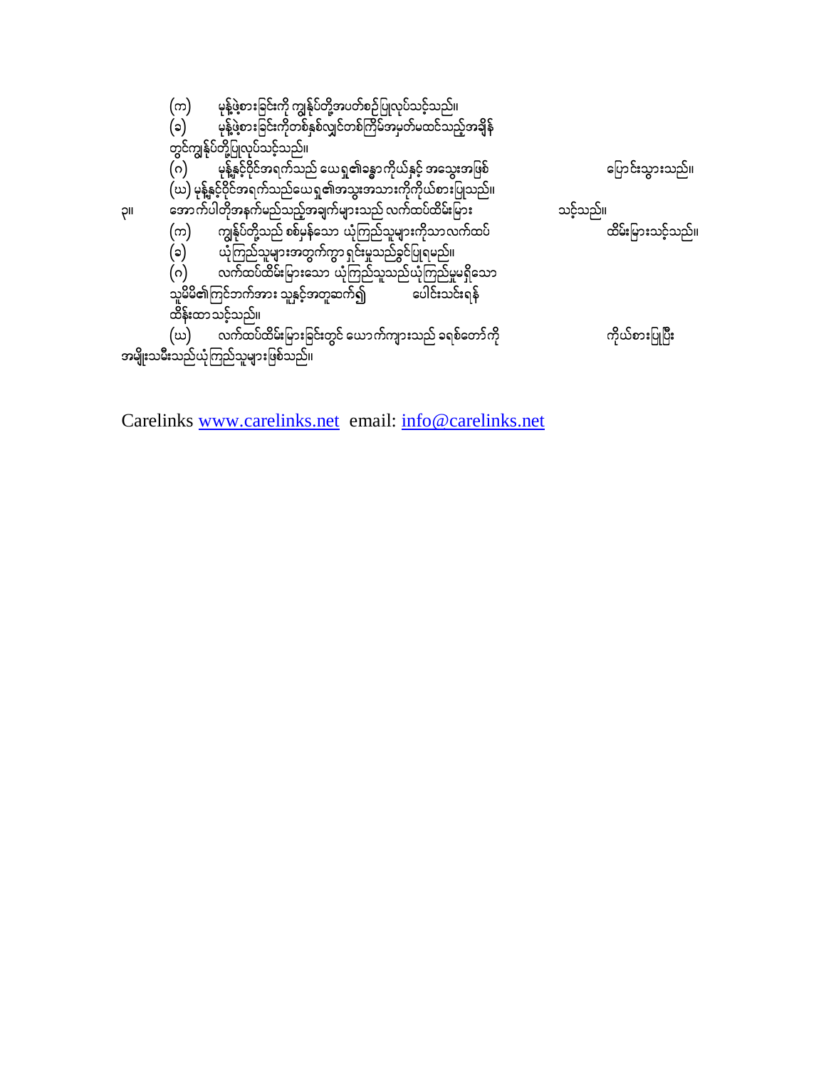(က) မုန့်ဖုတ်စားခြင်းကို ကျွန်ုပ်တို့အပတ်စဉ်ပြုလုပ်သင့်သည်။

(ခ) မုန့်ဖုတ်စားခြင်းကိုတစ်နှစ်လျှင်တစ်ကြိမ်အမှတ်မထင်သည့်အချိန်တွင်ကျွန်ုပ်တို့ပြုလုပ်သင့်သည်။

(ဂ) မုန့်နှင့်ဝိုင်အရက်သည် ယေရှု၏ခန္ဓာကိုယ်နှင့် အသွေးအဖြစ် ပြောင်းသွားသည်။

(ဃ) မုန့်နှင့်ဝိုင်အရက်သည်ယေရှု၏အသွေးအသားကိုကိုယ်စားပြုသည်။

၃။ အောက်ပါတိုအနက်မည်သည့်အချက်များသည် လက်ထပ်ထိမ်းမြား သင့်သည်။

(က) ကျွန်ုပ်တို့သည် စစ်မှန်သော ယုံကြည်သူများကိုသာလက်ထပ် ထိမ်းမြားသင့်သည်။

(ခ) ယုံကြည်သူများအတွက်ကွာရှင်းမှုသည်ခွင့်ပြုရမည်။

(ဂ) လက်ထပ်ထိမ်းမြားသော ယုံကြည်သူသည်ယုံကြည်မှုမရှိသော သူမိမိ၏ကြင်ဘက်အား သူနှင့်အတူဆက်၍ ပေါင်းသင်းရန် ထိန်းထားသင့်သည်။

(ဃ) လက်ထပ်ထိမ်းမြားခြင်းတွင် ယောက်ျားသည် ခရစ်တော်ကို ကိုယ်စားပြုပြီး အမျိုးသမီးသည်ယုံကြည်သူများဖြစ်သည်။

Carelinks www.carelinks.net email: info@carelinks.net